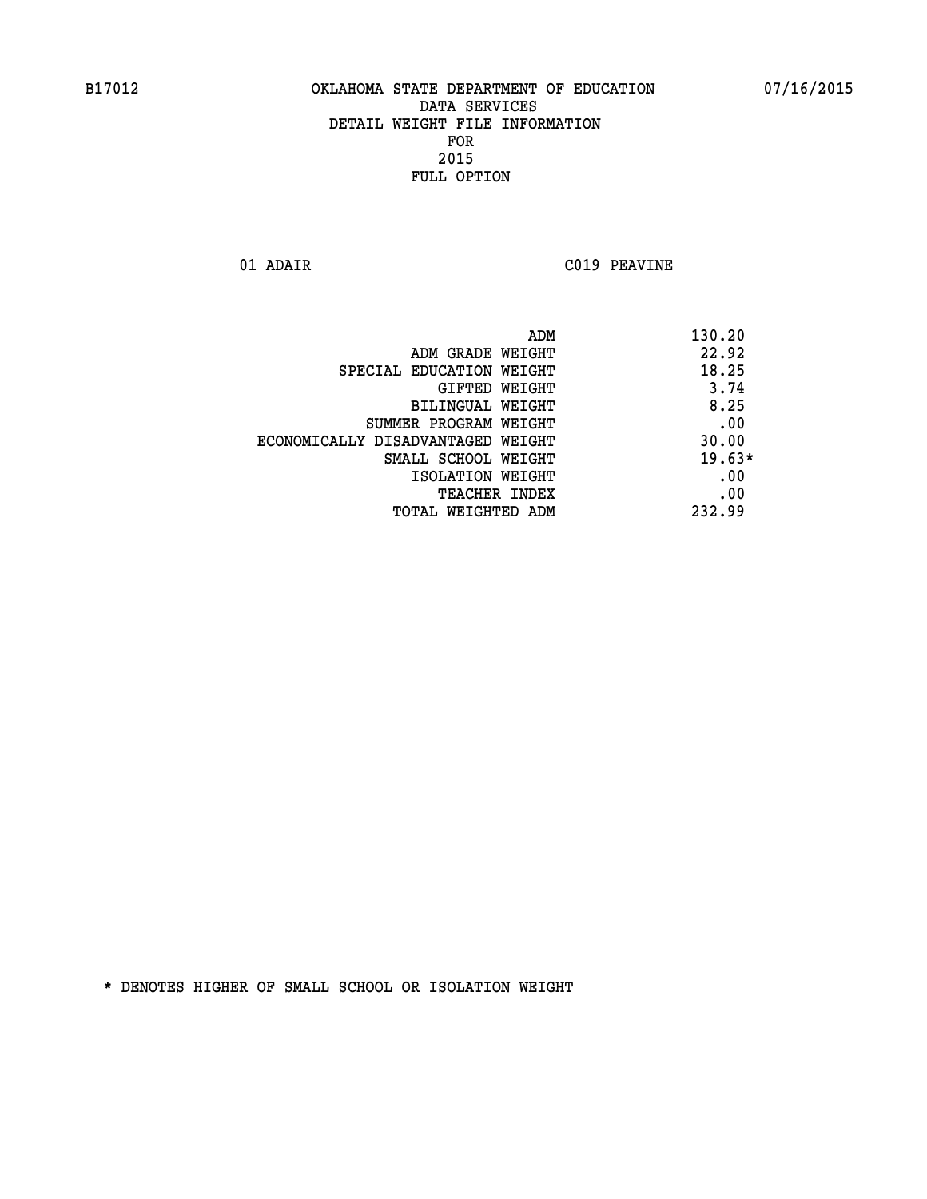B17012 OKLAHOMA STATE DEPARTMENT OF EDUCATION 07/16/2015

DATA SERVICES
DETAIL WEIGHT FILE INFORMATION
FOR
2015
FULL OPTION

01 ADAIR C019 PEAVINE

| | |
|---|---|
| ADM | 130.20 |
| ADM GRADE WEIGHT | 22.92 |
| SPECIAL EDUCATION WEIGHT | 18.25 |
| GIFTED WEIGHT | 3.74 |
| BILINGUAL WEIGHT | 8.25 |
| SUMMER PROGRAM WEIGHT | .00 |
| ECONOMICALLY DISADVANTAGED WEIGHT | 30.00 |
| SMALL SCHOOL WEIGHT | 19.63* |
| ISOLATION WEIGHT | .00 |
| TEACHER INDEX | .00 |
| TOTAL WEIGHTED ADM | 232.99 |

* DENOTES HIGHER OF SMALL SCHOOL OR ISOLATION WEIGHT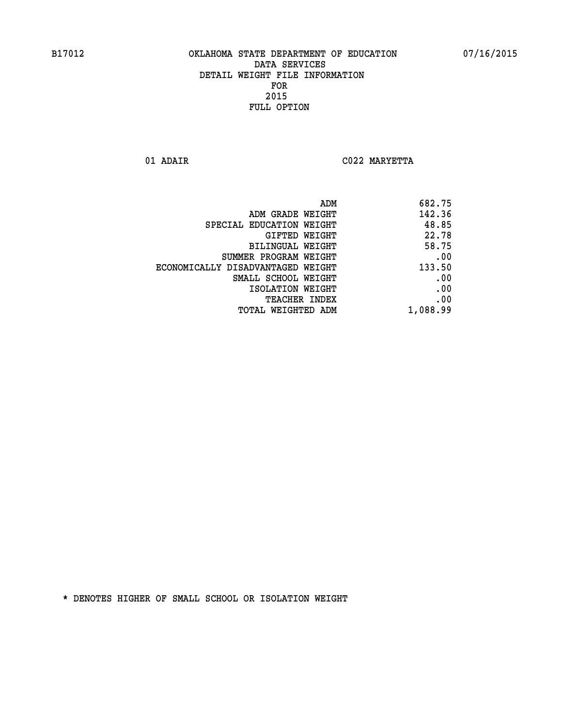B17012 OKLAHOMA STATE DEPARTMENT OF EDUCATION 07/16/2015

DATA SERVICES
DETAIL WEIGHT FILE INFORMATION
FOR
2015
FULL OPTION

01 ADAIR C022 MARYETTA

| | |
|---|---|
| ADM | 682.75 |
| ADM GRADE WEIGHT | 142.36 |
| SPECIAL EDUCATION WEIGHT | 48.85 |
| GIFTED WEIGHT | 22.78 |
| BILINGUAL WEIGHT | 58.75 |
| SUMMER PROGRAM WEIGHT | .00 |
| ECONOMICALLY DISADVANTAGED WEIGHT | 133.50 |
| SMALL SCHOOL WEIGHT | .00 |
| ISOLATION WEIGHT | .00 |
| TEACHER INDEX | .00 |
| TOTAL WEIGHTED ADM | 1,088.99 |

* DENOTES HIGHER OF SMALL SCHOOL OR ISOLATION WEIGHT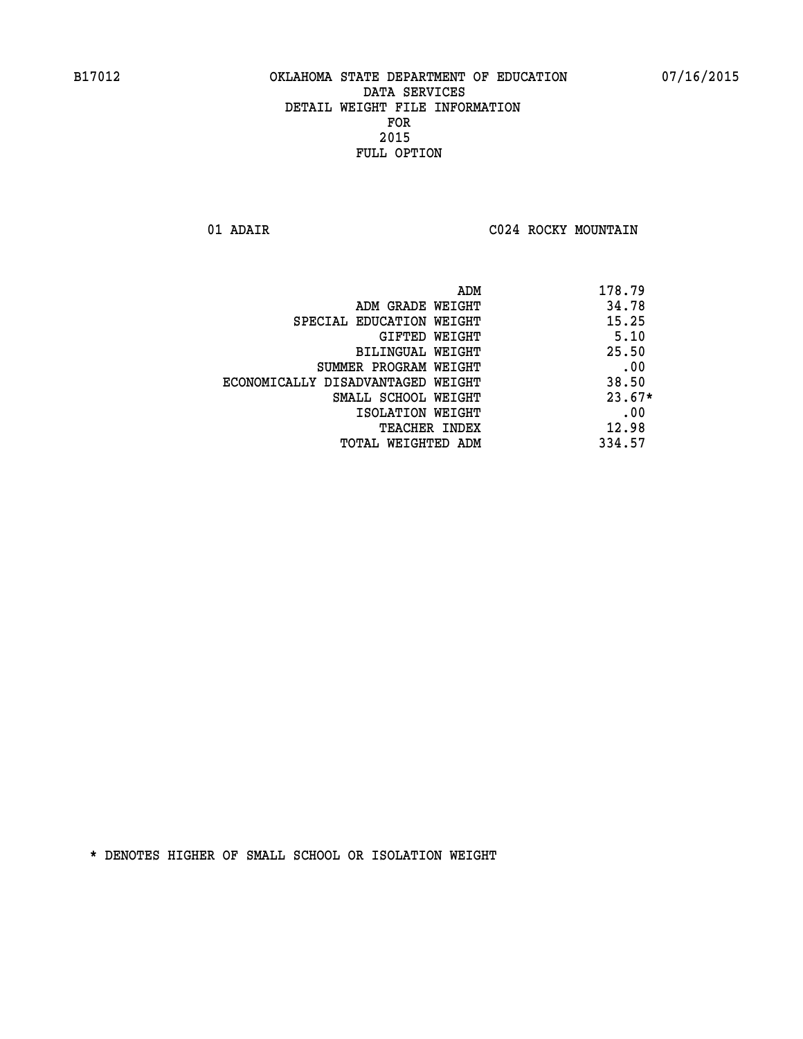B17012 OKLAHOMA STATE DEPARTMENT OF EDUCATION 07/16/2015

DATA SERVICES
DETAIL WEIGHT FILE INFORMATION
FOR
2015
FULL OPTION

01 ADAIR C024 ROCKY MOUNTAIN

| | |
|---|---|
| ADM | 178.79 |
| ADM GRADE WEIGHT | 34.78 |
| SPECIAL EDUCATION WEIGHT | 15.25 |
| GIFTED WEIGHT | 5.10 |
| BILINGUAL WEIGHT | 25.50 |
| SUMMER PROGRAM WEIGHT | .00 |
| ECONOMICALLY DISADVANTAGED WEIGHT | 38.50 |
| SMALL SCHOOL WEIGHT | 23.67* |
| ISOLATION WEIGHT | .00 |
| TEACHER INDEX | 12.98 |
| TOTAL WEIGHTED ADM | 334.57 |

* DENOTES HIGHER OF SMALL SCHOOL OR ISOLATION WEIGHT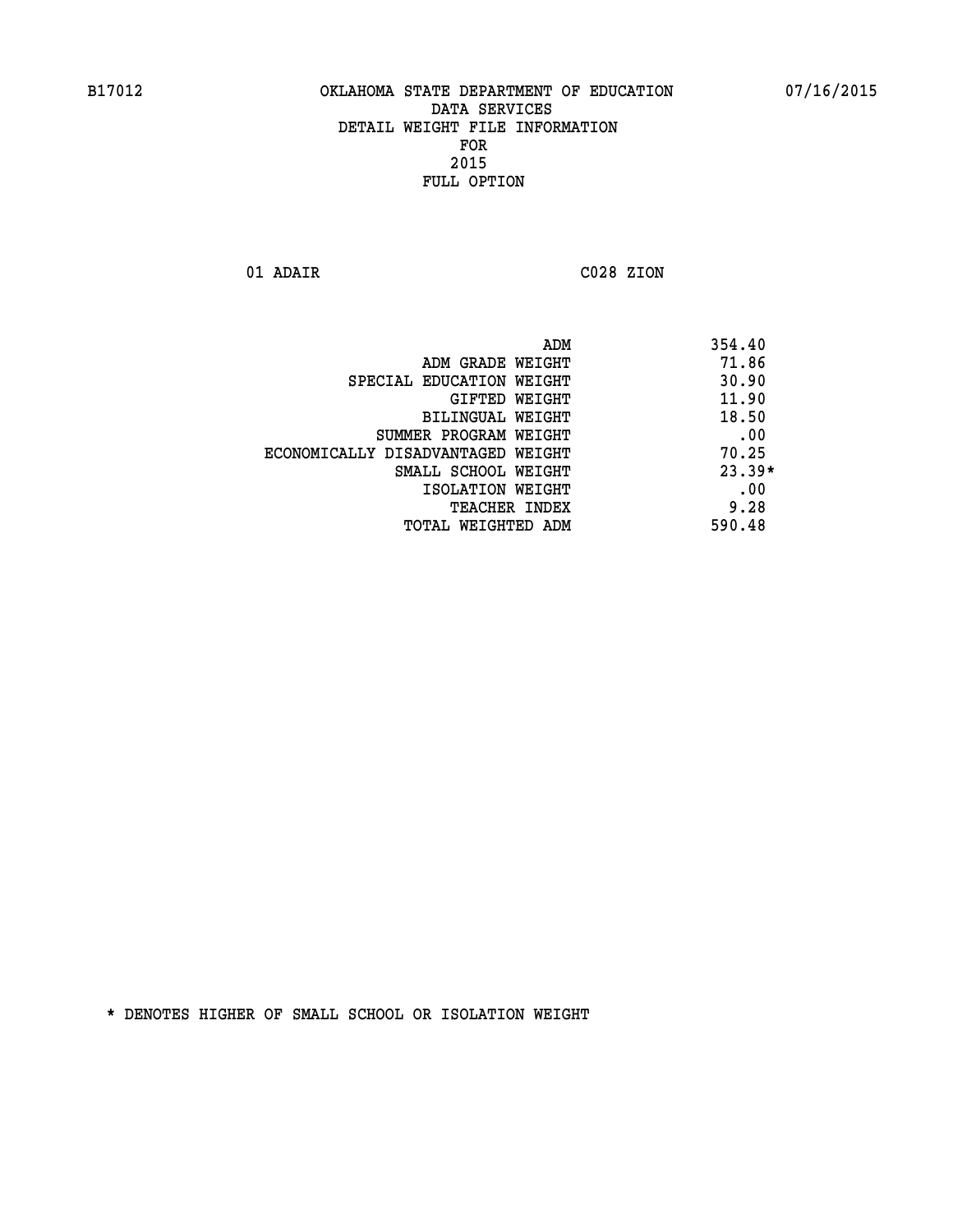B17012 OKLAHOMA STATE DEPARTMENT OF EDUCATION 07/16/2015

# DATA SERVICES
## DETAIL WEIGHT FILE INFORMATION
## FOR
## 2015
## FULL OPTION

01 ADAIR C028 ZION

| | |
|---|---|
| ADM | 354.40 |
| ADM GRADE WEIGHT | 71.86 |
| SPECIAL EDUCATION WEIGHT | 30.90 |
| GIFTED WEIGHT | 11.90 |
| BILINGUAL WEIGHT | 18.50 |
| SUMMER PROGRAM WEIGHT | .00 |
| ECONOMICALLY DISADVANTAGED WEIGHT | 70.25 |
| SMALL SCHOOL WEIGHT | 23.39* |
| ISOLATION WEIGHT | .00 |
| TEACHER INDEX | 9.28 |
| TOTAL WEIGHTED ADM | 590.48 |

* DENOTES HIGHER OF SMALL SCHOOL OR ISOLATION WEIGHT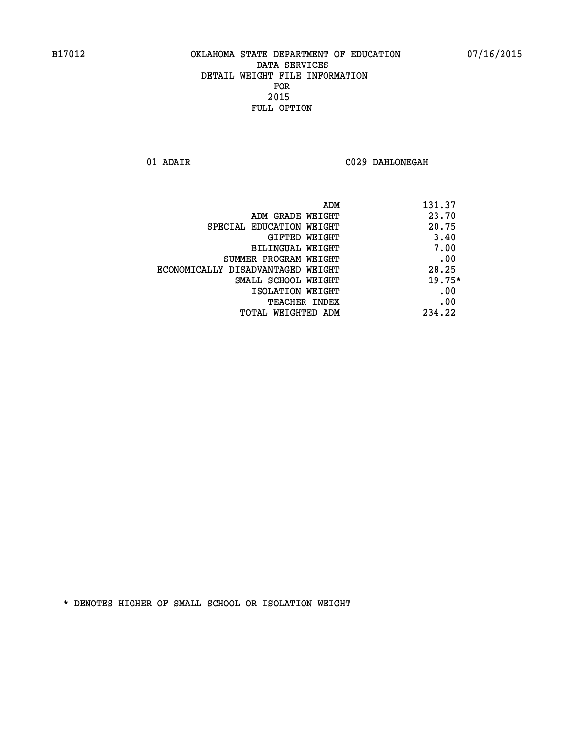B17012 OKLAHOMA STATE DEPARTMENT OF EDUCATION 07/16/2015

DATA SERVICES
DETAIL WEIGHT FILE INFORMATION
FOR
2015
FULL OPTION

01 ADAIR C029 DAHLONEGAH

| | |
|---|---|
| ADM | 131.37 |
| ADM GRADE WEIGHT | 23.70 |
| SPECIAL EDUCATION WEIGHT | 20.75 |
| GIFTED WEIGHT | 3.40 |
| BILINGUAL WEIGHT | 7.00 |
| SUMMER PROGRAM WEIGHT | .00 |
| ECONOMICALLY DISADVANTAGED WEIGHT | 28.25 |
| SMALL SCHOOL WEIGHT | 19.75* |
| ISOLATION WEIGHT | .00 |
| TEACHER INDEX | .00 |
| TOTAL WEIGHTED ADM | 234.22 |

* DENOTES HIGHER OF SMALL SCHOOL OR ISOLATION WEIGHT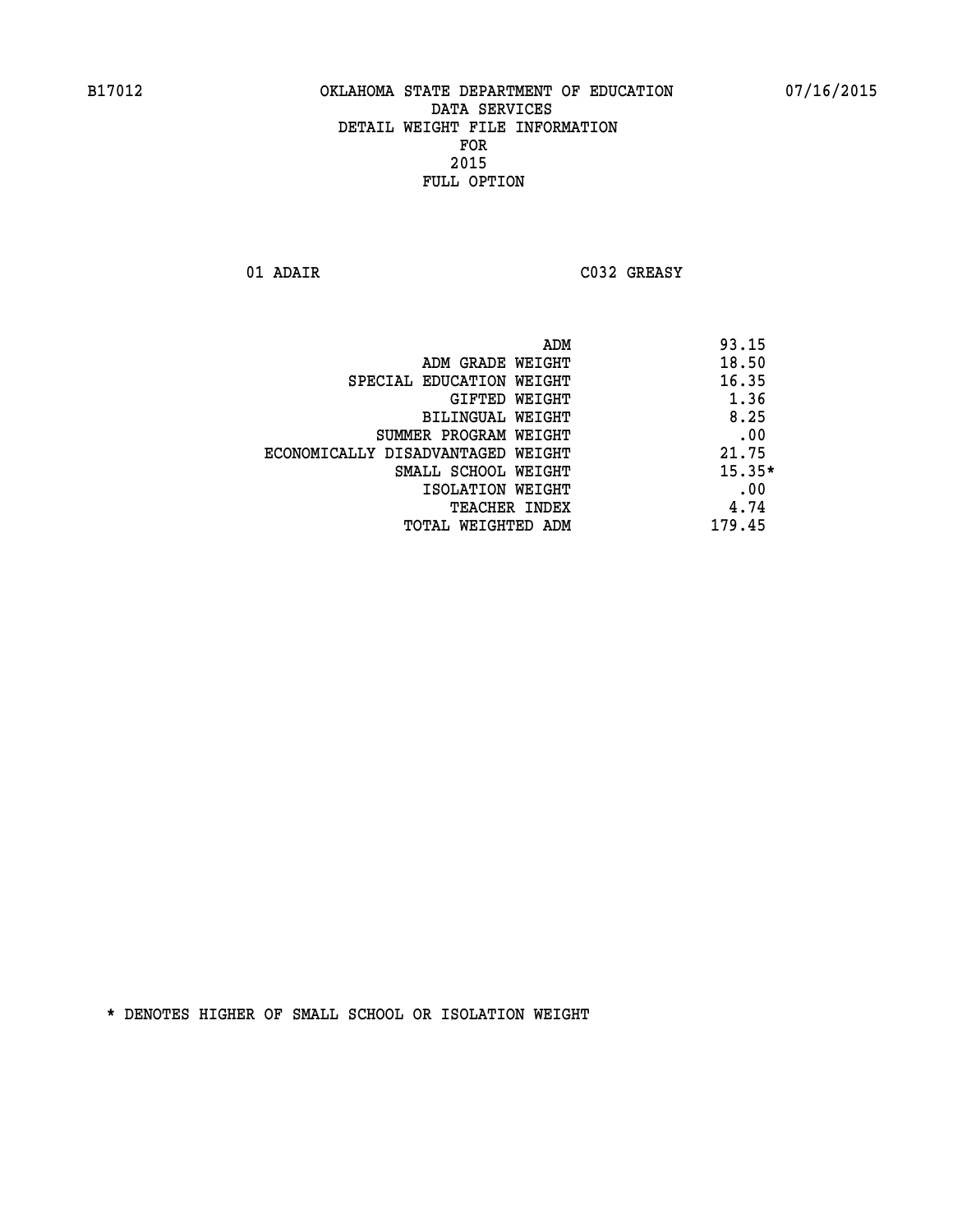B17012 OKLAHOMA STATE DEPARTMENT OF EDUCATION 07/16/2015

DATA SERVICES
DETAIL WEIGHT FILE INFORMATION
FOR
2015
FULL OPTION

01 ADAIR C032 GREASY

| | |
|---|---|
| ADM | 93.15 |
| ADM GRADE WEIGHT | 18.50 |
| SPECIAL EDUCATION WEIGHT | 16.35 |
| GIFTED WEIGHT | 1.36 |
| BILINGUAL WEIGHT | 8.25 |
| SUMMER PROGRAM WEIGHT | .00 |
| ECONOMICALLY DISADVANTAGED WEIGHT | 21.75 |
| SMALL SCHOOL WEIGHT | 15.35* |
| ISOLATION WEIGHT | .00 |
| TEACHER INDEX | 4.74 |
| TOTAL WEIGHTED ADM | 179.45 |

* DENOTES HIGHER OF SMALL SCHOOL OR ISOLATION WEIGHT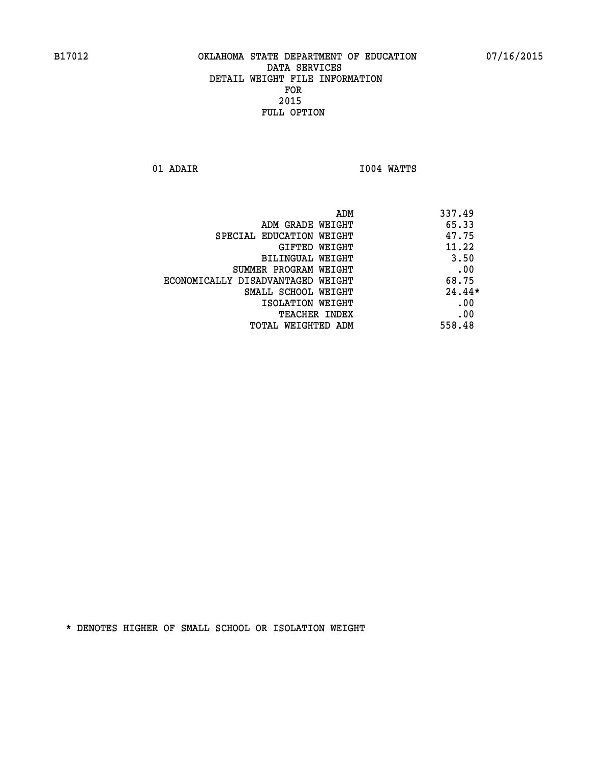B17012 OKLAHOMA STATE DEPARTMENT OF EDUCATION 07/16/2015

DATA SERVICES

DETAIL WEIGHT FILE INFORMATION

FOR

2015

FULL OPTION

01 ADAIR I004 WATTS

| | |
|---|---|
| ADM | 337.49 |
| ADM GRADE WEIGHT | 65.33 |
| SPECIAL EDUCATION WEIGHT | 47.75 |
| GIFTED WEIGHT | 11.22 |
| BILINGUAL WEIGHT | 3.50 |
| SUMMER PROGRAM WEIGHT | .00 |
| ECONOMICALLY DISADVANTAGED WEIGHT | 68.75 |
| SMALL SCHOOL WEIGHT | 24.44* |
| ISOLATION WEIGHT | .00 |
| TEACHER INDEX | .00 |
| TOTAL WEIGHTED ADM | 558.48 |

* DENOTES HIGHER OF SMALL SCHOOL OR ISOLATION WEIGHT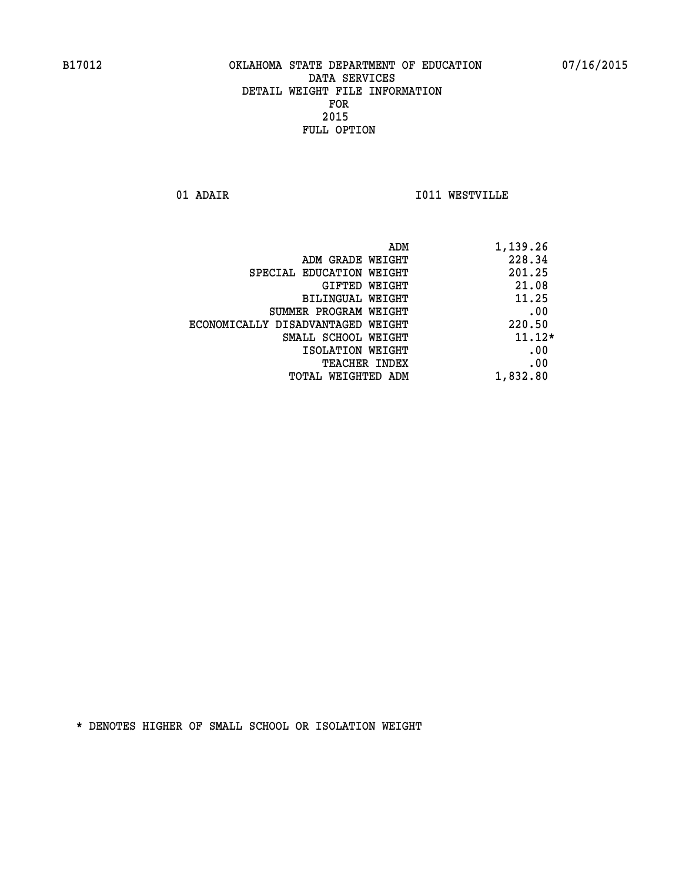B17012 OKLAHOMA STATE DEPARTMENT OF EDUCATION 07/16/2015

DATA SERVICES
DETAIL WEIGHT FILE INFORMATION
FOR
2015
FULL OPTION

01 ADAIR I011 WESTVILLE

| | |
|---|---|
| ADM | 1,139.26 |
| ADM GRADE WEIGHT | 228.34 |
| SPECIAL EDUCATION WEIGHT | 201.25 |
| GIFTED WEIGHT | 21.08 |
| BILINGUAL WEIGHT | 11.25 |
| SUMMER PROGRAM WEIGHT | .00 |
| ECONOMICALLY DISADVANTAGED WEIGHT | 220.50 |
| SMALL SCHOOL WEIGHT | 11.12* |
| ISOLATION WEIGHT | .00 |
| TEACHER INDEX | .00 |
| TOTAL WEIGHTED ADM | 1,832.80 |

* DENOTES HIGHER OF SMALL SCHOOL OR ISOLATION WEIGHT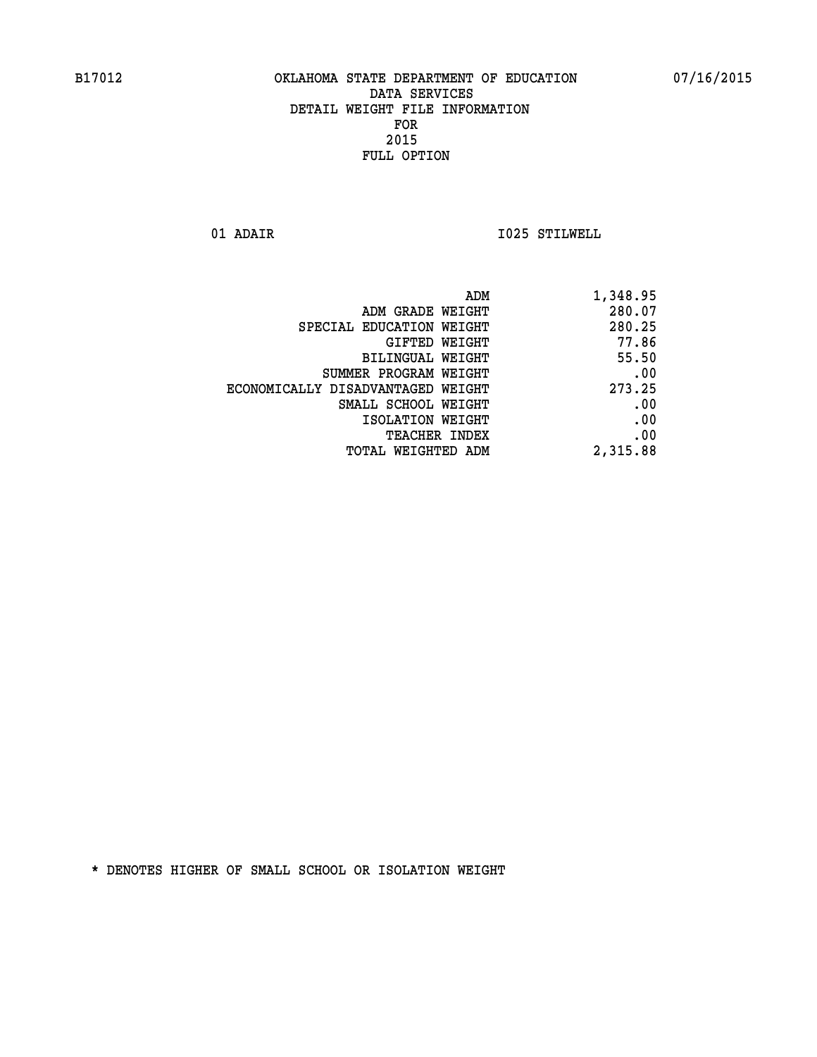B17012 OKLAHOMA STATE DEPARTMENT OF EDUCATION 07/16/2015

DATA SERVICES
DETAIL WEIGHT FILE INFORMATION
FOR
2015
FULL OPTION

01 ADAIR I025 STILWELL

| | |
|---|---|
| ADM | 1,348.95 |
| ADM GRADE WEIGHT | 280.07 |
| SPECIAL EDUCATION WEIGHT | 280.25 |
| GIFTED WEIGHT | 77.86 |
| BILINGUAL WEIGHT | 55.50 |
| SUMMER PROGRAM WEIGHT | .00 |
| ECONOMICALLY DISADVANTAGED WEIGHT | 273.25 |
| SMALL SCHOOL WEIGHT | .00 |
| ISOLATION WEIGHT | .00 |
| TEACHER INDEX | .00 |
| TOTAL WEIGHTED ADM | 2,315.88 |

* DENOTES HIGHER OF SMALL SCHOOL OR ISOLATION WEIGHT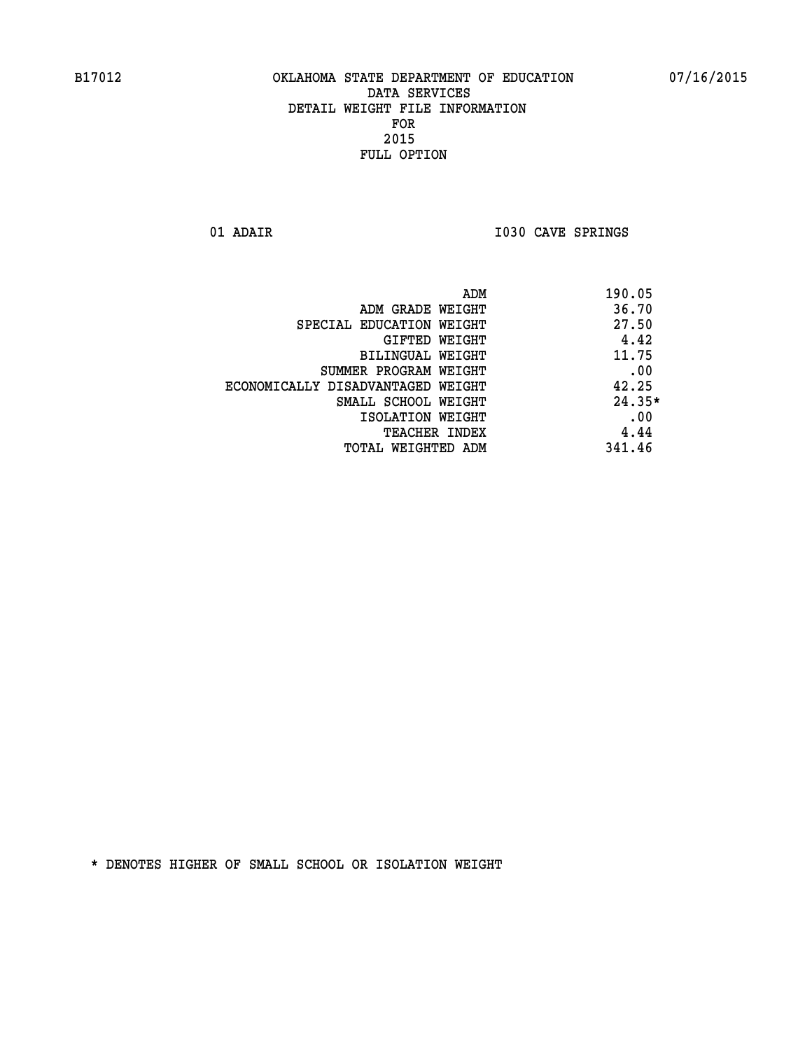B17012 OKLAHOMA STATE DEPARTMENT OF EDUCATION 07/16/2015

DATA SERVICES
DETAIL WEIGHT FILE INFORMATION
FOR
2015
FULL OPTION

01 ADAIR I030 CAVE SPRINGS

| | |
|---|---|
| ADM | 190.05 |
| ADM GRADE WEIGHT | 36.70 |
| SPECIAL EDUCATION WEIGHT | 27.50 |
| GIFTED WEIGHT | 4.42 |
| BILINGUAL WEIGHT | 11.75 |
| SUMMER PROGRAM WEIGHT | .00 |
| ECONOMICALLY DISADVANTAGED WEIGHT | 42.25 |
| SMALL SCHOOL WEIGHT | 24.35* |
| ISOLATION WEIGHT | .00 |
| TEACHER INDEX | 4.44 |
| TOTAL WEIGHTED ADM | 341.46 |

* DENOTES HIGHER OF SMALL SCHOOL OR ISOLATION WEIGHT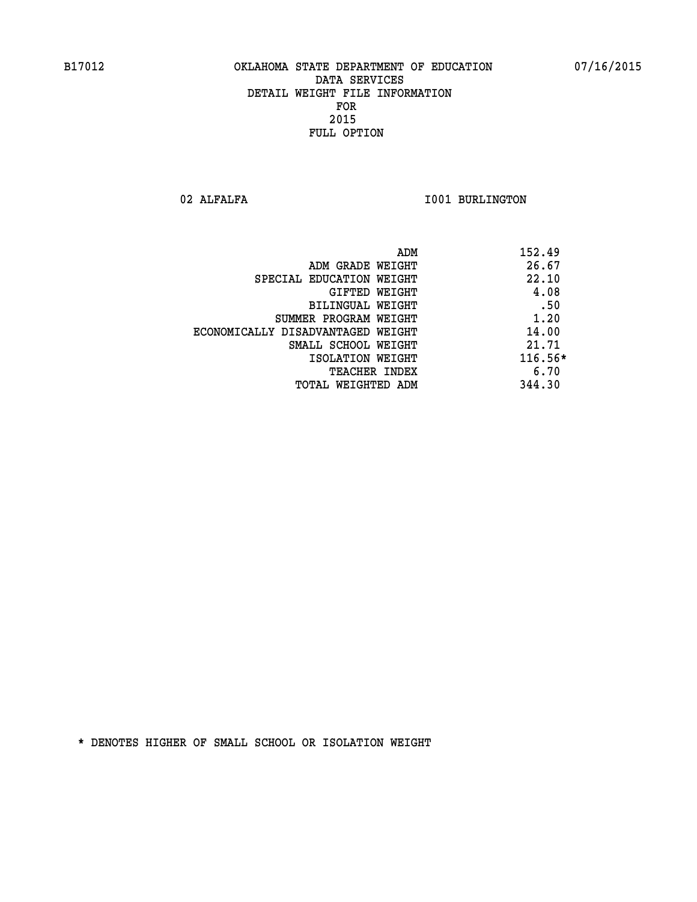B17012 OKLAHOMA STATE DEPARTMENT OF EDUCATION 07/16/2015

DATA SERVICES
DETAIL WEIGHT FILE INFORMATION
FOR
2015
FULL OPTION

02 ALFALFA I001 BURLINGTON

| | |
|---|---|
| ADM | 152.49 |
| ADM GRADE WEIGHT | 26.67 |
| SPECIAL EDUCATION WEIGHT | 22.10 |
| GIFTED WEIGHT | 4.08 |
| BILINGUAL WEIGHT | .50 |
| SUMMER PROGRAM WEIGHT | 1.20 |
| ECONOMICALLY DISADVANTAGED WEIGHT | 14.00 |
| SMALL SCHOOL WEIGHT | 21.71 |
| ISOLATION WEIGHT | 116.56* |
| TEACHER INDEX | 6.70 |
| TOTAL WEIGHTED ADM | 344.30 |

* DENOTES HIGHER OF SMALL SCHOOL OR ISOLATION WEIGHT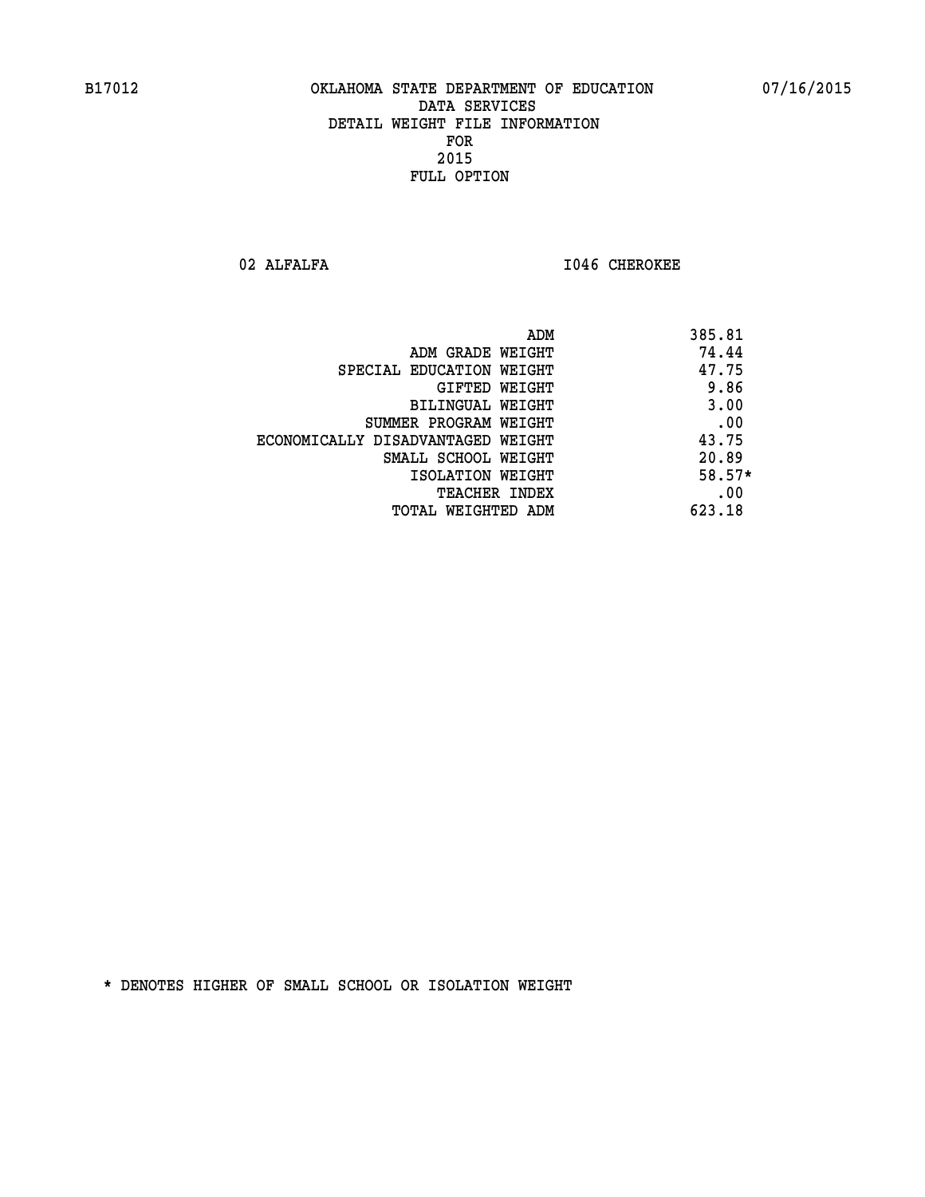B17012 OKLAHOMA STATE DEPARTMENT OF EDUCATION 07/16/2015

DATA SERVICES
DETAIL WEIGHT FILE INFORMATION
FOR
2015
FULL OPTION

02 ALFALFA I046 CHEROKEE

| | |
|---|---|
| ADM | 385.81 |
| ADM GRADE WEIGHT | 74.44 |
| SPECIAL EDUCATION WEIGHT | 47.75 |
| GIFTED WEIGHT | 9.86 |
| BILINGUAL WEIGHT | 3.00 |
| SUMMER PROGRAM WEIGHT | .00 |
| ECONOMICALLY DISADVANTAGED WEIGHT | 43.75 |
| SMALL SCHOOL WEIGHT | 20.89 |
| ISOLATION WEIGHT | 58.57* |
| TEACHER INDEX | .00 |
| TOTAL WEIGHTED ADM | 623.18 |

* DENOTES HIGHER OF SMALL SCHOOL OR ISOLATION WEIGHT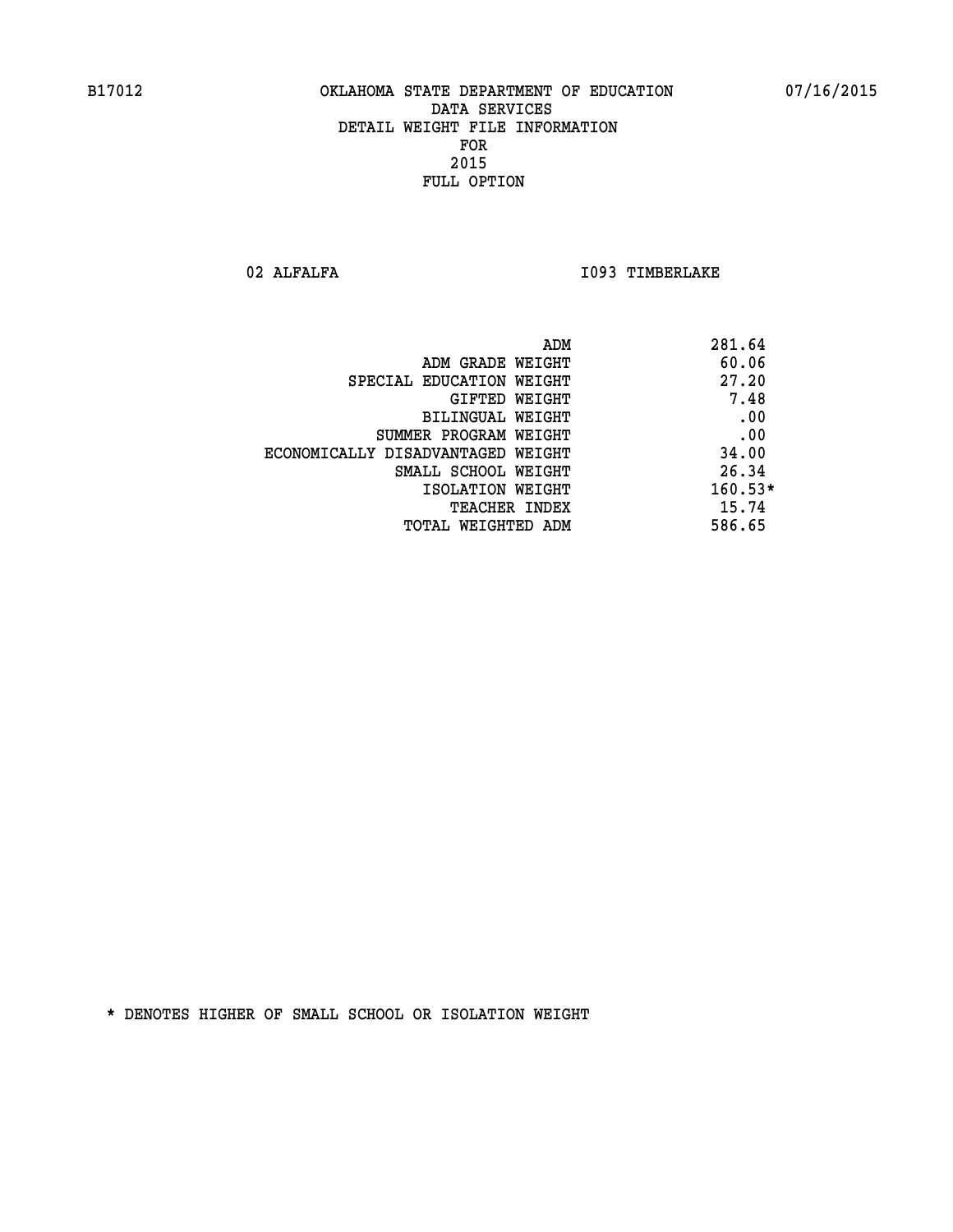B17012 OKLAHOMA STATE DEPARTMENT OF EDUCATION 07/16/2015

DATA SERVICES
DETAIL WEIGHT FILE INFORMATION
FOR
2015
FULL OPTION

02 ALFALFA I093 TIMBERLAKE

| | |
|---|---|
| ADM | 281.64 |
| ADM GRADE WEIGHT | 60.06 |
| SPECIAL EDUCATION WEIGHT | 27.20 |
| GIFTED WEIGHT | 7.48 |
| BILINGUAL WEIGHT | .00 |
| SUMMER PROGRAM WEIGHT | .00 |
| ECONOMICALLY DISADVANTAGED WEIGHT | 34.00 |
| SMALL SCHOOL WEIGHT | 26.34 |
| ISOLATION WEIGHT | 160.53* |
| TEACHER INDEX | 15.74 |
| TOTAL WEIGHTED ADM | 586.65 |

* DENOTES HIGHER OF SMALL SCHOOL OR ISOLATION WEIGHT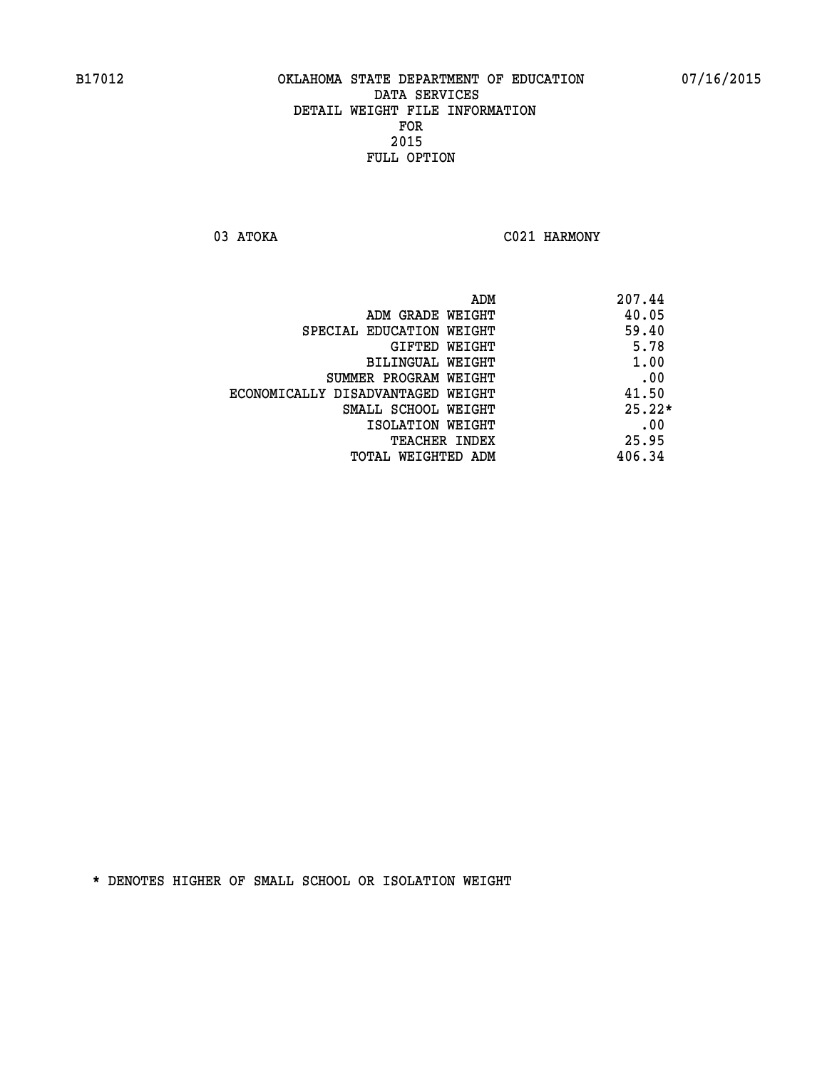B17012 OKLAHOMA STATE DEPARTMENT OF EDUCATION 07/16/2015

DATA SERVICES
DETAIL WEIGHT FILE INFORMATION
FOR
2015
FULL OPTION

03 ATOKA C021 HARMONY

| | |
|---|---|
| ADM | 207.44 |
| ADM GRADE WEIGHT | 40.05 |
| SPECIAL EDUCATION WEIGHT | 59.40 |
| GIFTED WEIGHT | 5.78 |
| BILINGUAL WEIGHT | 1.00 |
| SUMMER PROGRAM WEIGHT | .00 |
| ECONOMICALLY DISADVANTAGED WEIGHT | 41.50 |
| SMALL SCHOOL WEIGHT | 25.22* |
| ISOLATION WEIGHT | .00 |
| TEACHER INDEX | 25.95 |
| TOTAL WEIGHTED ADM | 406.34 |

* DENOTES HIGHER OF SMALL SCHOOL OR ISOLATION WEIGHT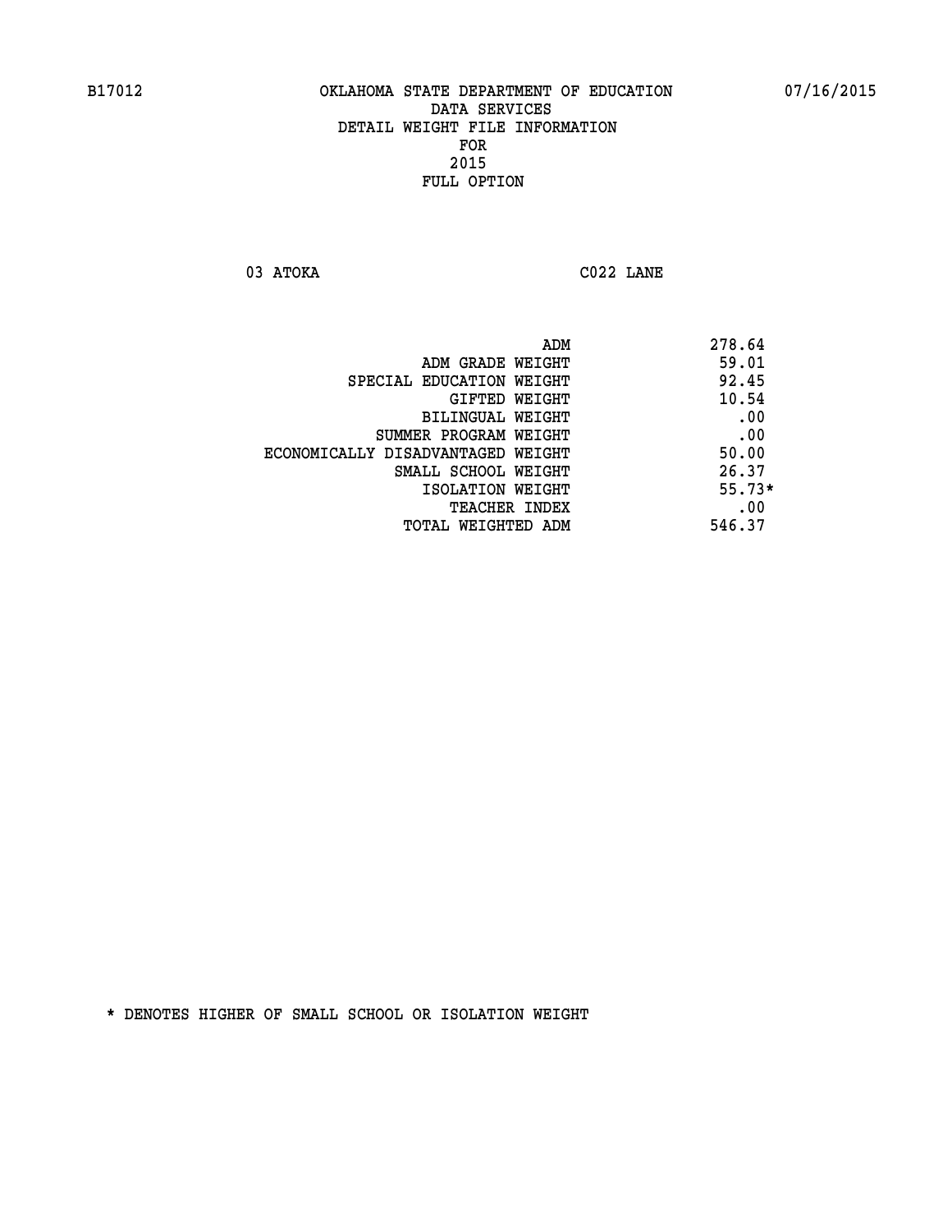B17012 OKLAHOMA STATE DEPARTMENT OF EDUCATION 07/16/2015

DATA SERVICES
DETAIL WEIGHT FILE INFORMATION
FOR
2015
FULL OPTION

03 ATOKA C022 LANE

| | |
|---|---|
| ADM | 278.64 |
| ADM GRADE WEIGHT | 59.01 |
| SPECIAL EDUCATION WEIGHT | 92.45 |
| GIFTED WEIGHT | 10.54 |
| BILINGUAL WEIGHT | .00 |
| SUMMER PROGRAM WEIGHT | .00 |
| ECONOMICALLY DISADVANTAGED WEIGHT | 50.00 |
| SMALL SCHOOL WEIGHT | 26.37 |
| ISOLATION WEIGHT | 55.73* |
| TEACHER INDEX | .00 |
| TOTAL WEIGHTED ADM | 546.37 |

* DENOTES HIGHER OF SMALL SCHOOL OR ISOLATION WEIGHT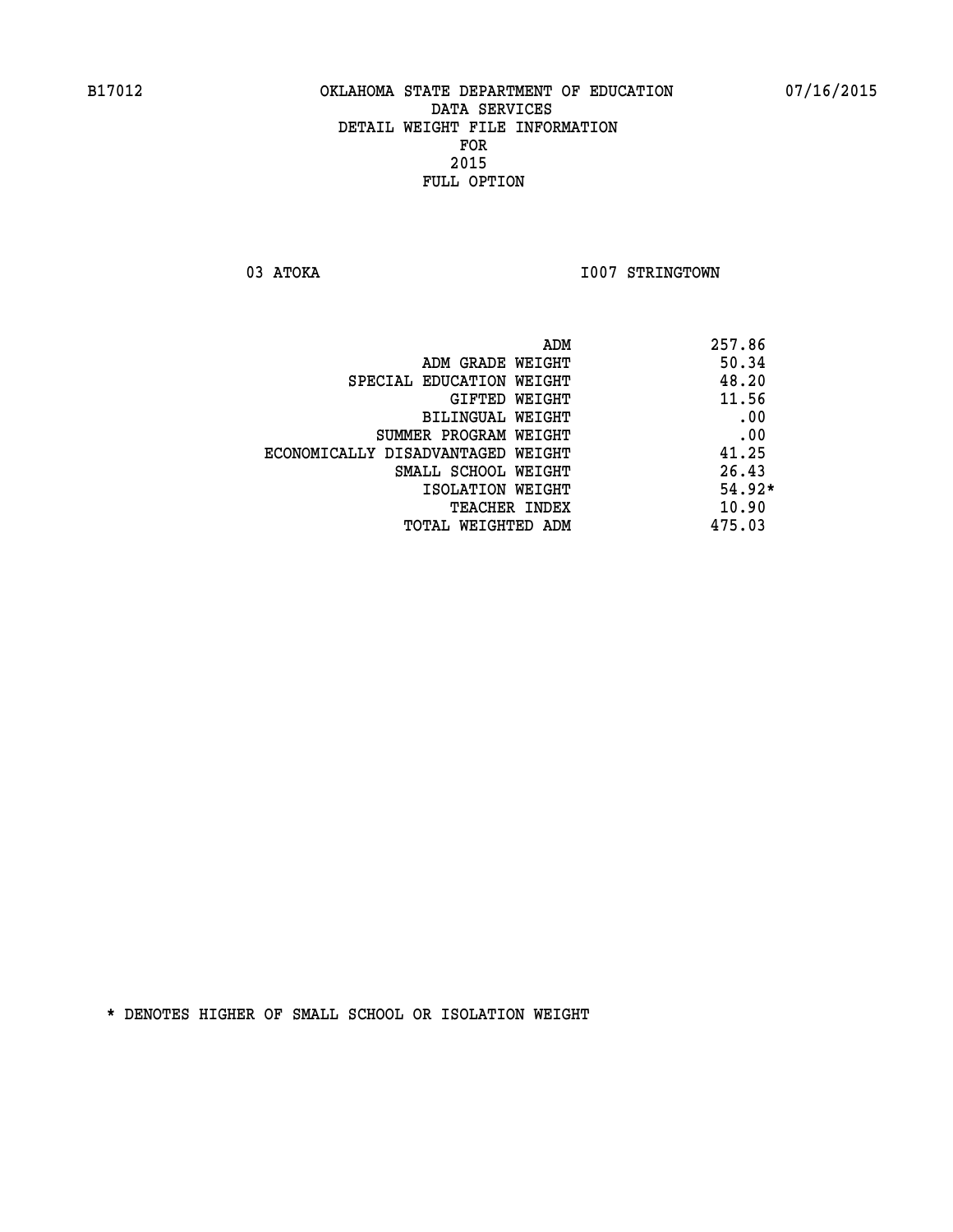B17012 OKLAHOMA STATE DEPARTMENT OF EDUCATION 07/16/2015

DATA SERVICES
DETAIL WEIGHT FILE INFORMATION
FOR
2015
FULL OPTION

03 ATOKA I007 STRINGTOWN

| | |
|---|---|
| ADM | 257.86 |
| ADM GRADE WEIGHT | 50.34 |
| SPECIAL EDUCATION WEIGHT | 48.20 |
| GIFTED WEIGHT | 11.56 |
| BILINGUAL WEIGHT | .00 |
| SUMMER PROGRAM WEIGHT | .00 |
| ECONOMICALLY DISADVANTAGED WEIGHT | 41.25 |
| SMALL SCHOOL WEIGHT | 26.43 |
| ISOLATION WEIGHT | 54.92* |
| TEACHER INDEX | 10.90 |
| TOTAL WEIGHTED ADM | 475.03 |

* DENOTES HIGHER OF SMALL SCHOOL OR ISOLATION WEIGHT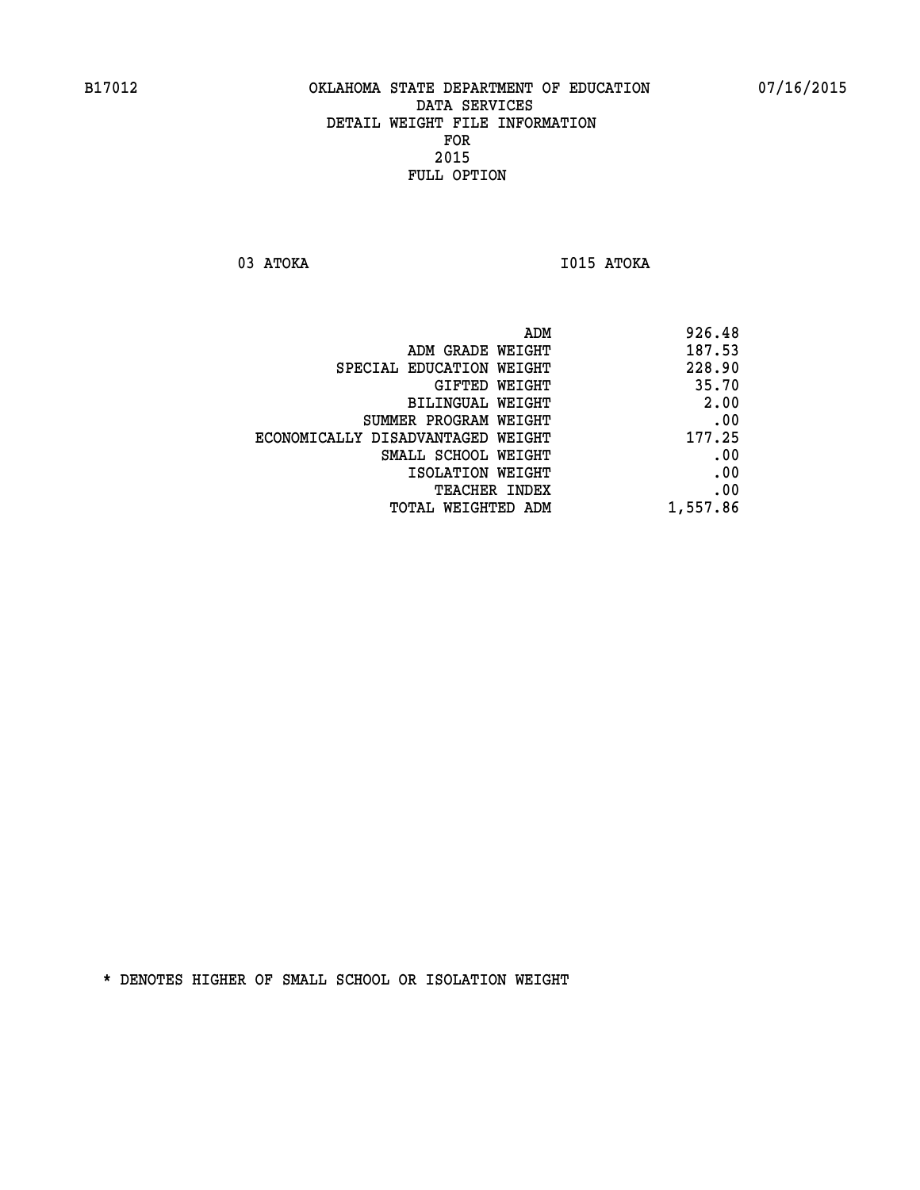B17012 OKLAHOMA STATE DEPARTMENT OF EDUCATION 07/16/2015

DATA SERVICES
DETAIL WEIGHT FILE INFORMATION
FOR
2015
FULL OPTION

03 ATOKA I015 ATOKA

| | |
|---|---|
| ADM | 926.48 |
| ADM GRADE WEIGHT | 187.53 |
| SPECIAL EDUCATION WEIGHT | 228.90 |
| GIFTED WEIGHT | 35.70 |
| BILINGUAL WEIGHT | 2.00 |
| SUMMER PROGRAM WEIGHT | .00 |
| ECONOMICALLY DISADVANTAGED WEIGHT | 177.25 |
| SMALL SCHOOL WEIGHT | .00 |
| ISOLATION WEIGHT | .00 |
| TEACHER INDEX | .00 |
| TOTAL WEIGHTED ADM | 1,557.86 |

* DENOTES HIGHER OF SMALL SCHOOL OR ISOLATION WEIGHT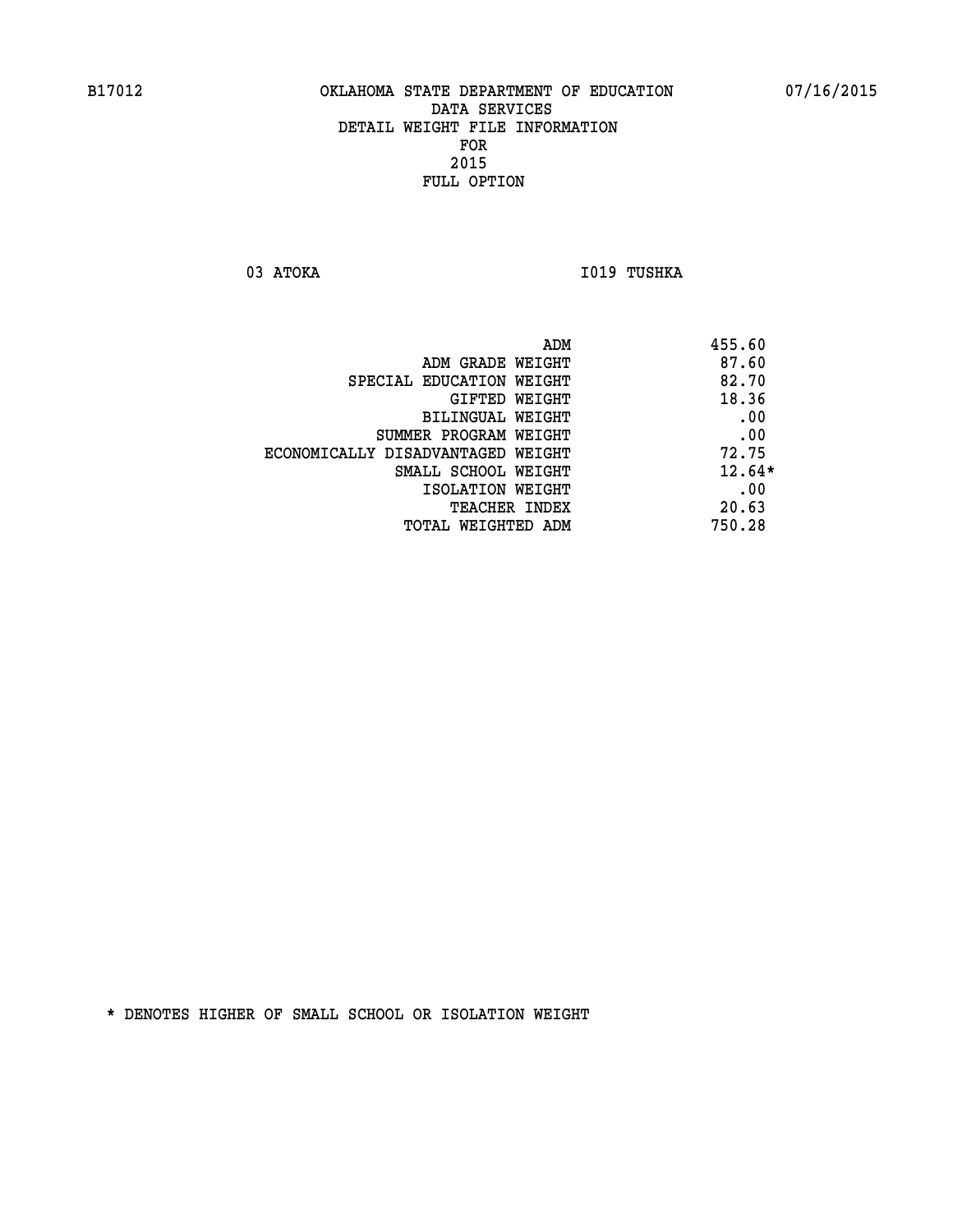B17012 OKLAHOMA STATE DEPARTMENT OF EDUCATION 07/16/2015

DATA SERVICES
DETAIL WEIGHT FILE INFORMATION
FOR
2015
FULL OPTION

03 ATOKA I019 TUSHKA

| | |
|---|---|
| ADM | 455.60 |
| ADM GRADE WEIGHT | 87.60 |
| SPECIAL EDUCATION WEIGHT | 82.70 |
| GIFTED WEIGHT | 18.36 |
| BILINGUAL WEIGHT | .00 |
| SUMMER PROGRAM WEIGHT | .00 |
| ECONOMICALLY DISADVANTAGED WEIGHT | 72.75 |
| SMALL SCHOOL WEIGHT | 12.64* |
| ISOLATION WEIGHT | .00 |
| TEACHER INDEX | 20.63 |
| TOTAL WEIGHTED ADM | 750.28 |

* DENOTES HIGHER OF SMALL SCHOOL OR ISOLATION WEIGHT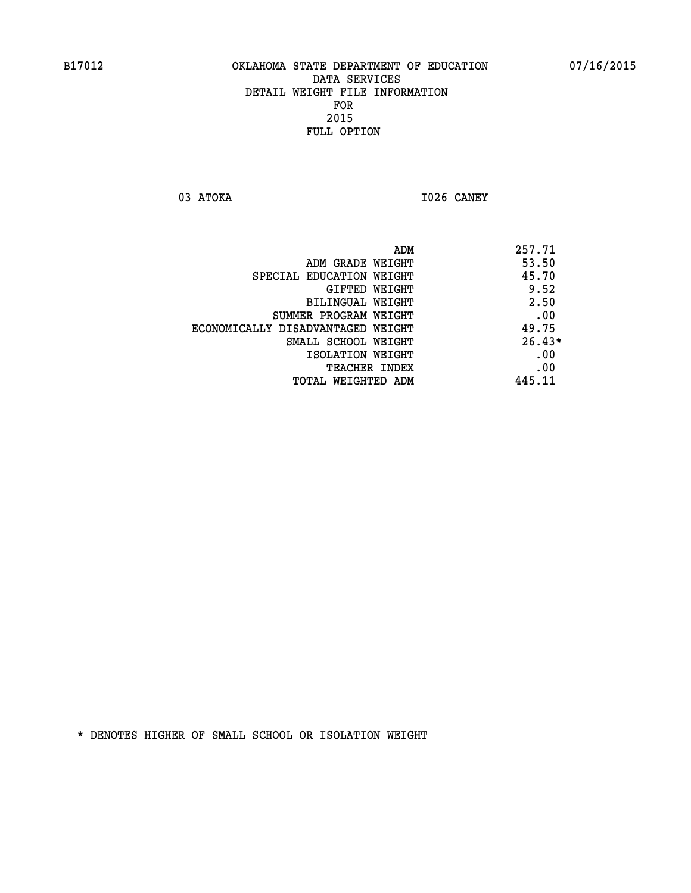B17012 OKLAHOMA STATE DEPARTMENT OF EDUCATION 07/16/2015

DATA SERVICES
DETAIL WEIGHT FILE INFORMATION
FOR
2015
FULL OPTION

03 ATOKA I026 CANEY

| | |
|---|---|
| ADM | 257.71 |
| ADM GRADE WEIGHT | 53.50 |
| SPECIAL EDUCATION WEIGHT | 45.70 |
| GIFTED WEIGHT | 9.52 |
| BILINGUAL WEIGHT | 2.50 |
| SUMMER PROGRAM WEIGHT | .00 |
| ECONOMICALLY DISADVANTAGED WEIGHT | 49.75 |
| SMALL SCHOOL WEIGHT | 26.43* |
| ISOLATION WEIGHT | .00 |
| TEACHER INDEX | .00 |
| TOTAL WEIGHTED ADM | 445.11 |

* DENOTES HIGHER OF SMALL SCHOOL OR ISOLATION WEIGHT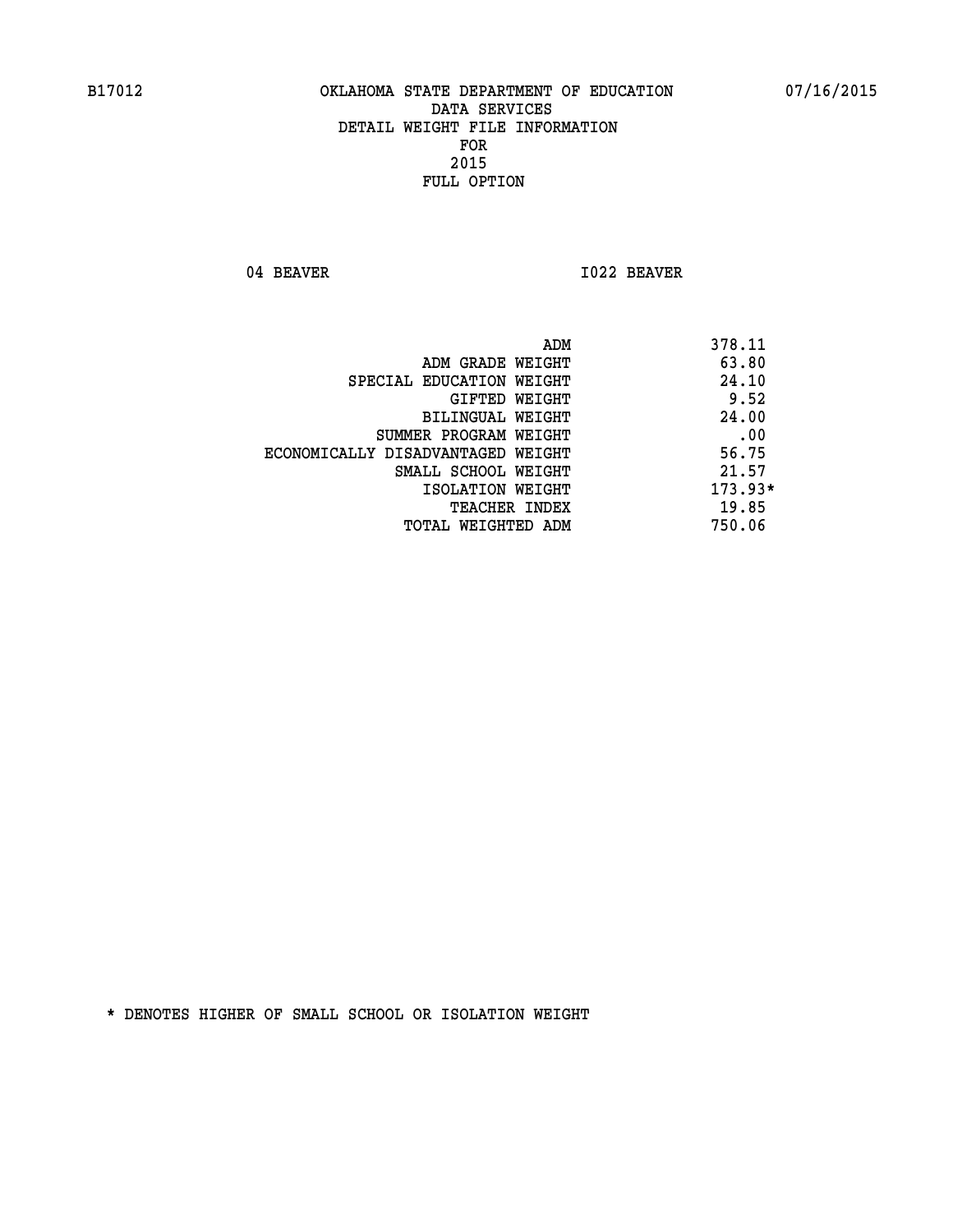B17012 OKLAHOMA STATE DEPARTMENT OF EDUCATION 07/16/2015

DATA SERVICES
DETAIL WEIGHT FILE INFORMATION
FOR
2015
FULL OPTION

04 BEAVER I022 BEAVER

| | |
|---|---|
| ADM | 378.11 |
| ADM GRADE WEIGHT | 63.80 |
| SPECIAL EDUCATION WEIGHT | 24.10 |
| GIFTED WEIGHT | 9.52 |
| BILINGUAL WEIGHT | 24.00 |
| SUMMER PROGRAM WEIGHT | .00 |
| ECONOMICALLY DISADVANTAGED WEIGHT | 56.75 |
| SMALL SCHOOL WEIGHT | 21.57 |
| ISOLATION WEIGHT | 173.93* |
| TEACHER INDEX | 19.85 |
| TOTAL WEIGHTED ADM | 750.06 |

* DENOTES HIGHER OF SMALL SCHOOL OR ISOLATION WEIGHT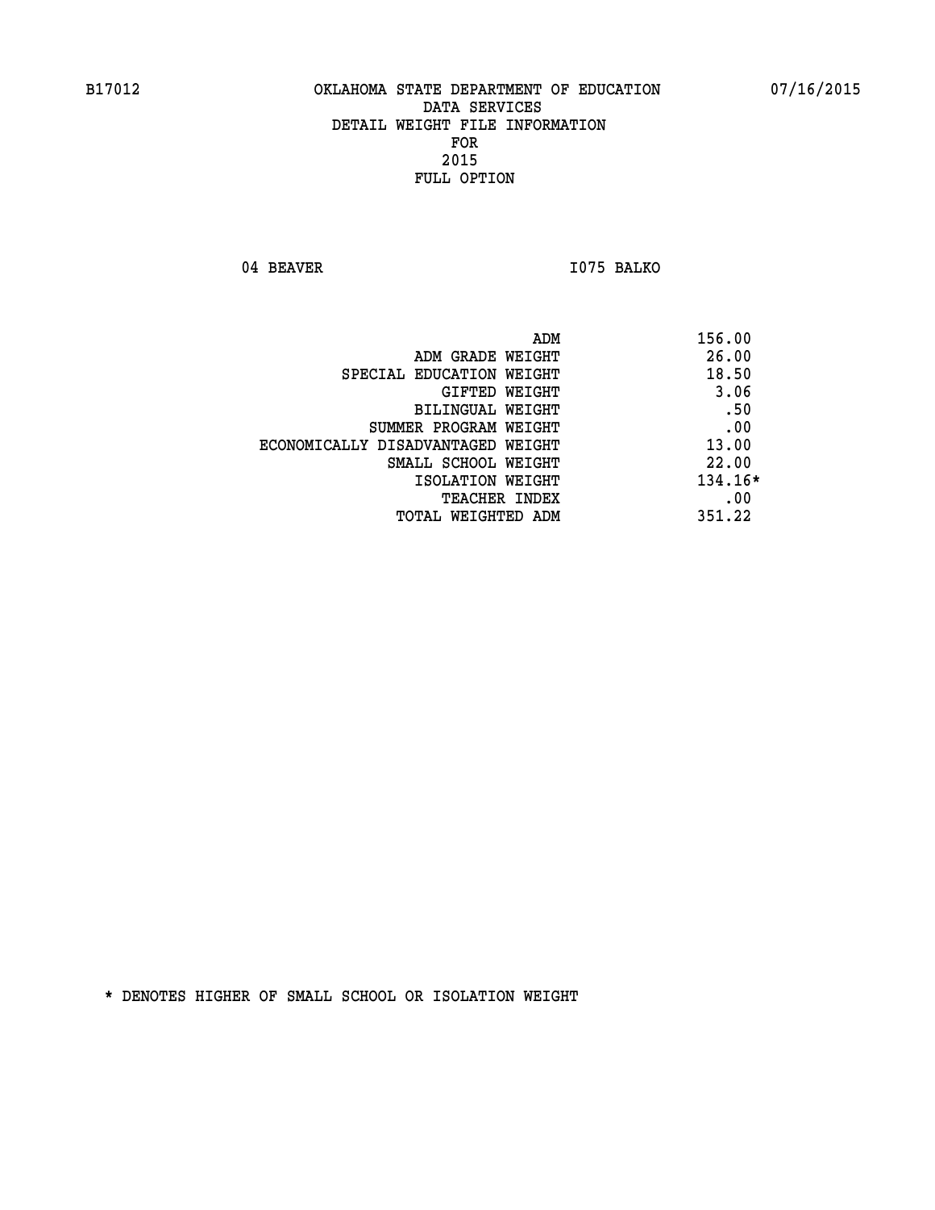OKLAHOMA STATE DEPARTMENT OF EDUCATION
DATA SERVICES
DETAIL WEIGHT FILE INFORMATION
FOR
2015
FULL OPTION

04 BEAVER I075 BALKO

| | |
|---|---|
| ADM | 156.00 |
| ADM GRADE WEIGHT | 26.00 |
| SPECIAL EDUCATION WEIGHT | 18.50 |
| GIFTED WEIGHT | 3.06 |
| BILINGUAL WEIGHT | .50 |
| SUMMER PROGRAM WEIGHT | .00 |
| ECONOMICALLY DISADVANTAGED WEIGHT | 13.00 |
| SMALL SCHOOL WEIGHT | 22.00 |
| ISOLATION WEIGHT | 134.16* |
| TEACHER INDEX | .00 |
| TOTAL WEIGHTED ADM | 351.22 |

* DENOTES HIGHER OF SMALL SCHOOL OR ISOLATION WEIGHT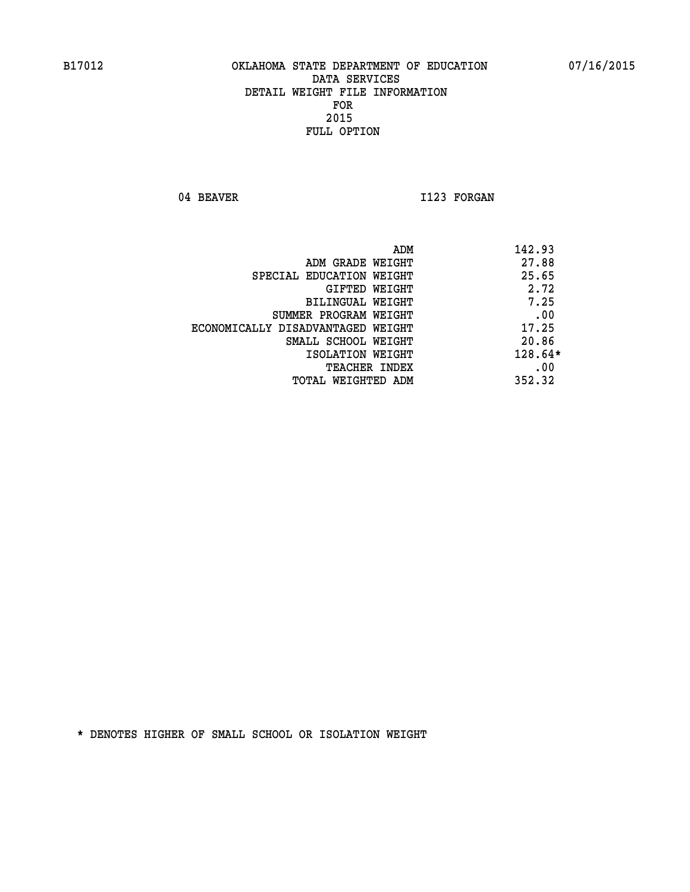B17012 OKLAHOMA STATE DEPARTMENT OF EDUCATION 07/16/2015

DATA SERVICES
DETAIL WEIGHT FILE INFORMATION
FOR
2015
FULL OPTION

04 BEAVER I123 FORGAN

| | |
|---|---|
| ADM | 142.93 |
| ADM GRADE WEIGHT | 27.88 |
| SPECIAL EDUCATION WEIGHT | 25.65 |
| GIFTED WEIGHT | 2.72 |
| BILINGUAL WEIGHT | 7.25 |
| SUMMER PROGRAM WEIGHT | .00 |
| ECONOMICALLY DISADVANTAGED WEIGHT | 17.25 |
| SMALL SCHOOL WEIGHT | 20.86 |
| ISOLATION WEIGHT | 128.64* |
| TEACHER INDEX | .00 |
| TOTAL WEIGHTED ADM | 352.32 |

* DENOTES HIGHER OF SMALL SCHOOL OR ISOLATION WEIGHT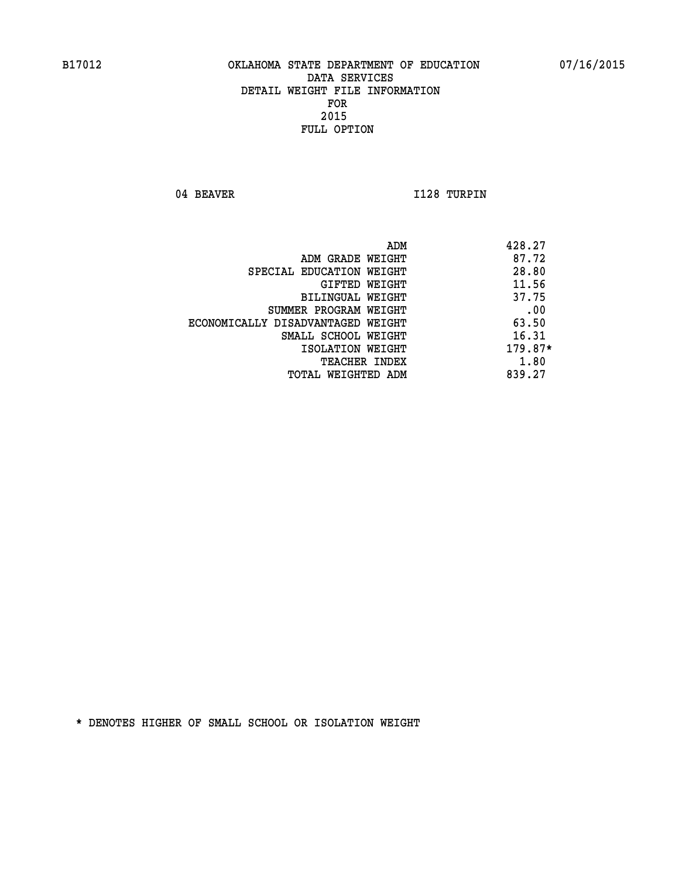B17012 OKLAHOMA STATE DEPARTMENT OF EDUCATION 07/16/2015

DATA SERVICES
DETAIL WEIGHT FILE INFORMATION
FOR
2015
FULL OPTION

04 BEAVER I128 TURPIN

| | |
|---|---|
| ADM | 428.27 |
| ADM GRADE WEIGHT | 87.72 |
| SPECIAL EDUCATION WEIGHT | 28.80 |
| GIFTED WEIGHT | 11.56 |
| BILINGUAL WEIGHT | 37.75 |
| SUMMER PROGRAM WEIGHT | .00 |
| ECONOMICALLY DISADVANTAGED WEIGHT | 63.50 |
| SMALL SCHOOL WEIGHT | 16.31 |
| ISOLATION WEIGHT | 179.87* |
| TEACHER INDEX | 1.80 |
| TOTAL WEIGHTED ADM | 839.27 |

* DENOTES HIGHER OF SMALL SCHOOL OR ISOLATION WEIGHT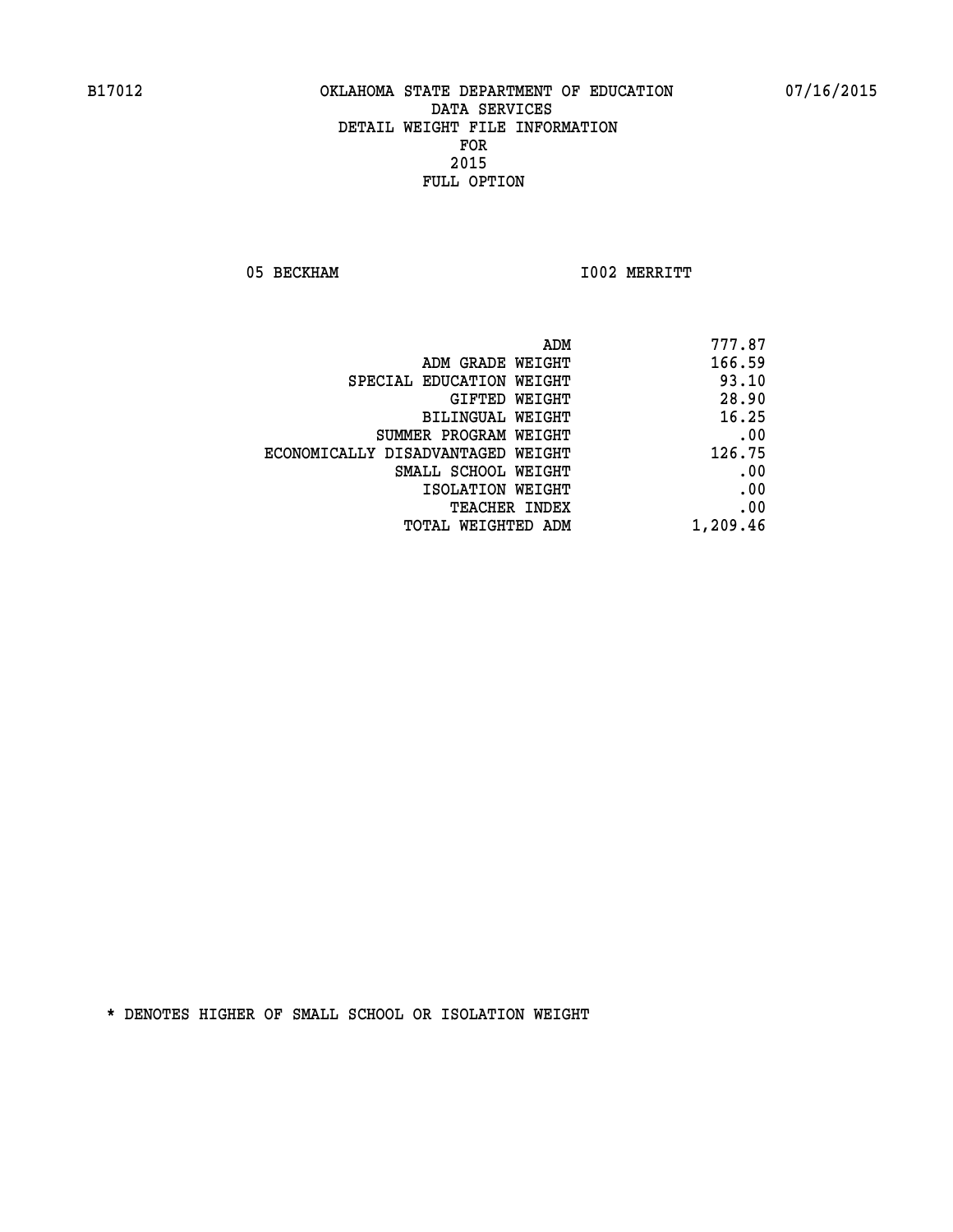B17012 OKLAHOMA STATE DEPARTMENT OF EDUCATION 07/16/2015

DATA SERVICES
DETAIL WEIGHT FILE INFORMATION
FOR
2015
FULL OPTION

05 BECKHAM I002 MERRITT

| | |
|---|---|
| ADM | 777.87 |
| ADM GRADE WEIGHT | 166.59 |
| SPECIAL EDUCATION WEIGHT | 93.10 |
| GIFTED WEIGHT | 28.90 |
| BILINGUAL WEIGHT | 16.25 |
| SUMMER PROGRAM WEIGHT | .00 |
| ECONOMICALLY DISADVANTAGED WEIGHT | 126.75 |
| SMALL SCHOOL WEIGHT | .00 |
| ISOLATION WEIGHT | .00 |
| TEACHER INDEX | .00 |
| TOTAL WEIGHTED ADM | 1,209.46 |

* DENOTES HIGHER OF SMALL SCHOOL OR ISOLATION WEIGHT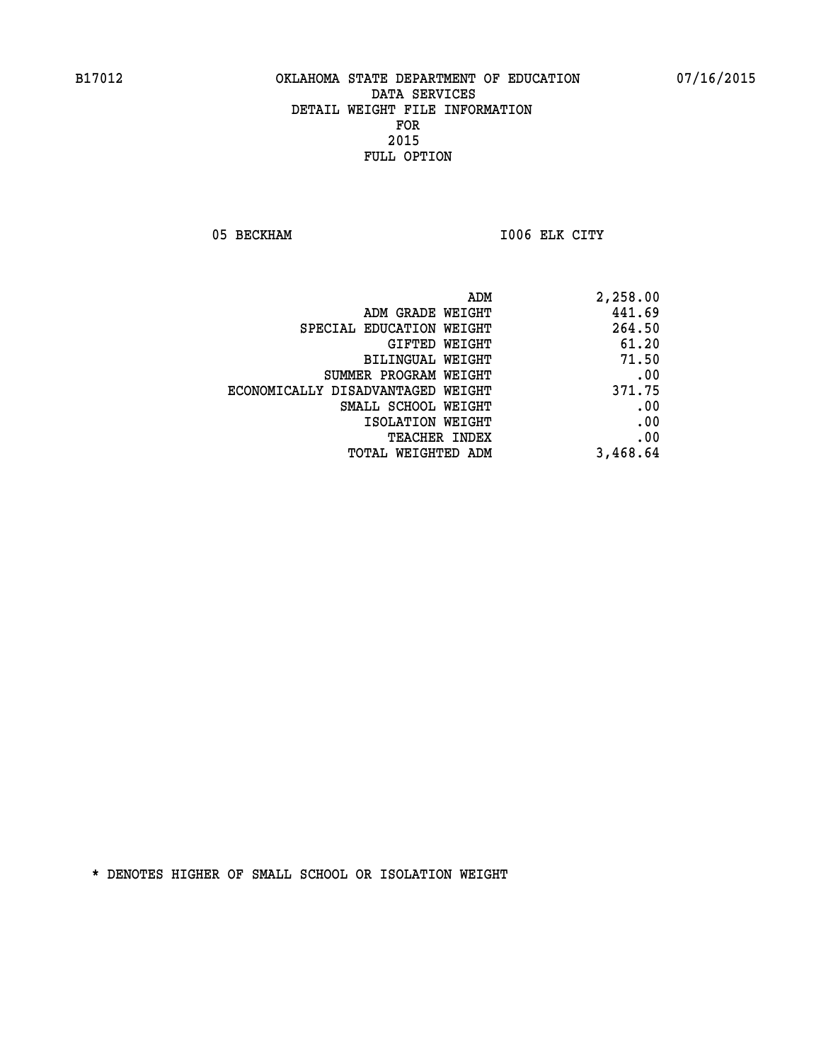B17012 OKLAHOMA STATE DEPARTMENT OF EDUCATION 07/16/2015

DATA SERVICES
DETAIL WEIGHT FILE INFORMATION
FOR
2015
FULL OPTION

05 BECKHAM I006 ELK CITY

| | |
|---|---|
| ADM | 2,258.00 |
| ADM GRADE WEIGHT | 441.69 |
| SPECIAL EDUCATION WEIGHT | 264.50 |
| GIFTED WEIGHT | 61.20 |
| BILINGUAL WEIGHT | 71.50 |
| SUMMER PROGRAM WEIGHT | .00 |
| ECONOMICALLY DISADVANTAGED WEIGHT | 371.75 |
| SMALL SCHOOL WEIGHT | .00 |
| ISOLATION WEIGHT | .00 |
| TEACHER INDEX | .00 |
| TOTAL WEIGHTED ADM | 3,468.64 |

* DENOTES HIGHER OF SMALL SCHOOL OR ISOLATION WEIGHT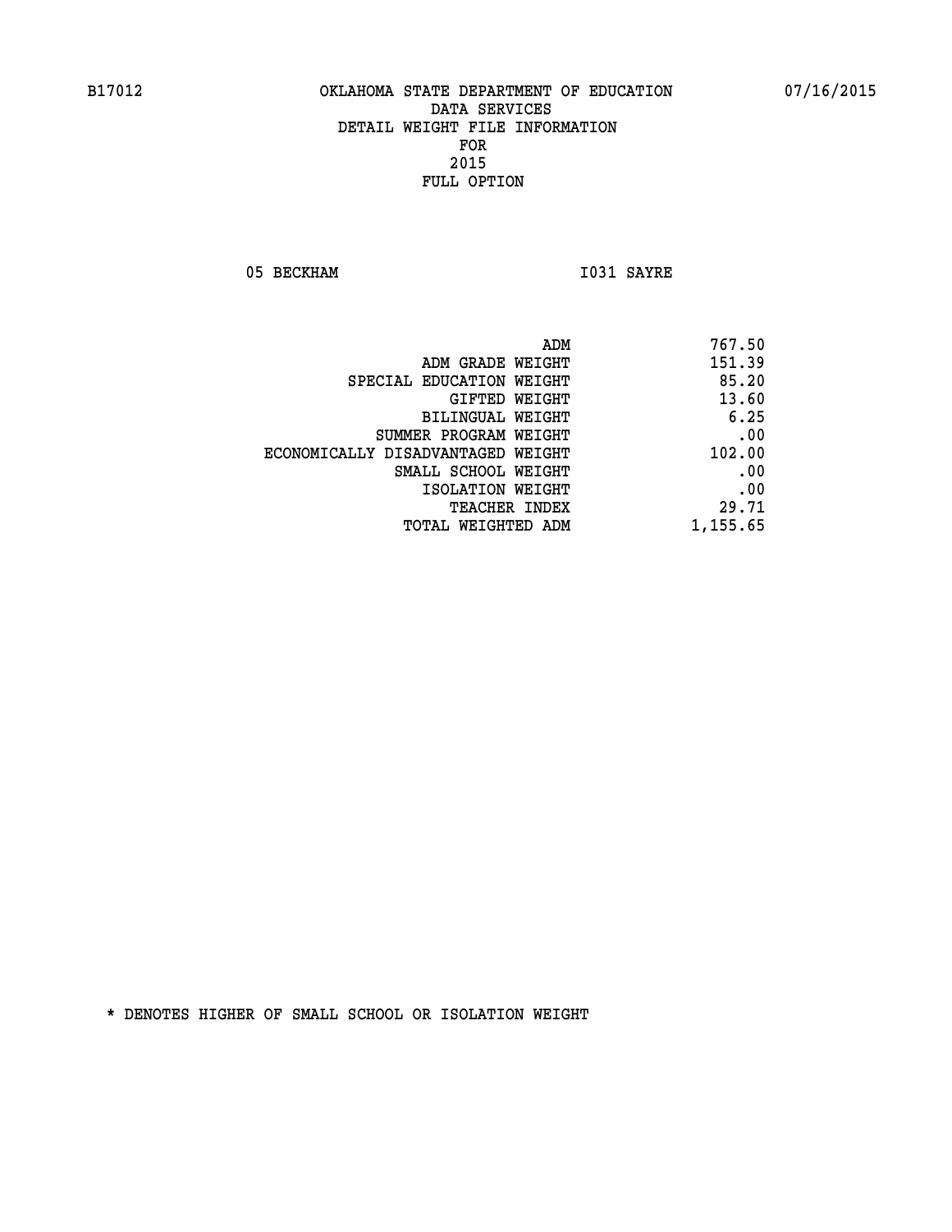B17012 OKLAHOMA STATE DEPARTMENT OF EDUCATION 07/16/2015

DATA SERVICES
DETAIL WEIGHT FILE INFORMATION
FOR
2015
FULL OPTION

05 BECKHAM I031 SAYRE

| | |
|---|---|
| ADM | 767.50 |
| ADM GRADE WEIGHT | 151.39 |
| SPECIAL EDUCATION WEIGHT | 85.20 |
| GIFTED WEIGHT | 13.60 |
| BILINGUAL WEIGHT | 6.25 |
| SUMMER PROGRAM WEIGHT | .00 |
| ECONOMICALLY DISADVANTAGED WEIGHT | 102.00 |
| SMALL SCHOOL WEIGHT | .00 |
| ISOLATION WEIGHT | .00 |
| TEACHER INDEX | 29.71 |
| TOTAL WEIGHTED ADM | 1,155.65 |

* DENOTES HIGHER OF SMALL SCHOOL OR ISOLATION WEIGHT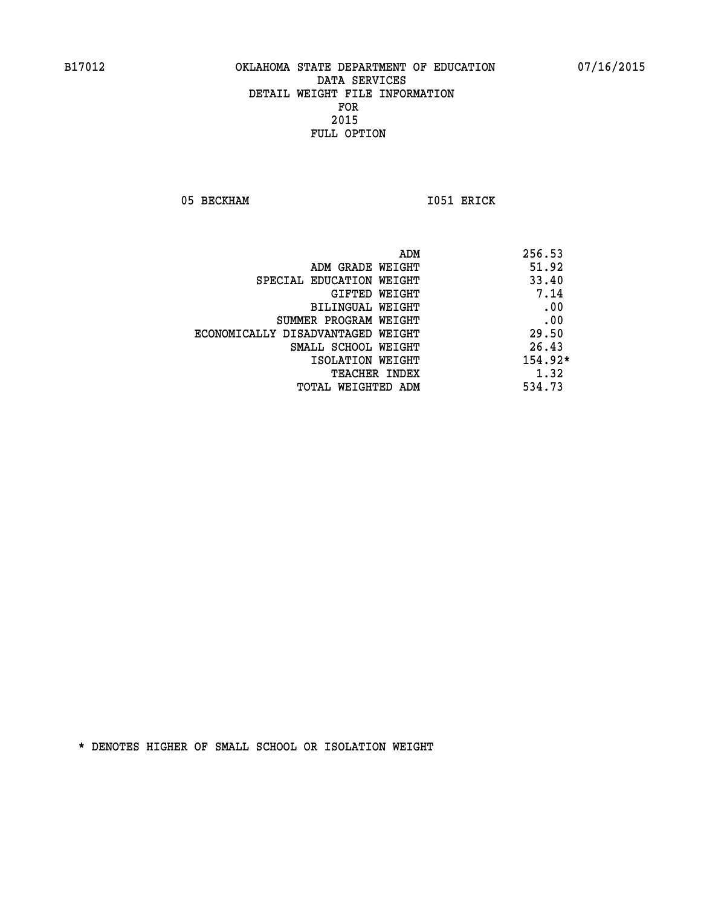B17012 OKLAHOMA STATE DEPARTMENT OF EDUCATION 07/16/2015

DATA SERVICES
DETAIL WEIGHT FILE INFORMATION
FOR
2015
FULL OPTION

05 BECKHAM I051 ERICK

| | |
|---|---|
| ADM | 256.53 |
| ADM GRADE WEIGHT | 51.92 |
| SPECIAL EDUCATION WEIGHT | 33.40 |
| GIFTED WEIGHT | 7.14 |
| BILINGUAL WEIGHT | .00 |
| SUMMER PROGRAM WEIGHT | .00 |
| ECONOMICALLY DISADVANTAGED WEIGHT | 29.50 |
| SMALL SCHOOL WEIGHT | 26.43 |
| ISOLATION WEIGHT | 154.92* |
| TEACHER INDEX | 1.32 |
| TOTAL WEIGHTED ADM | 534.73 |

* DENOTES HIGHER OF SMALL SCHOOL OR ISOLATION WEIGHT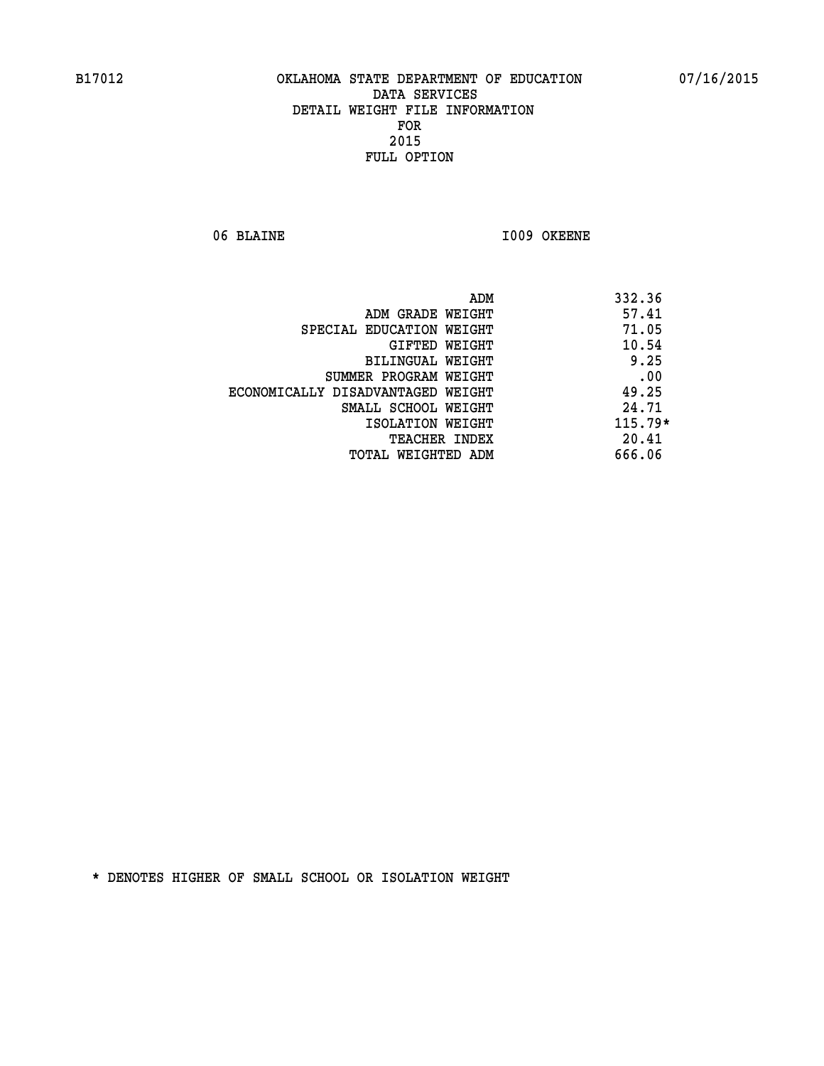B17012 OKLAHOMA STATE DEPARTMENT OF EDUCATION 07/16/2015

DATA SERVICES
DETAIL WEIGHT FILE INFORMATION
FOR
2015
FULL OPTION

06 BLAINE I009 OKEENE

| | |
|---|---|
| ADM | 332.36 |
| ADM GRADE WEIGHT | 57.41 |
| SPECIAL EDUCATION WEIGHT | 71.05 |
| GIFTED WEIGHT | 10.54 |
| BILINGUAL WEIGHT | 9.25 |
| SUMMER PROGRAM WEIGHT | .00 |
| ECONOMICALLY DISADVANTAGED WEIGHT | 49.25 |
| SMALL SCHOOL WEIGHT | 24.71 |
| ISOLATION WEIGHT | 115.79* |
| TEACHER INDEX | 20.41 |
| TOTAL WEIGHTED ADM | 666.06 |

* DENOTES HIGHER OF SMALL SCHOOL OR ISOLATION WEIGHT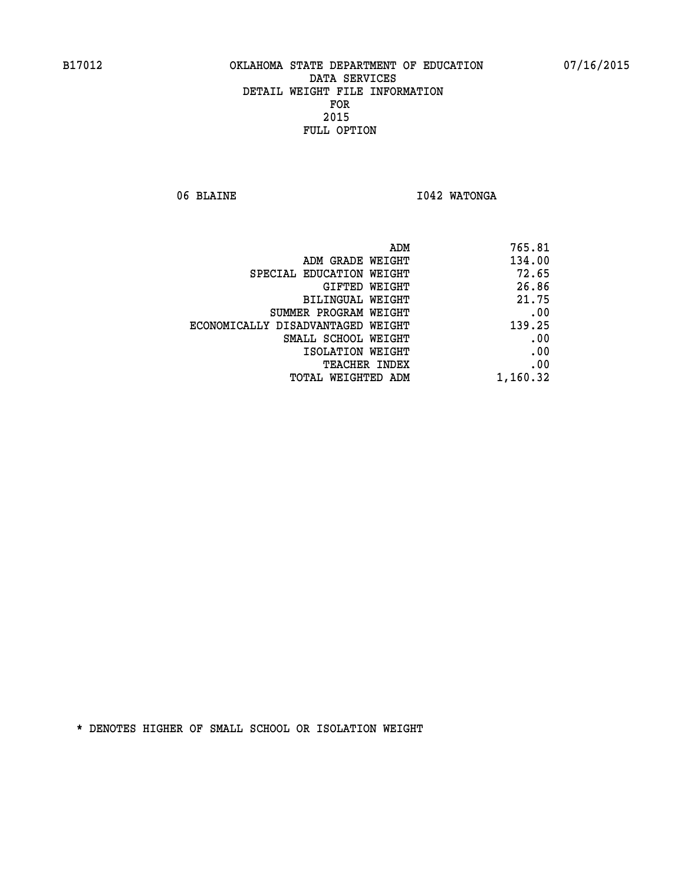B17012 OKLAHOMA STATE DEPARTMENT OF EDUCATION 07/16/2015

DATA SERVICES
DETAIL WEIGHT FILE INFORMATION
FOR
2015
FULL OPTION

06 BLAINE I042 WATONGA

| | |
|---|---|
| ADM | 765.81 |
| ADM GRADE WEIGHT | 134.00 |
| SPECIAL EDUCATION WEIGHT | 72.65 |
| GIFTED WEIGHT | 26.86 |
| BILINGUAL WEIGHT | 21.75 |
| SUMMER PROGRAM WEIGHT | .00 |
| ECONOMICALLY DISADVANTAGED WEIGHT | 139.25 |
| SMALL SCHOOL WEIGHT | .00 |
| ISOLATION WEIGHT | .00 |
| TEACHER INDEX | .00 |
| TOTAL WEIGHTED ADM | 1,160.32 |

* DENOTES HIGHER OF SMALL SCHOOL OR ISOLATION WEIGHT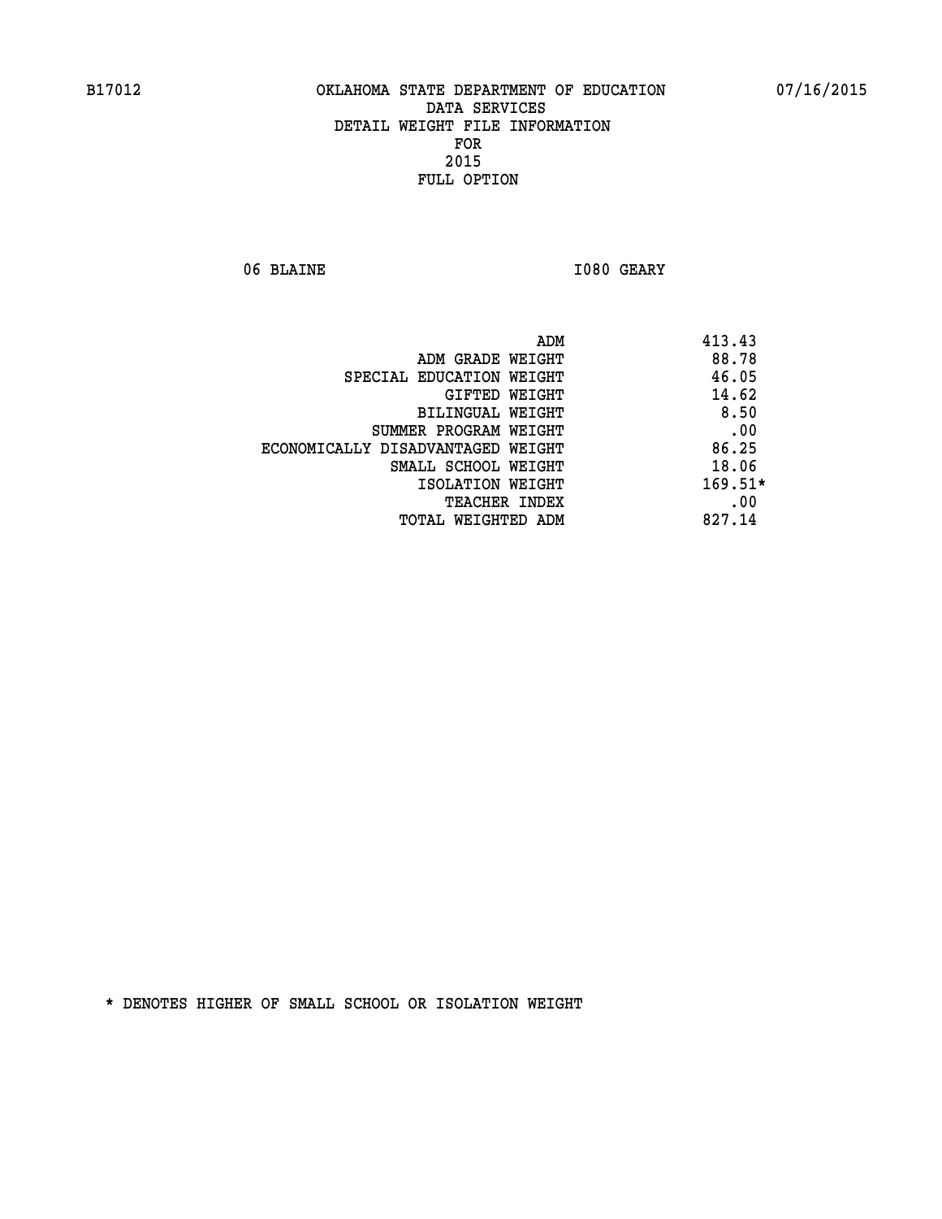B17012 OKLAHOMA STATE DEPARTMENT OF EDUCATION 07/16/2015

DATA SERVICES
DETAIL WEIGHT FILE INFORMATION
FOR
2015
FULL OPTION

06 BLAINE I080 GEARY

| | |
|---|---|
| ADM | 413.43 |
| ADM GRADE WEIGHT | 88.78 |
| SPECIAL EDUCATION WEIGHT | 46.05 |
| GIFTED WEIGHT | 14.62 |
| BILINGUAL WEIGHT | 8.50 |
| SUMMER PROGRAM WEIGHT | .00 |
| ECONOMICALLY DISADVANTAGED WEIGHT | 86.25 |
| SMALL SCHOOL WEIGHT | 18.06 |
| ISOLATION WEIGHT | 169.51* |
| TEACHER INDEX | .00 |
| TOTAL WEIGHTED ADM | 827.14 |

* DENOTES HIGHER OF SMALL SCHOOL OR ISOLATION WEIGHT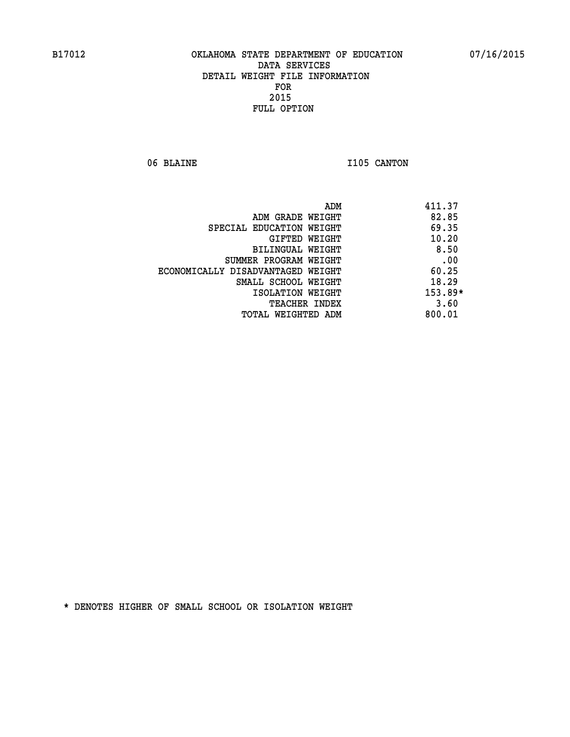B17012 OKLAHOMA STATE DEPARTMENT OF EDUCATION 07/16/2015

DATA SERVICES
DETAIL WEIGHT FILE INFORMATION
FOR
2015
FULL OPTION

06 BLAINE I105 CANTON

| | |
|---|---|
| ADM | 411.37 |
| ADM GRADE WEIGHT | 82.85 |
| SPECIAL EDUCATION WEIGHT | 69.35 |
| GIFTED WEIGHT | 10.20 |
| BILINGUAL WEIGHT | 8.50 |
| SUMMER PROGRAM WEIGHT | .00 |
| ECONOMICALLY DISADVANTAGED WEIGHT | 60.25 |
| SMALL SCHOOL WEIGHT | 18.29 |
| ISOLATION WEIGHT | 153.89* |
| TEACHER INDEX | 3.60 |
| TOTAL WEIGHTED ADM | 800.01 |

* DENOTES HIGHER OF SMALL SCHOOL OR ISOLATION WEIGHT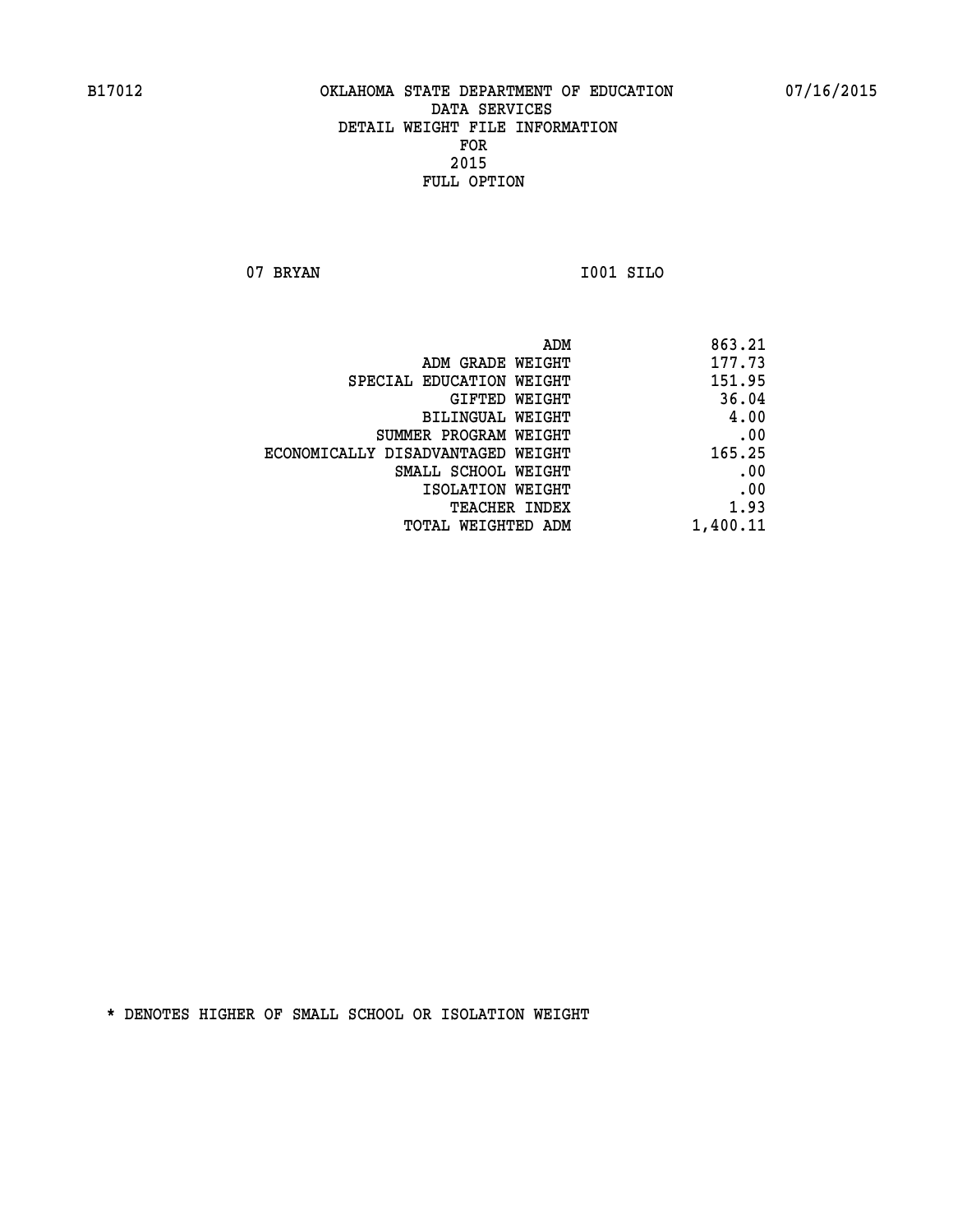B17012 OKLAHOMA STATE DEPARTMENT OF EDUCATION 07/16/2015

DATA SERVICES
DETAIL WEIGHT FILE INFORMATION
FOR
2015
FULL OPTION

07 BRYAN I001 SILO

| | |
|---|---|
| ADM | 863.21 |
| ADM GRADE WEIGHT | 177.73 |
| SPECIAL EDUCATION WEIGHT | 151.95 |
| GIFTED WEIGHT | 36.04 |
| BILINGUAL WEIGHT | 4.00 |
| SUMMER PROGRAM WEIGHT | .00 |
| ECONOMICALLY DISADVANTAGED WEIGHT | 165.25 |
| SMALL SCHOOL WEIGHT | .00 |
| ISOLATION WEIGHT | .00 |
| TEACHER INDEX | 1.93 |
| TOTAL WEIGHTED ADM | 1,400.11 |

* DENOTES HIGHER OF SMALL SCHOOL OR ISOLATION WEIGHT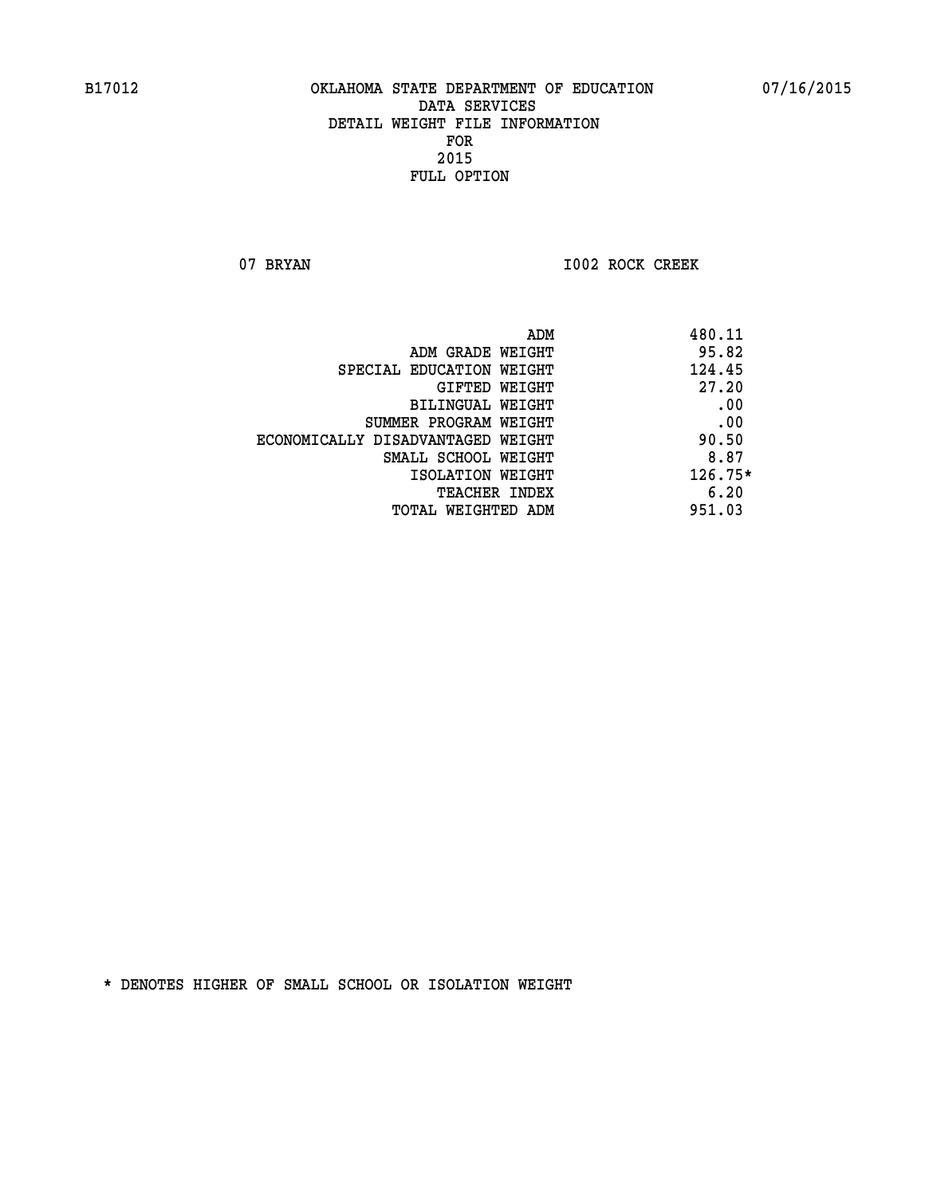B17012 OKLAHOMA STATE DEPARTMENT OF EDUCATION 07/16/2015

DATA SERVICES
DETAIL WEIGHT FILE INFORMATION
FOR
2015
FULL OPTION

07 BRYAN I002 ROCK CREEK

| | |
|---|---|
| ADM | 480.11 |
| ADM GRADE WEIGHT | 95.82 |
| SPECIAL EDUCATION WEIGHT | 124.45 |
| GIFTED WEIGHT | 27.20 |
| BILINGUAL WEIGHT | .00 |
| SUMMER PROGRAM WEIGHT | .00 |
| ECONOMICALLY DISADVANTAGED WEIGHT | 90.50 |
| SMALL SCHOOL WEIGHT | 8.87 |
| ISOLATION WEIGHT | 126.75* |
| TEACHER INDEX | 6.20 |
| TOTAL WEIGHTED ADM | 951.03 |

* DENOTES HIGHER OF SMALL SCHOOL OR ISOLATION WEIGHT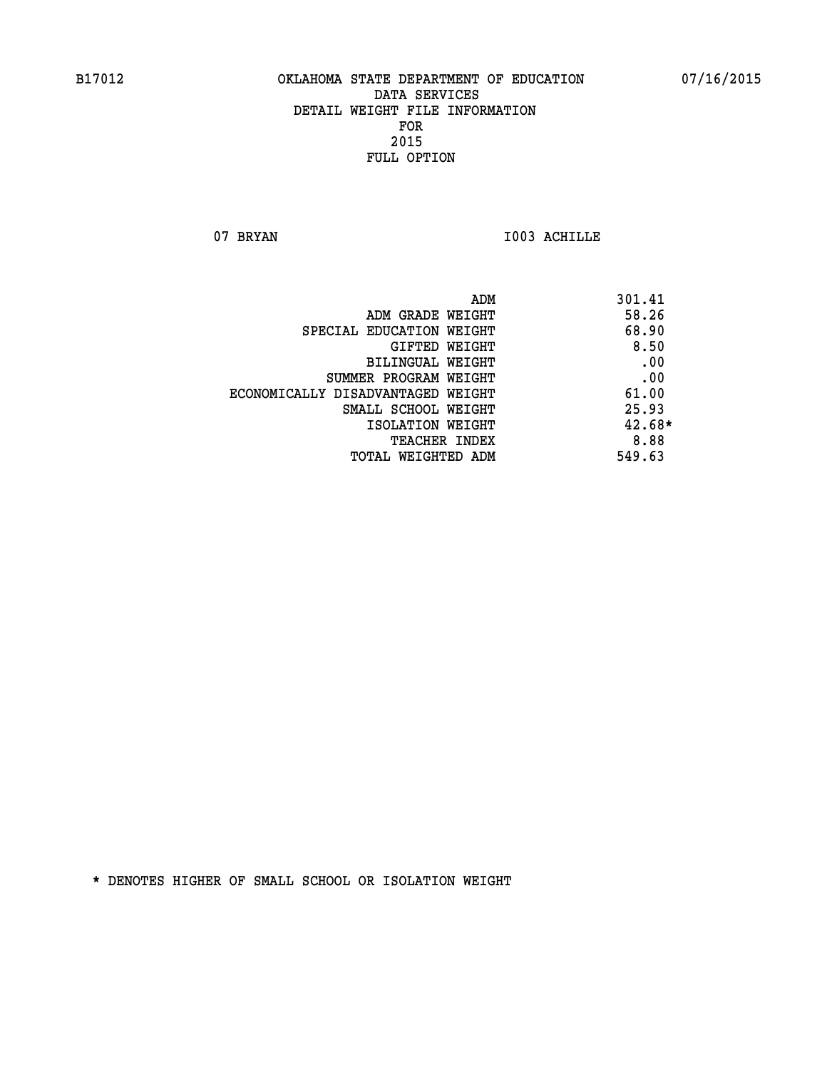B17012 OKLAHOMA STATE DEPARTMENT OF EDUCATION 07/16/2015

DATA SERVICES
DETAIL WEIGHT FILE INFORMATION
FOR
2015
FULL OPTION

07 BRYAN I003 ACHILLE

| | |
|---|---|
| ADM | 301.41 |
| ADM GRADE WEIGHT | 58.26 |
| SPECIAL EDUCATION WEIGHT | 68.90 |
| GIFTED WEIGHT | 8.50 |
| BILINGUAL WEIGHT | .00 |
| SUMMER PROGRAM WEIGHT | .00 |
| ECONOMICALLY DISADVANTAGED WEIGHT | 61.00 |
| SMALL SCHOOL WEIGHT | 25.93 |
| ISOLATION WEIGHT | 42.68* |
| TEACHER INDEX | 8.88 |
| TOTAL WEIGHTED ADM | 549.63 |

* DENOTES HIGHER OF SMALL SCHOOL OR ISOLATION WEIGHT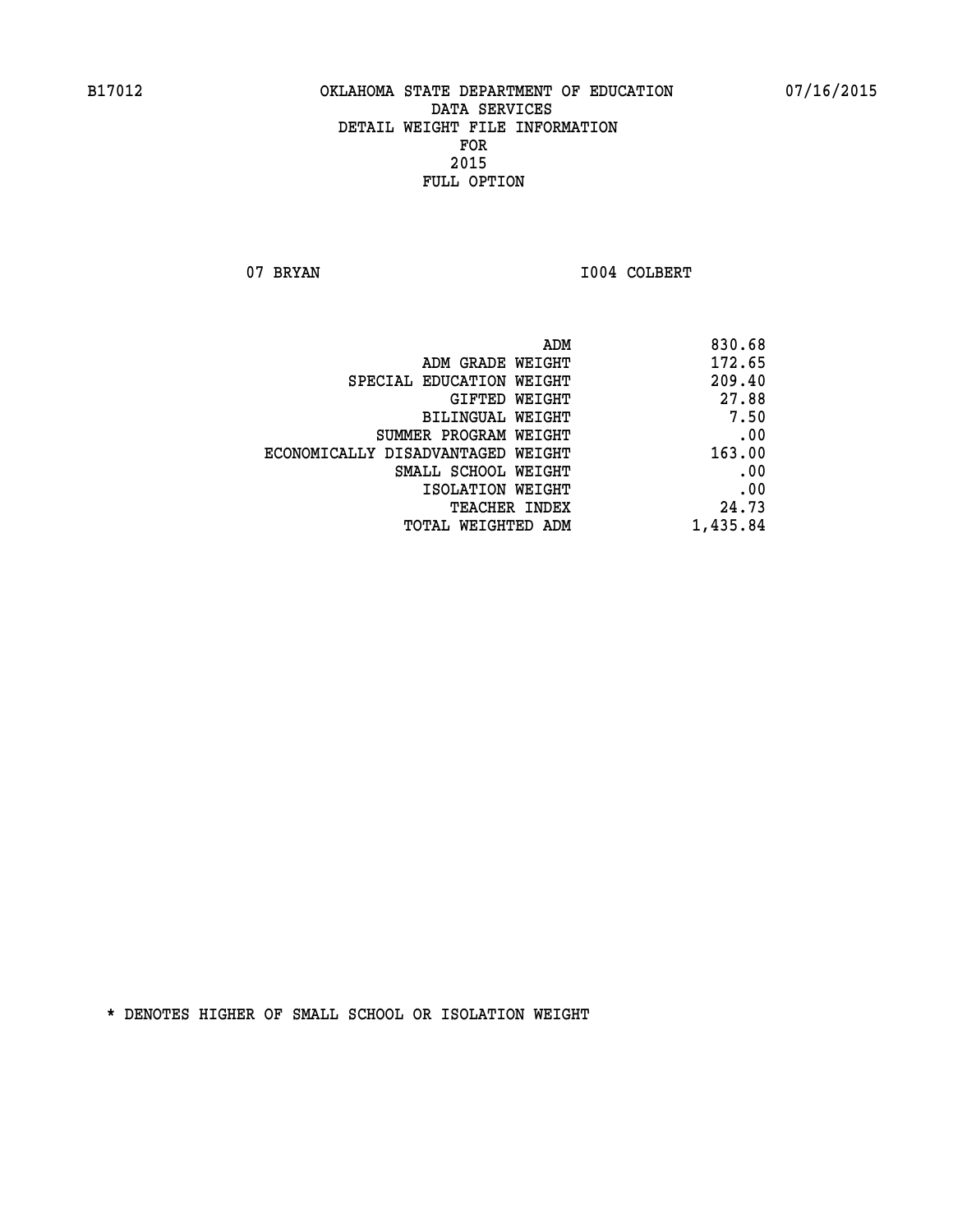B17012 OKLAHOMA STATE DEPARTMENT OF EDUCATION 07/16/2015

DATA SERVICES
DETAIL WEIGHT FILE INFORMATION
FOR
2015
FULL OPTION

07 BRYAN I004 COLBERT

| | |
|---|---|
| ADM | 830.68 |
| ADM GRADE WEIGHT | 172.65 |
| SPECIAL EDUCATION WEIGHT | 209.40 |
| GIFTED WEIGHT | 27.88 |
| BILINGUAL WEIGHT | 7.50 |
| SUMMER PROGRAM WEIGHT | .00 |
| ECONOMICALLY DISADVANTAGED WEIGHT | 163.00 |
| SMALL SCHOOL WEIGHT | .00 |
| ISOLATION WEIGHT | .00 |
| TEACHER INDEX | 24.73 |
| TOTAL WEIGHTED ADM | 1,435.84 |

* DENOTES HIGHER OF SMALL SCHOOL OR ISOLATION WEIGHT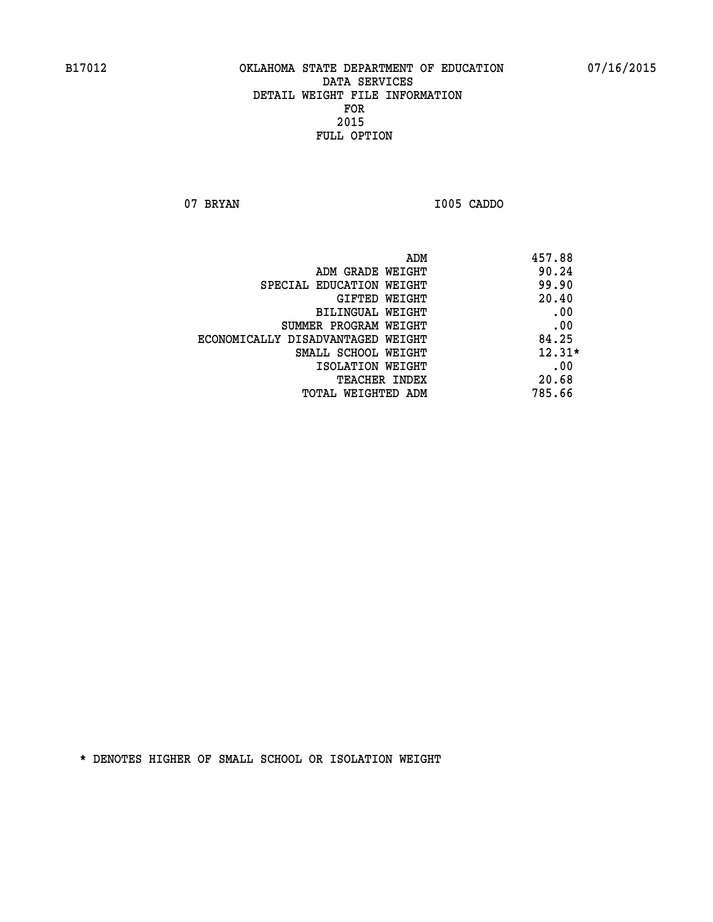OKLAHOMA STATE DEPARTMENT OF EDUCATION
DATA SERVICES
DETAIL WEIGHT FILE INFORMATION
FOR
2015
FULL OPTION

07 BRYAN I005 CADDO

| | |
|---|---|
| ADM | 457.88 |
| ADM GRADE WEIGHT | 90.24 |
| SPECIAL EDUCATION WEIGHT | 99.90 |
| GIFTED WEIGHT | 20.40 |
| BILINGUAL WEIGHT | .00 |
| SUMMER PROGRAM WEIGHT | .00 |
| ECONOMICALLY DISADVANTAGED WEIGHT | 84.25 |
| SMALL SCHOOL WEIGHT | 12.31* |
| ISOLATION WEIGHT | .00 |
| TEACHER INDEX | 20.68 |
| TOTAL WEIGHTED ADM | 785.66 |

* DENOTES HIGHER OF SMALL SCHOOL OR ISOLATION WEIGHT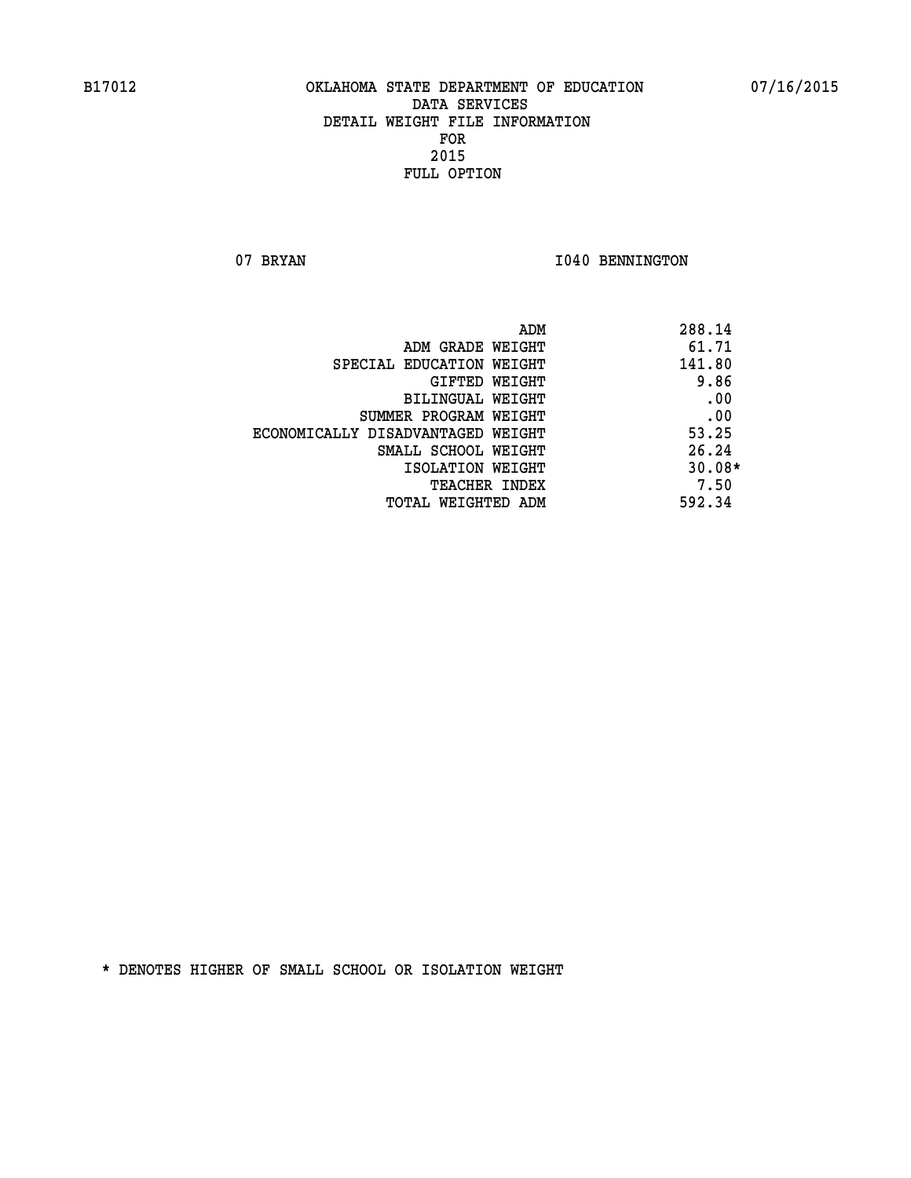B17012 OKLAHOMA STATE DEPARTMENT OF EDUCATION 07/16/2015

DATA SERVICES
DETAIL WEIGHT FILE INFORMATION
FOR
2015
FULL OPTION

07 BRYAN I040 BENNINGTON

| | |
|---|---|
| ADM | 288.14 |
| ADM GRADE WEIGHT | 61.71 |
| SPECIAL EDUCATION WEIGHT | 141.80 |
| GIFTED WEIGHT | 9.86 |
| BILINGUAL WEIGHT | .00 |
| SUMMER PROGRAM WEIGHT | .00 |
| ECONOMICALLY DISADVANTAGED WEIGHT | 53.25 |
| SMALL SCHOOL WEIGHT | 26.24 |
| ISOLATION WEIGHT | 30.08* |
| TEACHER INDEX | 7.50 |
| TOTAL WEIGHTED ADM | 592.34 |

* DENOTES HIGHER OF SMALL SCHOOL OR ISOLATION WEIGHT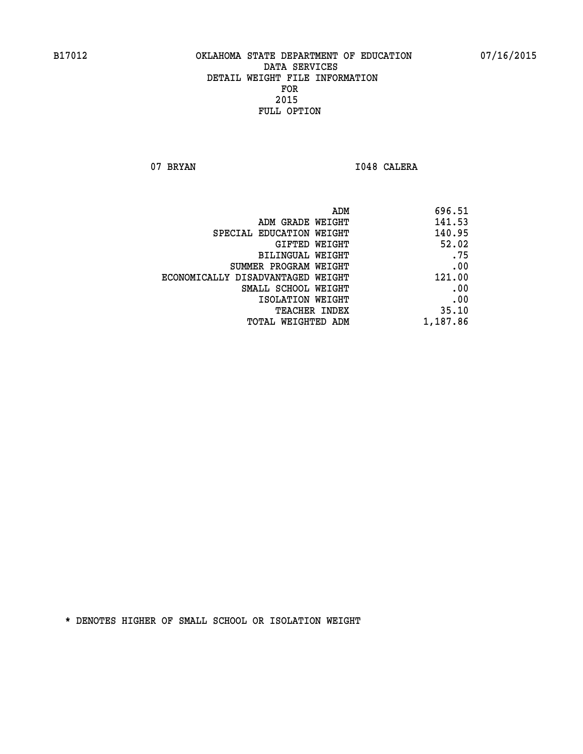# OKLAHOMA STATE DEPARTMENT OF EDUCATION
## DATA SERVICES
## DETAIL WEIGHT FILE INFORMATION
## FOR
## 2015
## FULL OPTION

B17012 07/16/2015

07 BRYAN I048 CALERA

| | |
|---|---|
| ADM | 696.51 |
| ADM GRADE WEIGHT | 141.53 |
| SPECIAL EDUCATION WEIGHT | 140.95 |
| GIFTED WEIGHT | 52.02 |
| BILINGUAL WEIGHT | .75 |
| SUMMER PROGRAM WEIGHT | .00 |
| ECONOMICALLY DISADVANTAGED WEIGHT | 121.00 |
| SMALL SCHOOL WEIGHT | .00 |
| ISOLATION WEIGHT | .00 |
| TEACHER INDEX | 35.10 |
| TOTAL WEIGHTED ADM | 1,187.86 |

* DENOTES HIGHER OF SMALL SCHOOL OR ISOLATION WEIGHT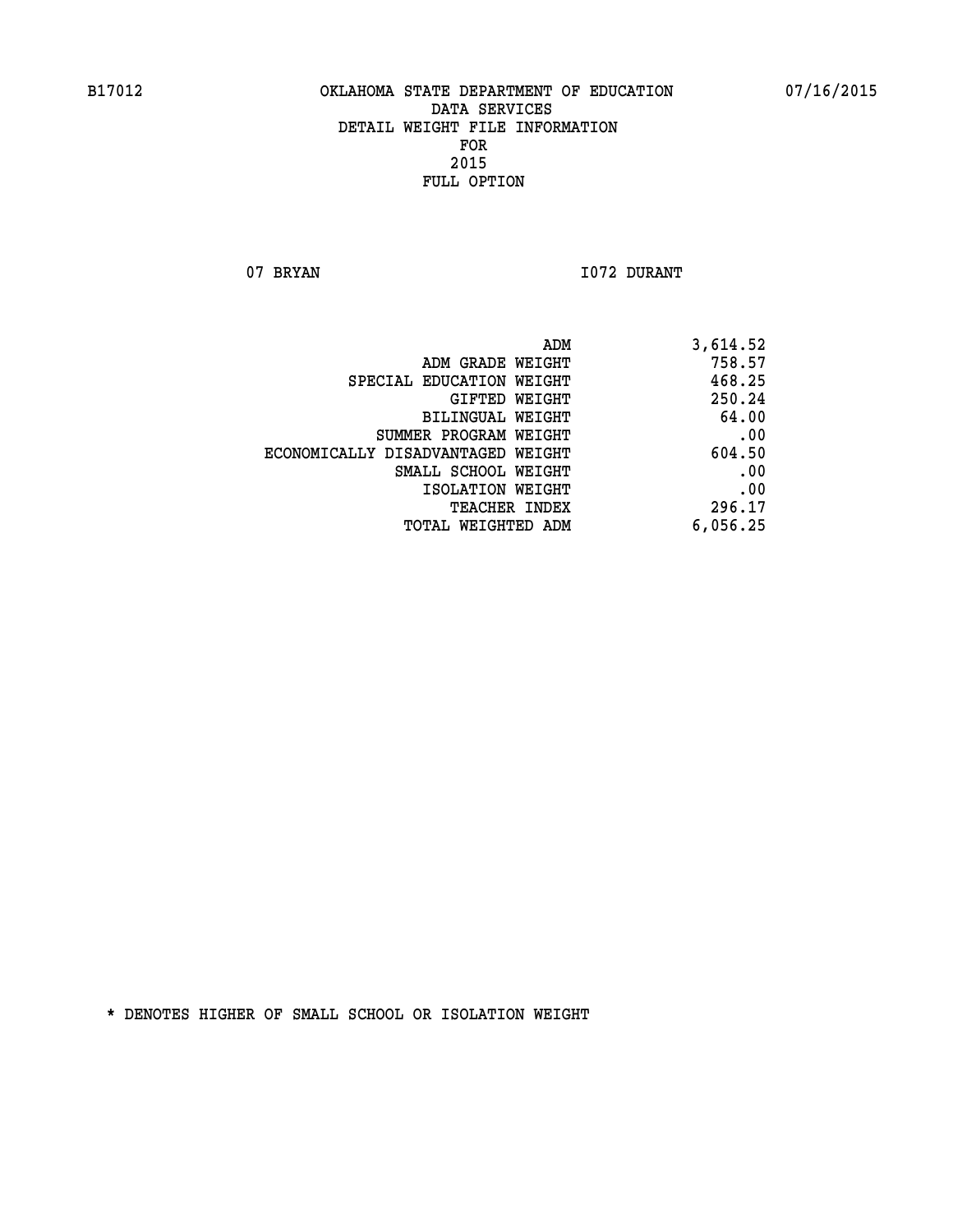B17012 OKLAHOMA STATE DEPARTMENT OF EDUCATION 07/16/2015

DATA SERVICES
DETAIL WEIGHT FILE INFORMATION
FOR
2015
FULL OPTION

07 BRYAN I072 DURANT

| | |
|---|---|
| ADM | 3,614.52 |
| ADM GRADE WEIGHT | 758.57 |
| SPECIAL EDUCATION WEIGHT | 468.25 |
| GIFTED WEIGHT | 250.24 |
| BILINGUAL WEIGHT | 64.00 |
| SUMMER PROGRAM WEIGHT | .00 |
| ECONOMICALLY DISADVANTAGED WEIGHT | 604.50 |
| SMALL SCHOOL WEIGHT | .00 |
| ISOLATION WEIGHT | .00 |
| TEACHER INDEX | 296.17 |
| TOTAL WEIGHTED ADM | 6,056.25 |

* DENOTES HIGHER OF SMALL SCHOOL OR ISOLATION WEIGHT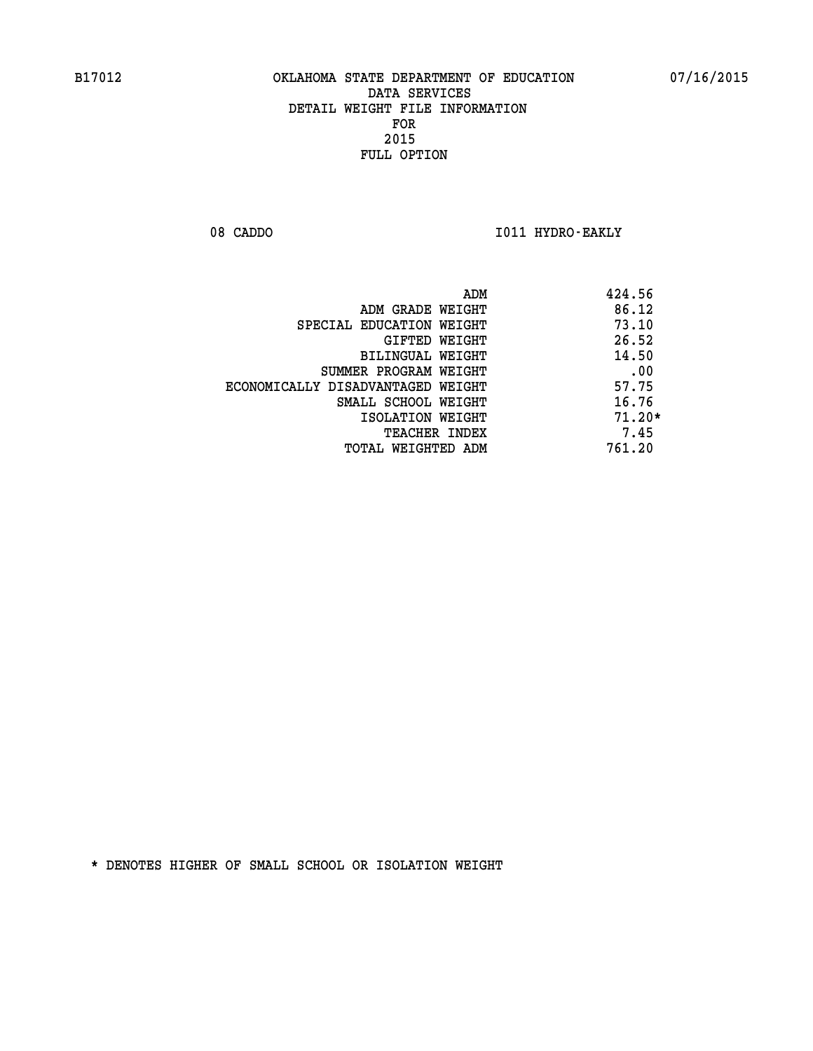B17012 OKLAHOMA STATE DEPARTMENT OF EDUCATION 07/16/2015

DATA SERVICES
DETAIL WEIGHT FILE INFORMATION
FOR
2015
FULL OPTION

08 CADDO I011 HYDRO-EAKLY

| | |
|---|---|
| ADM | 424.56 |
| ADM GRADE WEIGHT | 86.12 |
| SPECIAL EDUCATION WEIGHT | 73.10 |
| GIFTED WEIGHT | 26.52 |
| BILINGUAL WEIGHT | 14.50 |
| SUMMER PROGRAM WEIGHT | .00 |
| ECONOMICALLY DISADVANTAGED WEIGHT | 57.75 |
| SMALL SCHOOL WEIGHT | 16.76 |
| ISOLATION WEIGHT | 71.20* |
| TEACHER INDEX | 7.45 |
| TOTAL WEIGHTED ADM | 761.20 |

* DENOTES HIGHER OF SMALL SCHOOL OR ISOLATION WEIGHT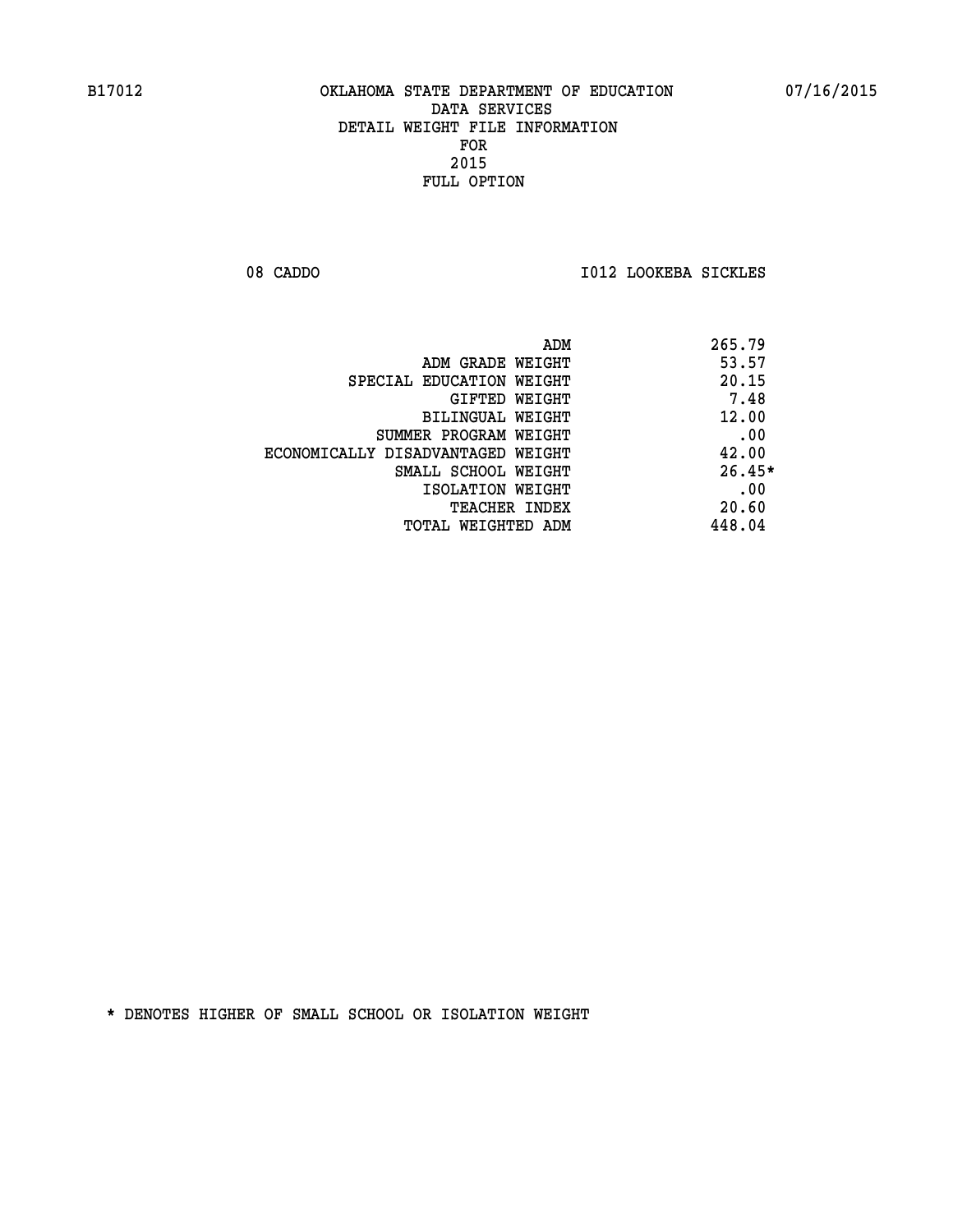B17012 OKLAHOMA STATE DEPARTMENT OF EDUCATION 07/16/2015

DATA SERVICES
DETAIL WEIGHT FILE INFORMATION
FOR
2015
FULL OPTION

08 CADDO I012 LOOKEBA SICKLES

| | |
|---|---|
| ADM | 265.79 |
| ADM GRADE WEIGHT | 53.57 |
| SPECIAL EDUCATION WEIGHT | 20.15 |
| GIFTED WEIGHT | 7.48 |
| BILINGUAL WEIGHT | 12.00 |
| SUMMER PROGRAM WEIGHT | .00 |
| ECONOMICALLY DISADVANTAGED WEIGHT | 42.00 |
| SMALL SCHOOL WEIGHT | 26.45* |
| ISOLATION WEIGHT | .00 |
| TEACHER INDEX | 20.60 |
| TOTAL WEIGHTED ADM | 448.04 |

* DENOTES HIGHER OF SMALL SCHOOL OR ISOLATION WEIGHT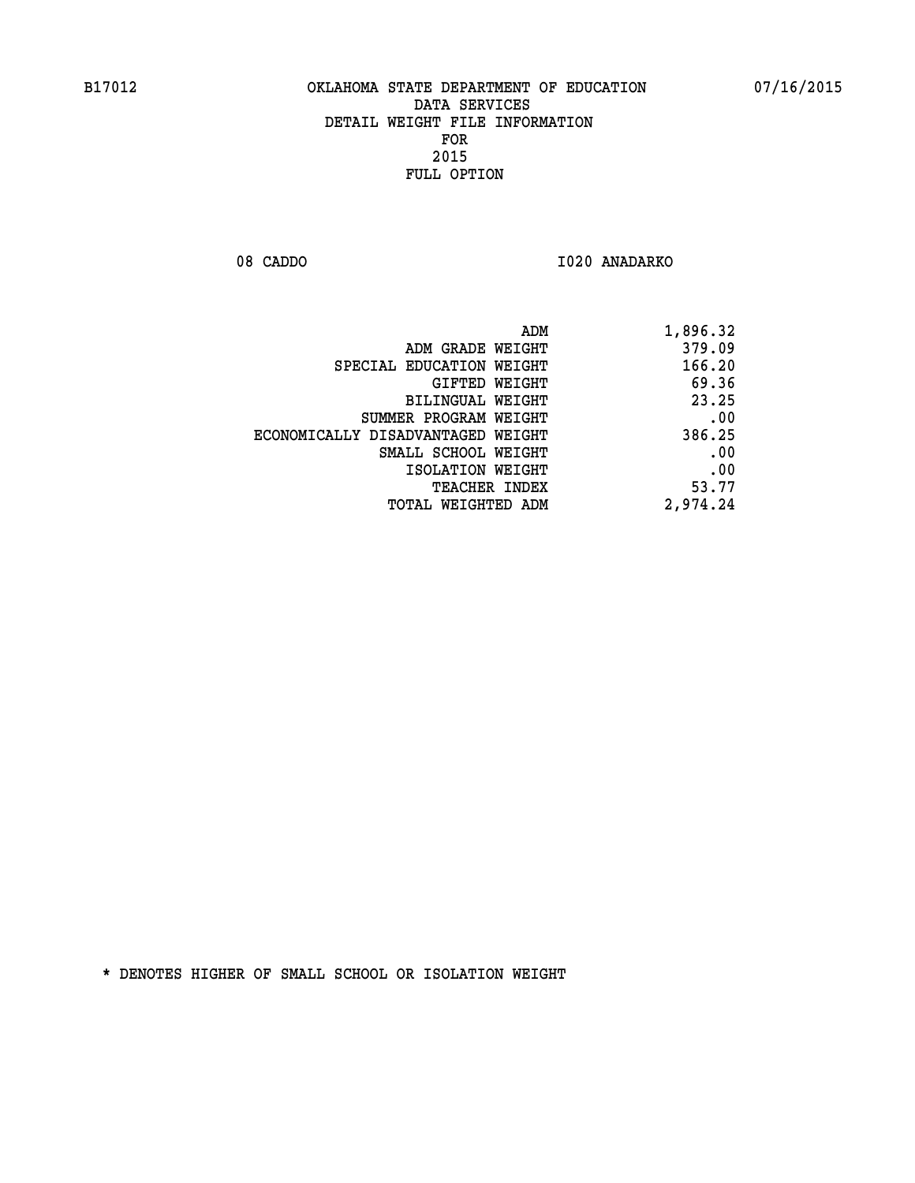B17012 OKLAHOMA STATE DEPARTMENT OF EDUCATION 07/16/2015

DATA SERVICES
DETAIL WEIGHT FILE INFORMATION
FOR
2015
FULL OPTION

08 CADDO I020 ANADARKO

| | |
|---|---|
| ADM | 1,896.32 |
| ADM GRADE WEIGHT | 379.09 |
| SPECIAL EDUCATION WEIGHT | 166.20 |
| GIFTED WEIGHT | 69.36 |
| BILINGUAL WEIGHT | 23.25 |
| SUMMER PROGRAM WEIGHT | .00 |
| ECONOMICALLY DISADVANTAGED WEIGHT | 386.25 |
| SMALL SCHOOL WEIGHT | .00 |
| ISOLATION WEIGHT | .00 |
| TEACHER INDEX | 53.77 |
| TOTAL WEIGHTED ADM | 2,974.24 |

* DENOTES HIGHER OF SMALL SCHOOL OR ISOLATION WEIGHT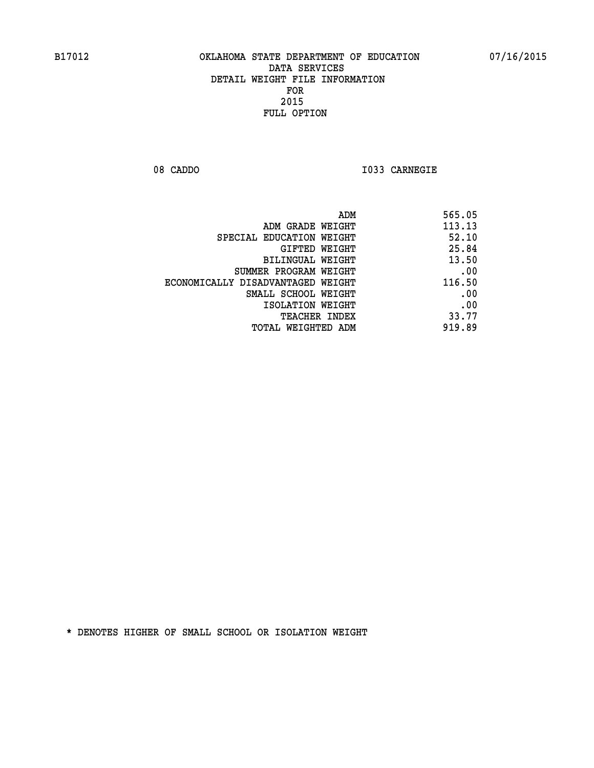OKLAHOMA STATE DEPARTMENT OF EDUCATION
DATA SERVICES
DETAIL WEIGHT FILE INFORMATION
FOR
2015
FULL OPTION

08 CADDO I033 CARNEGIE

| | |
|---|---|
| ADM | 565.05 |
| ADM GRADE WEIGHT | 113.13 |
| SPECIAL EDUCATION WEIGHT | 52.10 |
| GIFTED WEIGHT | 25.84 |
| BILINGUAL WEIGHT | 13.50 |
| SUMMER PROGRAM WEIGHT | .00 |
| ECONOMICALLY DISADVANTAGED WEIGHT | 116.50 |
| SMALL SCHOOL WEIGHT | .00 |
| ISOLATION WEIGHT | .00 |
| TEACHER INDEX | 33.77 |
| TOTAL WEIGHTED ADM | 919.89 |

* DENOTES HIGHER OF SMALL SCHOOL OR ISOLATION WEIGHT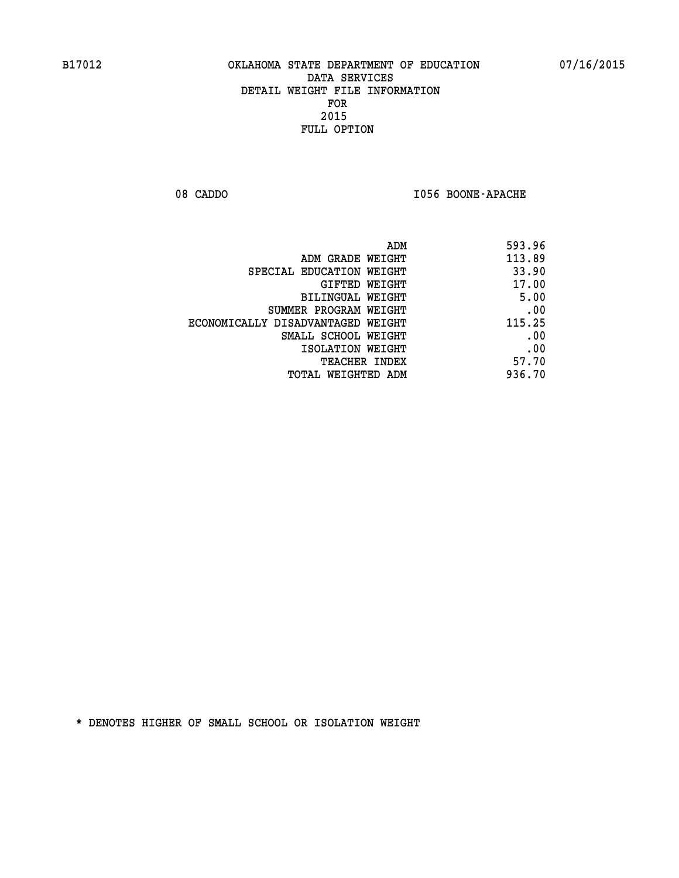B17012 OKLAHOMA STATE DEPARTMENT OF EDUCATION 07/16/2015

DATA SERVICES
DETAIL WEIGHT FILE INFORMATION
FOR
2015
FULL OPTION

08 CADDO I056 BOONE-APACHE

| | |
|---|---|
| ADM | 593.96 |
| ADM GRADE WEIGHT | 113.89 |
| SPECIAL EDUCATION WEIGHT | 33.90 |
| GIFTED WEIGHT | 17.00 |
| BILINGUAL WEIGHT | 5.00 |
| SUMMER PROGRAM WEIGHT | .00 |
| ECONOMICALLY DISADVANTAGED WEIGHT | 115.25 |
| SMALL SCHOOL WEIGHT | .00 |
| ISOLATION WEIGHT | .00 |
| TEACHER INDEX | 57.70 |
| TOTAL WEIGHTED ADM | 936.70 |

* DENOTES HIGHER OF SMALL SCHOOL OR ISOLATION WEIGHT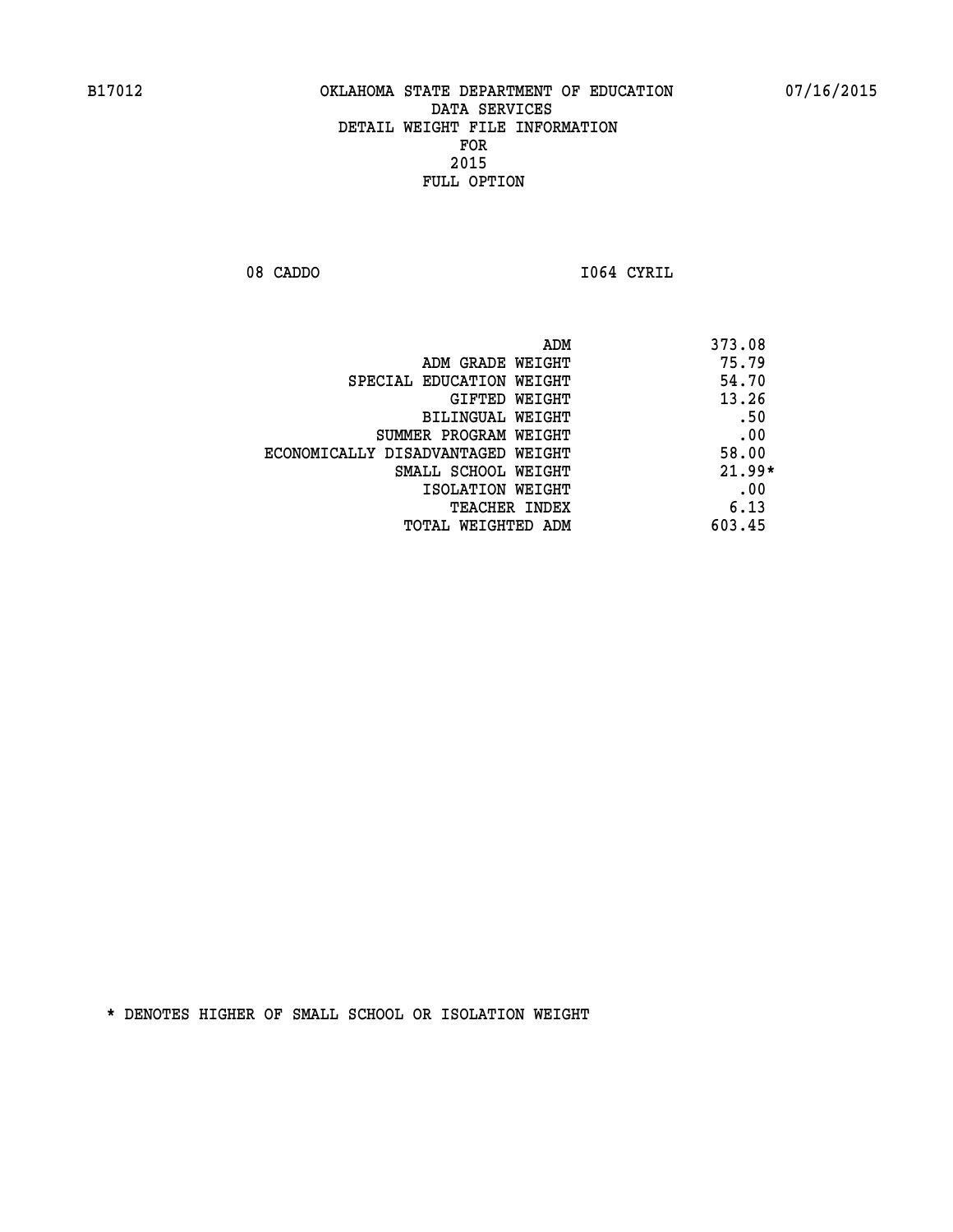B17012 OKLAHOMA STATE DEPARTMENT OF EDUCATION 07/16/2015

DATA SERVICES
DETAIL WEIGHT FILE INFORMATION
FOR
2015
FULL OPTION

08 CADDO I064 CYRIL

| | |
|---|---|
| ADM | 373.08 |
| ADM GRADE WEIGHT | 75.79 |
| SPECIAL EDUCATION WEIGHT | 54.70 |
| GIFTED WEIGHT | 13.26 |
| BILINGUAL WEIGHT | .50 |
| SUMMER PROGRAM WEIGHT | .00 |
| ECONOMICALLY DISADVANTAGED WEIGHT | 58.00 |
| SMALL SCHOOL WEIGHT | 21.99* |
| ISOLATION WEIGHT | .00 |
| TEACHER INDEX | 6.13 |
| TOTAL WEIGHTED ADM | 603.45 |

* DENOTES HIGHER OF SMALL SCHOOL OR ISOLATION WEIGHT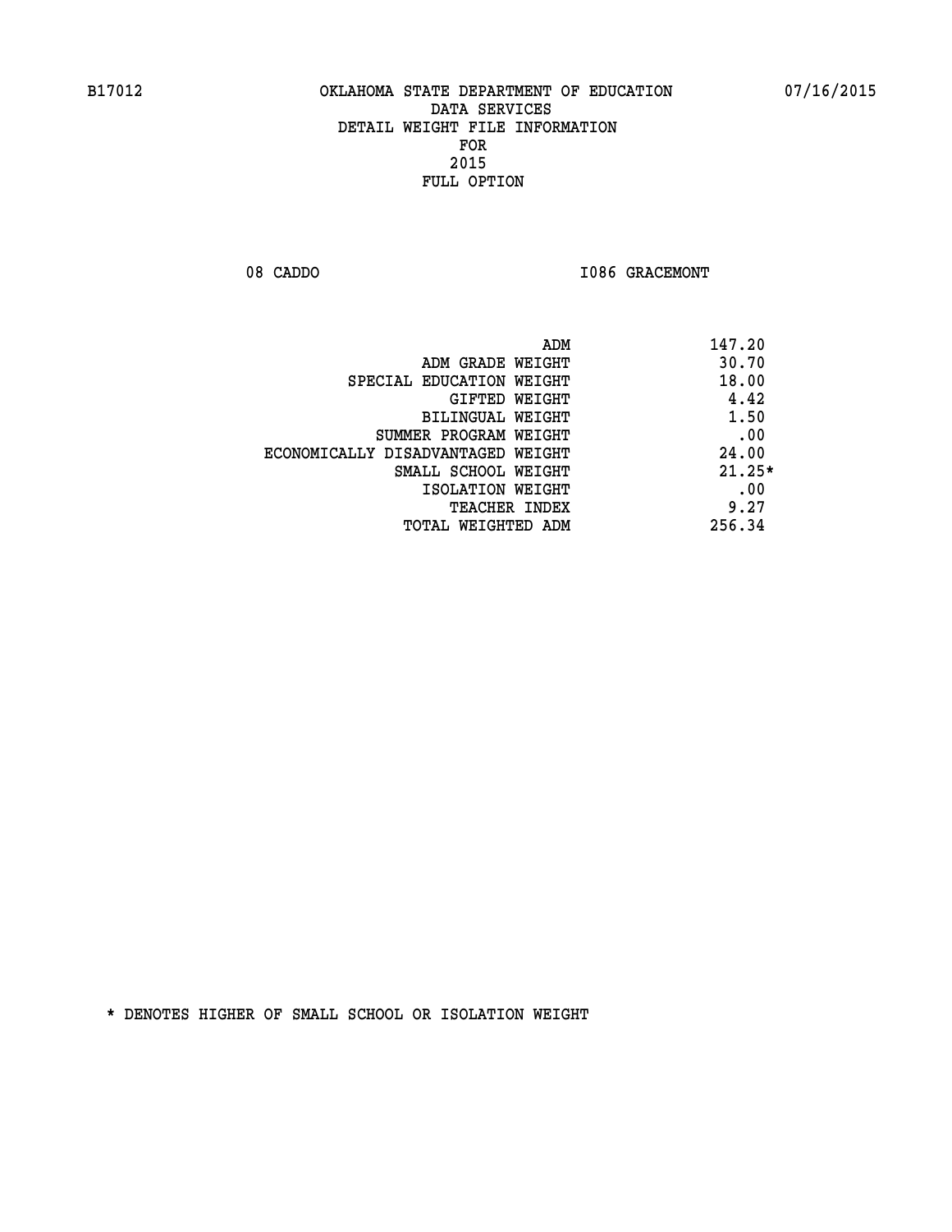B17012 OKLAHOMA STATE DEPARTMENT OF EDUCATION 07/16/2015

DATA SERVICES
DETAIL WEIGHT FILE INFORMATION
FOR
2015
FULL OPTION

08 CADDO I086 GRACEMONT

| | |
|---|---|
| ADM | 147.20 |
| ADM GRADE WEIGHT | 30.70 |
| SPECIAL EDUCATION WEIGHT | 18.00 |
| GIFTED WEIGHT | 4.42 |
| BILINGUAL WEIGHT | 1.50 |
| SUMMER PROGRAM WEIGHT | .00 |
| ECONOMICALLY DISADVANTAGED WEIGHT | 24.00 |
| SMALL SCHOOL WEIGHT | 21.25* |
| ISOLATION WEIGHT | .00 |
| TEACHER INDEX | 9.27 |
| TOTAL WEIGHTED ADM | 256.34 |

* DENOTES HIGHER OF SMALL SCHOOL OR ISOLATION WEIGHT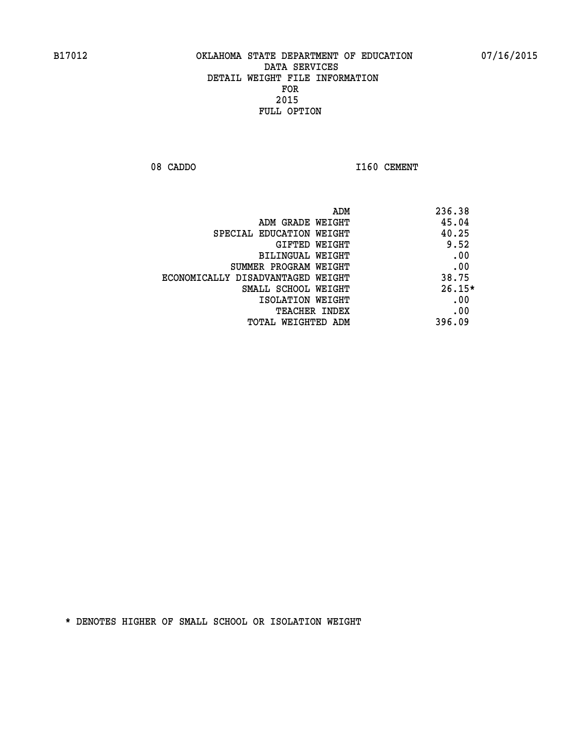OKLAHOMA STATE DEPARTMENT OF EDUCATION
DATA SERVICES
DETAIL WEIGHT FILE INFORMATION
FOR
2015
FULL OPTION

08 CADDO I160 CEMENT

| | |
|---|---|
| ADM | 236.38 |
| ADM GRADE WEIGHT | 45.04 |
| SPECIAL EDUCATION WEIGHT | 40.25 |
| GIFTED WEIGHT | 9.52 |
| BILINGUAL WEIGHT | .00 |
| SUMMER PROGRAM WEIGHT | .00 |
| ECONOMICALLY DISADVANTAGED WEIGHT | 38.75 |
| SMALL SCHOOL WEIGHT | 26.15* |
| ISOLATION WEIGHT | .00 |
| TEACHER INDEX | .00 |
| TOTAL WEIGHTED ADM | 396.09 |

* DENOTES HIGHER OF SMALL SCHOOL OR ISOLATION WEIGHT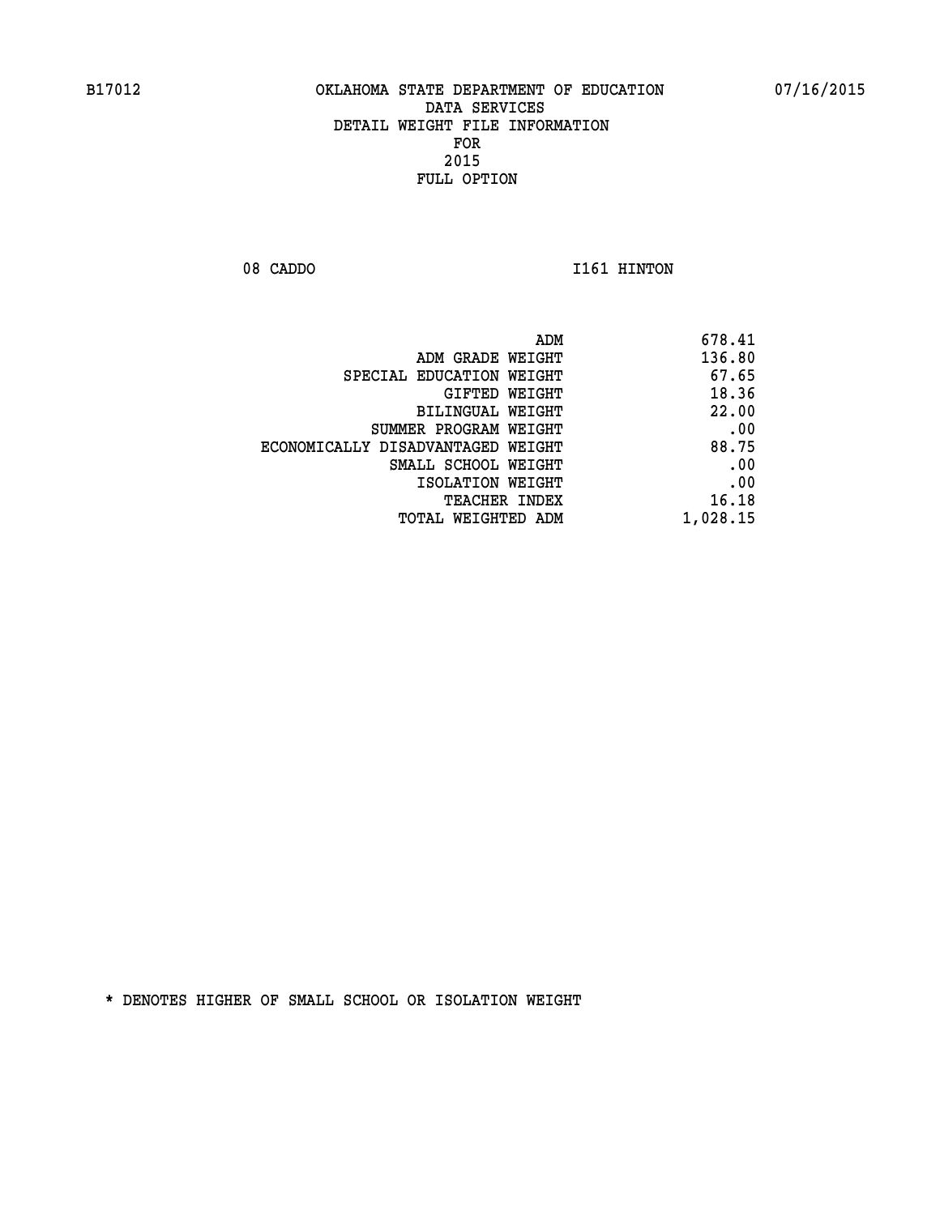B17012 OKLAHOMA STATE DEPARTMENT OF EDUCATION 07/16/2015

DATA SERVICES
DETAIL WEIGHT FILE INFORMATION
FOR
2015
FULL OPTION

08 CADDO I161 HINTON

| | |
|---|---|
| ADM | 678.41 |
| ADM GRADE WEIGHT | 136.80 |
| SPECIAL EDUCATION WEIGHT | 67.65 |
| GIFTED WEIGHT | 18.36 |
| BILINGUAL WEIGHT | 22.00 |
| SUMMER PROGRAM WEIGHT | .00 |
| ECONOMICALLY DISADVANTAGED WEIGHT | 88.75 |
| SMALL SCHOOL WEIGHT | .00 |
| ISOLATION WEIGHT | .00 |
| TEACHER INDEX | 16.18 |
| TOTAL WEIGHTED ADM | 1,028.15 |

* DENOTES HIGHER OF SMALL SCHOOL OR ISOLATION WEIGHT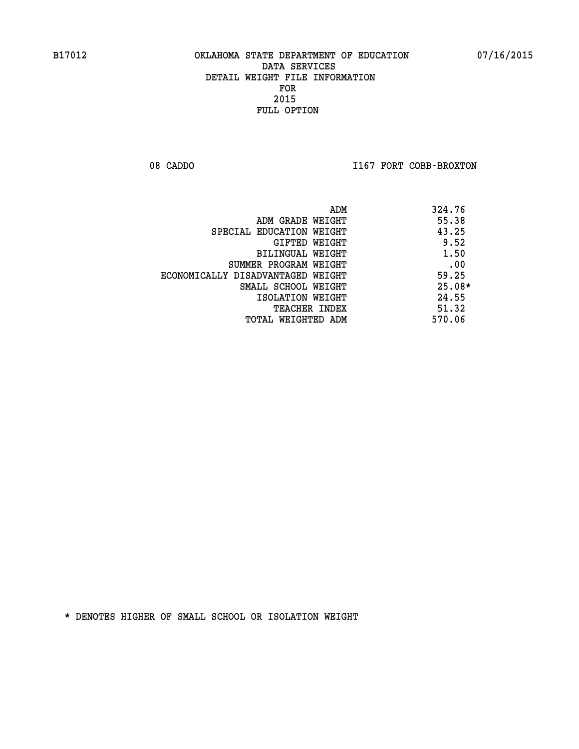B17012 OKLAHOMA STATE DEPARTMENT OF EDUCATION 07/16/2015

DATA SERVICES
DETAIL WEIGHT FILE INFORMATION
FOR
2015
FULL OPTION

08 CADDO I167 FORT COBB-BROXTON

| | |
|---|---|
| ADM | 324.76 |
| ADM GRADE WEIGHT | 55.38 |
| SPECIAL EDUCATION WEIGHT | 43.25 |
| GIFTED WEIGHT | 9.52 |
| BILINGUAL WEIGHT | 1.50 |
| SUMMER PROGRAM WEIGHT | .00 |
| ECONOMICALLY DISADVANTAGED WEIGHT | 59.25 |
| SMALL SCHOOL WEIGHT | 25.08* |
| ISOLATION WEIGHT | 24.55 |
| TEACHER INDEX | 51.32 |
| TOTAL WEIGHTED ADM | 570.06 |

* DENOTES HIGHER OF SMALL SCHOOL OR ISOLATION WEIGHT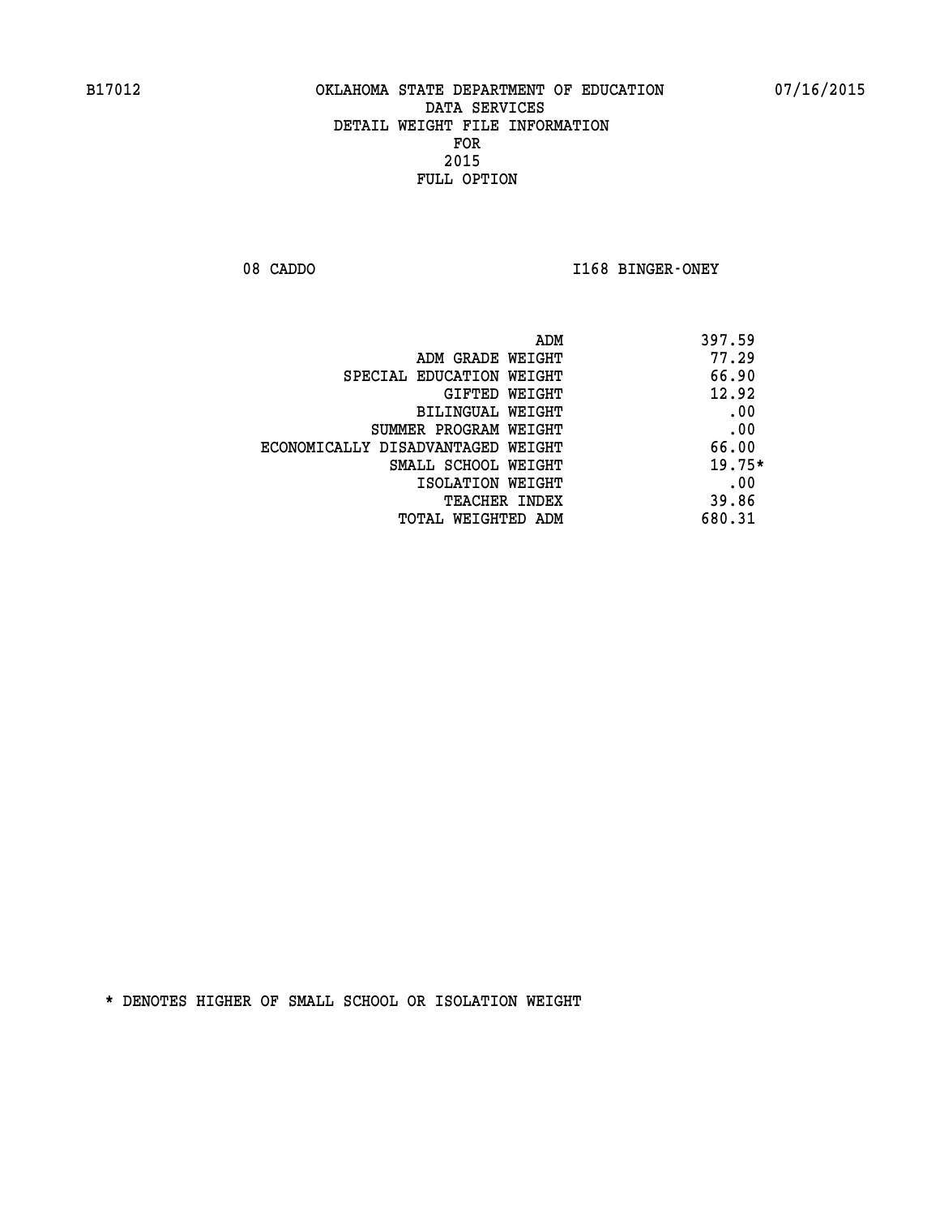B17012 OKLAHOMA STATE DEPARTMENT OF EDUCATION 07/16/2015

DATA SERVICES
DETAIL WEIGHT FILE INFORMATION
FOR
2015
FULL OPTION

08 CADDO I168 BINGER-ONEY

| | |
|---|---|
| ADM | 397.59 |
| ADM GRADE WEIGHT | 77.29 |
| SPECIAL EDUCATION WEIGHT | 66.90 |
| GIFTED WEIGHT | 12.92 |
| BILINGUAL WEIGHT | .00 |
| SUMMER PROGRAM WEIGHT | .00 |
| ECONOMICALLY DISADVANTAGED WEIGHT | 66.00 |
| SMALL SCHOOL WEIGHT | 19.75* |
| ISOLATION WEIGHT | .00 |
| TEACHER INDEX | 39.86 |
| TOTAL WEIGHTED ADM | 680.31 |

* DENOTES HIGHER OF SMALL SCHOOL OR ISOLATION WEIGHT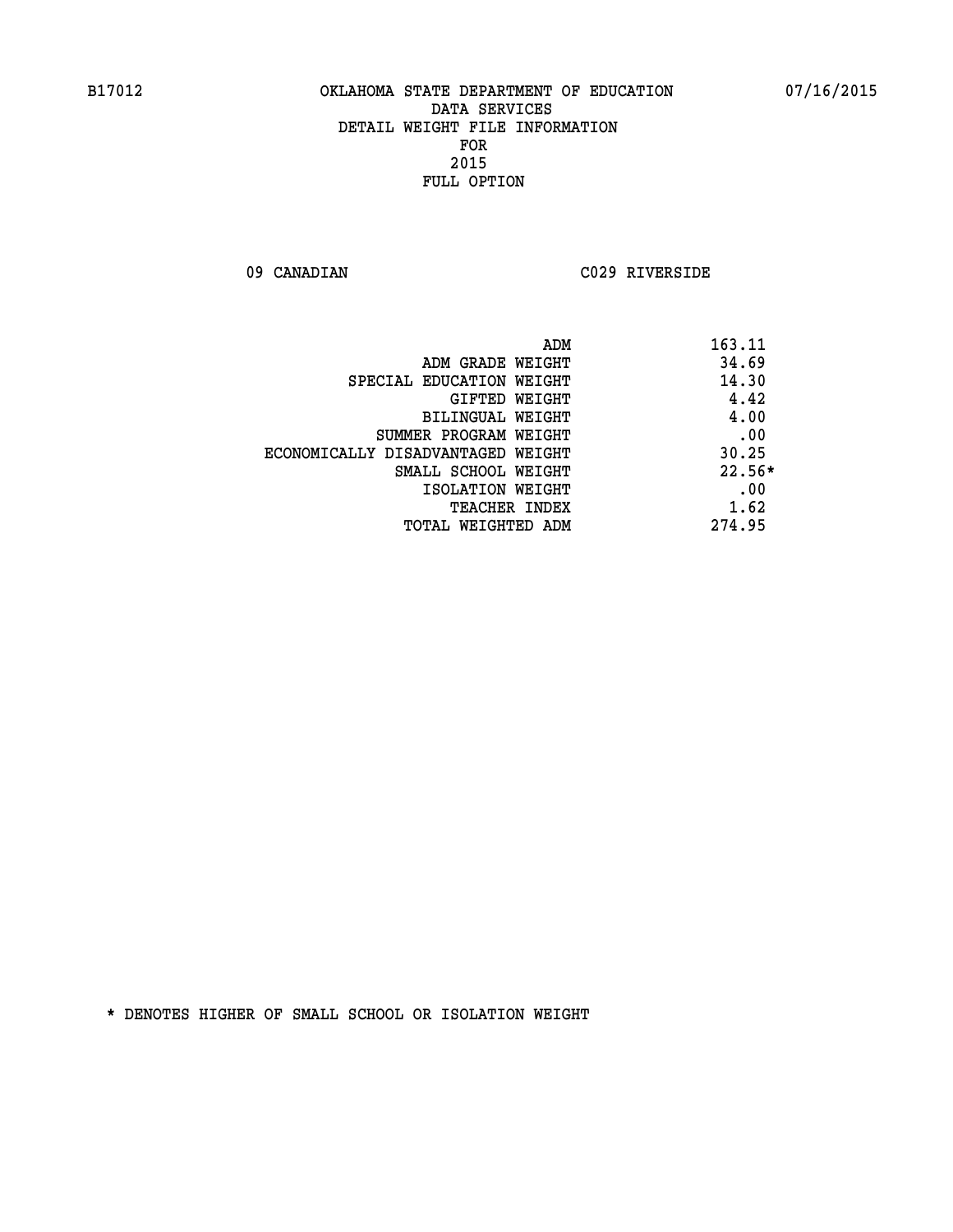B17012 OKLAHOMA STATE DEPARTMENT OF EDUCATION 07/16/2015

DATA SERVICES
DETAIL WEIGHT FILE INFORMATION
FOR
2015
FULL OPTION

09 CANADIAN C029 RIVERSIDE

| | |
|---|---|
| ADM | 163.11 |
| ADM GRADE WEIGHT | 34.69 |
| SPECIAL EDUCATION WEIGHT | 14.30 |
| GIFTED WEIGHT | 4.42 |
| BILINGUAL WEIGHT | 4.00 |
| SUMMER PROGRAM WEIGHT | .00 |
| ECONOMICALLY DISADVANTAGED WEIGHT | 30.25 |
| SMALL SCHOOL WEIGHT | 22.56* |
| ISOLATION WEIGHT | .00 |
| TEACHER INDEX | 1.62 |
| TOTAL WEIGHTED ADM | 274.95 |

* DENOTES HIGHER OF SMALL SCHOOL OR ISOLATION WEIGHT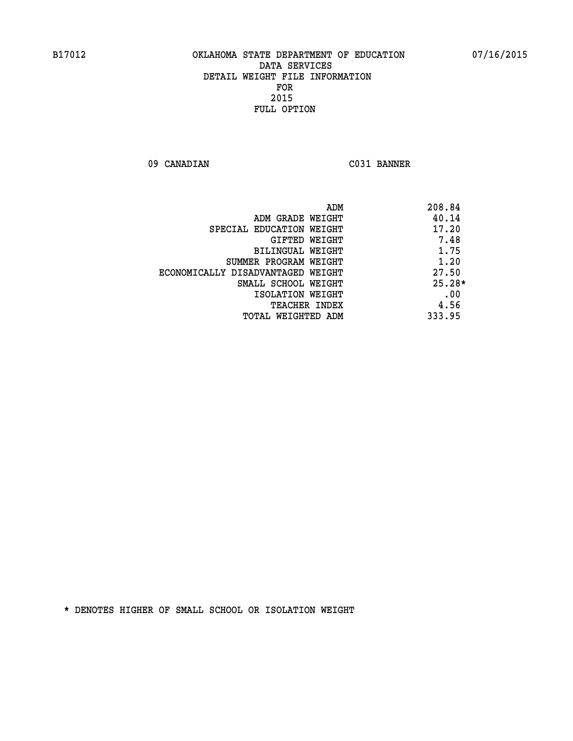B17012 OKLAHOMA STATE DEPARTMENT OF EDUCATION 07/16/2015

DATA SERVICES
DETAIL WEIGHT FILE INFORMATION
FOR
2015
FULL OPTION

09 CANADIAN C031 BANNER

| | |
|---|---|
| ADM | 208.84 |
| ADM GRADE WEIGHT | 40.14 |
| SPECIAL EDUCATION WEIGHT | 17.20 |
| GIFTED WEIGHT | 7.48 |
| BILINGUAL WEIGHT | 1.75 |
| SUMMER PROGRAM WEIGHT | 1.20 |
| ECONOMICALLY DISADVANTAGED WEIGHT | 27.50 |
| SMALL SCHOOL WEIGHT | 25.28* |
| ISOLATION WEIGHT | .00 |
| TEACHER INDEX | 4.56 |
| TOTAL WEIGHTED ADM | 333.95 |

* DENOTES HIGHER OF SMALL SCHOOL OR ISOLATION WEIGHT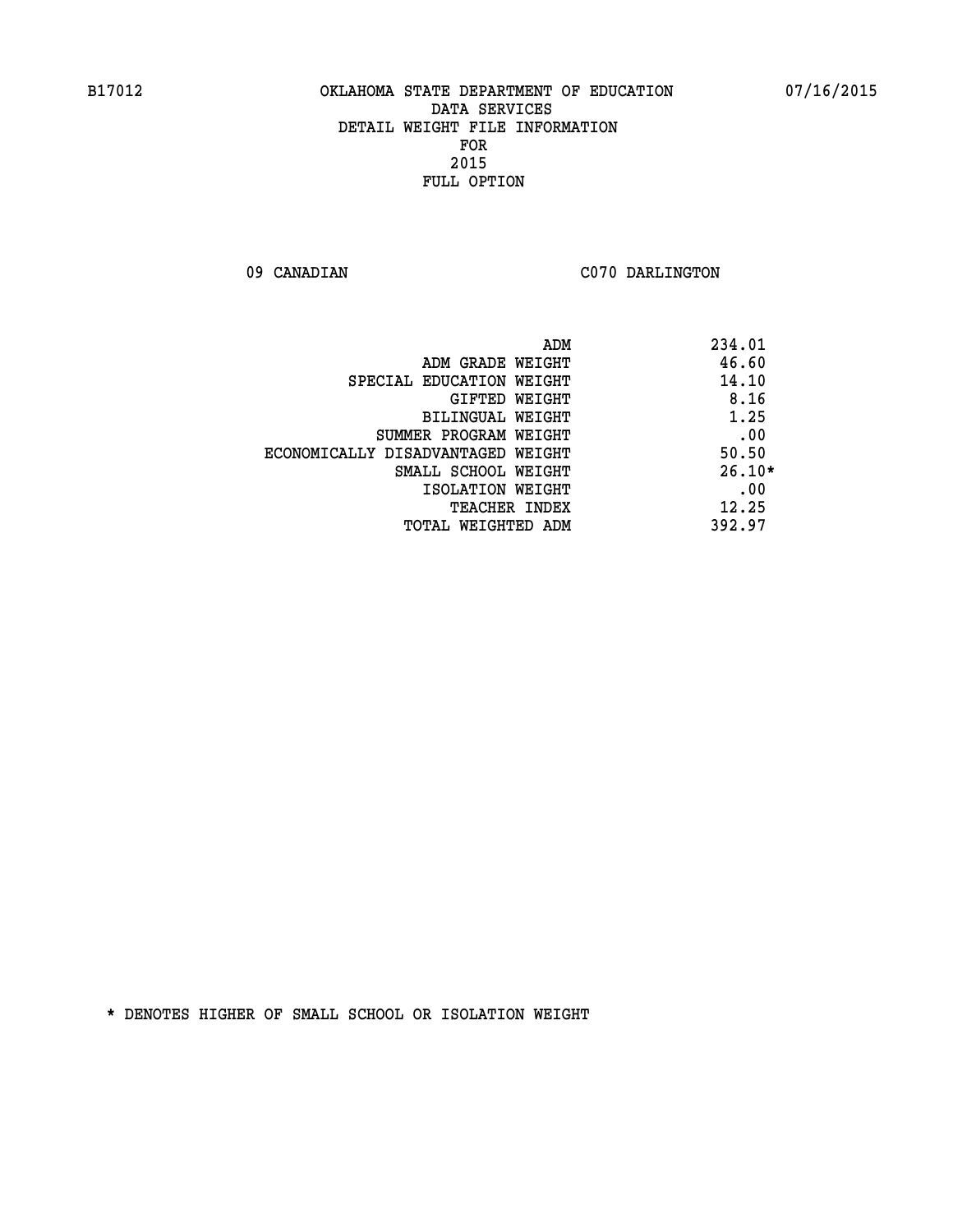B17012 OKLAHOMA STATE DEPARTMENT OF EDUCATION 07/16/2015

DATA SERVICES
DETAIL WEIGHT FILE INFORMATION
FOR
2015
FULL OPTION

09 CANADIAN C070 DARLINGTON

| | |
|---|---|
| ADM | 234.01 |
| ADM GRADE WEIGHT | 46.60 |
| SPECIAL EDUCATION WEIGHT | 14.10 |
| GIFTED WEIGHT | 8.16 |
| BILINGUAL WEIGHT | 1.25 |
| SUMMER PROGRAM WEIGHT | .00 |
| ECONOMICALLY DISADVANTAGED WEIGHT | 50.50 |
| SMALL SCHOOL WEIGHT | 26.10* |
| ISOLATION WEIGHT | .00 |
| TEACHER INDEX | 12.25 |
| TOTAL WEIGHTED ADM | 392.97 |

* DENOTES HIGHER OF SMALL SCHOOL OR ISOLATION WEIGHT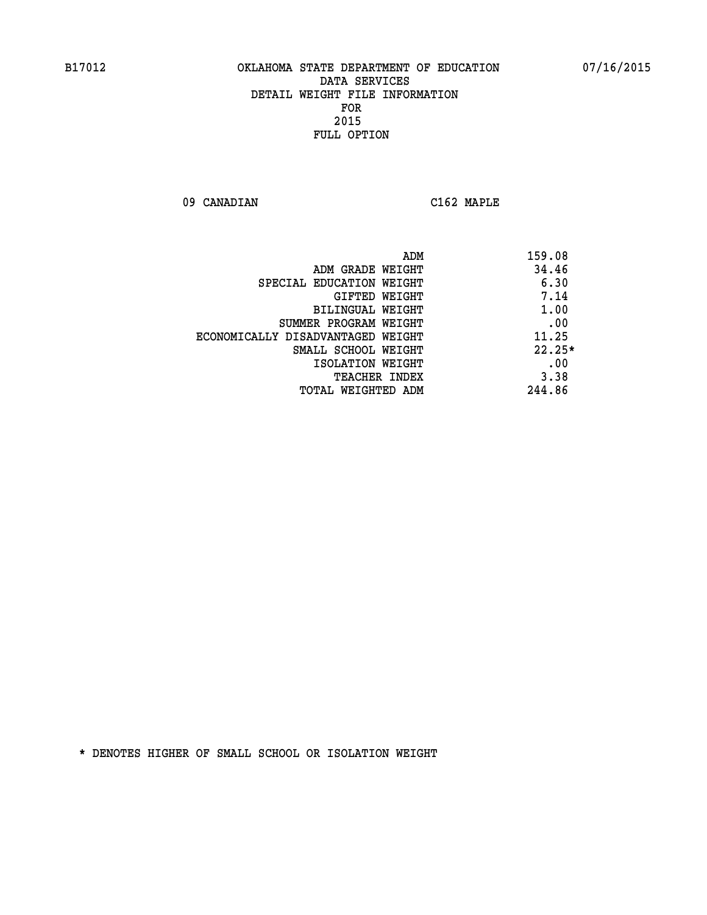B17012 OKLAHOMA STATE DEPARTMENT OF EDUCATION 07/16/2015

DATA SERVICES
DETAIL WEIGHT FILE INFORMATION
FOR
2015
FULL OPTION

09 CANADIAN C162 MAPLE

| | |
|---|---|
| ADM | 159.08 |
| ADM GRADE WEIGHT | 34.46 |
| SPECIAL EDUCATION WEIGHT | 6.30 |
| GIFTED WEIGHT | 7.14 |
| BILINGUAL WEIGHT | 1.00 |
| SUMMER PROGRAM WEIGHT | .00 |
| ECONOMICALLY DISADVANTAGED WEIGHT | 11.25 |
| SMALL SCHOOL WEIGHT | 22.25* |
| ISOLATION WEIGHT | .00 |
| TEACHER INDEX | 3.38 |
| TOTAL WEIGHTED ADM | 244.86 |

* DENOTES HIGHER OF SMALL SCHOOL OR ISOLATION WEIGHT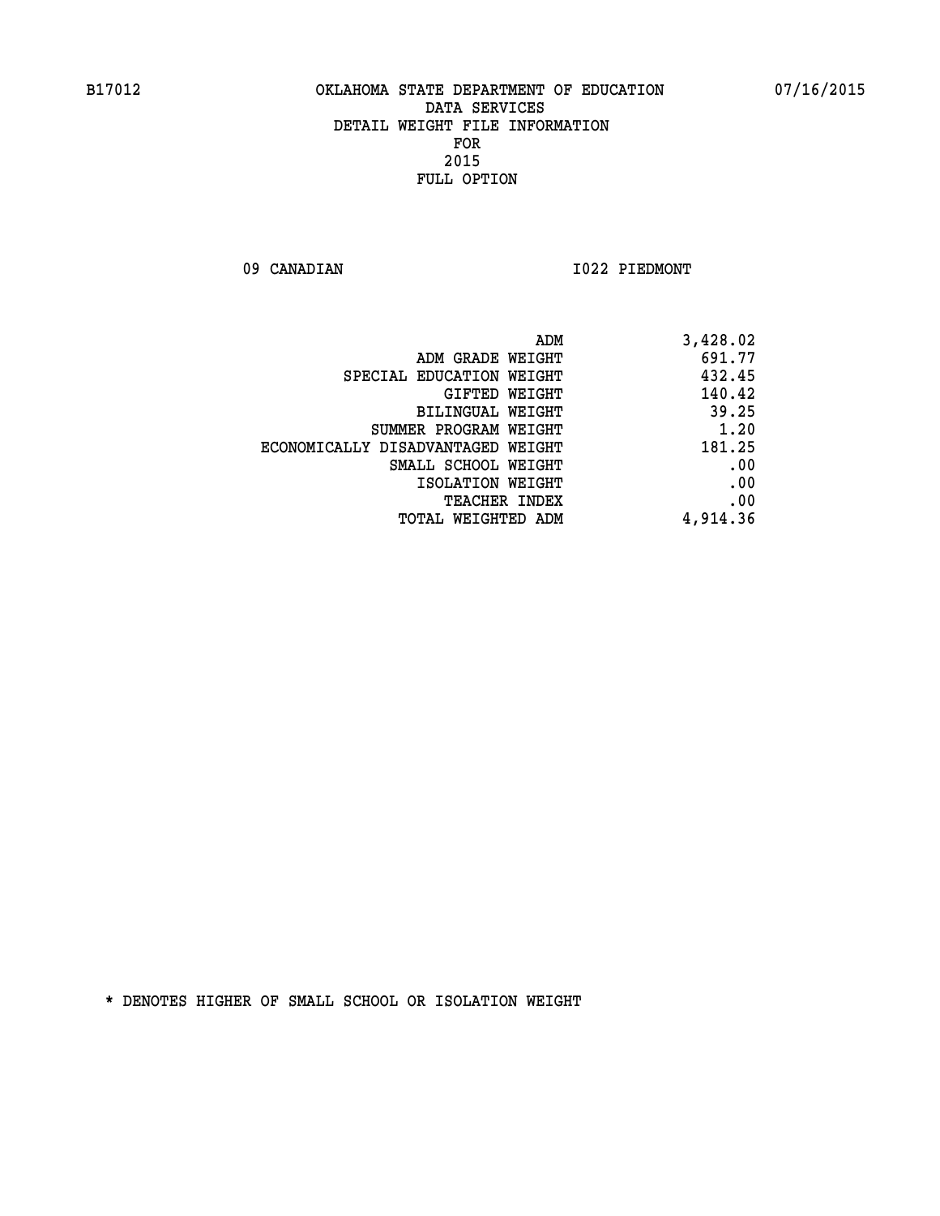B17012 OKLAHOMA STATE DEPARTMENT OF EDUCATION 07/16/2015

DATA SERVICES
DETAIL WEIGHT FILE INFORMATION
FOR
2015
FULL OPTION

09 CANADIAN I022 PIEDMONT

| | |
|---|---|
| ADM | 3,428.02 |
| ADM GRADE WEIGHT | 691.77 |
| SPECIAL EDUCATION WEIGHT | 432.45 |
| GIFTED WEIGHT | 140.42 |
| BILINGUAL WEIGHT | 39.25 |
| SUMMER PROGRAM WEIGHT | 1.20 |
| ECONOMICALLY DISADVANTAGED WEIGHT | 181.25 |
| SMALL SCHOOL WEIGHT | .00 |
| ISOLATION WEIGHT | .00 |
| TEACHER INDEX | .00 |
| TOTAL WEIGHTED ADM | 4,914.36 |

* DENOTES HIGHER OF SMALL SCHOOL OR ISOLATION WEIGHT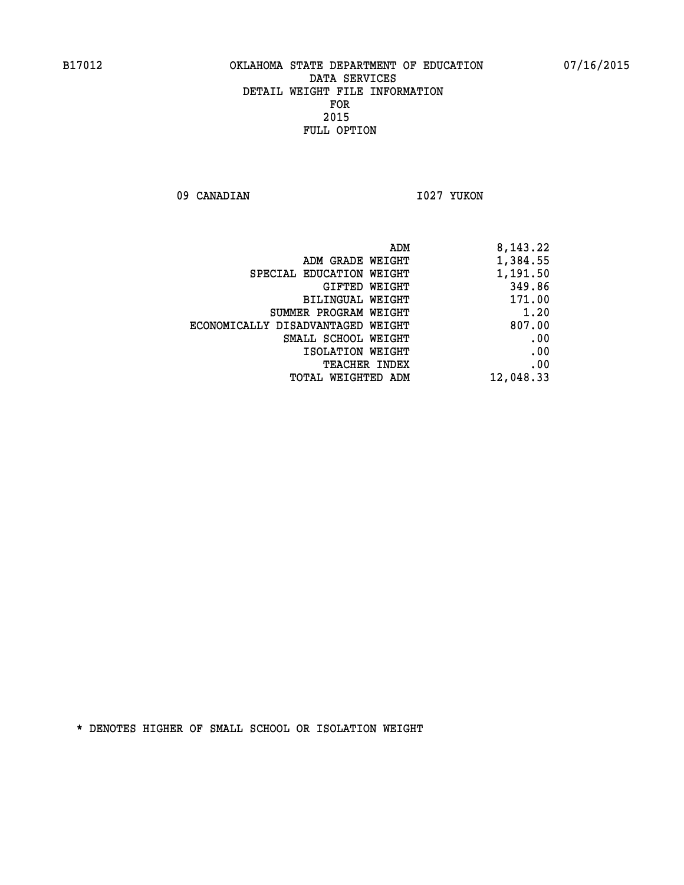B17012 OKLAHOMA STATE DEPARTMENT OF EDUCATION 07/16/2015

DATA SERVICES
DETAIL WEIGHT FILE INFORMATION
FOR
2015
FULL OPTION

09 CANADIAN I027 YUKON

| | |
|---|---|
| ADM | 8,143.22 |
| ADM GRADE WEIGHT | 1,384.55 |
| SPECIAL EDUCATION WEIGHT | 1,191.50 |
| GIFTED WEIGHT | 349.86 |
| BILINGUAL WEIGHT | 171.00 |
| SUMMER PROGRAM WEIGHT | 1.20 |
| ECONOMICALLY DISADVANTAGED WEIGHT | 807.00 |
| SMALL SCHOOL WEIGHT | .00 |
| ISOLATION WEIGHT | .00 |
| TEACHER INDEX | .00 |
| TOTAL WEIGHTED ADM | 12,048.33 |

* DENOTES HIGHER OF SMALL SCHOOL OR ISOLATION WEIGHT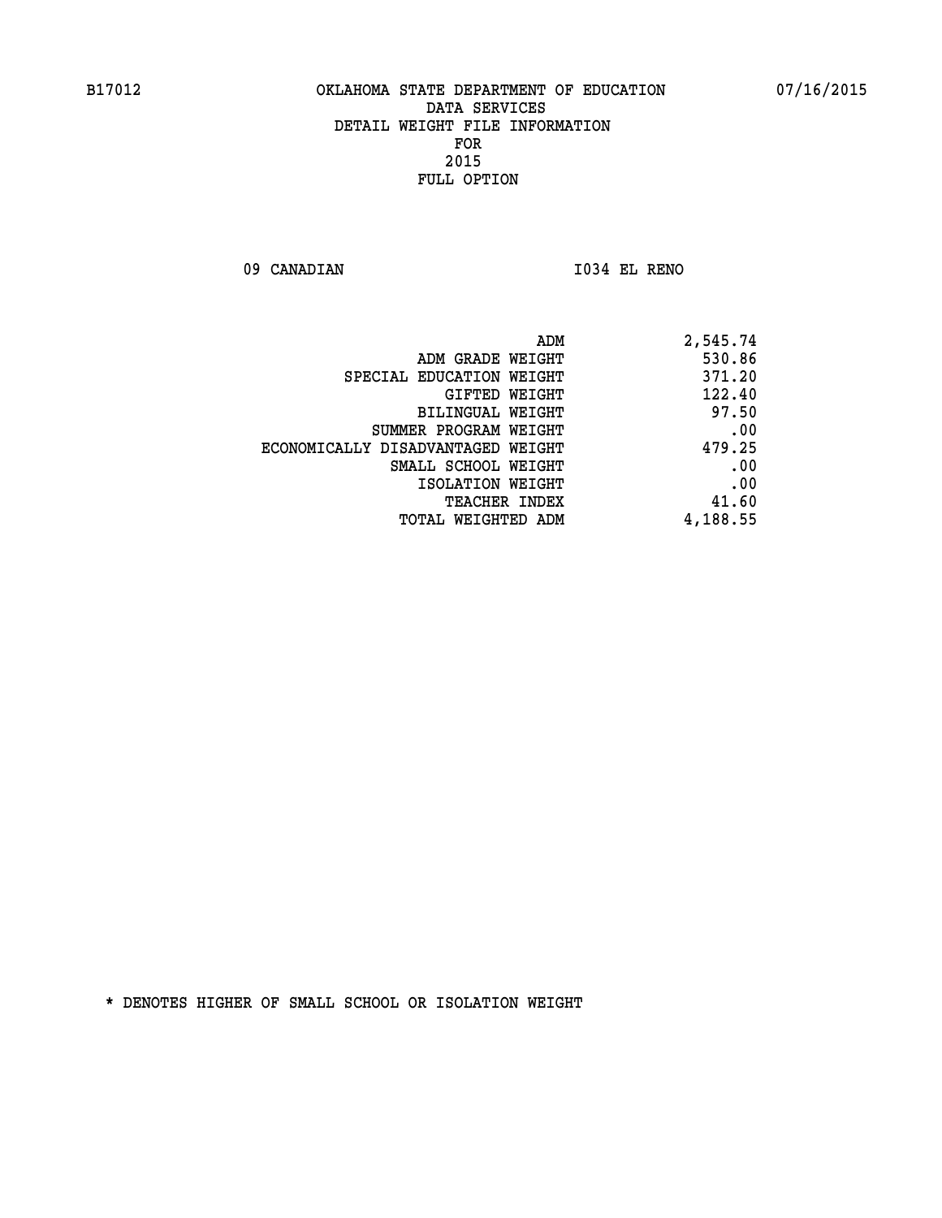B17012 OKLAHOMA STATE DEPARTMENT OF EDUCATION 07/16/2015

DATA SERVICES
DETAIL WEIGHT FILE INFORMATION
FOR
2015
FULL OPTION

09 CANADIAN I034 EL RENO

| | |
|---|---|
| ADM | 2,545.74 |
| ADM GRADE WEIGHT | 530.86 |
| SPECIAL EDUCATION WEIGHT | 371.20 |
| GIFTED WEIGHT | 122.40 |
| BILINGUAL WEIGHT | 97.50 |
| SUMMER PROGRAM WEIGHT | .00 |
| ECONOMICALLY DISADVANTAGED WEIGHT | 479.25 |
| SMALL SCHOOL WEIGHT | .00 |
| ISOLATION WEIGHT | .00 |
| TEACHER INDEX | 41.60 |
| TOTAL WEIGHTED ADM | 4,188.55 |

* DENOTES HIGHER OF SMALL SCHOOL OR ISOLATION WEIGHT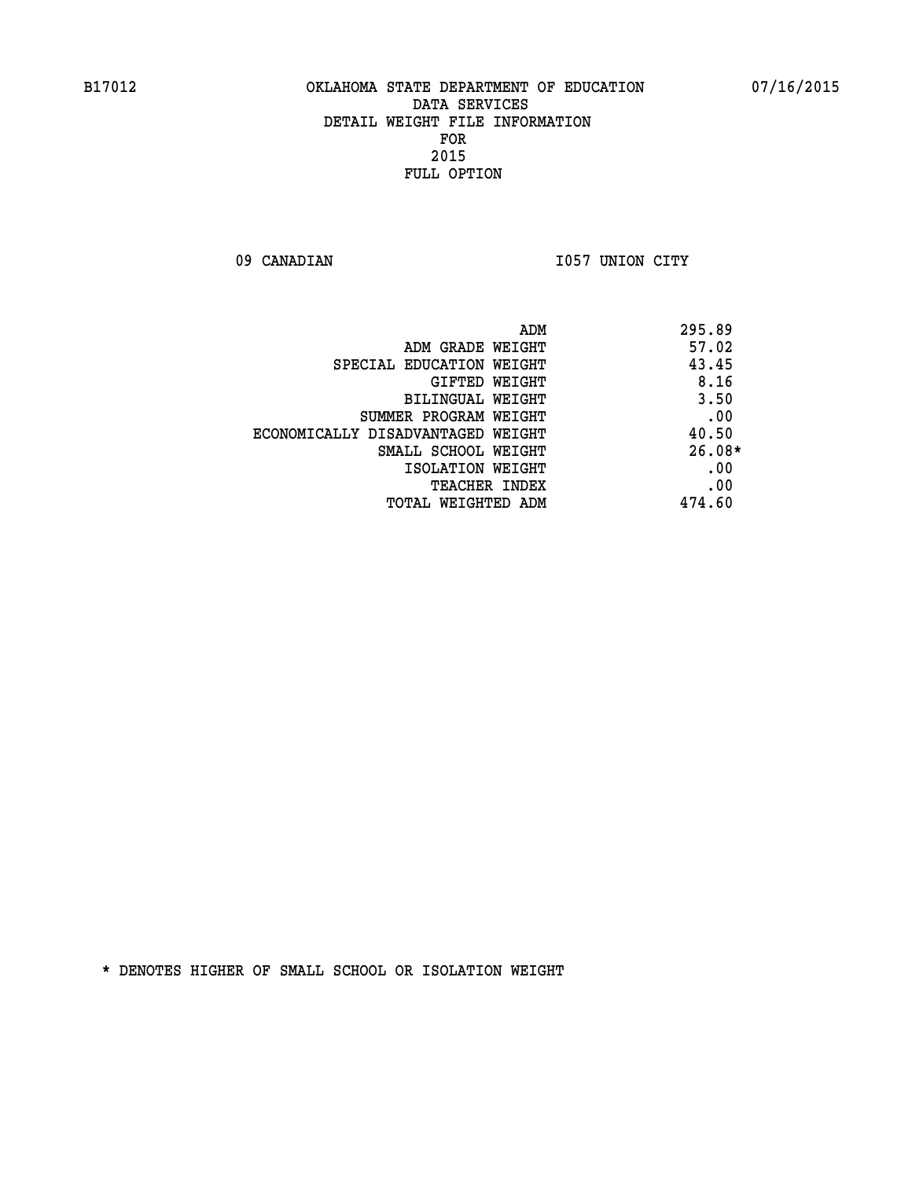B17012 OKLAHOMA STATE DEPARTMENT OF EDUCATION 07/16/2015

DATA SERVICES
DETAIL WEIGHT FILE INFORMATION
FOR
2015
FULL OPTION

09 CANADIAN I057 UNION CITY

| | |
|---|---|
| ADM | 295.89 |
| ADM GRADE WEIGHT | 57.02 |
| SPECIAL EDUCATION WEIGHT | 43.45 |
| GIFTED WEIGHT | 8.16 |
| BILINGUAL WEIGHT | 3.50 |
| SUMMER PROGRAM WEIGHT | .00 |
| ECONOMICALLY DISADVANTAGED WEIGHT | 40.50 |
| SMALL SCHOOL WEIGHT | 26.08* |
| ISOLATION WEIGHT | .00 |
| TEACHER INDEX | .00 |
| TOTAL WEIGHTED ADM | 474.60 |

* DENOTES HIGHER OF SMALL SCHOOL OR ISOLATION WEIGHT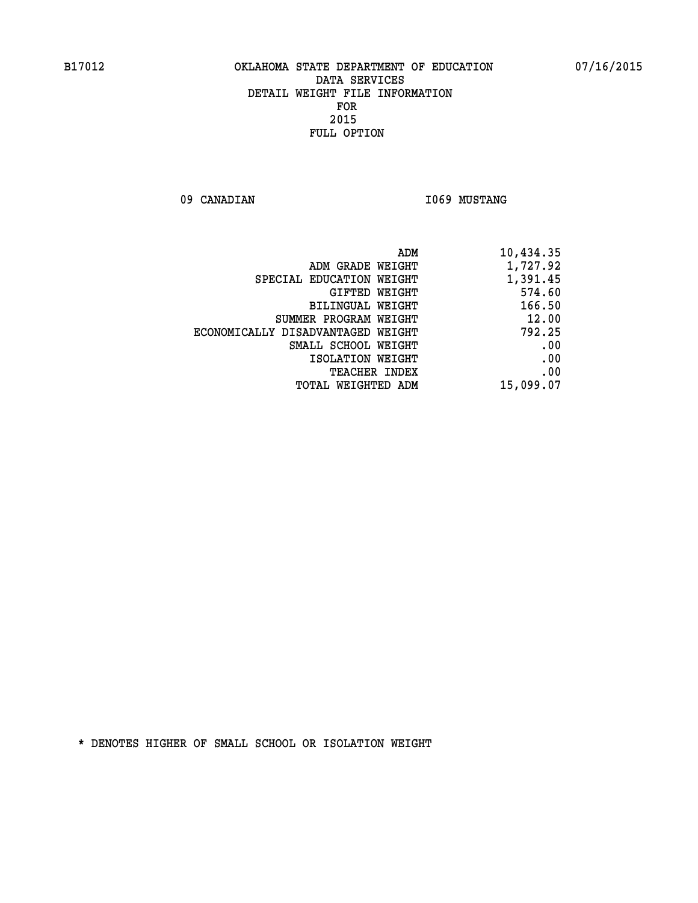B17012 OKLAHOMA STATE DEPARTMENT OF EDUCATION 07/16/2015

DATA SERVICES
DETAIL WEIGHT FILE INFORMATION
FOR
2015
FULL OPTION

09 CANADIAN I069 MUSTANG

| | |
|---|---|
| ADM | 10,434.35 |
| ADM GRADE WEIGHT | 1,727.92 |
| SPECIAL EDUCATION WEIGHT | 1,391.45 |
| GIFTED WEIGHT | 574.60 |
| BILINGUAL WEIGHT | 166.50 |
| SUMMER PROGRAM WEIGHT | 12.00 |
| ECONOMICALLY DISADVANTAGED WEIGHT | 792.25 |
| SMALL SCHOOL WEIGHT | .00 |
| ISOLATION WEIGHT | .00 |
| TEACHER INDEX | .00 |
| TOTAL WEIGHTED ADM | 15,099.07 |

* DENOTES HIGHER OF SMALL SCHOOL OR ISOLATION WEIGHT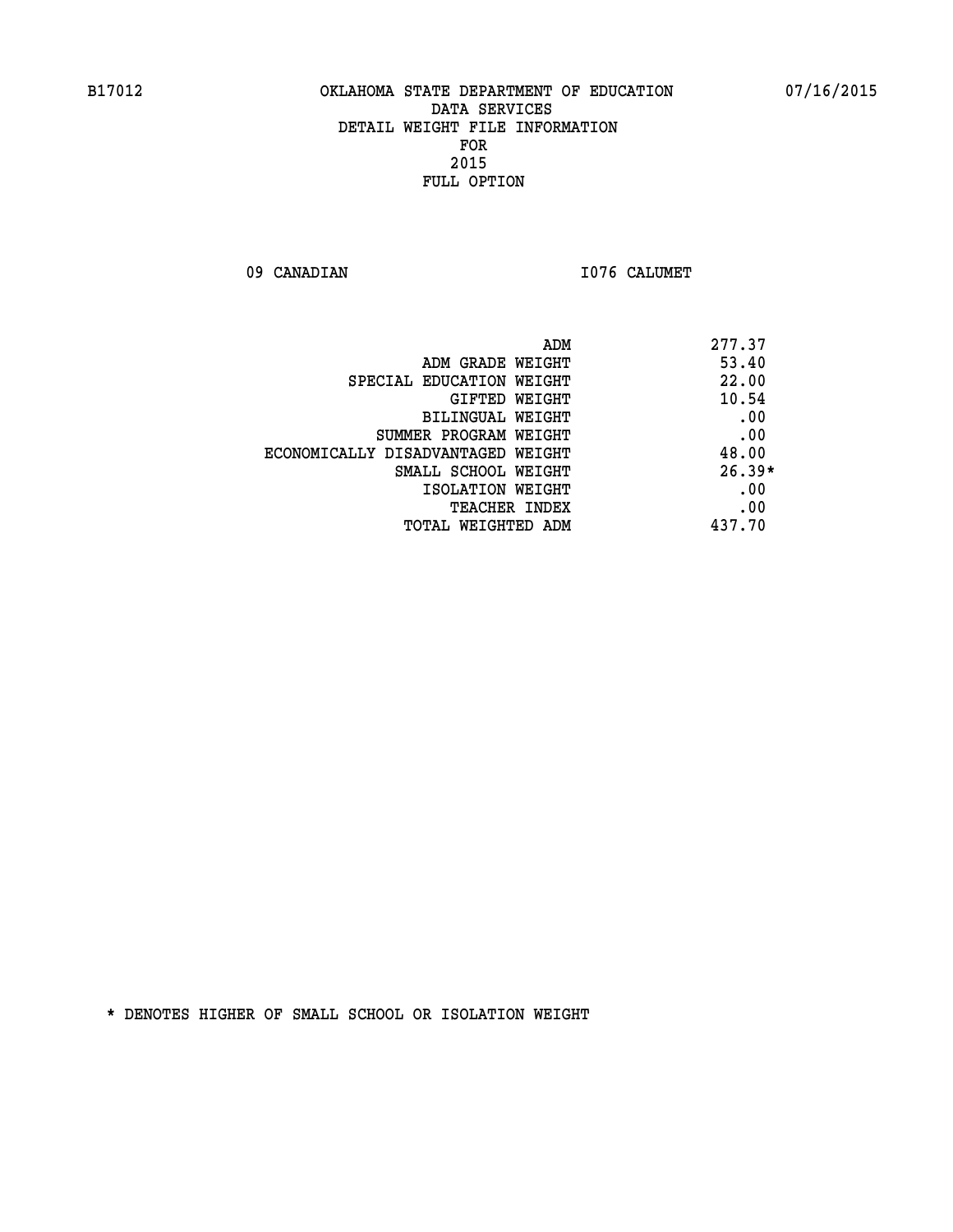B17012 OKLAHOMA STATE DEPARTMENT OF EDUCATION 07/16/2015

DATA SERVICES
DETAIL WEIGHT FILE INFORMATION
FOR
2015
FULL OPTION

09 CANADIAN I076 CALUMET

| | |
|---|---|
| ADM | 277.37 |
| ADM GRADE WEIGHT | 53.40 |
| SPECIAL EDUCATION WEIGHT | 22.00 |
| GIFTED WEIGHT | 10.54 |
| BILINGUAL WEIGHT | .00 |
| SUMMER PROGRAM WEIGHT | .00 |
| ECONOMICALLY DISADVANTAGED WEIGHT | 48.00 |
| SMALL SCHOOL WEIGHT | 26.39* |
| ISOLATION WEIGHT | .00 |
| TEACHER INDEX | .00 |
| TOTAL WEIGHTED ADM | 437.70 |

* DENOTES HIGHER OF SMALL SCHOOL OR ISOLATION WEIGHT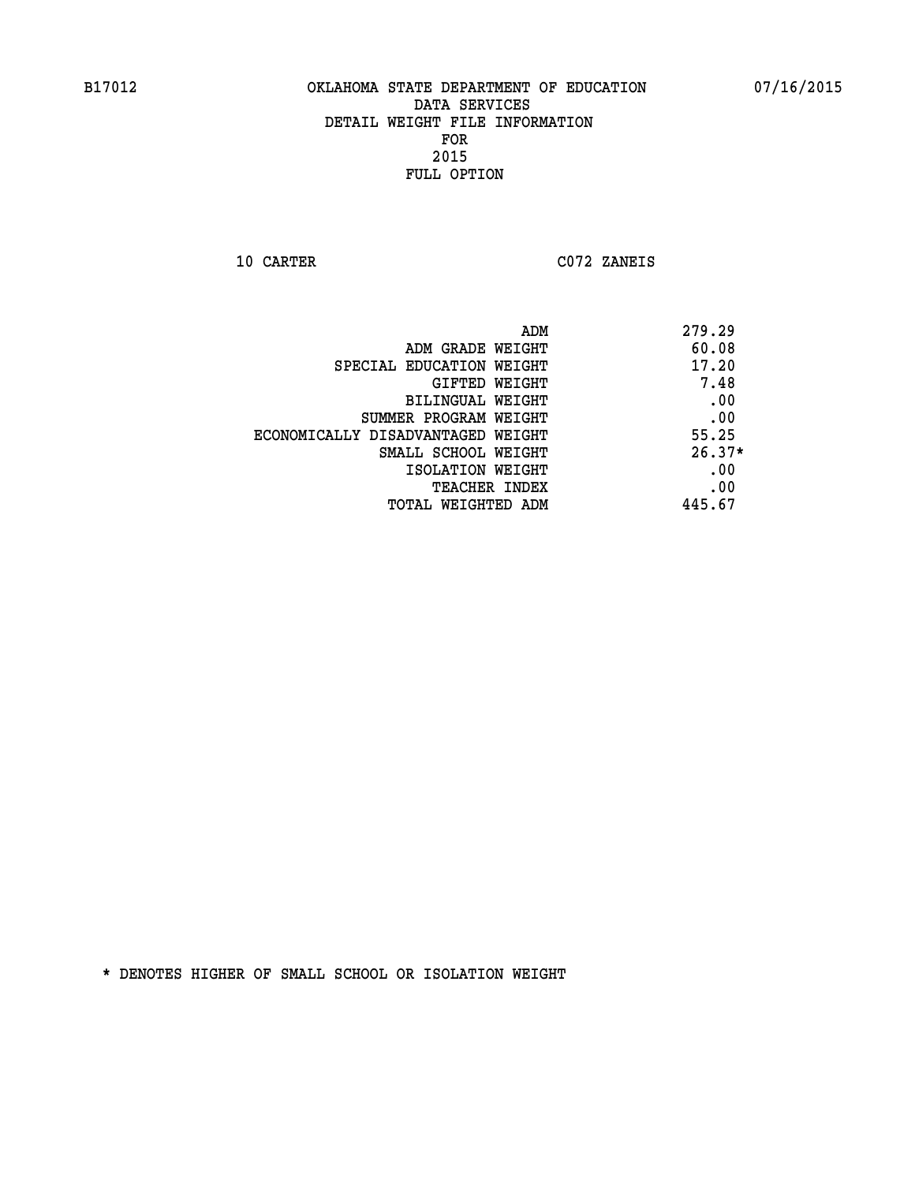B17012 OKLAHOMA STATE DEPARTMENT OF EDUCATION 07/16/2015

DATA SERVICES
DETAIL WEIGHT FILE INFORMATION
FOR
2015
FULL OPTION

10 CARTER C072 ZANEIS

| | |
|---|---|
| ADM | 279.29 |
| ADM GRADE WEIGHT | 60.08 |
| SPECIAL EDUCATION WEIGHT | 17.20 |
| GIFTED WEIGHT | 7.48 |
| BILINGUAL WEIGHT | .00 |
| SUMMER PROGRAM WEIGHT | .00 |
| ECONOMICALLY DISADVANTAGED WEIGHT | 55.25 |
| SMALL SCHOOL WEIGHT | 26.37* |
| ISOLATION WEIGHT | .00 |
| TEACHER INDEX | .00 |
| TOTAL WEIGHTED ADM | 445.67 |

* DENOTES HIGHER OF SMALL SCHOOL OR ISOLATION WEIGHT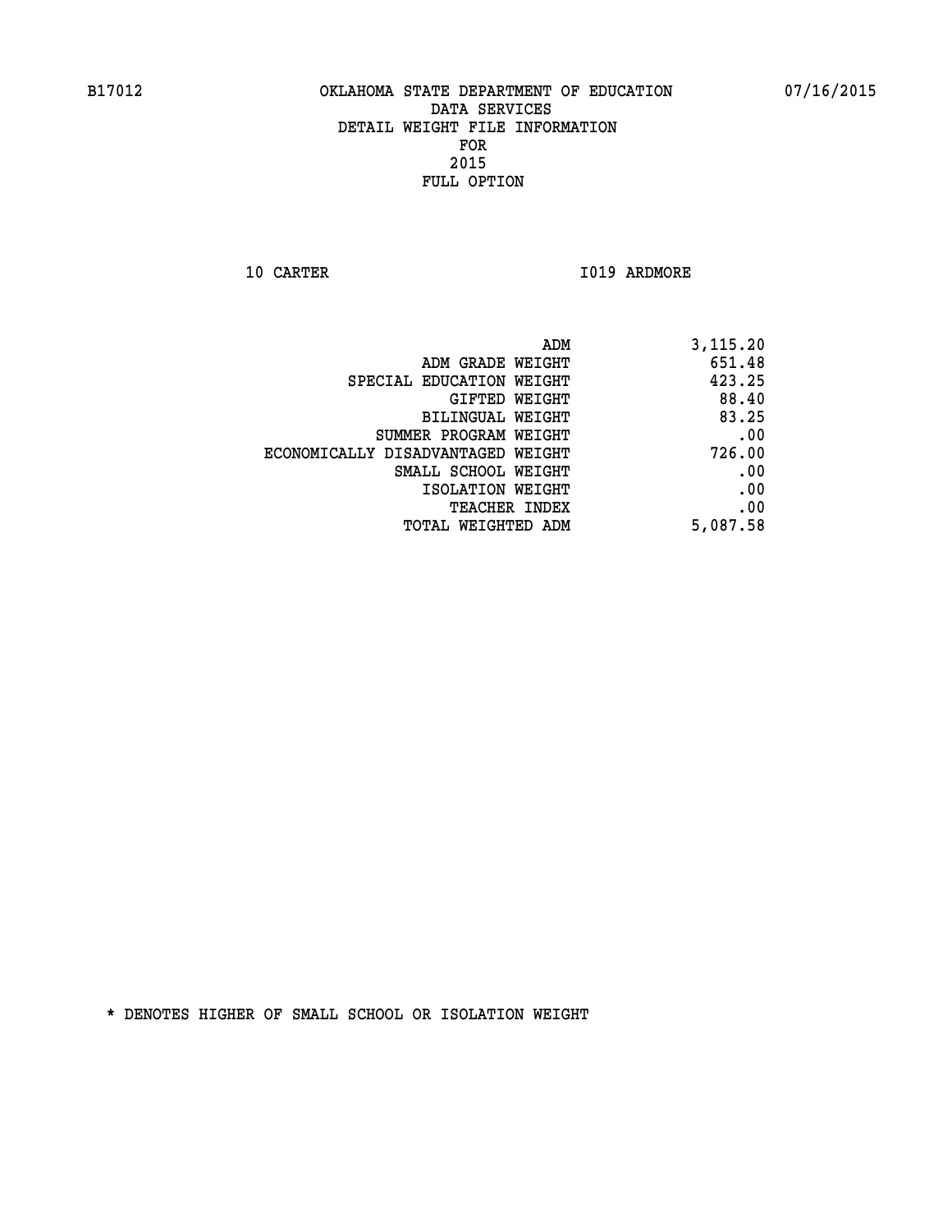B17012 OKLAHOMA STATE DEPARTMENT OF EDUCATION 07/16/2015

DATA SERVICES
DETAIL WEIGHT FILE INFORMATION
FOR
2015
FULL OPTION

10 CARTER I019 ARDMORE

| | |
|---|---|
| ADM | 3,115.20 |
| ADM GRADE WEIGHT | 651.48 |
| SPECIAL EDUCATION WEIGHT | 423.25 |
| GIFTED WEIGHT | 88.40 |
| BILINGUAL WEIGHT | 83.25 |
| SUMMER PROGRAM WEIGHT | .00 |
| ECONOMICALLY DISADVANTAGED WEIGHT | 726.00 |
| SMALL SCHOOL WEIGHT | .00 |
| ISOLATION WEIGHT | .00 |
| TEACHER INDEX | .00 |
| TOTAL WEIGHTED ADM | 5,087.58 |

* DENOTES HIGHER OF SMALL SCHOOL OR ISOLATION WEIGHT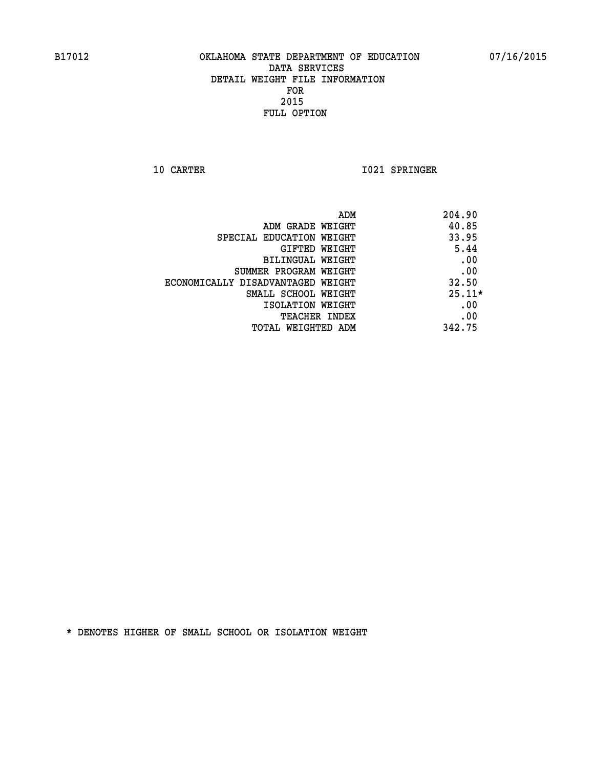B17012 OKLAHOMA STATE DEPARTMENT OF EDUCATION 07/16/2015

DATA SERVICES
DETAIL WEIGHT FILE INFORMATION
FOR
2015
FULL OPTION

10 CARTER I021 SPRINGER

| | |
|---|---|
| ADM | 204.90 |
| ADM GRADE WEIGHT | 40.85 |
| SPECIAL EDUCATION WEIGHT | 33.95 |
| GIFTED WEIGHT | 5.44 |
| BILINGUAL WEIGHT | .00 |
| SUMMER PROGRAM WEIGHT | .00 |
| ECONOMICALLY DISADVANTAGED WEIGHT | 32.50 |
| SMALL SCHOOL WEIGHT | 25.11* |
| ISOLATION WEIGHT | .00 |
| TEACHER INDEX | .00 |
| TOTAL WEIGHTED ADM | 342.75 |

* DENOTES HIGHER OF SMALL SCHOOL OR ISOLATION WEIGHT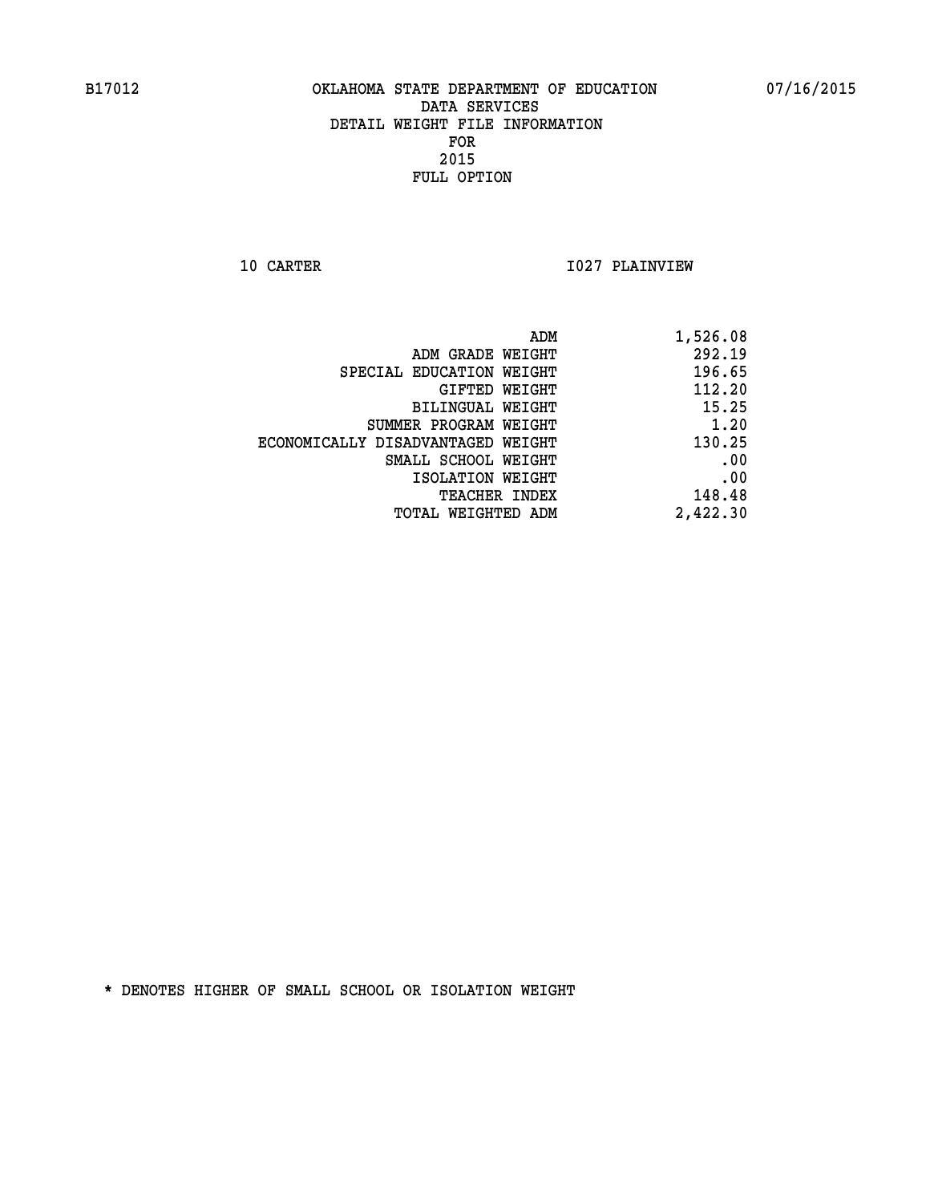B17012 OKLAHOMA STATE DEPARTMENT OF EDUCATION 07/16/2015

DATA SERVICES
DETAIL WEIGHT FILE INFORMATION
FOR
2015
FULL OPTION

10 CARTER I027 PLAINVIEW

| | |
|---|---|
| ADM | 1,526.08 |
| ADM GRADE WEIGHT | 292.19 |
| SPECIAL EDUCATION WEIGHT | 196.65 |
| GIFTED WEIGHT | 112.20 |
| BILINGUAL WEIGHT | 15.25 |
| SUMMER PROGRAM WEIGHT | 1.20 |
| ECONOMICALLY DISADVANTAGED WEIGHT | 130.25 |
| SMALL SCHOOL WEIGHT | .00 |
| ISOLATION WEIGHT | .00 |
| TEACHER INDEX | 148.48 |
| TOTAL WEIGHTED ADM | 2,422.30 |

* DENOTES HIGHER OF SMALL SCHOOL OR ISOLATION WEIGHT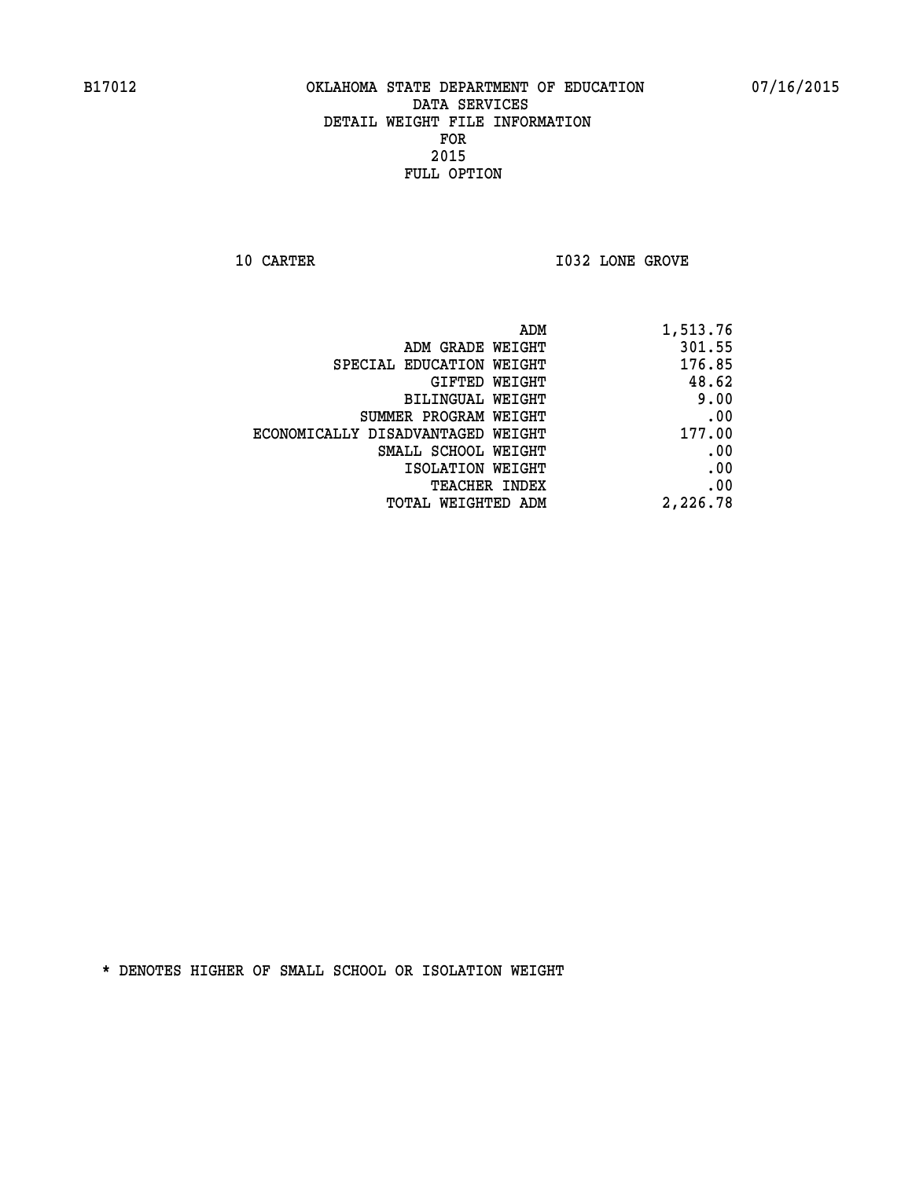# OKLAHOMA STATE DEPARTMENT OF EDUCATION
## DATA SERVICES
## DETAIL WEIGHT FILE INFORMATION
## FOR
## 2015
## FULL OPTION

B17012 07/16/2015

10 CARTER I032 LONE GROVE

| | |
|---|---|
| ADM | 1,513.76 |
| ADM GRADE WEIGHT | 301.55 |
| SPECIAL EDUCATION WEIGHT | 176.85 |
| GIFTED WEIGHT | 48.62 |
| BILINGUAL WEIGHT | 9.00 |
| SUMMER PROGRAM WEIGHT | .00 |
| ECONOMICALLY DISADVANTAGED WEIGHT | 177.00 |
| SMALL SCHOOL WEIGHT | .00 |
| ISOLATION WEIGHT | .00 |
| TEACHER INDEX | .00 |
| TOTAL WEIGHTED ADM | 2,226.78 |

* DENOTES HIGHER OF SMALL SCHOOL OR ISOLATION WEIGHT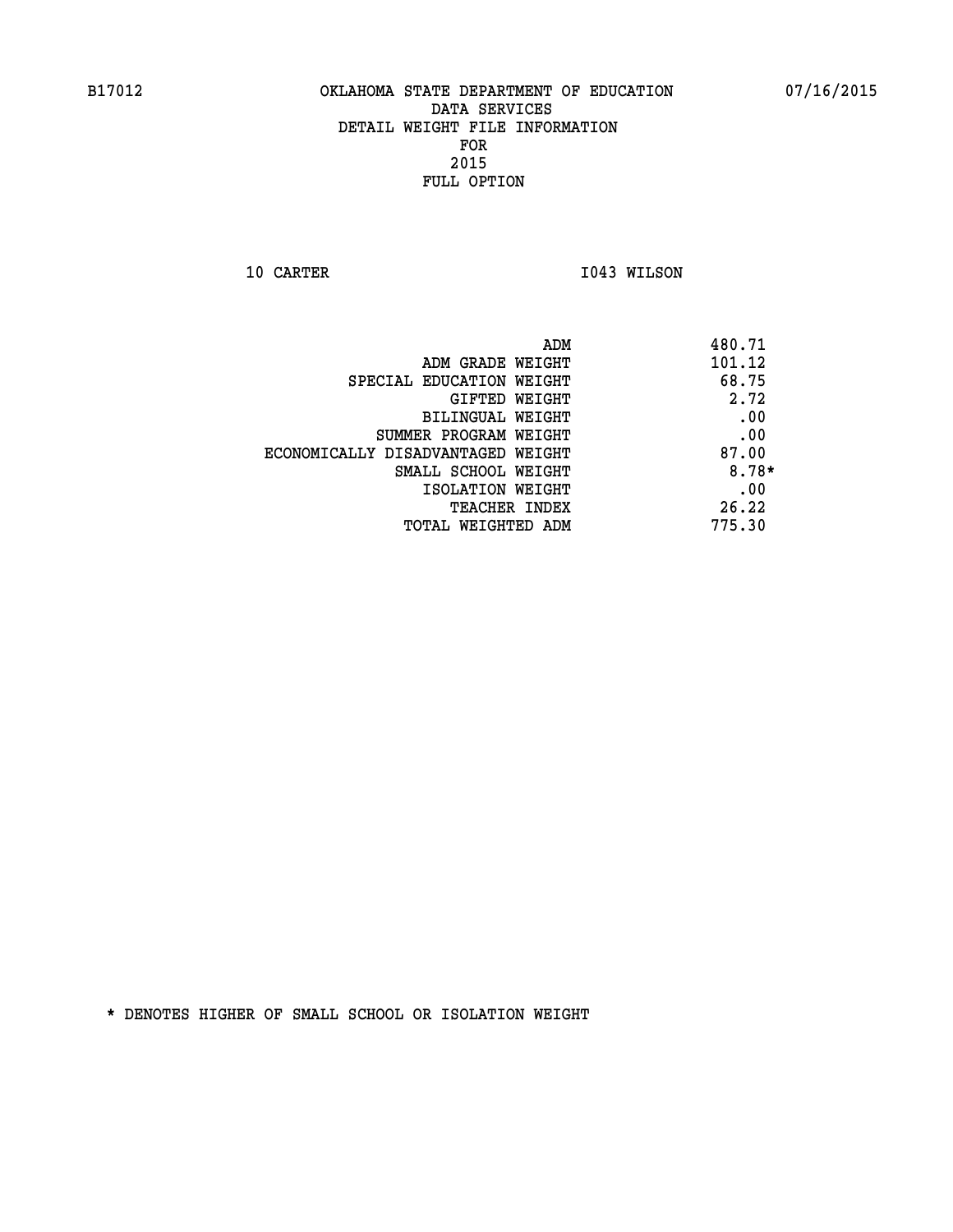B17012 OKLAHOMA STATE DEPARTMENT OF EDUCATION 07/16/2015

DATA SERVICES
DETAIL WEIGHT FILE INFORMATION
FOR
2015
FULL OPTION

10 CARTER I043 WILSON

| | |
|---|---|
| ADM | 480.71 |
| ADM GRADE WEIGHT | 101.12 |
| SPECIAL EDUCATION WEIGHT | 68.75 |
| GIFTED WEIGHT | 2.72 |
| BILINGUAL WEIGHT | .00 |
| SUMMER PROGRAM WEIGHT | .00 |
| ECONOMICALLY DISADVANTAGED WEIGHT | 87.00 |
| SMALL SCHOOL WEIGHT | 8.78* |
| ISOLATION WEIGHT | .00 |
| TEACHER INDEX | 26.22 |
| TOTAL WEIGHTED ADM | 775.30 |

* DENOTES HIGHER OF SMALL SCHOOL OR ISOLATION WEIGHT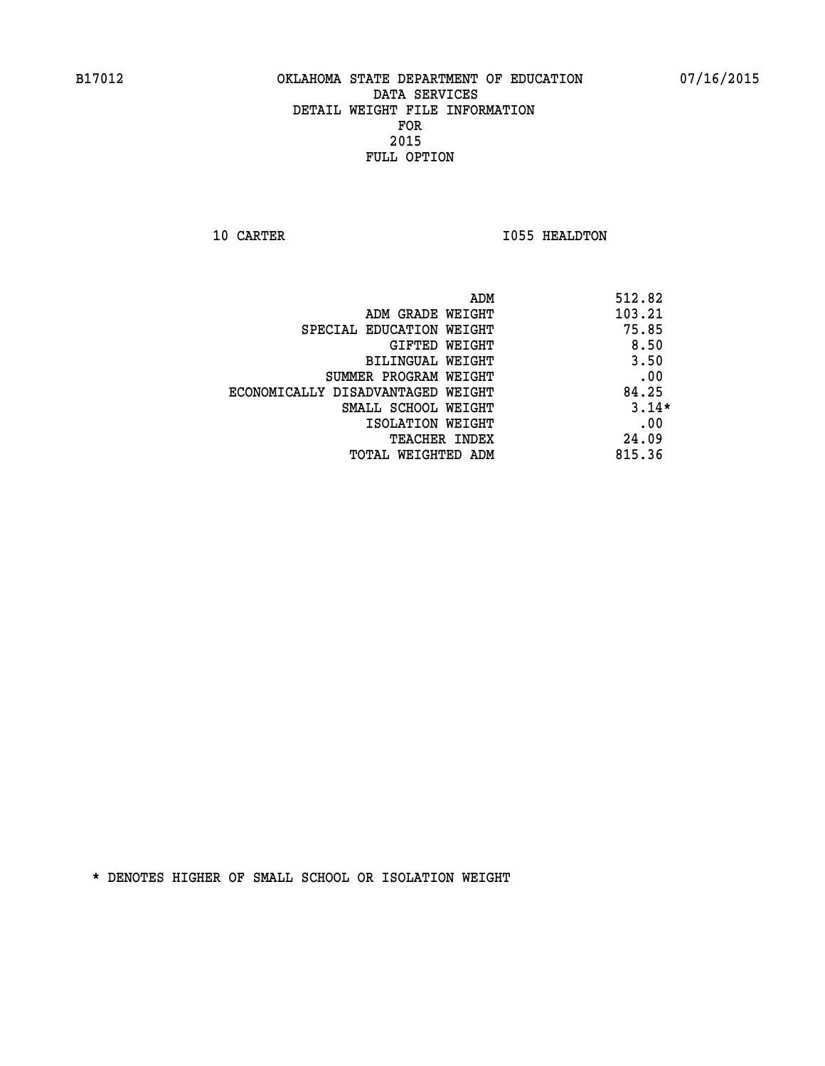B17012 OKLAHOMA STATE DEPARTMENT OF EDUCATION 07/16/2015

DATA SERVICES
DETAIL WEIGHT FILE INFORMATION
FOR
2015
FULL OPTION

10 CARTER I055 HEALDTON

| | |
|---|---|
| ADM | 512.82 |
| ADM GRADE WEIGHT | 103.21 |
| SPECIAL EDUCATION WEIGHT | 75.85 |
| GIFTED WEIGHT | 8.50 |
| BILINGUAL WEIGHT | 3.50 |
| SUMMER PROGRAM WEIGHT | .00 |
| ECONOMICALLY DISADVANTAGED WEIGHT | 84.25 |
| SMALL SCHOOL WEIGHT | 3.14* |
| ISOLATION WEIGHT | .00 |
| TEACHER INDEX | 24.09 |
| TOTAL WEIGHTED ADM | 815.36 |

* DENOTES HIGHER OF SMALL SCHOOL OR ISOLATION WEIGHT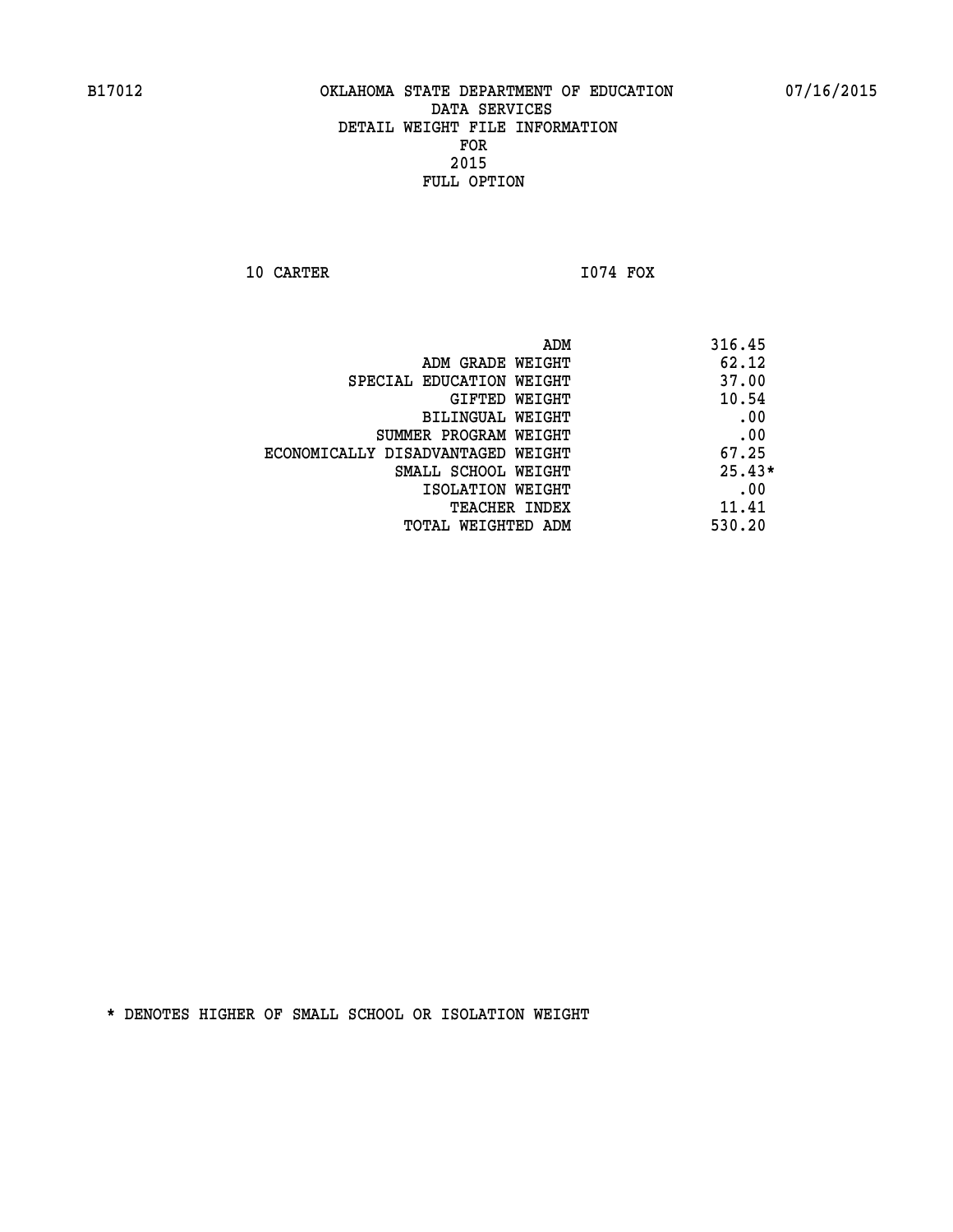B17012 OKLAHOMA STATE DEPARTMENT OF EDUCATION 07/16/2015

DATA SERVICES
DETAIL WEIGHT FILE INFORMATION
FOR
2015
FULL OPTION

10 CARTER I074 FOX

| | |
|---|---|
| ADM | 316.45 |
| ADM GRADE WEIGHT | 62.12 |
| SPECIAL EDUCATION WEIGHT | 37.00 |
| GIFTED WEIGHT | 10.54 |
| BILINGUAL WEIGHT | .00 |
| SUMMER PROGRAM WEIGHT | .00 |
| ECONOMICALLY DISADVANTAGED WEIGHT | 67.25 |
| SMALL SCHOOL WEIGHT | 25.43* |
| ISOLATION WEIGHT | .00 |
| TEACHER INDEX | 11.41 |
| TOTAL WEIGHTED ADM | 530.20 |

* DENOTES HIGHER OF SMALL SCHOOL OR ISOLATION WEIGHT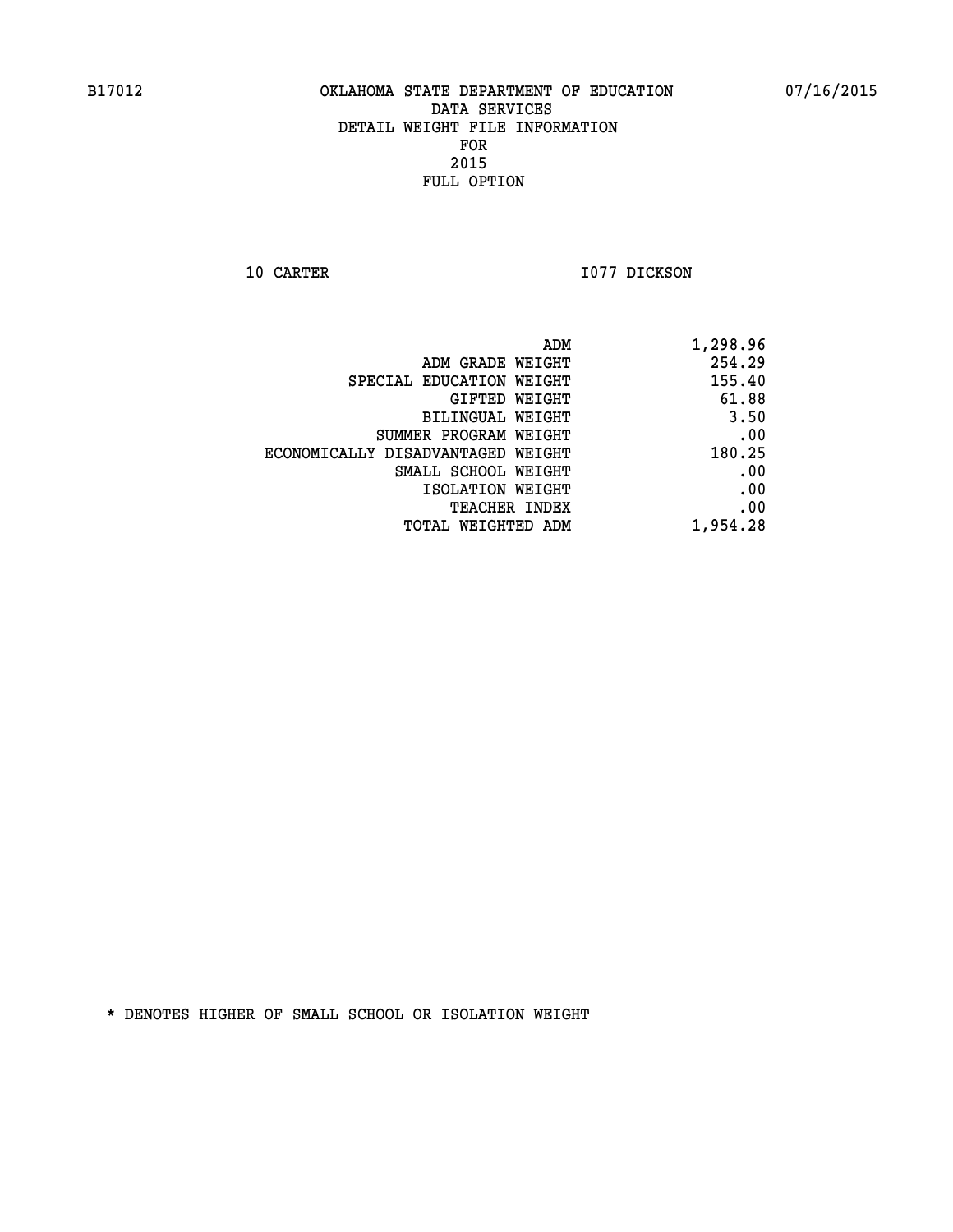B17012 OKLAHOMA STATE DEPARTMENT OF EDUCATION 07/16/2015

DATA SERVICES
DETAIL WEIGHT FILE INFORMATION
FOR
2015
FULL OPTION

10 CARTER I077 DICKSON

| | |
|---|---|
| ADM | 1,298.96 |
| ADM GRADE WEIGHT | 254.29 |
| SPECIAL EDUCATION WEIGHT | 155.40 |
| GIFTED WEIGHT | 61.88 |
| BILINGUAL WEIGHT | 3.50 |
| SUMMER PROGRAM WEIGHT | .00 |
| ECONOMICALLY DISADVANTAGED WEIGHT | 180.25 |
| SMALL SCHOOL WEIGHT | .00 |
| ISOLATION WEIGHT | .00 |
| TEACHER INDEX | .00 |
| TOTAL WEIGHTED ADM | 1,954.28 |

* DENOTES HIGHER OF SMALL SCHOOL OR ISOLATION WEIGHT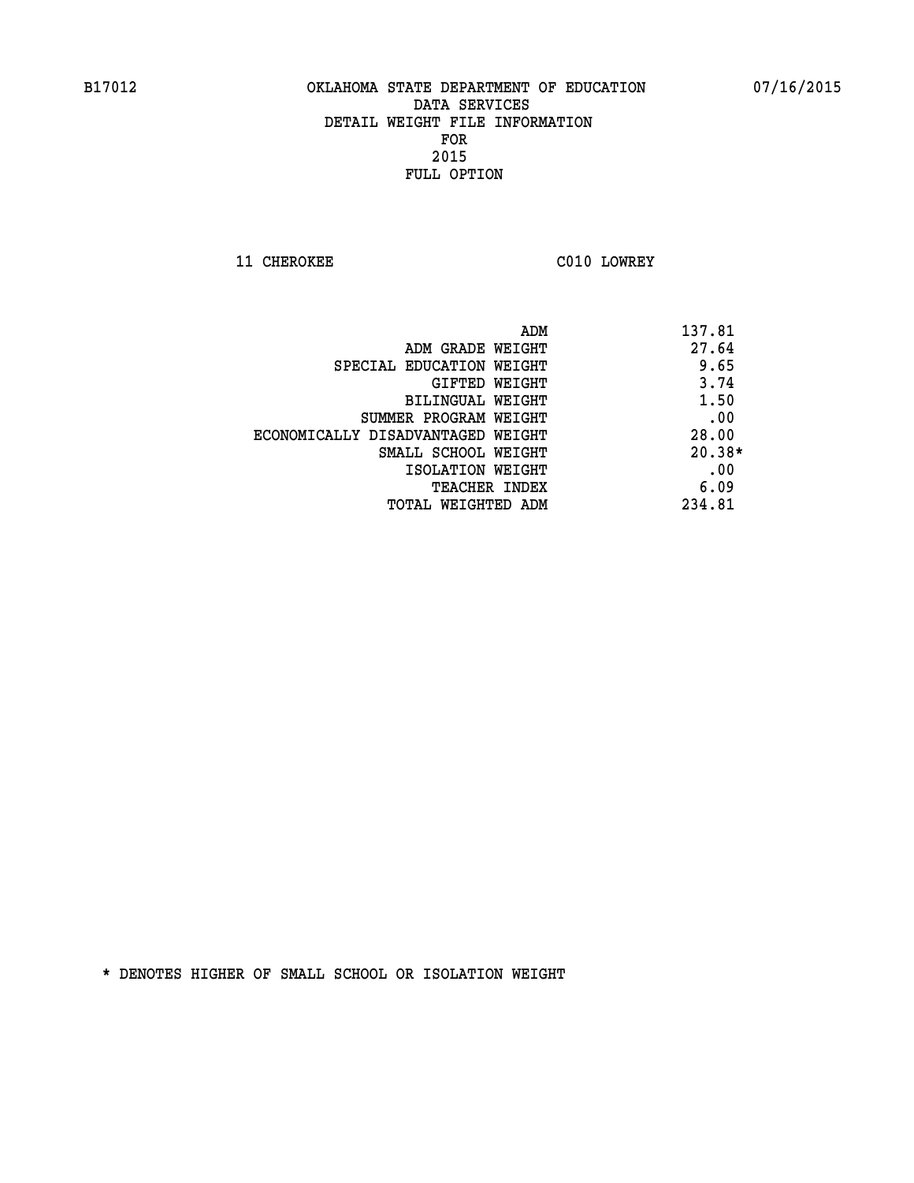B17012 OKLAHOMA STATE DEPARTMENT OF EDUCATION 07/16/2015

DATA SERVICES
DETAIL WEIGHT FILE INFORMATION
FOR
2015
FULL OPTION

11 CHEROKEE C010 LOWREY

| | |
|---|---|
| ADM | 137.81 |
| ADM GRADE WEIGHT | 27.64 |
| SPECIAL EDUCATION WEIGHT | 9.65 |
| GIFTED WEIGHT | 3.74 |
| BILINGUAL WEIGHT | 1.50 |
| SUMMER PROGRAM WEIGHT | .00 |
| ECONOMICALLY DISADVANTAGED WEIGHT | 28.00 |
| SMALL SCHOOL WEIGHT | 20.38* |
| ISOLATION WEIGHT | .00 |
| TEACHER INDEX | 6.09 |
| TOTAL WEIGHTED ADM | 234.81 |

* DENOTES HIGHER OF SMALL SCHOOL OR ISOLATION WEIGHT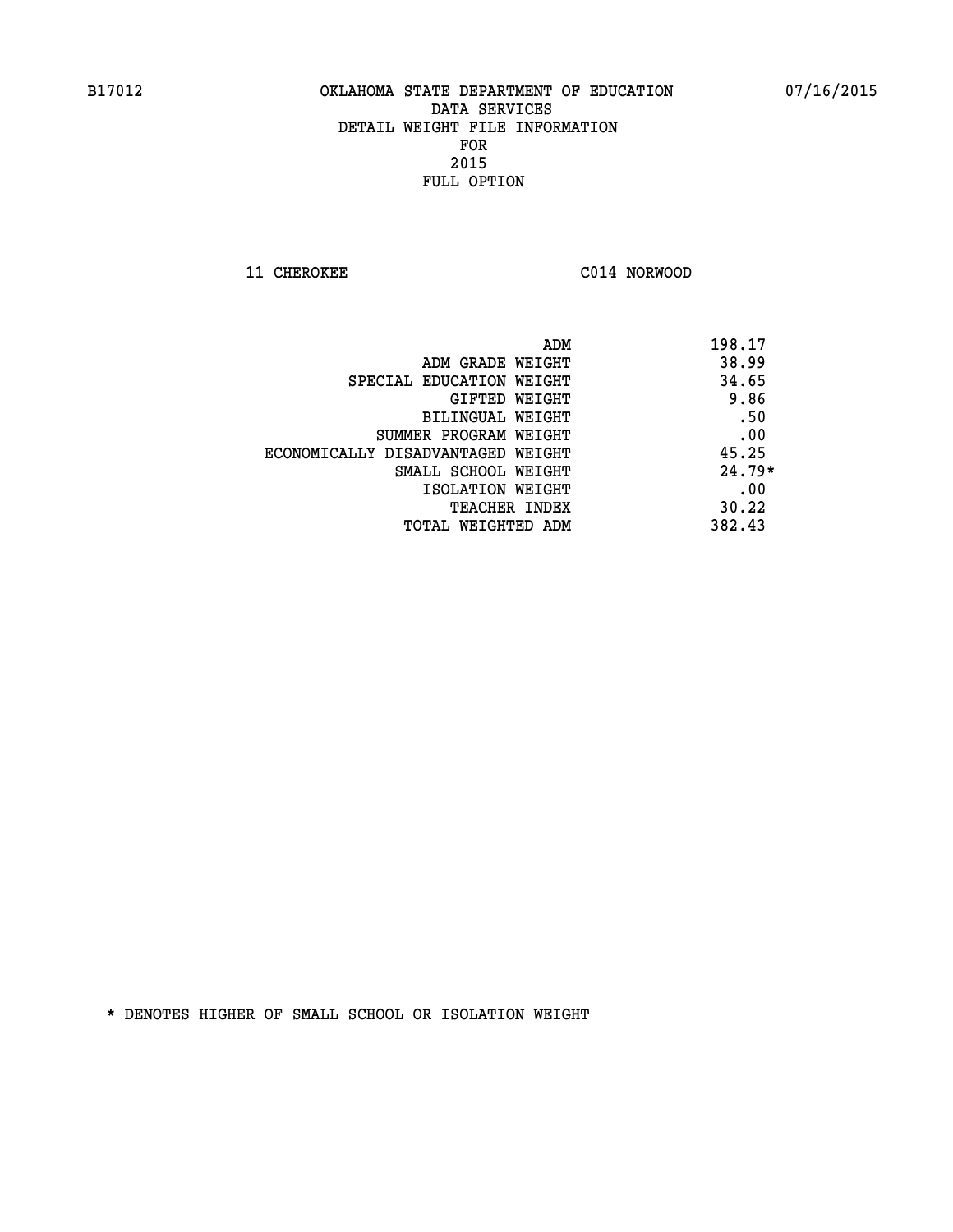B17012 OKLAHOMA STATE DEPARTMENT OF EDUCATION 07/16/2015

DATA SERVICES
DETAIL WEIGHT FILE INFORMATION
FOR
2015
FULL OPTION

11 CHEROKEE C014 NORWOOD

| | |
|---|---|
| ADM | 198.17 |
| ADM GRADE WEIGHT | 38.99 |
| SPECIAL EDUCATION WEIGHT | 34.65 |
| GIFTED WEIGHT | 9.86 |
| BILINGUAL WEIGHT | .50 |
| SUMMER PROGRAM WEIGHT | .00 |
| ECONOMICALLY DISADVANTAGED WEIGHT | 45.25 |
| SMALL SCHOOL WEIGHT | 24.79* |
| ISOLATION WEIGHT | .00 |
| TEACHER INDEX | 30.22 |
| TOTAL WEIGHTED ADM | 382.43 |

* DENOTES HIGHER OF SMALL SCHOOL OR ISOLATION WEIGHT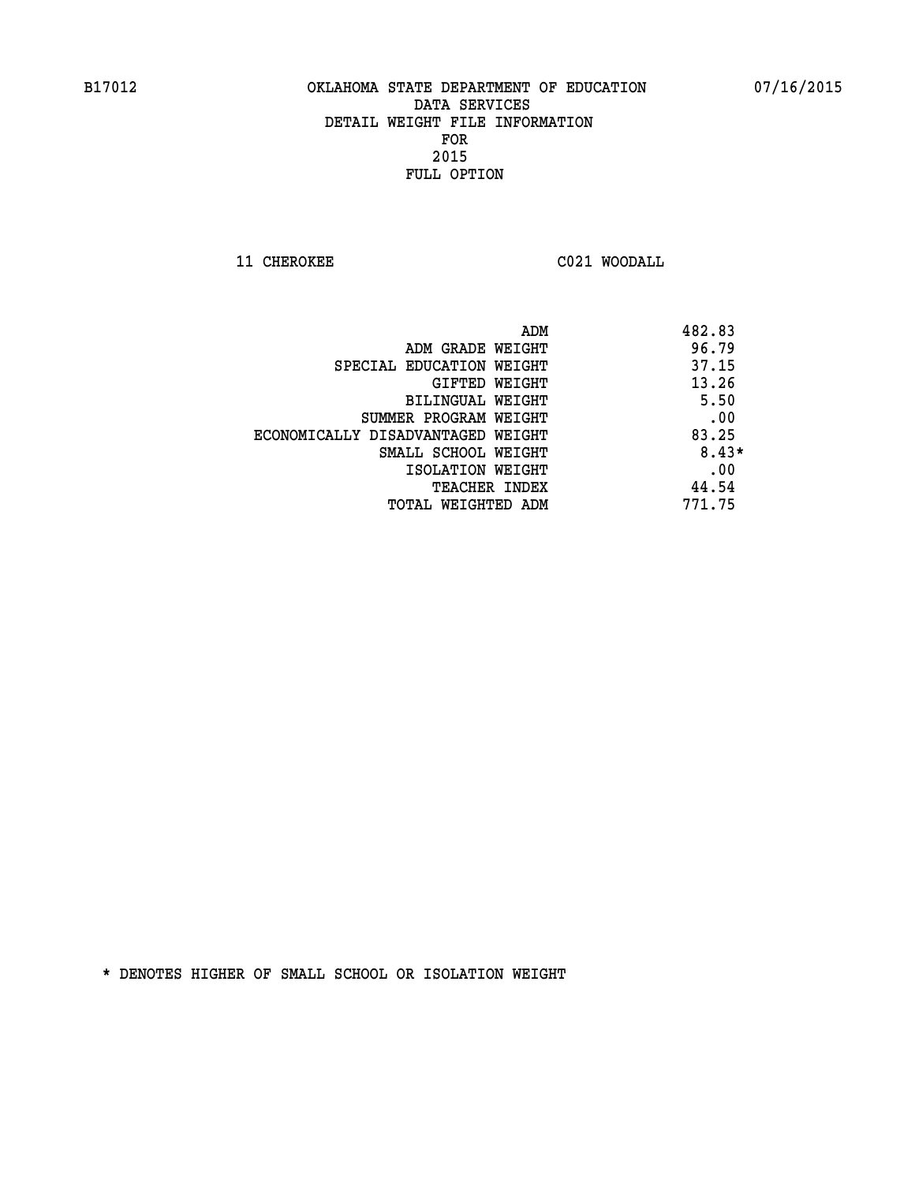B17012 OKLAHOMA STATE DEPARTMENT OF EDUCATION 07/16/2015

DATA SERVICES
DETAIL WEIGHT FILE INFORMATION
FOR
2015
FULL OPTION

11 CHEROKEE C021 WOODALL

| | |
|---|---|
| ADM | 482.83 |
| ADM GRADE WEIGHT | 96.79 |
| SPECIAL EDUCATION WEIGHT | 37.15 |
| GIFTED WEIGHT | 13.26 |
| BILINGUAL WEIGHT | 5.50 |
| SUMMER PROGRAM WEIGHT | .00 |
| ECONOMICALLY DISADVANTAGED WEIGHT | 83.25 |
| SMALL SCHOOL WEIGHT | 8.43* |
| ISOLATION WEIGHT | .00 |
| TEACHER INDEX | 44.54 |
| TOTAL WEIGHTED ADM | 771.75 |

* DENOTES HIGHER OF SMALL SCHOOL OR ISOLATION WEIGHT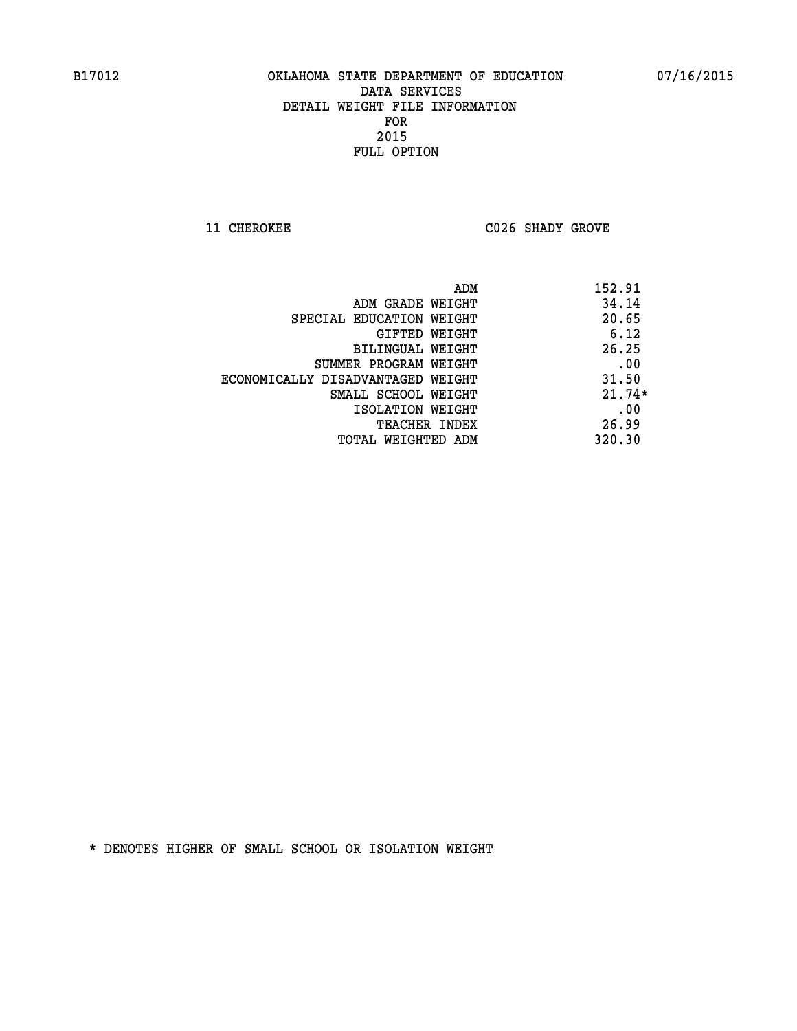B17012 OKLAHOMA STATE DEPARTMENT OF EDUCATION 07/16/2015

DATA SERVICES
DETAIL WEIGHT FILE INFORMATION
FOR
2015
FULL OPTION

11 CHEROKEE C026 SHADY GROVE

| | |
|---|---|
| ADM | 152.91 |
| ADM GRADE WEIGHT | 34.14 |
| SPECIAL EDUCATION WEIGHT | 20.65 |
| GIFTED WEIGHT | 6.12 |
| BILINGUAL WEIGHT | 26.25 |
| SUMMER PROGRAM WEIGHT | .00 |
| ECONOMICALLY DISADVANTAGED WEIGHT | 31.50 |
| SMALL SCHOOL WEIGHT | 21.74* |
| ISOLATION WEIGHT | .00 |
| TEACHER INDEX | 26.99 |
| TOTAL WEIGHTED ADM | 320.30 |

* DENOTES HIGHER OF SMALL SCHOOL OR ISOLATION WEIGHT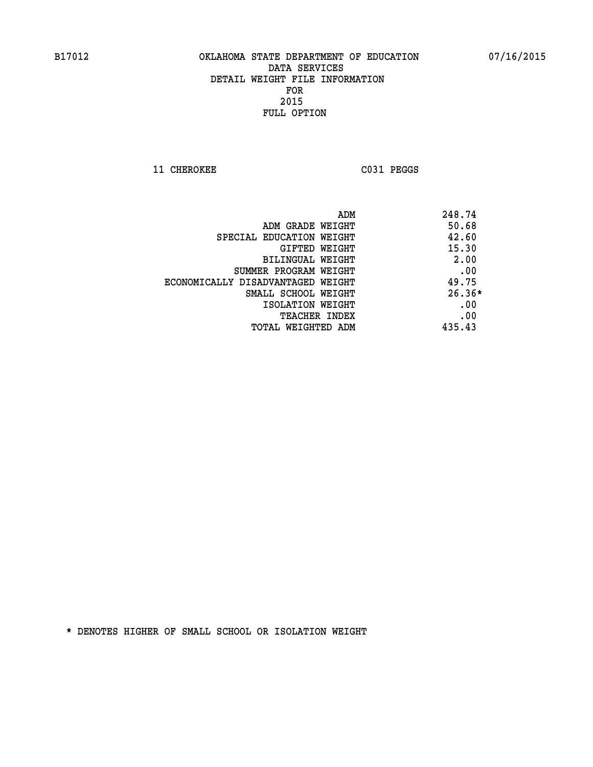# OKLAHOMA STATE DEPARTMENT OF EDUCATION
## DATA SERVICES
## DETAIL WEIGHT FILE INFORMATION
## FOR
## 2015
## FULL OPTION

B17012 07/16/2015

11 CHEROKEE C031 PEGGS

| | |
|---|---|
| ADM | 248.74 |
| ADM GRADE WEIGHT | 50.68 |
| SPECIAL EDUCATION WEIGHT | 42.60 |
| GIFTED WEIGHT | 15.30 |
| BILINGUAL WEIGHT | 2.00 |
| SUMMER PROGRAM WEIGHT | .00 |
| ECONOMICALLY DISADVANTAGED WEIGHT | 49.75 |
| SMALL SCHOOL WEIGHT | 26.36* |
| ISOLATION WEIGHT | .00 |
| TEACHER INDEX | .00 |
| TOTAL WEIGHTED ADM | 435.43 |

* DENOTES HIGHER OF SMALL SCHOOL OR ISOLATION WEIGHT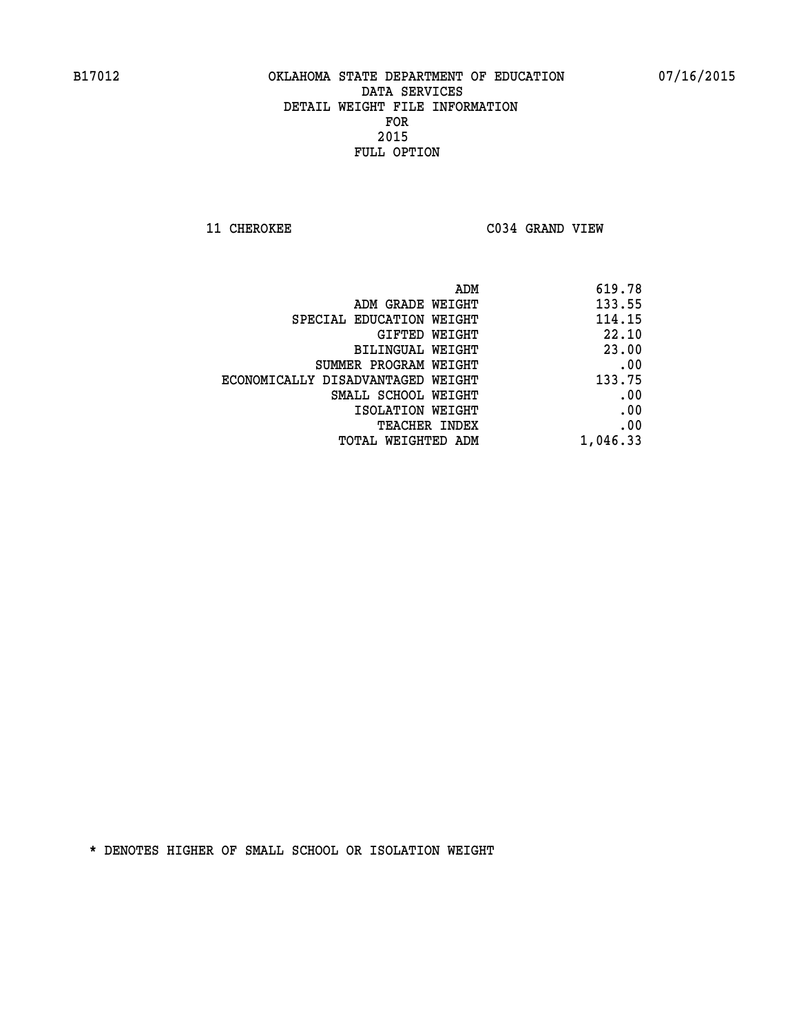B17012 OKLAHOMA STATE DEPARTMENT OF EDUCATION 07/16/2015

DATA SERVICES
DETAIL WEIGHT FILE INFORMATION
FOR
2015
FULL OPTION

11 CHEROKEE C034 GRAND VIEW

| | |
|---|---|
| ADM | 619.78 |
| ADM GRADE WEIGHT | 133.55 |
| SPECIAL EDUCATION WEIGHT | 114.15 |
| GIFTED WEIGHT | 22.10 |
| BILINGUAL WEIGHT | 23.00 |
| SUMMER PROGRAM WEIGHT | .00 |
| ECONOMICALLY DISADVANTAGED WEIGHT | 133.75 |
| SMALL SCHOOL WEIGHT | .00 |
| ISOLATION WEIGHT | .00 |
| TEACHER INDEX | .00 |
| TOTAL WEIGHTED ADM | 1,046.33 |

* DENOTES HIGHER OF SMALL SCHOOL OR ISOLATION WEIGHT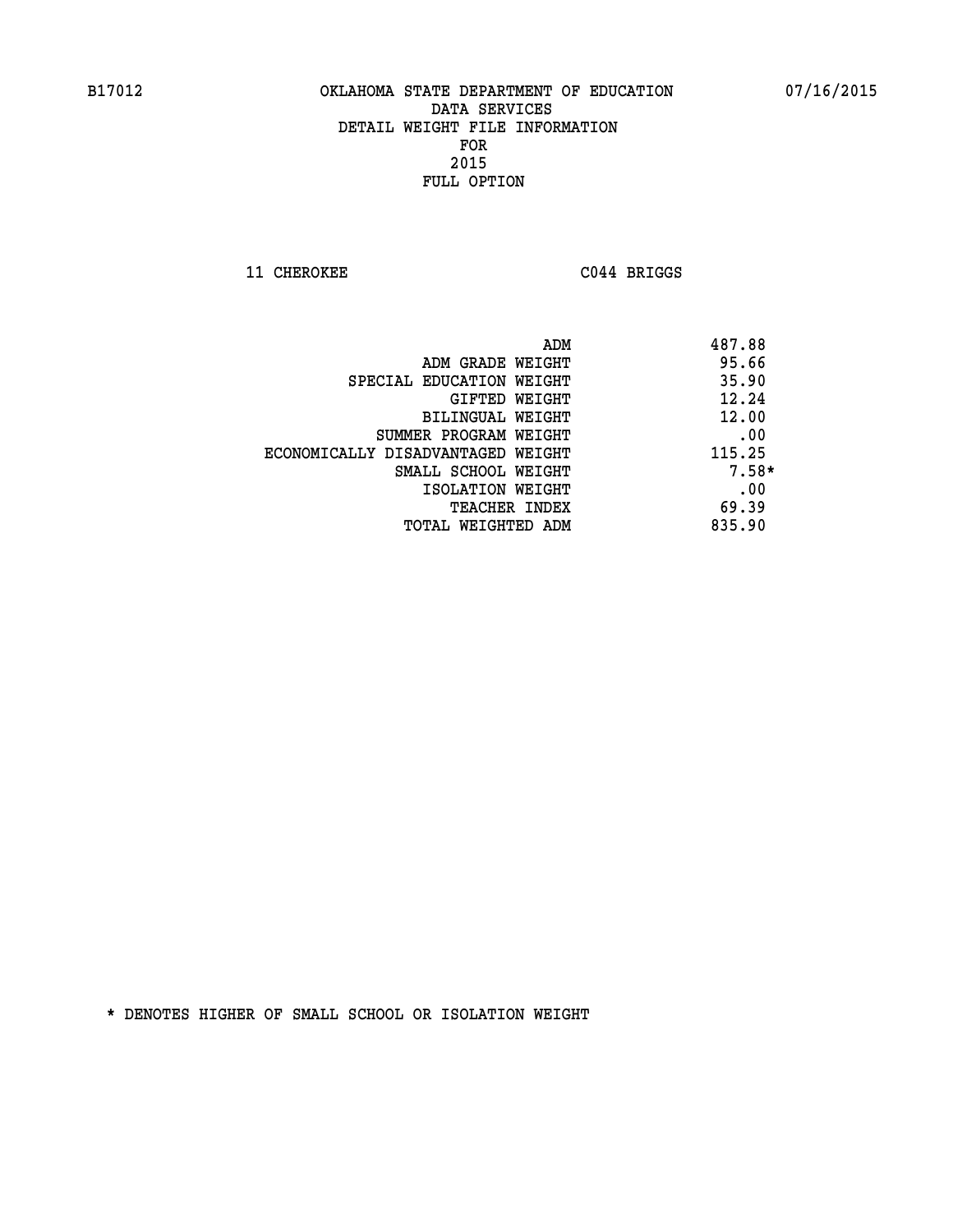B17012 OKLAHOMA STATE DEPARTMENT OF EDUCATION 07/16/2015

DATA SERVICES
DETAIL WEIGHT FILE INFORMATION
FOR
2015
FULL OPTION

11 CHEROKEE C044 BRIGGS

| | |
|---|---|
| ADM | 487.88 |
| ADM GRADE WEIGHT | 95.66 |
| SPECIAL EDUCATION WEIGHT | 35.90 |
| GIFTED WEIGHT | 12.24 |
| BILINGUAL WEIGHT | 12.00 |
| SUMMER PROGRAM WEIGHT | .00 |
| ECONOMICALLY DISADVANTAGED WEIGHT | 115.25 |
| SMALL SCHOOL WEIGHT | 7.58* |
| ISOLATION WEIGHT | .00 |
| TEACHER INDEX | 69.39 |
| TOTAL WEIGHTED ADM | 835.90 |

* DENOTES HIGHER OF SMALL SCHOOL OR ISOLATION WEIGHT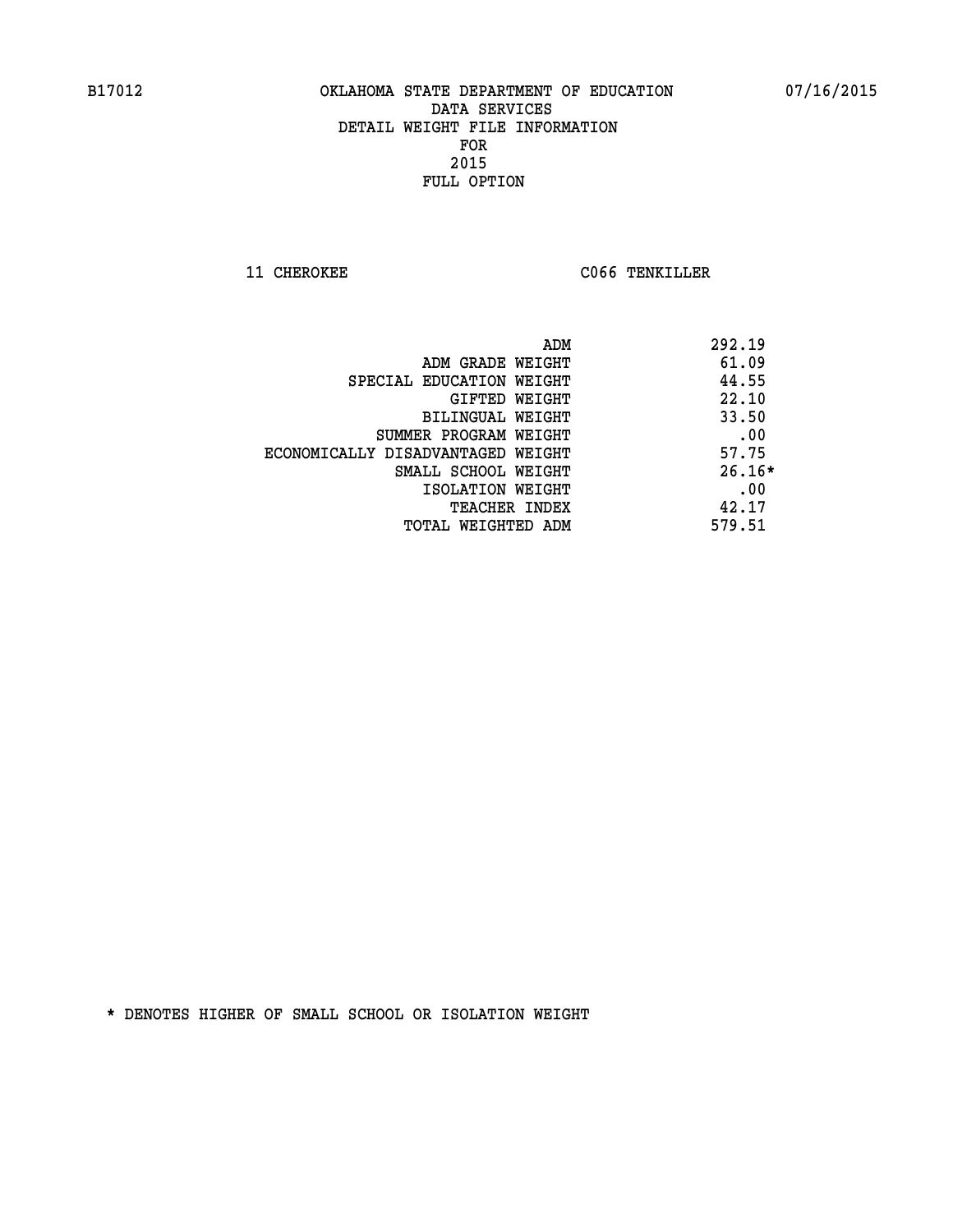B17012 OKLAHOMA STATE DEPARTMENT OF EDUCATION 07/16/2015

DATA SERVICES
DETAIL WEIGHT FILE INFORMATION
FOR
2015
FULL OPTION

11 CHEROKEE C066 TENKILLER

| | |
|---|---|
| ADM | 292.19 |
| ADM GRADE WEIGHT | 61.09 |
| SPECIAL EDUCATION WEIGHT | 44.55 |
| GIFTED WEIGHT | 22.10 |
| BILINGUAL WEIGHT | 33.50 |
| SUMMER PROGRAM WEIGHT | .00 |
| ECONOMICALLY DISADVANTAGED WEIGHT | 57.75 |
| SMALL SCHOOL WEIGHT | 26.16* |
| ISOLATION WEIGHT | .00 |
| TEACHER INDEX | 42.17 |
| TOTAL WEIGHTED ADM | 579.51 |

* DENOTES HIGHER OF SMALL SCHOOL OR ISOLATION WEIGHT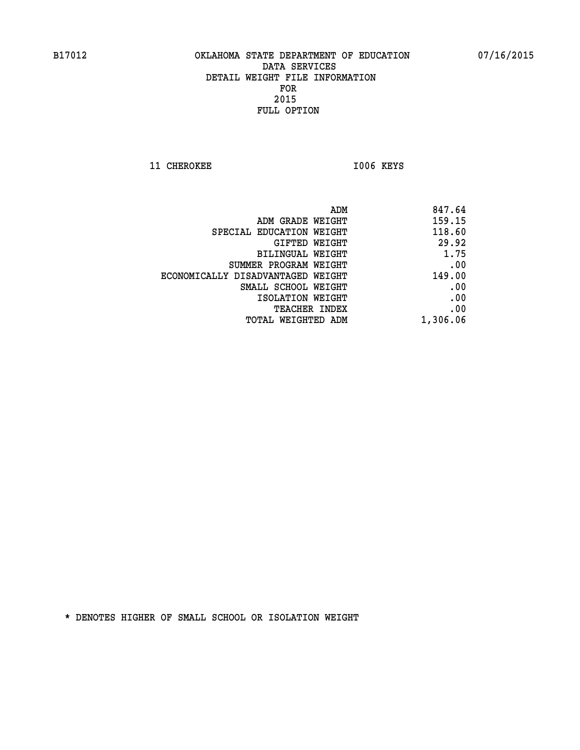B17012 OKLAHOMA STATE DEPARTMENT OF EDUCATION 07/16/2015

DATA SERVICES

DETAIL WEIGHT FILE INFORMATION

FOR

2015

FULL OPTION

11 CHEROKEE I006 KEYS

| | |
|---|---|
| ADM | 847.64 |
| ADM GRADE WEIGHT | 159.15 |
| SPECIAL EDUCATION WEIGHT | 118.60 |
| GIFTED WEIGHT | 29.92 |
| BILINGUAL WEIGHT | 1.75 |
| SUMMER PROGRAM WEIGHT | .00 |
| ECONOMICALLY DISADVANTAGED WEIGHT | 149.00 |
| SMALL SCHOOL WEIGHT | .00 |
| ISOLATION WEIGHT | .00 |
| TEACHER INDEX | .00 |
| TOTAL WEIGHTED ADM | 1,306.06 |

* DENOTES HIGHER OF SMALL SCHOOL OR ISOLATION WEIGHT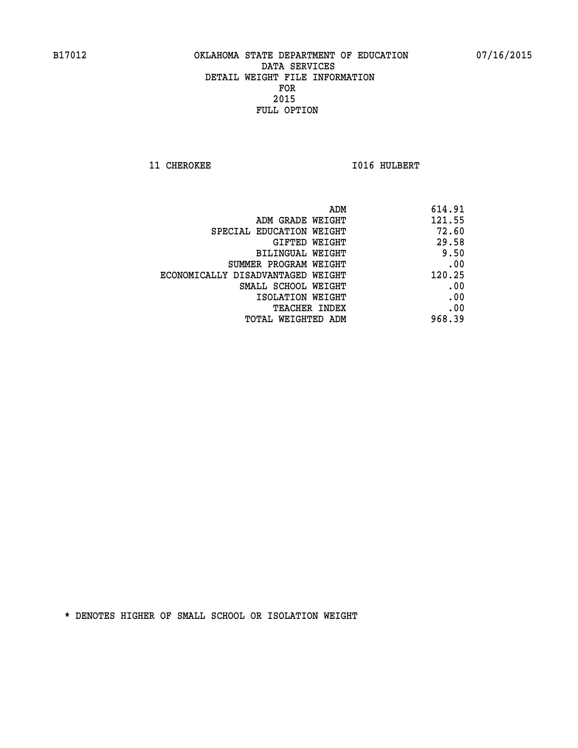B17012 OKLAHOMA STATE DEPARTMENT OF EDUCATION 07/16/2015

DATA SERVICES
DETAIL WEIGHT FILE INFORMATION
FOR
2015
FULL OPTION

11 CHEROKEE I016 HULBERT

| | |
|---|---|
| ADM | 614.91 |
| ADM GRADE WEIGHT | 121.55 |
| SPECIAL EDUCATION WEIGHT | 72.60 |
| GIFTED WEIGHT | 29.58 |
| BILINGUAL WEIGHT | 9.50 |
| SUMMER PROGRAM WEIGHT | .00 |
| ECONOMICALLY DISADVANTAGED WEIGHT | 120.25 |
| SMALL SCHOOL WEIGHT | .00 |
| ISOLATION WEIGHT | .00 |
| TEACHER INDEX | .00 |
| TOTAL WEIGHTED ADM | 968.39 |

* DENOTES HIGHER OF SMALL SCHOOL OR ISOLATION WEIGHT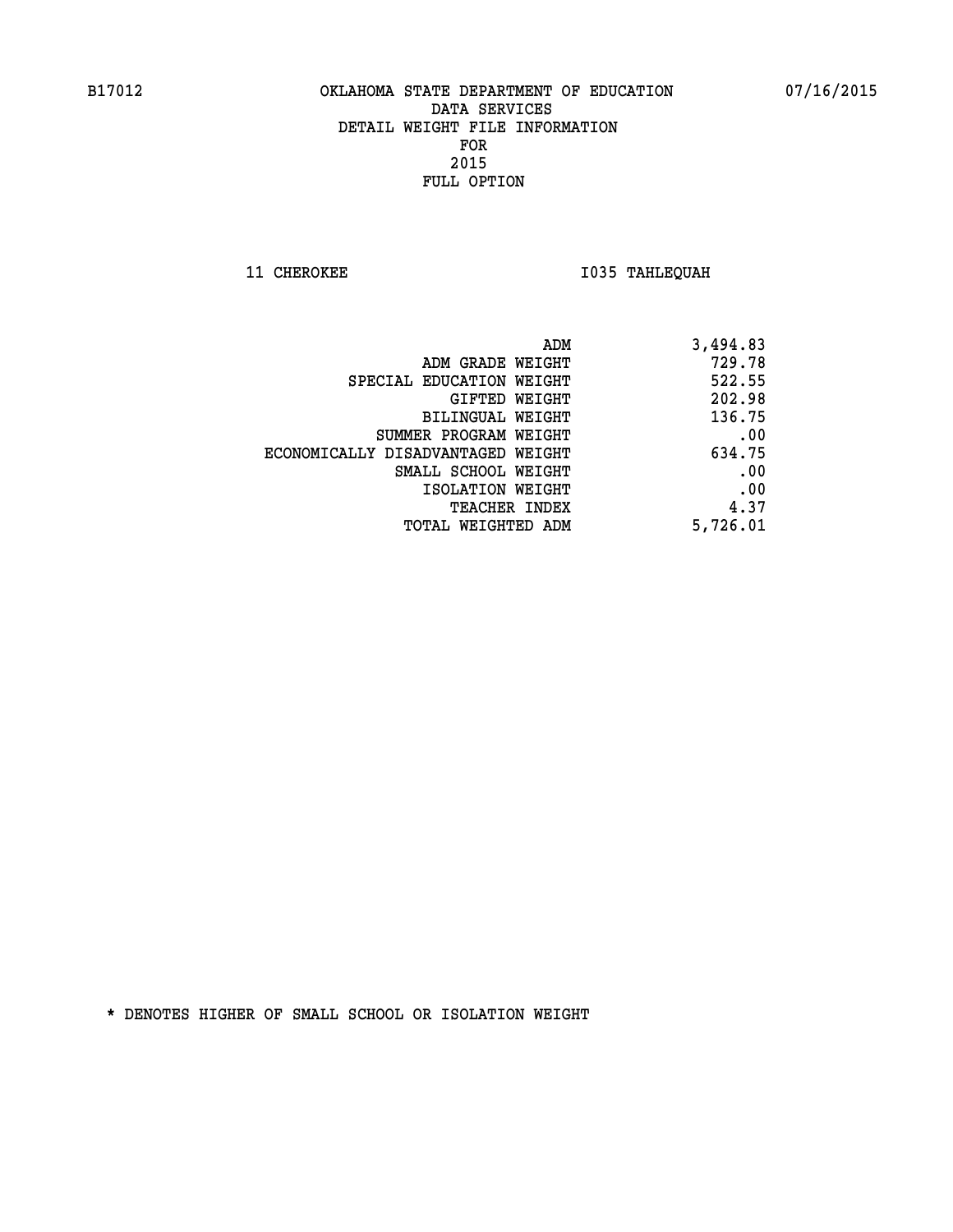B17012 OKLAHOMA STATE DEPARTMENT OF EDUCATION 07/16/2015

DATA SERVICES
DETAIL WEIGHT FILE INFORMATION
FOR
2015
FULL OPTION

11 CHEROKEE I035 TAHLEQUAH

| | |
|---|---|
| ADM | 3,494.83 |
| ADM GRADE WEIGHT | 729.78 |
| SPECIAL EDUCATION WEIGHT | 522.55 |
| GIFTED WEIGHT | 202.98 |
| BILINGUAL WEIGHT | 136.75 |
| SUMMER PROGRAM WEIGHT | .00 |
| ECONOMICALLY DISADVANTAGED WEIGHT | 634.75 |
| SMALL SCHOOL WEIGHT | .00 |
| ISOLATION WEIGHT | .00 |
| TEACHER INDEX | 4.37 |
| TOTAL WEIGHTED ADM | 5,726.01 |

* DENOTES HIGHER OF SMALL SCHOOL OR ISOLATION WEIGHT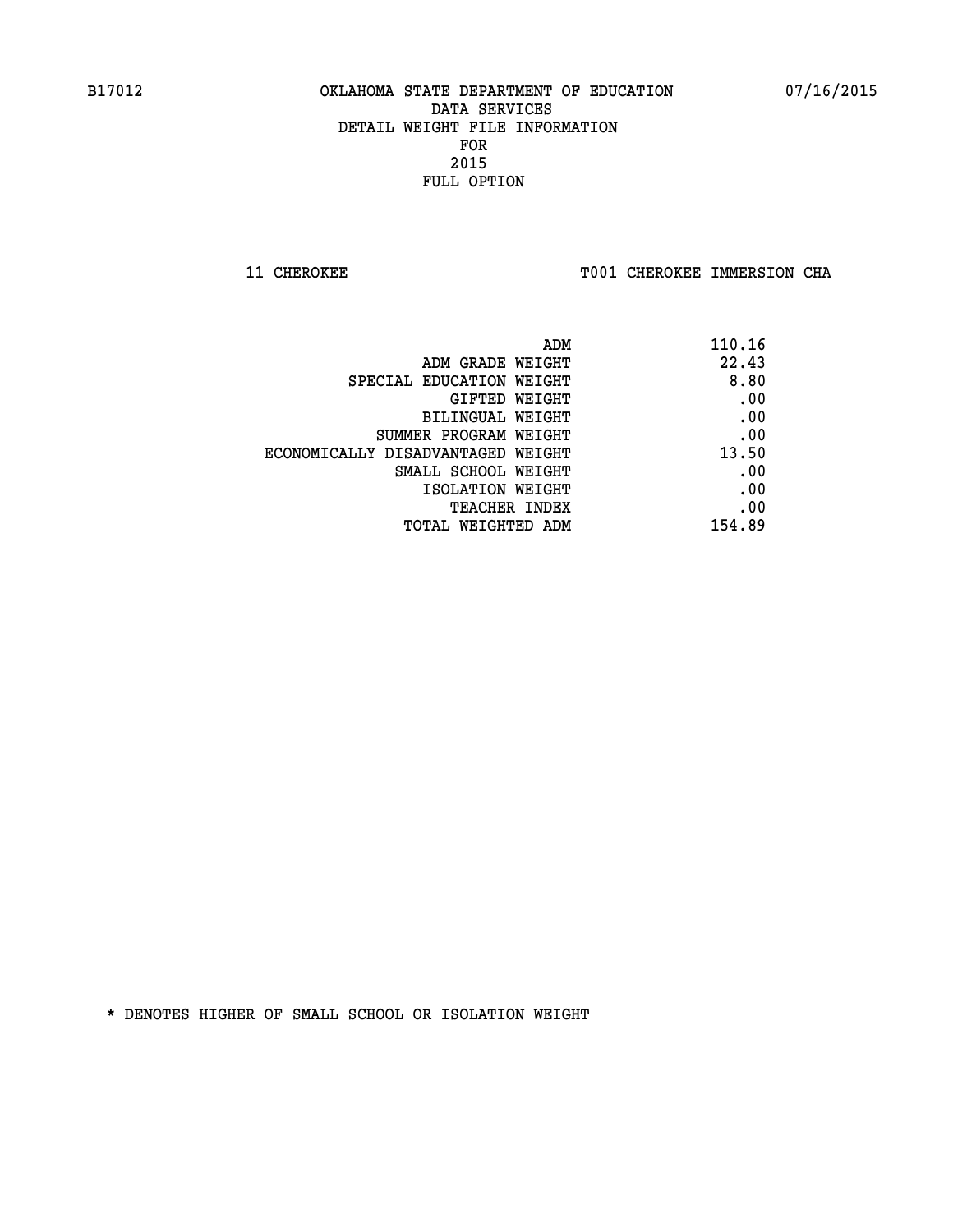B17012 OKLAHOMA STATE DEPARTMENT OF EDUCATION 07/16/2015

DATA SERVICES
DETAIL WEIGHT FILE INFORMATION
FOR
2015
FULL OPTION

11 CHEROKEE T001 CHEROKEE IMMERSION CHA

| | |
|---|---|
| ADM | 110.16 |
| ADM GRADE WEIGHT | 22.43 |
| SPECIAL EDUCATION WEIGHT | 8.80 |
| GIFTED WEIGHT | .00 |
| BILINGUAL WEIGHT | .00 |
| SUMMER PROGRAM WEIGHT | .00 |
| ECONOMICALLY DISADVANTAGED WEIGHT | 13.50 |
| SMALL SCHOOL WEIGHT | .00 |
| ISOLATION WEIGHT | .00 |
| TEACHER INDEX | .00 |
| TOTAL WEIGHTED ADM | 154.89 |

* DENOTES HIGHER OF SMALL SCHOOL OR ISOLATION WEIGHT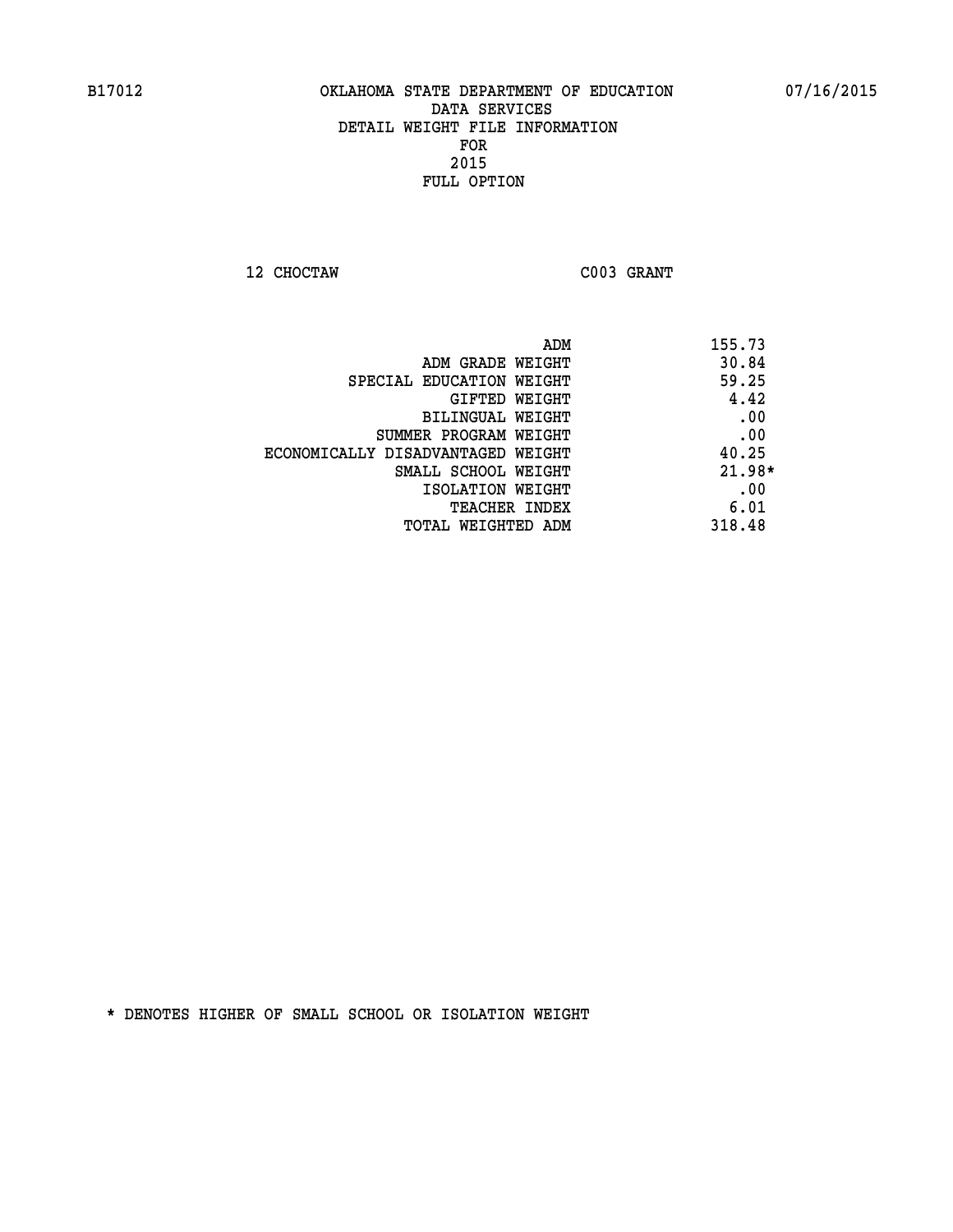B17012 OKLAHOMA STATE DEPARTMENT OF EDUCATION 07/16/2015

DATA SERVICES
DETAIL WEIGHT FILE INFORMATION
FOR
2015
FULL OPTION

12 CHOCTAW C003 GRANT

| | |
|---|---|
| ADM | 155.73 |
| ADM GRADE WEIGHT | 30.84 |
| SPECIAL EDUCATION WEIGHT | 59.25 |
| GIFTED WEIGHT | 4.42 |
| BILINGUAL WEIGHT | .00 |
| SUMMER PROGRAM WEIGHT | .00 |
| ECONOMICALLY DISADVANTAGED WEIGHT | 40.25 |
| SMALL SCHOOL WEIGHT | 21.98* |
| ISOLATION WEIGHT | .00 |
| TEACHER INDEX | 6.01 |
| TOTAL WEIGHTED ADM | 318.48 |

* DENOTES HIGHER OF SMALL SCHOOL OR ISOLATION WEIGHT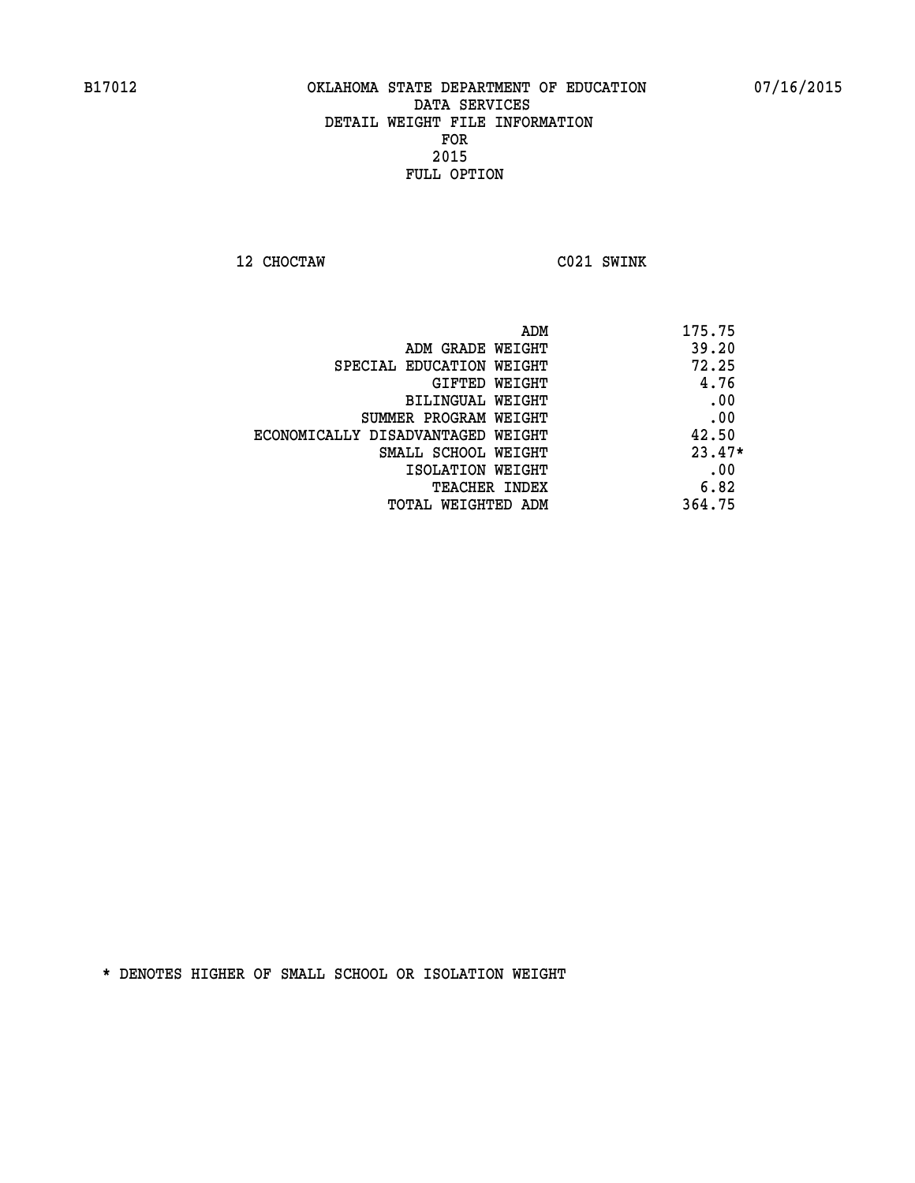B17012 OKLAHOMA STATE DEPARTMENT OF EDUCATION 07/16/2015

DATA SERVICES
DETAIL WEIGHT FILE INFORMATION
FOR
2015
FULL OPTION

12 CHOCTAW C021 SWINK

| | |
|---|---|
| ADM | 175.75 |
| ADM GRADE WEIGHT | 39.20 |
| SPECIAL EDUCATION WEIGHT | 72.25 |
| GIFTED WEIGHT | 4.76 |
| BILINGUAL WEIGHT | .00 |
| SUMMER PROGRAM WEIGHT | .00 |
| ECONOMICALLY DISADVANTAGED WEIGHT | 42.50 |
| SMALL SCHOOL WEIGHT | 23.47* |
| ISOLATION WEIGHT | .00 |
| TEACHER INDEX | 6.82 |
| TOTAL WEIGHTED ADM | 364.75 |

* DENOTES HIGHER OF SMALL SCHOOL OR ISOLATION WEIGHT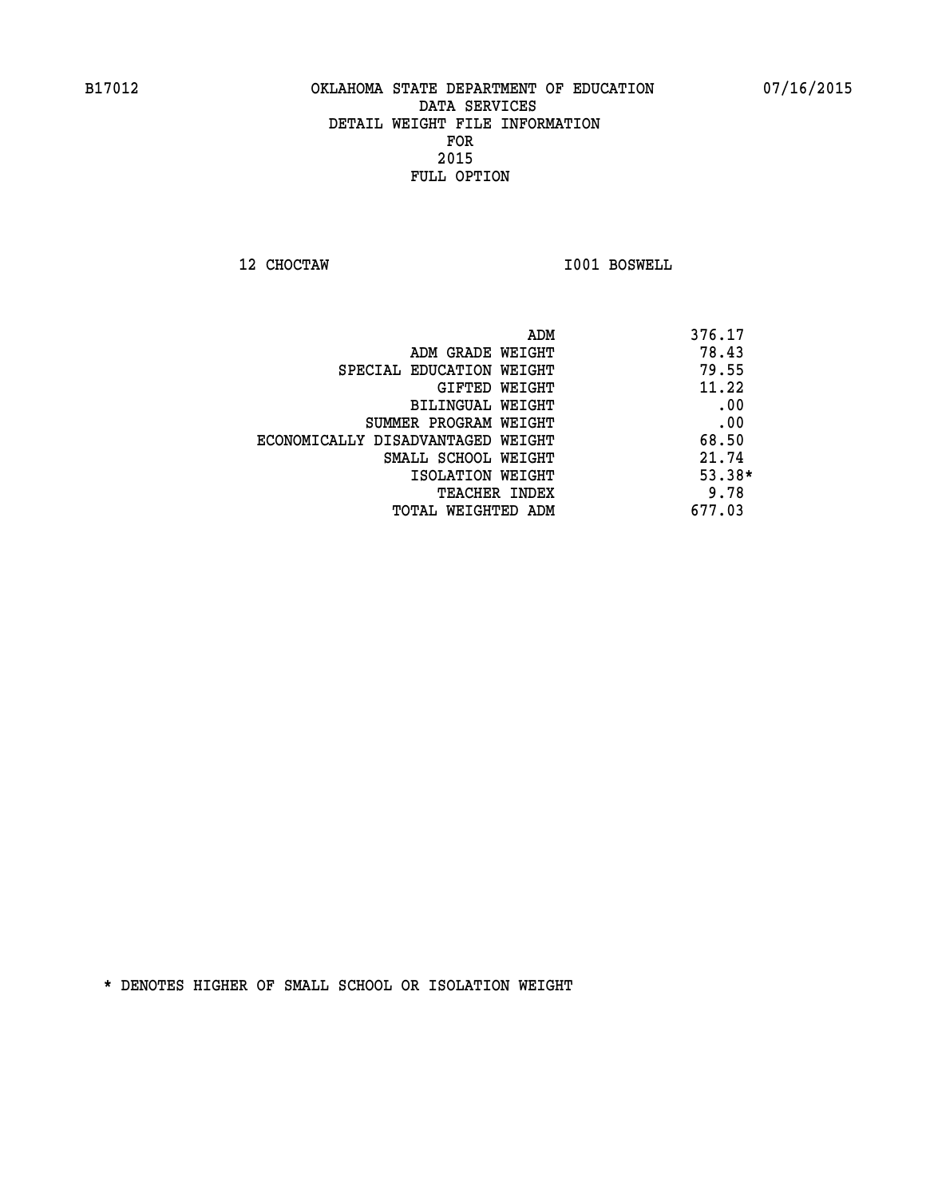B17012 OKLAHOMA STATE DEPARTMENT OF EDUCATION 07/16/2015

DATA SERVICES
DETAIL WEIGHT FILE INFORMATION
FOR
2015
FULL OPTION

12 CHOCTAW I001 BOSWELL

| | |
|---|---|
| ADM | 376.17 |
| ADM GRADE WEIGHT | 78.43 |
| SPECIAL EDUCATION WEIGHT | 79.55 |
| GIFTED WEIGHT | 11.22 |
| BILINGUAL WEIGHT | .00 |
| SUMMER PROGRAM WEIGHT | .00 |
| ECONOMICALLY DISADVANTAGED WEIGHT | 68.50 |
| SMALL SCHOOL WEIGHT | 21.74 |
| ISOLATION WEIGHT | 53.38* |
| TEACHER INDEX | 9.78 |
| TOTAL WEIGHTED ADM | 677.03 |

* DENOTES HIGHER OF SMALL SCHOOL OR ISOLATION WEIGHT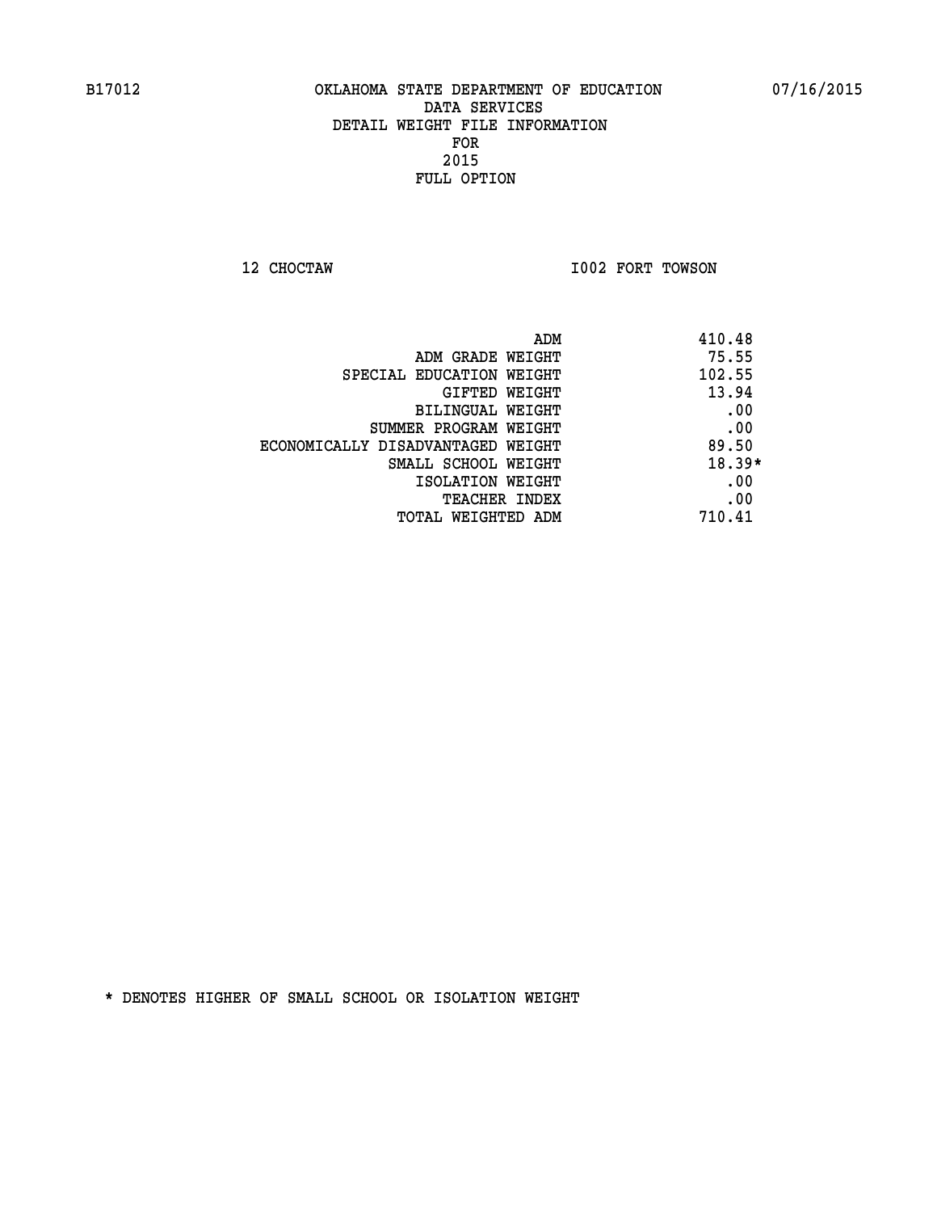B17012 OKLAHOMA STATE DEPARTMENT OF EDUCATION 07/16/2015

DATA SERVICES
DETAIL WEIGHT FILE INFORMATION
FOR
2015
FULL OPTION

12 CHOCTAW I002 FORT TOWSON

| | |
|---|---|
| ADM | 410.48 |
| ADM GRADE WEIGHT | 75.55 |
| SPECIAL EDUCATION WEIGHT | 102.55 |
| GIFTED WEIGHT | 13.94 |
| BILINGUAL WEIGHT | .00 |
| SUMMER PROGRAM WEIGHT | .00 |
| ECONOMICALLY DISADVANTAGED WEIGHT | 89.50 |
| SMALL SCHOOL WEIGHT | 18.39* |
| ISOLATION WEIGHT | .00 |
| TEACHER INDEX | .00 |
| TOTAL WEIGHTED ADM | 710.41 |

* DENOTES HIGHER OF SMALL SCHOOL OR ISOLATION WEIGHT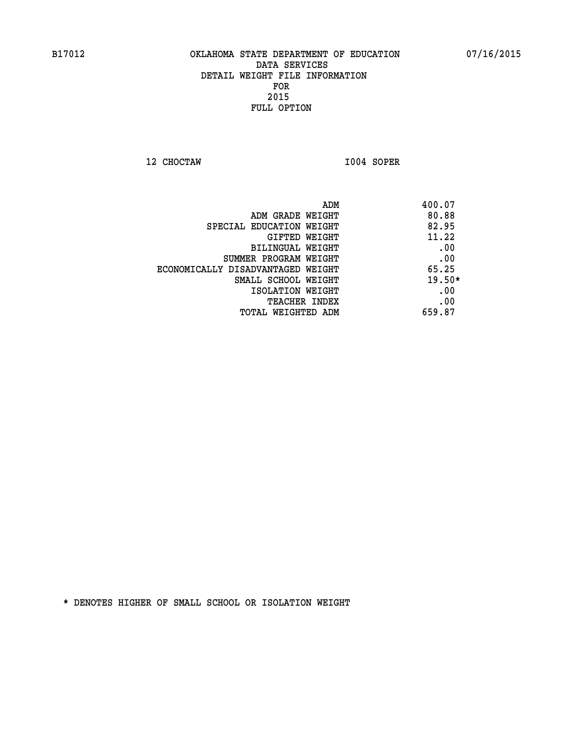B17012 OKLAHOMA STATE DEPARTMENT OF EDUCATION 07/16/2015

DATA SERVICES
DETAIL WEIGHT FILE INFORMATION
FOR
2015
FULL OPTION

12 CHOCTAW I004 SOPER

| | |
|---|---|
| ADM | 400.07 |
| ADM GRADE WEIGHT | 80.88 |
| SPECIAL EDUCATION WEIGHT | 82.95 |
| GIFTED WEIGHT | 11.22 |
| BILINGUAL WEIGHT | .00 |
| SUMMER PROGRAM WEIGHT | .00 |
| ECONOMICALLY DISADVANTAGED WEIGHT | 65.25 |
| SMALL SCHOOL WEIGHT | 19.50* |
| ISOLATION WEIGHT | .00 |
| TEACHER INDEX | .00 |
| TOTAL WEIGHTED ADM | 659.87 |

* DENOTES HIGHER OF SMALL SCHOOL OR ISOLATION WEIGHT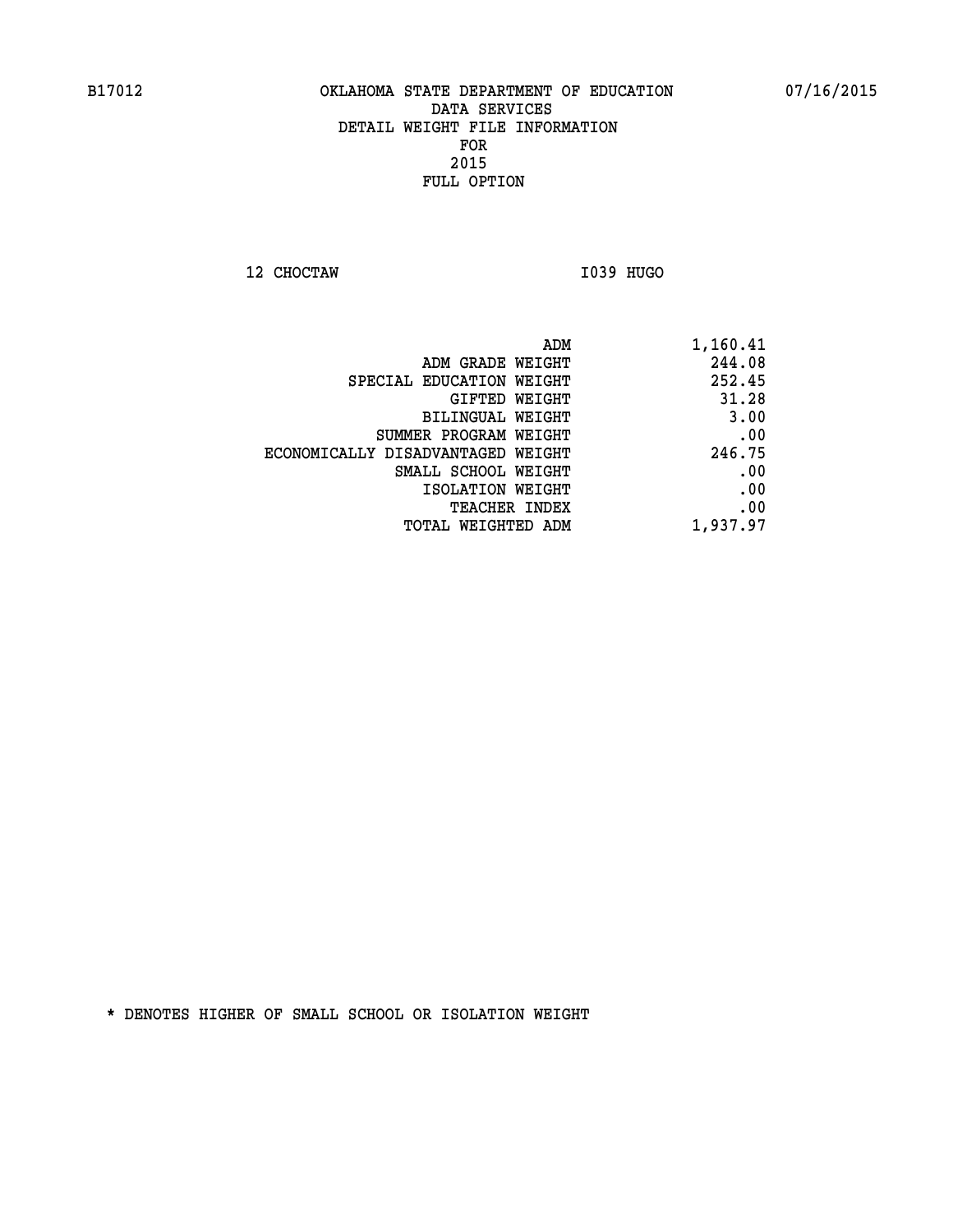B17012 OKLAHOMA STATE DEPARTMENT OF EDUCATION 07/16/2015

DATA SERVICES

DETAIL WEIGHT FILE INFORMATION

FOR

2015

FULL OPTION

12 CHOCTAW I039 HUGO

| | |
|---|---|
| ADM | 1,160.41 |
| ADM GRADE WEIGHT | 244.08 |
| SPECIAL EDUCATION WEIGHT | 252.45 |
| GIFTED WEIGHT | 31.28 |
| BILINGUAL WEIGHT | 3.00 |
| SUMMER PROGRAM WEIGHT | .00 |
| ECONOMICALLY DISADVANTAGED WEIGHT | 246.75 |
| SMALL SCHOOL WEIGHT | .00 |
| ISOLATION WEIGHT | .00 |
| TEACHER INDEX | .00 |
| TOTAL WEIGHTED ADM | 1,937.97 |

* DENOTES HIGHER OF SMALL SCHOOL OR ISOLATION WEIGHT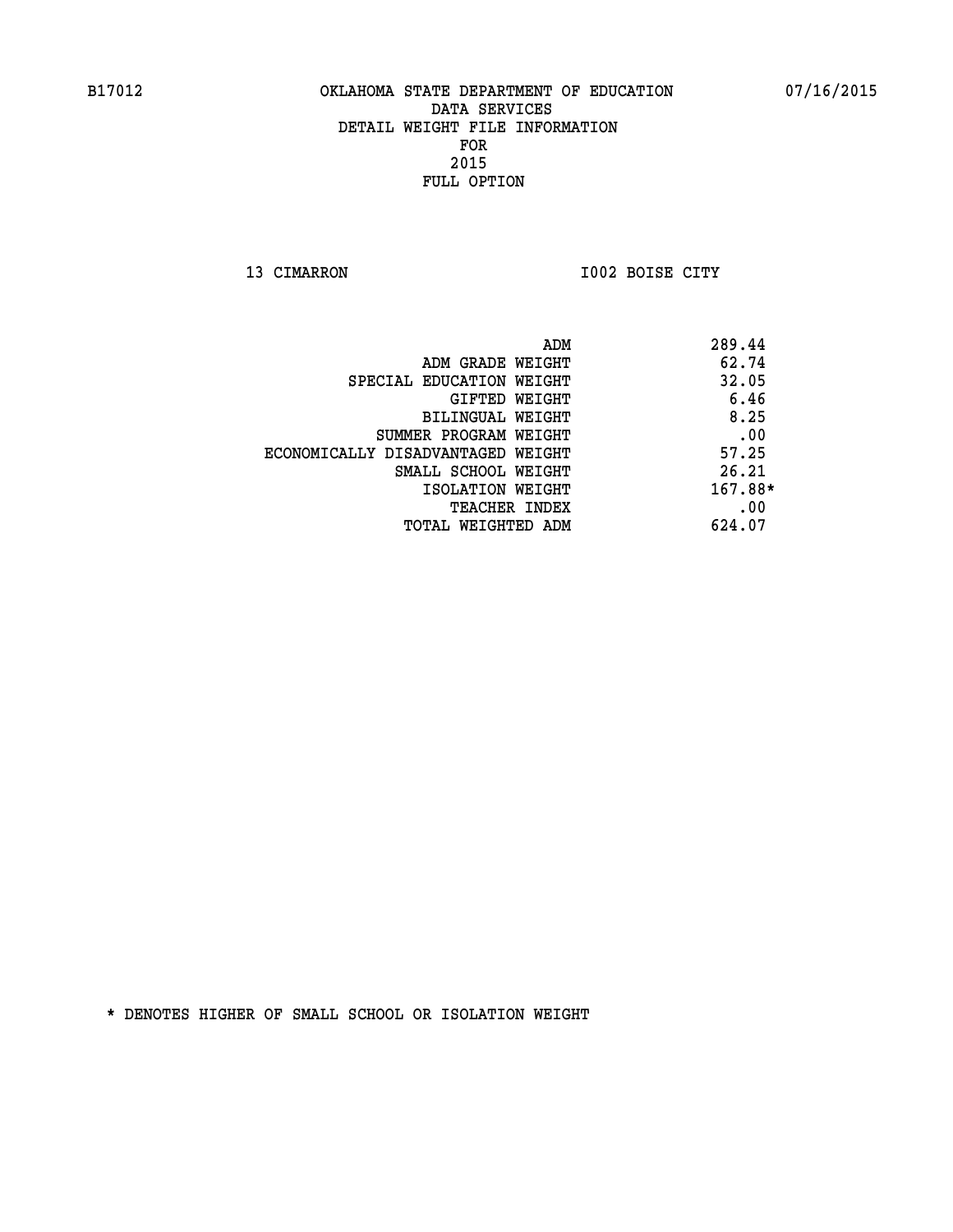B17012 OKLAHOMA STATE DEPARTMENT OF EDUCATION 07/16/2015

DATA SERVICES
DETAIL WEIGHT FILE INFORMATION
FOR
2015
FULL OPTION

13 CIMARRON I002 BOISE CITY

| | |
|---|---|
| ADM | 289.44 |
| ADM GRADE WEIGHT | 62.74 |
| SPECIAL EDUCATION WEIGHT | 32.05 |
| GIFTED WEIGHT | 6.46 |
| BILINGUAL WEIGHT | 8.25 |
| SUMMER PROGRAM WEIGHT | .00 |
| ECONOMICALLY DISADVANTAGED WEIGHT | 57.25 |
| SMALL SCHOOL WEIGHT | 26.21 |
| ISOLATION WEIGHT | 167.88* |
| TEACHER INDEX | .00 |
| TOTAL WEIGHTED ADM | 624.07 |

* DENOTES HIGHER OF SMALL SCHOOL OR ISOLATION WEIGHT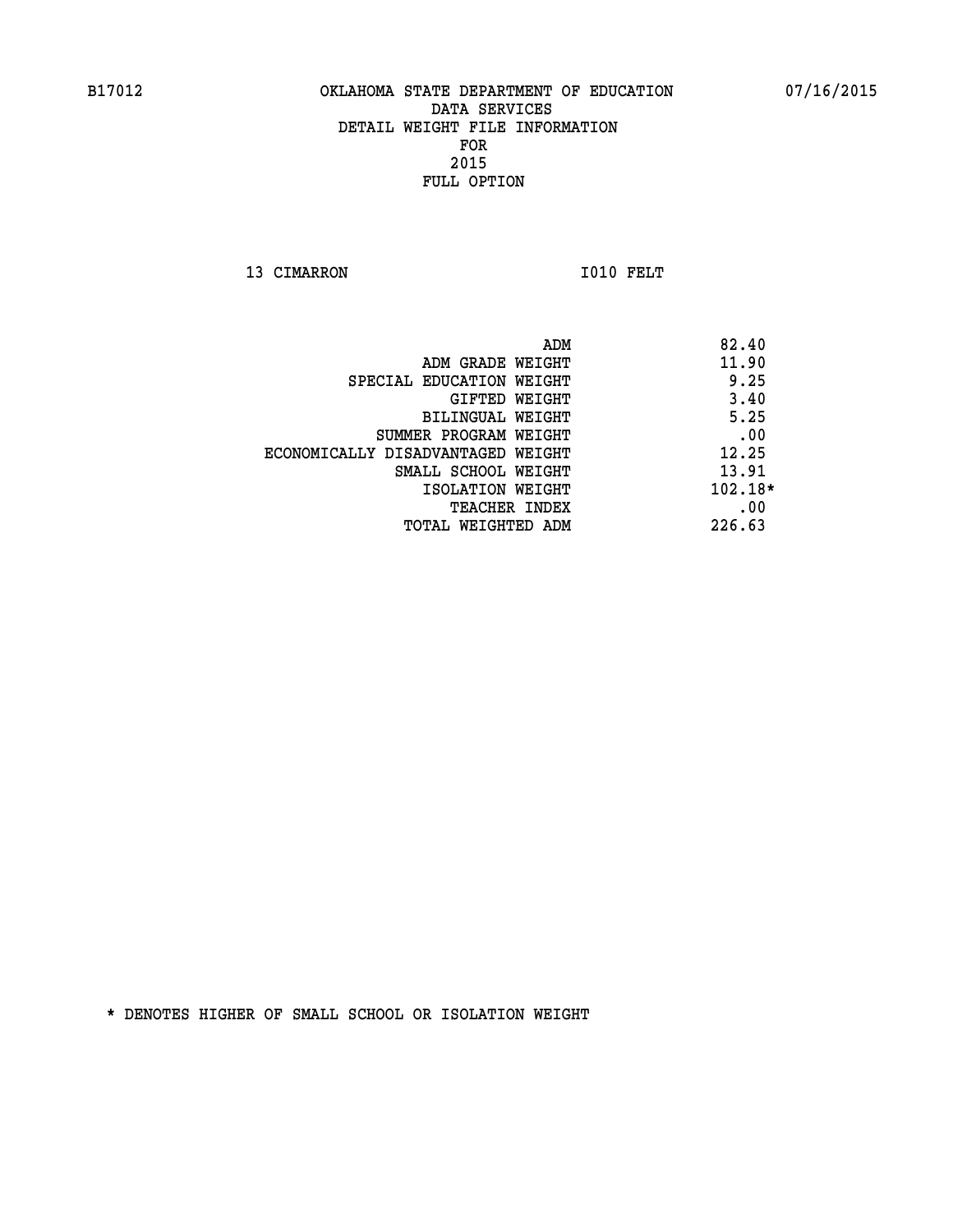B17012 OKLAHOMA STATE DEPARTMENT OF EDUCATION 07/16/2015

DATA SERVICES
DETAIL WEIGHT FILE INFORMATION
FOR
2015
FULL OPTION

13 CIMARRON I010 FELT

| | |
|---|---|
| ADM | 82.40 |
| ADM GRADE WEIGHT | 11.90 |
| SPECIAL EDUCATION WEIGHT | 9.25 |
| GIFTED WEIGHT | 3.40 |
| BILINGUAL WEIGHT | 5.25 |
| SUMMER PROGRAM WEIGHT | .00 |
| ECONOMICALLY DISADVANTAGED WEIGHT | 12.25 |
| SMALL SCHOOL WEIGHT | 13.91 |
| ISOLATION WEIGHT | 102.18* |
| TEACHER INDEX | .00 |
| TOTAL WEIGHTED ADM | 226.63 |

* DENOTES HIGHER OF SMALL SCHOOL OR ISOLATION WEIGHT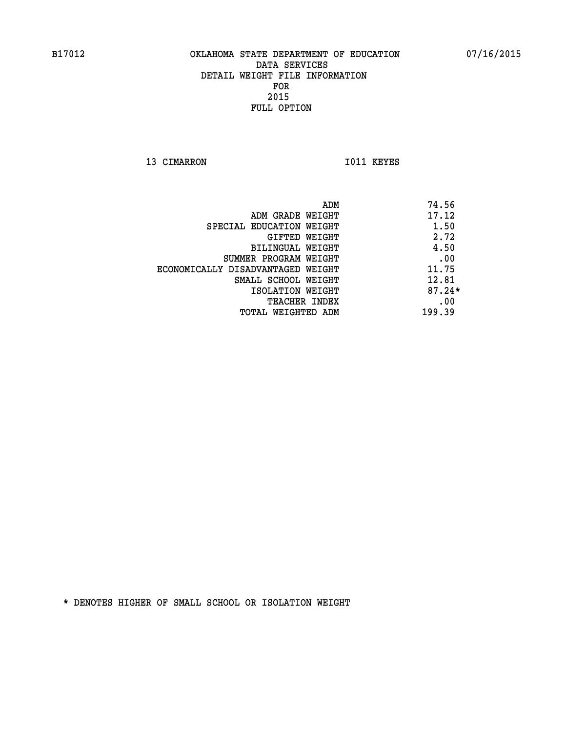B17012 OKLAHOMA STATE DEPARTMENT OF EDUCATION 07/16/2015

DATA SERVICES
DETAIL WEIGHT FILE INFORMATION
FOR
2015
FULL OPTION

13 CIMARRON I011 KEYES

| | |
|---|---|
| ADM | 74.56 |
| ADM GRADE WEIGHT | 17.12 |
| SPECIAL EDUCATION WEIGHT | 1.50 |
| GIFTED WEIGHT | 2.72 |
| BILINGUAL WEIGHT | 4.50 |
| SUMMER PROGRAM WEIGHT | .00 |
| ECONOMICALLY DISADVANTAGED WEIGHT | 11.75 |
| SMALL SCHOOL WEIGHT | 12.81 |
| ISOLATION WEIGHT | 87.24* |
| TEACHER INDEX | .00 |
| TOTAL WEIGHTED ADM | 199.39 |

* DENOTES HIGHER OF SMALL SCHOOL OR ISOLATION WEIGHT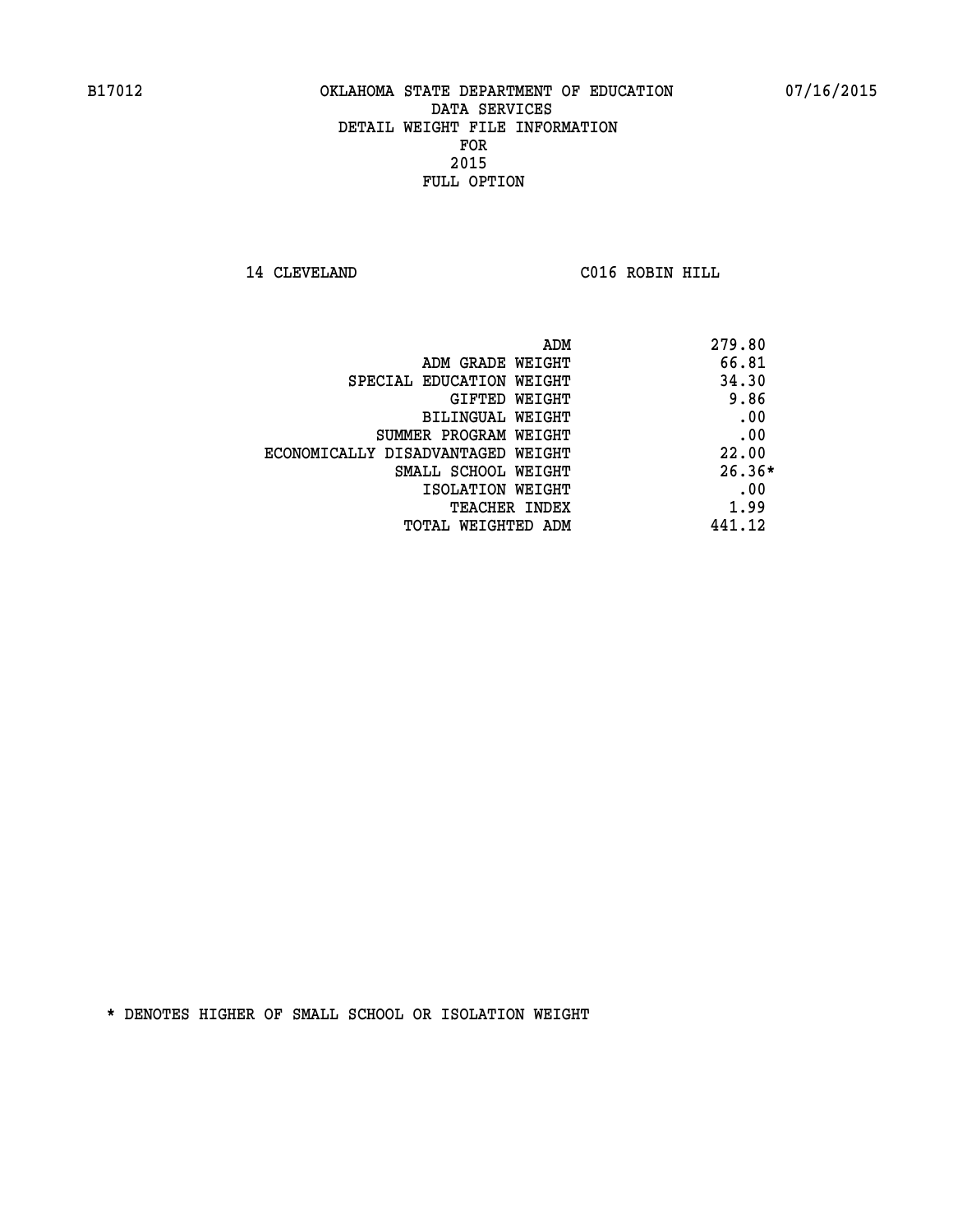B17012 OKLAHOMA STATE DEPARTMENT OF EDUCATION 07/16/2015

DATA SERVICES
DETAIL WEIGHT FILE INFORMATION
FOR
2015
FULL OPTION

14 CLEVELAND C016 ROBIN HILL

| | |
|---|---|
| ADM | 279.80 |
| ADM GRADE WEIGHT | 66.81 |
| SPECIAL EDUCATION WEIGHT | 34.30 |
| GIFTED WEIGHT | 9.86 |
| BILINGUAL WEIGHT | .00 |
| SUMMER PROGRAM WEIGHT | .00 |
| ECONOMICALLY DISADVANTAGED WEIGHT | 22.00 |
| SMALL SCHOOL WEIGHT | 26.36* |
| ISOLATION WEIGHT | .00 |
| TEACHER INDEX | 1.99 |
| TOTAL WEIGHTED ADM | 441.12 |

* DENOTES HIGHER OF SMALL SCHOOL OR ISOLATION WEIGHT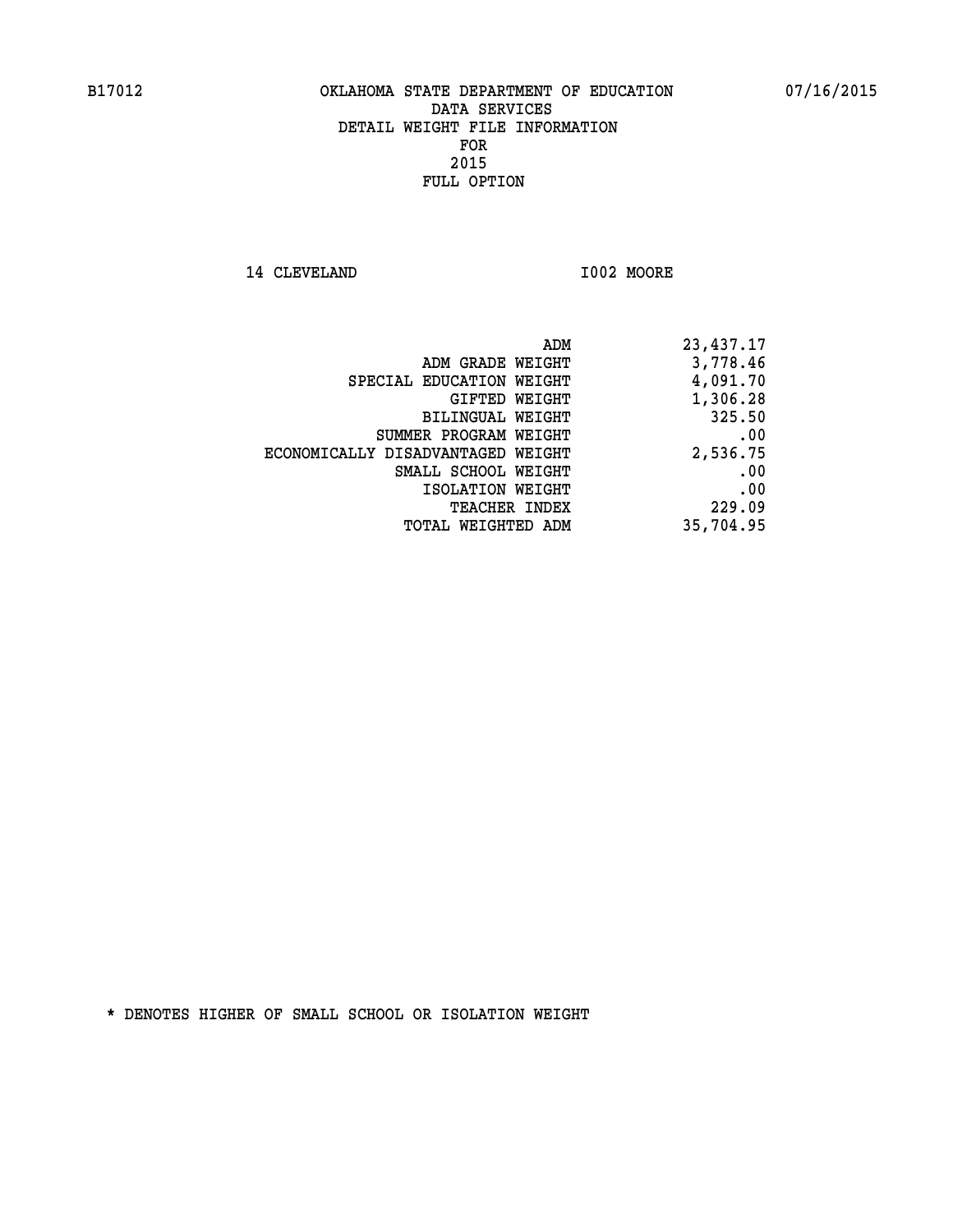B17012 OKLAHOMA STATE DEPARTMENT OF EDUCATION 07/16/2015

DATA SERVICES
DETAIL WEIGHT FILE INFORMATION
FOR
2015
FULL OPTION

14 CLEVELAND I002 MOORE

| | |
|---|---|
| ADM | 23,437.17 |
| ADM GRADE WEIGHT | 3,778.46 |
| SPECIAL EDUCATION WEIGHT | 4,091.70 |
| GIFTED WEIGHT | 1,306.28 |
| BILINGUAL WEIGHT | 325.50 |
| SUMMER PROGRAM WEIGHT | .00 |
| ECONOMICALLY DISADVANTAGED WEIGHT | 2,536.75 |
| SMALL SCHOOL WEIGHT | .00 |
| ISOLATION WEIGHT | .00 |
| TEACHER INDEX | 229.09 |
| TOTAL WEIGHTED ADM | 35,704.95 |

* DENOTES HIGHER OF SMALL SCHOOL OR ISOLATION WEIGHT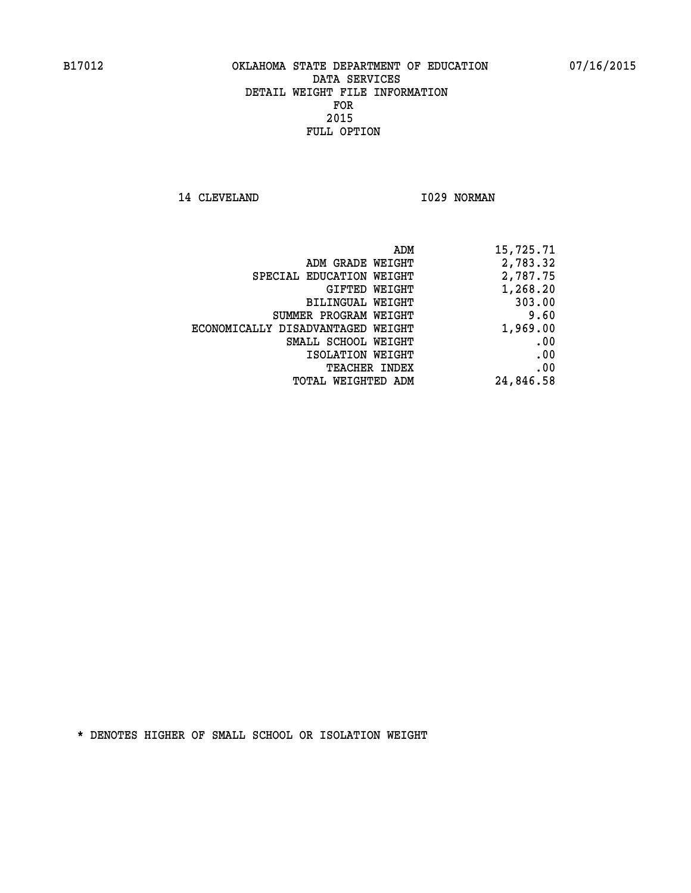OKLAHOMA STATE DEPARTMENT OF EDUCATION
DATA SERVICES
DETAIL WEIGHT FILE INFORMATION
FOR
2015
FULL OPTION

14 CLEVELAND I029 NORMAN

| | |
|---|---|
| ADM | 15,725.71 |
| ADM GRADE WEIGHT | 2,783.32 |
| SPECIAL EDUCATION WEIGHT | 2,787.75 |
| GIFTED WEIGHT | 1,268.20 |
| BILINGUAL WEIGHT | 303.00 |
| SUMMER PROGRAM WEIGHT | 9.60 |
| ECONOMICALLY DISADVANTAGED WEIGHT | 1,969.00 |
| SMALL SCHOOL WEIGHT | .00 |
| ISOLATION WEIGHT | .00 |
| TEACHER INDEX | .00 |
| TOTAL WEIGHTED ADM | 24,846.58 |

* DENOTES HIGHER OF SMALL SCHOOL OR ISOLATION WEIGHT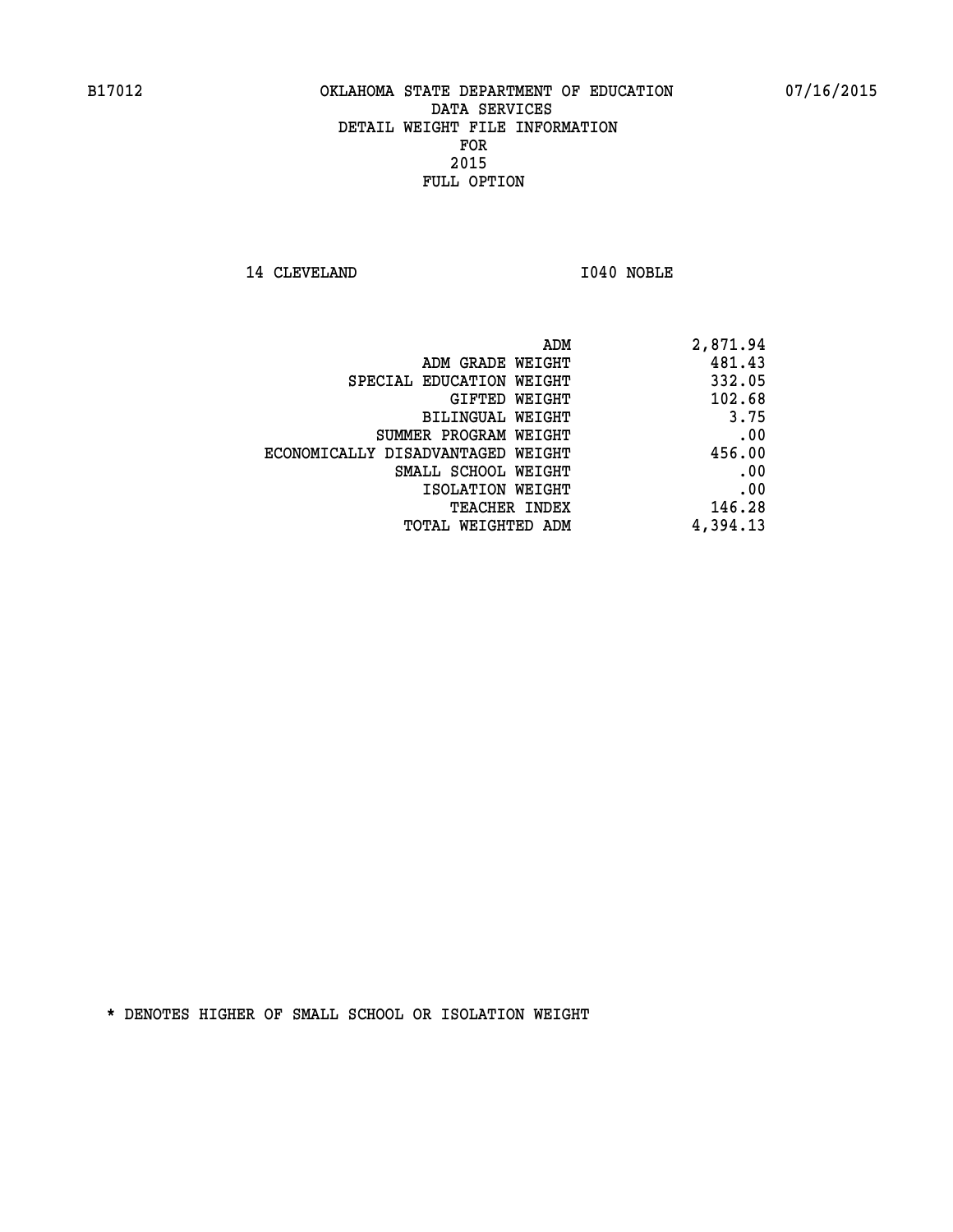B17012 OKLAHOMA STATE DEPARTMENT OF EDUCATION 07/16/2015

DATA SERVICES
DETAIL WEIGHT FILE INFORMATION
FOR
2015
FULL OPTION

14 CLEVELAND I040 NOBLE

| | |
|---|---|
| ADM | 2,871.94 |
| ADM GRADE WEIGHT | 481.43 |
| SPECIAL EDUCATION WEIGHT | 332.05 |
| GIFTED WEIGHT | 102.68 |
| BILINGUAL WEIGHT | 3.75 |
| SUMMER PROGRAM WEIGHT | .00 |
| ECONOMICALLY DISADVANTAGED WEIGHT | 456.00 |
| SMALL SCHOOL WEIGHT | .00 |
| ISOLATION WEIGHT | .00 |
| TEACHER INDEX | 146.28 |
| TOTAL WEIGHTED ADM | 4,394.13 |

* DENOTES HIGHER OF SMALL SCHOOL OR ISOLATION WEIGHT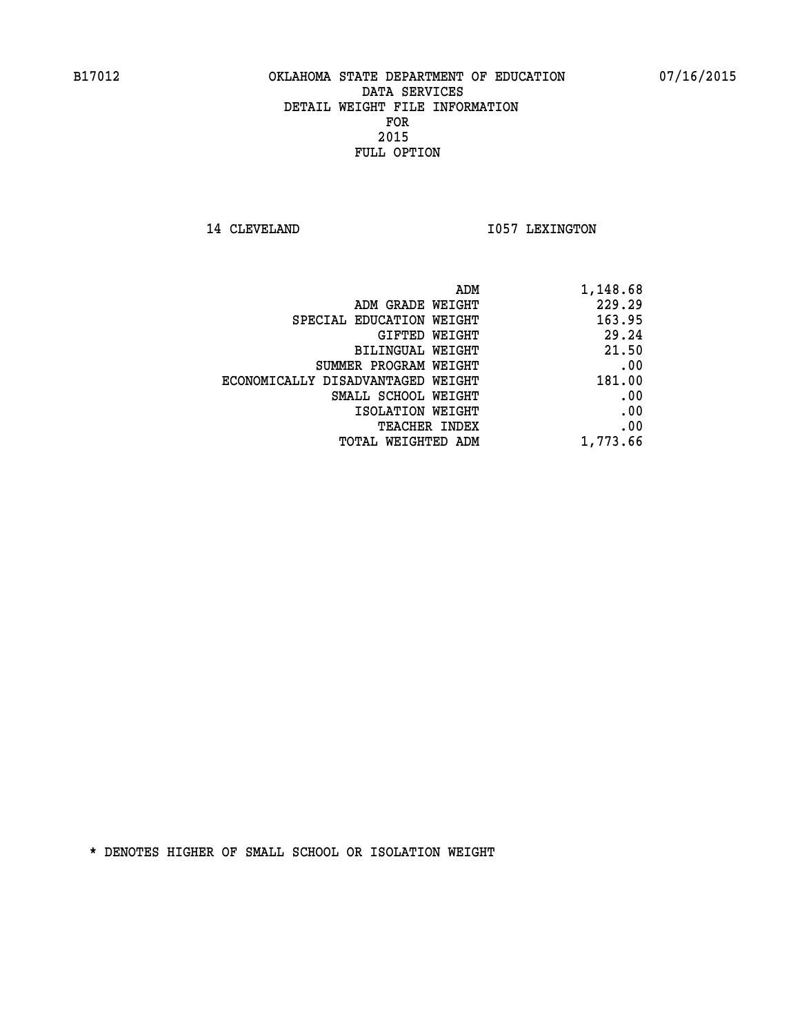B17012 OKLAHOMA STATE DEPARTMENT OF EDUCATION 07/16/2015

DATA SERVICES
DETAIL WEIGHT FILE INFORMATION
FOR
2015
FULL OPTION

14 CLEVELAND I057 LEXINGTON

| | |
|---|---|
| ADM | 1,148.68 |
| ADM GRADE WEIGHT | 229.29 |
| SPECIAL EDUCATION WEIGHT | 163.95 |
| GIFTED WEIGHT | 29.24 |
| BILINGUAL WEIGHT | 21.50 |
| SUMMER PROGRAM WEIGHT | .00 |
| ECONOMICALLY DISADVANTAGED WEIGHT | 181.00 |
| SMALL SCHOOL WEIGHT | .00 |
| ISOLATION WEIGHT | .00 |
| TEACHER INDEX | .00 |
| TOTAL WEIGHTED ADM | 1,773.66 |

* DENOTES HIGHER OF SMALL SCHOOL OR ISOLATION WEIGHT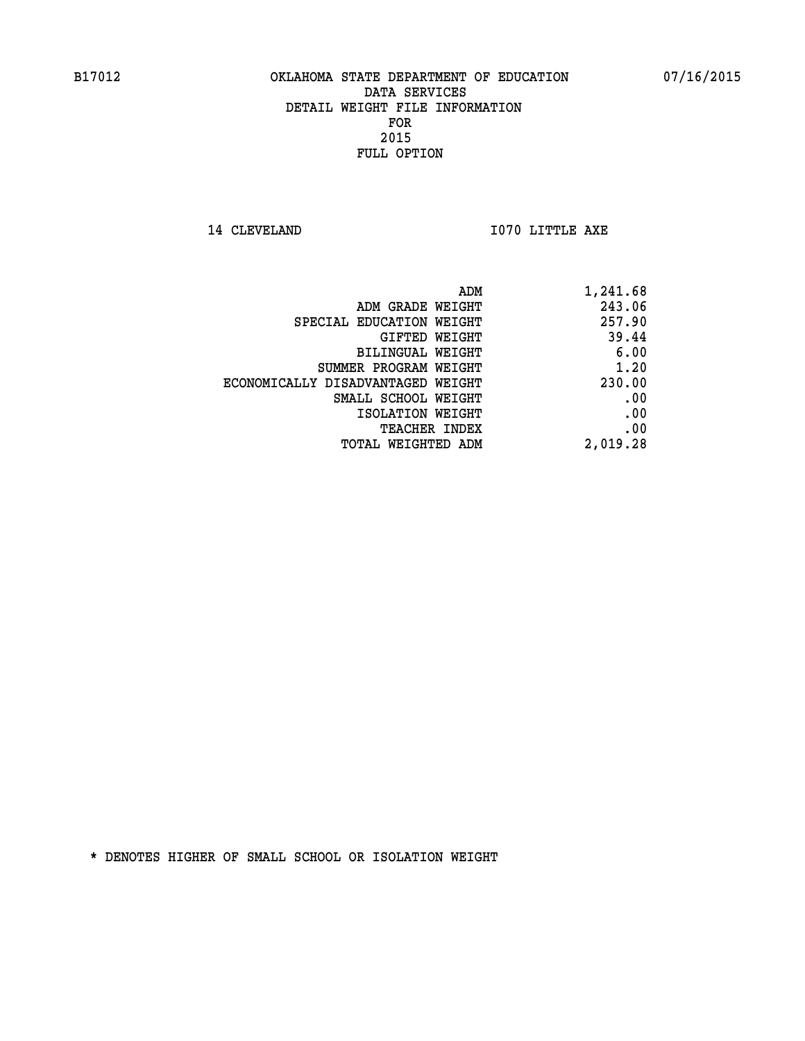B17012 OKLAHOMA STATE DEPARTMENT OF EDUCATION 07/16/2015

DATA SERVICES
DETAIL WEIGHT FILE INFORMATION
FOR
2015
FULL OPTION

14 CLEVELAND I070 LITTLE AXE

| | |
|---|---|
| ADM | 1,241.68 |
| ADM GRADE WEIGHT | 243.06 |
| SPECIAL EDUCATION WEIGHT | 257.90 |
| GIFTED WEIGHT | 39.44 |
| BILINGUAL WEIGHT | 6.00 |
| SUMMER PROGRAM WEIGHT | 1.20 |
| ECONOMICALLY DISADVANTAGED WEIGHT | 230.00 |
| SMALL SCHOOL WEIGHT | .00 |
| ISOLATION WEIGHT | .00 |
| TEACHER INDEX | .00 |
| TOTAL WEIGHTED ADM | 2,019.28 |

* DENOTES HIGHER OF SMALL SCHOOL OR ISOLATION WEIGHT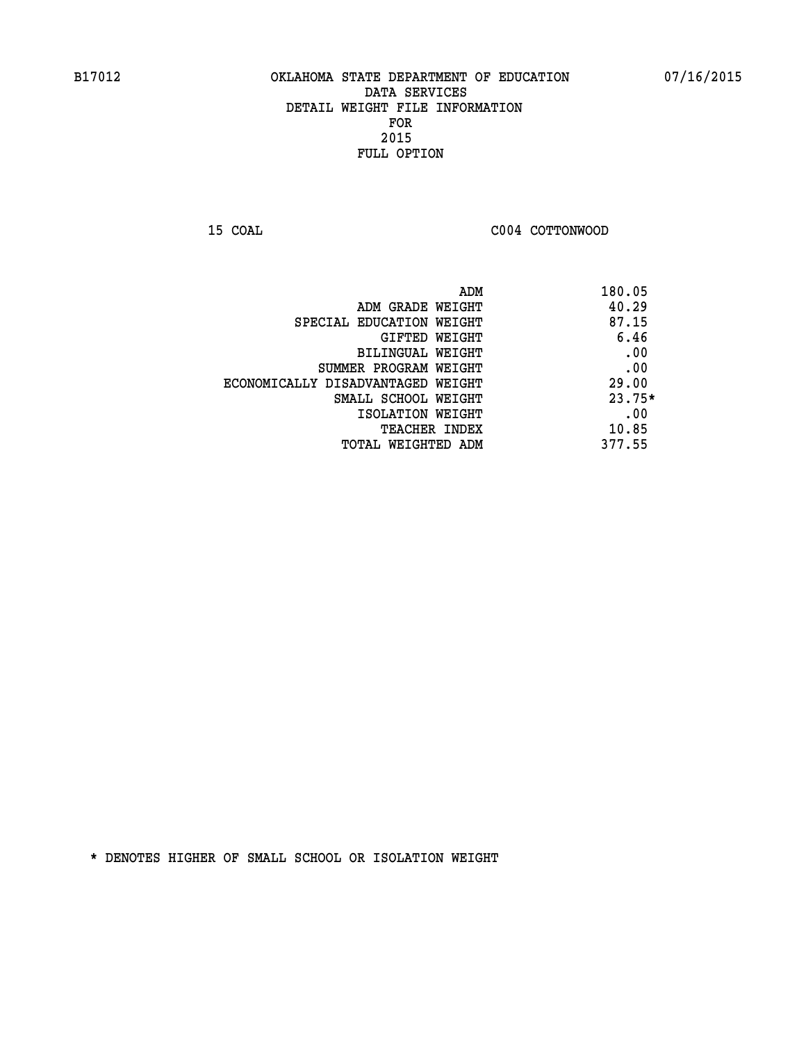B17012 OKLAHOMA STATE DEPARTMENT OF EDUCATION 07/16/2015

DATA SERVICES
DETAIL WEIGHT FILE INFORMATION
FOR
2015
FULL OPTION

15 COAL C004 COTTONWOOD

| | |
|---|---|
| ADM | 180.05 |
| ADM GRADE WEIGHT | 40.29 |
| SPECIAL EDUCATION WEIGHT | 87.15 |
| GIFTED WEIGHT | 6.46 |
| BILINGUAL WEIGHT | .00 |
| SUMMER PROGRAM WEIGHT | .00 |
| ECONOMICALLY DISADVANTAGED WEIGHT | 29.00 |
| SMALL SCHOOL WEIGHT | 23.75* |
| ISOLATION WEIGHT | .00 |
| TEACHER INDEX | 10.85 |
| TOTAL WEIGHTED ADM | 377.55 |

* DENOTES HIGHER OF SMALL SCHOOL OR ISOLATION WEIGHT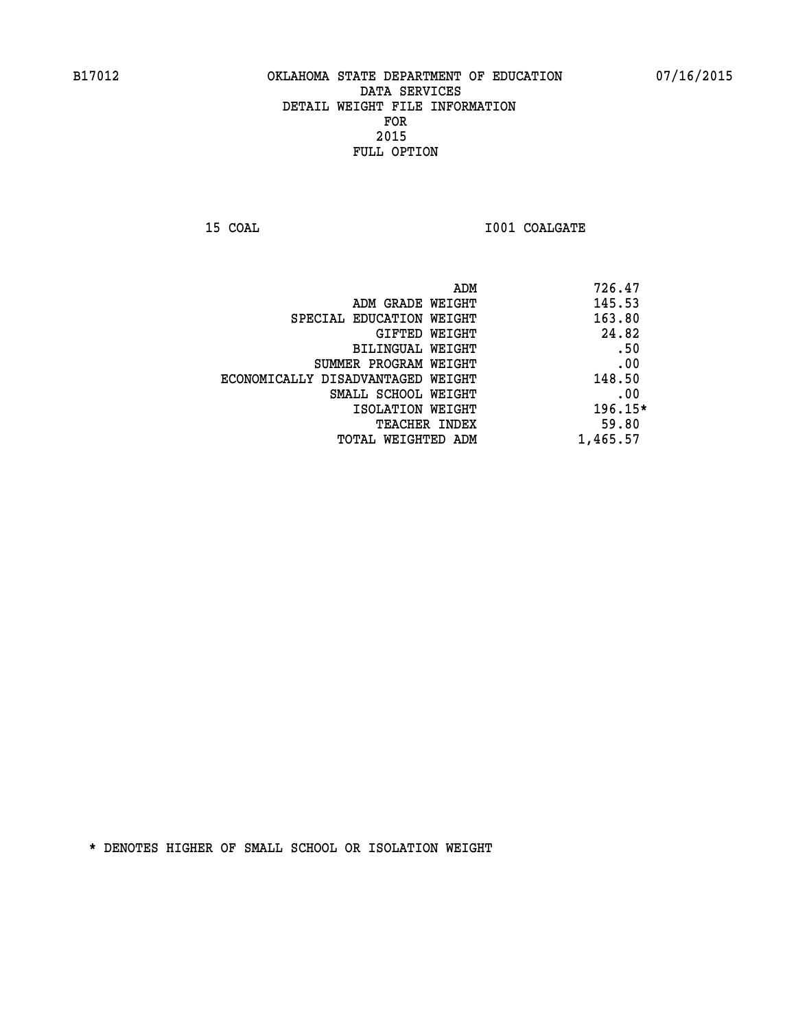B17012 OKLAHOMA STATE DEPARTMENT OF EDUCATION 07/16/2015

DATA SERVICES
DETAIL WEIGHT FILE INFORMATION
FOR
2015
FULL OPTION

15 COAL I001 COALGATE

| | |
|---|---|
| ADM | 726.47 |
| ADM GRADE WEIGHT | 145.53 |
| SPECIAL EDUCATION WEIGHT | 163.80 |
| GIFTED WEIGHT | 24.82 |
| BILINGUAL WEIGHT | .50 |
| SUMMER PROGRAM WEIGHT | .00 |
| ECONOMICALLY DISADVANTAGED WEIGHT | 148.50 |
| SMALL SCHOOL WEIGHT | .00 |
| ISOLATION WEIGHT | 196.15* |
| TEACHER INDEX | 59.80 |
| TOTAL WEIGHTED ADM | 1,465.57 |

* DENOTES HIGHER OF SMALL SCHOOL OR ISOLATION WEIGHT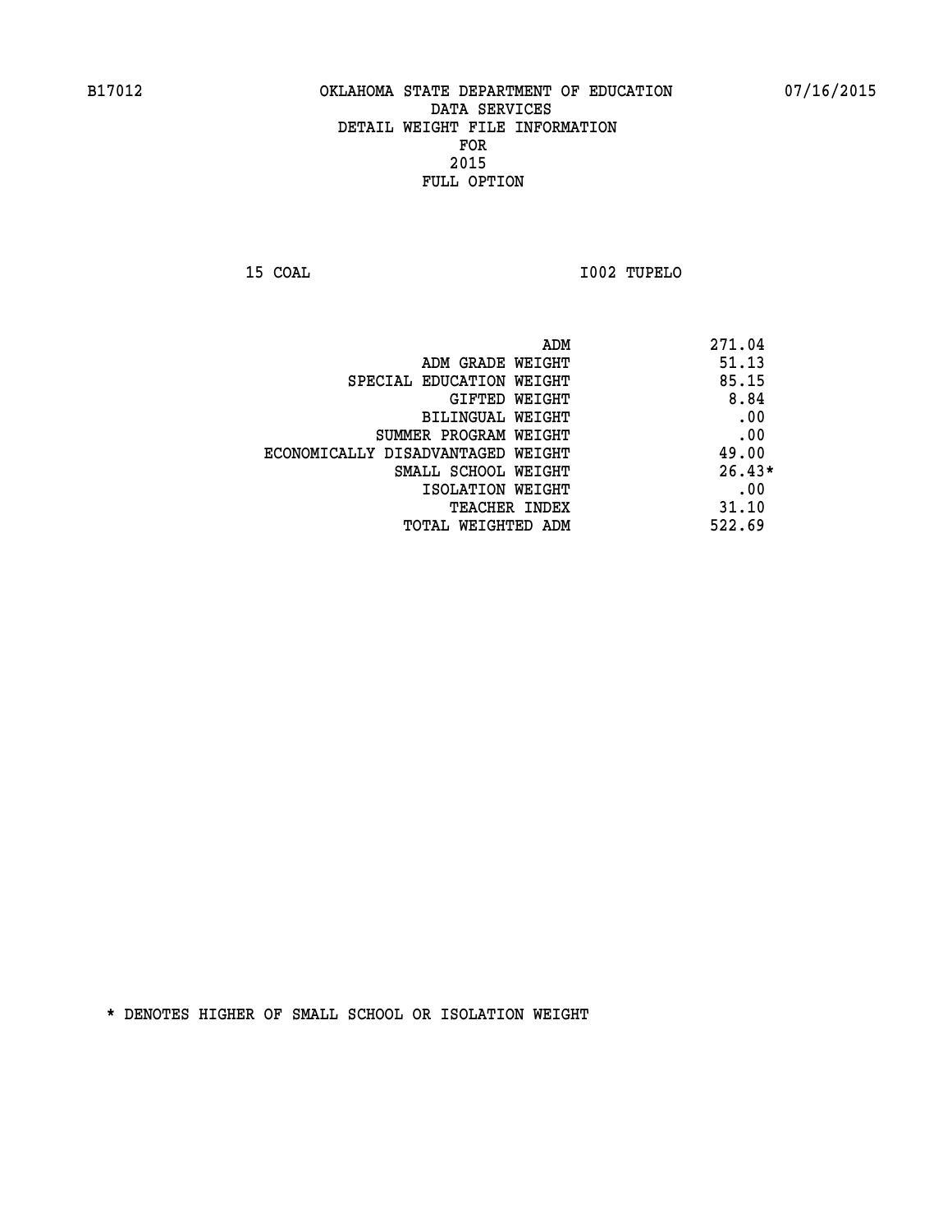OKLAHOMA STATE DEPARTMENT OF EDUCATION
DATA SERVICES
DETAIL WEIGHT FILE INFORMATION
FOR
2015
FULL OPTION

15 COAL I002 TUPELO

| | |
|---|---|
| ADM | 271.04 |
| ADM GRADE WEIGHT | 51.13 |
| SPECIAL EDUCATION WEIGHT | 85.15 |
| GIFTED WEIGHT | 8.84 |
| BILINGUAL WEIGHT | .00 |
| SUMMER PROGRAM WEIGHT | .00 |
| ECONOMICALLY DISADVANTAGED WEIGHT | 49.00 |
| SMALL SCHOOL WEIGHT | 26.43* |
| ISOLATION WEIGHT | .00 |
| TEACHER INDEX | 31.10 |
| TOTAL WEIGHTED ADM | 522.69 |

* DENOTES HIGHER OF SMALL SCHOOL OR ISOLATION WEIGHT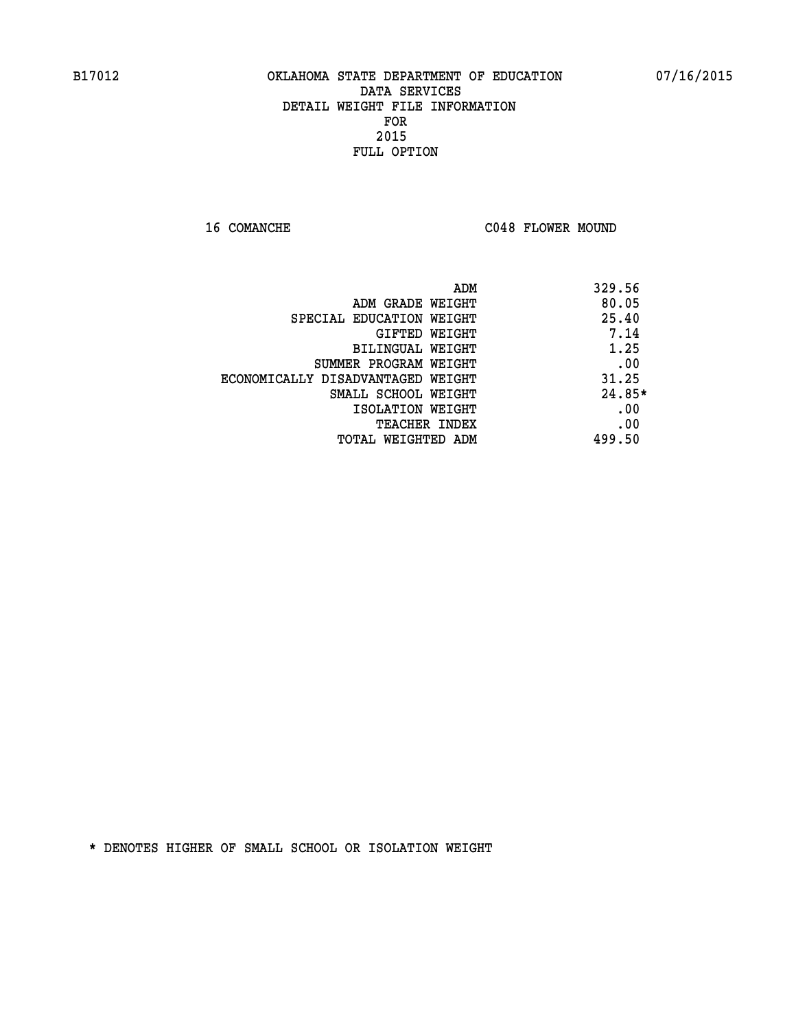B17012 OKLAHOMA STATE DEPARTMENT OF EDUCATION 07/16/2015

DATA SERVICES

DETAIL WEIGHT FILE INFORMATION

FOR

2015

FULL OPTION

16 COMANCHE C048 FLOWER MOUND

| | |
|---|---|
| ADM | 329.56 |
| ADM GRADE WEIGHT | 80.05 |
| SPECIAL EDUCATION WEIGHT | 25.40 |
| GIFTED WEIGHT | 7.14 |
| BILINGUAL WEIGHT | 1.25 |
| SUMMER PROGRAM WEIGHT | .00 |
| ECONOMICALLY DISADVANTAGED WEIGHT | 31.25 |
| SMALL SCHOOL WEIGHT | 24.85* |
| ISOLATION WEIGHT | .00 |
| TEACHER INDEX | .00 |
| TOTAL WEIGHTED ADM | 499.50 |

* DENOTES HIGHER OF SMALL SCHOOL OR ISOLATION WEIGHT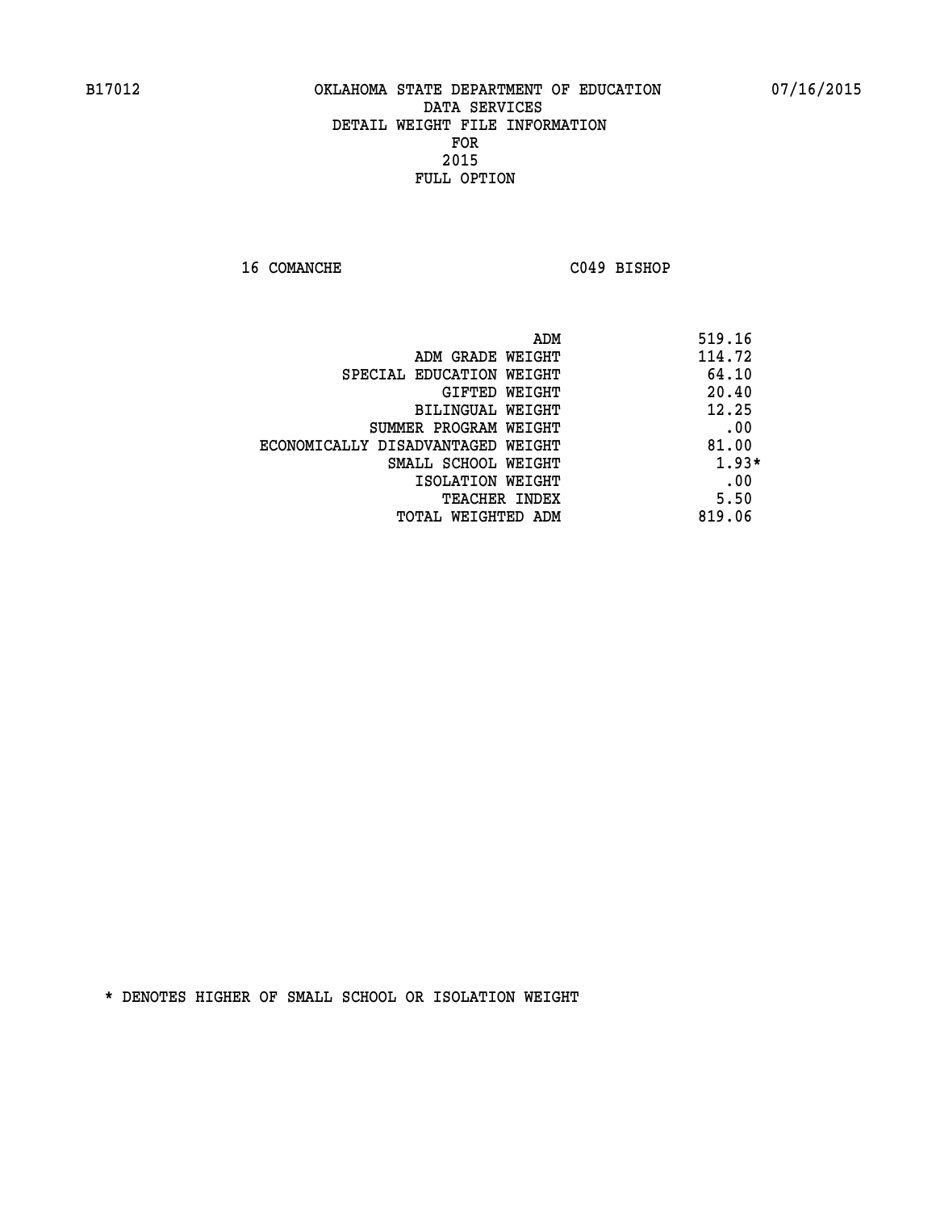B17012 OKLAHOMA STATE DEPARTMENT OF EDUCATION 07/16/2015

DATA SERVICES
DETAIL WEIGHT FILE INFORMATION
FOR
2015
FULL OPTION

16 COMANCHE C049 BISHOP

| | |
|---|---|
| ADM | 519.16 |
| ADM GRADE WEIGHT | 114.72 |
| SPECIAL EDUCATION WEIGHT | 64.10 |
| GIFTED WEIGHT | 20.40 |
| BILINGUAL WEIGHT | 12.25 |
| SUMMER PROGRAM WEIGHT | .00 |
| ECONOMICALLY DISADVANTAGED WEIGHT | 81.00 |
| SMALL SCHOOL WEIGHT | 1.93* |
| ISOLATION WEIGHT | .00 |
| TEACHER INDEX | 5.50 |
| TOTAL WEIGHTED ADM | 819.06 |

* DENOTES HIGHER OF SMALL SCHOOL OR ISOLATION WEIGHT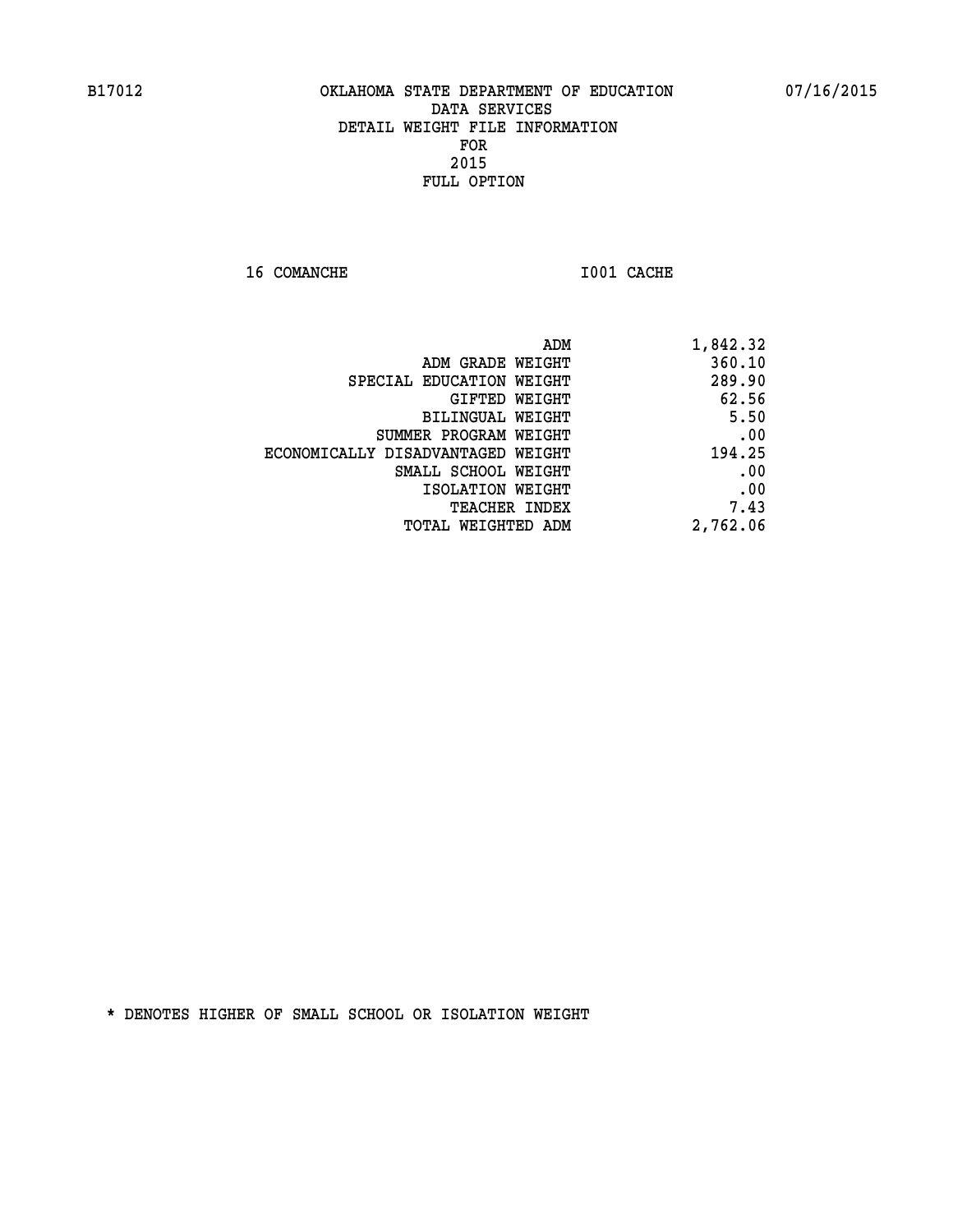B17012 OKLAHOMA STATE DEPARTMENT OF EDUCATION 07/16/2015

DATA SERVICES
DETAIL WEIGHT FILE INFORMATION
FOR
2015
FULL OPTION

16 COMANCHE I001 CACHE

| | |
|---|---|
| ADM | 1,842.32 |
| ADM GRADE WEIGHT | 360.10 |
| SPECIAL EDUCATION WEIGHT | 289.90 |
| GIFTED WEIGHT | 62.56 |
| BILINGUAL WEIGHT | 5.50 |
| SUMMER PROGRAM WEIGHT | .00 |
| ECONOMICALLY DISADVANTAGED WEIGHT | 194.25 |
| SMALL SCHOOL WEIGHT | .00 |
| ISOLATION WEIGHT | .00 |
| TEACHER INDEX | 7.43 |
| TOTAL WEIGHTED ADM | 2,762.06 |

* DENOTES HIGHER OF SMALL SCHOOL OR ISOLATION WEIGHT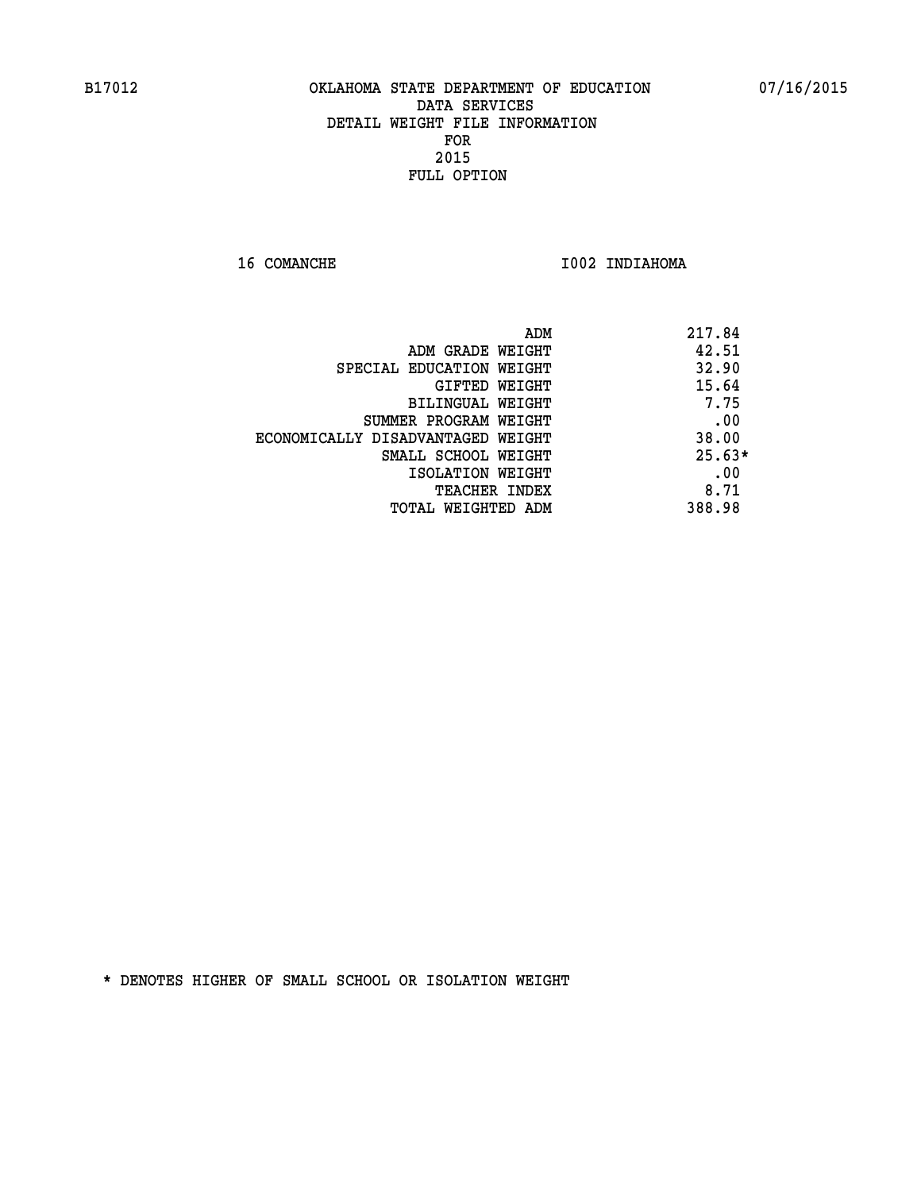B17012 OKLAHOMA STATE DEPARTMENT OF EDUCATION 07/16/2015

DATA SERVICES
DETAIL WEIGHT FILE INFORMATION
FOR
2015
FULL OPTION

16 COMANCHE I002 INDIAHOMA

| | |
|---|---|
| ADM | 217.84 |
| ADM GRADE WEIGHT | 42.51 |
| SPECIAL EDUCATION WEIGHT | 32.90 |
| GIFTED WEIGHT | 15.64 |
| BILINGUAL WEIGHT | 7.75 |
| SUMMER PROGRAM WEIGHT | .00 |
| ECONOMICALLY DISADVANTAGED WEIGHT | 38.00 |
| SMALL SCHOOL WEIGHT | 25.63* |
| ISOLATION WEIGHT | .00 |
| TEACHER INDEX | 8.71 |
| TOTAL WEIGHTED ADM | 388.98 |

* DENOTES HIGHER OF SMALL SCHOOL OR ISOLATION WEIGHT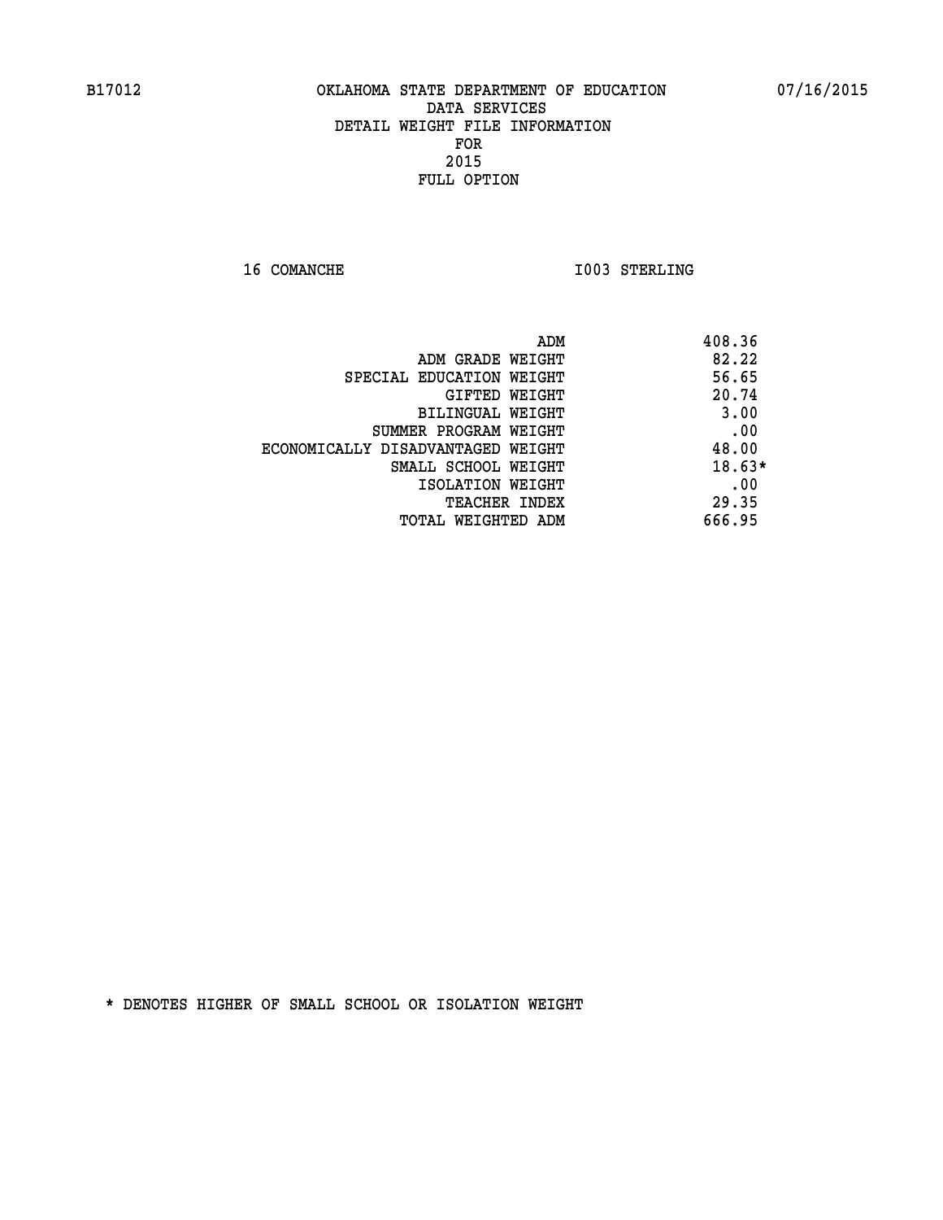B17012 OKLAHOMA STATE DEPARTMENT OF EDUCATION 07/16/2015

DATA SERVICES
DETAIL WEIGHT FILE INFORMATION
FOR
2015
FULL OPTION

16 COMANCHE I003 STERLING

| | |
|---|---|
| ADM | 408.36 |
| ADM GRADE WEIGHT | 82.22 |
| SPECIAL EDUCATION WEIGHT | 56.65 |
| GIFTED WEIGHT | 20.74 |
| BILINGUAL WEIGHT | 3.00 |
| SUMMER PROGRAM WEIGHT | .00 |
| ECONOMICALLY DISADVANTAGED WEIGHT | 48.00 |
| SMALL SCHOOL WEIGHT | 18.63* |
| ISOLATION WEIGHT | .00 |
| TEACHER INDEX | 29.35 |
| TOTAL WEIGHTED ADM | 666.95 |

* DENOTES HIGHER OF SMALL SCHOOL OR ISOLATION WEIGHT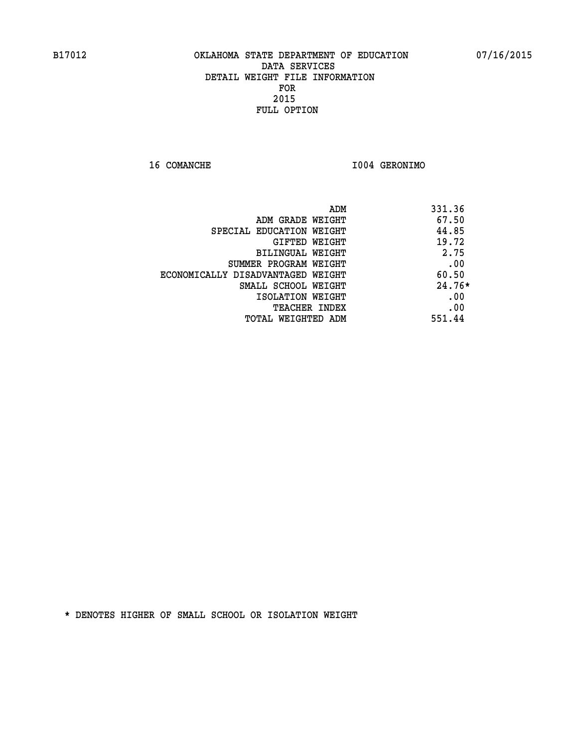B17012 OKLAHOMA STATE DEPARTMENT OF EDUCATION 07/16/2015

DATA SERVICES

DETAIL WEIGHT FILE INFORMATION

FOR

2015

FULL OPTION

16 COMANCHE I004 GERONIMO

| | |
|---|---|
| ADM | 331.36 |
| ADM GRADE WEIGHT | 67.50 |
| SPECIAL EDUCATION WEIGHT | 44.85 |
| GIFTED WEIGHT | 19.72 |
| BILINGUAL WEIGHT | 2.75 |
| SUMMER PROGRAM WEIGHT | .00 |
| ECONOMICALLY DISADVANTAGED WEIGHT | 60.50 |
| SMALL SCHOOL WEIGHT | 24.76* |
| ISOLATION WEIGHT | .00 |
| TEACHER INDEX | .00 |
| TOTAL WEIGHTED ADM | 551.44 |

* DENOTES HIGHER OF SMALL SCHOOL OR ISOLATION WEIGHT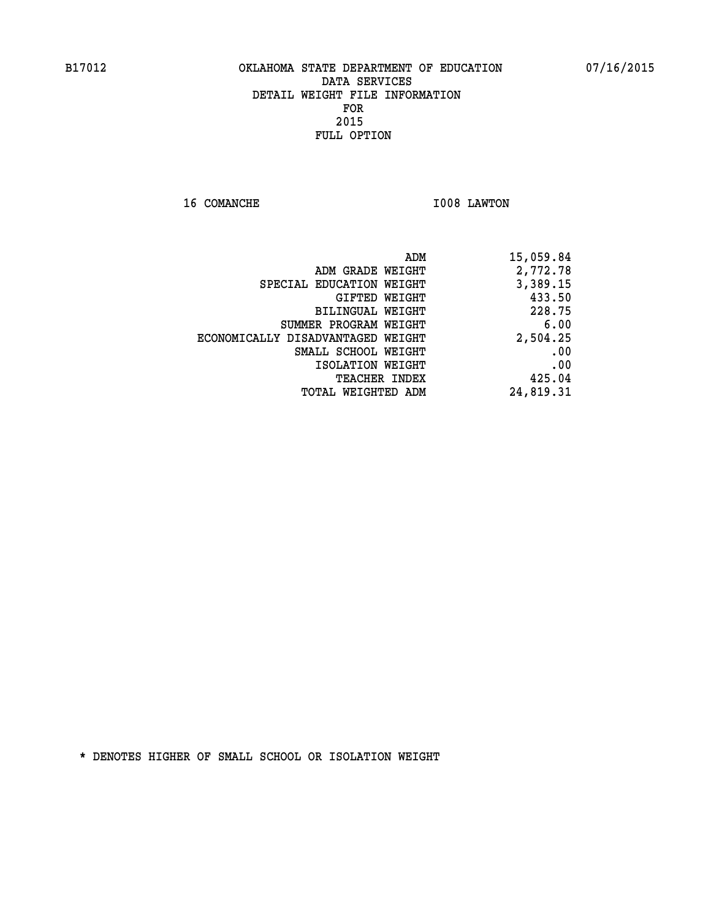B17012 OKLAHOMA STATE DEPARTMENT OF EDUCATION 07/16/2015

DATA SERVICES
DETAIL WEIGHT FILE INFORMATION
FOR
2015
FULL OPTION

16 COMANCHE I008 LAWTON

| | |
|---|---|
| ADM | 15,059.84 |
| ADM GRADE WEIGHT | 2,772.78 |
| SPECIAL EDUCATION WEIGHT | 3,389.15 |
| GIFTED WEIGHT | 433.50 |
| BILINGUAL WEIGHT | 228.75 |
| SUMMER PROGRAM WEIGHT | 6.00 |
| ECONOMICALLY DISADVANTAGED WEIGHT | 2,504.25 |
| SMALL SCHOOL WEIGHT | .00 |
| ISOLATION WEIGHT | .00 |
| TEACHER INDEX | 425.04 |
| TOTAL WEIGHTED ADM | 24,819.31 |

* DENOTES HIGHER OF SMALL SCHOOL OR ISOLATION WEIGHT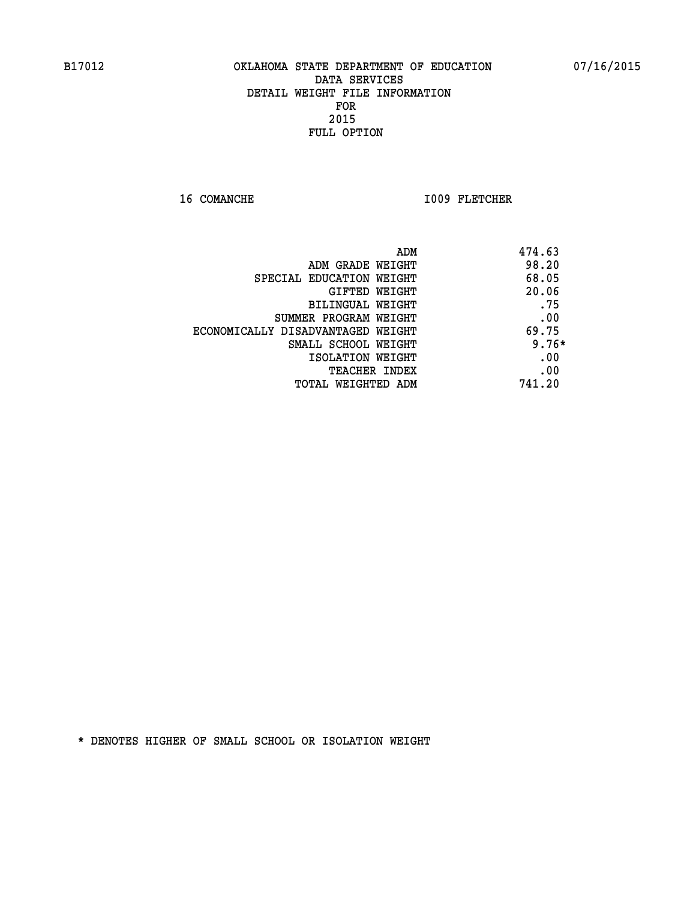B17012 OKLAHOMA STATE DEPARTMENT OF EDUCATION 07/16/2015

DATA SERVICES
DETAIL WEIGHT FILE INFORMATION
FOR
2015
FULL OPTION

16 COMANCHE I009 FLETCHER

| | |
|---|---|
| ADM | 474.63 |
| ADM GRADE WEIGHT | 98.20 |
| SPECIAL EDUCATION WEIGHT | 68.05 |
| GIFTED WEIGHT | 20.06 |
| BILINGUAL WEIGHT | .75 |
| SUMMER PROGRAM WEIGHT | .00 |
| ECONOMICALLY DISADVANTAGED WEIGHT | 69.75 |
| SMALL SCHOOL WEIGHT | 9.76* |
| ISOLATION WEIGHT | .00 |
| TEACHER INDEX | .00 |
| TOTAL WEIGHTED ADM | 741.20 |

* DENOTES HIGHER OF SMALL SCHOOL OR ISOLATION WEIGHT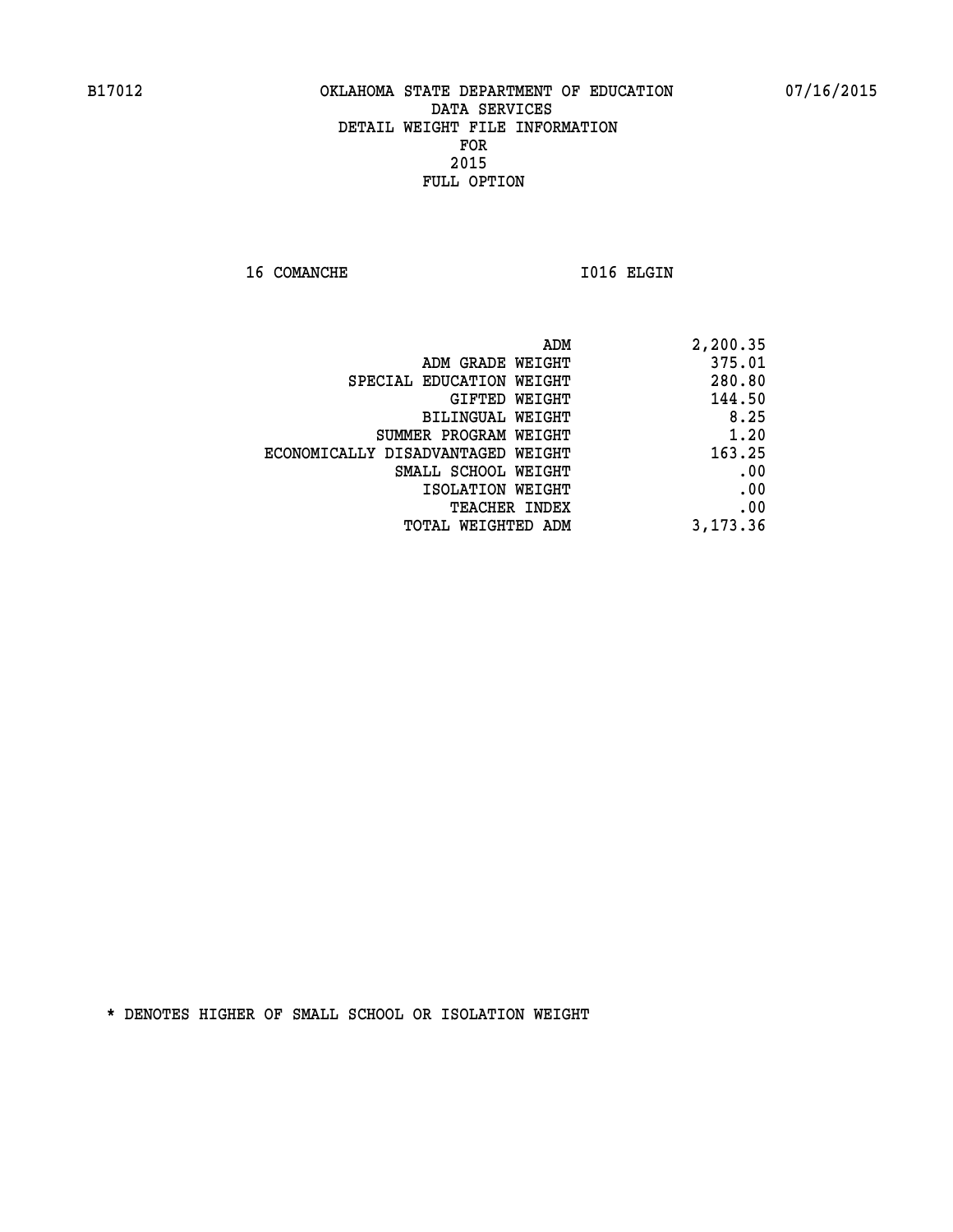B17012 OKLAHOMA STATE DEPARTMENT OF EDUCATION 07/16/2015

DATA SERVICES
DETAIL WEIGHT FILE INFORMATION
FOR
2015
FULL OPTION

16 COMANCHE I016 ELGIN

| | |
|---|---|
| ADM | 2,200.35 |
| ADM GRADE WEIGHT | 375.01 |
| SPECIAL EDUCATION WEIGHT | 280.80 |
| GIFTED WEIGHT | 144.50 |
| BILINGUAL WEIGHT | 8.25 |
| SUMMER PROGRAM WEIGHT | 1.20 |
| ECONOMICALLY DISADVANTAGED WEIGHT | 163.25 |
| SMALL SCHOOL WEIGHT | .00 |
| ISOLATION WEIGHT | .00 |
| TEACHER INDEX | .00 |
| TOTAL WEIGHTED ADM | 3,173.36 |

* DENOTES HIGHER OF SMALL SCHOOL OR ISOLATION WEIGHT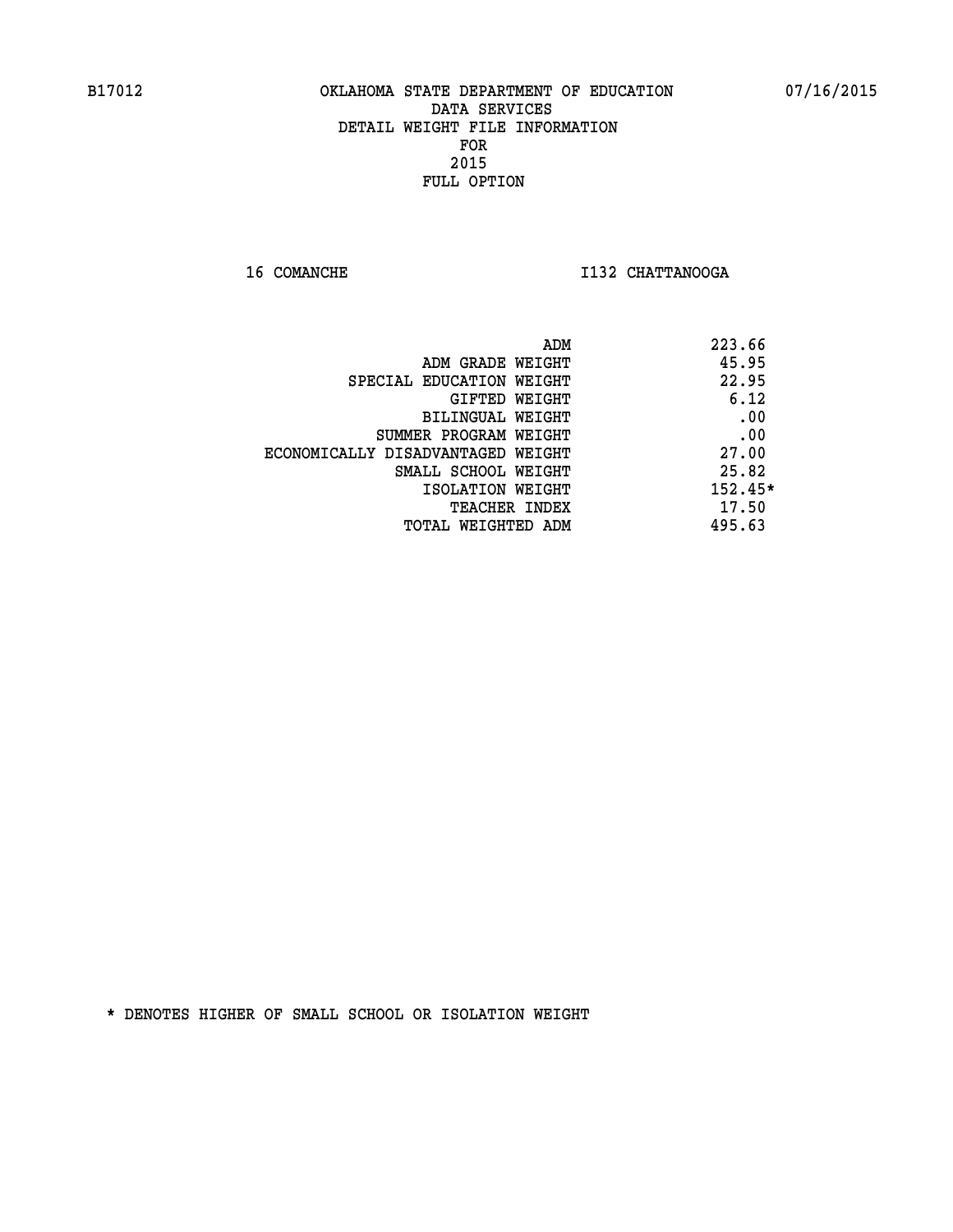B17012 OKLAHOMA STATE DEPARTMENT OF EDUCATION 07/16/2015

DATA SERVICES
DETAIL WEIGHT FILE INFORMATION
FOR
2015
FULL OPTION

16 COMANCHE I132 CHATTANOOGA

| | |
|---|---|
| ADM | 223.66 |
| ADM GRADE WEIGHT | 45.95 |
| SPECIAL EDUCATION WEIGHT | 22.95 |
| GIFTED WEIGHT | 6.12 |
| BILINGUAL WEIGHT | .00 |
| SUMMER PROGRAM WEIGHT | .00 |
| ECONOMICALLY DISADVANTAGED WEIGHT | 27.00 |
| SMALL SCHOOL WEIGHT | 25.82 |
| ISOLATION WEIGHT | 152.45* |
| TEACHER INDEX | 17.50 |
| TOTAL WEIGHTED ADM | 495.63 |

* DENOTES HIGHER OF SMALL SCHOOL OR ISOLATION WEIGHT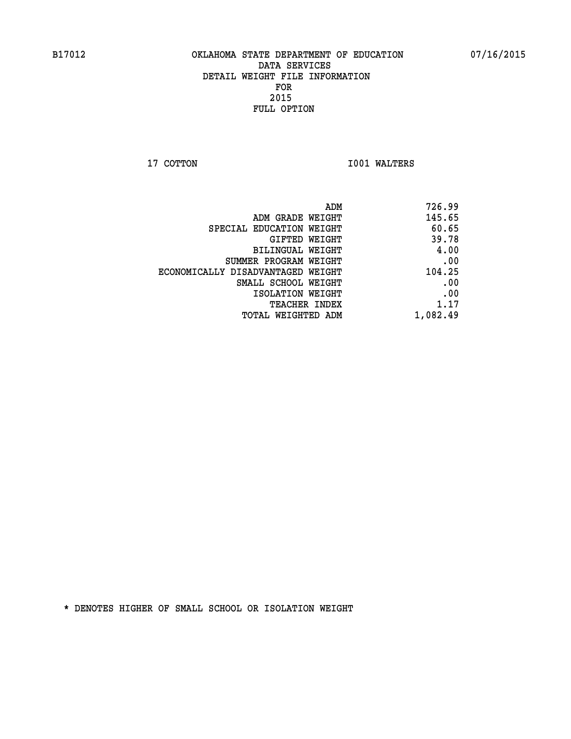B17012 OKLAHOMA STATE DEPARTMENT OF EDUCATION 07/16/2015

DATA SERVICES
DETAIL WEIGHT FILE INFORMATION
FOR
2015
FULL OPTION

17 COTTON I001 WALTERS

| | |
|---|---|
| ADM | 726.99 |
| ADM GRADE WEIGHT | 145.65 |
| SPECIAL EDUCATION WEIGHT | 60.65 |
| GIFTED WEIGHT | 39.78 |
| BILINGUAL WEIGHT | 4.00 |
| SUMMER PROGRAM WEIGHT | .00 |
| ECONOMICALLY DISADVANTAGED WEIGHT | 104.25 |
| SMALL SCHOOL WEIGHT | .00 |
| ISOLATION WEIGHT | .00 |
| TEACHER INDEX | 1.17 |
| TOTAL WEIGHTED ADM | 1,082.49 |

* DENOTES HIGHER OF SMALL SCHOOL OR ISOLATION WEIGHT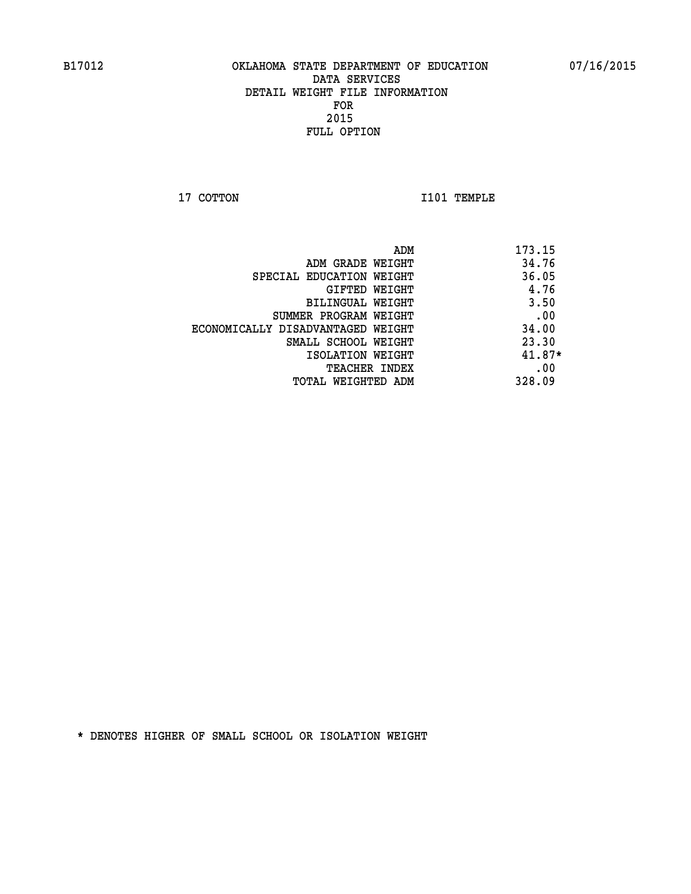B17012 OKLAHOMA STATE DEPARTMENT OF EDUCATION 07/16/2015

DATA SERVICES
DETAIL WEIGHT FILE INFORMATION
FOR
2015
FULL OPTION

17 COTTON I101 TEMPLE

| | |
|---|---|
| ADM | 173.15 |
| ADM GRADE WEIGHT | 34.76 |
| SPECIAL EDUCATION WEIGHT | 36.05 |
| GIFTED WEIGHT | 4.76 |
| BILINGUAL WEIGHT | 3.50 |
| SUMMER PROGRAM WEIGHT | .00 |
| ECONOMICALLY DISADVANTAGED WEIGHT | 34.00 |
| SMALL SCHOOL WEIGHT | 23.30 |
| ISOLATION WEIGHT | 41.87* |
| TEACHER INDEX | .00 |
| TOTAL WEIGHTED ADM | 328.09 |

* DENOTES HIGHER OF SMALL SCHOOL OR ISOLATION WEIGHT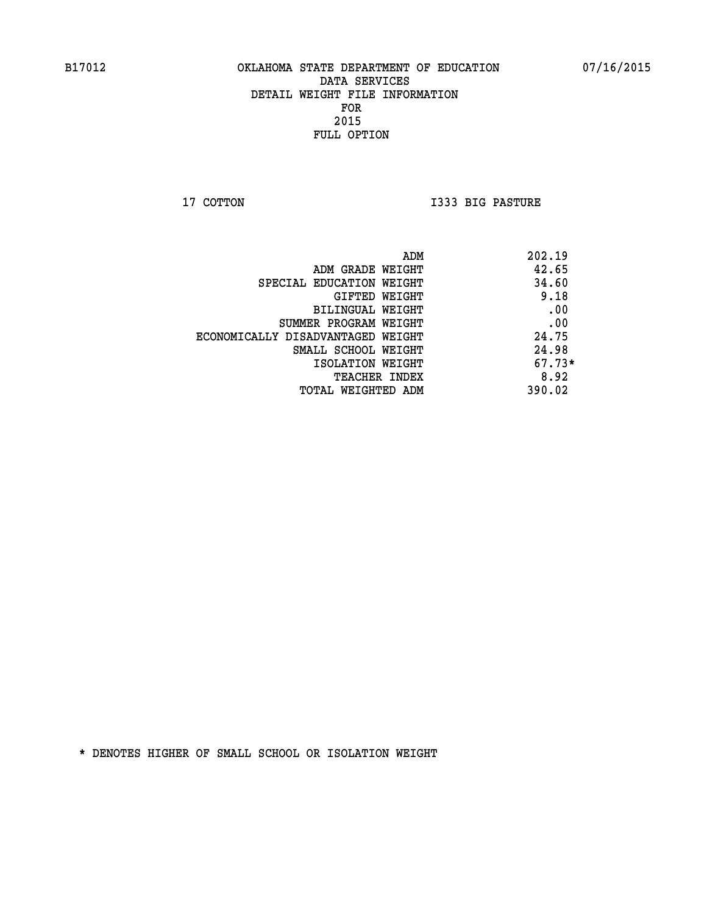B17012 OKLAHOMA STATE DEPARTMENT OF EDUCATION 07/16/2015

DATA SERVICES
DETAIL WEIGHT FILE INFORMATION
FOR
2015
FULL OPTION

17 COTTON I333 BIG PASTURE

| | |
|---|---|
| ADM | 202.19 |
| ADM GRADE WEIGHT | 42.65 |
| SPECIAL EDUCATION WEIGHT | 34.60 |
| GIFTED WEIGHT | 9.18 |
| BILINGUAL WEIGHT | .00 |
| SUMMER PROGRAM WEIGHT | .00 |
| ECONOMICALLY DISADVANTAGED WEIGHT | 24.75 |
| SMALL SCHOOL WEIGHT | 24.98 |
| ISOLATION WEIGHT | 67.73* |
| TEACHER INDEX | 8.92 |
| TOTAL WEIGHTED ADM | 390.02 |

* DENOTES HIGHER OF SMALL SCHOOL OR ISOLATION WEIGHT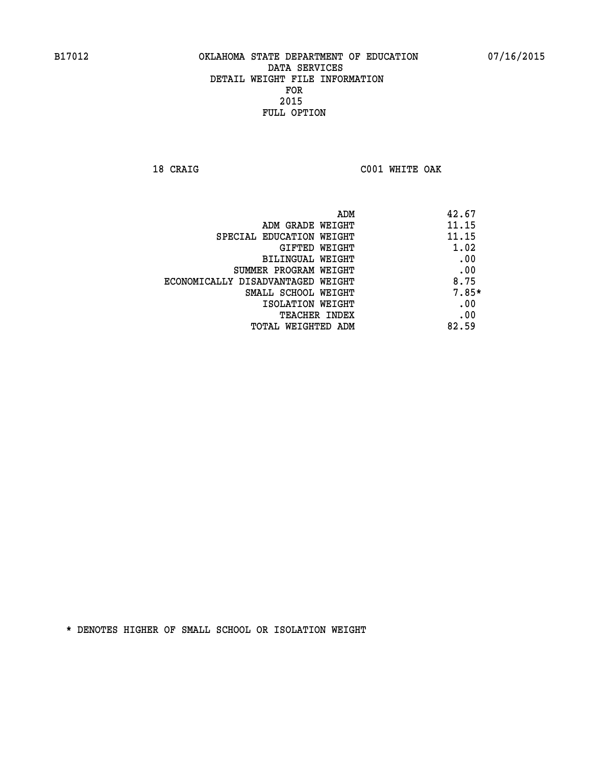B17012 OKLAHOMA STATE DEPARTMENT OF EDUCATION 07/16/2015

DATA SERVICES
DETAIL WEIGHT FILE INFORMATION
FOR
2015
FULL OPTION

18 CRAIG C001 WHITE OAK

| | |
|---|---|
| ADM | 42.67 |
| ADM GRADE WEIGHT | 11.15 |
| SPECIAL EDUCATION WEIGHT | 11.15 |
| GIFTED WEIGHT | 1.02 |
| BILINGUAL WEIGHT | .00 |
| SUMMER PROGRAM WEIGHT | .00 |
| ECONOMICALLY DISADVANTAGED WEIGHT | 8.75 |
| SMALL SCHOOL WEIGHT | 7.85* |
| ISOLATION WEIGHT | .00 |
| TEACHER INDEX | .00 |
| TOTAL WEIGHTED ADM | 82.59 |

* DENOTES HIGHER OF SMALL SCHOOL OR ISOLATION WEIGHT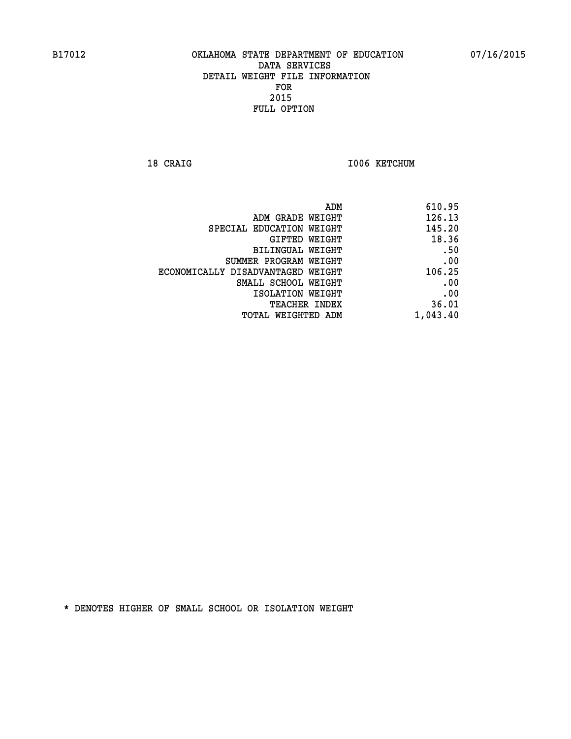B17012 OKLAHOMA STATE DEPARTMENT OF EDUCATION 07/16/2015

DATA SERVICES
DETAIL WEIGHT FILE INFORMATION
FOR
2015
FULL OPTION

18 CRAIG I006 KETCHUM

| | |
|---|---|
| ADM | 610.95 |
| ADM GRADE WEIGHT | 126.13 |
| SPECIAL EDUCATION WEIGHT | 145.20 |
| GIFTED WEIGHT | 18.36 |
| BILINGUAL WEIGHT | .50 |
| SUMMER PROGRAM WEIGHT | .00 |
| ECONOMICALLY DISADVANTAGED WEIGHT | 106.25 |
| SMALL SCHOOL WEIGHT | .00 |
| ISOLATION WEIGHT | .00 |
| TEACHER INDEX | 36.01 |
| TOTAL WEIGHTED ADM | 1,043.40 |

* DENOTES HIGHER OF SMALL SCHOOL OR ISOLATION WEIGHT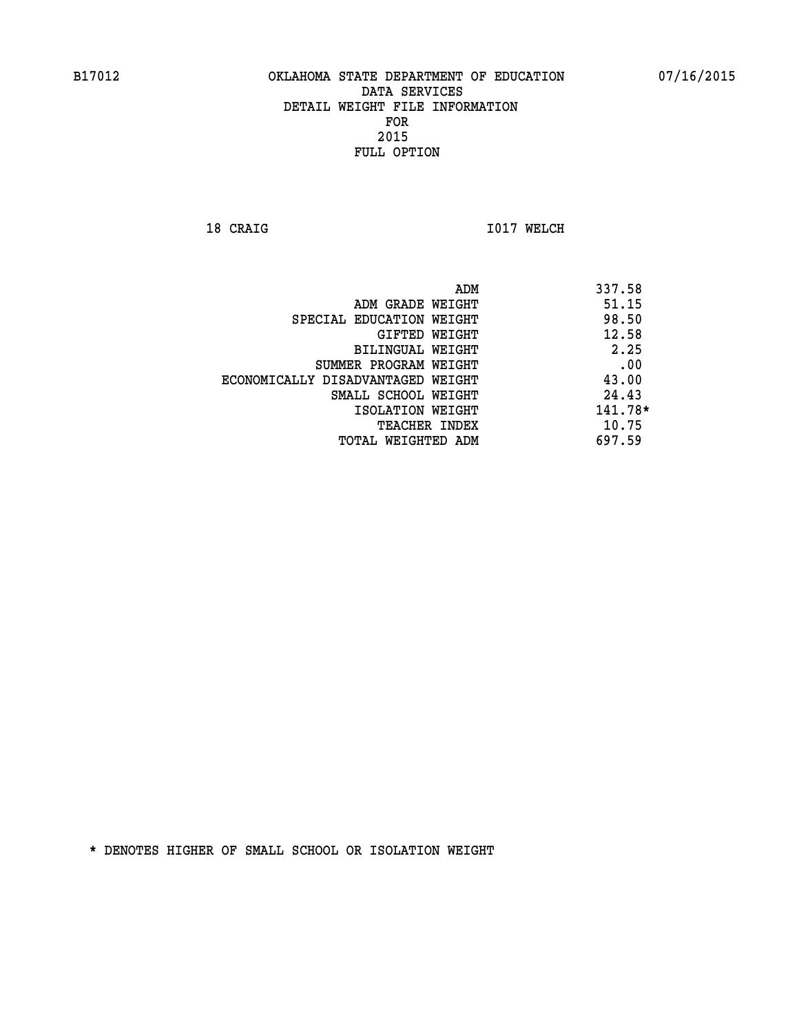B17012 OKLAHOMA STATE DEPARTMENT OF EDUCATION 07/16/2015

DATA SERVICES
DETAIL WEIGHT FILE INFORMATION
FOR
2015
FULL OPTION

18 CRAIG I017 WELCH

| | |
|---|---|
| ADM | 337.58 |
| ADM GRADE WEIGHT | 51.15 |
| SPECIAL EDUCATION WEIGHT | 98.50 |
| GIFTED WEIGHT | 12.58 |
| BILINGUAL WEIGHT | 2.25 |
| SUMMER PROGRAM WEIGHT | .00 |
| ECONOMICALLY DISADVANTAGED WEIGHT | 43.00 |
| SMALL SCHOOL WEIGHT | 24.43 |
| ISOLATION WEIGHT | 141.78* |
| TEACHER INDEX | 10.75 |
| TOTAL WEIGHTED ADM | 697.59 |

* DENOTES HIGHER OF SMALL SCHOOL OR ISOLATION WEIGHT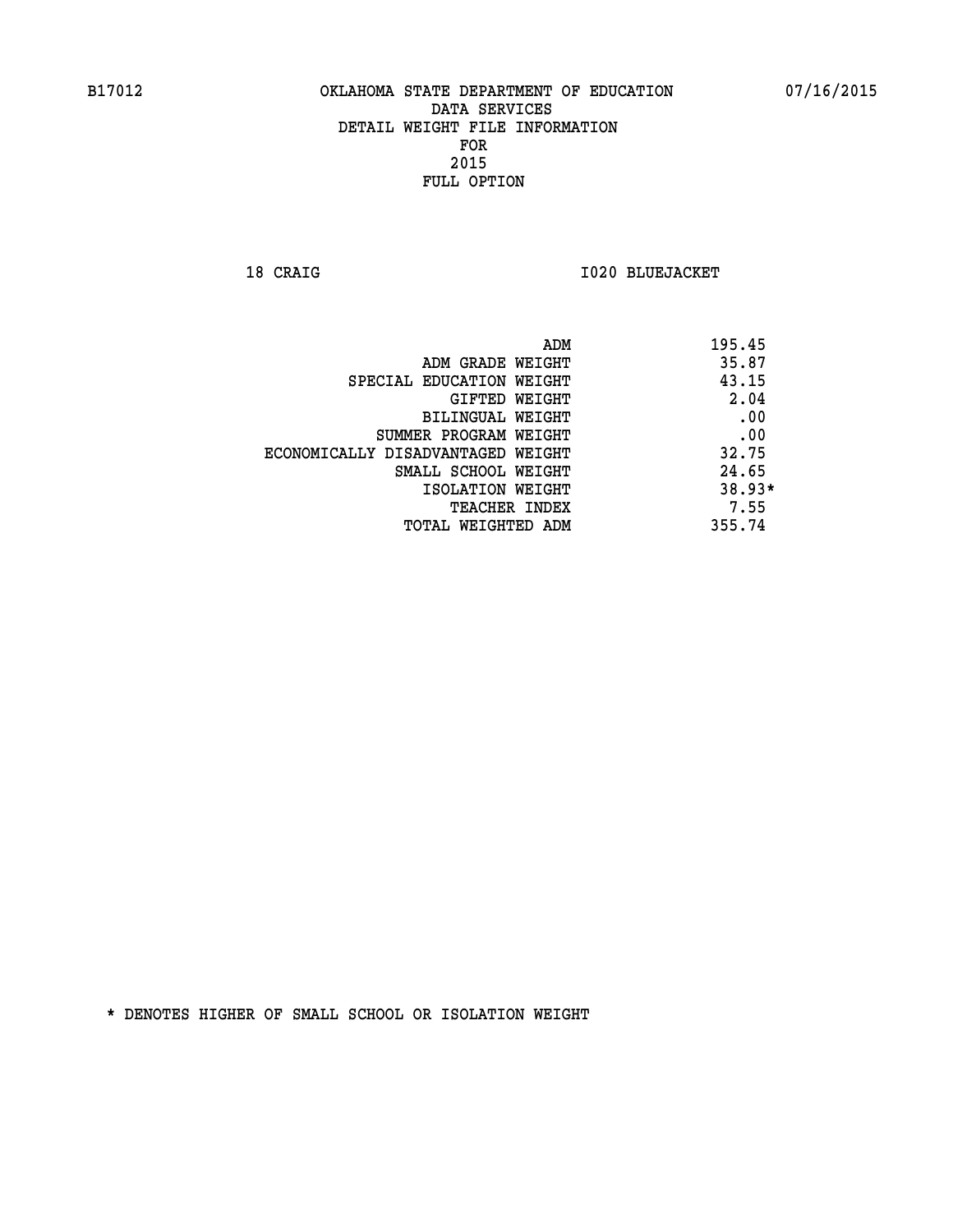B17012 OKLAHOMA STATE DEPARTMENT OF EDUCATION 07/16/2015

DATA SERVICES
DETAIL WEIGHT FILE INFORMATION
FOR
2015
FULL OPTION

18 CRAIG I020 BLUEJACKET

| | |
|---|---|
| ADM | 195.45 |
| ADM GRADE WEIGHT | 35.87 |
| SPECIAL EDUCATION WEIGHT | 43.15 |
| GIFTED WEIGHT | 2.04 |
| BILINGUAL WEIGHT | .00 |
| SUMMER PROGRAM WEIGHT | .00 |
| ECONOMICALLY DISADVANTAGED WEIGHT | 32.75 |
| SMALL SCHOOL WEIGHT | 24.65 |
| ISOLATION WEIGHT | 38.93* |
| TEACHER INDEX | 7.55 |
| TOTAL WEIGHTED ADM | 355.74 |

* DENOTES HIGHER OF SMALL SCHOOL OR ISOLATION WEIGHT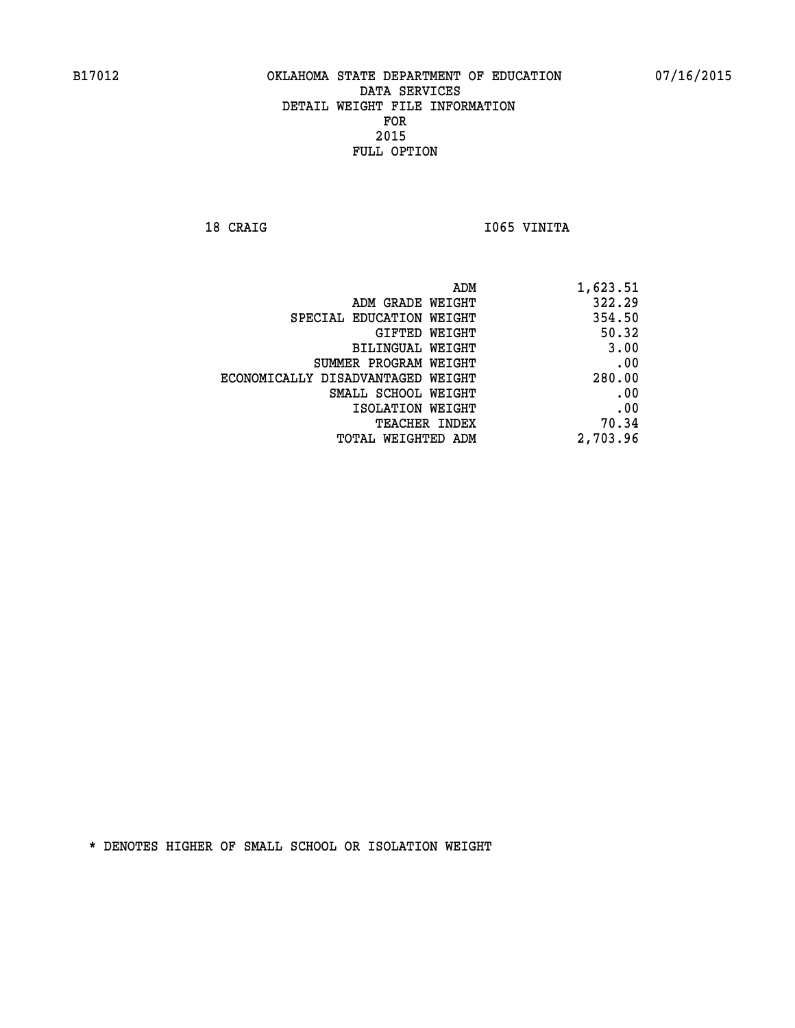B17012 OKLAHOMA STATE DEPARTMENT OF EDUCATION 07/16/2015

DATA SERVICES
DETAIL WEIGHT FILE INFORMATION
FOR
2015
FULL OPTION

18 CRAIG I065 VINITA

| | |
|---|---|
| ADM | 1,623.51 |
| ADM GRADE WEIGHT | 322.29 |
| SPECIAL EDUCATION WEIGHT | 354.50 |
| GIFTED WEIGHT | 50.32 |
| BILINGUAL WEIGHT | 3.00 |
| SUMMER PROGRAM WEIGHT | .00 |
| ECONOMICALLY DISADVANTAGED WEIGHT | 280.00 |
| SMALL SCHOOL WEIGHT | .00 |
| ISOLATION WEIGHT | .00 |
| TEACHER INDEX | 70.34 |
| TOTAL WEIGHTED ADM | 2,703.96 |

* DENOTES HIGHER OF SMALL SCHOOL OR ISOLATION WEIGHT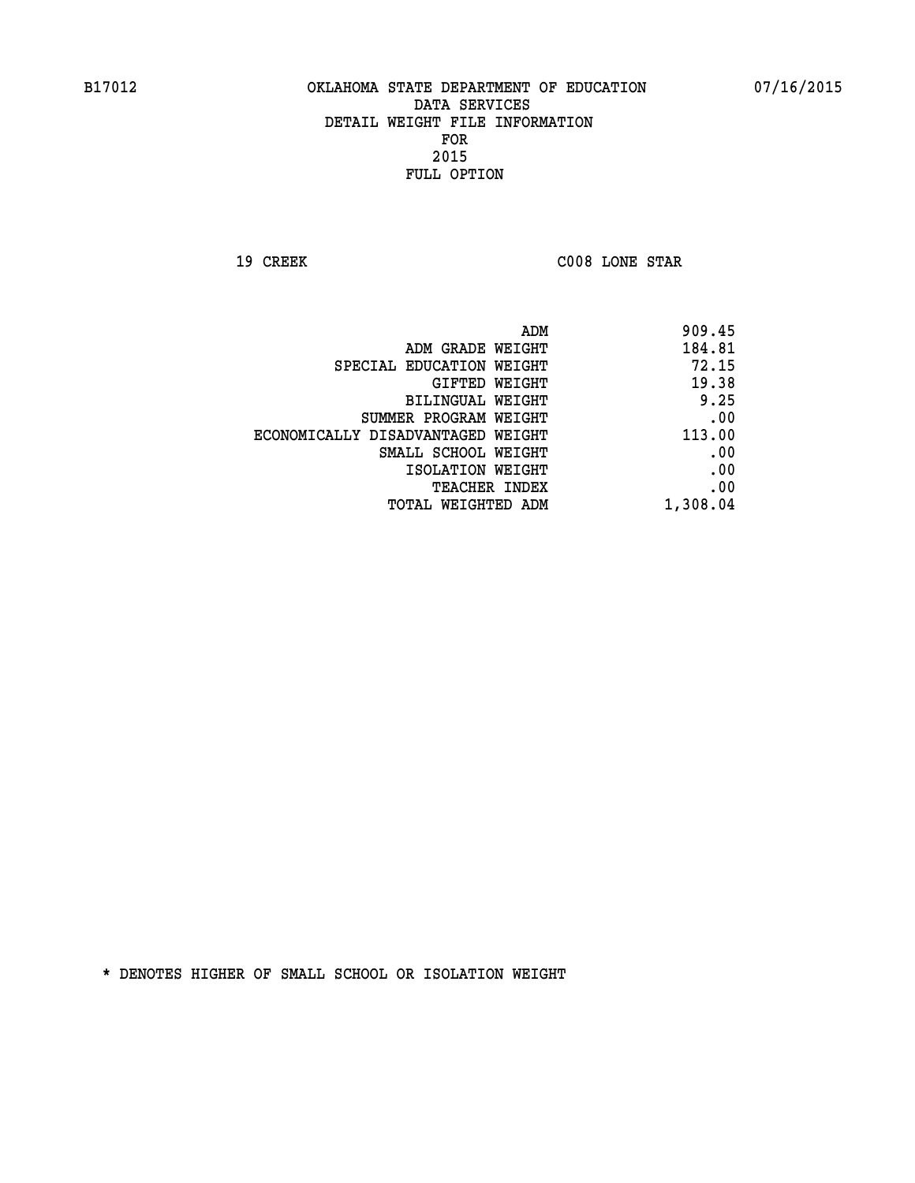B17012 OKLAHOMA STATE DEPARTMENT OF EDUCATION 07/16/2015

DATA SERVICES
DETAIL WEIGHT FILE INFORMATION
FOR
2015
FULL OPTION

19 CREEK C008 LONE STAR

| | |
|---|---|
| ADM | 909.45 |
| ADM GRADE WEIGHT | 184.81 |
| SPECIAL EDUCATION WEIGHT | 72.15 |
| GIFTED WEIGHT | 19.38 |
| BILINGUAL WEIGHT | 9.25 |
| SUMMER PROGRAM WEIGHT | .00 |
| ECONOMICALLY DISADVANTAGED WEIGHT | 113.00 |
| SMALL SCHOOL WEIGHT | .00 |
| ISOLATION WEIGHT | .00 |
| TEACHER INDEX | .00 |
| TOTAL WEIGHTED ADM | 1,308.04 |

* DENOTES HIGHER OF SMALL SCHOOL OR ISOLATION WEIGHT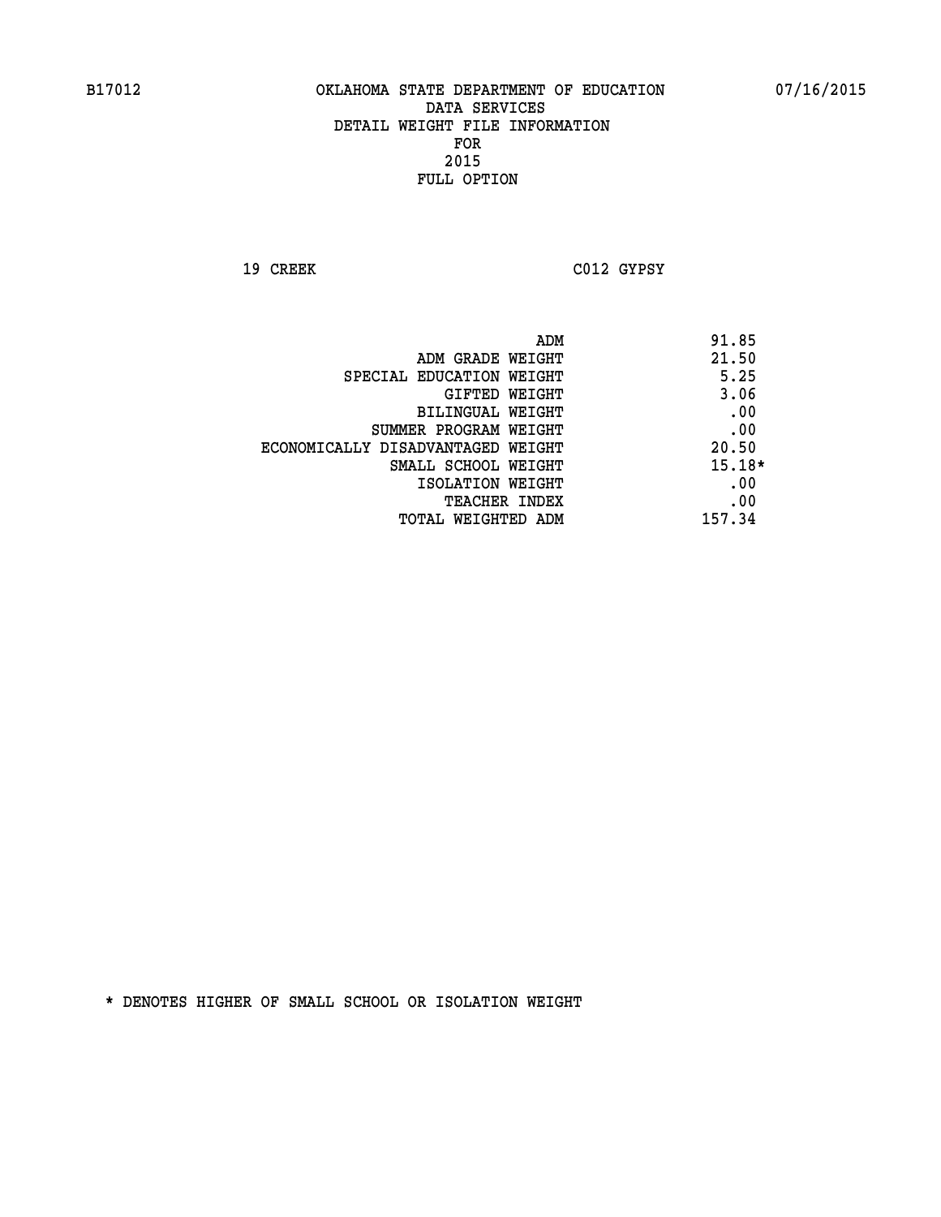B17012 OKLAHOMA STATE DEPARTMENT OF EDUCATION 07/16/2015

DATA SERVICES
DETAIL WEIGHT FILE INFORMATION
FOR
2015
FULL OPTION

19 CREEK C012 GYPSY

| | |
|---|---|
| ADM | 91.85 |
| ADM GRADE WEIGHT | 21.50 |
| SPECIAL EDUCATION WEIGHT | 5.25 |
| GIFTED WEIGHT | 3.06 |
| BILINGUAL WEIGHT | .00 |
| SUMMER PROGRAM WEIGHT | .00 |
| ECONOMICALLY DISADVANTAGED WEIGHT | 20.50 |
| SMALL SCHOOL WEIGHT | 15.18* |
| ISOLATION WEIGHT | .00 |
| TEACHER INDEX | .00 |
| TOTAL WEIGHTED ADM | 157.34 |

* DENOTES HIGHER OF SMALL SCHOOL OR ISOLATION WEIGHT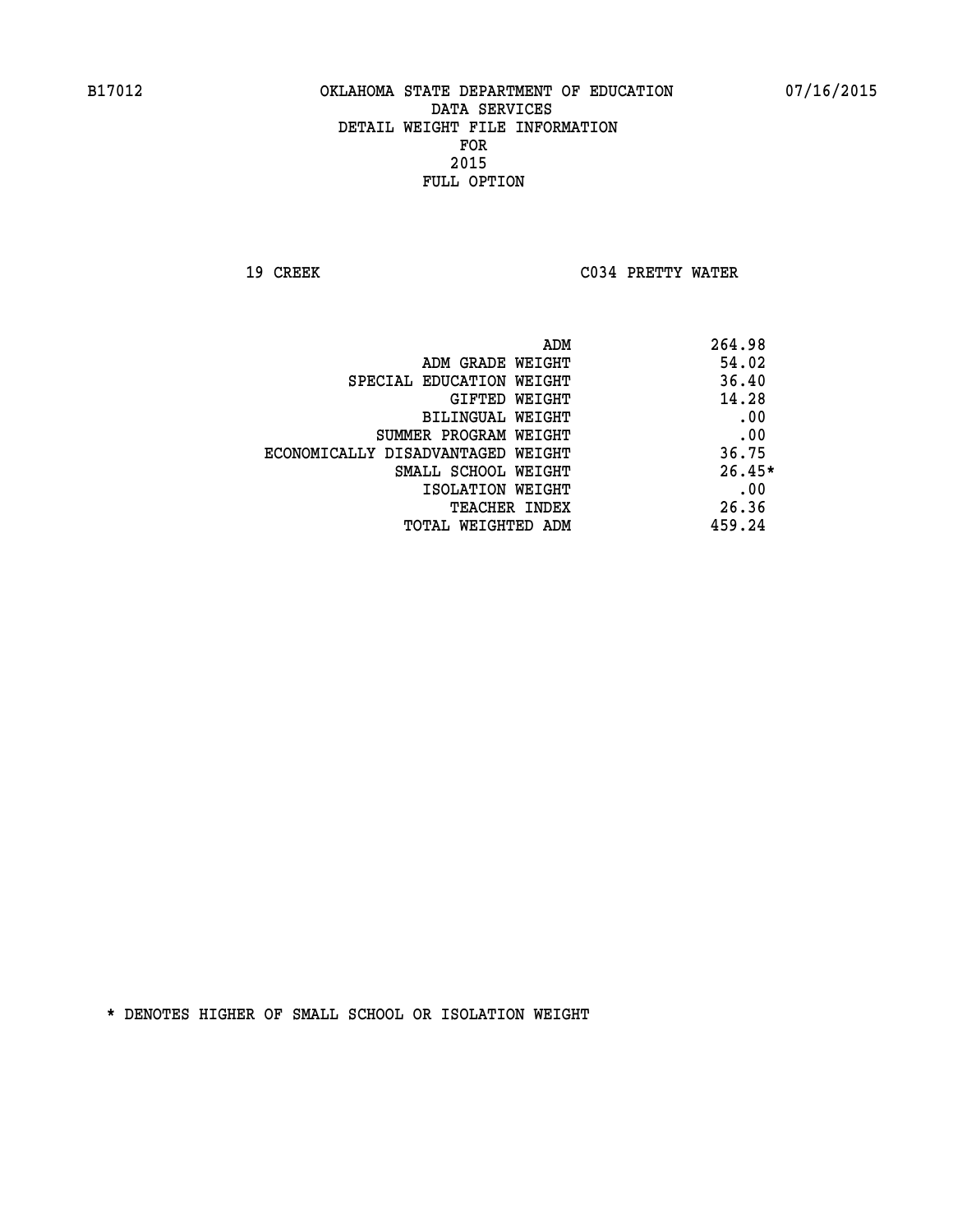B17012 OKLAHOMA STATE DEPARTMENT OF EDUCATION 07/16/2015

DATA SERVICES
DETAIL WEIGHT FILE INFORMATION
FOR
2015
FULL OPTION

19 CREEK C034 PRETTY WATER

| | |
|---|---|
| ADM | 264.98 |
| ADM GRADE WEIGHT | 54.02 |
| SPECIAL EDUCATION WEIGHT | 36.40 |
| GIFTED WEIGHT | 14.28 |
| BILINGUAL WEIGHT | .00 |
| SUMMER PROGRAM WEIGHT | .00 |
| ECONOMICALLY DISADVANTAGED WEIGHT | 36.75 |
| SMALL SCHOOL WEIGHT | 26.45* |
| ISOLATION WEIGHT | .00 |
| TEACHER INDEX | 26.36 |
| TOTAL WEIGHTED ADM | 459.24 |

* DENOTES HIGHER OF SMALL SCHOOL OR ISOLATION WEIGHT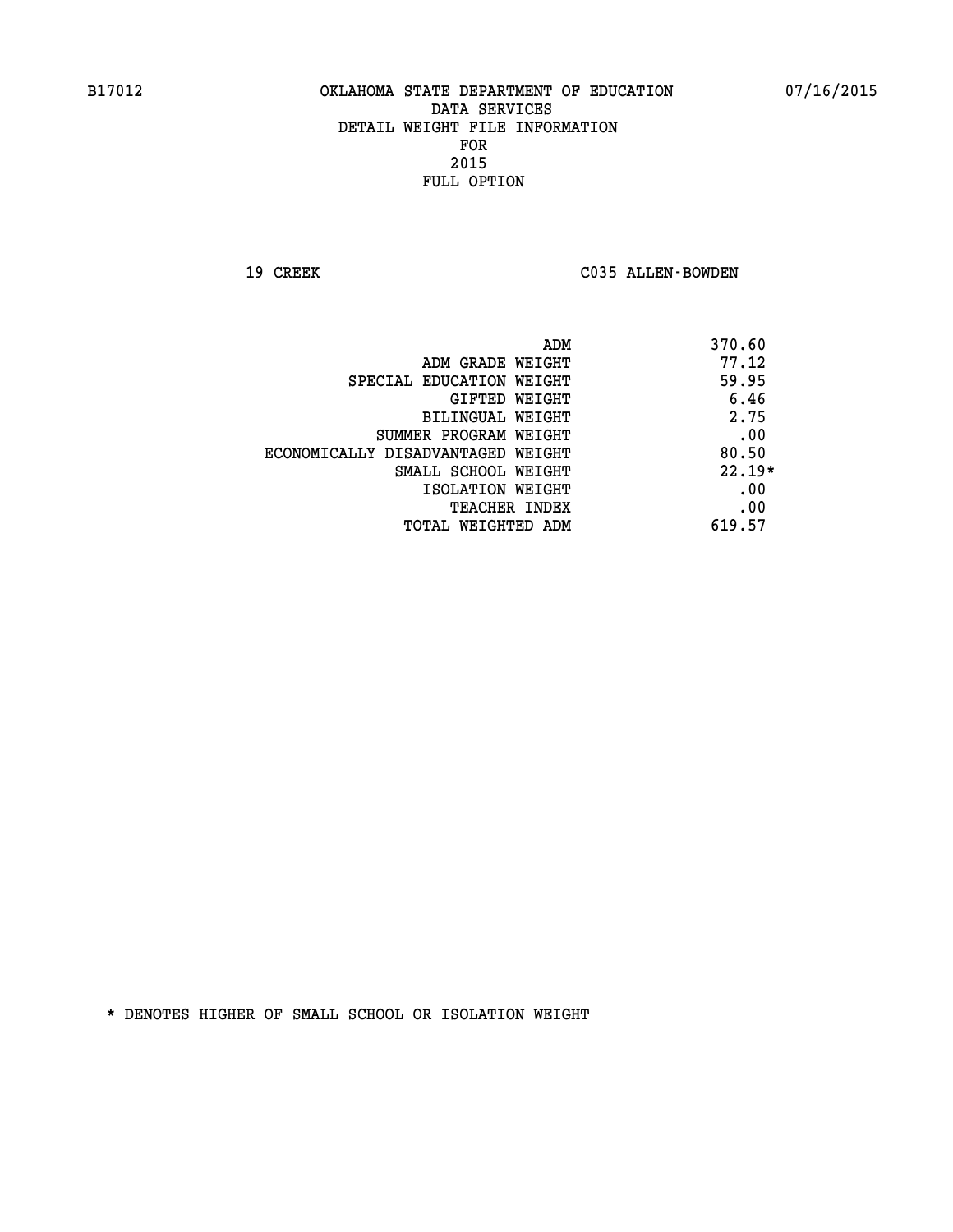B17012 OKLAHOMA STATE DEPARTMENT OF EDUCATION 07/16/2015

DATA SERVICES
DETAIL WEIGHT FILE INFORMATION
FOR
2015
FULL OPTION

19 CREEK C035 ALLEN-BOWDEN

| | |
|---|---|
| ADM | 370.60 |
| ADM GRADE WEIGHT | 77.12 |
| SPECIAL EDUCATION WEIGHT | 59.95 |
| GIFTED WEIGHT | 6.46 |
| BILINGUAL WEIGHT | 2.75 |
| SUMMER PROGRAM WEIGHT | .00 |
| ECONOMICALLY DISADVANTAGED WEIGHT | 80.50 |
| SMALL SCHOOL WEIGHT | 22.19* |
| ISOLATION WEIGHT | .00 |
| TEACHER INDEX | .00 |
| TOTAL WEIGHTED ADM | 619.57 |

* DENOTES HIGHER OF SMALL SCHOOL OR ISOLATION WEIGHT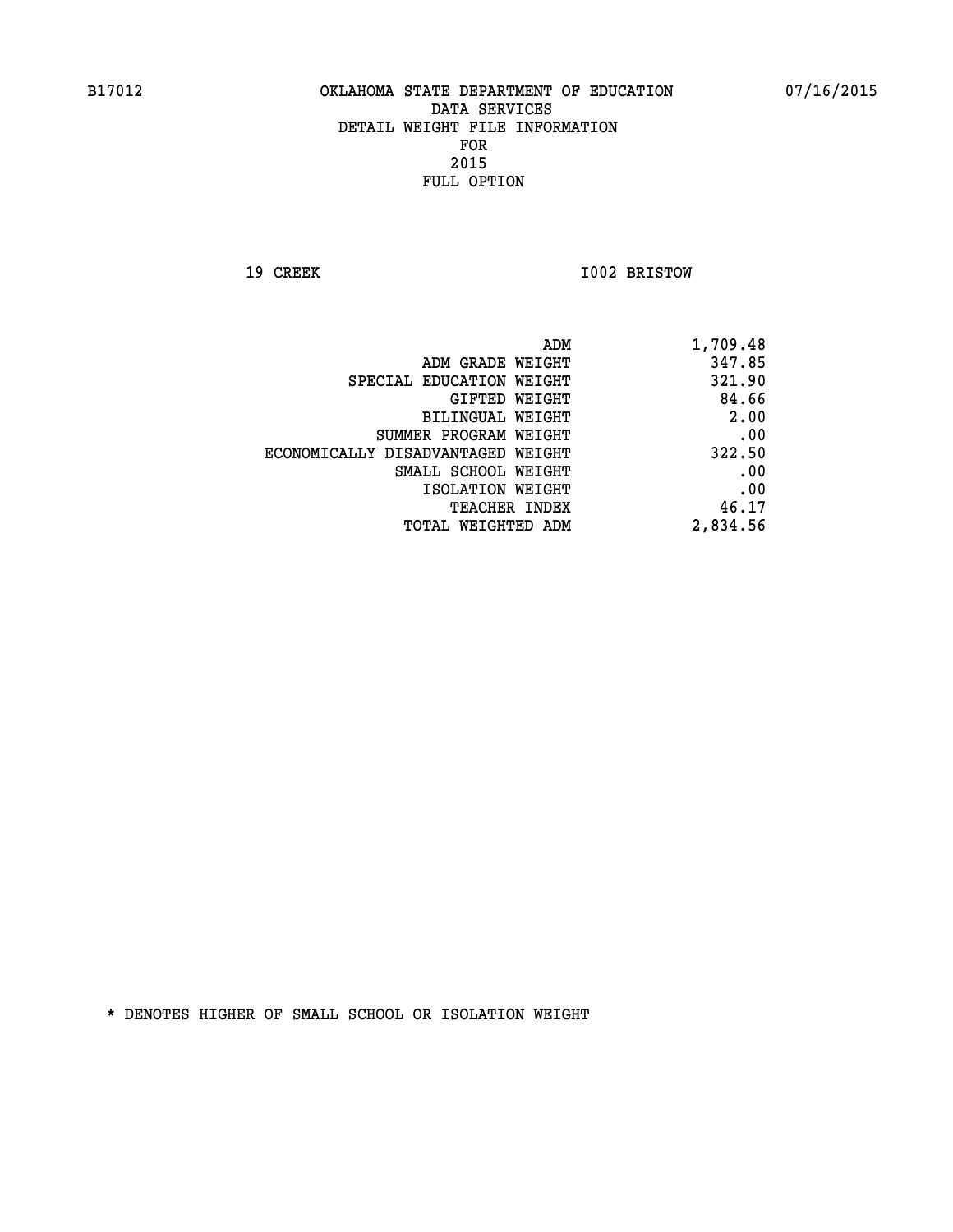B17012 OKLAHOMA STATE DEPARTMENT OF EDUCATION 07/16/2015

DATA SERVICES
DETAIL WEIGHT FILE INFORMATION
FOR
2015
FULL OPTION

19 CREEK I002 BRISTOW

| | |
|---|---|
| ADM | 1,709.48 |
| ADM GRADE WEIGHT | 347.85 |
| SPECIAL EDUCATION WEIGHT | 321.90 |
| GIFTED WEIGHT | 84.66 |
| BILINGUAL WEIGHT | 2.00 |
| SUMMER PROGRAM WEIGHT | .00 |
| ECONOMICALLY DISADVANTAGED WEIGHT | 322.50 |
| SMALL SCHOOL WEIGHT | .00 |
| ISOLATION WEIGHT | .00 |
| TEACHER INDEX | 46.17 |
| TOTAL WEIGHTED ADM | 2,834.56 |

* DENOTES HIGHER OF SMALL SCHOOL OR ISOLATION WEIGHT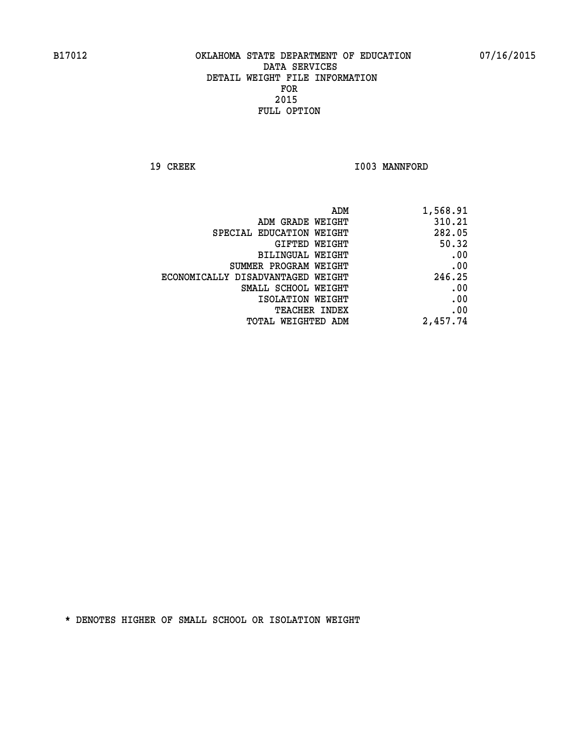B17012 OKLAHOMA STATE DEPARTMENT OF EDUCATION 07/16/2015

DATA SERVICES
DETAIL WEIGHT FILE INFORMATION
FOR
2015
FULL OPTION

19 CREEK I003 MANNFORD

| | |
|---|---|
| ADM | 1,568.91 |
| ADM GRADE WEIGHT | 310.21 |
| SPECIAL EDUCATION WEIGHT | 282.05 |
| GIFTED WEIGHT | 50.32 |
| BILINGUAL WEIGHT | .00 |
| SUMMER PROGRAM WEIGHT | .00 |
| ECONOMICALLY DISADVANTAGED WEIGHT | 246.25 |
| SMALL SCHOOL WEIGHT | .00 |
| ISOLATION WEIGHT | .00 |
| TEACHER INDEX | .00 |
| TOTAL WEIGHTED ADM | 2,457.74 |

* DENOTES HIGHER OF SMALL SCHOOL OR ISOLATION WEIGHT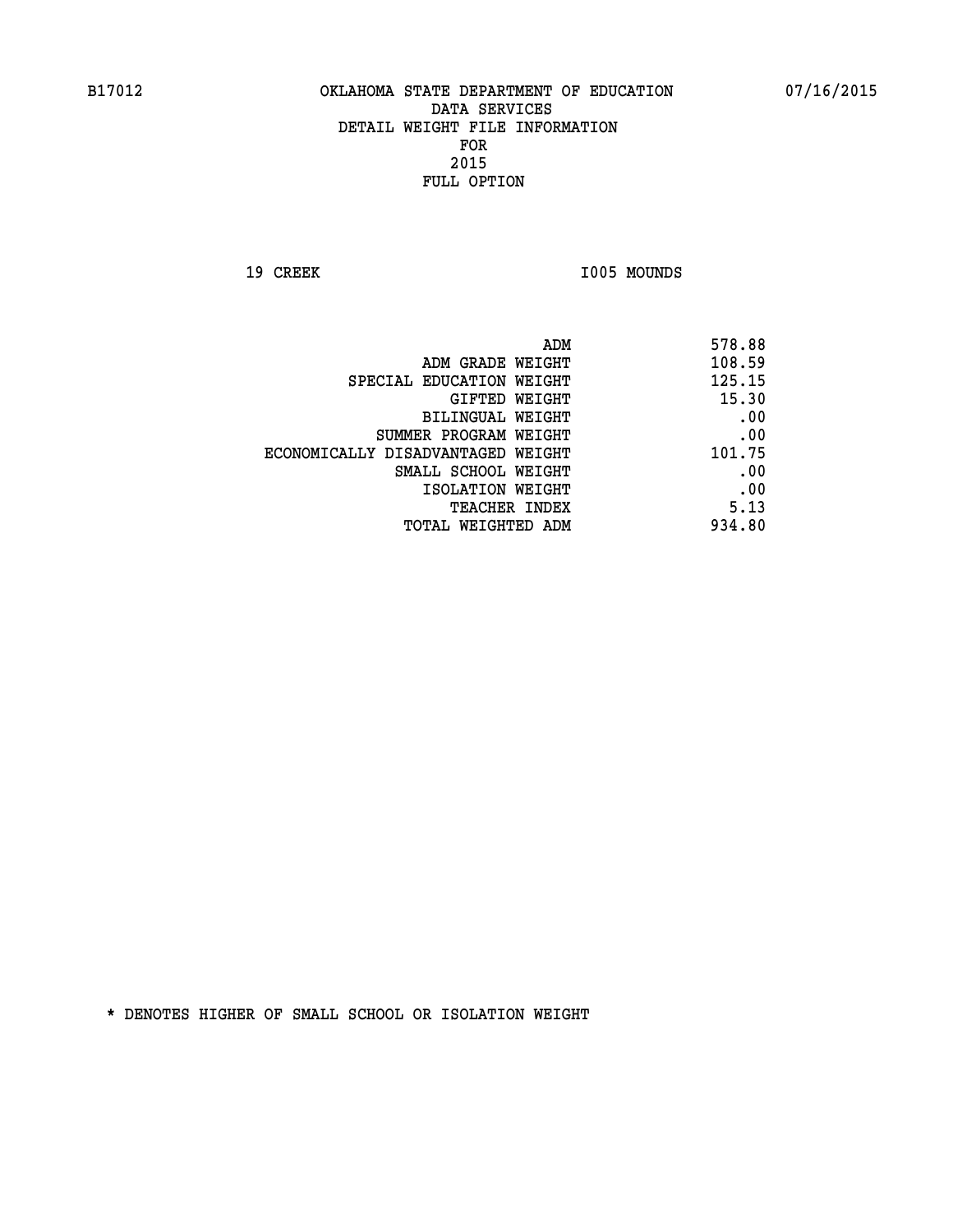B17012 OKLAHOMA STATE DEPARTMENT OF EDUCATION 07/16/2015

DATA SERVICES
DETAIL WEIGHT FILE INFORMATION
FOR
2015
FULL OPTION

19 CREEK I005 MOUNDS

| | |
|---|---|
| ADM | 578.88 |
| ADM GRADE WEIGHT | 108.59 |
| SPECIAL EDUCATION WEIGHT | 125.15 |
| GIFTED WEIGHT | 15.30 |
| BILINGUAL WEIGHT | .00 |
| SUMMER PROGRAM WEIGHT | .00 |
| ECONOMICALLY DISADVANTAGED WEIGHT | 101.75 |
| SMALL SCHOOL WEIGHT | .00 |
| ISOLATION WEIGHT | .00 |
| TEACHER INDEX | 5.13 |
| TOTAL WEIGHTED ADM | 934.80 |

* DENOTES HIGHER OF SMALL SCHOOL OR ISOLATION WEIGHT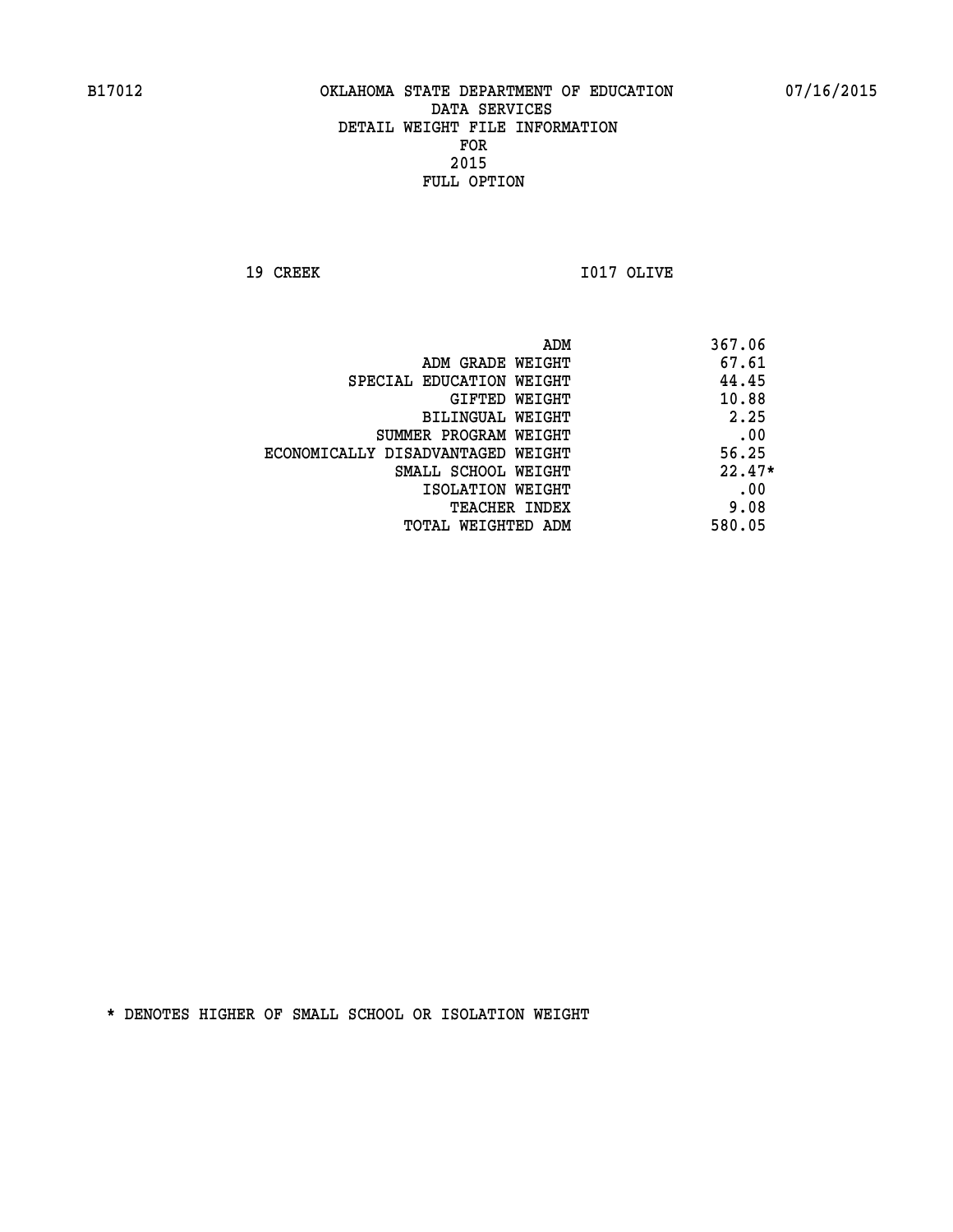B17012 OKLAHOMA STATE DEPARTMENT OF EDUCATION 07/16/2015

DATA SERVICES
DETAIL WEIGHT FILE INFORMATION
FOR
2015
FULL OPTION

19 CREEK I017 OLIVE

| | |
|---|---|
| ADM | 367.06 |
| ADM GRADE WEIGHT | 67.61 |
| SPECIAL EDUCATION WEIGHT | 44.45 |
| GIFTED WEIGHT | 10.88 |
| BILINGUAL WEIGHT | 2.25 |
| SUMMER PROGRAM WEIGHT | .00 |
| ECONOMICALLY DISADVANTAGED WEIGHT | 56.25 |
| SMALL SCHOOL WEIGHT | 22.47* |
| ISOLATION WEIGHT | .00 |
| TEACHER INDEX | 9.08 |
| TOTAL WEIGHTED ADM | 580.05 |

* DENOTES HIGHER OF SMALL SCHOOL OR ISOLATION WEIGHT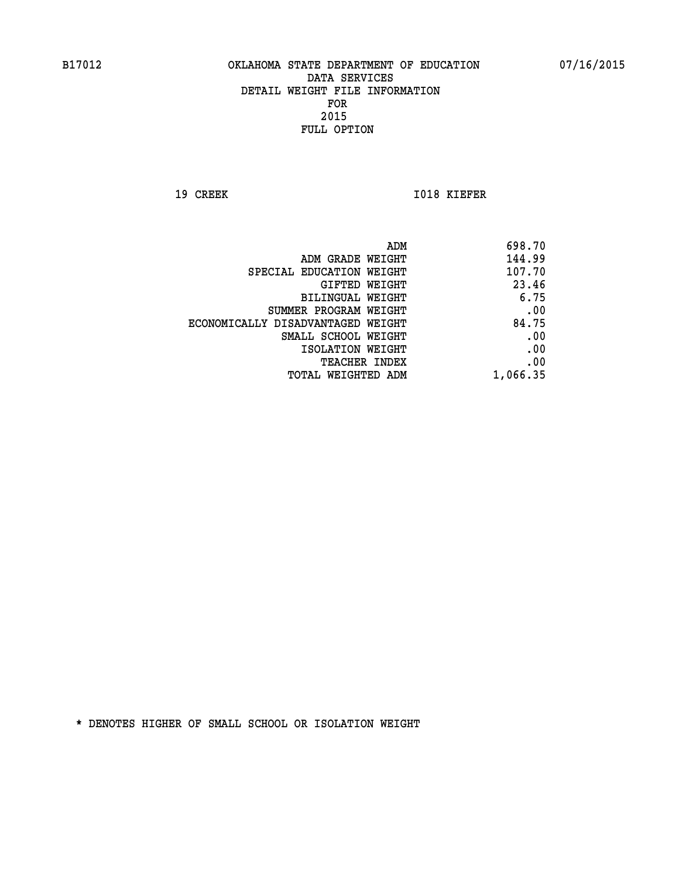B17012 OKLAHOMA STATE DEPARTMENT OF EDUCATION 07/16/2015

DATA SERVICES
DETAIL WEIGHT FILE INFORMATION
FOR
2015
FULL OPTION

19 CREEK I018 KIEFER

| | |
|---|---|
| ADM | 698.70 |
| ADM GRADE WEIGHT | 144.99 |
| SPECIAL EDUCATION WEIGHT | 107.70 |
| GIFTED WEIGHT | 23.46 |
| BILINGUAL WEIGHT | 6.75 |
| SUMMER PROGRAM WEIGHT | .00 |
| ECONOMICALLY DISADVANTAGED WEIGHT | 84.75 |
| SMALL SCHOOL WEIGHT | .00 |
| ISOLATION WEIGHT | .00 |
| TEACHER INDEX | .00 |
| TOTAL WEIGHTED ADM | 1,066.35 |

* DENOTES HIGHER OF SMALL SCHOOL OR ISOLATION WEIGHT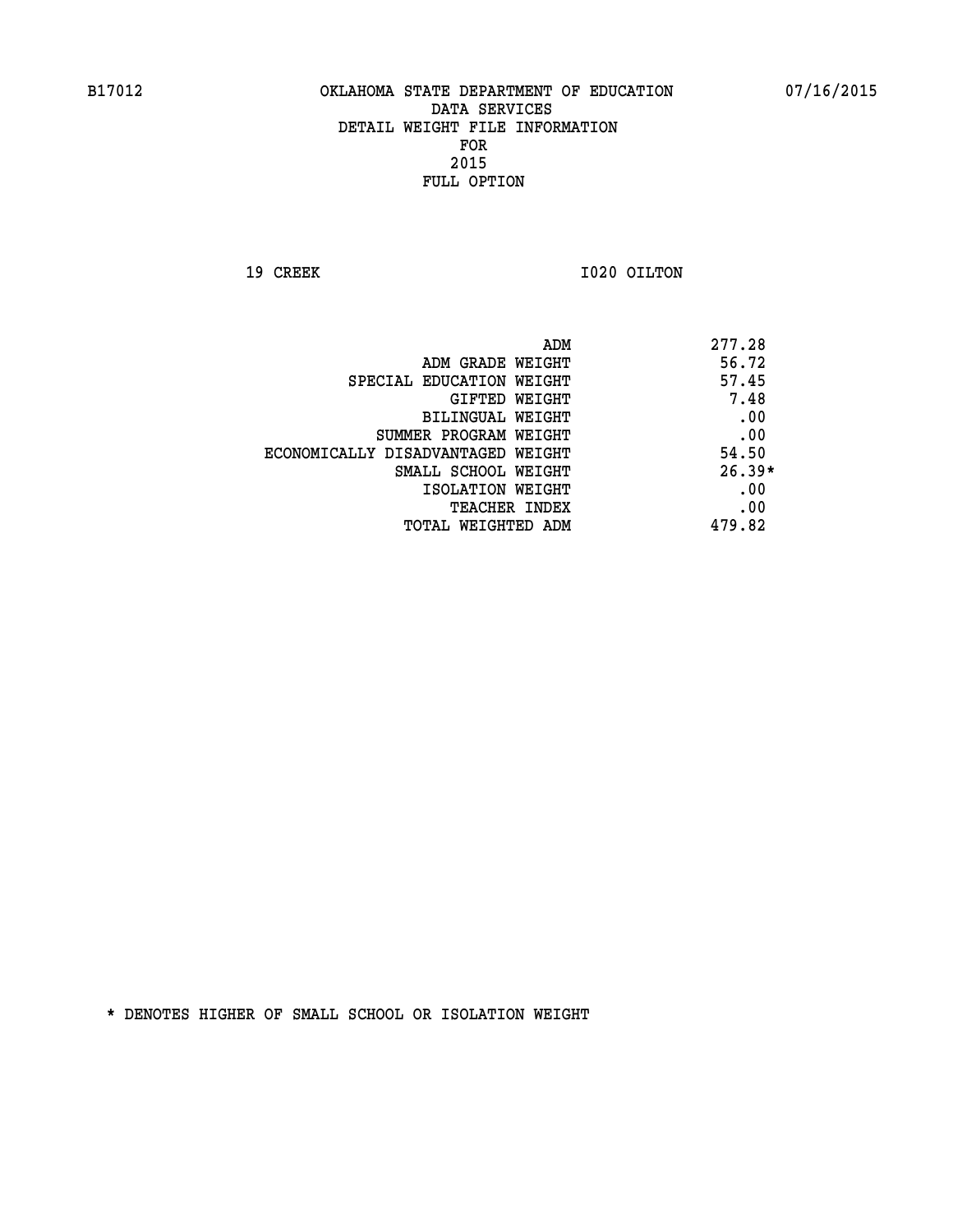B17012 OKLAHOMA STATE DEPARTMENT OF EDUCATION 07/16/2015

DATA SERVICES
DETAIL WEIGHT FILE INFORMATION
FOR
2015
FULL OPTION

19 CREEK I020 OILTON

| | |
|---|---|
| ADM | 277.28 |
| ADM GRADE WEIGHT | 56.72 |
| SPECIAL EDUCATION WEIGHT | 57.45 |
| GIFTED WEIGHT | 7.48 |
| BILINGUAL WEIGHT | .00 |
| SUMMER PROGRAM WEIGHT | .00 |
| ECONOMICALLY DISADVANTAGED WEIGHT | 54.50 |
| SMALL SCHOOL WEIGHT | 26.39* |
| ISOLATION WEIGHT | .00 |
| TEACHER INDEX | .00 |
| TOTAL WEIGHTED ADM | 479.82 |

* DENOTES HIGHER OF SMALL SCHOOL OR ISOLATION WEIGHT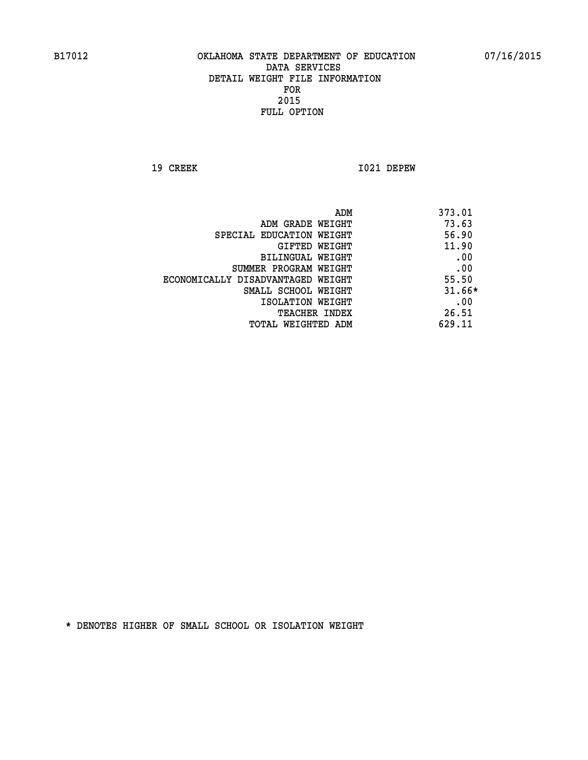B17012 OKLAHOMA STATE DEPARTMENT OF EDUCATION 07/16/2015

DATA SERVICES
DETAIL WEIGHT FILE INFORMATION
FOR
2015
FULL OPTION

19 CREEK I021 DEPEW

| | |
|---|---|
| ADM | 373.01 |
| ADM GRADE WEIGHT | 73.63 |
| SPECIAL EDUCATION WEIGHT | 56.90 |
| GIFTED WEIGHT | 11.90 |
| BILINGUAL WEIGHT | .00 |
| SUMMER PROGRAM WEIGHT | .00 |
| ECONOMICALLY DISADVANTAGED WEIGHT | 55.50 |
| SMALL SCHOOL WEIGHT | 31.66* |
| ISOLATION WEIGHT | .00 |
| TEACHER INDEX | 26.51 |
| TOTAL WEIGHTED ADM | 629.11 |

* DENOTES HIGHER OF SMALL SCHOOL OR ISOLATION WEIGHT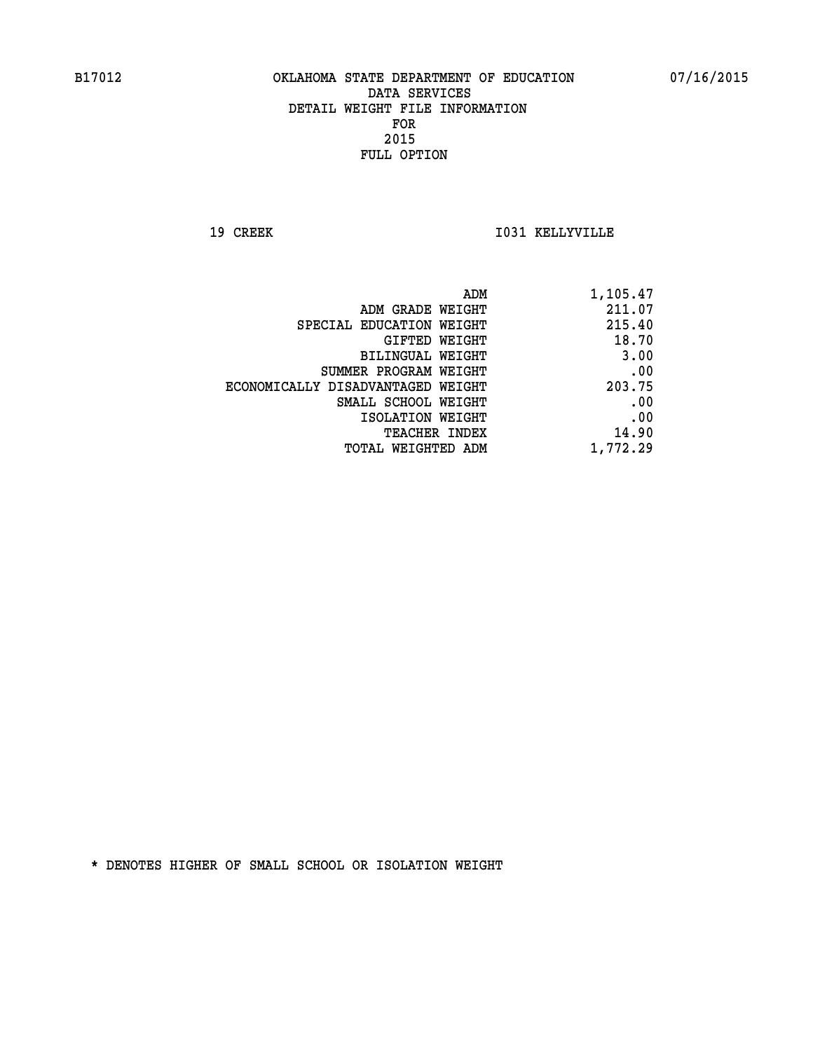B17012 OKLAHOMA STATE DEPARTMENT OF EDUCATION 07/16/2015

DATA SERVICES
DETAIL WEIGHT FILE INFORMATION
FOR
2015
FULL OPTION

19 CREEK I031 KELLYVILLE

| | |
|---|---|
| ADM | 1,105.47 |
| ADM GRADE WEIGHT | 211.07 |
| SPECIAL EDUCATION WEIGHT | 215.40 |
| GIFTED WEIGHT | 18.70 |
| BILINGUAL WEIGHT | 3.00 |
| SUMMER PROGRAM WEIGHT | .00 |
| ECONOMICALLY DISADVANTAGED WEIGHT | 203.75 |
| SMALL SCHOOL WEIGHT | .00 |
| ISOLATION WEIGHT | .00 |
| TEACHER INDEX | 14.90 |
| TOTAL WEIGHTED ADM | 1,772.29 |

* DENOTES HIGHER OF SMALL SCHOOL OR ISOLATION WEIGHT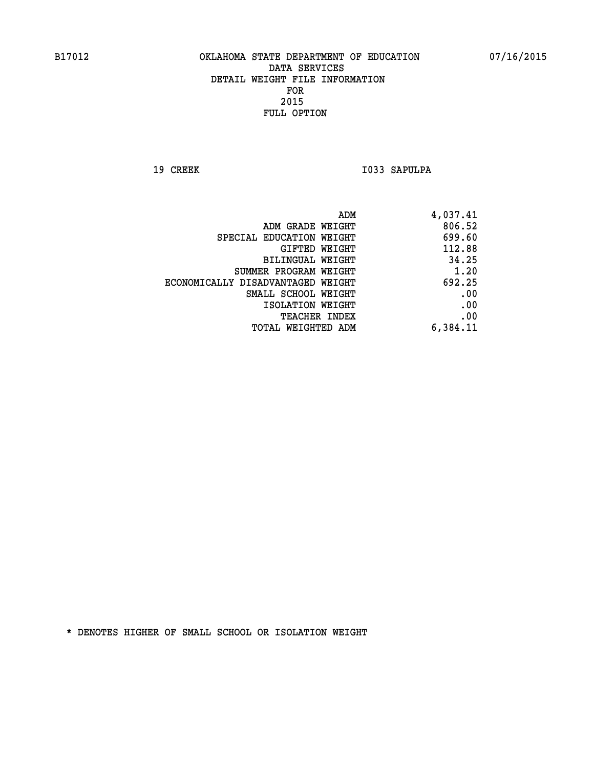B17012 OKLAHOMA STATE DEPARTMENT OF EDUCATION 07/16/2015

DATA SERVICES
DETAIL WEIGHT FILE INFORMATION
FOR
2015
FULL OPTION

19 CREEK I033 SAPULPA

| | |
|---|---|
| ADM | 4,037.41 |
| ADM GRADE WEIGHT | 806.52 |
| SPECIAL EDUCATION WEIGHT | 699.60 |
| GIFTED WEIGHT | 112.88 |
| BILINGUAL WEIGHT | 34.25 |
| SUMMER PROGRAM WEIGHT | 1.20 |
| ECONOMICALLY DISADVANTAGED WEIGHT | 692.25 |
| SMALL SCHOOL WEIGHT | .00 |
| ISOLATION WEIGHT | .00 |
| TEACHER INDEX | .00 |
| TOTAL WEIGHTED ADM | 6,384.11 |

* DENOTES HIGHER OF SMALL SCHOOL OR ISOLATION WEIGHT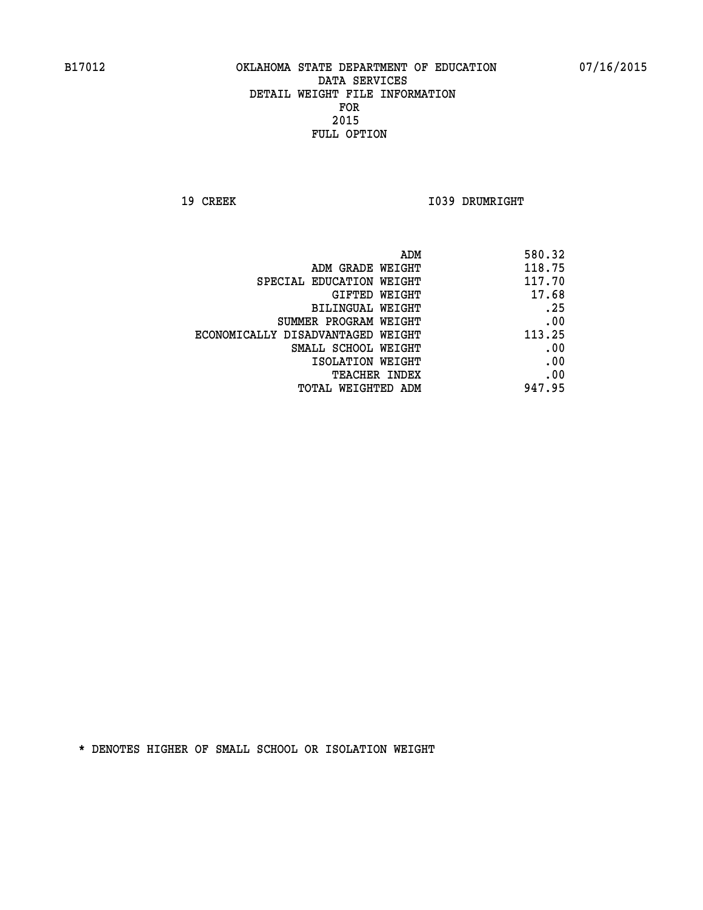B17012 OKLAHOMA STATE DEPARTMENT OF EDUCATION 07/16/2015

DATA SERVICES
DETAIL WEIGHT FILE INFORMATION
FOR
2015
FULL OPTION

19 CREEK I039 DRUMRIGHT

| | |
|---|---|
| ADM | 580.32 |
| ADM GRADE WEIGHT | 118.75 |
| SPECIAL EDUCATION WEIGHT | 117.70 |
| GIFTED WEIGHT | 17.68 |
| BILINGUAL WEIGHT | .25 |
| SUMMER PROGRAM WEIGHT | .00 |
| ECONOMICALLY DISADVANTAGED WEIGHT | 113.25 |
| SMALL SCHOOL WEIGHT | .00 |
| ISOLATION WEIGHT | .00 |
| TEACHER INDEX | .00 |
| TOTAL WEIGHTED ADM | 947.95 |

* DENOTES HIGHER OF SMALL SCHOOL OR ISOLATION WEIGHT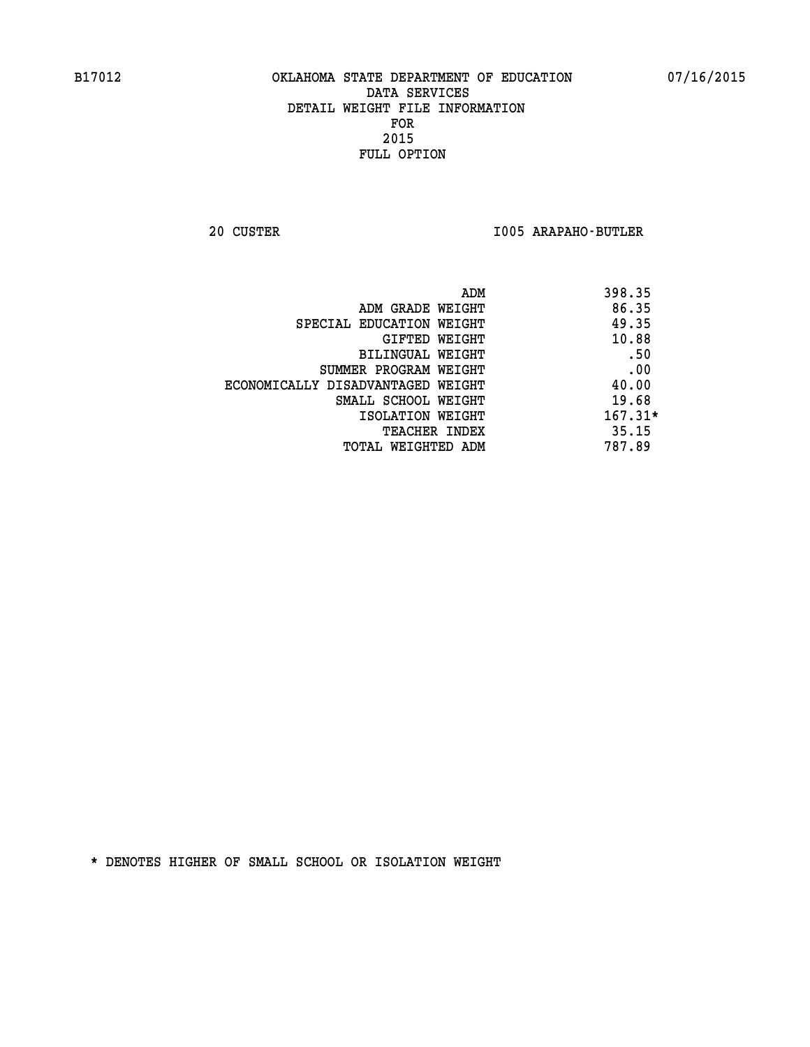B17012 OKLAHOMA STATE DEPARTMENT OF EDUCATION 07/16/2015

DATA SERVICES
DETAIL WEIGHT FILE INFORMATION
FOR
2015
FULL OPTION

20 CUSTER I005 ARAPAHO-BUTLER

| | |
|---|---|
| ADM | 398.35 |
| ADM GRADE WEIGHT | 86.35 |
| SPECIAL EDUCATION WEIGHT | 49.35 |
| GIFTED WEIGHT | 10.88 |
| BILINGUAL WEIGHT | .50 |
| SUMMER PROGRAM WEIGHT | .00 |
| ECONOMICALLY DISADVANTAGED WEIGHT | 40.00 |
| SMALL SCHOOL WEIGHT | 19.68 |
| ISOLATION WEIGHT | 167.31* |
| TEACHER INDEX | 35.15 |
| TOTAL WEIGHTED ADM | 787.89 |

* DENOTES HIGHER OF SMALL SCHOOL OR ISOLATION WEIGHT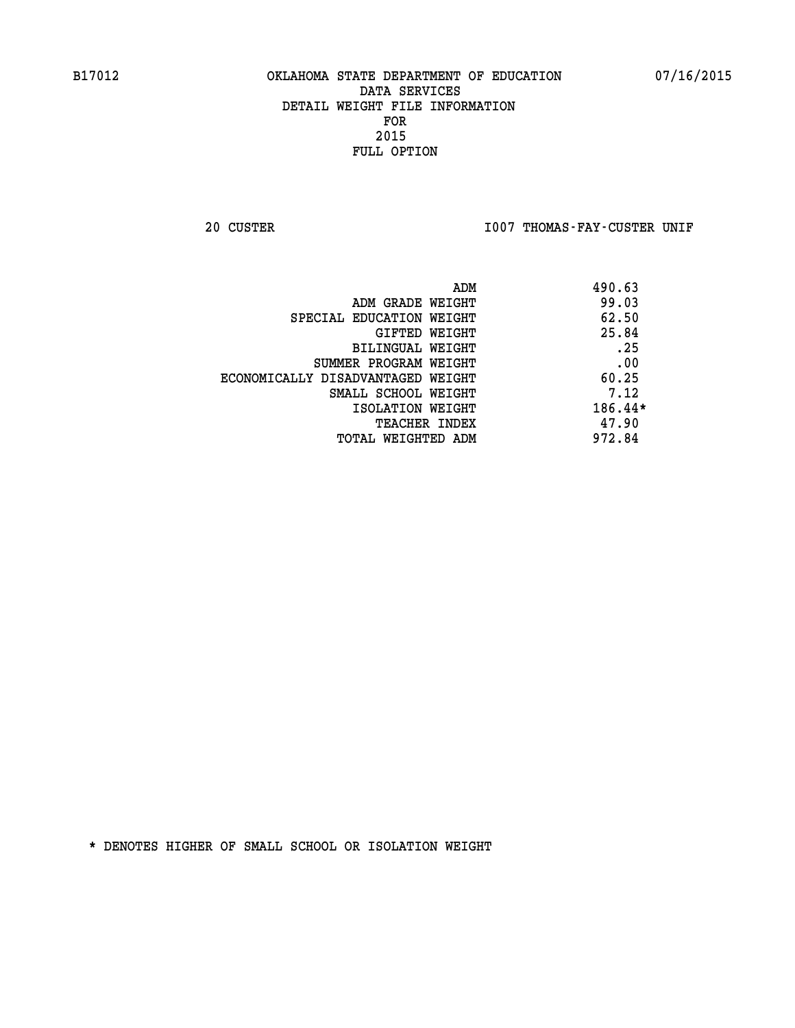B17012 OKLAHOMA STATE DEPARTMENT OF EDUCATION 07/16/2015

DATA SERVICES
DETAIL WEIGHT FILE INFORMATION
FOR
2015
FULL OPTION

20 CUSTER I007 THOMAS-FAY-CUSTER UNIF

| | |
|---|---|
| ADM | 490.63 |
| ADM GRADE WEIGHT | 99.03 |
| SPECIAL EDUCATION WEIGHT | 62.50 |
| GIFTED WEIGHT | 25.84 |
| BILINGUAL WEIGHT | .25 |
| SUMMER PROGRAM WEIGHT | .00 |
| ECONOMICALLY DISADVANTAGED WEIGHT | 60.25 |
| SMALL SCHOOL WEIGHT | 7.12 |
| ISOLATION WEIGHT | 186.44* |
| TEACHER INDEX | 47.90 |
| TOTAL WEIGHTED ADM | 972.84 |

* DENOTES HIGHER OF SMALL SCHOOL OR ISOLATION WEIGHT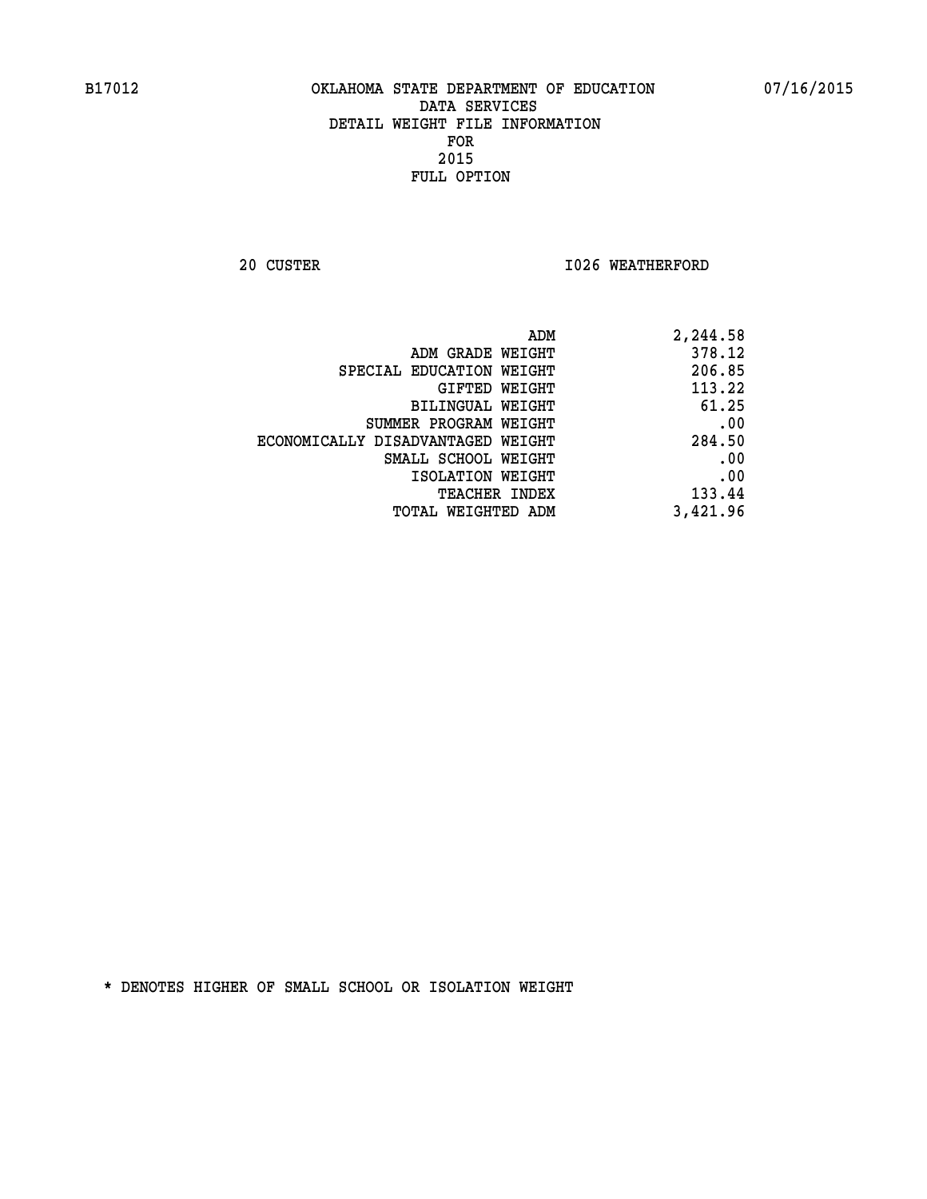B17012 OKLAHOMA STATE DEPARTMENT OF EDUCATION 07/16/2015

DATA SERVICES
DETAIL WEIGHT FILE INFORMATION
FOR
2015
FULL OPTION

20 CUSTER I026 WEATHERFORD

| | |
|---|---|
| ADM | 2,244.58 |
| ADM GRADE WEIGHT | 378.12 |
| SPECIAL EDUCATION WEIGHT | 206.85 |
| GIFTED WEIGHT | 113.22 |
| BILINGUAL WEIGHT | 61.25 |
| SUMMER PROGRAM WEIGHT | .00 |
| ECONOMICALLY DISADVANTAGED WEIGHT | 284.50 |
| SMALL SCHOOL WEIGHT | .00 |
| ISOLATION WEIGHT | .00 |
| TEACHER INDEX | 133.44 |
| TOTAL WEIGHTED ADM | 3,421.96 |

* DENOTES HIGHER OF SMALL SCHOOL OR ISOLATION WEIGHT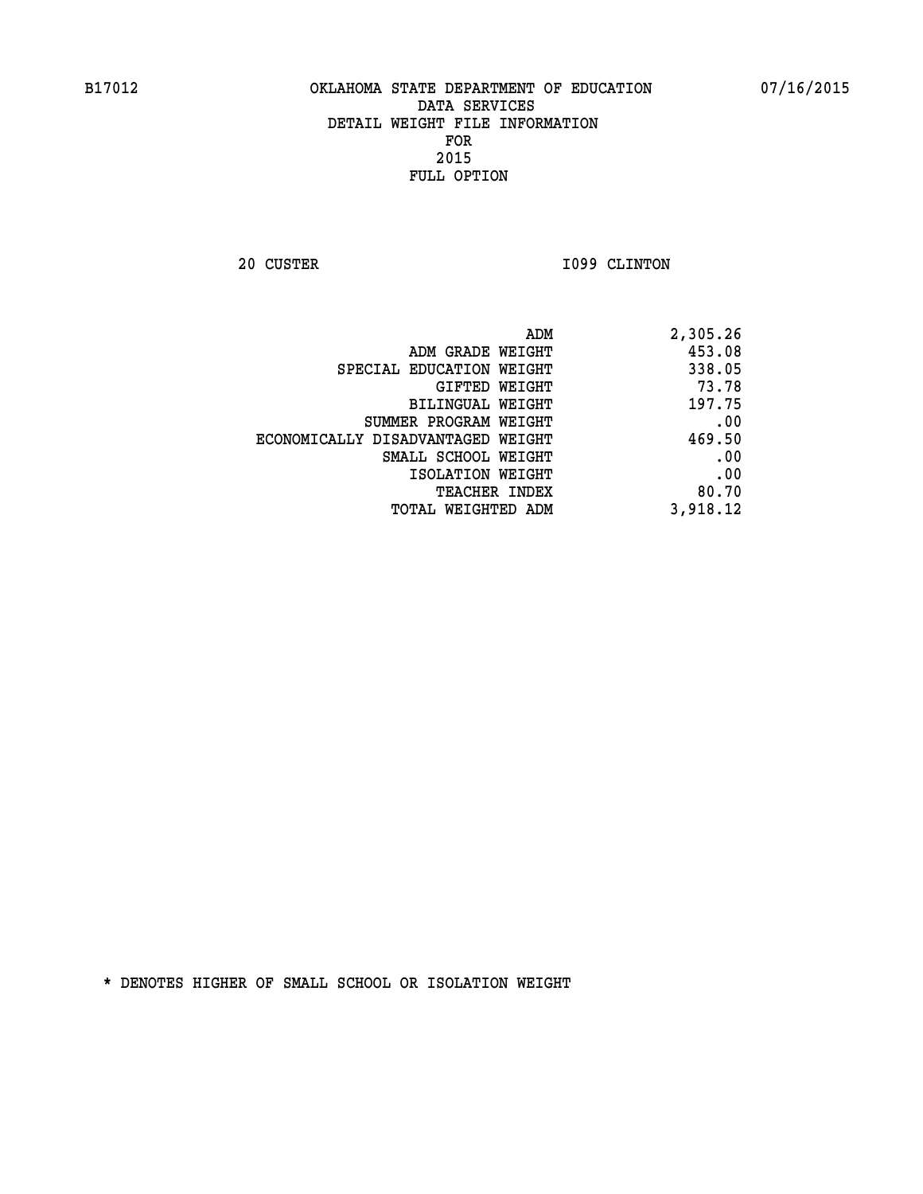B17012 OKLAHOMA STATE DEPARTMENT OF EDUCATION 07/16/2015

DATA SERVICES
DETAIL WEIGHT FILE INFORMATION
FOR
2015
FULL OPTION

20 CUSTER I099 CLINTON

| | |
|---|---|
| ADM | 2,305.26 |
| ADM GRADE WEIGHT | 453.08 |
| SPECIAL EDUCATION WEIGHT | 338.05 |
| GIFTED WEIGHT | 73.78 |
| BILINGUAL WEIGHT | 197.75 |
| SUMMER PROGRAM WEIGHT | .00 |
| ECONOMICALLY DISADVANTAGED WEIGHT | 469.50 |
| SMALL SCHOOL WEIGHT | .00 |
| ISOLATION WEIGHT | .00 |
| TEACHER INDEX | 80.70 |
| TOTAL WEIGHTED ADM | 3,918.12 |

* DENOTES HIGHER OF SMALL SCHOOL OR ISOLATION WEIGHT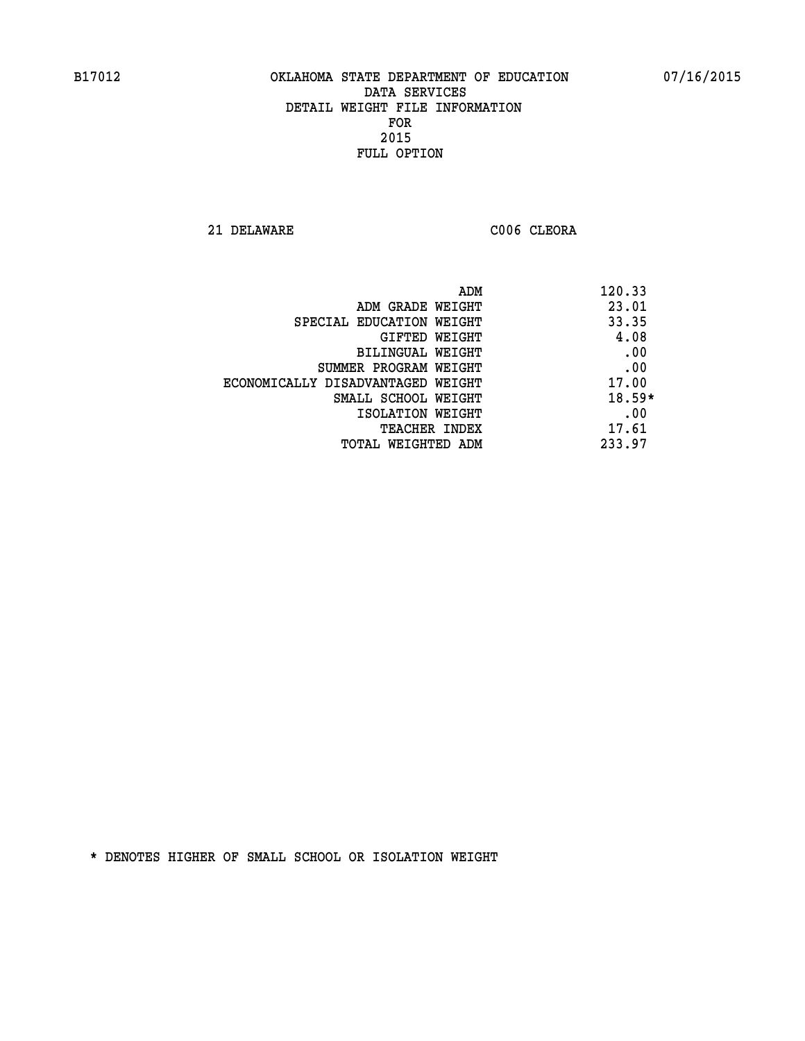B17012 OKLAHOMA STATE DEPARTMENT OF EDUCATION 07/16/2015

DATA SERVICES
DETAIL WEIGHT FILE INFORMATION
FOR
2015
FULL OPTION

21 DELAWARE C006 CLEORA

| | |
|---|---|
| ADM | 120.33 |
| ADM GRADE WEIGHT | 23.01 |
| SPECIAL EDUCATION WEIGHT | 33.35 |
| GIFTED WEIGHT | 4.08 |
| BILINGUAL WEIGHT | .00 |
| SUMMER PROGRAM WEIGHT | .00 |
| ECONOMICALLY DISADVANTAGED WEIGHT | 17.00 |
| SMALL SCHOOL WEIGHT | 18.59* |
| ISOLATION WEIGHT | .00 |
| TEACHER INDEX | 17.61 |
| TOTAL WEIGHTED ADM | 233.97 |

* DENOTES HIGHER OF SMALL SCHOOL OR ISOLATION WEIGHT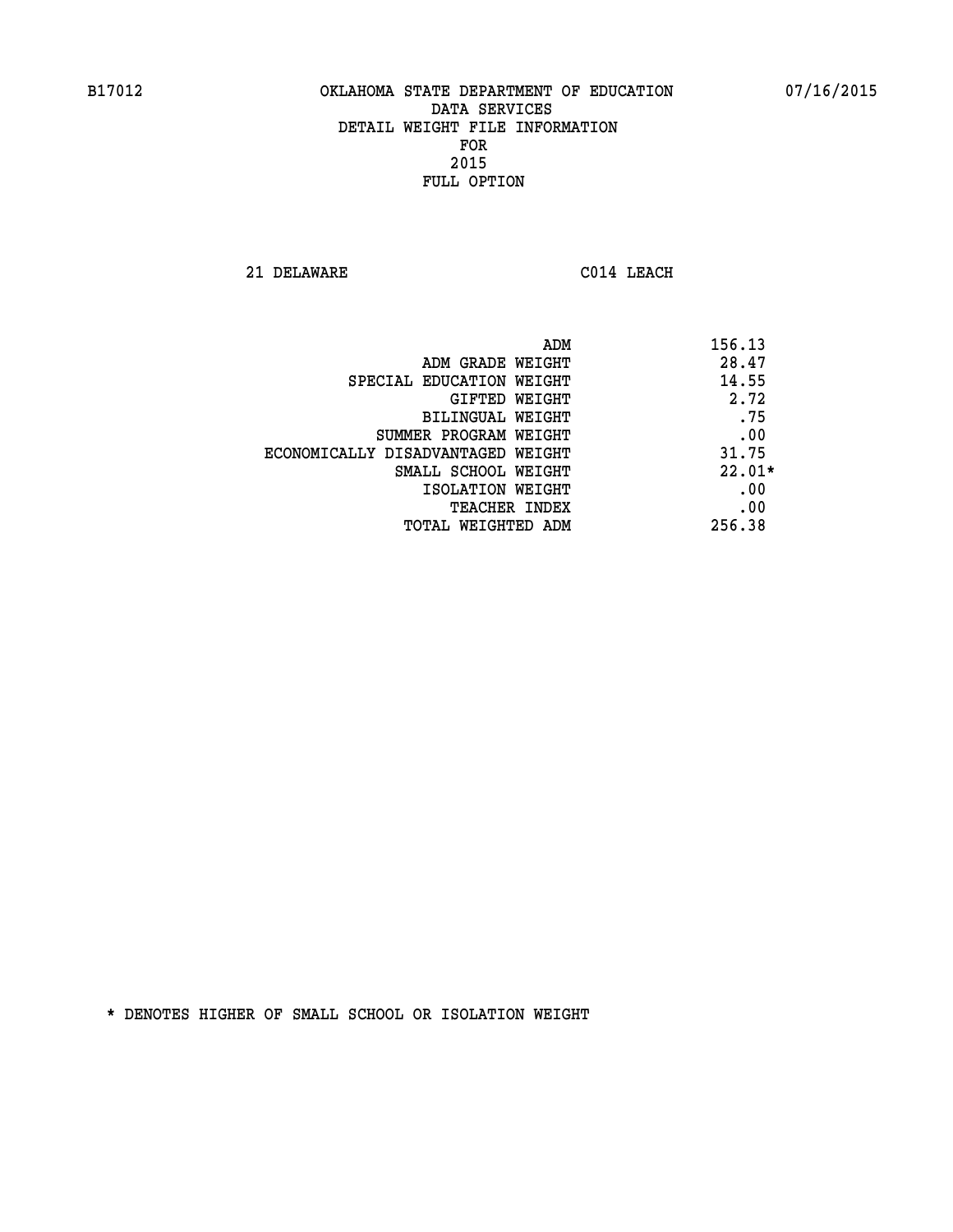B17012 OKLAHOMA STATE DEPARTMENT OF EDUCATION 07/16/2015

DATA SERVICES
DETAIL WEIGHT FILE INFORMATION
FOR
2015
FULL OPTION

21 DELAWARE C014 LEACH

| | |
|---|---|
| ADM | 156.13 |
| ADM GRADE WEIGHT | 28.47 |
| SPECIAL EDUCATION WEIGHT | 14.55 |
| GIFTED WEIGHT | 2.72 |
| BILINGUAL WEIGHT | .75 |
| SUMMER PROGRAM WEIGHT | .00 |
| ECONOMICALLY DISADVANTAGED WEIGHT | 31.75 |
| SMALL SCHOOL WEIGHT | 22.01* |
| ISOLATION WEIGHT | .00 |
| TEACHER INDEX | .00 |
| TOTAL WEIGHTED ADM | 256.38 |

* DENOTES HIGHER OF SMALL SCHOOL OR ISOLATION WEIGHT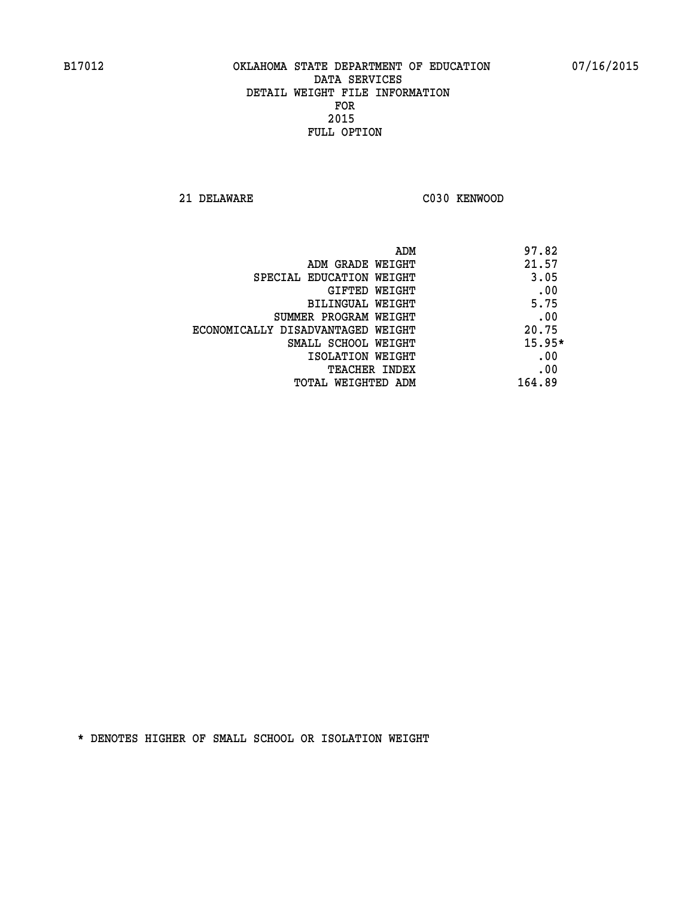B17012 OKLAHOMA STATE DEPARTMENT OF EDUCATION 07/16/2015

DATA SERVICES
DETAIL WEIGHT FILE INFORMATION
FOR
2015
FULL OPTION

21 DELAWARE C030 KENWOOD

| | |
|---|---|
| ADM | 97.82 |
| ADM GRADE WEIGHT | 21.57 |
| SPECIAL EDUCATION WEIGHT | 3.05 |
| GIFTED WEIGHT | .00 |
| BILINGUAL WEIGHT | 5.75 |
| SUMMER PROGRAM WEIGHT | .00 |
| ECONOMICALLY DISADVANTAGED WEIGHT | 20.75 |
| SMALL SCHOOL WEIGHT | 15.95* |
| ISOLATION WEIGHT | .00 |
| TEACHER INDEX | .00 |
| TOTAL WEIGHTED ADM | 164.89 |

* DENOTES HIGHER OF SMALL SCHOOL OR ISOLATION WEIGHT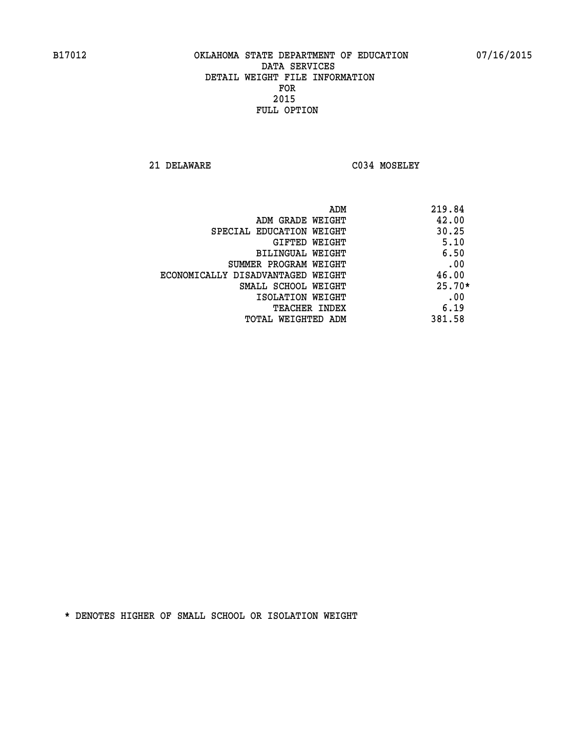B17012 OKLAHOMA STATE DEPARTMENT OF EDUCATION 07/16/2015

DATA SERVICES
DETAIL WEIGHT FILE INFORMATION
FOR
2015
FULL OPTION

21 DELAWARE C034 MOSELEY

| | |
|---|---|
| ADM | 219.84 |
| ADM GRADE WEIGHT | 42.00 |
| SPECIAL EDUCATION WEIGHT | 30.25 |
| GIFTED WEIGHT | 5.10 |
| BILINGUAL WEIGHT | 6.50 |
| SUMMER PROGRAM WEIGHT | .00 |
| ECONOMICALLY DISADVANTAGED WEIGHT | 46.00 |
| SMALL SCHOOL WEIGHT | 25.70* |
| ISOLATION WEIGHT | .00 |
| TEACHER INDEX | 6.19 |
| TOTAL WEIGHTED ADM | 381.58 |

* DENOTES HIGHER OF SMALL SCHOOL OR ISOLATION WEIGHT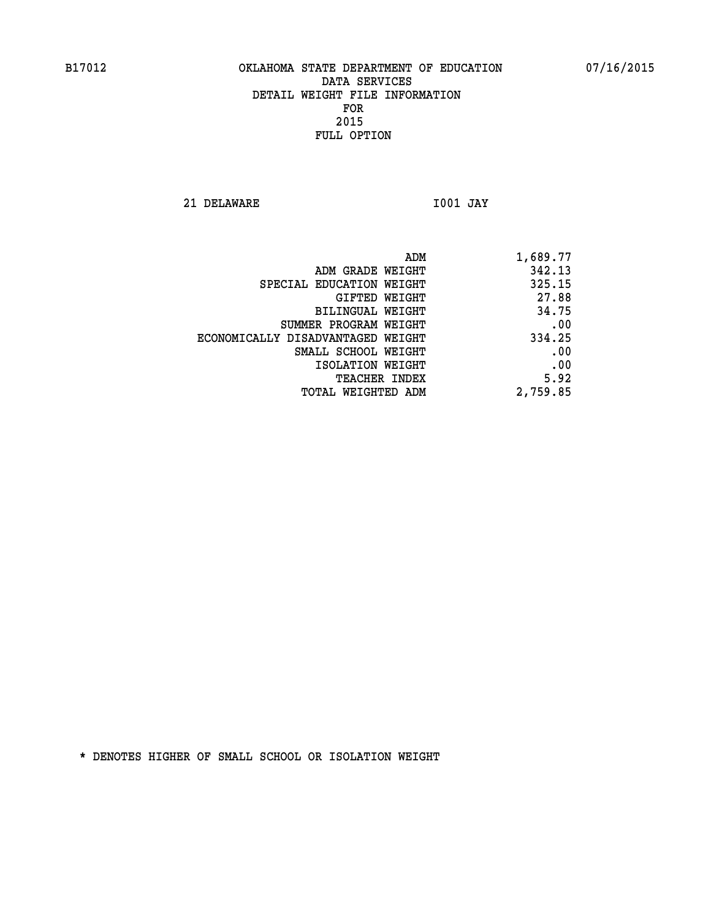B17012 OKLAHOMA STATE DEPARTMENT OF EDUCATION 07/16/2015

DATA SERVICES
DETAIL WEIGHT FILE INFORMATION
FOR
2015
FULL OPTION

21 DELAWARE I001 JAY

| | |
|---|---|
| ADM | 1,689.77 |
| ADM GRADE WEIGHT | 342.13 |
| SPECIAL EDUCATION WEIGHT | 325.15 |
| GIFTED WEIGHT | 27.88 |
| BILINGUAL WEIGHT | 34.75 |
| SUMMER PROGRAM WEIGHT | .00 |
| ECONOMICALLY DISADVANTAGED WEIGHT | 334.25 |
| SMALL SCHOOL WEIGHT | .00 |
| ISOLATION WEIGHT | .00 |
| TEACHER INDEX | 5.92 |
| TOTAL WEIGHTED ADM | 2,759.85 |

* DENOTES HIGHER OF SMALL SCHOOL OR ISOLATION WEIGHT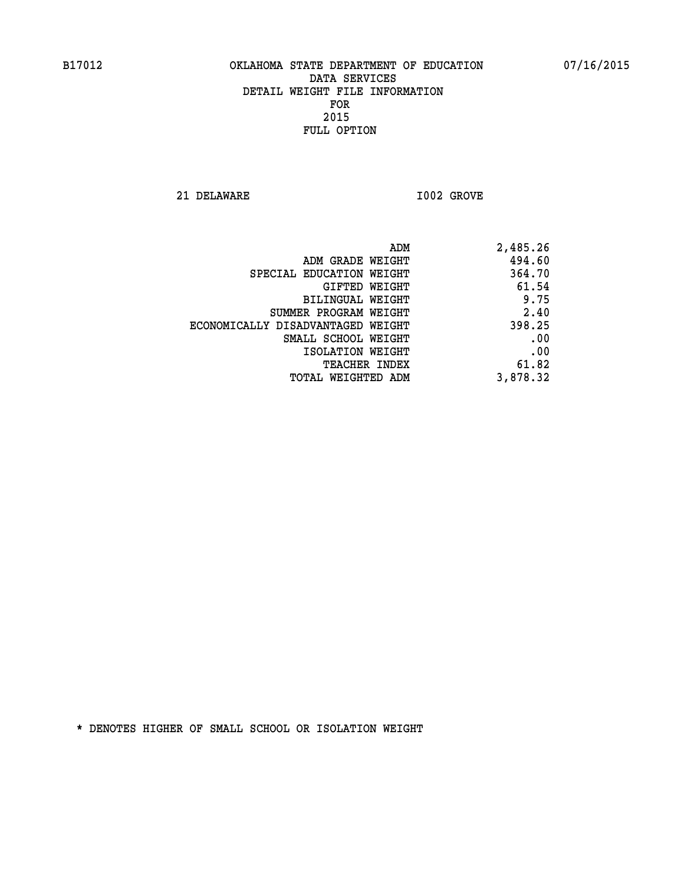# OKLAHOMA STATE DEPARTMENT OF EDUCATION
## DATA SERVICES
## DETAIL WEIGHT FILE INFORMATION
## FOR
## 2015
## FULL OPTION

B17012 07/16/2015

21 DELAWARE I002 GROVE

| | |
|---|---|
| ADM | 2,485.26 |
| ADM GRADE WEIGHT | 494.60 |
| SPECIAL EDUCATION WEIGHT | 364.70 |
| GIFTED WEIGHT | 61.54 |
| BILINGUAL WEIGHT | 9.75 |
| SUMMER PROGRAM WEIGHT | 2.40 |
| ECONOMICALLY DISADVANTAGED WEIGHT | 398.25 |
| SMALL SCHOOL WEIGHT | .00 |
| ISOLATION WEIGHT | .00 |
| TEACHER INDEX | 61.82 |
| TOTAL WEIGHTED ADM | 3,878.32 |

* DENOTES HIGHER OF SMALL SCHOOL OR ISOLATION WEIGHT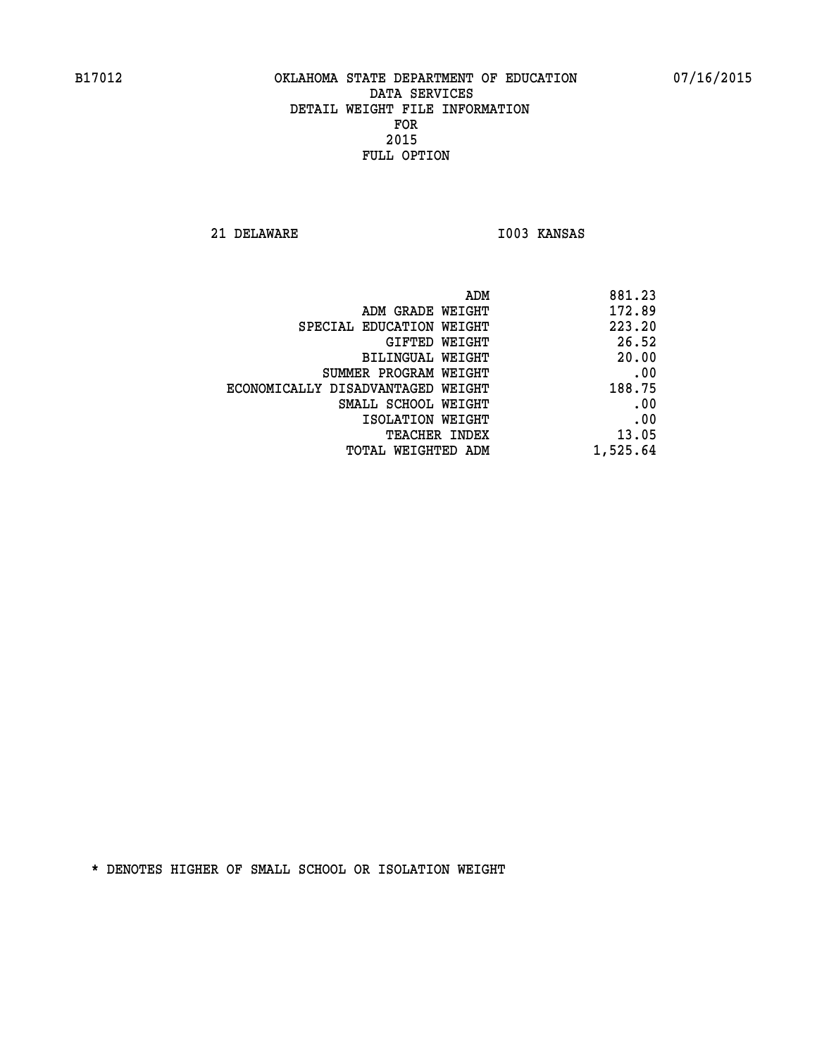B17012 OKLAHOMA STATE DEPARTMENT OF EDUCATION 07/16/2015

DATA SERVICES
DETAIL WEIGHT FILE INFORMATION
FOR
2015
FULL OPTION

21 DELAWARE I003 KANSAS

| | |
|---|---|
| ADM | 881.23 |
| ADM GRADE WEIGHT | 172.89 |
| SPECIAL EDUCATION WEIGHT | 223.20 |
| GIFTED WEIGHT | 26.52 |
| BILINGUAL WEIGHT | 20.00 |
| SUMMER PROGRAM WEIGHT | .00 |
| ECONOMICALLY DISADVANTAGED WEIGHT | 188.75 |
| SMALL SCHOOL WEIGHT | .00 |
| ISOLATION WEIGHT | .00 |
| TEACHER INDEX | 13.05 |
| TOTAL WEIGHTED ADM | 1,525.64 |

* DENOTES HIGHER OF SMALL SCHOOL OR ISOLATION WEIGHT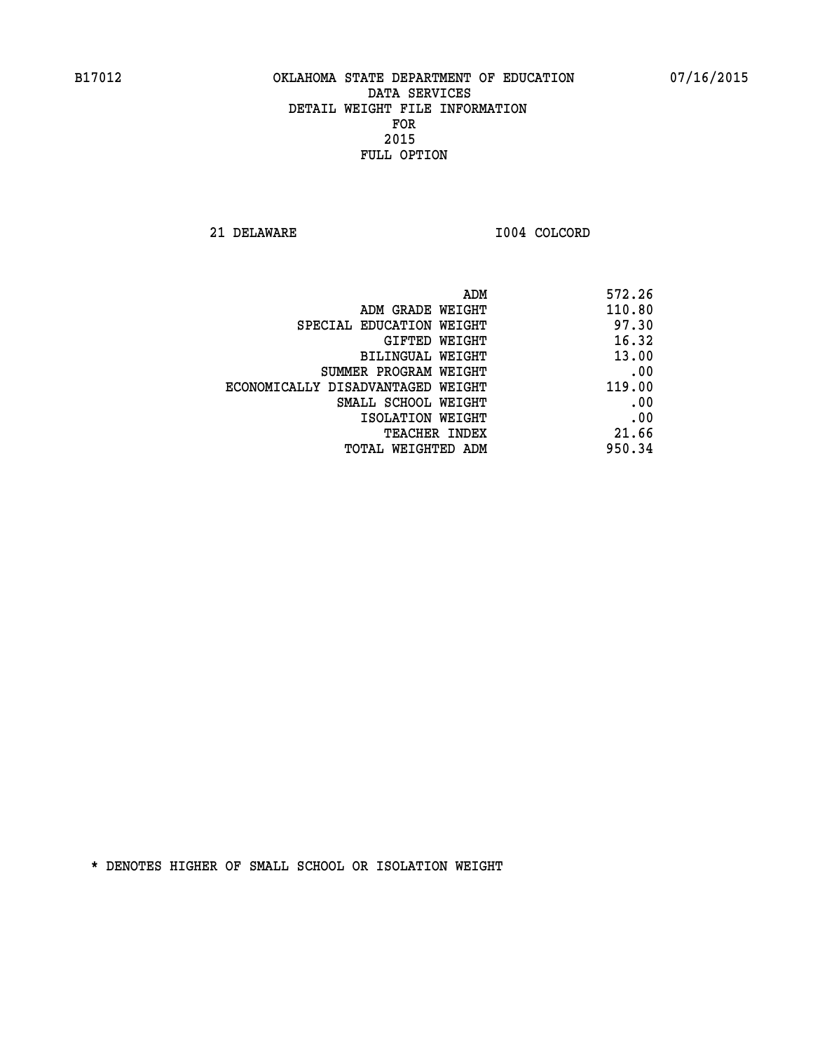B17012 OKLAHOMA STATE DEPARTMENT OF EDUCATION 07/16/2015

DATA SERVICES
DETAIL WEIGHT FILE INFORMATION
FOR
2015
FULL OPTION

21 DELAWARE I004 COLCORD

| | |
|---|---|
| ADM | 572.26 |
| ADM GRADE WEIGHT | 110.80 |
| SPECIAL EDUCATION WEIGHT | 97.30 |
| GIFTED WEIGHT | 16.32 |
| BILINGUAL WEIGHT | 13.00 |
| SUMMER PROGRAM WEIGHT | .00 |
| ECONOMICALLY DISADVANTAGED WEIGHT | 119.00 |
| SMALL SCHOOL WEIGHT | .00 |
| ISOLATION WEIGHT | .00 |
| TEACHER INDEX | 21.66 |
| TOTAL WEIGHTED ADM | 950.34 |

* DENOTES HIGHER OF SMALL SCHOOL OR ISOLATION WEIGHT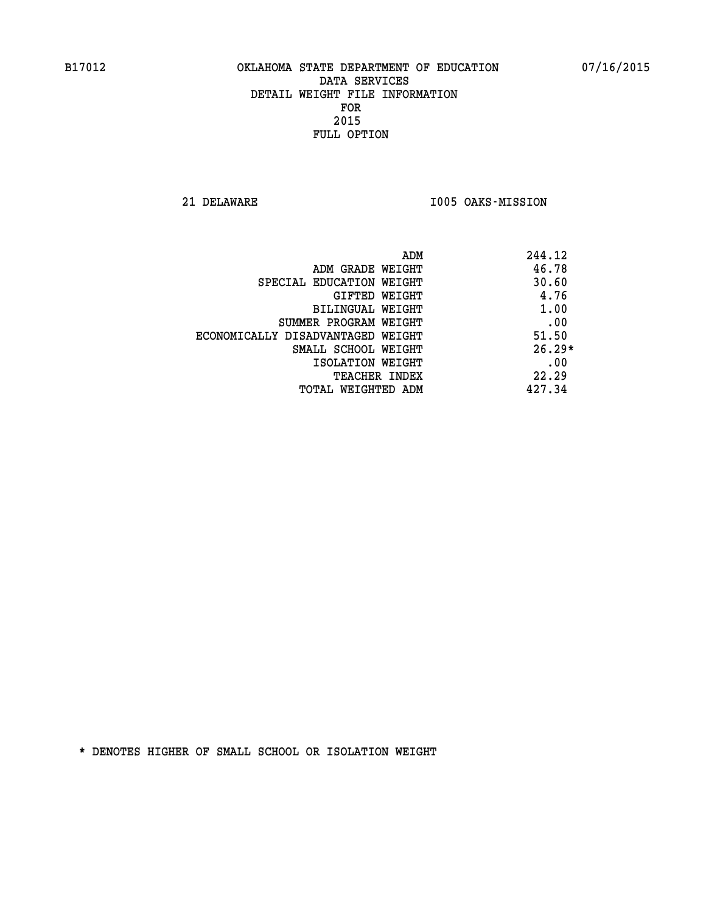B17012 OKLAHOMA STATE DEPARTMENT OF EDUCATION 07/16/2015

DATA SERVICES
DETAIL WEIGHT FILE INFORMATION
FOR
2015
FULL OPTION

21 DELAWARE I005 OAKS-MISSION

| | |
|---|---|
| ADM | 244.12 |
| ADM GRADE WEIGHT | 46.78 |
| SPECIAL EDUCATION WEIGHT | 30.60 |
| GIFTED WEIGHT | 4.76 |
| BILINGUAL WEIGHT | 1.00 |
| SUMMER PROGRAM WEIGHT | .00 |
| ECONOMICALLY DISADVANTAGED WEIGHT | 51.50 |
| SMALL SCHOOL WEIGHT | 26.29* |
| ISOLATION WEIGHT | .00 |
| TEACHER INDEX | 22.29 |
| TOTAL WEIGHTED ADM | 427.34 |

* DENOTES HIGHER OF SMALL SCHOOL OR ISOLATION WEIGHT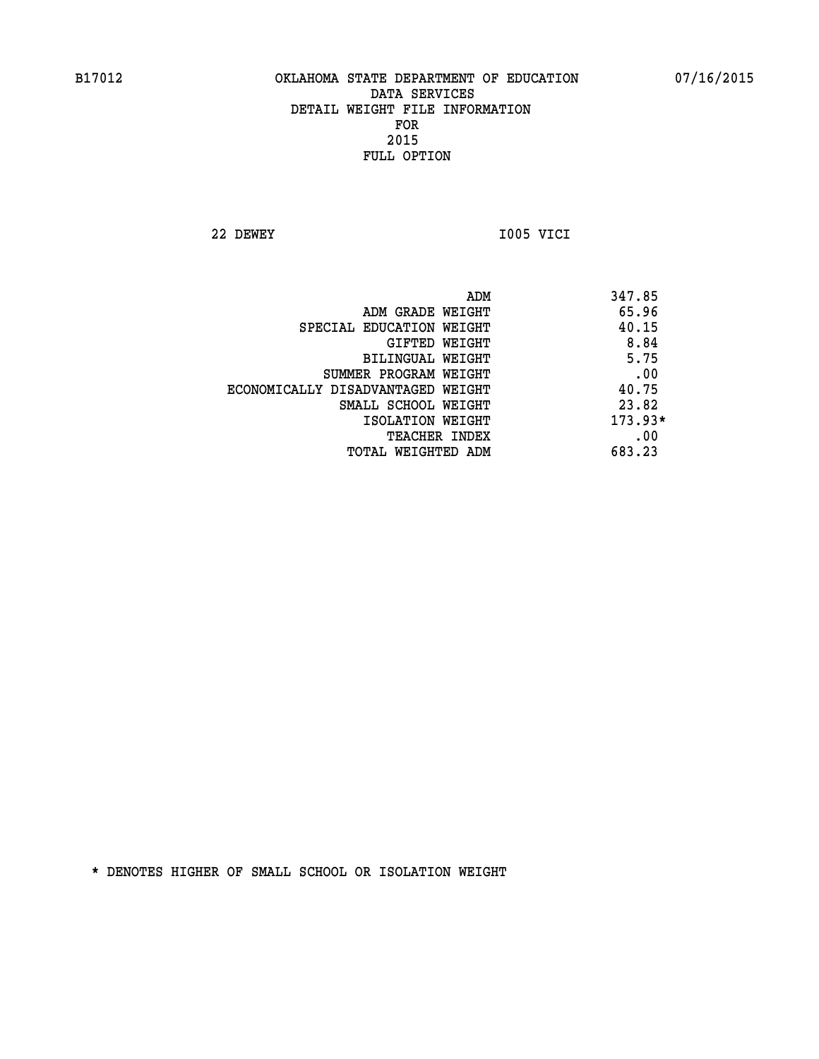B17012 OKLAHOMA STATE DEPARTMENT OF EDUCATION 07/16/2015

DATA SERVICES
DETAIL WEIGHT FILE INFORMATION
FOR
2015
FULL OPTION

22 DEWEY I005 VICI

| | |
|---|---|
| ADM | 347.85 |
| ADM GRADE WEIGHT | 65.96 |
| SPECIAL EDUCATION WEIGHT | 40.15 |
| GIFTED WEIGHT | 8.84 |
| BILINGUAL WEIGHT | 5.75 |
| SUMMER PROGRAM WEIGHT | .00 |
| ECONOMICALLY DISADVANTAGED WEIGHT | 40.75 |
| SMALL SCHOOL WEIGHT | 23.82 |
| ISOLATION WEIGHT | 173.93* |
| TEACHER INDEX | .00 |
| TOTAL WEIGHTED ADM | 683.23 |

* DENOTES HIGHER OF SMALL SCHOOL OR ISOLATION WEIGHT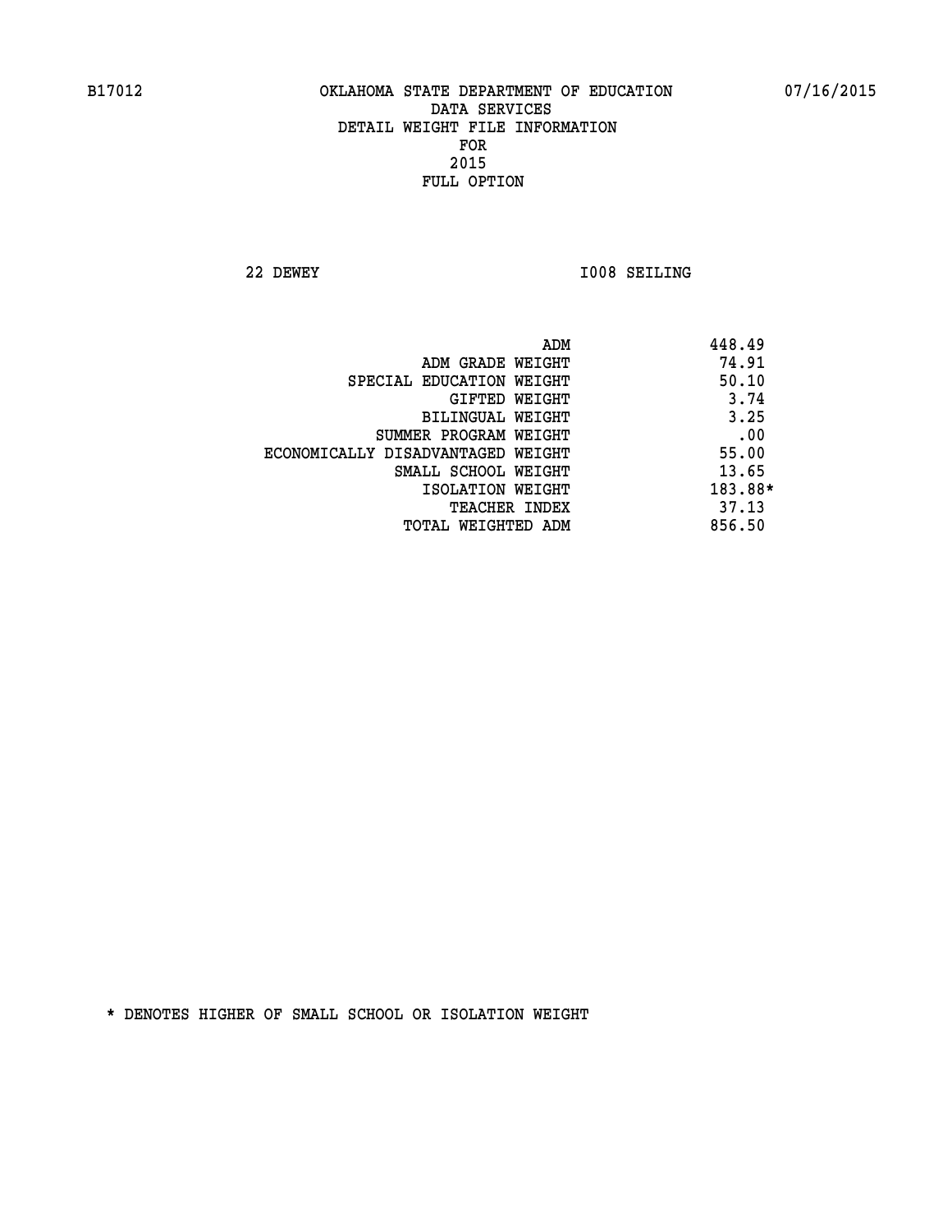B17012 OKLAHOMA STATE DEPARTMENT OF EDUCATION 07/16/2015

DATA SERVICES
DETAIL WEIGHT FILE INFORMATION
FOR
2015
FULL OPTION

22 DEWEY I008 SEILING

| | |
|---|---|
| ADM | 448.49 |
| ADM GRADE WEIGHT | 74.91 |
| SPECIAL EDUCATION WEIGHT | 50.10 |
| GIFTED WEIGHT | 3.74 |
| BILINGUAL WEIGHT | 3.25 |
| SUMMER PROGRAM WEIGHT | .00 |
| ECONOMICALLY DISADVANTAGED WEIGHT | 55.00 |
| SMALL SCHOOL WEIGHT | 13.65 |
| ISOLATION WEIGHT | 183.88* |
| TEACHER INDEX | 37.13 |
| TOTAL WEIGHTED ADM | 856.50 |

* DENOTES HIGHER OF SMALL SCHOOL OR ISOLATION WEIGHT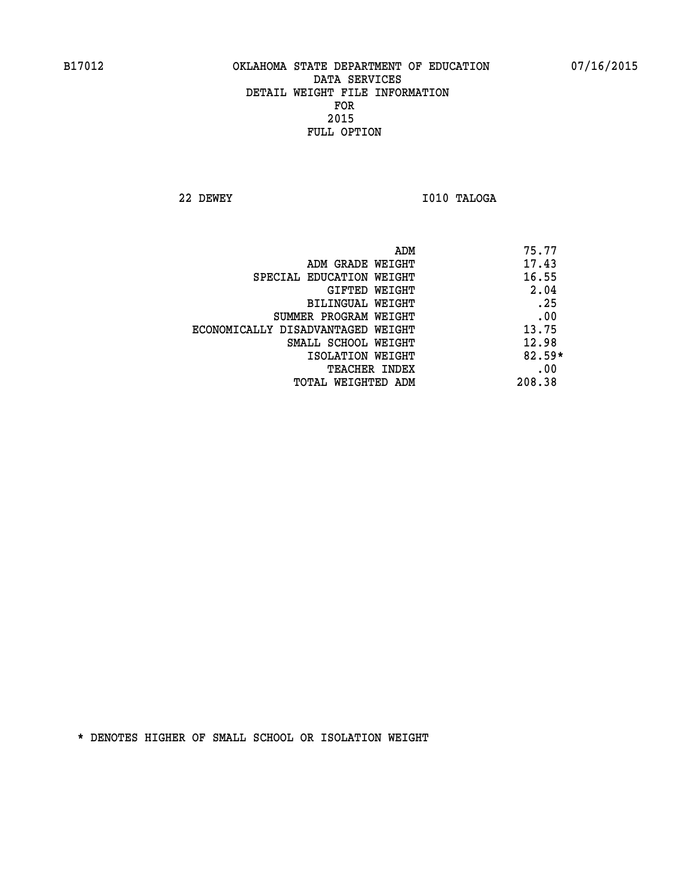B17012 OKLAHOMA STATE DEPARTMENT OF EDUCATION 07/16/2015

DATA SERVICES
DETAIL WEIGHT FILE INFORMATION
FOR
2015
FULL OPTION

22 DEWEY I010 TALOGA

| | |
|---|---|
| ADM | 75.77 |
| ADM GRADE WEIGHT | 17.43 |
| SPECIAL EDUCATION WEIGHT | 16.55 |
| GIFTED WEIGHT | 2.04 |
| BILINGUAL WEIGHT | .25 |
| SUMMER PROGRAM WEIGHT | .00 |
| ECONOMICALLY DISADVANTAGED WEIGHT | 13.75 |
| SMALL SCHOOL WEIGHT | 12.98 |
| ISOLATION WEIGHT | 82.59* |
| TEACHER INDEX | .00 |
| TOTAL WEIGHTED ADM | 208.38 |

* DENOTES HIGHER OF SMALL SCHOOL OR ISOLATION WEIGHT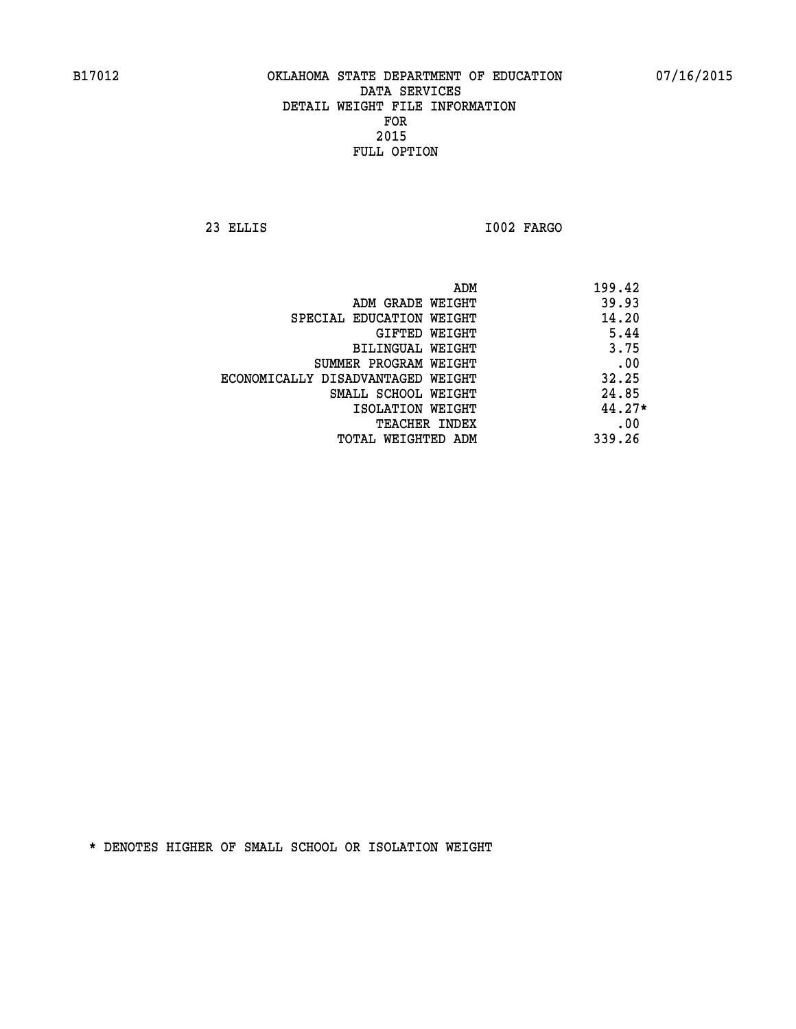B17012 OKLAHOMA STATE DEPARTMENT OF EDUCATION 07/16/2015

DATA SERVICES
DETAIL WEIGHT FILE INFORMATION
FOR
2015
FULL OPTION

23 ELLIS I002 FARGO

| | |
|---|---|
| ADM | 199.42 |
| ADM GRADE WEIGHT | 39.93 |
| SPECIAL EDUCATION WEIGHT | 14.20 |
| GIFTED WEIGHT | 5.44 |
| BILINGUAL WEIGHT | 3.75 |
| SUMMER PROGRAM WEIGHT | .00 |
| ECONOMICALLY DISADVANTAGED WEIGHT | 32.25 |
| SMALL SCHOOL WEIGHT | 24.85 |
| ISOLATION WEIGHT | 44.27* |
| TEACHER INDEX | .00 |
| TOTAL WEIGHTED ADM | 339.26 |

* DENOTES HIGHER OF SMALL SCHOOL OR ISOLATION WEIGHT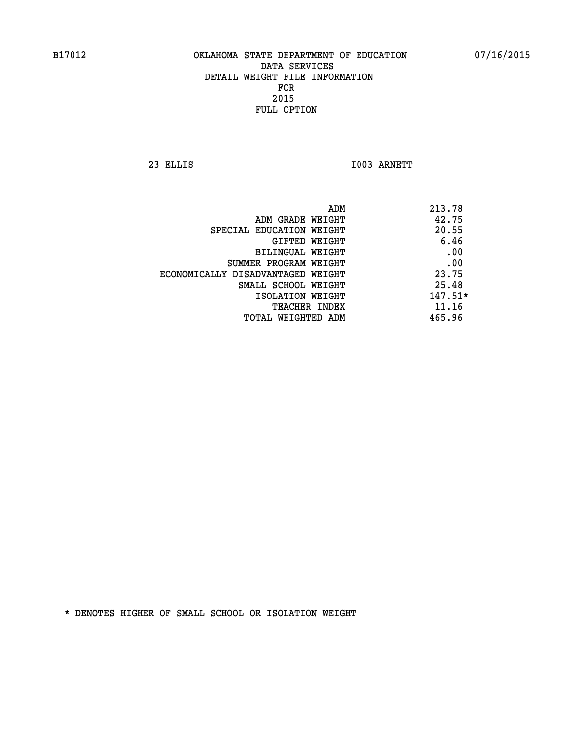B17012 OKLAHOMA STATE DEPARTMENT OF EDUCATION 07/16/2015

DATA SERVICES
DETAIL WEIGHT FILE INFORMATION
FOR
2015
FULL OPTION

23 ELLIS I003 ARNETT

| | |
|---|---|
| ADM | 213.78 |
| ADM GRADE WEIGHT | 42.75 |
| SPECIAL EDUCATION WEIGHT | 20.55 |
| GIFTED WEIGHT | 6.46 |
| BILINGUAL WEIGHT | .00 |
| SUMMER PROGRAM WEIGHT | .00 |
| ECONOMICALLY DISADVANTAGED WEIGHT | 23.75 |
| SMALL SCHOOL WEIGHT | 25.48 |
| ISOLATION WEIGHT | 147.51* |
| TEACHER INDEX | 11.16 |
| TOTAL WEIGHTED ADM | 465.96 |

* DENOTES HIGHER OF SMALL SCHOOL OR ISOLATION WEIGHT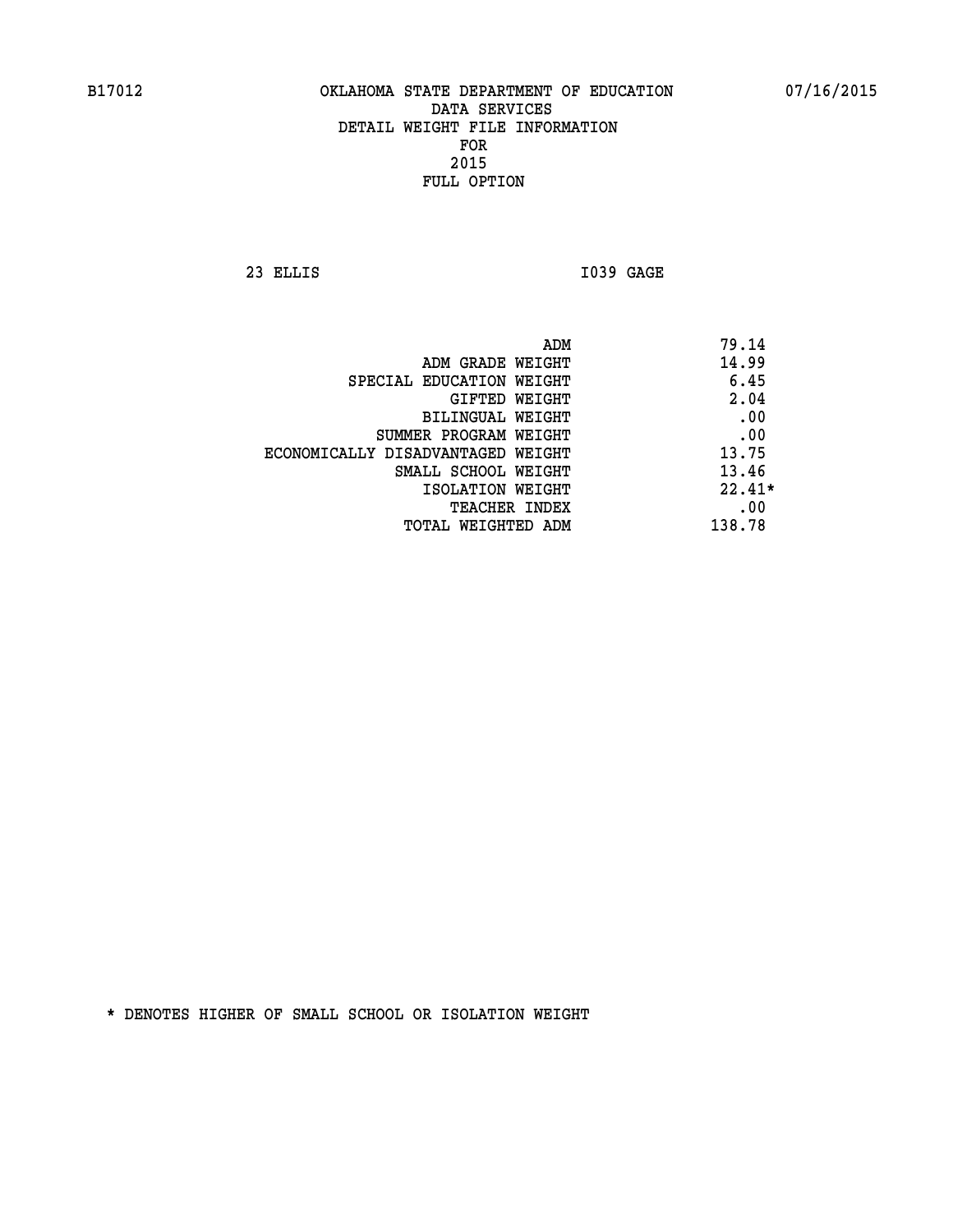B17012 OKLAHOMA STATE DEPARTMENT OF EDUCATION 07/16/2015

DATA SERVICES
DETAIL WEIGHT FILE INFORMATION
FOR
2015
FULL OPTION

23 ELLIS I039 GAGE

| | |
|---|---|
| ADM | 79.14 |
| ADM GRADE WEIGHT | 14.99 |
| SPECIAL EDUCATION WEIGHT | 6.45 |
| GIFTED WEIGHT | 2.04 |
| BILINGUAL WEIGHT | .00 |
| SUMMER PROGRAM WEIGHT | .00 |
| ECONOMICALLY DISADVANTAGED WEIGHT | 13.75 |
| SMALL SCHOOL WEIGHT | 13.46 |
| ISOLATION WEIGHT | 22.41* |
| TEACHER INDEX | .00 |
| TOTAL WEIGHTED ADM | 138.78 |

* DENOTES HIGHER OF SMALL SCHOOL OR ISOLATION WEIGHT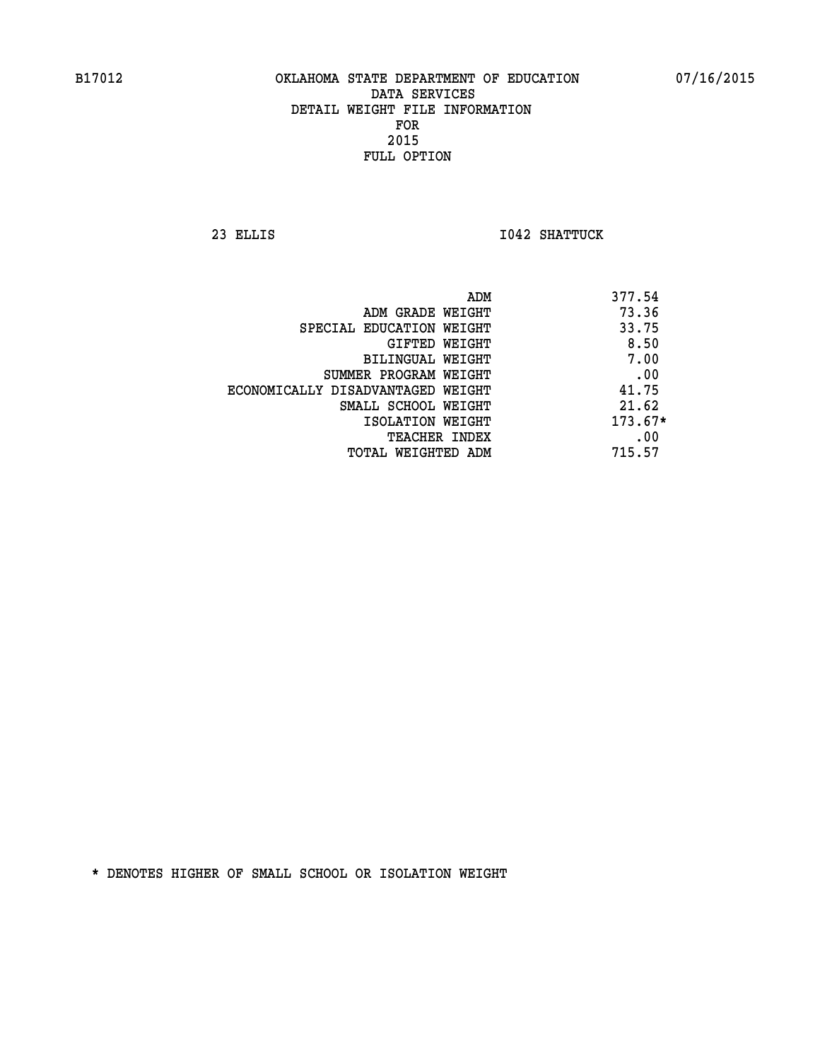B17012 OKLAHOMA STATE DEPARTMENT OF EDUCATION 07/16/2015

DATA SERVICES
DETAIL WEIGHT FILE INFORMATION
FOR
2015
FULL OPTION

23 ELLIS I042 SHATTUCK

| | |
|---|---|
| ADM | 377.54 |
| ADM GRADE WEIGHT | 73.36 |
| SPECIAL EDUCATION WEIGHT | 33.75 |
| GIFTED WEIGHT | 8.50 |
| BILINGUAL WEIGHT | 7.00 |
| SUMMER PROGRAM WEIGHT | .00 |
| ECONOMICALLY DISADVANTAGED WEIGHT | 41.75 |
| SMALL SCHOOL WEIGHT | 21.62 |
| ISOLATION WEIGHT | 173.67* |
| TEACHER INDEX | .00 |
| TOTAL WEIGHTED ADM | 715.57 |

* DENOTES HIGHER OF SMALL SCHOOL OR ISOLATION WEIGHT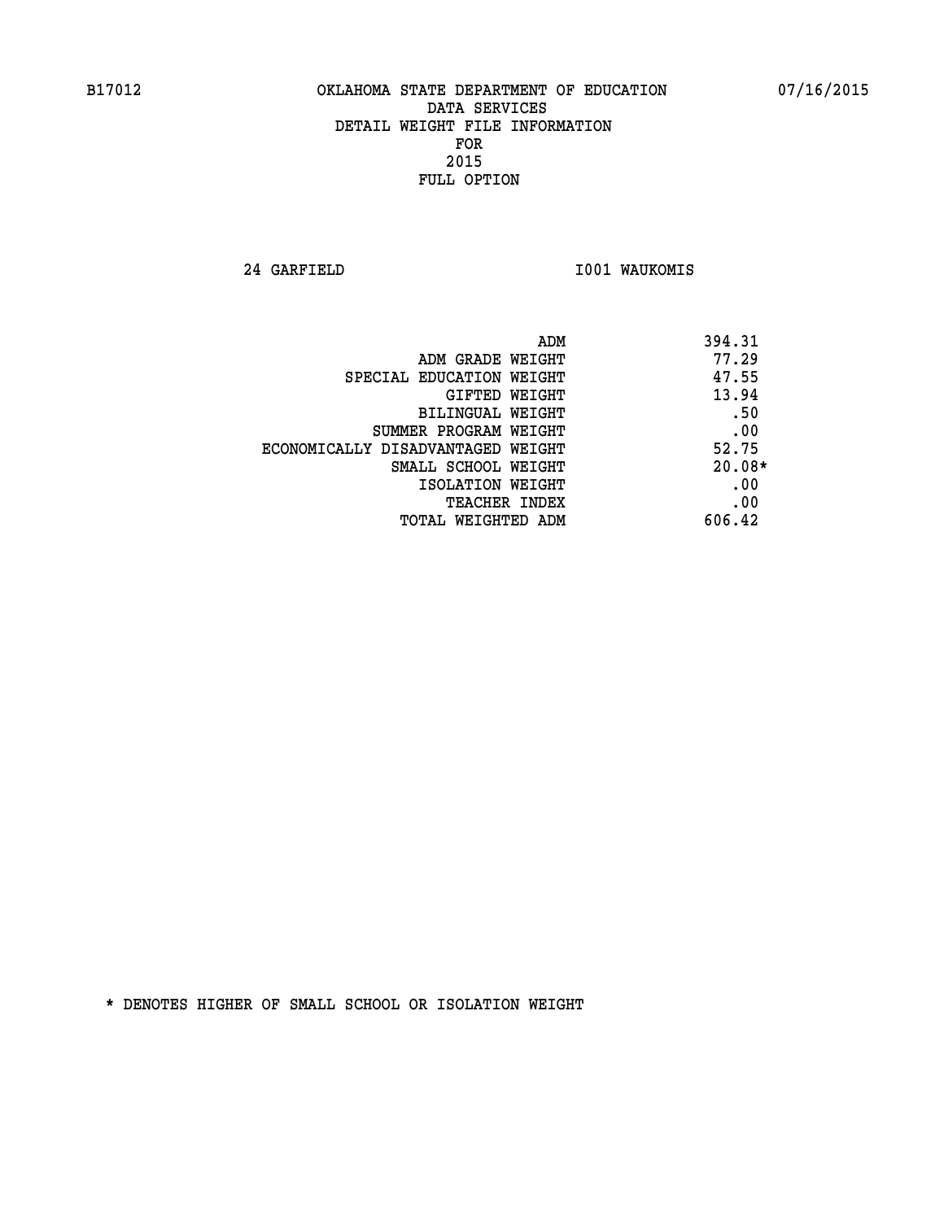# OKLAHOMA STATE DEPARTMENT OF EDUCATION
## DATA SERVICES
## DETAIL WEIGHT FILE INFORMATION
## FOR
## 2015
## FULL OPTION

B17012 — 07/16/2015

24 GARFIELD — I001 WAUKOMIS

| | |
|---|---|
| ADM | 394.31 |
| ADM GRADE WEIGHT | 77.29 |
| SPECIAL EDUCATION WEIGHT | 47.55 |
| GIFTED WEIGHT | 13.94 |
| BILINGUAL WEIGHT | .50 |
| SUMMER PROGRAM WEIGHT | .00 |
| ECONOMICALLY DISADVANTAGED WEIGHT | 52.75 |
| SMALL SCHOOL WEIGHT | 20.08* |
| ISOLATION WEIGHT | .00 |
| TEACHER INDEX | .00 |
| TOTAL WEIGHTED ADM | 606.42 |

* DENOTES HIGHER OF SMALL SCHOOL OR ISOLATION WEIGHT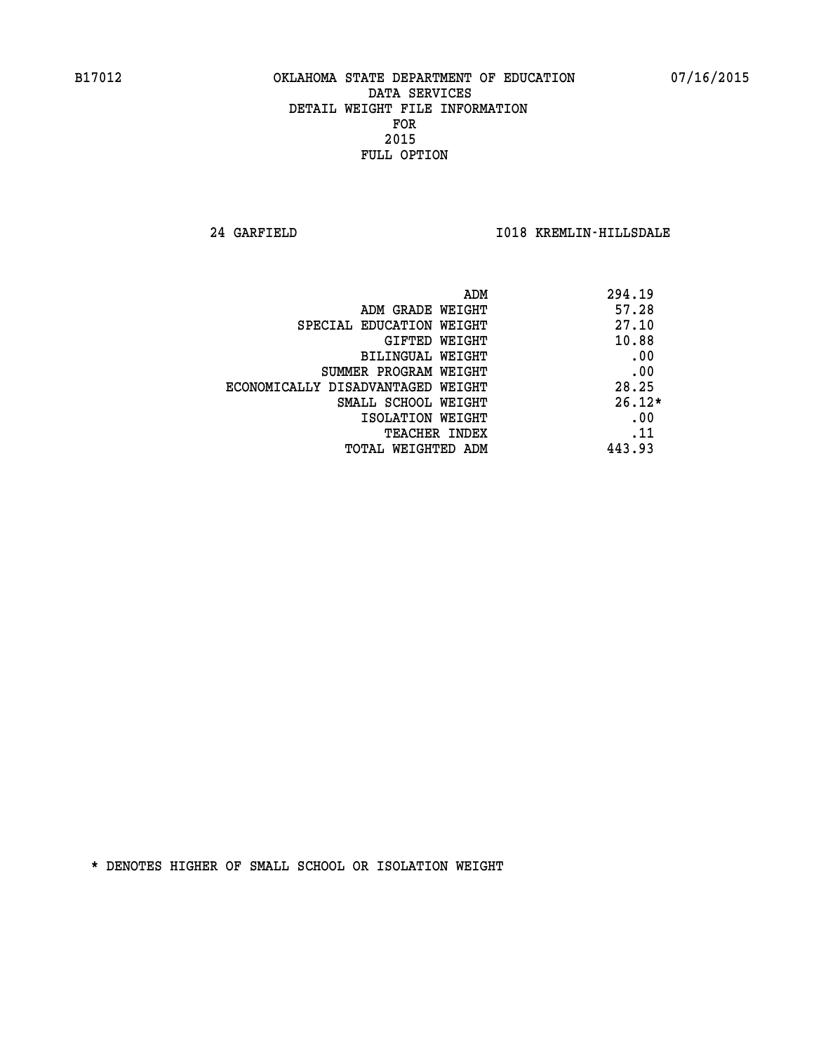B17012 OKLAHOMA STATE DEPARTMENT OF EDUCATION 07/16/2015

DATA SERVICES
DETAIL WEIGHT FILE INFORMATION
FOR
2015
FULL OPTION

24 GARFIELD I018 KREMLIN-HILLSDALE

| | |
|---|---|
| ADM | 294.19 |
| ADM GRADE WEIGHT | 57.28 |
| SPECIAL EDUCATION WEIGHT | 27.10 |
| GIFTED WEIGHT | 10.88 |
| BILINGUAL WEIGHT | .00 |
| SUMMER PROGRAM WEIGHT | .00 |
| ECONOMICALLY DISADVANTAGED WEIGHT | 28.25 |
| SMALL SCHOOL WEIGHT | 26.12* |
| ISOLATION WEIGHT | .00 |
| TEACHER INDEX | .11 |
| TOTAL WEIGHTED ADM | 443.93 |

* DENOTES HIGHER OF SMALL SCHOOL OR ISOLATION WEIGHT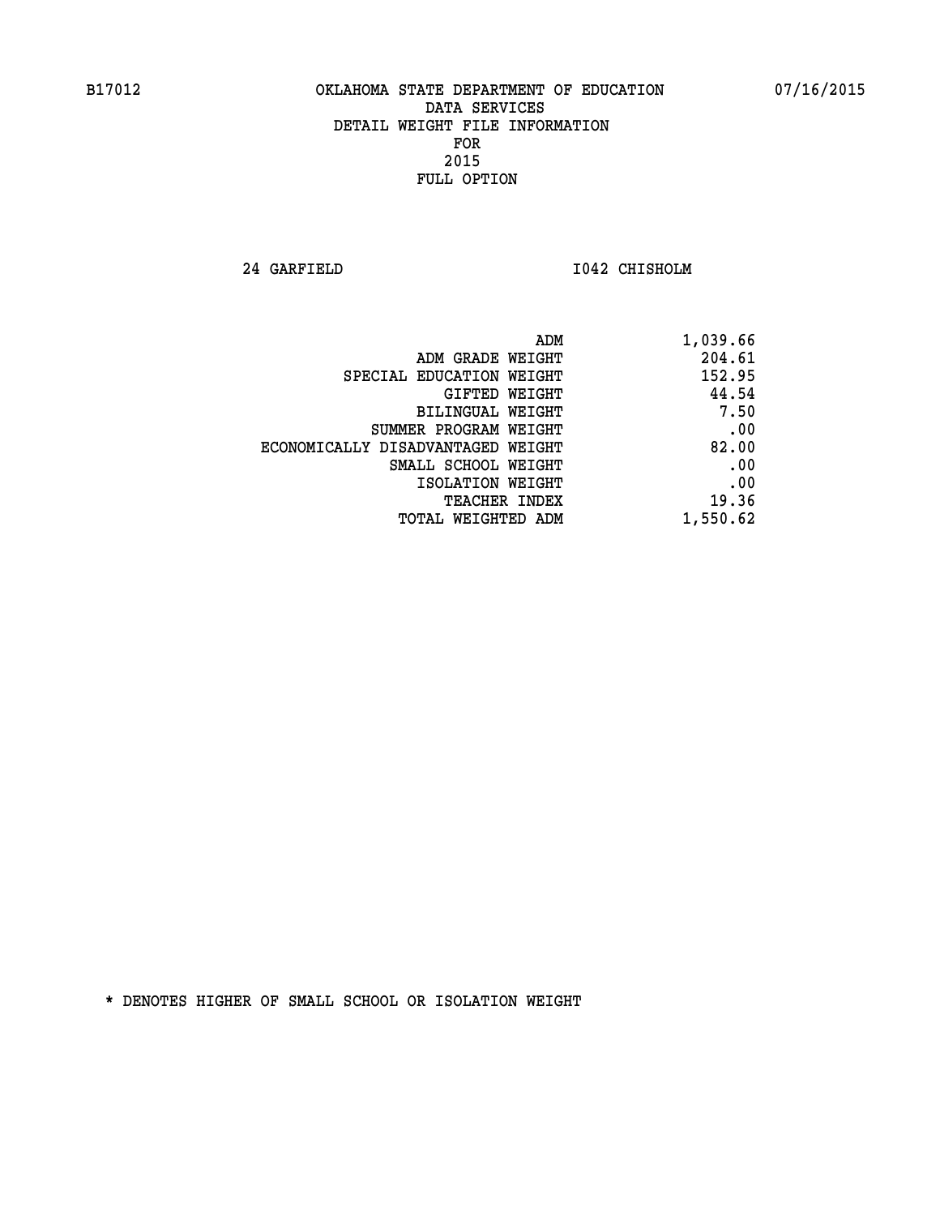B17012 OKLAHOMA STATE DEPARTMENT OF EDUCATION 07/16/2015

DATA SERVICES
DETAIL WEIGHT FILE INFORMATION
FOR
2015
FULL OPTION

24 GARFIELD I042 CHISHOLM

| | |
|---|---|
| ADM | 1,039.66 |
| ADM GRADE WEIGHT | 204.61 |
| SPECIAL EDUCATION WEIGHT | 152.95 |
| GIFTED WEIGHT | 44.54 |
| BILINGUAL WEIGHT | 7.50 |
| SUMMER PROGRAM WEIGHT | .00 |
| ECONOMICALLY DISADVANTAGED WEIGHT | 82.00 |
| SMALL SCHOOL WEIGHT | .00 |
| ISOLATION WEIGHT | .00 |
| TEACHER INDEX | 19.36 |
| TOTAL WEIGHTED ADM | 1,550.62 |

* DENOTES HIGHER OF SMALL SCHOOL OR ISOLATION WEIGHT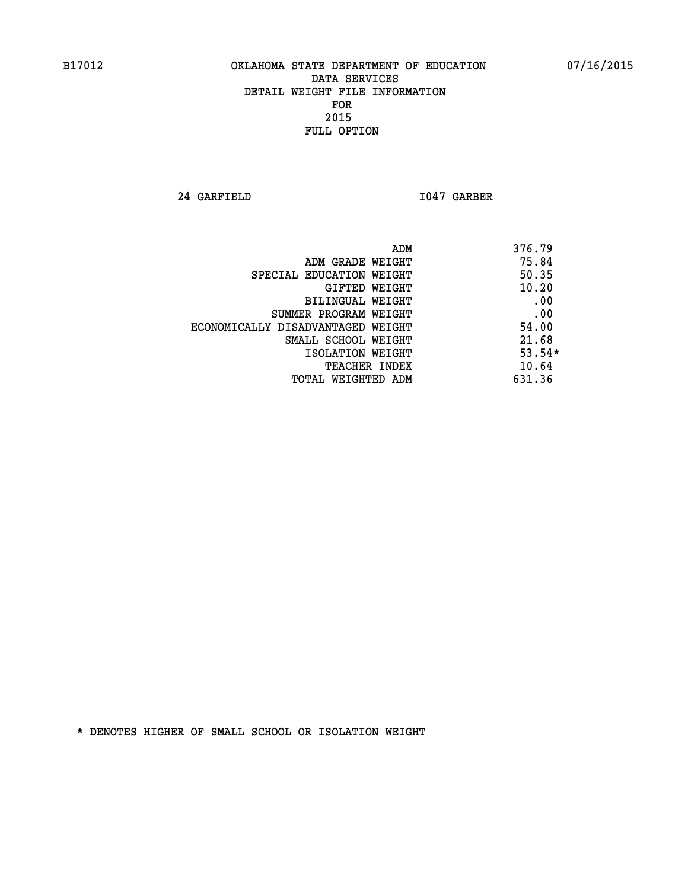B17012 OKLAHOMA STATE DEPARTMENT OF EDUCATION 07/16/2015

DATA SERVICES
DETAIL WEIGHT FILE INFORMATION
FOR
2015
FULL OPTION

24 GARFIELD I047 GARBER

| | |
|---|---|
| ADM | 376.79 |
| ADM GRADE WEIGHT | 75.84 |
| SPECIAL EDUCATION WEIGHT | 50.35 |
| GIFTED WEIGHT | 10.20 |
| BILINGUAL WEIGHT | .00 |
| SUMMER PROGRAM WEIGHT | .00 |
| ECONOMICALLY DISADVANTAGED WEIGHT | 54.00 |
| SMALL SCHOOL WEIGHT | 21.68 |
| ISOLATION WEIGHT | 53.54* |
| TEACHER INDEX | 10.64 |
| TOTAL WEIGHTED ADM | 631.36 |

* DENOTES HIGHER OF SMALL SCHOOL OR ISOLATION WEIGHT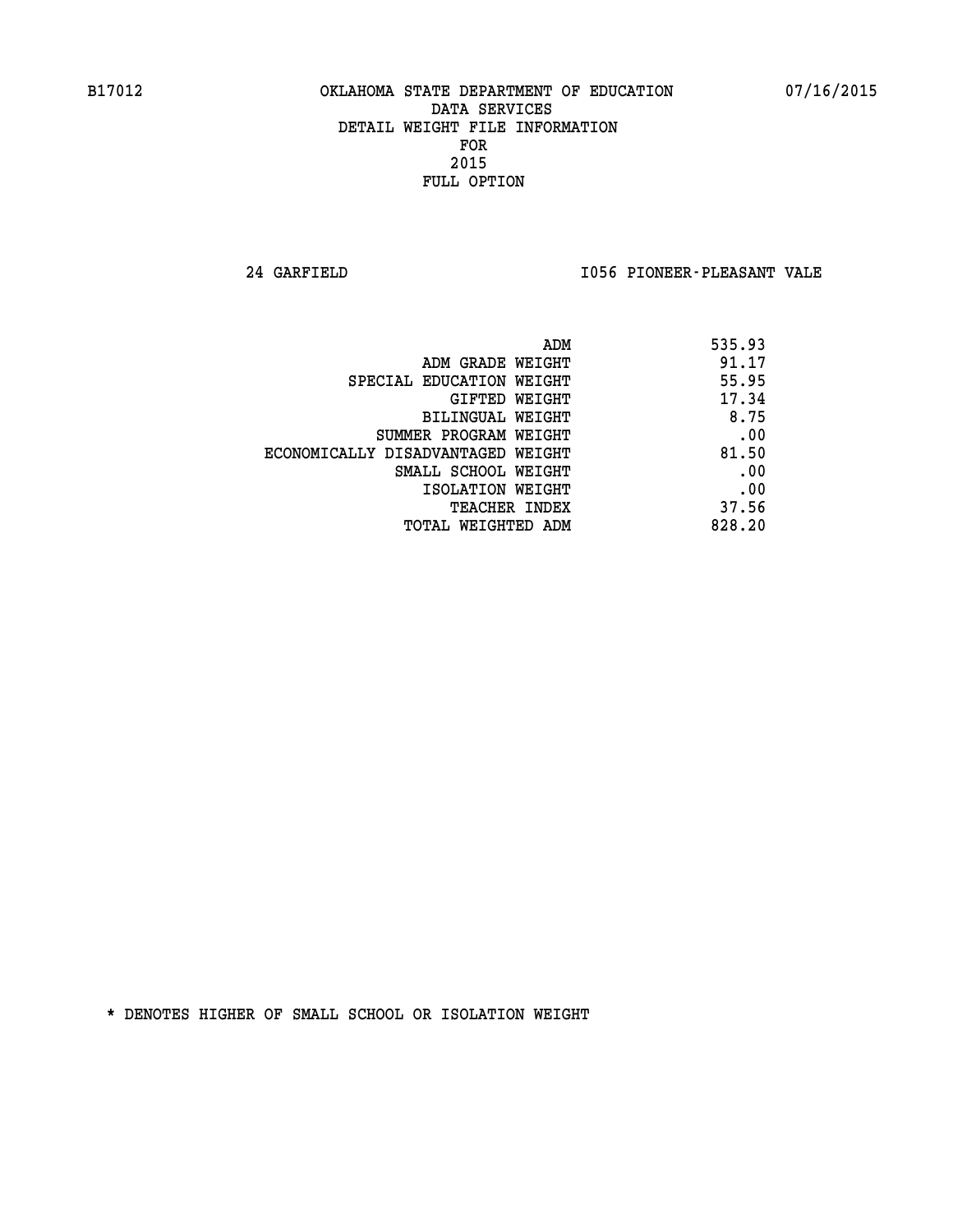B17012 OKLAHOMA STATE DEPARTMENT OF EDUCATION 07/16/2015

DATA SERVICES
DETAIL WEIGHT FILE INFORMATION
FOR
2015
FULL OPTION

24 GARFIELD I056 PIONEER-PLEASANT VALE

| | |
|---|---|
| ADM | 535.93 |
| ADM GRADE WEIGHT | 91.17 |
| SPECIAL EDUCATION WEIGHT | 55.95 |
| GIFTED WEIGHT | 17.34 |
| BILINGUAL WEIGHT | 8.75 |
| SUMMER PROGRAM WEIGHT | .00 |
| ECONOMICALLY DISADVANTAGED WEIGHT | 81.50 |
| SMALL SCHOOL WEIGHT | .00 |
| ISOLATION WEIGHT | .00 |
| TEACHER INDEX | 37.56 |
| TOTAL WEIGHTED ADM | 828.20 |

* DENOTES HIGHER OF SMALL SCHOOL OR ISOLATION WEIGHT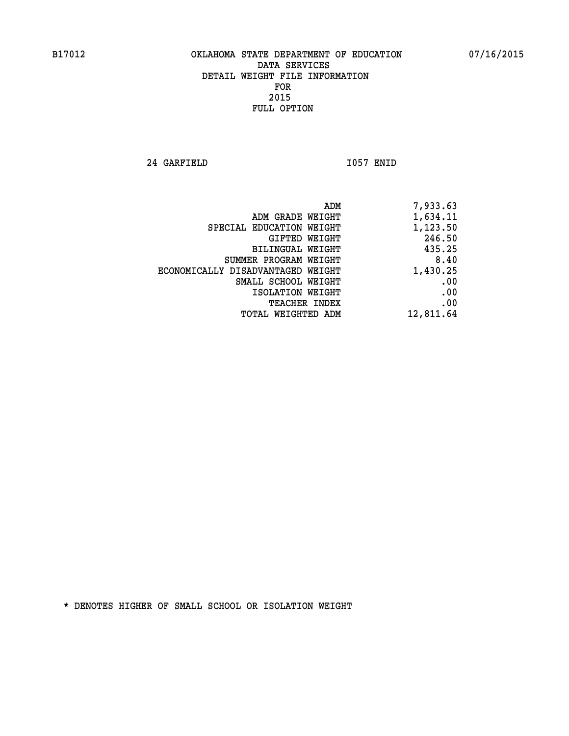B17012 OKLAHOMA STATE DEPARTMENT OF EDUCATION 07/16/2015

DATA SERVICES
DETAIL WEIGHT FILE INFORMATION
FOR
2015
FULL OPTION

24 GARFIELD I057 ENID

| | |
|---|---|
| ADM | 7,933.63 |
| ADM GRADE WEIGHT | 1,634.11 |
| SPECIAL EDUCATION WEIGHT | 1,123.50 |
| GIFTED WEIGHT | 246.50 |
| BILINGUAL WEIGHT | 435.25 |
| SUMMER PROGRAM WEIGHT | 8.40 |
| ECONOMICALLY DISADVANTAGED WEIGHT | 1,430.25 |
| SMALL SCHOOL WEIGHT | .00 |
| ISOLATION WEIGHT | .00 |
| TEACHER INDEX | .00 |
| TOTAL WEIGHTED ADM | 12,811.64 |

* DENOTES HIGHER OF SMALL SCHOOL OR ISOLATION WEIGHT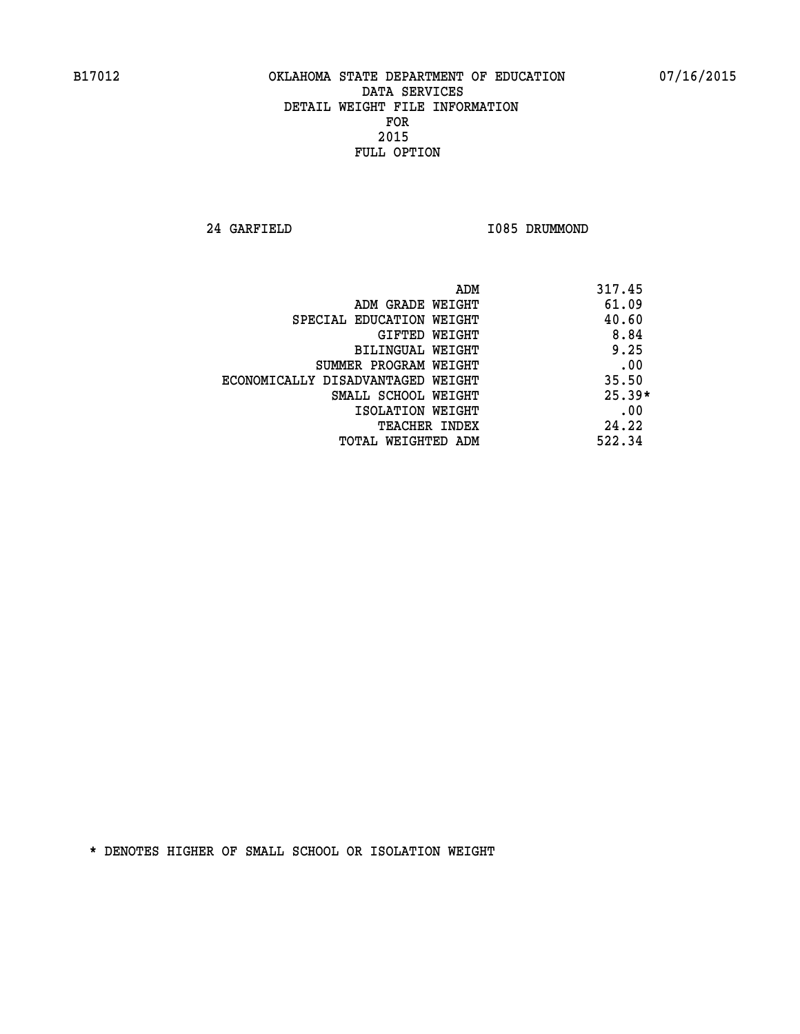B17012 OKLAHOMA STATE DEPARTMENT OF EDUCATION 07/16/2015

DATA SERVICES
DETAIL WEIGHT FILE INFORMATION
FOR
2015
FULL OPTION

24 GARFIELD I085 DRUMMOND

| | |
|---|---|
| ADM | 317.45 |
| ADM GRADE WEIGHT | 61.09 |
| SPECIAL EDUCATION WEIGHT | 40.60 |
| GIFTED WEIGHT | 8.84 |
| BILINGUAL WEIGHT | 9.25 |
| SUMMER PROGRAM WEIGHT | .00 |
| ECONOMICALLY DISADVANTAGED WEIGHT | 35.50 |
| SMALL SCHOOL WEIGHT | 25.39* |
| ISOLATION WEIGHT | .00 |
| TEACHER INDEX | 24.22 |
| TOTAL WEIGHTED ADM | 522.34 |

* DENOTES HIGHER OF SMALL SCHOOL OR ISOLATION WEIGHT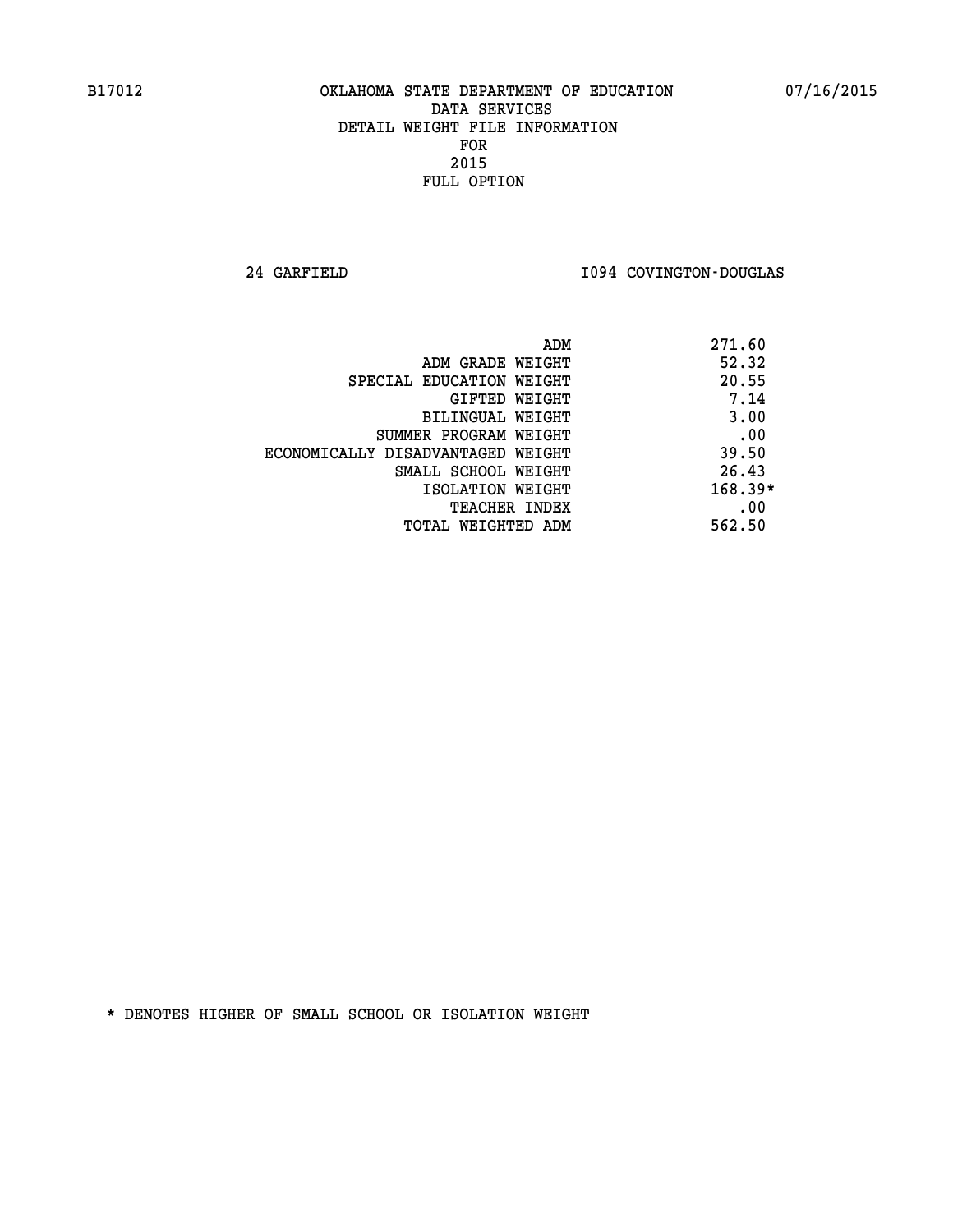B17012 OKLAHOMA STATE DEPARTMENT OF EDUCATION 07/16/2015

DATA SERVICES
DETAIL WEIGHT FILE INFORMATION
FOR
2015
FULL OPTION

24 GARFIELD I094 COVINGTON-DOUGLAS

| | |
|---|---|
| ADM | 271.60 |
| ADM GRADE WEIGHT | 52.32 |
| SPECIAL EDUCATION WEIGHT | 20.55 |
| GIFTED WEIGHT | 7.14 |
| BILINGUAL WEIGHT | 3.00 |
| SUMMER PROGRAM WEIGHT | .00 |
| ECONOMICALLY DISADVANTAGED WEIGHT | 39.50 |
| SMALL SCHOOL WEIGHT | 26.43 |
| ISOLATION WEIGHT | 168.39* |
| TEACHER INDEX | .00 |
| TOTAL WEIGHTED ADM | 562.50 |

* DENOTES HIGHER OF SMALL SCHOOL OR ISOLATION WEIGHT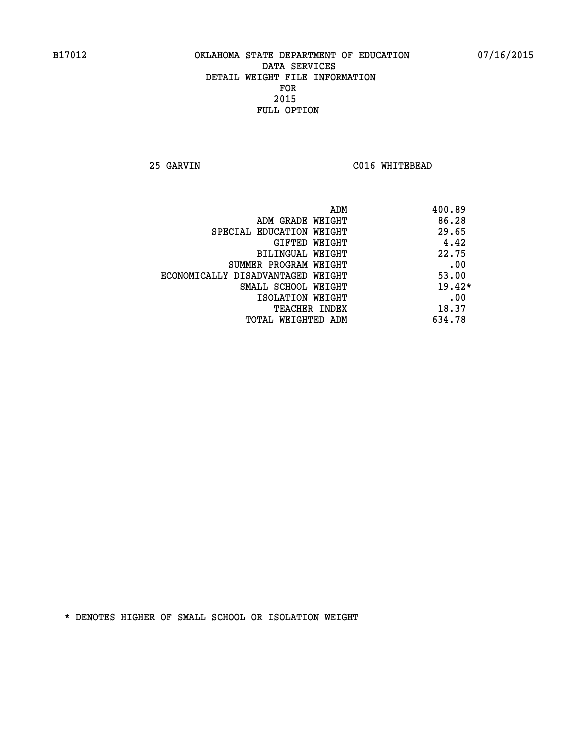B17012 OKLAHOMA STATE DEPARTMENT OF EDUCATION 07/16/2015

DATA SERVICES
DETAIL WEIGHT FILE INFORMATION
FOR
2015
FULL OPTION

25 GARVIN C016 WHITEBEAD

| | |
|---|---|
| ADM | 400.89 |
| ADM GRADE WEIGHT | 86.28 |
| SPECIAL EDUCATION WEIGHT | 29.65 |
| GIFTED WEIGHT | 4.42 |
| BILINGUAL WEIGHT | 22.75 |
| SUMMER PROGRAM WEIGHT | .00 |
| ECONOMICALLY DISADVANTAGED WEIGHT | 53.00 |
| SMALL SCHOOL WEIGHT | 19.42* |
| ISOLATION WEIGHT | .00 |
| TEACHER INDEX | 18.37 |
| TOTAL WEIGHTED ADM | 634.78 |

* DENOTES HIGHER OF SMALL SCHOOL OR ISOLATION WEIGHT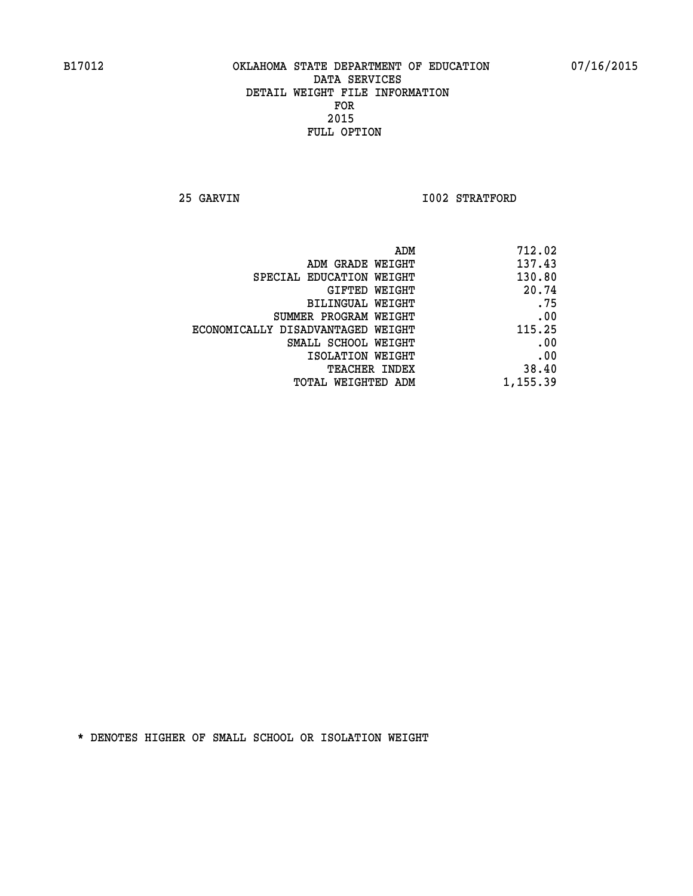B17012 OKLAHOMA STATE DEPARTMENT OF EDUCATION 07/16/2015

DATA SERVICES
DETAIL WEIGHT FILE INFORMATION
FOR
2015
FULL OPTION

25 GARVIN I002 STRATFORD

| | |
|---|---|
| ADM | 712.02 |
| ADM GRADE WEIGHT | 137.43 |
| SPECIAL EDUCATION WEIGHT | 130.80 |
| GIFTED WEIGHT | 20.74 |
| BILINGUAL WEIGHT | .75 |
| SUMMER PROGRAM WEIGHT | .00 |
| ECONOMICALLY DISADVANTAGED WEIGHT | 115.25 |
| SMALL SCHOOL WEIGHT | .00 |
| ISOLATION WEIGHT | .00 |
| TEACHER INDEX | 38.40 |
| TOTAL WEIGHTED ADM | 1,155.39 |

* DENOTES HIGHER OF SMALL SCHOOL OR ISOLATION WEIGHT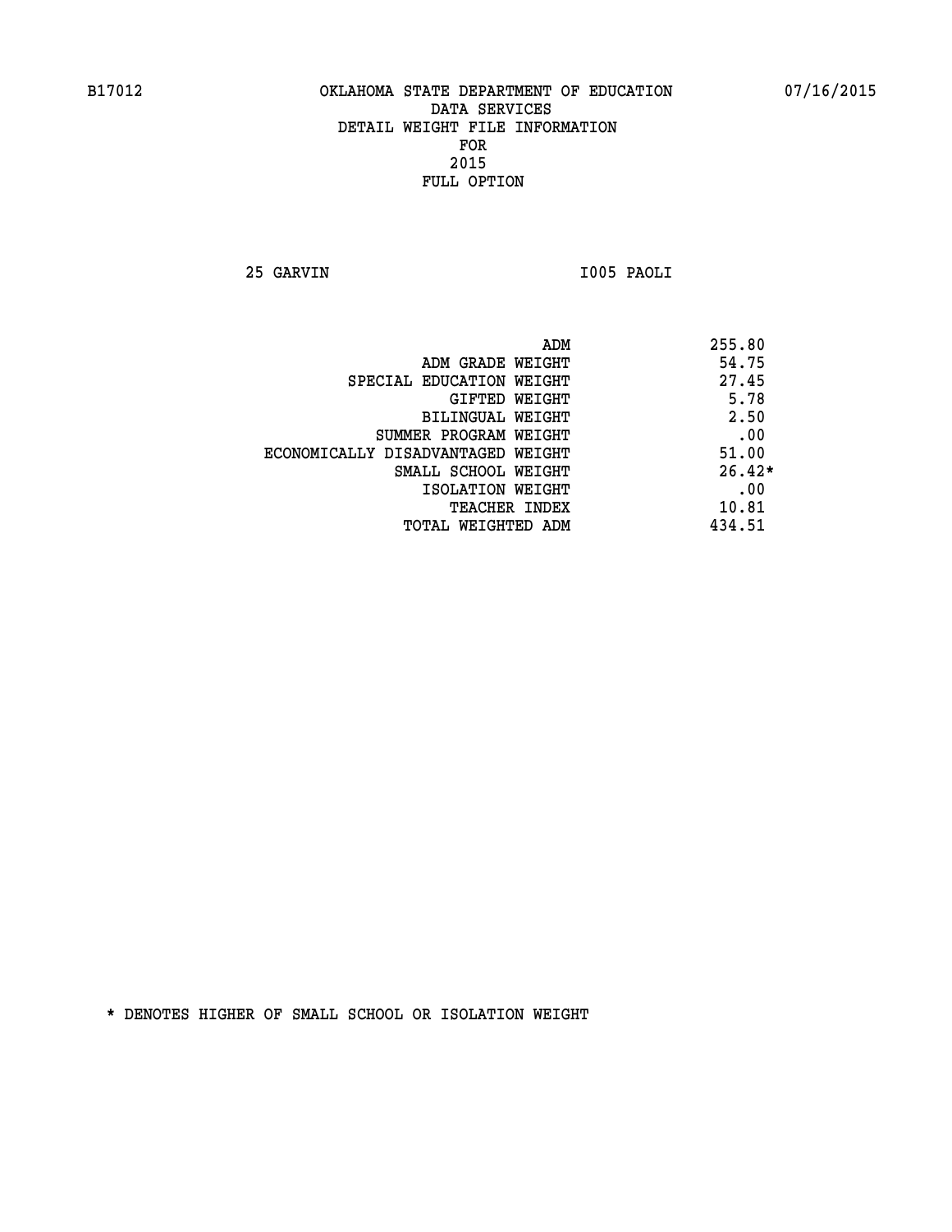B17012 OKLAHOMA STATE DEPARTMENT OF EDUCATION 07/16/2015

DATA SERVICES
DETAIL WEIGHT FILE INFORMATION
FOR
2015
FULL OPTION

25 GARVIN I005 PAOLI

| | |
|---|---|
| ADM | 255.80 |
| ADM GRADE WEIGHT | 54.75 |
| SPECIAL EDUCATION WEIGHT | 27.45 |
| GIFTED WEIGHT | 5.78 |
| BILINGUAL WEIGHT | 2.50 |
| SUMMER PROGRAM WEIGHT | .00 |
| ECONOMICALLY DISADVANTAGED WEIGHT | 51.00 |
| SMALL SCHOOL WEIGHT | 26.42* |
| ISOLATION WEIGHT | .00 |
| TEACHER INDEX | 10.81 |
| TOTAL WEIGHTED ADM | 434.51 |

* DENOTES HIGHER OF SMALL SCHOOL OR ISOLATION WEIGHT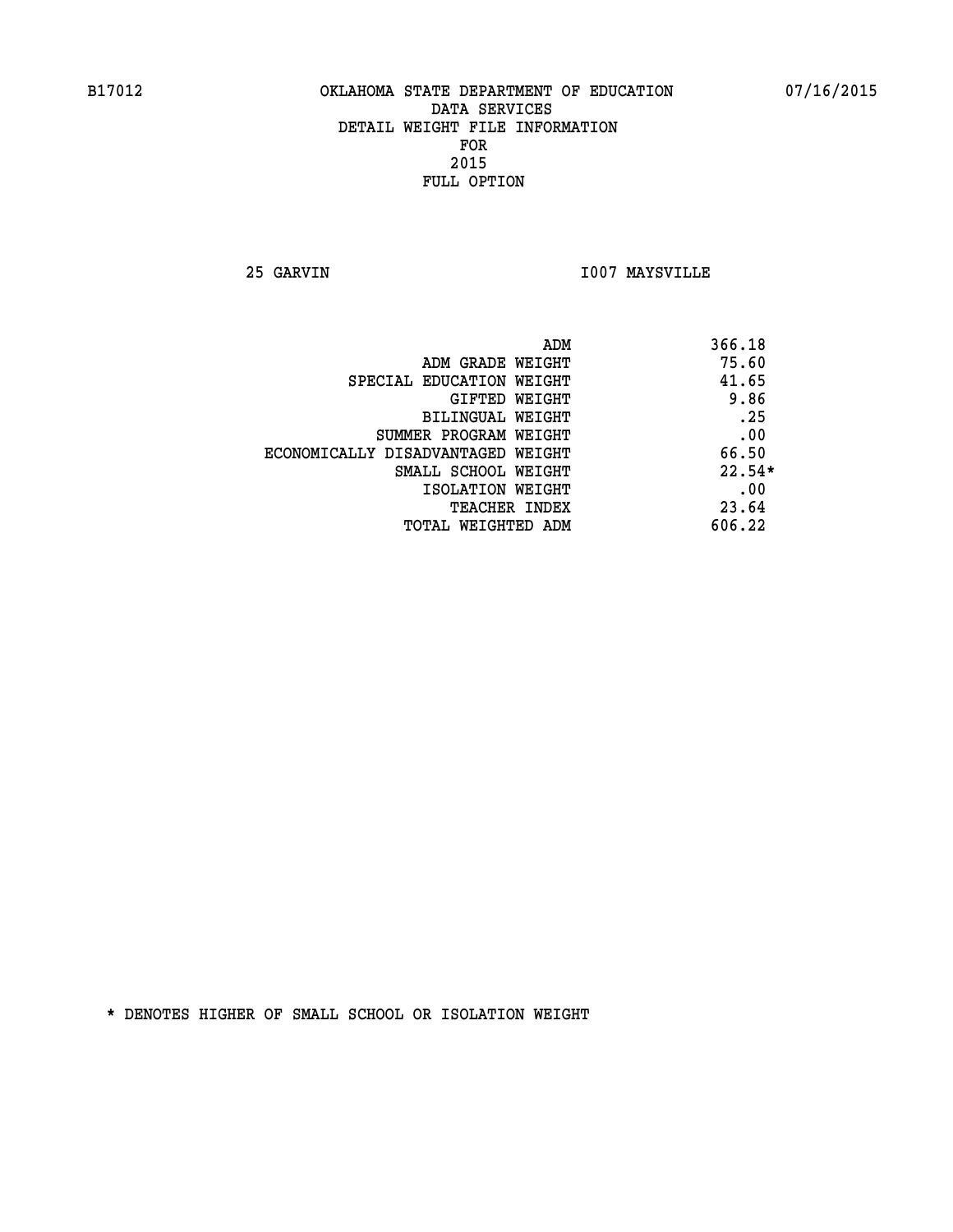B17012 OKLAHOMA STATE DEPARTMENT OF EDUCATION 07/16/2015

DATA SERVICES
DETAIL WEIGHT FILE INFORMATION
FOR
2015
FULL OPTION

25 GARVIN I007 MAYSVILLE

| | |
|---|---|
| ADM | 366.18 |
| ADM GRADE WEIGHT | 75.60 |
| SPECIAL EDUCATION WEIGHT | 41.65 |
| GIFTED WEIGHT | 9.86 |
| BILINGUAL WEIGHT | .25 |
| SUMMER PROGRAM WEIGHT | .00 |
| ECONOMICALLY DISADVANTAGED WEIGHT | 66.50 |
| SMALL SCHOOL WEIGHT | 22.54* |
| ISOLATION WEIGHT | .00 |
| TEACHER INDEX | 23.64 |
| TOTAL WEIGHTED ADM | 606.22 |

* DENOTES HIGHER OF SMALL SCHOOL OR ISOLATION WEIGHT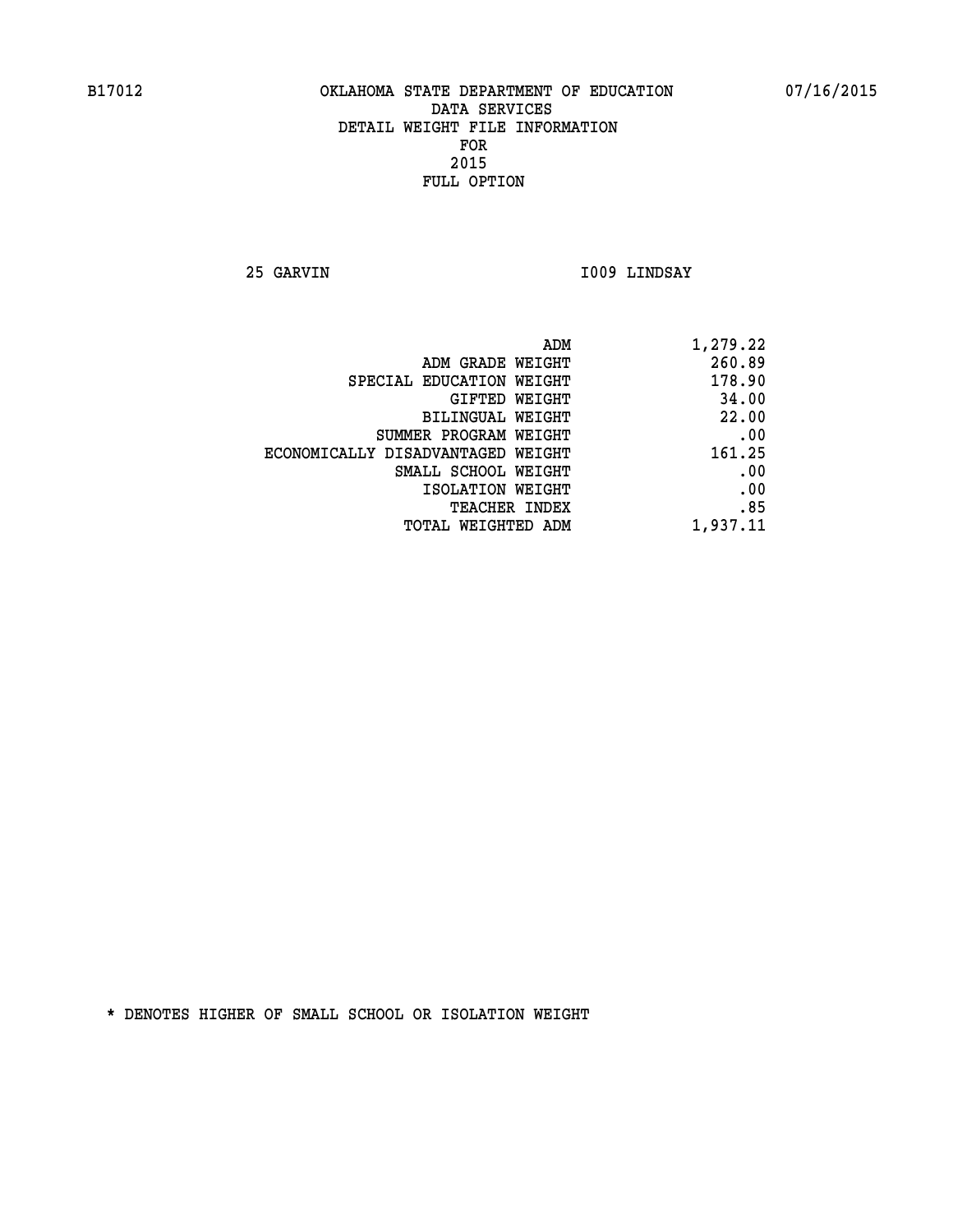B17012 OKLAHOMA STATE DEPARTMENT OF EDUCATION 07/16/2015

DATA SERVICES
DETAIL WEIGHT FILE INFORMATION
FOR
2015
FULL OPTION

25 GARVIN I009 LINDSAY

| | |
|---|---|
| ADM | 1,279.22 |
| ADM GRADE WEIGHT | 260.89 |
| SPECIAL EDUCATION WEIGHT | 178.90 |
| GIFTED WEIGHT | 34.00 |
| BILINGUAL WEIGHT | 22.00 |
| SUMMER PROGRAM WEIGHT | .00 |
| ECONOMICALLY DISADVANTAGED WEIGHT | 161.25 |
| SMALL SCHOOL WEIGHT | .00 |
| ISOLATION WEIGHT | .00 |
| TEACHER INDEX | .85 |
| TOTAL WEIGHTED ADM | 1,937.11 |

* DENOTES HIGHER OF SMALL SCHOOL OR ISOLATION WEIGHT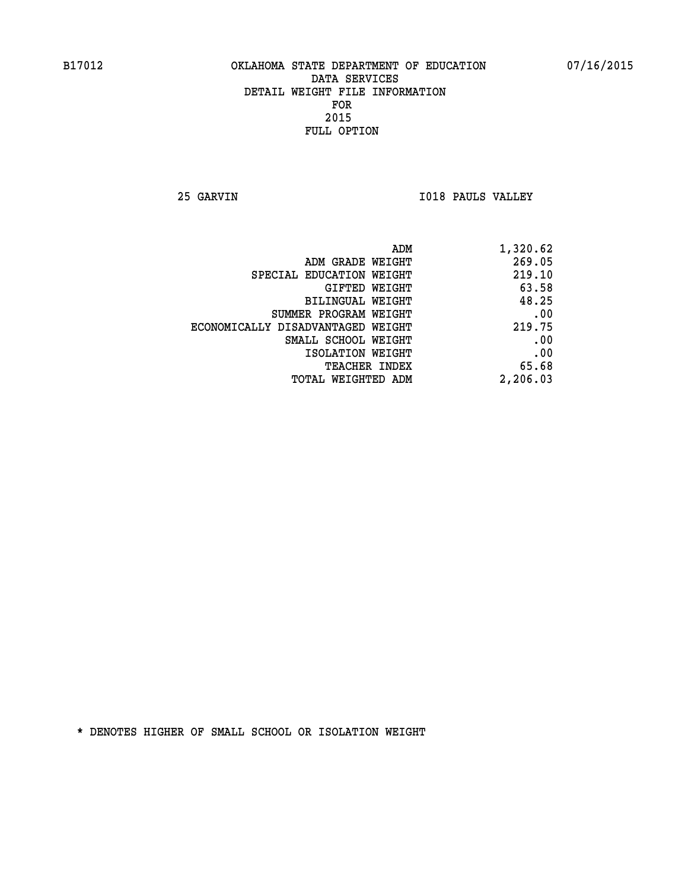B17012 OKLAHOMA STATE DEPARTMENT OF EDUCATION 07/16/2015

DATA SERVICES
DETAIL WEIGHT FILE INFORMATION
FOR
2015
FULL OPTION

25 GARVIN I018 PAULS VALLEY

| | |
|---|---|
| ADM | 1,320.62 |
| ADM GRADE WEIGHT | 269.05 |
| SPECIAL EDUCATION WEIGHT | 219.10 |
| GIFTED WEIGHT | 63.58 |
| BILINGUAL WEIGHT | 48.25 |
| SUMMER PROGRAM WEIGHT | .00 |
| ECONOMICALLY DISADVANTAGED WEIGHT | 219.75 |
| SMALL SCHOOL WEIGHT | .00 |
| ISOLATION WEIGHT | .00 |
| TEACHER INDEX | 65.68 |
| TOTAL WEIGHTED ADM | 2,206.03 |

* DENOTES HIGHER OF SMALL SCHOOL OR ISOLATION WEIGHT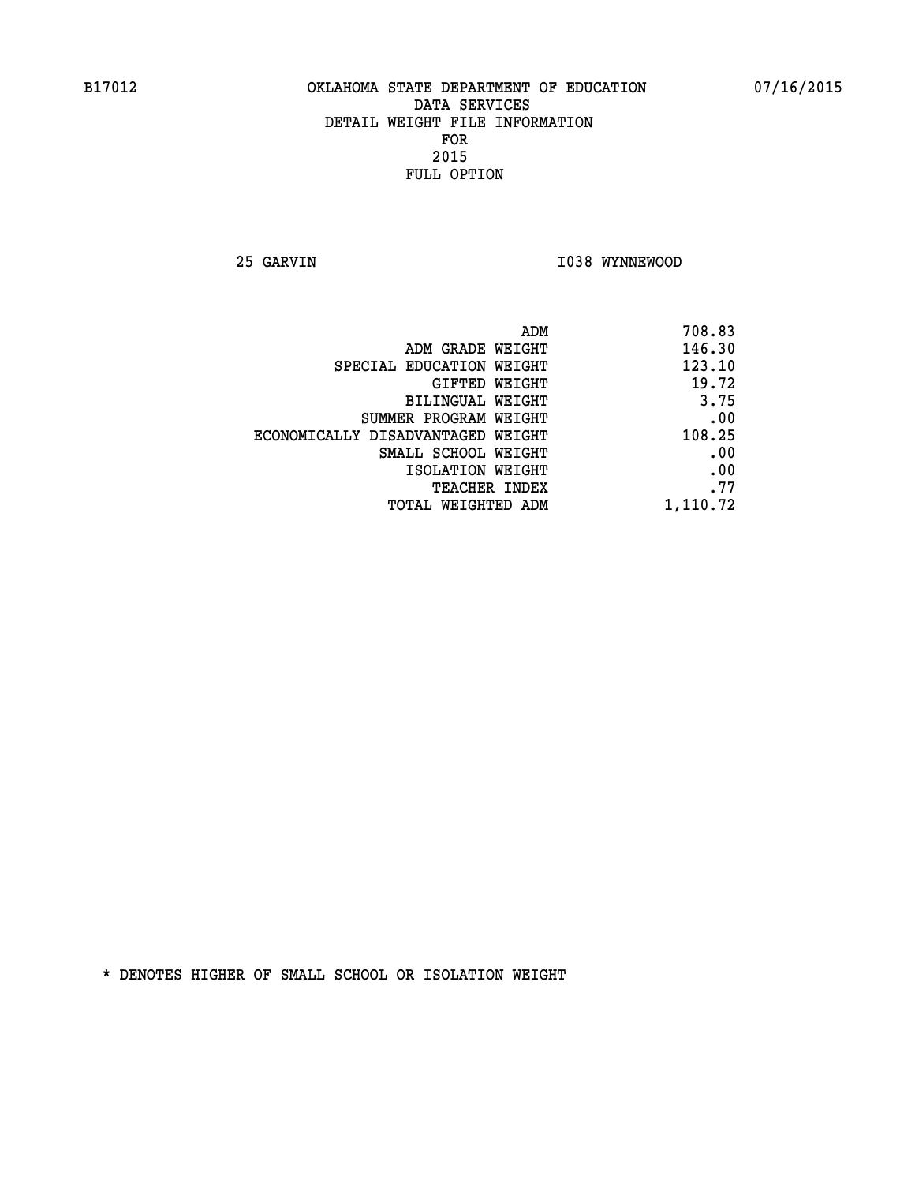B17012 OKLAHOMA STATE DEPARTMENT OF EDUCATION 07/16/2015

DATA SERVICES
DETAIL WEIGHT FILE INFORMATION
FOR
2015
FULL OPTION

25 GARVIN I038 WYNNEWOOD

| | |
|---|---|
| ADM | 708.83 |
| ADM GRADE WEIGHT | 146.30 |
| SPECIAL EDUCATION WEIGHT | 123.10 |
| GIFTED WEIGHT | 19.72 |
| BILINGUAL WEIGHT | 3.75 |
| SUMMER PROGRAM WEIGHT | .00 |
| ECONOMICALLY DISADVANTAGED WEIGHT | 108.25 |
| SMALL SCHOOL WEIGHT | .00 |
| ISOLATION WEIGHT | .00 |
| TEACHER INDEX | .77 |
| TOTAL WEIGHTED ADM | 1,110.72 |

* DENOTES HIGHER OF SMALL SCHOOL OR ISOLATION WEIGHT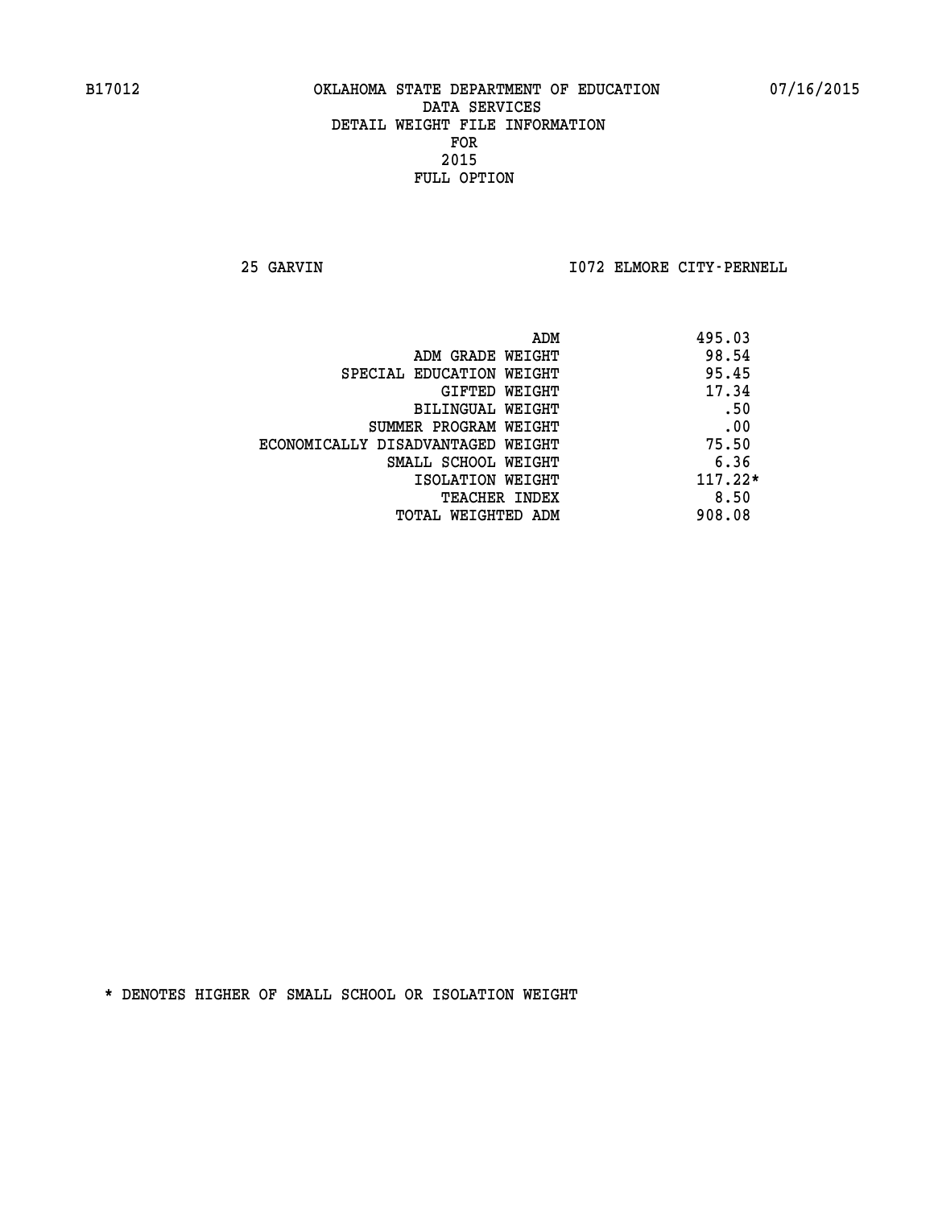B17012 OKLAHOMA STATE DEPARTMENT OF EDUCATION 07/16/2015

DATA SERVICES
DETAIL WEIGHT FILE INFORMATION
FOR
2015
FULL OPTION

25 GARVIN I072 ELMORE CITY-PERNELL

| | |
|---|---|
| ADM | 495.03 |
| ADM GRADE WEIGHT | 98.54 |
| SPECIAL EDUCATION WEIGHT | 95.45 |
| GIFTED WEIGHT | 17.34 |
| BILINGUAL WEIGHT | .50 |
| SUMMER PROGRAM WEIGHT | .00 |
| ECONOMICALLY DISADVANTAGED WEIGHT | 75.50 |
| SMALL SCHOOL WEIGHT | 6.36 |
| ISOLATION WEIGHT | 117.22* |
| TEACHER INDEX | 8.50 |
| TOTAL WEIGHTED ADM | 908.08 |

* DENOTES HIGHER OF SMALL SCHOOL OR ISOLATION WEIGHT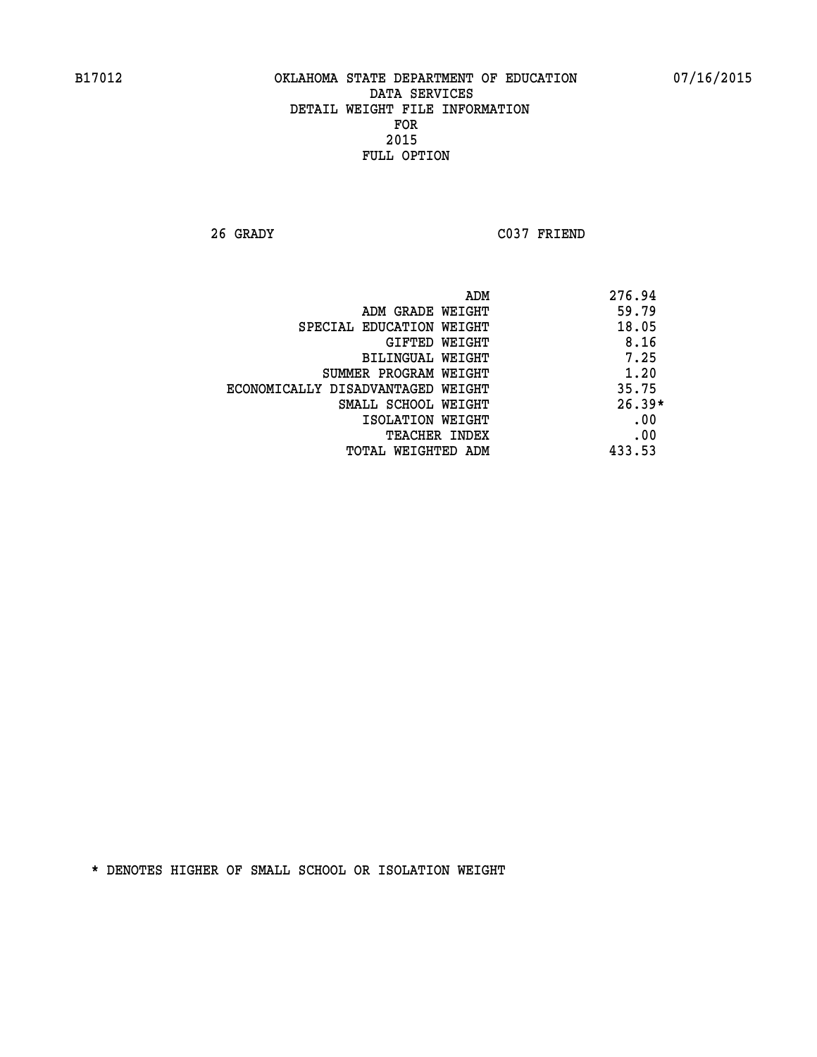B17012 OKLAHOMA STATE DEPARTMENT OF EDUCATION 07/16/2015

DATA SERVICES
DETAIL WEIGHT FILE INFORMATION
FOR
2015
FULL OPTION

26 GRADY C037 FRIEND

| | |
|---|---|
| ADM | 276.94 |
| ADM GRADE WEIGHT | 59.79 |
| SPECIAL EDUCATION WEIGHT | 18.05 |
| GIFTED WEIGHT | 8.16 |
| BILINGUAL WEIGHT | 7.25 |
| SUMMER PROGRAM WEIGHT | 1.20 |
| ECONOMICALLY DISADVANTAGED WEIGHT | 35.75 |
| SMALL SCHOOL WEIGHT | 26.39* |
| ISOLATION WEIGHT | .00 |
| TEACHER INDEX | .00 |
| TOTAL WEIGHTED ADM | 433.53 |

* DENOTES HIGHER OF SMALL SCHOOL OR ISOLATION WEIGHT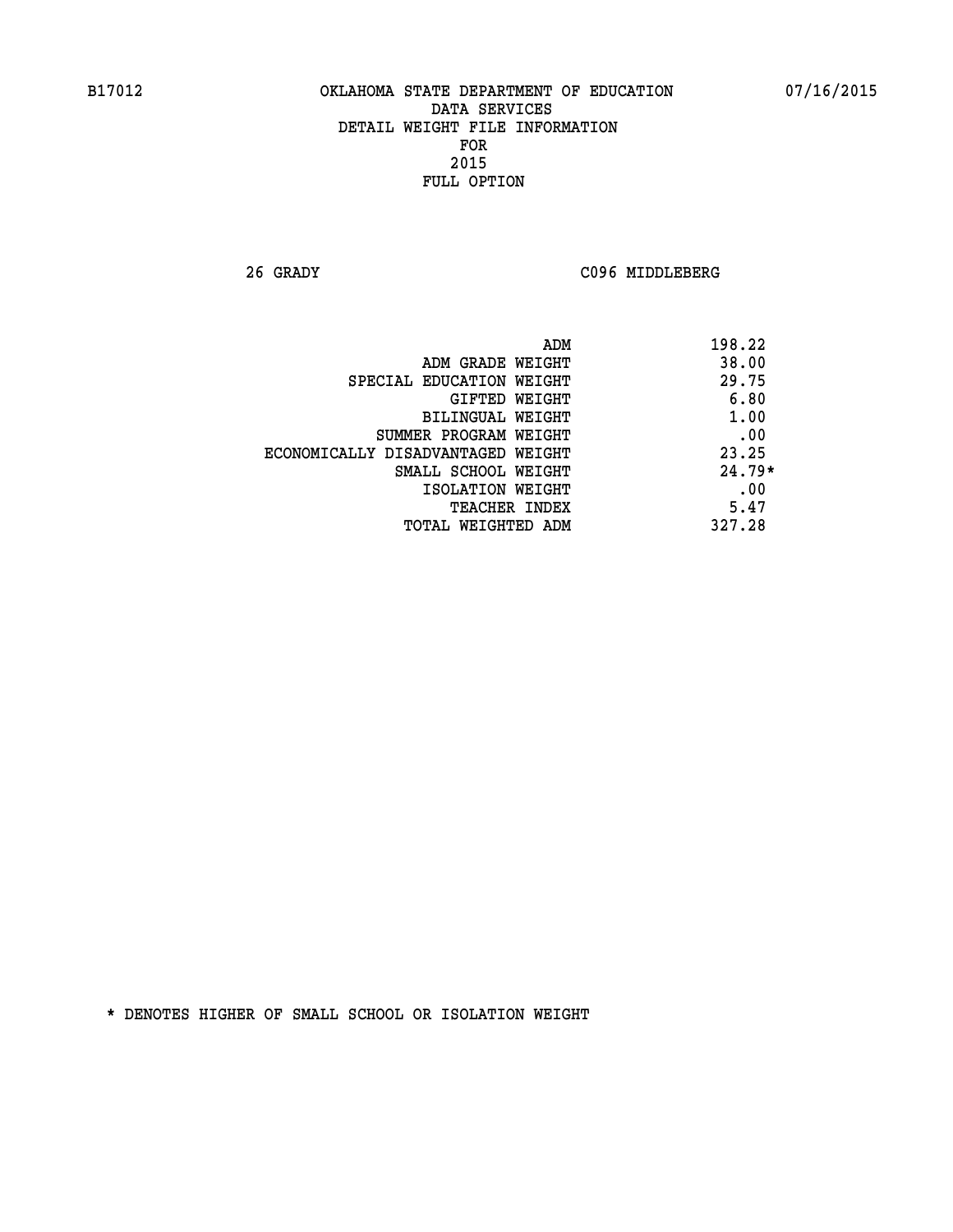B17012 OKLAHOMA STATE DEPARTMENT OF EDUCATION 07/16/2015

DATA SERVICES
DETAIL WEIGHT FILE INFORMATION
FOR
2015
FULL OPTION

26 GRADY C096 MIDDLEBERG

| | |
|---|---|
| ADM | 198.22 |
| ADM GRADE WEIGHT | 38.00 |
| SPECIAL EDUCATION WEIGHT | 29.75 |
| GIFTED WEIGHT | 6.80 |
| BILINGUAL WEIGHT | 1.00 |
| SUMMER PROGRAM WEIGHT | .00 |
| ECONOMICALLY DISADVANTAGED WEIGHT | 23.25 |
| SMALL SCHOOL WEIGHT | 24.79* |
| ISOLATION WEIGHT | .00 |
| TEACHER INDEX | 5.47 |
| TOTAL WEIGHTED ADM | 327.28 |

* DENOTES HIGHER OF SMALL SCHOOL OR ISOLATION WEIGHT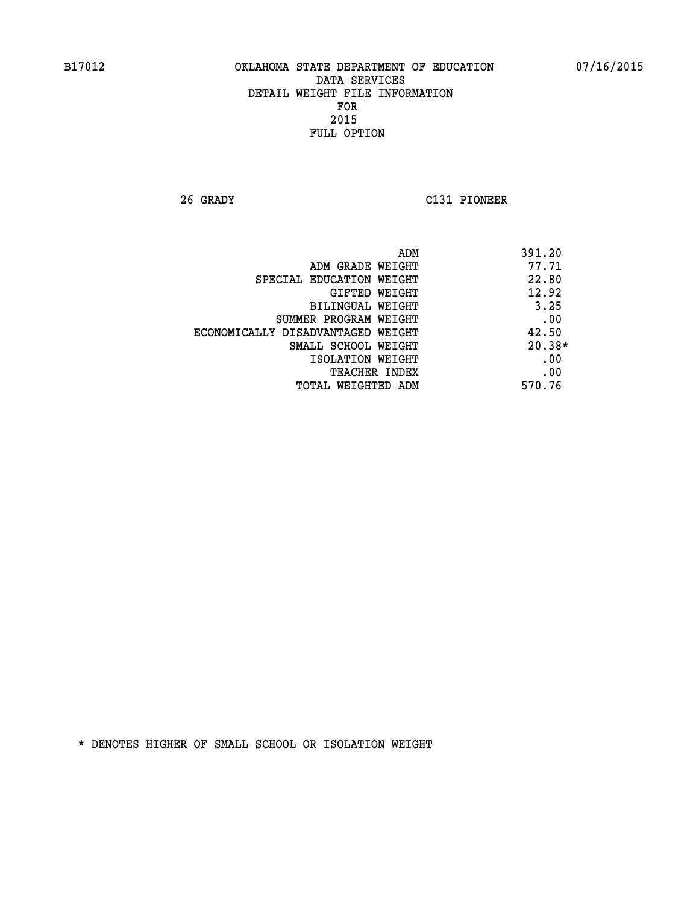B17012 OKLAHOMA STATE DEPARTMENT OF EDUCATION 07/16/2015

DATA SERVICES
DETAIL WEIGHT FILE INFORMATION
FOR
2015
FULL OPTION

26 GRADY C131 PIONEER

| | |
|---|---|
| ADM | 391.20 |
| ADM GRADE WEIGHT | 77.71 |
| SPECIAL EDUCATION WEIGHT | 22.80 |
| GIFTED WEIGHT | 12.92 |
| BILINGUAL WEIGHT | 3.25 |
| SUMMER PROGRAM WEIGHT | .00 |
| ECONOMICALLY DISADVANTAGED WEIGHT | 42.50 |
| SMALL SCHOOL WEIGHT | 20.38* |
| ISOLATION WEIGHT | .00 |
| TEACHER INDEX | .00 |
| TOTAL WEIGHTED ADM | 570.76 |

* DENOTES HIGHER OF SMALL SCHOOL OR ISOLATION WEIGHT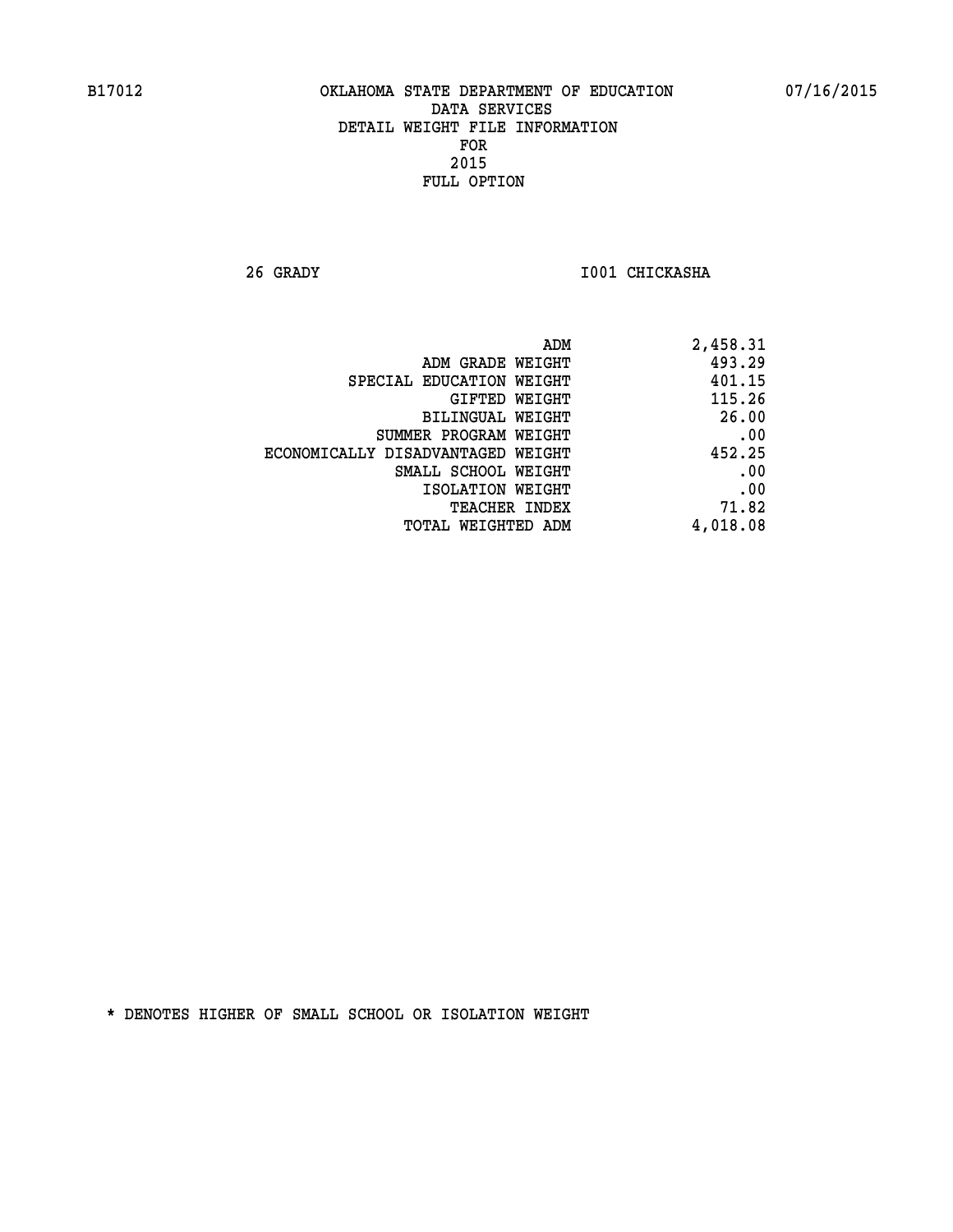B17012 OKLAHOMA STATE DEPARTMENT OF EDUCATION 07/16/2015

DATA SERVICES
DETAIL WEIGHT FILE INFORMATION
FOR
2015
FULL OPTION

26 GRADY I001 CHICKASHA

| | |
|---|---|
| ADM | 2,458.31 |
| ADM GRADE WEIGHT | 493.29 |
| SPECIAL EDUCATION WEIGHT | 401.15 |
| GIFTED WEIGHT | 115.26 |
| BILINGUAL WEIGHT | 26.00 |
| SUMMER PROGRAM WEIGHT | .00 |
| ECONOMICALLY DISADVANTAGED WEIGHT | 452.25 |
| SMALL SCHOOL WEIGHT | .00 |
| ISOLATION WEIGHT | .00 |
| TEACHER INDEX | 71.82 |
| TOTAL WEIGHTED ADM | 4,018.08 |

* DENOTES HIGHER OF SMALL SCHOOL OR ISOLATION WEIGHT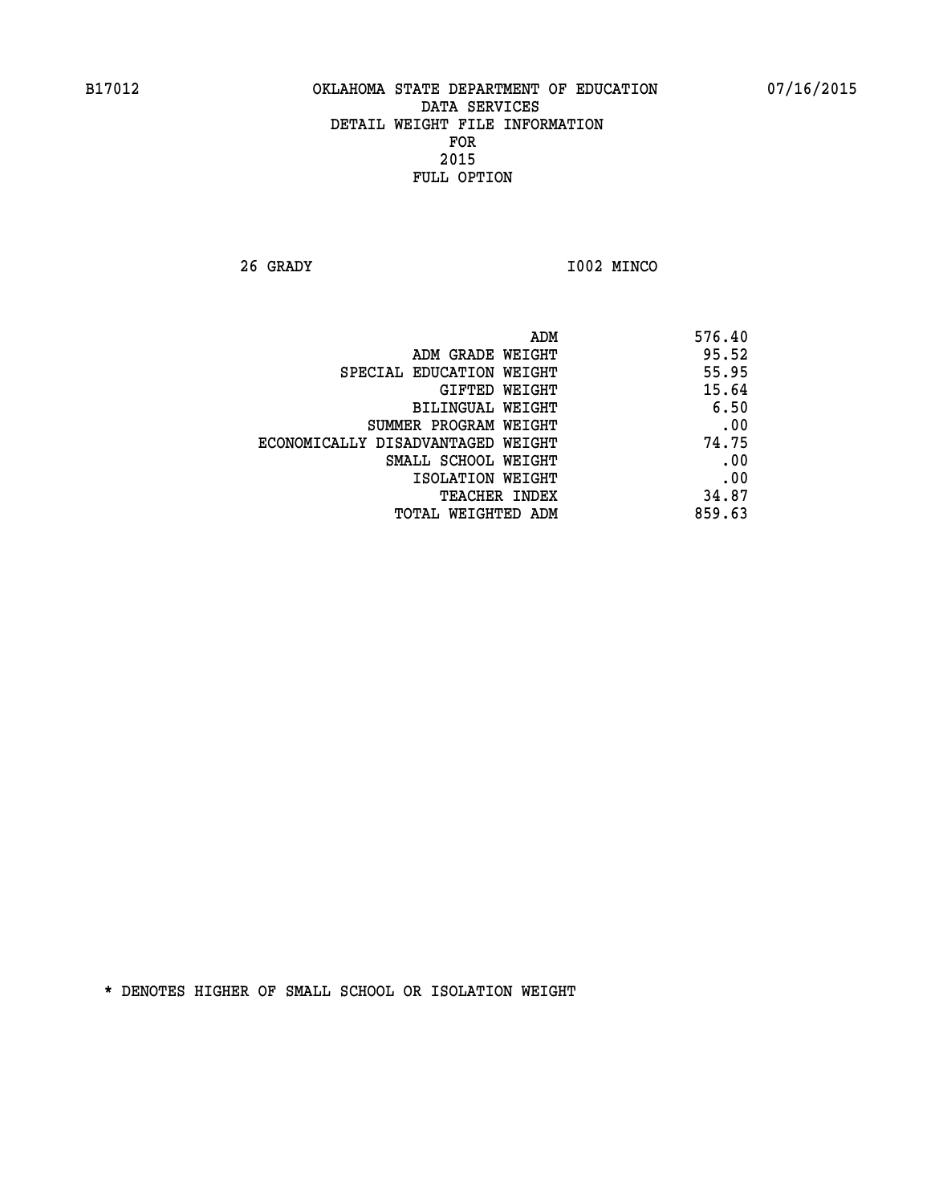B17012 OKLAHOMA STATE DEPARTMENT OF EDUCATION 07/16/2015

DATA SERVICES
DETAIL WEIGHT FILE INFORMATION
FOR
2015
FULL OPTION

26 GRADY I002 MINCO

| | |
|---|---|
| ADM | 576.40 |
| ADM GRADE WEIGHT | 95.52 |
| SPECIAL EDUCATION WEIGHT | 55.95 |
| GIFTED WEIGHT | 15.64 |
| BILINGUAL WEIGHT | 6.50 |
| SUMMER PROGRAM WEIGHT | .00 |
| ECONOMICALLY DISADVANTAGED WEIGHT | 74.75 |
| SMALL SCHOOL WEIGHT | .00 |
| ISOLATION WEIGHT | .00 |
| TEACHER INDEX | 34.87 |
| TOTAL WEIGHTED ADM | 859.63 |

* DENOTES HIGHER OF SMALL SCHOOL OR ISOLATION WEIGHT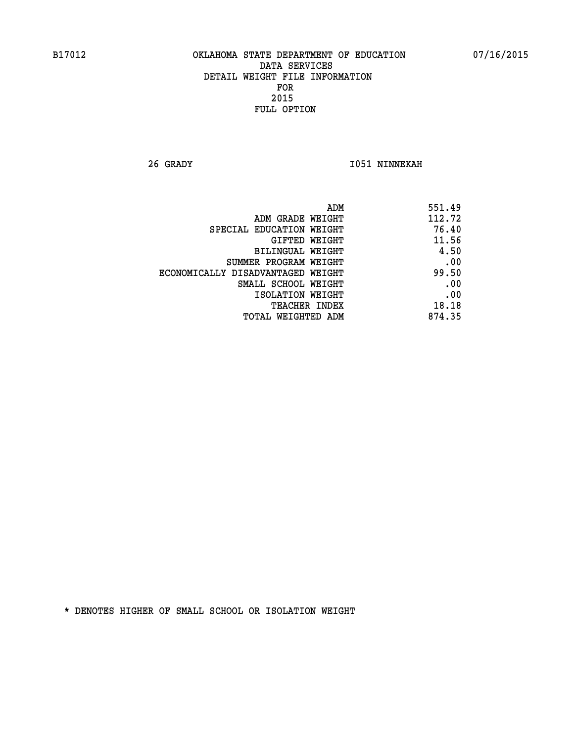B17012 OKLAHOMA STATE DEPARTMENT OF EDUCATION 07/16/2015

DATA SERVICES
DETAIL WEIGHT FILE INFORMATION
FOR
2015
FULL OPTION

26 GRADY I051 NINNEKAH

| | |
|---|---|
| ADM | 551.49 |
| ADM GRADE WEIGHT | 112.72 |
| SPECIAL EDUCATION WEIGHT | 76.40 |
| GIFTED WEIGHT | 11.56 |
| BILINGUAL WEIGHT | 4.50 |
| SUMMER PROGRAM WEIGHT | .00 |
| ECONOMICALLY DISADVANTAGED WEIGHT | 99.50 |
| SMALL SCHOOL WEIGHT | .00 |
| ISOLATION WEIGHT | .00 |
| TEACHER INDEX | 18.18 |
| TOTAL WEIGHTED ADM | 874.35 |

* DENOTES HIGHER OF SMALL SCHOOL OR ISOLATION WEIGHT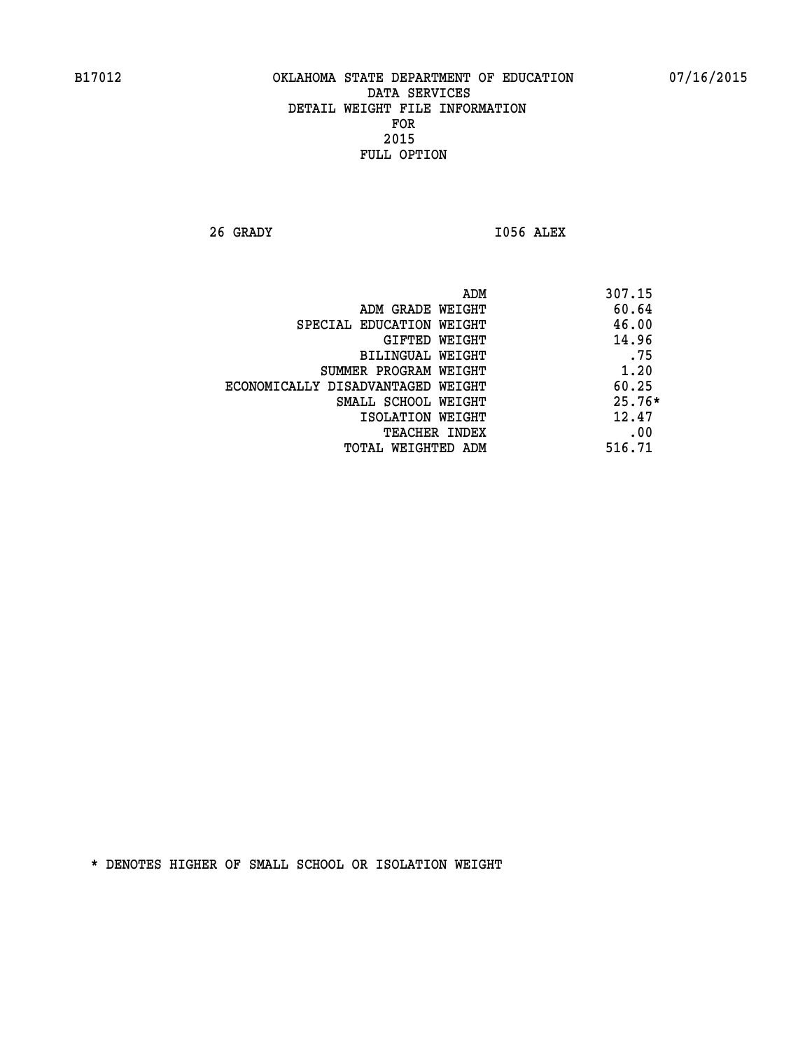B17012 OKLAHOMA STATE DEPARTMENT OF EDUCATION 07/16/2015

DATA SERVICES
DETAIL WEIGHT FILE INFORMATION
FOR
2015
FULL OPTION

26 GRADY I056 ALEX

| | |
|---|---|
| ADM | 307.15 |
| ADM GRADE WEIGHT | 60.64 |
| SPECIAL EDUCATION WEIGHT | 46.00 |
| GIFTED WEIGHT | 14.96 |
| BILINGUAL WEIGHT | .75 |
| SUMMER PROGRAM WEIGHT | 1.20 |
| ECONOMICALLY DISADVANTAGED WEIGHT | 60.25 |
| SMALL SCHOOL WEIGHT | 25.76* |
| ISOLATION WEIGHT | 12.47 |
| TEACHER INDEX | .00 |
| TOTAL WEIGHTED ADM | 516.71 |

* DENOTES HIGHER OF SMALL SCHOOL OR ISOLATION WEIGHT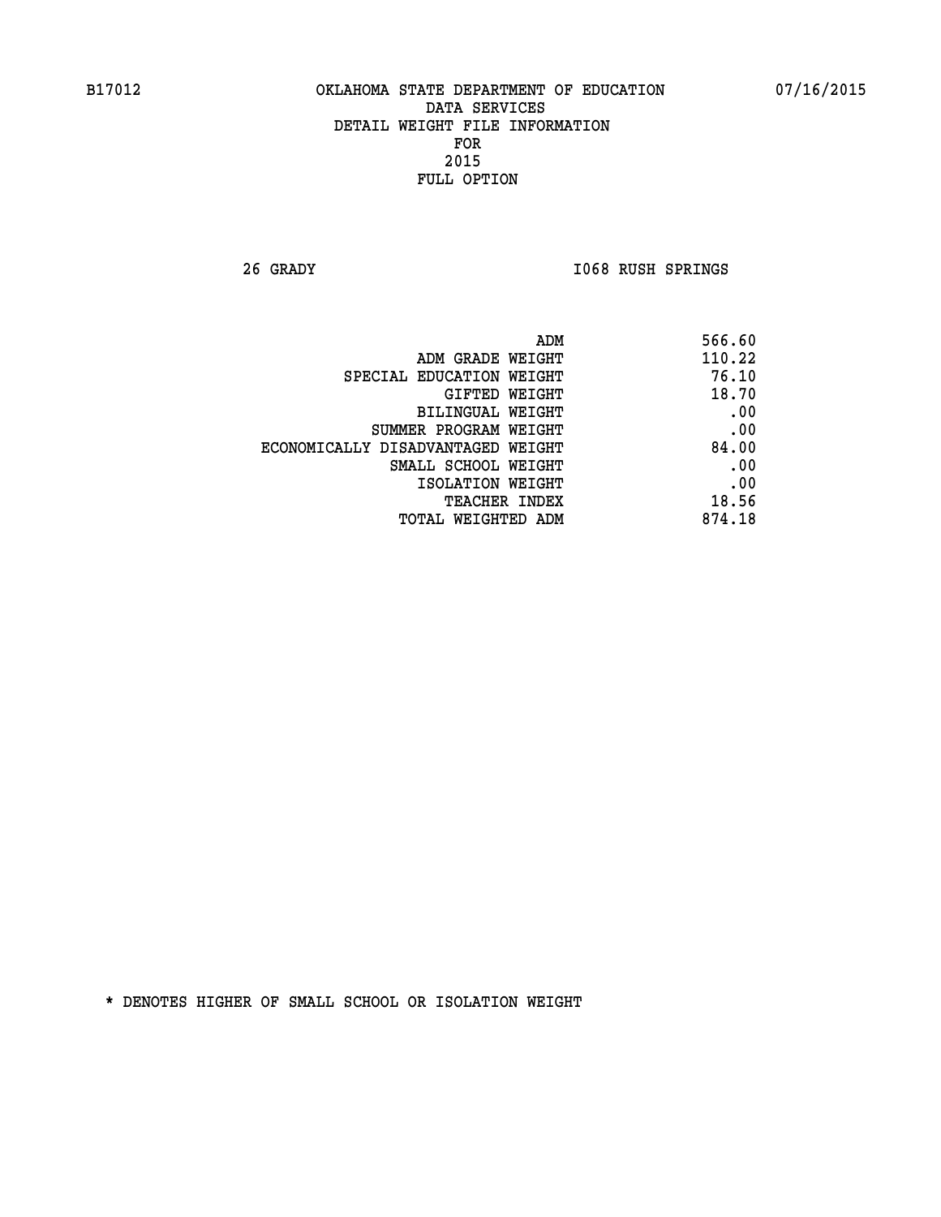B17012 OKLAHOMA STATE DEPARTMENT OF EDUCATION 07/16/2015

DATA SERVICES
DETAIL WEIGHT FILE INFORMATION
FOR
2015
FULL OPTION

26 GRADY I068 RUSH SPRINGS

| | |
|---|---|
| ADM | 566.60 |
| ADM GRADE WEIGHT | 110.22 |
| SPECIAL EDUCATION WEIGHT | 76.10 |
| GIFTED WEIGHT | 18.70 |
| BILINGUAL WEIGHT | .00 |
| SUMMER PROGRAM WEIGHT | .00 |
| ECONOMICALLY DISADVANTAGED WEIGHT | 84.00 |
| SMALL SCHOOL WEIGHT | .00 |
| ISOLATION WEIGHT | .00 |
| TEACHER INDEX | 18.56 |
| TOTAL WEIGHTED ADM | 874.18 |

* DENOTES HIGHER OF SMALL SCHOOL OR ISOLATION WEIGHT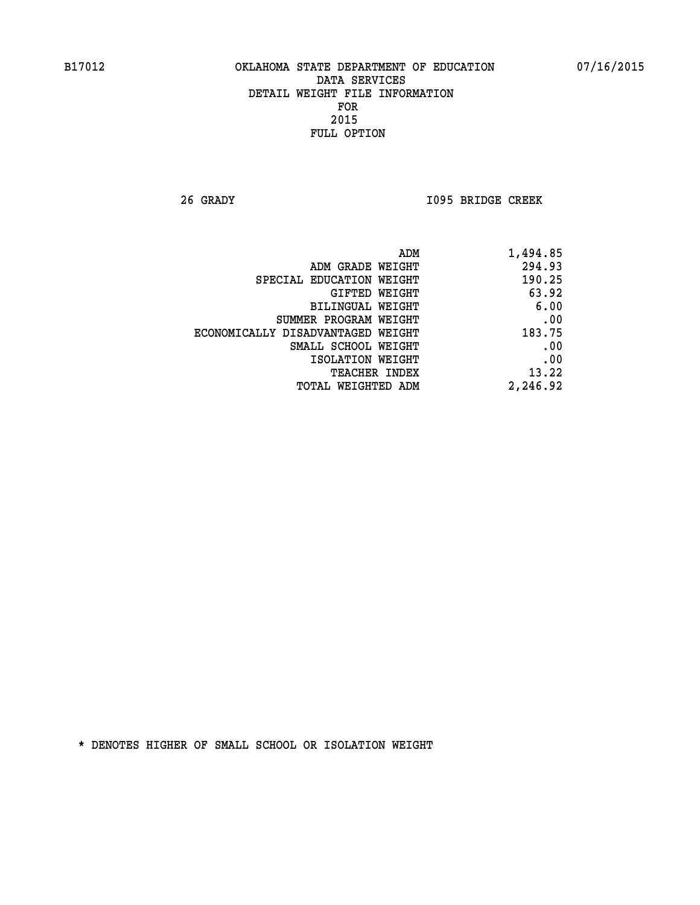B17012 OKLAHOMA STATE DEPARTMENT OF EDUCATION 07/16/2015

DATA SERVICES
DETAIL WEIGHT FILE INFORMATION
FOR
2015
FULL OPTION

26 GRADY I095 BRIDGE CREEK

| | |
|---|---|
| ADM | 1,494.85 |
| ADM GRADE WEIGHT | 294.93 |
| SPECIAL EDUCATION WEIGHT | 190.25 |
| GIFTED WEIGHT | 63.92 |
| BILINGUAL WEIGHT | 6.00 |
| SUMMER PROGRAM WEIGHT | .00 |
| ECONOMICALLY DISADVANTAGED WEIGHT | 183.75 |
| SMALL SCHOOL WEIGHT | .00 |
| ISOLATION WEIGHT | .00 |
| TEACHER INDEX | 13.22 |
| TOTAL WEIGHTED ADM | 2,246.92 |

* DENOTES HIGHER OF SMALL SCHOOL OR ISOLATION WEIGHT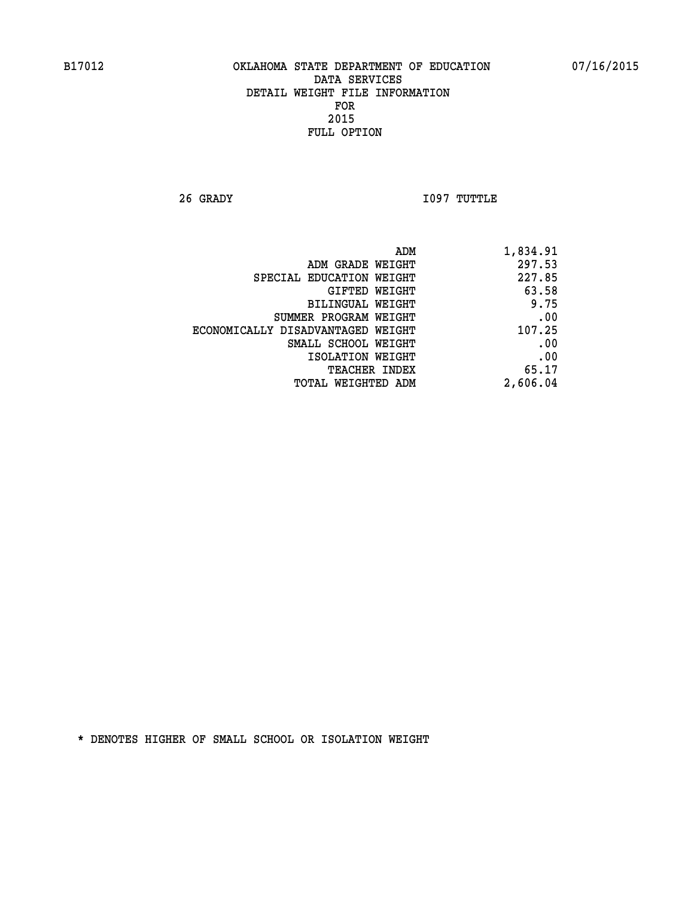B17012 OKLAHOMA STATE DEPARTMENT OF EDUCATION 07/16/2015

DATA SERVICES

DETAIL WEIGHT FILE INFORMATION

FOR

2015

FULL OPTION

26 GRADY I097 TUTTLE

| | |
|---|---|
| ADM | 1,834.91 |
| ADM GRADE WEIGHT | 297.53 |
| SPECIAL EDUCATION WEIGHT | 227.85 |
| GIFTED WEIGHT | 63.58 |
| BILINGUAL WEIGHT | 9.75 |
| SUMMER PROGRAM WEIGHT | .00 |
| ECONOMICALLY DISADVANTAGED WEIGHT | 107.25 |
| SMALL SCHOOL WEIGHT | .00 |
| ISOLATION WEIGHT | .00 |
| TEACHER INDEX | 65.17 |
| TOTAL WEIGHTED ADM | 2,606.04 |

* DENOTES HIGHER OF SMALL SCHOOL OR ISOLATION WEIGHT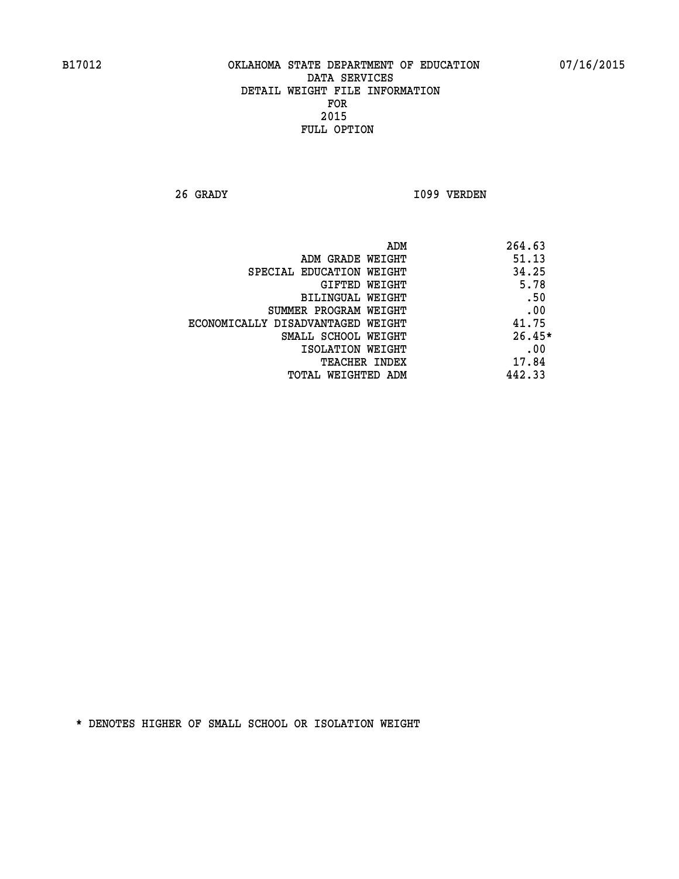B17012 OKLAHOMA STATE DEPARTMENT OF EDUCATION 07/16/2015

DATA SERVICES
DETAIL WEIGHT FILE INFORMATION
FOR
2015
FULL OPTION

26 GRADY I099 VERDEN

| | |
|---|---|
| ADM | 264.63 |
| ADM GRADE WEIGHT | 51.13 |
| SPECIAL EDUCATION WEIGHT | 34.25 |
| GIFTED WEIGHT | 5.78 |
| BILINGUAL WEIGHT | .50 |
| SUMMER PROGRAM WEIGHT | .00 |
| ECONOMICALLY DISADVANTAGED WEIGHT | 41.75 |
| SMALL SCHOOL WEIGHT | 26.45* |
| ISOLATION WEIGHT | .00 |
| TEACHER INDEX | 17.84 |
| TOTAL WEIGHTED ADM | 442.33 |

* DENOTES HIGHER OF SMALL SCHOOL OR ISOLATION WEIGHT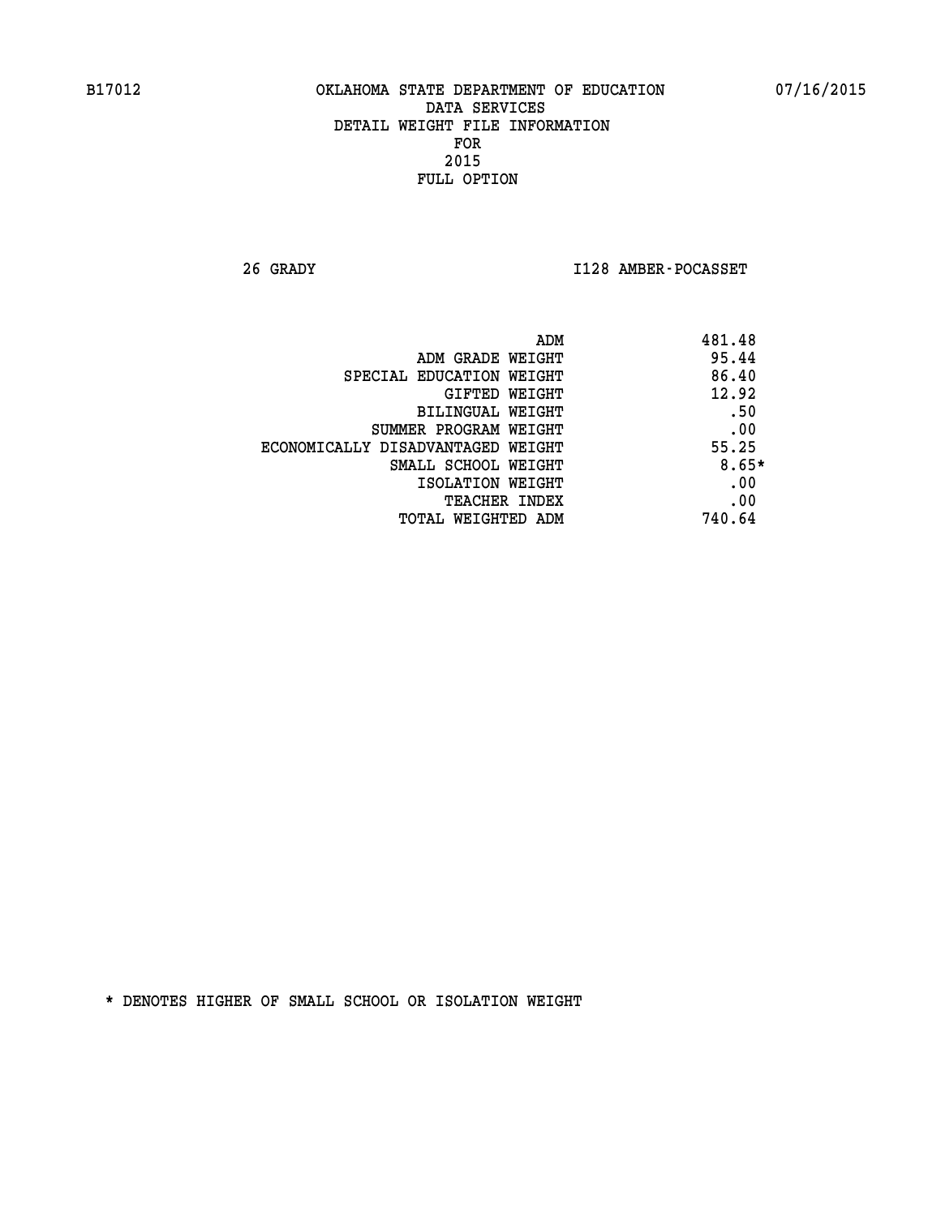B17012 OKLAHOMA STATE DEPARTMENT OF EDUCATION 07/16/2015

DATA SERVICES
DETAIL WEIGHT FILE INFORMATION
FOR
2015
FULL OPTION

26 GRADY I128 AMBER-POCASSET

| | |
|---|---|
| ADM | 481.48 |
| ADM GRADE WEIGHT | 95.44 |
| SPECIAL EDUCATION WEIGHT | 86.40 |
| GIFTED WEIGHT | 12.92 |
| BILINGUAL WEIGHT | .50 |
| SUMMER PROGRAM WEIGHT | .00 |
| ECONOMICALLY DISADVANTAGED WEIGHT | 55.25 |
| SMALL SCHOOL WEIGHT | 8.65* |
| ISOLATION WEIGHT | .00 |
| TEACHER INDEX | .00 |
| TOTAL WEIGHTED ADM | 740.64 |

* DENOTES HIGHER OF SMALL SCHOOL OR ISOLATION WEIGHT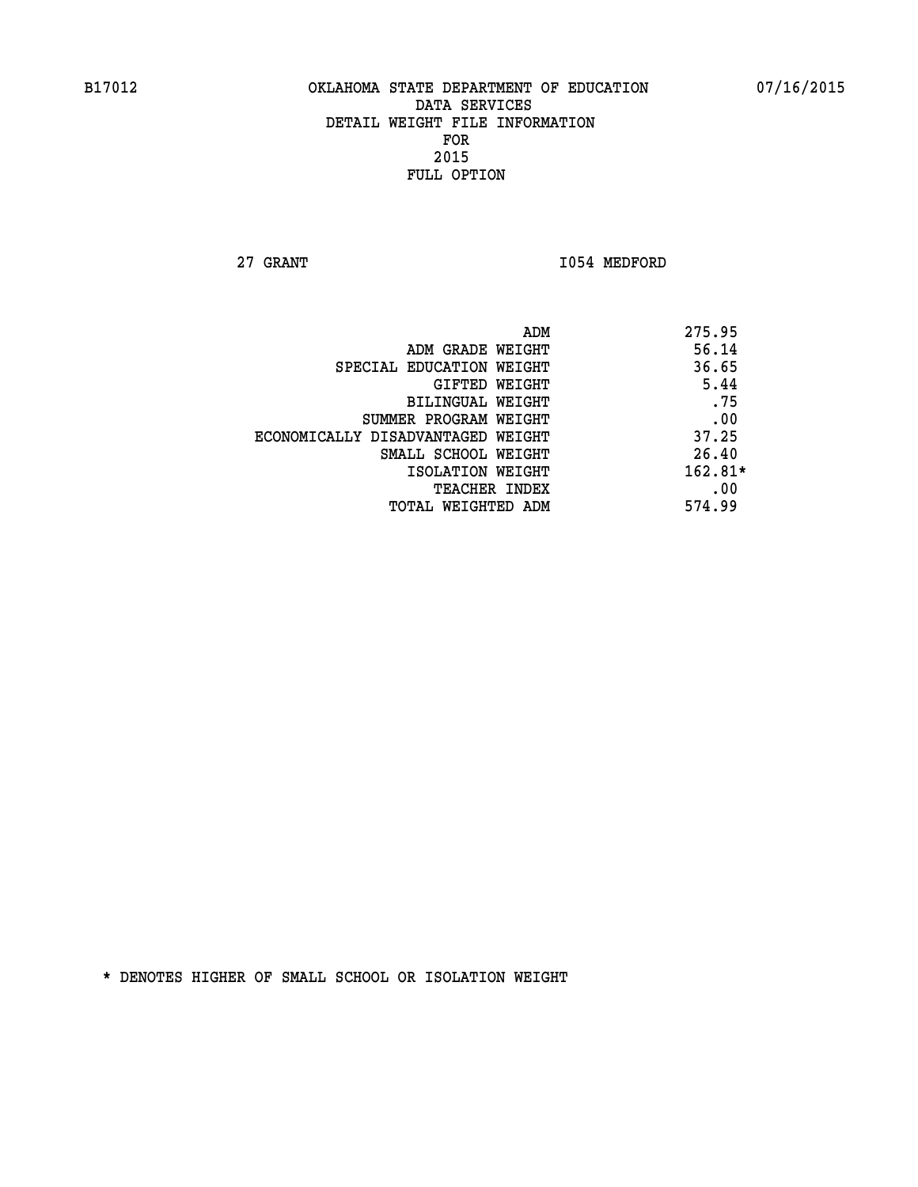OKLAHOMA STATE DEPARTMENT OF EDUCATION
DATA SERVICES
DETAIL WEIGHT FILE INFORMATION
FOR
2015
FULL OPTION

27 GRANT I054 MEDFORD

| | |
|---|---|
| ADM | 275.95 |
| ADM GRADE WEIGHT | 56.14 |
| SPECIAL EDUCATION WEIGHT | 36.65 |
| GIFTED WEIGHT | 5.44 |
| BILINGUAL WEIGHT | .75 |
| SUMMER PROGRAM WEIGHT | .00 |
| ECONOMICALLY DISADVANTAGED WEIGHT | 37.25 |
| SMALL SCHOOL WEIGHT | 26.40 |
| ISOLATION WEIGHT | 162.81* |
| TEACHER INDEX | .00 |
| TOTAL WEIGHTED ADM | 574.99 |

* DENOTES HIGHER OF SMALL SCHOOL OR ISOLATION WEIGHT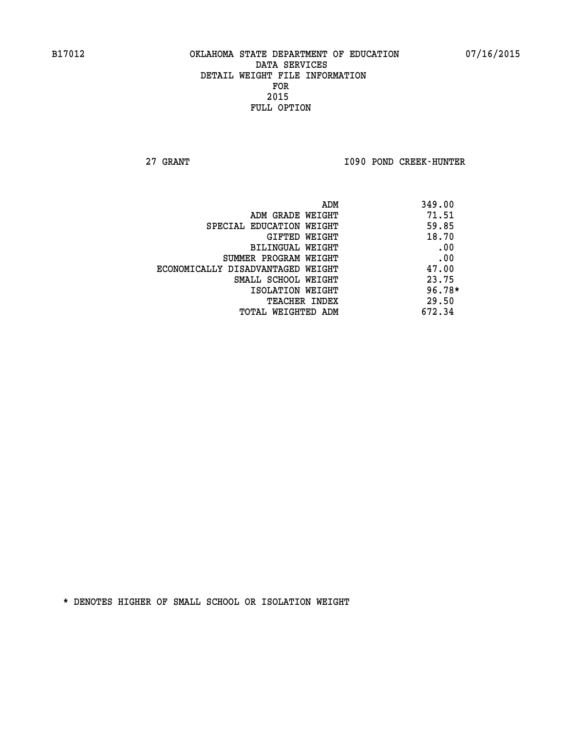B17012 OKLAHOMA STATE DEPARTMENT OF EDUCATION 07/16/2015

DATA SERVICES
DETAIL WEIGHT FILE INFORMATION
FOR
2015
FULL OPTION

27 GRANT I090 POND CREEK-HUNTER

| | |
|---|---|
| ADM | 349.00 |
| ADM GRADE WEIGHT | 71.51 |
| SPECIAL EDUCATION WEIGHT | 59.85 |
| GIFTED WEIGHT | 18.70 |
| BILINGUAL WEIGHT | .00 |
| SUMMER PROGRAM WEIGHT | .00 |
| ECONOMICALLY DISADVANTAGED WEIGHT | 47.00 |
| SMALL SCHOOL WEIGHT | 23.75 |
| ISOLATION WEIGHT | 96.78* |
| TEACHER INDEX | 29.50 |
| TOTAL WEIGHTED ADM | 672.34 |

* DENOTES HIGHER OF SMALL SCHOOL OR ISOLATION WEIGHT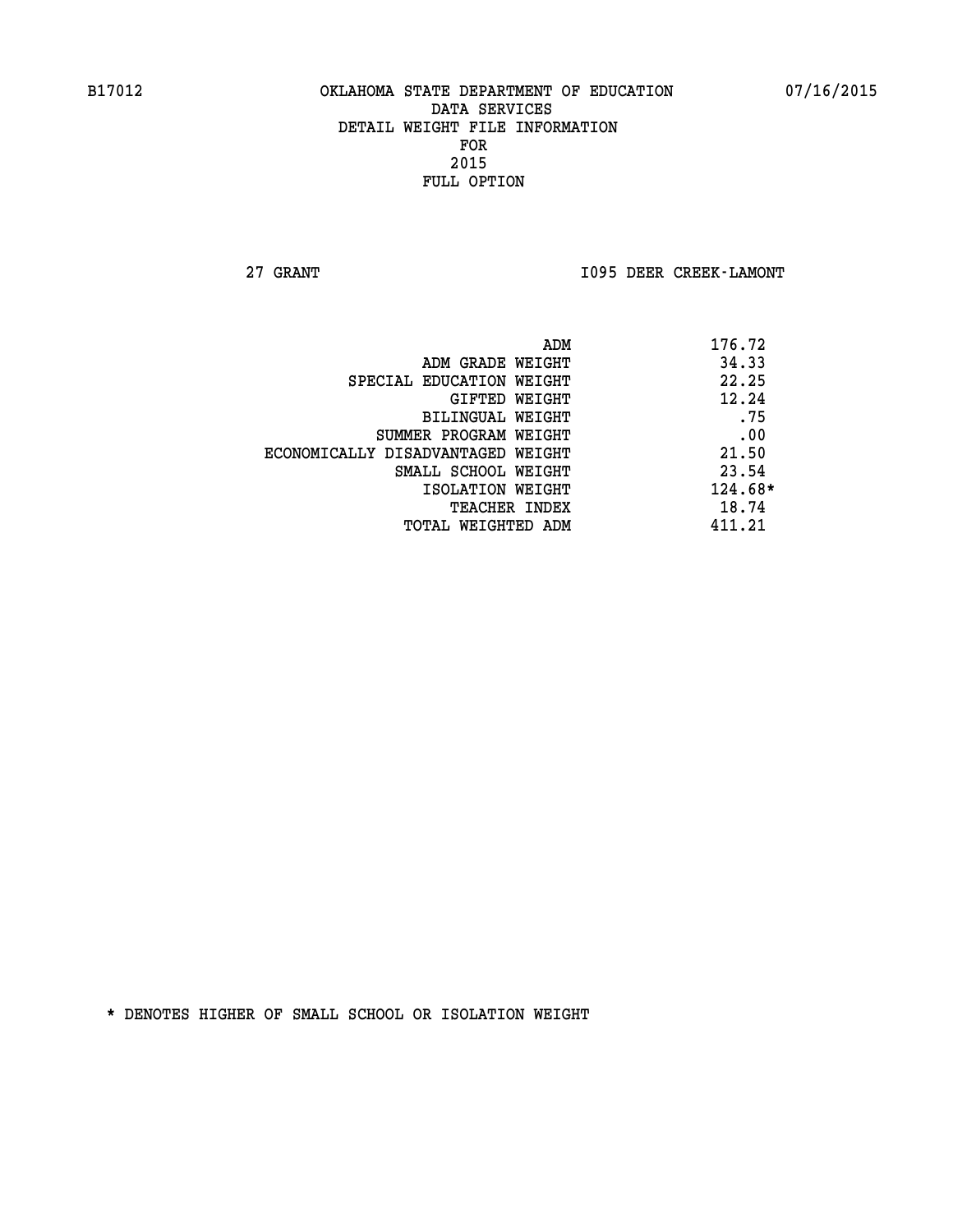B17012 OKLAHOMA STATE DEPARTMENT OF EDUCATION 07/16/2015

DATA SERVICES
DETAIL WEIGHT FILE INFORMATION
FOR
2015
FULL OPTION

27 GRANT I095 DEER CREEK-LAMONT

| | |
|---|---|
| ADM | 176.72 |
| ADM GRADE WEIGHT | 34.33 |
| SPECIAL EDUCATION WEIGHT | 22.25 |
| GIFTED WEIGHT | 12.24 |
| BILINGUAL WEIGHT | .75 |
| SUMMER PROGRAM WEIGHT | .00 |
| ECONOMICALLY DISADVANTAGED WEIGHT | 21.50 |
| SMALL SCHOOL WEIGHT | 23.54 |
| ISOLATION WEIGHT | 124.68* |
| TEACHER INDEX | 18.74 |
| TOTAL WEIGHTED ADM | 411.21 |

* DENOTES HIGHER OF SMALL SCHOOL OR ISOLATION WEIGHT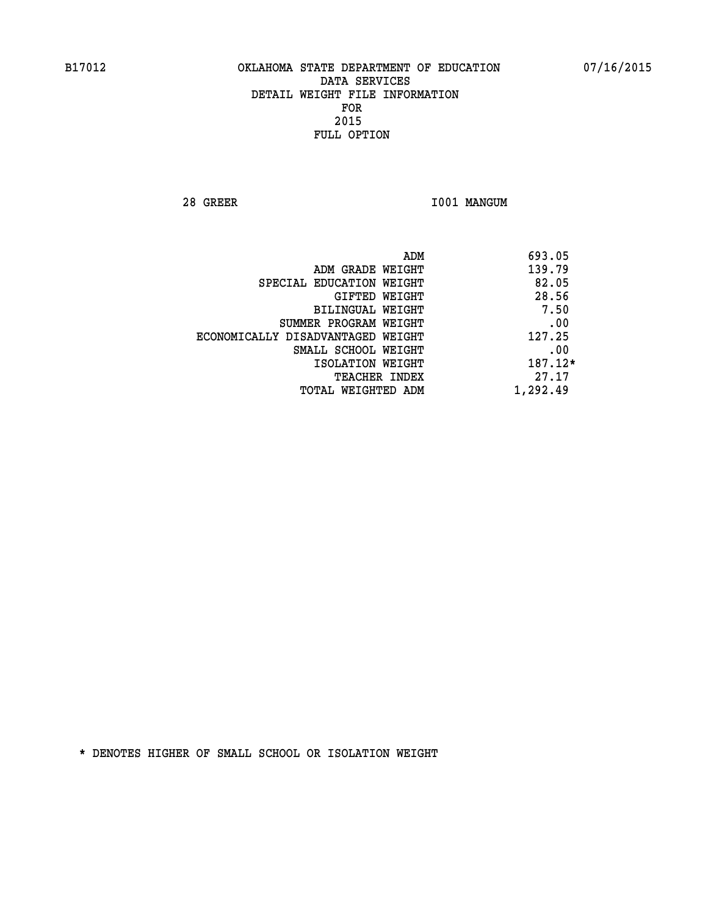B17012 OKLAHOMA STATE DEPARTMENT OF EDUCATION 07/16/2015

DATA SERVICES
DETAIL WEIGHT FILE INFORMATION
FOR
2015
FULL OPTION

28 GREER I001 MANGUM

| | |
|---|---|
| ADM | 693.05 |
| ADM GRADE WEIGHT | 139.79 |
| SPECIAL EDUCATION WEIGHT | 82.05 |
| GIFTED WEIGHT | 28.56 |
| BILINGUAL WEIGHT | 7.50 |
| SUMMER PROGRAM WEIGHT | .00 |
| ECONOMICALLY DISADVANTAGED WEIGHT | 127.25 |
| SMALL SCHOOL WEIGHT | .00 |
| ISOLATION WEIGHT | 187.12* |
| TEACHER INDEX | 27.17 |
| TOTAL WEIGHTED ADM | 1,292.49 |

* DENOTES HIGHER OF SMALL SCHOOL OR ISOLATION WEIGHT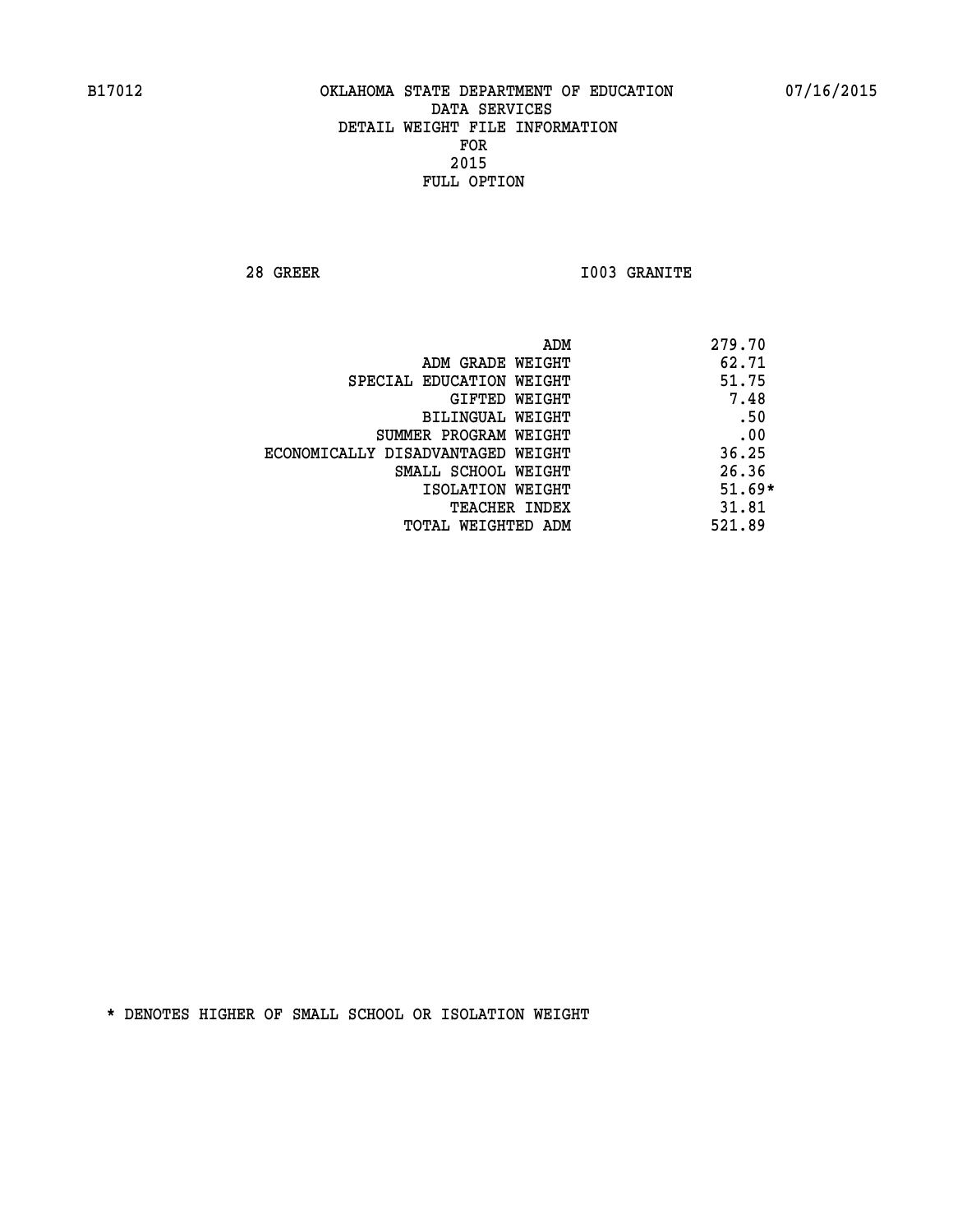B17012 OKLAHOMA STATE DEPARTMENT OF EDUCATION 07/16/2015

DATA SERVICES
DETAIL WEIGHT FILE INFORMATION
FOR
2015
FULL OPTION

28 GREER I003 GRANITE

| | |
|---|---|
| ADM | 279.70 |
| ADM GRADE WEIGHT | 62.71 |
| SPECIAL EDUCATION WEIGHT | 51.75 |
| GIFTED WEIGHT | 7.48 |
| BILINGUAL WEIGHT | .50 |
| SUMMER PROGRAM WEIGHT | .00 |
| ECONOMICALLY DISADVANTAGED WEIGHT | 36.25 |
| SMALL SCHOOL WEIGHT | 26.36 |
| ISOLATION WEIGHT | 51.69* |
| TEACHER INDEX | 31.81 |
| TOTAL WEIGHTED ADM | 521.89 |

* DENOTES HIGHER OF SMALL SCHOOL OR ISOLATION WEIGHT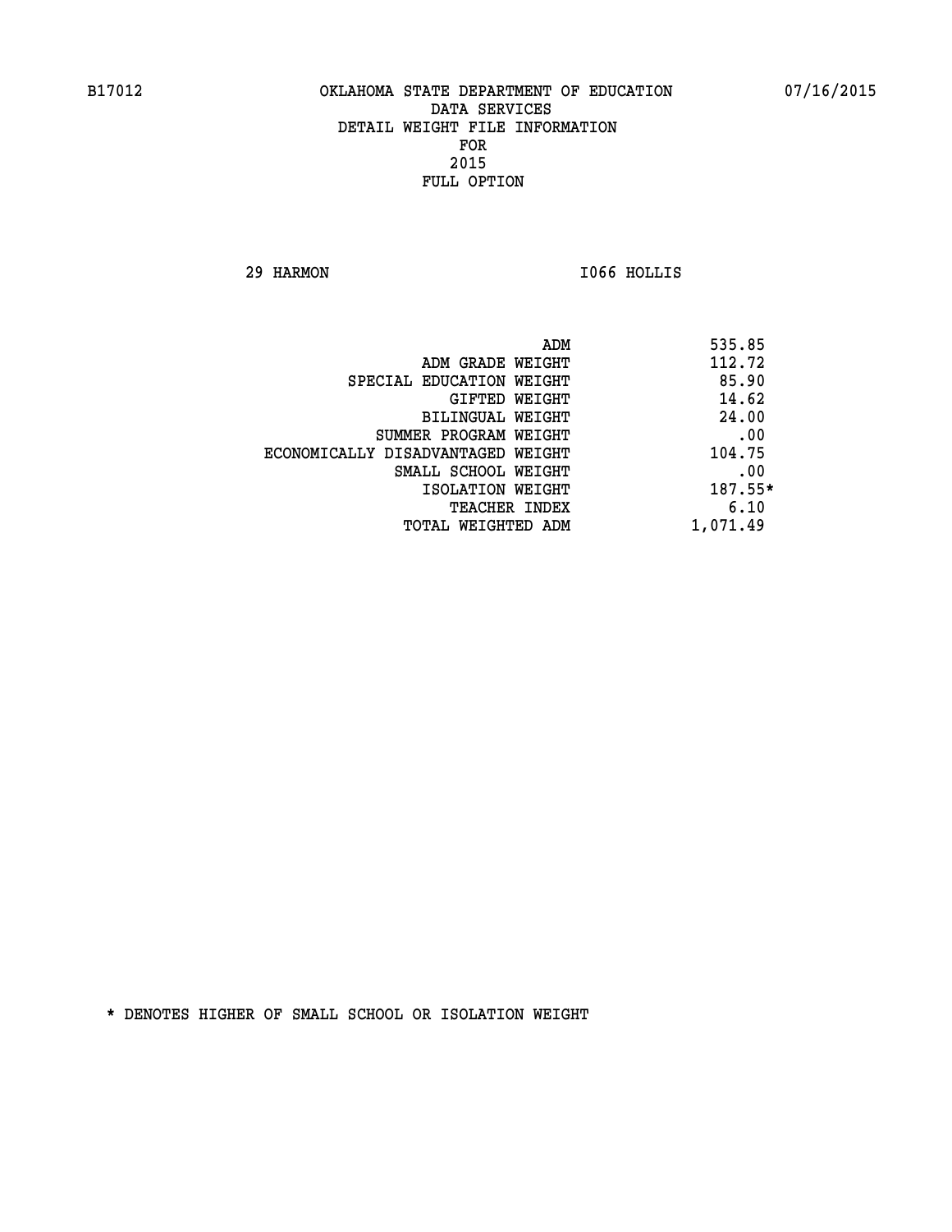B17012 OKLAHOMA STATE DEPARTMENT OF EDUCATION 07/16/2015

DATA SERVICES
DETAIL WEIGHT FILE INFORMATION
FOR
2015
FULL OPTION

29 HARMON I066 HOLLIS

| | |
|---|---|
| ADM | 535.85 |
| ADM GRADE WEIGHT | 112.72 |
| SPECIAL EDUCATION WEIGHT | 85.90 |
| GIFTED WEIGHT | 14.62 |
| BILINGUAL WEIGHT | 24.00 |
| SUMMER PROGRAM WEIGHT | .00 |
| ECONOMICALLY DISADVANTAGED WEIGHT | 104.75 |
| SMALL SCHOOL WEIGHT | .00 |
| ISOLATION WEIGHT | 187.55* |
| TEACHER INDEX | 6.10 |
| TOTAL WEIGHTED ADM | 1,071.49 |

* DENOTES HIGHER OF SMALL SCHOOL OR ISOLATION WEIGHT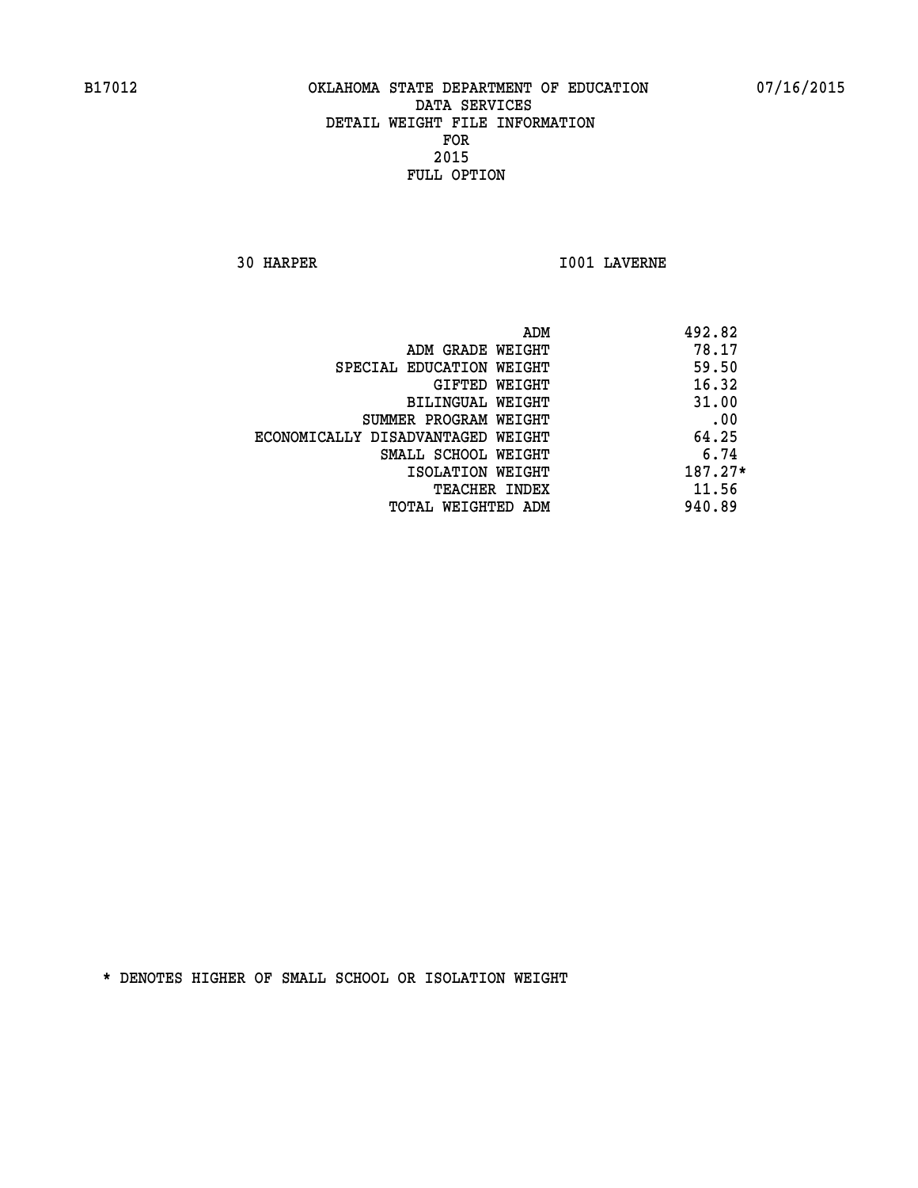B17012 OKLAHOMA STATE DEPARTMENT OF EDUCATION 07/16/2015

DATA SERVICES
DETAIL WEIGHT FILE INFORMATION
FOR
2015
FULL OPTION

30 HARPER I001 LAVERNE

| | |
|---|---|
| ADM | 492.82 |
| ADM GRADE WEIGHT | 78.17 |
| SPECIAL EDUCATION WEIGHT | 59.50 |
| GIFTED WEIGHT | 16.32 |
| BILINGUAL WEIGHT | 31.00 |
| SUMMER PROGRAM WEIGHT | .00 |
| ECONOMICALLY DISADVANTAGED WEIGHT | 64.25 |
| SMALL SCHOOL WEIGHT | 6.74 |
| ISOLATION WEIGHT | 187.27* |
| TEACHER INDEX | 11.56 |
| TOTAL WEIGHTED ADM | 940.89 |

* DENOTES HIGHER OF SMALL SCHOOL OR ISOLATION WEIGHT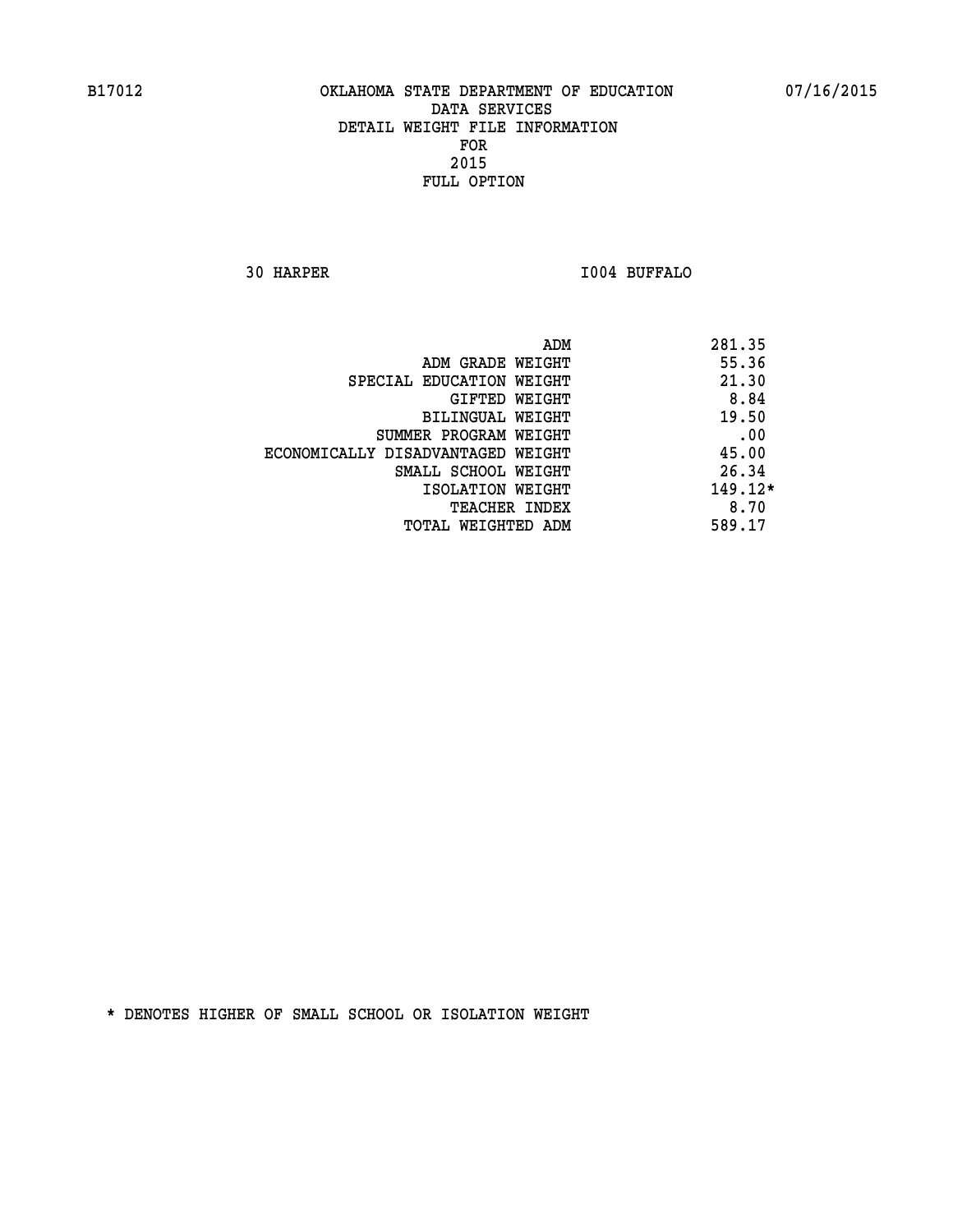B17012 OKLAHOMA STATE DEPARTMENT OF EDUCATION 07/16/2015

DATA SERVICES
DETAIL WEIGHT FILE INFORMATION
FOR
2015
FULL OPTION

30 HARPER I004 BUFFALO

| | |
|---|---|
| ADM | 281.35 |
| ADM GRADE WEIGHT | 55.36 |
| SPECIAL EDUCATION WEIGHT | 21.30 |
| GIFTED WEIGHT | 8.84 |
| BILINGUAL WEIGHT | 19.50 |
| SUMMER PROGRAM WEIGHT | .00 |
| ECONOMICALLY DISADVANTAGED WEIGHT | 45.00 |
| SMALL SCHOOL WEIGHT | 26.34 |
| ISOLATION WEIGHT | 149.12* |
| TEACHER INDEX | 8.70 |
| TOTAL WEIGHTED ADM | 589.17 |

* DENOTES HIGHER OF SMALL SCHOOL OR ISOLATION WEIGHT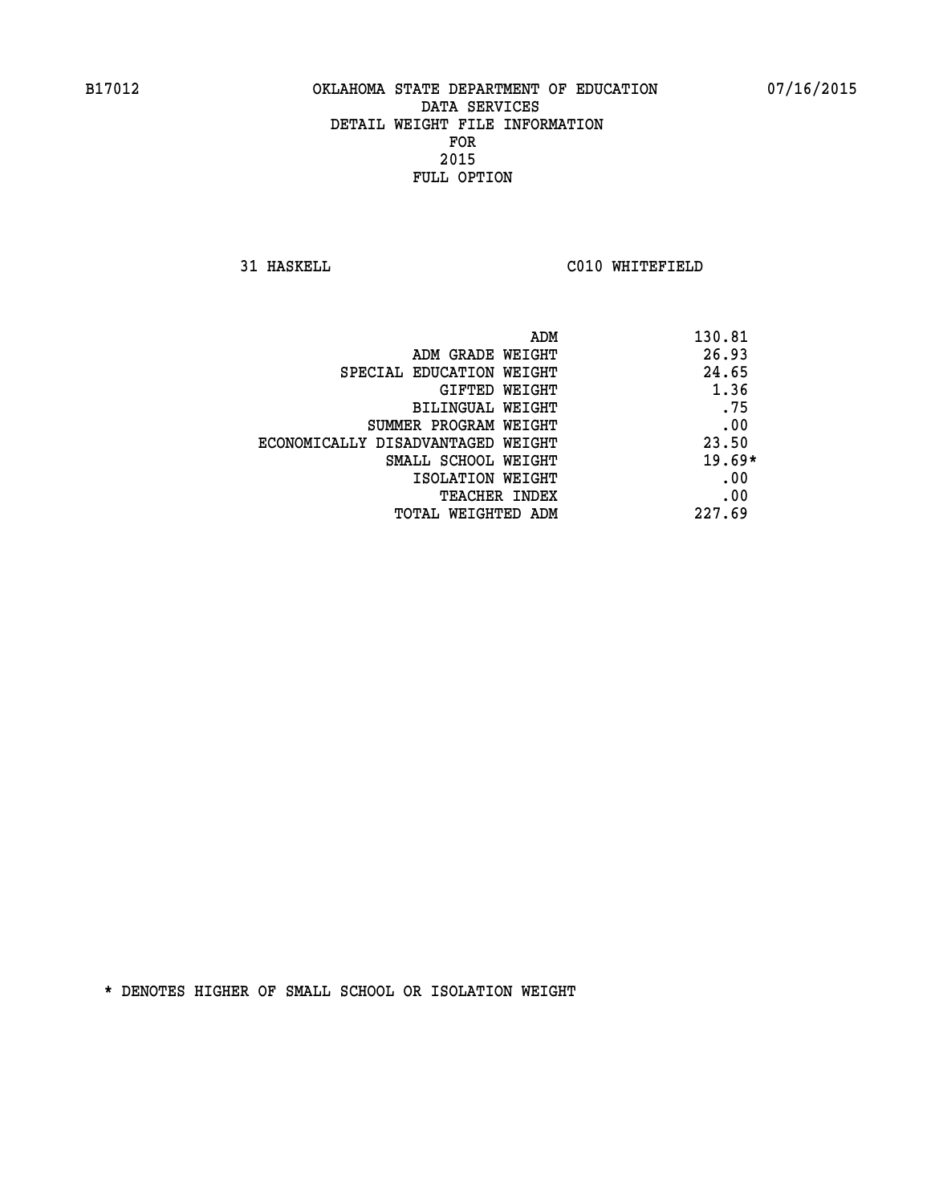B17012 OKLAHOMA STATE DEPARTMENT OF EDUCATION 07/16/2015

DATA SERVICES
DETAIL WEIGHT FILE INFORMATION
FOR
2015
FULL OPTION

31 HASKELL C010 WHITEFIELD

| | |
|---|---|
| ADM | 130.81 |
| ADM GRADE WEIGHT | 26.93 |
| SPECIAL EDUCATION WEIGHT | 24.65 |
| GIFTED WEIGHT | 1.36 |
| BILINGUAL WEIGHT | .75 |
| SUMMER PROGRAM WEIGHT | .00 |
| ECONOMICALLY DISADVANTAGED WEIGHT | 23.50 |
| SMALL SCHOOL WEIGHT | 19.69* |
| ISOLATION WEIGHT | .00 |
| TEACHER INDEX | .00 |
| TOTAL WEIGHTED ADM | 227.69 |

* DENOTES HIGHER OF SMALL SCHOOL OR ISOLATION WEIGHT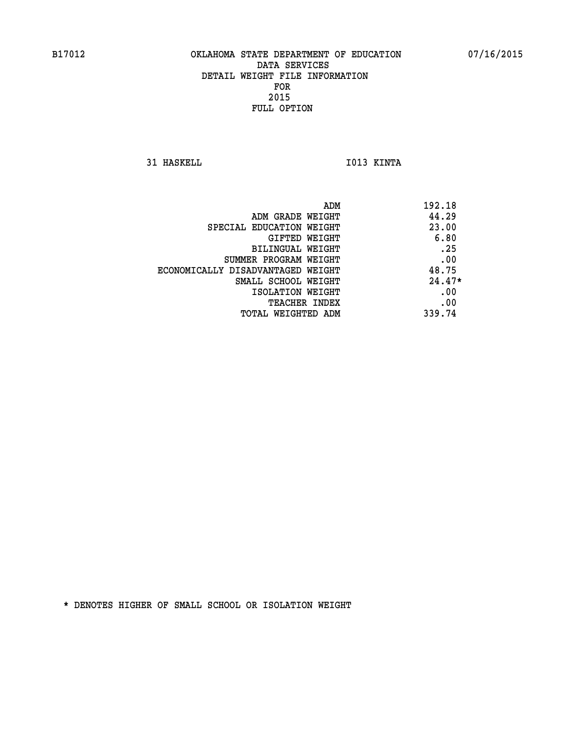B17012 OKLAHOMA STATE DEPARTMENT OF EDUCATION 07/16/2015

DATA SERVICES
DETAIL WEIGHT FILE INFORMATION
FOR
2015
FULL OPTION

31 HASKELL I013 KINTA

| | |
|---|---|
| ADM | 192.18 |
| ADM GRADE WEIGHT | 44.29 |
| SPECIAL EDUCATION WEIGHT | 23.00 |
| GIFTED WEIGHT | 6.80 |
| BILINGUAL WEIGHT | .25 |
| SUMMER PROGRAM WEIGHT | .00 |
| ECONOMICALLY DISADVANTAGED WEIGHT | 48.75 |
| SMALL SCHOOL WEIGHT | 24.47* |
| ISOLATION WEIGHT | .00 |
| TEACHER INDEX | .00 |
| TOTAL WEIGHTED ADM | 339.74 |

* DENOTES HIGHER OF SMALL SCHOOL OR ISOLATION WEIGHT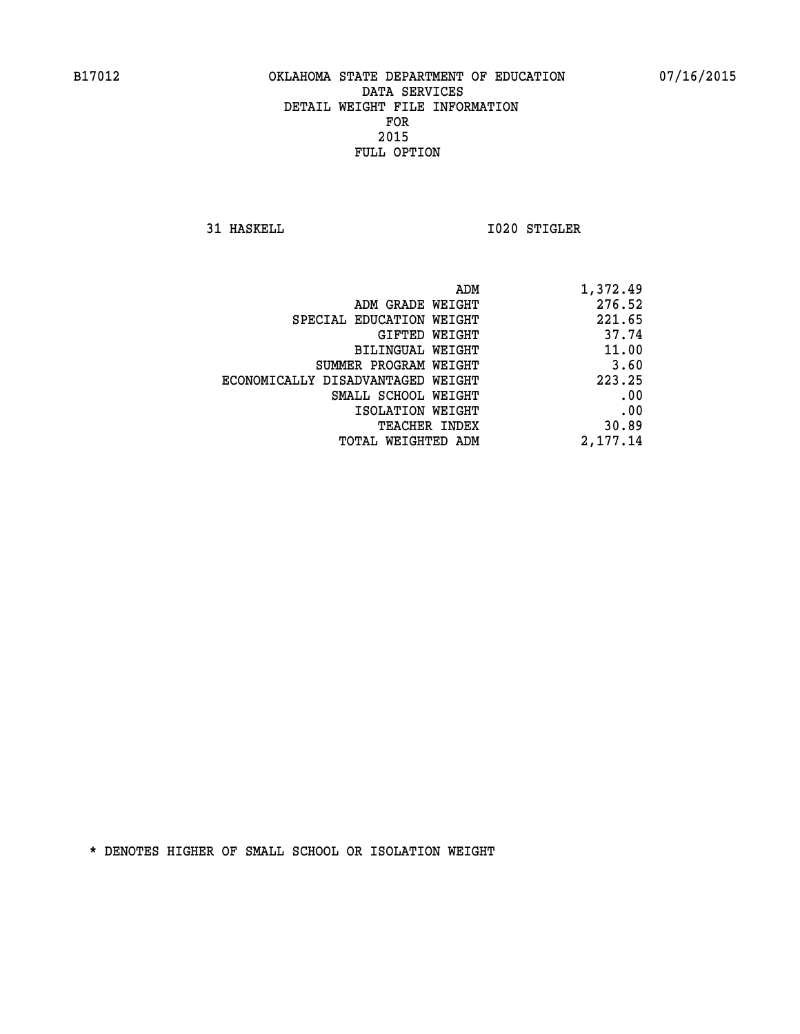B17012 OKLAHOMA STATE DEPARTMENT OF EDUCATION 07/16/2015

DATA SERVICES
DETAIL WEIGHT FILE INFORMATION
FOR
2015
FULL OPTION

31 HASKELL I020 STIGLER

| | |
|---|---|
| ADM | 1,372.49 |
| ADM GRADE WEIGHT | 276.52 |
| SPECIAL EDUCATION WEIGHT | 221.65 |
| GIFTED WEIGHT | 37.74 |
| BILINGUAL WEIGHT | 11.00 |
| SUMMER PROGRAM WEIGHT | 3.60 |
| ECONOMICALLY DISADVANTAGED WEIGHT | 223.25 |
| SMALL SCHOOL WEIGHT | .00 |
| ISOLATION WEIGHT | .00 |
| TEACHER INDEX | 30.89 |
| TOTAL WEIGHTED ADM | 2,177.14 |

* DENOTES HIGHER OF SMALL SCHOOL OR ISOLATION WEIGHT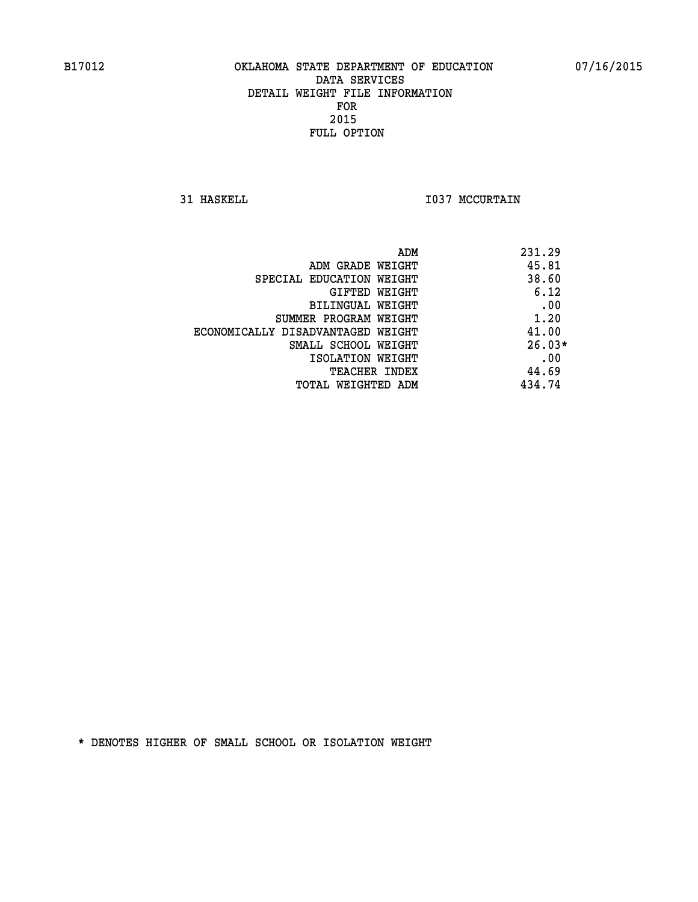B17012 OKLAHOMA STATE DEPARTMENT OF EDUCATION 07/16/2015

DATA SERVICES
DETAIL WEIGHT FILE INFORMATION
FOR
2015
FULL OPTION

31 HASKELL I037 MCCURTAIN

| | |
|---|---|
| ADM | 231.29 |
| ADM GRADE WEIGHT | 45.81 |
| SPECIAL EDUCATION WEIGHT | 38.60 |
| GIFTED WEIGHT | 6.12 |
| BILINGUAL WEIGHT | .00 |
| SUMMER PROGRAM WEIGHT | 1.20 |
| ECONOMICALLY DISADVANTAGED WEIGHT | 41.00 |
| SMALL SCHOOL WEIGHT | 26.03* |
| ISOLATION WEIGHT | .00 |
| TEACHER INDEX | 44.69 |
| TOTAL WEIGHTED ADM | 434.74 |

* DENOTES HIGHER OF SMALL SCHOOL OR ISOLATION WEIGHT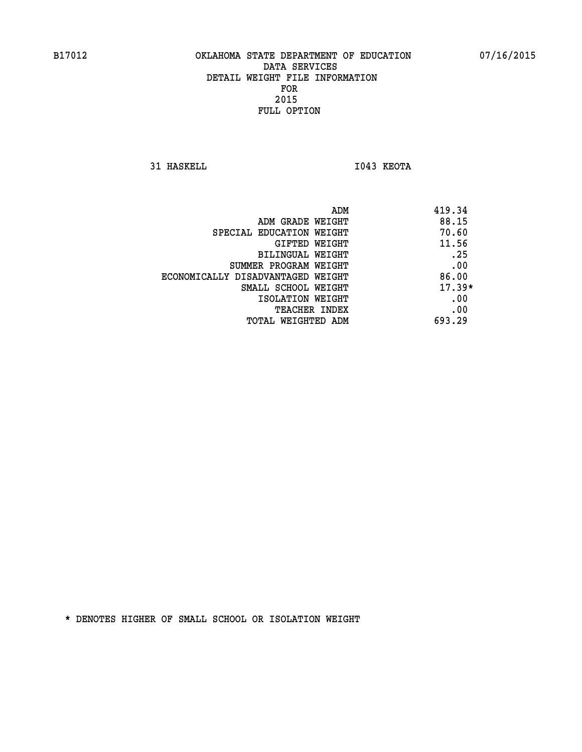# OKLAHOMA STATE DEPARTMENT OF EDUCATION
## DATA SERVICES
## DETAIL WEIGHT FILE INFORMATION
## FOR
## 2015
## FULL OPTION

B17012 07/16/2015

31 HASKELL I043 KEOTA

| | |
|---|---|
| ADM | 419.34 |
| ADM GRADE WEIGHT | 88.15 |
| SPECIAL EDUCATION WEIGHT | 70.60 |
| GIFTED WEIGHT | 11.56 |
| BILINGUAL WEIGHT | .25 |
| SUMMER PROGRAM WEIGHT | .00 |
| ECONOMICALLY DISADVANTAGED WEIGHT | 86.00 |
| SMALL SCHOOL WEIGHT | 17.39* |
| ISOLATION WEIGHT | .00 |
| TEACHER INDEX | .00 |
| TOTAL WEIGHTED ADM | 693.29 |

* DENOTES HIGHER OF SMALL SCHOOL OR ISOLATION WEIGHT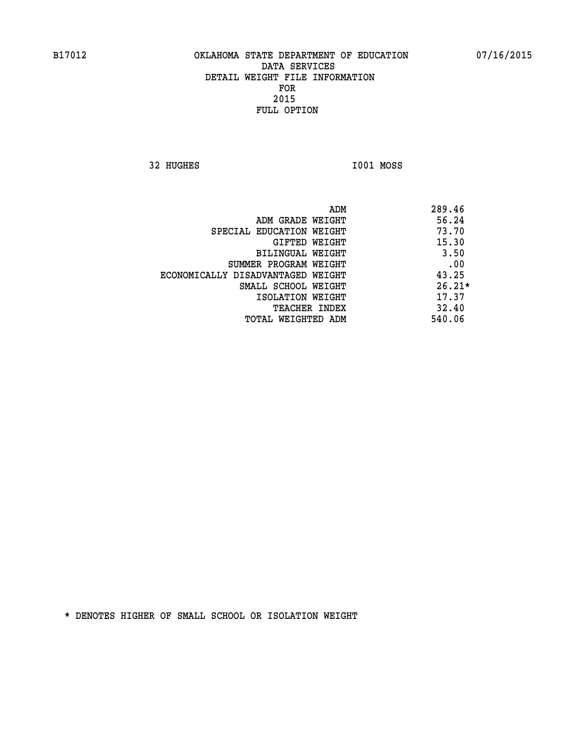B17012 OKLAHOMA STATE DEPARTMENT OF EDUCATION 07/16/2015

DATA SERVICES
DETAIL WEIGHT FILE INFORMATION
FOR
2015
FULL OPTION

32 HUGHES I001 MOSS

| | |
|---|---|
| ADM | 289.46 |
| ADM GRADE WEIGHT | 56.24 |
| SPECIAL EDUCATION WEIGHT | 73.70 |
| GIFTED WEIGHT | 15.30 |
| BILINGUAL WEIGHT | 3.50 |
| SUMMER PROGRAM WEIGHT | .00 |
| ECONOMICALLY DISADVANTAGED WEIGHT | 43.25 |
| SMALL SCHOOL WEIGHT | 26.21* |
| ISOLATION WEIGHT | 17.37 |
| TEACHER INDEX | 32.40 |
| TOTAL WEIGHTED ADM | 540.06 |

* DENOTES HIGHER OF SMALL SCHOOL OR ISOLATION WEIGHT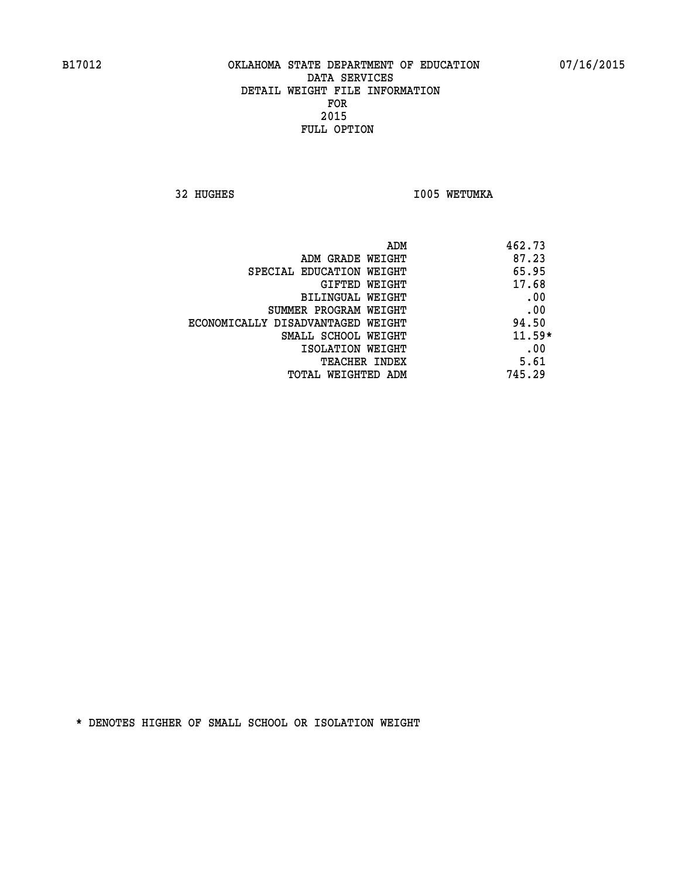B17012 OKLAHOMA STATE DEPARTMENT OF EDUCATION 07/16/2015

DATA SERVICES
DETAIL WEIGHT FILE INFORMATION
FOR
2015
FULL OPTION

32 HUGHES I005 WETUMKA

| | |
|---|---|
| ADM | 462.73 |
| ADM GRADE WEIGHT | 87.23 |
| SPECIAL EDUCATION WEIGHT | 65.95 |
| GIFTED WEIGHT | 17.68 |
| BILINGUAL WEIGHT | .00 |
| SUMMER PROGRAM WEIGHT | .00 |
| ECONOMICALLY DISADVANTAGED WEIGHT | 94.50 |
| SMALL SCHOOL WEIGHT | 11.59* |
| ISOLATION WEIGHT | .00 |
| TEACHER INDEX | 5.61 |
| TOTAL WEIGHTED ADM | 745.29 |

* DENOTES HIGHER OF SMALL SCHOOL OR ISOLATION WEIGHT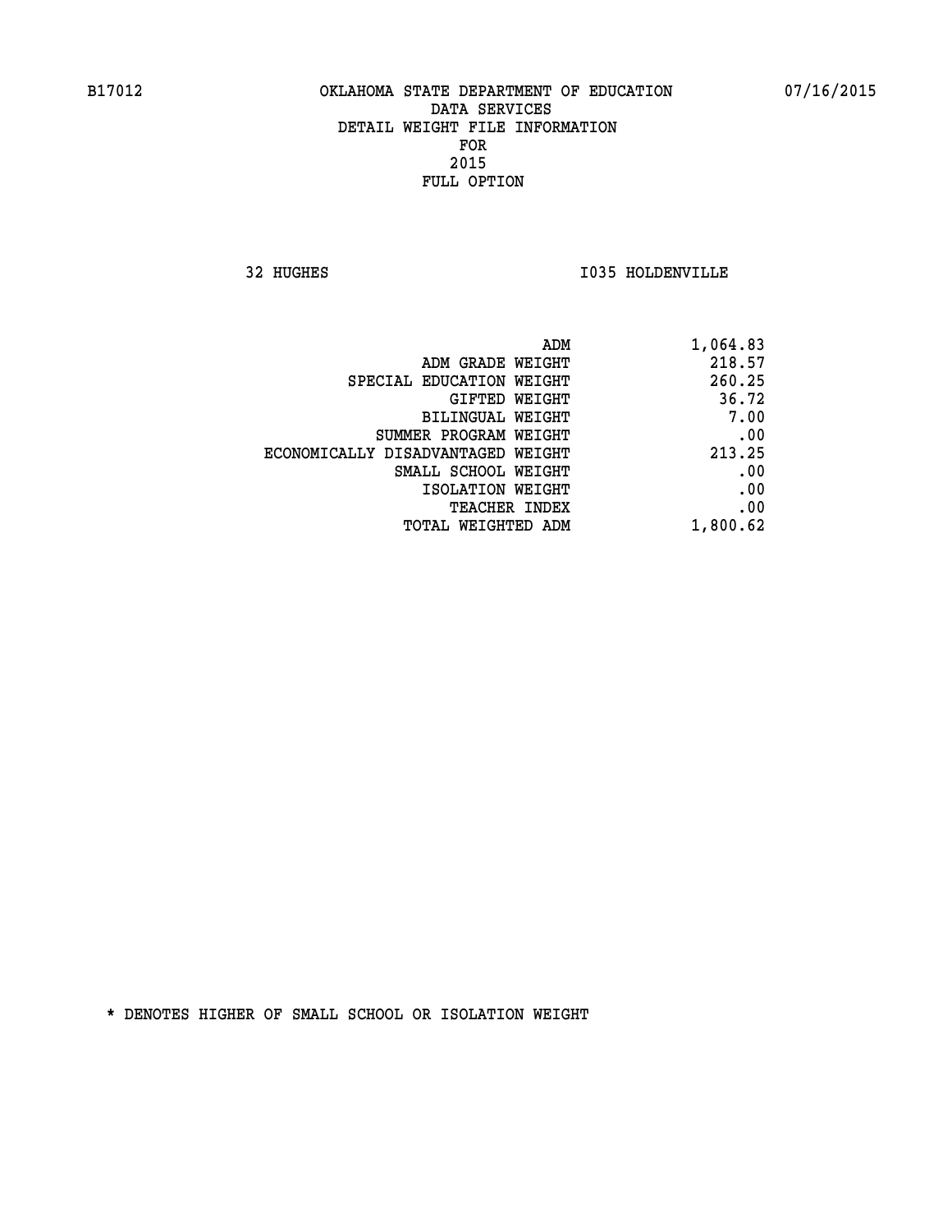B17012 OKLAHOMA STATE DEPARTMENT OF EDUCATION 07/16/2015

DATA SERVICES
DETAIL WEIGHT FILE INFORMATION
FOR
2015
FULL OPTION

32 HUGHES I035 HOLDENVILLE

| | |
|---|---|
| ADM | 1,064.83 |
| ADM GRADE WEIGHT | 218.57 |
| SPECIAL EDUCATION WEIGHT | 260.25 |
| GIFTED WEIGHT | 36.72 |
| BILINGUAL WEIGHT | 7.00 |
| SUMMER PROGRAM WEIGHT | .00 |
| ECONOMICALLY DISADVANTAGED WEIGHT | 213.25 |
| SMALL SCHOOL WEIGHT | .00 |
| ISOLATION WEIGHT | .00 |
| TEACHER INDEX | .00 |
| TOTAL WEIGHTED ADM | 1,800.62 |

* DENOTES HIGHER OF SMALL SCHOOL OR ISOLATION WEIGHT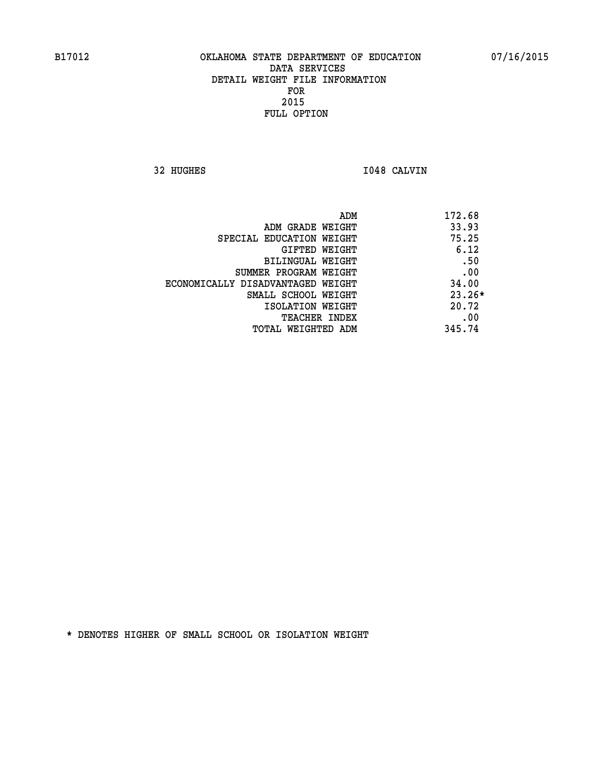B17012 OKLAHOMA STATE DEPARTMENT OF EDUCATION 07/16/2015

DATA SERVICES
DETAIL WEIGHT FILE INFORMATION
FOR
2015
FULL OPTION

32 HUGHES I048 CALVIN

| | |
|---|---|
| ADM | 172.68 |
| ADM GRADE WEIGHT | 33.93 |
| SPECIAL EDUCATION WEIGHT | 75.25 |
| GIFTED WEIGHT | 6.12 |
| BILINGUAL WEIGHT | .50 |
| SUMMER PROGRAM WEIGHT | .00 |
| ECONOMICALLY DISADVANTAGED WEIGHT | 34.00 |
| SMALL SCHOOL WEIGHT | 23.26* |
| ISOLATION WEIGHT | 20.72 |
| TEACHER INDEX | .00 |
| TOTAL WEIGHTED ADM | 345.74 |

* DENOTES HIGHER OF SMALL SCHOOL OR ISOLATION WEIGHT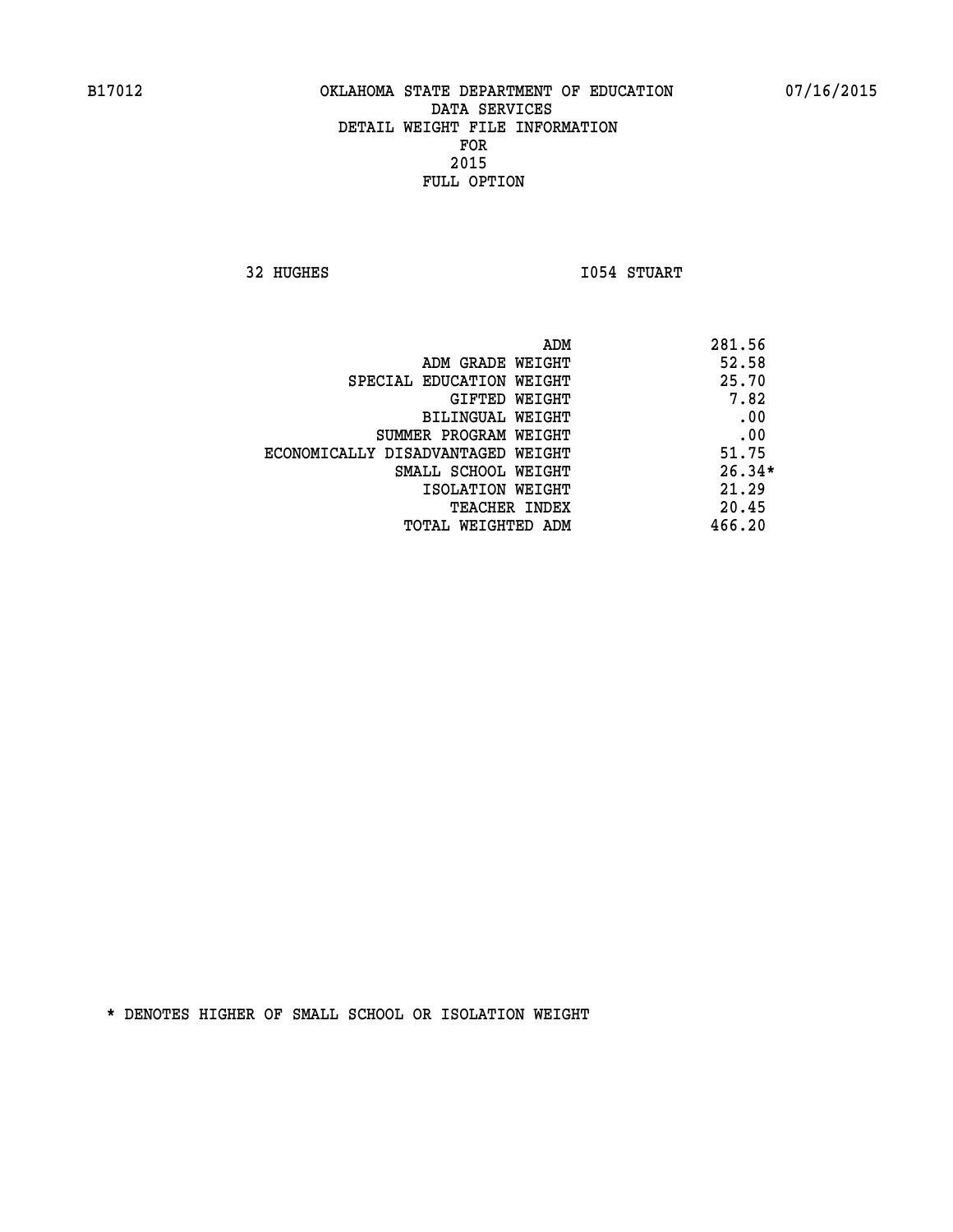B17012 OKLAHOMA STATE DEPARTMENT OF EDUCATION 07/16/2015

DATA SERVICES
DETAIL WEIGHT FILE INFORMATION
FOR
2015
FULL OPTION

32 HUGHES I054 STUART

| | |
|---|---|
| ADM | 281.56 |
| ADM GRADE WEIGHT | 52.58 |
| SPECIAL EDUCATION WEIGHT | 25.70 |
| GIFTED WEIGHT | 7.82 |
| BILINGUAL WEIGHT | .00 |
| SUMMER PROGRAM WEIGHT | .00 |
| ECONOMICALLY DISADVANTAGED WEIGHT | 51.75 |
| SMALL SCHOOL WEIGHT | 26.34* |
| ISOLATION WEIGHT | 21.29 |
| TEACHER INDEX | 20.45 |
| TOTAL WEIGHTED ADM | 466.20 |

* DENOTES HIGHER OF SMALL SCHOOL OR ISOLATION WEIGHT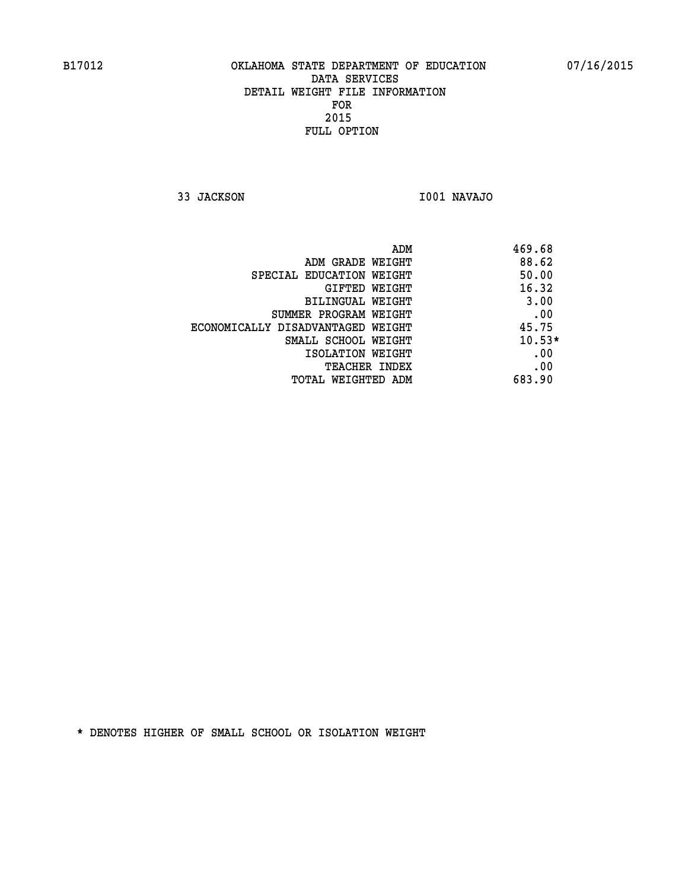B17012 OKLAHOMA STATE DEPARTMENT OF EDUCATION 07/16/2015

DATA SERVICES
DETAIL WEIGHT FILE INFORMATION
FOR
2015
FULL OPTION

33 JACKSON I001 NAVAJO

| | |
|---|---|
| ADM | 469.68 |
| ADM GRADE WEIGHT | 88.62 |
| SPECIAL EDUCATION WEIGHT | 50.00 |
| GIFTED WEIGHT | 16.32 |
| BILINGUAL WEIGHT | 3.00 |
| SUMMER PROGRAM WEIGHT | .00 |
| ECONOMICALLY DISADVANTAGED WEIGHT | 45.75 |
| SMALL SCHOOL WEIGHT | 10.53* |
| ISOLATION WEIGHT | .00 |
| TEACHER INDEX | .00 |
| TOTAL WEIGHTED ADM | 683.90 |

* DENOTES HIGHER OF SMALL SCHOOL OR ISOLATION WEIGHT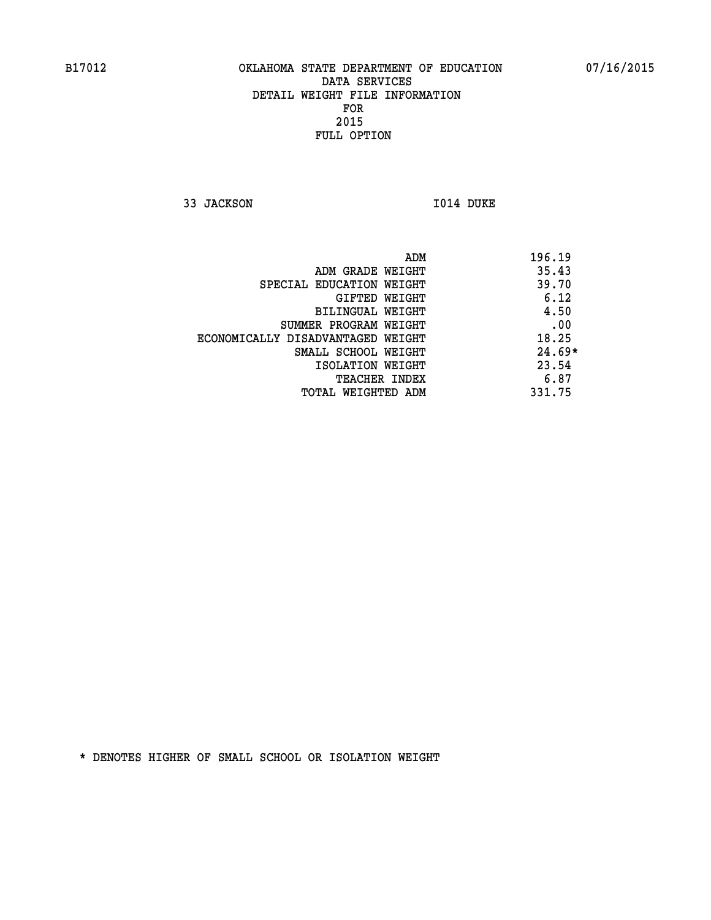B17012 OKLAHOMA STATE DEPARTMENT OF EDUCATION 07/16/2015

DATA SERVICES
DETAIL WEIGHT FILE INFORMATION
FOR
2015
FULL OPTION

33 JACKSON I014 DUKE

| | |
|---|---|
| ADM | 196.19 |
| ADM GRADE WEIGHT | 35.43 |
| SPECIAL EDUCATION WEIGHT | 39.70 |
| GIFTED WEIGHT | 6.12 |
| BILINGUAL WEIGHT | 4.50 |
| SUMMER PROGRAM WEIGHT | .00 |
| ECONOMICALLY DISADVANTAGED WEIGHT | 18.25 |
| SMALL SCHOOL WEIGHT | 24.69* |
| ISOLATION WEIGHT | 23.54 |
| TEACHER INDEX | 6.87 |
| TOTAL WEIGHTED ADM | 331.75 |

* DENOTES HIGHER OF SMALL SCHOOL OR ISOLATION WEIGHT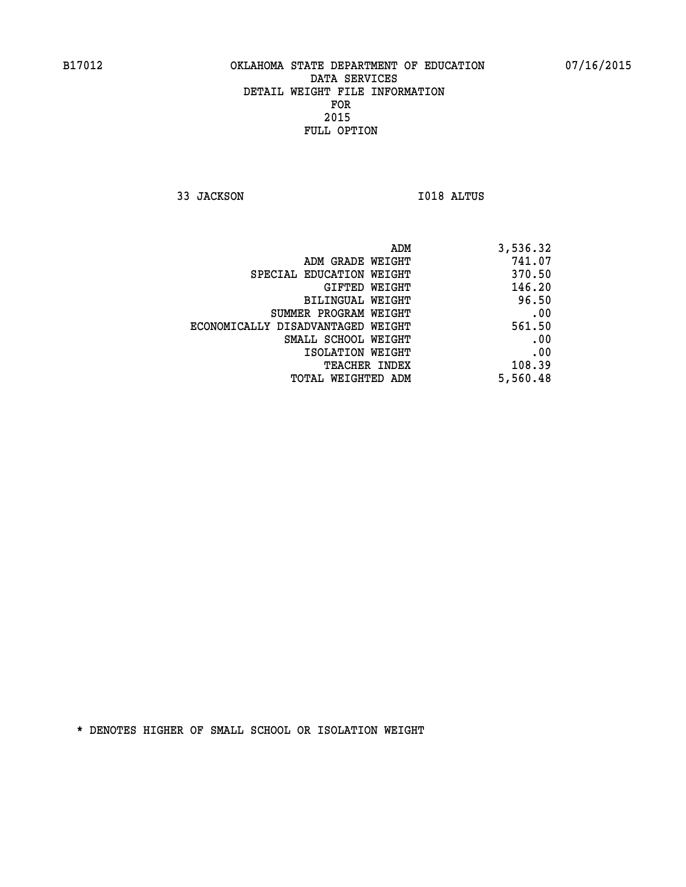B17012 OKLAHOMA STATE DEPARTMENT OF EDUCATION 07/16/2015

DATA SERVICES
DETAIL WEIGHT FILE INFORMATION
FOR
2015
FULL OPTION

33 JACKSON I018 ALTUS

| | |
|---|---|
| ADM | 3,536.32 |
| ADM GRADE WEIGHT | 741.07 |
| SPECIAL EDUCATION WEIGHT | 370.50 |
| GIFTED WEIGHT | 146.20 |
| BILINGUAL WEIGHT | 96.50 |
| SUMMER PROGRAM WEIGHT | .00 |
| ECONOMICALLY DISADVANTAGED WEIGHT | 561.50 |
| SMALL SCHOOL WEIGHT | .00 |
| ISOLATION WEIGHT | .00 |
| TEACHER INDEX | 108.39 |
| TOTAL WEIGHTED ADM | 5,560.48 |

* DENOTES HIGHER OF SMALL SCHOOL OR ISOLATION WEIGHT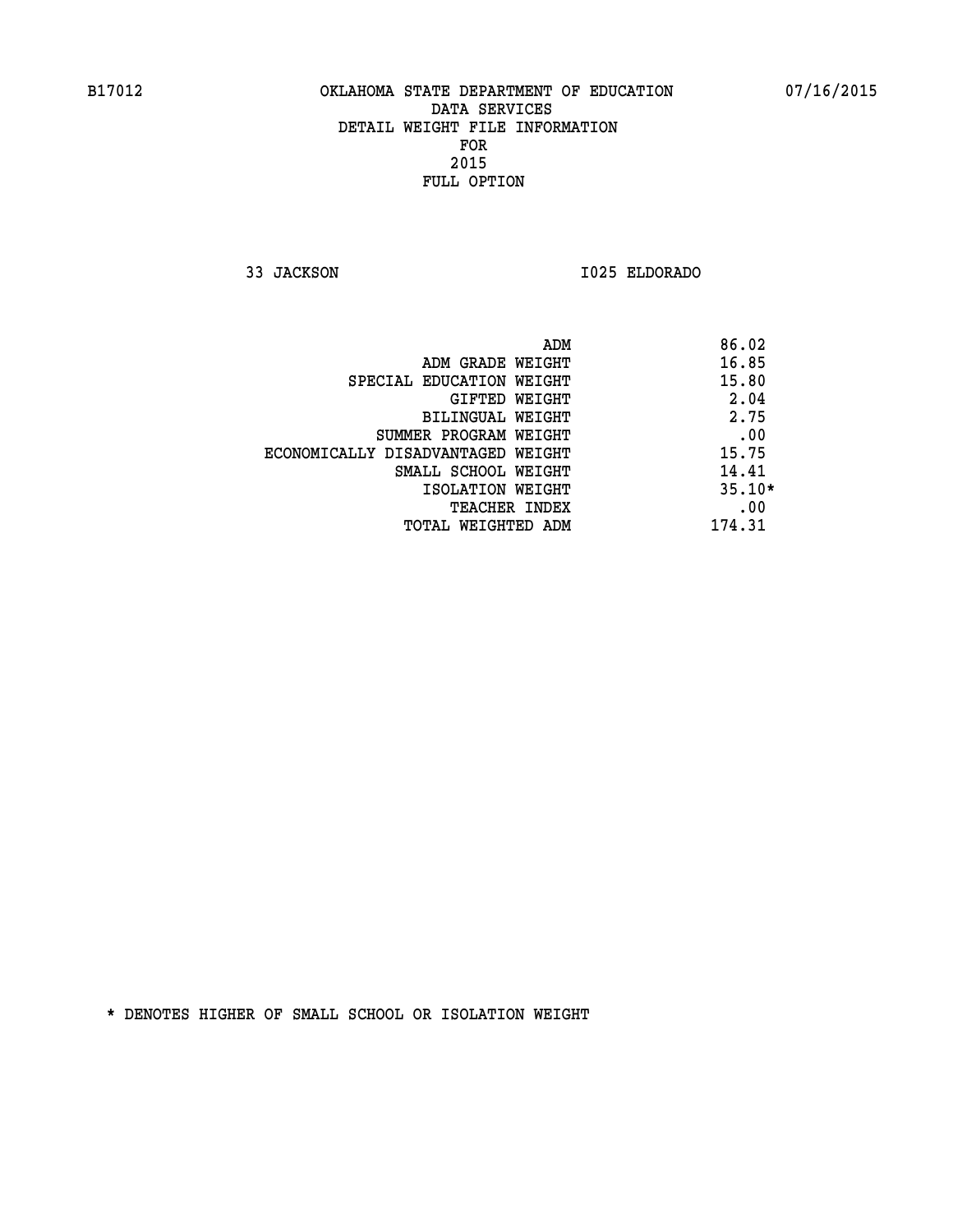B17012 OKLAHOMA STATE DEPARTMENT OF EDUCATION 07/16/2015

DATA SERVICES
DETAIL WEIGHT FILE INFORMATION
FOR
2015
FULL OPTION

33 JACKSON I025 ELDORADO

| | |
|---|---|
| ADM | 86.02 |
| ADM GRADE WEIGHT | 16.85 |
| SPECIAL EDUCATION WEIGHT | 15.80 |
| GIFTED WEIGHT | 2.04 |
| BILINGUAL WEIGHT | 2.75 |
| SUMMER PROGRAM WEIGHT | .00 |
| ECONOMICALLY DISADVANTAGED WEIGHT | 15.75 |
| SMALL SCHOOL WEIGHT | 14.41 |
| ISOLATION WEIGHT | 35.10* |
| TEACHER INDEX | .00 |
| TOTAL WEIGHTED ADM | 174.31 |

* DENOTES HIGHER OF SMALL SCHOOL OR ISOLATION WEIGHT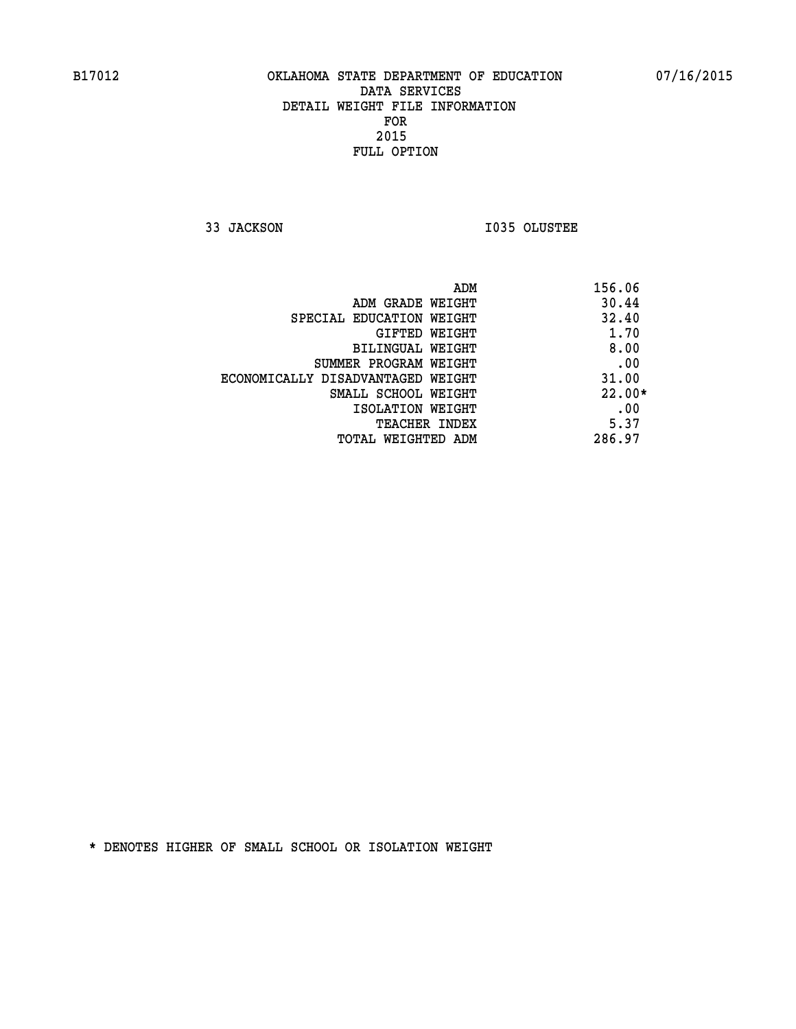B17012 OKLAHOMA STATE DEPARTMENT OF EDUCATION 07/16/2015

DATA SERVICES
DETAIL WEIGHT FILE INFORMATION
FOR
2015
FULL OPTION

33 JACKSON I035 OLUSTEE

| | |
|---|---|
| ADM | 156.06 |
| ADM GRADE WEIGHT | 30.44 |
| SPECIAL EDUCATION WEIGHT | 32.40 |
| GIFTED WEIGHT | 1.70 |
| BILINGUAL WEIGHT | 8.00 |
| SUMMER PROGRAM WEIGHT | .00 |
| ECONOMICALLY DISADVANTAGED WEIGHT | 31.00 |
| SMALL SCHOOL WEIGHT | 22.00* |
| ISOLATION WEIGHT | .00 |
| TEACHER INDEX | 5.37 |
| TOTAL WEIGHTED ADM | 286.97 |

* DENOTES HIGHER OF SMALL SCHOOL OR ISOLATION WEIGHT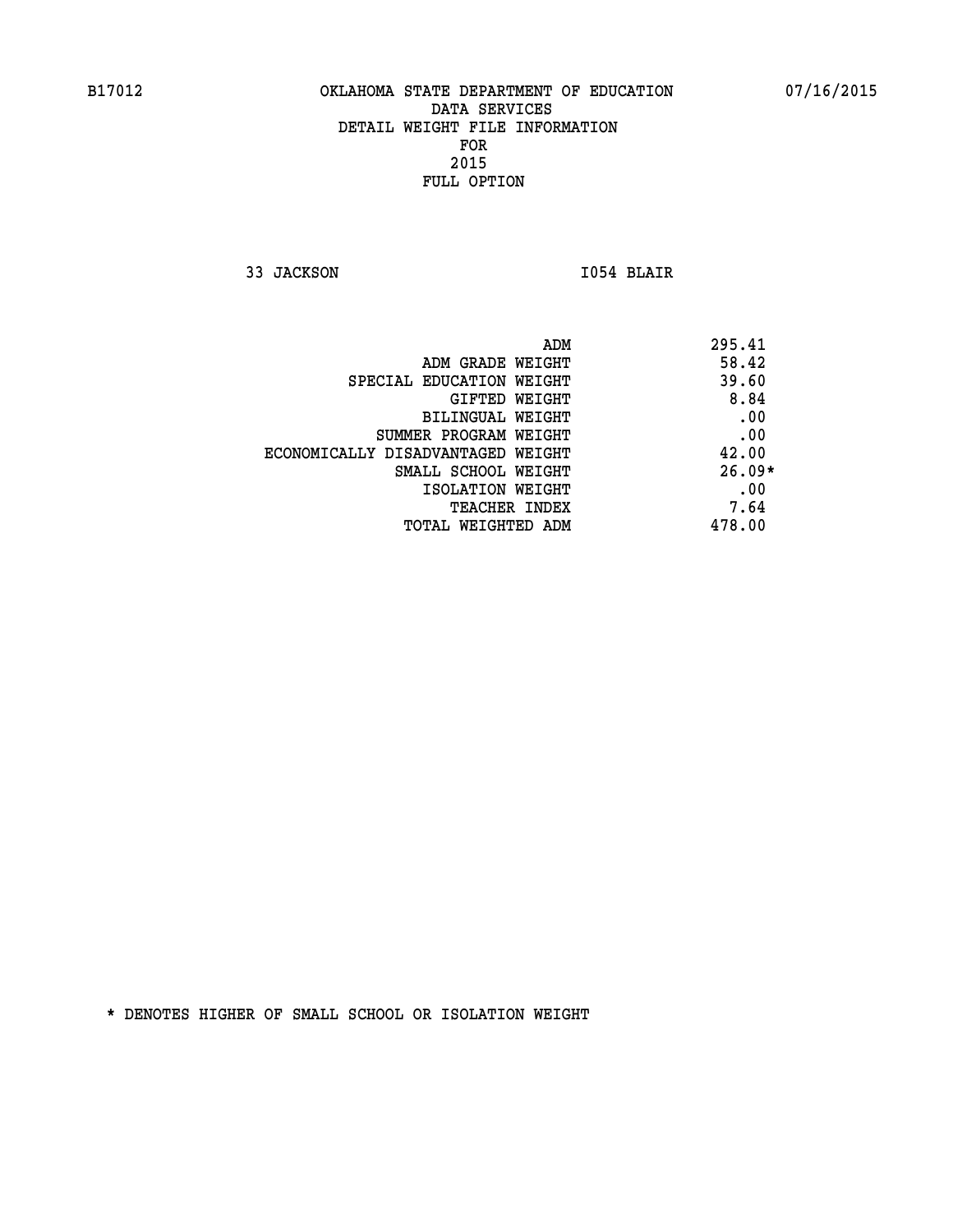B17012 OKLAHOMA STATE DEPARTMENT OF EDUCATION 07/16/2015

DATA SERVICES
DETAIL WEIGHT FILE INFORMATION
FOR
2015
FULL OPTION

33 JACKSON I054 BLAIR

| | |
|---|---|
| ADM | 295.41 |
| ADM GRADE WEIGHT | 58.42 |
| SPECIAL EDUCATION WEIGHT | 39.60 |
| GIFTED WEIGHT | 8.84 |
| BILINGUAL WEIGHT | .00 |
| SUMMER PROGRAM WEIGHT | .00 |
| ECONOMICALLY DISADVANTAGED WEIGHT | 42.00 |
| SMALL SCHOOL WEIGHT | 26.09* |
| ISOLATION WEIGHT | .00 |
| TEACHER INDEX | 7.64 |
| TOTAL WEIGHTED ADM | 478.00 |

* DENOTES HIGHER OF SMALL SCHOOL OR ISOLATION WEIGHT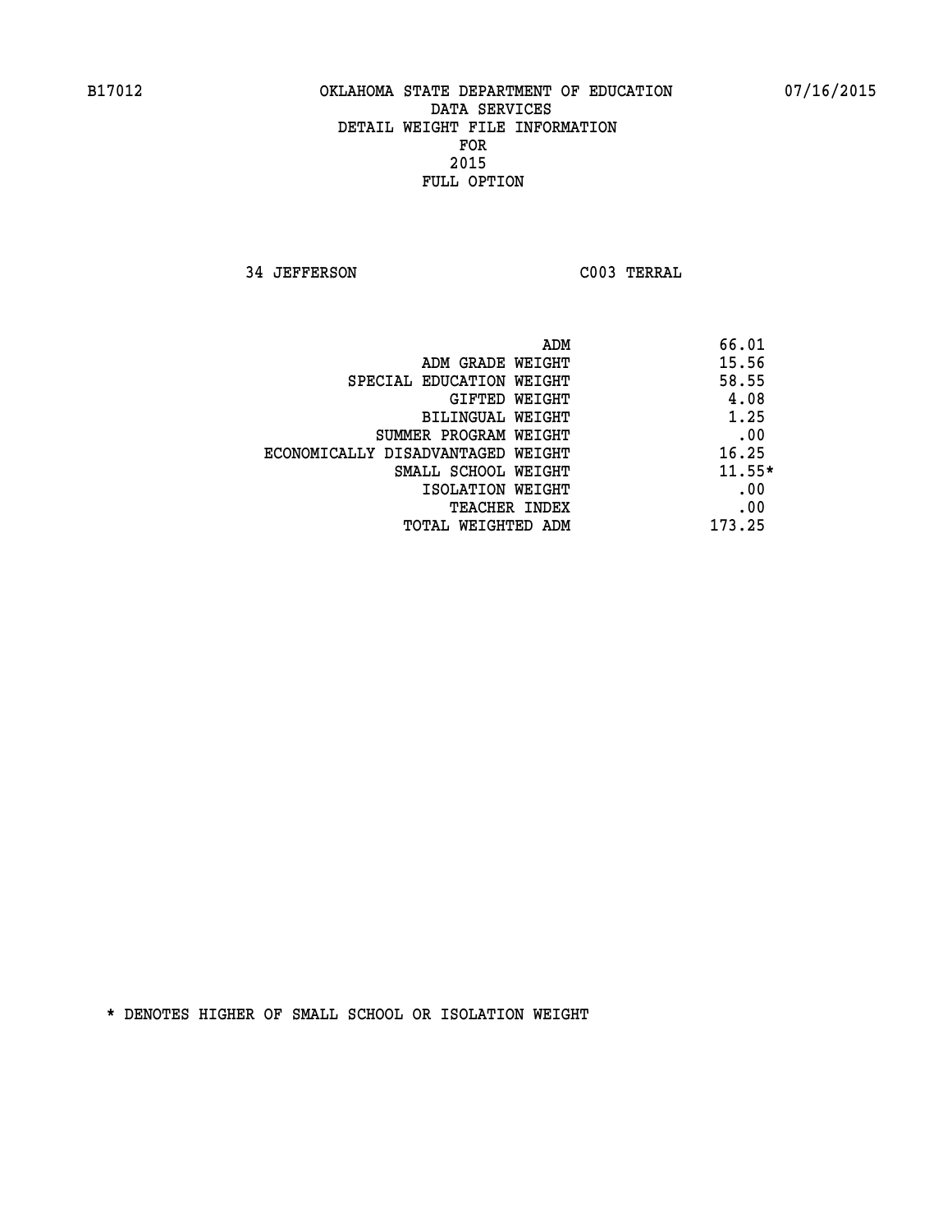B17012 OKLAHOMA STATE DEPARTMENT OF EDUCATION 07/16/2015

DATA SERVICES
DETAIL WEIGHT FILE INFORMATION
FOR
2015
FULL OPTION

34 JEFFERSON C003 TERRAL

| | |
|---|---|
| ADM | 66.01 |
| ADM GRADE WEIGHT | 15.56 |
| SPECIAL EDUCATION WEIGHT | 58.55 |
| GIFTED WEIGHT | 4.08 |
| BILINGUAL WEIGHT | 1.25 |
| SUMMER PROGRAM WEIGHT | .00 |
| ECONOMICALLY DISADVANTAGED WEIGHT | 16.25 |
| SMALL SCHOOL WEIGHT | 11.55* |
| ISOLATION WEIGHT | .00 |
| TEACHER INDEX | .00 |
| TOTAL WEIGHTED ADM | 173.25 |

* DENOTES HIGHER OF SMALL SCHOOL OR ISOLATION WEIGHT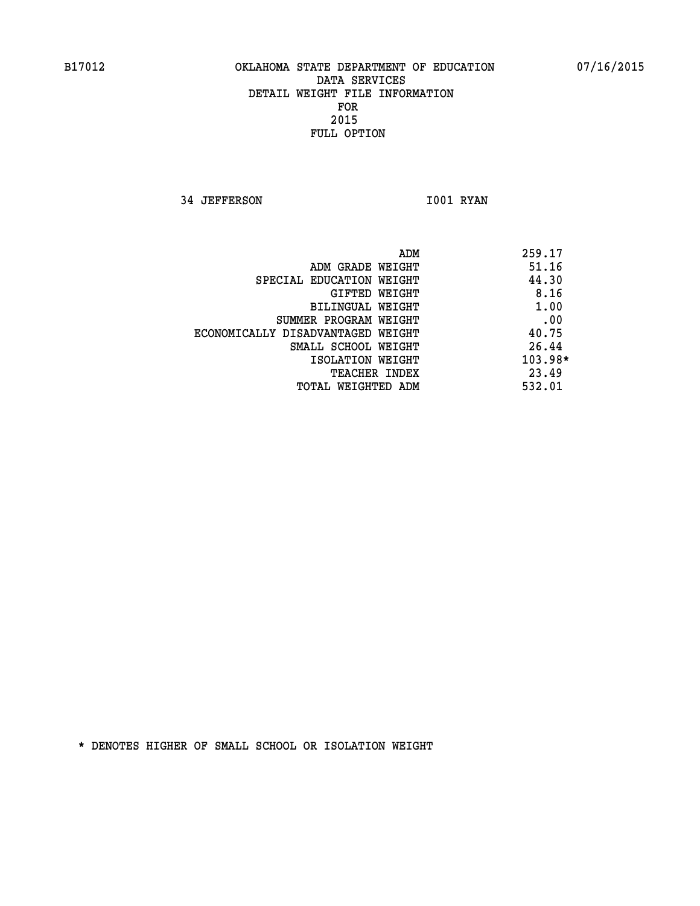B17012 OKLAHOMA STATE DEPARTMENT OF EDUCATION 07/16/2015

DATA SERVICES
DETAIL WEIGHT FILE INFORMATION
FOR
2015
FULL OPTION

34 JEFFERSON I001 RYAN

| | |
|---|---|
| ADM | 259.17 |
| ADM GRADE WEIGHT | 51.16 |
| SPECIAL EDUCATION WEIGHT | 44.30 |
| GIFTED WEIGHT | 8.16 |
| BILINGUAL WEIGHT | 1.00 |
| SUMMER PROGRAM WEIGHT | .00 |
| ECONOMICALLY DISADVANTAGED WEIGHT | 40.75 |
| SMALL SCHOOL WEIGHT | 26.44 |
| ISOLATION WEIGHT | 103.98* |
| TEACHER INDEX | 23.49 |
| TOTAL WEIGHTED ADM | 532.01 |

* DENOTES HIGHER OF SMALL SCHOOL OR ISOLATION WEIGHT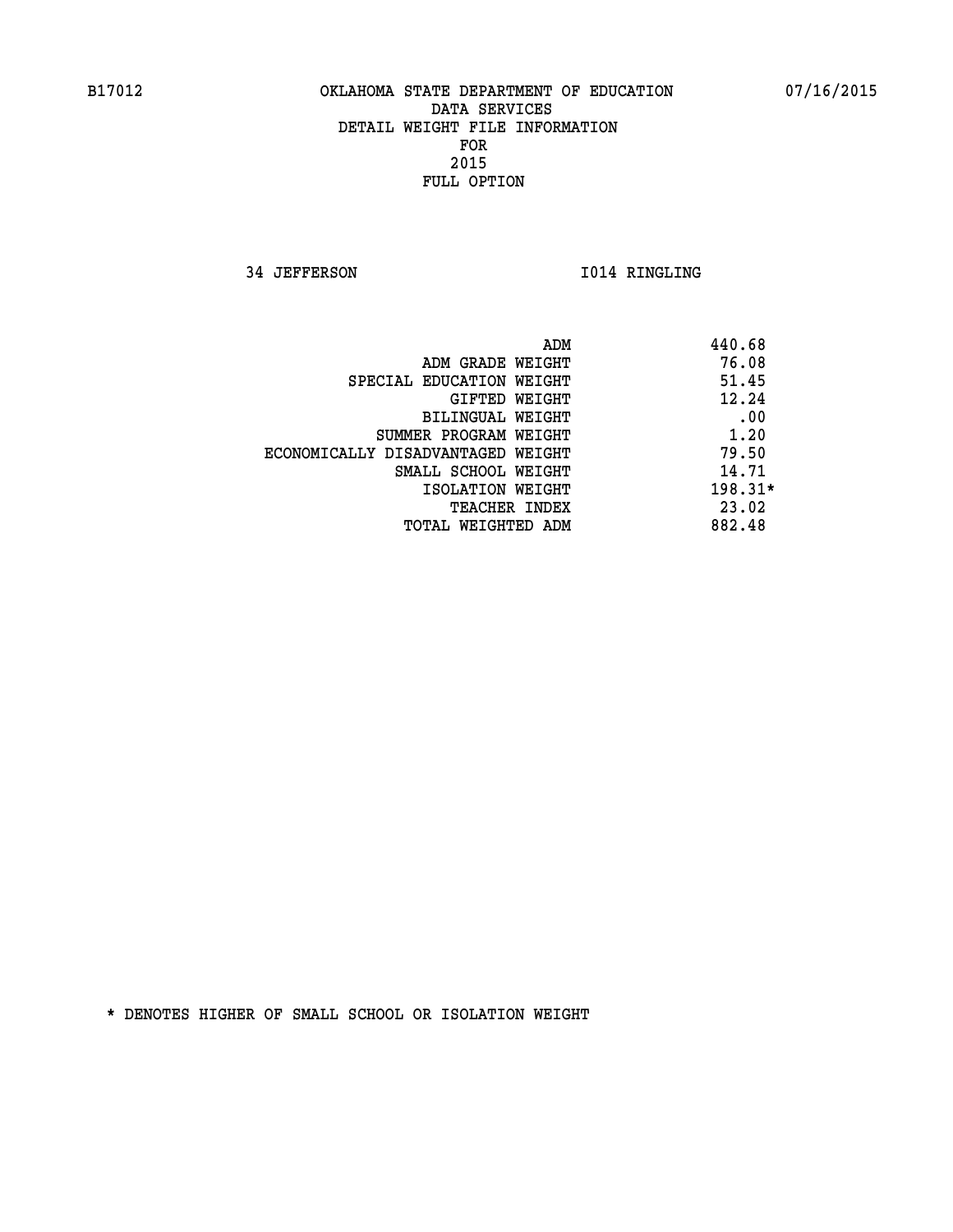B17012 OKLAHOMA STATE DEPARTMENT OF EDUCATION 07/16/2015

DATA SERVICES
DETAIL WEIGHT FILE INFORMATION
FOR
2015
FULL OPTION

34 JEFFERSON I014 RINGLING

| | |
|---|---|
| ADM | 440.68 |
| ADM GRADE WEIGHT | 76.08 |
| SPECIAL EDUCATION WEIGHT | 51.45 |
| GIFTED WEIGHT | 12.24 |
| BILINGUAL WEIGHT | .00 |
| SUMMER PROGRAM WEIGHT | 1.20 |
| ECONOMICALLY DISADVANTAGED WEIGHT | 79.50 |
| SMALL SCHOOL WEIGHT | 14.71 |
| ISOLATION WEIGHT | 198.31* |
| TEACHER INDEX | 23.02 |
| TOTAL WEIGHTED ADM | 882.48 |

* DENOTES HIGHER OF SMALL SCHOOL OR ISOLATION WEIGHT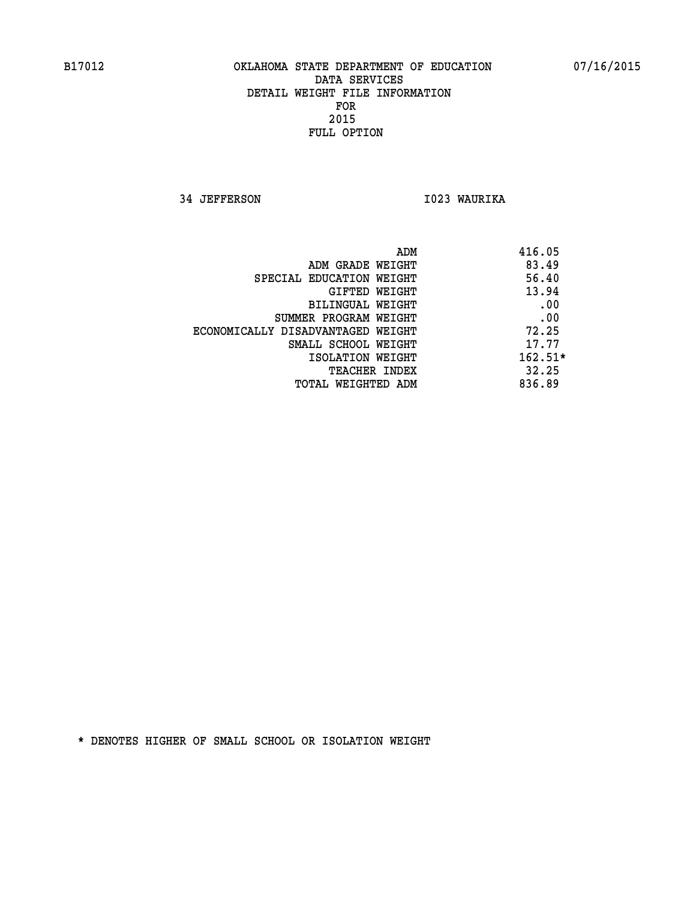B17012 OKLAHOMA STATE DEPARTMENT OF EDUCATION 07/16/2015

DATA SERVICES
DETAIL WEIGHT FILE INFORMATION
FOR
2015
FULL OPTION

34 JEFFERSON I023 WAURIKA

| | |
|---|---|
| ADM | 416.05 |
| ADM GRADE WEIGHT | 83.49 |
| SPECIAL EDUCATION WEIGHT | 56.40 |
| GIFTED WEIGHT | 13.94 |
| BILINGUAL WEIGHT | .00 |
| SUMMER PROGRAM WEIGHT | .00 |
| ECONOMICALLY DISADVANTAGED WEIGHT | 72.25 |
| SMALL SCHOOL WEIGHT | 17.77 |
| ISOLATION WEIGHT | 162.51* |
| TEACHER INDEX | 32.25 |
| TOTAL WEIGHTED ADM | 836.89 |

* DENOTES HIGHER OF SMALL SCHOOL OR ISOLATION WEIGHT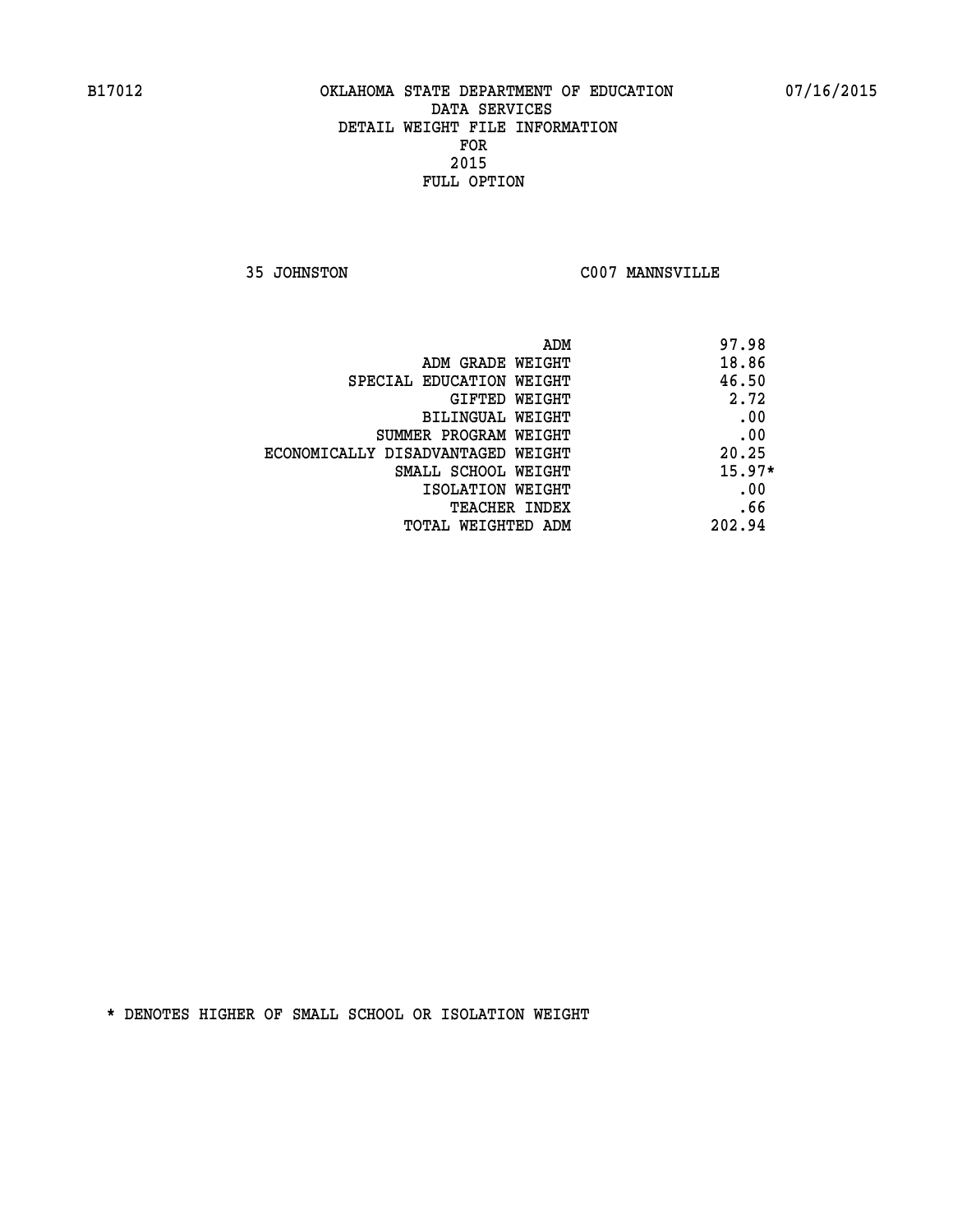B17012 OKLAHOMA STATE DEPARTMENT OF EDUCATION 07/16/2015

DATA SERVICES
DETAIL WEIGHT FILE INFORMATION
FOR
2015
FULL OPTION

35 JOHNSTON C007 MANNSVILLE

| | |
|---|---|
| ADM | 97.98 |
| ADM GRADE WEIGHT | 18.86 |
| SPECIAL EDUCATION WEIGHT | 46.50 |
| GIFTED WEIGHT | 2.72 |
| BILINGUAL WEIGHT | .00 |
| SUMMER PROGRAM WEIGHT | .00 |
| ECONOMICALLY DISADVANTAGED WEIGHT | 20.25 |
| SMALL SCHOOL WEIGHT | 15.97* |
| ISOLATION WEIGHT | .00 |
| TEACHER INDEX | .66 |
| TOTAL WEIGHTED ADM | 202.94 |

* DENOTES HIGHER OF SMALL SCHOOL OR ISOLATION WEIGHT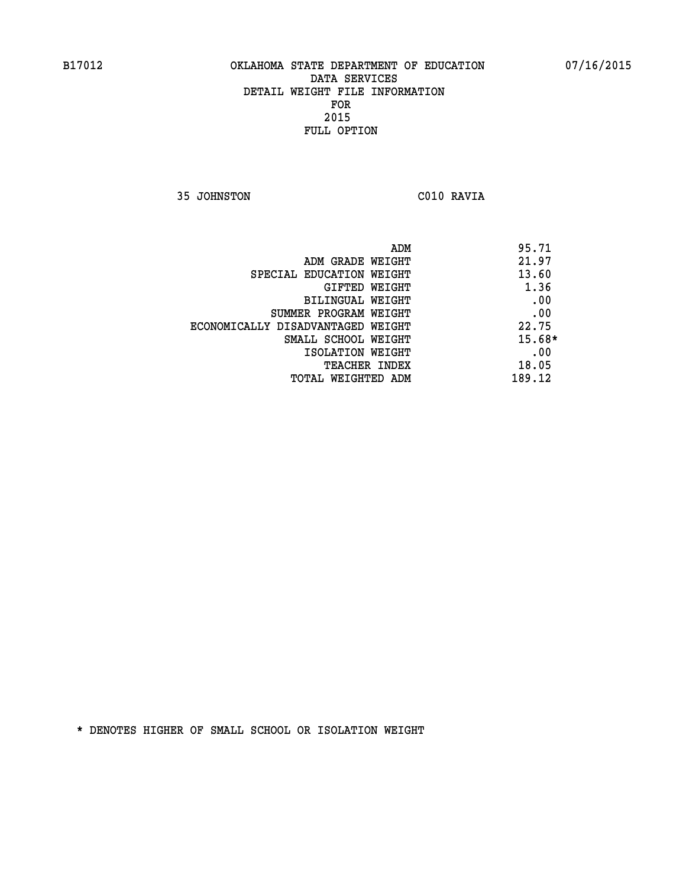B17012 OKLAHOMA STATE DEPARTMENT OF EDUCATION 07/16/2015

DATA SERVICES
DETAIL WEIGHT FILE INFORMATION
FOR
2015
FULL OPTION

35 JOHNSTON C010 RAVIA

| | |
|---|---|
| ADM | 95.71 |
| ADM GRADE WEIGHT | 21.97 |
| SPECIAL EDUCATION WEIGHT | 13.60 |
| GIFTED WEIGHT | 1.36 |
| BILINGUAL WEIGHT | .00 |
| SUMMER PROGRAM WEIGHT | .00 |
| ECONOMICALLY DISADVANTAGED WEIGHT | 22.75 |
| SMALL SCHOOL WEIGHT | 15.68* |
| ISOLATION WEIGHT | .00 |
| TEACHER INDEX | 18.05 |
| TOTAL WEIGHTED ADM | 189.12 |

* DENOTES HIGHER OF SMALL SCHOOL OR ISOLATION WEIGHT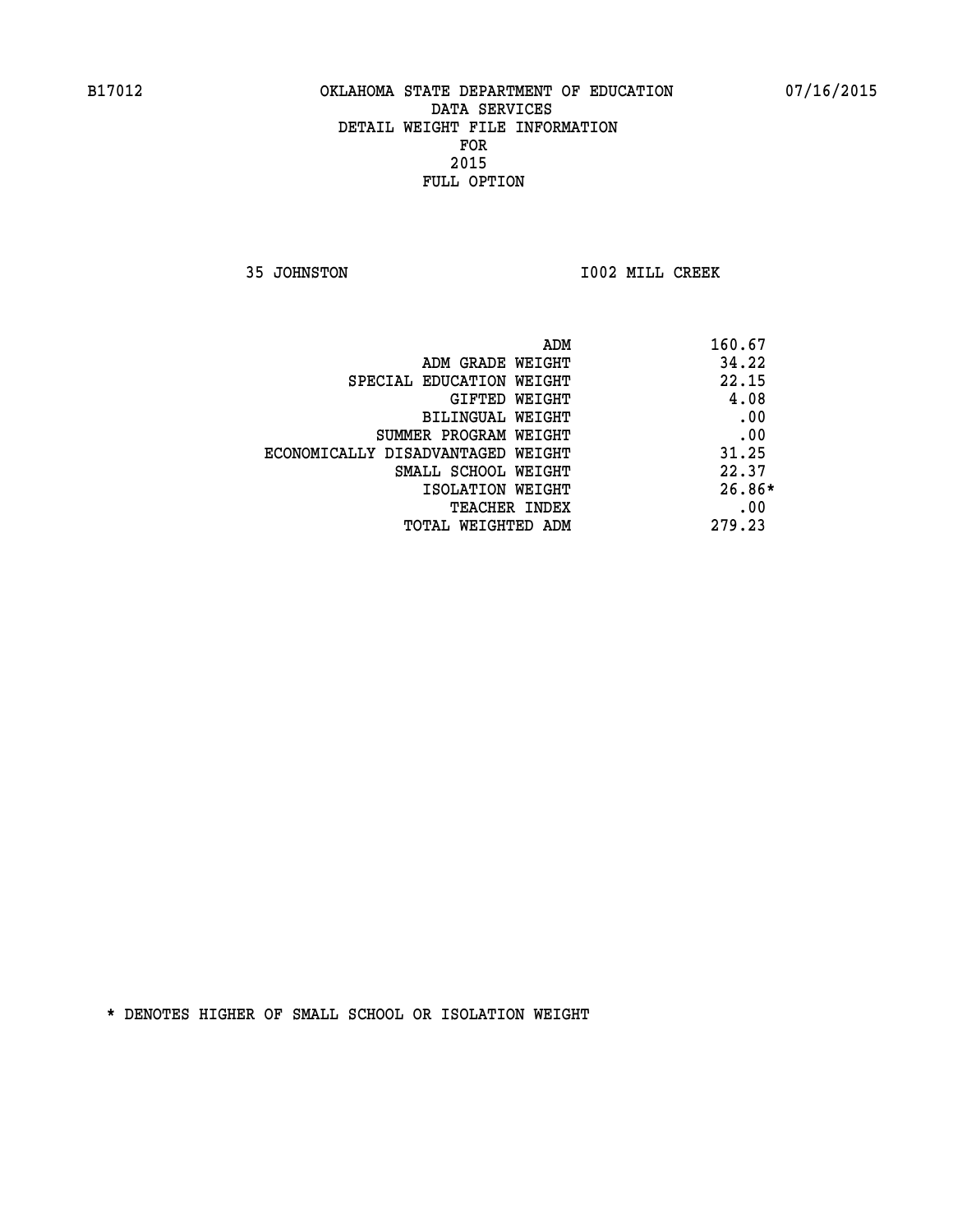B17012 OKLAHOMA STATE DEPARTMENT OF EDUCATION 07/16/2015

DATA SERVICES
DETAIL WEIGHT FILE INFORMATION
FOR
2015
FULL OPTION

35 JOHNSTON I002 MILL CREEK

| | |
|---|---|
| ADM | 160.67 |
| ADM GRADE WEIGHT | 34.22 |
| SPECIAL EDUCATION WEIGHT | 22.15 |
| GIFTED WEIGHT | 4.08 |
| BILINGUAL WEIGHT | .00 |
| SUMMER PROGRAM WEIGHT | .00 |
| ECONOMICALLY DISADVANTAGED WEIGHT | 31.25 |
| SMALL SCHOOL WEIGHT | 22.37 |
| ISOLATION WEIGHT | 26.86* |
| TEACHER INDEX | .00 |
| TOTAL WEIGHTED ADM | 279.23 |

* DENOTES HIGHER OF SMALL SCHOOL OR ISOLATION WEIGHT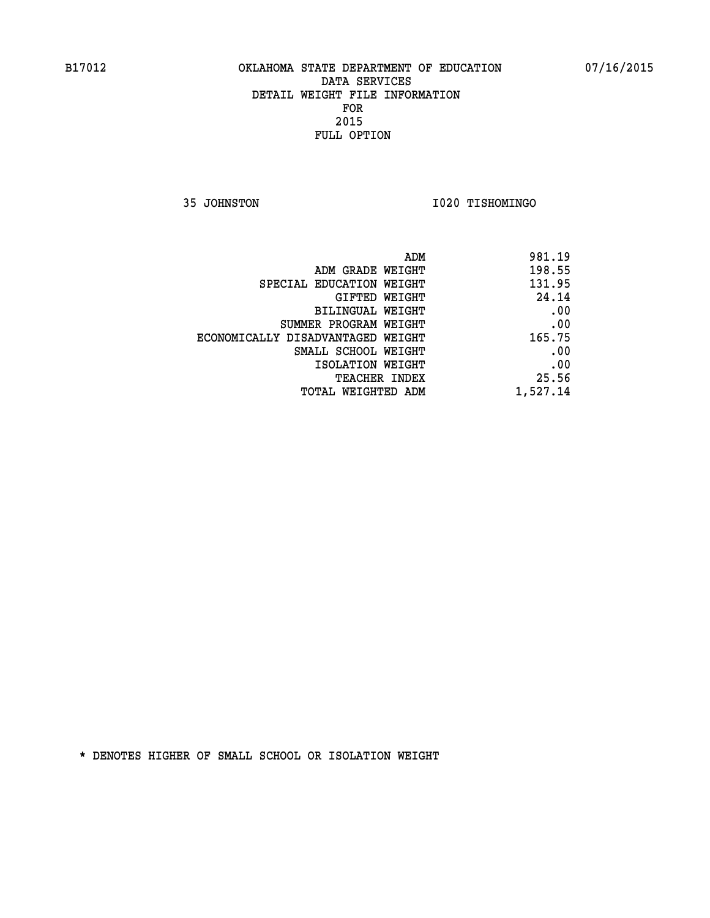B17012 OKLAHOMA STATE DEPARTMENT OF EDUCATION 07/16/2015

DATA SERVICES
DETAIL WEIGHT FILE INFORMATION
FOR
2015
FULL OPTION

35 JOHNSTON I020 TISHOMINGO

| | |
|---|---|
| ADM | 981.19 |
| ADM GRADE WEIGHT | 198.55 |
| SPECIAL EDUCATION WEIGHT | 131.95 |
| GIFTED WEIGHT | 24.14 |
| BILINGUAL WEIGHT | .00 |
| SUMMER PROGRAM WEIGHT | .00 |
| ECONOMICALLY DISADVANTAGED WEIGHT | 165.75 |
| SMALL SCHOOL WEIGHT | .00 |
| ISOLATION WEIGHT | .00 |
| TEACHER INDEX | 25.56 |
| TOTAL WEIGHTED ADM | 1,527.14 |

* DENOTES HIGHER OF SMALL SCHOOL OR ISOLATION WEIGHT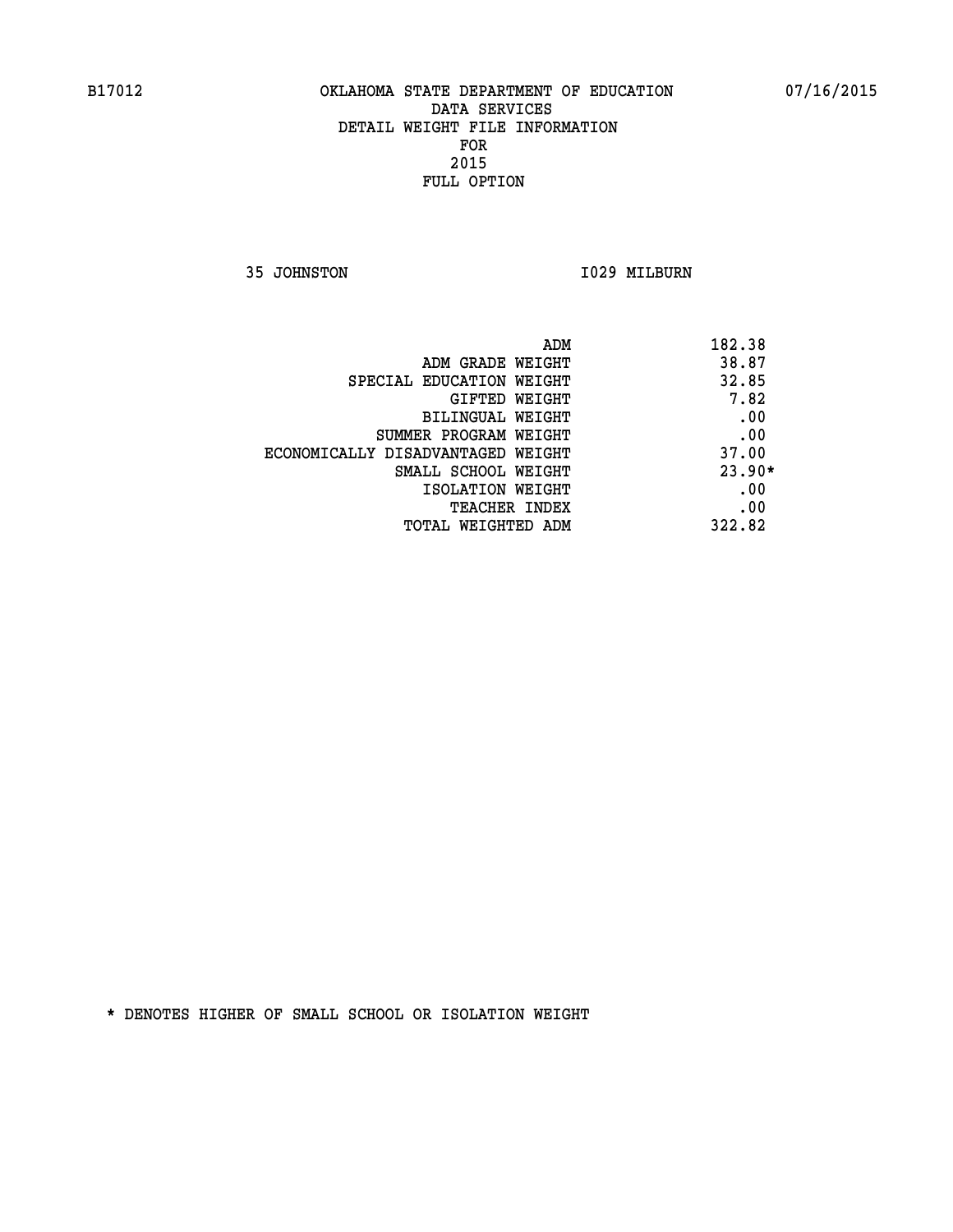B17012 OKLAHOMA STATE DEPARTMENT OF EDUCATION 07/16/2015

DATA SERVICES
DETAIL WEIGHT FILE INFORMATION
FOR
2015
FULL OPTION

35 JOHNSTON I029 MILBURN

| | |
|---|---|
| ADM | 182.38 |
| ADM GRADE WEIGHT | 38.87 |
| SPECIAL EDUCATION WEIGHT | 32.85 |
| GIFTED WEIGHT | 7.82 |
| BILINGUAL WEIGHT | .00 |
| SUMMER PROGRAM WEIGHT | .00 |
| ECONOMICALLY DISADVANTAGED WEIGHT | 37.00 |
| SMALL SCHOOL WEIGHT | 23.90* |
| ISOLATION WEIGHT | .00 |
| TEACHER INDEX | .00 |
| TOTAL WEIGHTED ADM | 322.82 |

* DENOTES HIGHER OF SMALL SCHOOL OR ISOLATION WEIGHT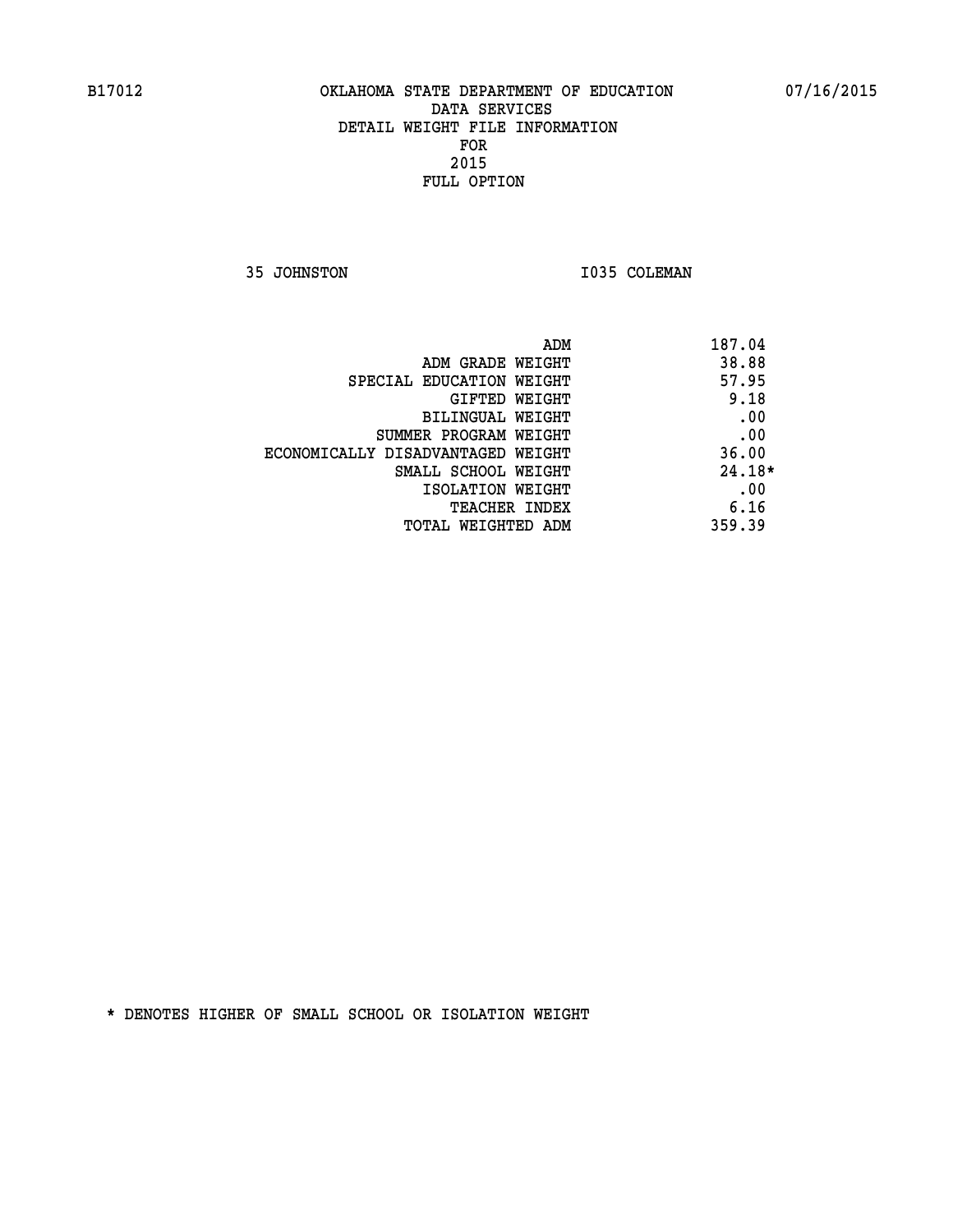B17012 OKLAHOMA STATE DEPARTMENT OF EDUCATION 07/16/2015

DATA SERVICES
DETAIL WEIGHT FILE INFORMATION
FOR
2015
FULL OPTION

35 JOHNSTON I035 COLEMAN

| | |
|---|---|
| ADM | 187.04 |
| ADM GRADE WEIGHT | 38.88 |
| SPECIAL EDUCATION WEIGHT | 57.95 |
| GIFTED WEIGHT | 9.18 |
| BILINGUAL WEIGHT | .00 |
| SUMMER PROGRAM WEIGHT | .00 |
| ECONOMICALLY DISADVANTAGED WEIGHT | 36.00 |
| SMALL SCHOOL WEIGHT | 24.18* |
| ISOLATION WEIGHT | .00 |
| TEACHER INDEX | 6.16 |
| TOTAL WEIGHTED ADM | 359.39 |

* DENOTES HIGHER OF SMALL SCHOOL OR ISOLATION WEIGHT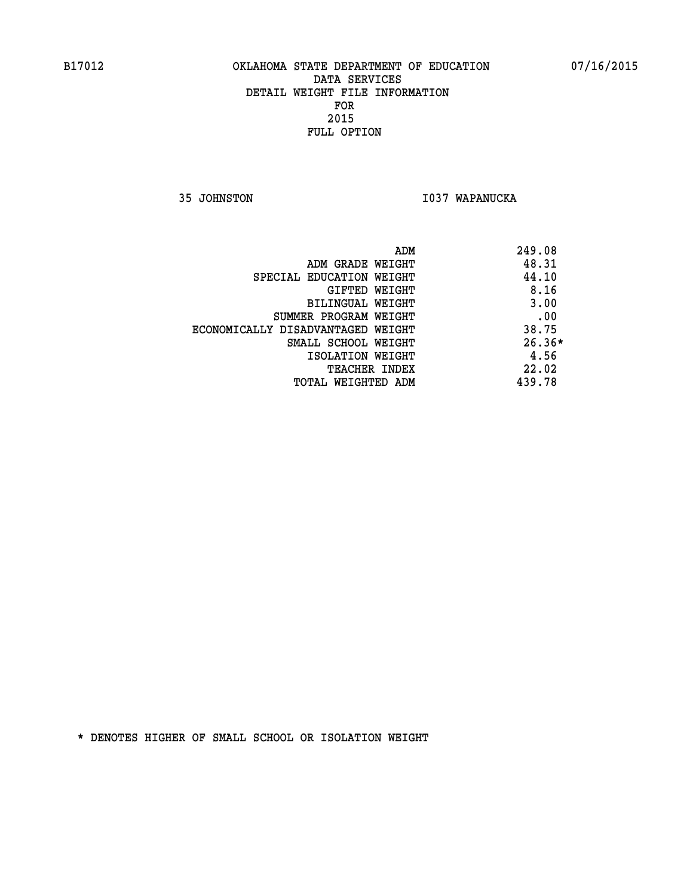B17012 OKLAHOMA STATE DEPARTMENT OF EDUCATION 07/16/2015

DATA SERVICES
DETAIL WEIGHT FILE INFORMATION
FOR
2015
FULL OPTION

35 JOHNSTON I037 WAPANUCKA

| | |
|---|---|
| ADM | 249.08 |
| ADM GRADE WEIGHT | 48.31 |
| SPECIAL EDUCATION WEIGHT | 44.10 |
| GIFTED WEIGHT | 8.16 |
| BILINGUAL WEIGHT | 3.00 |
| SUMMER PROGRAM WEIGHT | .00 |
| ECONOMICALLY DISADVANTAGED WEIGHT | 38.75 |
| SMALL SCHOOL WEIGHT | 26.36* |
| ISOLATION WEIGHT | 4.56 |
| TEACHER INDEX | 22.02 |
| TOTAL WEIGHTED ADM | 439.78 |

* DENOTES HIGHER OF SMALL SCHOOL OR ISOLATION WEIGHT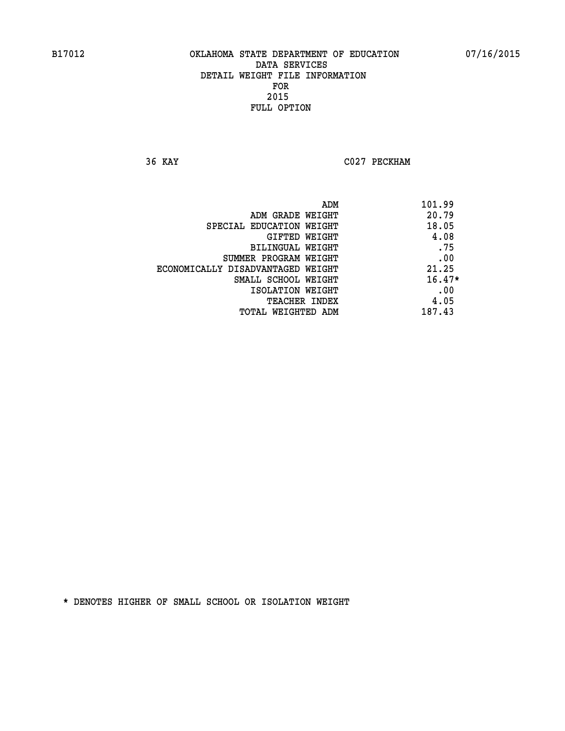B17012 OKLAHOMA STATE DEPARTMENT OF EDUCATION 07/16/2015

DATA SERVICES
DETAIL WEIGHT FILE INFORMATION
FOR
2015
FULL OPTION

36 KAY C027 PECKHAM

| | |
|---|---|
| ADM | 101.99 |
| ADM GRADE WEIGHT | 20.79 |
| SPECIAL EDUCATION WEIGHT | 18.05 |
| GIFTED WEIGHT | 4.08 |
| BILINGUAL WEIGHT | .75 |
| SUMMER PROGRAM WEIGHT | .00 |
| ECONOMICALLY DISADVANTAGED WEIGHT | 21.25 |
| SMALL SCHOOL WEIGHT | 16.47* |
| ISOLATION WEIGHT | .00 |
| TEACHER INDEX | 4.05 |
| TOTAL WEIGHTED ADM | 187.43 |

* DENOTES HIGHER OF SMALL SCHOOL OR ISOLATION WEIGHT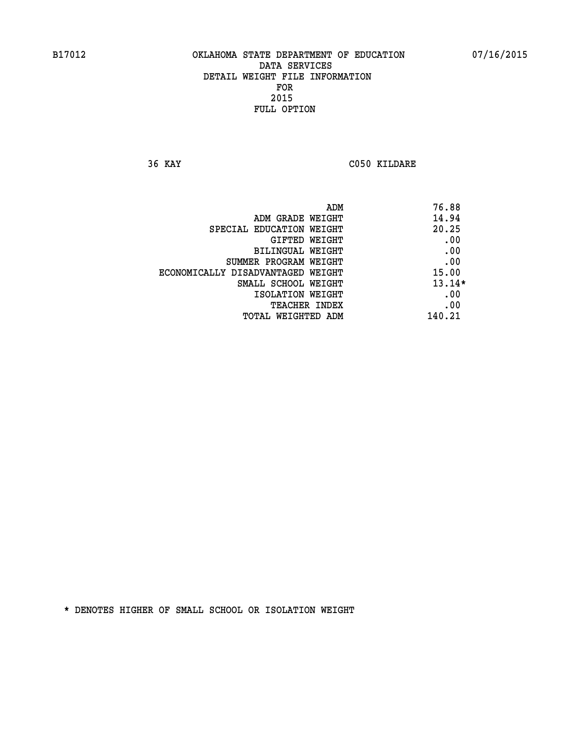B17012 OKLAHOMA STATE DEPARTMENT OF EDUCATION 07/16/2015

DATA SERVICES
DETAIL WEIGHT FILE INFORMATION
FOR
2015
FULL OPTION

36 KAY C050 KILDARE

| | |
|---|---|
| ADM | 76.88 |
| ADM GRADE WEIGHT | 14.94 |
| SPECIAL EDUCATION WEIGHT | 20.25 |
| GIFTED WEIGHT | .00 |
| BILINGUAL WEIGHT | .00 |
| SUMMER PROGRAM WEIGHT | .00 |
| ECONOMICALLY DISADVANTAGED WEIGHT | 15.00 |
| SMALL SCHOOL WEIGHT | 13.14* |
| ISOLATION WEIGHT | .00 |
| TEACHER INDEX | .00 |
| TOTAL WEIGHTED ADM | 140.21 |

* DENOTES HIGHER OF SMALL SCHOOL OR ISOLATION WEIGHT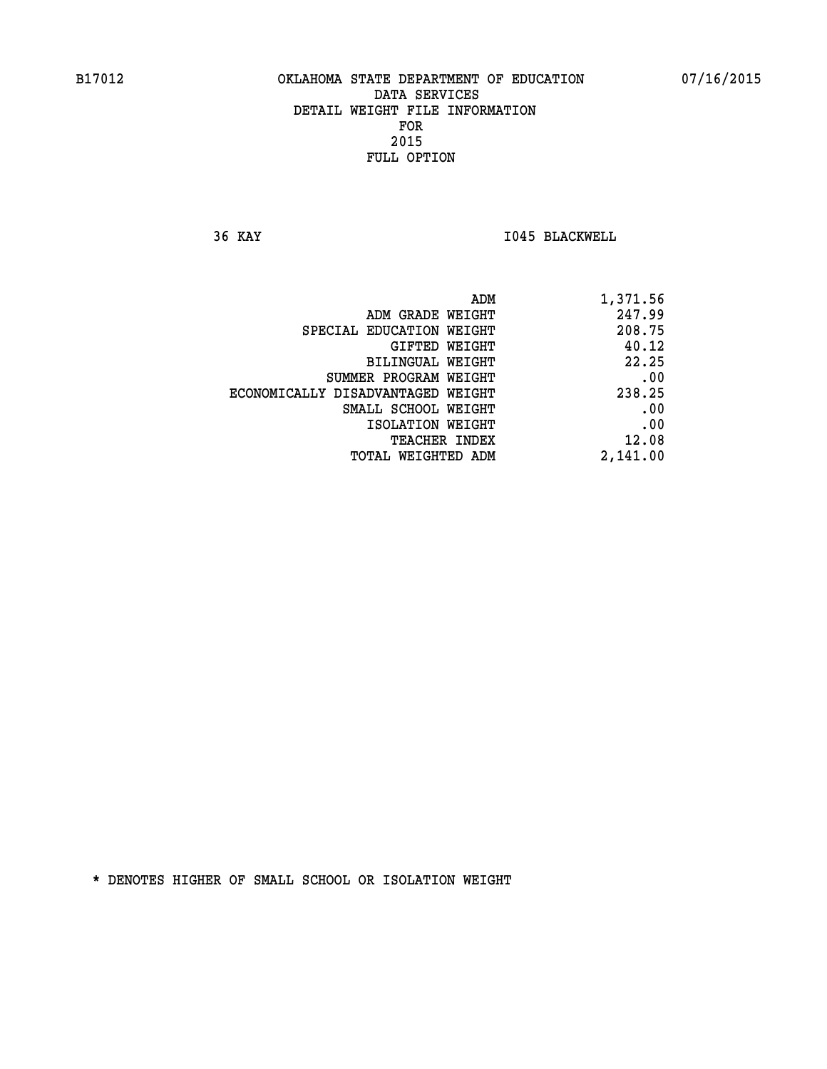B17012 OKLAHOMA STATE DEPARTMENT OF EDUCATION 07/16/2015

DATA SERVICES
DETAIL WEIGHT FILE INFORMATION
FOR
2015
FULL OPTION

36 KAY I045 BLACKWELL

| | |
|---|---|
| ADM | 1,371.56 |
| ADM GRADE WEIGHT | 247.99 |
| SPECIAL EDUCATION WEIGHT | 208.75 |
| GIFTED WEIGHT | 40.12 |
| BILINGUAL WEIGHT | 22.25 |
| SUMMER PROGRAM WEIGHT | .00 |
| ECONOMICALLY DISADVANTAGED WEIGHT | 238.25 |
| SMALL SCHOOL WEIGHT | .00 |
| ISOLATION WEIGHT | .00 |
| TEACHER INDEX | 12.08 |
| TOTAL WEIGHTED ADM | 2,141.00 |

* DENOTES HIGHER OF SMALL SCHOOL OR ISOLATION WEIGHT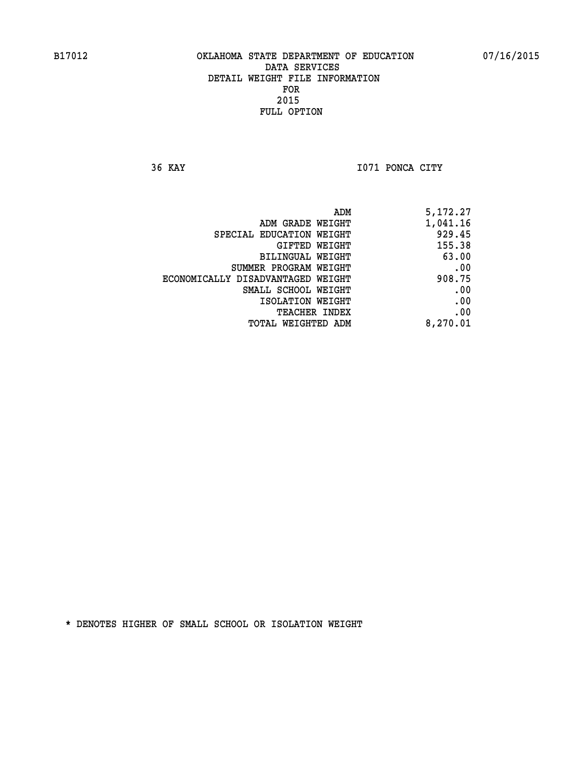B17012 OKLAHOMA STATE DEPARTMENT OF EDUCATION 07/16/2015

DATA SERVICES
DETAIL WEIGHT FILE INFORMATION
FOR
2015
FULL OPTION

36 KAY I071 PONCA CITY

| | |
|---|---|
| ADM | 5,172.27 |
| ADM GRADE WEIGHT | 1,041.16 |
| SPECIAL EDUCATION WEIGHT | 929.45 |
| GIFTED WEIGHT | 155.38 |
| BILINGUAL WEIGHT | 63.00 |
| SUMMER PROGRAM WEIGHT | .00 |
| ECONOMICALLY DISADVANTAGED WEIGHT | 908.75 |
| SMALL SCHOOL WEIGHT | .00 |
| ISOLATION WEIGHT | .00 |
| TEACHER INDEX | .00 |
| TOTAL WEIGHTED ADM | 8,270.01 |

* DENOTES HIGHER OF SMALL SCHOOL OR ISOLATION WEIGHT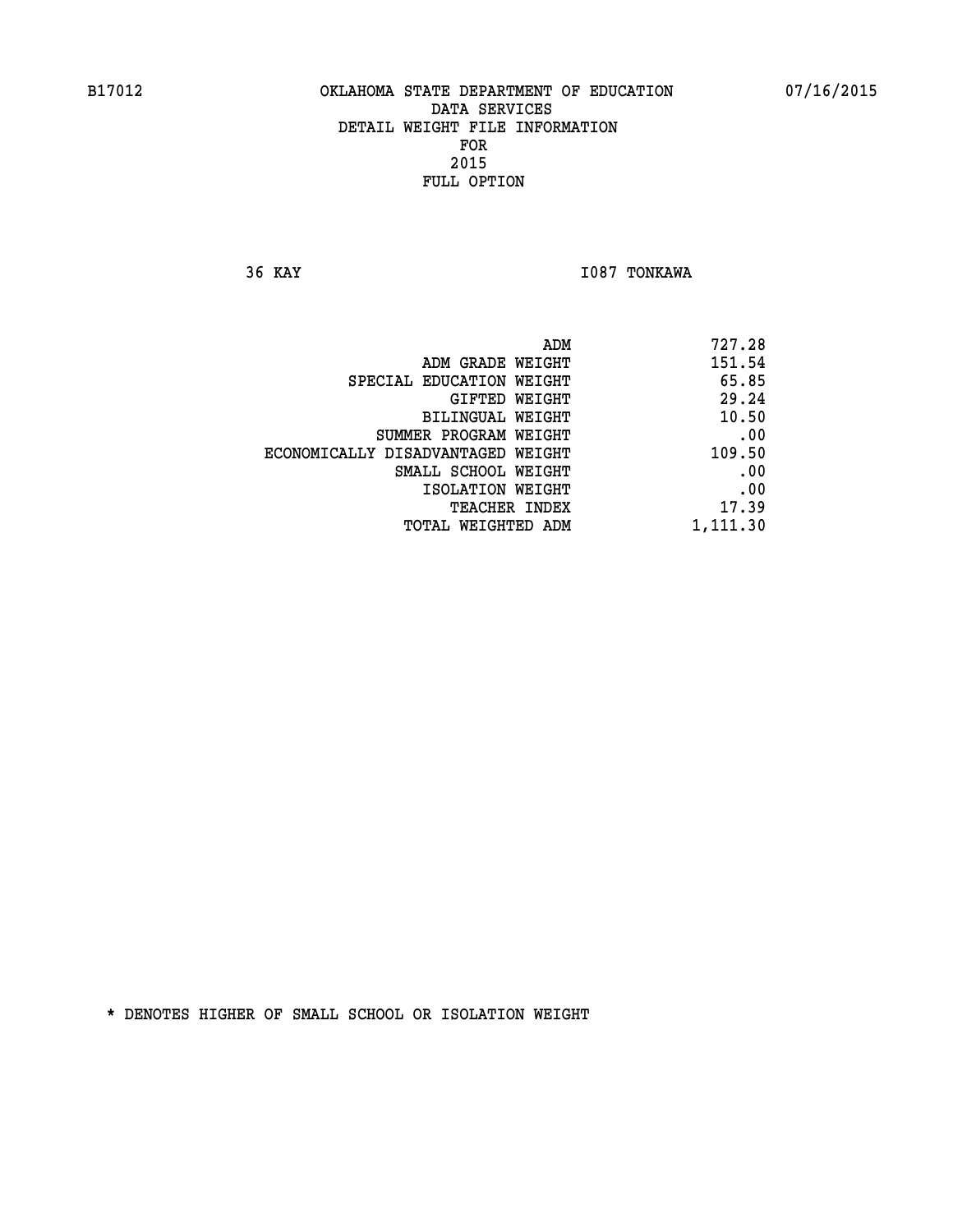B17012 OKLAHOMA STATE DEPARTMENT OF EDUCATION 07/16/2015

DATA SERVICES
DETAIL WEIGHT FILE INFORMATION
FOR
2015
FULL OPTION

36 KAY I087 TONKAWA

| | |
|---|---|
| ADM | 727.28 |
| ADM GRADE WEIGHT | 151.54 |
| SPECIAL EDUCATION WEIGHT | 65.85 |
| GIFTED WEIGHT | 29.24 |
| BILINGUAL WEIGHT | 10.50 |
| SUMMER PROGRAM WEIGHT | .00 |
| ECONOMICALLY DISADVANTAGED WEIGHT | 109.50 |
| SMALL SCHOOL WEIGHT | .00 |
| ISOLATION WEIGHT | .00 |
| TEACHER INDEX | 17.39 |
| TOTAL WEIGHTED ADM | 1,111.30 |

* DENOTES HIGHER OF SMALL SCHOOL OR ISOLATION WEIGHT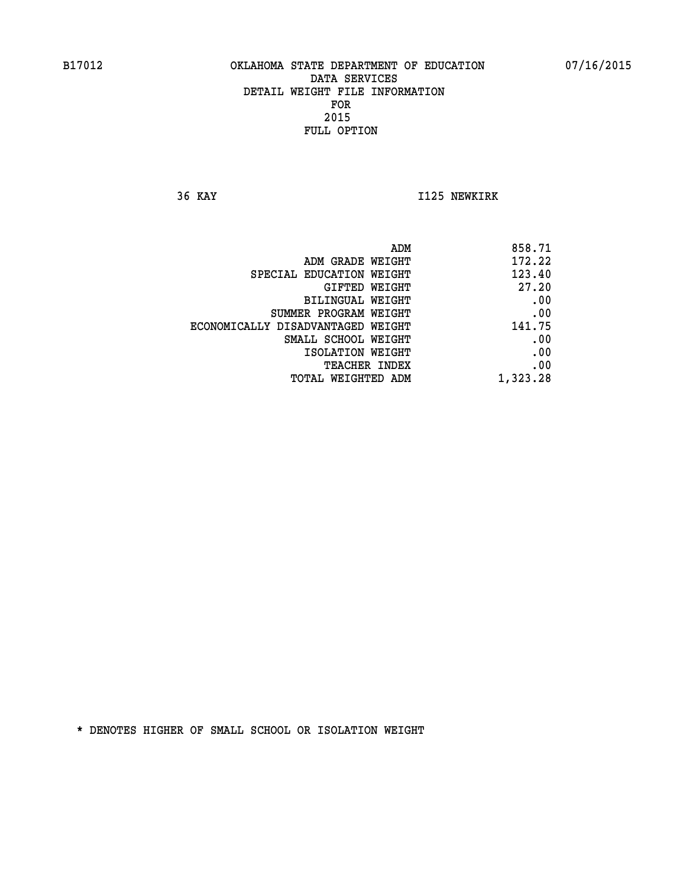B17012 OKLAHOMA STATE DEPARTMENT OF EDUCATION 07/16/2015

DATA SERVICES
DETAIL WEIGHT FILE INFORMATION
FOR
2015
FULL OPTION

36 KAY I125 NEWKIRK

| | |
|---|---|
| ADM | 858.71 |
| ADM GRADE WEIGHT | 172.22 |
| SPECIAL EDUCATION WEIGHT | 123.40 |
| GIFTED WEIGHT | 27.20 |
| BILINGUAL WEIGHT | .00 |
| SUMMER PROGRAM WEIGHT | .00 |
| ECONOMICALLY DISADVANTAGED WEIGHT | 141.75 |
| SMALL SCHOOL WEIGHT | .00 |
| ISOLATION WEIGHT | .00 |
| TEACHER INDEX | .00 |
| TOTAL WEIGHTED ADM | 1,323.28 |

* DENOTES HIGHER OF SMALL SCHOOL OR ISOLATION WEIGHT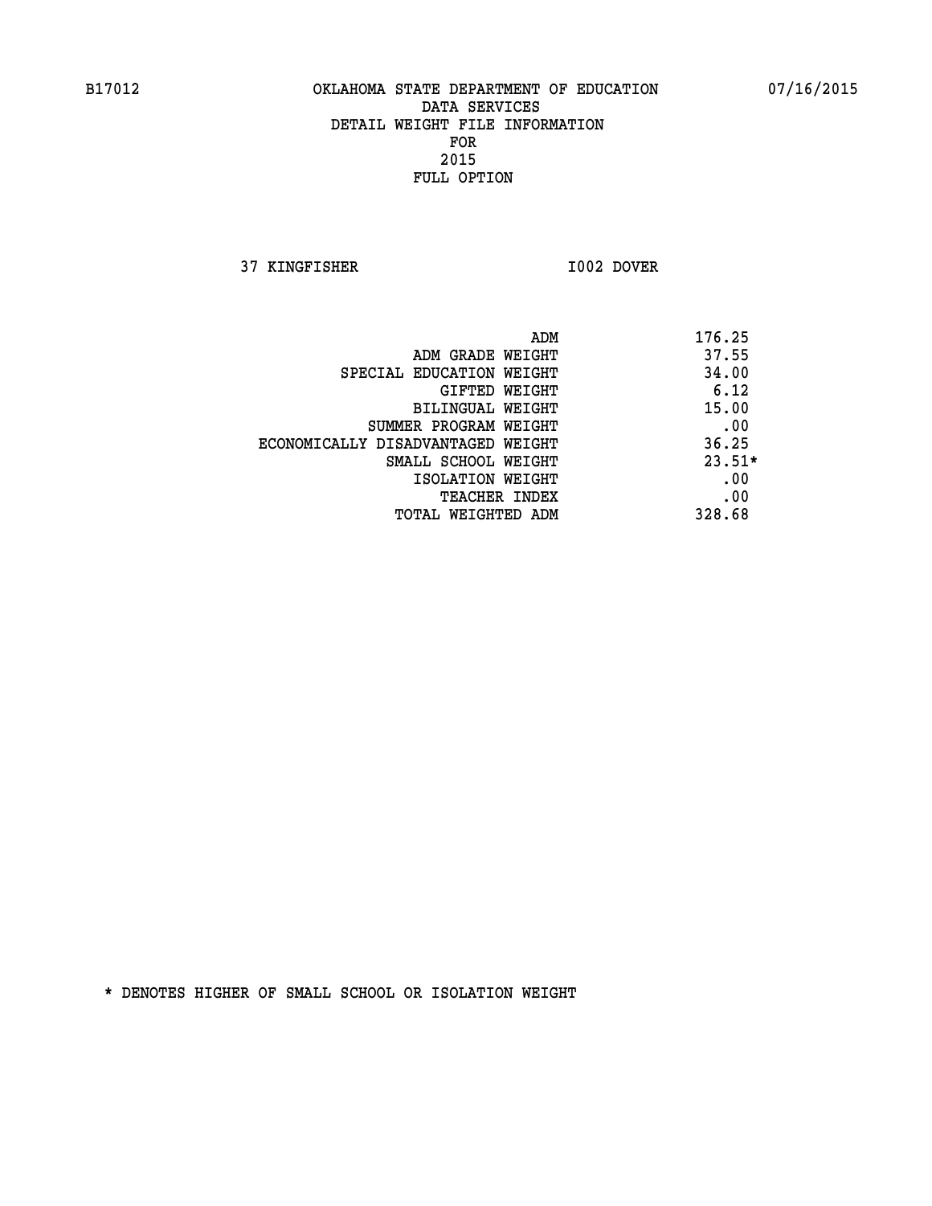B17012 OKLAHOMA STATE DEPARTMENT OF EDUCATION 07/16/2015

DATA SERVICES
DETAIL WEIGHT FILE INFORMATION
FOR
2015
FULL OPTION

37 KINGFISHER I002 DOVER

| | |
|---|---|
| ADM | 176.25 |
| ADM GRADE WEIGHT | 37.55 |
| SPECIAL EDUCATION WEIGHT | 34.00 |
| GIFTED WEIGHT | 6.12 |
| BILINGUAL WEIGHT | 15.00 |
| SUMMER PROGRAM WEIGHT | .00 |
| ECONOMICALLY DISADVANTAGED WEIGHT | 36.25 |
| SMALL SCHOOL WEIGHT | 23.51* |
| ISOLATION WEIGHT | .00 |
| TEACHER INDEX | .00 |
| TOTAL WEIGHTED ADM | 328.68 |

* DENOTES HIGHER OF SMALL SCHOOL OR ISOLATION WEIGHT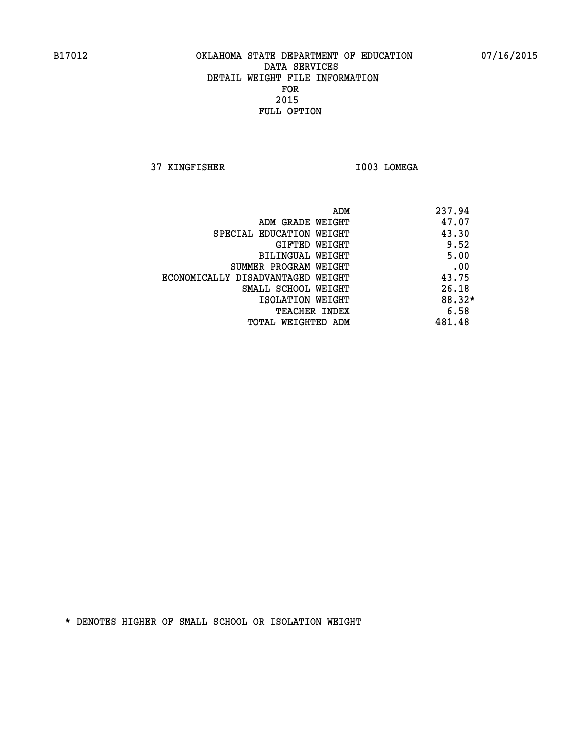B17012 OKLAHOMA STATE DEPARTMENT OF EDUCATION 07/16/2015

DATA SERVICES
DETAIL WEIGHT FILE INFORMATION
FOR
2015
FULL OPTION

37 KINGFISHER I003 LOMEGA

| | |
|---|---|
| ADM | 237.94 |
| ADM GRADE WEIGHT | 47.07 |
| SPECIAL EDUCATION WEIGHT | 43.30 |
| GIFTED WEIGHT | 9.52 |
| BILINGUAL WEIGHT | 5.00 |
| SUMMER PROGRAM WEIGHT | .00 |
| ECONOMICALLY DISADVANTAGED WEIGHT | 43.75 |
| SMALL SCHOOL WEIGHT | 26.18 |
| ISOLATION WEIGHT | 88.32* |
| TEACHER INDEX | 6.58 |
| TOTAL WEIGHTED ADM | 481.48 |

* DENOTES HIGHER OF SMALL SCHOOL OR ISOLATION WEIGHT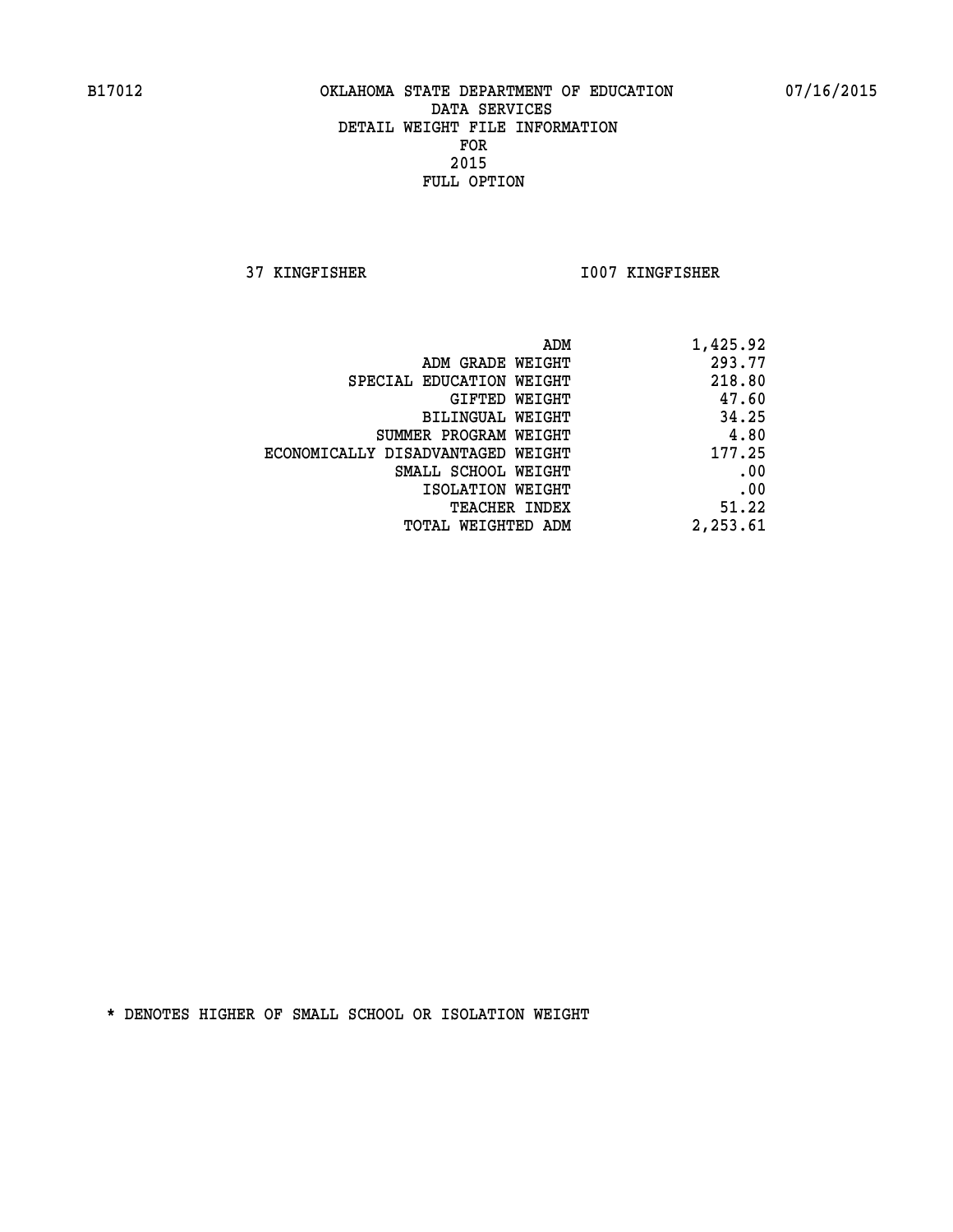B17012 OKLAHOMA STATE DEPARTMENT OF EDUCATION 07/16/2015

DATA SERVICES
DETAIL WEIGHT FILE INFORMATION
FOR
2015
FULL OPTION

37 KINGFISHER I007 KINGFISHER

| | |
|---|---|
| ADM | 1,425.92 |
| ADM GRADE WEIGHT | 293.77 |
| SPECIAL EDUCATION WEIGHT | 218.80 |
| GIFTED WEIGHT | 47.60 |
| BILINGUAL WEIGHT | 34.25 |
| SUMMER PROGRAM WEIGHT | 4.80 |
| ECONOMICALLY DISADVANTAGED WEIGHT | 177.25 |
| SMALL SCHOOL WEIGHT | .00 |
| ISOLATION WEIGHT | .00 |
| TEACHER INDEX | 51.22 |
| TOTAL WEIGHTED ADM | 2,253.61 |

* DENOTES HIGHER OF SMALL SCHOOL OR ISOLATION WEIGHT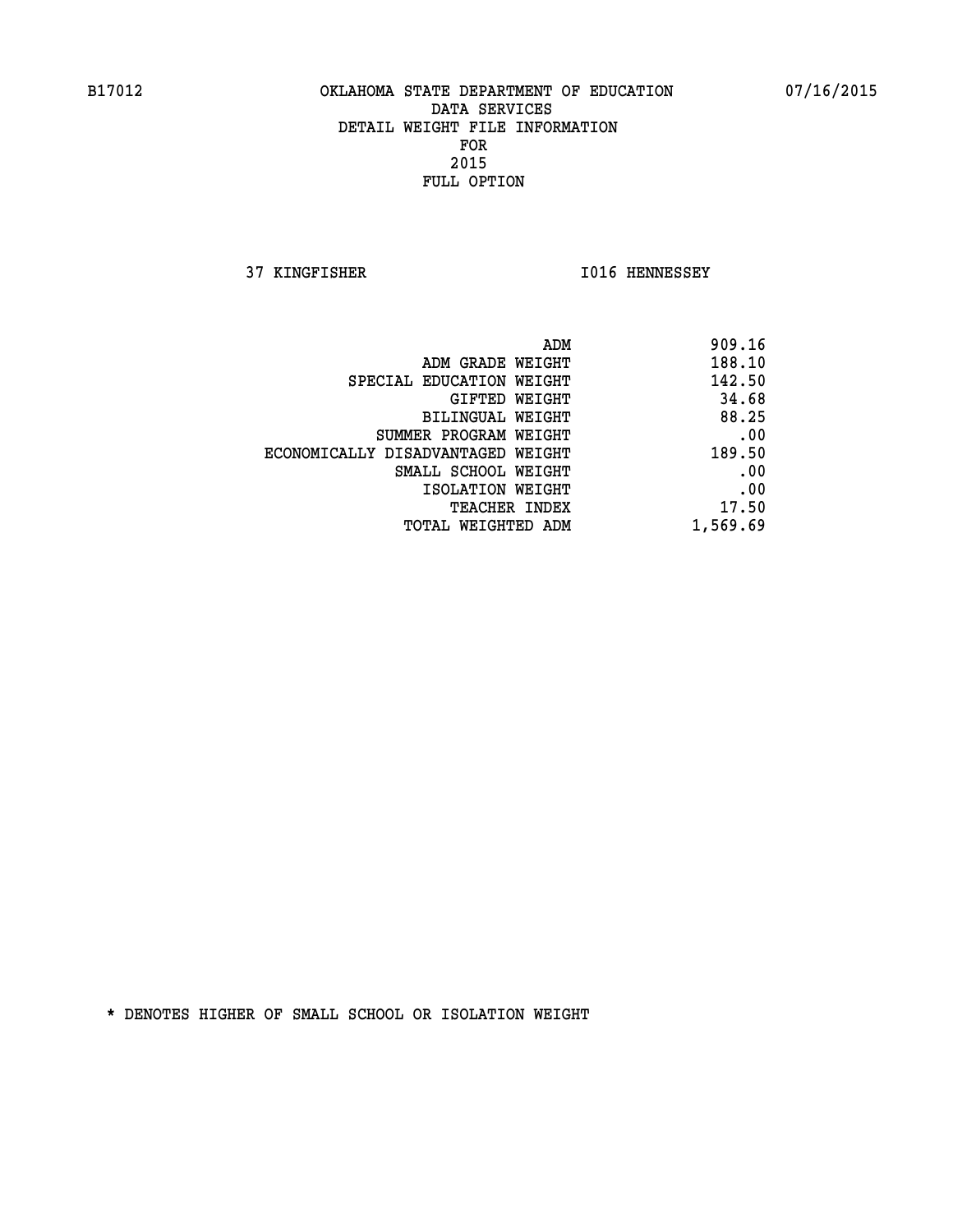B17012 OKLAHOMA STATE DEPARTMENT OF EDUCATION 07/16/2015

DATA SERVICES
DETAIL WEIGHT FILE INFORMATION
FOR
2015
FULL OPTION

37 KINGFISHER I016 HENNESSEY

| | |
|---|---|
| ADM | 909.16 |
| ADM GRADE WEIGHT | 188.10 |
| SPECIAL EDUCATION WEIGHT | 142.50 |
| GIFTED WEIGHT | 34.68 |
| BILINGUAL WEIGHT | 88.25 |
| SUMMER PROGRAM WEIGHT | .00 |
| ECONOMICALLY DISADVANTAGED WEIGHT | 189.50 |
| SMALL SCHOOL WEIGHT | .00 |
| ISOLATION WEIGHT | .00 |
| TEACHER INDEX | 17.50 |
| TOTAL WEIGHTED ADM | 1,569.69 |

* DENOTES HIGHER OF SMALL SCHOOL OR ISOLATION WEIGHT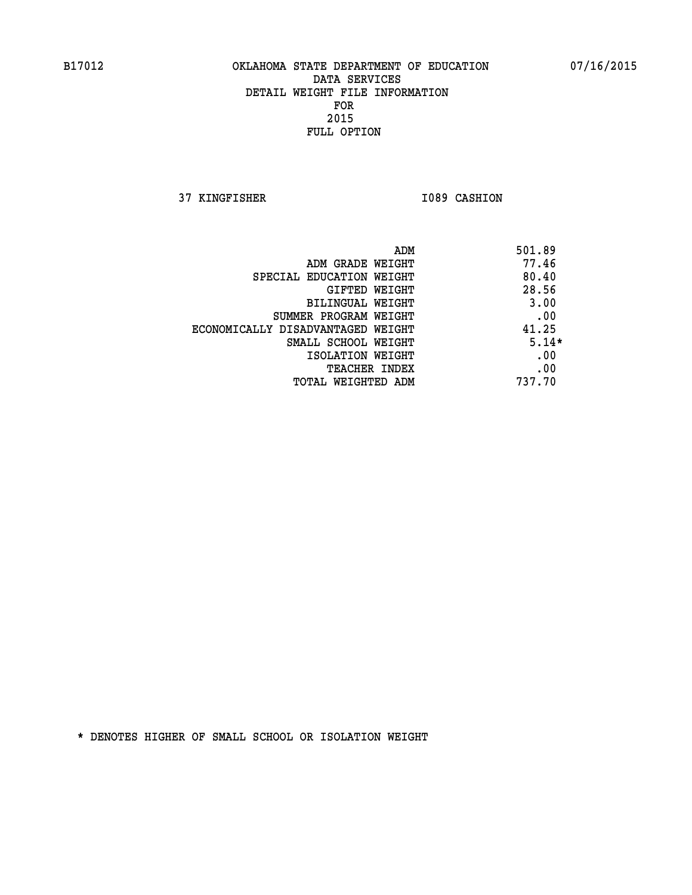B17012 OKLAHOMA STATE DEPARTMENT OF EDUCATION 07/16/2015

DATA SERVICES
DETAIL WEIGHT FILE INFORMATION
FOR
2015
FULL OPTION

37 KINGFISHER I089 CASHION

| | |
|---|---|
| ADM | 501.89 |
| ADM GRADE WEIGHT | 77.46 |
| SPECIAL EDUCATION WEIGHT | 80.40 |
| GIFTED WEIGHT | 28.56 |
| BILINGUAL WEIGHT | 3.00 |
| SUMMER PROGRAM WEIGHT | .00 |
| ECONOMICALLY DISADVANTAGED WEIGHT | 41.25 |
| SMALL SCHOOL WEIGHT | 5.14* |
| ISOLATION WEIGHT | .00 |
| TEACHER INDEX | .00 |
| TOTAL WEIGHTED ADM | 737.70 |

* DENOTES HIGHER OF SMALL SCHOOL OR ISOLATION WEIGHT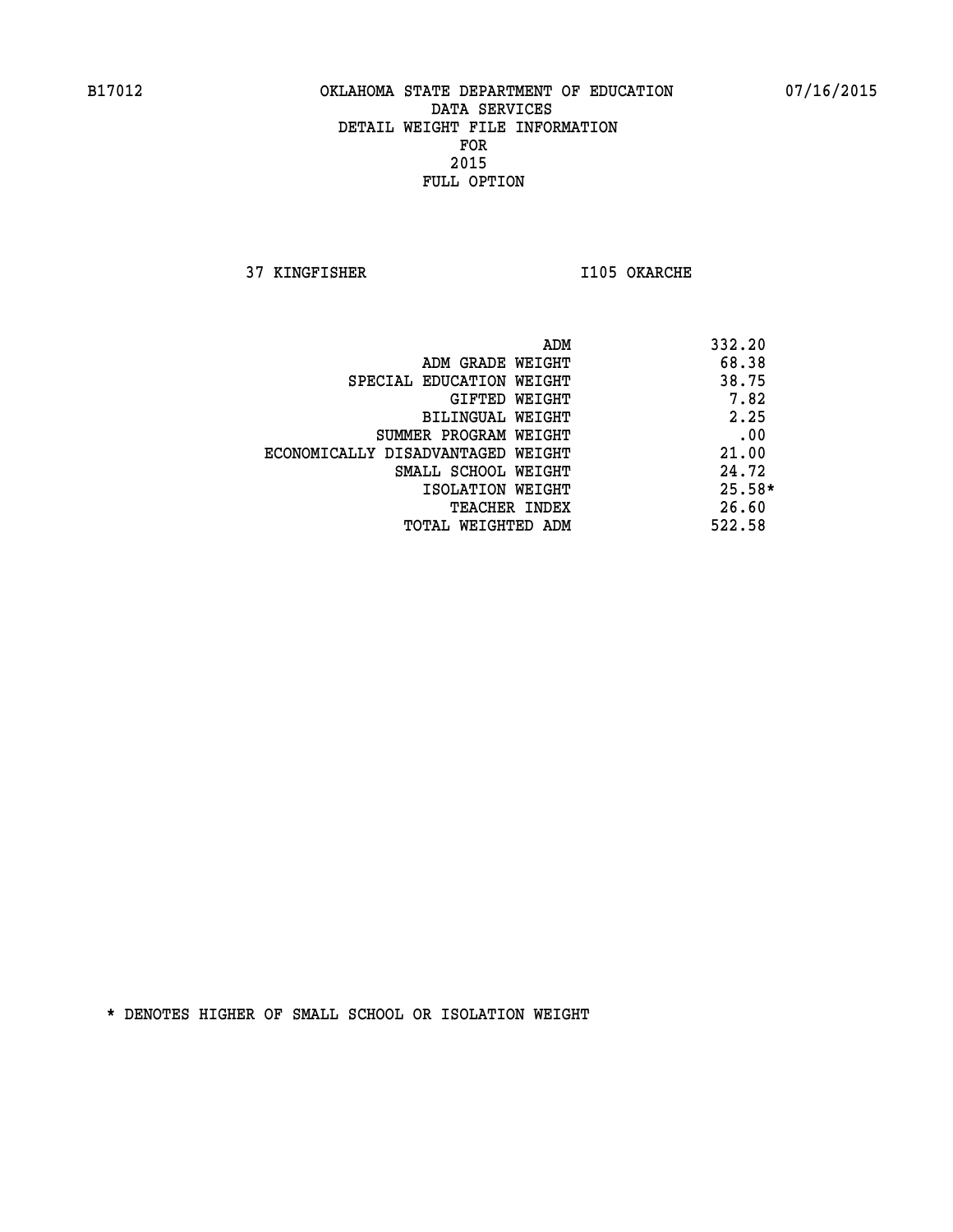B17012 OKLAHOMA STATE DEPARTMENT OF EDUCATION 07/16/2015

DATA SERVICES
DETAIL WEIGHT FILE INFORMATION
FOR
2015
FULL OPTION

37 KINGFISHER I105 OKARCHE

| | |
|---|---|
| ADM | 332.20 |
| ADM GRADE WEIGHT | 68.38 |
| SPECIAL EDUCATION WEIGHT | 38.75 |
| GIFTED WEIGHT | 7.82 |
| BILINGUAL WEIGHT | 2.25 |
| SUMMER PROGRAM WEIGHT | .00 |
| ECONOMICALLY DISADVANTAGED WEIGHT | 21.00 |
| SMALL SCHOOL WEIGHT | 24.72 |
| ISOLATION WEIGHT | 25.58* |
| TEACHER INDEX | 26.60 |
| TOTAL WEIGHTED ADM | 522.58 |

* DENOTES HIGHER OF SMALL SCHOOL OR ISOLATION WEIGHT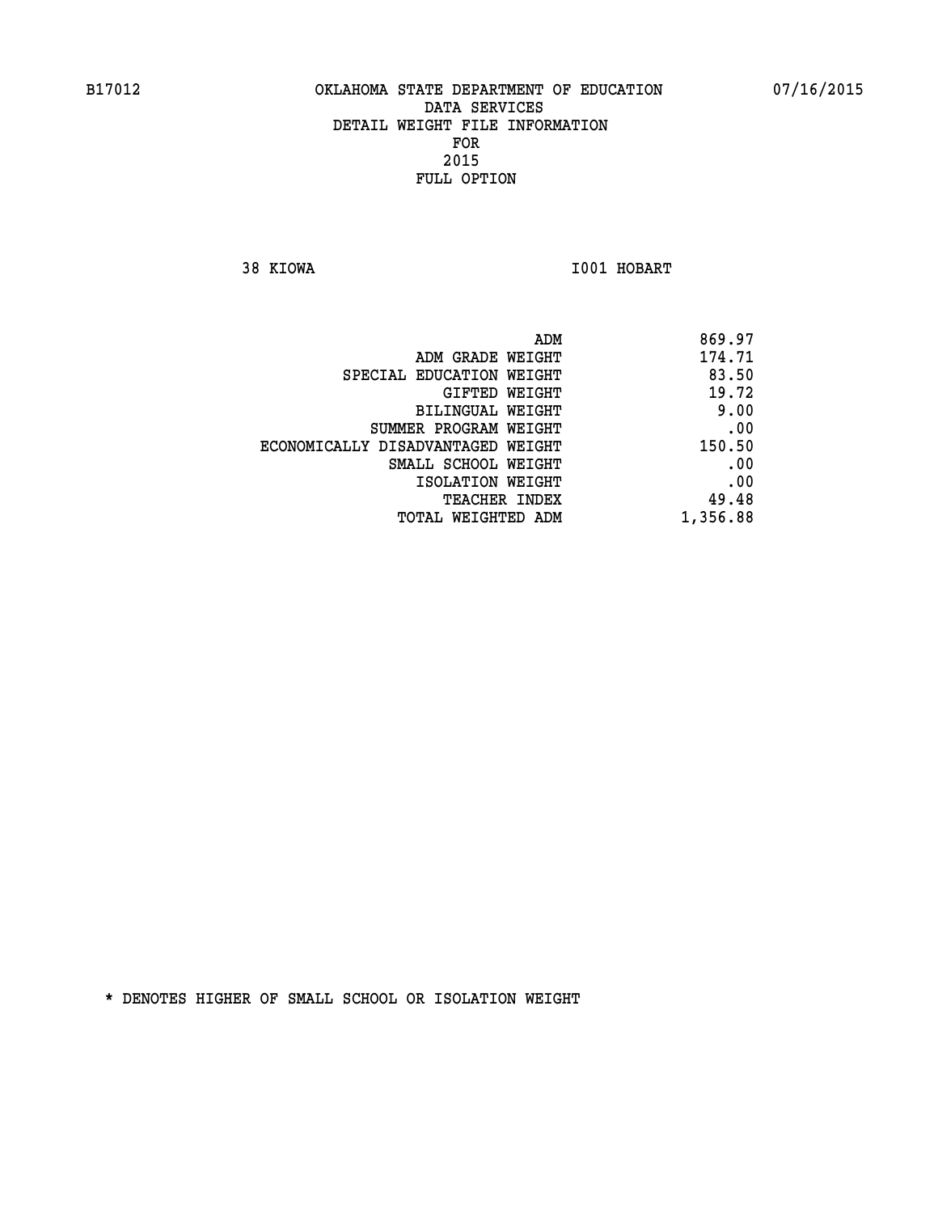B17012 OKLAHOMA STATE DEPARTMENT OF EDUCATION 07/16/2015

DATA SERVICES

DETAIL WEIGHT FILE INFORMATION

FOR

2015

FULL OPTION

38 KIOWA I001 HOBART

| | |
|---|---|
| ADM | 869.97 |
| ADM GRADE WEIGHT | 174.71 |
| SPECIAL EDUCATION WEIGHT | 83.50 |
| GIFTED WEIGHT | 19.72 |
| BILINGUAL WEIGHT | 9.00 |
| SUMMER PROGRAM WEIGHT | .00 |
| ECONOMICALLY DISADVANTAGED WEIGHT | 150.50 |
| SMALL SCHOOL WEIGHT | .00 |
| ISOLATION WEIGHT | .00 |
| TEACHER INDEX | 49.48 |
| TOTAL WEIGHTED ADM | 1,356.88 |

* DENOTES HIGHER OF SMALL SCHOOL OR ISOLATION WEIGHT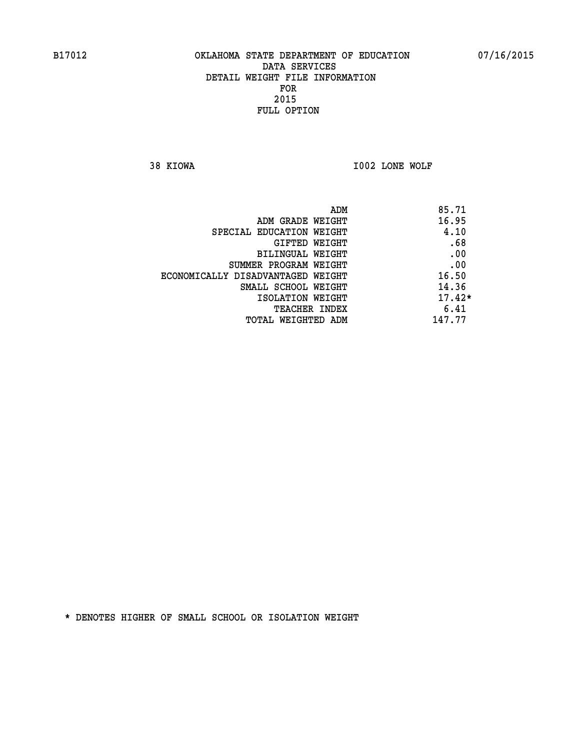OKLAHOMA STATE DEPARTMENT OF EDUCATION
DATA SERVICES
DETAIL WEIGHT FILE INFORMATION
FOR
2015
FULL OPTION

38 KIOWA I002 LONE WOLF

| | |
|---|---|
| ADM | 85.71 |
| ADM GRADE WEIGHT | 16.95 |
| SPECIAL EDUCATION WEIGHT | 4.10 |
| GIFTED WEIGHT | .68 |
| BILINGUAL WEIGHT | .00 |
| SUMMER PROGRAM WEIGHT | .00 |
| ECONOMICALLY DISADVANTAGED WEIGHT | 16.50 |
| SMALL SCHOOL WEIGHT | 14.36 |
| ISOLATION WEIGHT | 17.42* |
| TEACHER INDEX | 6.41 |
| TOTAL WEIGHTED ADM | 147.77 |

* DENOTES HIGHER OF SMALL SCHOOL OR ISOLATION WEIGHT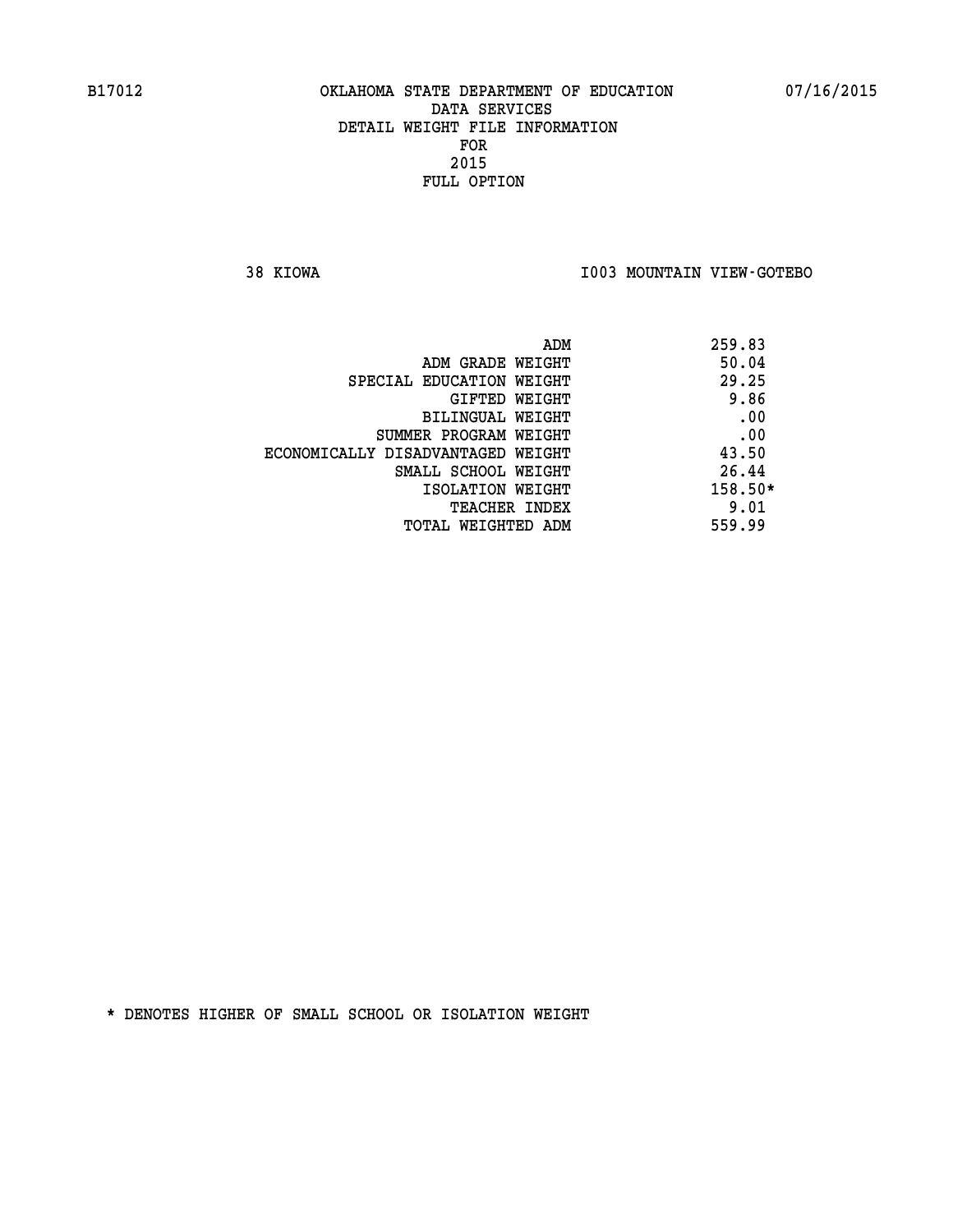B17012 OKLAHOMA STATE DEPARTMENT OF EDUCATION 07/16/2015

DATA SERVICES
DETAIL WEIGHT FILE INFORMATION
FOR
2015
FULL OPTION

38 KIOWA I003 MOUNTAIN VIEW-GOTEBO

| | |
|---|---|
| ADM | 259.83 |
| ADM GRADE WEIGHT | 50.04 |
| SPECIAL EDUCATION WEIGHT | 29.25 |
| GIFTED WEIGHT | 9.86 |
| BILINGUAL WEIGHT | .00 |
| SUMMER PROGRAM WEIGHT | .00 |
| ECONOMICALLY DISADVANTAGED WEIGHT | 43.50 |
| SMALL SCHOOL WEIGHT | 26.44 |
| ISOLATION WEIGHT | 158.50* |
| TEACHER INDEX | 9.01 |
| TOTAL WEIGHTED ADM | 559.99 |

* DENOTES HIGHER OF SMALL SCHOOL OR ISOLATION WEIGHT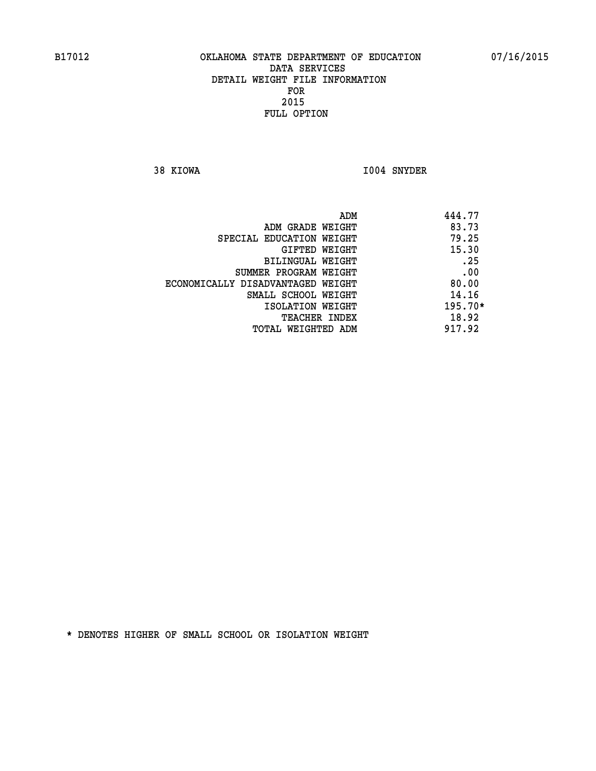B17012 OKLAHOMA STATE DEPARTMENT OF EDUCATION 07/16/2015

DATA SERVICES
DETAIL WEIGHT FILE INFORMATION
FOR
2015
FULL OPTION

38 KIOWA I004 SNYDER

| | |
|---|---|
| ADM | 444.77 |
| ADM GRADE WEIGHT | 83.73 |
| SPECIAL EDUCATION WEIGHT | 79.25 |
| GIFTED WEIGHT | 15.30 |
| BILINGUAL WEIGHT | .25 |
| SUMMER PROGRAM WEIGHT | .00 |
| ECONOMICALLY DISADVANTAGED WEIGHT | 80.00 |
| SMALL SCHOOL WEIGHT | 14.16 |
| ISOLATION WEIGHT | 195.70* |
| TEACHER INDEX | 18.92 |
| TOTAL WEIGHTED ADM | 917.92 |

* DENOTES HIGHER OF SMALL SCHOOL OR ISOLATION WEIGHT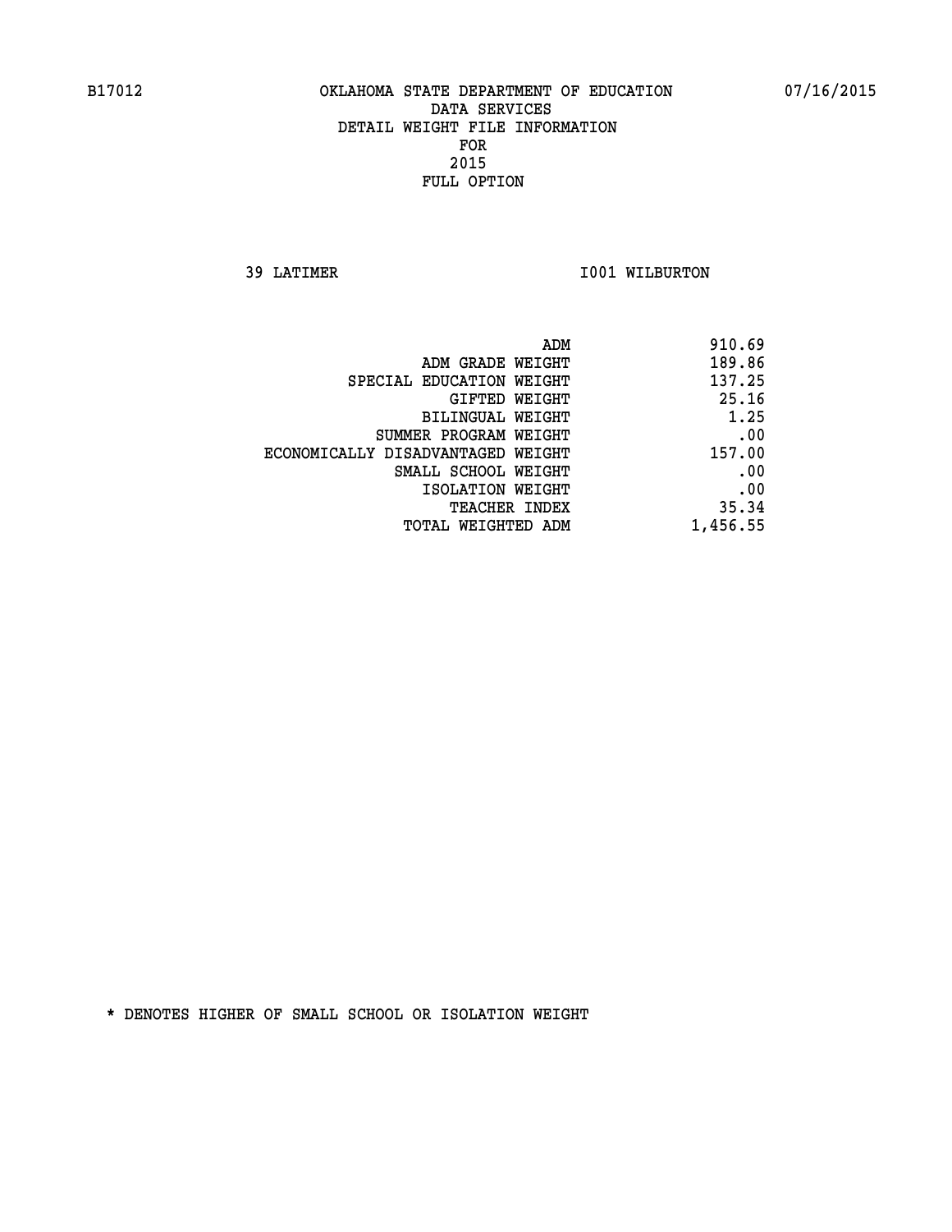B17012 OKLAHOMA STATE DEPARTMENT OF EDUCATION 07/16/2015

DATA SERVICES
DETAIL WEIGHT FILE INFORMATION
FOR
2015
FULL OPTION

39 LATIMER I001 WILBURTON

| | |
|---|---|
| ADM | 910.69 |
| ADM GRADE WEIGHT | 189.86 |
| SPECIAL EDUCATION WEIGHT | 137.25 |
| GIFTED WEIGHT | 25.16 |
| BILINGUAL WEIGHT | 1.25 |
| SUMMER PROGRAM WEIGHT | .00 |
| ECONOMICALLY DISADVANTAGED WEIGHT | 157.00 |
| SMALL SCHOOL WEIGHT | .00 |
| ISOLATION WEIGHT | .00 |
| TEACHER INDEX | 35.34 |
| TOTAL WEIGHTED ADM | 1,456.55 |

* DENOTES HIGHER OF SMALL SCHOOL OR ISOLATION WEIGHT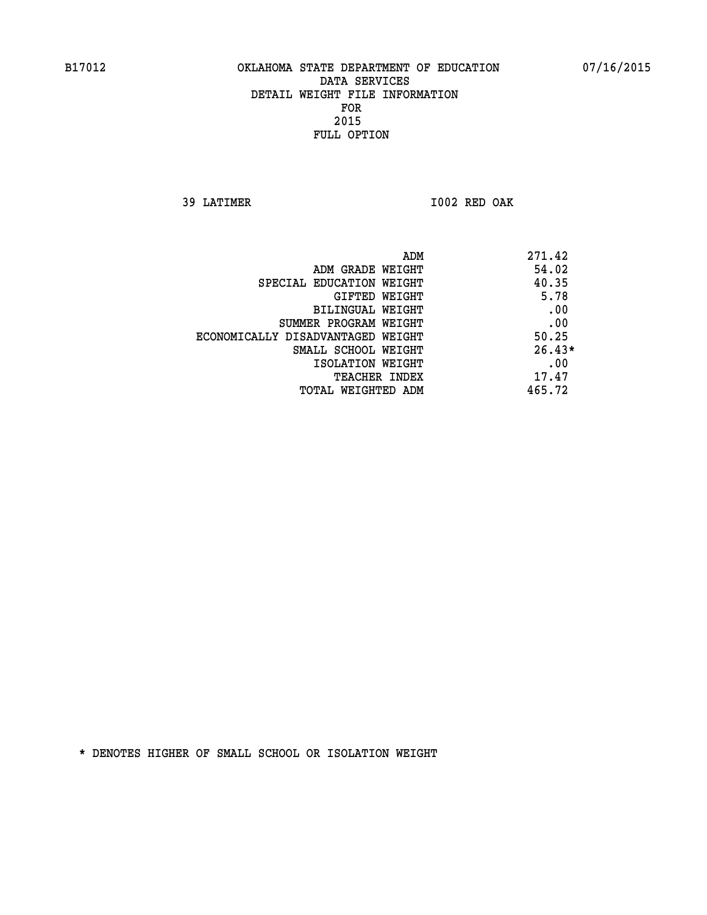B17012 OKLAHOMA STATE DEPARTMENT OF EDUCATION 07/16/2015

DATA SERVICES
DETAIL WEIGHT FILE INFORMATION
FOR
2015
FULL OPTION

39 LATIMER I002 RED OAK

| | |
|---|---|
| ADM | 271.42 |
| ADM GRADE WEIGHT | 54.02 |
| SPECIAL EDUCATION WEIGHT | 40.35 |
| GIFTED WEIGHT | 5.78 |
| BILINGUAL WEIGHT | .00 |
| SUMMER PROGRAM WEIGHT | .00 |
| ECONOMICALLY DISADVANTAGED WEIGHT | 50.25 |
| SMALL SCHOOL WEIGHT | 26.43* |
| ISOLATION WEIGHT | .00 |
| TEACHER INDEX | 17.47 |
| TOTAL WEIGHTED ADM | 465.72 |

* DENOTES HIGHER OF SMALL SCHOOL OR ISOLATION WEIGHT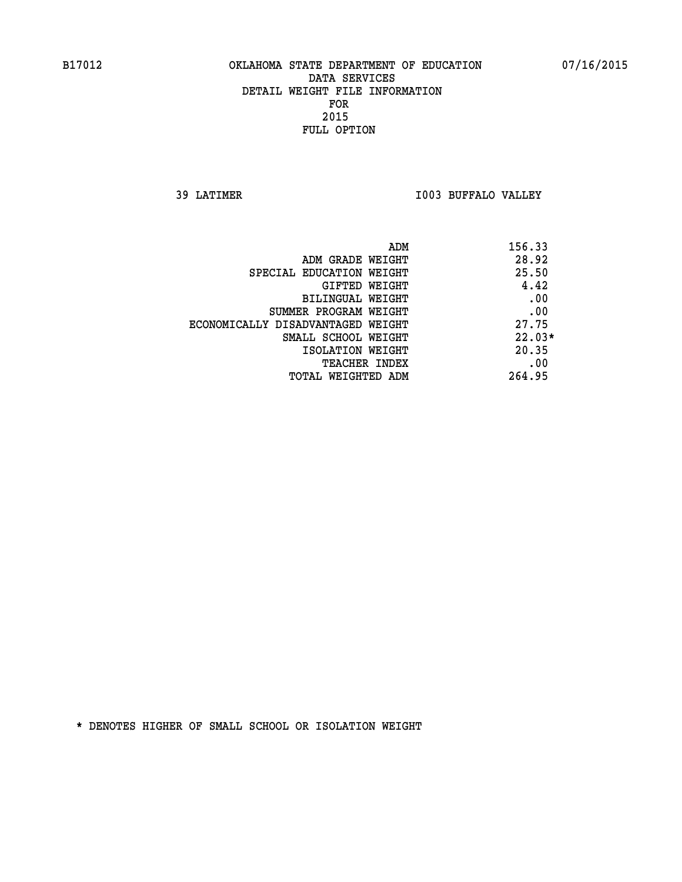B17012 OKLAHOMA STATE DEPARTMENT OF EDUCATION 07/16/2015

DATA SERVICES

DETAIL WEIGHT FILE INFORMATION

FOR

2015

FULL OPTION

39 LATIMER I003 BUFFALO VALLEY

| | |
|---|---|
| ADM | 156.33 |
| ADM GRADE WEIGHT | 28.92 |
| SPECIAL EDUCATION WEIGHT | 25.50 |
| GIFTED WEIGHT | 4.42 |
| BILINGUAL WEIGHT | .00 |
| SUMMER PROGRAM WEIGHT | .00 |
| ECONOMICALLY DISADVANTAGED WEIGHT | 27.75 |
| SMALL SCHOOL WEIGHT | 22.03* |
| ISOLATION WEIGHT | 20.35 |
| TEACHER INDEX | .00 |
| TOTAL WEIGHTED ADM | 264.95 |

* DENOTES HIGHER OF SMALL SCHOOL OR ISOLATION WEIGHT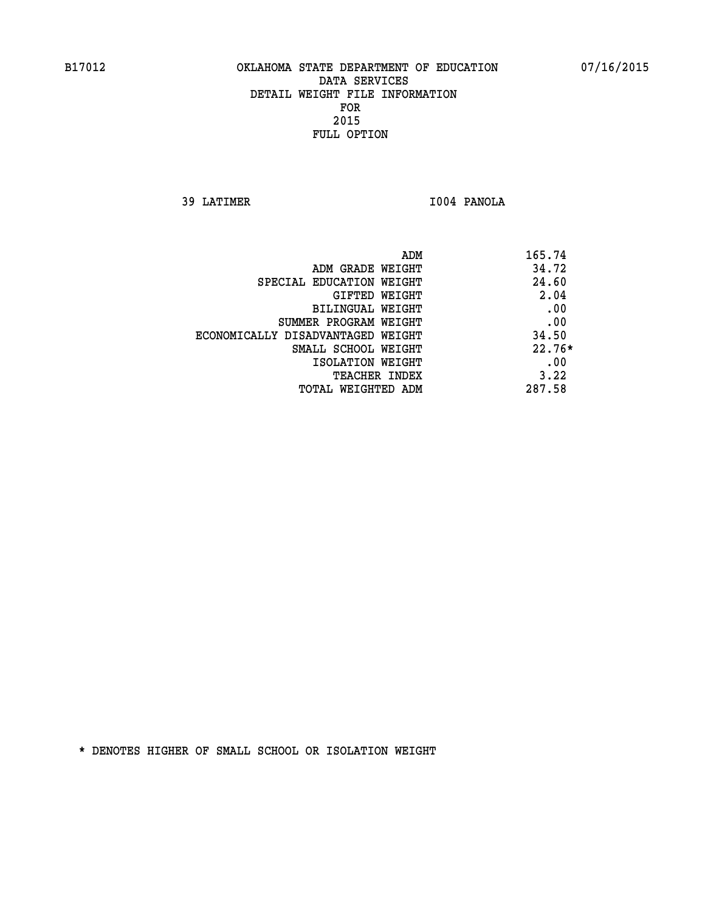B17012 OKLAHOMA STATE DEPARTMENT OF EDUCATION 07/16/2015

DATA SERVICES
DETAIL WEIGHT FILE INFORMATION
FOR
2015
FULL OPTION

39 LATIMER I004 PANOLA

| | |
|---|---|
| ADM | 165.74 |
| ADM GRADE WEIGHT | 34.72 |
| SPECIAL EDUCATION WEIGHT | 24.60 |
| GIFTED WEIGHT | 2.04 |
| BILINGUAL WEIGHT | .00 |
| SUMMER PROGRAM WEIGHT | .00 |
| ECONOMICALLY DISADVANTAGED WEIGHT | 34.50 |
| SMALL SCHOOL WEIGHT | 22.76* |
| ISOLATION WEIGHT | .00 |
| TEACHER INDEX | 3.22 |
| TOTAL WEIGHTED ADM | 287.58 |

* DENOTES HIGHER OF SMALL SCHOOL OR ISOLATION WEIGHT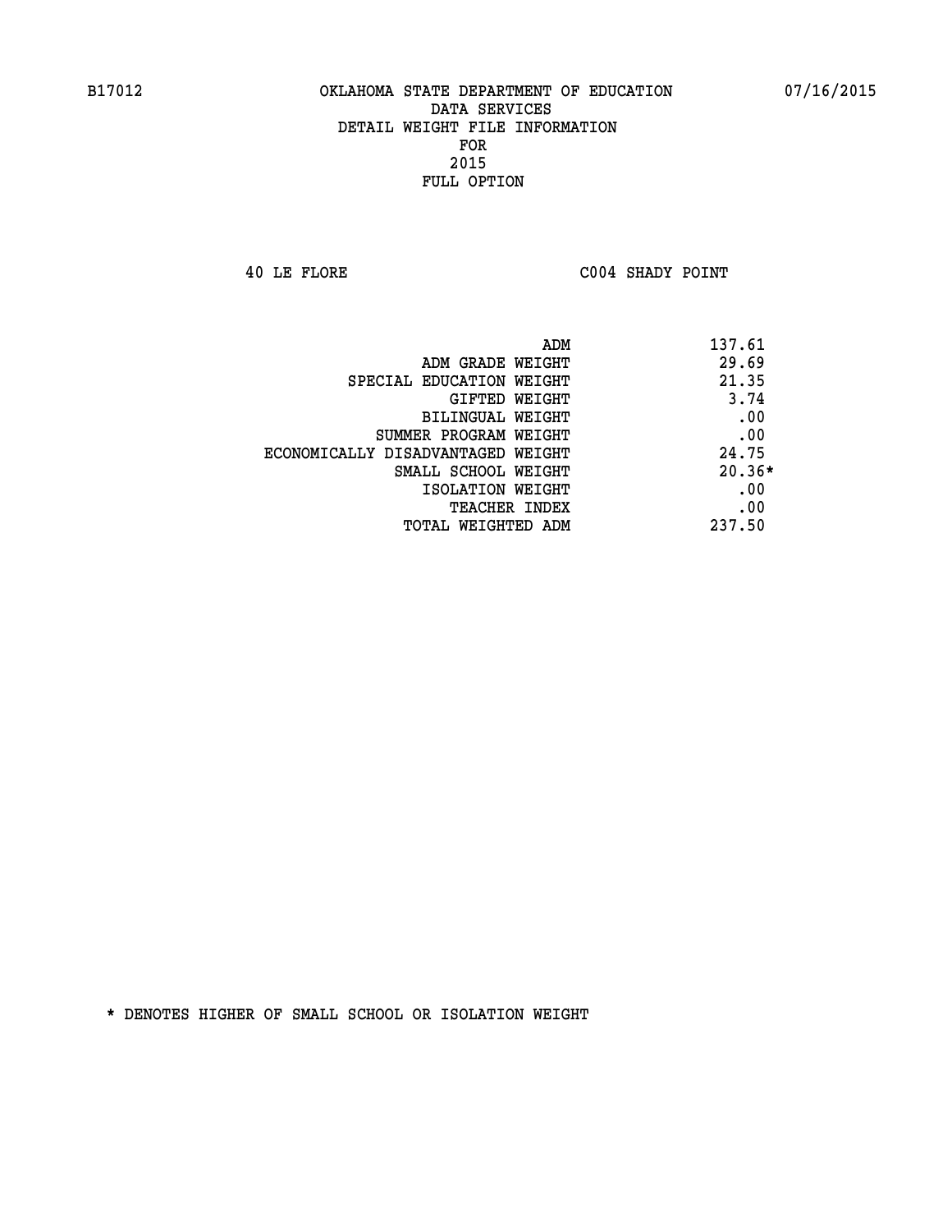B17012 OKLAHOMA STATE DEPARTMENT OF EDUCATION 07/16/2015

DATA SERVICES
DETAIL WEIGHT FILE INFORMATION
FOR
2015
FULL OPTION

40 LE FLORE C004 SHADY POINT

| | |
|---|---|
| ADM | 137.61 |
| ADM GRADE WEIGHT | 29.69 |
| SPECIAL EDUCATION WEIGHT | 21.35 |
| GIFTED WEIGHT | 3.74 |
| BILINGUAL WEIGHT | .00 |
| SUMMER PROGRAM WEIGHT | .00 |
| ECONOMICALLY DISADVANTAGED WEIGHT | 24.75 |
| SMALL SCHOOL WEIGHT | 20.36* |
| ISOLATION WEIGHT | .00 |
| TEACHER INDEX | .00 |
| TOTAL WEIGHTED ADM | 237.50 |

* DENOTES HIGHER OF SMALL SCHOOL OR ISOLATION WEIGHT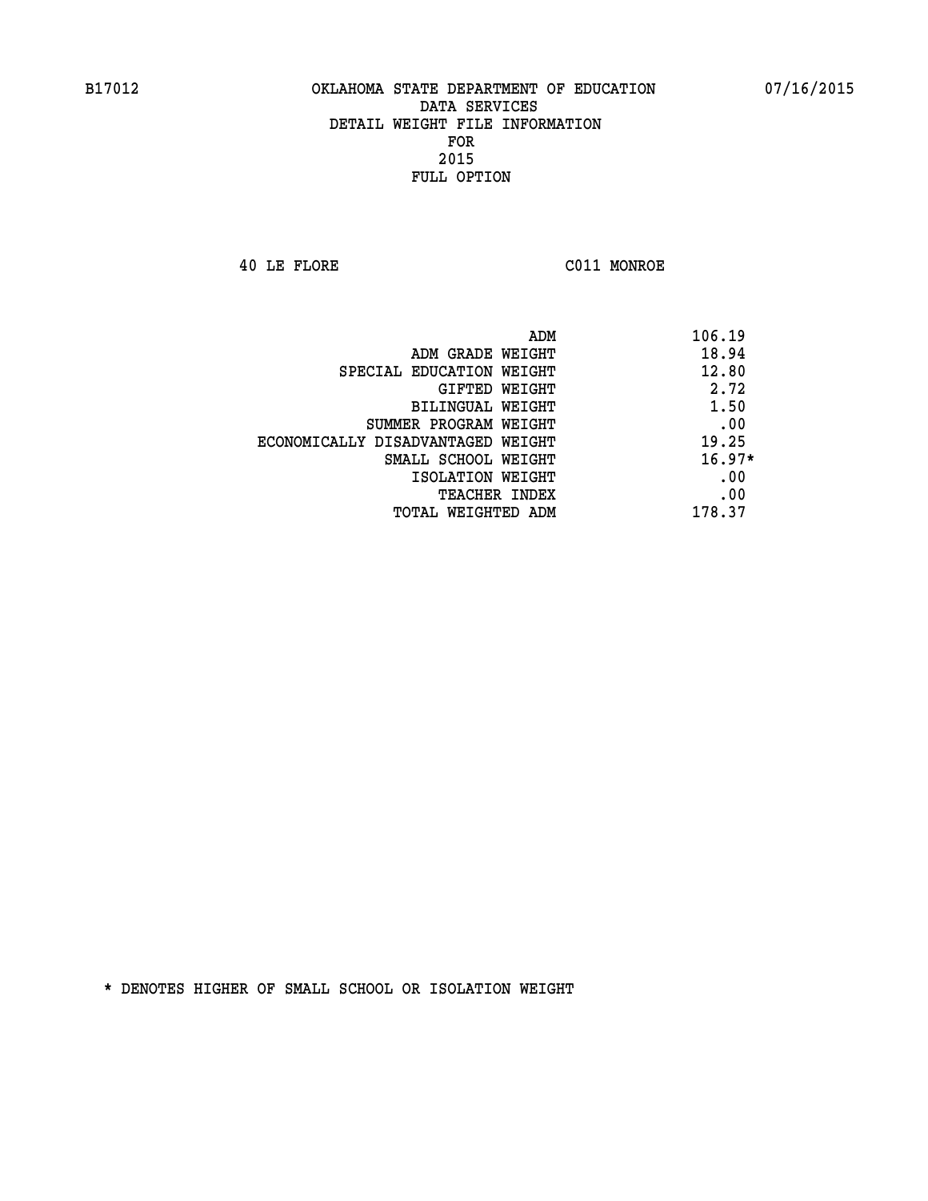B17012 OKLAHOMA STATE DEPARTMENT OF EDUCATION 07/16/2015

DATA SERVICES
DETAIL WEIGHT FILE INFORMATION
FOR
2015
FULL OPTION

40 LE FLORE C011 MONROE

| | |
|---|---|
| ADM | 106.19 |
| ADM GRADE WEIGHT | 18.94 |
| SPECIAL EDUCATION WEIGHT | 12.80 |
| GIFTED WEIGHT | 2.72 |
| BILINGUAL WEIGHT | 1.50 |
| SUMMER PROGRAM WEIGHT | .00 |
| ECONOMICALLY DISADVANTAGED WEIGHT | 19.25 |
| SMALL SCHOOL WEIGHT | 16.97* |
| ISOLATION WEIGHT | .00 |
| TEACHER INDEX | .00 |
| TOTAL WEIGHTED ADM | 178.37 |

* DENOTES HIGHER OF SMALL SCHOOL OR ISOLATION WEIGHT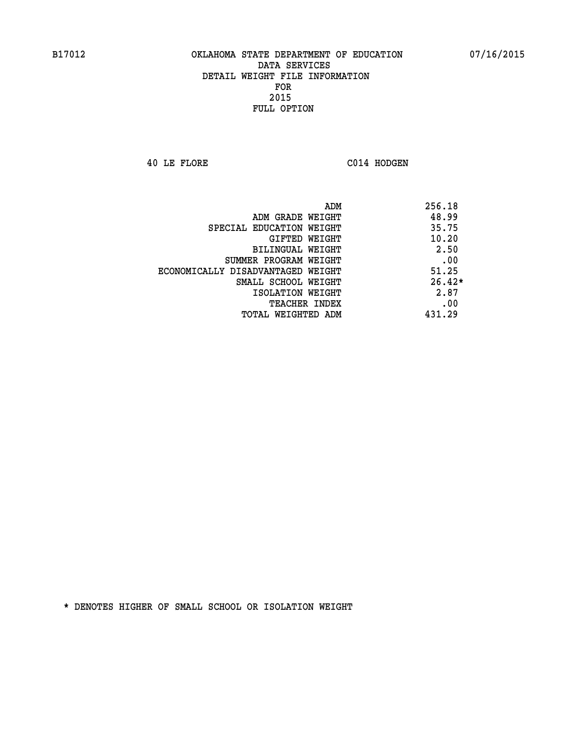B17012 OKLAHOMA STATE DEPARTMENT OF EDUCATION 07/16/2015

DATA SERVICES
DETAIL WEIGHT FILE INFORMATION
FOR
2015
FULL OPTION

40 LE FLORE C014 HODGEN

| | |
|---|---|
| ADM | 256.18 |
| ADM GRADE WEIGHT | 48.99 |
| SPECIAL EDUCATION WEIGHT | 35.75 |
| GIFTED WEIGHT | 10.20 |
| BILINGUAL WEIGHT | 2.50 |
| SUMMER PROGRAM WEIGHT | .00 |
| ECONOMICALLY DISADVANTAGED WEIGHT | 51.25 |
| SMALL SCHOOL WEIGHT | 26.42* |
| ISOLATION WEIGHT | 2.87 |
| TEACHER INDEX | .00 |
| TOTAL WEIGHTED ADM | 431.29 |

* DENOTES HIGHER OF SMALL SCHOOL OR ISOLATION WEIGHT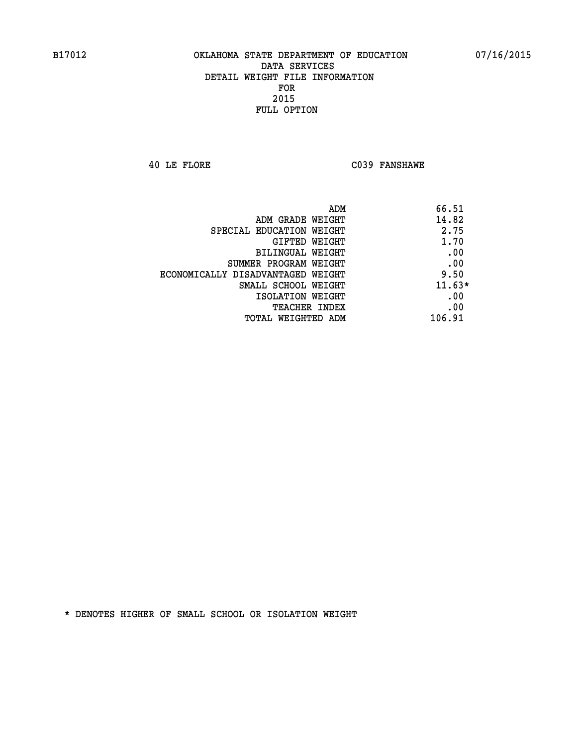B17012 OKLAHOMA STATE DEPARTMENT OF EDUCATION 07/16/2015

DATA SERVICES
DETAIL WEIGHT FILE INFORMATION
FOR
2015
FULL OPTION

40 LE FLORE C039 FANSHAWE

| | |
|---|---|
| ADM | 66.51 |
| ADM GRADE WEIGHT | 14.82 |
| SPECIAL EDUCATION WEIGHT | 2.75 |
| GIFTED WEIGHT | 1.70 |
| BILINGUAL WEIGHT | .00 |
| SUMMER PROGRAM WEIGHT | .00 |
| ECONOMICALLY DISADVANTAGED WEIGHT | 9.50 |
| SMALL SCHOOL WEIGHT | 11.63* |
| ISOLATION WEIGHT | .00 |
| TEACHER INDEX | .00 |
| TOTAL WEIGHTED ADM | 106.91 |

* DENOTES HIGHER OF SMALL SCHOOL OR ISOLATION WEIGHT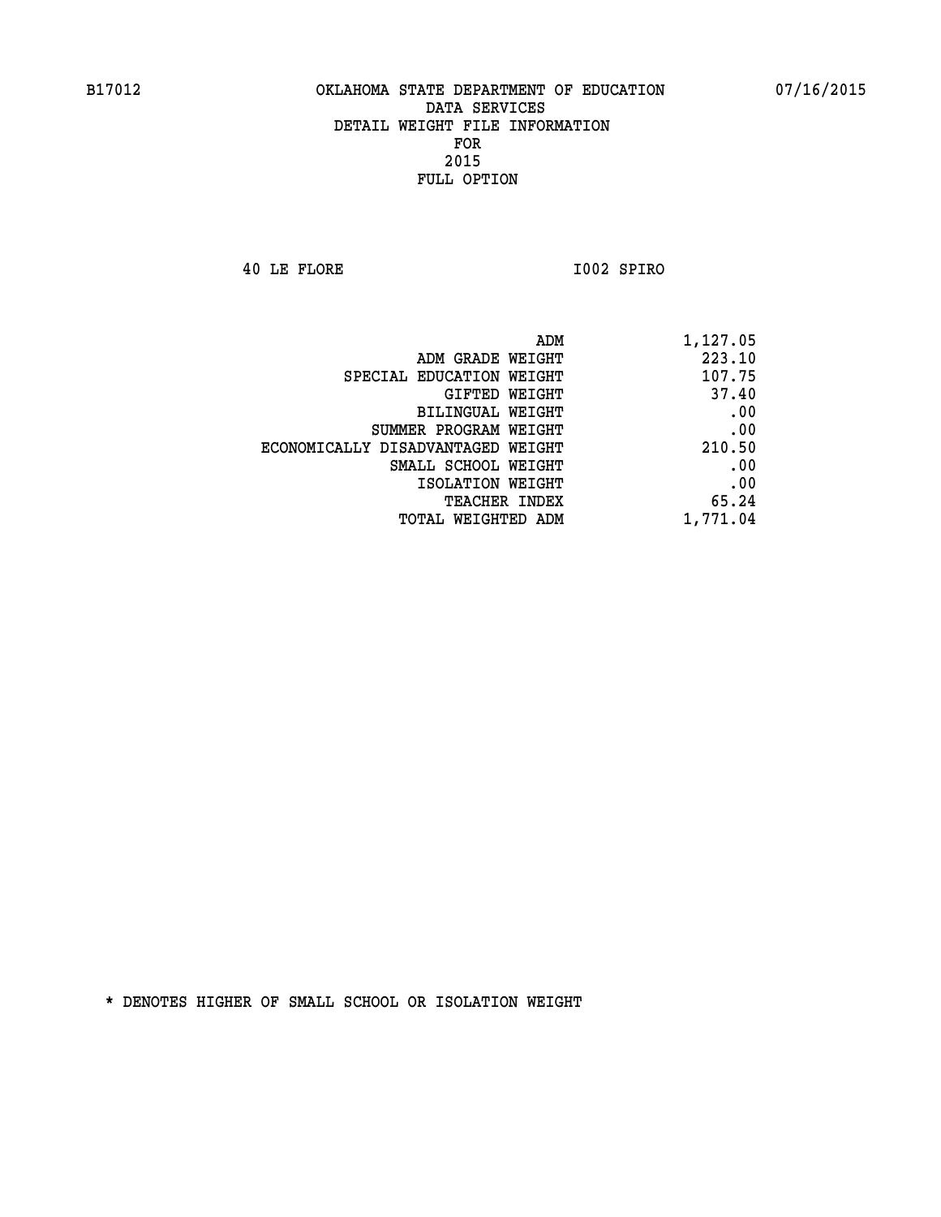B17012 OKLAHOMA STATE DEPARTMENT OF EDUCATION 07/16/2015

DATA SERVICES
DETAIL WEIGHT FILE INFORMATION
FOR
2015
FULL OPTION

40 LE FLORE I002 SPIRO

| | |
|---|---|
| ADM | 1,127.05 |
| ADM GRADE WEIGHT | 223.10 |
| SPECIAL EDUCATION WEIGHT | 107.75 |
| GIFTED WEIGHT | 37.40 |
| BILINGUAL WEIGHT | .00 |
| SUMMER PROGRAM WEIGHT | .00 |
| ECONOMICALLY DISADVANTAGED WEIGHT | 210.50 |
| SMALL SCHOOL WEIGHT | .00 |
| ISOLATION WEIGHT | .00 |
| TEACHER INDEX | 65.24 |
| TOTAL WEIGHTED ADM | 1,771.04 |

* DENOTES HIGHER OF SMALL SCHOOL OR ISOLATION WEIGHT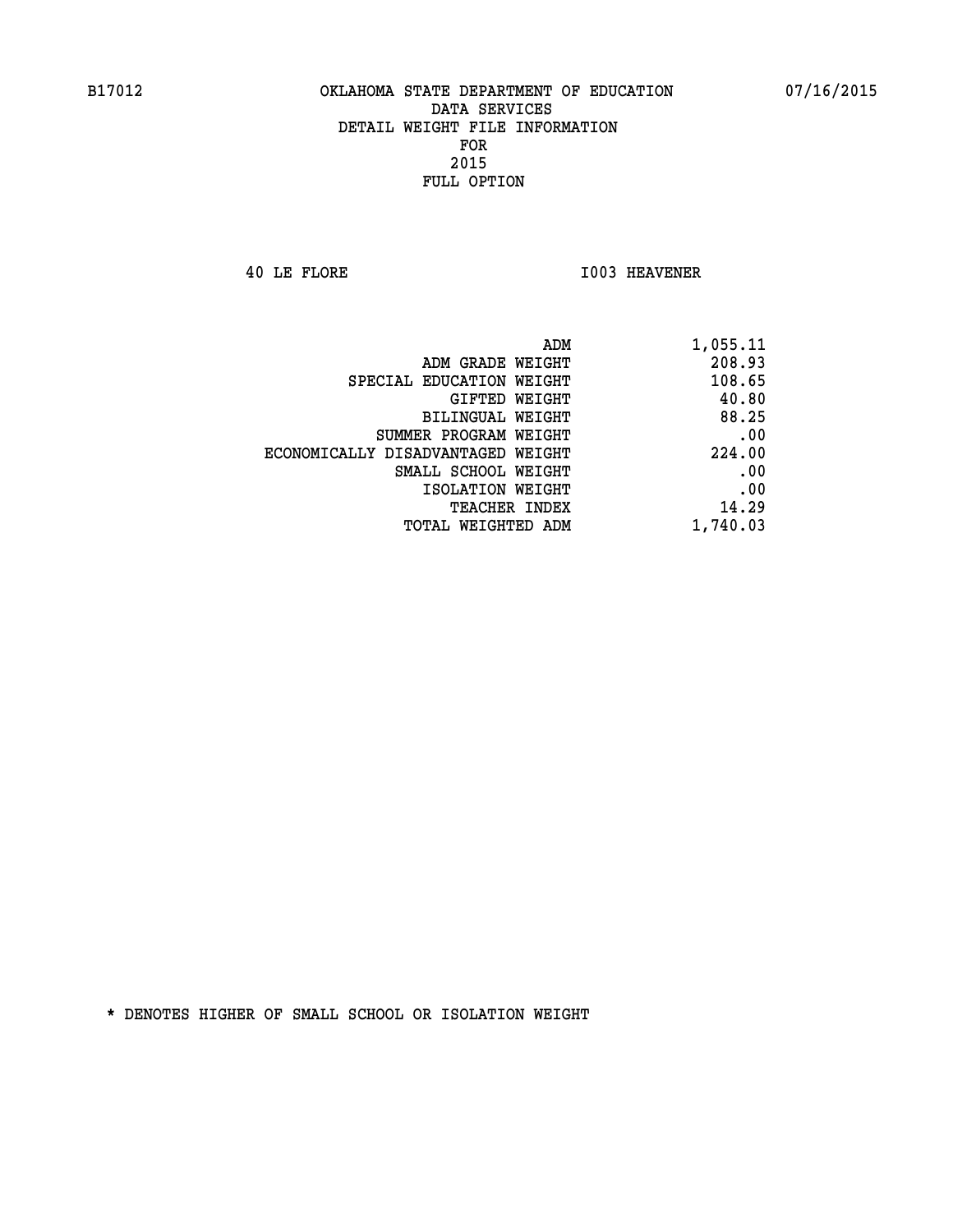B17012 OKLAHOMA STATE DEPARTMENT OF EDUCATION 07/16/2015

DATA SERVICES
DETAIL WEIGHT FILE INFORMATION
FOR
2015
FULL OPTION

40 LE FLORE I003 HEAVENER

| | |
|---|---|
| ADM | 1,055.11 |
| ADM GRADE WEIGHT | 208.93 |
| SPECIAL EDUCATION WEIGHT | 108.65 |
| GIFTED WEIGHT | 40.80 |
| BILINGUAL WEIGHT | 88.25 |
| SUMMER PROGRAM WEIGHT | .00 |
| ECONOMICALLY DISADVANTAGED WEIGHT | 224.00 |
| SMALL SCHOOL WEIGHT | .00 |
| ISOLATION WEIGHT | .00 |
| TEACHER INDEX | 14.29 |
| TOTAL WEIGHTED ADM | 1,740.03 |

* DENOTES HIGHER OF SMALL SCHOOL OR ISOLATION WEIGHT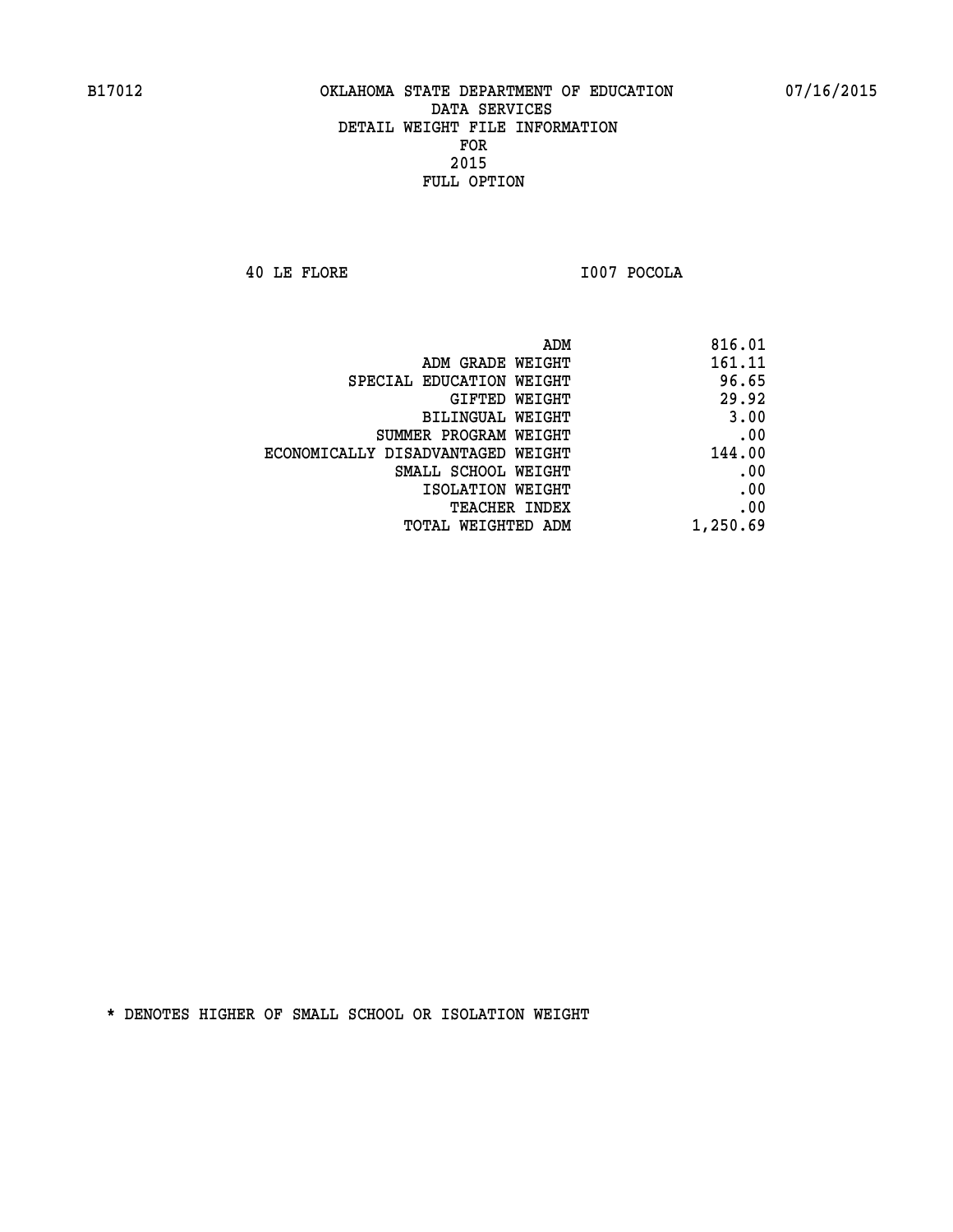B17012 OKLAHOMA STATE DEPARTMENT OF EDUCATION 07/16/2015

DATA SERVICES
DETAIL WEIGHT FILE INFORMATION
FOR
2015
FULL OPTION

40 LE FLORE I007 POCOLA

| | |
|---|---|
| ADM | 816.01 |
| ADM GRADE WEIGHT | 161.11 |
| SPECIAL EDUCATION WEIGHT | 96.65 |
| GIFTED WEIGHT | 29.92 |
| BILINGUAL WEIGHT | 3.00 |
| SUMMER PROGRAM WEIGHT | .00 |
| ECONOMICALLY DISADVANTAGED WEIGHT | 144.00 |
| SMALL SCHOOL WEIGHT | .00 |
| ISOLATION WEIGHT | .00 |
| TEACHER INDEX | .00 |
| TOTAL WEIGHTED ADM | 1,250.69 |

* DENOTES HIGHER OF SMALL SCHOOL OR ISOLATION WEIGHT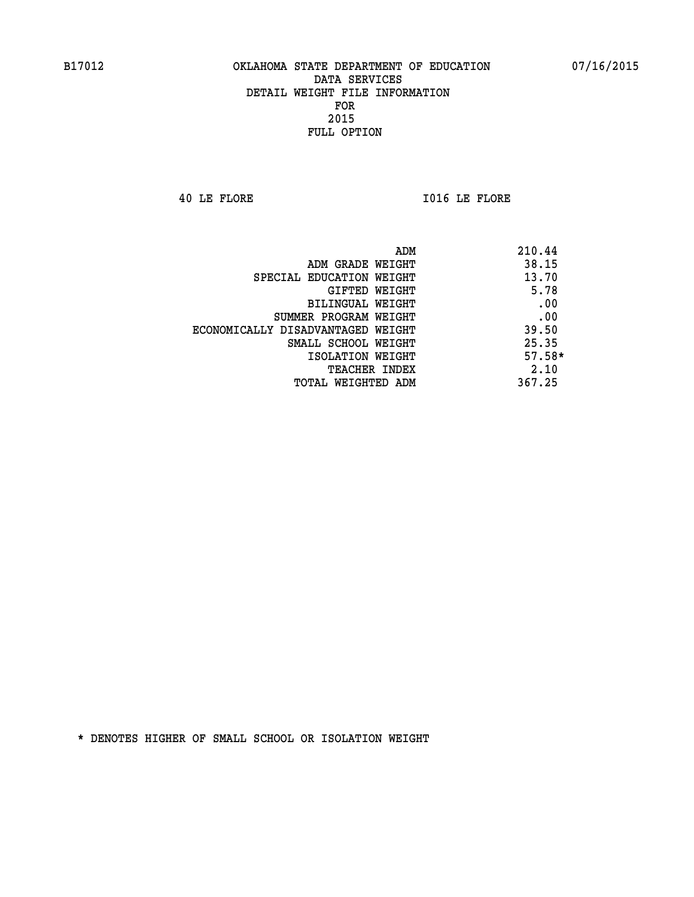B17012 OKLAHOMA STATE DEPARTMENT OF EDUCATION 07/16/2015

DATA SERVICES
DETAIL WEIGHT FILE INFORMATION
FOR
2015
FULL OPTION

40 LE FLORE I016 LE FLORE

| | |
|---|---|
| ADM | 210.44 |
| ADM GRADE WEIGHT | 38.15 |
| SPECIAL EDUCATION WEIGHT | 13.70 |
| GIFTED WEIGHT | 5.78 |
| BILINGUAL WEIGHT | .00 |
| SUMMER PROGRAM WEIGHT | .00 |
| ECONOMICALLY DISADVANTAGED WEIGHT | 39.50 |
| SMALL SCHOOL WEIGHT | 25.35 |
| ISOLATION WEIGHT | 57.58* |
| TEACHER INDEX | 2.10 |
| TOTAL WEIGHTED ADM | 367.25 |

* DENOTES HIGHER OF SMALL SCHOOL OR ISOLATION WEIGHT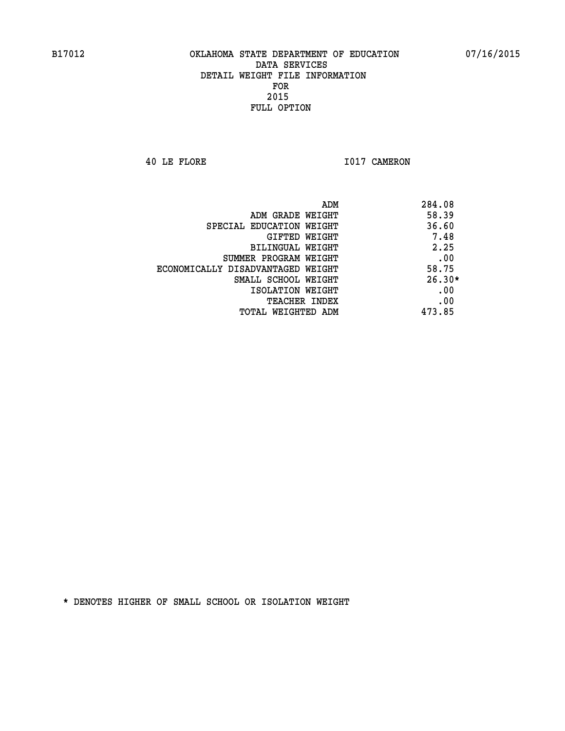B17012 OKLAHOMA STATE DEPARTMENT OF EDUCATION 07/16/2015

DATA SERVICES

DETAIL WEIGHT FILE INFORMATION

FOR

2015

FULL OPTION

40 LE FLORE I017 CAMERON

| | |
|---|---|
| ADM | 284.08 |
| ADM GRADE WEIGHT | 58.39 |
| SPECIAL EDUCATION WEIGHT | 36.60 |
| GIFTED WEIGHT | 7.48 |
| BILINGUAL WEIGHT | 2.25 |
| SUMMER PROGRAM WEIGHT | .00 |
| ECONOMICALLY DISADVANTAGED WEIGHT | 58.75 |
| SMALL SCHOOL WEIGHT | 26.30* |
| ISOLATION WEIGHT | .00 |
| TEACHER INDEX | .00 |
| TOTAL WEIGHTED ADM | 473.85 |

* DENOTES HIGHER OF SMALL SCHOOL OR ISOLATION WEIGHT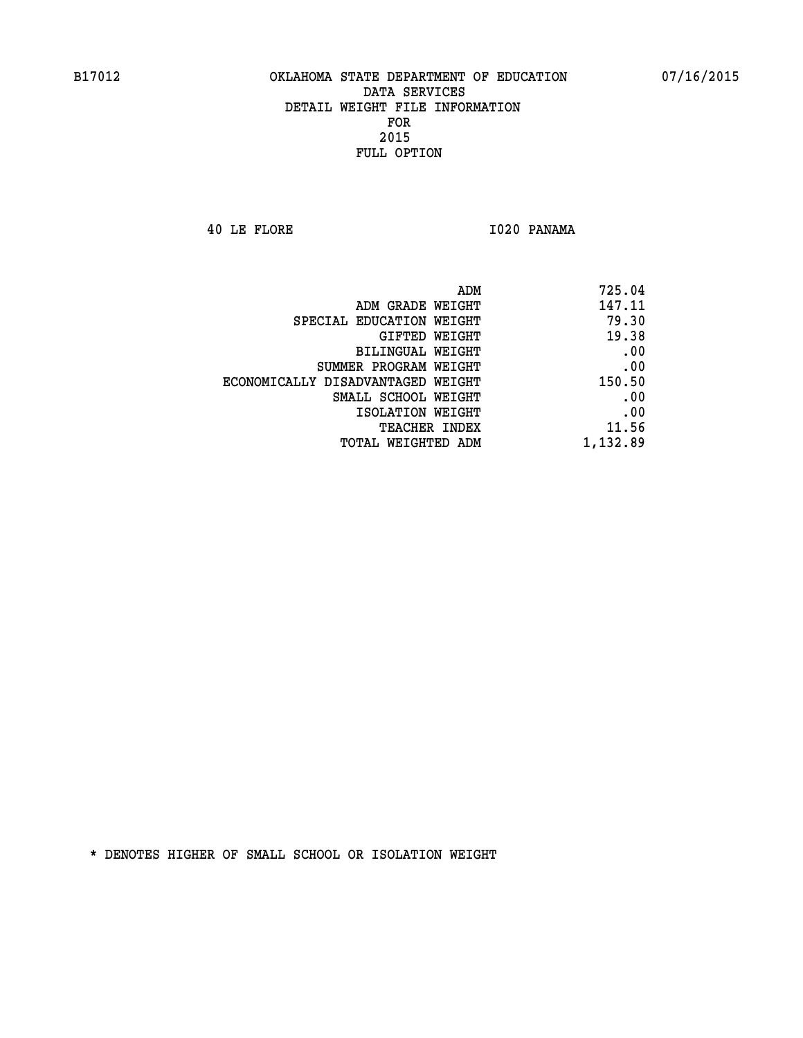B17012 OKLAHOMA STATE DEPARTMENT OF EDUCATION 07/16/2015

DATA SERVICES
DETAIL WEIGHT FILE INFORMATION
FOR
2015
FULL OPTION

40 LE FLORE I020 PANAMA

| | |
|---|---|
| ADM | 725.04 |
| ADM GRADE WEIGHT | 147.11 |
| SPECIAL EDUCATION WEIGHT | 79.30 |
| GIFTED WEIGHT | 19.38 |
| BILINGUAL WEIGHT | .00 |
| SUMMER PROGRAM WEIGHT | .00 |
| ECONOMICALLY DISADVANTAGED WEIGHT | 150.50 |
| SMALL SCHOOL WEIGHT | .00 |
| ISOLATION WEIGHT | .00 |
| TEACHER INDEX | 11.56 |
| TOTAL WEIGHTED ADM | 1,132.89 |

* DENOTES HIGHER OF SMALL SCHOOL OR ISOLATION WEIGHT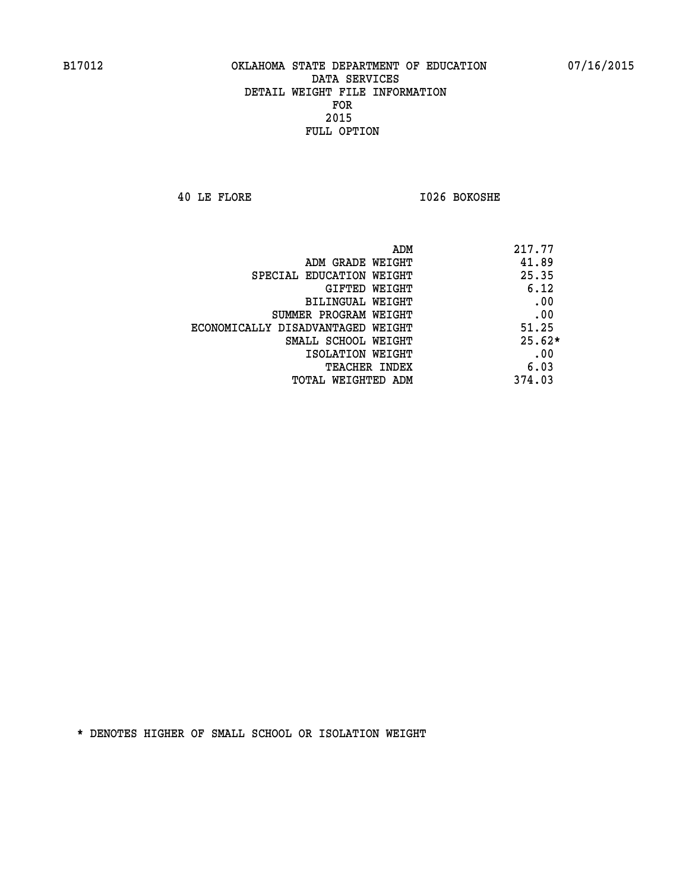B17012 OKLAHOMA STATE DEPARTMENT OF EDUCATION 07/16/2015

DATA SERVICES
DETAIL WEIGHT FILE INFORMATION
FOR
2015
FULL OPTION

40 LE FLORE I026 BOKOSHE

| | |
|---|---|
| ADM | 217.77 |
| ADM GRADE WEIGHT | 41.89 |
| SPECIAL EDUCATION WEIGHT | 25.35 |
| GIFTED WEIGHT | 6.12 |
| BILINGUAL WEIGHT | .00 |
| SUMMER PROGRAM WEIGHT | .00 |
| ECONOMICALLY DISADVANTAGED WEIGHT | 51.25 |
| SMALL SCHOOL WEIGHT | 25.62* |
| ISOLATION WEIGHT | .00 |
| TEACHER INDEX | 6.03 |
| TOTAL WEIGHTED ADM | 374.03 |

* DENOTES HIGHER OF SMALL SCHOOL OR ISOLATION WEIGHT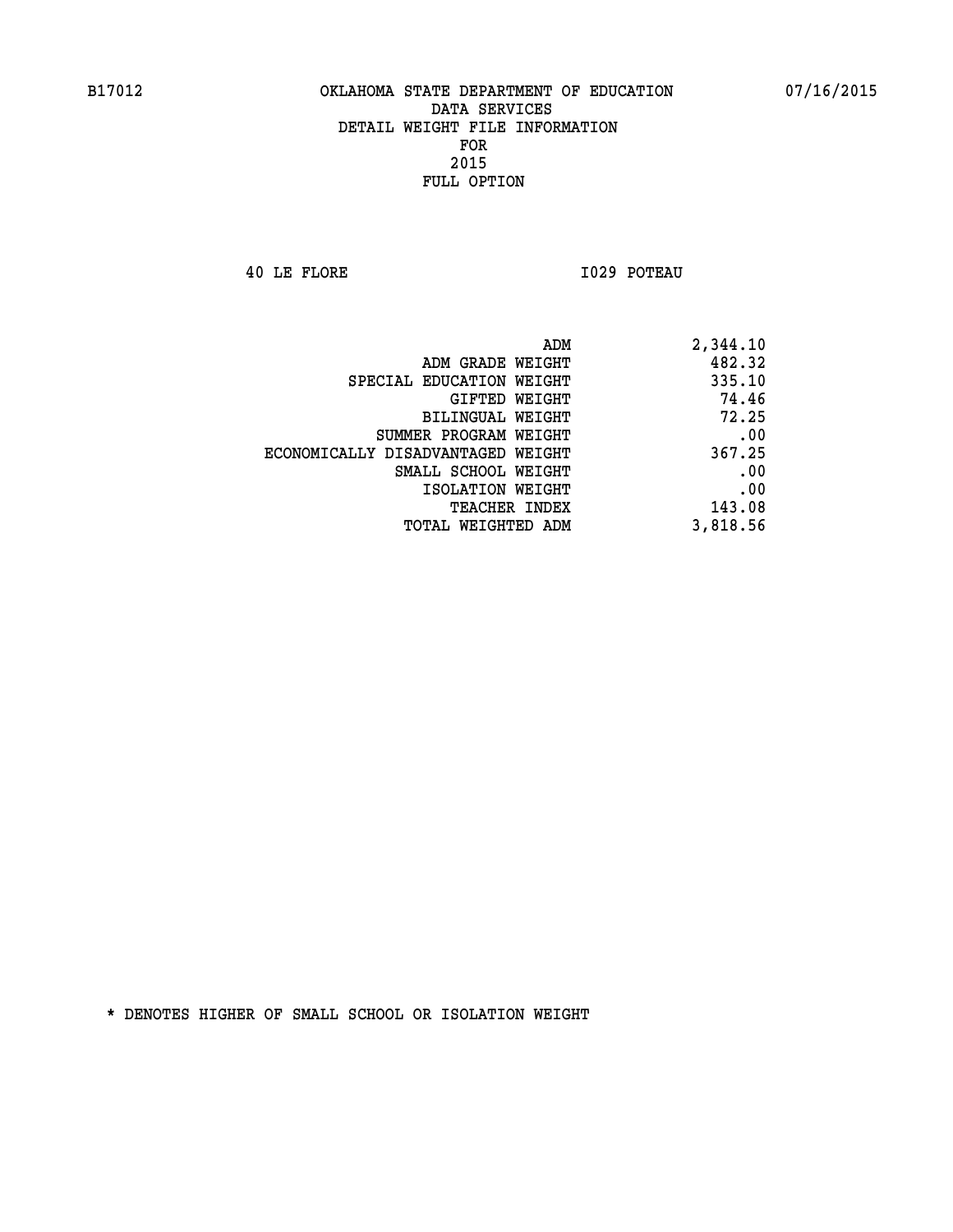B17012 OKLAHOMA STATE DEPARTMENT OF EDUCATION 07/16/2015

DATA SERVICES
DETAIL WEIGHT FILE INFORMATION
FOR
2015
FULL OPTION

40 LE FLORE I029 POTEAU

| | |
|---|---|
| ADM | 2,344.10 |
| ADM GRADE WEIGHT | 482.32 |
| SPECIAL EDUCATION WEIGHT | 335.10 |
| GIFTED WEIGHT | 74.46 |
| BILINGUAL WEIGHT | 72.25 |
| SUMMER PROGRAM WEIGHT | .00 |
| ECONOMICALLY DISADVANTAGED WEIGHT | 367.25 |
| SMALL SCHOOL WEIGHT | .00 |
| ISOLATION WEIGHT | .00 |
| TEACHER INDEX | 143.08 |
| TOTAL WEIGHTED ADM | 3,818.56 |

* DENOTES HIGHER OF SMALL SCHOOL OR ISOLATION WEIGHT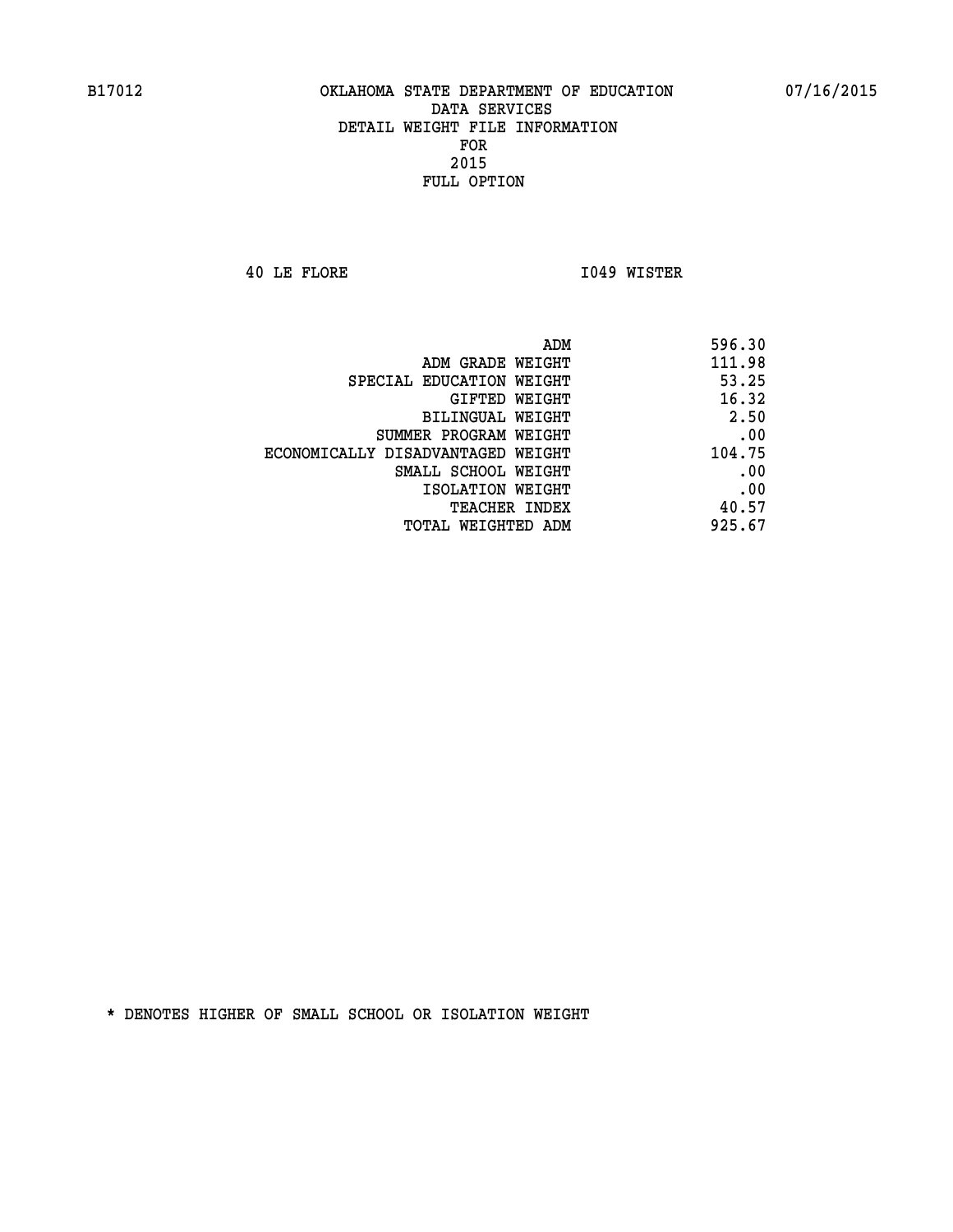B17012 OKLAHOMA STATE DEPARTMENT OF EDUCATION 07/16/2015

DATA SERVICES
DETAIL WEIGHT FILE INFORMATION
FOR
2015
FULL OPTION

40 LE FLORE I049 WISTER

| | |
|---|---|
| ADM | 596.30 |
| ADM GRADE WEIGHT | 111.98 |
| SPECIAL EDUCATION WEIGHT | 53.25 |
| GIFTED WEIGHT | 16.32 |
| BILINGUAL WEIGHT | 2.50 |
| SUMMER PROGRAM WEIGHT | .00 |
| ECONOMICALLY DISADVANTAGED WEIGHT | 104.75 |
| SMALL SCHOOL WEIGHT | .00 |
| ISOLATION WEIGHT | .00 |
| TEACHER INDEX | 40.57 |
| TOTAL WEIGHTED ADM | 925.67 |

* DENOTES HIGHER OF SMALL SCHOOL OR ISOLATION WEIGHT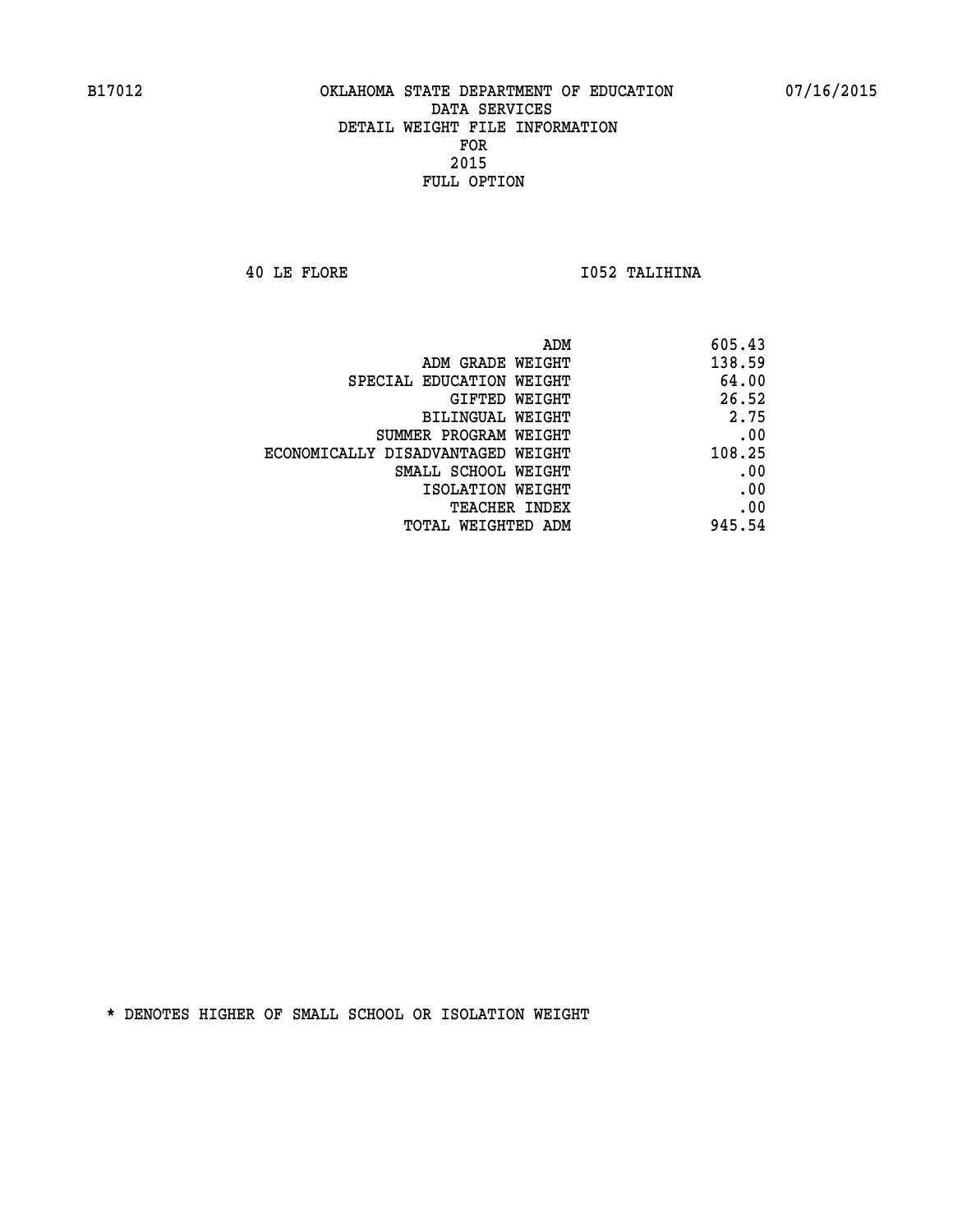B17012 OKLAHOMA STATE DEPARTMENT OF EDUCATION 07/16/2015

DATA SERVICES
DETAIL WEIGHT FILE INFORMATION
FOR
2015
FULL OPTION

40 LE FLORE I052 TALIHINA

| | |
|---|---|
| ADM | 605.43 |
| ADM GRADE WEIGHT | 138.59 |
| SPECIAL EDUCATION WEIGHT | 64.00 |
| GIFTED WEIGHT | 26.52 |
| BILINGUAL WEIGHT | 2.75 |
| SUMMER PROGRAM WEIGHT | .00 |
| ECONOMICALLY DISADVANTAGED WEIGHT | 108.25 |
| SMALL SCHOOL WEIGHT | .00 |
| ISOLATION WEIGHT | .00 |
| TEACHER INDEX | .00 |
| TOTAL WEIGHTED ADM | 945.54 |

* DENOTES HIGHER OF SMALL SCHOOL OR ISOLATION WEIGHT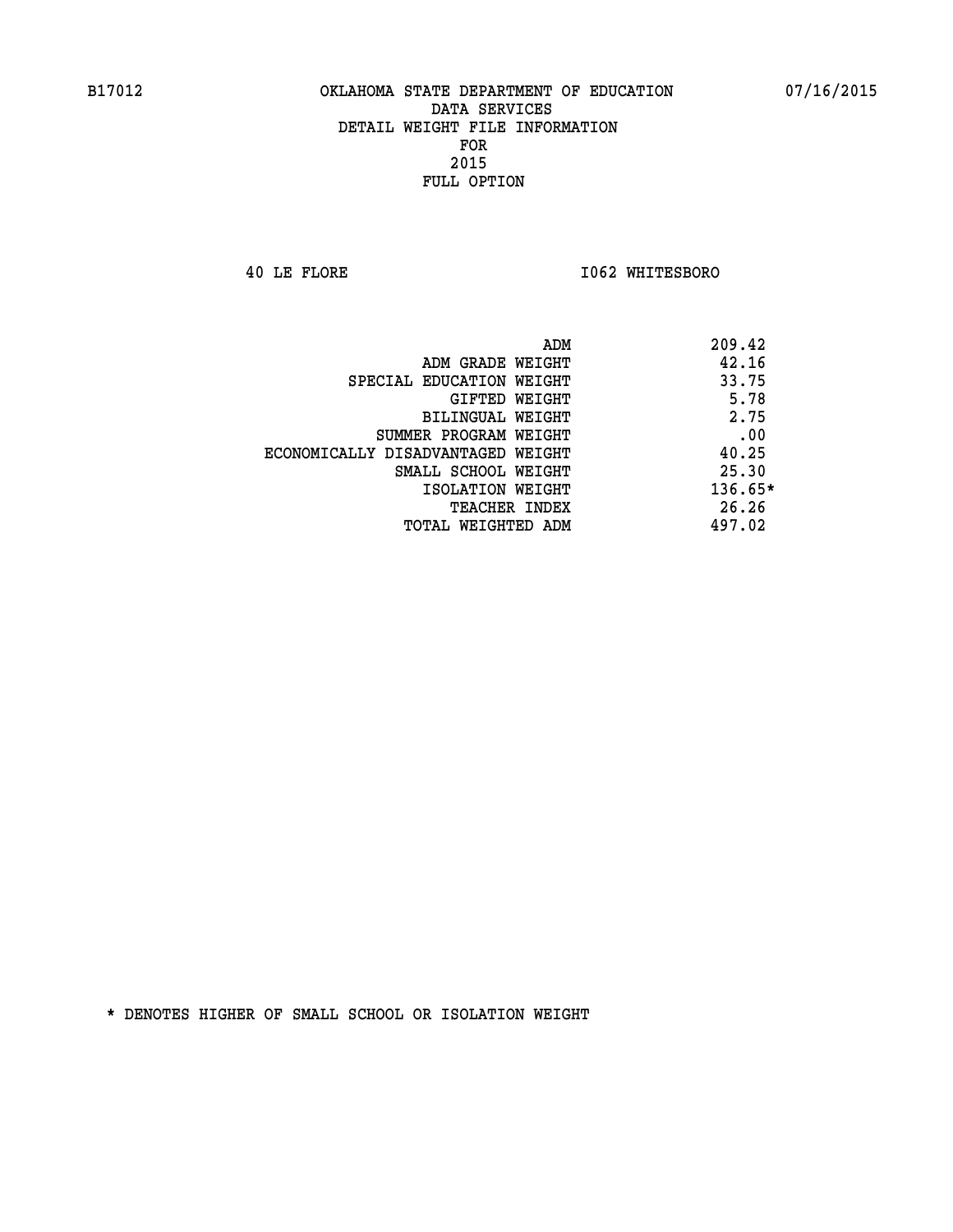B17012 OKLAHOMA STATE DEPARTMENT OF EDUCATION 07/16/2015

DATA SERVICES
DETAIL WEIGHT FILE INFORMATION
FOR
2015
FULL OPTION

40 LE FLORE I062 WHITESBORO

| | |
|---|---|
| ADM | 209.42 |
| ADM GRADE WEIGHT | 42.16 |
| SPECIAL EDUCATION WEIGHT | 33.75 |
| GIFTED WEIGHT | 5.78 |
| BILINGUAL WEIGHT | 2.75 |
| SUMMER PROGRAM WEIGHT | .00 |
| ECONOMICALLY DISADVANTAGED WEIGHT | 40.25 |
| SMALL SCHOOL WEIGHT | 25.30 |
| ISOLATION WEIGHT | 136.65* |
| TEACHER INDEX | 26.26 |
| TOTAL WEIGHTED ADM | 497.02 |

* DENOTES HIGHER OF SMALL SCHOOL OR ISOLATION WEIGHT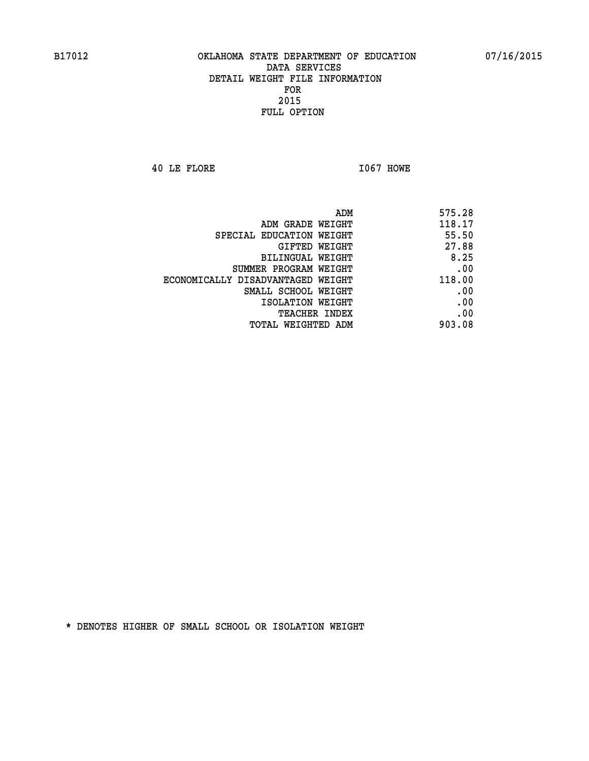B17012 OKLAHOMA STATE DEPARTMENT OF EDUCATION 07/16/2015

DATA SERVICES

DETAIL WEIGHT FILE INFORMATION

FOR

2015

FULL OPTION

40 LE FLORE I067 HOWE

| | |
|---|---|
| ADM | 575.28 |
| ADM GRADE WEIGHT | 118.17 |
| SPECIAL EDUCATION WEIGHT | 55.50 |
| GIFTED WEIGHT | 27.88 |
| BILINGUAL WEIGHT | 8.25 |
| SUMMER PROGRAM WEIGHT | .00 |
| ECONOMICALLY DISADVANTAGED WEIGHT | 118.00 |
| SMALL SCHOOL WEIGHT | .00 |
| ISOLATION WEIGHT | .00 |
| TEACHER INDEX | .00 |
| TOTAL WEIGHTED ADM | 903.08 |

* DENOTES HIGHER OF SMALL SCHOOL OR ISOLATION WEIGHT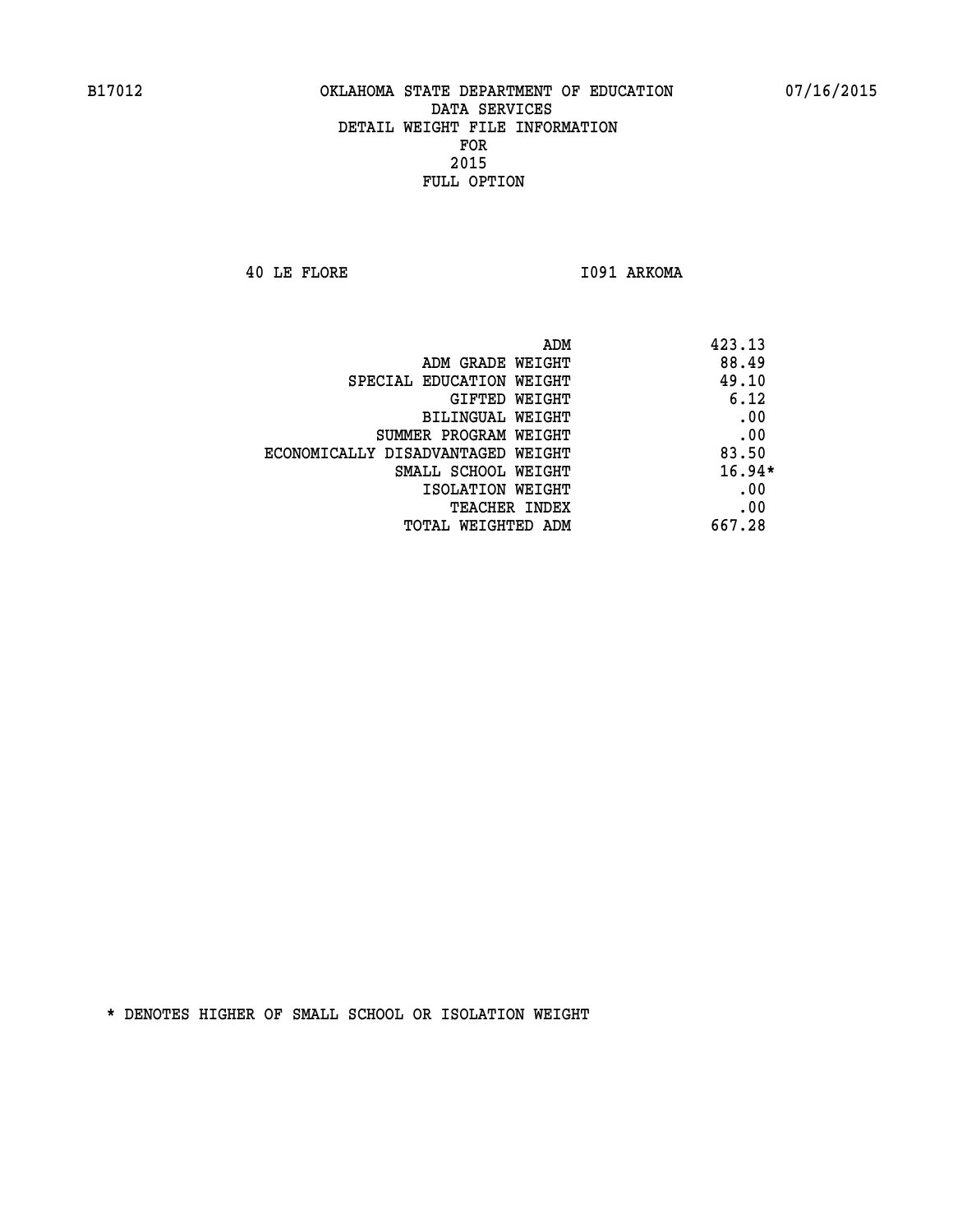B17012 OKLAHOMA STATE DEPARTMENT OF EDUCATION 07/16/2015

DATA SERVICES
DETAIL WEIGHT FILE INFORMATION
FOR
2015
FULL OPTION

40 LE FLORE I091 ARKOMA

| | |
|---|---|
| ADM | 423.13 |
| ADM GRADE WEIGHT | 88.49 |
| SPECIAL EDUCATION WEIGHT | 49.10 |
| GIFTED WEIGHT | 6.12 |
| BILINGUAL WEIGHT | .00 |
| SUMMER PROGRAM WEIGHT | .00 |
| ECONOMICALLY DISADVANTAGED WEIGHT | 83.50 |
| SMALL SCHOOL WEIGHT | 16.94* |
| ISOLATION WEIGHT | .00 |
| TEACHER INDEX | .00 |
| TOTAL WEIGHTED ADM | 667.28 |

* DENOTES HIGHER OF SMALL SCHOOL OR ISOLATION WEIGHT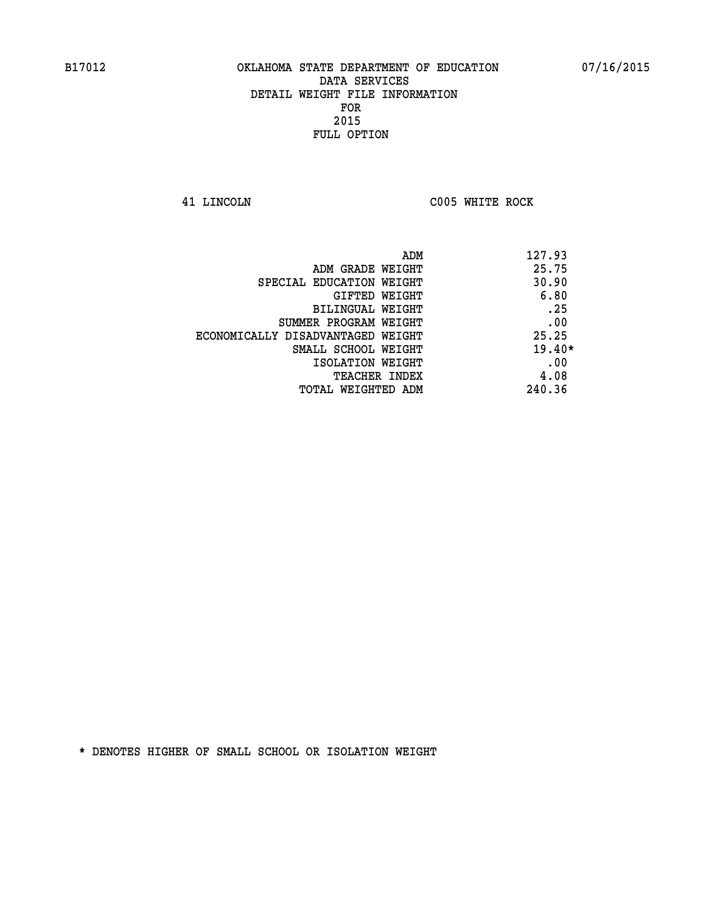B17012 OKLAHOMA STATE DEPARTMENT OF EDUCATION 07/16/2015

DATA SERVICES
DETAIL WEIGHT FILE INFORMATION
FOR
2015
FULL OPTION

41 LINCOLN C005 WHITE ROCK

| | |
|---|---|
| ADM | 127.93 |
| ADM GRADE WEIGHT | 25.75 |
| SPECIAL EDUCATION WEIGHT | 30.90 |
| GIFTED WEIGHT | 6.80 |
| BILINGUAL WEIGHT | .25 |
| SUMMER PROGRAM WEIGHT | .00 |
| ECONOMICALLY DISADVANTAGED WEIGHT | 25.25 |
| SMALL SCHOOL WEIGHT | 19.40* |
| ISOLATION WEIGHT | .00 |
| TEACHER INDEX | 4.08 |
| TOTAL WEIGHTED ADM | 240.36 |

* DENOTES HIGHER OF SMALL SCHOOL OR ISOLATION WEIGHT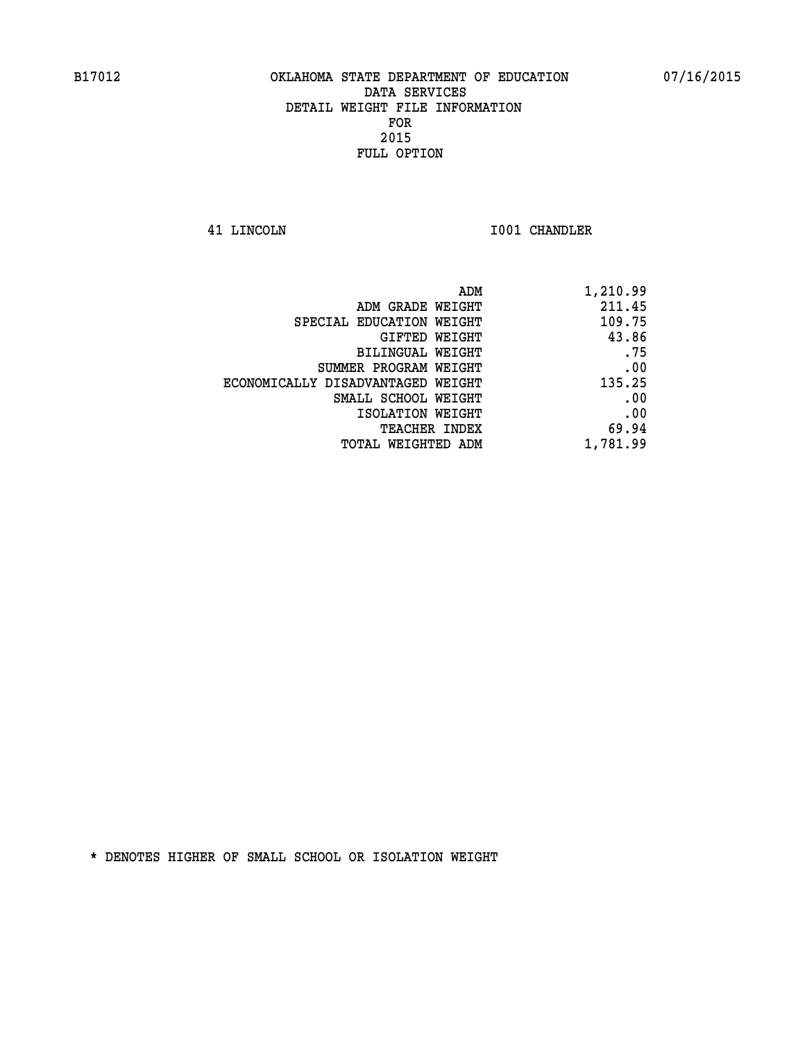B17012 OKLAHOMA STATE DEPARTMENT OF EDUCATION 07/16/2015

DATA SERVICES
DETAIL WEIGHT FILE INFORMATION
FOR
2015
FULL OPTION

41 LINCOLN I001 CHANDLER

| | |
|---|---|
| ADM | 1,210.99 |
| ADM GRADE WEIGHT | 211.45 |
| SPECIAL EDUCATION WEIGHT | 109.75 |
| GIFTED WEIGHT | 43.86 |
| BILINGUAL WEIGHT | .75 |
| SUMMER PROGRAM WEIGHT | .00 |
| ECONOMICALLY DISADVANTAGED WEIGHT | 135.25 |
| SMALL SCHOOL WEIGHT | .00 |
| ISOLATION WEIGHT | .00 |
| TEACHER INDEX | 69.94 |
| TOTAL WEIGHTED ADM | 1,781.99 |

* DENOTES HIGHER OF SMALL SCHOOL OR ISOLATION WEIGHT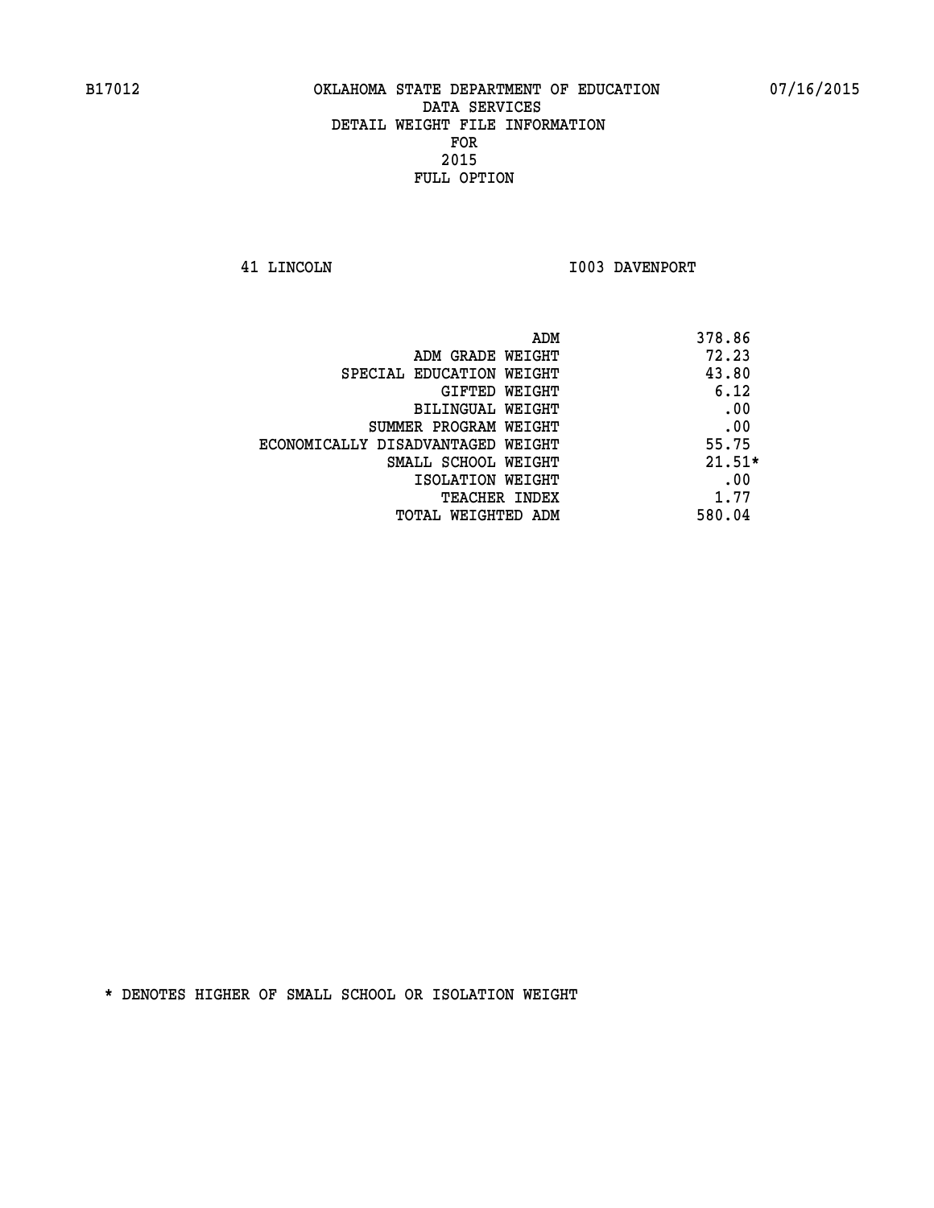B17012 OKLAHOMA STATE DEPARTMENT OF EDUCATION 07/16/2015

DATA SERVICES
DETAIL WEIGHT FILE INFORMATION
FOR
2015
FULL OPTION

41 LINCOLN I003 DAVENPORT

| | |
|---|---|
| ADM | 378.86 |
| ADM GRADE WEIGHT | 72.23 |
| SPECIAL EDUCATION WEIGHT | 43.80 |
| GIFTED WEIGHT | 6.12 |
| BILINGUAL WEIGHT | .00 |
| SUMMER PROGRAM WEIGHT | .00 |
| ECONOMICALLY DISADVANTAGED WEIGHT | 55.75 |
| SMALL SCHOOL WEIGHT | 21.51* |
| ISOLATION WEIGHT | .00 |
| TEACHER INDEX | 1.77 |
| TOTAL WEIGHTED ADM | 580.04 |

* DENOTES HIGHER OF SMALL SCHOOL OR ISOLATION WEIGHT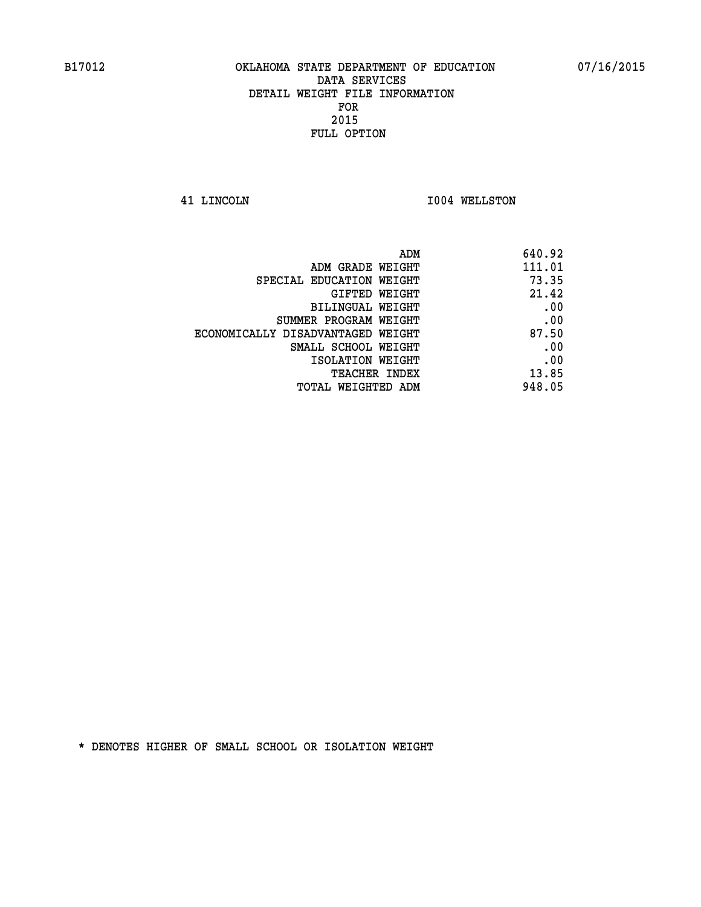B17012 OKLAHOMA STATE DEPARTMENT OF EDUCATION 07/16/2015

DATA SERVICES
DETAIL WEIGHT FILE INFORMATION
FOR
2015
FULL OPTION

41 LINCOLN I004 WELLSTON

| | |
|---|---|
| ADM | 640.92 |
| ADM GRADE WEIGHT | 111.01 |
| SPECIAL EDUCATION WEIGHT | 73.35 |
| GIFTED WEIGHT | 21.42 |
| BILINGUAL WEIGHT | .00 |
| SUMMER PROGRAM WEIGHT | .00 |
| ECONOMICALLY DISADVANTAGED WEIGHT | 87.50 |
| SMALL SCHOOL WEIGHT | .00 |
| ISOLATION WEIGHT | .00 |
| TEACHER INDEX | 13.85 |
| TOTAL WEIGHTED ADM | 948.05 |

* DENOTES HIGHER OF SMALL SCHOOL OR ISOLATION WEIGHT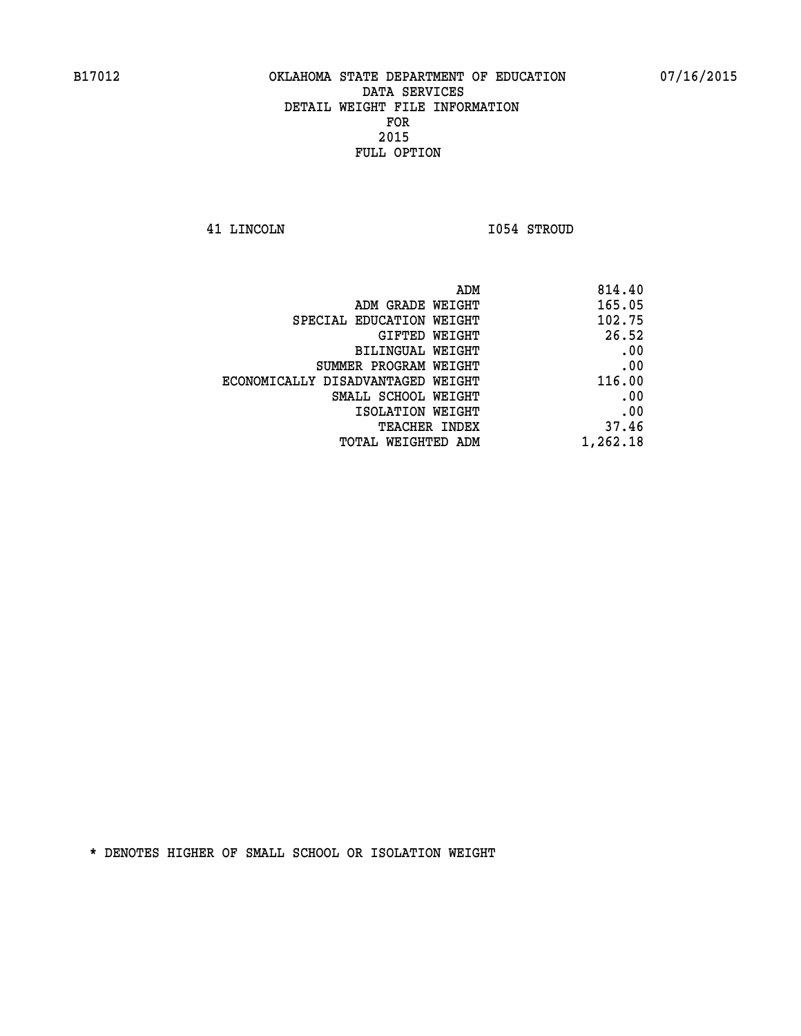B17012 OKLAHOMA STATE DEPARTMENT OF EDUCATION 07/16/2015

DATA SERVICES
DETAIL WEIGHT FILE INFORMATION
FOR
2015
FULL OPTION

41 LINCOLN I054 STROUD

| | |
|---|---|
| ADM | 814.40 |
| ADM GRADE WEIGHT | 165.05 |
| SPECIAL EDUCATION WEIGHT | 102.75 |
| GIFTED WEIGHT | 26.52 |
| BILINGUAL WEIGHT | .00 |
| SUMMER PROGRAM WEIGHT | .00 |
| ECONOMICALLY DISADVANTAGED WEIGHT | 116.00 |
| SMALL SCHOOL WEIGHT | .00 |
| ISOLATION WEIGHT | .00 |
| TEACHER INDEX | 37.46 |
| TOTAL WEIGHTED ADM | 1,262.18 |

* DENOTES HIGHER OF SMALL SCHOOL OR ISOLATION WEIGHT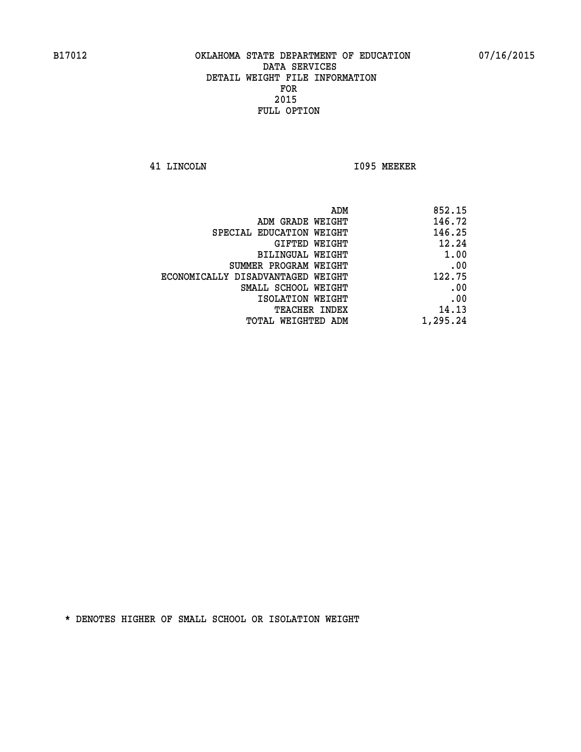B17012 OKLAHOMA STATE DEPARTMENT OF EDUCATION 07/16/2015

DATA SERVICES
DETAIL WEIGHT FILE INFORMATION
FOR
2015
FULL OPTION

41 LINCOLN I095 MEEKER

| | |
|---|---|
| ADM | 852.15 |
| ADM GRADE WEIGHT | 146.72 |
| SPECIAL EDUCATION WEIGHT | 146.25 |
| GIFTED WEIGHT | 12.24 |
| BILINGUAL WEIGHT | 1.00 |
| SUMMER PROGRAM WEIGHT | .00 |
| ECONOMICALLY DISADVANTAGED WEIGHT | 122.75 |
| SMALL SCHOOL WEIGHT | .00 |
| ISOLATION WEIGHT | .00 |
| TEACHER INDEX | 14.13 |
| TOTAL WEIGHTED ADM | 1,295.24 |

* DENOTES HIGHER OF SMALL SCHOOL OR ISOLATION WEIGHT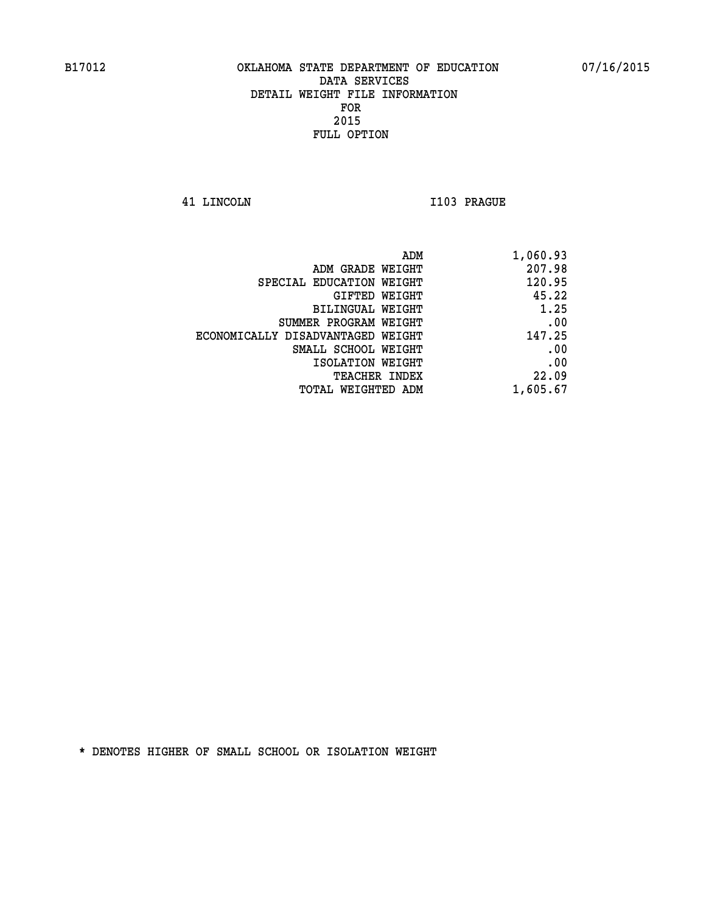B17012 OKLAHOMA STATE DEPARTMENT OF EDUCATION 07/16/2015

DATA SERVICES
DETAIL WEIGHT FILE INFORMATION
FOR
2015
FULL OPTION

41 LINCOLN I103 PRAGUE

| | |
|---|---|
| ADM | 1,060.93 |
| ADM GRADE WEIGHT | 207.98 |
| SPECIAL EDUCATION WEIGHT | 120.95 |
| GIFTED WEIGHT | 45.22 |
| BILINGUAL WEIGHT | 1.25 |
| SUMMER PROGRAM WEIGHT | .00 |
| ECONOMICALLY DISADVANTAGED WEIGHT | 147.25 |
| SMALL SCHOOL WEIGHT | .00 |
| ISOLATION WEIGHT | .00 |
| TEACHER INDEX | 22.09 |
| TOTAL WEIGHTED ADM | 1,605.67 |

* DENOTES HIGHER OF SMALL SCHOOL OR ISOLATION WEIGHT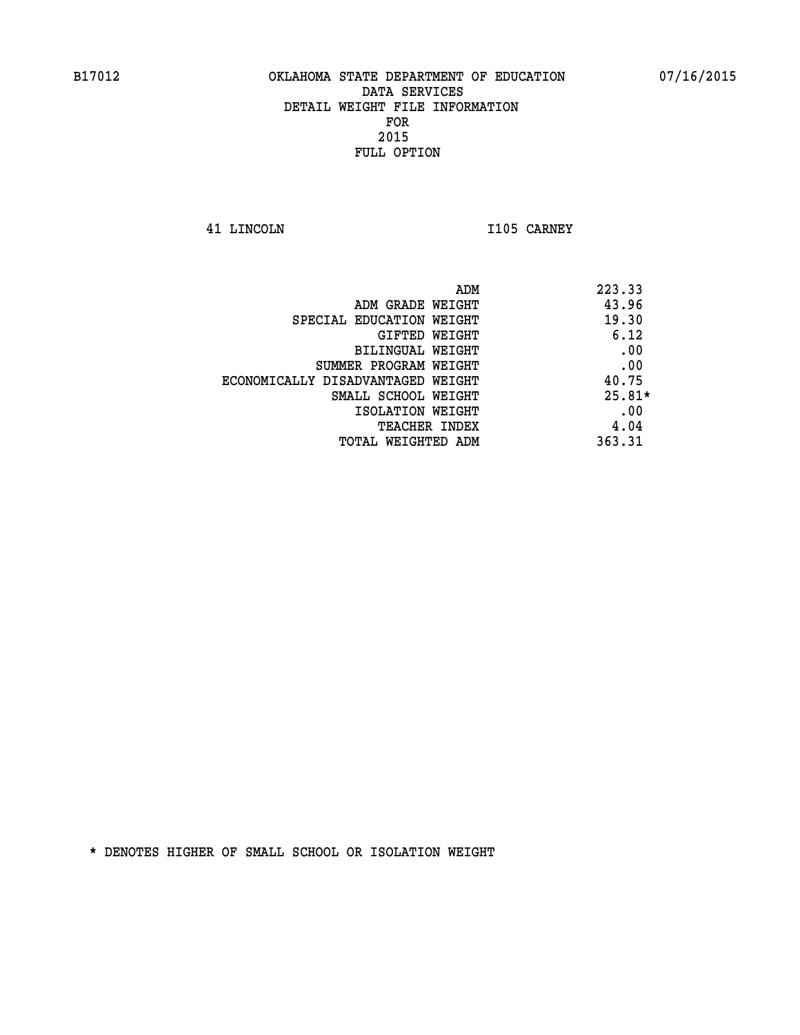B17012 OKLAHOMA STATE DEPARTMENT OF EDUCATION 07/16/2015

DATA SERVICES
DETAIL WEIGHT FILE INFORMATION
FOR
2015
FULL OPTION

41 LINCOLN I105 CARNEY

| | |
|---|---|
| ADM | 223.33 |
| ADM GRADE WEIGHT | 43.96 |
| SPECIAL EDUCATION WEIGHT | 19.30 |
| GIFTED WEIGHT | 6.12 |
| BILINGUAL WEIGHT | .00 |
| SUMMER PROGRAM WEIGHT | .00 |
| ECONOMICALLY DISADVANTAGED WEIGHT | 40.75 |
| SMALL SCHOOL WEIGHT | 25.81* |
| ISOLATION WEIGHT | .00 |
| TEACHER INDEX | 4.04 |
| TOTAL WEIGHTED ADM | 363.31 |

* DENOTES HIGHER OF SMALL SCHOOL OR ISOLATION WEIGHT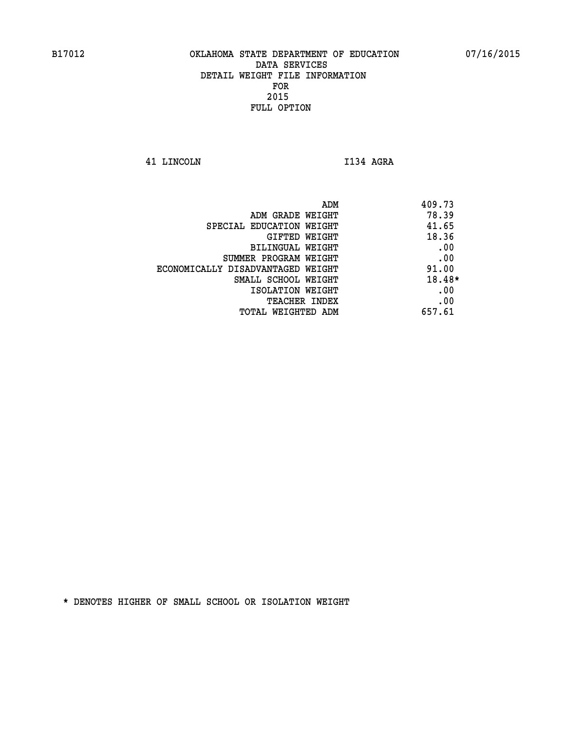# OKLAHOMA STATE DEPARTMENT OF EDUCATION
## DATA SERVICES
## DETAIL WEIGHT FILE INFORMATION
## FOR
## 2015
## FULL OPTION

41 LINCOLN I134 AGRA

| | |
|---|---|
| ADM | 409.73 |
| ADM GRADE WEIGHT | 78.39 |
| SPECIAL EDUCATION WEIGHT | 41.65 |
| GIFTED WEIGHT | 18.36 |
| BILINGUAL WEIGHT | .00 |
| SUMMER PROGRAM WEIGHT | .00 |
| ECONOMICALLY DISADVANTAGED WEIGHT | 91.00 |
| SMALL SCHOOL WEIGHT | 18.48* |
| ISOLATION WEIGHT | .00 |
| TEACHER INDEX | .00 |
| TOTAL WEIGHTED ADM | 657.61 |

* DENOTES HIGHER OF SMALL SCHOOL OR ISOLATION WEIGHT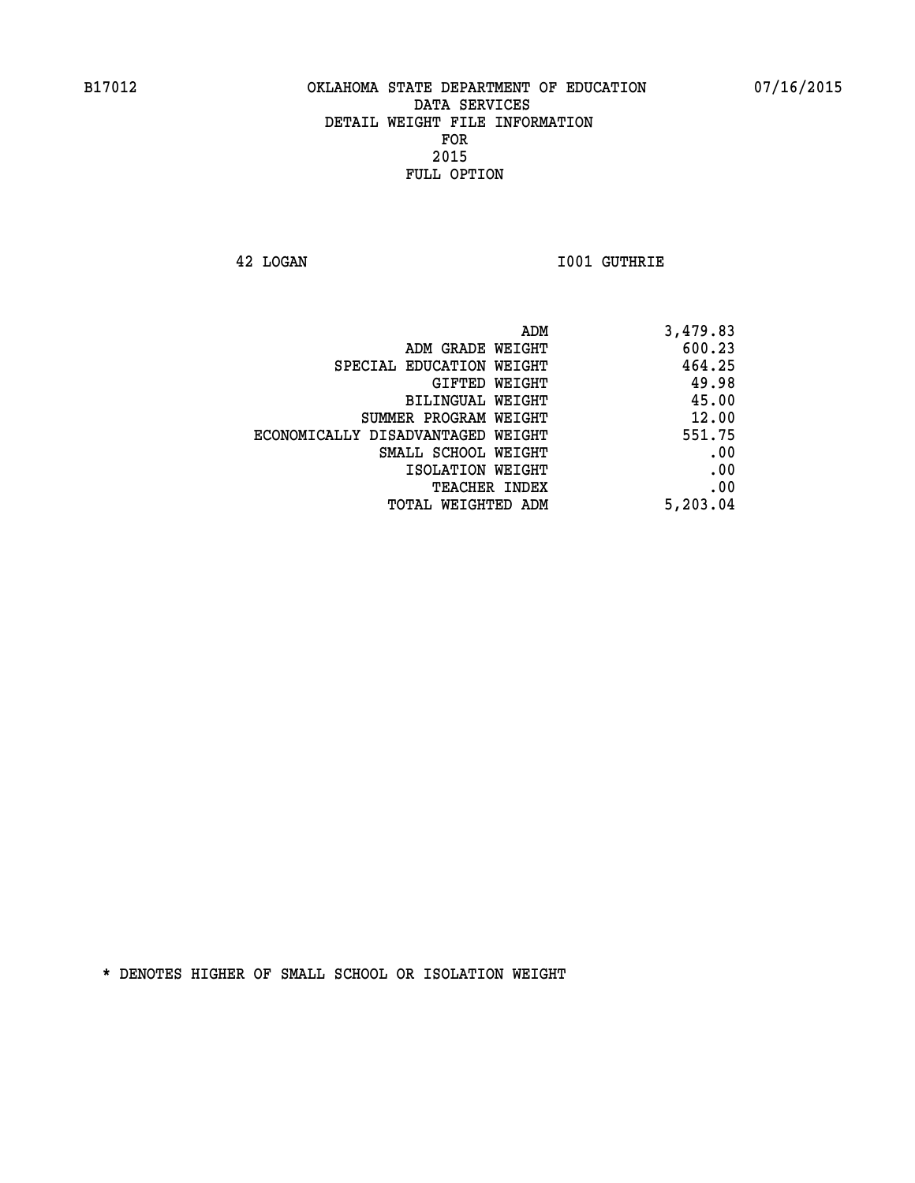B17012 OKLAHOMA STATE DEPARTMENT OF EDUCATION 07/16/2015

DATA SERVICES
DETAIL WEIGHT FILE INFORMATION
FOR
2015
FULL OPTION

42 LOGAN I001 GUTHRIE

| | |
|---|---|
| ADM | 3,479.83 |
| ADM GRADE WEIGHT | 600.23 |
| SPECIAL EDUCATION WEIGHT | 464.25 |
| GIFTED WEIGHT | 49.98 |
| BILINGUAL WEIGHT | 45.00 |
| SUMMER PROGRAM WEIGHT | 12.00 |
| ECONOMICALLY DISADVANTAGED WEIGHT | 551.75 |
| SMALL SCHOOL WEIGHT | .00 |
| ISOLATION WEIGHT | .00 |
| TEACHER INDEX | .00 |
| TOTAL WEIGHTED ADM | 5,203.04 |

* DENOTES HIGHER OF SMALL SCHOOL OR ISOLATION WEIGHT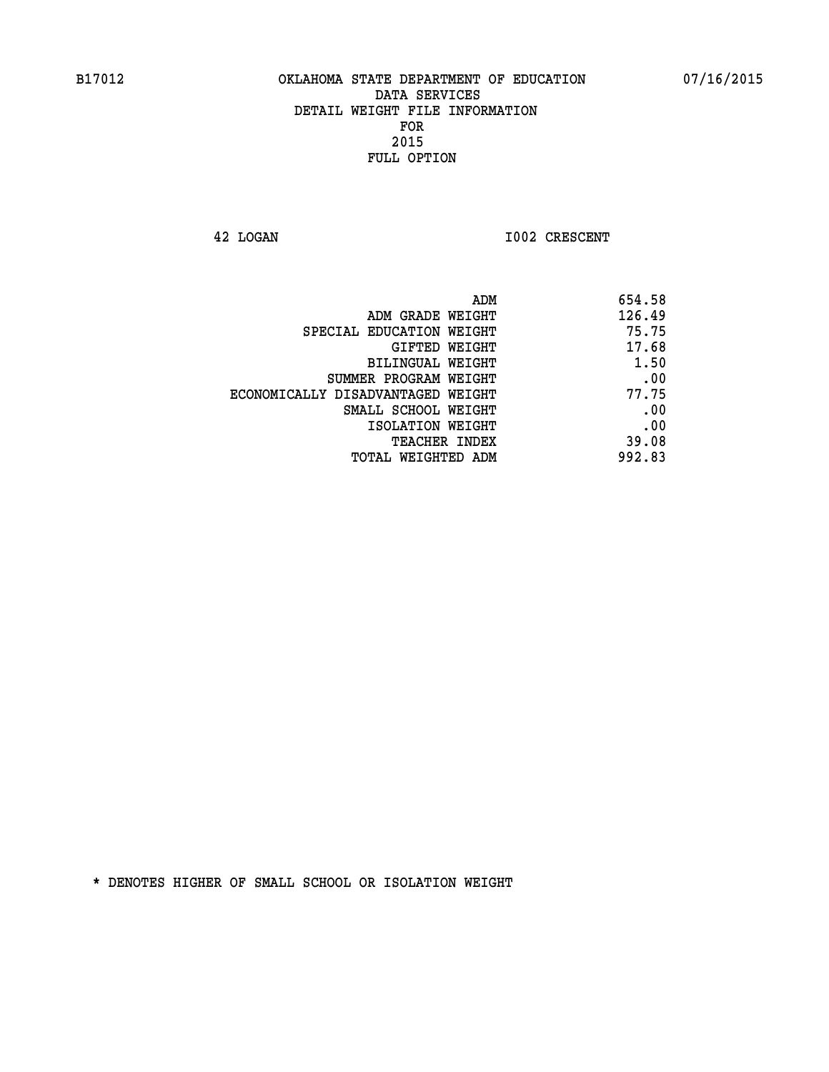B17012 OKLAHOMA STATE DEPARTMENT OF EDUCATION 07/16/2015

DATA SERVICES
DETAIL WEIGHT FILE INFORMATION
FOR
2015
FULL OPTION

42 LOGAN I002 CRESCENT

| | |
|---|---|
| ADM | 654.58 |
| ADM GRADE WEIGHT | 126.49 |
| SPECIAL EDUCATION WEIGHT | 75.75 |
| GIFTED WEIGHT | 17.68 |
| BILINGUAL WEIGHT | 1.50 |
| SUMMER PROGRAM WEIGHT | .00 |
| ECONOMICALLY DISADVANTAGED WEIGHT | 77.75 |
| SMALL SCHOOL WEIGHT | .00 |
| ISOLATION WEIGHT | .00 |
| TEACHER INDEX | 39.08 |
| TOTAL WEIGHTED ADM | 992.83 |

* DENOTES HIGHER OF SMALL SCHOOL OR ISOLATION WEIGHT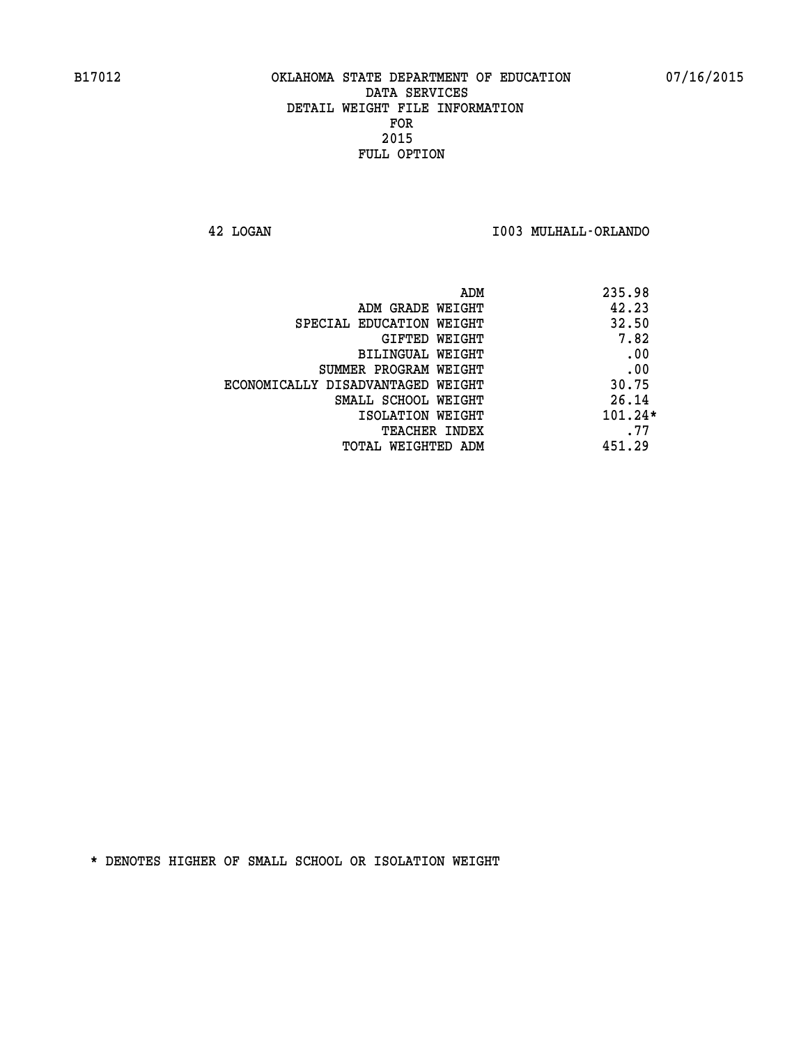B17012 OKLAHOMA STATE DEPARTMENT OF EDUCATION 07/16/2015

DATA SERVICES
DETAIL WEIGHT FILE INFORMATION
FOR
2015
FULL OPTION

42 LOGAN I003 MULHALL-ORLANDO

| | |
|---|---|
| ADM | 235.98 |
| ADM GRADE WEIGHT | 42.23 |
| SPECIAL EDUCATION WEIGHT | 32.50 |
| GIFTED WEIGHT | 7.82 |
| BILINGUAL WEIGHT | .00 |
| SUMMER PROGRAM WEIGHT | .00 |
| ECONOMICALLY DISADVANTAGED WEIGHT | 30.75 |
| SMALL SCHOOL WEIGHT | 26.14 |
| ISOLATION WEIGHT | 101.24* |
| TEACHER INDEX | .77 |
| TOTAL WEIGHTED ADM | 451.29 |

* DENOTES HIGHER OF SMALL SCHOOL OR ISOLATION WEIGHT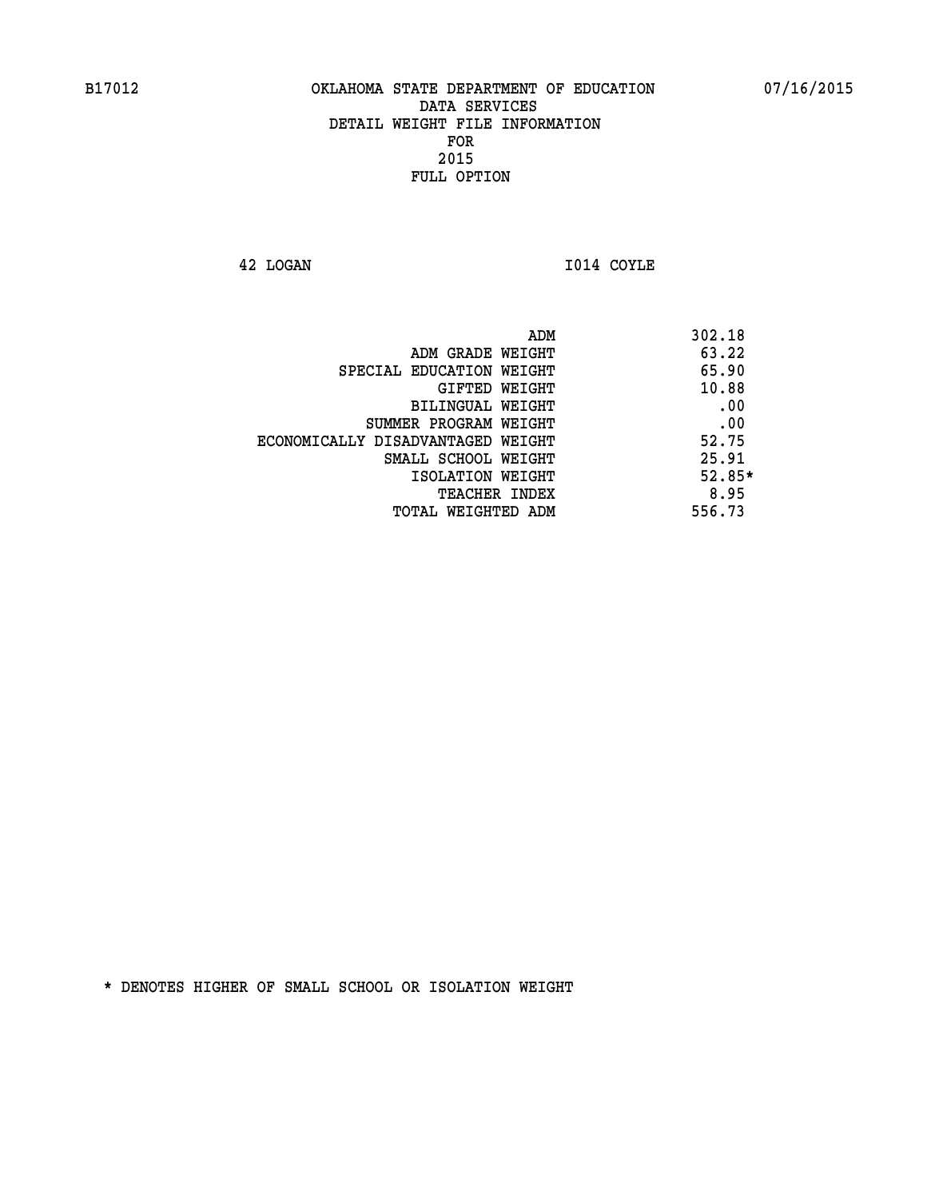B17012 OKLAHOMA STATE DEPARTMENT OF EDUCATION 07/16/2015

DATA SERVICES
DETAIL WEIGHT FILE INFORMATION
FOR
2015
FULL OPTION

42 LOGAN I014 COYLE

| | |
|---|---|
| ADM | 302.18 |
| ADM GRADE WEIGHT | 63.22 |
| SPECIAL EDUCATION WEIGHT | 65.90 |
| GIFTED WEIGHT | 10.88 |
| BILINGUAL WEIGHT | .00 |
| SUMMER PROGRAM WEIGHT | .00 |
| ECONOMICALLY DISADVANTAGED WEIGHT | 52.75 |
| SMALL SCHOOL WEIGHT | 25.91 |
| ISOLATION WEIGHT | 52.85* |
| TEACHER INDEX | 8.95 |
| TOTAL WEIGHTED ADM | 556.73 |

* DENOTES HIGHER OF SMALL SCHOOL OR ISOLATION WEIGHT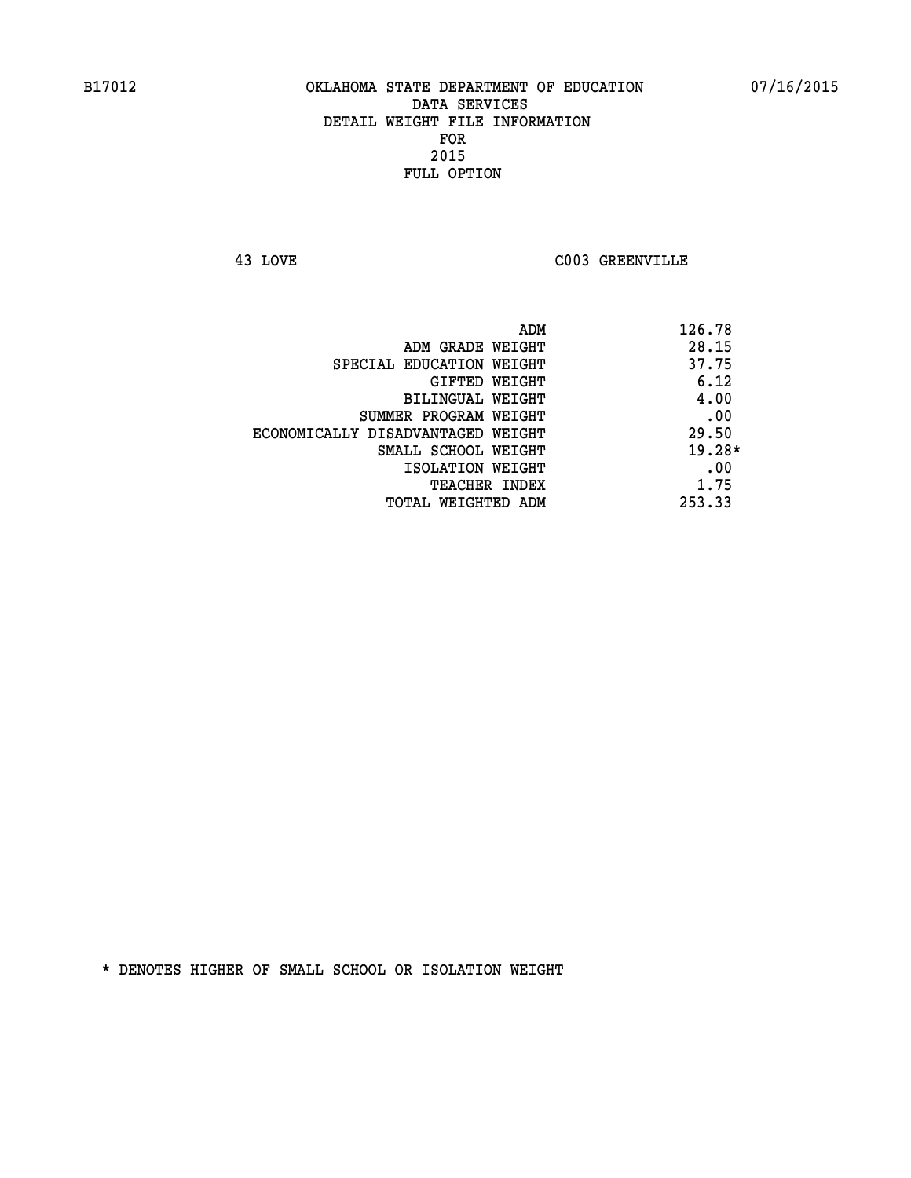B17012 OKLAHOMA STATE DEPARTMENT OF EDUCATION 07/16/2015

DATA SERVICES
DETAIL WEIGHT FILE INFORMATION
FOR
2015
FULL OPTION

43 LOVE C003 GREENVILLE

| | |
|---|---|
| ADM | 126.78 |
| ADM GRADE WEIGHT | 28.15 |
| SPECIAL EDUCATION WEIGHT | 37.75 |
| GIFTED WEIGHT | 6.12 |
| BILINGUAL WEIGHT | 4.00 |
| SUMMER PROGRAM WEIGHT | .00 |
| ECONOMICALLY DISADVANTAGED WEIGHT | 29.50 |
| SMALL SCHOOL WEIGHT | 19.28* |
| ISOLATION WEIGHT | .00 |
| TEACHER INDEX | 1.75 |
| TOTAL WEIGHTED ADM | 253.33 |

* DENOTES HIGHER OF SMALL SCHOOL OR ISOLATION WEIGHT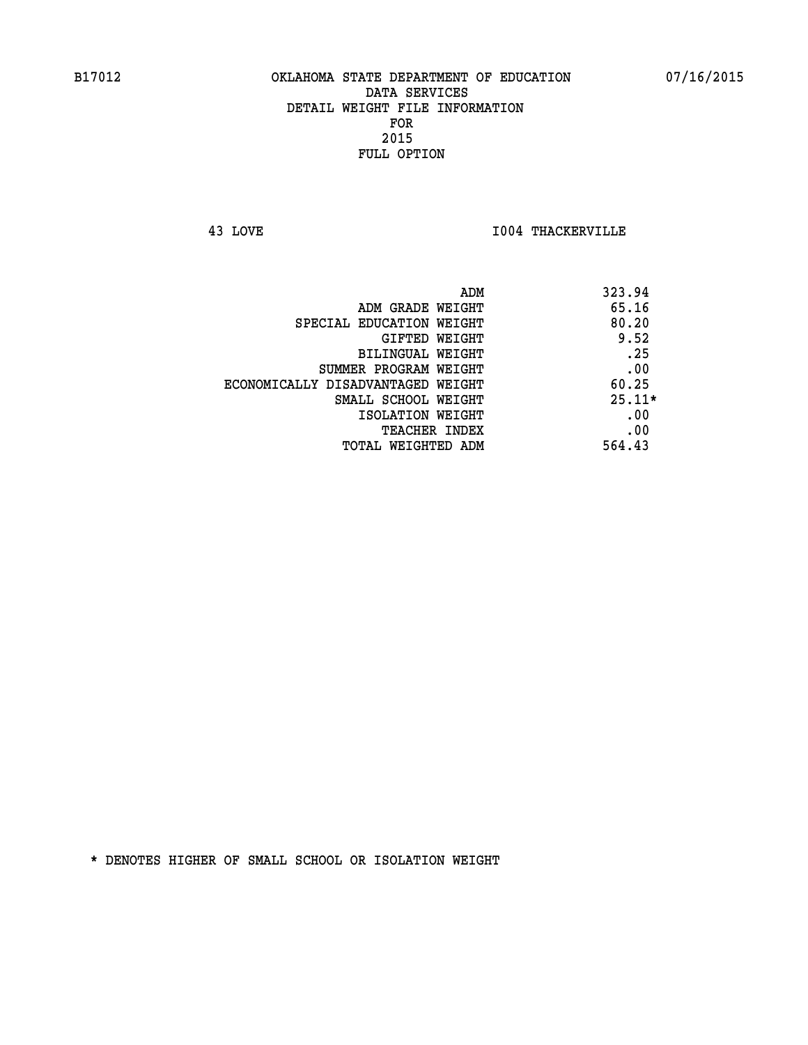B17012 OKLAHOMA STATE DEPARTMENT OF EDUCATION 07/16/2015

DATA SERVICES
DETAIL WEIGHT FILE INFORMATION
FOR
2015
FULL OPTION

43 LOVE I004 THACKERVILLE

| | |
|---|---|
| ADM | 323.94 |
| ADM GRADE WEIGHT | 65.16 |
| SPECIAL EDUCATION WEIGHT | 80.20 |
| GIFTED WEIGHT | 9.52 |
| BILINGUAL WEIGHT | .25 |
| SUMMER PROGRAM WEIGHT | .00 |
| ECONOMICALLY DISADVANTAGED WEIGHT | 60.25 |
| SMALL SCHOOL WEIGHT | 25.11* |
| ISOLATION WEIGHT | .00 |
| TEACHER INDEX | .00 |
| TOTAL WEIGHTED ADM | 564.43 |

* DENOTES HIGHER OF SMALL SCHOOL OR ISOLATION WEIGHT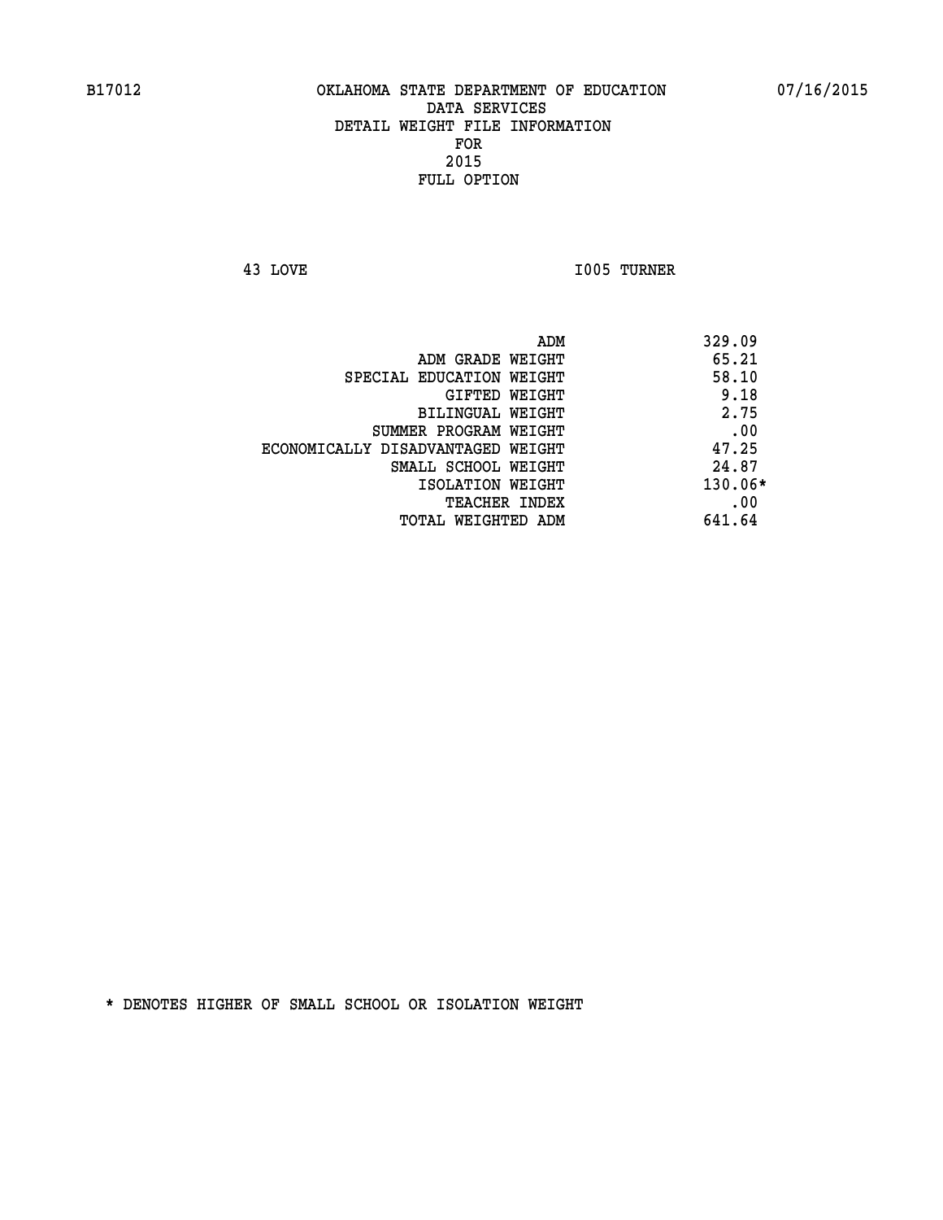B17012 OKLAHOMA STATE DEPARTMENT OF EDUCATION 07/16/2015

DATA SERVICES
DETAIL WEIGHT FILE INFORMATION
FOR
2015
FULL OPTION

43 LOVE I005 TURNER

| | |
|---|---|
| ADM | 329.09 |
| ADM GRADE WEIGHT | 65.21 |
| SPECIAL EDUCATION WEIGHT | 58.10 |
| GIFTED WEIGHT | 9.18 |
| BILINGUAL WEIGHT | 2.75 |
| SUMMER PROGRAM WEIGHT | .00 |
| ECONOMICALLY DISADVANTAGED WEIGHT | 47.25 |
| SMALL SCHOOL WEIGHT | 24.87 |
| ISOLATION WEIGHT | 130.06* |
| TEACHER INDEX | .00 |
| TOTAL WEIGHTED ADM | 641.64 |

* DENOTES HIGHER OF SMALL SCHOOL OR ISOLATION WEIGHT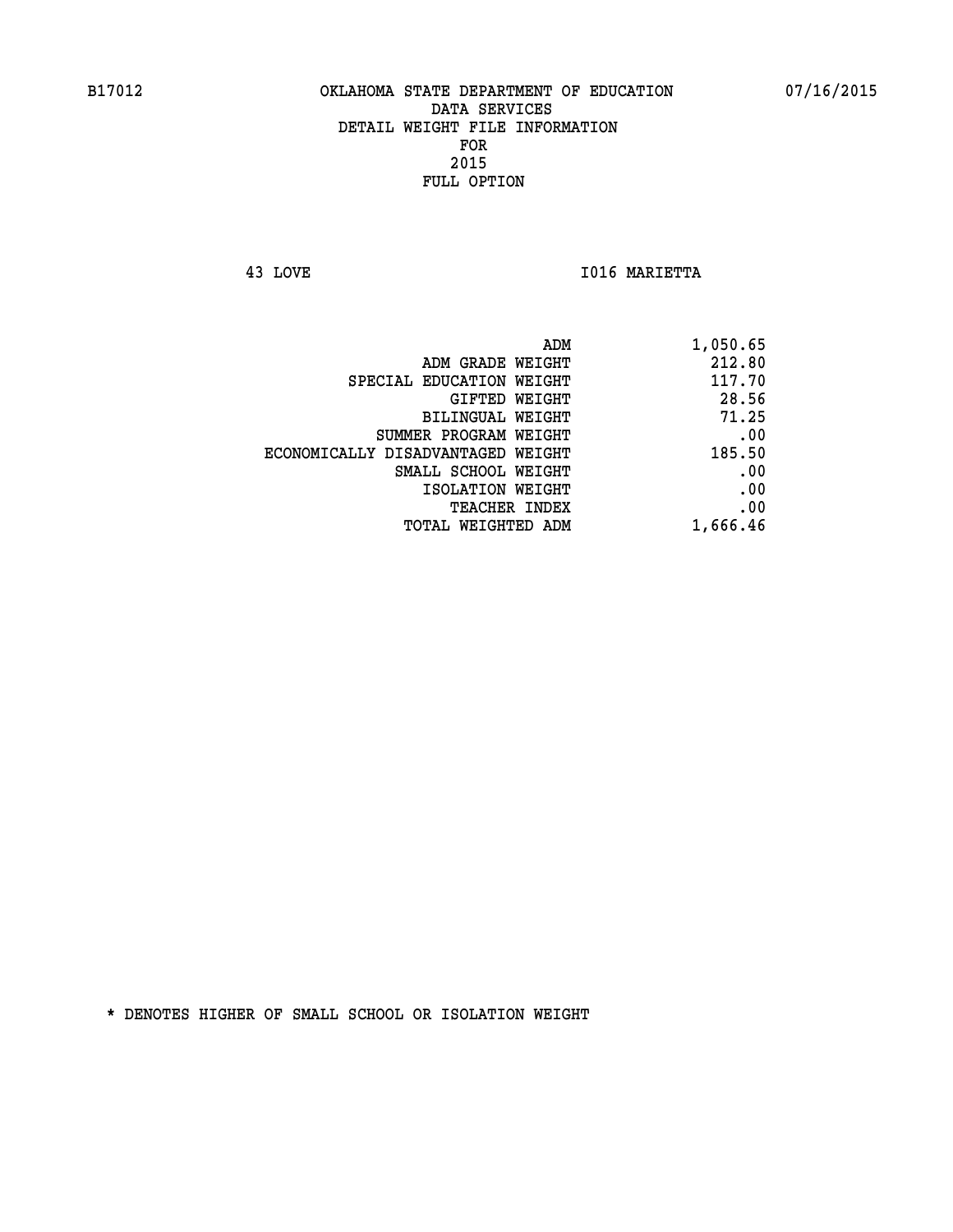B17012 OKLAHOMA STATE DEPARTMENT OF EDUCATION 07/16/2015

DATA SERVICES
DETAIL WEIGHT FILE INFORMATION
FOR
2015
FULL OPTION

43 LOVE I016 MARIETTA

| | |
|---|---|
| ADM | 1,050.65 |
| ADM GRADE WEIGHT | 212.80 |
| SPECIAL EDUCATION WEIGHT | 117.70 |
| GIFTED WEIGHT | 28.56 |
| BILINGUAL WEIGHT | 71.25 |
| SUMMER PROGRAM WEIGHT | .00 |
| ECONOMICALLY DISADVANTAGED WEIGHT | 185.50 |
| SMALL SCHOOL WEIGHT | .00 |
| ISOLATION WEIGHT | .00 |
| TEACHER INDEX | .00 |
| TOTAL WEIGHTED ADM | 1,666.46 |

* DENOTES HIGHER OF SMALL SCHOOL OR ISOLATION WEIGHT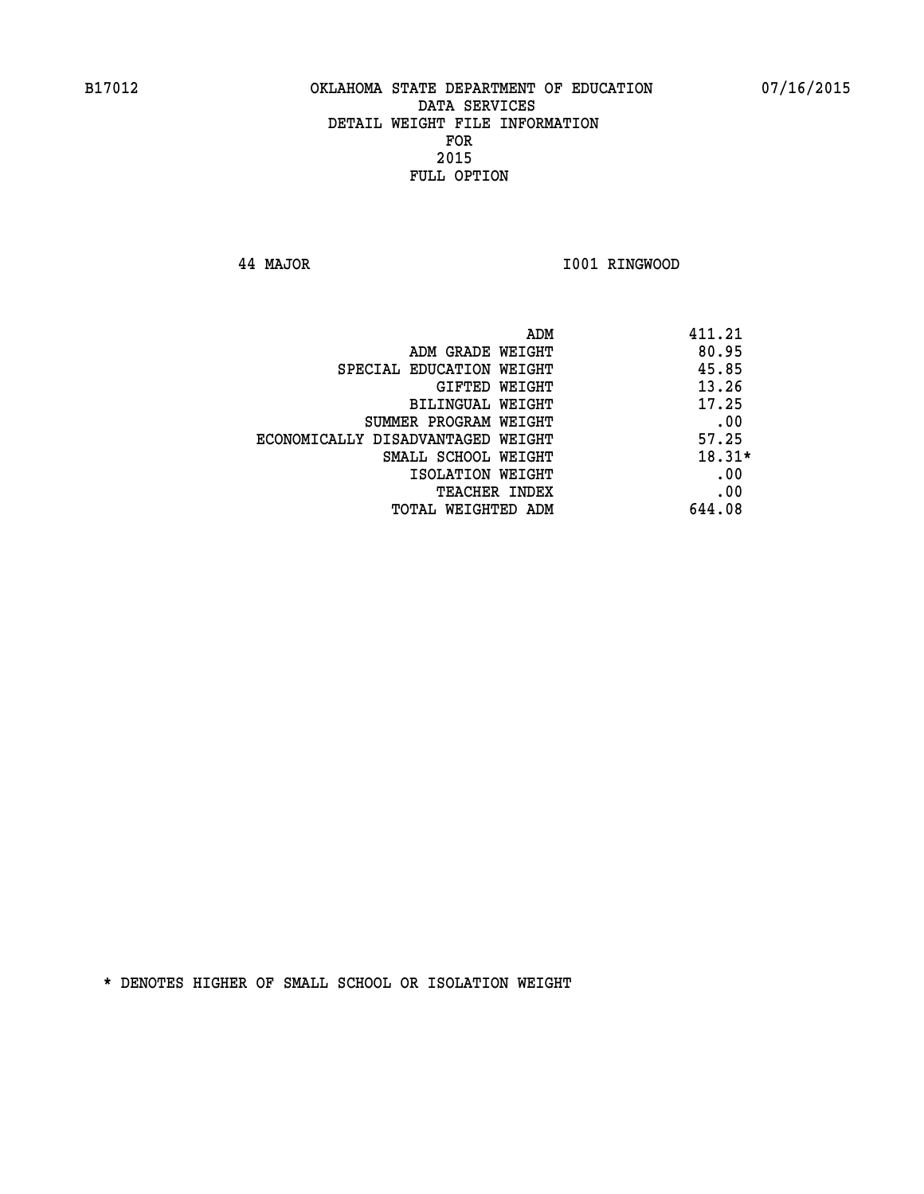B17012 OKLAHOMA STATE DEPARTMENT OF EDUCATION 07/16/2015

DATA SERVICES

DETAIL WEIGHT FILE INFORMATION

FOR

2015

FULL OPTION

44 MAJOR I001 RINGWOOD

| | |
|---|---|
| ADM | 411.21 |
| ADM GRADE WEIGHT | 80.95 |
| SPECIAL EDUCATION WEIGHT | 45.85 |
| GIFTED WEIGHT | 13.26 |
| BILINGUAL WEIGHT | 17.25 |
| SUMMER PROGRAM WEIGHT | .00 |
| ECONOMICALLY DISADVANTAGED WEIGHT | 57.25 |
| SMALL SCHOOL WEIGHT | 18.31* |
| ISOLATION WEIGHT | .00 |
| TEACHER INDEX | .00 |
| TOTAL WEIGHTED ADM | 644.08 |

* DENOTES HIGHER OF SMALL SCHOOL OR ISOLATION WEIGHT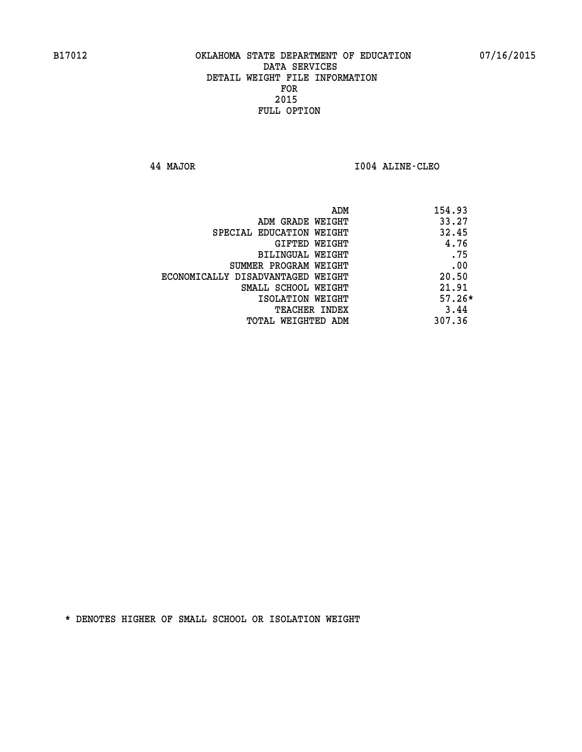B17012 OKLAHOMA STATE DEPARTMENT OF EDUCATION 07/16/2015

DATA SERVICES
DETAIL WEIGHT FILE INFORMATION
FOR
2015
FULL OPTION

44 MAJOR I004 ALINE-CLEO

| | |
|---|---|
| ADM | 154.93 |
| ADM GRADE WEIGHT | 33.27 |
| SPECIAL EDUCATION WEIGHT | 32.45 |
| GIFTED WEIGHT | 4.76 |
| BILINGUAL WEIGHT | .75 |
| SUMMER PROGRAM WEIGHT | .00 |
| ECONOMICALLY DISADVANTAGED WEIGHT | 20.50 |
| SMALL SCHOOL WEIGHT | 21.91 |
| ISOLATION WEIGHT | 57.26* |
| TEACHER INDEX | 3.44 |
| TOTAL WEIGHTED ADM | 307.36 |

* DENOTES HIGHER OF SMALL SCHOOL OR ISOLATION WEIGHT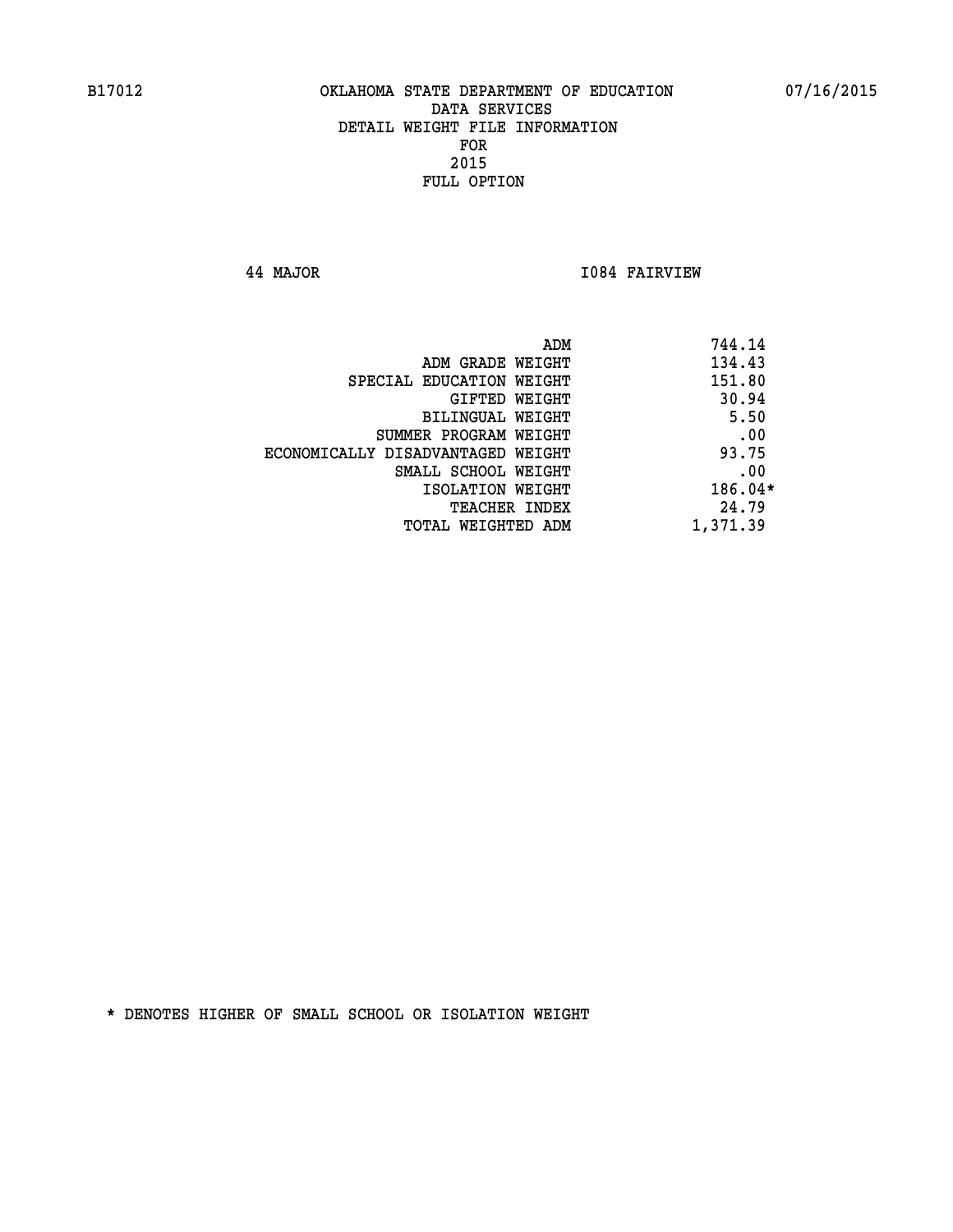B17012 OKLAHOMA STATE DEPARTMENT OF EDUCATION 07/16/2015

DATA SERVICES
DETAIL WEIGHT FILE INFORMATION
FOR
2015
FULL OPTION

44 MAJOR I084 FAIRVIEW

| | |
|---|---|
| ADM | 744.14 |
| ADM GRADE WEIGHT | 134.43 |
| SPECIAL EDUCATION WEIGHT | 151.80 |
| GIFTED WEIGHT | 30.94 |
| BILINGUAL WEIGHT | 5.50 |
| SUMMER PROGRAM WEIGHT | .00 |
| ECONOMICALLY DISADVANTAGED WEIGHT | 93.75 |
| SMALL SCHOOL WEIGHT | .00 |
| ISOLATION WEIGHT | 186.04* |
| TEACHER INDEX | 24.79 |
| TOTAL WEIGHTED ADM | 1,371.39 |

* DENOTES HIGHER OF SMALL SCHOOL OR ISOLATION WEIGHT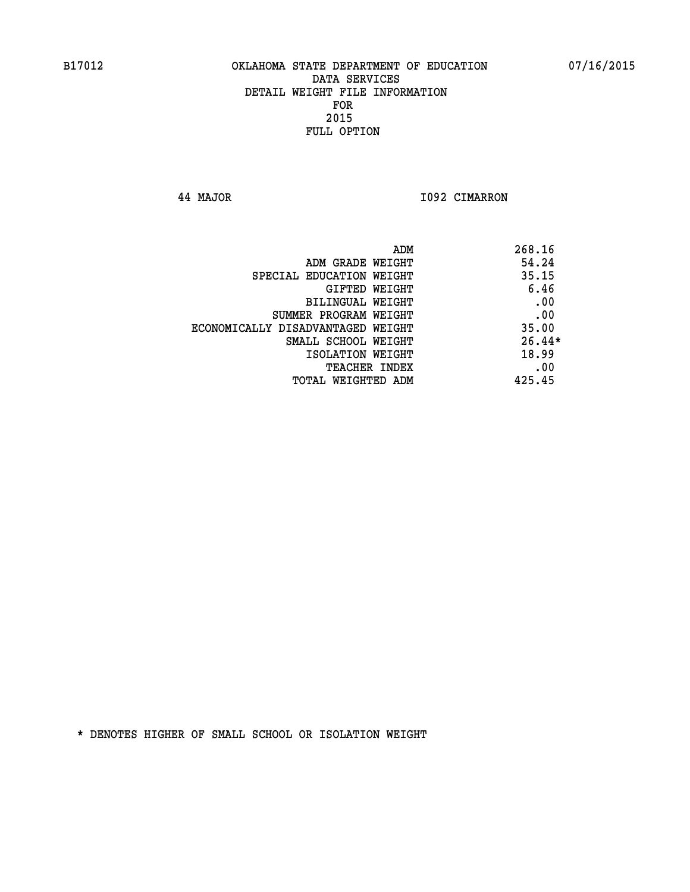B17012 OKLAHOMA STATE DEPARTMENT OF EDUCATION 07/16/2015

DATA SERVICES
DETAIL WEIGHT FILE INFORMATION
FOR
2015
FULL OPTION

44 MAJOR I092 CIMARRON

| | |
|---|---|
| ADM | 268.16 |
| ADM GRADE WEIGHT | 54.24 |
| SPECIAL EDUCATION WEIGHT | 35.15 |
| GIFTED WEIGHT | 6.46 |
| BILINGUAL WEIGHT | .00 |
| SUMMER PROGRAM WEIGHT | .00 |
| ECONOMICALLY DISADVANTAGED WEIGHT | 35.00 |
| SMALL SCHOOL WEIGHT | 26.44* |
| ISOLATION WEIGHT | 18.99 |
| TEACHER INDEX | .00 |
| TOTAL WEIGHTED ADM | 425.45 |

* DENOTES HIGHER OF SMALL SCHOOL OR ISOLATION WEIGHT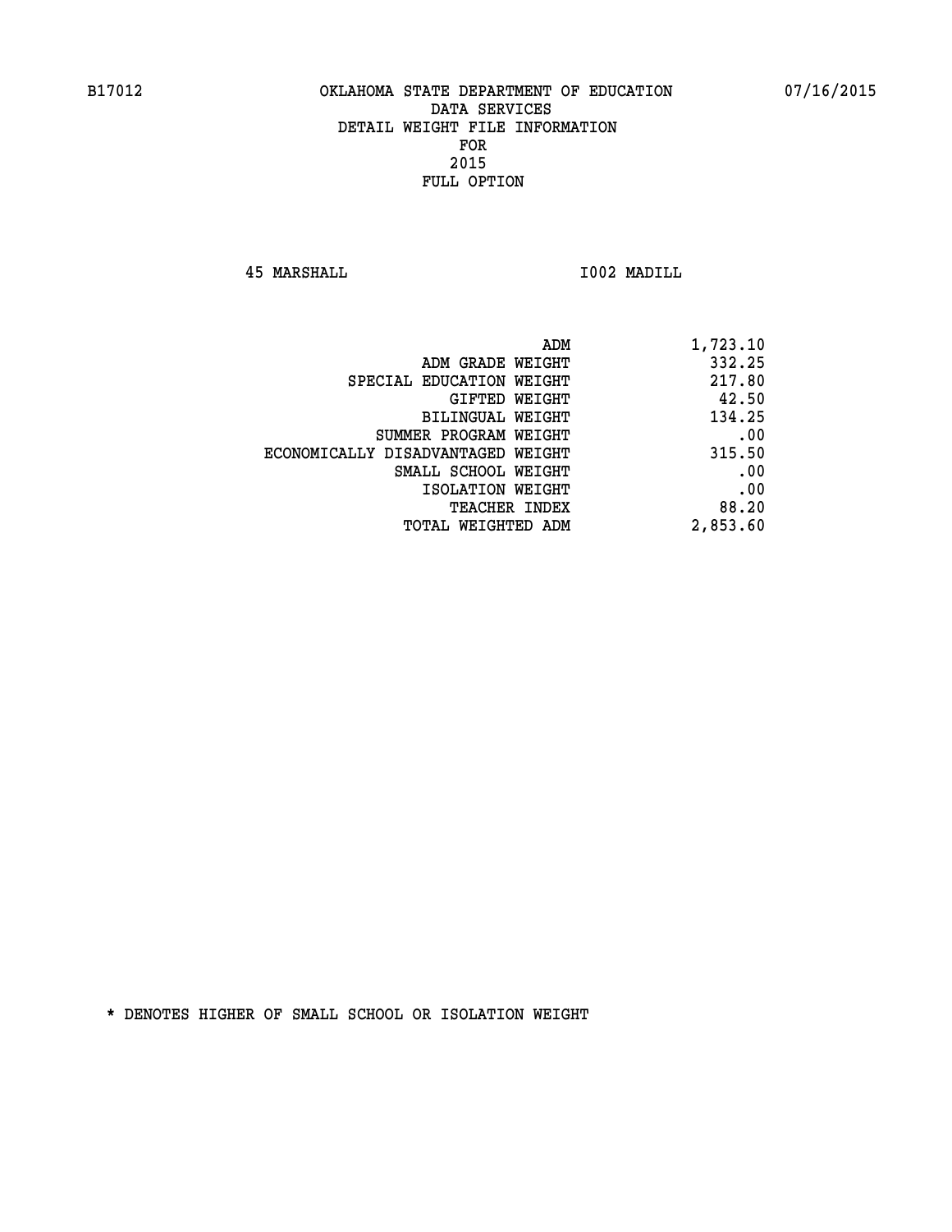B17012 OKLAHOMA STATE DEPARTMENT OF EDUCATION 07/16/2015

DATA SERVICES
DETAIL WEIGHT FILE INFORMATION
FOR
2015
FULL OPTION

45 MARSHALL I002 MADILL

| | |
|---|---|
| ADM | 1,723.10 |
| ADM GRADE WEIGHT | 332.25 |
| SPECIAL EDUCATION WEIGHT | 217.80 |
| GIFTED WEIGHT | 42.50 |
| BILINGUAL WEIGHT | 134.25 |
| SUMMER PROGRAM WEIGHT | .00 |
| ECONOMICALLY DISADVANTAGED WEIGHT | 315.50 |
| SMALL SCHOOL WEIGHT | .00 |
| ISOLATION WEIGHT | .00 |
| TEACHER INDEX | 88.20 |
| TOTAL WEIGHTED ADM | 2,853.60 |

* DENOTES HIGHER OF SMALL SCHOOL OR ISOLATION WEIGHT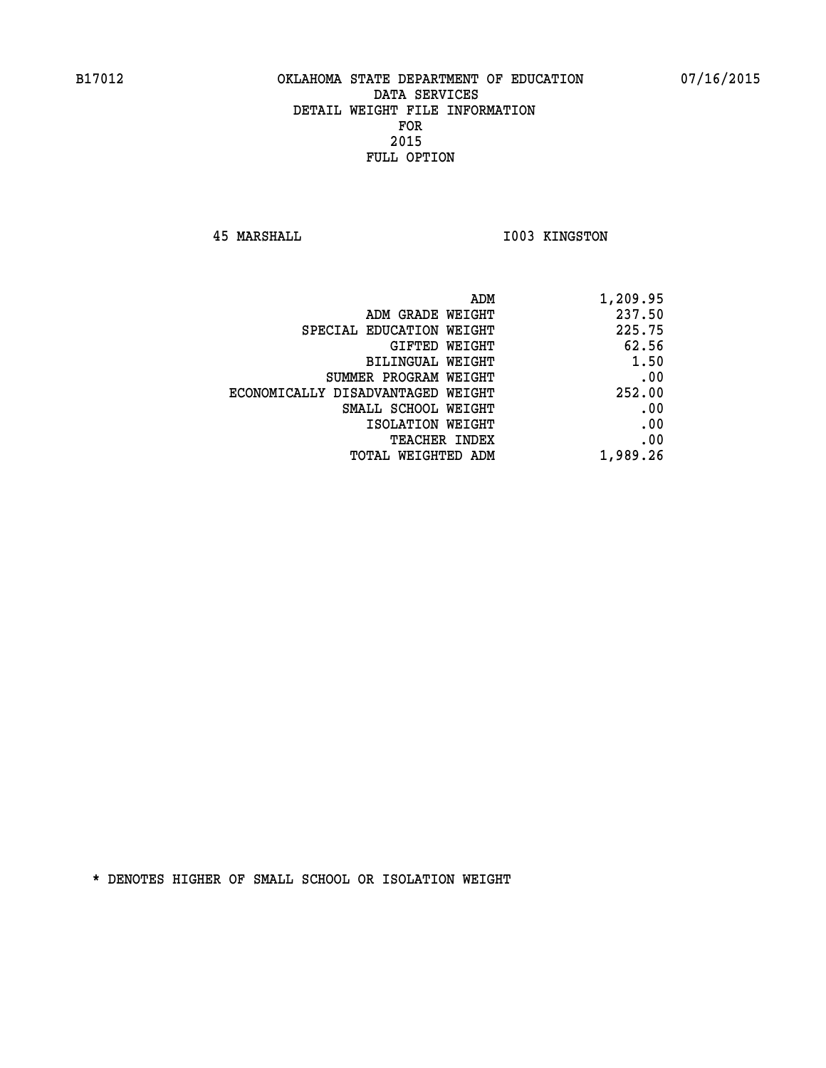B17012 OKLAHOMA STATE DEPARTMENT OF EDUCATION 07/16/2015

DATA SERVICES
DETAIL WEIGHT FILE INFORMATION
FOR
2015
FULL OPTION

45 MARSHALL I003 KINGSTON

| | |
|---|---|
| ADM | 1,209.95 |
| ADM GRADE WEIGHT | 237.50 |
| SPECIAL EDUCATION WEIGHT | 225.75 |
| GIFTED WEIGHT | 62.56 |
| BILINGUAL WEIGHT | 1.50 |
| SUMMER PROGRAM WEIGHT | .00 |
| ECONOMICALLY DISADVANTAGED WEIGHT | 252.00 |
| SMALL SCHOOL WEIGHT | .00 |
| ISOLATION WEIGHT | .00 |
| TEACHER INDEX | .00 |
| TOTAL WEIGHTED ADM | 1,989.26 |

* DENOTES HIGHER OF SMALL SCHOOL OR ISOLATION WEIGHT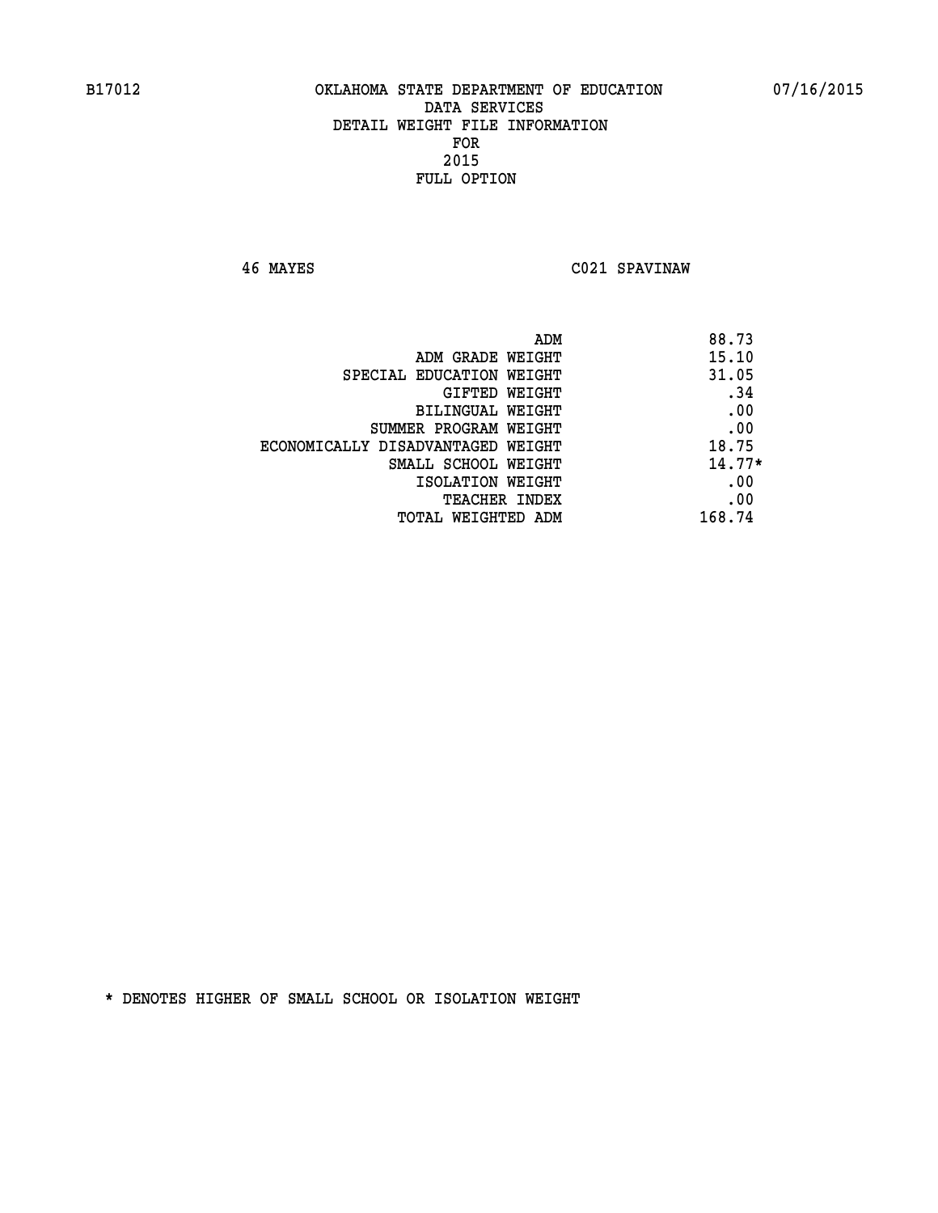B17012 OKLAHOMA STATE DEPARTMENT OF EDUCATION 07/16/2015

DATA SERVICES
DETAIL WEIGHT FILE INFORMATION
FOR
2015
FULL OPTION

46 MAYES C021 SPAVINAW

| | |
|---|---|
| ADM | 88.73 |
| ADM GRADE WEIGHT | 15.10 |
| SPECIAL EDUCATION WEIGHT | 31.05 |
| GIFTED WEIGHT | .34 |
| BILINGUAL WEIGHT | .00 |
| SUMMER PROGRAM WEIGHT | .00 |
| ECONOMICALLY DISADVANTAGED WEIGHT | 18.75 |
| SMALL SCHOOL WEIGHT | 14.77* |
| ISOLATION WEIGHT | .00 |
| TEACHER INDEX | .00 |
| TOTAL WEIGHTED ADM | 168.74 |

* DENOTES HIGHER OF SMALL SCHOOL OR ISOLATION WEIGHT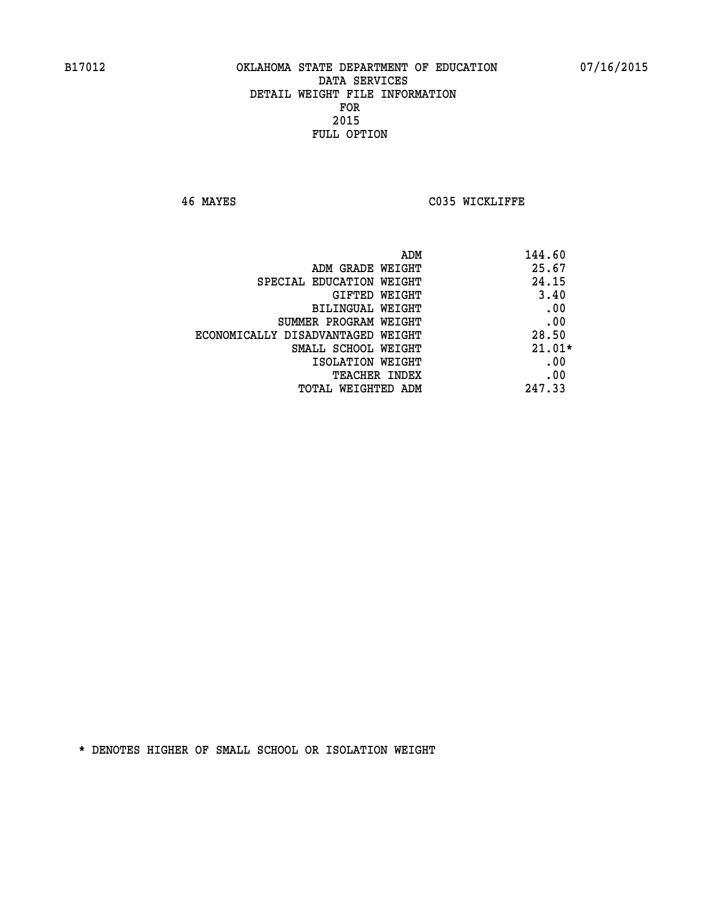B17012 OKLAHOMA STATE DEPARTMENT OF EDUCATION 07/16/2015

DATA SERVICES
DETAIL WEIGHT FILE INFORMATION
FOR
2015
FULL OPTION

46 MAYES C035 WICKLIFFE

| | |
|---|---|
| ADM | 144.60 |
| ADM GRADE WEIGHT | 25.67 |
| SPECIAL EDUCATION WEIGHT | 24.15 |
| GIFTED WEIGHT | 3.40 |
| BILINGUAL WEIGHT | .00 |
| SUMMER PROGRAM WEIGHT | .00 |
| ECONOMICALLY DISADVANTAGED WEIGHT | 28.50 |
| SMALL SCHOOL WEIGHT | 21.01* |
| ISOLATION WEIGHT | .00 |
| TEACHER INDEX | .00 |
| TOTAL WEIGHTED ADM | 247.33 |

* DENOTES HIGHER OF SMALL SCHOOL OR ISOLATION WEIGHT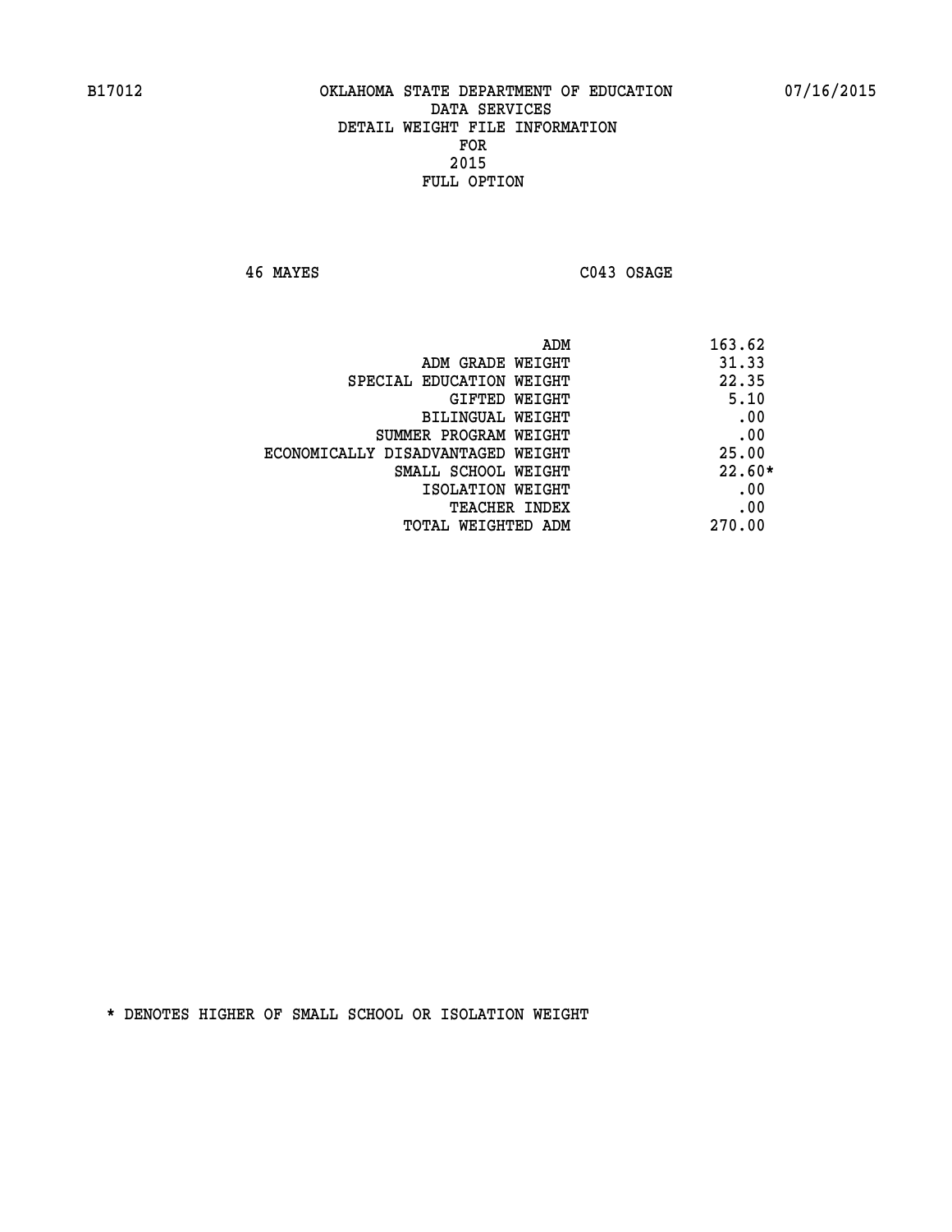B17012 OKLAHOMA STATE DEPARTMENT OF EDUCATION 07/16/2015

DATA SERVICES
DETAIL WEIGHT FILE INFORMATION
FOR
2015
FULL OPTION

46 MAYES C043 OSAGE

| | |
|---|---|
| ADM | 163.62 |
| ADM GRADE WEIGHT | 31.33 |
| SPECIAL EDUCATION WEIGHT | 22.35 |
| GIFTED WEIGHT | 5.10 |
| BILINGUAL WEIGHT | .00 |
| SUMMER PROGRAM WEIGHT | .00 |
| ECONOMICALLY DISADVANTAGED WEIGHT | 25.00 |
| SMALL SCHOOL WEIGHT | 22.60* |
| ISOLATION WEIGHT | .00 |
| TEACHER INDEX | .00 |
| TOTAL WEIGHTED ADM | 270.00 |

* DENOTES HIGHER OF SMALL SCHOOL OR ISOLATION WEIGHT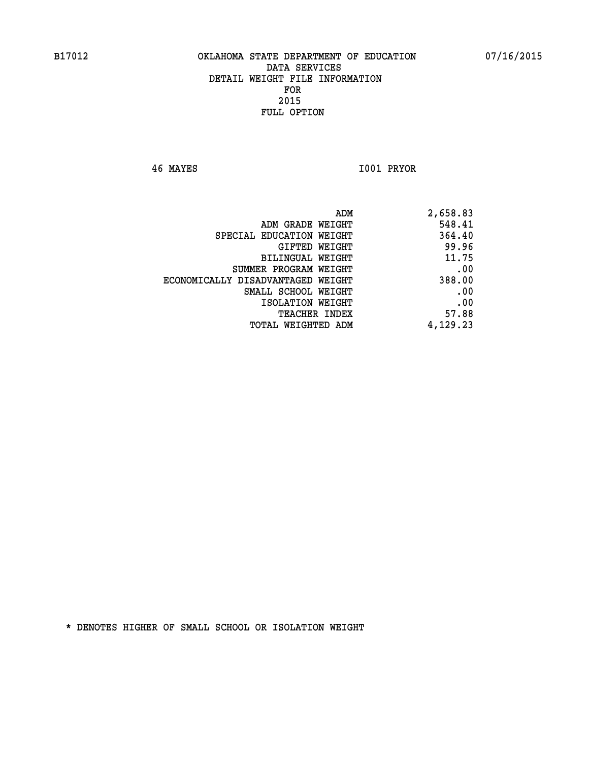B17012 OKLAHOMA STATE DEPARTMENT OF EDUCATION 07/16/2015

DATA SERVICES
DETAIL WEIGHT FILE INFORMATION
FOR
2015
FULL OPTION

46 MAYES I001 PRYOR

| | |
|---|---|
| ADM | 2,658.83 |
| ADM GRADE WEIGHT | 548.41 |
| SPECIAL EDUCATION WEIGHT | 364.40 |
| GIFTED WEIGHT | 99.96 |
| BILINGUAL WEIGHT | 11.75 |
| SUMMER PROGRAM WEIGHT | .00 |
| ECONOMICALLY DISADVANTAGED WEIGHT | 388.00 |
| SMALL SCHOOL WEIGHT | .00 |
| ISOLATION WEIGHT | .00 |
| TEACHER INDEX | 57.88 |
| TOTAL WEIGHTED ADM | 4,129.23 |

* DENOTES HIGHER OF SMALL SCHOOL OR ISOLATION WEIGHT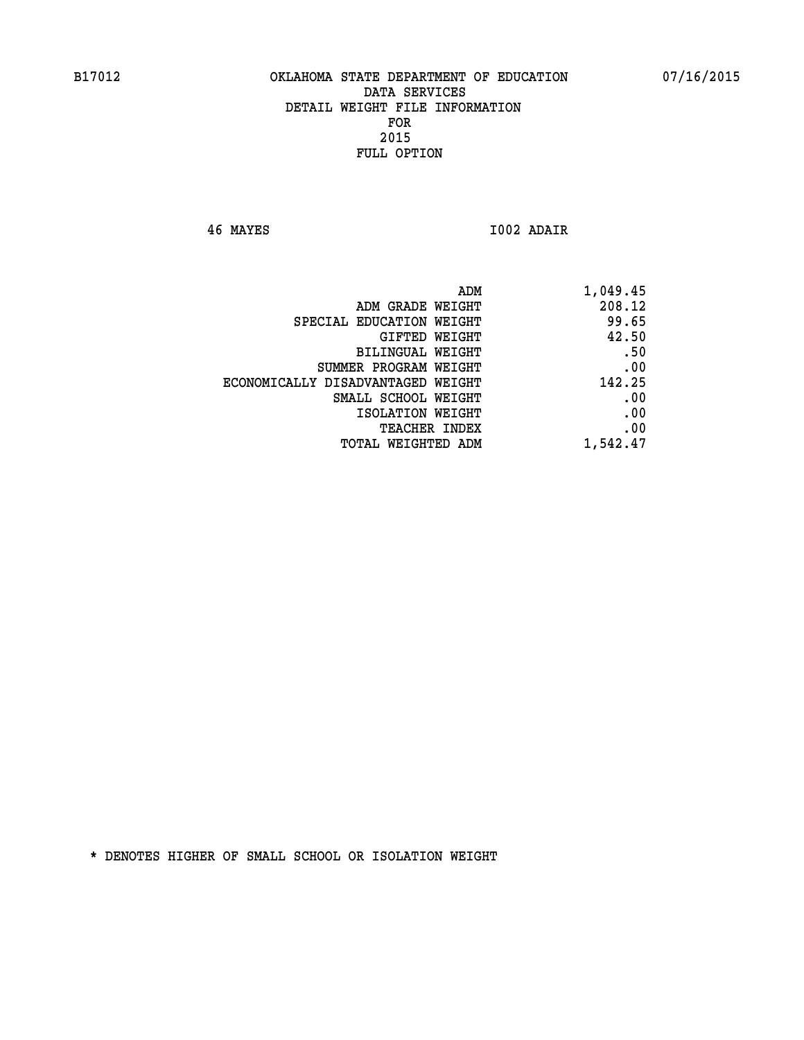B17012 OKLAHOMA STATE DEPARTMENT OF EDUCATION 07/16/2015

DATA SERVICES
DETAIL WEIGHT FILE INFORMATION
FOR
2015
FULL OPTION

46 MAYES I002 ADAIR

| | |
|---|---|
| ADM | 1,049.45 |
| ADM GRADE WEIGHT | 208.12 |
| SPECIAL EDUCATION WEIGHT | 99.65 |
| GIFTED WEIGHT | 42.50 |
| BILINGUAL WEIGHT | .50 |
| SUMMER PROGRAM WEIGHT | .00 |
| ECONOMICALLY DISADVANTAGED WEIGHT | 142.25 |
| SMALL SCHOOL WEIGHT | .00 |
| ISOLATION WEIGHT | .00 |
| TEACHER INDEX | .00 |
| TOTAL WEIGHTED ADM | 1,542.47 |

* DENOTES HIGHER OF SMALL SCHOOL OR ISOLATION WEIGHT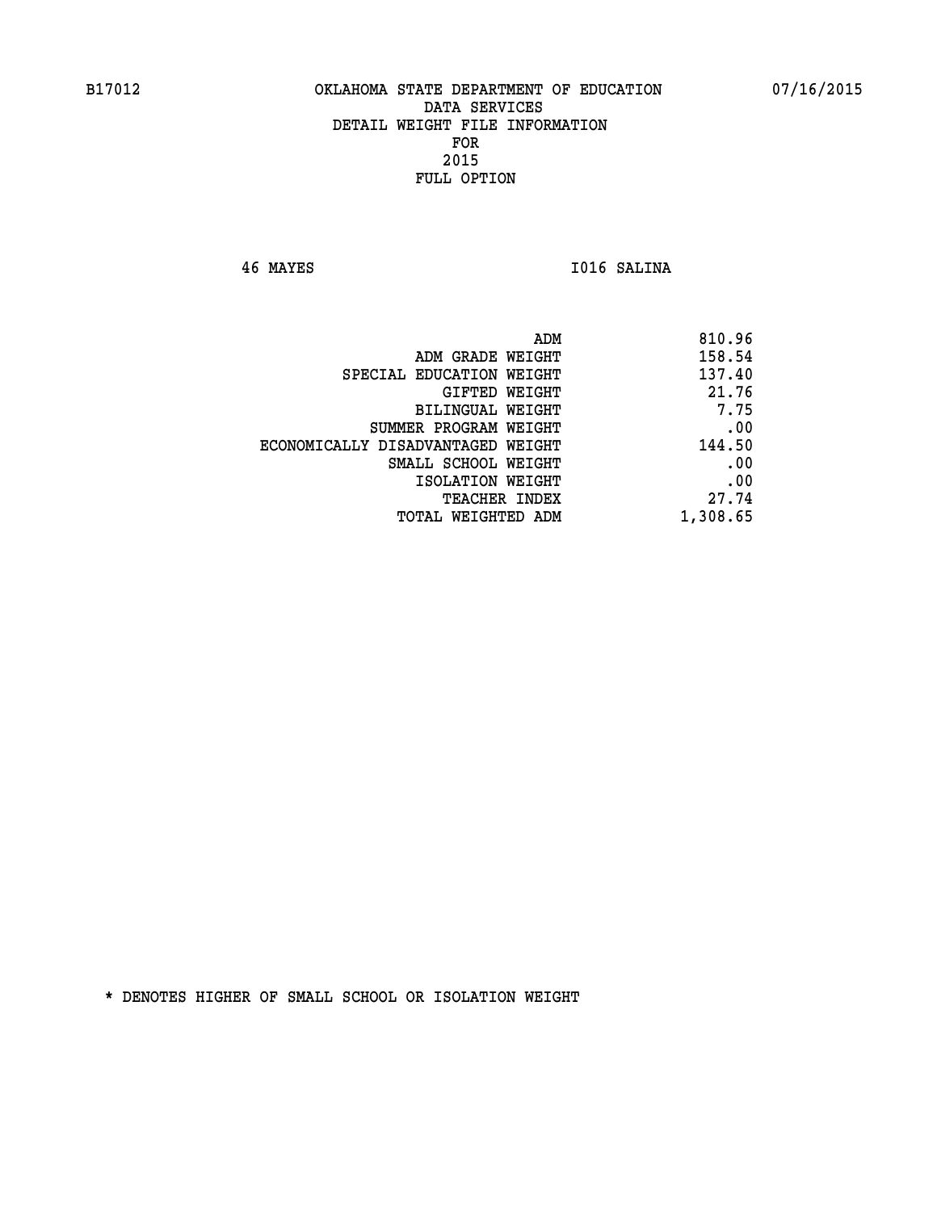B17012 OKLAHOMA STATE DEPARTMENT OF EDUCATION 07/16/2015

DATA SERVICES
DETAIL WEIGHT FILE INFORMATION
FOR
2015
FULL OPTION

46 MAYES I016 SALINA

| | |
|---|---|
| ADM | 810.96 |
| ADM GRADE WEIGHT | 158.54 |
| SPECIAL EDUCATION WEIGHT | 137.40 |
| GIFTED WEIGHT | 21.76 |
| BILINGUAL WEIGHT | 7.75 |
| SUMMER PROGRAM WEIGHT | .00 |
| ECONOMICALLY DISADVANTAGED WEIGHT | 144.50 |
| SMALL SCHOOL WEIGHT | .00 |
| ISOLATION WEIGHT | .00 |
| TEACHER INDEX | 27.74 |
| TOTAL WEIGHTED ADM | 1,308.65 |

* DENOTES HIGHER OF SMALL SCHOOL OR ISOLATION WEIGHT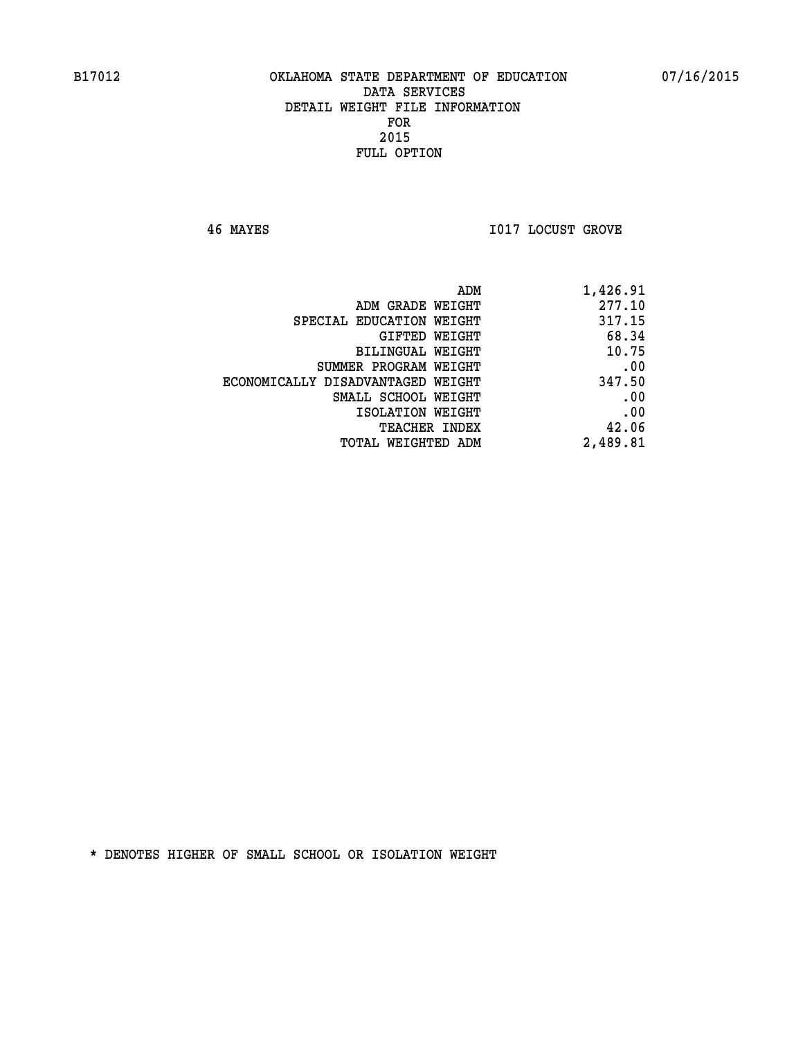B17012 OKLAHOMA STATE DEPARTMENT OF EDUCATION 07/16/2015

DATA SERVICES
DETAIL WEIGHT FILE INFORMATION
FOR
2015
FULL OPTION

46 MAYES I017 LOCUST GROVE

| | |
|---|---|
| ADM | 1,426.91 |
| ADM GRADE WEIGHT | 277.10 |
| SPECIAL EDUCATION WEIGHT | 317.15 |
| GIFTED WEIGHT | 68.34 |
| BILINGUAL WEIGHT | 10.75 |
| SUMMER PROGRAM WEIGHT | .00 |
| ECONOMICALLY DISADVANTAGED WEIGHT | 347.50 |
| SMALL SCHOOL WEIGHT | .00 |
| ISOLATION WEIGHT | .00 |
| TEACHER INDEX | 42.06 |
| TOTAL WEIGHTED ADM | 2,489.81 |

* DENOTES HIGHER OF SMALL SCHOOL OR ISOLATION WEIGHT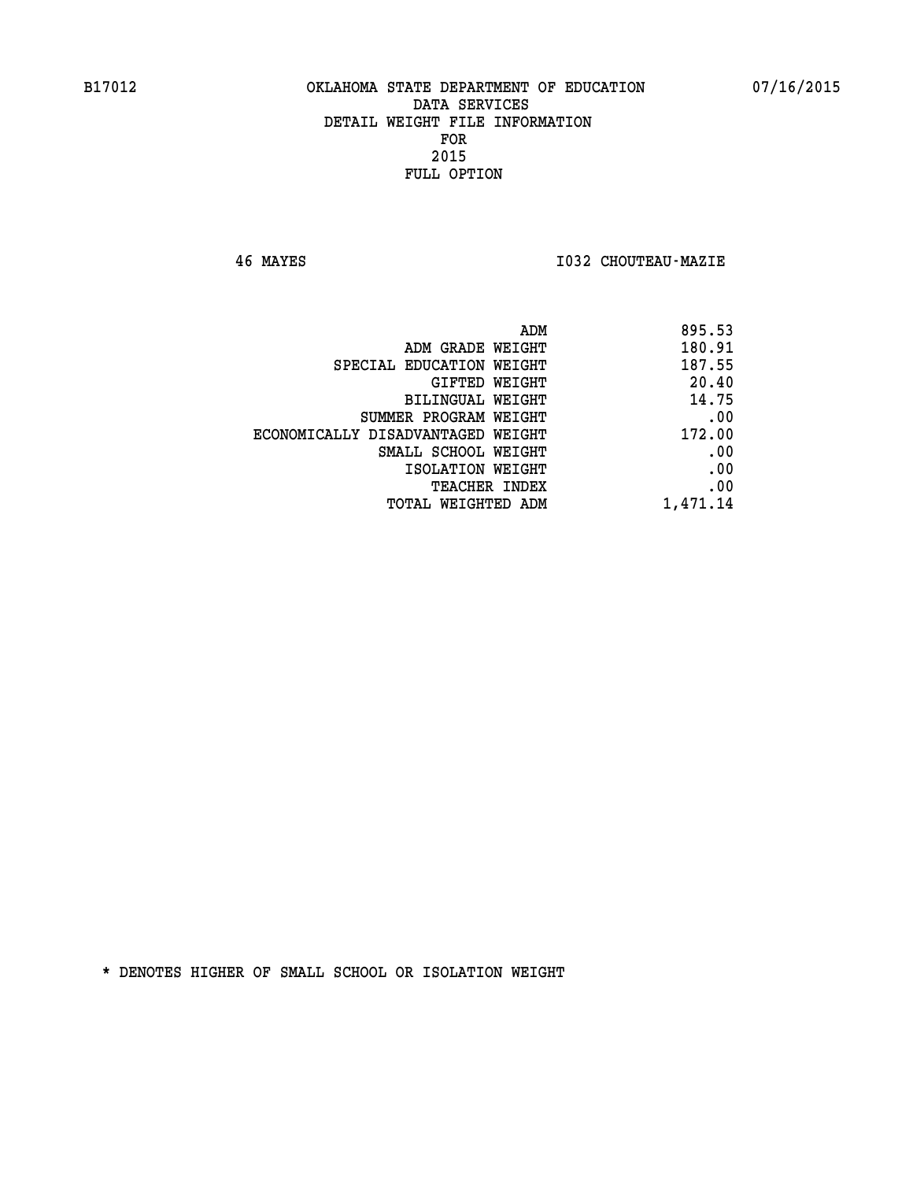B17012 OKLAHOMA STATE DEPARTMENT OF EDUCATION 07/16/2015

DATA SERVICES
DETAIL WEIGHT FILE INFORMATION
FOR
2015
FULL OPTION

46 MAYES I032 CHOUTEAU-MAZIE

| | |
|---|---|
| ADM | 895.53 |
| ADM GRADE WEIGHT | 180.91 |
| SPECIAL EDUCATION WEIGHT | 187.55 |
| GIFTED WEIGHT | 20.40 |
| BILINGUAL WEIGHT | 14.75 |
| SUMMER PROGRAM WEIGHT | .00 |
| ECONOMICALLY DISADVANTAGED WEIGHT | 172.00 |
| SMALL SCHOOL WEIGHT | .00 |
| ISOLATION WEIGHT | .00 |
| TEACHER INDEX | .00 |
| TOTAL WEIGHTED ADM | 1,471.14 |

* DENOTES HIGHER OF SMALL SCHOOL OR ISOLATION WEIGHT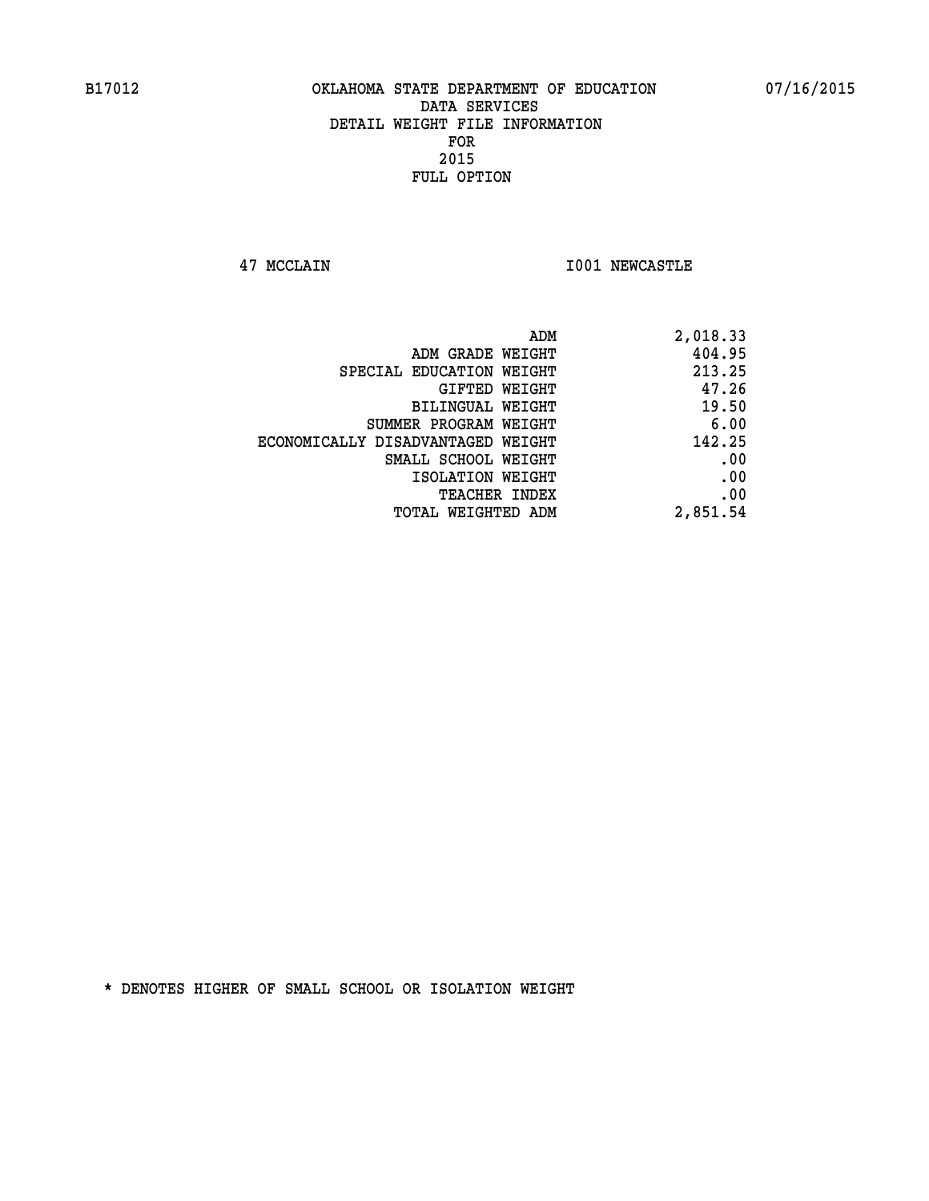B17012 OKLAHOMA STATE DEPARTMENT OF EDUCATION 07/16/2015

DATA SERVICES
DETAIL WEIGHT FILE INFORMATION
FOR
2015
FULL OPTION

47 MCCLAIN I001 NEWCASTLE

| | |
|---|---|
| ADM | 2,018.33 |
| ADM GRADE WEIGHT | 404.95 |
| SPECIAL EDUCATION WEIGHT | 213.25 |
| GIFTED WEIGHT | 47.26 |
| BILINGUAL WEIGHT | 19.50 |
| SUMMER PROGRAM WEIGHT | 6.00 |
| ECONOMICALLY DISADVANTAGED WEIGHT | 142.25 |
| SMALL SCHOOL WEIGHT | .00 |
| ISOLATION WEIGHT | .00 |
| TEACHER INDEX | .00 |
| TOTAL WEIGHTED ADM | 2,851.54 |

* DENOTES HIGHER OF SMALL SCHOOL OR ISOLATION WEIGHT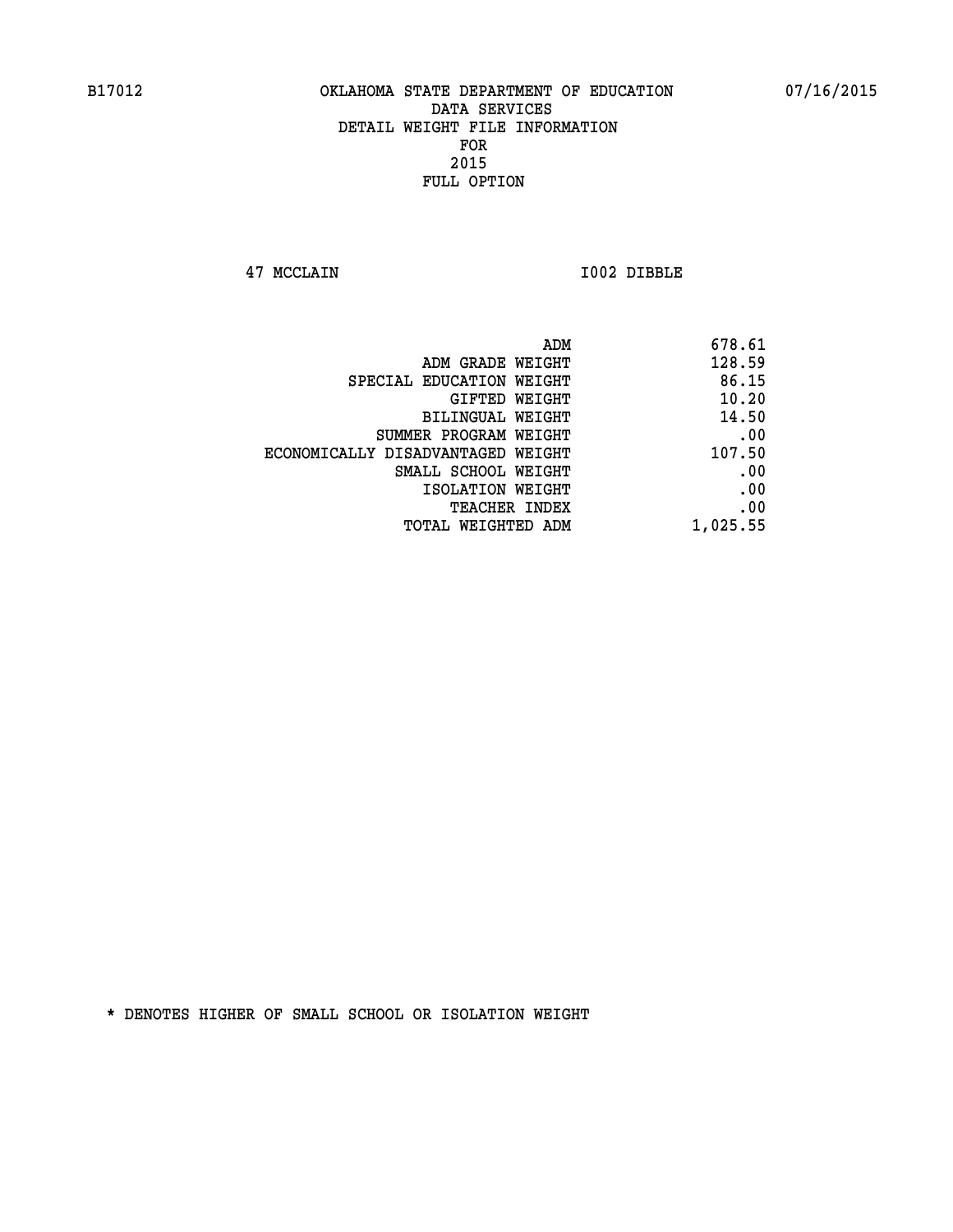B17012 OKLAHOMA STATE DEPARTMENT OF EDUCATION 07/16/2015

DATA SERVICES
DETAIL WEIGHT FILE INFORMATION
FOR
2015
FULL OPTION

47 MCCLAIN I002 DIBBLE

| | |
|---|---|
| ADM | 678.61 |
| ADM GRADE WEIGHT | 128.59 |
| SPECIAL EDUCATION WEIGHT | 86.15 |
| GIFTED WEIGHT | 10.20 |
| BILINGUAL WEIGHT | 14.50 |
| SUMMER PROGRAM WEIGHT | .00 |
| ECONOMICALLY DISADVANTAGED WEIGHT | 107.50 |
| SMALL SCHOOL WEIGHT | .00 |
| ISOLATION WEIGHT | .00 |
| TEACHER INDEX | .00 |
| TOTAL WEIGHTED ADM | 1,025.55 |

* DENOTES HIGHER OF SMALL SCHOOL OR ISOLATION WEIGHT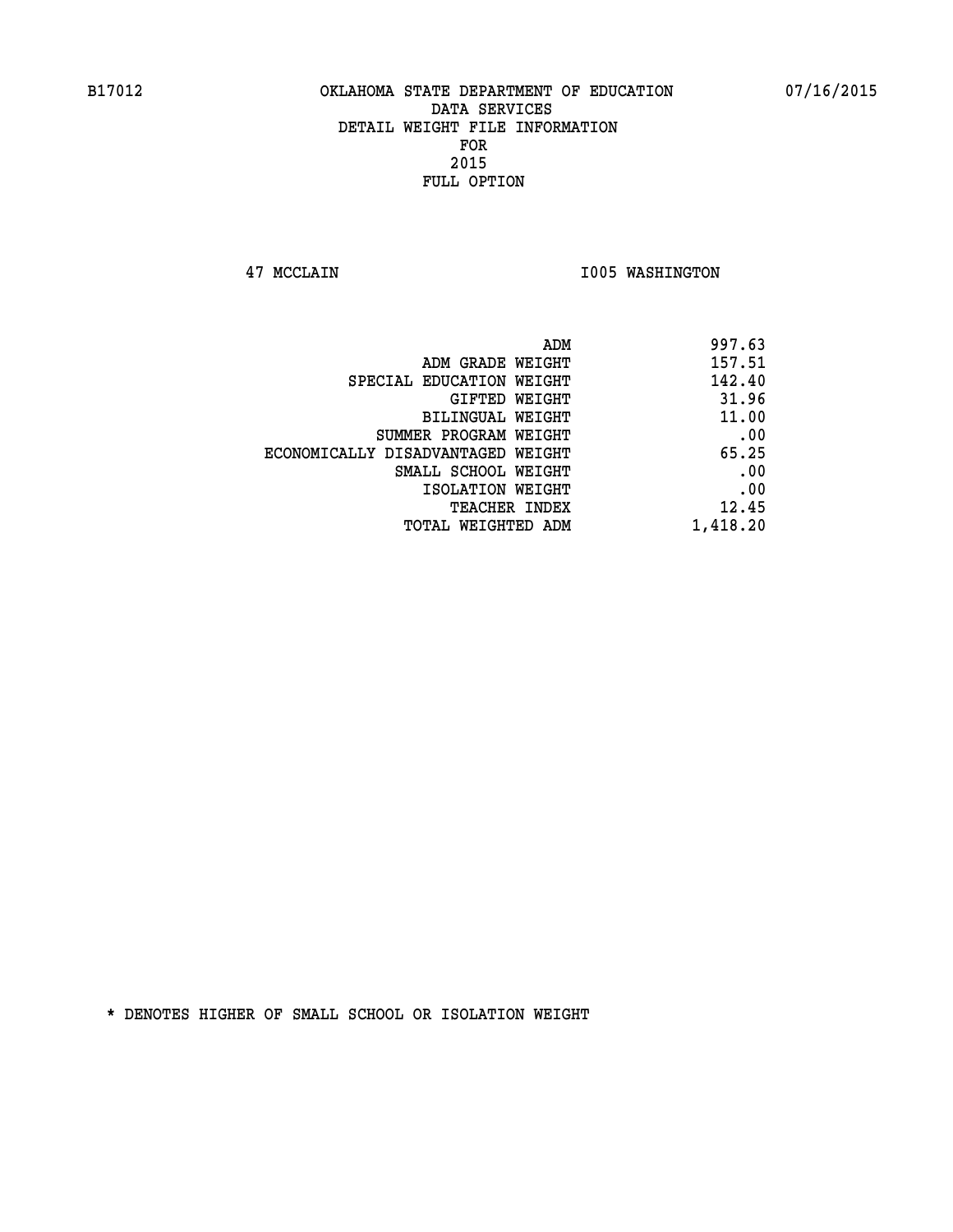B17012 OKLAHOMA STATE DEPARTMENT OF EDUCATION 07/16/2015

DATA SERVICES
DETAIL WEIGHT FILE INFORMATION
FOR
2015
FULL OPTION

47 MCCLAIN I005 WASHINGTON

| | |
|---|---|
| ADM | 997.63 |
| ADM GRADE WEIGHT | 157.51 |
| SPECIAL EDUCATION WEIGHT | 142.40 |
| GIFTED WEIGHT | 31.96 |
| BILINGUAL WEIGHT | 11.00 |
| SUMMER PROGRAM WEIGHT | .00 |
| ECONOMICALLY DISADVANTAGED WEIGHT | 65.25 |
| SMALL SCHOOL WEIGHT | .00 |
| ISOLATION WEIGHT | .00 |
| TEACHER INDEX | 12.45 |
| TOTAL WEIGHTED ADM | 1,418.20 |

* DENOTES HIGHER OF SMALL SCHOOL OR ISOLATION WEIGHT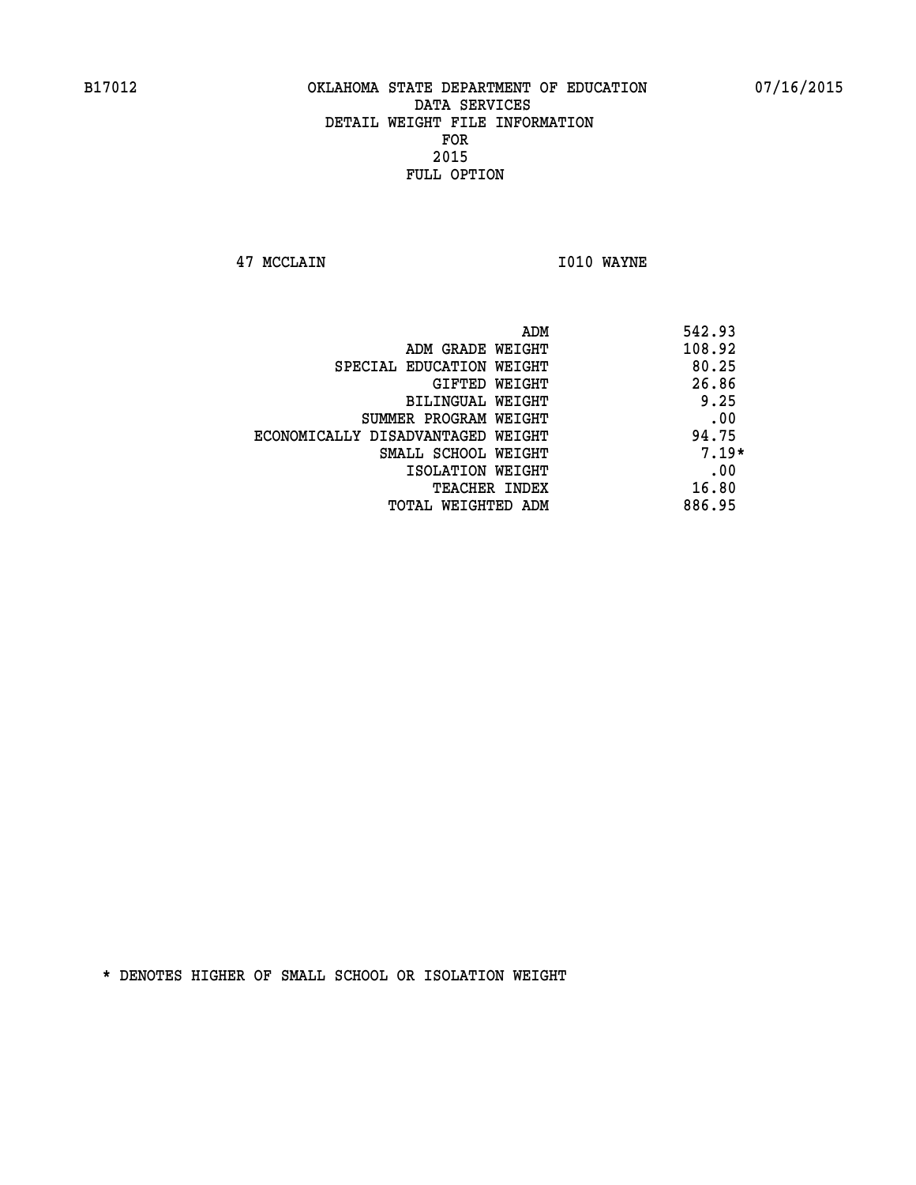B17012 OKLAHOMA STATE DEPARTMENT OF EDUCATION 07/16/2015

DATA SERVICES
DETAIL WEIGHT FILE INFORMATION
FOR
2015
FULL OPTION

47 MCCLAIN I010 WAYNE

| | |
|---|---|
| ADM | 542.93 |
| ADM GRADE WEIGHT | 108.92 |
| SPECIAL EDUCATION WEIGHT | 80.25 |
| GIFTED WEIGHT | 26.86 |
| BILINGUAL WEIGHT | 9.25 |
| SUMMER PROGRAM WEIGHT | .00 |
| ECONOMICALLY DISADVANTAGED WEIGHT | 94.75 |
| SMALL SCHOOL WEIGHT | 7.19* |
| ISOLATION WEIGHT | .00 |
| TEACHER INDEX | 16.80 |
| TOTAL WEIGHTED ADM | 886.95 |

* DENOTES HIGHER OF SMALL SCHOOL OR ISOLATION WEIGHT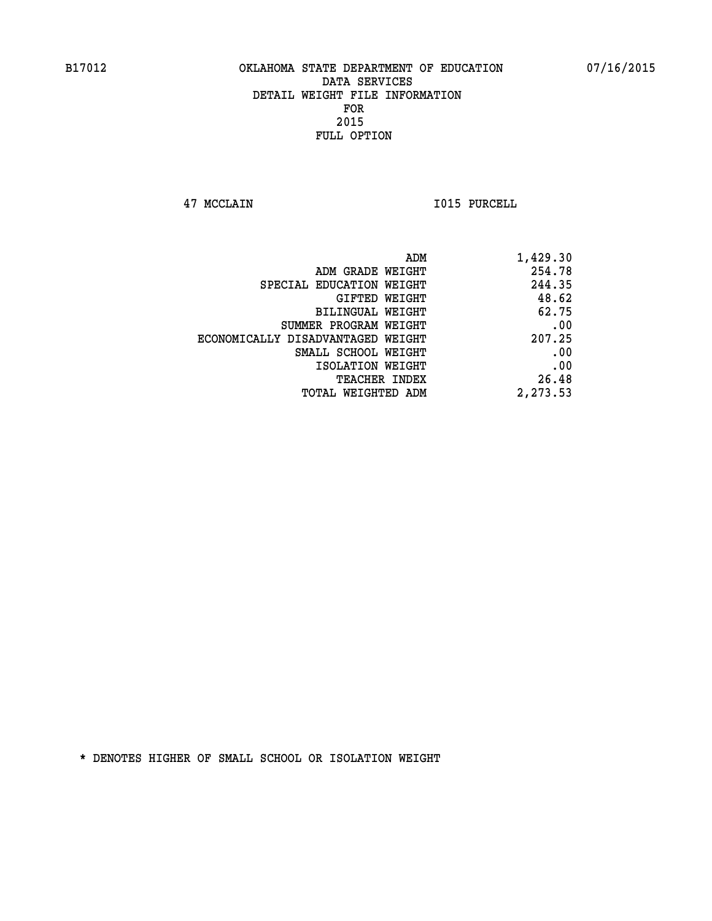B17012 OKLAHOMA STATE DEPARTMENT OF EDUCATION 07/16/2015

DATA SERVICES
DETAIL WEIGHT FILE INFORMATION
FOR
2015
FULL OPTION

47 MCCLAIN I015 PURCELL

| | |
|---|---|
| ADM | 1,429.30 |
| ADM GRADE WEIGHT | 254.78 |
| SPECIAL EDUCATION WEIGHT | 244.35 |
| GIFTED WEIGHT | 48.62 |
| BILINGUAL WEIGHT | 62.75 |
| SUMMER PROGRAM WEIGHT | .00 |
| ECONOMICALLY DISADVANTAGED WEIGHT | 207.25 |
| SMALL SCHOOL WEIGHT | .00 |
| ISOLATION WEIGHT | .00 |
| TEACHER INDEX | 26.48 |
| TOTAL WEIGHTED ADM | 2,273.53 |

* DENOTES HIGHER OF SMALL SCHOOL OR ISOLATION WEIGHT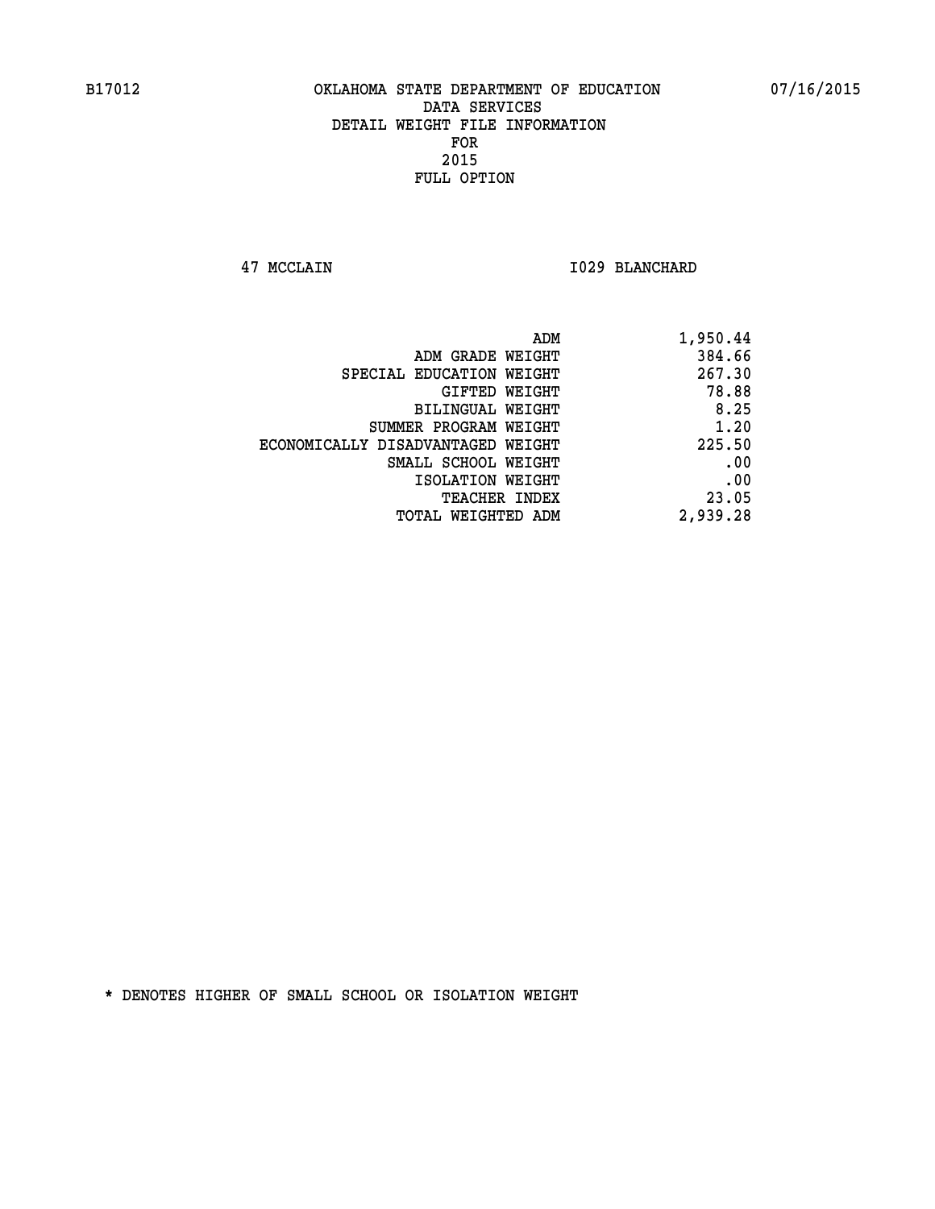B17012 OKLAHOMA STATE DEPARTMENT OF EDUCATION 07/16/2015

DATA SERVICES
DETAIL WEIGHT FILE INFORMATION
FOR
2015
FULL OPTION

47 MCCLAIN I029 BLANCHARD

| | |
|---|---|
| ADM | 1,950.44 |
| ADM GRADE WEIGHT | 384.66 |
| SPECIAL EDUCATION WEIGHT | 267.30 |
| GIFTED WEIGHT | 78.88 |
| BILINGUAL WEIGHT | 8.25 |
| SUMMER PROGRAM WEIGHT | 1.20 |
| ECONOMICALLY DISADVANTAGED WEIGHT | 225.50 |
| SMALL SCHOOL WEIGHT | .00 |
| ISOLATION WEIGHT | .00 |
| TEACHER INDEX | 23.05 |
| TOTAL WEIGHTED ADM | 2,939.28 |

* DENOTES HIGHER OF SMALL SCHOOL OR ISOLATION WEIGHT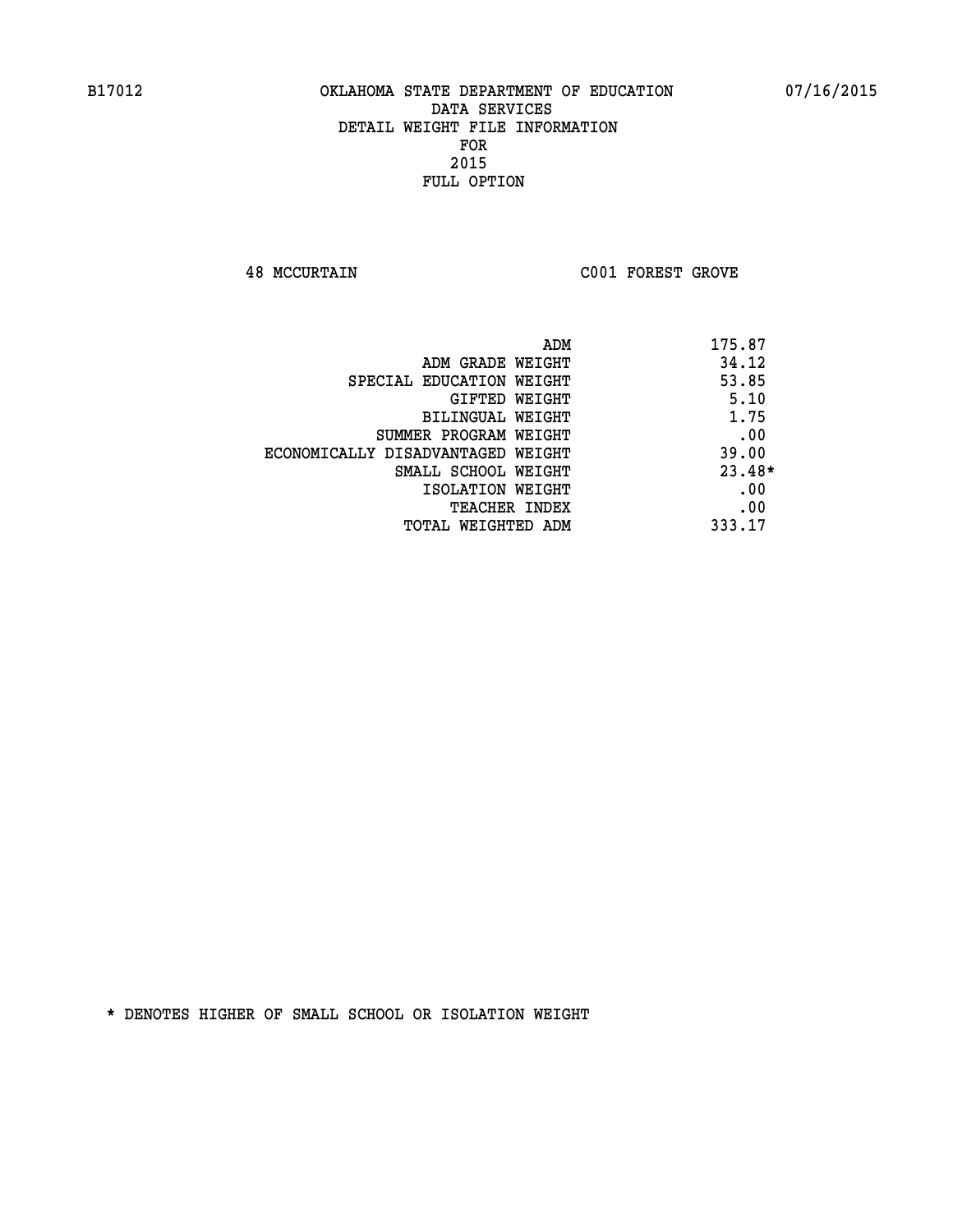# OKLAHOMA STATE DEPARTMENT OF EDUCATION
## DATA SERVICES
## DETAIL WEIGHT FILE INFORMATION
## FOR
## 2015
## FULL OPTION

B17012 07/16/2015

48 MCCURTAIN C001 FOREST GROVE

| | |
|---|---|
| ADM | 175.87 |
| ADM GRADE WEIGHT | 34.12 |
| SPECIAL EDUCATION WEIGHT | 53.85 |
| GIFTED WEIGHT | 5.10 |
| BILINGUAL WEIGHT | 1.75 |
| SUMMER PROGRAM WEIGHT | .00 |
| ECONOMICALLY DISADVANTAGED WEIGHT | 39.00 |
| SMALL SCHOOL WEIGHT | 23.48* |
| ISOLATION WEIGHT | .00 |
| TEACHER INDEX | .00 |
| TOTAL WEIGHTED ADM | 333.17 |

* DENOTES HIGHER OF SMALL SCHOOL OR ISOLATION WEIGHT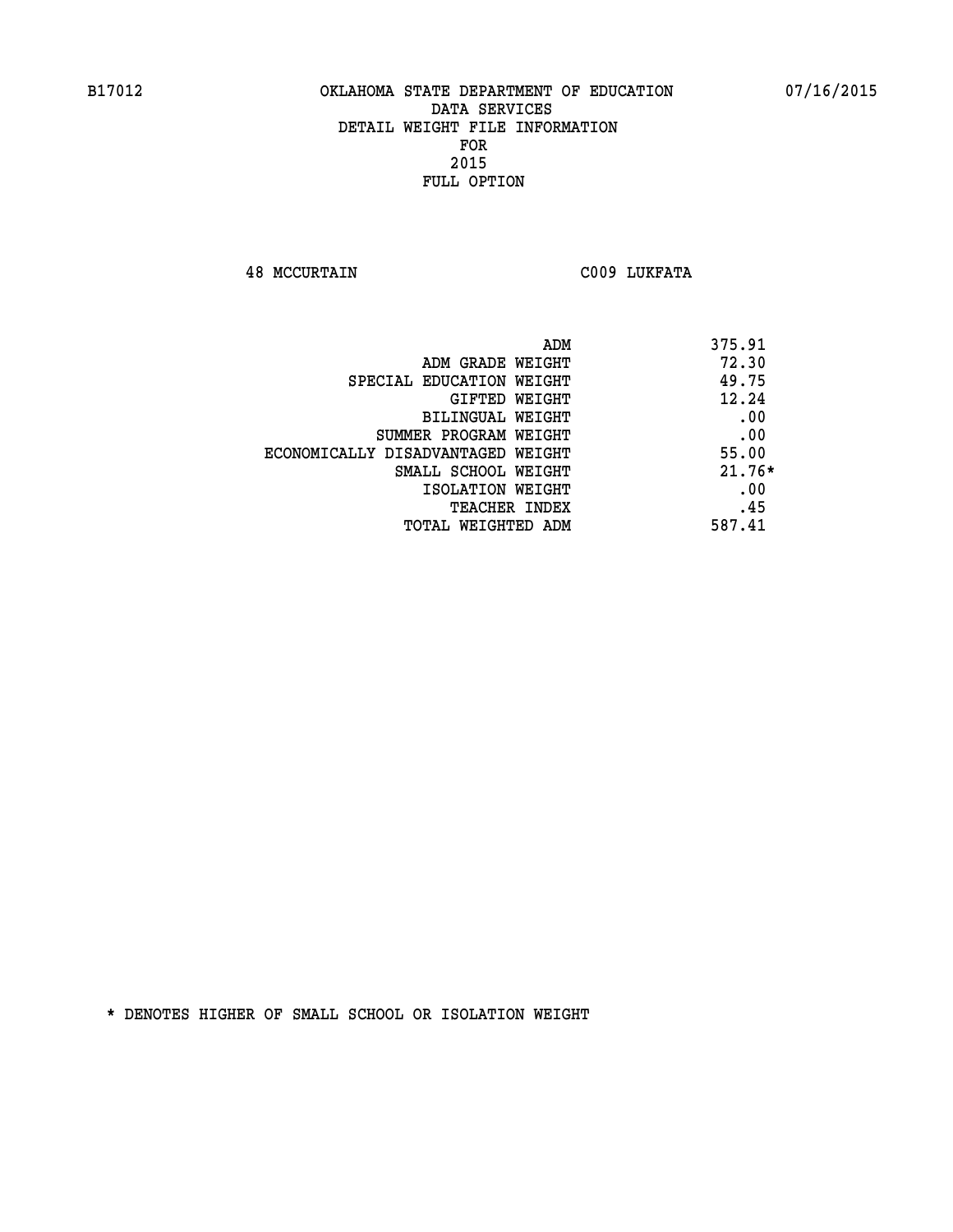B17012 OKLAHOMA STATE DEPARTMENT OF EDUCATION 07/16/2015

DATA SERVICES
DETAIL WEIGHT FILE INFORMATION
FOR
2015
FULL OPTION

48 MCCURTAIN C009 LUKFATA

| | |
|---|---|
| ADM | 375.91 |
| ADM GRADE WEIGHT | 72.30 |
| SPECIAL EDUCATION WEIGHT | 49.75 |
| GIFTED WEIGHT | 12.24 |
| BILINGUAL WEIGHT | .00 |
| SUMMER PROGRAM WEIGHT | .00 |
| ECONOMICALLY DISADVANTAGED WEIGHT | 55.00 |
| SMALL SCHOOL WEIGHT | 21.76* |
| ISOLATION WEIGHT | .00 |
| TEACHER INDEX | .45 |
| TOTAL WEIGHTED ADM | 587.41 |

* DENOTES HIGHER OF SMALL SCHOOL OR ISOLATION WEIGHT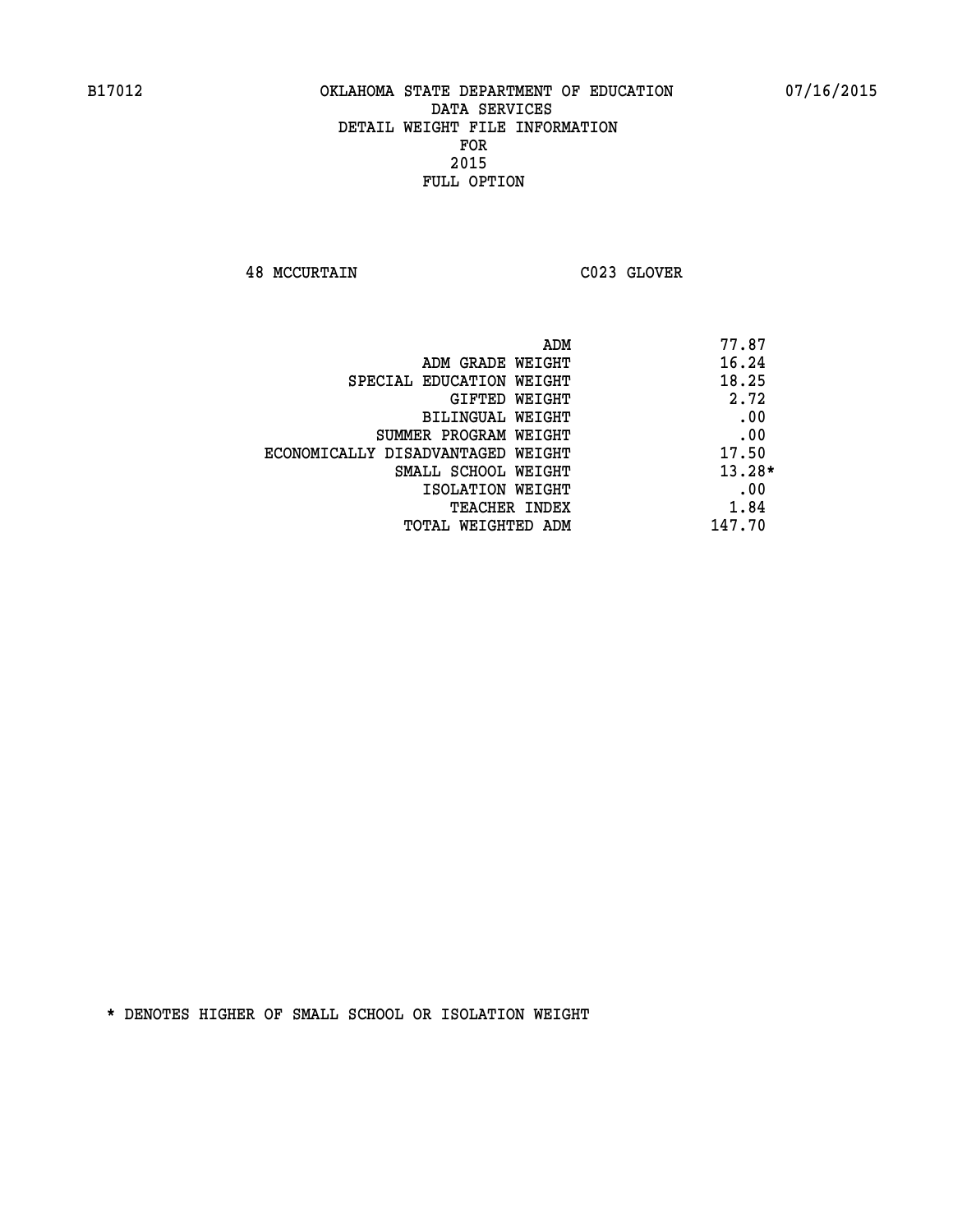B17012 OKLAHOMA STATE DEPARTMENT OF EDUCATION 07/16/2015

DATA SERVICES
DETAIL WEIGHT FILE INFORMATION
FOR
2015
FULL OPTION

48 MCCURTAIN C023 GLOVER

| | |
|---|---|
| ADM | 77.87 |
| ADM GRADE WEIGHT | 16.24 |
| SPECIAL EDUCATION WEIGHT | 18.25 |
| GIFTED WEIGHT | 2.72 |
| BILINGUAL WEIGHT | .00 |
| SUMMER PROGRAM WEIGHT | .00 |
| ECONOMICALLY DISADVANTAGED WEIGHT | 17.50 |
| SMALL SCHOOL WEIGHT | 13.28* |
| ISOLATION WEIGHT | .00 |
| TEACHER INDEX | 1.84 |
| TOTAL WEIGHTED ADM | 147.70 |

* DENOTES HIGHER OF SMALL SCHOOL OR ISOLATION WEIGHT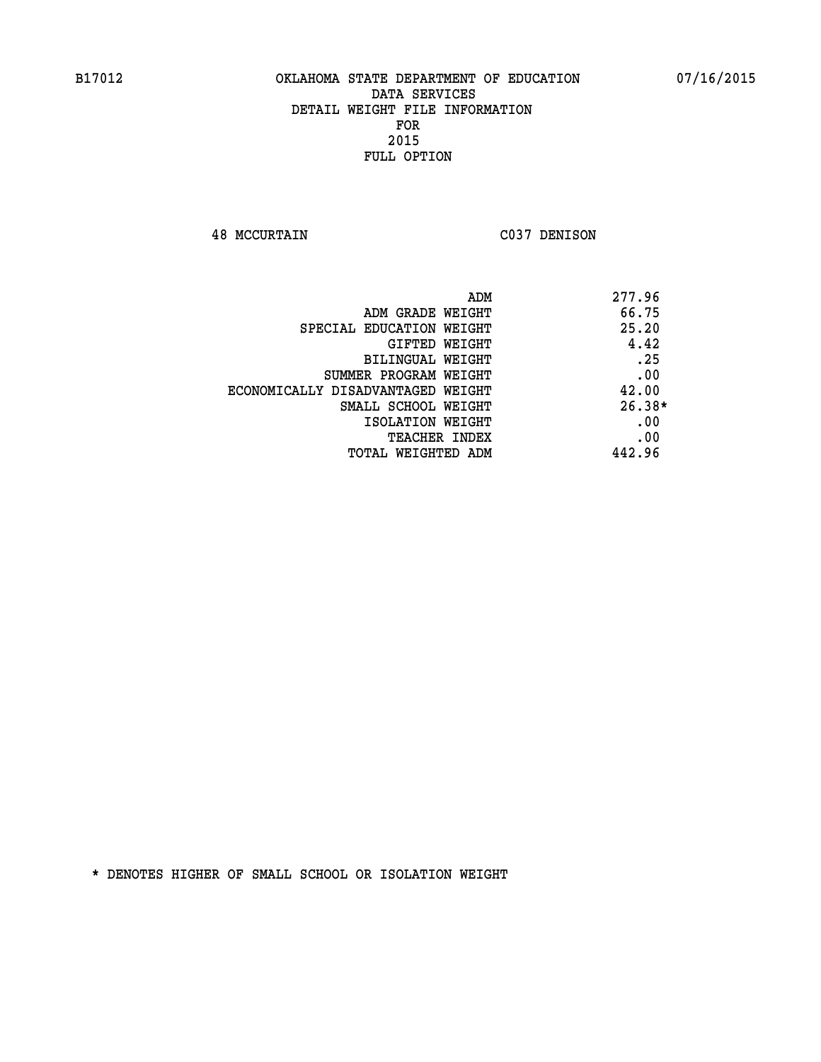B17012 OKLAHOMA STATE DEPARTMENT OF EDUCATION 07/16/2015

DATA SERVICES
DETAIL WEIGHT FILE INFORMATION
FOR
2015
FULL OPTION

48 MCCURTAIN C037 DENISON

| | |
|---|---|
| ADM | 277.96 |
| ADM GRADE WEIGHT | 66.75 |
| SPECIAL EDUCATION WEIGHT | 25.20 |
| GIFTED WEIGHT | 4.42 |
| BILINGUAL WEIGHT | .25 |
| SUMMER PROGRAM WEIGHT | .00 |
| ECONOMICALLY DISADVANTAGED WEIGHT | 42.00 |
| SMALL SCHOOL WEIGHT | 26.38* |
| ISOLATION WEIGHT | .00 |
| TEACHER INDEX | .00 |
| TOTAL WEIGHTED ADM | 442.96 |

* DENOTES HIGHER OF SMALL SCHOOL OR ISOLATION WEIGHT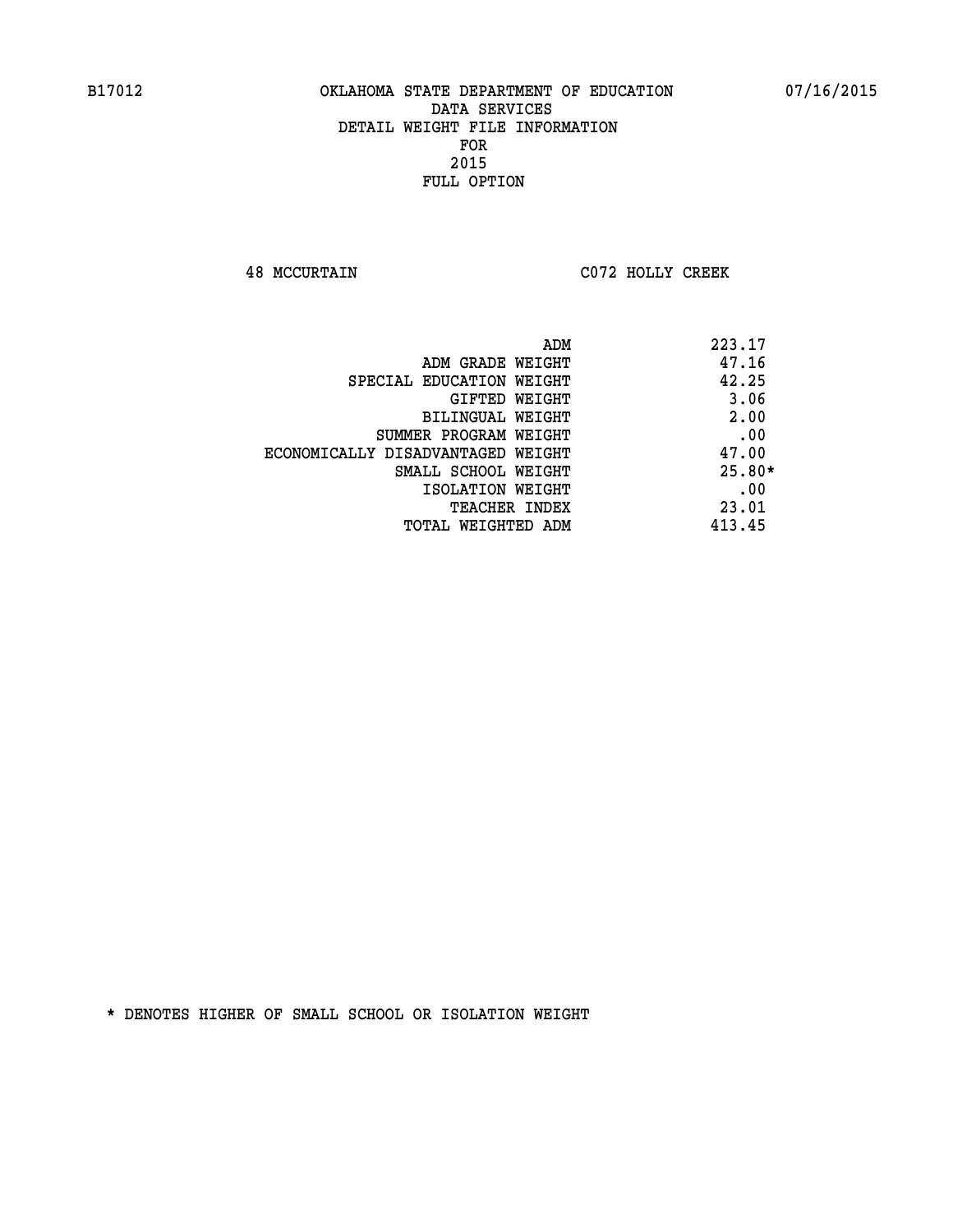B17012 OKLAHOMA STATE DEPARTMENT OF EDUCATION 07/16/2015

DATA SERVICES
DETAIL WEIGHT FILE INFORMATION
FOR
2015
FULL OPTION

48 MCCURTAIN C072 HOLLY CREEK

| | |
|---|---|
| ADM | 223.17 |
| ADM GRADE WEIGHT | 47.16 |
| SPECIAL EDUCATION WEIGHT | 42.25 |
| GIFTED WEIGHT | 3.06 |
| BILINGUAL WEIGHT | 2.00 |
| SUMMER PROGRAM WEIGHT | .00 |
| ECONOMICALLY DISADVANTAGED WEIGHT | 47.00 |
| SMALL SCHOOL WEIGHT | 25.80* |
| ISOLATION WEIGHT | .00 |
| TEACHER INDEX | 23.01 |
| TOTAL WEIGHTED ADM | 413.45 |

* DENOTES HIGHER OF SMALL SCHOOL OR ISOLATION WEIGHT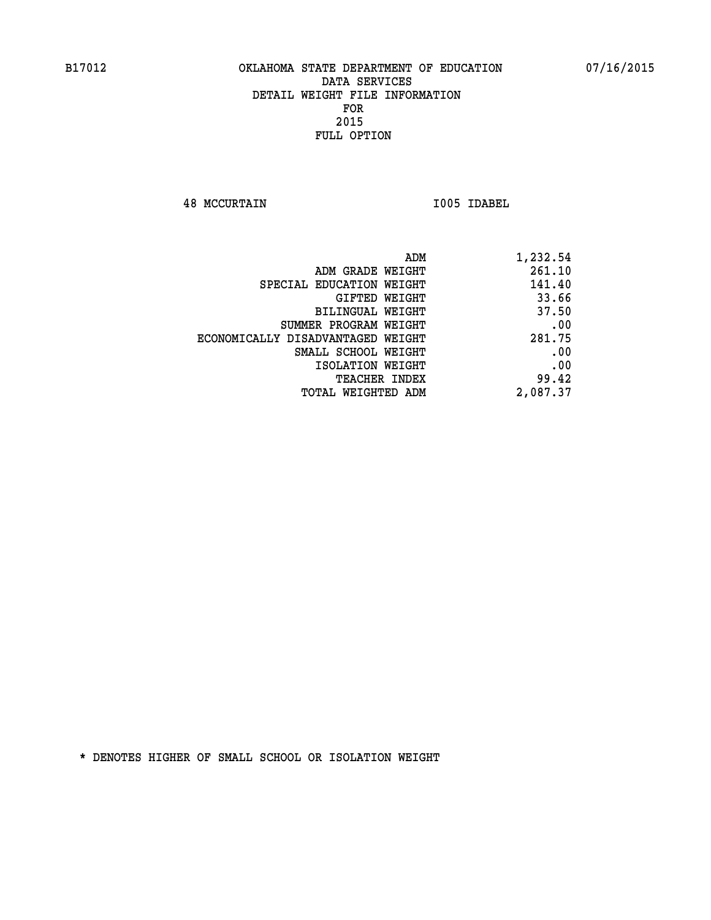B17012 OKLAHOMA STATE DEPARTMENT OF EDUCATION 07/16/2015

DATA SERVICES
DETAIL WEIGHT FILE INFORMATION
FOR
2015
FULL OPTION

48 MCCURTAIN I005 IDABEL

| | |
|---|---|
| ADM | 1,232.54 |
| ADM GRADE WEIGHT | 261.10 |
| SPECIAL EDUCATION WEIGHT | 141.40 |
| GIFTED WEIGHT | 33.66 |
| BILINGUAL WEIGHT | 37.50 |
| SUMMER PROGRAM WEIGHT | .00 |
| ECONOMICALLY DISADVANTAGED WEIGHT | 281.75 |
| SMALL SCHOOL WEIGHT | .00 |
| ISOLATION WEIGHT | .00 |
| TEACHER INDEX | 99.42 |
| TOTAL WEIGHTED ADM | 2,087.37 |

* DENOTES HIGHER OF SMALL SCHOOL OR ISOLATION WEIGHT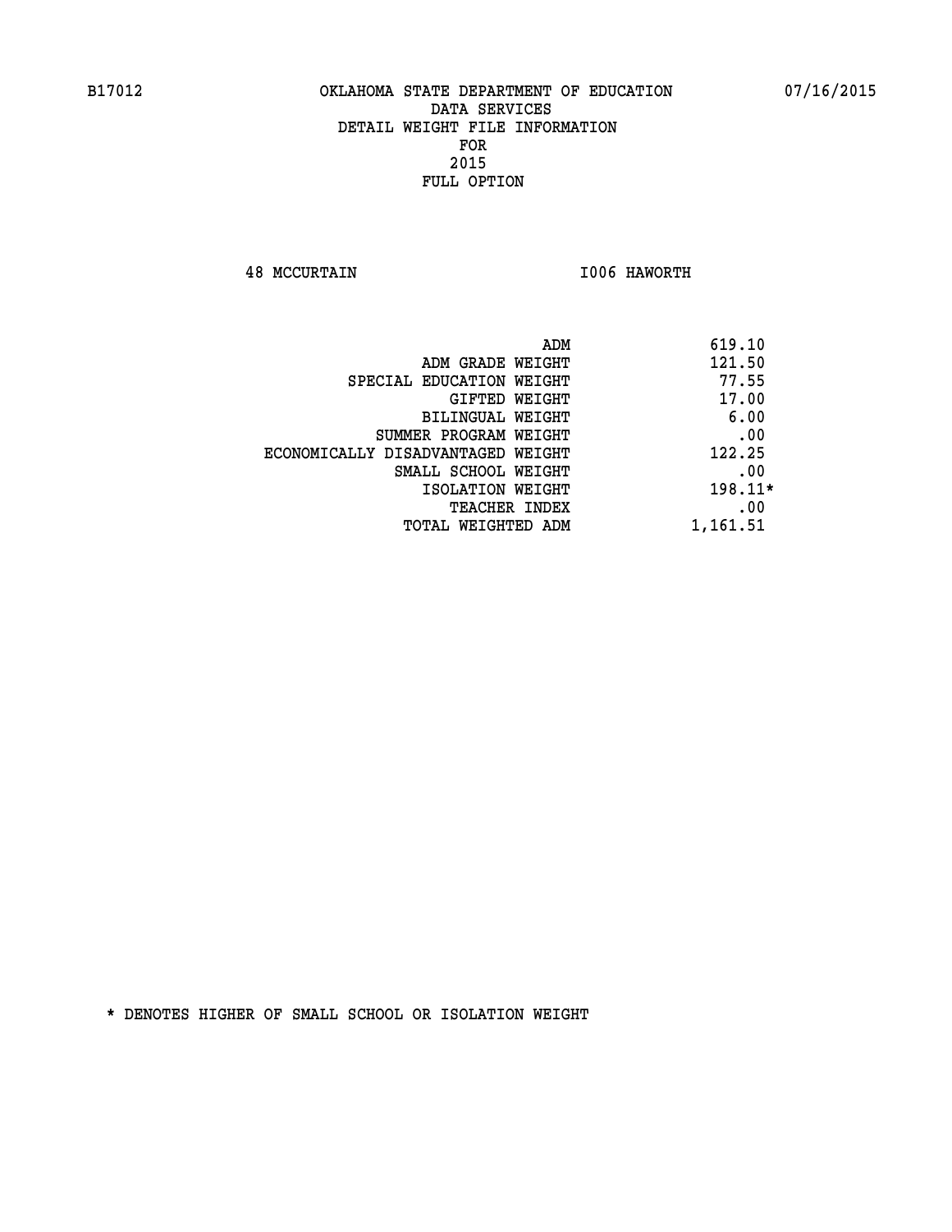B17012 OKLAHOMA STATE DEPARTMENT OF EDUCATION 07/16/2015

DATA SERVICES
DETAIL WEIGHT FILE INFORMATION
FOR
2015
FULL OPTION

48 MCCURTAIN I006 HAWORTH

| | |
|---|---|
| ADM | 619.10 |
| ADM GRADE WEIGHT | 121.50 |
| SPECIAL EDUCATION WEIGHT | 77.55 |
| GIFTED WEIGHT | 17.00 |
| BILINGUAL WEIGHT | 6.00 |
| SUMMER PROGRAM WEIGHT | .00 |
| ECONOMICALLY DISADVANTAGED WEIGHT | 122.25 |
| SMALL SCHOOL WEIGHT | .00 |
| ISOLATION WEIGHT | 198.11* |
| TEACHER INDEX | .00 |
| TOTAL WEIGHTED ADM | 1,161.51 |

* DENOTES HIGHER OF SMALL SCHOOL OR ISOLATION WEIGHT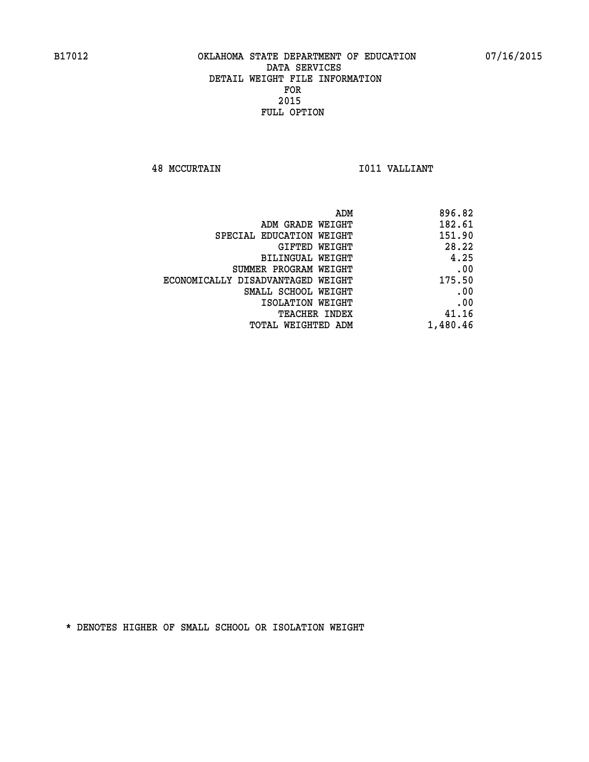OKLAHOMA STATE DEPARTMENT OF EDUCATION
DATA SERVICES
DETAIL WEIGHT FILE INFORMATION
FOR
2015
FULL OPTION

48 MCCURTAIN    I011 VALLIANT

| | |
|---|---|
| ADM | 896.82 |
| ADM GRADE WEIGHT | 182.61 |
| SPECIAL EDUCATION WEIGHT | 151.90 |
| GIFTED WEIGHT | 28.22 |
| BILINGUAL WEIGHT | 4.25 |
| SUMMER PROGRAM WEIGHT | .00 |
| ECONOMICALLY DISADVANTAGED WEIGHT | 175.50 |
| SMALL SCHOOL WEIGHT | .00 |
| ISOLATION WEIGHT | .00 |
| TEACHER INDEX | 41.16 |
| TOTAL WEIGHTED ADM | 1,480.46 |

* DENOTES HIGHER OF SMALL SCHOOL OR ISOLATION WEIGHT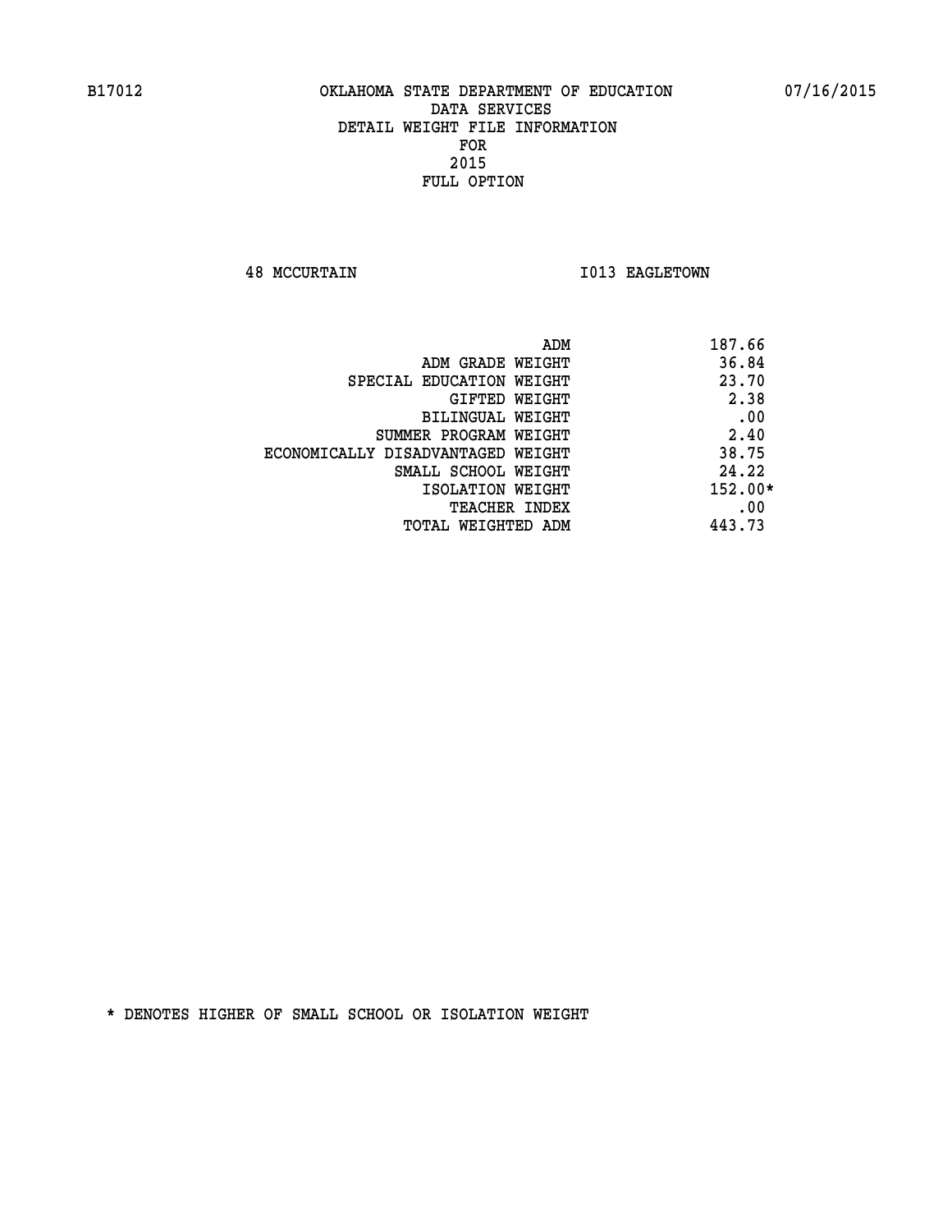B17012 OKLAHOMA STATE DEPARTMENT OF EDUCATION 07/16/2015

DATA SERVICES
DETAIL WEIGHT FILE INFORMATION
FOR
2015
FULL OPTION

48 MCCURTAIN I013 EAGLETOWN

| | |
|---|---|
| ADM | 187.66 |
| ADM GRADE WEIGHT | 36.84 |
| SPECIAL EDUCATION WEIGHT | 23.70 |
| GIFTED WEIGHT | 2.38 |
| BILINGUAL WEIGHT | .00 |
| SUMMER PROGRAM WEIGHT | 2.40 |
| ECONOMICALLY DISADVANTAGED WEIGHT | 38.75 |
| SMALL SCHOOL WEIGHT | 24.22 |
| ISOLATION WEIGHT | 152.00* |
| TEACHER INDEX | .00 |
| TOTAL WEIGHTED ADM | 443.73 |

* DENOTES HIGHER OF SMALL SCHOOL OR ISOLATION WEIGHT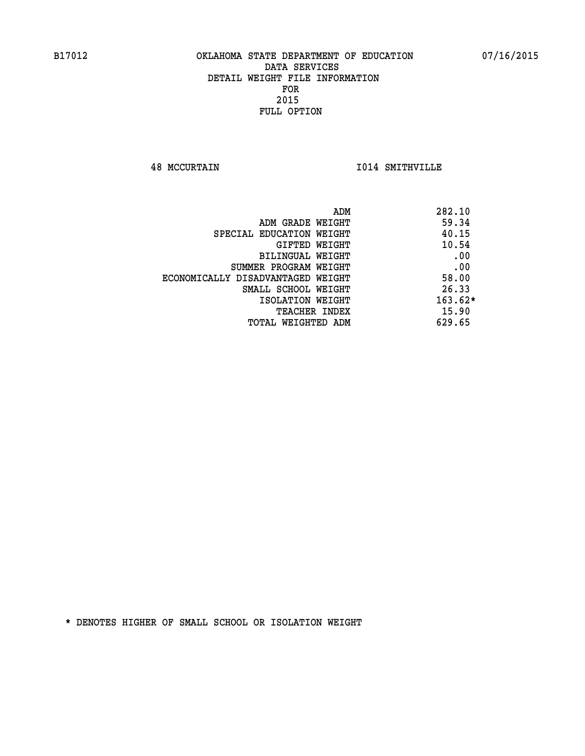B17012 OKLAHOMA STATE DEPARTMENT OF EDUCATION 07/16/2015

DATA SERVICES
DETAIL WEIGHT FILE INFORMATION
FOR
2015
FULL OPTION

48 MCCURTAIN I014 SMITHVILLE

| | |
|---|---|
| ADM | 282.10 |
| ADM GRADE WEIGHT | 59.34 |
| SPECIAL EDUCATION WEIGHT | 40.15 |
| GIFTED WEIGHT | 10.54 |
| BILINGUAL WEIGHT | .00 |
| SUMMER PROGRAM WEIGHT | .00 |
| ECONOMICALLY DISADVANTAGED WEIGHT | 58.00 |
| SMALL SCHOOL WEIGHT | 26.33 |
| ISOLATION WEIGHT | 163.62* |
| TEACHER INDEX | 15.90 |
| TOTAL WEIGHTED ADM | 629.65 |

* DENOTES HIGHER OF SMALL SCHOOL OR ISOLATION WEIGHT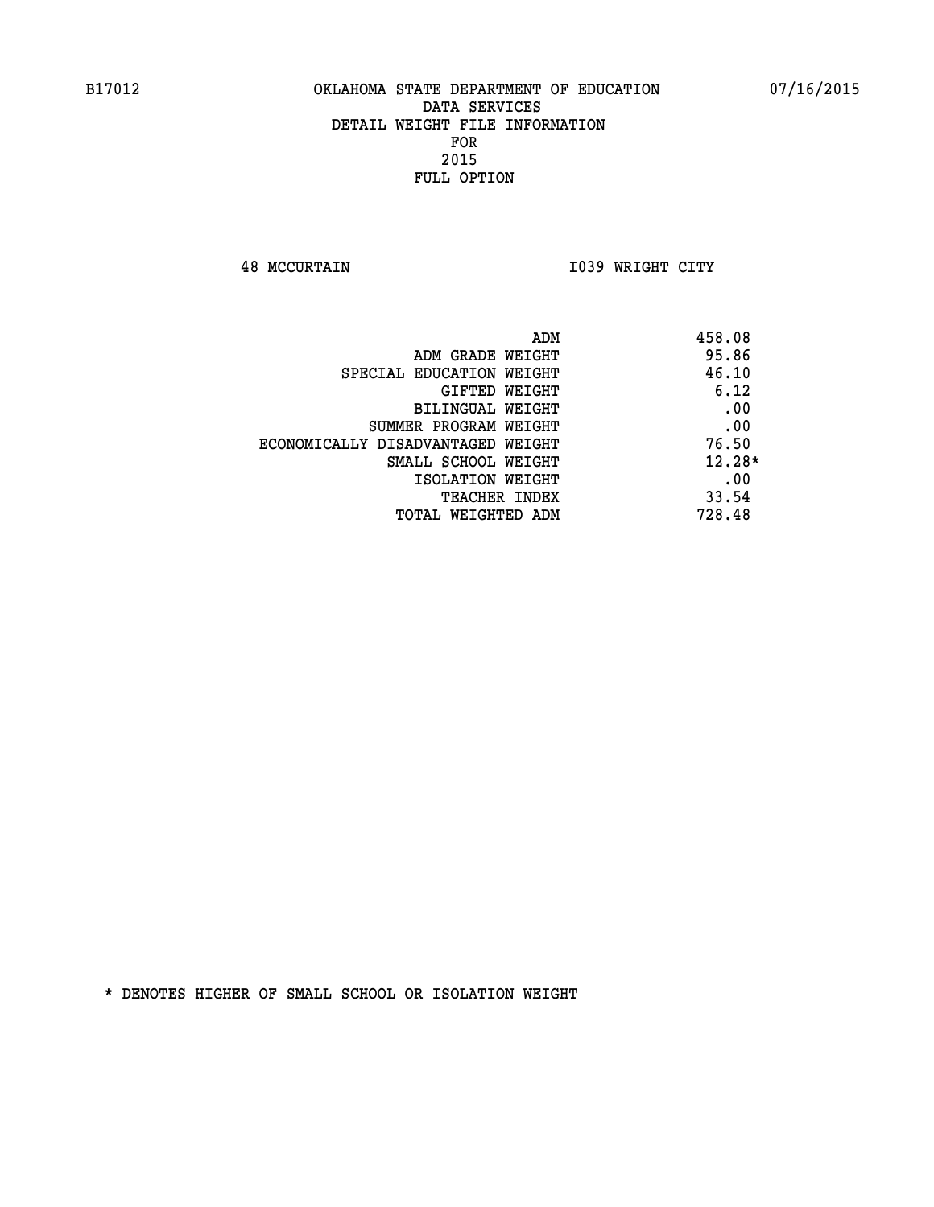B17012 OKLAHOMA STATE DEPARTMENT OF EDUCATION 07/16/2015

DATA SERVICES
DETAIL WEIGHT FILE INFORMATION
FOR
2015
FULL OPTION

48 MCCURTAIN I039 WRIGHT CITY

| | |
|---|---|
| ADM | 458.08 |
| ADM GRADE WEIGHT | 95.86 |
| SPECIAL EDUCATION WEIGHT | 46.10 |
| GIFTED WEIGHT | 6.12 |
| BILINGUAL WEIGHT | .00 |
| SUMMER PROGRAM WEIGHT | .00 |
| ECONOMICALLY DISADVANTAGED WEIGHT | 76.50 |
| SMALL SCHOOL WEIGHT | 12.28* |
| ISOLATION WEIGHT | .00 |
| TEACHER INDEX | 33.54 |
| TOTAL WEIGHTED ADM | 728.48 |

* DENOTES HIGHER OF SMALL SCHOOL OR ISOLATION WEIGHT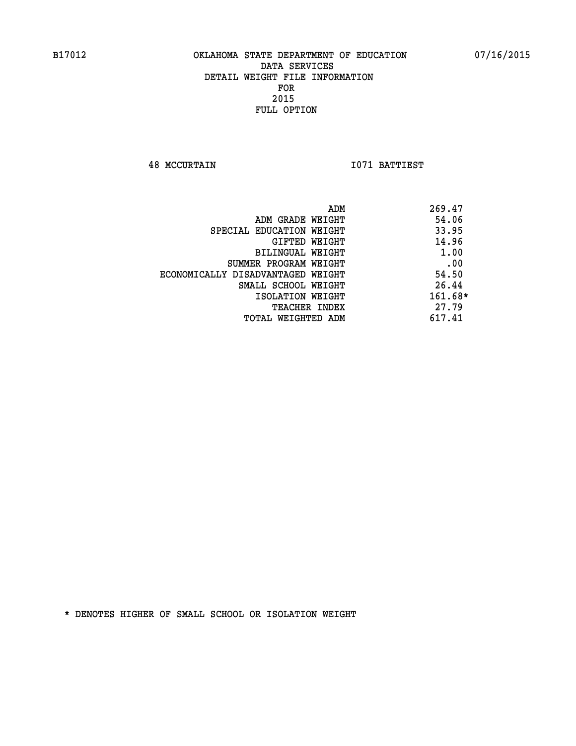B17012 OKLAHOMA STATE DEPARTMENT OF EDUCATION 07/16/2015

DATA SERVICES
DETAIL WEIGHT FILE INFORMATION
FOR
2015
FULL OPTION

48 MCCURTAIN I071 BATTIEST

| | |
|---|---|
| ADM | 269.47 |
| ADM GRADE WEIGHT | 54.06 |
| SPECIAL EDUCATION WEIGHT | 33.95 |
| GIFTED WEIGHT | 14.96 |
| BILINGUAL WEIGHT | 1.00 |
| SUMMER PROGRAM WEIGHT | .00 |
| ECONOMICALLY DISADVANTAGED WEIGHT | 54.50 |
| SMALL SCHOOL WEIGHT | 26.44 |
| ISOLATION WEIGHT | 161.68* |
| TEACHER INDEX | 27.79 |
| TOTAL WEIGHTED ADM | 617.41 |

* DENOTES HIGHER OF SMALL SCHOOL OR ISOLATION WEIGHT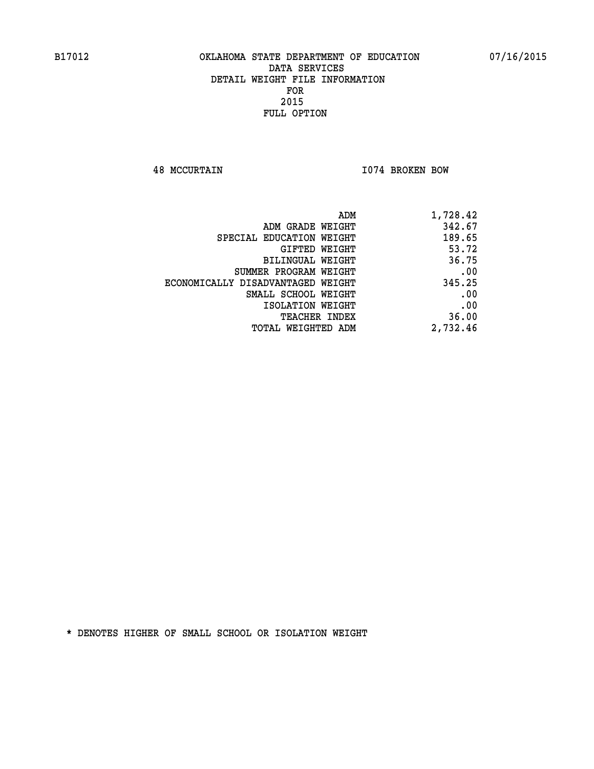B17012 OKLAHOMA STATE DEPARTMENT OF EDUCATION 07/16/2015

DATA SERVICES
DETAIL WEIGHT FILE INFORMATION
FOR
2015
FULL OPTION

48 MCCURTAIN I074 BROKEN BOW

| | |
|---|---|
| ADM | 1,728.42 |
| ADM GRADE WEIGHT | 342.67 |
| SPECIAL EDUCATION WEIGHT | 189.65 |
| GIFTED WEIGHT | 53.72 |
| BILINGUAL WEIGHT | 36.75 |
| SUMMER PROGRAM WEIGHT | .00 |
| ECONOMICALLY DISADVANTAGED WEIGHT | 345.25 |
| SMALL SCHOOL WEIGHT | .00 |
| ISOLATION WEIGHT | .00 |
| TEACHER INDEX | 36.00 |
| TOTAL WEIGHTED ADM | 2,732.46 |

* DENOTES HIGHER OF SMALL SCHOOL OR ISOLATION WEIGHT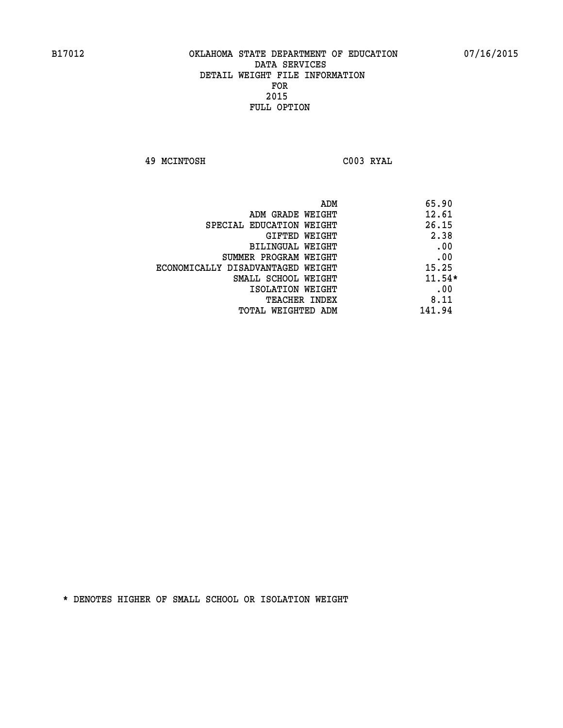B17012 OKLAHOMA STATE DEPARTMENT OF EDUCATION 07/16/2015

DATA SERVICES
DETAIL WEIGHT FILE INFORMATION
FOR
2015
FULL OPTION

49 MCINTOSH C003 RYAL

| | |
|---|---|
| ADM | 65.90 |
| ADM GRADE WEIGHT | 12.61 |
| SPECIAL EDUCATION WEIGHT | 26.15 |
| GIFTED WEIGHT | 2.38 |
| BILINGUAL WEIGHT | .00 |
| SUMMER PROGRAM WEIGHT | .00 |
| ECONOMICALLY DISADVANTAGED WEIGHT | 15.25 |
| SMALL SCHOOL WEIGHT | 11.54* |
| ISOLATION WEIGHT | .00 |
| TEACHER INDEX | 8.11 |
| TOTAL WEIGHTED ADM | 141.94 |

* DENOTES HIGHER OF SMALL SCHOOL OR ISOLATION WEIGHT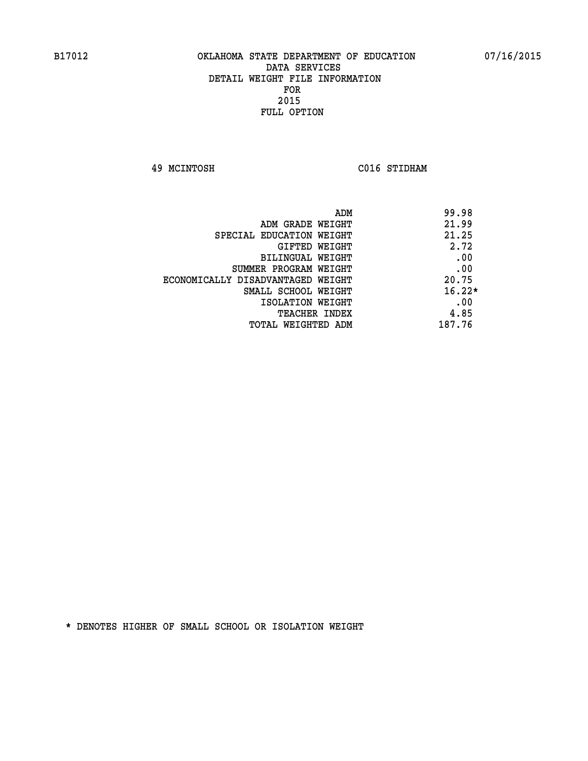B17012 OKLAHOMA STATE DEPARTMENT OF EDUCATION 07/16/2015

DATA SERVICES
DETAIL WEIGHT FILE INFORMATION
FOR
2015
FULL OPTION

49 MCINTOSH C016 STIDHAM

| | |
|---|---|
| ADM | 99.98 |
| ADM GRADE WEIGHT | 21.99 |
| SPECIAL EDUCATION WEIGHT | 21.25 |
| GIFTED WEIGHT | 2.72 |
| BILINGUAL WEIGHT | .00 |
| SUMMER PROGRAM WEIGHT | .00 |
| ECONOMICALLY DISADVANTAGED WEIGHT | 20.75 |
| SMALL SCHOOL WEIGHT | 16.22* |
| ISOLATION WEIGHT | .00 |
| TEACHER INDEX | 4.85 |
| TOTAL WEIGHTED ADM | 187.76 |

* DENOTES HIGHER OF SMALL SCHOOL OR ISOLATION WEIGHT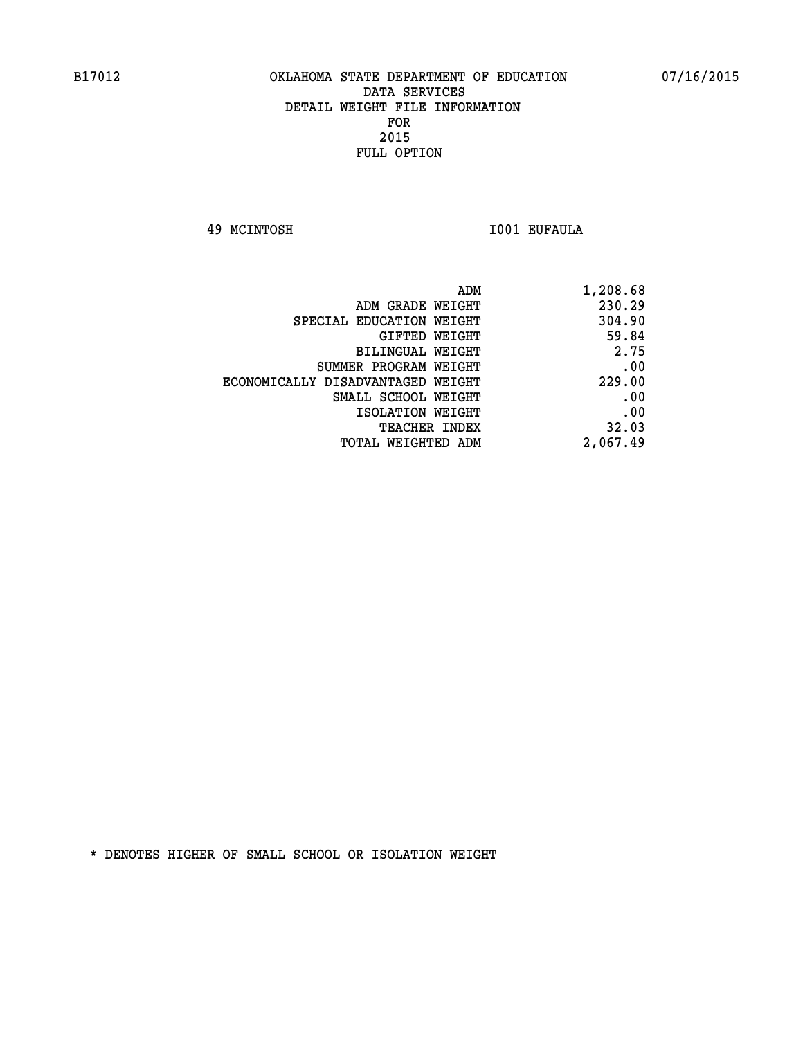B17012 OKLAHOMA STATE DEPARTMENT OF EDUCATION 07/16/2015

DATA SERVICES

DETAIL WEIGHT FILE INFORMATION

FOR

2015

FULL OPTION

49 MCINTOSH I001 EUFAULA

| | |
|---|---|
| ADM | 1,208.68 |
| ADM GRADE WEIGHT | 230.29 |
| SPECIAL EDUCATION WEIGHT | 304.90 |
| GIFTED WEIGHT | 59.84 |
| BILINGUAL WEIGHT | 2.75 |
| SUMMER PROGRAM WEIGHT | .00 |
| ECONOMICALLY DISADVANTAGED WEIGHT | 229.00 |
| SMALL SCHOOL WEIGHT | .00 |
| ISOLATION WEIGHT | .00 |
| TEACHER INDEX | 32.03 |
| TOTAL WEIGHTED ADM | 2,067.49 |

* DENOTES HIGHER OF SMALL SCHOOL OR ISOLATION WEIGHT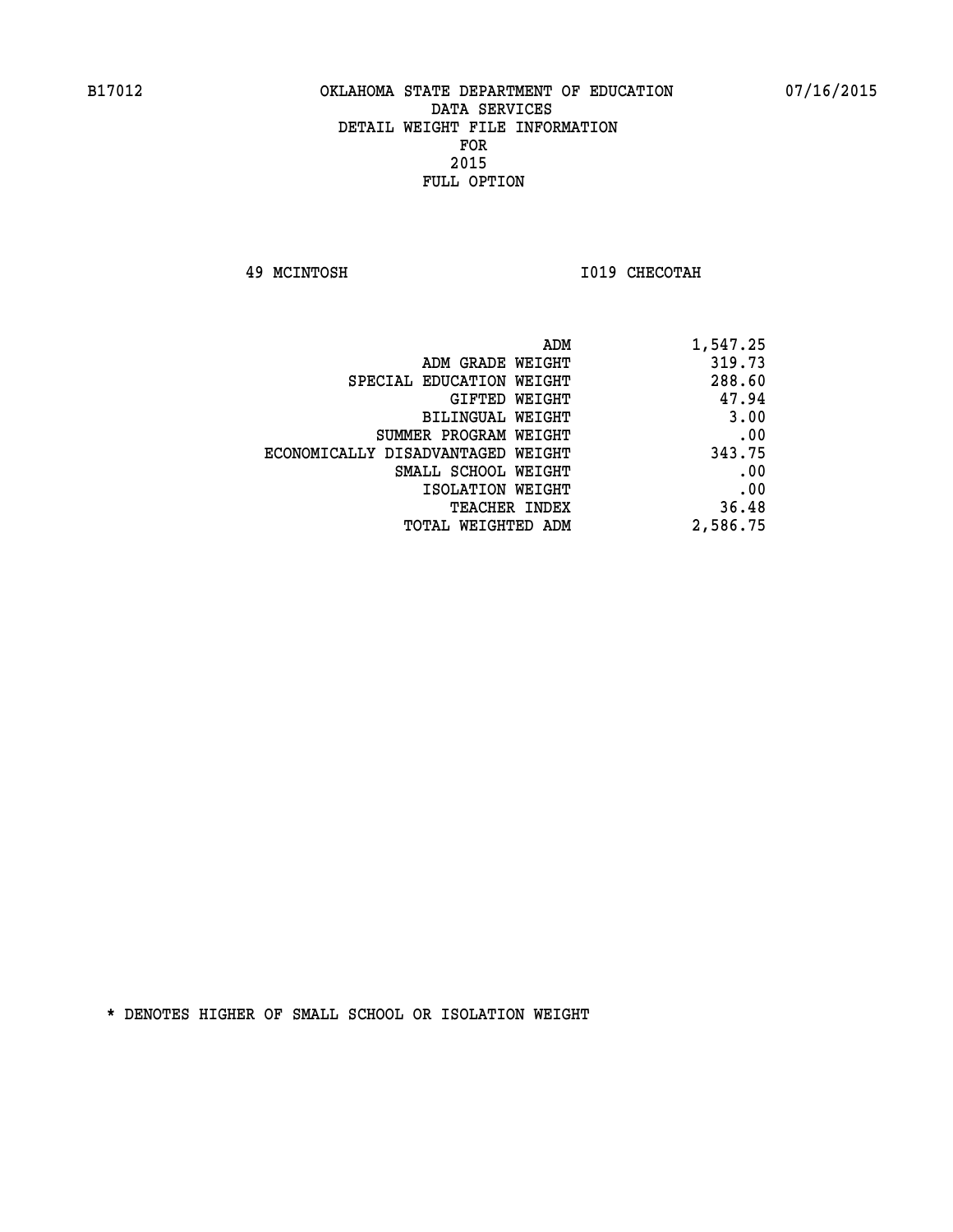B17012 OKLAHOMA STATE DEPARTMENT OF EDUCATION 07/16/2015

DATA SERVICES
DETAIL WEIGHT FILE INFORMATION
FOR
2015
FULL OPTION

49 MCINTOSH I019 CHECOTAH

| | |
|---|---|
| ADM | 1,547.25 |
| ADM GRADE WEIGHT | 319.73 |
| SPECIAL EDUCATION WEIGHT | 288.60 |
| GIFTED WEIGHT | 47.94 |
| BILINGUAL WEIGHT | 3.00 |
| SUMMER PROGRAM WEIGHT | .00 |
| ECONOMICALLY DISADVANTAGED WEIGHT | 343.75 |
| SMALL SCHOOL WEIGHT | .00 |
| ISOLATION WEIGHT | .00 |
| TEACHER INDEX | 36.48 |
| TOTAL WEIGHTED ADM | 2,586.75 |

* DENOTES HIGHER OF SMALL SCHOOL OR ISOLATION WEIGHT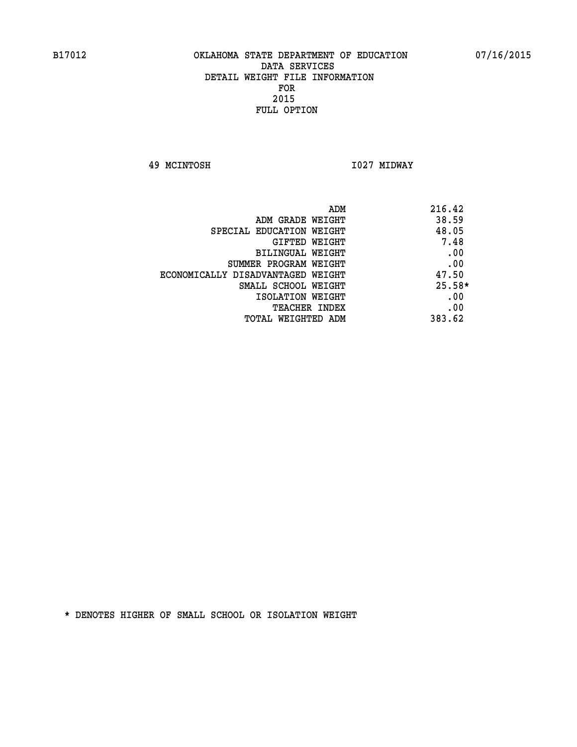B17012 OKLAHOMA STATE DEPARTMENT OF EDUCATION 07/16/2015

DATA SERVICES
DETAIL WEIGHT FILE INFORMATION
FOR
2015
FULL OPTION

49 MCINTOSH I027 MIDWAY

| | |
|---|---|
| ADM | 216.42 |
| ADM GRADE WEIGHT | 38.59 |
| SPECIAL EDUCATION WEIGHT | 48.05 |
| GIFTED WEIGHT | 7.48 |
| BILINGUAL WEIGHT | .00 |
| SUMMER PROGRAM WEIGHT | .00 |
| ECONOMICALLY DISADVANTAGED WEIGHT | 47.50 |
| SMALL SCHOOL WEIGHT | 25.58* |
| ISOLATION WEIGHT | .00 |
| TEACHER INDEX | .00 |
| TOTAL WEIGHTED ADM | 383.62 |

* DENOTES HIGHER OF SMALL SCHOOL OR ISOLATION WEIGHT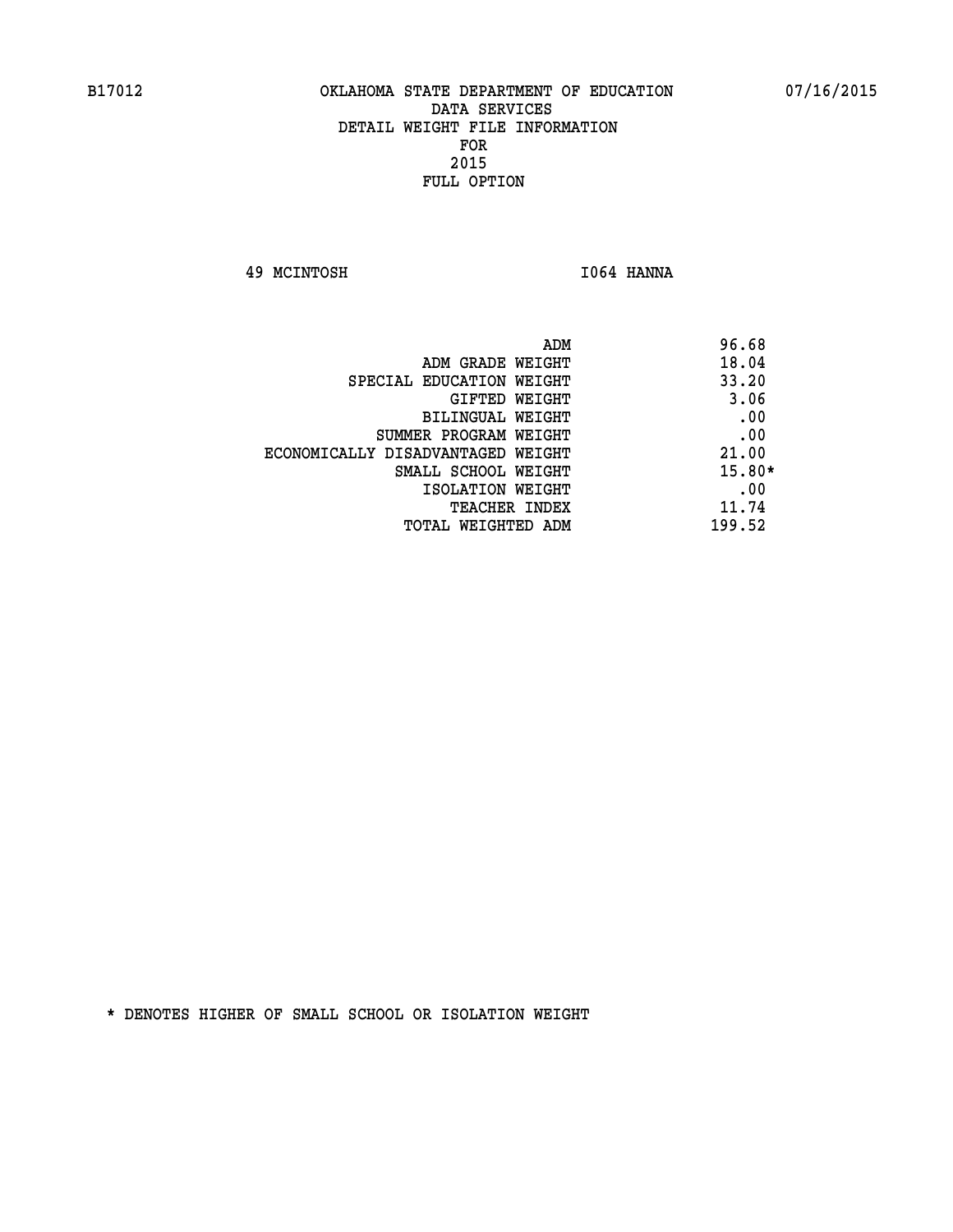OKLAHOMA STATE DEPARTMENT OF EDUCATION
DATA SERVICES
DETAIL WEIGHT FILE INFORMATION
FOR
2015
FULL OPTION

49 MCINTOSH I064 HANNA

| | |
|---|---|
| ADM | 96.68 |
| ADM GRADE WEIGHT | 18.04 |
| SPECIAL EDUCATION WEIGHT | 33.20 |
| GIFTED WEIGHT | 3.06 |
| BILINGUAL WEIGHT | .00 |
| SUMMER PROGRAM WEIGHT | .00 |
| ECONOMICALLY DISADVANTAGED WEIGHT | 21.00 |
| SMALL SCHOOL WEIGHT | 15.80* |
| ISOLATION WEIGHT | .00 |
| TEACHER INDEX | 11.74 |
| TOTAL WEIGHTED ADM | 199.52 |

* DENOTES HIGHER OF SMALL SCHOOL OR ISOLATION WEIGHT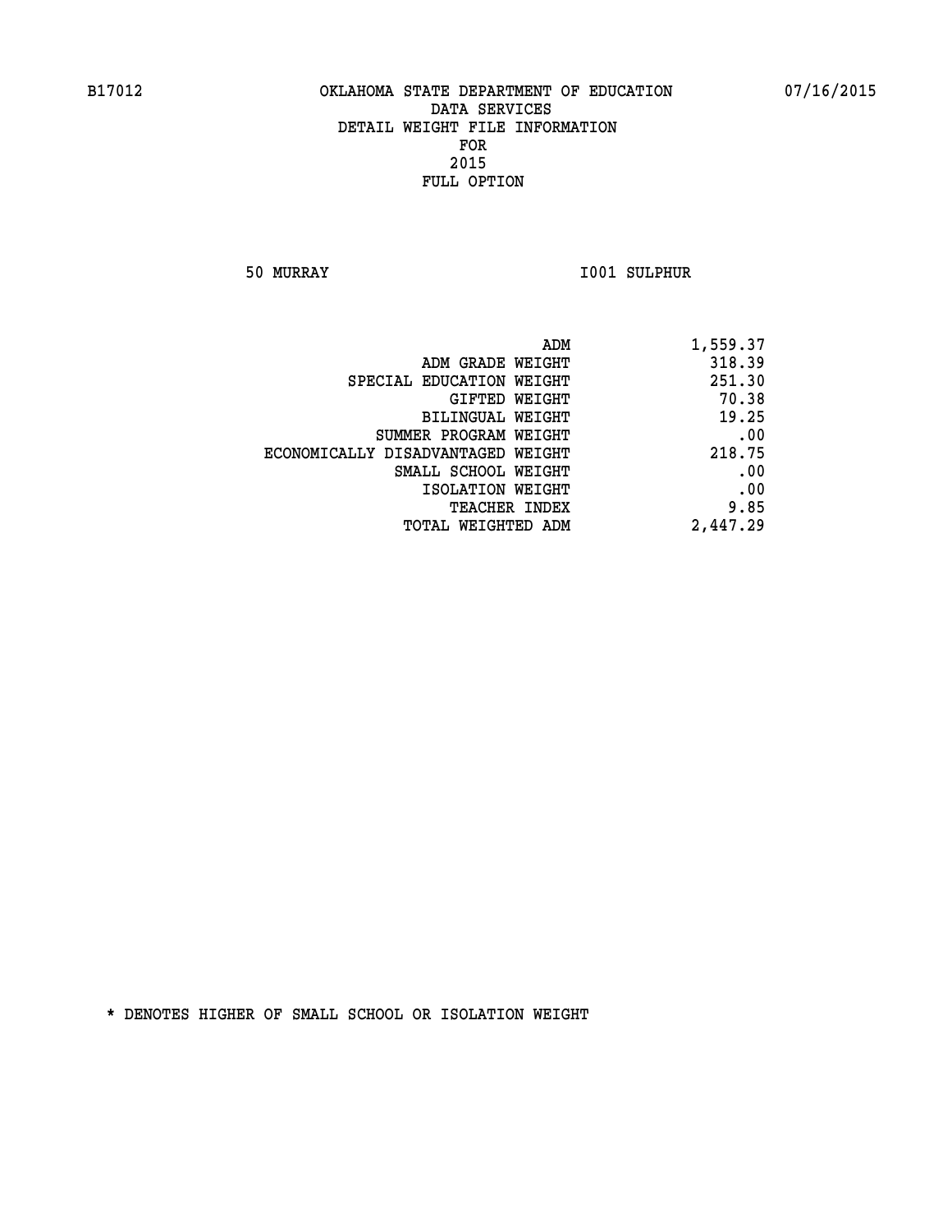B17012 OKLAHOMA STATE DEPARTMENT OF EDUCATION 07/16/2015

DATA SERVICES
DETAIL WEIGHT FILE INFORMATION
FOR
2015
FULL OPTION

50 MURRAY I001 SULPHUR

| | |
|---|---|
| ADM | 1,559.37 |
| ADM GRADE WEIGHT | 318.39 |
| SPECIAL EDUCATION WEIGHT | 251.30 |
| GIFTED WEIGHT | 70.38 |
| BILINGUAL WEIGHT | 19.25 |
| SUMMER PROGRAM WEIGHT | .00 |
| ECONOMICALLY DISADVANTAGED WEIGHT | 218.75 |
| SMALL SCHOOL WEIGHT | .00 |
| ISOLATION WEIGHT | .00 |
| TEACHER INDEX | 9.85 |
| TOTAL WEIGHTED ADM | 2,447.29 |

* DENOTES HIGHER OF SMALL SCHOOL OR ISOLATION WEIGHT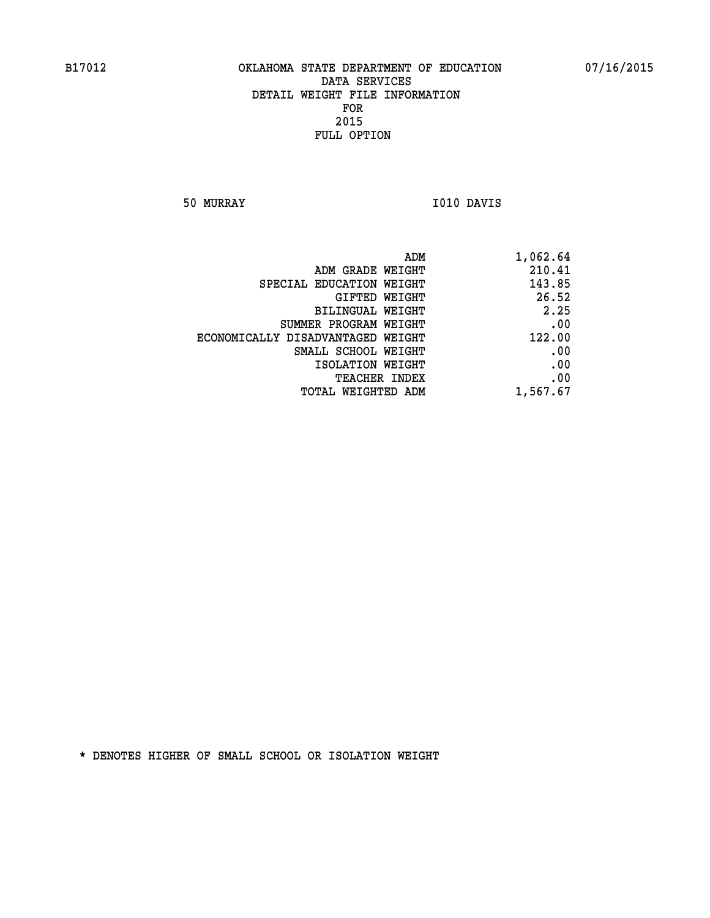B17012 OKLAHOMA STATE DEPARTMENT OF EDUCATION 07/16/2015

DATA SERVICES
DETAIL WEIGHT FILE INFORMATION
FOR
2015
FULL OPTION

50 MURRAY I010 DAVIS

| | |
|---|---|
| ADM | 1,062.64 |
| ADM GRADE WEIGHT | 210.41 |
| SPECIAL EDUCATION WEIGHT | 143.85 |
| GIFTED WEIGHT | 26.52 |
| BILINGUAL WEIGHT | 2.25 |
| SUMMER PROGRAM WEIGHT | .00 |
| ECONOMICALLY DISADVANTAGED WEIGHT | 122.00 |
| SMALL SCHOOL WEIGHT | .00 |
| ISOLATION WEIGHT | .00 |
| TEACHER INDEX | .00 |
| TOTAL WEIGHTED ADM | 1,567.67 |

* DENOTES HIGHER OF SMALL SCHOOL OR ISOLATION WEIGHT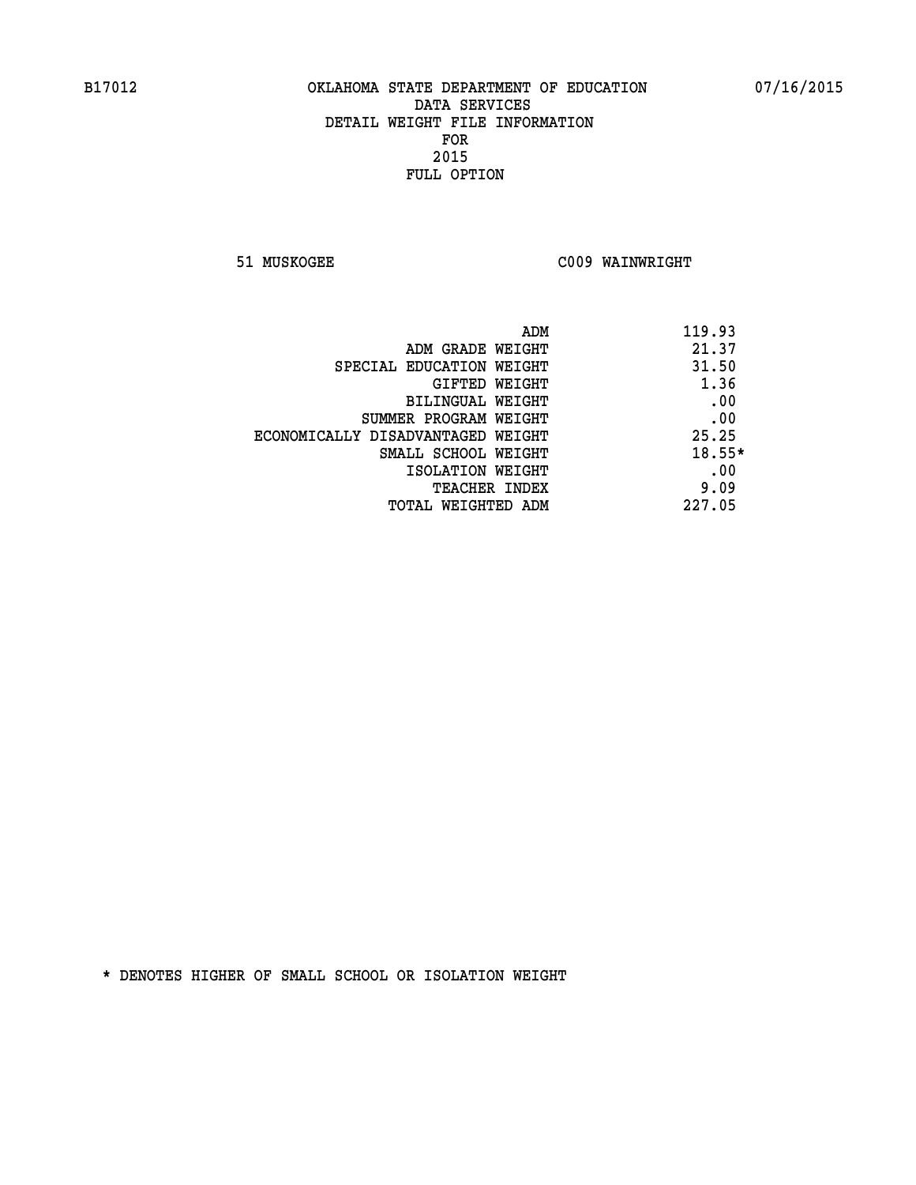B17012 OKLAHOMA STATE DEPARTMENT OF EDUCATION 07/16/2015

DATA SERVICES
DETAIL WEIGHT FILE INFORMATION
FOR
2015
FULL OPTION

51 MUSKOGEE C009 WAINWRIGHT

| | |
|---|---|
| ADM | 119.93 |
| ADM GRADE WEIGHT | 21.37 |
| SPECIAL EDUCATION WEIGHT | 31.50 |
| GIFTED WEIGHT | 1.36 |
| BILINGUAL WEIGHT | .00 |
| SUMMER PROGRAM WEIGHT | .00 |
| ECONOMICALLY DISADVANTAGED WEIGHT | 25.25 |
| SMALL SCHOOL WEIGHT | 18.55* |
| ISOLATION WEIGHT | .00 |
| TEACHER INDEX | 9.09 |
| TOTAL WEIGHTED ADM | 227.05 |

* DENOTES HIGHER OF SMALL SCHOOL OR ISOLATION WEIGHT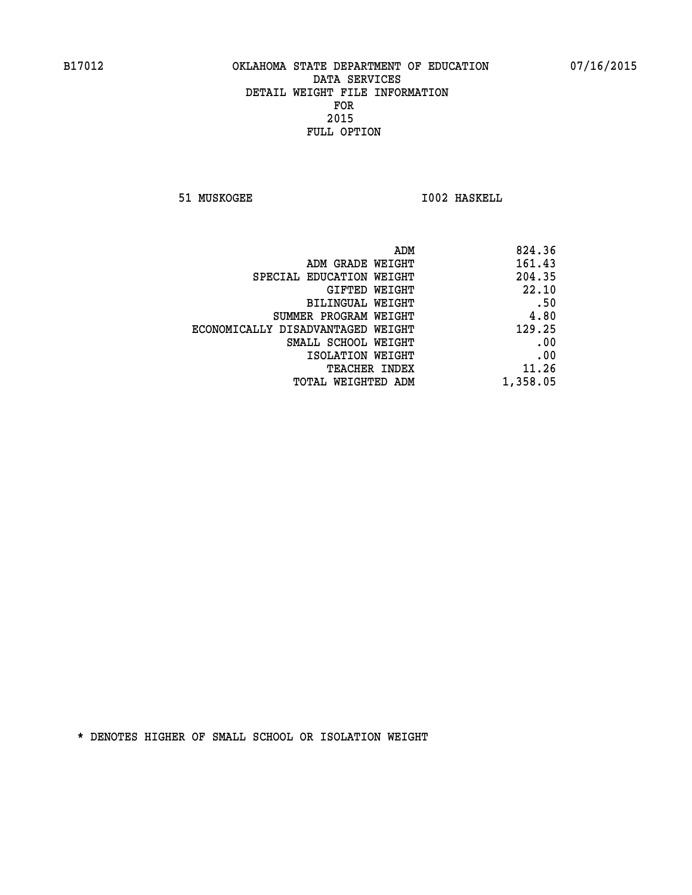B17012 OKLAHOMA STATE DEPARTMENT OF EDUCATION 07/16/2015

DATA SERVICES
DETAIL WEIGHT FILE INFORMATION
FOR
2015
FULL OPTION

51 MUSKOGEE I002 HASKELL

| | |
|---|---|
| ADM | 824.36 |
| ADM GRADE WEIGHT | 161.43 |
| SPECIAL EDUCATION WEIGHT | 204.35 |
| GIFTED WEIGHT | 22.10 |
| BILINGUAL WEIGHT | .50 |
| SUMMER PROGRAM WEIGHT | 4.80 |
| ECONOMICALLY DISADVANTAGED WEIGHT | 129.25 |
| SMALL SCHOOL WEIGHT | .00 |
| ISOLATION WEIGHT | .00 |
| TEACHER INDEX | 11.26 |
| TOTAL WEIGHTED ADM | 1,358.05 |

* DENOTES HIGHER OF SMALL SCHOOL OR ISOLATION WEIGHT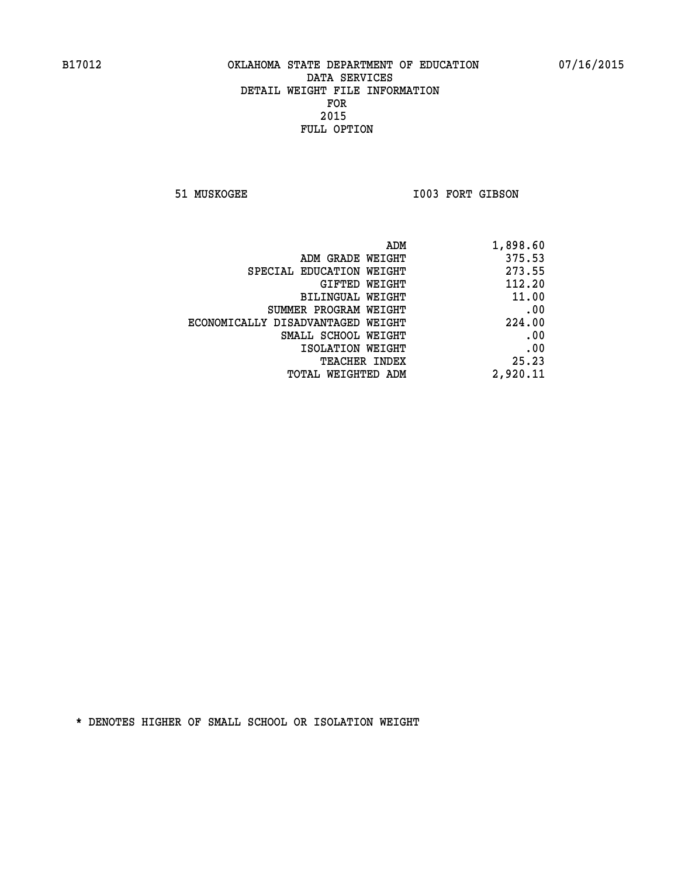B17012 OKLAHOMA STATE DEPARTMENT OF EDUCATION 07/16/2015

DATA SERVICES
DETAIL WEIGHT FILE INFORMATION
FOR
2015
FULL OPTION

51 MUSKOGEE I003 FORT GIBSON

| | |
|---|---|
| ADM | 1,898.60 |
| ADM GRADE WEIGHT | 375.53 |
| SPECIAL EDUCATION WEIGHT | 273.55 |
| GIFTED WEIGHT | 112.20 |
| BILINGUAL WEIGHT | 11.00 |
| SUMMER PROGRAM WEIGHT | .00 |
| ECONOMICALLY DISADVANTAGED WEIGHT | 224.00 |
| SMALL SCHOOL WEIGHT | .00 |
| ISOLATION WEIGHT | .00 |
| TEACHER INDEX | 25.23 |
| TOTAL WEIGHTED ADM | 2,920.11 |

* DENOTES HIGHER OF SMALL SCHOOL OR ISOLATION WEIGHT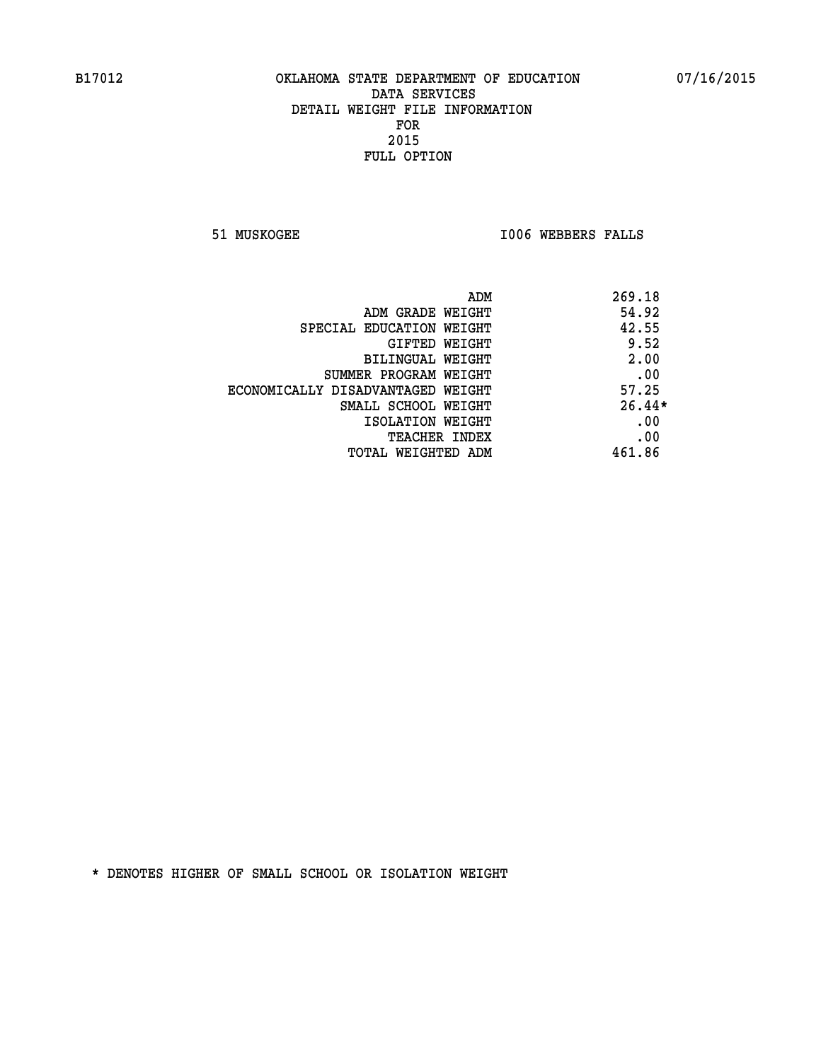OKLAHOMA STATE DEPARTMENT OF EDUCATION
DATA SERVICES
DETAIL WEIGHT FILE INFORMATION
FOR
2015
FULL OPTION

51 MUSKOGEE I006 WEBBERS FALLS

| | |
|---|---|
| ADM | 269.18 |
| ADM GRADE WEIGHT | 54.92 |
| SPECIAL EDUCATION WEIGHT | 42.55 |
| GIFTED WEIGHT | 9.52 |
| BILINGUAL WEIGHT | 2.00 |
| SUMMER PROGRAM WEIGHT | .00 |
| ECONOMICALLY DISADVANTAGED WEIGHT | 57.25 |
| SMALL SCHOOL WEIGHT | 26.44* |
| ISOLATION WEIGHT | .00 |
| TEACHER INDEX | .00 |
| TOTAL WEIGHTED ADM | 461.86 |

* DENOTES HIGHER OF SMALL SCHOOL OR ISOLATION WEIGHT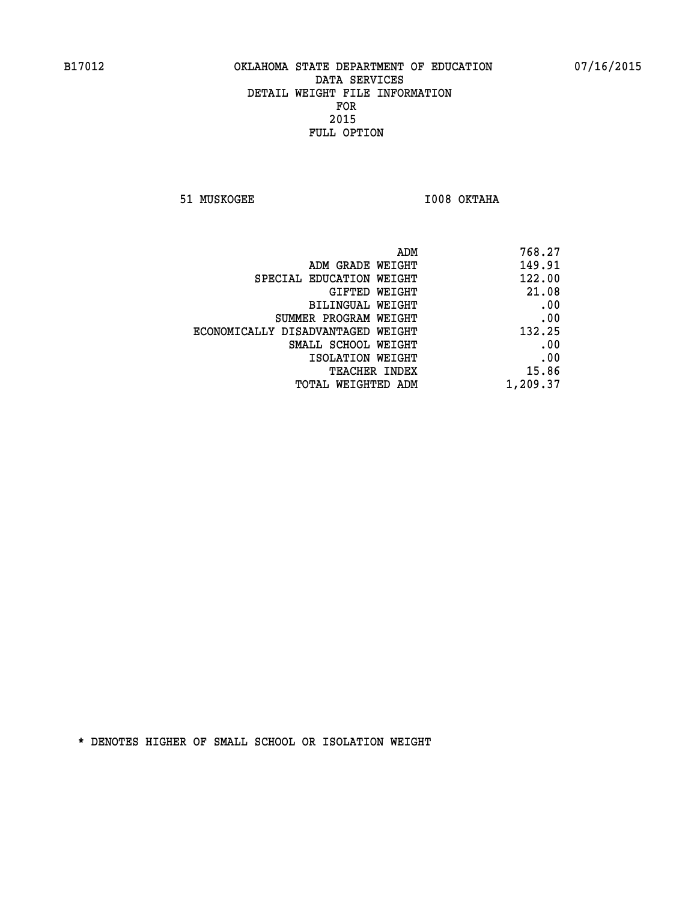B17012 OKLAHOMA STATE DEPARTMENT OF EDUCATION 07/16/2015

# DATA SERVICES
## DETAIL WEIGHT FILE INFORMATION
## FOR
## 2015
## FULL OPTION

51 MUSKOGEE I008 OKTAHA

| | |
|---|---|
| ADM | 768.27 |
| ADM GRADE WEIGHT | 149.91 |
| SPECIAL EDUCATION WEIGHT | 122.00 |
| GIFTED WEIGHT | 21.08 |
| BILINGUAL WEIGHT | .00 |
| SUMMER PROGRAM WEIGHT | .00 |
| ECONOMICALLY DISADVANTAGED WEIGHT | 132.25 |
| SMALL SCHOOL WEIGHT | .00 |
| ISOLATION WEIGHT | .00 |
| TEACHER INDEX | 15.86 |
| TOTAL WEIGHTED ADM | 1,209.37 |

* DENOTES HIGHER OF SMALL SCHOOL OR ISOLATION WEIGHT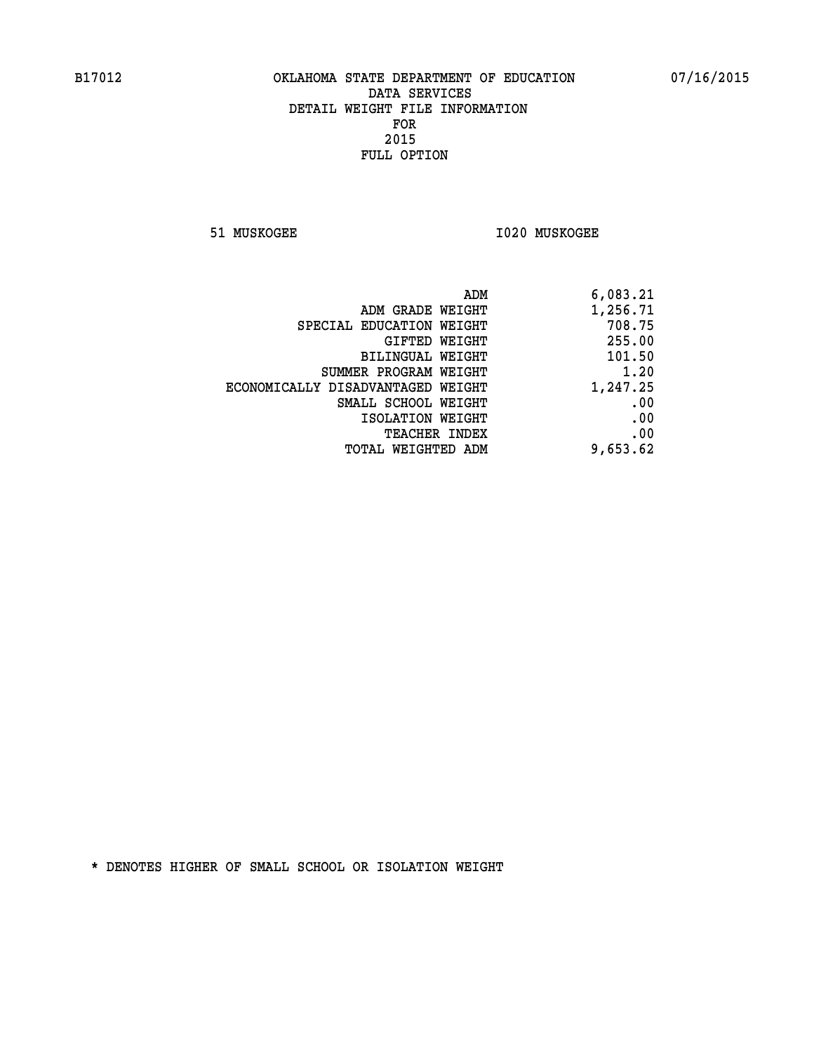B17012 OKLAHOMA STATE DEPARTMENT OF EDUCATION 07/16/2015

DATA SERVICES
DETAIL WEIGHT FILE INFORMATION
FOR
2015
FULL OPTION

51 MUSKOGEE I020 MUSKOGEE

| | |
|---|---|
| ADM | 6,083.21 |
| ADM GRADE WEIGHT | 1,256.71 |
| SPECIAL EDUCATION WEIGHT | 708.75 |
| GIFTED WEIGHT | 255.00 |
| BILINGUAL WEIGHT | 101.50 |
| SUMMER PROGRAM WEIGHT | 1.20 |
| ECONOMICALLY DISADVANTAGED WEIGHT | 1,247.25 |
| SMALL SCHOOL WEIGHT | .00 |
| ISOLATION WEIGHT | .00 |
| TEACHER INDEX | .00 |
| TOTAL WEIGHTED ADM | 9,653.62 |

* DENOTES HIGHER OF SMALL SCHOOL OR ISOLATION WEIGHT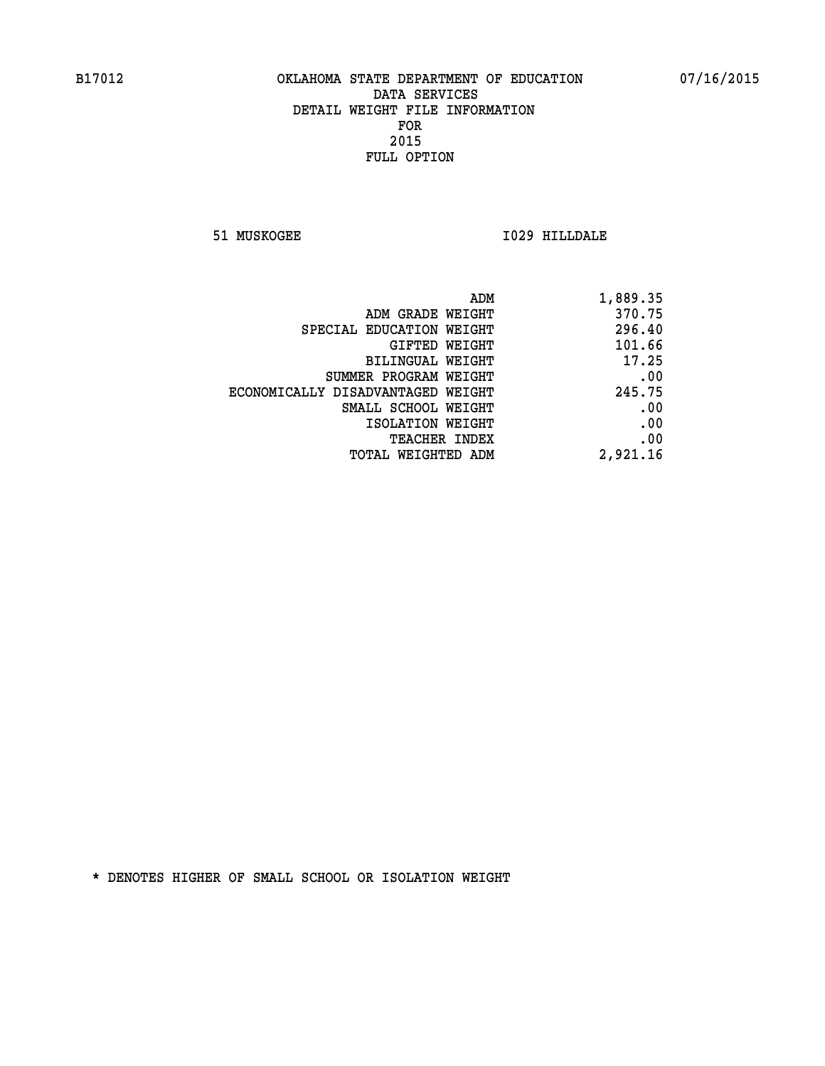B17012 OKLAHOMA STATE DEPARTMENT OF EDUCATION 07/16/2015

DATA SERVICES
DETAIL WEIGHT FILE INFORMATION
FOR
2015
FULL OPTION

51 MUSKOGEE I029 HILLDALE

| | |
|---|---|
| ADM | 1,889.35 |
| ADM GRADE WEIGHT | 370.75 |
| SPECIAL EDUCATION WEIGHT | 296.40 |
| GIFTED WEIGHT | 101.66 |
| BILINGUAL WEIGHT | 17.25 |
| SUMMER PROGRAM WEIGHT | .00 |
| ECONOMICALLY DISADVANTAGED WEIGHT | 245.75 |
| SMALL SCHOOL WEIGHT | .00 |
| ISOLATION WEIGHT | .00 |
| TEACHER INDEX | .00 |
| TOTAL WEIGHTED ADM | 2,921.16 |

* DENOTES HIGHER OF SMALL SCHOOL OR ISOLATION WEIGHT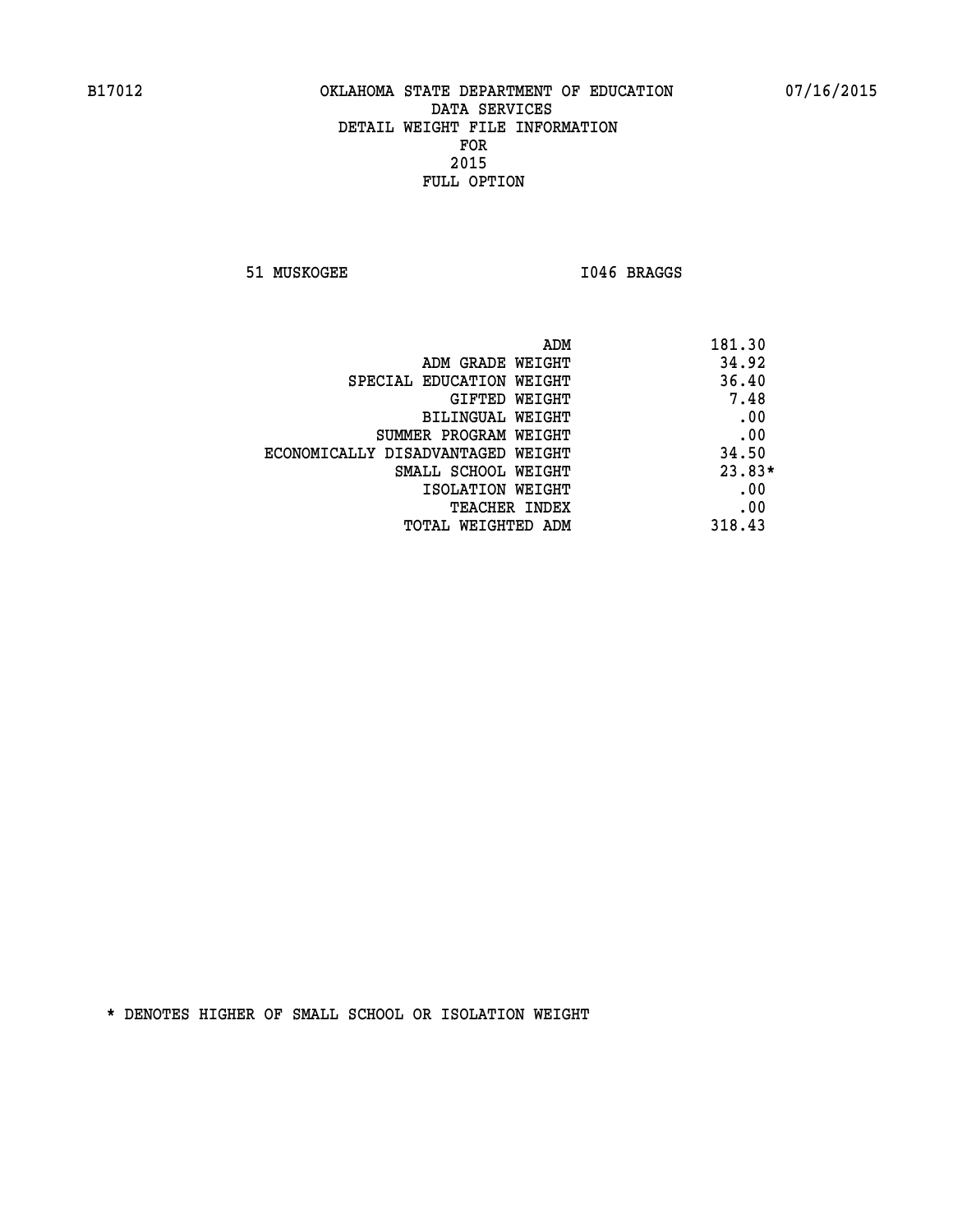B17012 OKLAHOMA STATE DEPARTMENT OF EDUCATION 07/16/2015

DATA SERVICES
DETAIL WEIGHT FILE INFORMATION
FOR
2015
FULL OPTION

51 MUSKOGEE I046 BRAGGS

| | |
|---|---|
| ADM | 181.30 |
| ADM GRADE WEIGHT | 34.92 |
| SPECIAL EDUCATION WEIGHT | 36.40 |
| GIFTED WEIGHT | 7.48 |
| BILINGUAL WEIGHT | .00 |
| SUMMER PROGRAM WEIGHT | .00 |
| ECONOMICALLY DISADVANTAGED WEIGHT | 34.50 |
| SMALL SCHOOL WEIGHT | 23.83* |
| ISOLATION WEIGHT | .00 |
| TEACHER INDEX | .00 |
| TOTAL WEIGHTED ADM | 318.43 |

* DENOTES HIGHER OF SMALL SCHOOL OR ISOLATION WEIGHT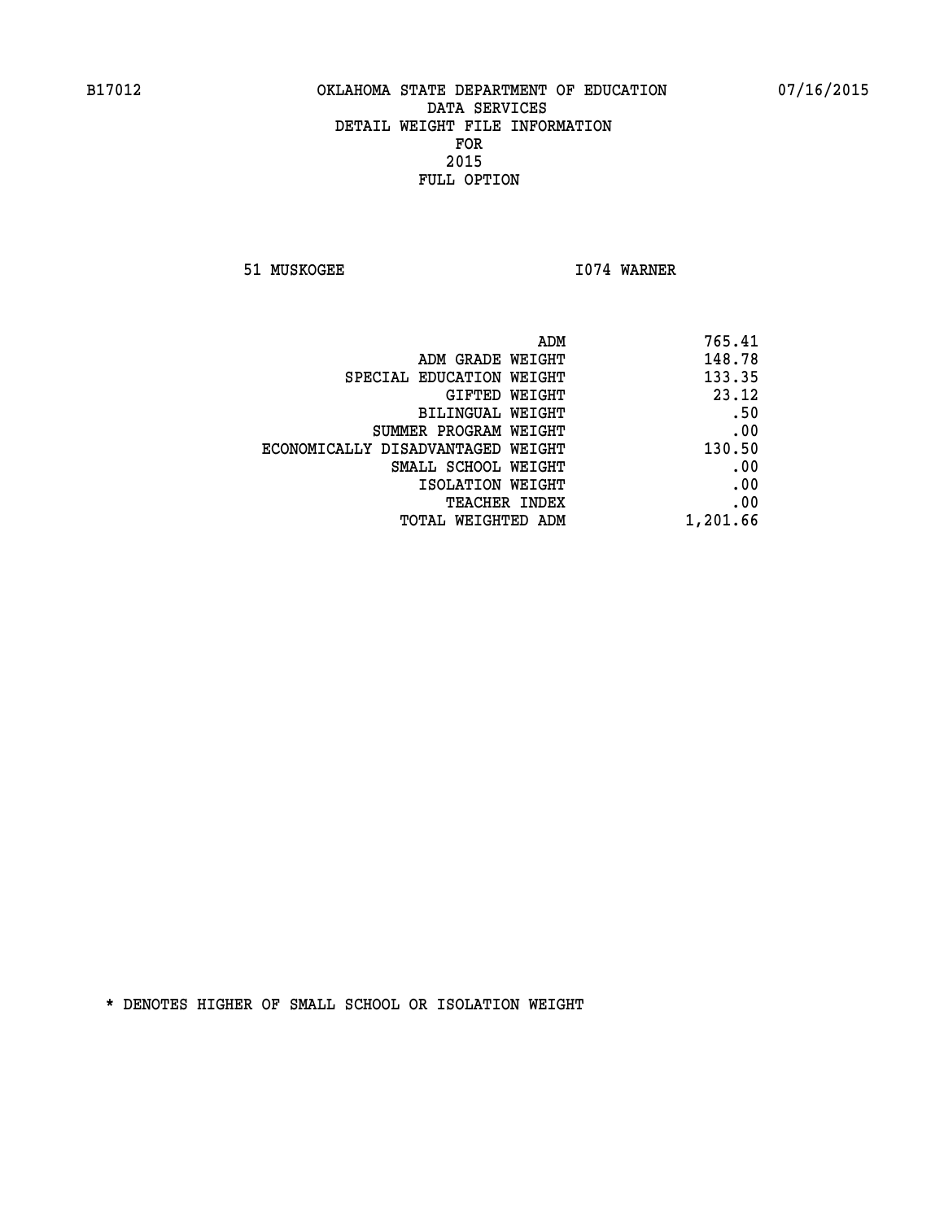B17012 OKLAHOMA STATE DEPARTMENT OF EDUCATION 07/16/2015

DATA SERVICES
DETAIL WEIGHT FILE INFORMATION
FOR
2015
FULL OPTION

51 MUSKOGEE I074 WARNER

| | |
|---|---|
| ADM | 765.41 |
| ADM GRADE WEIGHT | 148.78 |
| SPECIAL EDUCATION WEIGHT | 133.35 |
| GIFTED WEIGHT | 23.12 |
| BILINGUAL WEIGHT | .50 |
| SUMMER PROGRAM WEIGHT | .00 |
| ECONOMICALLY DISADVANTAGED WEIGHT | 130.50 |
| SMALL SCHOOL WEIGHT | .00 |
| ISOLATION WEIGHT | .00 |
| TEACHER INDEX | .00 |
| TOTAL WEIGHTED ADM | 1,201.66 |

* DENOTES HIGHER OF SMALL SCHOOL OR ISOLATION WEIGHT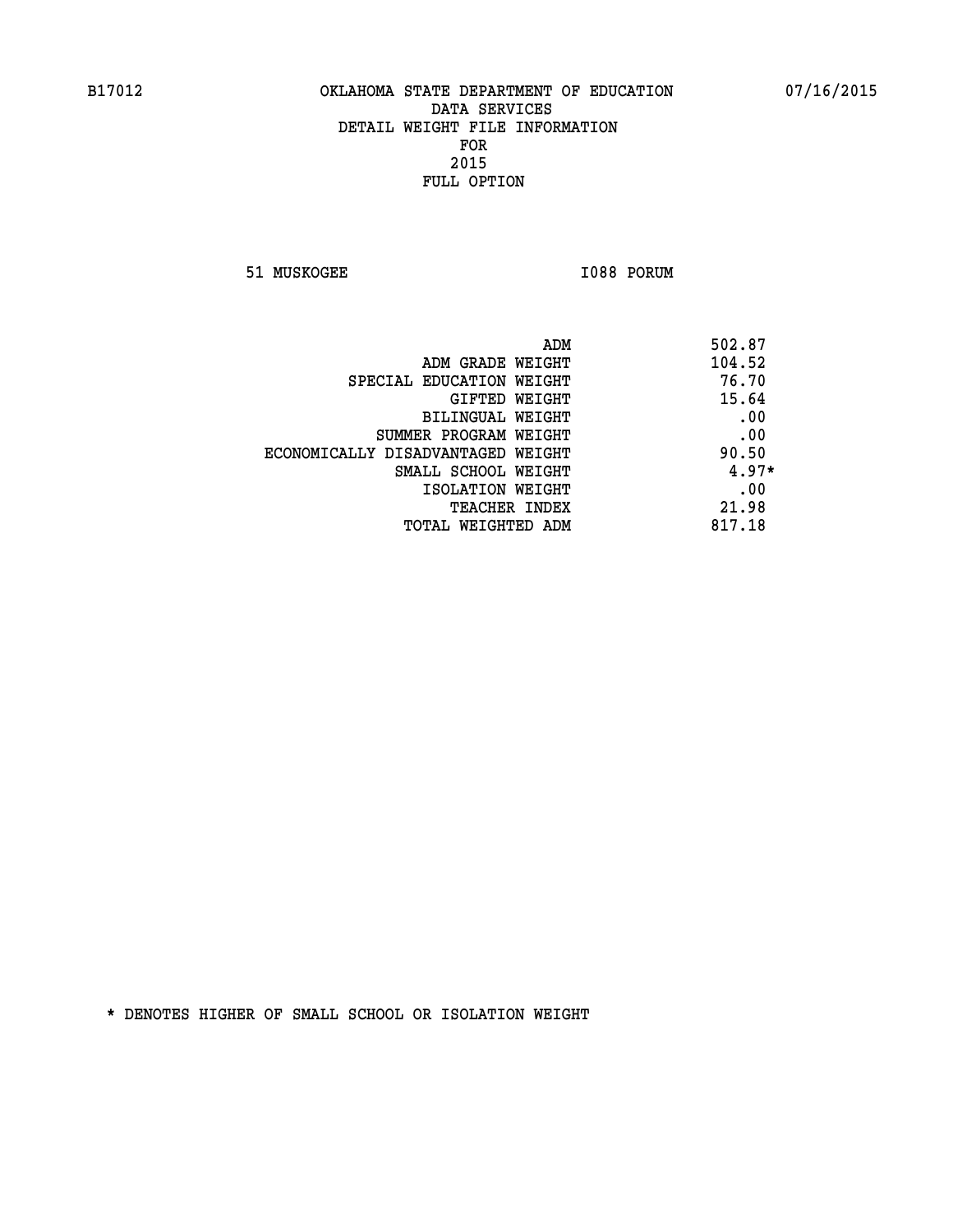B17012 OKLAHOMA STATE DEPARTMENT OF EDUCATION 07/16/2015

DATA SERVICES
DETAIL WEIGHT FILE INFORMATION
FOR
2015
FULL OPTION

51 MUSKOGEE I088 PORUM

| | |
|---|---|
| ADM | 502.87 |
| ADM GRADE WEIGHT | 104.52 |
| SPECIAL EDUCATION WEIGHT | 76.70 |
| GIFTED WEIGHT | 15.64 |
| BILINGUAL WEIGHT | .00 |
| SUMMER PROGRAM WEIGHT | .00 |
| ECONOMICALLY DISADVANTAGED WEIGHT | 90.50 |
| SMALL SCHOOL WEIGHT | 4.97* |
| ISOLATION WEIGHT | .00 |
| TEACHER INDEX | 21.98 |
| TOTAL WEIGHTED ADM | 817.18 |

* DENOTES HIGHER OF SMALL SCHOOL OR ISOLATION WEIGHT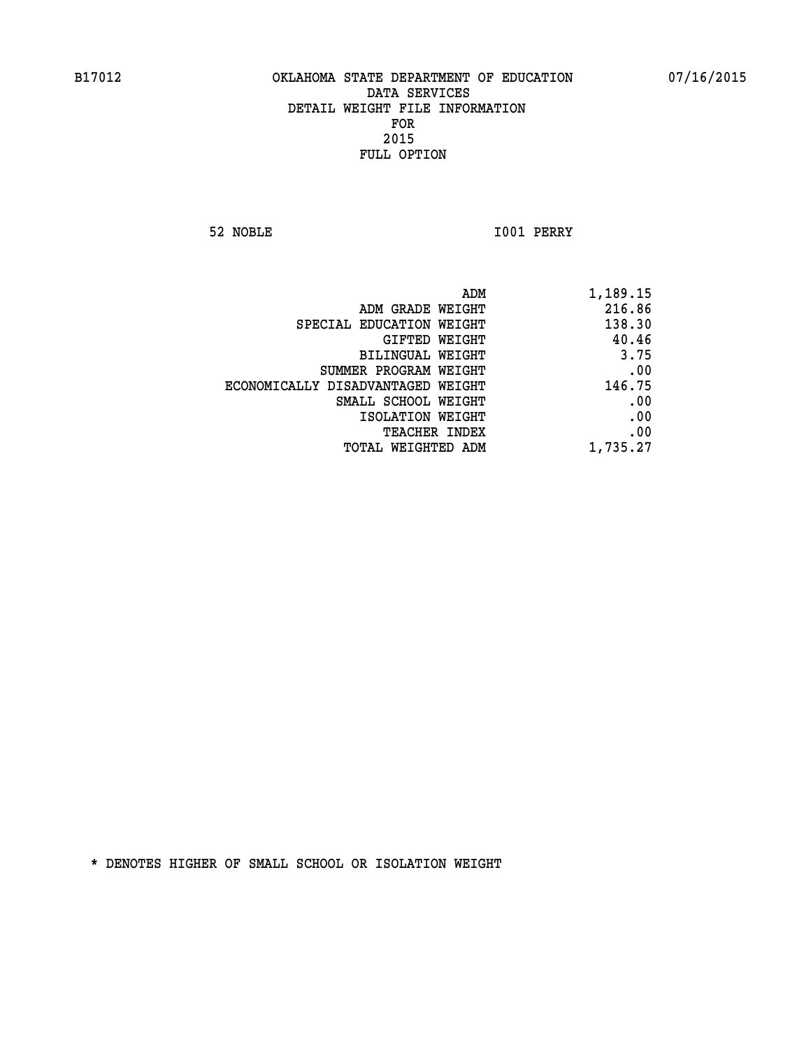B17012 OKLAHOMA STATE DEPARTMENT OF EDUCATION 07/16/2015

DATA SERVICES
DETAIL WEIGHT FILE INFORMATION
FOR
2015
FULL OPTION

52 NOBLE I001 PERRY

| | |
|---|---|
| ADM | 1,189.15 |
| ADM GRADE WEIGHT | 216.86 |
| SPECIAL EDUCATION WEIGHT | 138.30 |
| GIFTED WEIGHT | 40.46 |
| BILINGUAL WEIGHT | 3.75 |
| SUMMER PROGRAM WEIGHT | .00 |
| ECONOMICALLY DISADVANTAGED WEIGHT | 146.75 |
| SMALL SCHOOL WEIGHT | .00 |
| ISOLATION WEIGHT | .00 |
| TEACHER INDEX | .00 |
| TOTAL WEIGHTED ADM | 1,735.27 |

* DENOTES HIGHER OF SMALL SCHOOL OR ISOLATION WEIGHT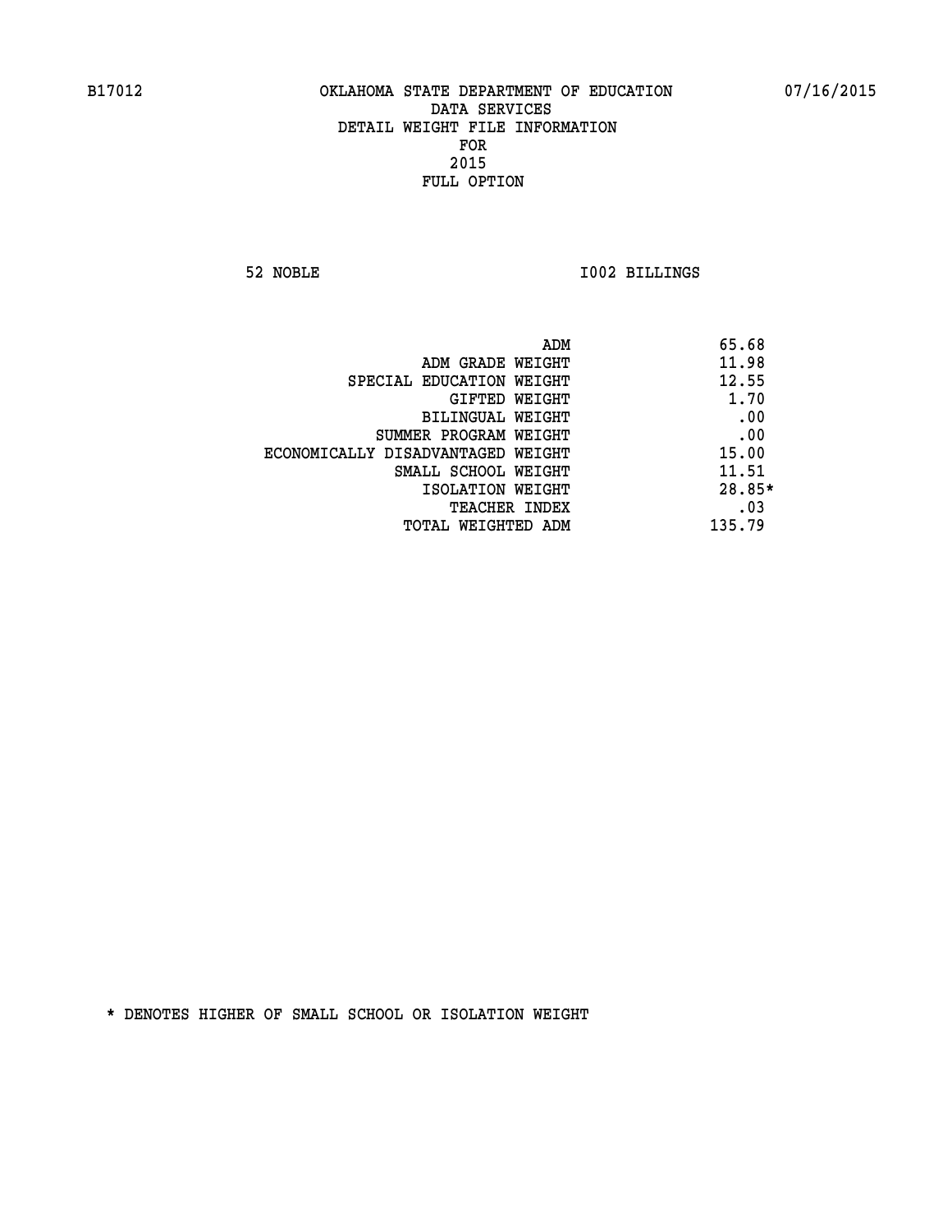B17012 OKLAHOMA STATE DEPARTMENT OF EDUCATION 07/16/2015

DATA SERVICES
DETAIL WEIGHT FILE INFORMATION
FOR
2015
FULL OPTION

52 NOBLE I002 BILLINGS

| | |
|---|---|
| ADM | 65.68 |
| ADM GRADE WEIGHT | 11.98 |
| SPECIAL EDUCATION WEIGHT | 12.55 |
| GIFTED WEIGHT | 1.70 |
| BILINGUAL WEIGHT | .00 |
| SUMMER PROGRAM WEIGHT | .00 |
| ECONOMICALLY DISADVANTAGED WEIGHT | 15.00 |
| SMALL SCHOOL WEIGHT | 11.51 |
| ISOLATION WEIGHT | 28.85* |
| TEACHER INDEX | .03 |
| TOTAL WEIGHTED ADM | 135.79 |

* DENOTES HIGHER OF SMALL SCHOOL OR ISOLATION WEIGHT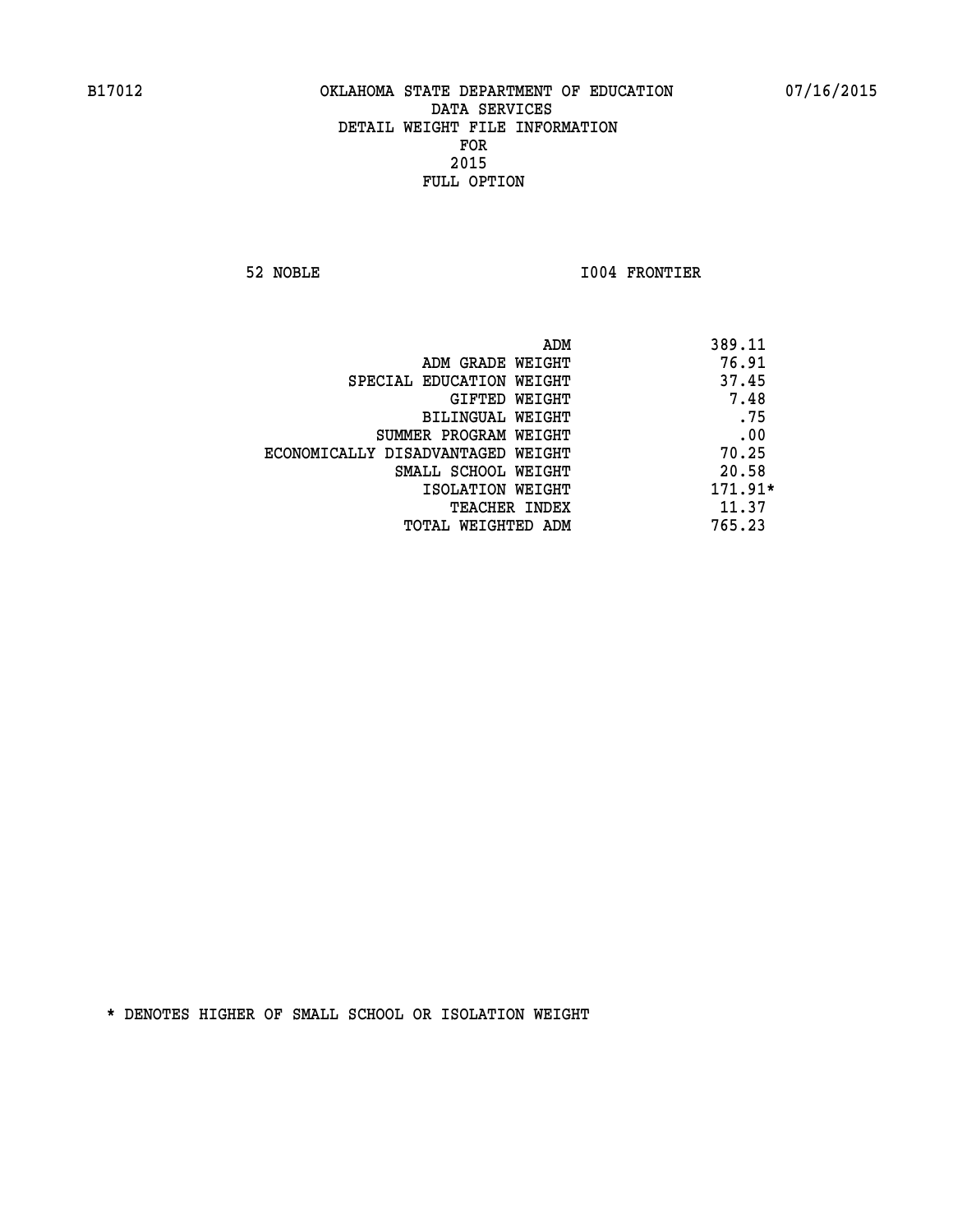B17012 OKLAHOMA STATE DEPARTMENT OF EDUCATION 07/16/2015

DATA SERVICES
DETAIL WEIGHT FILE INFORMATION
FOR
2015
FULL OPTION

52 NOBLE I004 FRONTIER

| | |
|---|---|
| ADM | 389.11 |
| ADM GRADE WEIGHT | 76.91 |
| SPECIAL EDUCATION WEIGHT | 37.45 |
| GIFTED WEIGHT | 7.48 |
| BILINGUAL WEIGHT | .75 |
| SUMMER PROGRAM WEIGHT | .00 |
| ECONOMICALLY DISADVANTAGED WEIGHT | 70.25 |
| SMALL SCHOOL WEIGHT | 20.58 |
| ISOLATION WEIGHT | 171.91* |
| TEACHER INDEX | 11.37 |
| TOTAL WEIGHTED ADM | 765.23 |

* DENOTES HIGHER OF SMALL SCHOOL OR ISOLATION WEIGHT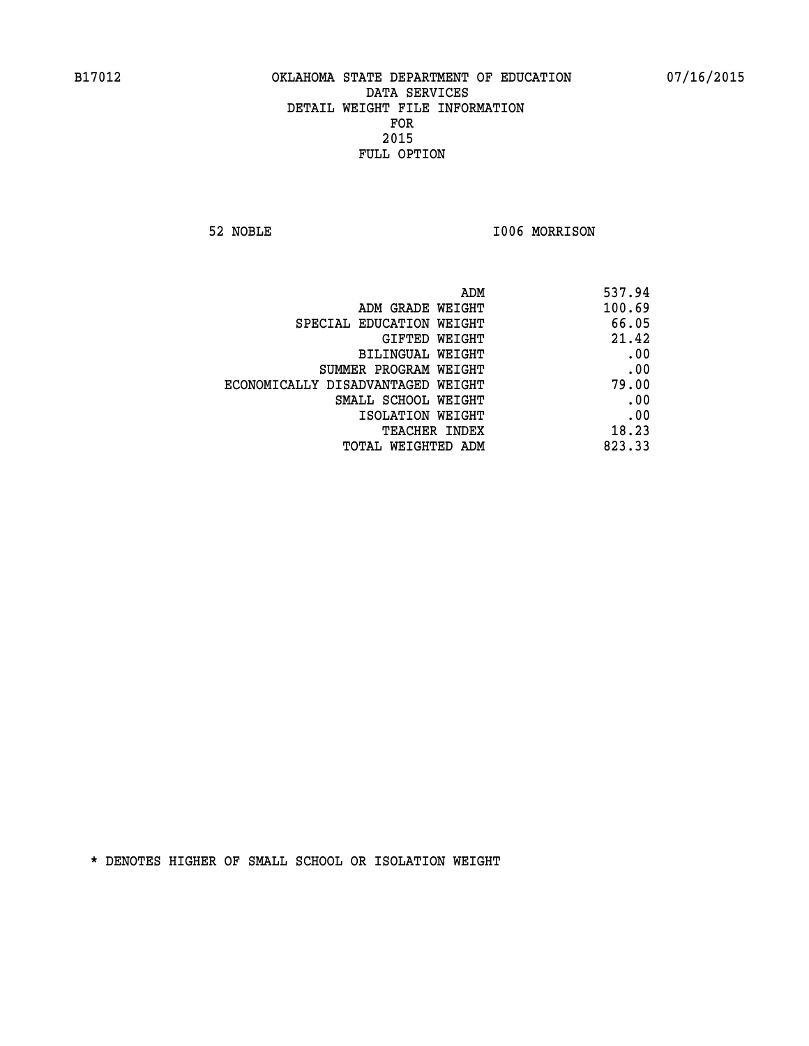B17012 OKLAHOMA STATE DEPARTMENT OF EDUCATION 07/16/2015

DATA SERVICES
DETAIL WEIGHT FILE INFORMATION
FOR
2015
FULL OPTION

52 NOBLE I006 MORRISON

| | |
|---|---|
| ADM | 537.94 |
| ADM GRADE WEIGHT | 100.69 |
| SPECIAL EDUCATION WEIGHT | 66.05 |
| GIFTED WEIGHT | 21.42 |
| BILINGUAL WEIGHT | .00 |
| SUMMER PROGRAM WEIGHT | .00 |
| ECONOMICALLY DISADVANTAGED WEIGHT | 79.00 |
| SMALL SCHOOL WEIGHT | .00 |
| ISOLATION WEIGHT | .00 |
| TEACHER INDEX | 18.23 |
| TOTAL WEIGHTED ADM | 823.33 |

* DENOTES HIGHER OF SMALL SCHOOL OR ISOLATION WEIGHT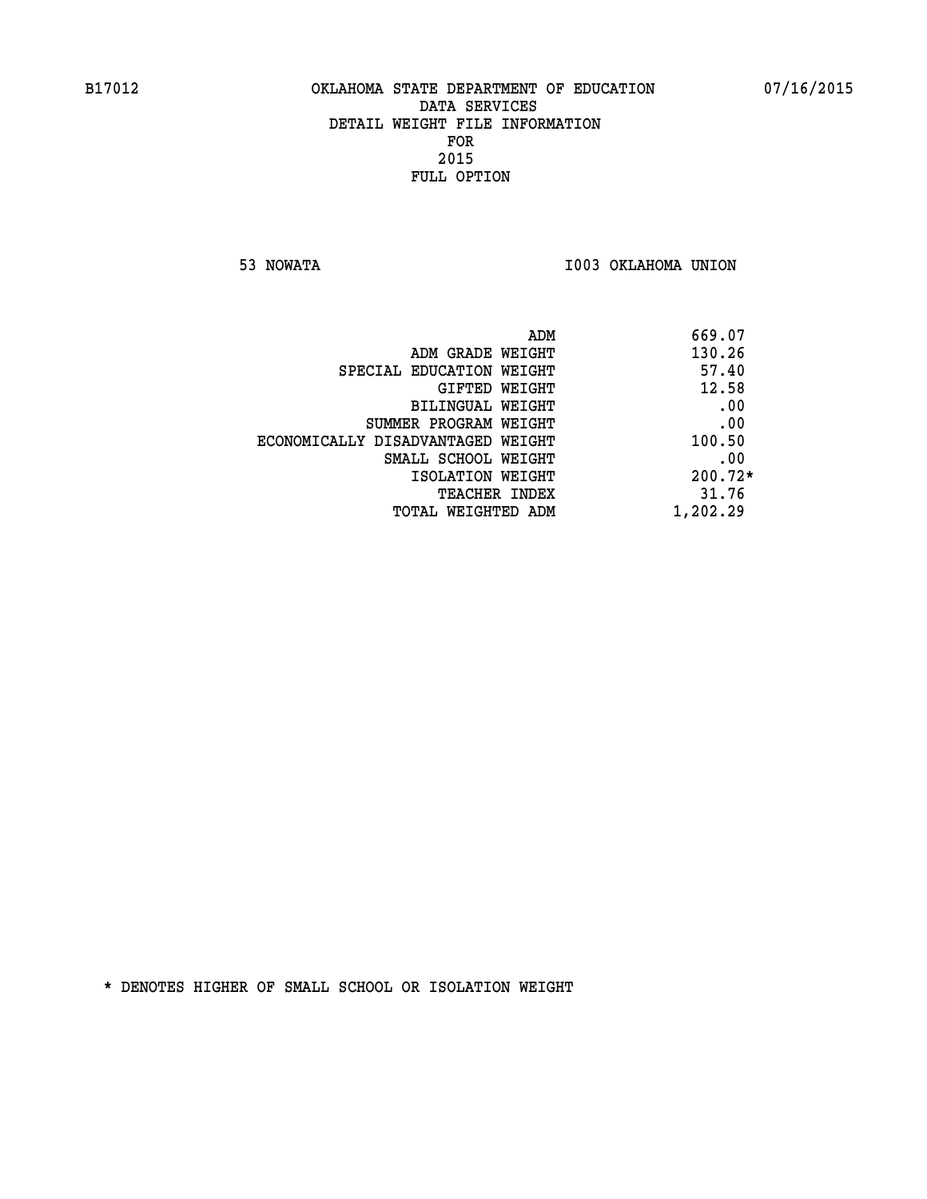B17012 OKLAHOMA STATE DEPARTMENT OF EDUCATION 07/16/2015

DATA SERVICES
DETAIL WEIGHT FILE INFORMATION
FOR
2015
FULL OPTION

53 NOWATA I003 OKLAHOMA UNION

| | |
|---|---|
| ADM | 669.07 |
| ADM GRADE WEIGHT | 130.26 |
| SPECIAL EDUCATION WEIGHT | 57.40 |
| GIFTED WEIGHT | 12.58 |
| BILINGUAL WEIGHT | .00 |
| SUMMER PROGRAM WEIGHT | .00 |
| ECONOMICALLY DISADVANTAGED WEIGHT | 100.50 |
| SMALL SCHOOL WEIGHT | .00 |
| ISOLATION WEIGHT | 200.72* |
| TEACHER INDEX | 31.76 |
| TOTAL WEIGHTED ADM | 1,202.29 |

* DENOTES HIGHER OF SMALL SCHOOL OR ISOLATION WEIGHT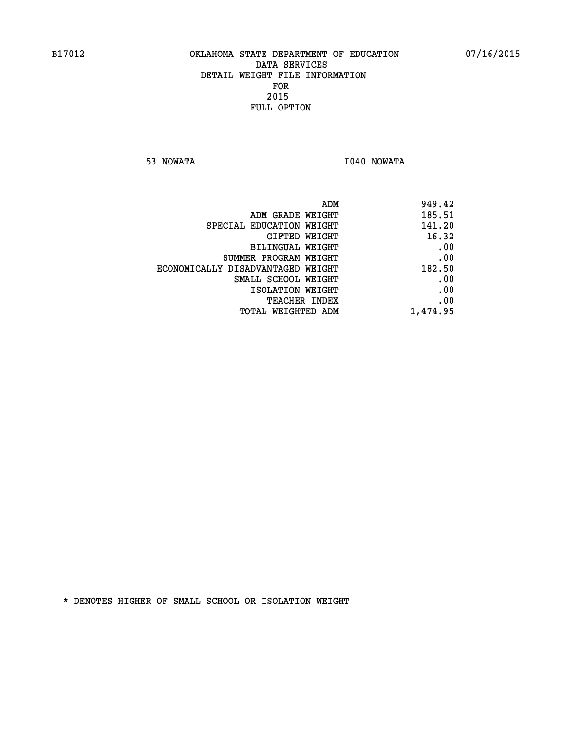B17012 OKLAHOMA STATE DEPARTMENT OF EDUCATION 07/16/2015

DATA SERVICES
DETAIL WEIGHT FILE INFORMATION
FOR
2015
FULL OPTION

53 NOWATA I040 NOWATA

| | |
|---|---|
| ADM | 949.42 |
| ADM GRADE WEIGHT | 185.51 |
| SPECIAL EDUCATION WEIGHT | 141.20 |
| GIFTED WEIGHT | 16.32 |
| BILINGUAL WEIGHT | .00 |
| SUMMER PROGRAM WEIGHT | .00 |
| ECONOMICALLY DISADVANTAGED WEIGHT | 182.50 |
| SMALL SCHOOL WEIGHT | .00 |
| ISOLATION WEIGHT | .00 |
| TEACHER INDEX | .00 |
| TOTAL WEIGHTED ADM | 1,474.95 |

* DENOTES HIGHER OF SMALL SCHOOL OR ISOLATION WEIGHT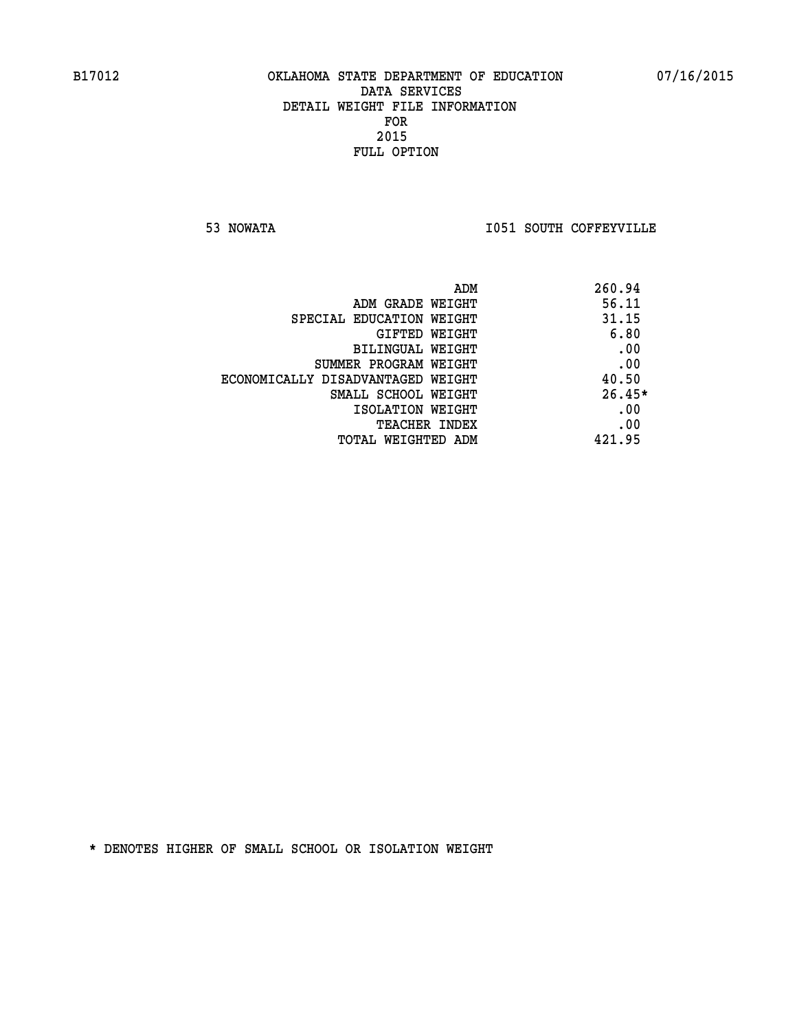B17012 OKLAHOMA STATE DEPARTMENT OF EDUCATION 07/16/2015

DATA SERVICES
DETAIL WEIGHT FILE INFORMATION
FOR
2015
FULL OPTION

53 NOWATA I051 SOUTH COFFEYVILLE

| | |
|---|---|
| ADM | 260.94 |
| ADM GRADE WEIGHT | 56.11 |
| SPECIAL EDUCATION WEIGHT | 31.15 |
| GIFTED WEIGHT | 6.80 |
| BILINGUAL WEIGHT | .00 |
| SUMMER PROGRAM WEIGHT | .00 |
| ECONOMICALLY DISADVANTAGED WEIGHT | 40.50 |
| SMALL SCHOOL WEIGHT | 26.45* |
| ISOLATION WEIGHT | .00 |
| TEACHER INDEX | .00 |
| TOTAL WEIGHTED ADM | 421.95 |

* DENOTES HIGHER OF SMALL SCHOOL OR ISOLATION WEIGHT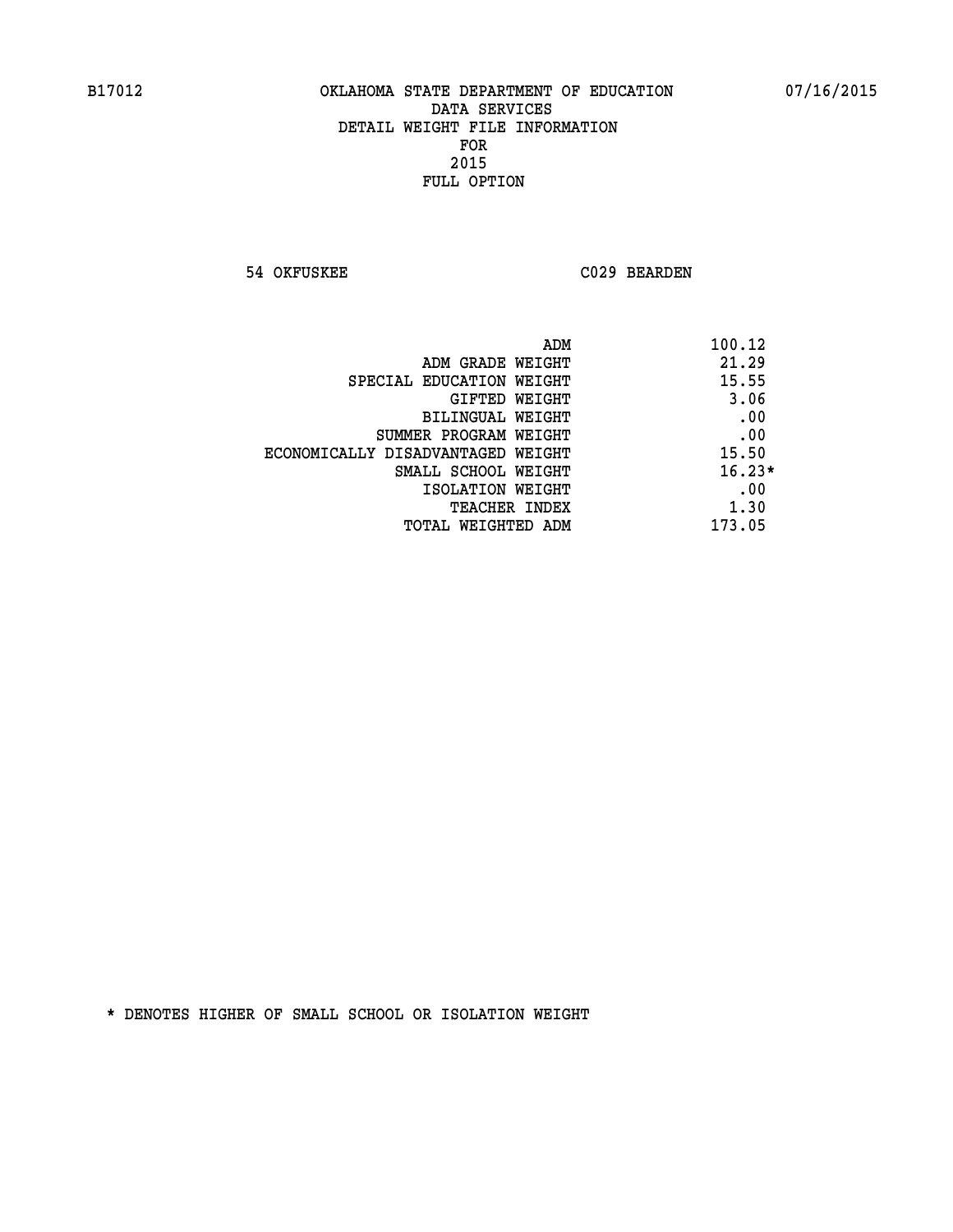B17012 OKLAHOMA STATE DEPARTMENT OF EDUCATION 07/16/2015

DATA SERVICES
DETAIL WEIGHT FILE INFORMATION
FOR
2015
FULL OPTION

54 OKFUSKEE C029 BEARDEN

| | |
|---|---|
| ADM | 100.12 |
| ADM GRADE WEIGHT | 21.29 |
| SPECIAL EDUCATION WEIGHT | 15.55 |
| GIFTED WEIGHT | 3.06 |
| BILINGUAL WEIGHT | .00 |
| SUMMER PROGRAM WEIGHT | .00 |
| ECONOMICALLY DISADVANTAGED WEIGHT | 15.50 |
| SMALL SCHOOL WEIGHT | 16.23* |
| ISOLATION WEIGHT | .00 |
| TEACHER INDEX | 1.30 |
| TOTAL WEIGHTED ADM | 173.05 |

* DENOTES HIGHER OF SMALL SCHOOL OR ISOLATION WEIGHT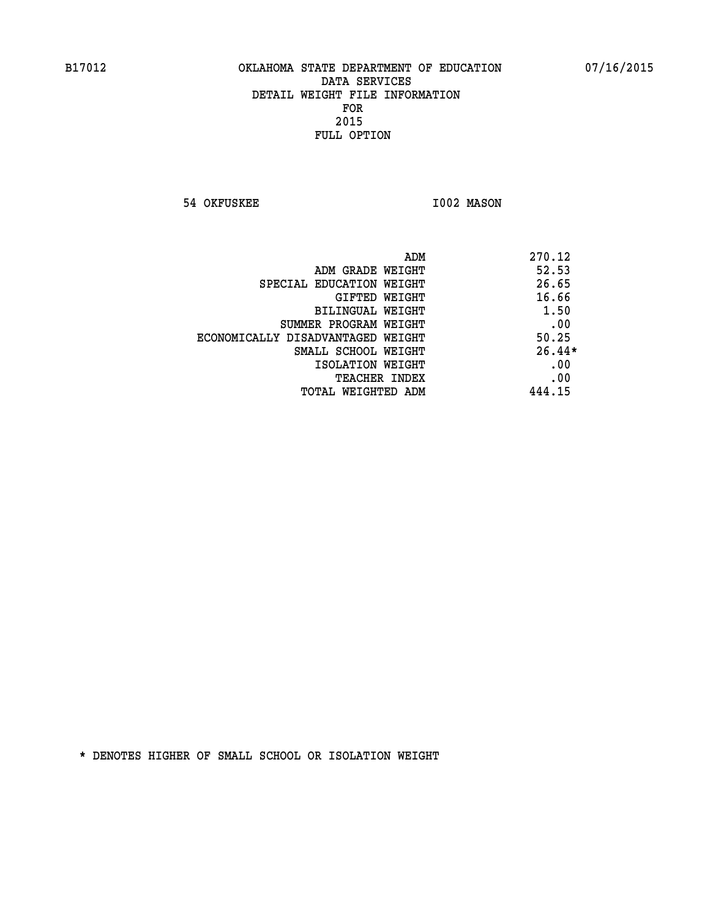B17012 OKLAHOMA STATE DEPARTMENT OF EDUCATION 07/16/2015

DATA SERVICES
DETAIL WEIGHT FILE INFORMATION
FOR
2015
FULL OPTION

54 OKFUSKEE I002 MASON

| | |
|---|---|
| ADM | 270.12 |
| ADM GRADE WEIGHT | 52.53 |
| SPECIAL EDUCATION WEIGHT | 26.65 |
| GIFTED WEIGHT | 16.66 |
| BILINGUAL WEIGHT | 1.50 |
| SUMMER PROGRAM WEIGHT | .00 |
| ECONOMICALLY DISADVANTAGED WEIGHT | 50.25 |
| SMALL SCHOOL WEIGHT | 26.44* |
| ISOLATION WEIGHT | .00 |
| TEACHER INDEX | .00 |
| TOTAL WEIGHTED ADM | 444.15 |

* DENOTES HIGHER OF SMALL SCHOOL OR ISOLATION WEIGHT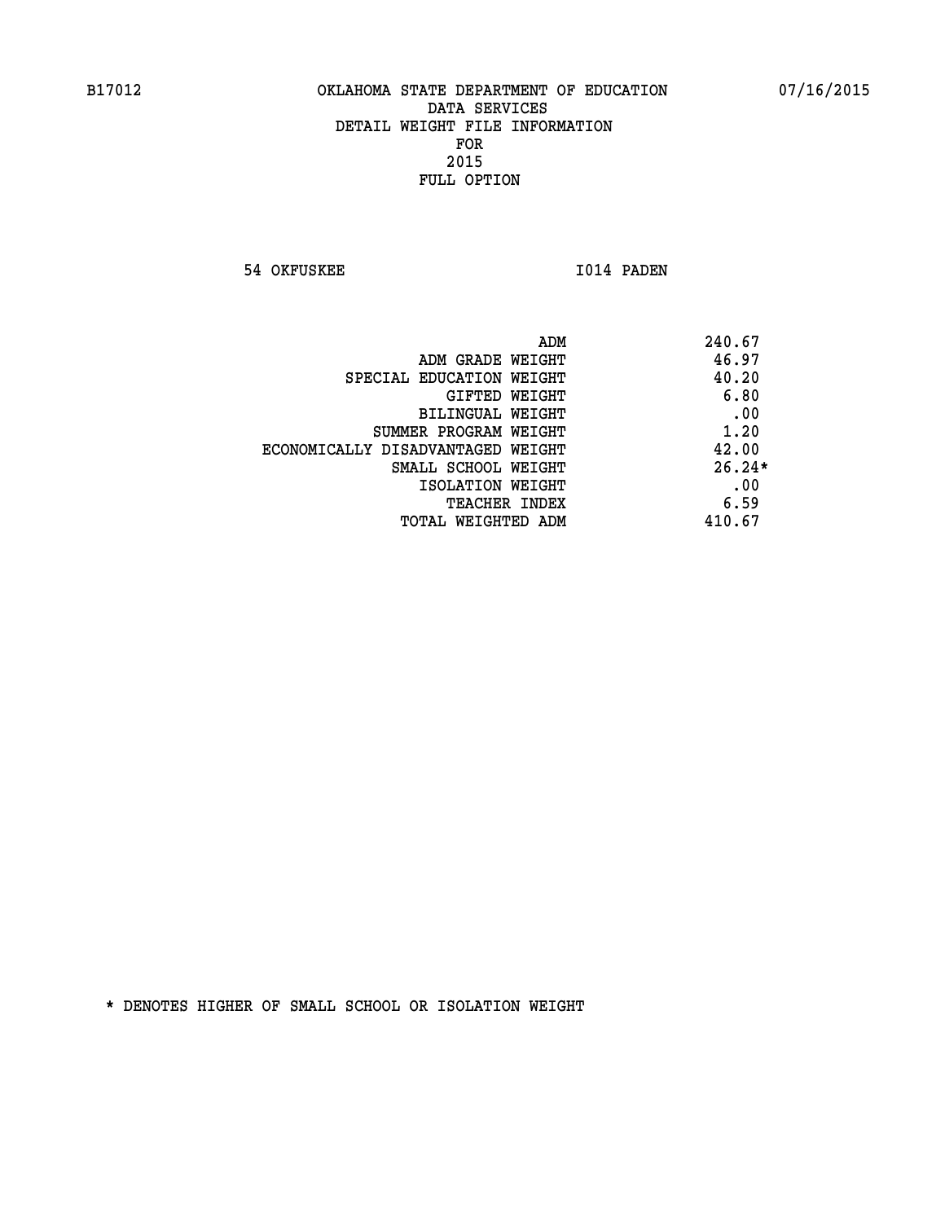B17012 OKLAHOMA STATE DEPARTMENT OF EDUCATION 07/16/2015

DATA SERVICES
DETAIL WEIGHT FILE INFORMATION
FOR
2015
FULL OPTION

54 OKFUSKEE I014 PADEN

| | |
|---|---|
| ADM | 240.67 |
| ADM GRADE WEIGHT | 46.97 |
| SPECIAL EDUCATION WEIGHT | 40.20 |
| GIFTED WEIGHT | 6.80 |
| BILINGUAL WEIGHT | .00 |
| SUMMER PROGRAM WEIGHT | 1.20 |
| ECONOMICALLY DISADVANTAGED WEIGHT | 42.00 |
| SMALL SCHOOL WEIGHT | 26.24* |
| ISOLATION WEIGHT | .00 |
| TEACHER INDEX | 6.59 |
| TOTAL WEIGHTED ADM | 410.67 |

* DENOTES HIGHER OF SMALL SCHOOL OR ISOLATION WEIGHT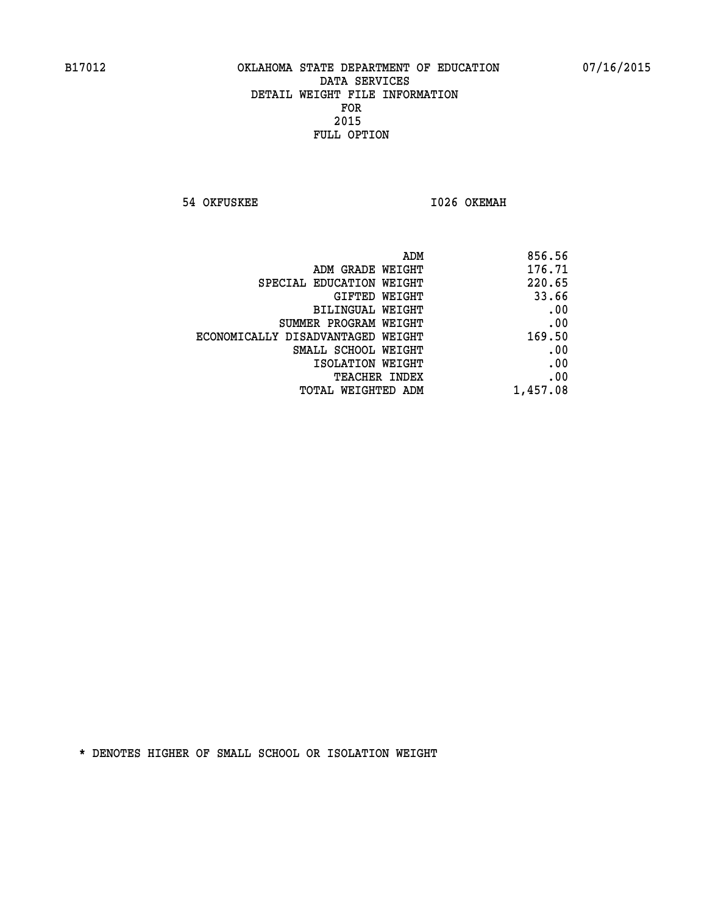B17012 OKLAHOMA STATE DEPARTMENT OF EDUCATION 07/16/2015

DATA SERVICES
DETAIL WEIGHT FILE INFORMATION
FOR
2015
FULL OPTION

54 OKFUSKEE I026 OKEMAH

| | |
|---|---|
| ADM | 856.56 |
| ADM GRADE WEIGHT | 176.71 |
| SPECIAL EDUCATION WEIGHT | 220.65 |
| GIFTED WEIGHT | 33.66 |
| BILINGUAL WEIGHT | .00 |
| SUMMER PROGRAM WEIGHT | .00 |
| ECONOMICALLY DISADVANTAGED WEIGHT | 169.50 |
| SMALL SCHOOL WEIGHT | .00 |
| ISOLATION WEIGHT | .00 |
| TEACHER INDEX | .00 |
| TOTAL WEIGHTED ADM | 1,457.08 |

* DENOTES HIGHER OF SMALL SCHOOL OR ISOLATION WEIGHT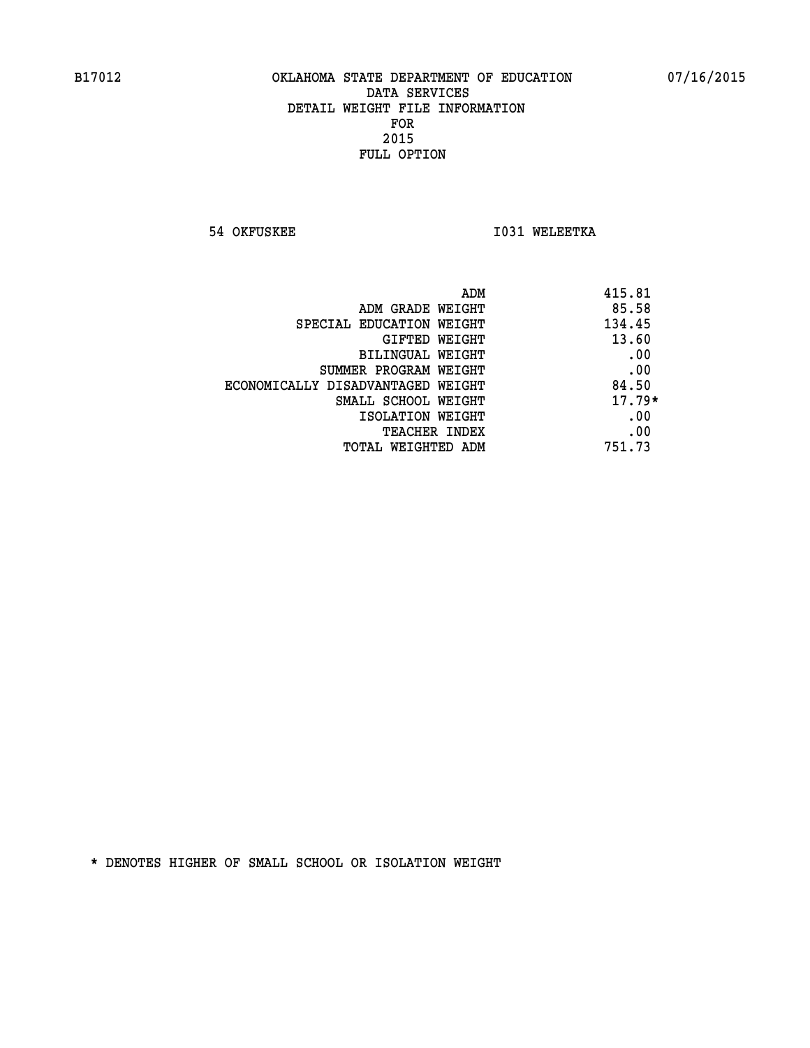# OKLAHOMA STATE DEPARTMENT OF EDUCATION
## DATA SERVICES
## DETAIL WEIGHT FILE INFORMATION
## FOR
## 2015
## FULL OPTION

B17012 — 07/16/2015

54 OKFUSKEE — I031 WELEETKA

| | |
|---|---|
| ADM | 415.81 |
| ADM GRADE WEIGHT | 85.58 |
| SPECIAL EDUCATION WEIGHT | 134.45 |
| GIFTED WEIGHT | 13.60 |
| BILINGUAL WEIGHT | .00 |
| SUMMER PROGRAM WEIGHT | .00 |
| ECONOMICALLY DISADVANTAGED WEIGHT | 84.50 |
| SMALL SCHOOL WEIGHT | 17.79* |
| ISOLATION WEIGHT | .00 |
| TEACHER INDEX | .00 |
| TOTAL WEIGHTED ADM | 751.73 |

* DENOTES HIGHER OF SMALL SCHOOL OR ISOLATION WEIGHT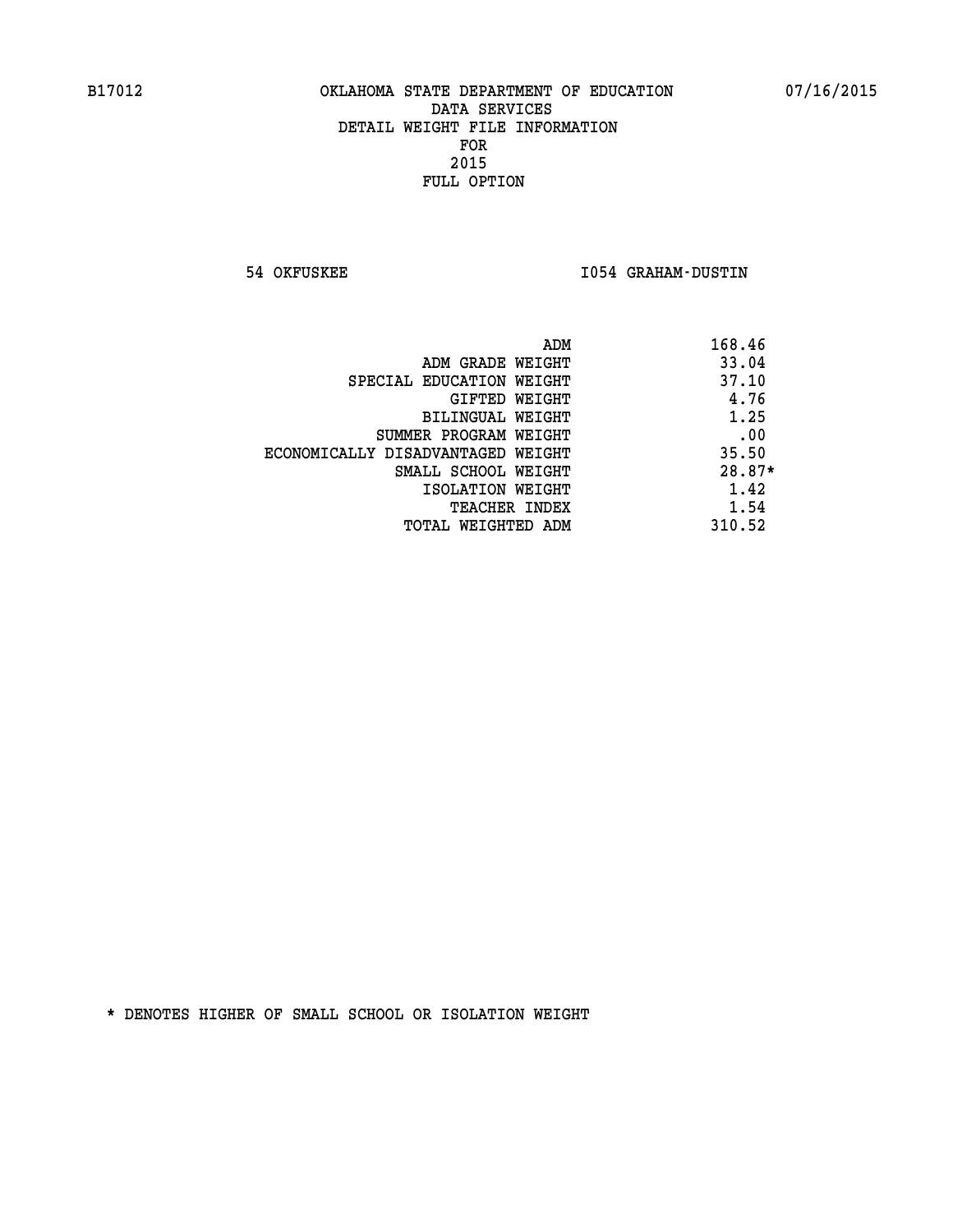B17012 OKLAHOMA STATE DEPARTMENT OF EDUCATION 07/16/2015

DATA SERVICES
DETAIL WEIGHT FILE INFORMATION
FOR
2015
FULL OPTION

54 OKFUSKEE I054 GRAHAM-DUSTIN

| | |
|---|---|
| ADM | 168.46 |
| ADM GRADE WEIGHT | 33.04 |
| SPECIAL EDUCATION WEIGHT | 37.10 |
| GIFTED WEIGHT | 4.76 |
| BILINGUAL WEIGHT | 1.25 |
| SUMMER PROGRAM WEIGHT | .00 |
| ECONOMICALLY DISADVANTAGED WEIGHT | 35.50 |
| SMALL SCHOOL WEIGHT | 28.87* |
| ISOLATION WEIGHT | 1.42 |
| TEACHER INDEX | 1.54 |
| TOTAL WEIGHTED ADM | 310.52 |

* DENOTES HIGHER OF SMALL SCHOOL OR ISOLATION WEIGHT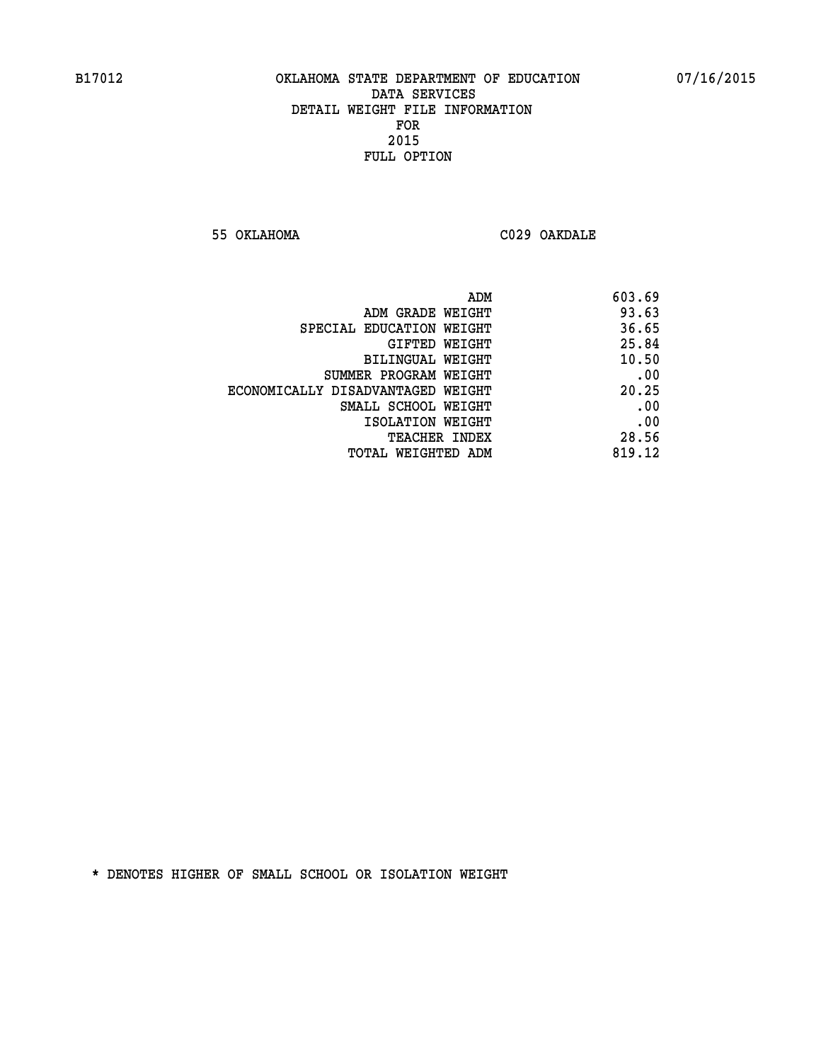B17012 OKLAHOMA STATE DEPARTMENT OF EDUCATION 07/16/2015

DATA SERVICES
DETAIL WEIGHT FILE INFORMATION
FOR
2015
FULL OPTION

55 OKLAHOMA C029 OAKDALE

| | |
|---|---|
| ADM | 603.69 |
| ADM GRADE WEIGHT | 93.63 |
| SPECIAL EDUCATION WEIGHT | 36.65 |
| GIFTED WEIGHT | 25.84 |
| BILINGUAL WEIGHT | 10.50 |
| SUMMER PROGRAM WEIGHT | .00 |
| ECONOMICALLY DISADVANTAGED WEIGHT | 20.25 |
| SMALL SCHOOL WEIGHT | .00 |
| ISOLATION WEIGHT | .00 |
| TEACHER INDEX | 28.56 |
| TOTAL WEIGHTED ADM | 819.12 |

* DENOTES HIGHER OF SMALL SCHOOL OR ISOLATION WEIGHT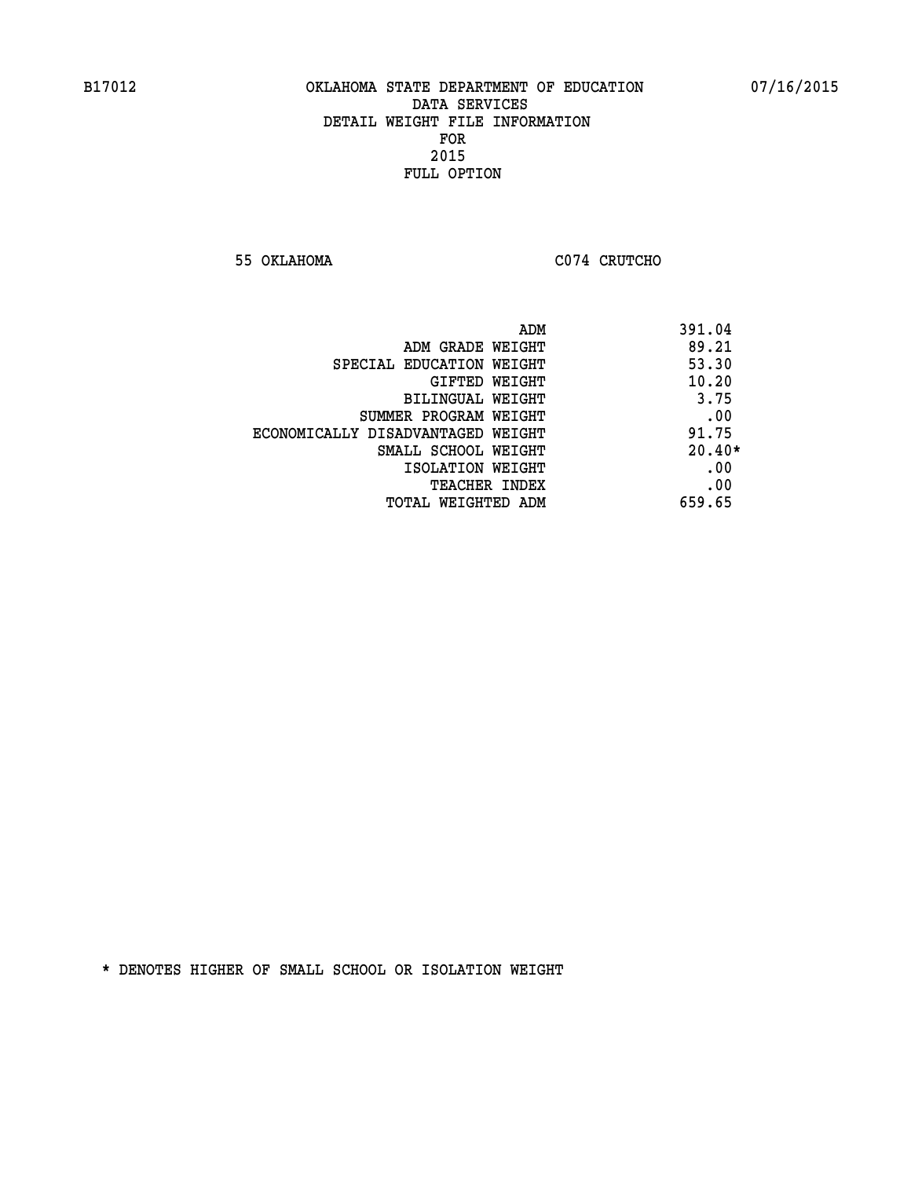B17012 OKLAHOMA STATE DEPARTMENT OF EDUCATION 07/16/2015

DATA SERVICES
DETAIL WEIGHT FILE INFORMATION
FOR
2015
FULL OPTION

55 OKLAHOMA C074 CRUTCHO

| | |
|---|---|
| ADM | 391.04 |
| ADM GRADE WEIGHT | 89.21 |
| SPECIAL EDUCATION WEIGHT | 53.30 |
| GIFTED WEIGHT | 10.20 |
| BILINGUAL WEIGHT | 3.75 |
| SUMMER PROGRAM WEIGHT | .00 |
| ECONOMICALLY DISADVANTAGED WEIGHT | 91.75 |
| SMALL SCHOOL WEIGHT | 20.40* |
| ISOLATION WEIGHT | .00 |
| TEACHER INDEX | .00 |
| TOTAL WEIGHTED ADM | 659.65 |

* DENOTES HIGHER OF SMALL SCHOOL OR ISOLATION WEIGHT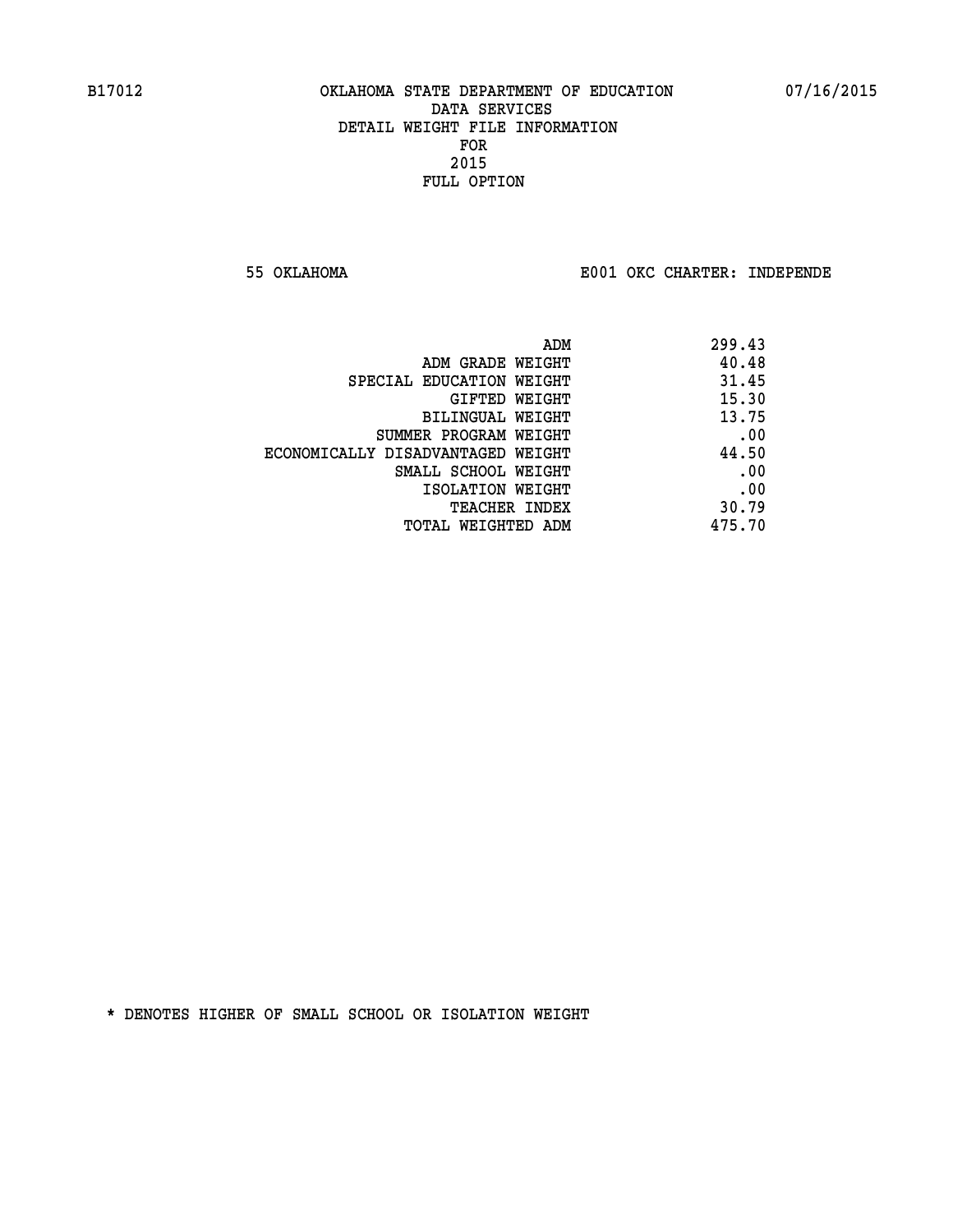B17012 OKLAHOMA STATE DEPARTMENT OF EDUCATION 07/16/2015

DATA SERVICES
DETAIL WEIGHT FILE INFORMATION
FOR
2015
FULL OPTION

55 OKLAHOMA E001 OKC CHARTER: INDEPENDE

| | |
|---|---|
| ADM | 299.43 |
| ADM GRADE WEIGHT | 40.48 |
| SPECIAL EDUCATION WEIGHT | 31.45 |
| GIFTED WEIGHT | 15.30 |
| BILINGUAL WEIGHT | 13.75 |
| SUMMER PROGRAM WEIGHT | .00 |
| ECONOMICALLY DISADVANTAGED WEIGHT | 44.50 |
| SMALL SCHOOL WEIGHT | .00 |
| ISOLATION WEIGHT | .00 |
| TEACHER INDEX | 30.79 |
| TOTAL WEIGHTED ADM | 475.70 |

* DENOTES HIGHER OF SMALL SCHOOL OR ISOLATION WEIGHT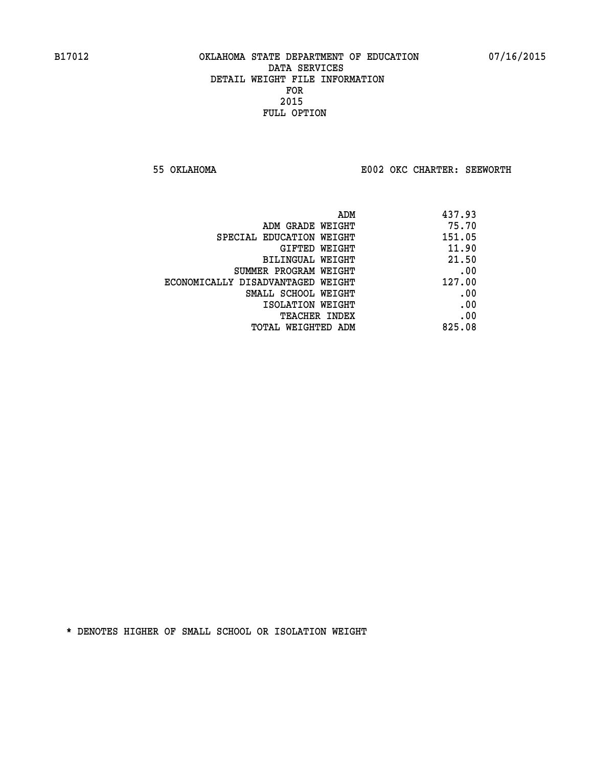B17012 OKLAHOMA STATE DEPARTMENT OF EDUCATION 07/16/2015

DATA SERVICES
DETAIL WEIGHT FILE INFORMATION
FOR
2015
FULL OPTION

55 OKLAHOMA E002 OKC CHARTER: SEEWORTH

| | |
|---|---|
| ADM | 437.93 |
| ADM GRADE WEIGHT | 75.70 |
| SPECIAL EDUCATION WEIGHT | 151.05 |
| GIFTED WEIGHT | 11.90 |
| BILINGUAL WEIGHT | 21.50 |
| SUMMER PROGRAM WEIGHT | .00 |
| ECONOMICALLY DISADVANTAGED WEIGHT | 127.00 |
| SMALL SCHOOL WEIGHT | .00 |
| ISOLATION WEIGHT | .00 |
| TEACHER INDEX | .00 |
| TOTAL WEIGHTED ADM | 825.08 |

* DENOTES HIGHER OF SMALL SCHOOL OR ISOLATION WEIGHT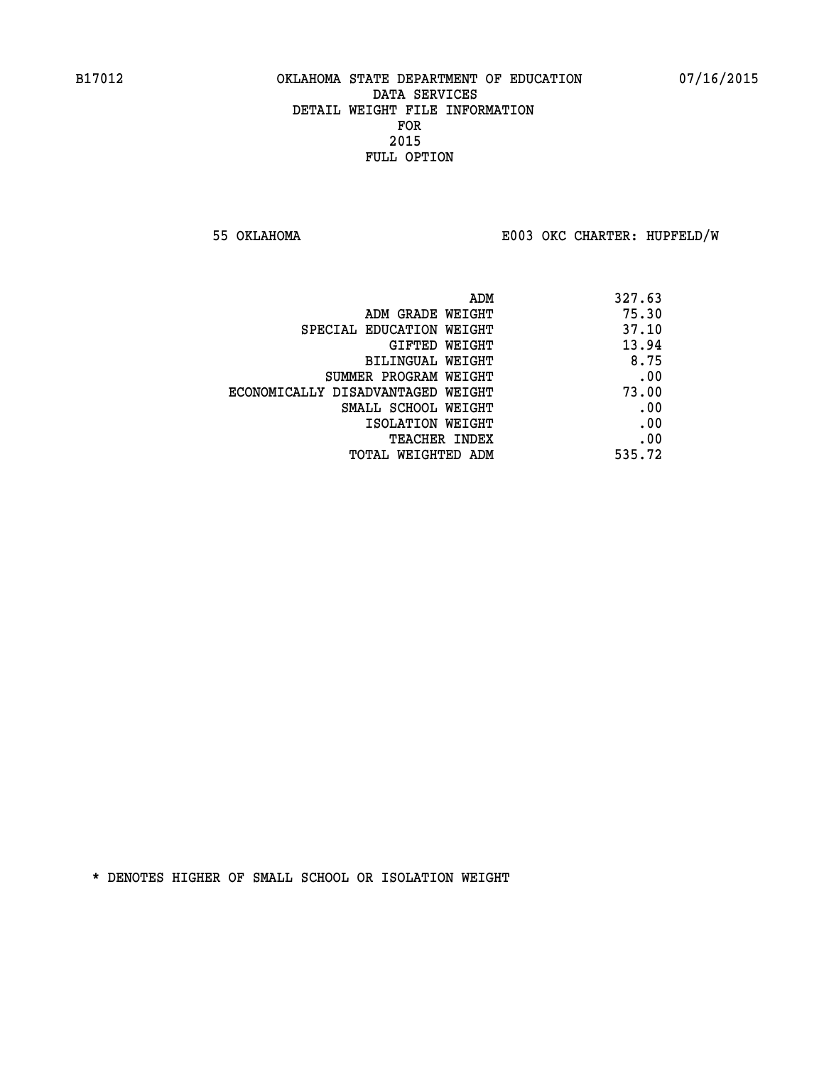B17012 OKLAHOMA STATE DEPARTMENT OF EDUCATION 07/16/2015

DATA SERVICES
DETAIL WEIGHT FILE INFORMATION
FOR
2015
FULL OPTION

55 OKLAHOMA E003 OKC CHARTER: HUPFELD/W

| | |
|---|---|
| ADM | 327.63 |
| ADM GRADE WEIGHT | 75.30 |
| SPECIAL EDUCATION WEIGHT | 37.10 |
| GIFTED WEIGHT | 13.94 |
| BILINGUAL WEIGHT | 8.75 |
| SUMMER PROGRAM WEIGHT | .00 |
| ECONOMICALLY DISADVANTAGED WEIGHT | 73.00 |
| SMALL SCHOOL WEIGHT | .00 |
| ISOLATION WEIGHT | .00 |
| TEACHER INDEX | .00 |
| TOTAL WEIGHTED ADM | 535.72 |

* DENOTES HIGHER OF SMALL SCHOOL OR ISOLATION WEIGHT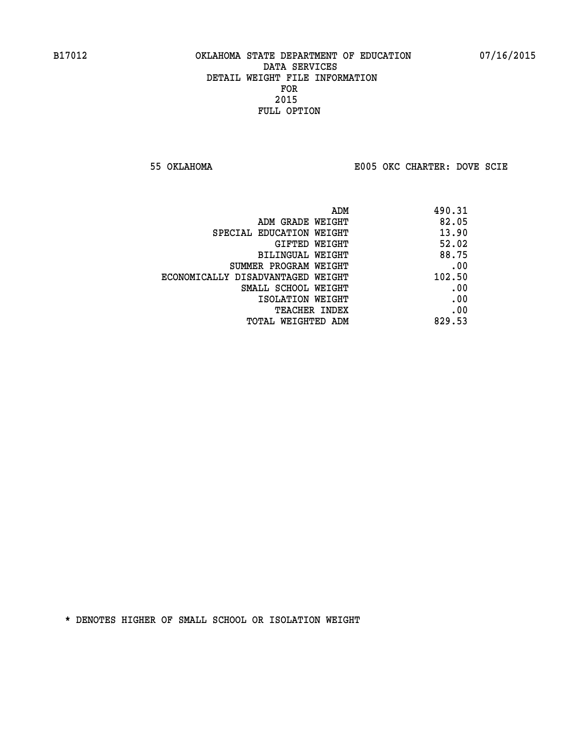B17012 OKLAHOMA STATE DEPARTMENT OF EDUCATION 07/16/2015

DATA SERVICES
DETAIL WEIGHT FILE INFORMATION
FOR
2015
FULL OPTION

55 OKLAHOMA E005 OKC CHARTER: DOVE SCIE

| | |
|---|---|
| ADM | 490.31 |
| ADM GRADE WEIGHT | 82.05 |
| SPECIAL EDUCATION WEIGHT | 13.90 |
| GIFTED WEIGHT | 52.02 |
| BILINGUAL WEIGHT | 88.75 |
| SUMMER PROGRAM WEIGHT | .00 |
| ECONOMICALLY DISADVANTAGED WEIGHT | 102.50 |
| SMALL SCHOOL WEIGHT | .00 |
| ISOLATION WEIGHT | .00 |
| TEACHER INDEX | .00 |
| TOTAL WEIGHTED ADM | 829.53 |

* DENOTES HIGHER OF SMALL SCHOOL OR ISOLATION WEIGHT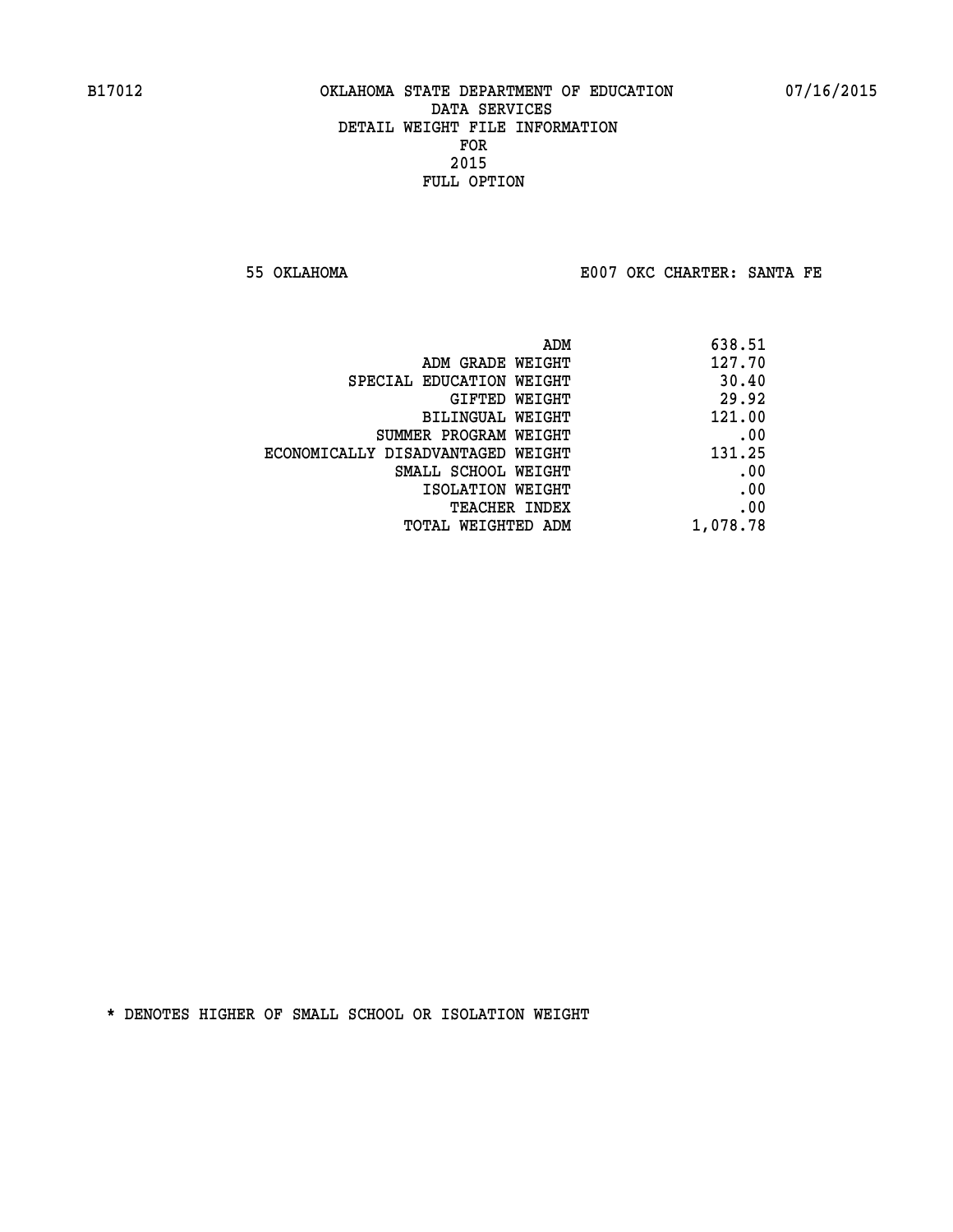B17012 OKLAHOMA STATE DEPARTMENT OF EDUCATION 07/16/2015

DATA SERVICES
DETAIL WEIGHT FILE INFORMATION
FOR
2015
FULL OPTION

55 OKLAHOMA E007 OKC CHARTER: SANTA FE

| | |
|---|---|
| ADM | 638.51 |
| ADM GRADE WEIGHT | 127.70 |
| SPECIAL EDUCATION WEIGHT | 30.40 |
| GIFTED WEIGHT | 29.92 |
| BILINGUAL WEIGHT | 121.00 |
| SUMMER PROGRAM WEIGHT | .00 |
| ECONOMICALLY DISADVANTAGED WEIGHT | 131.25 |
| SMALL SCHOOL WEIGHT | .00 |
| ISOLATION WEIGHT | .00 |
| TEACHER INDEX | .00 |
| TOTAL WEIGHTED ADM | 1,078.78 |

* DENOTES HIGHER OF SMALL SCHOOL OR ISOLATION WEIGHT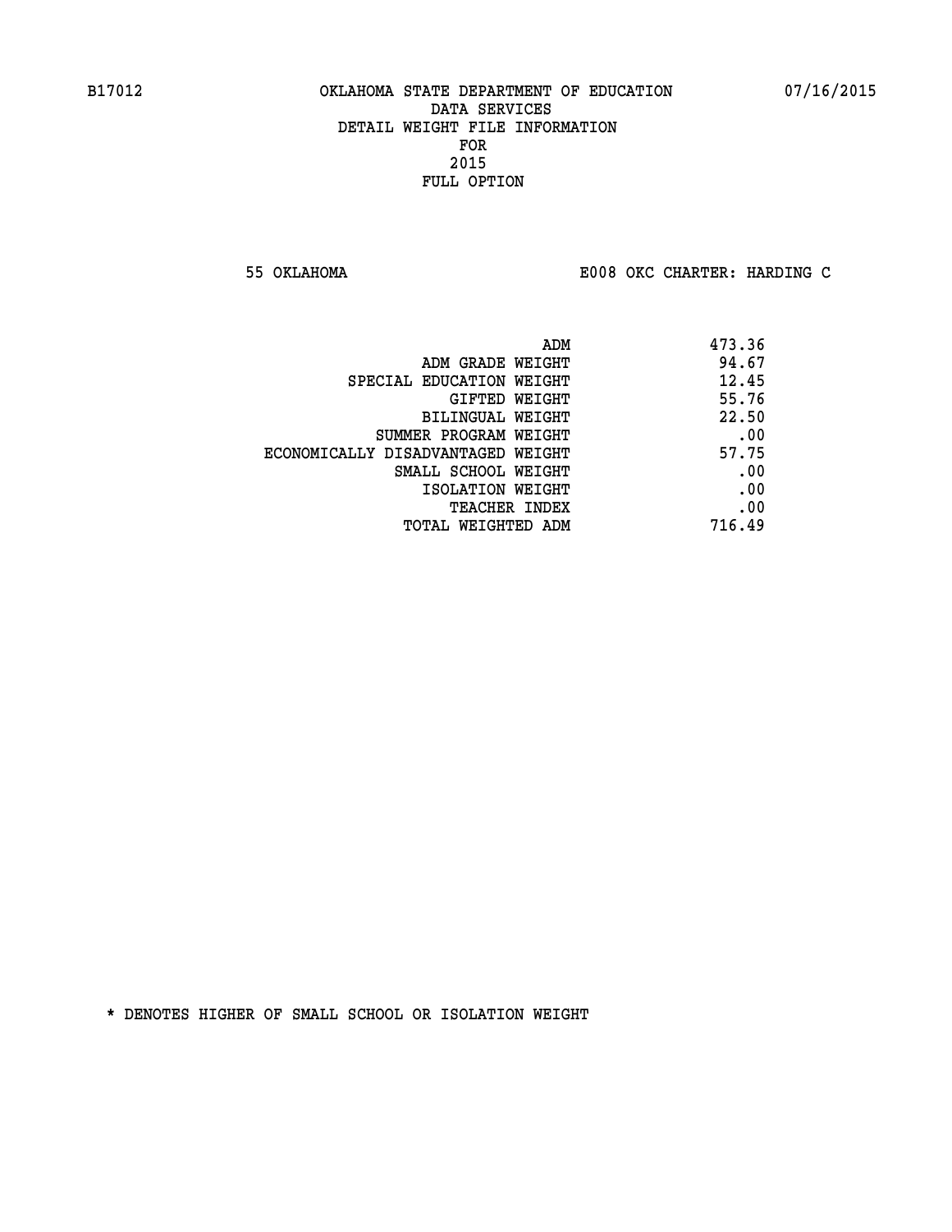B17012 OKLAHOMA STATE DEPARTMENT OF EDUCATION 07/16/2015

DATA SERVICES
DETAIL WEIGHT FILE INFORMATION
FOR
2015
FULL OPTION

55 OKLAHOMA E008 OKC CHARTER: HARDING C

| | |
|---|---|
| ADM | 473.36 |
| ADM GRADE WEIGHT | 94.67 |
| SPECIAL EDUCATION WEIGHT | 12.45 |
| GIFTED WEIGHT | 55.76 |
| BILINGUAL WEIGHT | 22.50 |
| SUMMER PROGRAM WEIGHT | .00 |
| ECONOMICALLY DISADVANTAGED WEIGHT | 57.75 |
| SMALL SCHOOL WEIGHT | .00 |
| ISOLATION WEIGHT | .00 |
| TEACHER INDEX | .00 |
| TOTAL WEIGHTED ADM | 716.49 |

* DENOTES HIGHER OF SMALL SCHOOL OR ISOLATION WEIGHT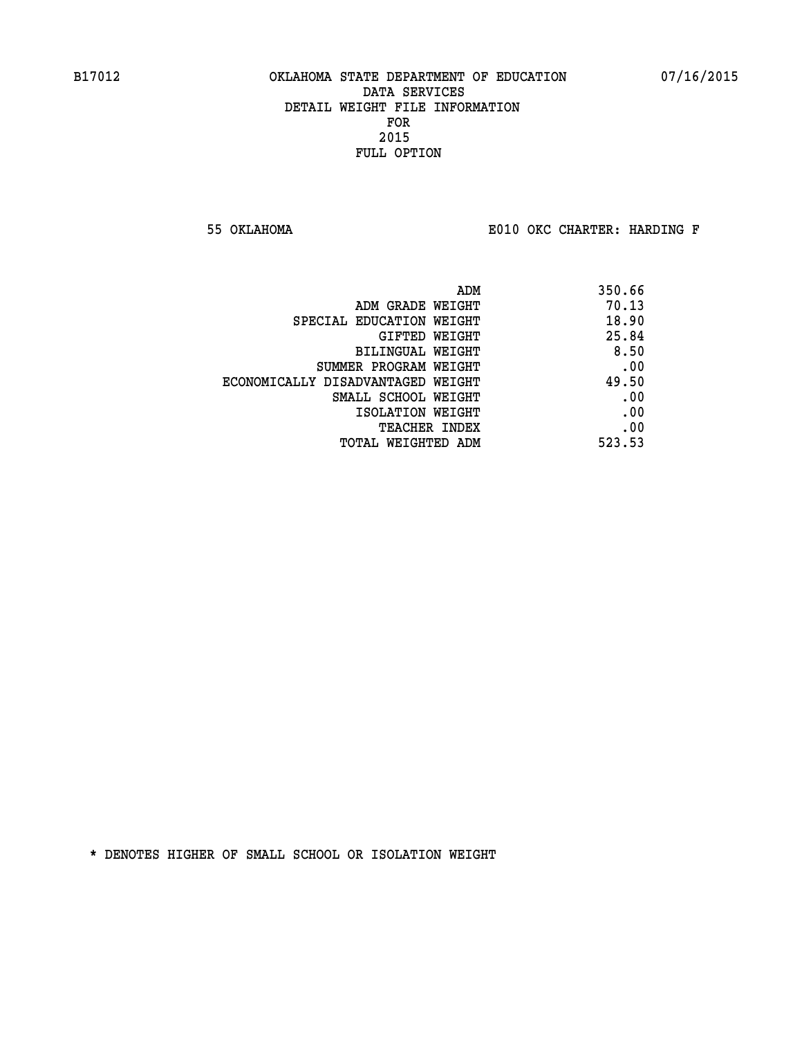B17012 OKLAHOMA STATE DEPARTMENT OF EDUCATION 07/16/2015

DATA SERVICES

DETAIL WEIGHT FILE INFORMATION

FOR

2015

FULL OPTION

55 OKLAHOMA E010 OKC CHARTER: HARDING F

| | |
|---|---|
| ADM | 350.66 |
| ADM GRADE WEIGHT | 70.13 |
| SPECIAL EDUCATION WEIGHT | 18.90 |
| GIFTED WEIGHT | 25.84 |
| BILINGUAL WEIGHT | 8.50 |
| SUMMER PROGRAM WEIGHT | .00 |
| ECONOMICALLY DISADVANTAGED WEIGHT | 49.50 |
| SMALL SCHOOL WEIGHT | .00 |
| ISOLATION WEIGHT | .00 |
| TEACHER INDEX | .00 |
| TOTAL WEIGHTED ADM | 523.53 |

* DENOTES HIGHER OF SMALL SCHOOL OR ISOLATION WEIGHT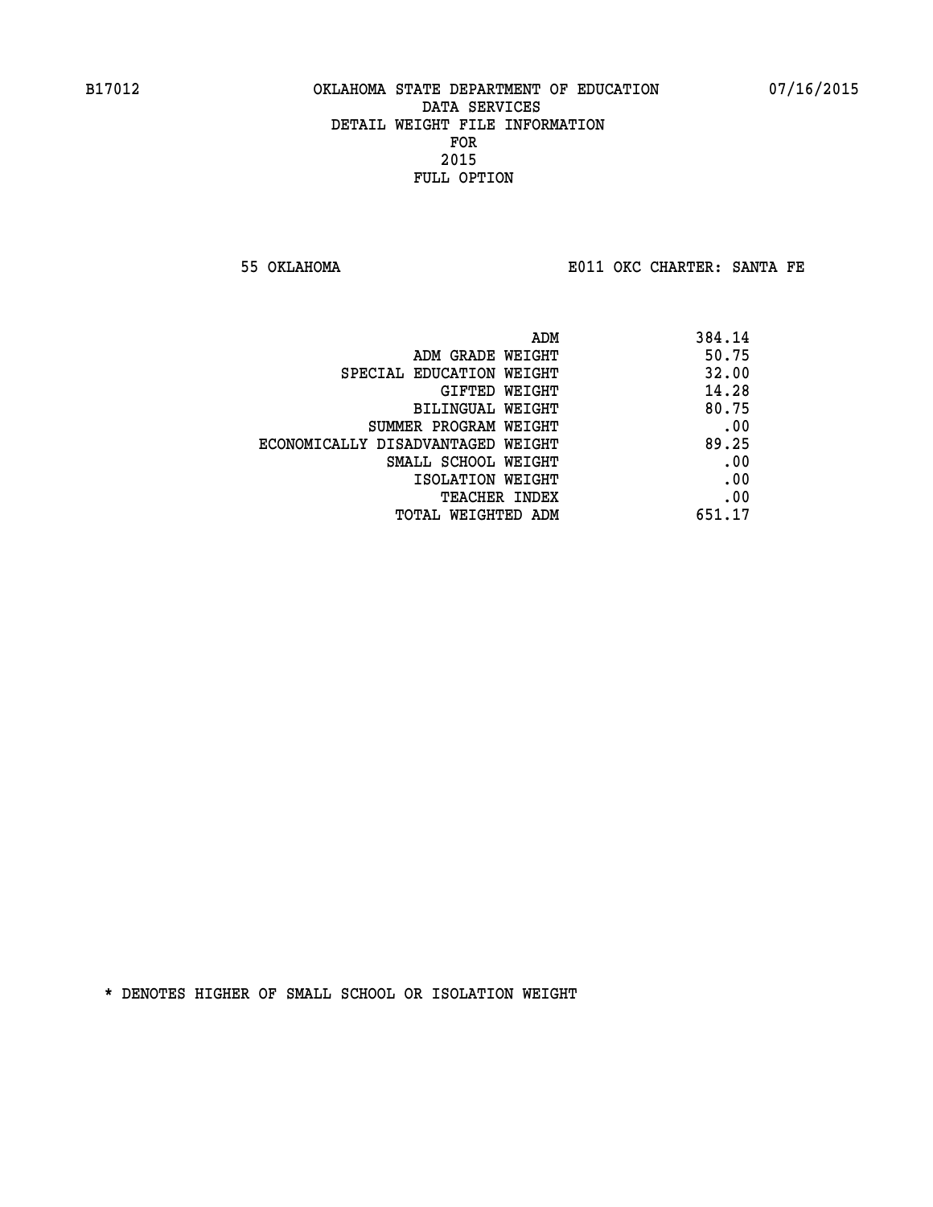B17012 OKLAHOMA STATE DEPARTMENT OF EDUCATION 07/16/2015

DATA SERVICES
DETAIL WEIGHT FILE INFORMATION
FOR
2015
FULL OPTION

55 OKLAHOMA E011 OKC CHARTER: SANTA FE

| | |
|---|---|
| ADM | 384.14 |
| ADM GRADE WEIGHT | 50.75 |
| SPECIAL EDUCATION WEIGHT | 32.00 |
| GIFTED WEIGHT | 14.28 |
| BILINGUAL WEIGHT | 80.75 |
| SUMMER PROGRAM WEIGHT | .00 |
| ECONOMICALLY DISADVANTAGED WEIGHT | 89.25 |
| SMALL SCHOOL WEIGHT | .00 |
| ISOLATION WEIGHT | .00 |
| TEACHER INDEX | .00 |
| TOTAL WEIGHTED ADM | 651.17 |

* DENOTES HIGHER OF SMALL SCHOOL OR ISOLATION WEIGHT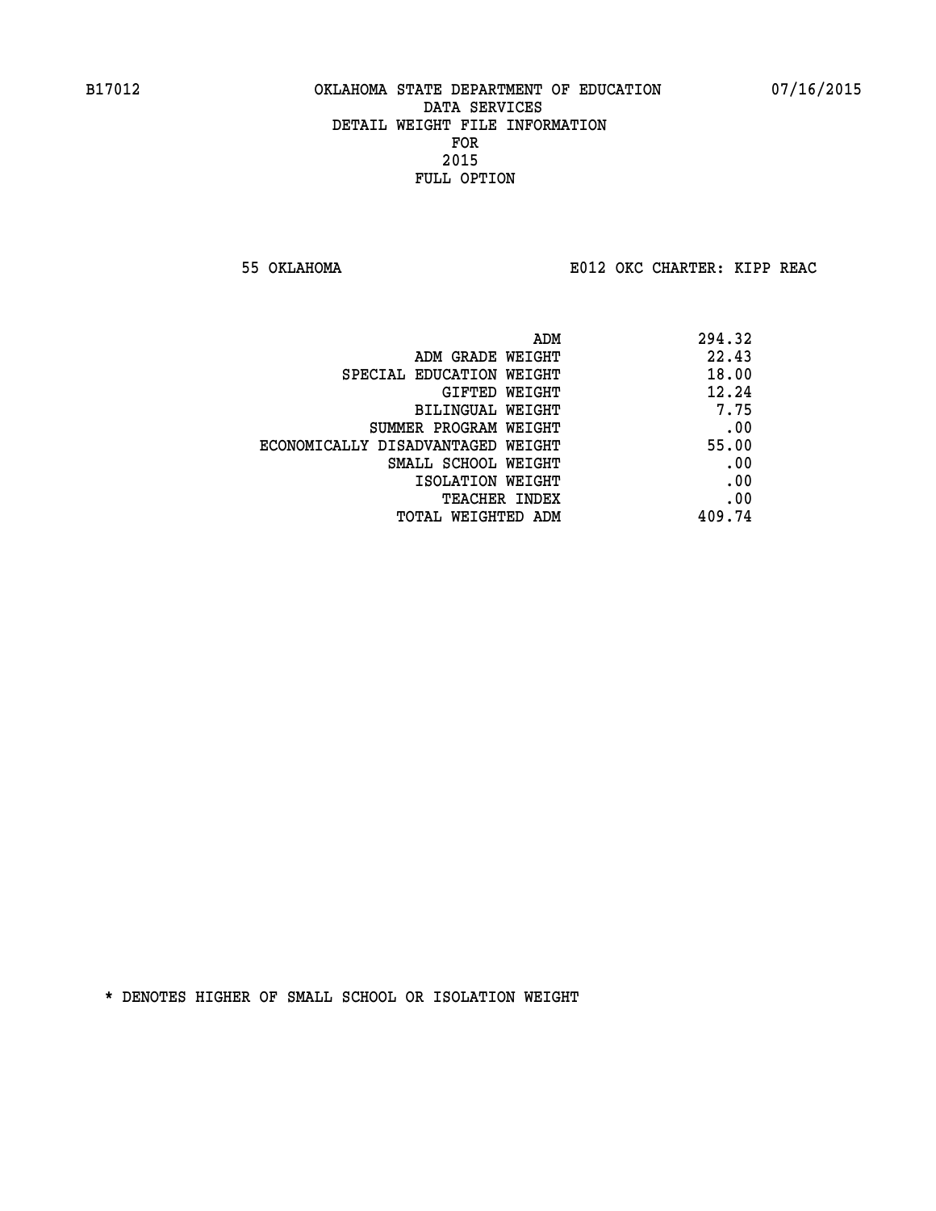B17012 OKLAHOMA STATE DEPARTMENT OF EDUCATION 07/16/2015

DATA SERVICES
DETAIL WEIGHT FILE INFORMATION
FOR
2015
FULL OPTION

55 OKLAHOMA E012 OKC CHARTER: KIPP REAC

| | |
|---|---|
| ADM | 294.32 |
| ADM GRADE WEIGHT | 22.43 |
| SPECIAL EDUCATION WEIGHT | 18.00 |
| GIFTED WEIGHT | 12.24 |
| BILINGUAL WEIGHT | 7.75 |
| SUMMER PROGRAM WEIGHT | .00 |
| ECONOMICALLY DISADVANTAGED WEIGHT | 55.00 |
| SMALL SCHOOL WEIGHT | .00 |
| ISOLATION WEIGHT | .00 |
| TEACHER INDEX | .00 |
| TOTAL WEIGHTED ADM | 409.74 |

* DENOTES HIGHER OF SMALL SCHOOL OR ISOLATION WEIGHT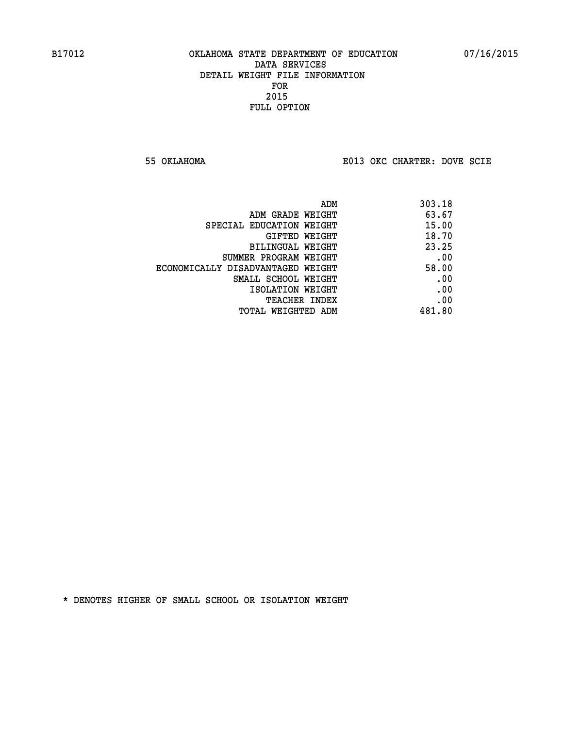B17012 OKLAHOMA STATE DEPARTMENT OF EDUCATION 07/16/2015

DATA SERVICES

DETAIL WEIGHT FILE INFORMATION

FOR

2015

FULL OPTION

55 OKLAHOMA E013 OKC CHARTER: DOVE SCIE

| | |
|---|---|
| ADM | 303.18 |
| ADM GRADE WEIGHT | 63.67 |
| SPECIAL EDUCATION WEIGHT | 15.00 |
| GIFTED WEIGHT | 18.70 |
| BILINGUAL WEIGHT | 23.25 |
| SUMMER PROGRAM WEIGHT | .00 |
| ECONOMICALLY DISADVANTAGED WEIGHT | 58.00 |
| SMALL SCHOOL WEIGHT | .00 |
| ISOLATION WEIGHT | .00 |
| TEACHER INDEX | .00 |
| TOTAL WEIGHTED ADM | 481.80 |

* DENOTES HIGHER OF SMALL SCHOOL OR ISOLATION WEIGHT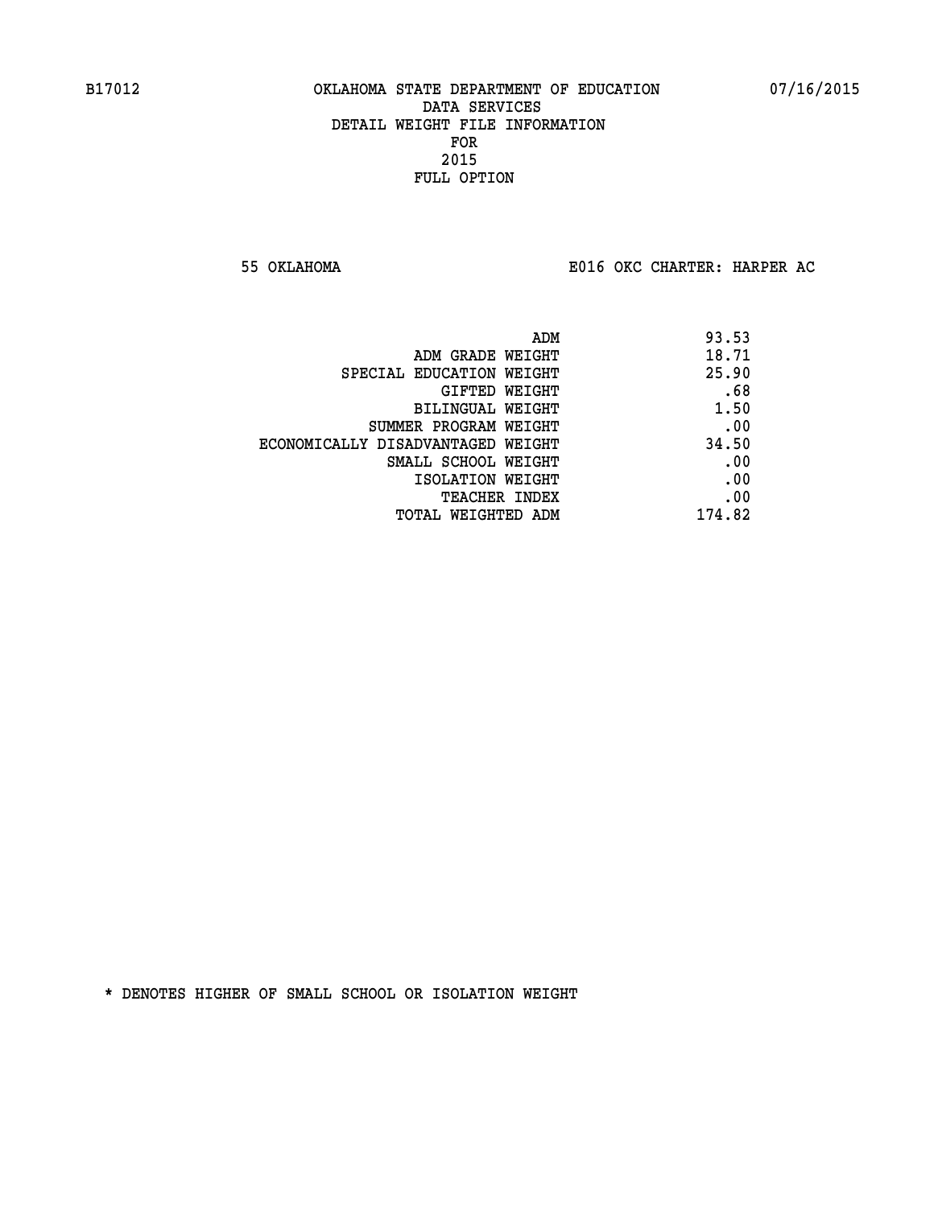B17012 OKLAHOMA STATE DEPARTMENT OF EDUCATION 07/16/2015

DATA SERVICES
DETAIL WEIGHT FILE INFORMATION
FOR
2015
FULL OPTION

55 OKLAHOMA E016 OKC CHARTER: HARPER AC

| | |
|---|---|
| ADM | 93.53 |
| ADM GRADE WEIGHT | 18.71 |
| SPECIAL EDUCATION WEIGHT | 25.90 |
| GIFTED WEIGHT | .68 |
| BILINGUAL WEIGHT | 1.50 |
| SUMMER PROGRAM WEIGHT | .00 |
| ECONOMICALLY DISADVANTAGED WEIGHT | 34.50 |
| SMALL SCHOOL WEIGHT | .00 |
| ISOLATION WEIGHT | .00 |
| TEACHER INDEX | .00 |
| TOTAL WEIGHTED ADM | 174.82 |

* DENOTES HIGHER OF SMALL SCHOOL OR ISOLATION WEIGHT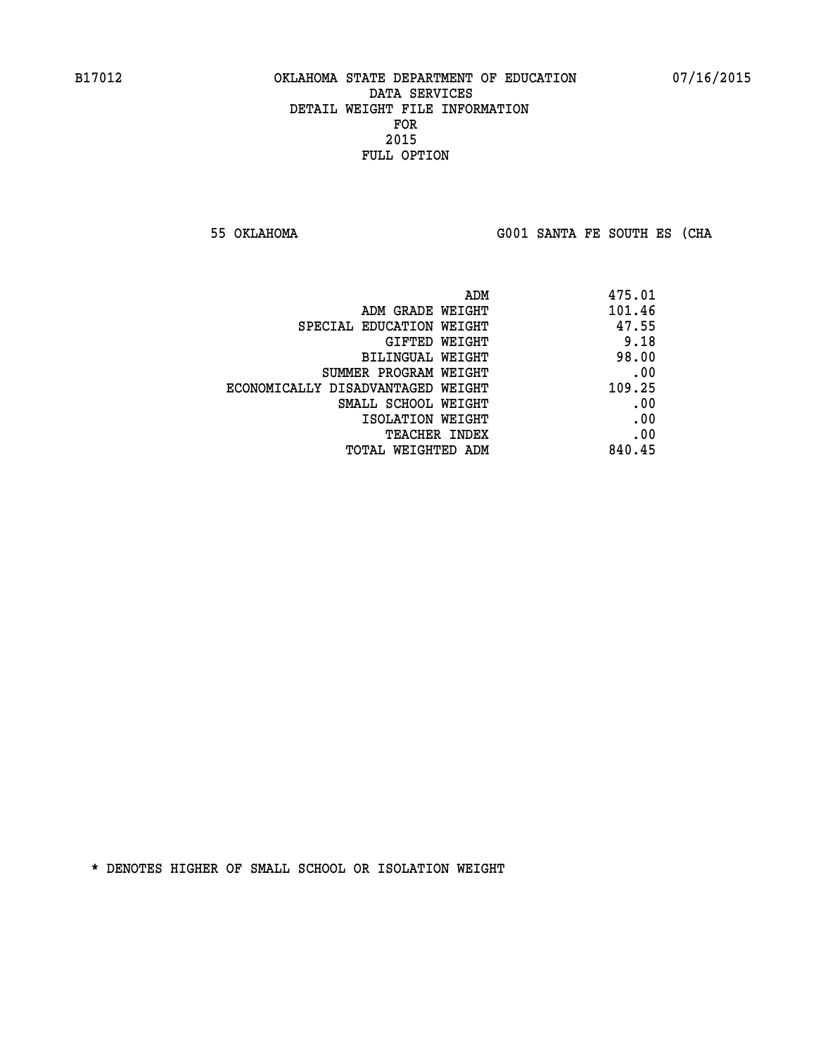B17012 OKLAHOMA STATE DEPARTMENT OF EDUCATION 07/16/2015

DATA SERVICES
DETAIL WEIGHT FILE INFORMATION
FOR
2015
FULL OPTION

55 OKLAHOMA G001 SANTA FE SOUTH ES (CHA

| | |
|---|---|
| ADM | 475.01 |
| ADM GRADE WEIGHT | 101.46 |
| SPECIAL EDUCATION WEIGHT | 47.55 |
| GIFTED WEIGHT | 9.18 |
| BILINGUAL WEIGHT | 98.00 |
| SUMMER PROGRAM WEIGHT | .00 |
| ECONOMICALLY DISADVANTAGED WEIGHT | 109.25 |
| SMALL SCHOOL WEIGHT | .00 |
| ISOLATION WEIGHT | .00 |
| TEACHER INDEX | .00 |
| TOTAL WEIGHTED ADM | 840.45 |

* DENOTES HIGHER OF SMALL SCHOOL OR ISOLATION WEIGHT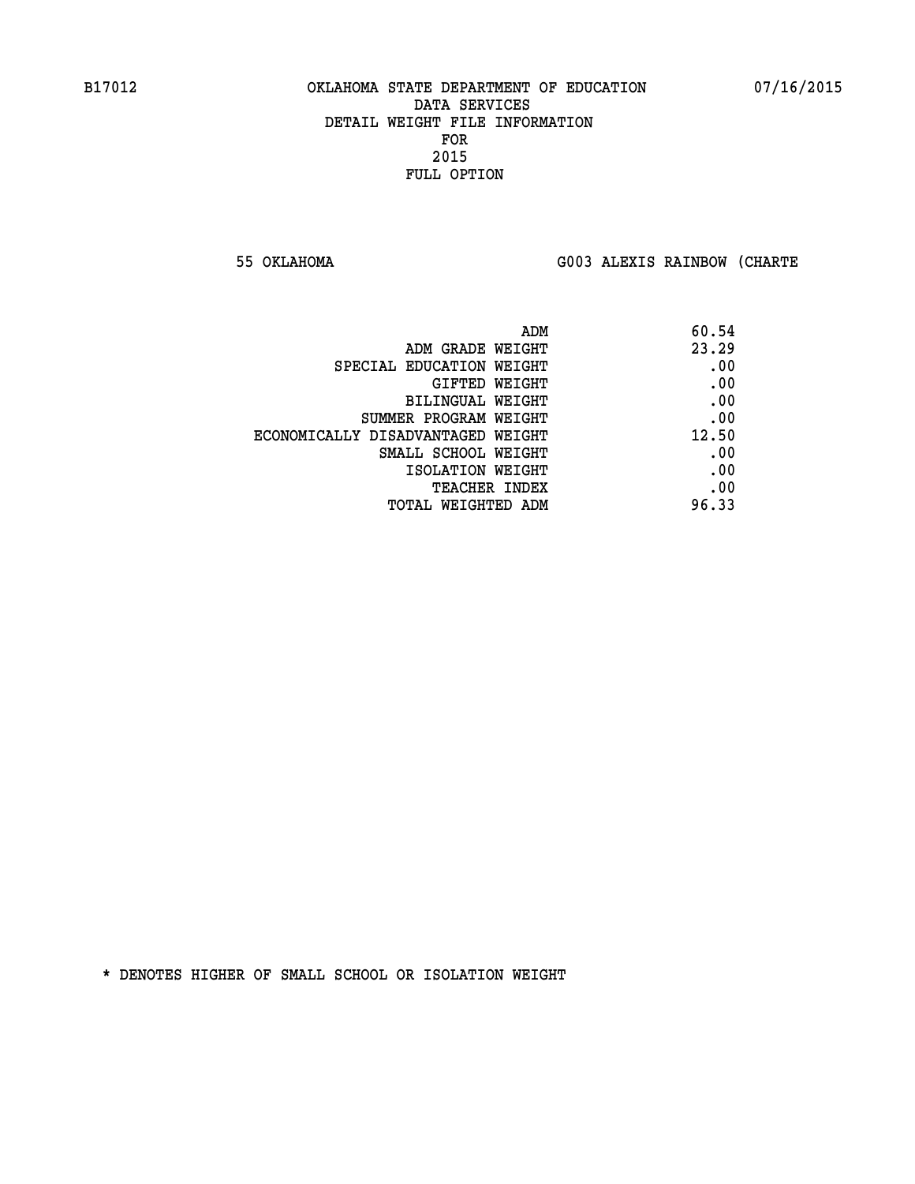B17012 OKLAHOMA STATE DEPARTMENT OF EDUCATION 07/16/2015
DATA SERVICES
DETAIL WEIGHT FILE INFORMATION
FOR
2015
FULL OPTION

55 OKLAHOMA G003 ALEXIS RAINBOW (CHARTE

| | |
|---|---|
| ADM | 60.54 |
| ADM GRADE WEIGHT | 23.29 |
| SPECIAL EDUCATION WEIGHT | .00 |
| GIFTED WEIGHT | .00 |
| BILINGUAL WEIGHT | .00 |
| SUMMER PROGRAM WEIGHT | .00 |
| ECONOMICALLY DISADVANTAGED WEIGHT | 12.50 |
| SMALL SCHOOL WEIGHT | .00 |
| ISOLATION WEIGHT | .00 |
| TEACHER INDEX | .00 |
| TOTAL WEIGHTED ADM | 96.33 |

* DENOTES HIGHER OF SMALL SCHOOL OR ISOLATION WEIGHT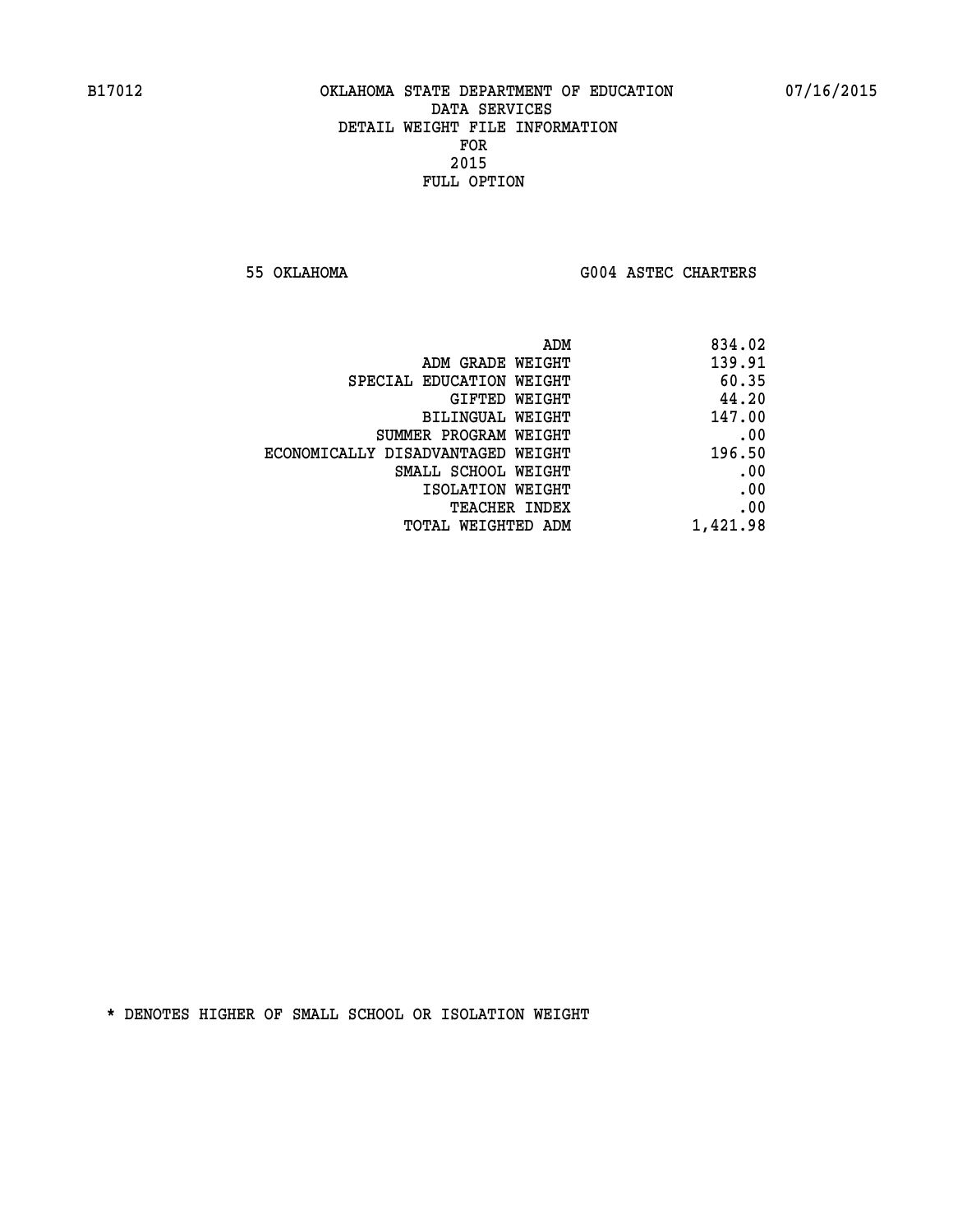B17012 OKLAHOMA STATE DEPARTMENT OF EDUCATION 07/16/2015

DATA SERVICES
DETAIL WEIGHT FILE INFORMATION
FOR
2015
FULL OPTION

55 OKLAHOMA G004 ASTEC CHARTERS

| | |
|---|---|
| ADM | 834.02 |
| ADM GRADE WEIGHT | 139.91 |
| SPECIAL EDUCATION WEIGHT | 60.35 |
| GIFTED WEIGHT | 44.20 |
| BILINGUAL WEIGHT | 147.00 |
| SUMMER PROGRAM WEIGHT | .00 |
| ECONOMICALLY DISADVANTAGED WEIGHT | 196.50 |
| SMALL SCHOOL WEIGHT | .00 |
| ISOLATION WEIGHT | .00 |
| TEACHER INDEX | .00 |
| TOTAL WEIGHTED ADM | 1,421.98 |

* DENOTES HIGHER OF SMALL SCHOOL OR ISOLATION WEIGHT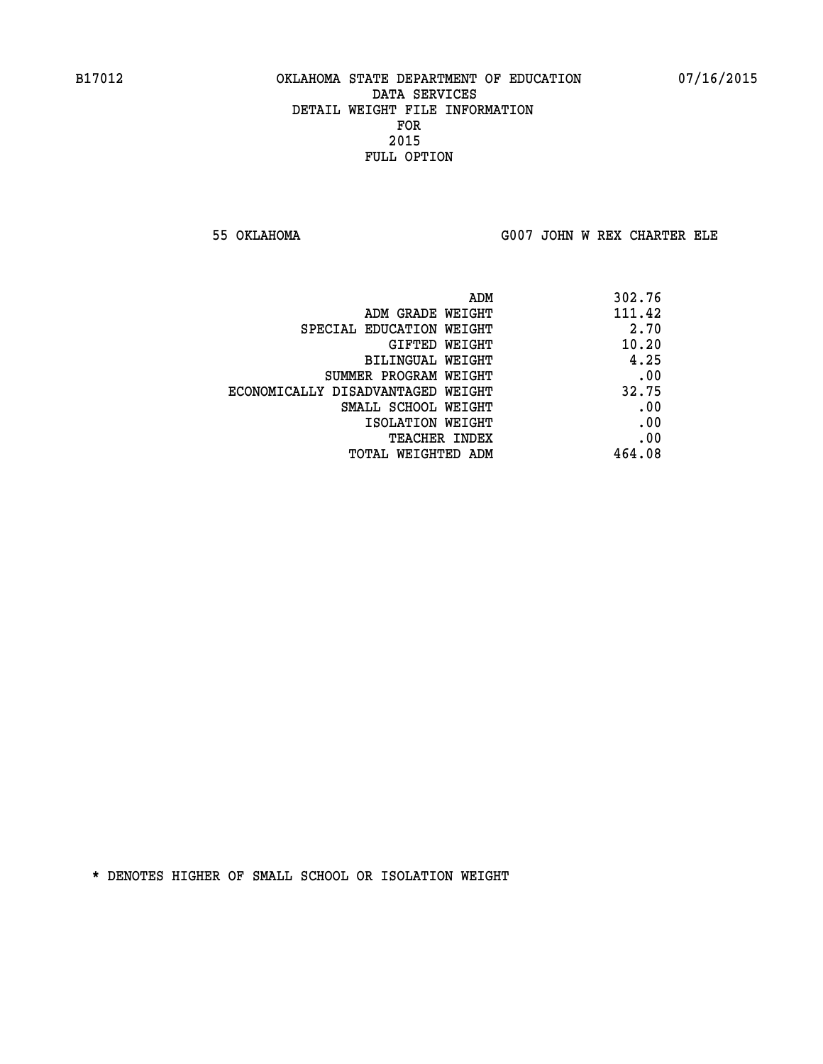B17012 OKLAHOMA STATE DEPARTMENT OF EDUCATION 07/16/2015

DATA SERVICES
DETAIL WEIGHT FILE INFORMATION
FOR
2015
FULL OPTION

55 OKLAHOMA G007 JOHN W REX CHARTER ELE

| | |
|---|---|
| ADM | 302.76 |
| ADM GRADE WEIGHT | 111.42 |
| SPECIAL EDUCATION WEIGHT | 2.70 |
| GIFTED WEIGHT | 10.20 |
| BILINGUAL WEIGHT | 4.25 |
| SUMMER PROGRAM WEIGHT | .00 |
| ECONOMICALLY DISADVANTAGED WEIGHT | 32.75 |
| SMALL SCHOOL WEIGHT | .00 |
| ISOLATION WEIGHT | .00 |
| TEACHER INDEX | .00 |
| TOTAL WEIGHTED ADM | 464.08 |

* DENOTES HIGHER OF SMALL SCHOOL OR ISOLATION WEIGHT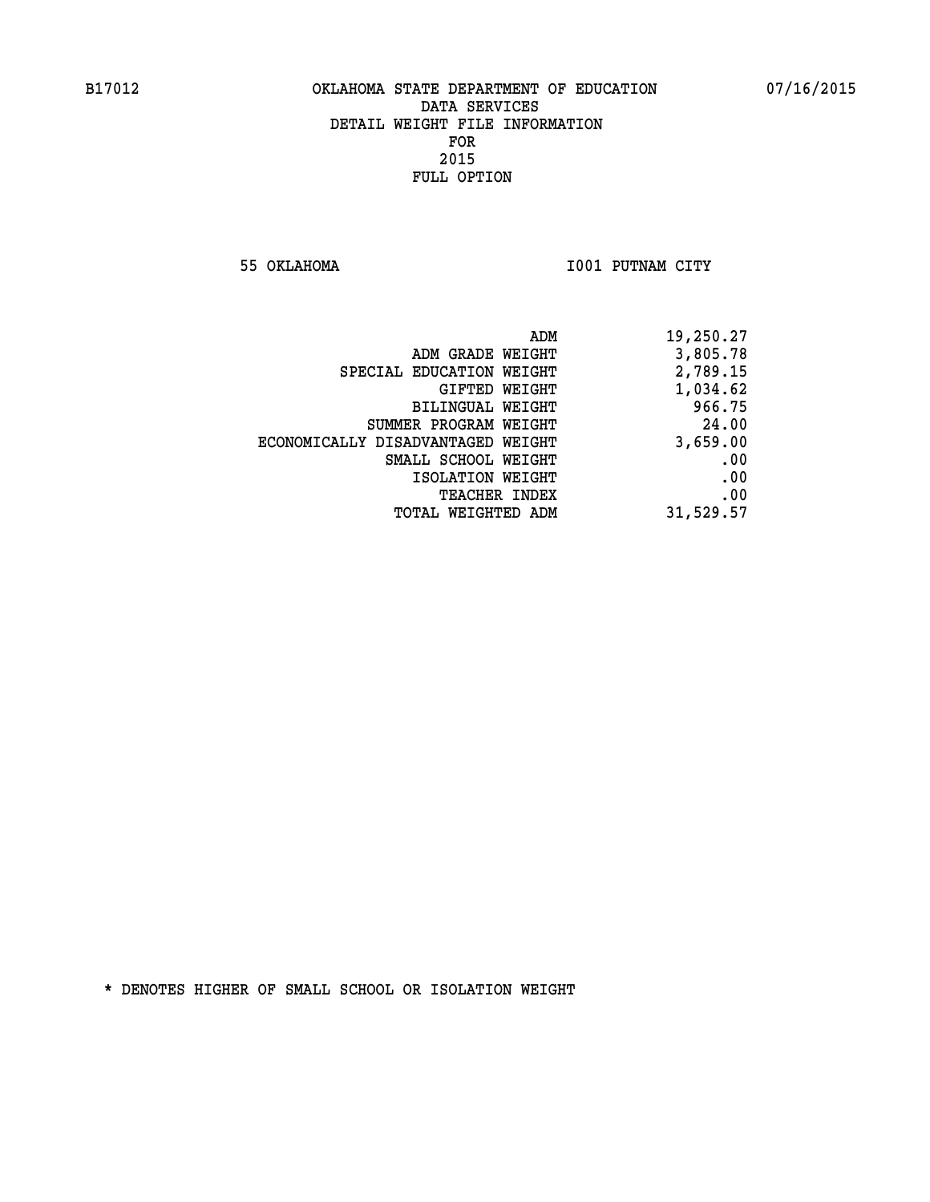B17012 OKLAHOMA STATE DEPARTMENT OF EDUCATION 07/16/2015

DATA SERVICES
DETAIL WEIGHT FILE INFORMATION
FOR
2015
FULL OPTION

55 OKLAHOMA I001 PUTNAM CITY

| | |
|---|---|
| ADM | 19,250.27 |
| ADM GRADE WEIGHT | 3,805.78 |
| SPECIAL EDUCATION WEIGHT | 2,789.15 |
| GIFTED WEIGHT | 1,034.62 |
| BILINGUAL WEIGHT | 966.75 |
| SUMMER PROGRAM WEIGHT | 24.00 |
| ECONOMICALLY DISADVANTAGED WEIGHT | 3,659.00 |
| SMALL SCHOOL WEIGHT | .00 |
| ISOLATION WEIGHT | .00 |
| TEACHER INDEX | .00 |
| TOTAL WEIGHTED ADM | 31,529.57 |

* DENOTES HIGHER OF SMALL SCHOOL OR ISOLATION WEIGHT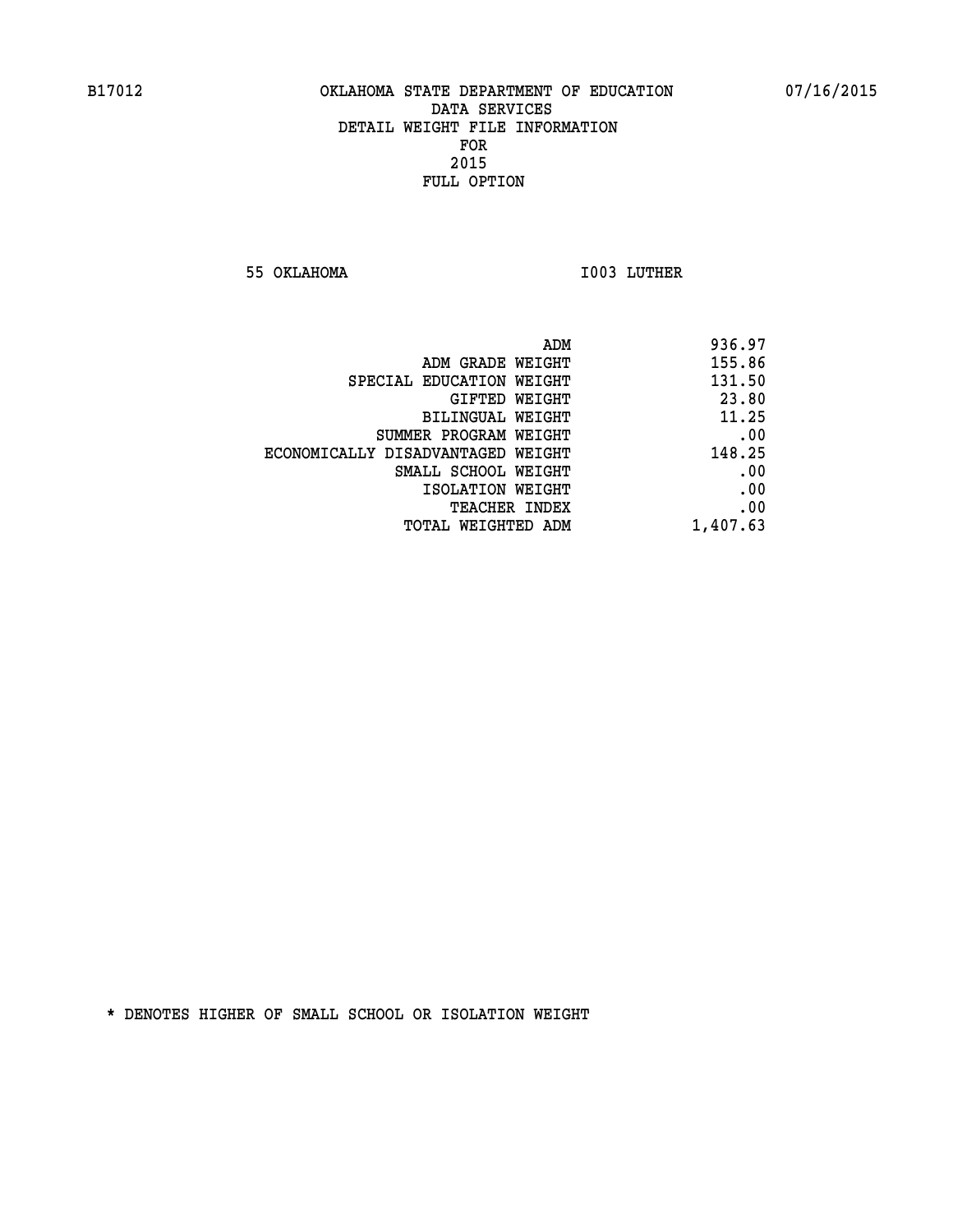B17012 OKLAHOMA STATE DEPARTMENT OF EDUCATION 07/16/2015

DATA SERVICES
DETAIL WEIGHT FILE INFORMATION
FOR
2015
FULL OPTION

55 OKLAHOMA I003 LUTHER

| | |
|---|---|
| ADM | 936.97 |
| ADM GRADE WEIGHT | 155.86 |
| SPECIAL EDUCATION WEIGHT | 131.50 |
| GIFTED WEIGHT | 23.80 |
| BILINGUAL WEIGHT | 11.25 |
| SUMMER PROGRAM WEIGHT | .00 |
| ECONOMICALLY DISADVANTAGED WEIGHT | 148.25 |
| SMALL SCHOOL WEIGHT | .00 |
| ISOLATION WEIGHT | .00 |
| TEACHER INDEX | .00 |
| TOTAL WEIGHTED ADM | 1,407.63 |

* DENOTES HIGHER OF SMALL SCHOOL OR ISOLATION WEIGHT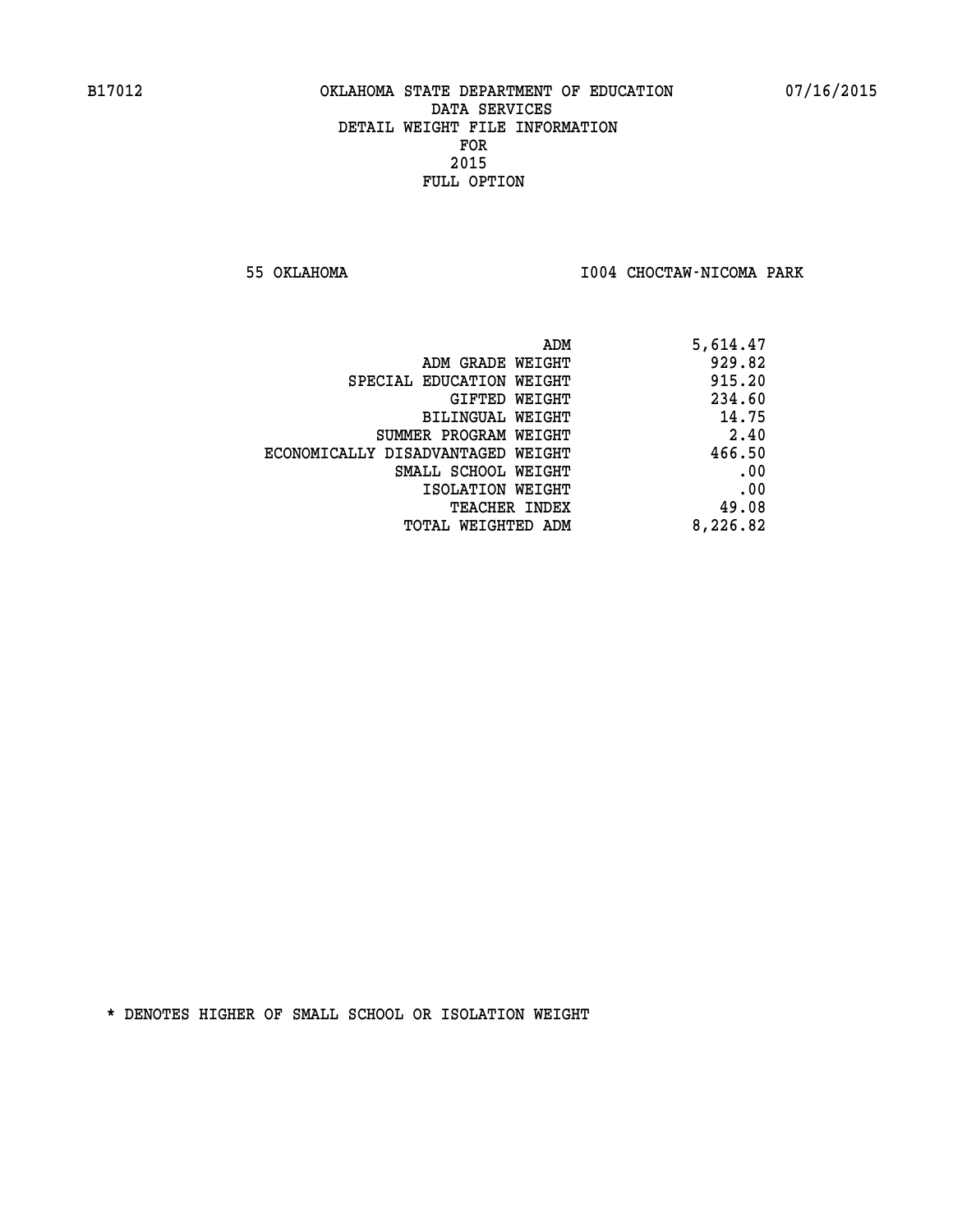B17012 OKLAHOMA STATE DEPARTMENT OF EDUCATION 07/16/2015

DATA SERVICES
DETAIL WEIGHT FILE INFORMATION
FOR
2015
FULL OPTION

55 OKLAHOMA I004 CHOCTAW-NICOMA PARK

| | |
|---|---|
| ADM | 5,614.47 |
| ADM GRADE WEIGHT | 929.82 |
| SPECIAL EDUCATION WEIGHT | 915.20 |
| GIFTED WEIGHT | 234.60 |
| BILINGUAL WEIGHT | 14.75 |
| SUMMER PROGRAM WEIGHT | 2.40 |
| ECONOMICALLY DISADVANTAGED WEIGHT | 466.50 |
| SMALL SCHOOL WEIGHT | .00 |
| ISOLATION WEIGHT | .00 |
| TEACHER INDEX | 49.08 |
| TOTAL WEIGHTED ADM | 8,226.82 |

* DENOTES HIGHER OF SMALL SCHOOL OR ISOLATION WEIGHT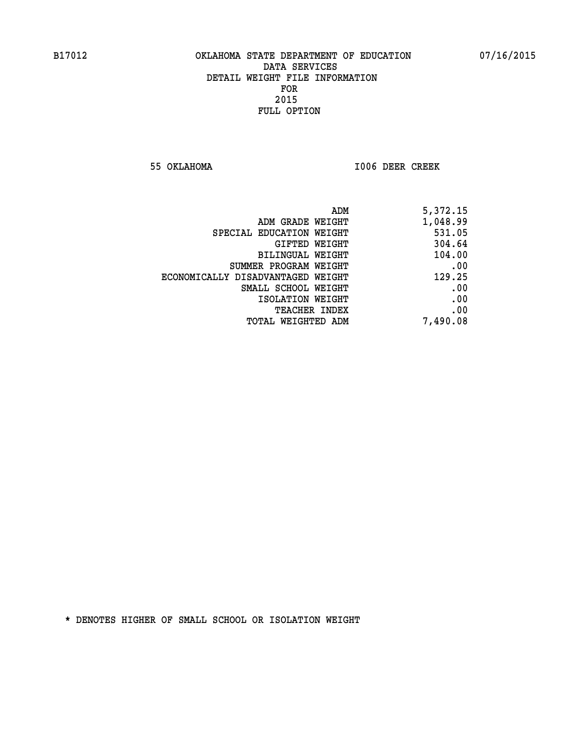B17012 OKLAHOMA STATE DEPARTMENT OF EDUCATION 07/16/2015

DATA SERVICES
DETAIL WEIGHT FILE INFORMATION
FOR
2015
FULL OPTION

55 OKLAHOMA I006 DEER CREEK

| | |
|---|---|
| ADM | 5,372.15 |
| ADM GRADE WEIGHT | 1,048.99 |
| SPECIAL EDUCATION WEIGHT | 531.05 |
| GIFTED WEIGHT | 304.64 |
| BILINGUAL WEIGHT | 104.00 |
| SUMMER PROGRAM WEIGHT | .00 |
| ECONOMICALLY DISADVANTAGED WEIGHT | 129.25 |
| SMALL SCHOOL WEIGHT | .00 |
| ISOLATION WEIGHT | .00 |
| TEACHER INDEX | .00 |
| TOTAL WEIGHTED ADM | 7,490.08 |

* DENOTES HIGHER OF SMALL SCHOOL OR ISOLATION WEIGHT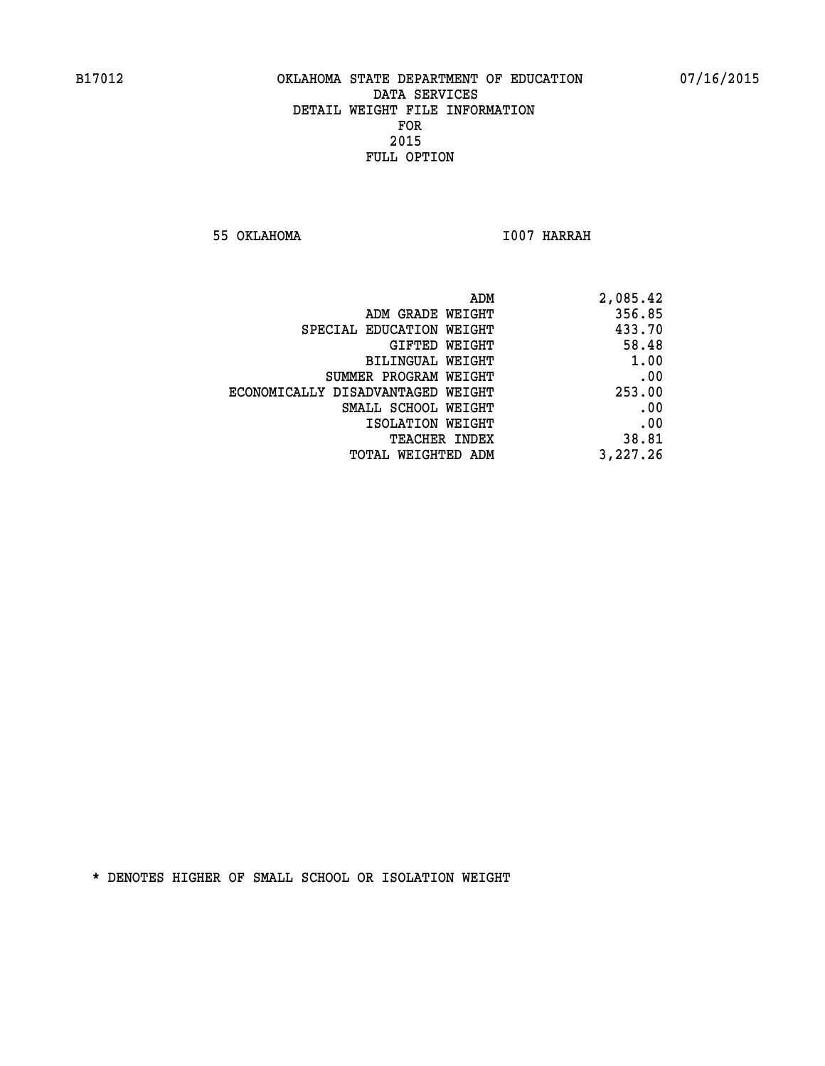B17012 OKLAHOMA STATE DEPARTMENT OF EDUCATION 07/16/2015

DATA SERVICES
DETAIL WEIGHT FILE INFORMATION
FOR
2015
FULL OPTION

55 OKLAHOMA I007 HARRAH

| | |
|---|---|
| ADM | 2,085.42 |
| ADM GRADE WEIGHT | 356.85 |
| SPECIAL EDUCATION WEIGHT | 433.70 |
| GIFTED WEIGHT | 58.48 |
| BILINGUAL WEIGHT | 1.00 |
| SUMMER PROGRAM WEIGHT | .00 |
| ECONOMICALLY DISADVANTAGED WEIGHT | 253.00 |
| SMALL SCHOOL WEIGHT | .00 |
| ISOLATION WEIGHT | .00 |
| TEACHER INDEX | 38.81 |
| TOTAL WEIGHTED ADM | 3,227.26 |

* DENOTES HIGHER OF SMALL SCHOOL OR ISOLATION WEIGHT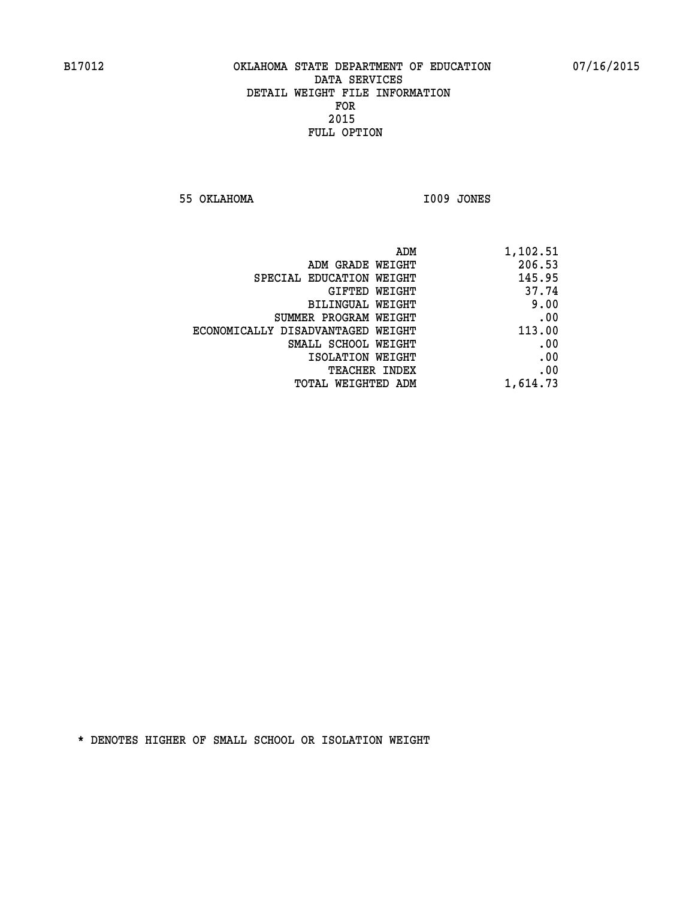B17012 OKLAHOMA STATE DEPARTMENT OF EDUCATION 07/16/2015

DATA SERVICES
DETAIL WEIGHT FILE INFORMATION
FOR
2015
FULL OPTION

55 OKLAHOMA I009 JONES

| | |
|---|---|
| ADM | 1,102.51 |
| ADM GRADE WEIGHT | 206.53 |
| SPECIAL EDUCATION WEIGHT | 145.95 |
| GIFTED WEIGHT | 37.74 |
| BILINGUAL WEIGHT | 9.00 |
| SUMMER PROGRAM WEIGHT | .00 |
| ECONOMICALLY DISADVANTAGED WEIGHT | 113.00 |
| SMALL SCHOOL WEIGHT | .00 |
| ISOLATION WEIGHT | .00 |
| TEACHER INDEX | .00 |
| TOTAL WEIGHTED ADM | 1,614.73 |

* DENOTES HIGHER OF SMALL SCHOOL OR ISOLATION WEIGHT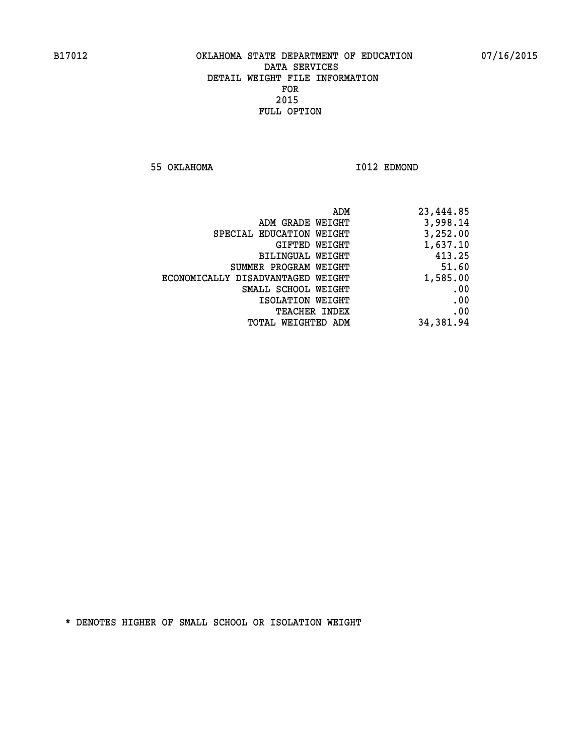B17012 OKLAHOMA STATE DEPARTMENT OF EDUCATION 07/16/2015

DATA SERVICES
DETAIL WEIGHT FILE INFORMATION
FOR
2015
FULL OPTION

55 OKLAHOMA I012 EDMOND

| | |
|---|---|
| ADM | 23,444.85 |
| ADM GRADE WEIGHT | 3,998.14 |
| SPECIAL EDUCATION WEIGHT | 3,252.00 |
| GIFTED WEIGHT | 1,637.10 |
| BILINGUAL WEIGHT | 413.25 |
| SUMMER PROGRAM WEIGHT | 51.60 |
| ECONOMICALLY DISADVANTAGED WEIGHT | 1,585.00 |
| SMALL SCHOOL WEIGHT | .00 |
| ISOLATION WEIGHT | .00 |
| TEACHER INDEX | .00 |
| TOTAL WEIGHTED ADM | 34,381.94 |

* DENOTES HIGHER OF SMALL SCHOOL OR ISOLATION WEIGHT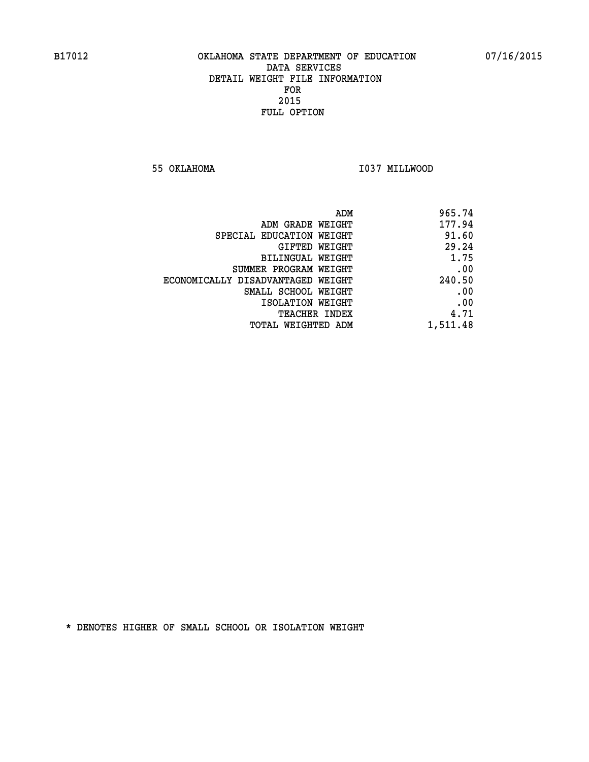B17012 OKLAHOMA STATE DEPARTMENT OF EDUCATION 07/16/2015

DATA SERVICES
DETAIL WEIGHT FILE INFORMATION
FOR
2015
FULL OPTION

55 OKLAHOMA I037 MILLWOOD

| | |
|---|---|
| ADM | 965.74 |
| ADM GRADE WEIGHT | 177.94 |
| SPECIAL EDUCATION WEIGHT | 91.60 |
| GIFTED WEIGHT | 29.24 |
| BILINGUAL WEIGHT | 1.75 |
| SUMMER PROGRAM WEIGHT | .00 |
| ECONOMICALLY DISADVANTAGED WEIGHT | 240.50 |
| SMALL SCHOOL WEIGHT | .00 |
| ISOLATION WEIGHT | .00 |
| TEACHER INDEX | 4.71 |
| TOTAL WEIGHTED ADM | 1,511.48 |

* DENOTES HIGHER OF SMALL SCHOOL OR ISOLATION WEIGHT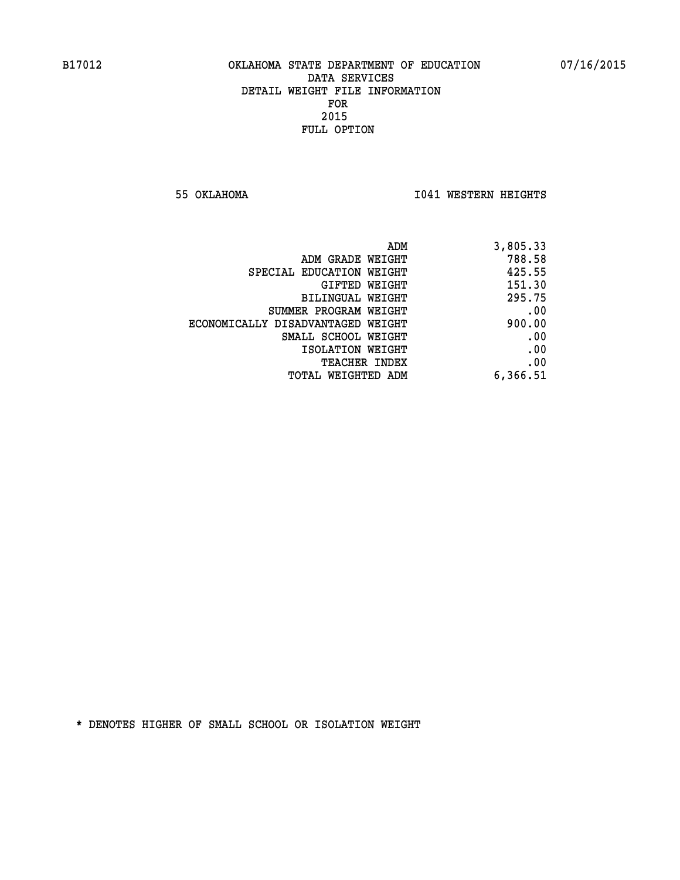B17012 OKLAHOMA STATE DEPARTMENT OF EDUCATION 07/16/2015

DATA SERVICES
DETAIL WEIGHT FILE INFORMATION
FOR
2015
FULL OPTION

55 OKLAHOMA I041 WESTERN HEIGHTS

| | |
|---|---|
| ADM | 3,805.33 |
| ADM GRADE WEIGHT | 788.58 |
| SPECIAL EDUCATION WEIGHT | 425.55 |
| GIFTED WEIGHT | 151.30 |
| BILINGUAL WEIGHT | 295.75 |
| SUMMER PROGRAM WEIGHT | .00 |
| ECONOMICALLY DISADVANTAGED WEIGHT | 900.00 |
| SMALL SCHOOL WEIGHT | .00 |
| ISOLATION WEIGHT | .00 |
| TEACHER INDEX | .00 |
| TOTAL WEIGHTED ADM | 6,366.51 |

* DENOTES HIGHER OF SMALL SCHOOL OR ISOLATION WEIGHT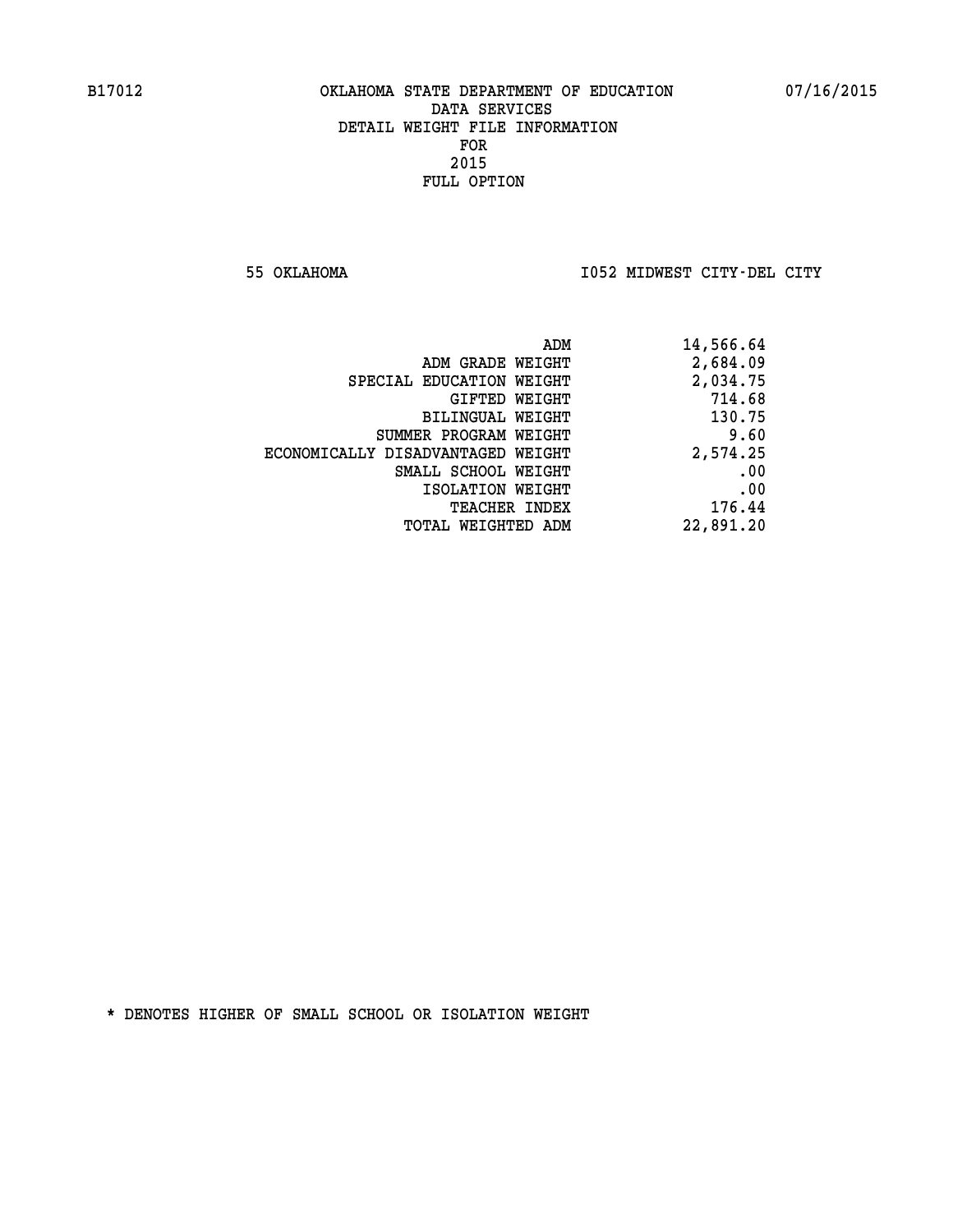B17012 OKLAHOMA STATE DEPARTMENT OF EDUCATION 07/16/2015

DATA SERVICES
DETAIL WEIGHT FILE INFORMATION
FOR
2015
FULL OPTION

55 OKLAHOMA I052 MIDWEST CITY-DEL CITY

| | |
|---|---|
| ADM | 14,566.64 |
| ADM GRADE WEIGHT | 2,684.09 |
| SPECIAL EDUCATION WEIGHT | 2,034.75 |
| GIFTED WEIGHT | 714.68 |
| BILINGUAL WEIGHT | 130.75 |
| SUMMER PROGRAM WEIGHT | 9.60 |
| ECONOMICALLY DISADVANTAGED WEIGHT | 2,574.25 |
| SMALL SCHOOL WEIGHT | .00 |
| ISOLATION WEIGHT | .00 |
| TEACHER INDEX | 176.44 |
| TOTAL WEIGHTED ADM | 22,891.20 |

* DENOTES HIGHER OF SMALL SCHOOL OR ISOLATION WEIGHT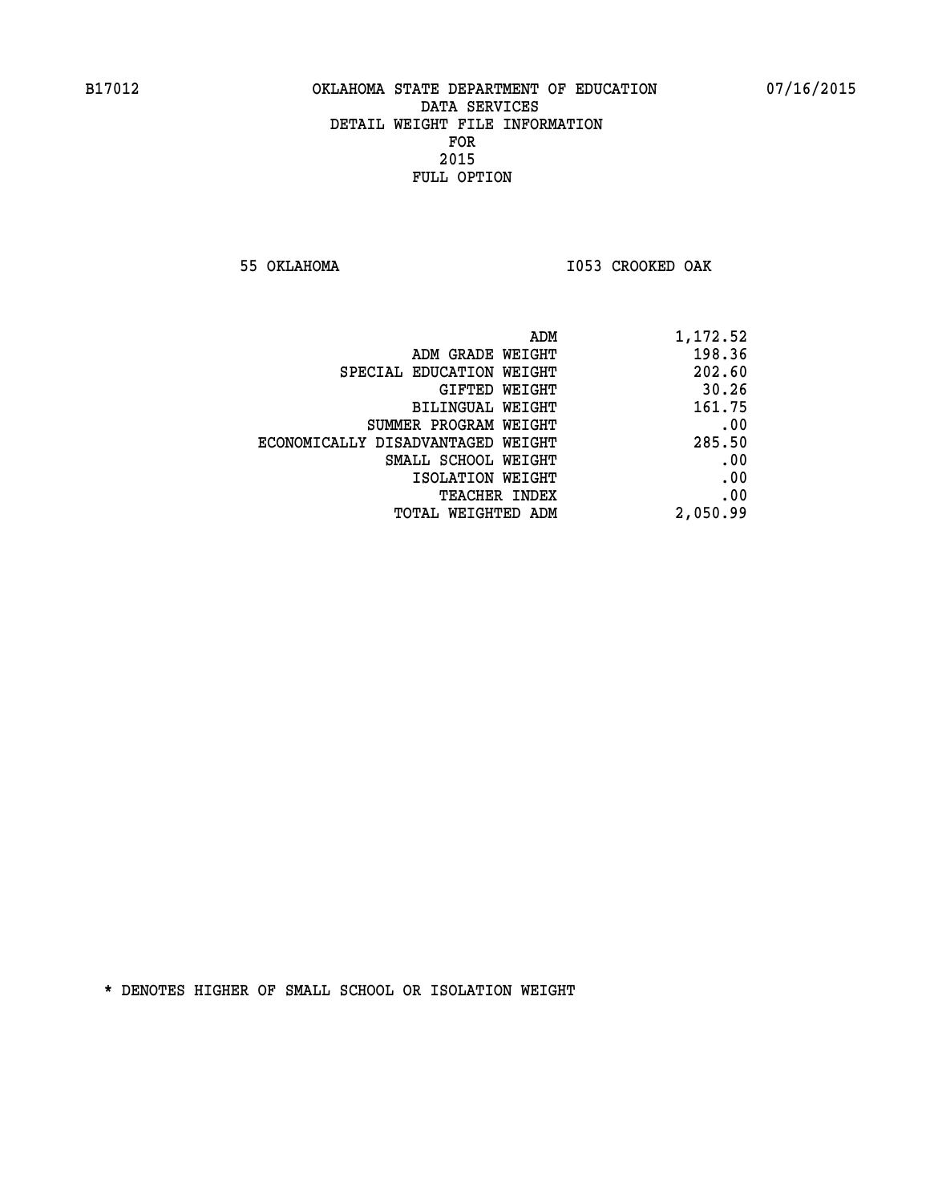B17012 OKLAHOMA STATE DEPARTMENT OF EDUCATION 07/16/2015

DATA SERVICES
DETAIL WEIGHT FILE INFORMATION
FOR
2015
FULL OPTION

55 OKLAHOMA I053 CROOKED OAK

| | |
|---|---|
| ADM | 1,172.52 |
| ADM GRADE WEIGHT | 198.36 |
| SPECIAL EDUCATION WEIGHT | 202.60 |
| GIFTED WEIGHT | 30.26 |
| BILINGUAL WEIGHT | 161.75 |
| SUMMER PROGRAM WEIGHT | .00 |
| ECONOMICALLY DISADVANTAGED WEIGHT | 285.50 |
| SMALL SCHOOL WEIGHT | .00 |
| ISOLATION WEIGHT | .00 |
| TEACHER INDEX | .00 |
| TOTAL WEIGHTED ADM | 2,050.99 |

* DENOTES HIGHER OF SMALL SCHOOL OR ISOLATION WEIGHT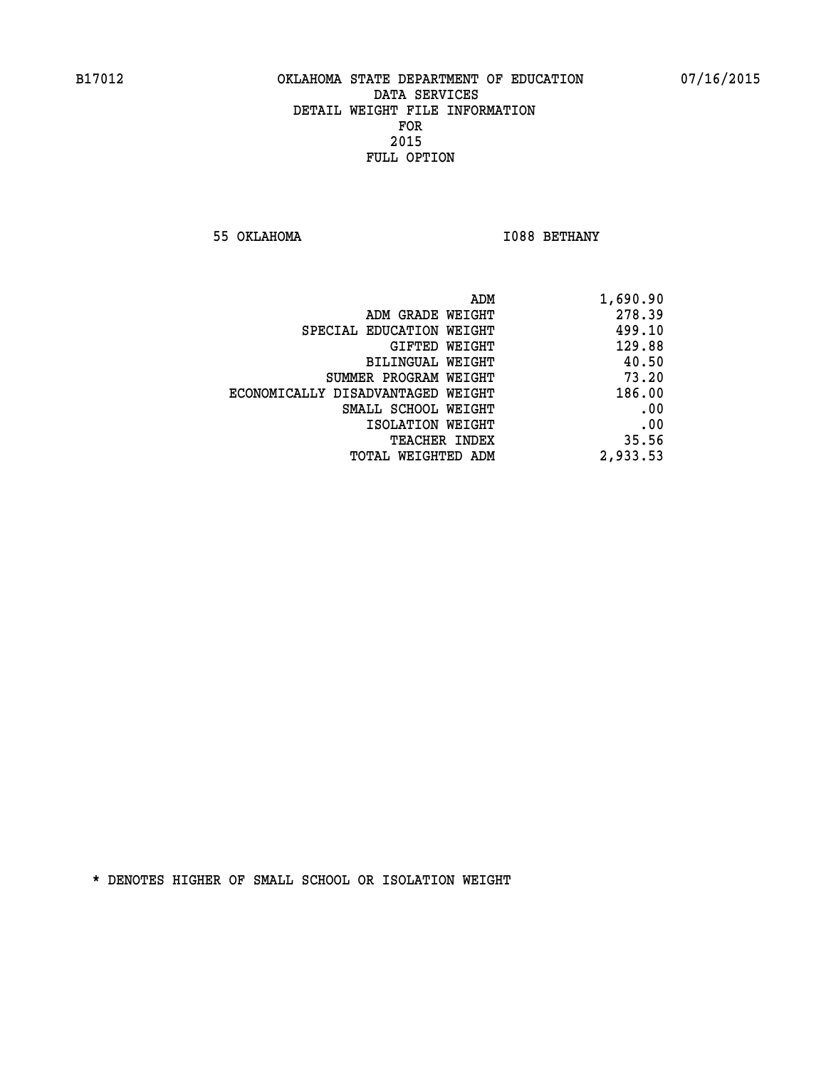B17012 OKLAHOMA STATE DEPARTMENT OF EDUCATION 07/16/2015
DATA SERVICES
DETAIL WEIGHT FILE INFORMATION
FOR
2015
FULL OPTION

55 OKLAHOMA I088 BETHANY

| | |
|---|---|
| ADM | 1,690.90 |
| ADM GRADE WEIGHT | 278.39 |
| SPECIAL EDUCATION WEIGHT | 499.10 |
| GIFTED WEIGHT | 129.88 |
| BILINGUAL WEIGHT | 40.50 |
| SUMMER PROGRAM WEIGHT | 73.20 |
| ECONOMICALLY DISADVANTAGED WEIGHT | 186.00 |
| SMALL SCHOOL WEIGHT | .00 |
| ISOLATION WEIGHT | .00 |
| TEACHER INDEX | 35.56 |
| TOTAL WEIGHTED ADM | 2,933.53 |

* DENOTES HIGHER OF SMALL SCHOOL OR ISOLATION WEIGHT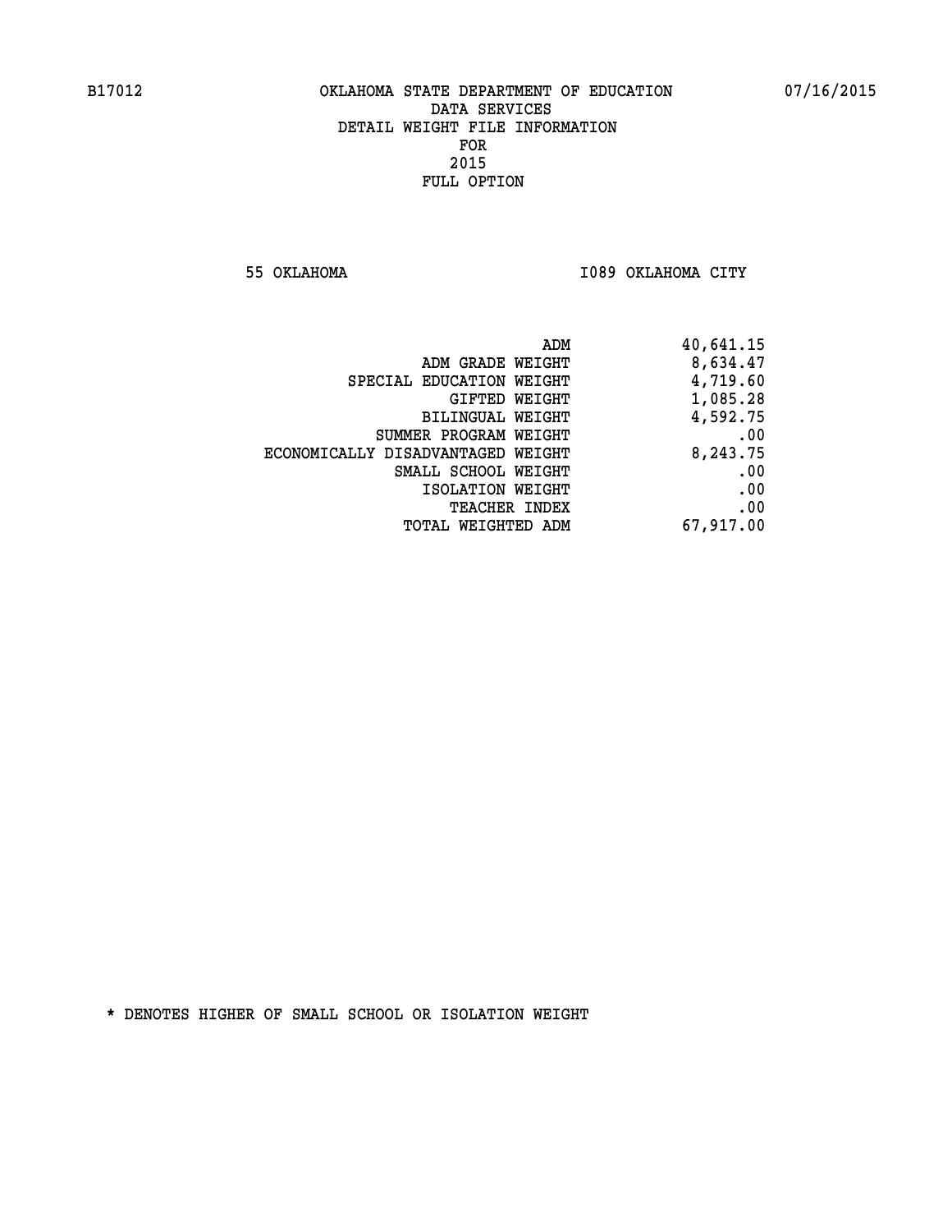B17012 OKLAHOMA STATE DEPARTMENT OF EDUCATION 07/16/2015

DATA SERVICES
DETAIL WEIGHT FILE INFORMATION
FOR
2015
FULL OPTION

55 OKLAHOMA I089 OKLAHOMA CITY

| | |
|---|---|
| ADM | 40,641.15 |
| ADM GRADE WEIGHT | 8,634.47 |
| SPECIAL EDUCATION WEIGHT | 4,719.60 |
| GIFTED WEIGHT | 1,085.28 |
| BILINGUAL WEIGHT | 4,592.75 |
| SUMMER PROGRAM WEIGHT | .00 |
| ECONOMICALLY DISADVANTAGED WEIGHT | 8,243.75 |
| SMALL SCHOOL WEIGHT | .00 |
| ISOLATION WEIGHT | .00 |
| TEACHER INDEX | .00 |
| TOTAL WEIGHTED ADM | 67,917.00 |

* DENOTES HIGHER OF SMALL SCHOOL OR ISOLATION WEIGHT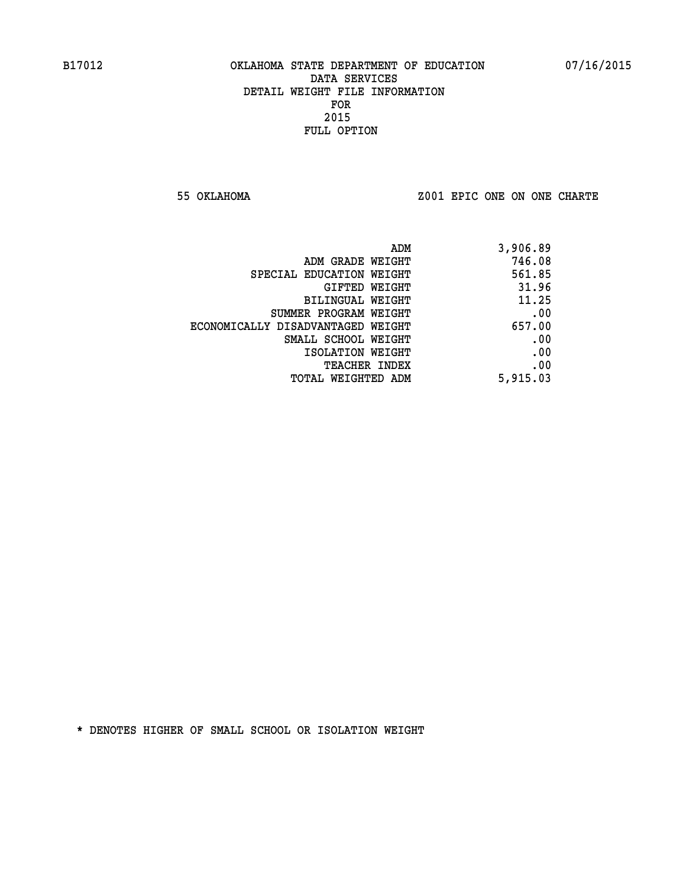B17012 OKLAHOMA STATE DEPARTMENT OF EDUCATION 07/16/2015

DATA SERVICES
DETAIL WEIGHT FILE INFORMATION
FOR
2015
FULL OPTION

55 OKLAHOMA Z001 EPIC ONE ON ONE CHARTE

| | |
|---|---|
| ADM | 3,906.89 |
| ADM GRADE WEIGHT | 746.08 |
| SPECIAL EDUCATION WEIGHT | 561.85 |
| GIFTED WEIGHT | 31.96 |
| BILINGUAL WEIGHT | 11.25 |
| SUMMER PROGRAM WEIGHT | .00 |
| ECONOMICALLY DISADVANTAGED WEIGHT | 657.00 |
| SMALL SCHOOL WEIGHT | .00 |
| ISOLATION WEIGHT | .00 |
| TEACHER INDEX | .00 |
| TOTAL WEIGHTED ADM | 5,915.03 |

* DENOTES HIGHER OF SMALL SCHOOL OR ISOLATION WEIGHT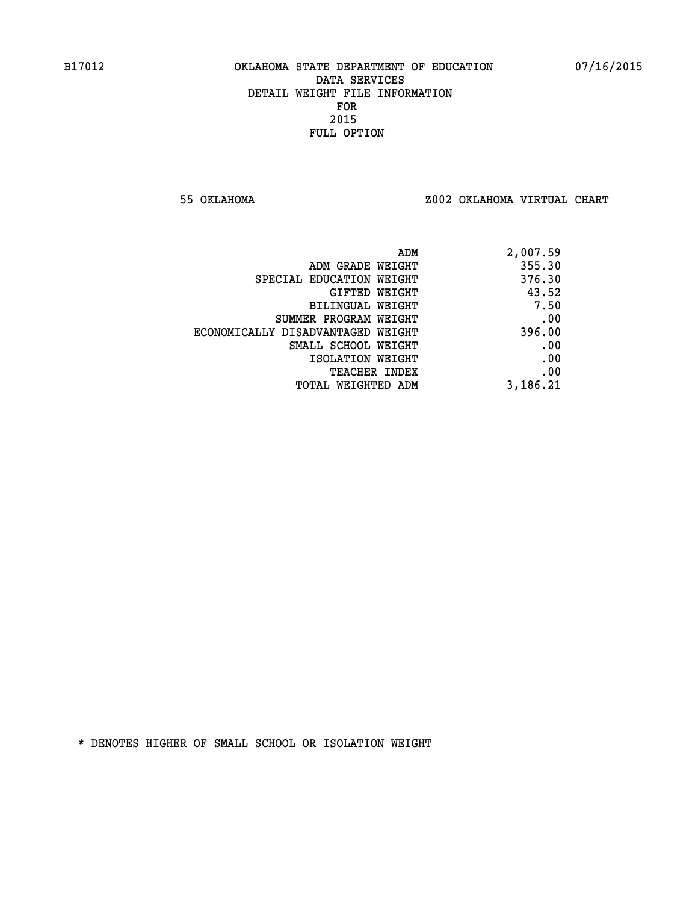B17012 OKLAHOMA STATE DEPARTMENT OF EDUCATION 07/16/2015

DATA SERVICES
DETAIL WEIGHT FILE INFORMATION
FOR
2015
FULL OPTION

55 OKLAHOMA Z002 OKLAHOMA VIRTUAL CHART

| | |
|---|---|
| ADM | 2,007.59 |
| ADM GRADE WEIGHT | 355.30 |
| SPECIAL EDUCATION WEIGHT | 376.30 |
| GIFTED WEIGHT | 43.52 |
| BILINGUAL WEIGHT | 7.50 |
| SUMMER PROGRAM WEIGHT | .00 |
| ECONOMICALLY DISADVANTAGED WEIGHT | 396.00 |
| SMALL SCHOOL WEIGHT | .00 |
| ISOLATION WEIGHT | .00 |
| TEACHER INDEX | .00 |
| TOTAL WEIGHTED ADM | 3,186.21 |

* DENOTES HIGHER OF SMALL SCHOOL OR ISOLATION WEIGHT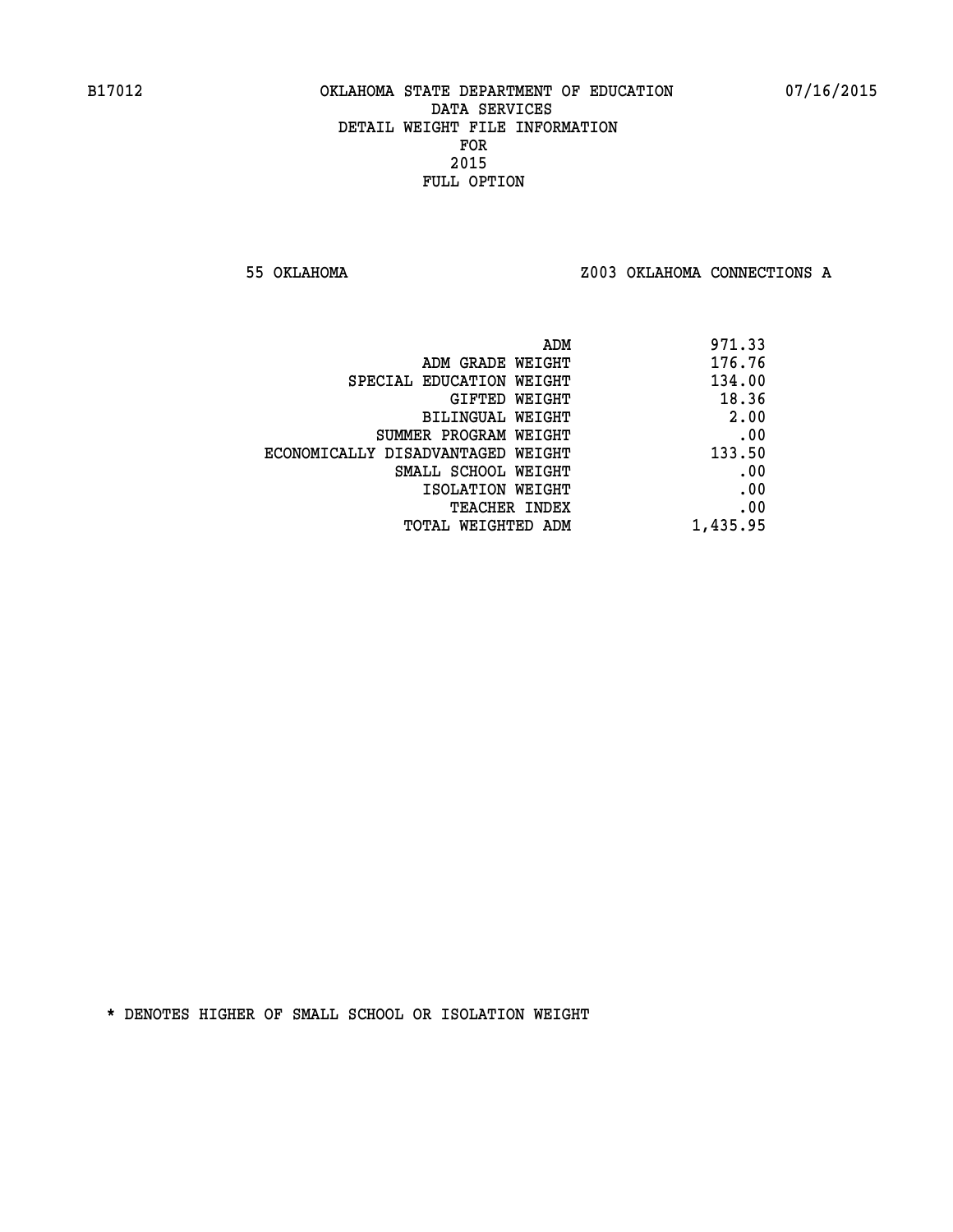B17012 OKLAHOMA STATE DEPARTMENT OF EDUCATION 07/16/2015

DATA SERVICES
DETAIL WEIGHT FILE INFORMATION
FOR
2015
FULL OPTION

55 OKLAHOMA Z003 OKLAHOMA CONNECTIONS A

| | |
|---|---|
| ADM | 971.33 |
| ADM GRADE WEIGHT | 176.76 |
| SPECIAL EDUCATION WEIGHT | 134.00 |
| GIFTED WEIGHT | 18.36 |
| BILINGUAL WEIGHT | 2.00 |
| SUMMER PROGRAM WEIGHT | .00 |
| ECONOMICALLY DISADVANTAGED WEIGHT | 133.50 |
| SMALL SCHOOL WEIGHT | .00 |
| ISOLATION WEIGHT | .00 |
| TEACHER INDEX | .00 |
| TOTAL WEIGHTED ADM | 1,435.95 |

* DENOTES HIGHER OF SMALL SCHOOL OR ISOLATION WEIGHT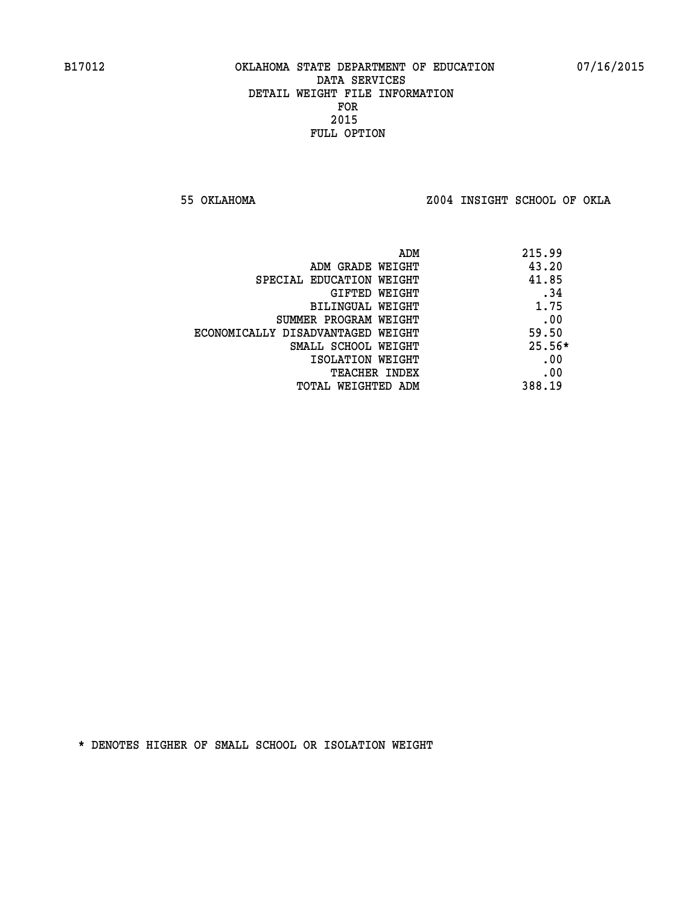B17012 OKLAHOMA STATE DEPARTMENT OF EDUCATION 07/16/2015

DATA SERVICES
DETAIL WEIGHT FILE INFORMATION
FOR
2015
FULL OPTION

55 OKLAHOMA Z004 INSIGHT SCHOOL OF OKLA

| | |
|---|---|
| ADM | 215.99 |
| ADM GRADE WEIGHT | 43.20 |
| SPECIAL EDUCATION WEIGHT | 41.85 |
| GIFTED WEIGHT | .34 |
| BILINGUAL WEIGHT | 1.75 |
| SUMMER PROGRAM WEIGHT | .00 |
| ECONOMICALLY DISADVANTAGED WEIGHT | 59.50 |
| SMALL SCHOOL WEIGHT | 25.56* |
| ISOLATION WEIGHT | .00 |
| TEACHER INDEX | .00 |
| TOTAL WEIGHTED ADM | 388.19 |

* DENOTES HIGHER OF SMALL SCHOOL OR ISOLATION WEIGHT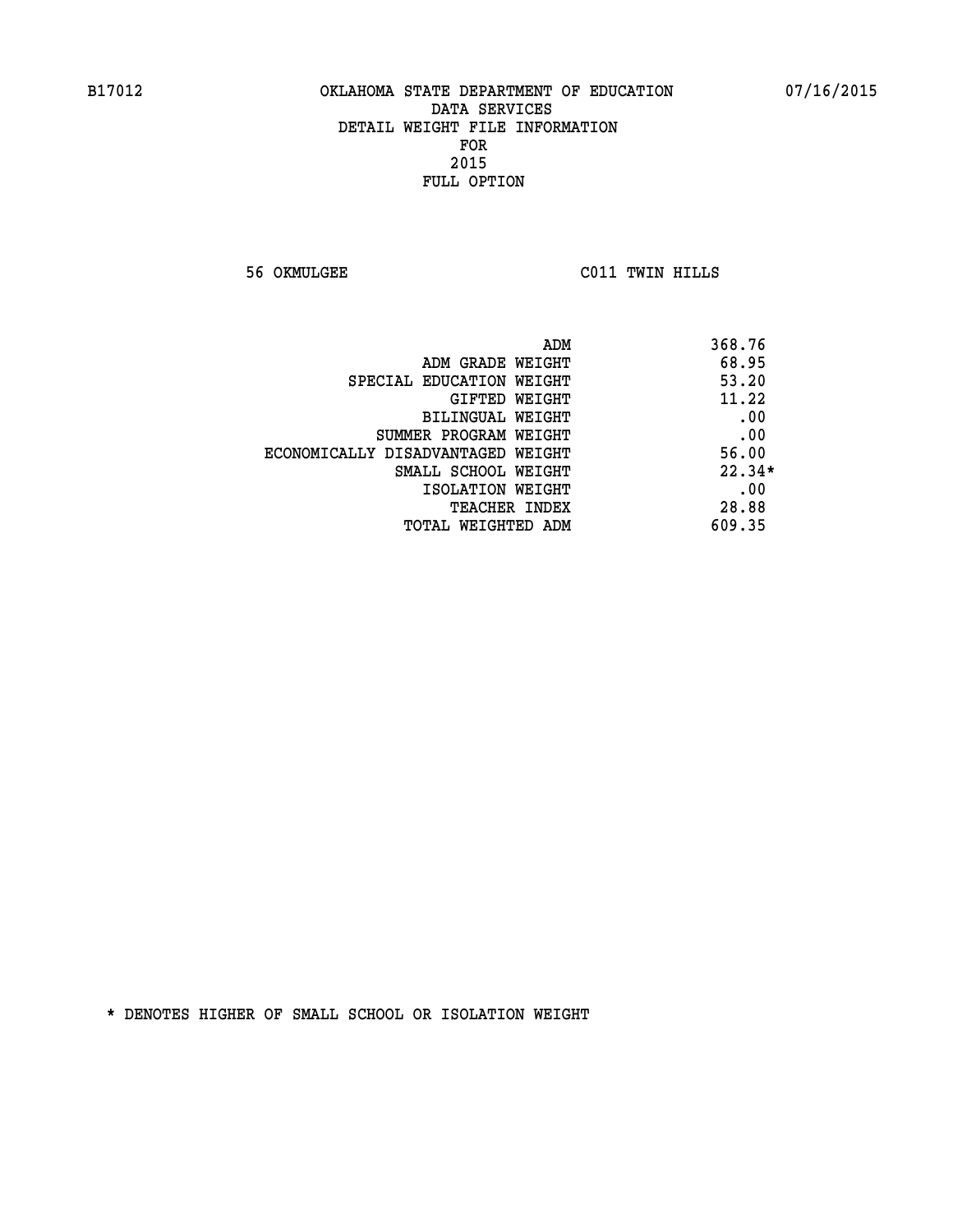B17012 OKLAHOMA STATE DEPARTMENT OF EDUCATION 07/16/2015

DATA SERVICES
DETAIL WEIGHT FILE INFORMATION
FOR
2015
FULL OPTION

56 OKMULGEE C011 TWIN HILLS

| | |
|---|---|
| ADM | 368.76 |
| ADM GRADE WEIGHT | 68.95 |
| SPECIAL EDUCATION WEIGHT | 53.20 |
| GIFTED WEIGHT | 11.22 |
| BILINGUAL WEIGHT | .00 |
| SUMMER PROGRAM WEIGHT | .00 |
| ECONOMICALLY DISADVANTAGED WEIGHT | 56.00 |
| SMALL SCHOOL WEIGHT | 22.34* |
| ISOLATION WEIGHT | .00 |
| TEACHER INDEX | 28.88 |
| TOTAL WEIGHTED ADM | 609.35 |

* DENOTES HIGHER OF SMALL SCHOOL OR ISOLATION WEIGHT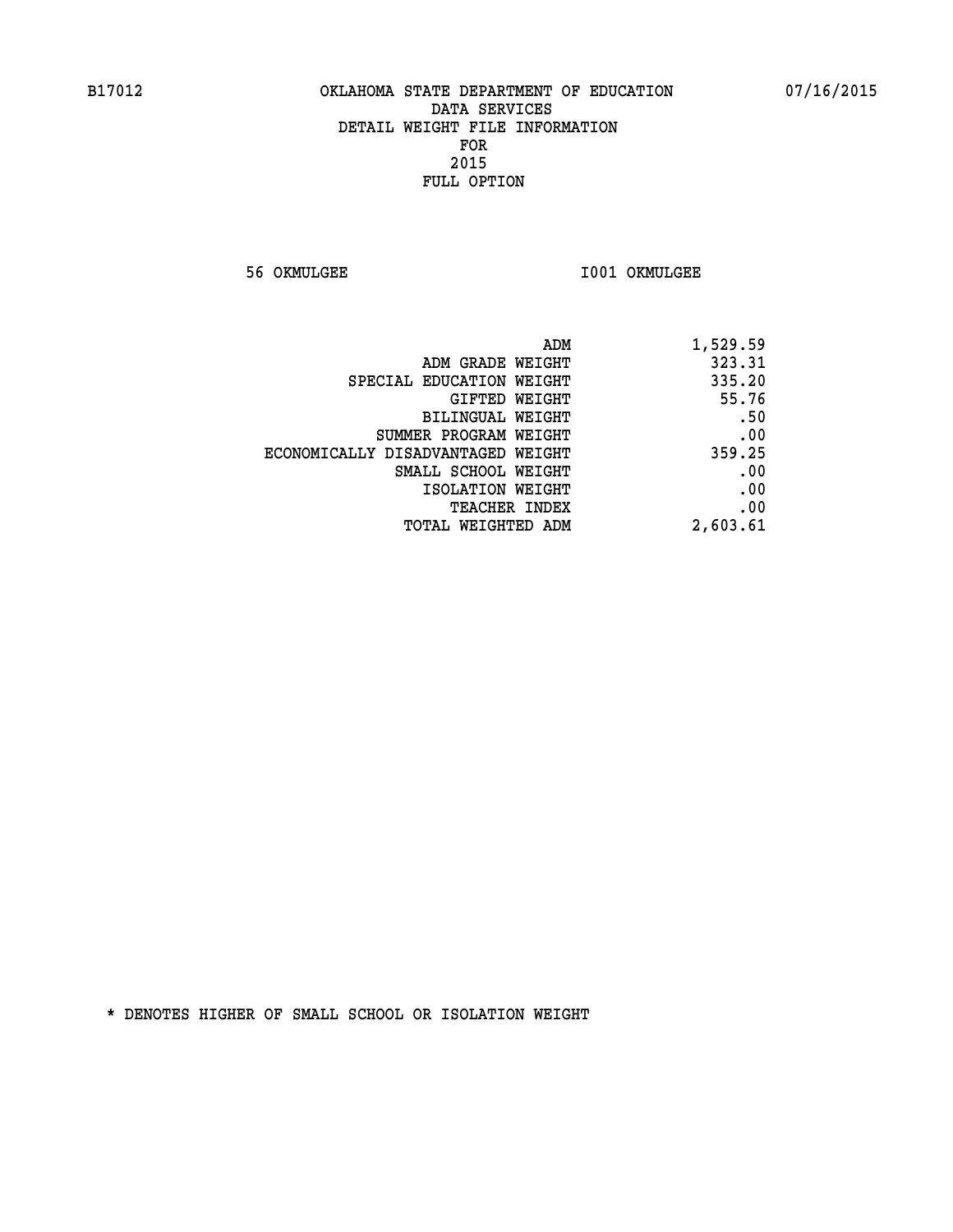B17012 OKLAHOMA STATE DEPARTMENT OF EDUCATION 07/16/2015

DATA SERVICES
DETAIL WEIGHT FILE INFORMATION
FOR
2015
FULL OPTION

56 OKMULGEE I001 OKMULGEE

| | |
|---|---|
| ADM | 1,529.59 |
| ADM GRADE WEIGHT | 323.31 |
| SPECIAL EDUCATION WEIGHT | 335.20 |
| GIFTED WEIGHT | 55.76 |
| BILINGUAL WEIGHT | .50 |
| SUMMER PROGRAM WEIGHT | .00 |
| ECONOMICALLY DISADVANTAGED WEIGHT | 359.25 |
| SMALL SCHOOL WEIGHT | .00 |
| ISOLATION WEIGHT | .00 |
| TEACHER INDEX | .00 |
| TOTAL WEIGHTED ADM | 2,603.61 |

* DENOTES HIGHER OF SMALL SCHOOL OR ISOLATION WEIGHT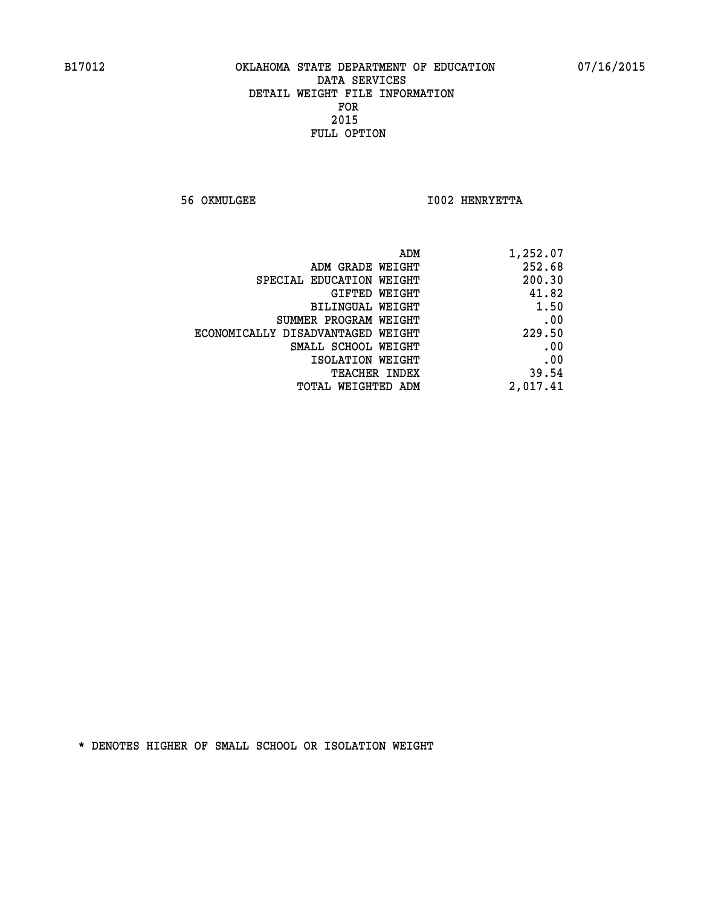B17012 OKLAHOMA STATE DEPARTMENT OF EDUCATION 07/16/2015

DATA SERVICES
DETAIL WEIGHT FILE INFORMATION
FOR
2015
FULL OPTION

56 OKMULGEE I002 HENRYETTA

| | |
|---|---|
| ADM | 1,252.07 |
| ADM GRADE WEIGHT | 252.68 |
| SPECIAL EDUCATION WEIGHT | 200.30 |
| GIFTED WEIGHT | 41.82 |
| BILINGUAL WEIGHT | 1.50 |
| SUMMER PROGRAM WEIGHT | .00 |
| ECONOMICALLY DISADVANTAGED WEIGHT | 229.50 |
| SMALL SCHOOL WEIGHT | .00 |
| ISOLATION WEIGHT | .00 |
| TEACHER INDEX | 39.54 |
| TOTAL WEIGHTED ADM | 2,017.41 |

* DENOTES HIGHER OF SMALL SCHOOL OR ISOLATION WEIGHT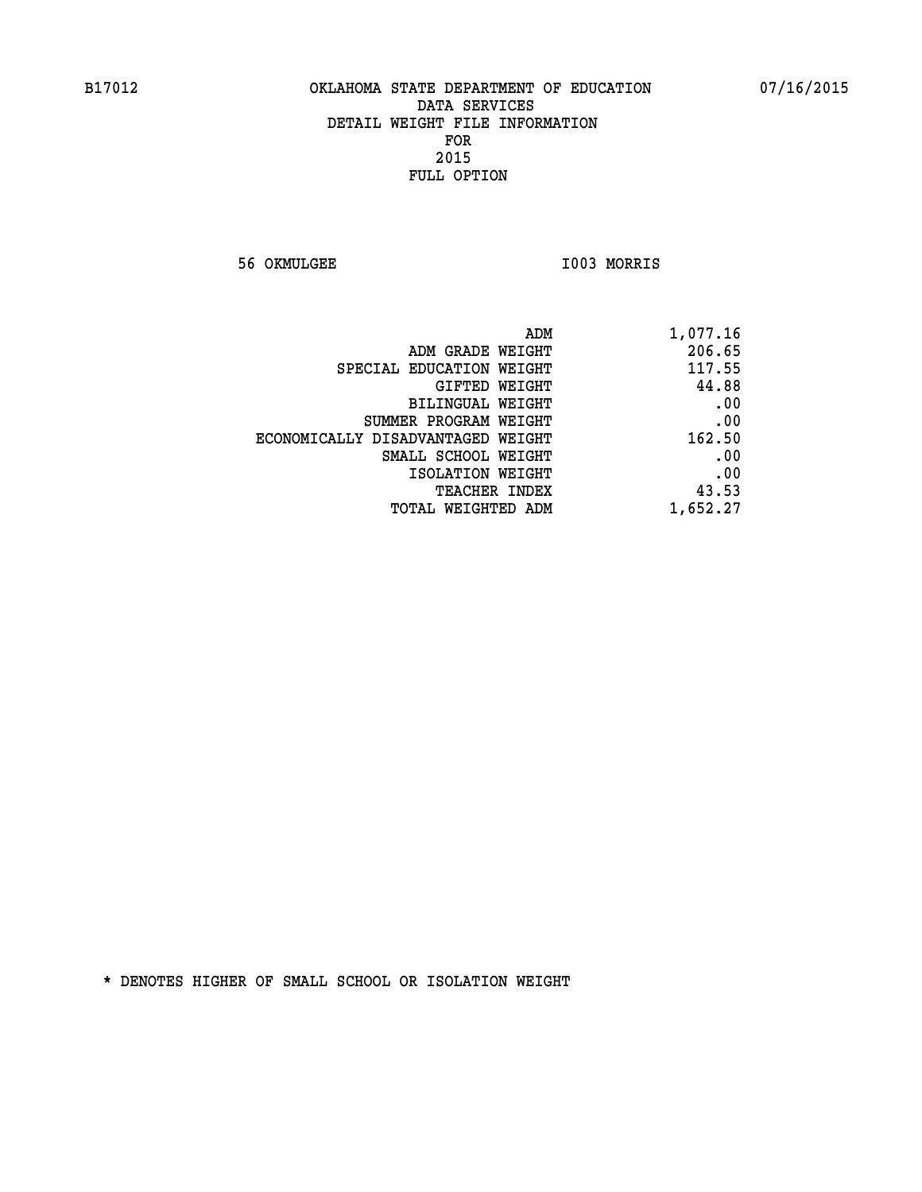B17012 OKLAHOMA STATE DEPARTMENT OF EDUCATION 07/16/2015

DATA SERVICES
DETAIL WEIGHT FILE INFORMATION
FOR
2015
FULL OPTION

56 OKMULGEE I003 MORRIS

| | |
|---|---|
| ADM | 1,077.16 |
| ADM GRADE WEIGHT | 206.65 |
| SPECIAL EDUCATION WEIGHT | 117.55 |
| GIFTED WEIGHT | 44.88 |
| BILINGUAL WEIGHT | .00 |
| SUMMER PROGRAM WEIGHT | .00 |
| ECONOMICALLY DISADVANTAGED WEIGHT | 162.50 |
| SMALL SCHOOL WEIGHT | .00 |
| ISOLATION WEIGHT | .00 |
| TEACHER INDEX | 43.53 |
| TOTAL WEIGHTED ADM | 1,652.27 |

* DENOTES HIGHER OF SMALL SCHOOL OR ISOLATION WEIGHT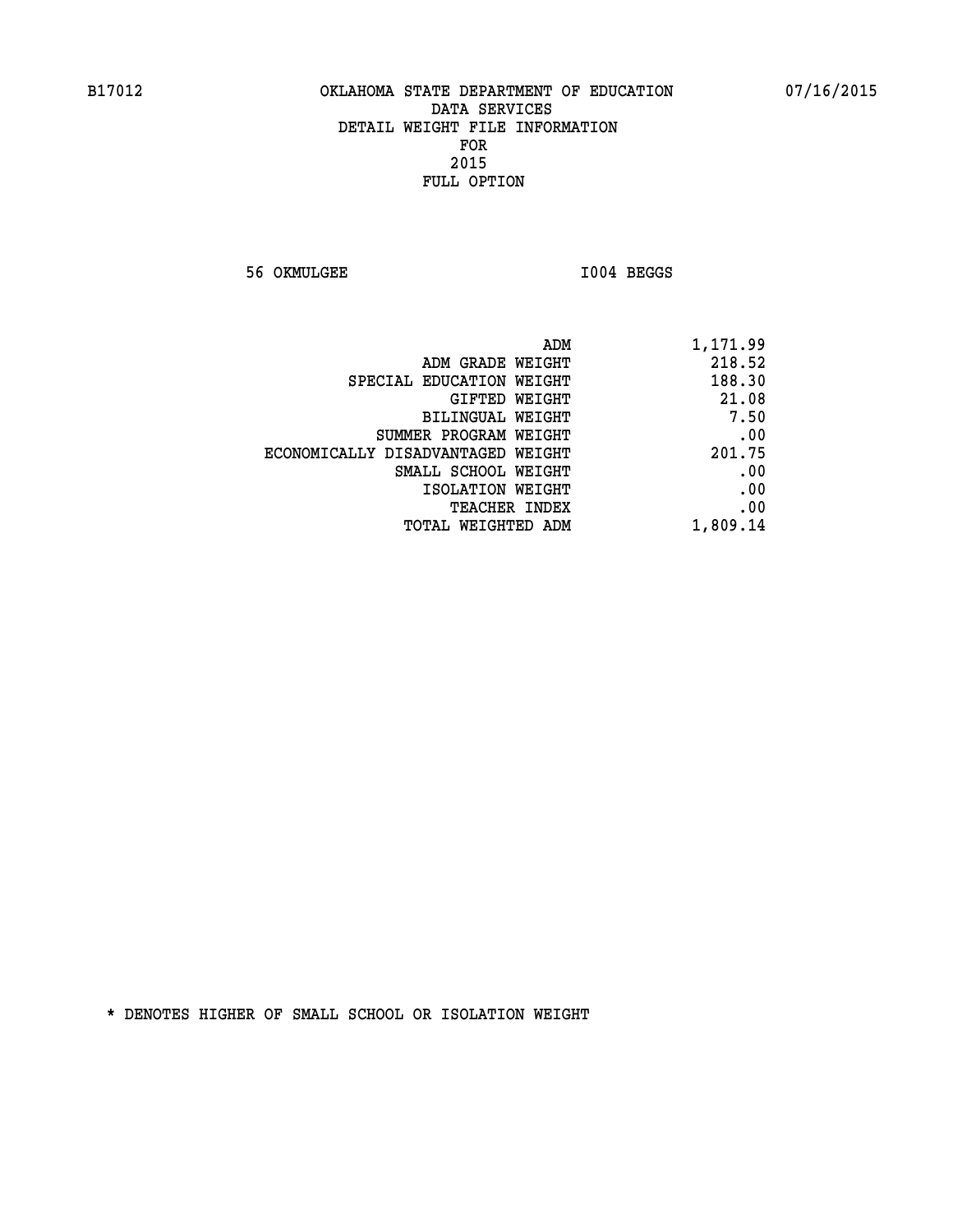# OKLAHOMA STATE DEPARTMENT OF EDUCATION
## DATA SERVICES
## DETAIL WEIGHT FILE INFORMATION
## FOR
## 2015
## FULL OPTION

56 OKMULGEE I004 BEGGS

| | |
|---|---|
| ADM | 1,171.99 |
| ADM GRADE WEIGHT | 218.52 |
| SPECIAL EDUCATION WEIGHT | 188.30 |
| GIFTED WEIGHT | 21.08 |
| BILINGUAL WEIGHT | 7.50 |
| SUMMER PROGRAM WEIGHT | .00 |
| ECONOMICALLY DISADVANTAGED WEIGHT | 201.75 |
| SMALL SCHOOL WEIGHT | .00 |
| ISOLATION WEIGHT | .00 |
| TEACHER INDEX | .00 |
| TOTAL WEIGHTED ADM | 1,809.14 |

* DENOTES HIGHER OF SMALL SCHOOL OR ISOLATION WEIGHT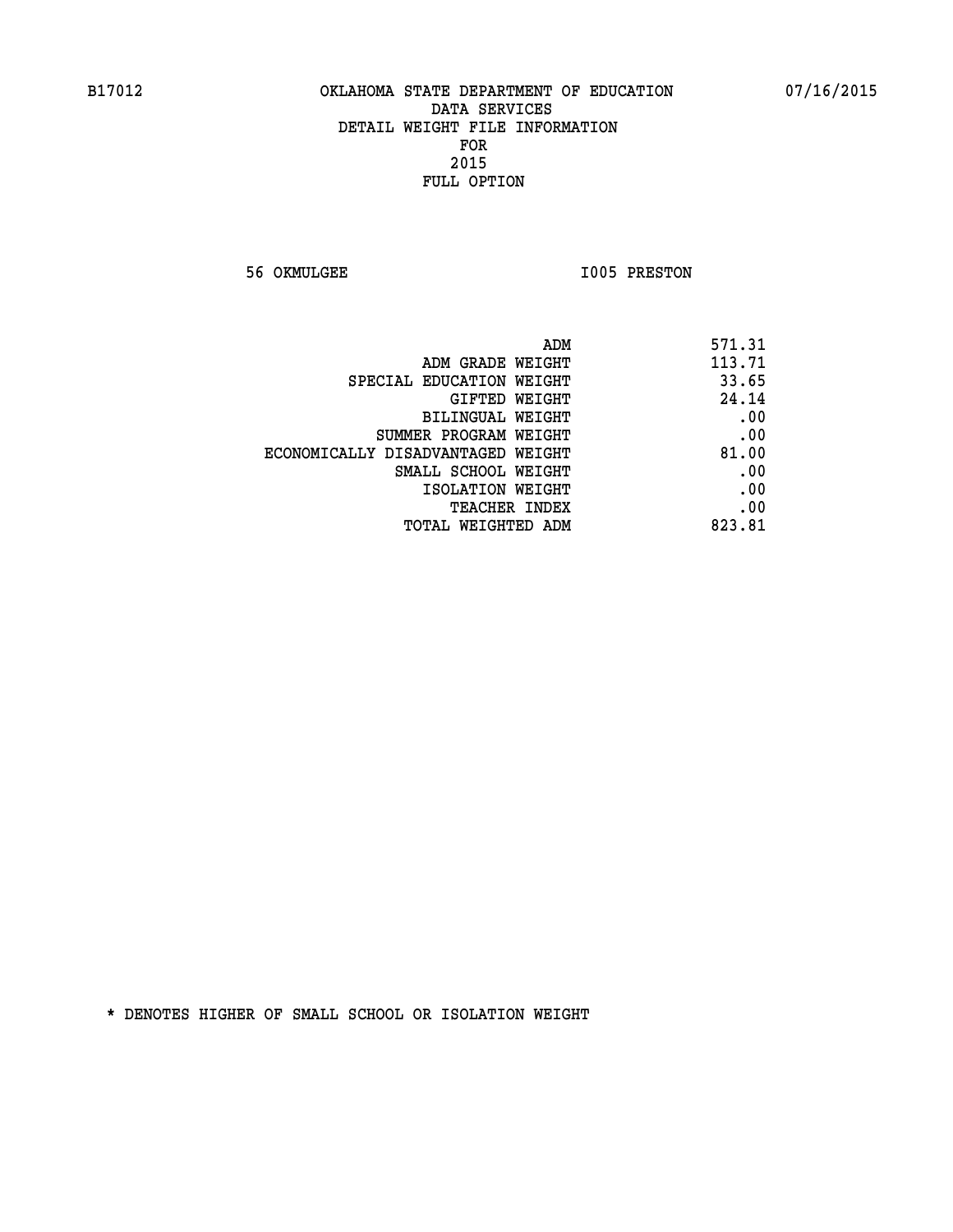B17012 OKLAHOMA STATE DEPARTMENT OF EDUCATION 07/16/2015

DATA SERVICES
DETAIL WEIGHT FILE INFORMATION
FOR
2015
FULL OPTION

56 OKMULGEE I005 PRESTON

| | |
|---|---|
| ADM | 571.31 |
| ADM GRADE WEIGHT | 113.71 |
| SPECIAL EDUCATION WEIGHT | 33.65 |
| GIFTED WEIGHT | 24.14 |
| BILINGUAL WEIGHT | .00 |
| SUMMER PROGRAM WEIGHT | .00 |
| ECONOMICALLY DISADVANTAGED WEIGHT | 81.00 |
| SMALL SCHOOL WEIGHT | .00 |
| ISOLATION WEIGHT | .00 |
| TEACHER INDEX | .00 |
| TOTAL WEIGHTED ADM | 823.81 |

* DENOTES HIGHER OF SMALL SCHOOL OR ISOLATION WEIGHT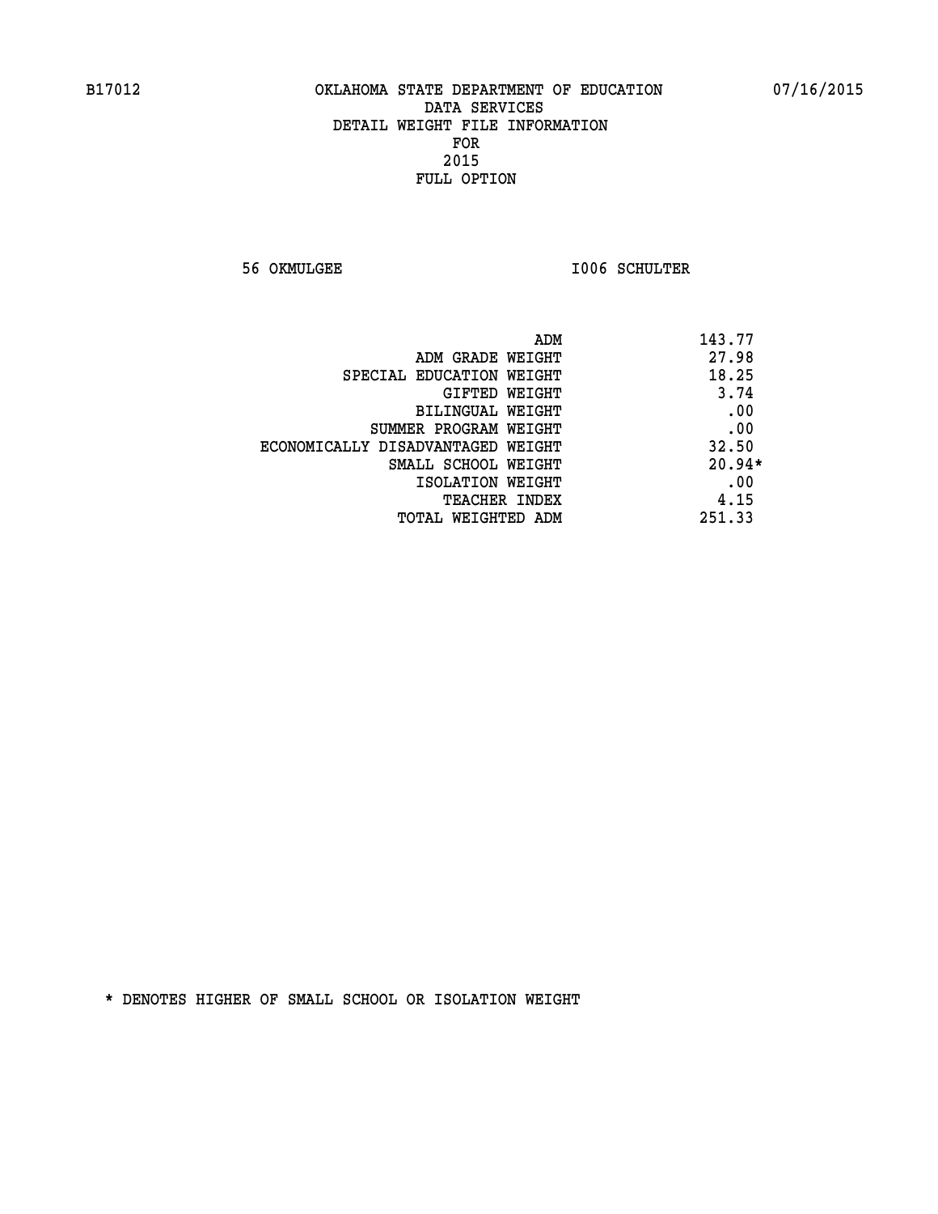B17012 OKLAHOMA STATE DEPARTMENT OF EDUCATION 07/16/2015

DATA SERVICES
DETAIL WEIGHT FILE INFORMATION
FOR
2015
FULL OPTION

56 OKMULGEE I006 SCHULTER

| | |
|---|---|
| ADM | 143.77 |
| ADM GRADE WEIGHT | 27.98 |
| SPECIAL EDUCATION WEIGHT | 18.25 |
| GIFTED WEIGHT | 3.74 |
| BILINGUAL WEIGHT | .00 |
| SUMMER PROGRAM WEIGHT | .00 |
| ECONOMICALLY DISADVANTAGED WEIGHT | 32.50 |
| SMALL SCHOOL WEIGHT | 20.94* |
| ISOLATION WEIGHT | .00 |
| TEACHER INDEX | 4.15 |
| TOTAL WEIGHTED ADM | 251.33 |

* DENOTES HIGHER OF SMALL SCHOOL OR ISOLATION WEIGHT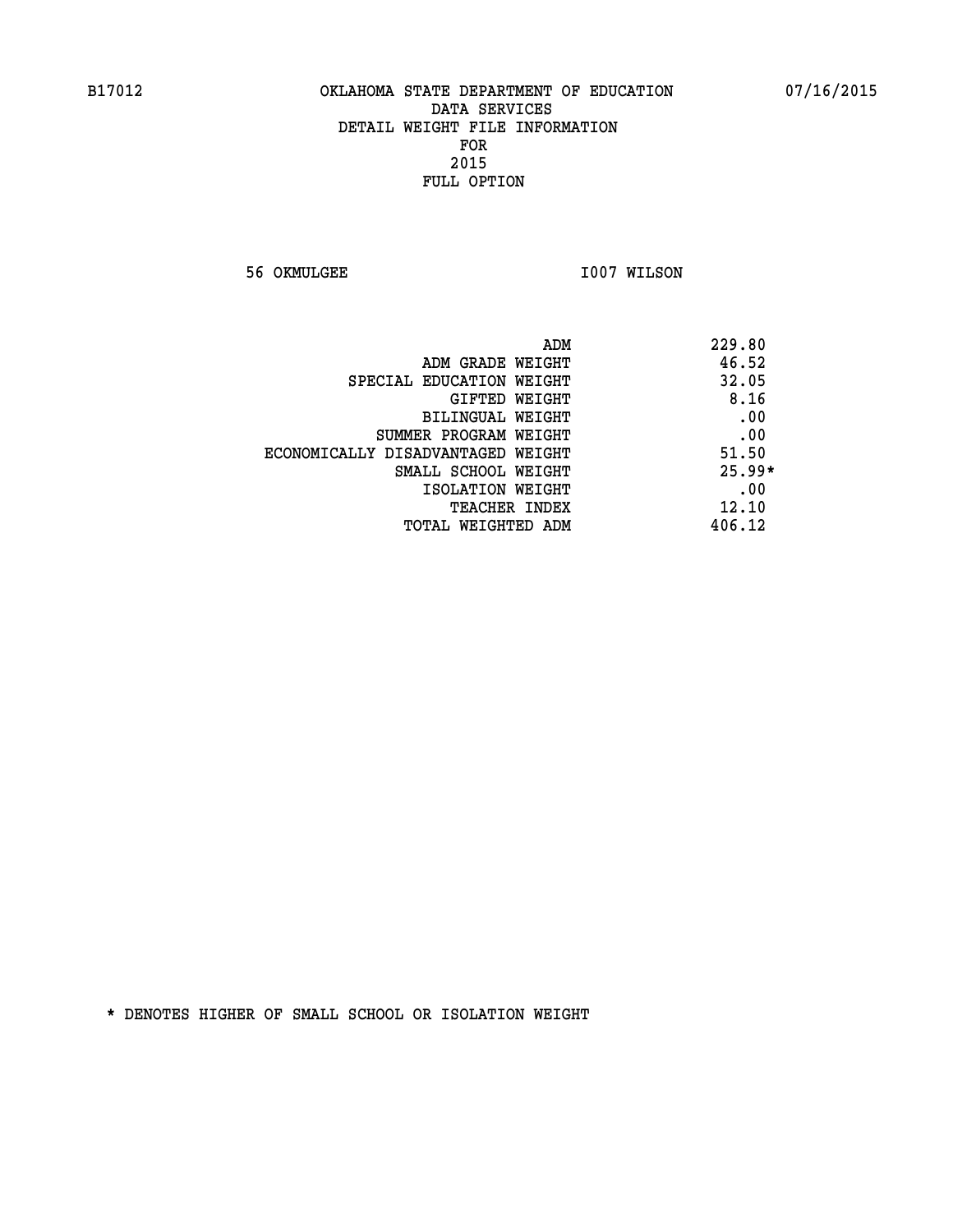# OKLAHOMA STATE DEPARTMENT OF EDUCATION
## DATA SERVICES
## DETAIL WEIGHT FILE INFORMATION
## FOR
## 2015
## FULL OPTION

B17012 07/16/2015

56 OKMULGEE I007 WILSON

| | |
|---|---|
| ADM | 229.80 |
| ADM GRADE WEIGHT | 46.52 |
| SPECIAL EDUCATION WEIGHT | 32.05 |
| GIFTED WEIGHT | 8.16 |
| BILINGUAL WEIGHT | .00 |
| SUMMER PROGRAM WEIGHT | .00 |
| ECONOMICALLY DISADVANTAGED WEIGHT | 51.50 |
| SMALL SCHOOL WEIGHT | 25.99* |
| ISOLATION WEIGHT | .00 |
| TEACHER INDEX | 12.10 |
| TOTAL WEIGHTED ADM | 406.12 |

* DENOTES HIGHER OF SMALL SCHOOL OR ISOLATION WEIGHT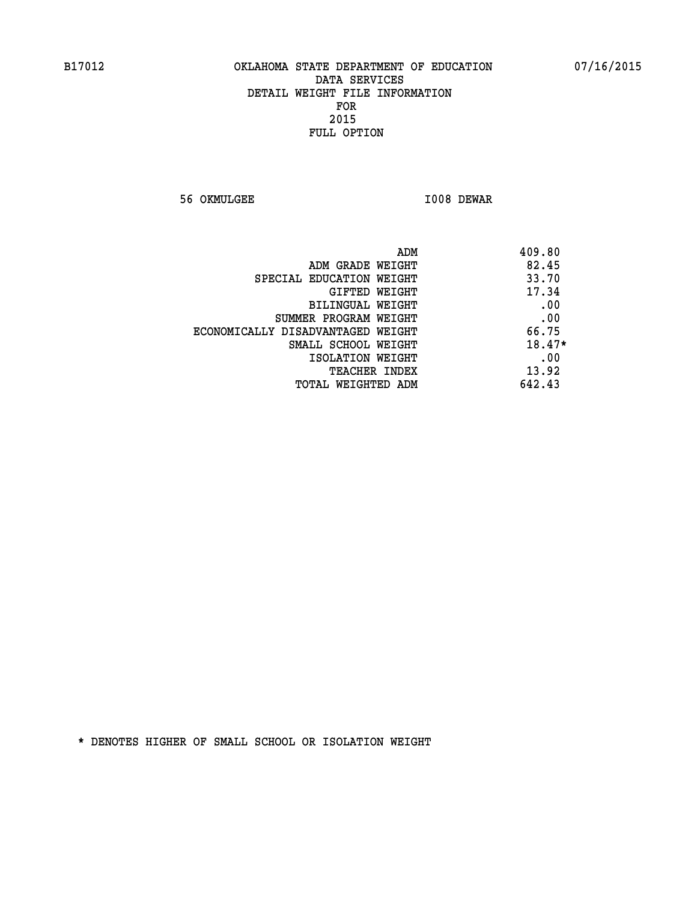B17012 OKLAHOMA STATE DEPARTMENT OF EDUCATION 07/16/2015

DATA SERVICES
DETAIL WEIGHT FILE INFORMATION
FOR
2015
FULL OPTION

56 OKMULGEE I008 DEWAR

| | |
|---|---|
| ADM | 409.80 |
| ADM GRADE WEIGHT | 82.45 |
| SPECIAL EDUCATION WEIGHT | 33.70 |
| GIFTED WEIGHT | 17.34 |
| BILINGUAL WEIGHT | .00 |
| SUMMER PROGRAM WEIGHT | .00 |
| ECONOMICALLY DISADVANTAGED WEIGHT | 66.75 |
| SMALL SCHOOL WEIGHT | 18.47* |
| ISOLATION WEIGHT | .00 |
| TEACHER INDEX | 13.92 |
| TOTAL WEIGHTED ADM | 642.43 |

* DENOTES HIGHER OF SMALL SCHOOL OR ISOLATION WEIGHT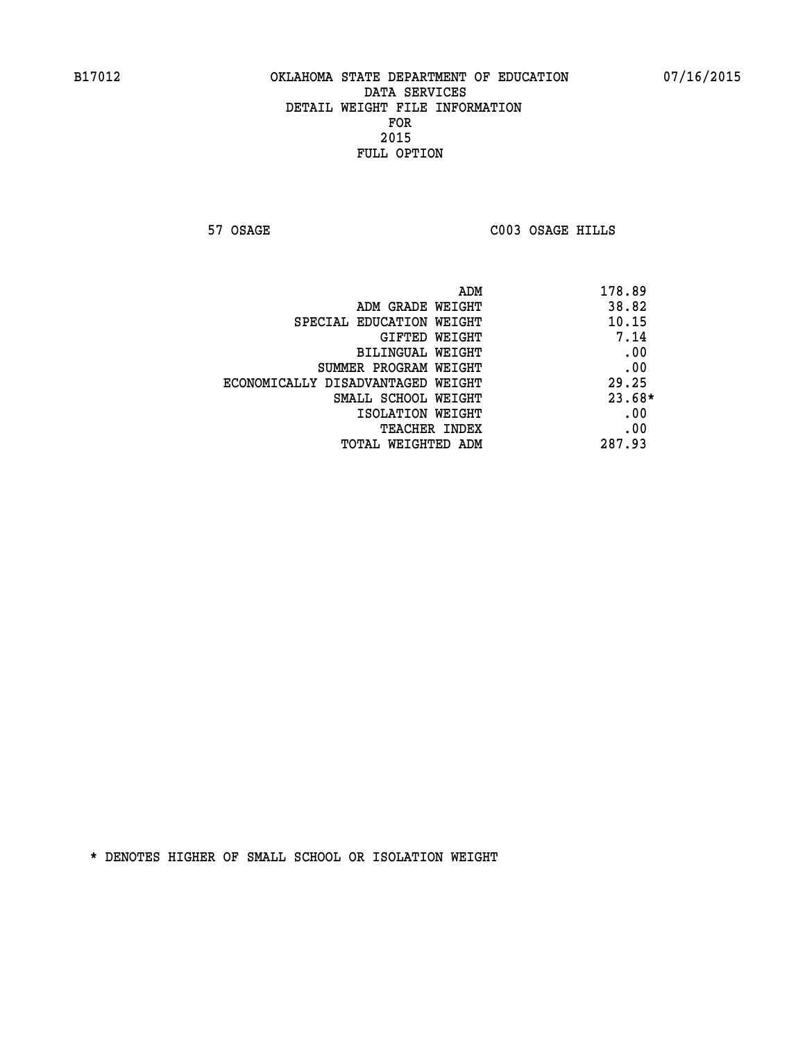B17012 OKLAHOMA STATE DEPARTMENT OF EDUCATION 07/16/2015

DATA SERVICES
DETAIL WEIGHT FILE INFORMATION
FOR
2015
FULL OPTION

57 OSAGE C003 OSAGE HILLS

| | |
|---|---|
| ADM | 178.89 |
| ADM GRADE WEIGHT | 38.82 |
| SPECIAL EDUCATION WEIGHT | 10.15 |
| GIFTED WEIGHT | 7.14 |
| BILINGUAL WEIGHT | .00 |
| SUMMER PROGRAM WEIGHT | .00 |
| ECONOMICALLY DISADVANTAGED WEIGHT | 29.25 |
| SMALL SCHOOL WEIGHT | 23.68* |
| ISOLATION WEIGHT | .00 |
| TEACHER INDEX | .00 |
| TOTAL WEIGHTED ADM | 287.93 |

* DENOTES HIGHER OF SMALL SCHOOL OR ISOLATION WEIGHT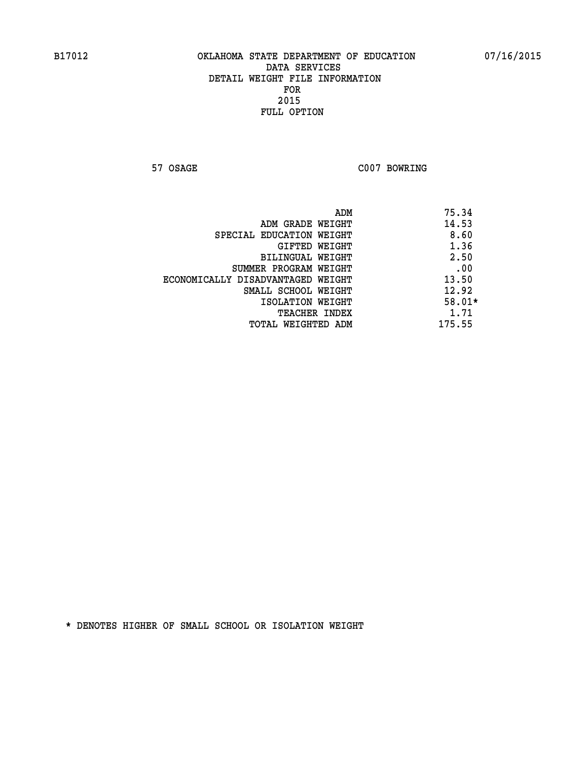B17012 OKLAHOMA STATE DEPARTMENT OF EDUCATION 07/16/2015

DATA SERVICES
DETAIL WEIGHT FILE INFORMATION
FOR
2015
FULL OPTION

57 OSAGE C007 BOWRING

| | |
|---|---|
| ADM | 75.34 |
| ADM GRADE WEIGHT | 14.53 |
| SPECIAL EDUCATION WEIGHT | 8.60 |
| GIFTED WEIGHT | 1.36 |
| BILINGUAL WEIGHT | 2.50 |
| SUMMER PROGRAM WEIGHT | .00 |
| ECONOMICALLY DISADVANTAGED WEIGHT | 13.50 |
| SMALL SCHOOL WEIGHT | 12.92 |
| ISOLATION WEIGHT | 58.01* |
| TEACHER INDEX | 1.71 |
| TOTAL WEIGHTED ADM | 175.55 |

* DENOTES HIGHER OF SMALL SCHOOL OR ISOLATION WEIGHT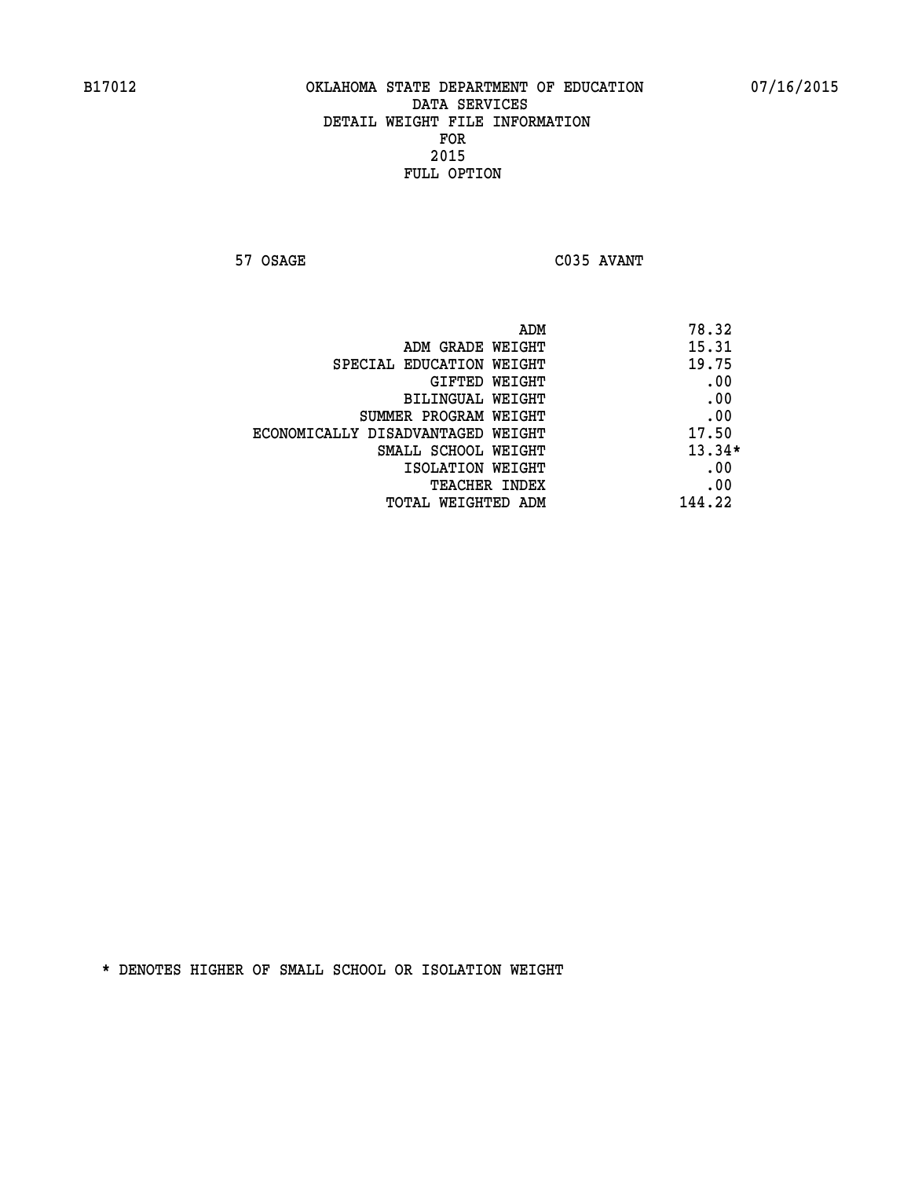B17012 OKLAHOMA STATE DEPARTMENT OF EDUCATION 07/16/2015

DATA SERVICES
DETAIL WEIGHT FILE INFORMATION
FOR
2015
FULL OPTION

57 OSAGE C035 AVANT

| | |
|---|---|
| ADM | 78.32 |
| ADM GRADE WEIGHT | 15.31 |
| SPECIAL EDUCATION WEIGHT | 19.75 |
| GIFTED WEIGHT | .00 |
| BILINGUAL WEIGHT | .00 |
| SUMMER PROGRAM WEIGHT | .00 |
| ECONOMICALLY DISADVANTAGED WEIGHT | 17.50 |
| SMALL SCHOOL WEIGHT | 13.34* |
| ISOLATION WEIGHT | .00 |
| TEACHER INDEX | .00 |
| TOTAL WEIGHTED ADM | 144.22 |

* DENOTES HIGHER OF SMALL SCHOOL OR ISOLATION WEIGHT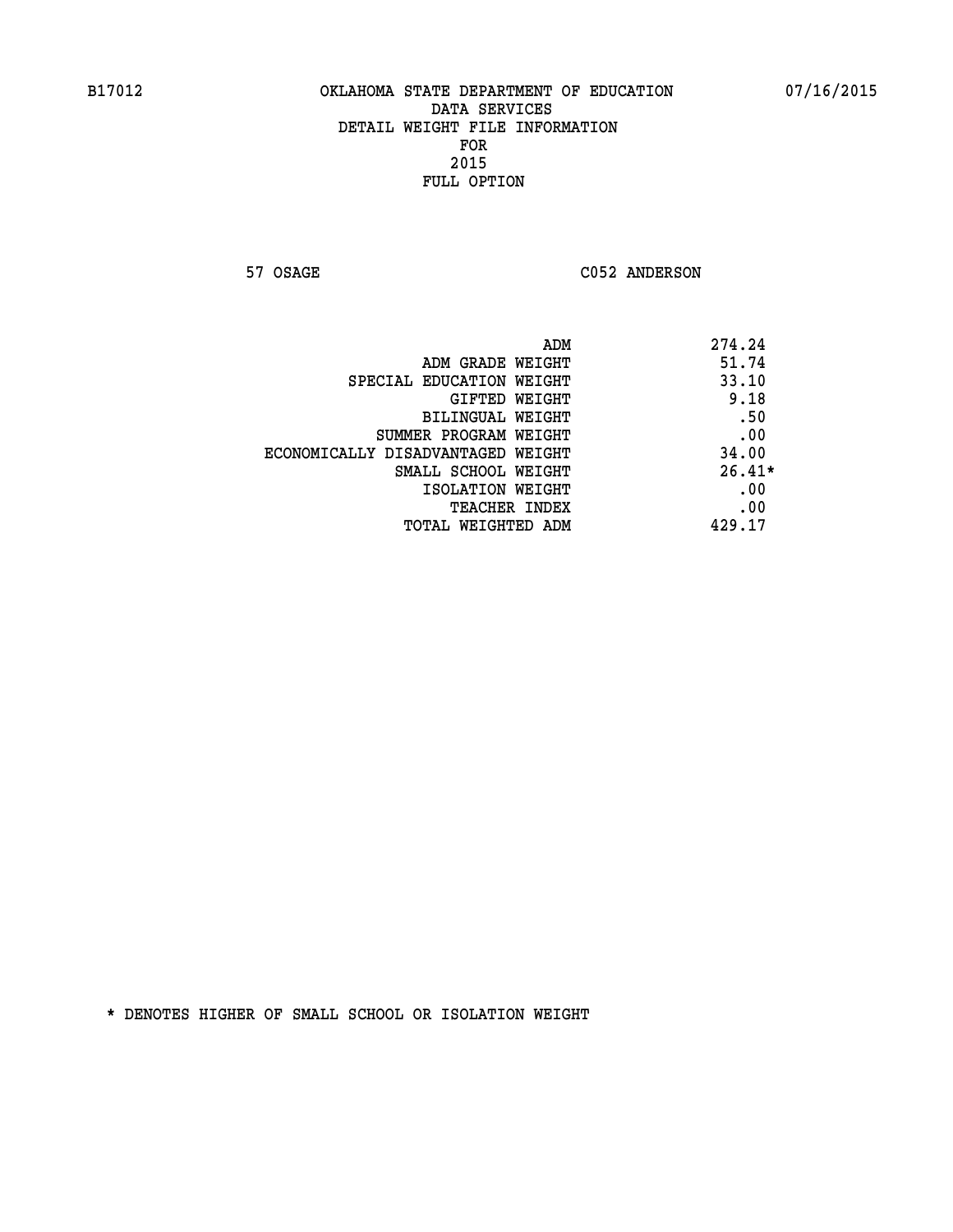B17012 OKLAHOMA STATE DEPARTMENT OF EDUCATION 07/16/2015
DATA SERVICES
DETAIL WEIGHT FILE INFORMATION
FOR
2015
FULL OPTION

57 OSAGE C052 ANDERSON

| | |
|---|---|
| ADM | 274.24 |
| ADM GRADE WEIGHT | 51.74 |
| SPECIAL EDUCATION WEIGHT | 33.10 |
| GIFTED WEIGHT | 9.18 |
| BILINGUAL WEIGHT | .50 |
| SUMMER PROGRAM WEIGHT | .00 |
| ECONOMICALLY DISADVANTAGED WEIGHT | 34.00 |
| SMALL SCHOOL WEIGHT | 26.41* |
| ISOLATION WEIGHT | .00 |
| TEACHER INDEX | .00 |
| TOTAL WEIGHTED ADM | 429.17 |

* DENOTES HIGHER OF SMALL SCHOOL OR ISOLATION WEIGHT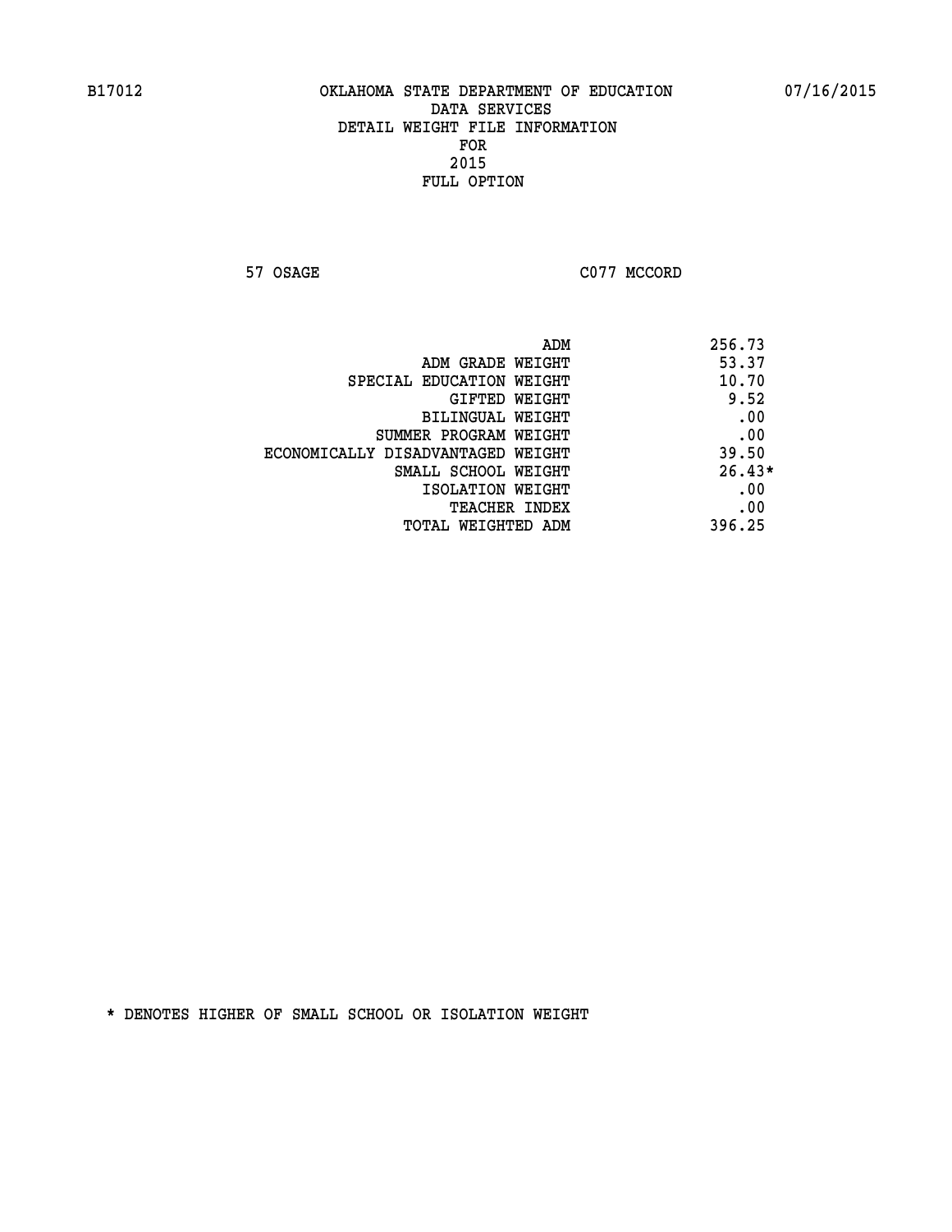B17012 OKLAHOMA STATE DEPARTMENT OF EDUCATION 07/16/2015

DATA SERVICES
DETAIL WEIGHT FILE INFORMATION
FOR
2015
FULL OPTION

57 OSAGE C077 MCCORD

| | |
|---|---|
| ADM | 256.73 |
| ADM GRADE WEIGHT | 53.37 |
| SPECIAL EDUCATION WEIGHT | 10.70 |
| GIFTED WEIGHT | 9.52 |
| BILINGUAL WEIGHT | .00 |
| SUMMER PROGRAM WEIGHT | .00 |
| ECONOMICALLY DISADVANTAGED WEIGHT | 39.50 |
| SMALL SCHOOL WEIGHT | 26.43* |
| ISOLATION WEIGHT | .00 |
| TEACHER INDEX | .00 |
| TOTAL WEIGHTED ADM | 396.25 |

* DENOTES HIGHER OF SMALL SCHOOL OR ISOLATION WEIGHT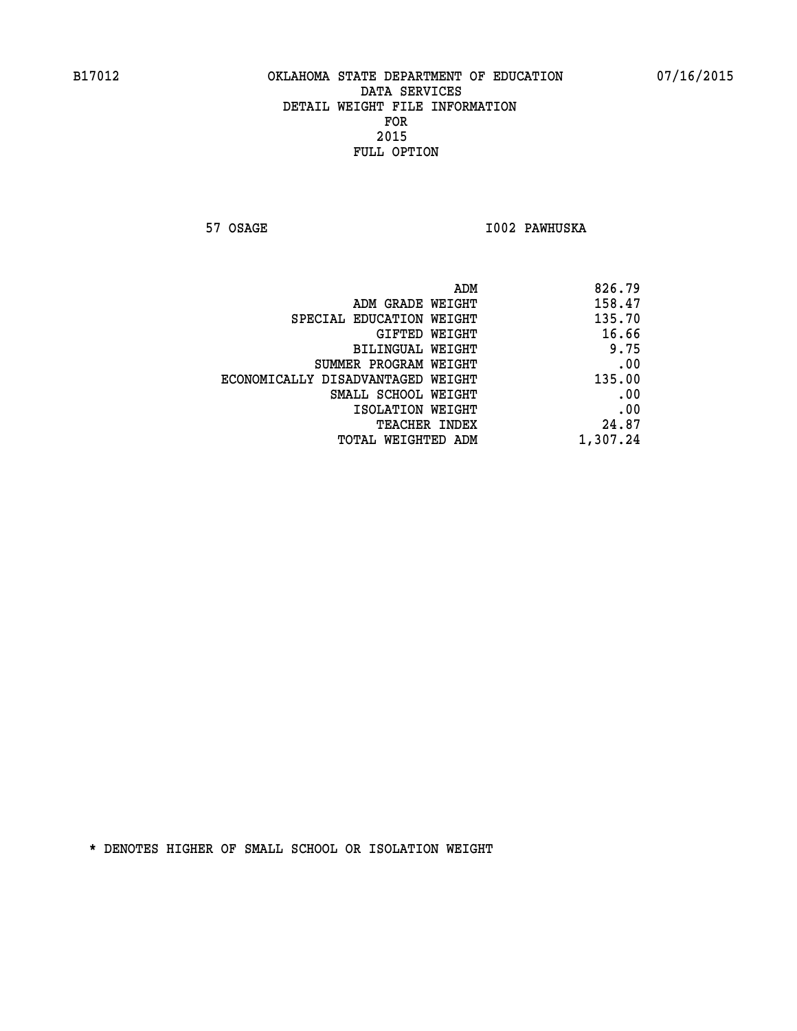B17012 OKLAHOMA STATE DEPARTMENT OF EDUCATION 07/16/2015

DATA SERVICES
DETAIL WEIGHT FILE INFORMATION
FOR
2015
FULL OPTION

57 OSAGE I002 PAWHUSKA

| | |
|---|---|
| ADM | 826.79 |
| ADM GRADE WEIGHT | 158.47 |
| SPECIAL EDUCATION WEIGHT | 135.70 |
| GIFTED WEIGHT | 16.66 |
| BILINGUAL WEIGHT | 9.75 |
| SUMMER PROGRAM WEIGHT | .00 |
| ECONOMICALLY DISADVANTAGED WEIGHT | 135.00 |
| SMALL SCHOOL WEIGHT | .00 |
| ISOLATION WEIGHT | .00 |
| TEACHER INDEX | 24.87 |
| TOTAL WEIGHTED ADM | 1,307.24 |

* DENOTES HIGHER OF SMALL SCHOOL OR ISOLATION WEIGHT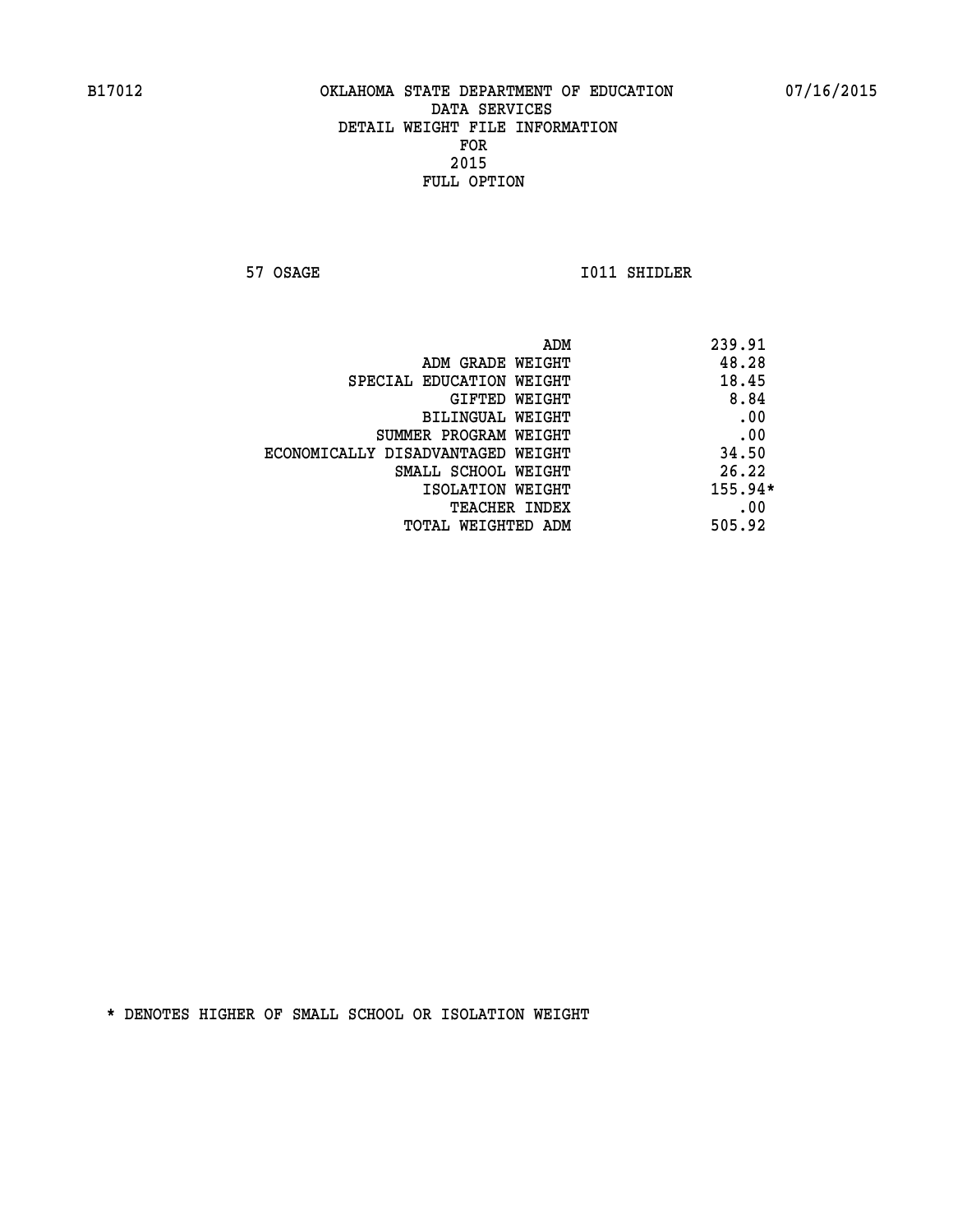B17012 OKLAHOMA STATE DEPARTMENT OF EDUCATION 07/16/2015

DATA SERVICES
DETAIL WEIGHT FILE INFORMATION
FOR
2015
FULL OPTION

57 OSAGE I011 SHIDLER

| | |
|---|---|
| ADM | 239.91 |
| ADM GRADE WEIGHT | 48.28 |
| SPECIAL EDUCATION WEIGHT | 18.45 |
| GIFTED WEIGHT | 8.84 |
| BILINGUAL WEIGHT | .00 |
| SUMMER PROGRAM WEIGHT | .00 |
| ECONOMICALLY DISADVANTAGED WEIGHT | 34.50 |
| SMALL SCHOOL WEIGHT | 26.22 |
| ISOLATION WEIGHT | 155.94* |
| TEACHER INDEX | .00 |
| TOTAL WEIGHTED ADM | 505.92 |

* DENOTES HIGHER OF SMALL SCHOOL OR ISOLATION WEIGHT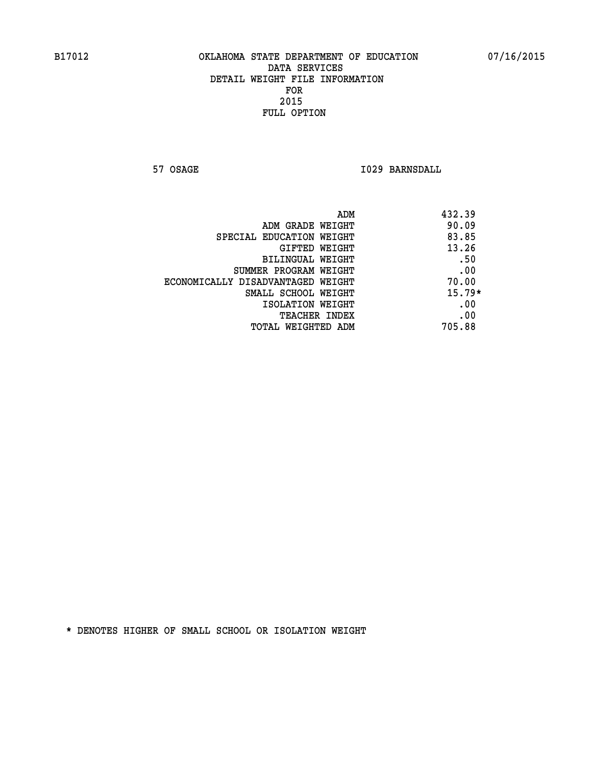B17012 OKLAHOMA STATE DEPARTMENT OF EDUCATION 07/16/2015

DATA SERVICES
DETAIL WEIGHT FILE INFORMATION
FOR
2015
FULL OPTION

57 OSAGE I029 BARNSDALL

| | |
|---|---|
| ADM | 432.39 |
| ADM GRADE WEIGHT | 90.09 |
| SPECIAL EDUCATION WEIGHT | 83.85 |
| GIFTED WEIGHT | 13.26 |
| BILINGUAL WEIGHT | .50 |
| SUMMER PROGRAM WEIGHT | .00 |
| ECONOMICALLY DISADVANTAGED WEIGHT | 70.00 |
| SMALL SCHOOL WEIGHT | 15.79* |
| ISOLATION WEIGHT | .00 |
| TEACHER INDEX | .00 |
| TOTAL WEIGHTED ADM | 705.88 |

* DENOTES HIGHER OF SMALL SCHOOL OR ISOLATION WEIGHT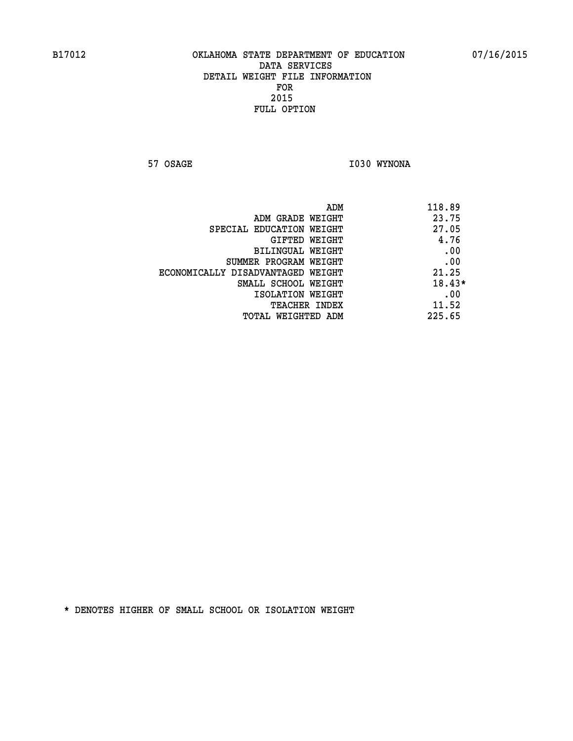B17012 OKLAHOMA STATE DEPARTMENT OF EDUCATION 07/16/2015

DATA SERVICES
DETAIL WEIGHT FILE INFORMATION
FOR
2015
FULL OPTION

57 OSAGE I030 WYNONA

| | |
|---|---|
| ADM | 118.89 |
| ADM GRADE WEIGHT | 23.75 |
| SPECIAL EDUCATION WEIGHT | 27.05 |
| GIFTED WEIGHT | 4.76 |
| BILINGUAL WEIGHT | .00 |
| SUMMER PROGRAM WEIGHT | .00 |
| ECONOMICALLY DISADVANTAGED WEIGHT | 21.25 |
| SMALL SCHOOL WEIGHT | 18.43* |
| ISOLATION WEIGHT | .00 |
| TEACHER INDEX | 11.52 |
| TOTAL WEIGHTED ADM | 225.65 |

* DENOTES HIGHER OF SMALL SCHOOL OR ISOLATION WEIGHT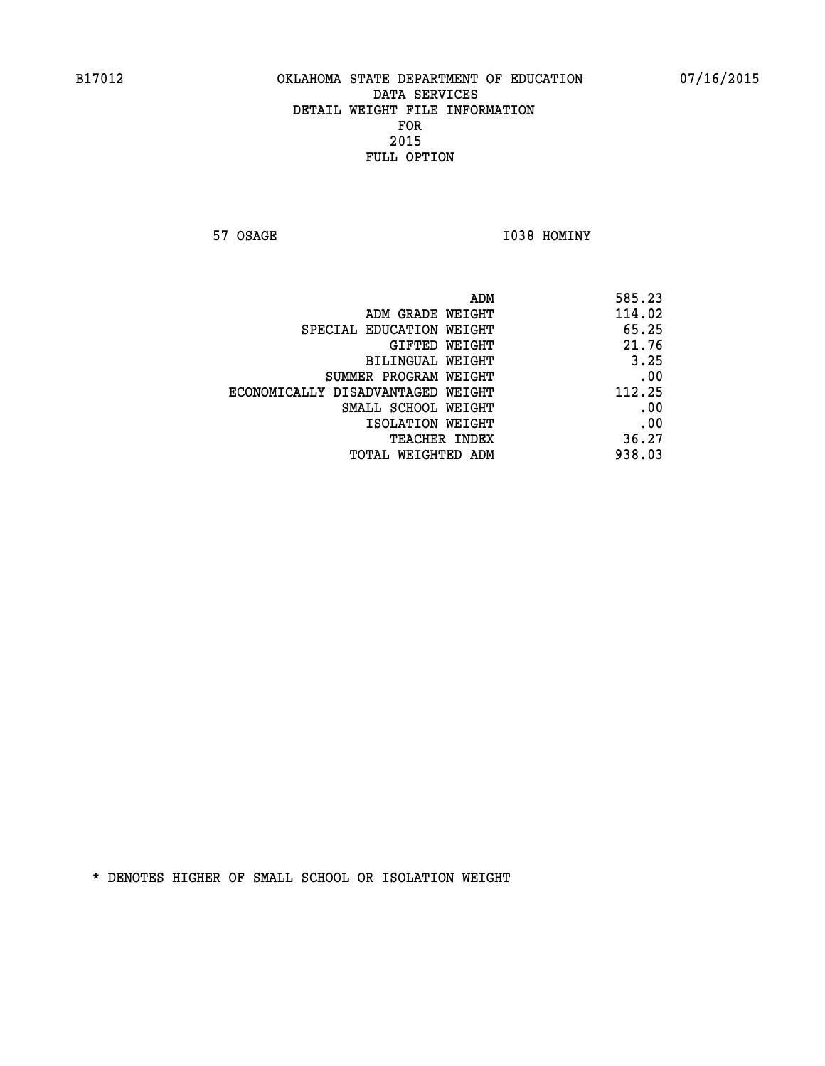B17012 OKLAHOMA STATE DEPARTMENT OF EDUCATION 07/16/2015

DATA SERVICES

DETAIL WEIGHT FILE INFORMATION

FOR

2015

FULL OPTION

57 OSAGE I038 HOMINY

| | |
|---|---|
| ADM | 585.23 |
| ADM GRADE WEIGHT | 114.02 |
| SPECIAL EDUCATION WEIGHT | 65.25 |
| GIFTED WEIGHT | 21.76 |
| BILINGUAL WEIGHT | 3.25 |
| SUMMER PROGRAM WEIGHT | .00 |
| ECONOMICALLY DISADVANTAGED WEIGHT | 112.25 |
| SMALL SCHOOL WEIGHT | .00 |
| ISOLATION WEIGHT | .00 |
| TEACHER INDEX | 36.27 |
| TOTAL WEIGHTED ADM | 938.03 |

* DENOTES HIGHER OF SMALL SCHOOL OR ISOLATION WEIGHT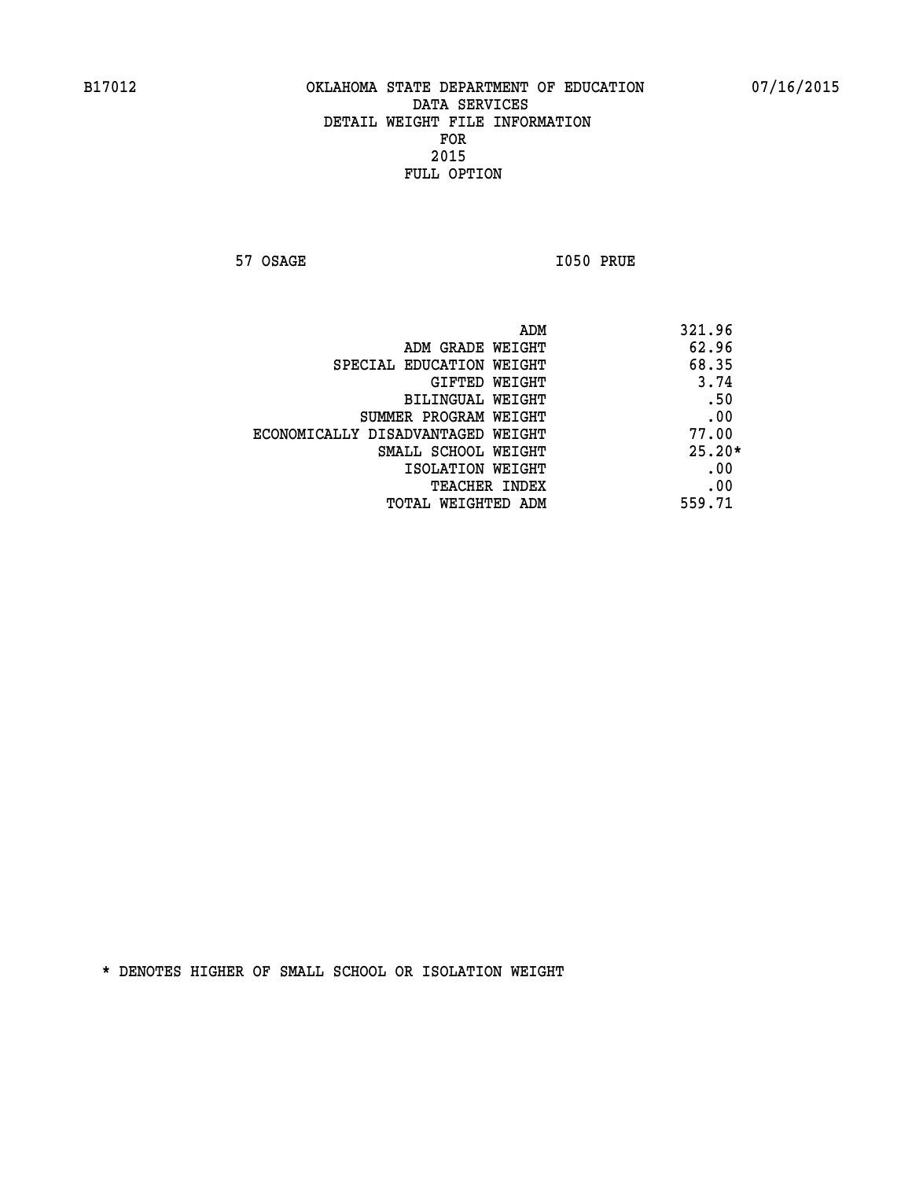B17012 OKLAHOMA STATE DEPARTMENT OF EDUCATION 07/16/2015

DATA SERVICES
DETAIL WEIGHT FILE INFORMATION
FOR
2015
FULL OPTION

57 OSAGE I050 PRUE

| | |
|---|---|
| ADM | 321.96 |
| ADM GRADE WEIGHT | 62.96 |
| SPECIAL EDUCATION WEIGHT | 68.35 |
| GIFTED WEIGHT | 3.74 |
| BILINGUAL WEIGHT | .50 |
| SUMMER PROGRAM WEIGHT | .00 |
| ECONOMICALLY DISADVANTAGED WEIGHT | 77.00 |
| SMALL SCHOOL WEIGHT | 25.20* |
| ISOLATION WEIGHT | .00 |
| TEACHER INDEX | .00 |
| TOTAL WEIGHTED ADM | 559.71 |

* DENOTES HIGHER OF SMALL SCHOOL OR ISOLATION WEIGHT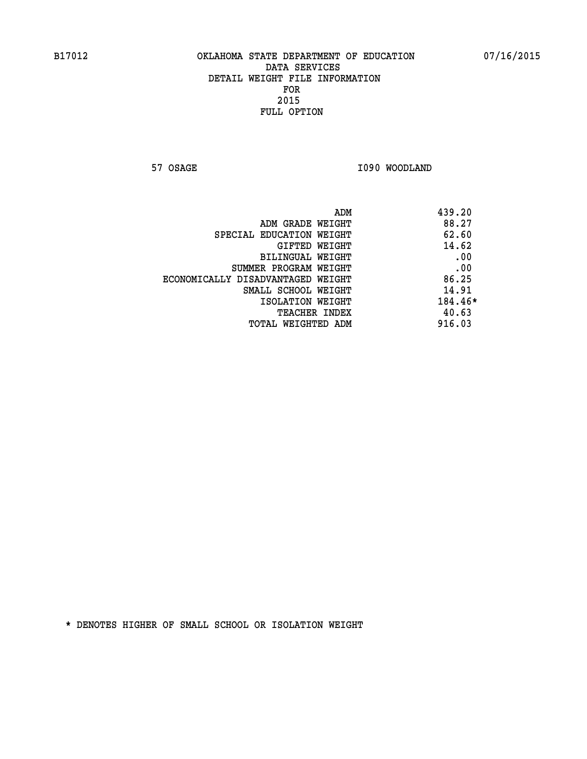B17012 OKLAHOMA STATE DEPARTMENT OF EDUCATION 07/16/2015

DATA SERVICES
DETAIL WEIGHT FILE INFORMATION
FOR
2015
FULL OPTION

57 OSAGE I090 WOODLAND

| | |
|---|---|
| ADM | 439.20 |
| ADM GRADE WEIGHT | 88.27 |
| SPECIAL EDUCATION WEIGHT | 62.60 |
| GIFTED WEIGHT | 14.62 |
| BILINGUAL WEIGHT | .00 |
| SUMMER PROGRAM WEIGHT | .00 |
| ECONOMICALLY DISADVANTAGED WEIGHT | 86.25 |
| SMALL SCHOOL WEIGHT | 14.91 |
| ISOLATION WEIGHT | 184.46* |
| TEACHER INDEX | 40.63 |
| TOTAL WEIGHTED ADM | 916.03 |

* DENOTES HIGHER OF SMALL SCHOOL OR ISOLATION WEIGHT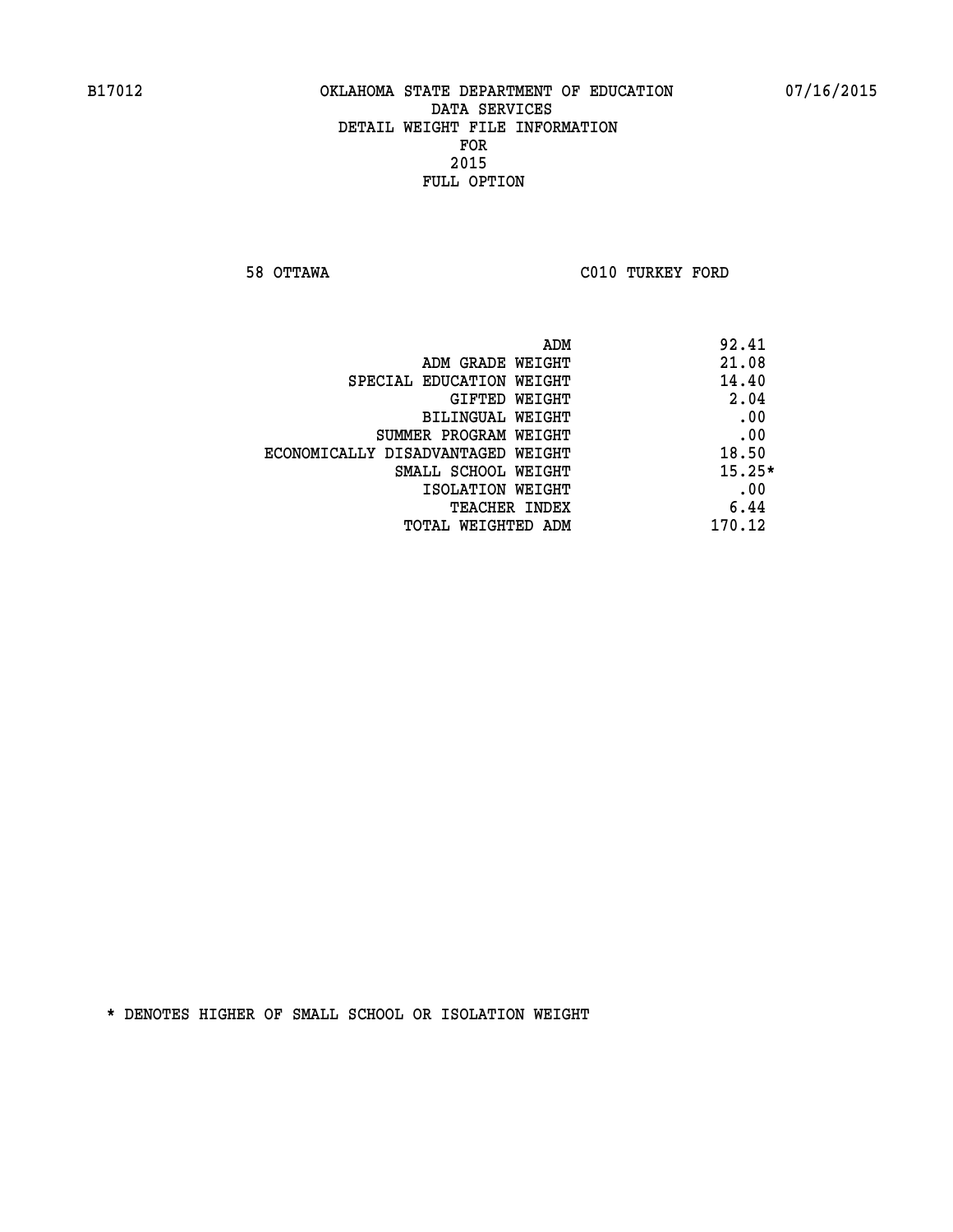B17012 OKLAHOMA STATE DEPARTMENT OF EDUCATION 07/16/2015

DATA SERVICES
DETAIL WEIGHT FILE INFORMATION
FOR
2015
FULL OPTION

58 OTTAWA C010 TURKEY FORD

| | |
|---|---|
| ADM | 92.41 |
| ADM GRADE WEIGHT | 21.08 |
| SPECIAL EDUCATION WEIGHT | 14.40 |
| GIFTED WEIGHT | 2.04 |
| BILINGUAL WEIGHT | .00 |
| SUMMER PROGRAM WEIGHT | .00 |
| ECONOMICALLY DISADVANTAGED WEIGHT | 18.50 |
| SMALL SCHOOL WEIGHT | 15.25* |
| ISOLATION WEIGHT | .00 |
| TEACHER INDEX | 6.44 |
| TOTAL WEIGHTED ADM | 170.12 |

* DENOTES HIGHER OF SMALL SCHOOL OR ISOLATION WEIGHT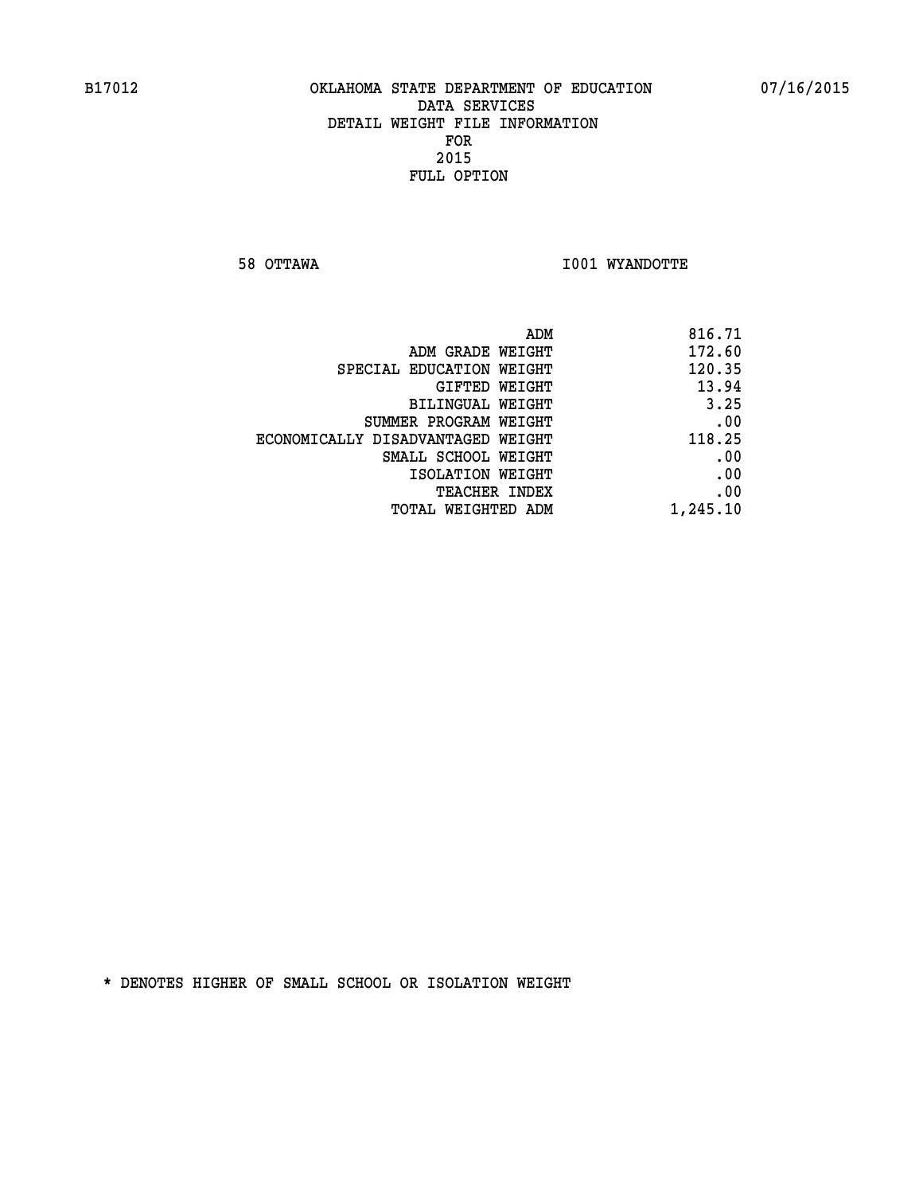B17012 OKLAHOMA STATE DEPARTMENT OF EDUCATION 07/16/2015

DATA SERVICES
DETAIL WEIGHT FILE INFORMATION
FOR
2015
FULL OPTION

58 OTTAWA I001 WYANDOTTE

| | |
|---|---|
| ADM | 816.71 |
| ADM GRADE WEIGHT | 172.60 |
| SPECIAL EDUCATION WEIGHT | 120.35 |
| GIFTED WEIGHT | 13.94 |
| BILINGUAL WEIGHT | 3.25 |
| SUMMER PROGRAM WEIGHT | .00 |
| ECONOMICALLY DISADVANTAGED WEIGHT | 118.25 |
| SMALL SCHOOL WEIGHT | .00 |
| ISOLATION WEIGHT | .00 |
| TEACHER INDEX | .00 |
| TOTAL WEIGHTED ADM | 1,245.10 |

* DENOTES HIGHER OF SMALL SCHOOL OR ISOLATION WEIGHT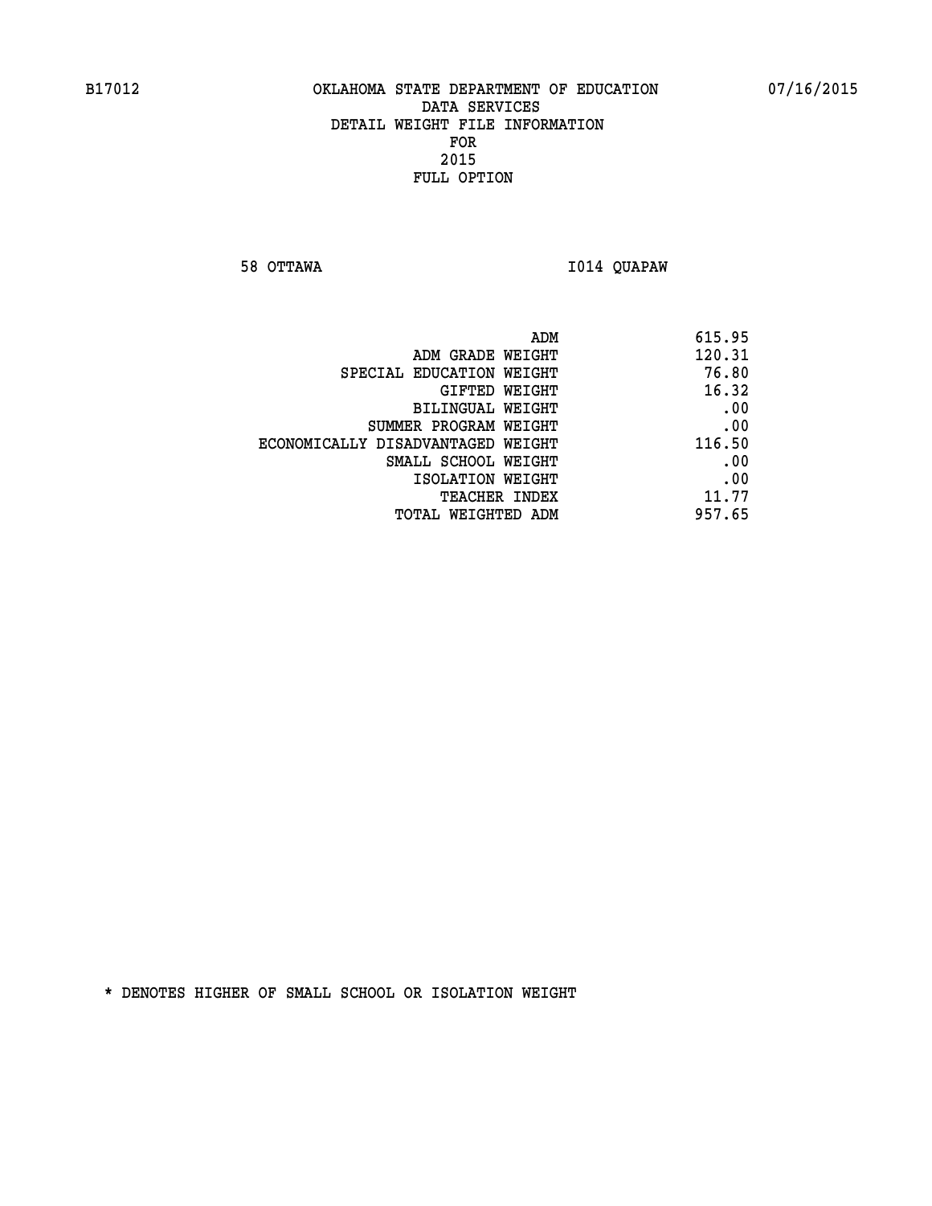B17012 OKLAHOMA STATE DEPARTMENT OF EDUCATION 07/16/2015

DATA SERVICES
DETAIL WEIGHT FILE INFORMATION
FOR
2015
FULL OPTION

58 OTTAWA I014 QUAPAW

| | |
|---|---|
| ADM | 615.95 |
| ADM GRADE WEIGHT | 120.31 |
| SPECIAL EDUCATION WEIGHT | 76.80 |
| GIFTED WEIGHT | 16.32 |
| BILINGUAL WEIGHT | .00 |
| SUMMER PROGRAM WEIGHT | .00 |
| ECONOMICALLY DISADVANTAGED WEIGHT | 116.50 |
| SMALL SCHOOL WEIGHT | .00 |
| ISOLATION WEIGHT | .00 |
| TEACHER INDEX | 11.77 |
| TOTAL WEIGHTED ADM | 957.65 |

* DENOTES HIGHER OF SMALL SCHOOL OR ISOLATION WEIGHT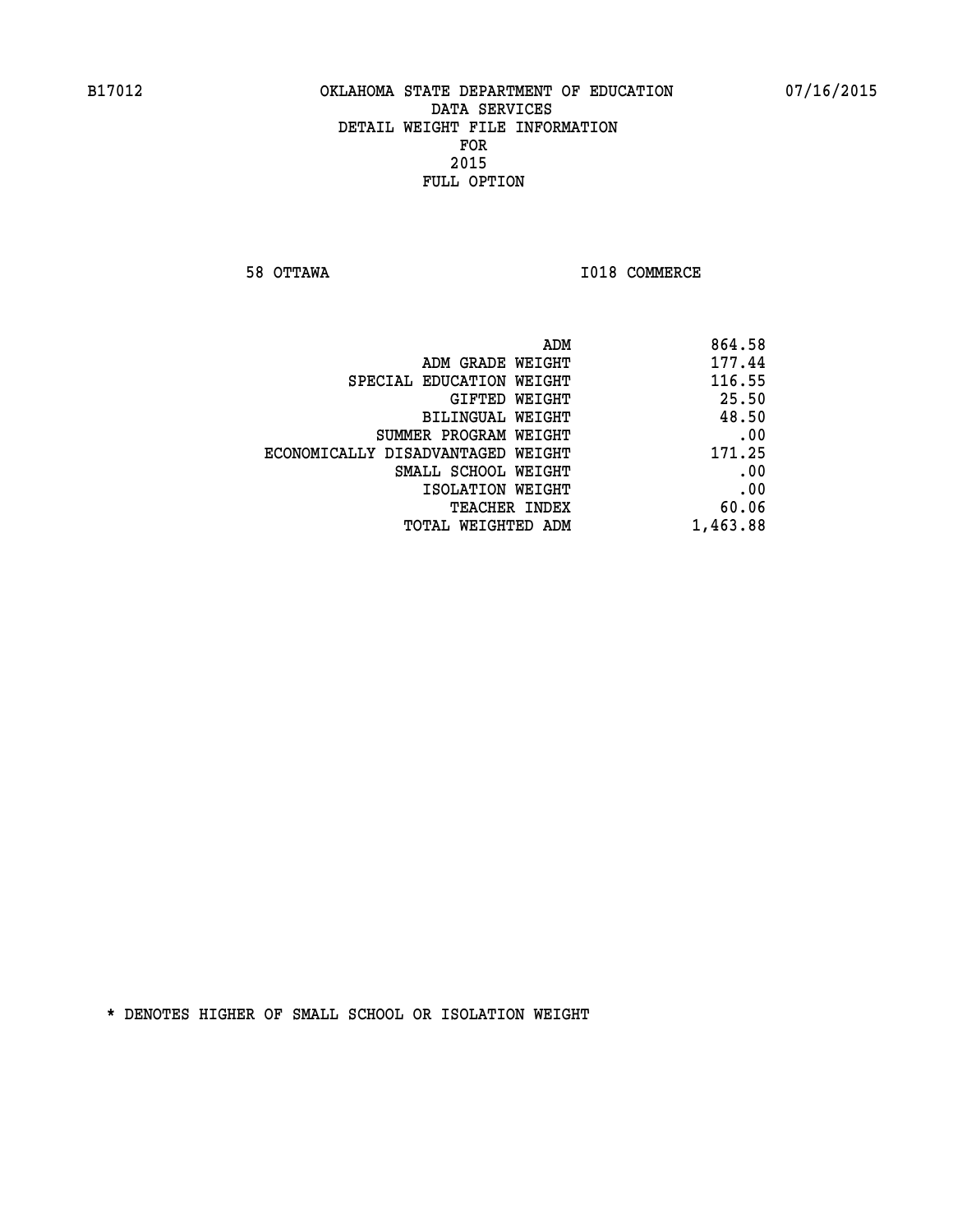B17012 OKLAHOMA STATE DEPARTMENT OF EDUCATION 07/16/2015

DATA SERVICES
DETAIL WEIGHT FILE INFORMATION
FOR
2015
FULL OPTION

58 OTTAWA I018 COMMERCE

| | |
|---|---|
| ADM | 864.58 |
| ADM GRADE WEIGHT | 177.44 |
| SPECIAL EDUCATION WEIGHT | 116.55 |
| GIFTED WEIGHT | 25.50 |
| BILINGUAL WEIGHT | 48.50 |
| SUMMER PROGRAM WEIGHT | .00 |
| ECONOMICALLY DISADVANTAGED WEIGHT | 171.25 |
| SMALL SCHOOL WEIGHT | .00 |
| ISOLATION WEIGHT | .00 |
| TEACHER INDEX | 60.06 |
| TOTAL WEIGHTED ADM | 1,463.88 |

* DENOTES HIGHER OF SMALL SCHOOL OR ISOLATION WEIGHT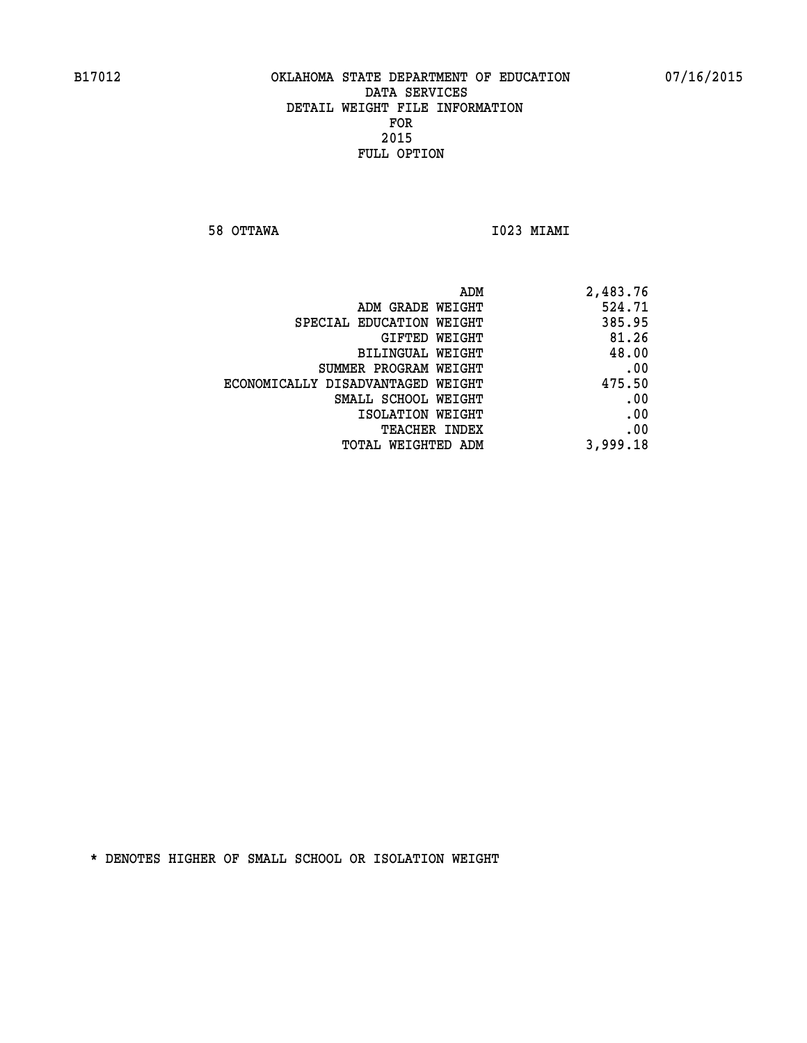B17012 OKLAHOMA STATE DEPARTMENT OF EDUCATION 07/16/2015

DATA SERVICES
DETAIL WEIGHT FILE INFORMATION
FOR
2015
FULL OPTION

58 OTTAWA I023 MIAMI

| | |
|---|---|
| ADM | 2,483.76 |
| ADM GRADE WEIGHT | 524.71 |
| SPECIAL EDUCATION WEIGHT | 385.95 |
| GIFTED WEIGHT | 81.26 |
| BILINGUAL WEIGHT | 48.00 |
| SUMMER PROGRAM WEIGHT | .00 |
| ECONOMICALLY DISADVANTAGED WEIGHT | 475.50 |
| SMALL SCHOOL WEIGHT | .00 |
| ISOLATION WEIGHT | .00 |
| TEACHER INDEX | .00 |
| TOTAL WEIGHTED ADM | 3,999.18 |

* DENOTES HIGHER OF SMALL SCHOOL OR ISOLATION WEIGHT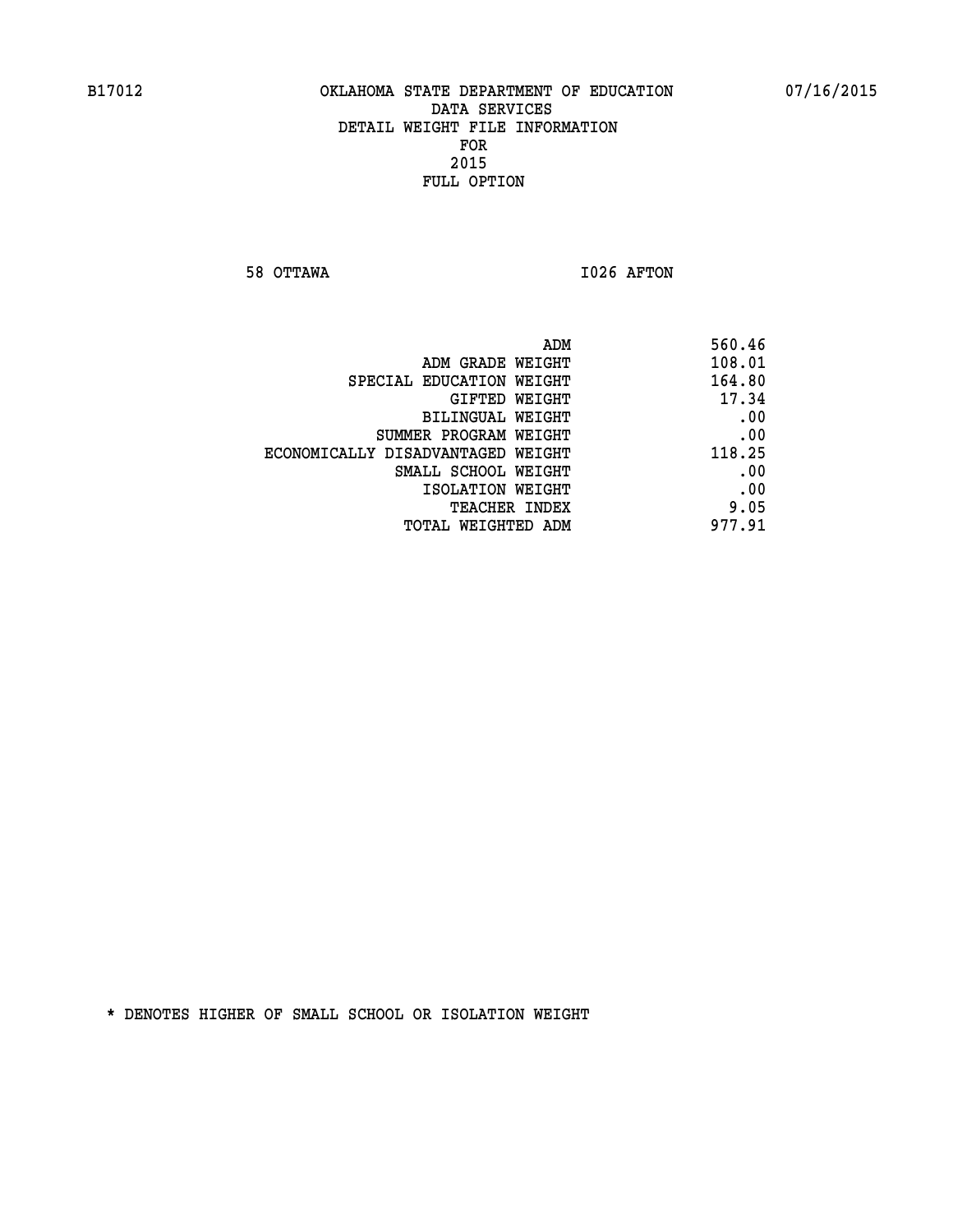B17012 OKLAHOMA STATE DEPARTMENT OF EDUCATION 07/16/2015

DATA SERVICES
DETAIL WEIGHT FILE INFORMATION
FOR
2015
FULL OPTION

58 OTTAWA I026 AFTON

| | |
|---|---|
| ADM | 560.46 |
| ADM GRADE WEIGHT | 108.01 |
| SPECIAL EDUCATION WEIGHT | 164.80 |
| GIFTED WEIGHT | 17.34 |
| BILINGUAL WEIGHT | .00 |
| SUMMER PROGRAM WEIGHT | .00 |
| ECONOMICALLY DISADVANTAGED WEIGHT | 118.25 |
| SMALL SCHOOL WEIGHT | .00 |
| ISOLATION WEIGHT | .00 |
| TEACHER INDEX | 9.05 |
| TOTAL WEIGHTED ADM | 977.91 |

* DENOTES HIGHER OF SMALL SCHOOL OR ISOLATION WEIGHT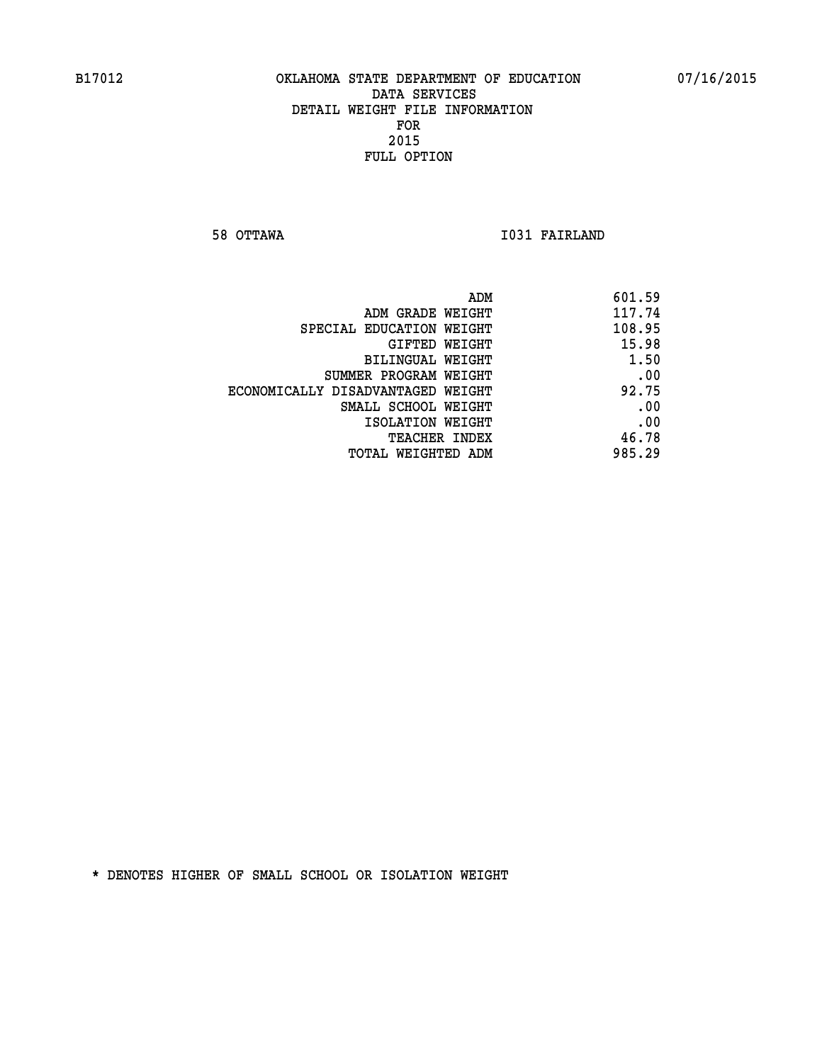B17012 OKLAHOMA STATE DEPARTMENT OF EDUCATION 07/16/2015

DATA SERVICES
DETAIL WEIGHT FILE INFORMATION
FOR
2015
FULL OPTION

58 OTTAWA I031 FAIRLAND

| | |
|---|---|
| ADM | 601.59 |
| ADM GRADE WEIGHT | 117.74 |
| SPECIAL EDUCATION WEIGHT | 108.95 |
| GIFTED WEIGHT | 15.98 |
| BILINGUAL WEIGHT | 1.50 |
| SUMMER PROGRAM WEIGHT | .00 |
| ECONOMICALLY DISADVANTAGED WEIGHT | 92.75 |
| SMALL SCHOOL WEIGHT | .00 |
| ISOLATION WEIGHT | .00 |
| TEACHER INDEX | 46.78 |
| TOTAL WEIGHTED ADM | 985.29 |

* DENOTES HIGHER OF SMALL SCHOOL OR ISOLATION WEIGHT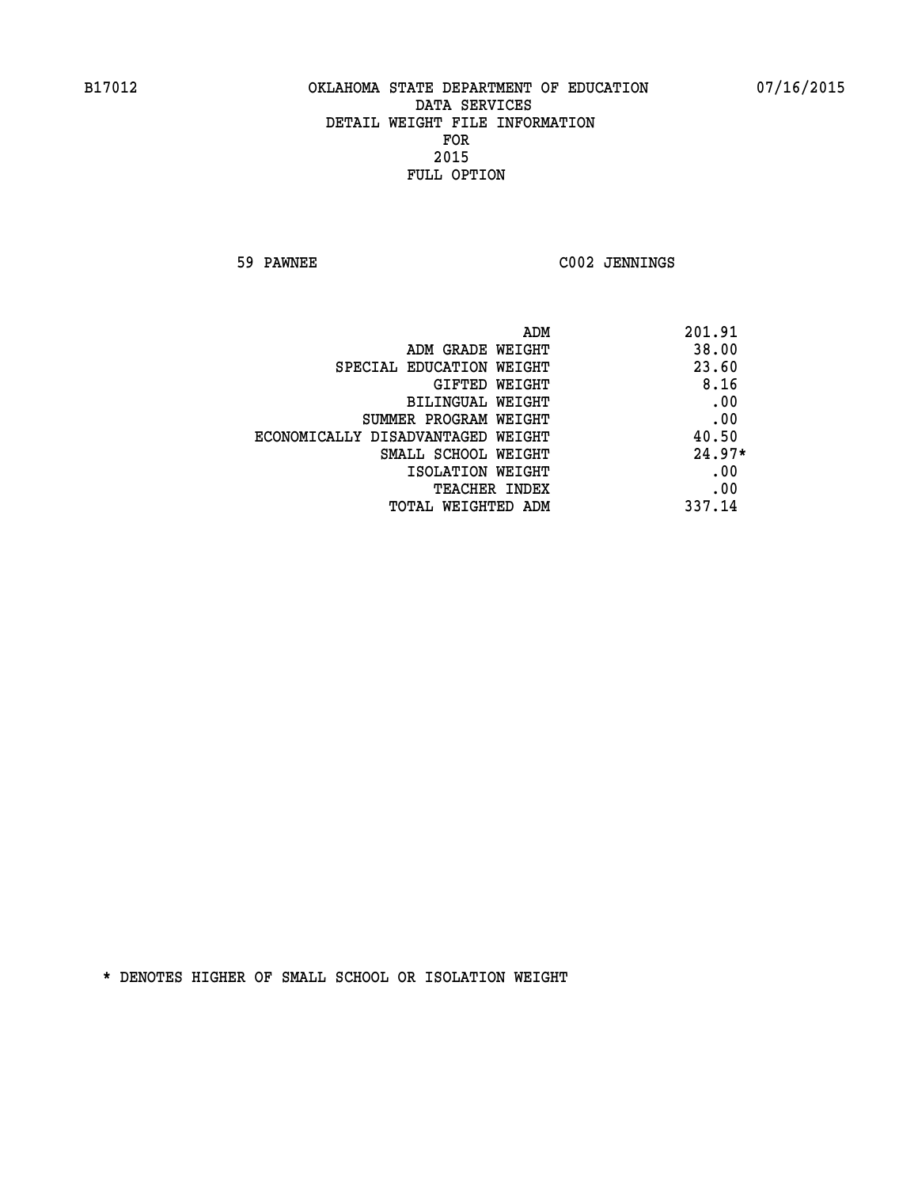B17012 OKLAHOMA STATE DEPARTMENT OF EDUCATION 07/16/2015

DATA SERVICES
DETAIL WEIGHT FILE INFORMATION
FOR
2015
FULL OPTION

59 PAWNEE C002 JENNINGS

| | |
|---|---|
| ADM | 201.91 |
| ADM GRADE WEIGHT | 38.00 |
| SPECIAL EDUCATION WEIGHT | 23.60 |
| GIFTED WEIGHT | 8.16 |
| BILINGUAL WEIGHT | .00 |
| SUMMER PROGRAM WEIGHT | .00 |
| ECONOMICALLY DISADVANTAGED WEIGHT | 40.50 |
| SMALL SCHOOL WEIGHT | 24.97* |
| ISOLATION WEIGHT | .00 |
| TEACHER INDEX | .00 |
| TOTAL WEIGHTED ADM | 337.14 |

* DENOTES HIGHER OF SMALL SCHOOL OR ISOLATION WEIGHT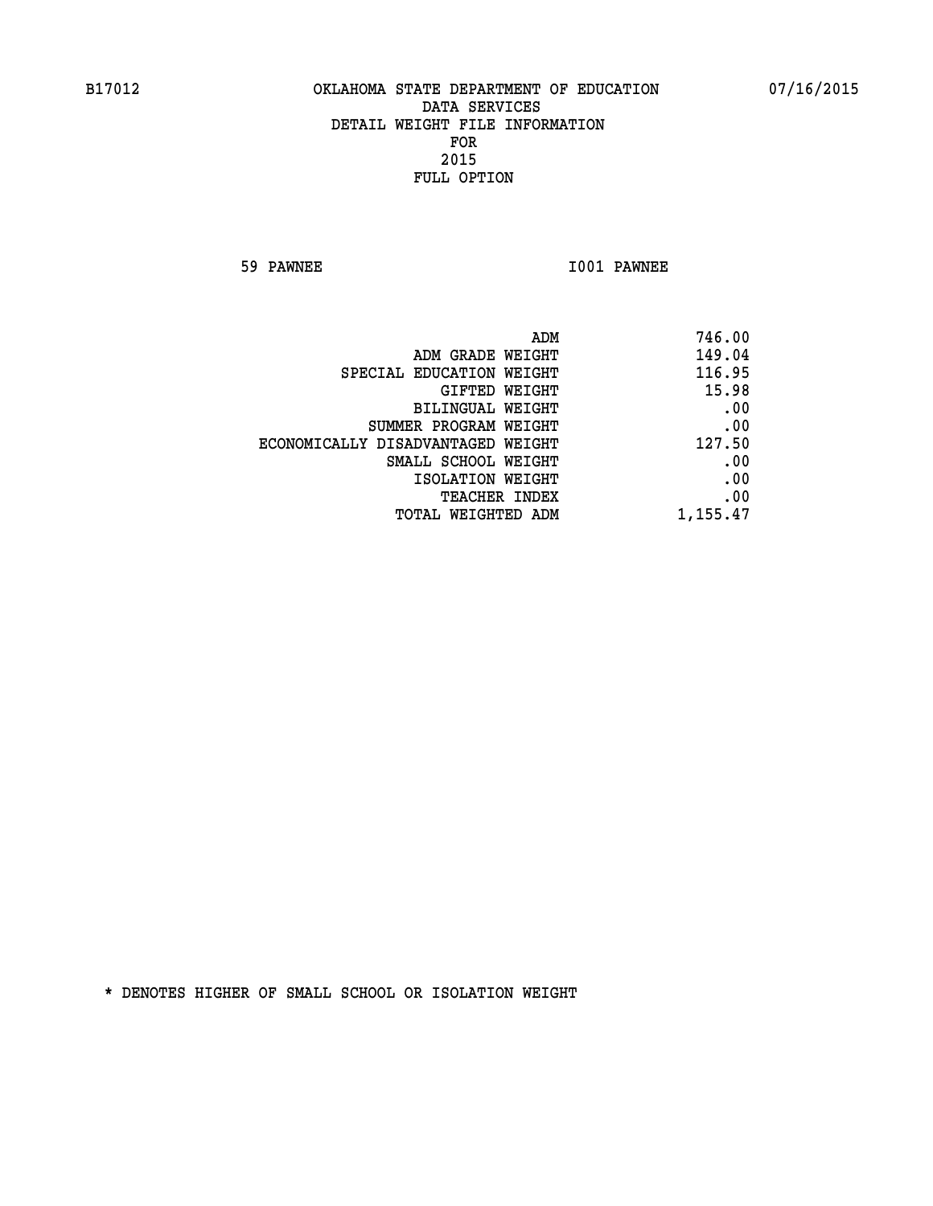B17012 OKLAHOMA STATE DEPARTMENT OF EDUCATION 07/16/2015

DATA SERVICES
DETAIL WEIGHT FILE INFORMATION
FOR
2015
FULL OPTION

59 PAWNEE I001 PAWNEE

| | |
|---|---|
| ADM | 746.00 |
| ADM GRADE WEIGHT | 149.04 |
| SPECIAL EDUCATION WEIGHT | 116.95 |
| GIFTED WEIGHT | 15.98 |
| BILINGUAL WEIGHT | .00 |
| SUMMER PROGRAM WEIGHT | .00 |
| ECONOMICALLY DISADVANTAGED WEIGHT | 127.50 |
| SMALL SCHOOL WEIGHT | .00 |
| ISOLATION WEIGHT | .00 |
| TEACHER INDEX | .00 |
| TOTAL WEIGHTED ADM | 1,155.47 |

* DENOTES HIGHER OF SMALL SCHOOL OR ISOLATION WEIGHT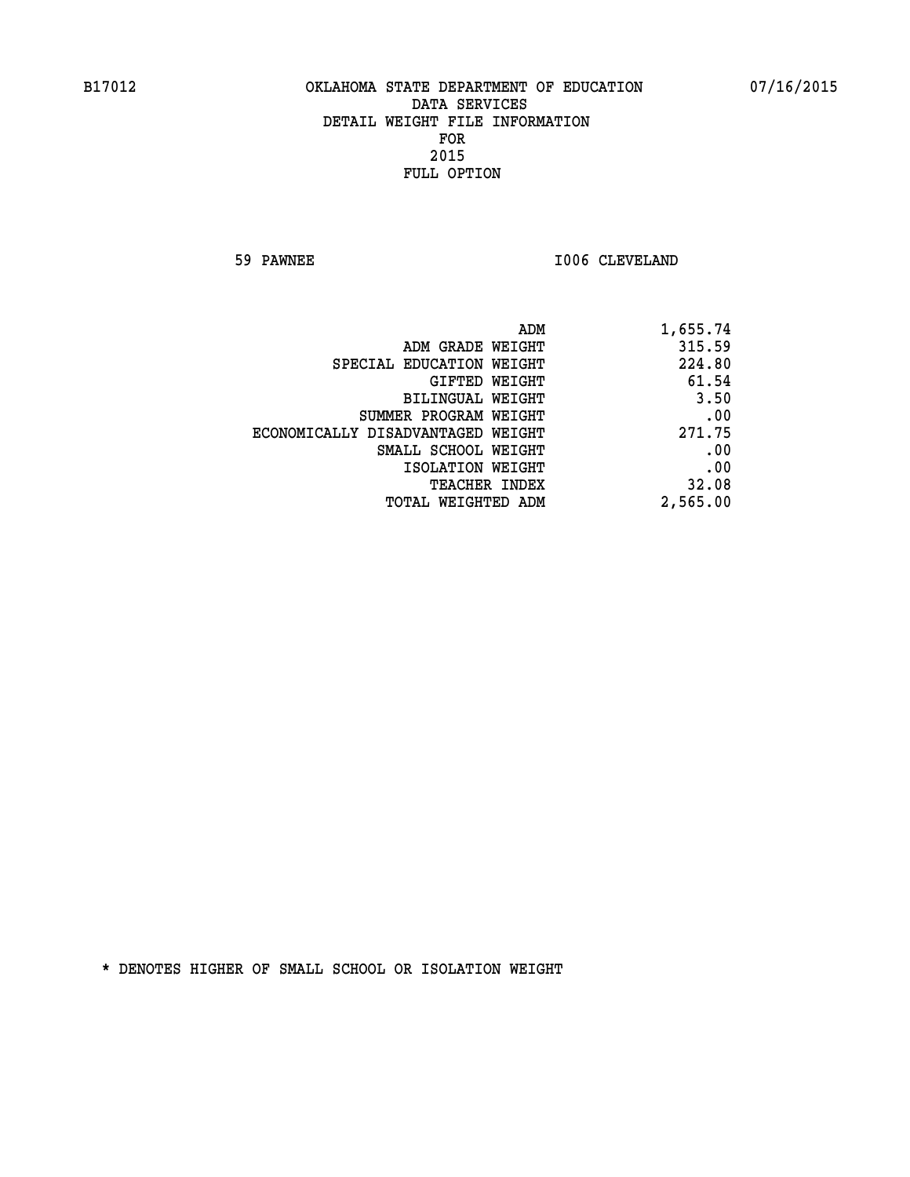B17012 OKLAHOMA STATE DEPARTMENT OF EDUCATION 07/16/2015

DATA SERVICES
DETAIL WEIGHT FILE INFORMATION
FOR
2015
FULL OPTION

59 PAWNEE I006 CLEVELAND

| | |
|---|---|
| ADM | 1,655.74 |
| ADM GRADE WEIGHT | 315.59 |
| SPECIAL EDUCATION WEIGHT | 224.80 |
| GIFTED WEIGHT | 61.54 |
| BILINGUAL WEIGHT | 3.50 |
| SUMMER PROGRAM WEIGHT | .00 |
| ECONOMICALLY DISADVANTAGED WEIGHT | 271.75 |
| SMALL SCHOOL WEIGHT | .00 |
| ISOLATION WEIGHT | .00 |
| TEACHER INDEX | 32.08 |
| TOTAL WEIGHTED ADM | 2,565.00 |

* DENOTES HIGHER OF SMALL SCHOOL OR ISOLATION WEIGHT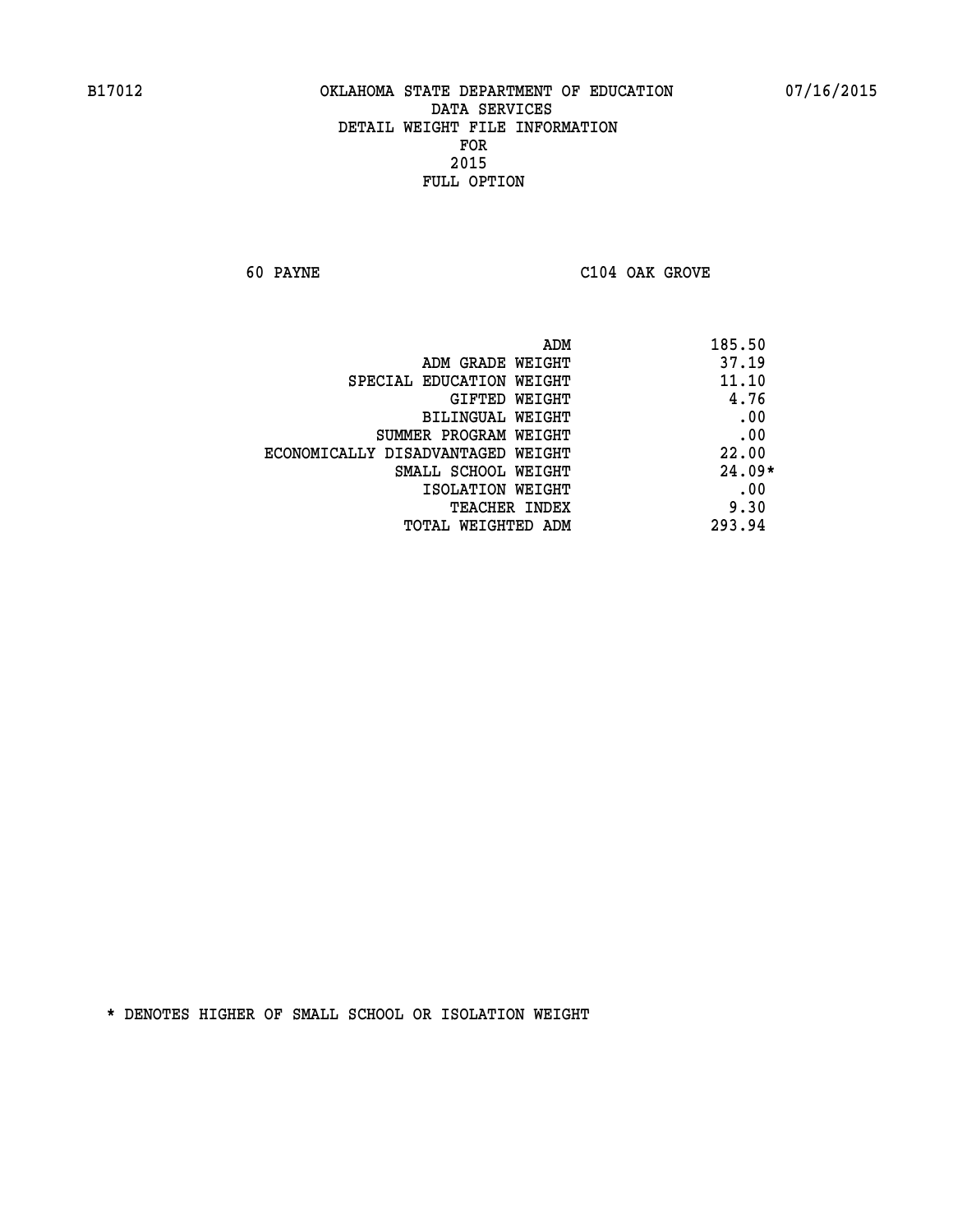B17012 OKLAHOMA STATE DEPARTMENT OF EDUCATION 07/16/2015

DATA SERVICES
DETAIL WEIGHT FILE INFORMATION
FOR
2015
FULL OPTION

60 PAYNE C104 OAK GROVE

| | |
|---|---|
| ADM | 185.50 |
| ADM GRADE WEIGHT | 37.19 |
| SPECIAL EDUCATION WEIGHT | 11.10 |
| GIFTED WEIGHT | 4.76 |
| BILINGUAL WEIGHT | .00 |
| SUMMER PROGRAM WEIGHT | .00 |
| ECONOMICALLY DISADVANTAGED WEIGHT | 22.00 |
| SMALL SCHOOL WEIGHT | 24.09* |
| ISOLATION WEIGHT | .00 |
| TEACHER INDEX | 9.30 |
| TOTAL WEIGHTED ADM | 293.94 |

* DENOTES HIGHER OF SMALL SCHOOL OR ISOLATION WEIGHT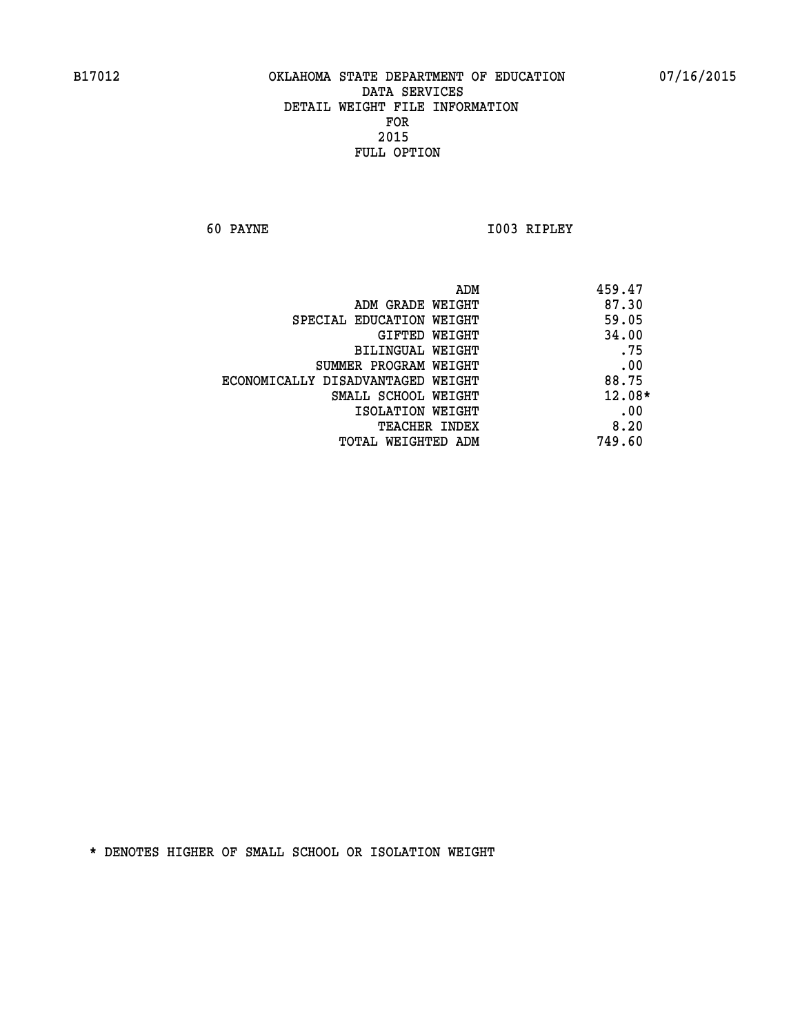B17012 OKLAHOMA STATE DEPARTMENT OF EDUCATION 07/16/2015

DATA SERVICES
DETAIL WEIGHT FILE INFORMATION
FOR
2015
FULL OPTION

60 PAYNE I003 RIPLEY

| | |
|---|---|
| ADM | 459.47 |
| ADM GRADE WEIGHT | 87.30 |
| SPECIAL EDUCATION WEIGHT | 59.05 |
| GIFTED WEIGHT | 34.00 |
| BILINGUAL WEIGHT | .75 |
| SUMMER PROGRAM WEIGHT | .00 |
| ECONOMICALLY DISADVANTAGED WEIGHT | 88.75 |
| SMALL SCHOOL WEIGHT | 12.08* |
| ISOLATION WEIGHT | .00 |
| TEACHER INDEX | 8.20 |
| TOTAL WEIGHTED ADM | 749.60 |

* DENOTES HIGHER OF SMALL SCHOOL OR ISOLATION WEIGHT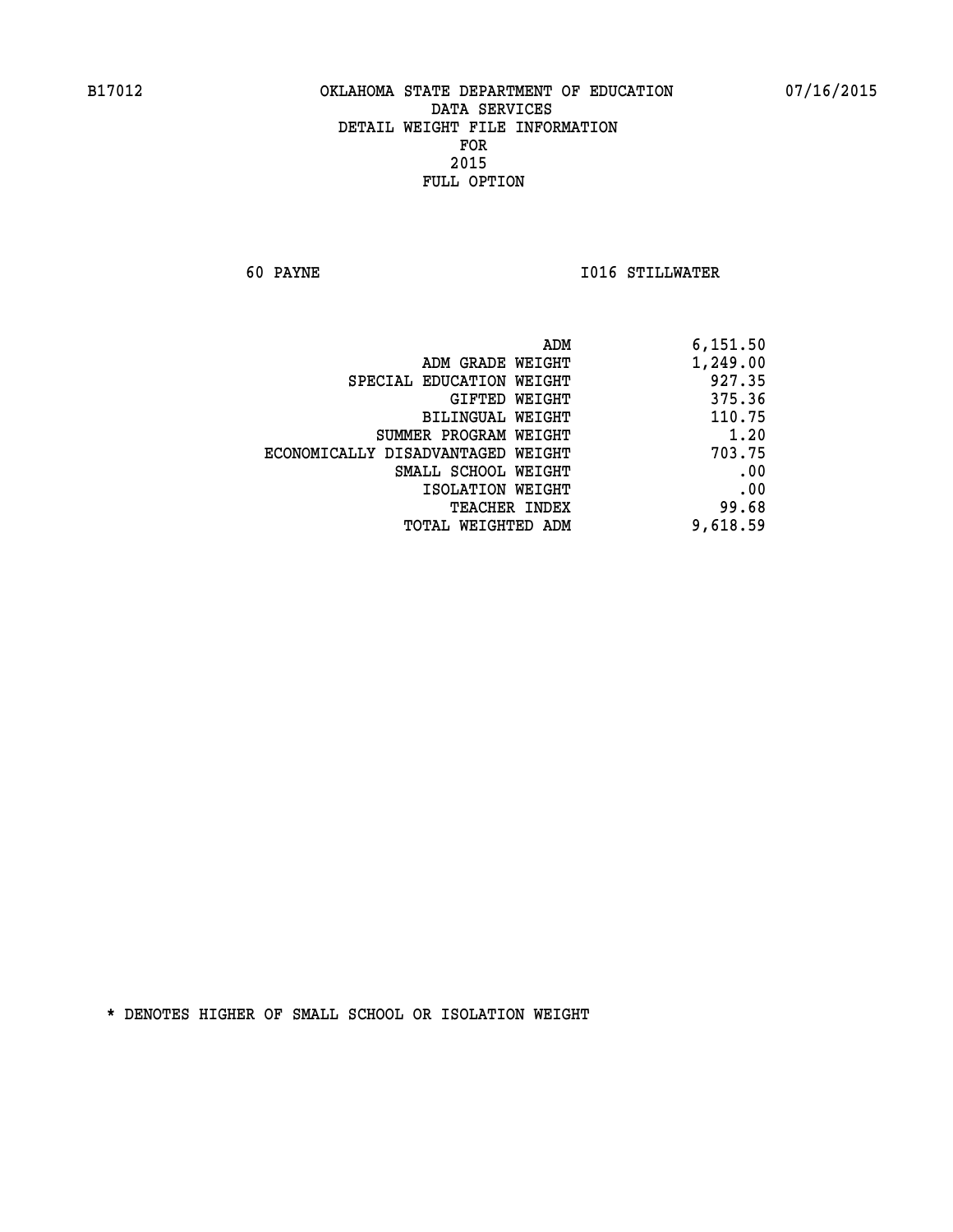B17012 OKLAHOMA STATE DEPARTMENT OF EDUCATION 07/16/2015

DATA SERVICES
DETAIL WEIGHT FILE INFORMATION
FOR
2015
FULL OPTION

60 PAYNE I016 STILLWATER

| | |
|---|---|
| ADM | 6,151.50 |
| ADM GRADE WEIGHT | 1,249.00 |
| SPECIAL EDUCATION WEIGHT | 927.35 |
| GIFTED WEIGHT | 375.36 |
| BILINGUAL WEIGHT | 110.75 |
| SUMMER PROGRAM WEIGHT | 1.20 |
| ECONOMICALLY DISADVANTAGED WEIGHT | 703.75 |
| SMALL SCHOOL WEIGHT | .00 |
| ISOLATION WEIGHT | .00 |
| TEACHER INDEX | 99.68 |
| TOTAL WEIGHTED ADM | 9,618.59 |

* DENOTES HIGHER OF SMALL SCHOOL OR ISOLATION WEIGHT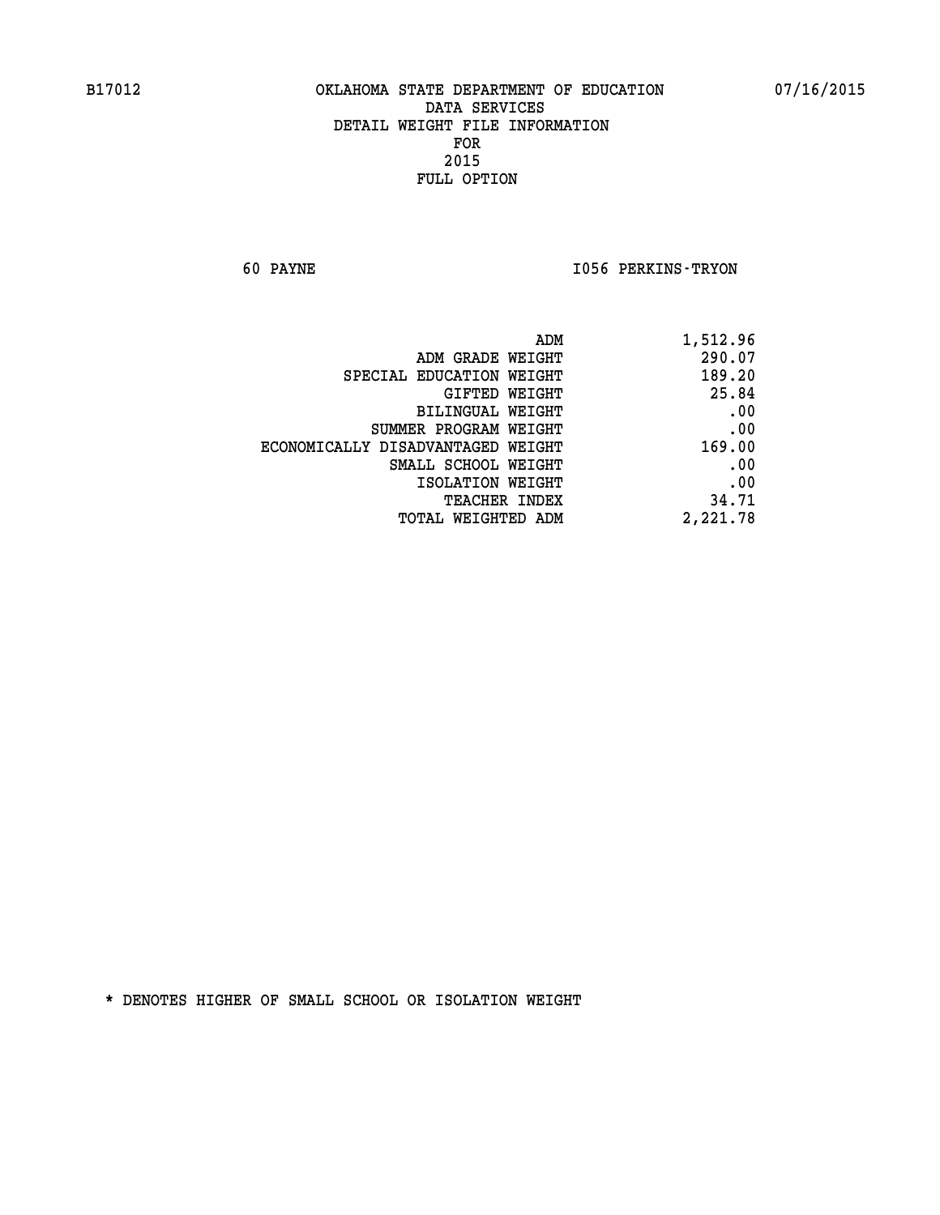B17012 OKLAHOMA STATE DEPARTMENT OF EDUCATION 07/16/2015

DATA SERVICES
DETAIL WEIGHT FILE INFORMATION
FOR
2015
FULL OPTION

60 PAYNE I056 PERKINS-TRYON

| | |
|---|---|
| ADM | 1,512.96 |
| ADM GRADE WEIGHT | 290.07 |
| SPECIAL EDUCATION WEIGHT | 189.20 |
| GIFTED WEIGHT | 25.84 |
| BILINGUAL WEIGHT | .00 |
| SUMMER PROGRAM WEIGHT | .00 |
| ECONOMICALLY DISADVANTAGED WEIGHT | 169.00 |
| SMALL SCHOOL WEIGHT | .00 |
| ISOLATION WEIGHT | .00 |
| TEACHER INDEX | 34.71 |
| TOTAL WEIGHTED ADM | 2,221.78 |

* DENOTES HIGHER OF SMALL SCHOOL OR ISOLATION WEIGHT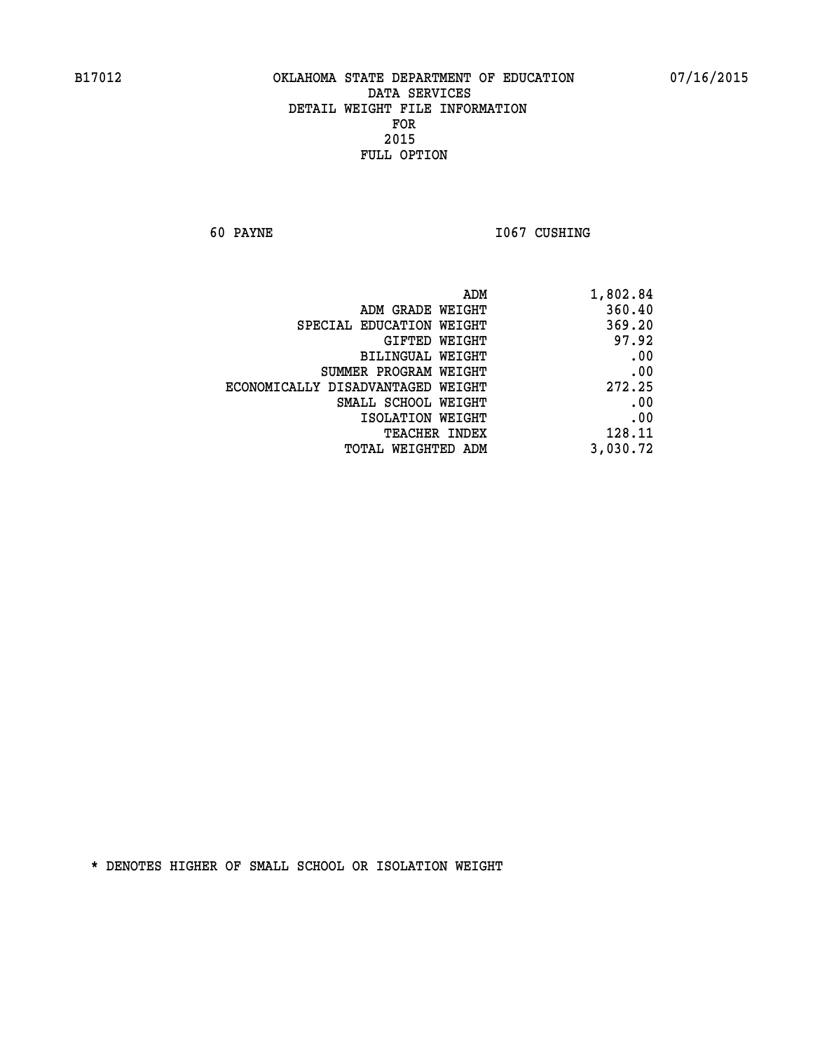B17012 OKLAHOMA STATE DEPARTMENT OF EDUCATION 07/16/2015

DATA SERVICES
DETAIL WEIGHT FILE INFORMATION
FOR
2015
FULL OPTION

60 PAYNE I067 CUSHING

| | |
|---|---|
| ADM | 1,802.84 |
| ADM GRADE WEIGHT | 360.40 |
| SPECIAL EDUCATION WEIGHT | 369.20 |
| GIFTED WEIGHT | 97.92 |
| BILINGUAL WEIGHT | .00 |
| SUMMER PROGRAM WEIGHT | .00 |
| ECONOMICALLY DISADVANTAGED WEIGHT | 272.25 |
| SMALL SCHOOL WEIGHT | .00 |
| ISOLATION WEIGHT | .00 |
| TEACHER INDEX | 128.11 |
| TOTAL WEIGHTED ADM | 3,030.72 |

* DENOTES HIGHER OF SMALL SCHOOL OR ISOLATION WEIGHT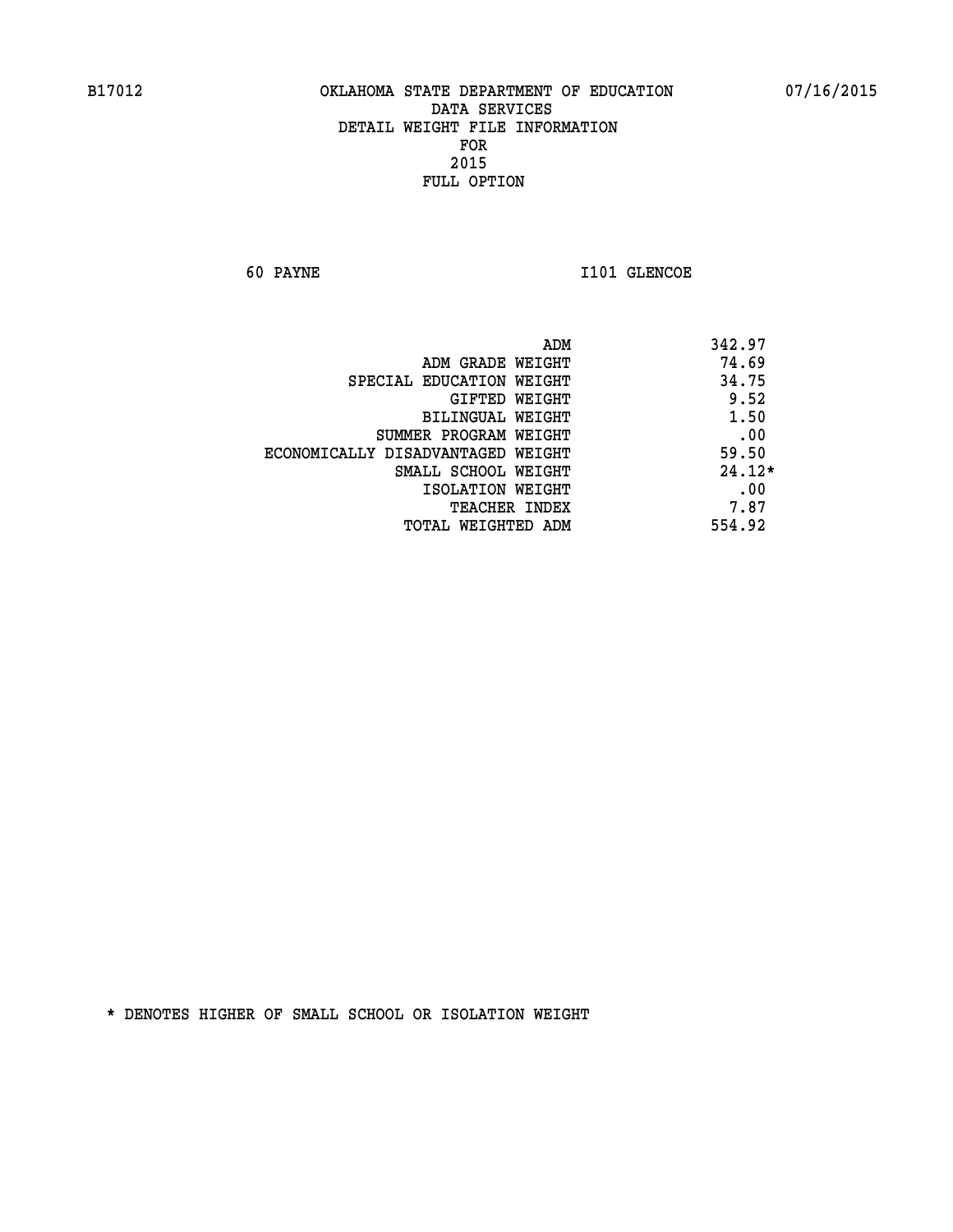B17012 OKLAHOMA STATE DEPARTMENT OF EDUCATION 07/16/2015

DATA SERVICES
DETAIL WEIGHT FILE INFORMATION
FOR
2015
FULL OPTION

60 PAYNE I101 GLENCOE

| | |
|---|---|
| ADM | 342.97 |
| ADM GRADE WEIGHT | 74.69 |
| SPECIAL EDUCATION WEIGHT | 34.75 |
| GIFTED WEIGHT | 9.52 |
| BILINGUAL WEIGHT | 1.50 |
| SUMMER PROGRAM WEIGHT | .00 |
| ECONOMICALLY DISADVANTAGED WEIGHT | 59.50 |
| SMALL SCHOOL WEIGHT | 24.12* |
| ISOLATION WEIGHT | .00 |
| TEACHER INDEX | 7.87 |
| TOTAL WEIGHTED ADM | 554.92 |

* DENOTES HIGHER OF SMALL SCHOOL OR ISOLATION WEIGHT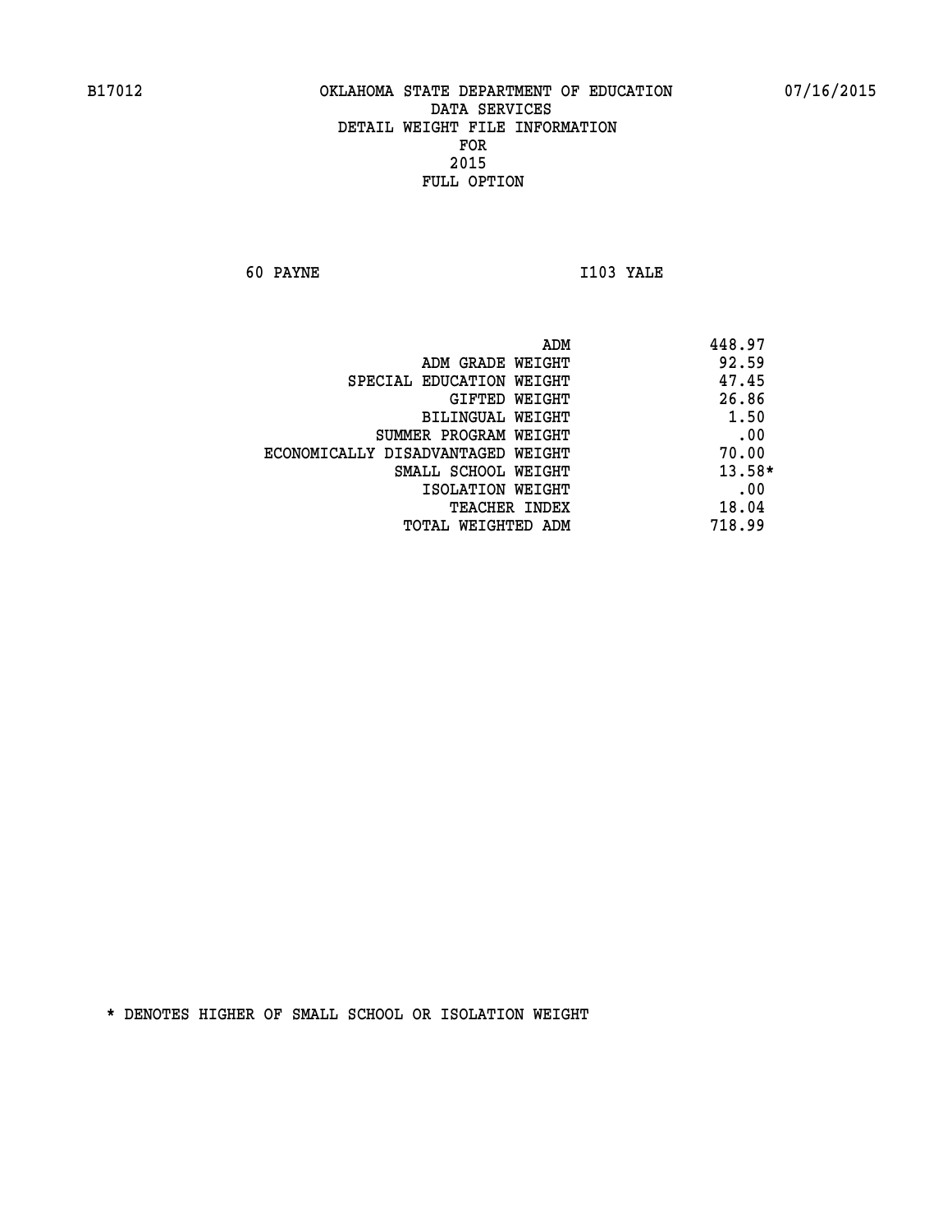B17012 OKLAHOMA STATE DEPARTMENT OF EDUCATION 07/16/2015
DATA SERVICES
DETAIL WEIGHT FILE INFORMATION
FOR
2015
FULL OPTION

60 PAYNE I103 YALE

| | |
|---|---|
| ADM | 448.97 |
| ADM GRADE WEIGHT | 92.59 |
| SPECIAL EDUCATION WEIGHT | 47.45 |
| GIFTED WEIGHT | 26.86 |
| BILINGUAL WEIGHT | 1.50 |
| SUMMER PROGRAM WEIGHT | .00 |
| ECONOMICALLY DISADVANTAGED WEIGHT | 70.00 |
| SMALL SCHOOL WEIGHT | 13.58* |
| ISOLATION WEIGHT | .00 |
| TEACHER INDEX | 18.04 |
| TOTAL WEIGHTED ADM | 718.99 |

* DENOTES HIGHER OF SMALL SCHOOL OR ISOLATION WEIGHT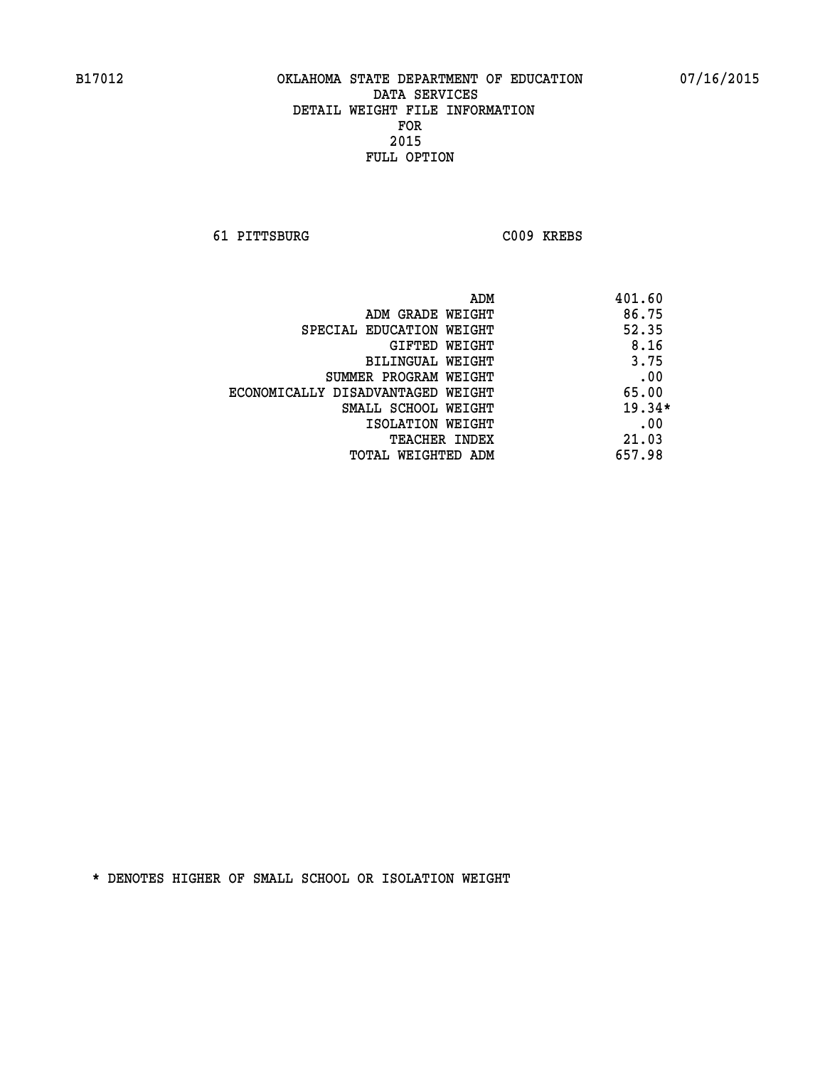B17012 OKLAHOMA STATE DEPARTMENT OF EDUCATION 07/16/2015

DATA SERVICES
DETAIL WEIGHT FILE INFORMATION
FOR
2015
FULL OPTION

61 PITTSBURG C009 KREBS

| | |
|---|---|
| ADM | 401.60 |
| ADM GRADE WEIGHT | 86.75 |
| SPECIAL EDUCATION WEIGHT | 52.35 |
| GIFTED WEIGHT | 8.16 |
| BILINGUAL WEIGHT | 3.75 |
| SUMMER PROGRAM WEIGHT | .00 |
| ECONOMICALLY DISADVANTAGED WEIGHT | 65.00 |
| SMALL SCHOOL WEIGHT | 19.34* |
| ISOLATION WEIGHT | .00 |
| TEACHER INDEX | 21.03 |
| TOTAL WEIGHTED ADM | 657.98 |

* DENOTES HIGHER OF SMALL SCHOOL OR ISOLATION WEIGHT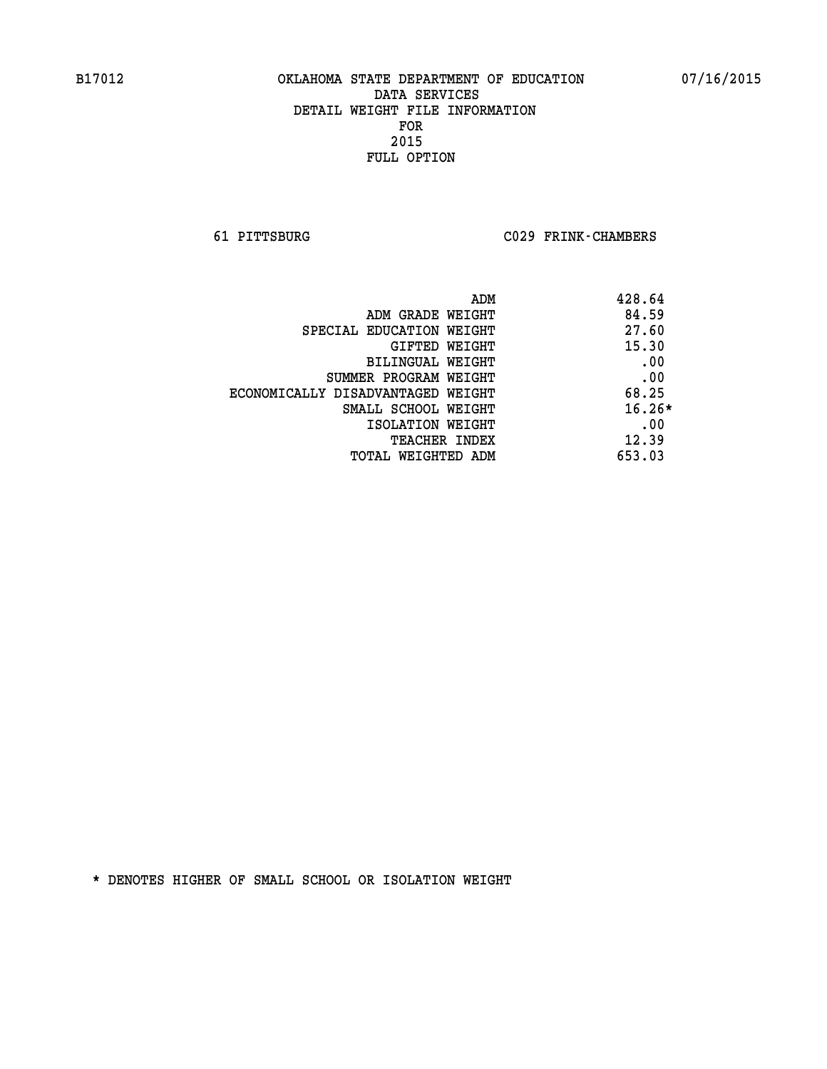B17012 OKLAHOMA STATE DEPARTMENT OF EDUCATION 07/16/2015

DATA SERVICES
DETAIL WEIGHT FILE INFORMATION
FOR
2015
FULL OPTION

61 PITTSBURG C029 FRINK-CHAMBERS

| | |
|---|---|
| ADM | 428.64 |
| ADM GRADE WEIGHT | 84.59 |
| SPECIAL EDUCATION WEIGHT | 27.60 |
| GIFTED WEIGHT | 15.30 |
| BILINGUAL WEIGHT | .00 |
| SUMMER PROGRAM WEIGHT | .00 |
| ECONOMICALLY DISADVANTAGED WEIGHT | 68.25 |
| SMALL SCHOOL WEIGHT | 16.26* |
| ISOLATION WEIGHT | .00 |
| TEACHER INDEX | 12.39 |
| TOTAL WEIGHTED ADM | 653.03 |

* DENOTES HIGHER OF SMALL SCHOOL OR ISOLATION WEIGHT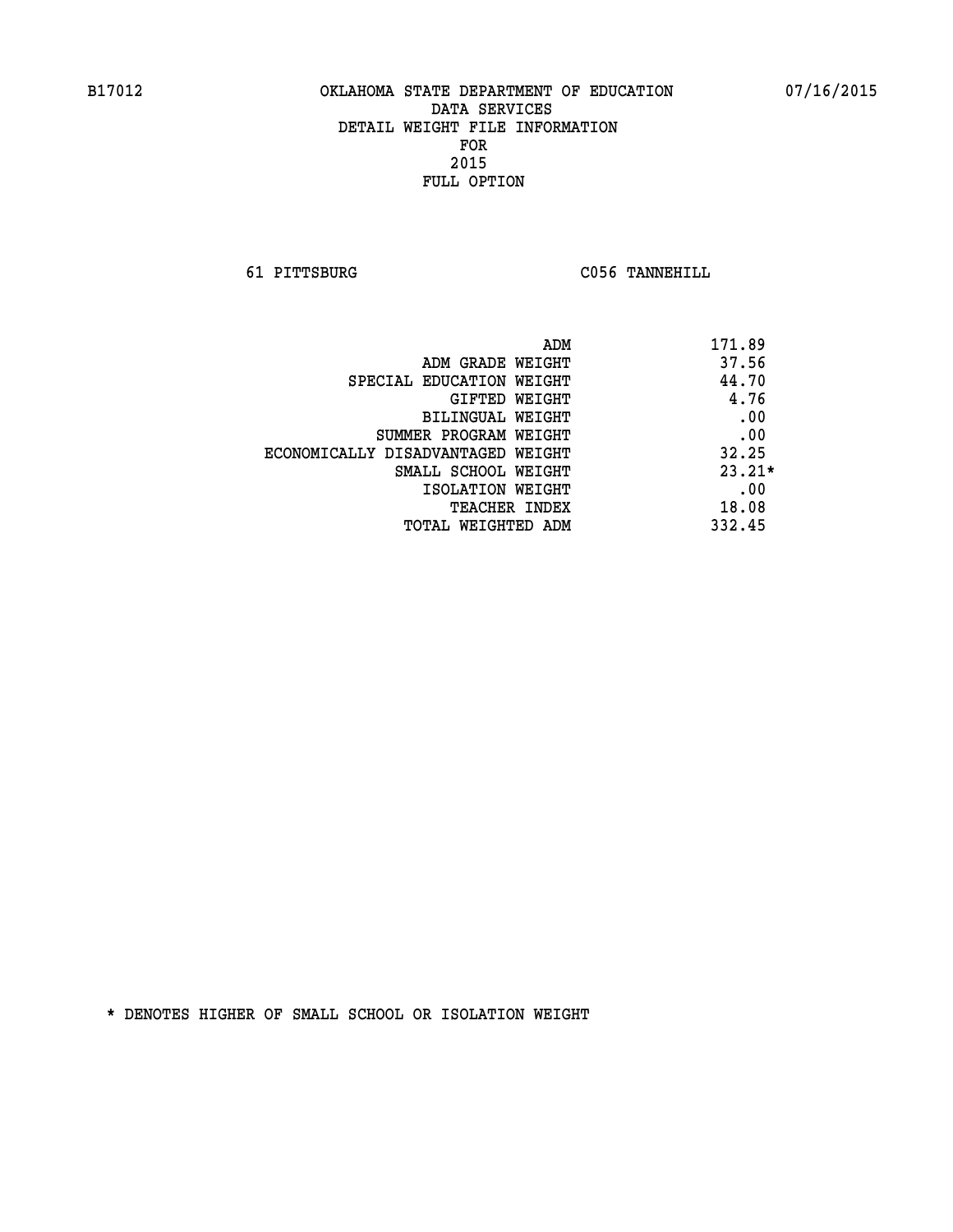B17012 OKLAHOMA STATE DEPARTMENT OF EDUCATION 07/16/2015

DATA SERVICES
DETAIL WEIGHT FILE INFORMATION
FOR
2015
FULL OPTION

61 PITTSBURG C056 TANNEHILL

| | |
|---|---|
| ADM | 171.89 |
| ADM GRADE WEIGHT | 37.56 |
| SPECIAL EDUCATION WEIGHT | 44.70 |
| GIFTED WEIGHT | 4.76 |
| BILINGUAL WEIGHT | .00 |
| SUMMER PROGRAM WEIGHT | .00 |
| ECONOMICALLY DISADVANTAGED WEIGHT | 32.25 |
| SMALL SCHOOL WEIGHT | 23.21* |
| ISOLATION WEIGHT | .00 |
| TEACHER INDEX | 18.08 |
| TOTAL WEIGHTED ADM | 332.45 |

* DENOTES HIGHER OF SMALL SCHOOL OR ISOLATION WEIGHT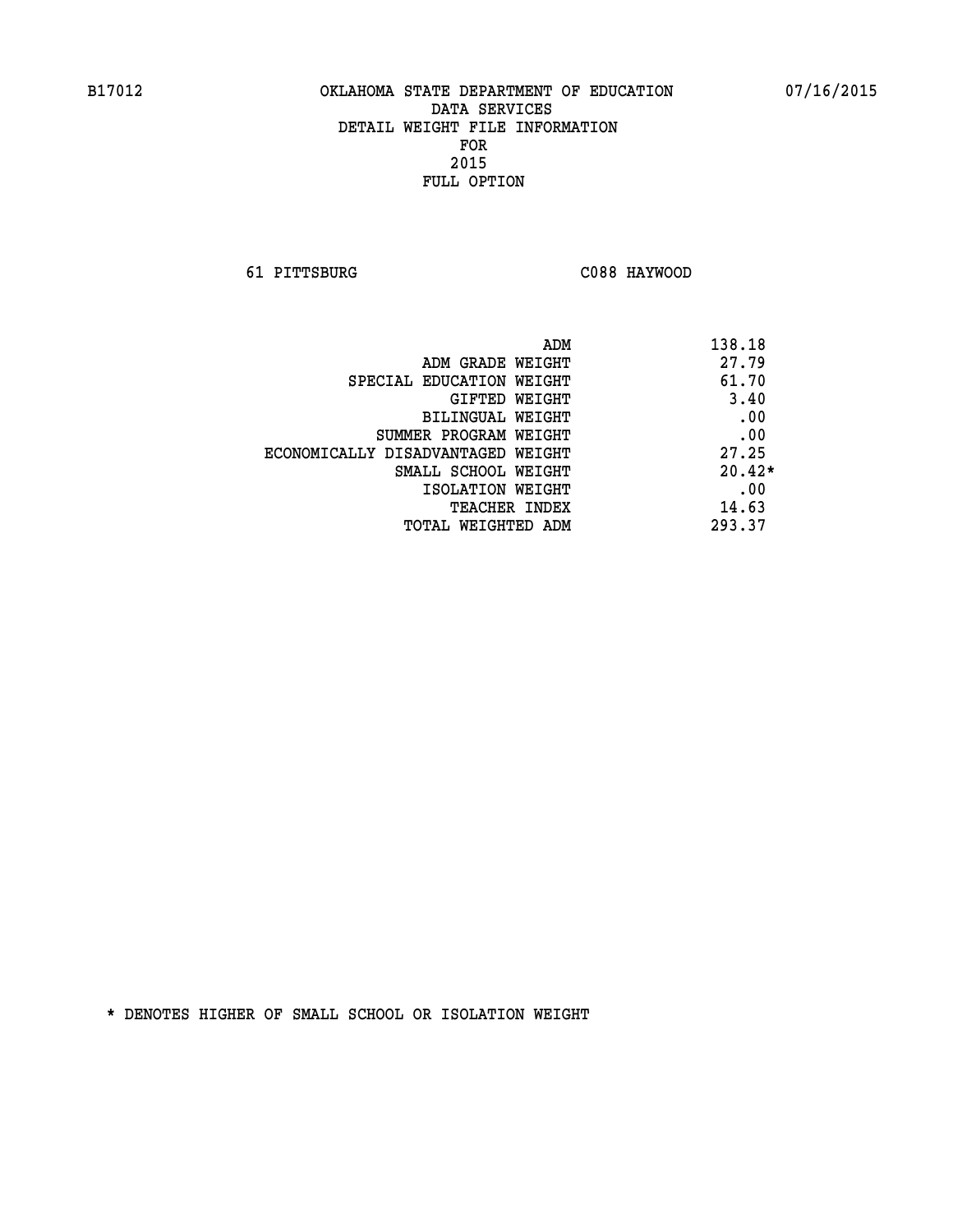B17012 OKLAHOMA STATE DEPARTMENT OF EDUCATION 07/16/2015

DATA SERVICES
DETAIL WEIGHT FILE INFORMATION
FOR
2015
FULL OPTION

61 PITTSBURG C088 HAYWOOD

| | |
|---|---|
| ADM | 138.18 |
| ADM GRADE WEIGHT | 27.79 |
| SPECIAL EDUCATION WEIGHT | 61.70 |
| GIFTED WEIGHT | 3.40 |
| BILINGUAL WEIGHT | .00 |
| SUMMER PROGRAM WEIGHT | .00 |
| ECONOMICALLY DISADVANTAGED WEIGHT | 27.25 |
| SMALL SCHOOL WEIGHT | 20.42* |
| ISOLATION WEIGHT | .00 |
| TEACHER INDEX | 14.63 |
| TOTAL WEIGHTED ADM | 293.37 |

* DENOTES HIGHER OF SMALL SCHOOL OR ISOLATION WEIGHT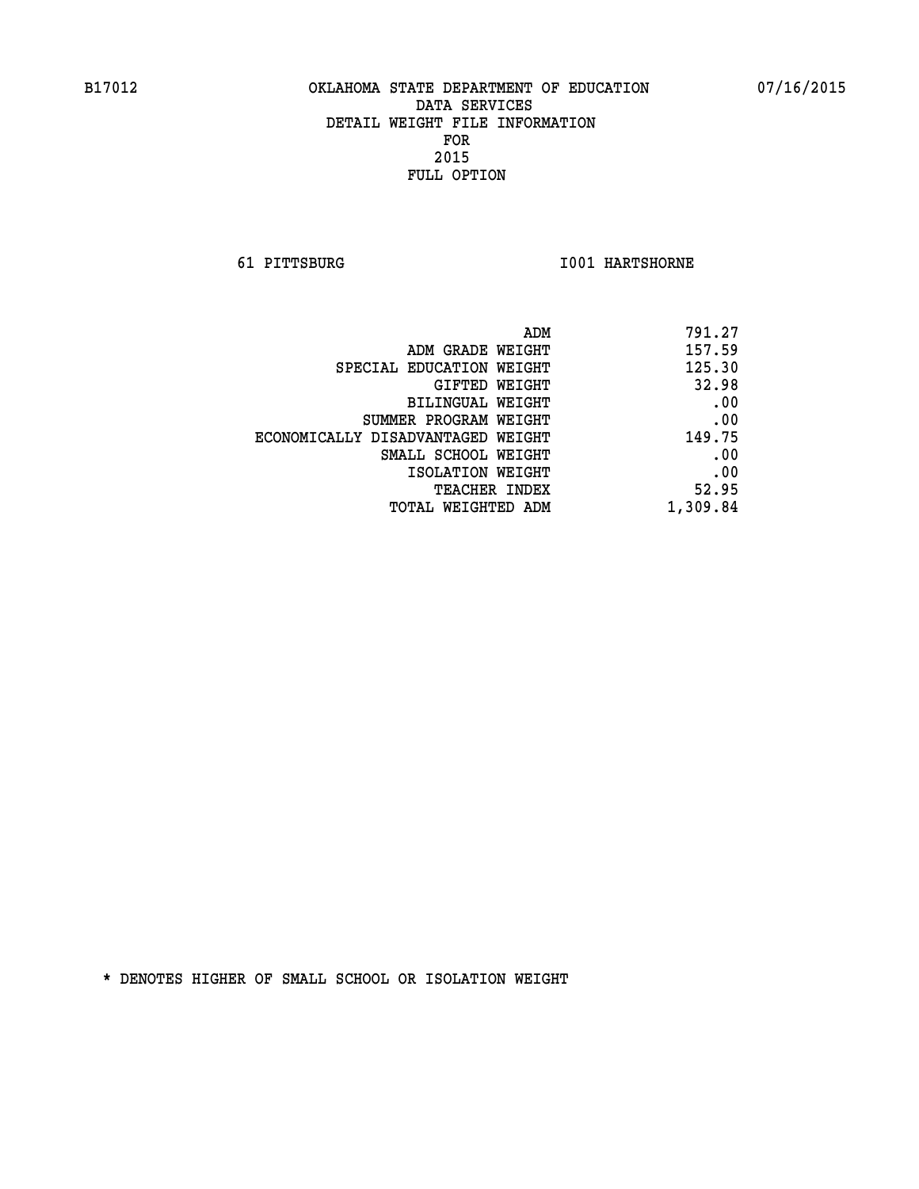B17012 OKLAHOMA STATE DEPARTMENT OF EDUCATION 07/16/2015

DATA SERVICES
DETAIL WEIGHT FILE INFORMATION
FOR
2015
FULL OPTION

61 PITTSBURG I001 HARTSHORNE

| | |
|---|---|
| ADM | 791.27 |
| ADM GRADE WEIGHT | 157.59 |
| SPECIAL EDUCATION WEIGHT | 125.30 |
| GIFTED WEIGHT | 32.98 |
| BILINGUAL WEIGHT | .00 |
| SUMMER PROGRAM WEIGHT | .00 |
| ECONOMICALLY DISADVANTAGED WEIGHT | 149.75 |
| SMALL SCHOOL WEIGHT | .00 |
| ISOLATION WEIGHT | .00 |
| TEACHER INDEX | 52.95 |
| TOTAL WEIGHTED ADM | 1,309.84 |

* DENOTES HIGHER OF SMALL SCHOOL OR ISOLATION WEIGHT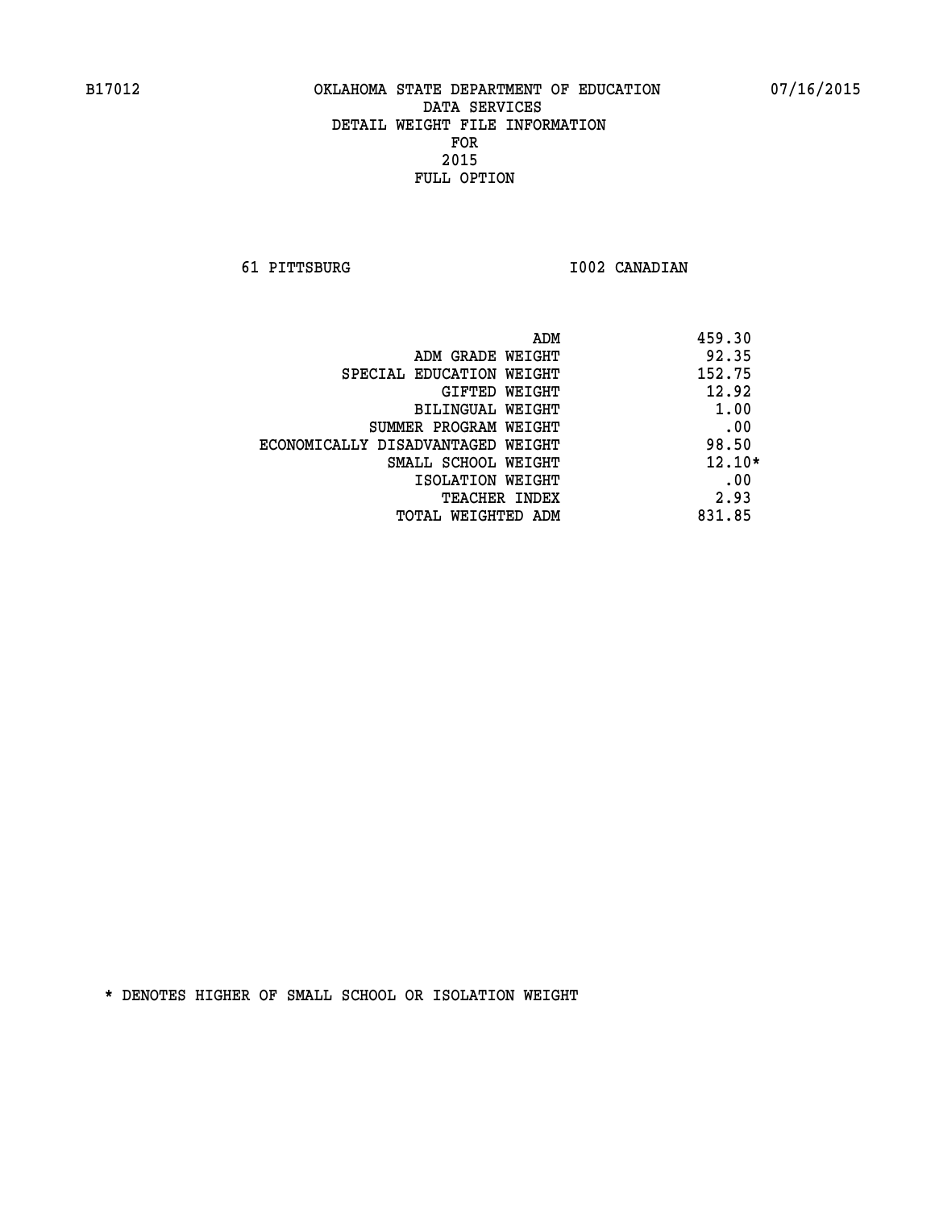B17012 OKLAHOMA STATE DEPARTMENT OF EDUCATION 07/16/2015

DATA SERVICES
DETAIL WEIGHT FILE INFORMATION
FOR
2015
FULL OPTION

61 PITTSBURG I002 CANADIAN

| | |
|---|---|
| ADM | 459.30 |
| ADM GRADE WEIGHT | 92.35 |
| SPECIAL EDUCATION WEIGHT | 152.75 |
| GIFTED WEIGHT | 12.92 |
| BILINGUAL WEIGHT | 1.00 |
| SUMMER PROGRAM WEIGHT | .00 |
| ECONOMICALLY DISADVANTAGED WEIGHT | 98.50 |
| SMALL SCHOOL WEIGHT | 12.10* |
| ISOLATION WEIGHT | .00 |
| TEACHER INDEX | 2.93 |
| TOTAL WEIGHTED ADM | 831.85 |

* DENOTES HIGHER OF SMALL SCHOOL OR ISOLATION WEIGHT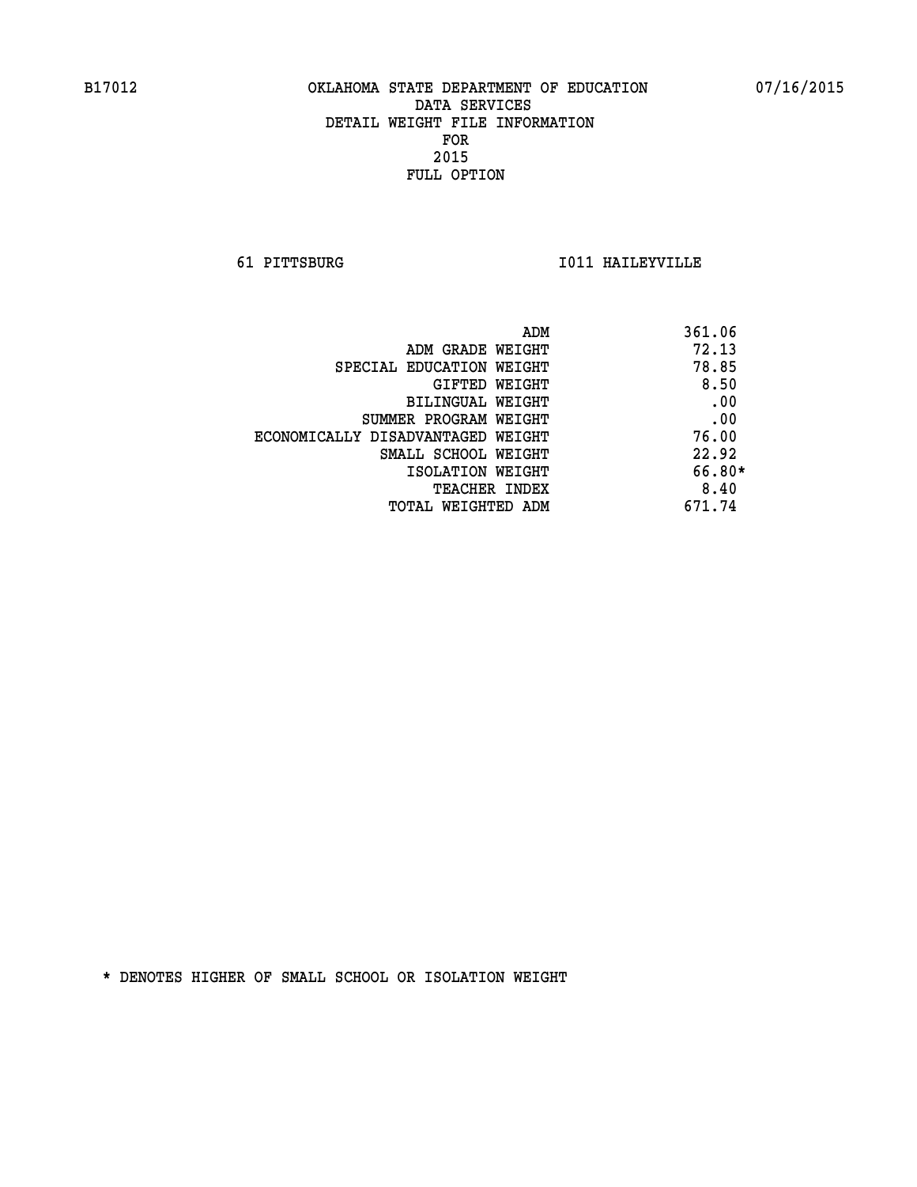B17012 OKLAHOMA STATE DEPARTMENT OF EDUCATION 07/16/2015

DATA SERVICES
DETAIL WEIGHT FILE INFORMATION
FOR
2015
FULL OPTION

61 PITTSBURG I011 HAILEYVILLE

| | |
|---|---|
| ADM | 361.06 |
| ADM GRADE WEIGHT | 72.13 |
| SPECIAL EDUCATION WEIGHT | 78.85 |
| GIFTED WEIGHT | 8.50 |
| BILINGUAL WEIGHT | .00 |
| SUMMER PROGRAM WEIGHT | .00 |
| ECONOMICALLY DISADVANTAGED WEIGHT | 76.00 |
| SMALL SCHOOL WEIGHT | 22.92 |
| ISOLATION WEIGHT | 66.80* |
| TEACHER INDEX | 8.40 |
| TOTAL WEIGHTED ADM | 671.74 |

* DENOTES HIGHER OF SMALL SCHOOL OR ISOLATION WEIGHT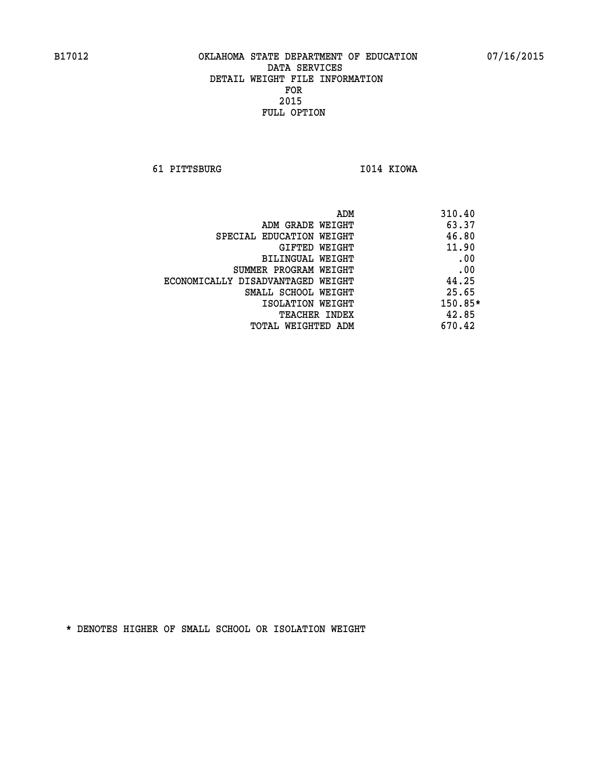B17012 OKLAHOMA STATE DEPARTMENT OF EDUCATION 07/16/2015

DATA SERVICES
DETAIL WEIGHT FILE INFORMATION
FOR
2015
FULL OPTION

61 PITTSBURG I014 KIOWA

| | |
|---|---|
| ADM | 310.40 |
| ADM GRADE WEIGHT | 63.37 |
| SPECIAL EDUCATION WEIGHT | 46.80 |
| GIFTED WEIGHT | 11.90 |
| BILINGUAL WEIGHT | .00 |
| SUMMER PROGRAM WEIGHT | .00 |
| ECONOMICALLY DISADVANTAGED WEIGHT | 44.25 |
| SMALL SCHOOL WEIGHT | 25.65 |
| ISOLATION WEIGHT | 150.85* |
| TEACHER INDEX | 42.85 |
| TOTAL WEIGHTED ADM | 670.42 |

* DENOTES HIGHER OF SMALL SCHOOL OR ISOLATION WEIGHT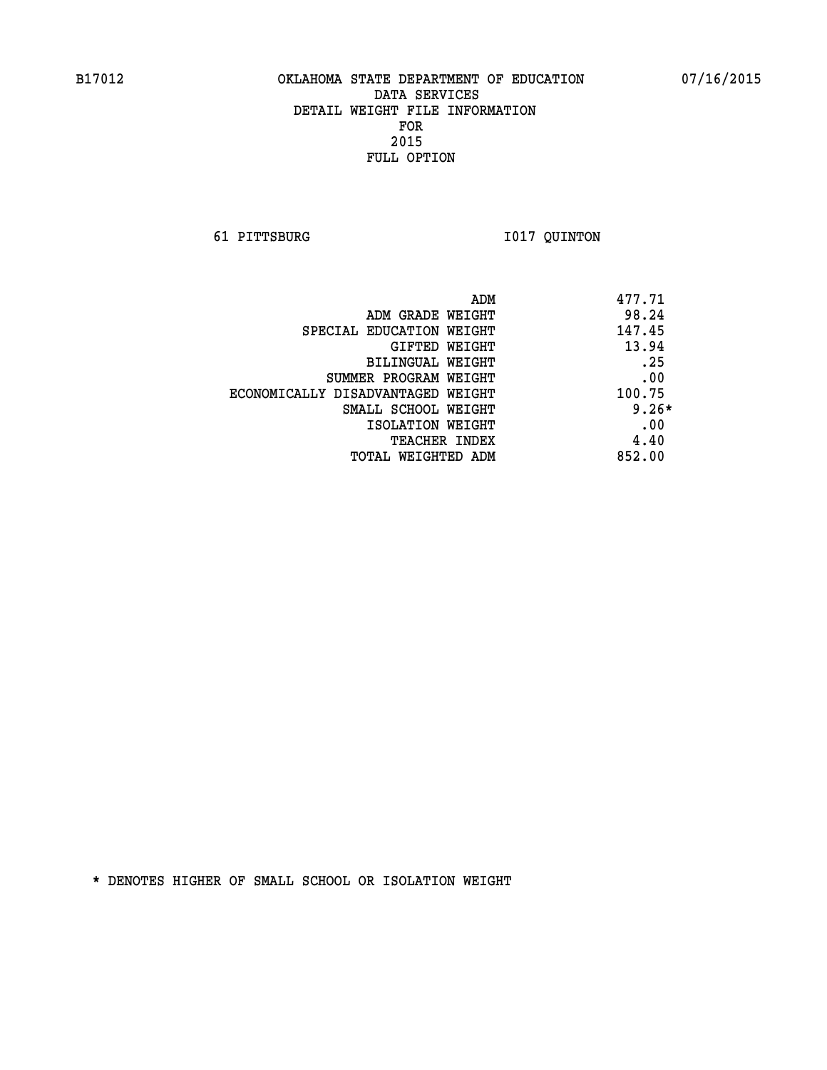B17012 OKLAHOMA STATE DEPARTMENT OF EDUCATION 07/16/2015

DATA SERVICES
DETAIL WEIGHT FILE INFORMATION
FOR
2015
FULL OPTION

61 PITTSBURG I017 QUINTON

| | |
|---|---|
| ADM | 477.71 |
| ADM GRADE WEIGHT | 98.24 |
| SPECIAL EDUCATION WEIGHT | 147.45 |
| GIFTED WEIGHT | 13.94 |
| BILINGUAL WEIGHT | .25 |
| SUMMER PROGRAM WEIGHT | .00 |
| ECONOMICALLY DISADVANTAGED WEIGHT | 100.75 |
| SMALL SCHOOL WEIGHT | 9.26* |
| ISOLATION WEIGHT | .00 |
| TEACHER INDEX | 4.40 |
| TOTAL WEIGHTED ADM | 852.00 |

* DENOTES HIGHER OF SMALL SCHOOL OR ISOLATION WEIGHT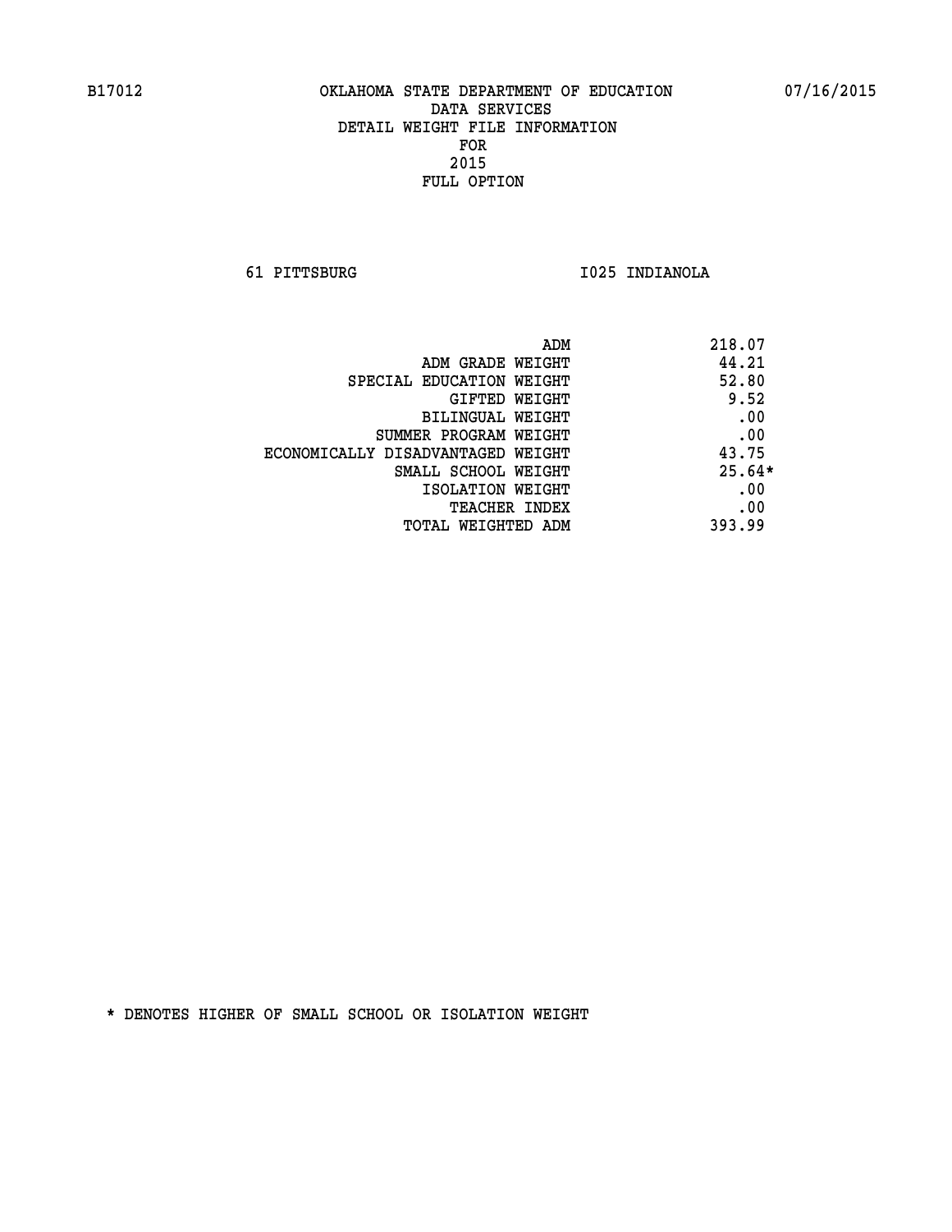B17012 OKLAHOMA STATE DEPARTMENT OF EDUCATION 07/16/2015

DATA SERVICES
DETAIL WEIGHT FILE INFORMATION
FOR
2015
FULL OPTION

61 PITTSBURG I025 INDIANOLA

| | |
|---|---|
| ADM | 218.07 |
| ADM GRADE WEIGHT | 44.21 |
| SPECIAL EDUCATION WEIGHT | 52.80 |
| GIFTED WEIGHT | 9.52 |
| BILINGUAL WEIGHT | .00 |
| SUMMER PROGRAM WEIGHT | .00 |
| ECONOMICALLY DISADVANTAGED WEIGHT | 43.75 |
| SMALL SCHOOL WEIGHT | 25.64* |
| ISOLATION WEIGHT | .00 |
| TEACHER INDEX | .00 |
| TOTAL WEIGHTED ADM | 393.99 |

* DENOTES HIGHER OF SMALL SCHOOL OR ISOLATION WEIGHT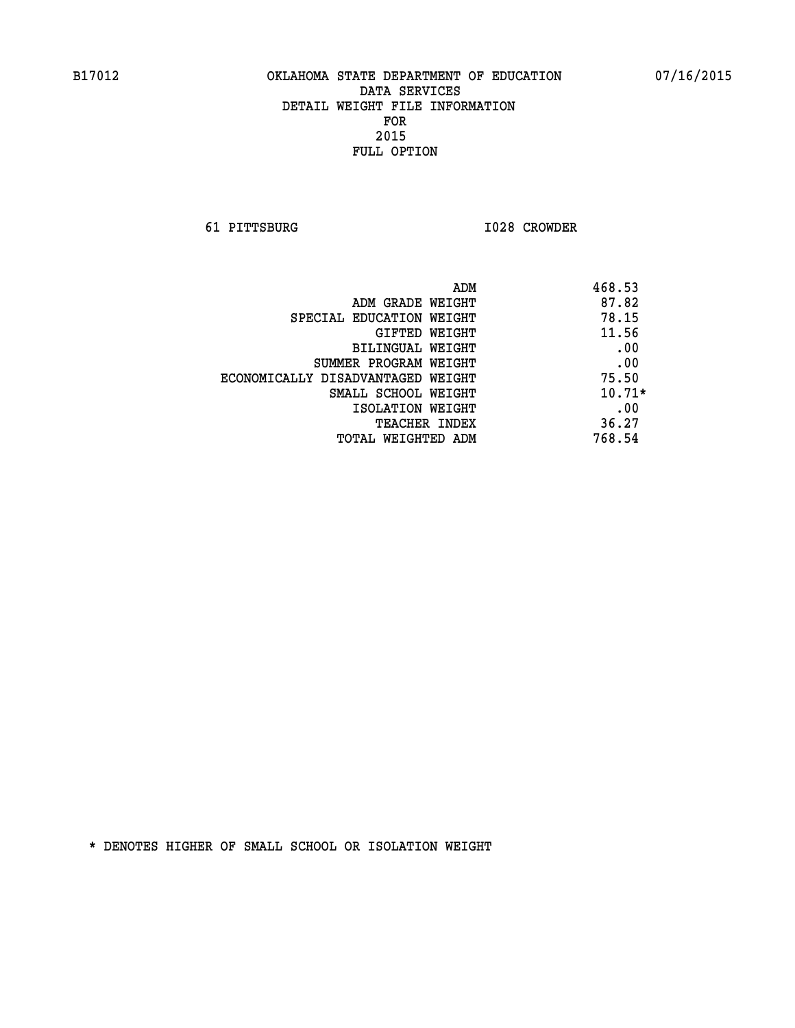B17012 OKLAHOMA STATE DEPARTMENT OF EDUCATION 07/16/2015

DATA SERVICES
DETAIL WEIGHT FILE INFORMATION
FOR
2015
FULL OPTION

61 PITTSBURG I028 CROWDER

| | |
|---|---|
| ADM | 468.53 |
| ADM GRADE WEIGHT | 87.82 |
| SPECIAL EDUCATION WEIGHT | 78.15 |
| GIFTED WEIGHT | 11.56 |
| BILINGUAL WEIGHT | .00 |
| SUMMER PROGRAM WEIGHT | .00 |
| ECONOMICALLY DISADVANTAGED WEIGHT | 75.50 |
| SMALL SCHOOL WEIGHT | 10.71* |
| ISOLATION WEIGHT | .00 |
| TEACHER INDEX | 36.27 |
| TOTAL WEIGHTED ADM | 768.54 |

* DENOTES HIGHER OF SMALL SCHOOL OR ISOLATION WEIGHT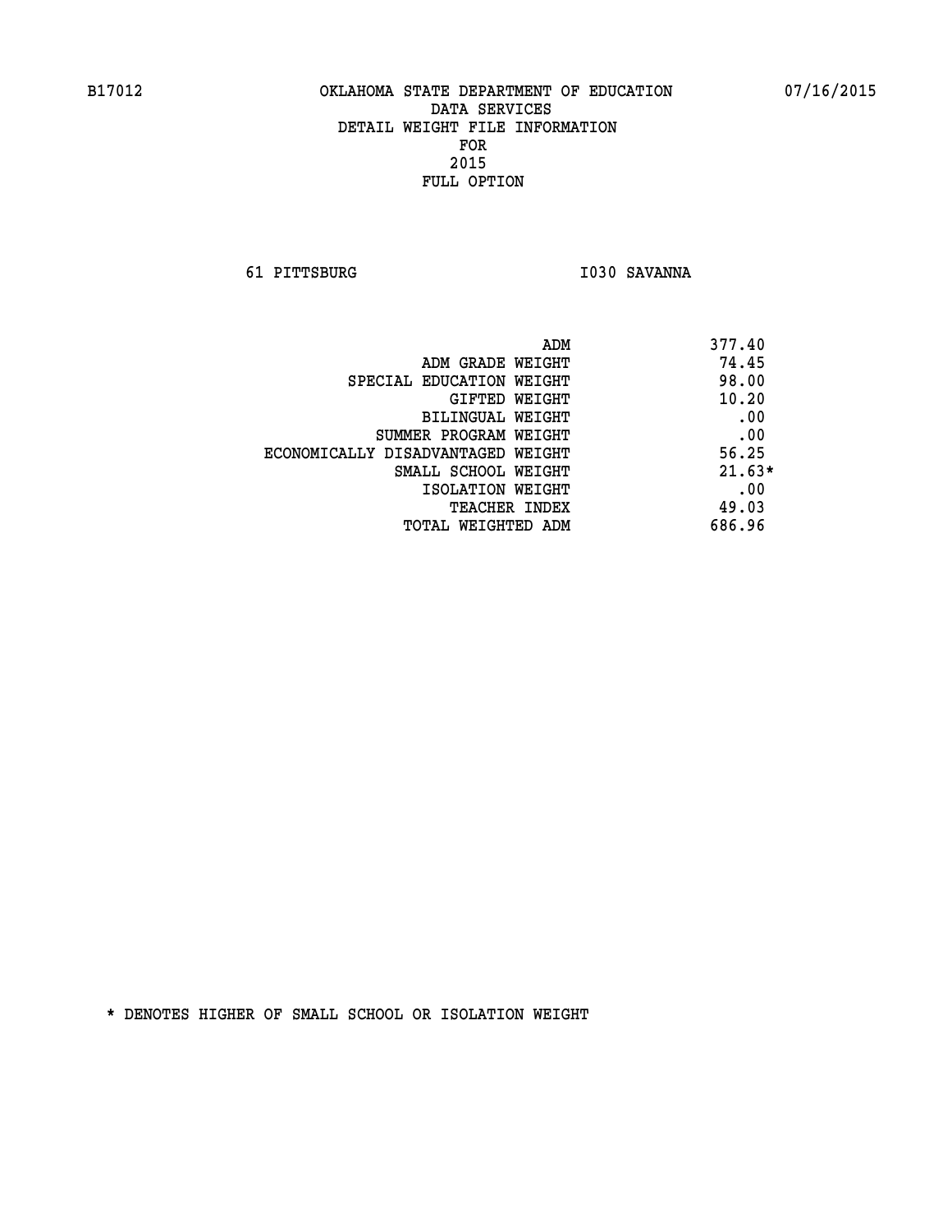B17012 OKLAHOMA STATE DEPARTMENT OF EDUCATION 07/16/2015

DATA SERVICES
DETAIL WEIGHT FILE INFORMATION
FOR
2015
FULL OPTION

61 PITTSBURG I030 SAVANNA

| | |
|---|---|
| ADM | 377.40 |
| ADM GRADE WEIGHT | 74.45 |
| SPECIAL EDUCATION WEIGHT | 98.00 |
| GIFTED WEIGHT | 10.20 |
| BILINGUAL WEIGHT | .00 |
| SUMMER PROGRAM WEIGHT | .00 |
| ECONOMICALLY DISADVANTAGED WEIGHT | 56.25 |
| SMALL SCHOOL WEIGHT | 21.63* |
| ISOLATION WEIGHT | .00 |
| TEACHER INDEX | 49.03 |
| TOTAL WEIGHTED ADM | 686.96 |

* DENOTES HIGHER OF SMALL SCHOOL OR ISOLATION WEIGHT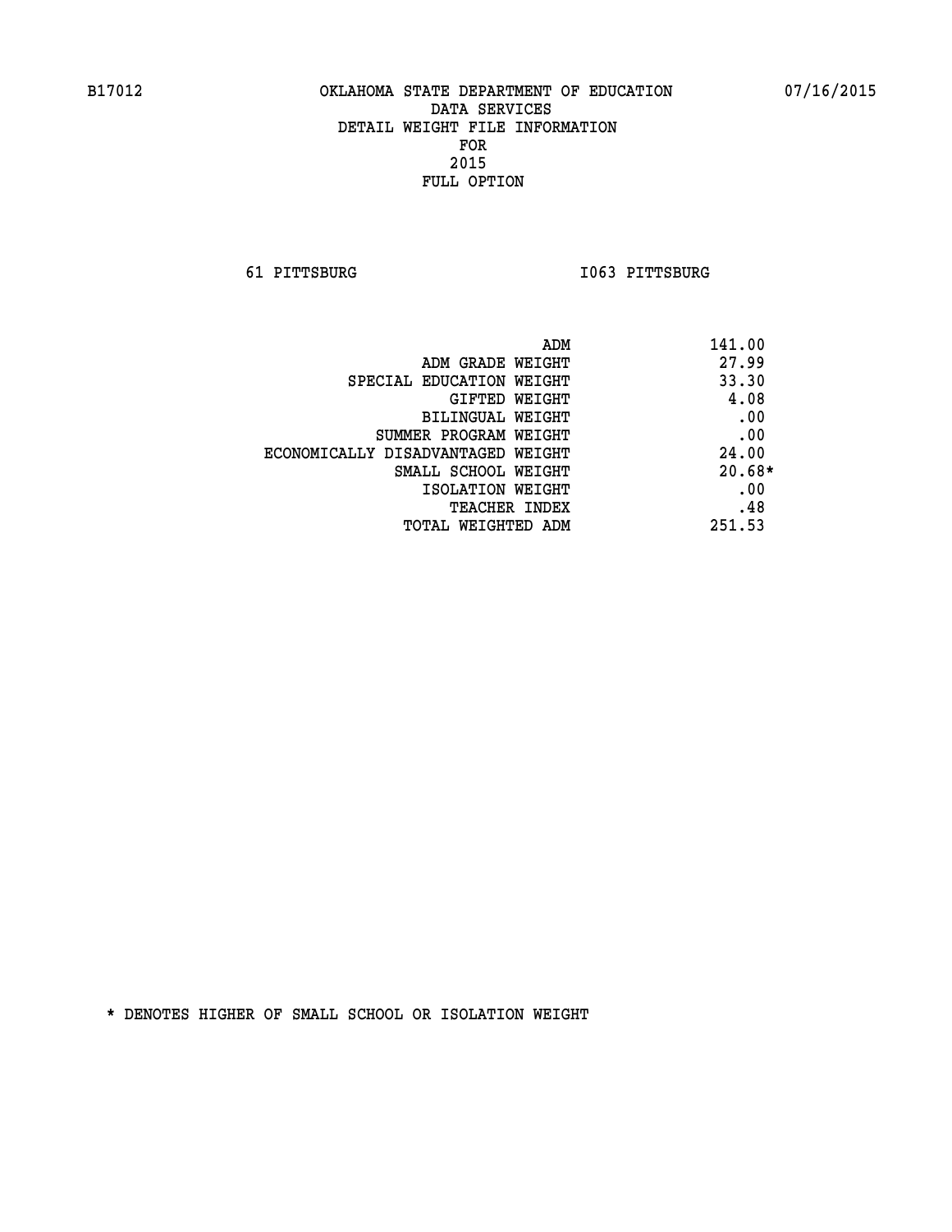B17012 OKLAHOMA STATE DEPARTMENT OF EDUCATION 07/16/2015

DATA SERVICES
DETAIL WEIGHT FILE INFORMATION
FOR
2015
FULL OPTION

61 PITTSBURG I063 PITTSBURG

| | |
|---|---|
| ADM | 141.00 |
| ADM GRADE WEIGHT | 27.99 |
| SPECIAL EDUCATION WEIGHT | 33.30 |
| GIFTED WEIGHT | 4.08 |
| BILINGUAL WEIGHT | .00 |
| SUMMER PROGRAM WEIGHT | .00 |
| ECONOMICALLY DISADVANTAGED WEIGHT | 24.00 |
| SMALL SCHOOL WEIGHT | 20.68* |
| ISOLATION WEIGHT | .00 |
| TEACHER INDEX | .48 |
| TOTAL WEIGHTED ADM | 251.53 |

* DENOTES HIGHER OF SMALL SCHOOL OR ISOLATION WEIGHT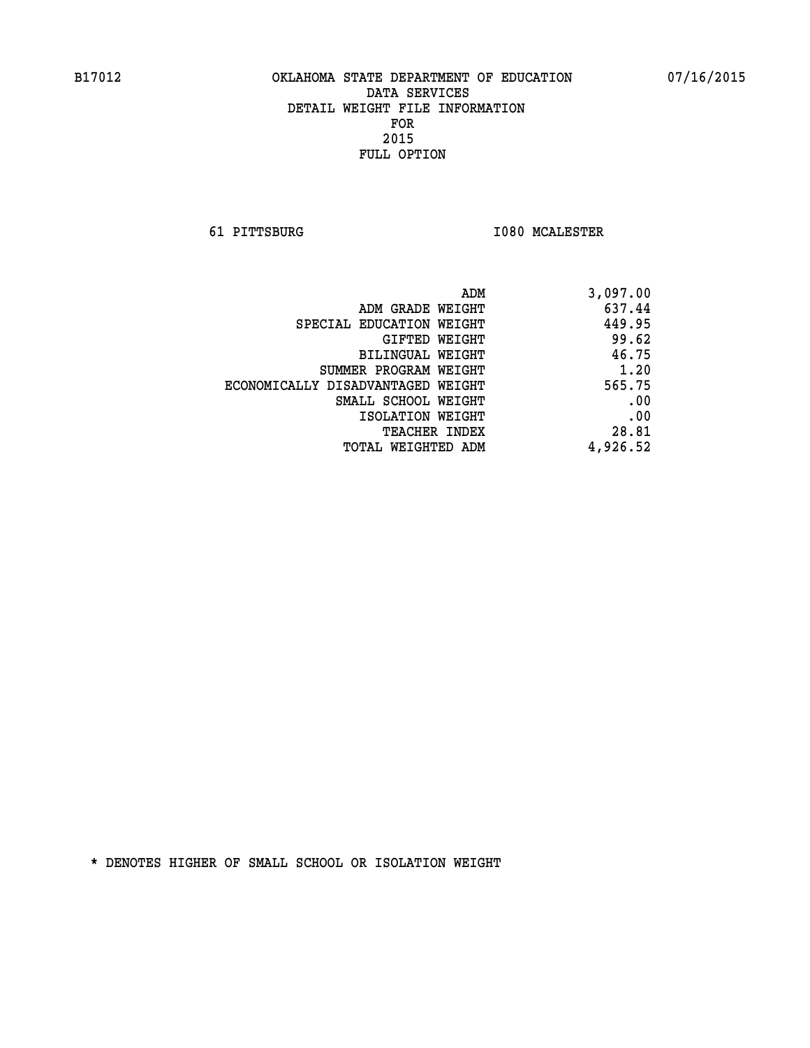B17012 OKLAHOMA STATE DEPARTMENT OF EDUCATION 07/16/2015

DATA SERVICES
DETAIL WEIGHT FILE INFORMATION
FOR
2015
FULL OPTION

61 PITTSBURG I080 MCALESTER

| | |
|---|---|
| ADM | 3,097.00 |
| ADM GRADE WEIGHT | 637.44 |
| SPECIAL EDUCATION WEIGHT | 449.95 |
| GIFTED WEIGHT | 99.62 |
| BILINGUAL WEIGHT | 46.75 |
| SUMMER PROGRAM WEIGHT | 1.20 |
| ECONOMICALLY DISADVANTAGED WEIGHT | 565.75 |
| SMALL SCHOOL WEIGHT | .00 |
| ISOLATION WEIGHT | .00 |
| TEACHER INDEX | 28.81 |
| TOTAL WEIGHTED ADM | 4,926.52 |

* DENOTES HIGHER OF SMALL SCHOOL OR ISOLATION WEIGHT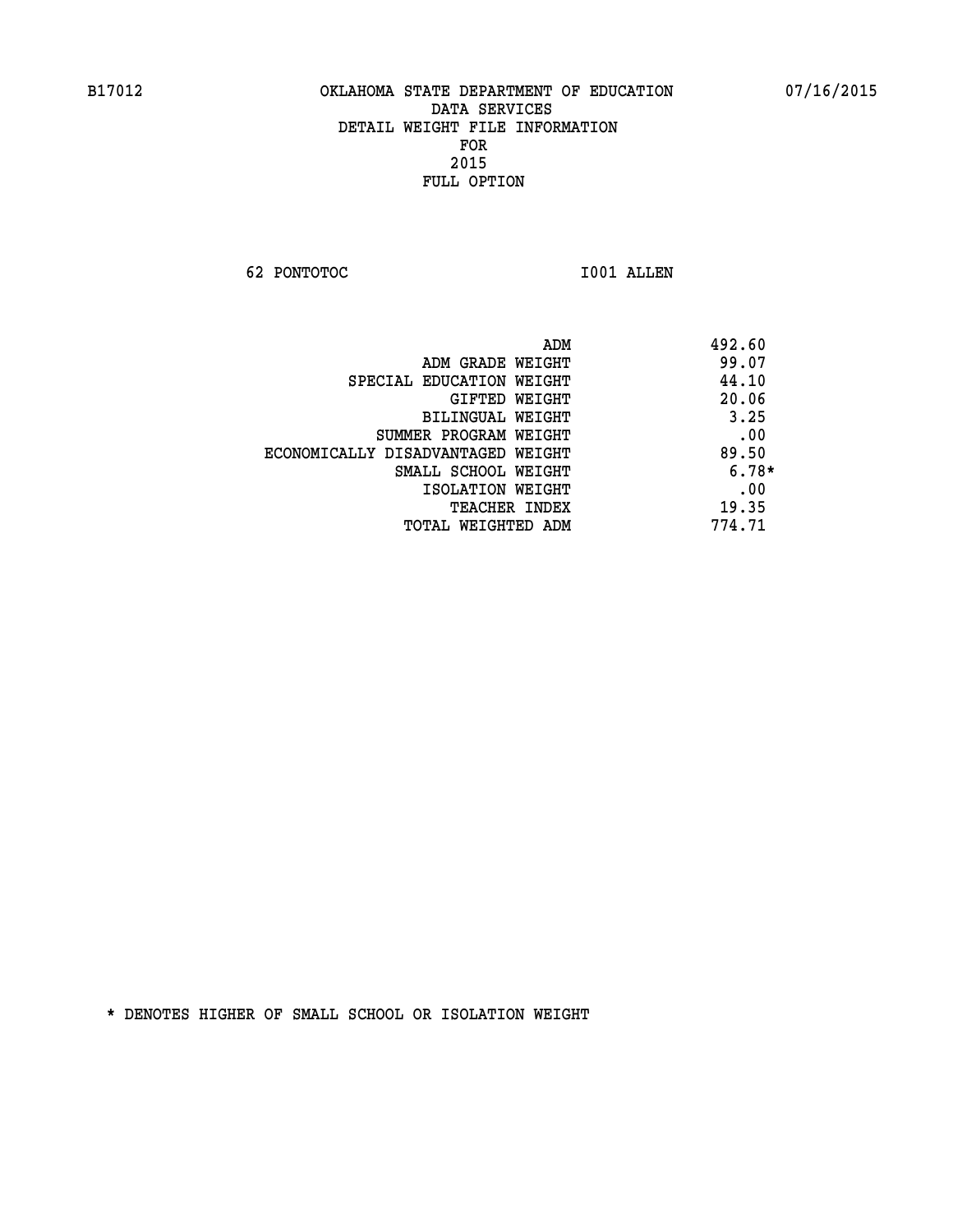B17012 OKLAHOMA STATE DEPARTMENT OF EDUCATION 07/16/2015

DATA SERVICES
DETAIL WEIGHT FILE INFORMATION
FOR
2015
FULL OPTION

62 PONTOTOC I001 ALLEN

| | |
|---|---|
| ADM | 492.60 |
| ADM GRADE WEIGHT | 99.07 |
| SPECIAL EDUCATION WEIGHT | 44.10 |
| GIFTED WEIGHT | 20.06 |
| BILINGUAL WEIGHT | 3.25 |
| SUMMER PROGRAM WEIGHT | .00 |
| ECONOMICALLY DISADVANTAGED WEIGHT | 89.50 |
| SMALL SCHOOL WEIGHT | 6.78* |
| ISOLATION WEIGHT | .00 |
| TEACHER INDEX | 19.35 |
| TOTAL WEIGHTED ADM | 774.71 |

* DENOTES HIGHER OF SMALL SCHOOL OR ISOLATION WEIGHT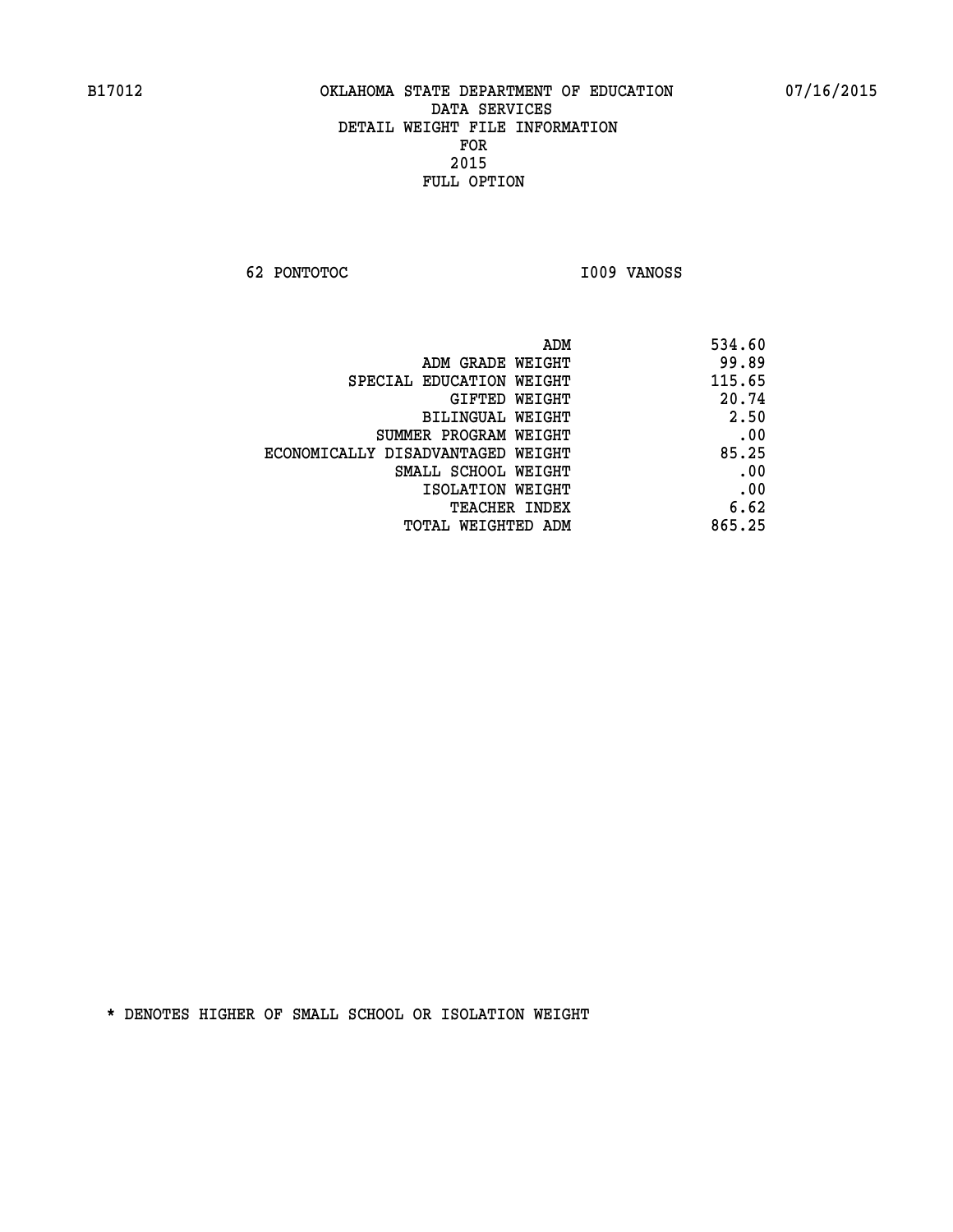B17012 OKLAHOMA STATE DEPARTMENT OF EDUCATION 07/16/2015

DATA SERVICES
DETAIL WEIGHT FILE INFORMATION
FOR
2015
FULL OPTION

62 PONTOTOC I009 VANOSS

| | |
|---|---|
| ADM | 534.60 |
| ADM GRADE WEIGHT | 99.89 |
| SPECIAL EDUCATION WEIGHT | 115.65 |
| GIFTED WEIGHT | 20.74 |
| BILINGUAL WEIGHT | 2.50 |
| SUMMER PROGRAM WEIGHT | .00 |
| ECONOMICALLY DISADVANTAGED WEIGHT | 85.25 |
| SMALL SCHOOL WEIGHT | .00 |
| ISOLATION WEIGHT | .00 |
| TEACHER INDEX | 6.62 |
| TOTAL WEIGHTED ADM | 865.25 |

* DENOTES HIGHER OF SMALL SCHOOL OR ISOLATION WEIGHT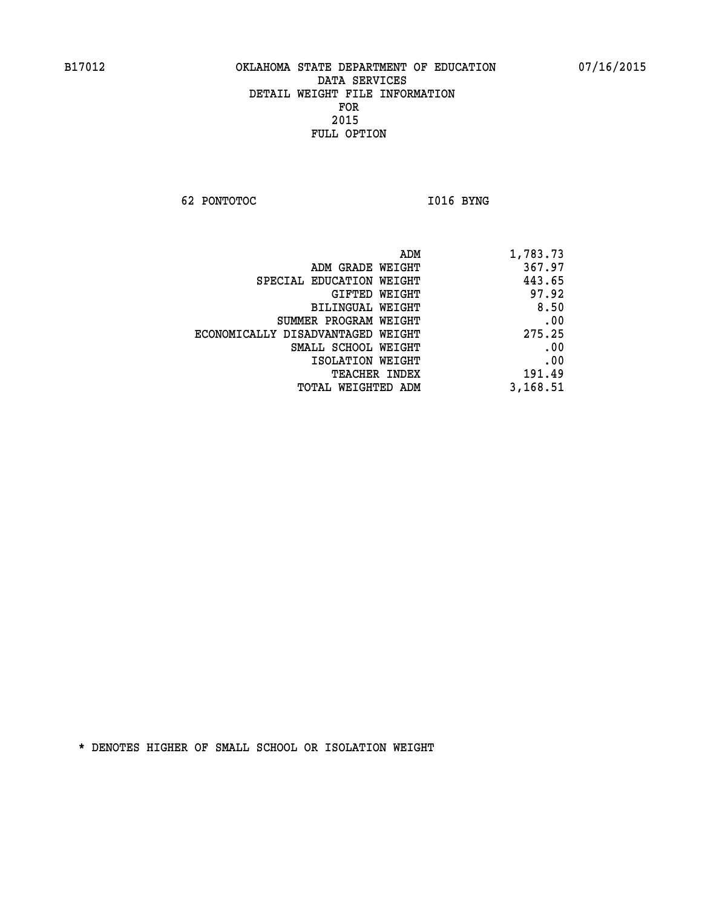# OKLAHOMA STATE DEPARTMENT OF EDUCATION
## DATA SERVICES
## DETAIL WEIGHT FILE INFORMATION
## FOR
## 2015
## FULL OPTION

B17012 07/16/2015

62 PONTOTOC I016 BYNG

| | |
|---|---|
| ADM | 1,783.73 |
| ADM GRADE WEIGHT | 367.97 |
| SPECIAL EDUCATION WEIGHT | 443.65 |
| GIFTED WEIGHT | 97.92 |
| BILINGUAL WEIGHT | 8.50 |
| SUMMER PROGRAM WEIGHT | .00 |
| ECONOMICALLY DISADVANTAGED WEIGHT | 275.25 |
| SMALL SCHOOL WEIGHT | .00 |
| ISOLATION WEIGHT | .00 |
| TEACHER INDEX | 191.49 |
| TOTAL WEIGHTED ADM | 3,168.51 |

* DENOTES HIGHER OF SMALL SCHOOL OR ISOLATION WEIGHT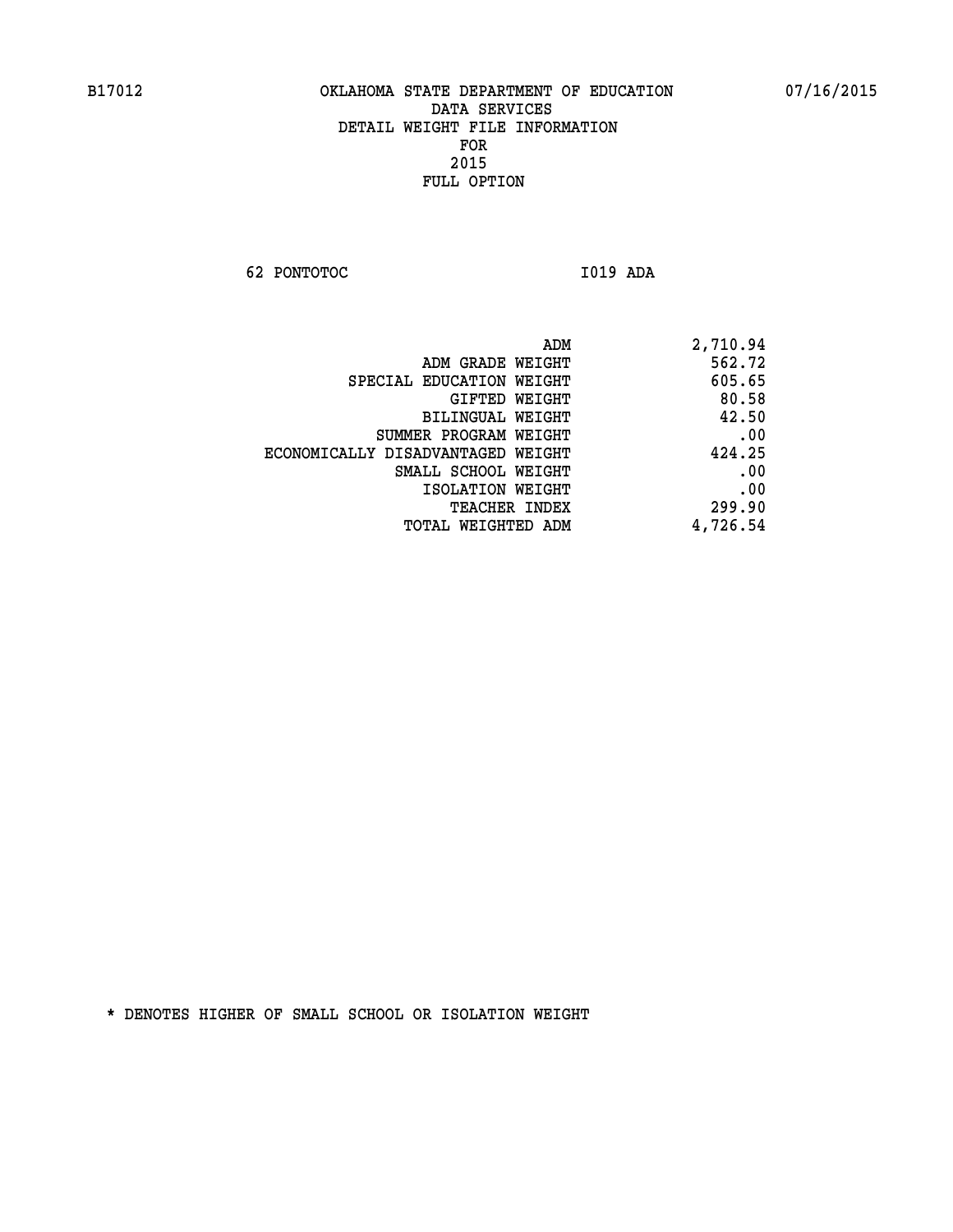B17012 OKLAHOMA STATE DEPARTMENT OF EDUCATION 07/16/2015

DATA SERVICES
DETAIL WEIGHT FILE INFORMATION
FOR
2015
FULL OPTION

62 PONTOTOC I019 ADA

| | |
|---|---|
| ADM | 2,710.94 |
| ADM GRADE WEIGHT | 562.72 |
| SPECIAL EDUCATION WEIGHT | 605.65 |
| GIFTED WEIGHT | 80.58 |
| BILINGUAL WEIGHT | 42.50 |
| SUMMER PROGRAM WEIGHT | .00 |
| ECONOMICALLY DISADVANTAGED WEIGHT | 424.25 |
| SMALL SCHOOL WEIGHT | .00 |
| ISOLATION WEIGHT | .00 |
| TEACHER INDEX | 299.90 |
| TOTAL WEIGHTED ADM | 4,726.54 |

* DENOTES HIGHER OF SMALL SCHOOL OR ISOLATION WEIGHT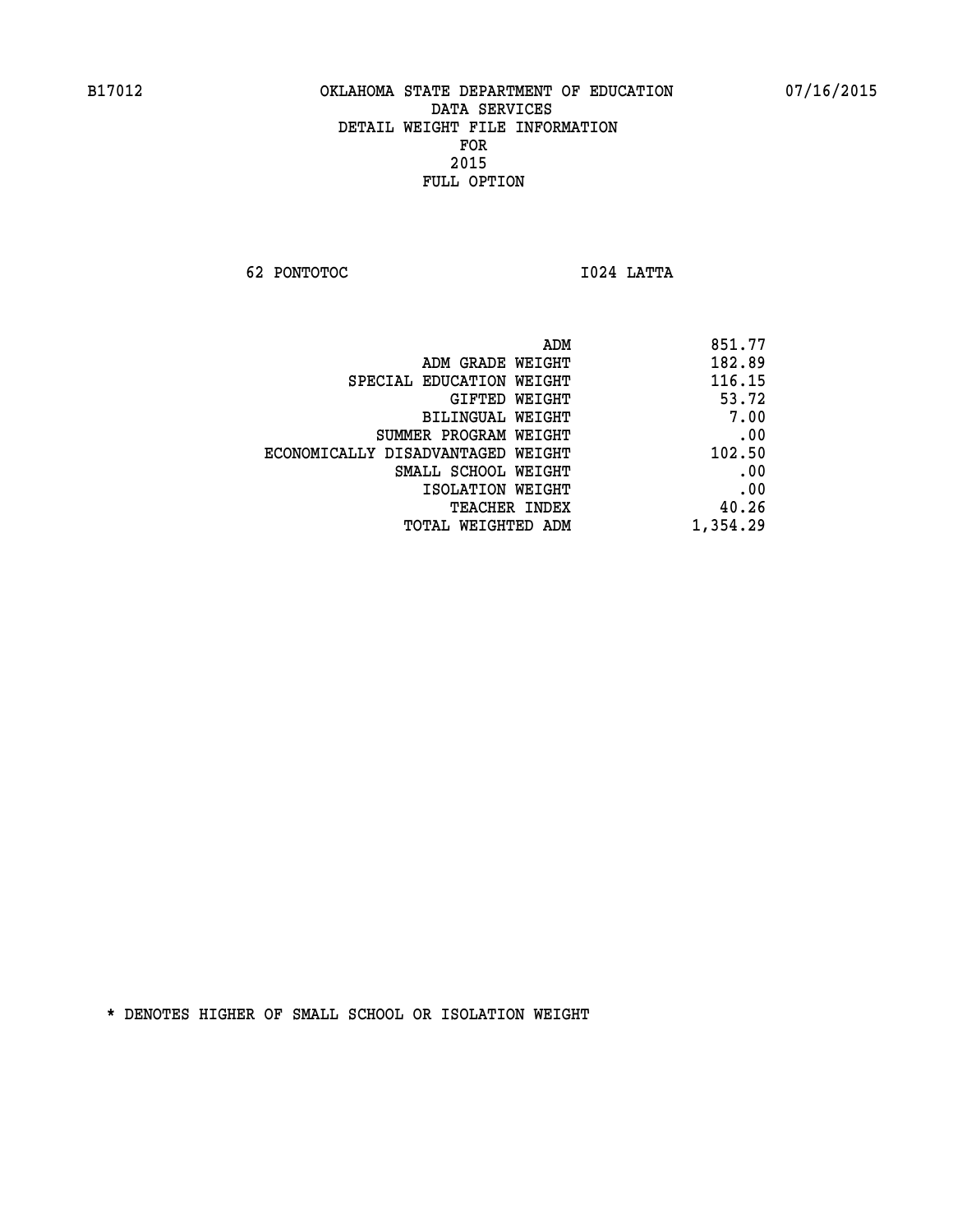B17012 OKLAHOMA STATE DEPARTMENT OF EDUCATION 07/16/2015

DATA SERVICES
DETAIL WEIGHT FILE INFORMATION
FOR
2015
FULL OPTION

62 PONTOTOC I024 LATTA

| | |
|---|---|
| ADM | 851.77 |
| ADM GRADE WEIGHT | 182.89 |
| SPECIAL EDUCATION WEIGHT | 116.15 |
| GIFTED WEIGHT | 53.72 |
| BILINGUAL WEIGHT | 7.00 |
| SUMMER PROGRAM WEIGHT | .00 |
| ECONOMICALLY DISADVANTAGED WEIGHT | 102.50 |
| SMALL SCHOOL WEIGHT | .00 |
| ISOLATION WEIGHT | .00 |
| TEACHER INDEX | 40.26 |
| TOTAL WEIGHTED ADM | 1,354.29 |

* DENOTES HIGHER OF SMALL SCHOOL OR ISOLATION WEIGHT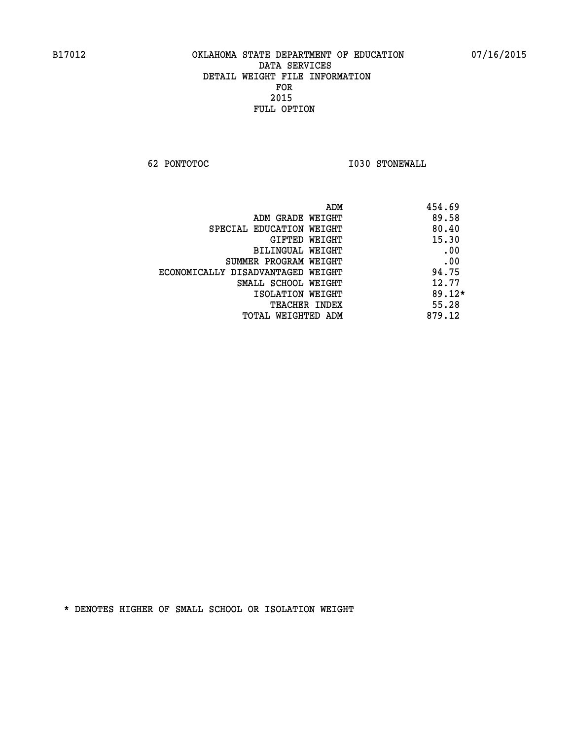B17012 OKLAHOMA STATE DEPARTMENT OF EDUCATION 07/16/2015

DATA SERVICES
DETAIL WEIGHT FILE INFORMATION
FOR
2015
FULL OPTION

62 PONTOTOC I030 STONEWALL

| | |
|---|---|
| ADM | 454.69 |
| ADM GRADE WEIGHT | 89.58 |
| SPECIAL EDUCATION WEIGHT | 80.40 |
| GIFTED WEIGHT | 15.30 |
| BILINGUAL WEIGHT | .00 |
| SUMMER PROGRAM WEIGHT | .00 |
| ECONOMICALLY DISADVANTAGED WEIGHT | 94.75 |
| SMALL SCHOOL WEIGHT | 12.77 |
| ISOLATION WEIGHT | 89.12* |
| TEACHER INDEX | 55.28 |
| TOTAL WEIGHTED ADM | 879.12 |

* DENOTES HIGHER OF SMALL SCHOOL OR ISOLATION WEIGHT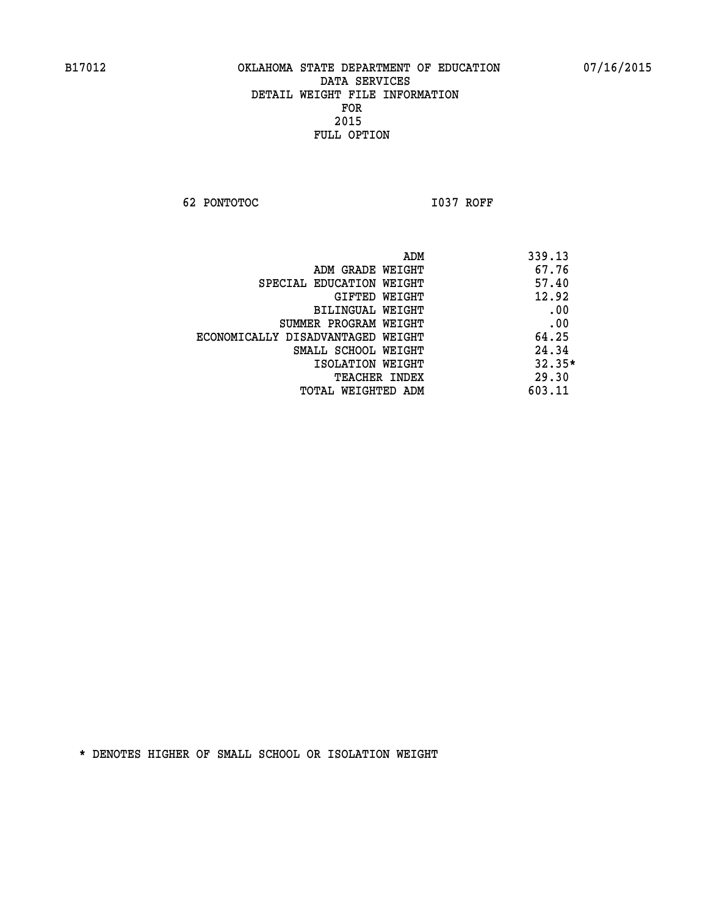B17012 OKLAHOMA STATE DEPARTMENT OF EDUCATION 07/16/2015

DATA SERVICES
DETAIL WEIGHT FILE INFORMATION
FOR
2015
FULL OPTION

62 PONTOTOC I037 ROFF

| | |
|---|---|
| ADM | 339.13 |
| ADM GRADE WEIGHT | 67.76 |
| SPECIAL EDUCATION WEIGHT | 57.40 |
| GIFTED WEIGHT | 12.92 |
| BILINGUAL WEIGHT | .00 |
| SUMMER PROGRAM WEIGHT | .00 |
| ECONOMICALLY DISADVANTAGED WEIGHT | 64.25 |
| SMALL SCHOOL WEIGHT | 24.34 |
| ISOLATION WEIGHT | 32.35* |
| TEACHER INDEX | 29.30 |
| TOTAL WEIGHTED ADM | 603.11 |

* DENOTES HIGHER OF SMALL SCHOOL OR ISOLATION WEIGHT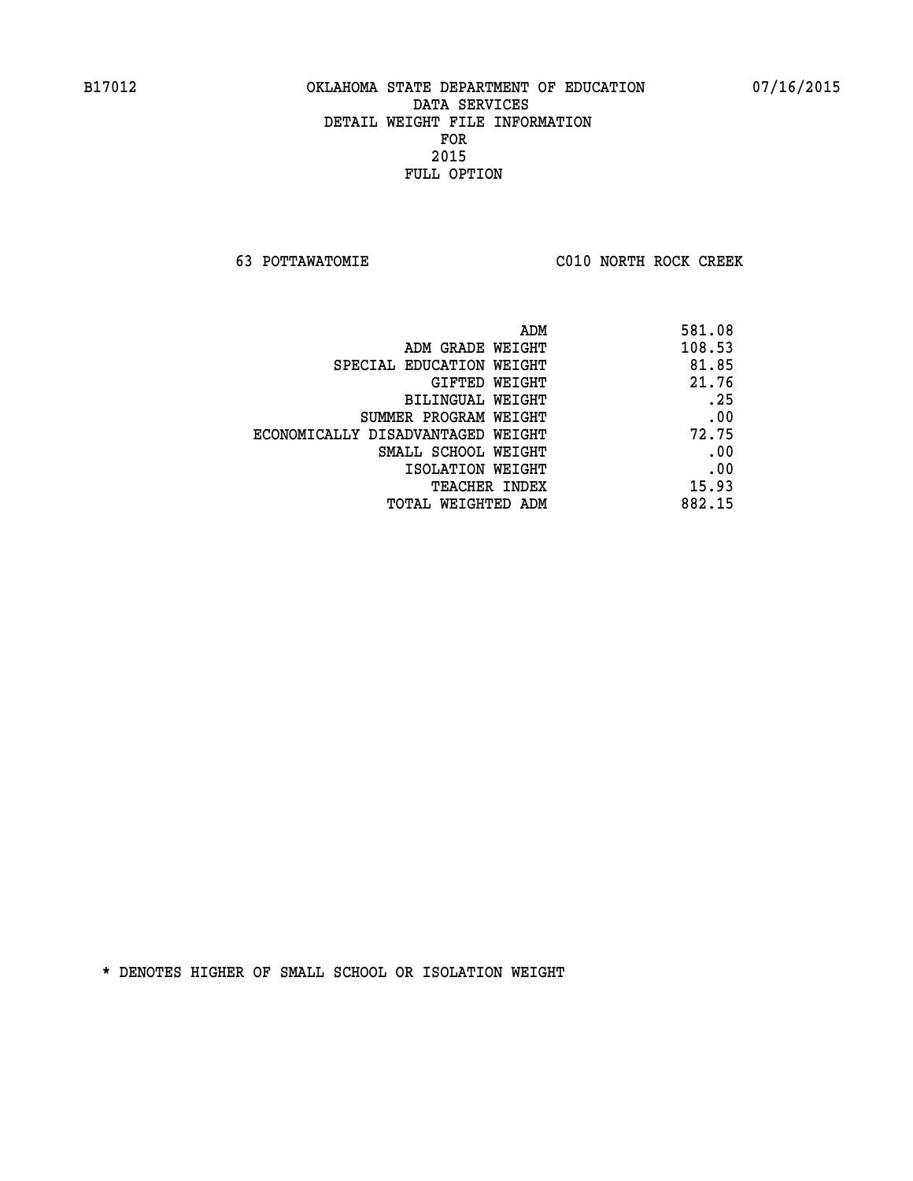B17012 OKLAHOMA STATE DEPARTMENT OF EDUCATION 07/16/2015

DATA SERVICES
DETAIL WEIGHT FILE INFORMATION
FOR
2015
FULL OPTION

63 POTTAWATOMIE C010 NORTH ROCK CREEK

| | |
|---|---|
| ADM | 581.08 |
| ADM GRADE WEIGHT | 108.53 |
| SPECIAL EDUCATION WEIGHT | 81.85 |
| GIFTED WEIGHT | 21.76 |
| BILINGUAL WEIGHT | .25 |
| SUMMER PROGRAM WEIGHT | .00 |
| ECONOMICALLY DISADVANTAGED WEIGHT | 72.75 |
| SMALL SCHOOL WEIGHT | .00 |
| ISOLATION WEIGHT | .00 |
| TEACHER INDEX | 15.93 |
| TOTAL WEIGHTED ADM | 882.15 |

* DENOTES HIGHER OF SMALL SCHOOL OR ISOLATION WEIGHT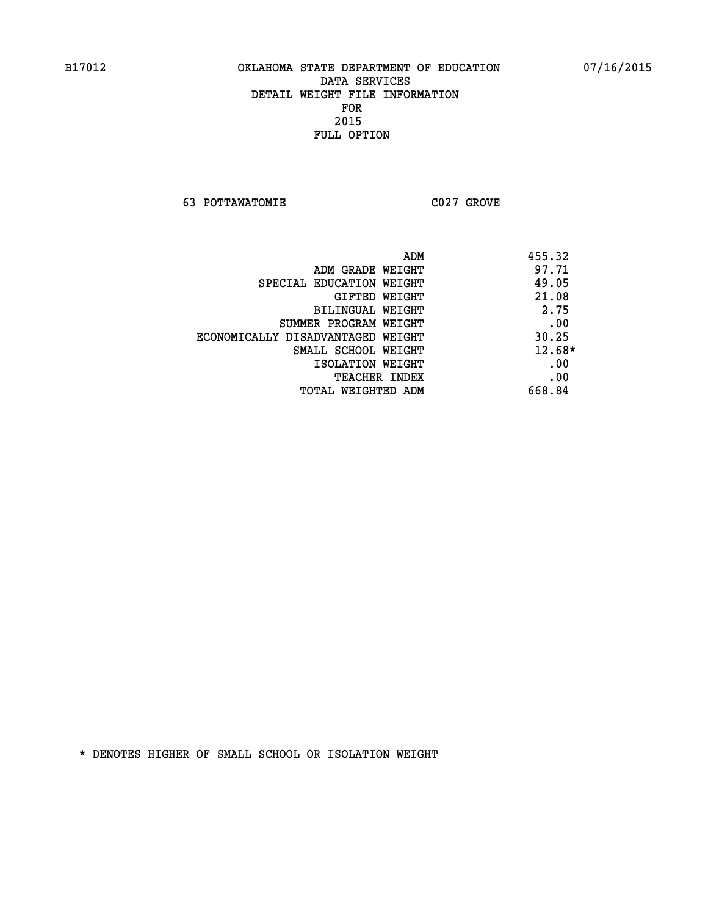B17012 OKLAHOMA STATE DEPARTMENT OF EDUCATION 07/16/2015

DATA SERVICES
DETAIL WEIGHT FILE INFORMATION
FOR
2015
FULL OPTION

63 POTTAWATOMIE C027 GROVE

| | |
|---|---|
| ADM | 455.32 |
| ADM GRADE WEIGHT | 97.71 |
| SPECIAL EDUCATION WEIGHT | 49.05 |
| GIFTED WEIGHT | 21.08 |
| BILINGUAL WEIGHT | 2.75 |
| SUMMER PROGRAM WEIGHT | .00 |
| ECONOMICALLY DISADVANTAGED WEIGHT | 30.25 |
| SMALL SCHOOL WEIGHT | 12.68* |
| ISOLATION WEIGHT | .00 |
| TEACHER INDEX | .00 |
| TOTAL WEIGHTED ADM | 668.84 |

* DENOTES HIGHER OF SMALL SCHOOL OR ISOLATION WEIGHT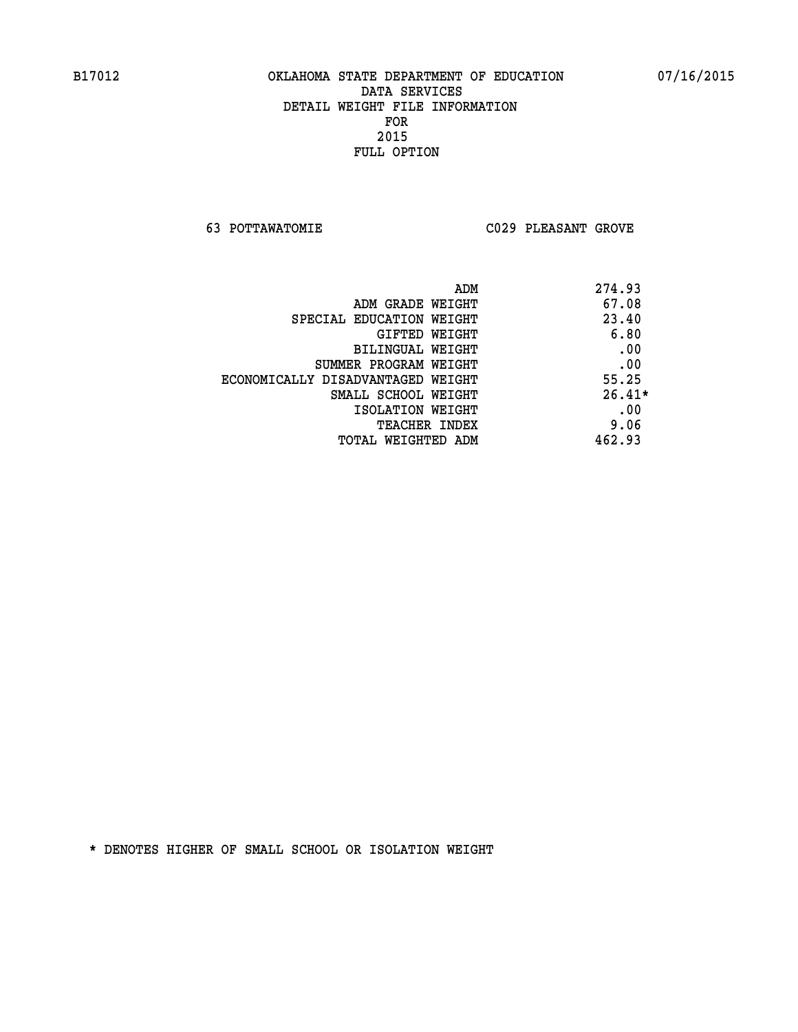B17012 OKLAHOMA STATE DEPARTMENT OF EDUCATION 07/16/2015

DATA SERVICES
DETAIL WEIGHT FILE INFORMATION
FOR
2015
FULL OPTION

63 POTTAWATOMIE C029 PLEASANT GROVE

| | |
|---|---|
| ADM | 274.93 |
| ADM GRADE WEIGHT | 67.08 |
| SPECIAL EDUCATION WEIGHT | 23.40 |
| GIFTED WEIGHT | 6.80 |
| BILINGUAL WEIGHT | .00 |
| SUMMER PROGRAM WEIGHT | .00 |
| ECONOMICALLY DISADVANTAGED WEIGHT | 55.25 |
| SMALL SCHOOL WEIGHT | 26.41* |
| ISOLATION WEIGHT | .00 |
| TEACHER INDEX | 9.06 |
| TOTAL WEIGHTED ADM | 462.93 |

* DENOTES HIGHER OF SMALL SCHOOL OR ISOLATION WEIGHT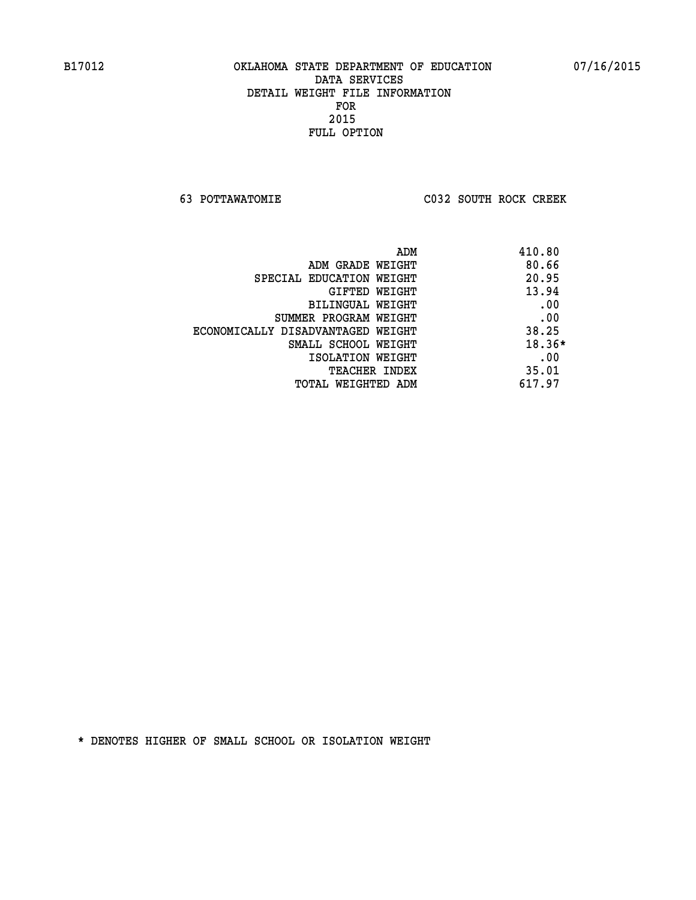B17012 OKLAHOMA STATE DEPARTMENT OF EDUCATION 07/16/2015

DATA SERVICES
DETAIL WEIGHT FILE INFORMATION
FOR
2015
FULL OPTION

63 POTTAWATOMIE C032 SOUTH ROCK CREEK

| | |
|---|---|
| ADM | 410.80 |
| ADM GRADE WEIGHT | 80.66 |
| SPECIAL EDUCATION WEIGHT | 20.95 |
| GIFTED WEIGHT | 13.94 |
| BILINGUAL WEIGHT | .00 |
| SUMMER PROGRAM WEIGHT | .00 |
| ECONOMICALLY DISADVANTAGED WEIGHT | 38.25 |
| SMALL SCHOOL WEIGHT | 18.36* |
| ISOLATION WEIGHT | .00 |
| TEACHER INDEX | 35.01 |
| TOTAL WEIGHTED ADM | 617.97 |

* DENOTES HIGHER OF SMALL SCHOOL OR ISOLATION WEIGHT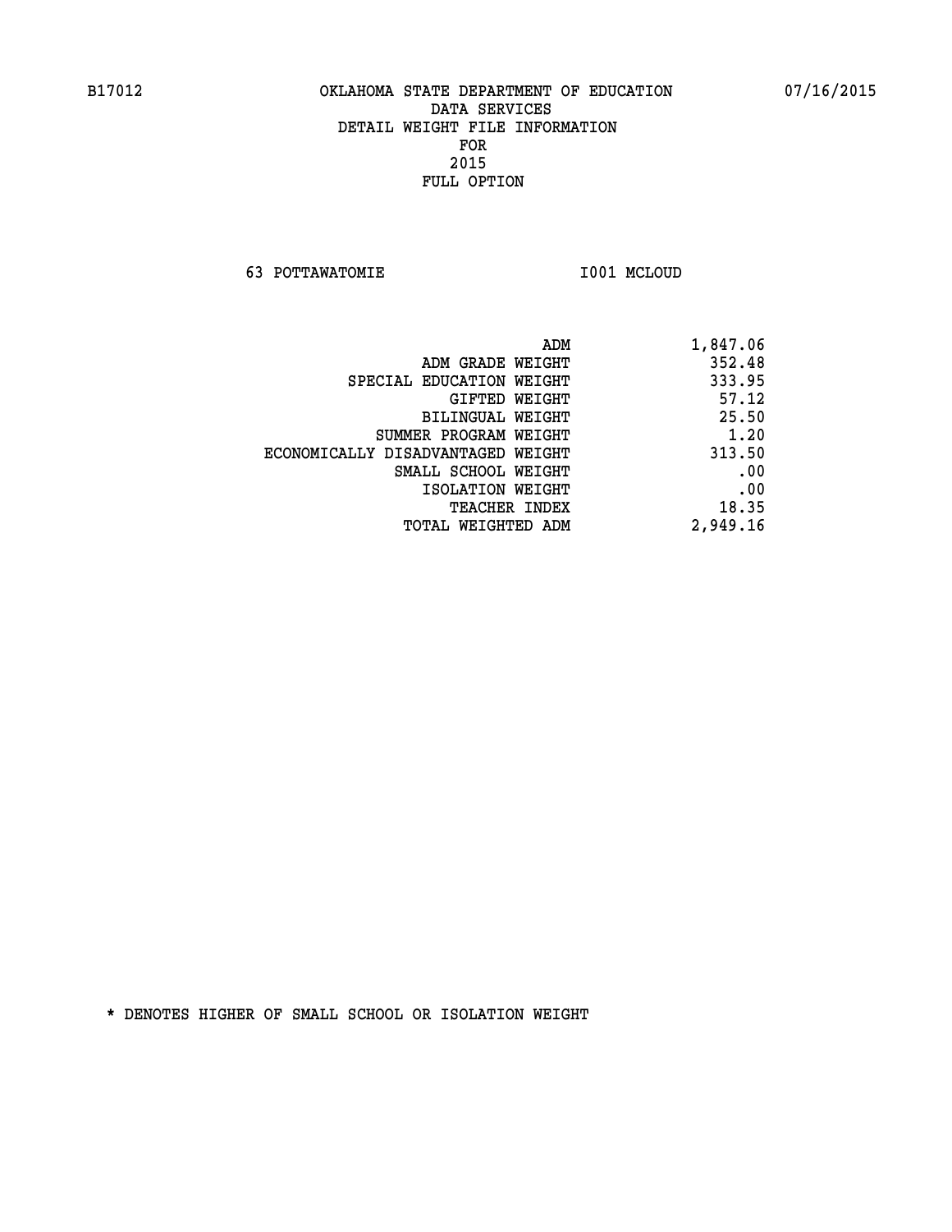B17012 OKLAHOMA STATE DEPARTMENT OF EDUCATION 07/16/2015

DATA SERVICES
DETAIL WEIGHT FILE INFORMATION
FOR
2015
FULL OPTION

63 POTTAWATOMIE I001 MCLOUD

| | |
|---|---|
| ADM | 1,847.06 |
| ADM GRADE WEIGHT | 352.48 |
| SPECIAL EDUCATION WEIGHT | 333.95 |
| GIFTED WEIGHT | 57.12 |
| BILINGUAL WEIGHT | 25.50 |
| SUMMER PROGRAM WEIGHT | 1.20 |
| ECONOMICALLY DISADVANTAGED WEIGHT | 313.50 |
| SMALL SCHOOL WEIGHT | .00 |
| ISOLATION WEIGHT | .00 |
| TEACHER INDEX | 18.35 |
| TOTAL WEIGHTED ADM | 2,949.16 |

* DENOTES HIGHER OF SMALL SCHOOL OR ISOLATION WEIGHT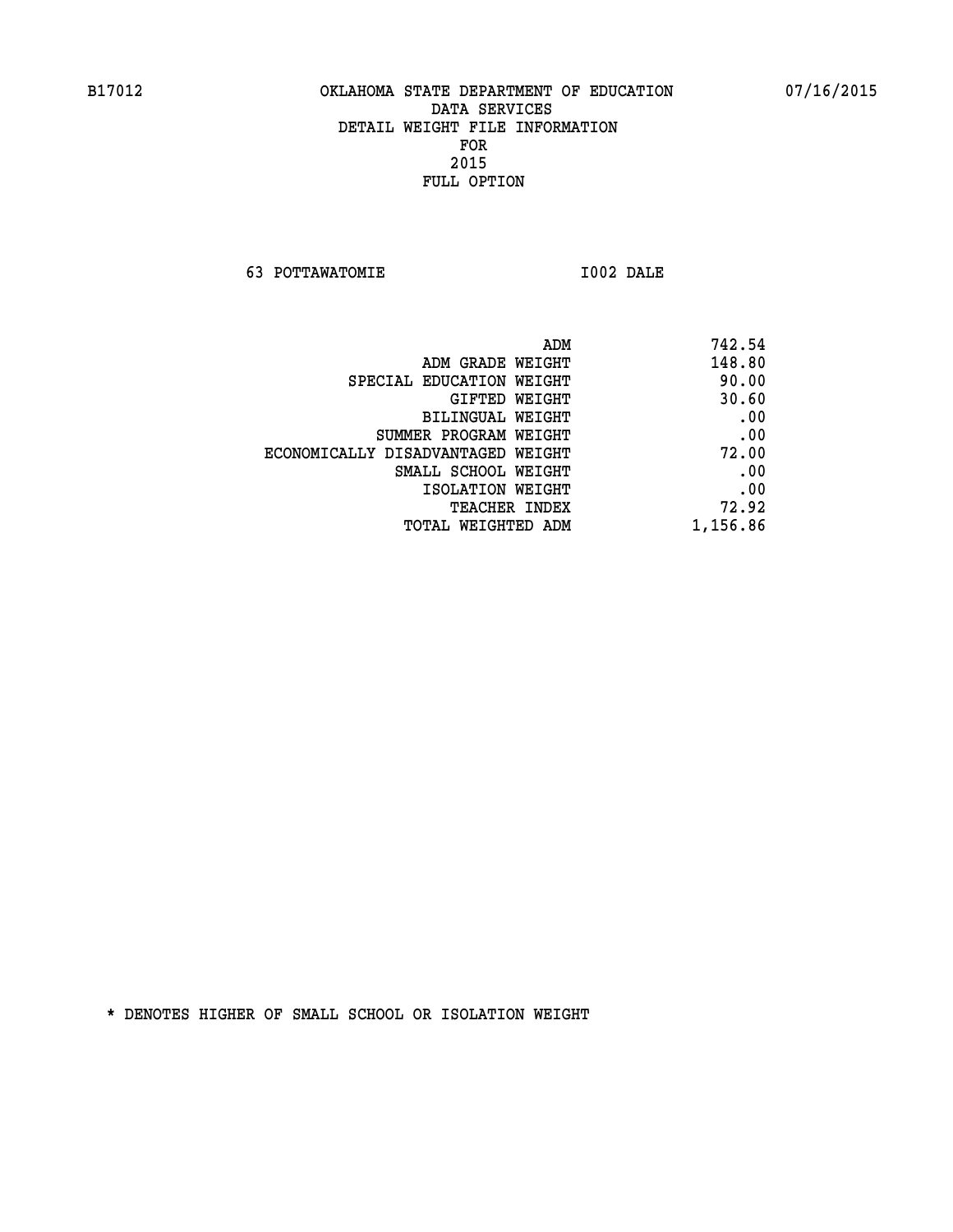B17012 OKLAHOMA STATE DEPARTMENT OF EDUCATION 07/16/2015

DATA SERVICES
DETAIL WEIGHT FILE INFORMATION
FOR
2015
FULL OPTION

63 POTTAWATOMIE I002 DALE

| | |
|---|---|
| ADM | 742.54 |
| ADM GRADE WEIGHT | 148.80 |
| SPECIAL EDUCATION WEIGHT | 90.00 |
| GIFTED WEIGHT | 30.60 |
| BILINGUAL WEIGHT | .00 |
| SUMMER PROGRAM WEIGHT | .00 |
| ECONOMICALLY DISADVANTAGED WEIGHT | 72.00 |
| SMALL SCHOOL WEIGHT | .00 |
| ISOLATION WEIGHT | .00 |
| TEACHER INDEX | 72.92 |
| TOTAL WEIGHTED ADM | 1,156.86 |

* DENOTES HIGHER OF SMALL SCHOOL OR ISOLATION WEIGHT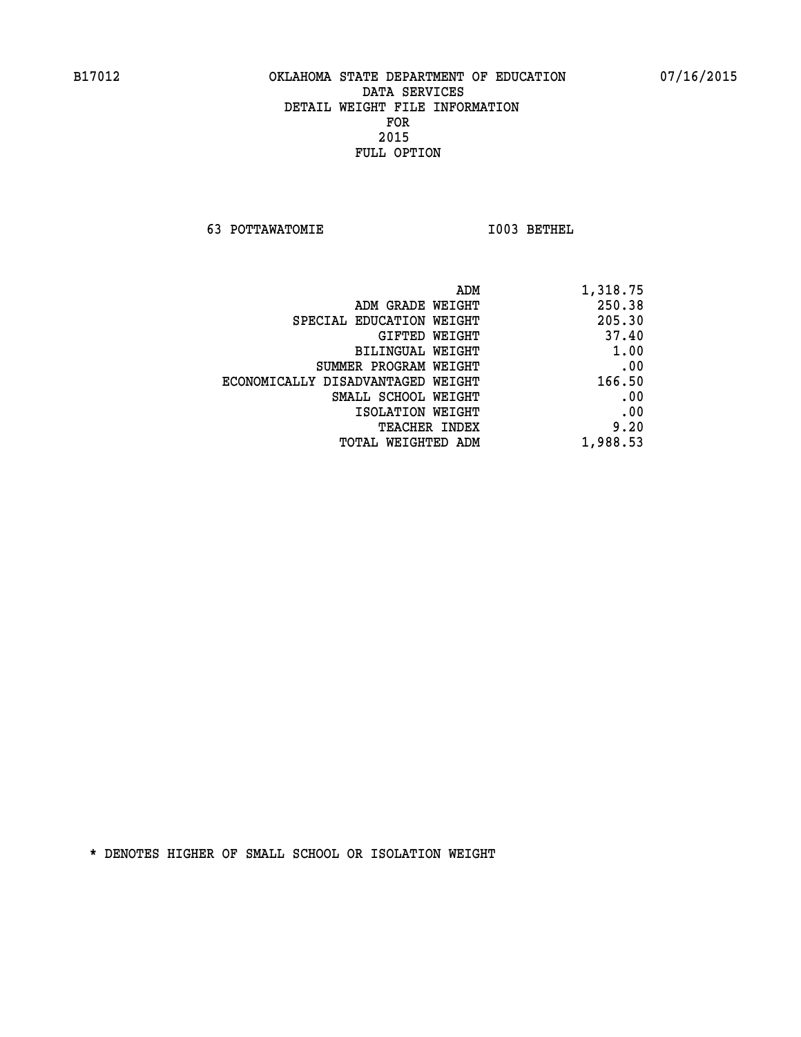B17012 OKLAHOMA STATE DEPARTMENT OF EDUCATION 07/16/2015

DATA SERVICES
DETAIL WEIGHT FILE INFORMATION
FOR
2015
FULL OPTION

63 POTTAWATOMIE I003 BETHEL

| | |
|---|---|
| ADM | 1,318.75 |
| ADM GRADE WEIGHT | 250.38 |
| SPECIAL EDUCATION WEIGHT | 205.30 |
| GIFTED WEIGHT | 37.40 |
| BILINGUAL WEIGHT | 1.00 |
| SUMMER PROGRAM WEIGHT | .00 |
| ECONOMICALLY DISADVANTAGED WEIGHT | 166.50 |
| SMALL SCHOOL WEIGHT | .00 |
| ISOLATION WEIGHT | .00 |
| TEACHER INDEX | 9.20 |
| TOTAL WEIGHTED ADM | 1,988.53 |

* DENOTES HIGHER OF SMALL SCHOOL OR ISOLATION WEIGHT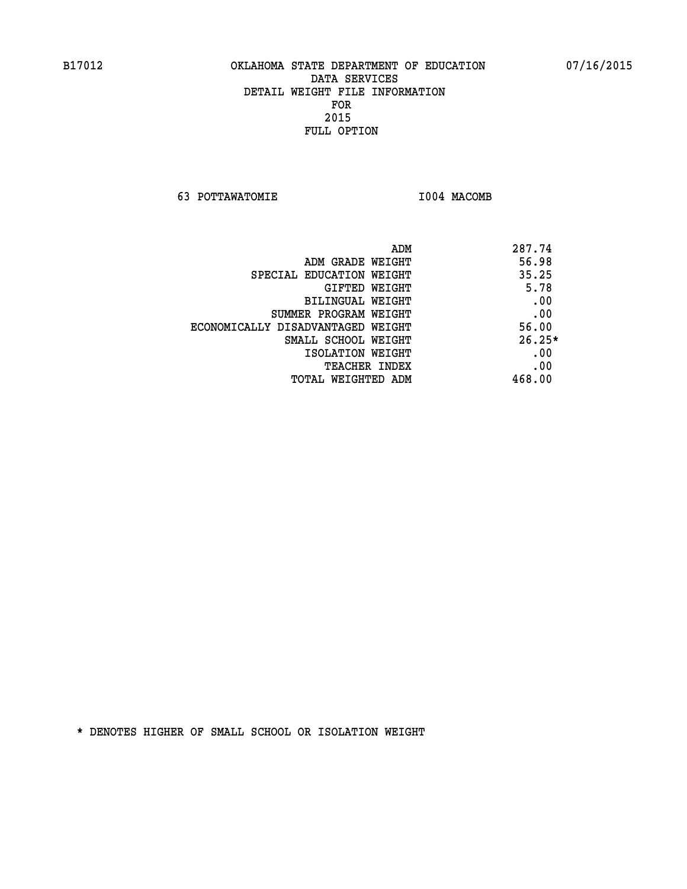B17012 OKLAHOMA STATE DEPARTMENT OF EDUCATION 07/16/2015

DATA SERVICES
DETAIL WEIGHT FILE INFORMATION
FOR
2015
FULL OPTION

63 POTTAWATOMIE I004 MACOMB

| | |
|---|---|
| ADM | 287.74 |
| ADM GRADE WEIGHT | 56.98 |
| SPECIAL EDUCATION WEIGHT | 35.25 |
| GIFTED WEIGHT | 5.78 |
| BILINGUAL WEIGHT | .00 |
| SUMMER PROGRAM WEIGHT | .00 |
| ECONOMICALLY DISADVANTAGED WEIGHT | 56.00 |
| SMALL SCHOOL WEIGHT | 26.25* |
| ISOLATION WEIGHT | .00 |
| TEACHER INDEX | .00 |
| TOTAL WEIGHTED ADM | 468.00 |

* DENOTES HIGHER OF SMALL SCHOOL OR ISOLATION WEIGHT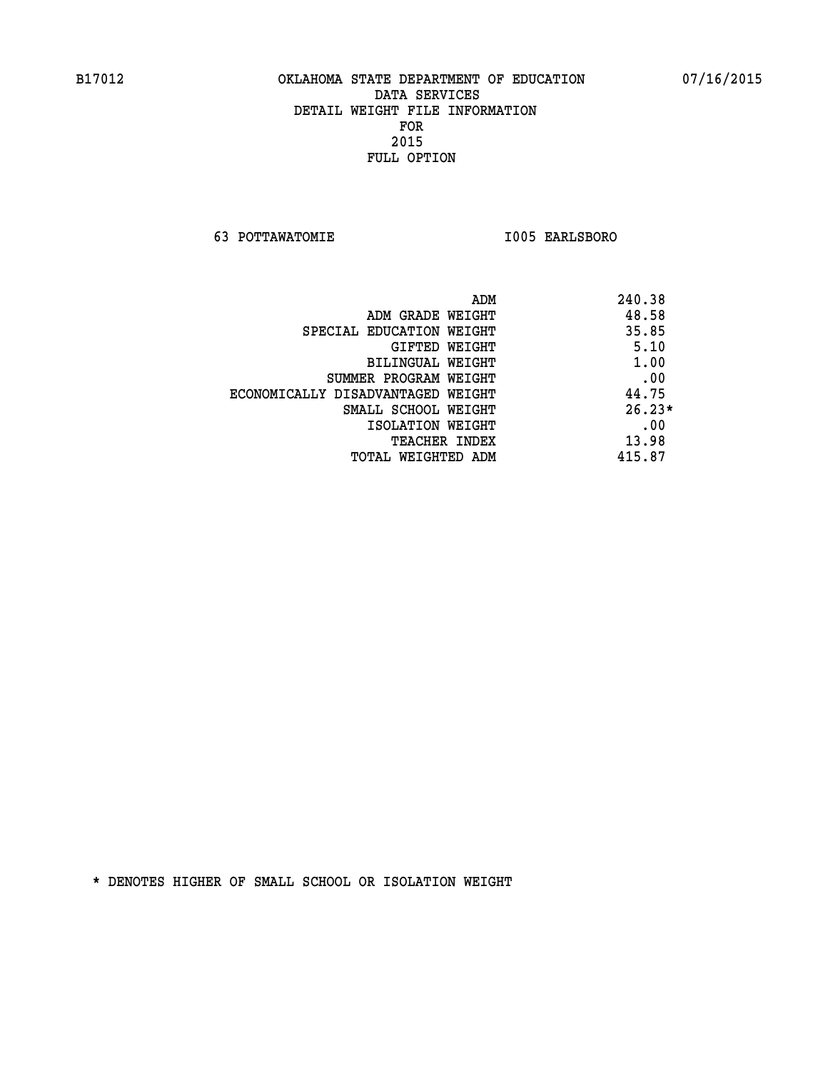B17012 OKLAHOMA STATE DEPARTMENT OF EDUCATION 07/16/2015

DATA SERVICES
DETAIL WEIGHT FILE INFORMATION
FOR
2015
FULL OPTION

63 POTTAWATOMIE I005 EARLSBORO

| | |
|---|---|
| ADM | 240.38 |
| ADM GRADE WEIGHT | 48.58 |
| SPECIAL EDUCATION WEIGHT | 35.85 |
| GIFTED WEIGHT | 5.10 |
| BILINGUAL WEIGHT | 1.00 |
| SUMMER PROGRAM WEIGHT | .00 |
| ECONOMICALLY DISADVANTAGED WEIGHT | 44.75 |
| SMALL SCHOOL WEIGHT | 26.23* |
| ISOLATION WEIGHT | .00 |
| TEACHER INDEX | 13.98 |
| TOTAL WEIGHTED ADM | 415.87 |

* DENOTES HIGHER OF SMALL SCHOOL OR ISOLATION WEIGHT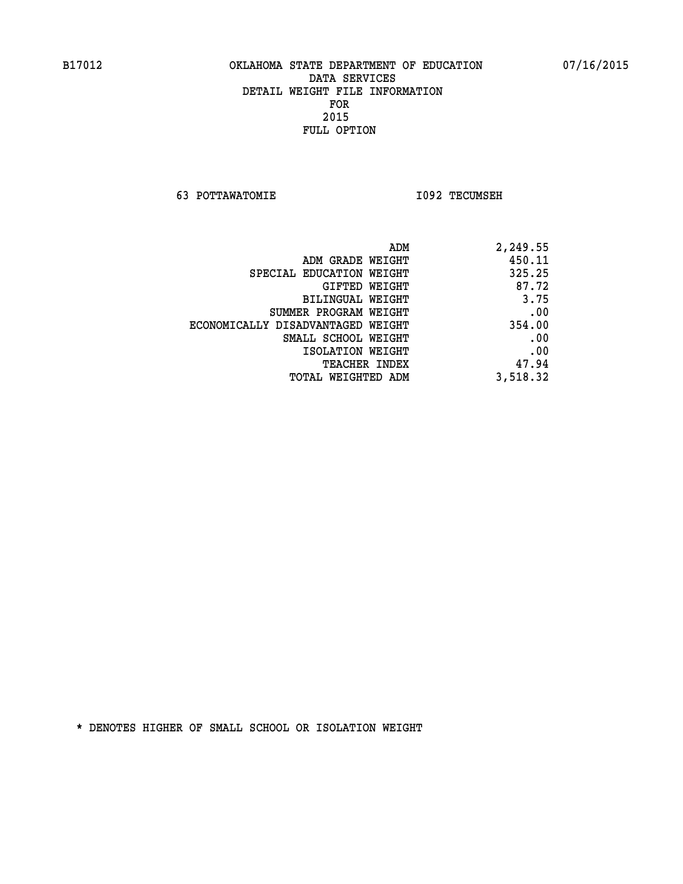# OKLAHOMA STATE DEPARTMENT OF EDUCATION
## DATA SERVICES
## DETAIL WEIGHT FILE INFORMATION
## FOR
## 2015
## FULL OPTION

B17012 07/16/2015

63 POTTAWATOMIE I092 TECUMSEH

| | |
|---|---|
| ADM | 2,249.55 |
| ADM GRADE WEIGHT | 450.11 |
| SPECIAL EDUCATION WEIGHT | 325.25 |
| GIFTED WEIGHT | 87.72 |
| BILINGUAL WEIGHT | 3.75 |
| SUMMER PROGRAM WEIGHT | .00 |
| ECONOMICALLY DISADVANTAGED WEIGHT | 354.00 |
| SMALL SCHOOL WEIGHT | .00 |
| ISOLATION WEIGHT | .00 |
| TEACHER INDEX | 47.94 |
| TOTAL WEIGHTED ADM | 3,518.32 |

* DENOTES HIGHER OF SMALL SCHOOL OR ISOLATION WEIGHT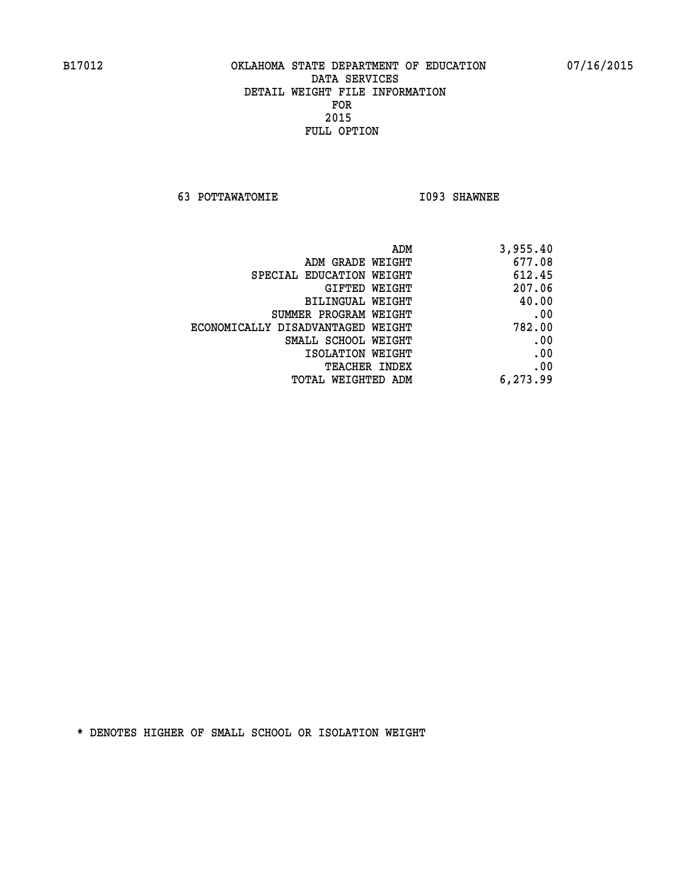B17012 OKLAHOMA STATE DEPARTMENT OF EDUCATION 07/16/2015

DATA SERVICES
DETAIL WEIGHT FILE INFORMATION
FOR
2015
FULL OPTION

63 POTTAWATOMIE I093 SHAWNEE

| | |
|---|---|
| ADM | 3,955.40 |
| ADM GRADE WEIGHT | 677.08 |
| SPECIAL EDUCATION WEIGHT | 612.45 |
| GIFTED WEIGHT | 207.06 |
| BILINGUAL WEIGHT | 40.00 |
| SUMMER PROGRAM WEIGHT | .00 |
| ECONOMICALLY DISADVANTAGED WEIGHT | 782.00 |
| SMALL SCHOOL WEIGHT | .00 |
| ISOLATION WEIGHT | .00 |
| TEACHER INDEX | .00 |
| TOTAL WEIGHTED ADM | 6,273.99 |

* DENOTES HIGHER OF SMALL SCHOOL OR ISOLATION WEIGHT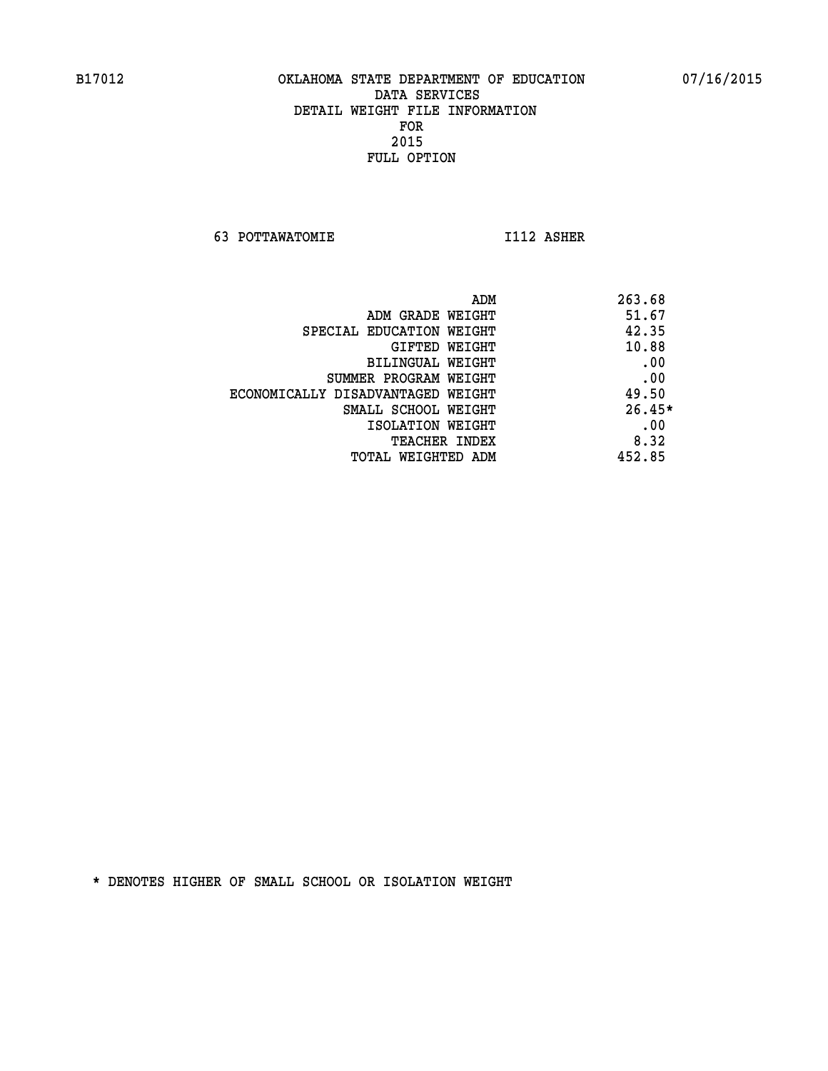B17012 OKLAHOMA STATE DEPARTMENT OF EDUCATION 07/16/2015

DATA SERVICES
DETAIL WEIGHT FILE INFORMATION
FOR
2015
FULL OPTION

63 POTTAWATOMIE I112 ASHER

| | |
|---|---|
| ADM | 263.68 |
| ADM GRADE WEIGHT | 51.67 |
| SPECIAL EDUCATION WEIGHT | 42.35 |
| GIFTED WEIGHT | 10.88 |
| BILINGUAL WEIGHT | .00 |
| SUMMER PROGRAM WEIGHT | .00 |
| ECONOMICALLY DISADVANTAGED WEIGHT | 49.50 |
| SMALL SCHOOL WEIGHT | 26.45* |
| ISOLATION WEIGHT | .00 |
| TEACHER INDEX | 8.32 |
| TOTAL WEIGHTED ADM | 452.85 |

* DENOTES HIGHER OF SMALL SCHOOL OR ISOLATION WEIGHT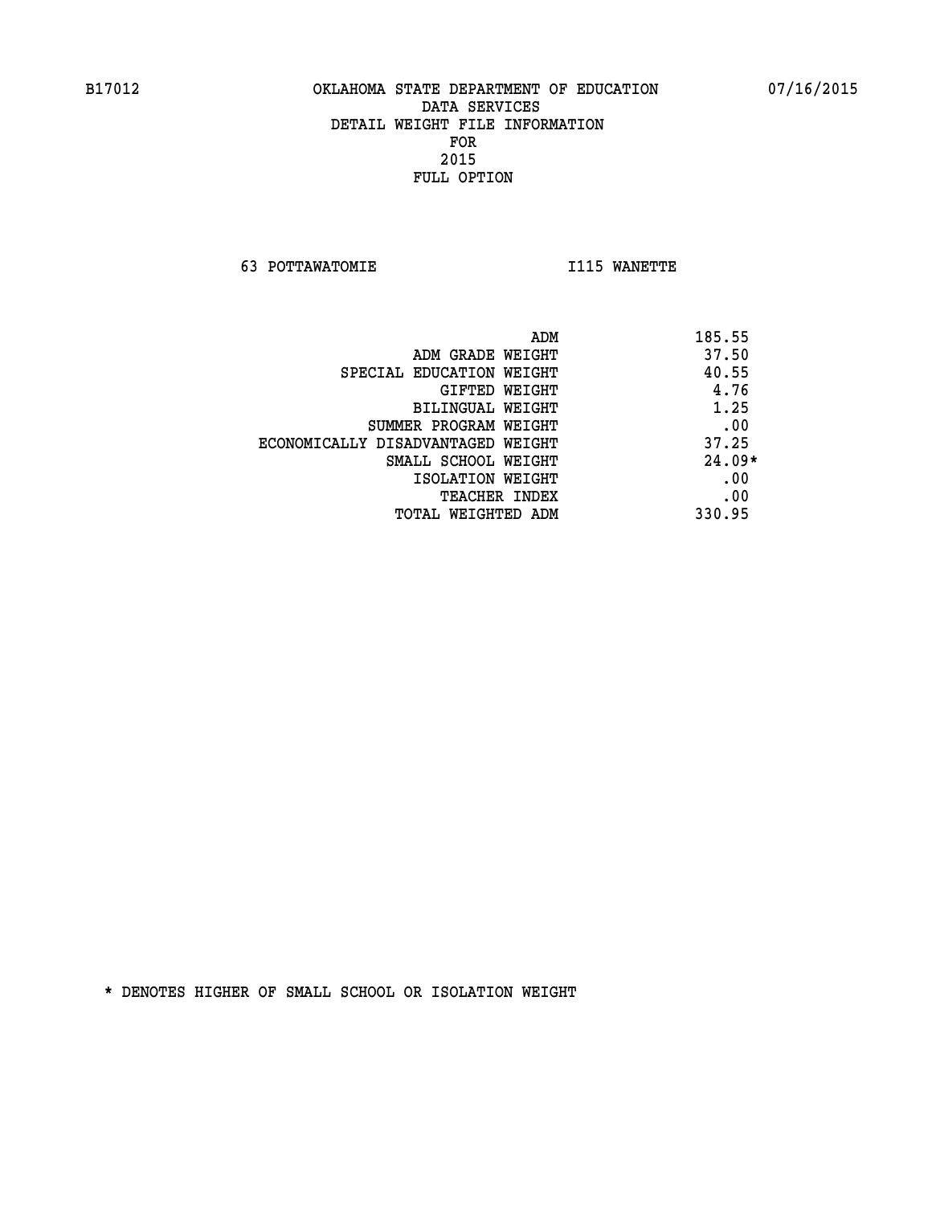B17012 OKLAHOMA STATE DEPARTMENT OF EDUCATION 07/16/2015

DATA SERVICES
DETAIL WEIGHT FILE INFORMATION
FOR
2015
FULL OPTION

63 POTTAWATOMIE I115 WANETTE

| | |
|---|---|
| ADM | 185.55 |
| ADM GRADE WEIGHT | 37.50 |
| SPECIAL EDUCATION WEIGHT | 40.55 |
| GIFTED WEIGHT | 4.76 |
| BILINGUAL WEIGHT | 1.25 |
| SUMMER PROGRAM WEIGHT | .00 |
| ECONOMICALLY DISADVANTAGED WEIGHT | 37.25 |
| SMALL SCHOOL WEIGHT | 24.09* |
| ISOLATION WEIGHT | .00 |
| TEACHER INDEX | .00 |
| TOTAL WEIGHTED ADM | 330.95 |

* DENOTES HIGHER OF SMALL SCHOOL OR ISOLATION WEIGHT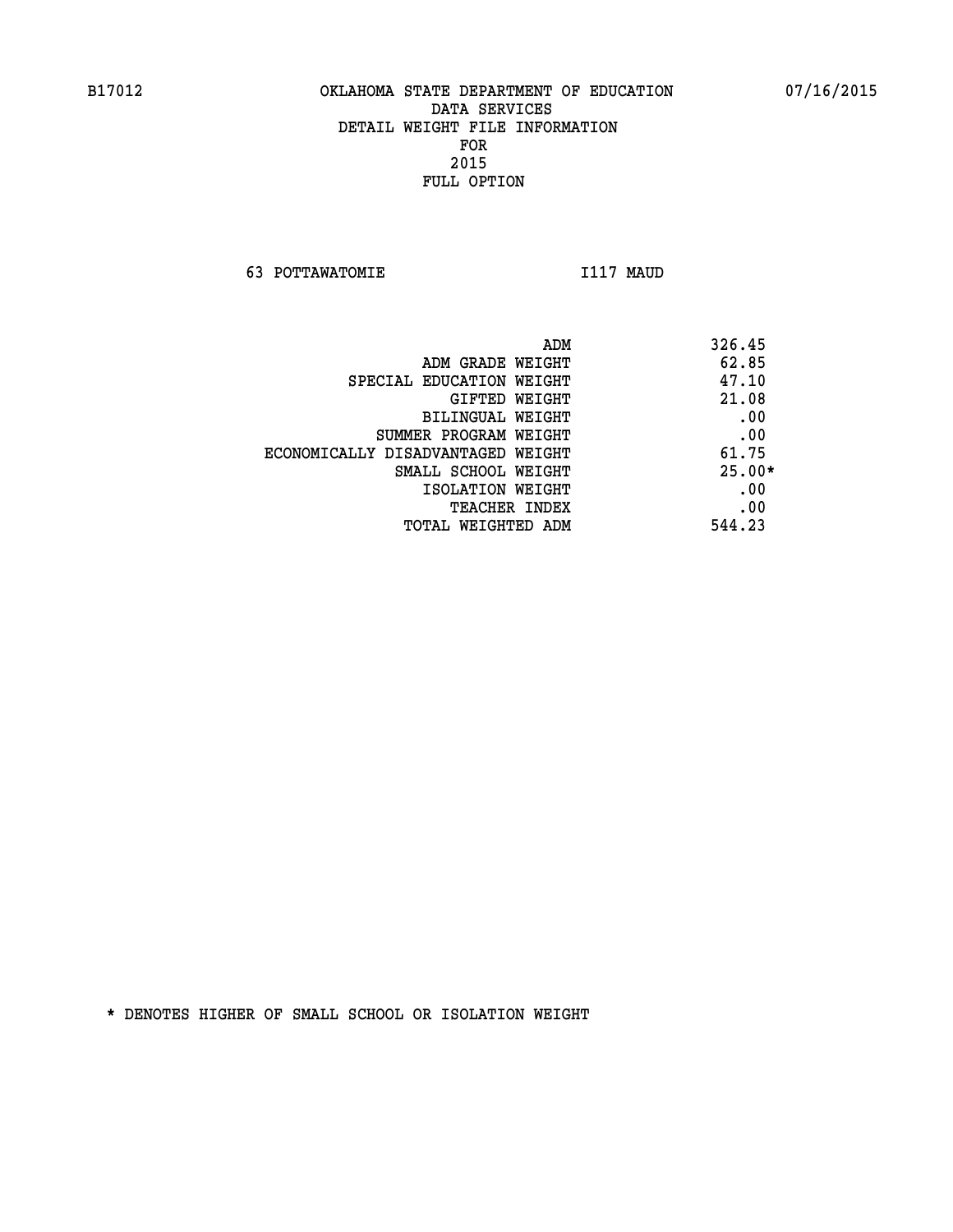B17012 OKLAHOMA STATE DEPARTMENT OF EDUCATION 07/16/2015

DATA SERVICES

DETAIL WEIGHT FILE INFORMATION

FOR

2015

FULL OPTION

63 POTTAWATOMIE I117 MAUD

| | |
|---|---|
| ADM | 326.45 |
| ADM GRADE WEIGHT | 62.85 |
| SPECIAL EDUCATION WEIGHT | 47.10 |
| GIFTED WEIGHT | 21.08 |
| BILINGUAL WEIGHT | .00 |
| SUMMER PROGRAM WEIGHT | .00 |
| ECONOMICALLY DISADVANTAGED WEIGHT | 61.75 |
| SMALL SCHOOL WEIGHT | 25.00* |
| ISOLATION WEIGHT | .00 |
| TEACHER INDEX | .00 |
| TOTAL WEIGHTED ADM | 544.23 |

* DENOTES HIGHER OF SMALL SCHOOL OR ISOLATION WEIGHT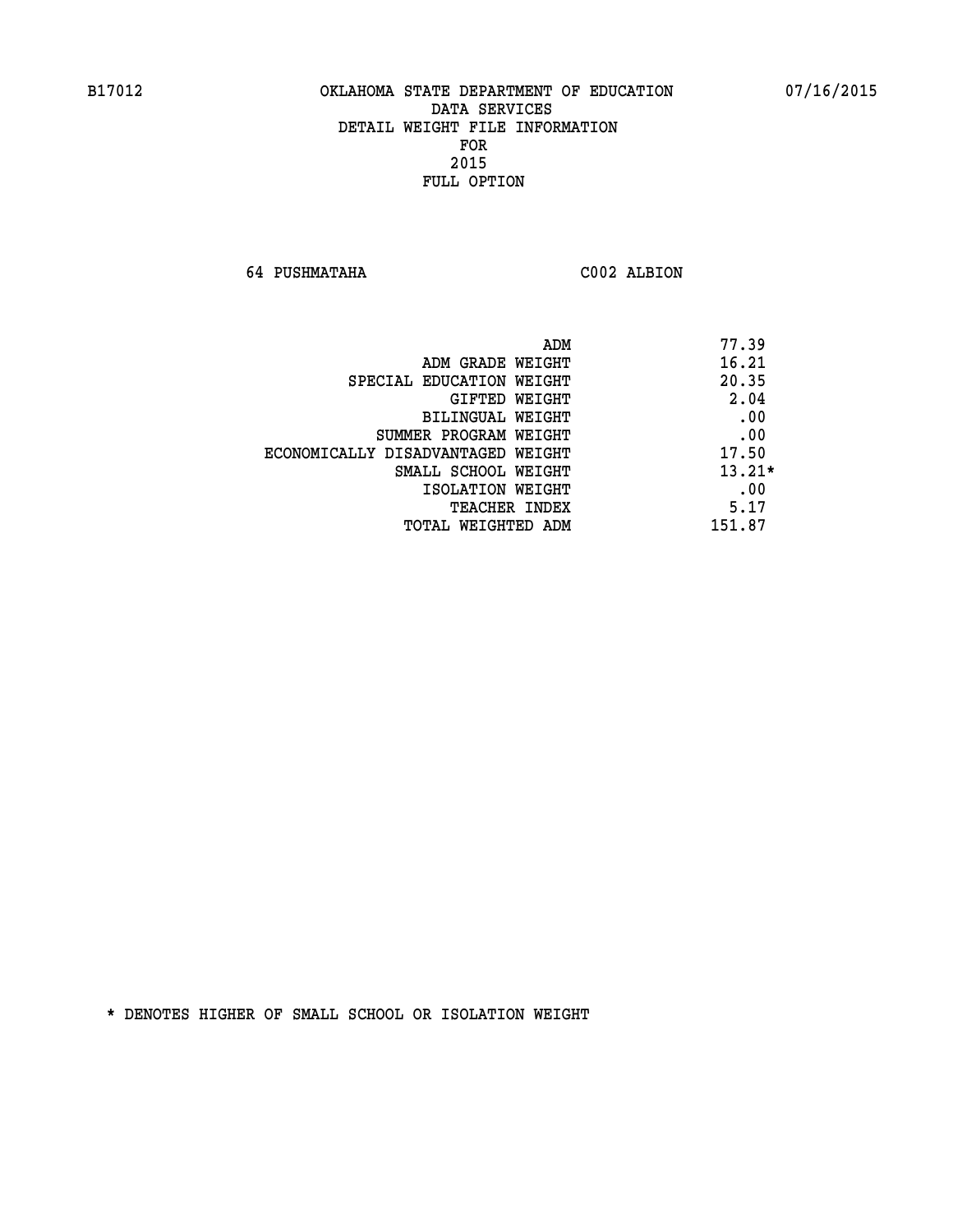B17012 OKLAHOMA STATE DEPARTMENT OF EDUCATION 07/16/2015

DATA SERVICES
DETAIL WEIGHT FILE INFORMATION
FOR
2015
FULL OPTION

64 PUSHMATAHA C002 ALBION

| | |
|---|---|
| ADM | 77.39 |
| ADM GRADE WEIGHT | 16.21 |
| SPECIAL EDUCATION WEIGHT | 20.35 |
| GIFTED WEIGHT | 2.04 |
| BILINGUAL WEIGHT | .00 |
| SUMMER PROGRAM WEIGHT | .00 |
| ECONOMICALLY DISADVANTAGED WEIGHT | 17.50 |
| SMALL SCHOOL WEIGHT | 13.21* |
| ISOLATION WEIGHT | .00 |
| TEACHER INDEX | 5.17 |
| TOTAL WEIGHTED ADM | 151.87 |

* DENOTES HIGHER OF SMALL SCHOOL OR ISOLATION WEIGHT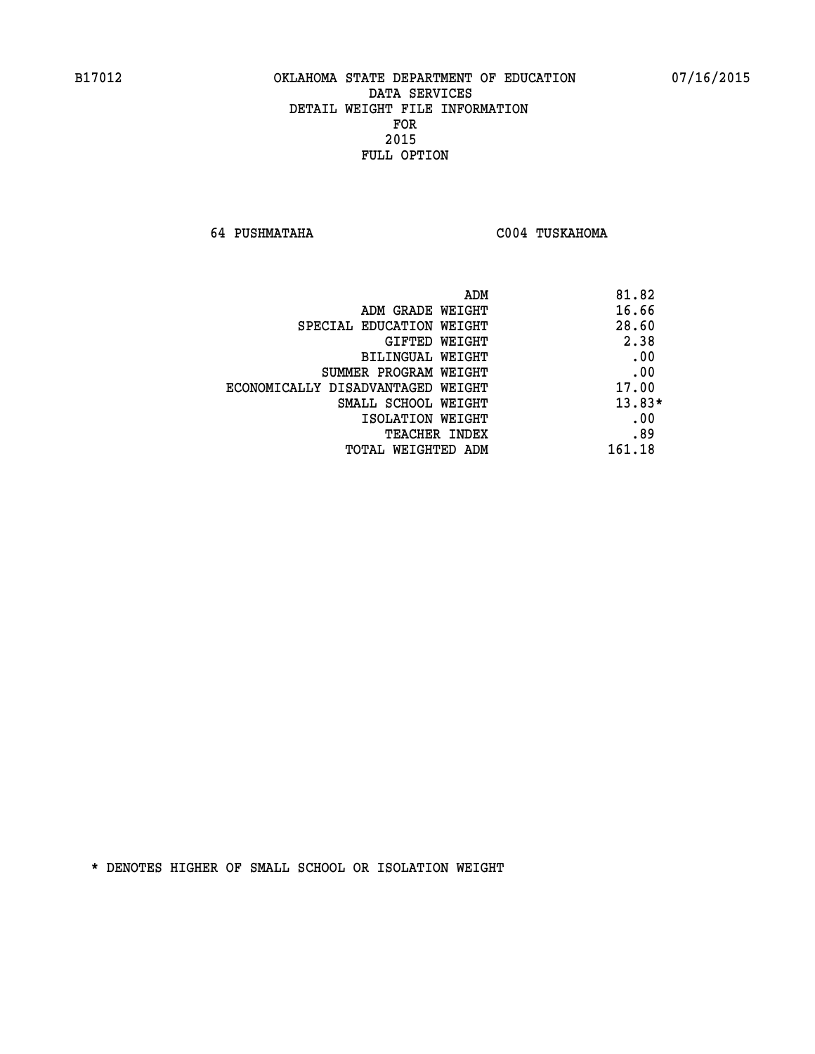B17012 OKLAHOMA STATE DEPARTMENT OF EDUCATION 07/16/2015

DATA SERVICES
DETAIL WEIGHT FILE INFORMATION
FOR
2015
FULL OPTION

64 PUSHMATAHA C004 TUSKAHOMA

| | |
|---|---|
| ADM | 81.82 |
| ADM GRADE WEIGHT | 16.66 |
| SPECIAL EDUCATION WEIGHT | 28.60 |
| GIFTED WEIGHT | 2.38 |
| BILINGUAL WEIGHT | .00 |
| SUMMER PROGRAM WEIGHT | .00 |
| ECONOMICALLY DISADVANTAGED WEIGHT | 17.00 |
| SMALL SCHOOL WEIGHT | 13.83* |
| ISOLATION WEIGHT | .00 |
| TEACHER INDEX | .89 |
| TOTAL WEIGHTED ADM | 161.18 |

* DENOTES HIGHER OF SMALL SCHOOL OR ISOLATION WEIGHT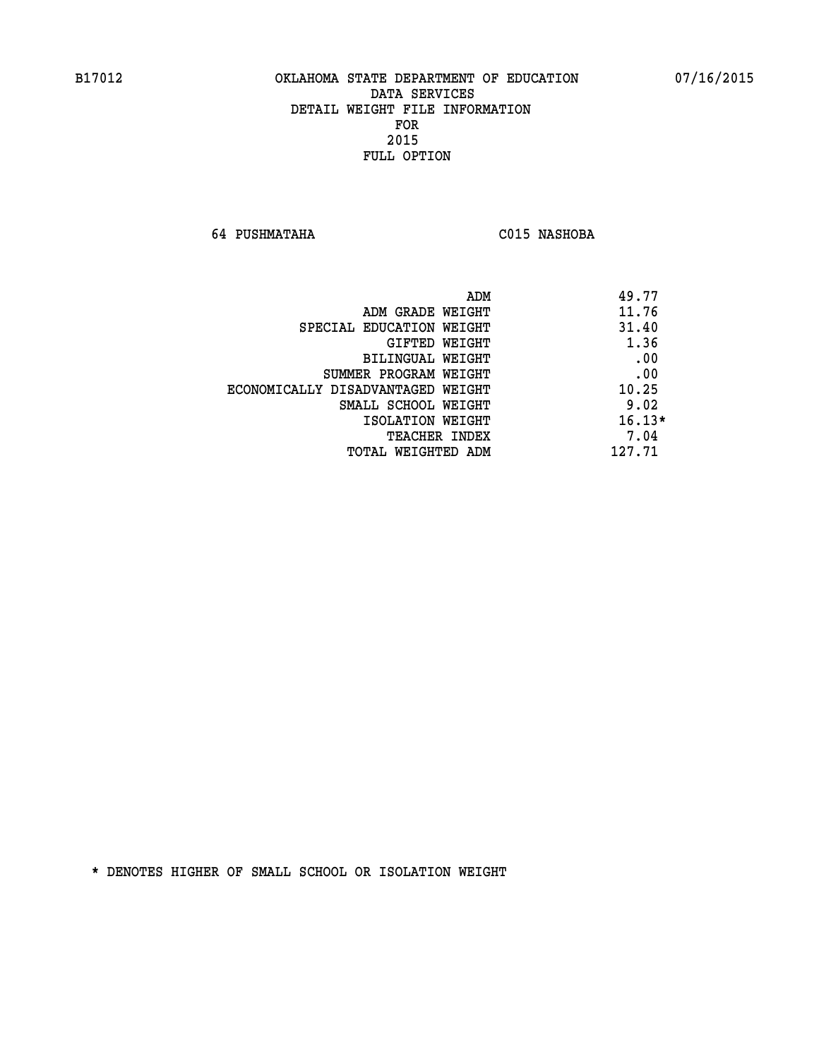B17012 OKLAHOMA STATE DEPARTMENT OF EDUCATION 07/16/2015

DATA SERVICES
DETAIL WEIGHT FILE INFORMATION
FOR
2015
FULL OPTION

64 PUSHMATAHA C015 NASHOBA

| | |
|---|---|
| ADM | 49.77 |
| ADM GRADE WEIGHT | 11.76 |
| SPECIAL EDUCATION WEIGHT | 31.40 |
| GIFTED WEIGHT | 1.36 |
| BILINGUAL WEIGHT | .00 |
| SUMMER PROGRAM WEIGHT | .00 |
| ECONOMICALLY DISADVANTAGED WEIGHT | 10.25 |
| SMALL SCHOOL WEIGHT | 9.02 |
| ISOLATION WEIGHT | 16.13* |
| TEACHER INDEX | 7.04 |
| TOTAL WEIGHTED ADM | 127.71 |

* DENOTES HIGHER OF SMALL SCHOOL OR ISOLATION WEIGHT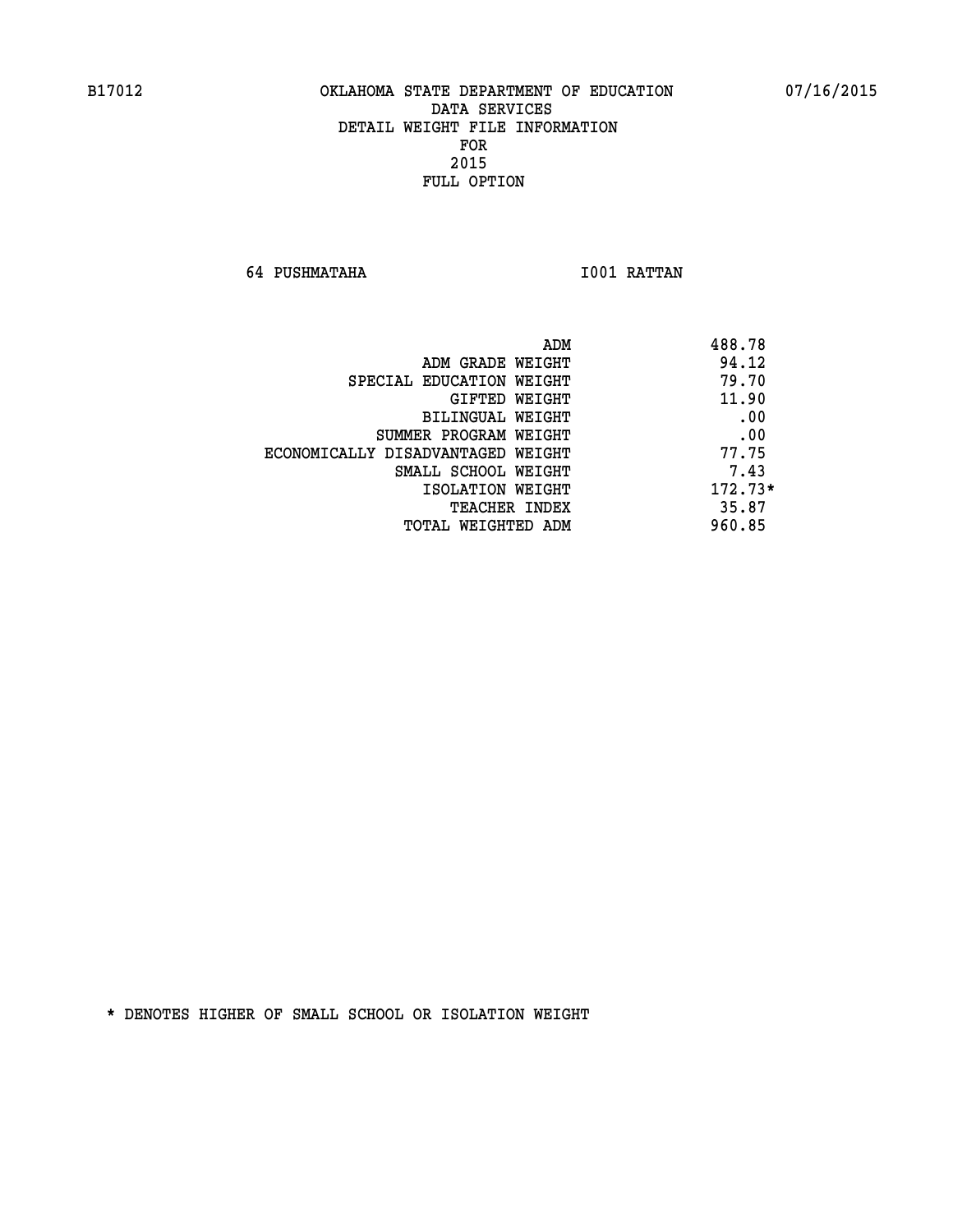B17012 OKLAHOMA STATE DEPARTMENT OF EDUCATION 07/16/2015

DATA SERVICES
DETAIL WEIGHT FILE INFORMATION
FOR
2015
FULL OPTION

64 PUSHMATAHA I001 RATTAN

| | |
|---|---|
| ADM | 488.78 |
| ADM GRADE WEIGHT | 94.12 |
| SPECIAL EDUCATION WEIGHT | 79.70 |
| GIFTED WEIGHT | 11.90 |
| BILINGUAL WEIGHT | .00 |
| SUMMER PROGRAM WEIGHT | .00 |
| ECONOMICALLY DISADVANTAGED WEIGHT | 77.75 |
| SMALL SCHOOL WEIGHT | 7.43 |
| ISOLATION WEIGHT | 172.73* |
| TEACHER INDEX | 35.87 |
| TOTAL WEIGHTED ADM | 960.85 |

* DENOTES HIGHER OF SMALL SCHOOL OR ISOLATION WEIGHT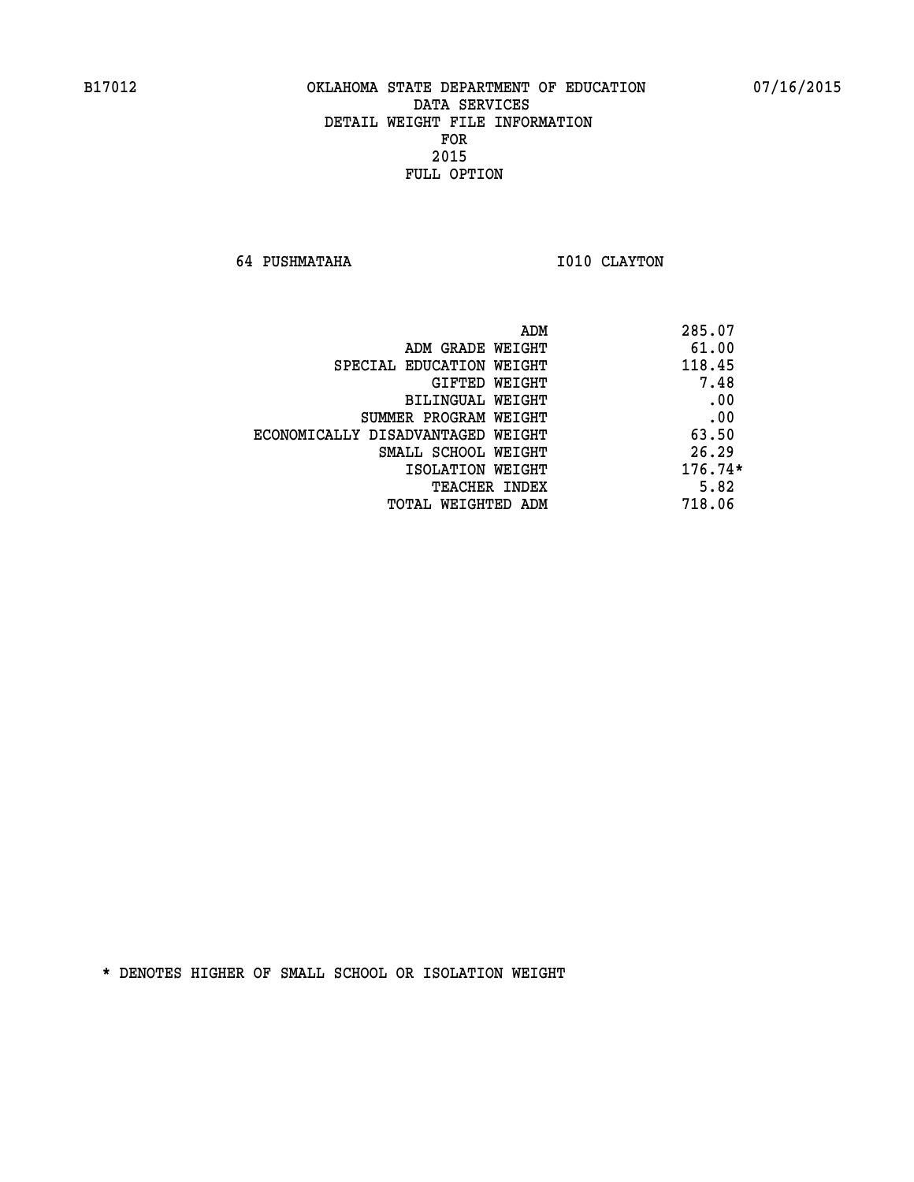B17012 OKLAHOMA STATE DEPARTMENT OF EDUCATION 07/16/2015

DATA SERVICES

DETAIL WEIGHT FILE INFORMATION

FOR

2015

FULL OPTION

64 PUSHMATAHA I010 CLAYTON

| | |
|---|---|
| ADM | 285.07 |
| ADM GRADE WEIGHT | 61.00 |
| SPECIAL EDUCATION WEIGHT | 118.45 |
| GIFTED WEIGHT | 7.48 |
| BILINGUAL WEIGHT | .00 |
| SUMMER PROGRAM WEIGHT | .00 |
| ECONOMICALLY DISADVANTAGED WEIGHT | 63.50 |
| SMALL SCHOOL WEIGHT | 26.29 |
| ISOLATION WEIGHT | 176.74* |
| TEACHER INDEX | 5.82 |
| TOTAL WEIGHTED ADM | 718.06 |

* DENOTES HIGHER OF SMALL SCHOOL OR ISOLATION WEIGHT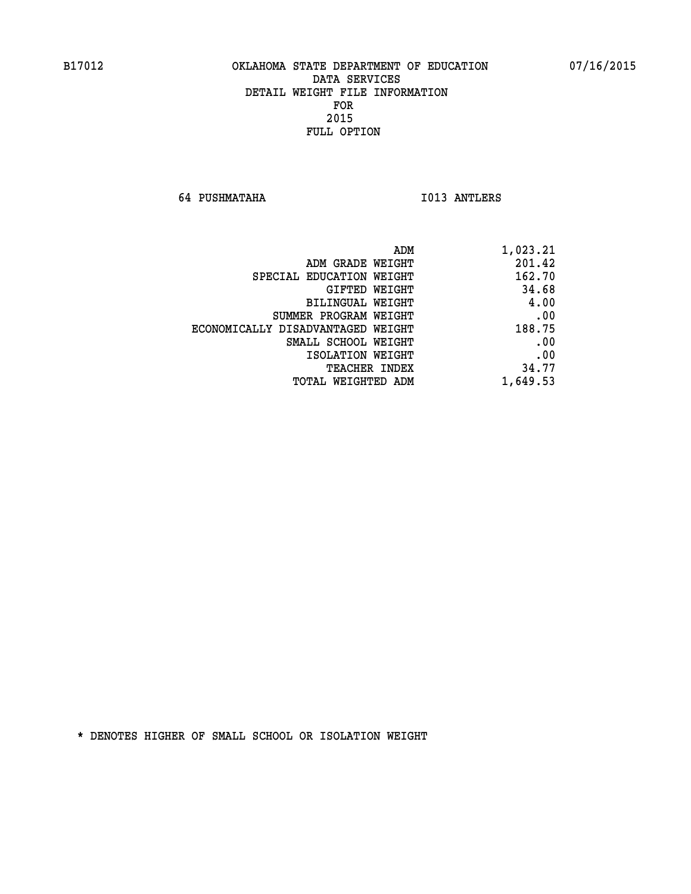B17012 OKLAHOMA STATE DEPARTMENT OF EDUCATION 07/16/2015

DATA SERVICES
DETAIL WEIGHT FILE INFORMATION
FOR
2015
FULL OPTION

64 PUSHMATAHA I013 ANTLERS

| | |
|---|---|
| ADM | 1,023.21 |
| ADM GRADE WEIGHT | 201.42 |
| SPECIAL EDUCATION WEIGHT | 162.70 |
| GIFTED WEIGHT | 34.68 |
| BILINGUAL WEIGHT | 4.00 |
| SUMMER PROGRAM WEIGHT | .00 |
| ECONOMICALLY DISADVANTAGED WEIGHT | 188.75 |
| SMALL SCHOOL WEIGHT | .00 |
| ISOLATION WEIGHT | .00 |
| TEACHER INDEX | 34.77 |
| TOTAL WEIGHTED ADM | 1,649.53 |

* DENOTES HIGHER OF SMALL SCHOOL OR ISOLATION WEIGHT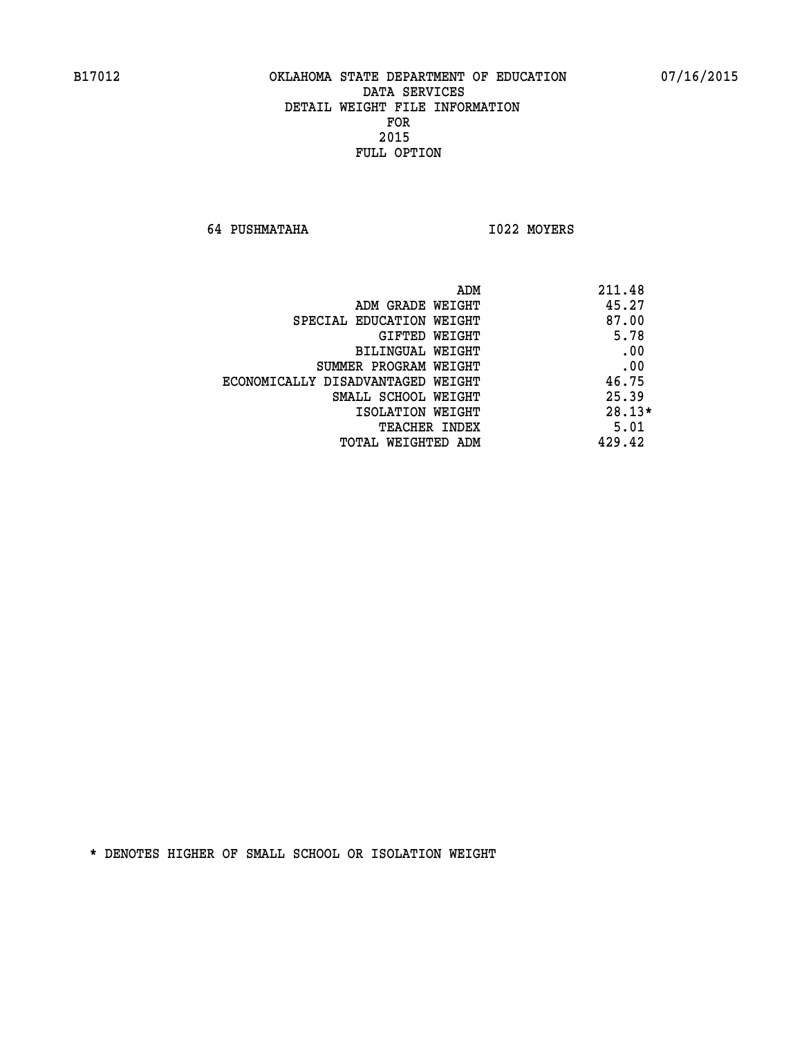B17012 OKLAHOMA STATE DEPARTMENT OF EDUCATION 07/16/2015

DATA SERVICES
DETAIL WEIGHT FILE INFORMATION
FOR
2015
FULL OPTION

64 PUSHMATAHA I022 MOYERS

| | |
|---|---|
| ADM | 211.48 |
| ADM GRADE WEIGHT | 45.27 |
| SPECIAL EDUCATION WEIGHT | 87.00 |
| GIFTED WEIGHT | 5.78 |
| BILINGUAL WEIGHT | .00 |
| SUMMER PROGRAM WEIGHT | .00 |
| ECONOMICALLY DISADVANTAGED WEIGHT | 46.75 |
| SMALL SCHOOL WEIGHT | 25.39 |
| ISOLATION WEIGHT | 28.13* |
| TEACHER INDEX | 5.01 |
| TOTAL WEIGHTED ADM | 429.42 |

* DENOTES HIGHER OF SMALL SCHOOL OR ISOLATION WEIGHT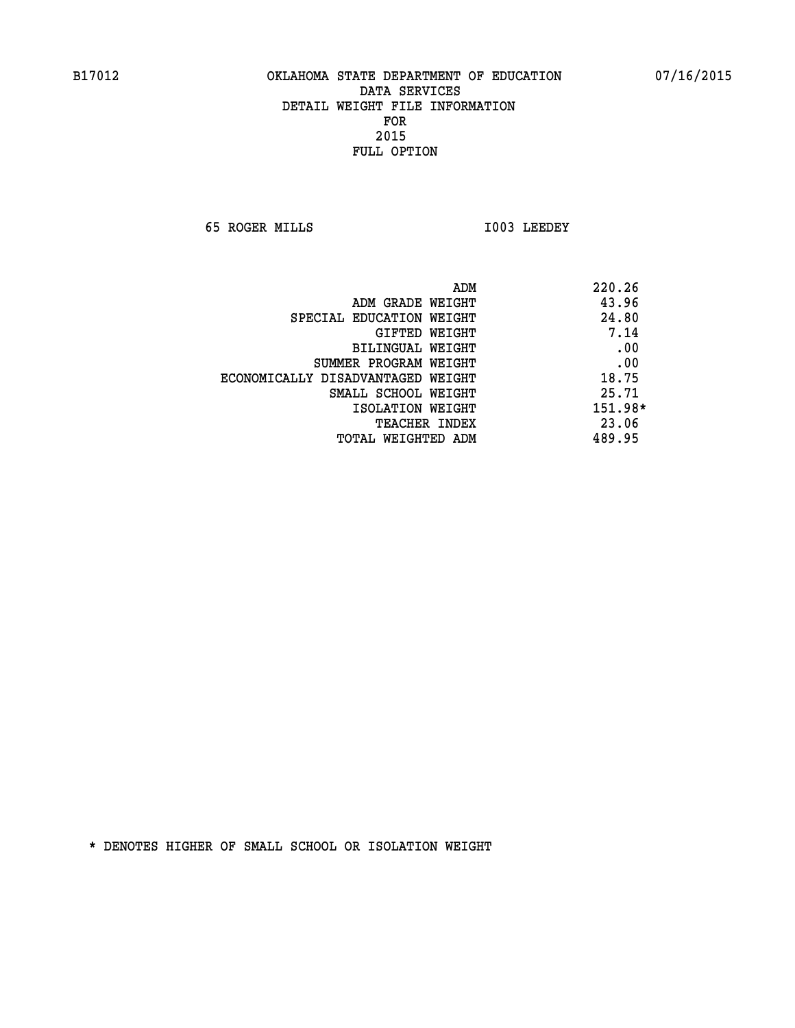B17012 OKLAHOMA STATE DEPARTMENT OF EDUCATION 07/16/2015

DATA SERVICES
DETAIL WEIGHT FILE INFORMATION
FOR
2015
FULL OPTION

65 ROGER MILLS I003 LEEDEY

| | |
|---|---|
| ADM | 220.26 |
| ADM GRADE WEIGHT | 43.96 |
| SPECIAL EDUCATION WEIGHT | 24.80 |
| GIFTED WEIGHT | 7.14 |
| BILINGUAL WEIGHT | .00 |
| SUMMER PROGRAM WEIGHT | .00 |
| ECONOMICALLY DISADVANTAGED WEIGHT | 18.75 |
| SMALL SCHOOL WEIGHT | 25.71 |
| ISOLATION WEIGHT | 151.98* |
| TEACHER INDEX | 23.06 |
| TOTAL WEIGHTED ADM | 489.95 |

* DENOTES HIGHER OF SMALL SCHOOL OR ISOLATION WEIGHT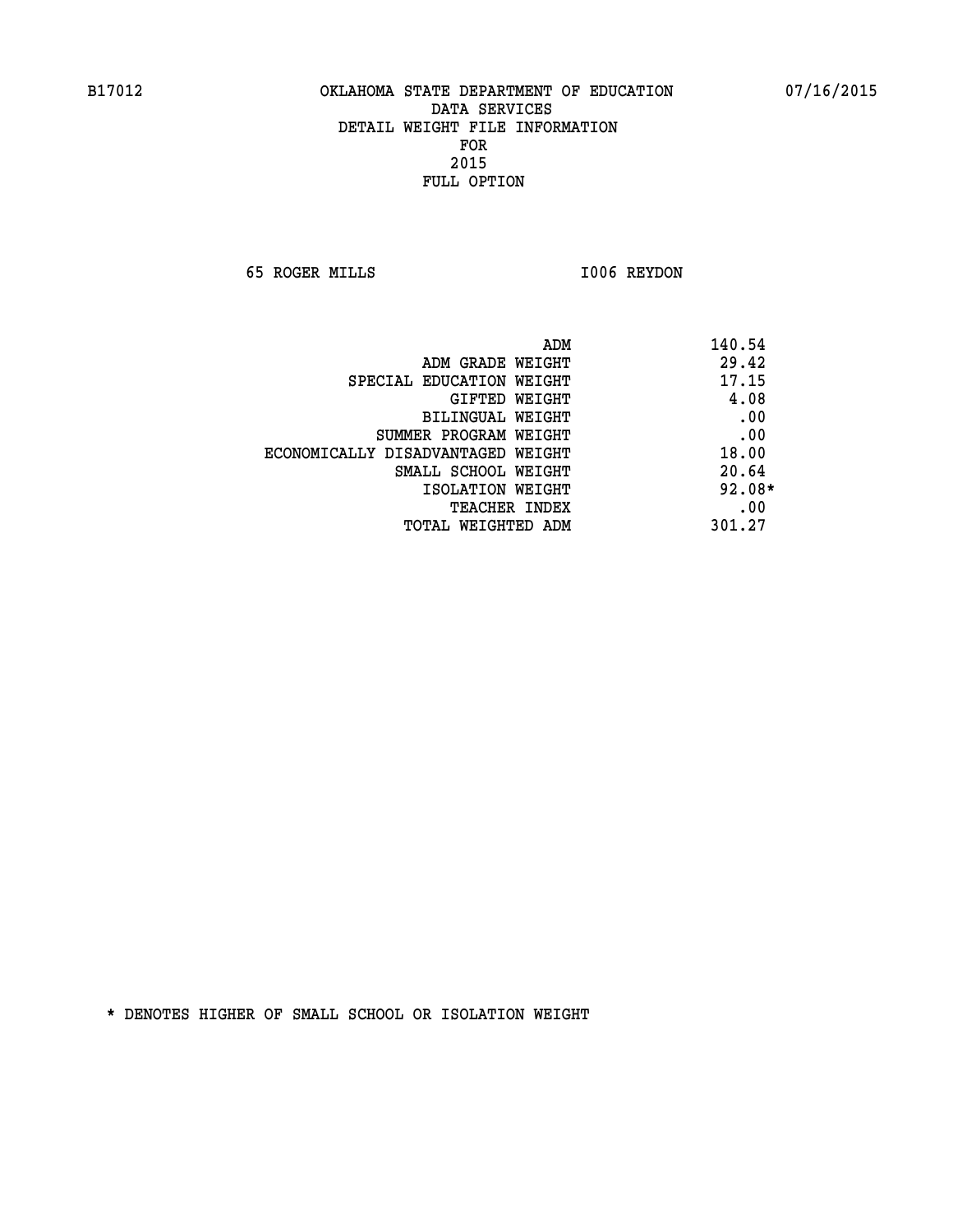B17012 OKLAHOMA STATE DEPARTMENT OF EDUCATION 07/16/2015

DATA SERVICES
DETAIL WEIGHT FILE INFORMATION
FOR
2015
FULL OPTION

65 ROGER MILLS I006 REYDON

| | |
|---|---|
| ADM | 140.54 |
| ADM GRADE WEIGHT | 29.42 |
| SPECIAL EDUCATION WEIGHT | 17.15 |
| GIFTED WEIGHT | 4.08 |
| BILINGUAL WEIGHT | .00 |
| SUMMER PROGRAM WEIGHT | .00 |
| ECONOMICALLY DISADVANTAGED WEIGHT | 18.00 |
| SMALL SCHOOL WEIGHT | 20.64 |
| ISOLATION WEIGHT | 92.08* |
| TEACHER INDEX | .00 |
| TOTAL WEIGHTED ADM | 301.27 |

* DENOTES HIGHER OF SMALL SCHOOL OR ISOLATION WEIGHT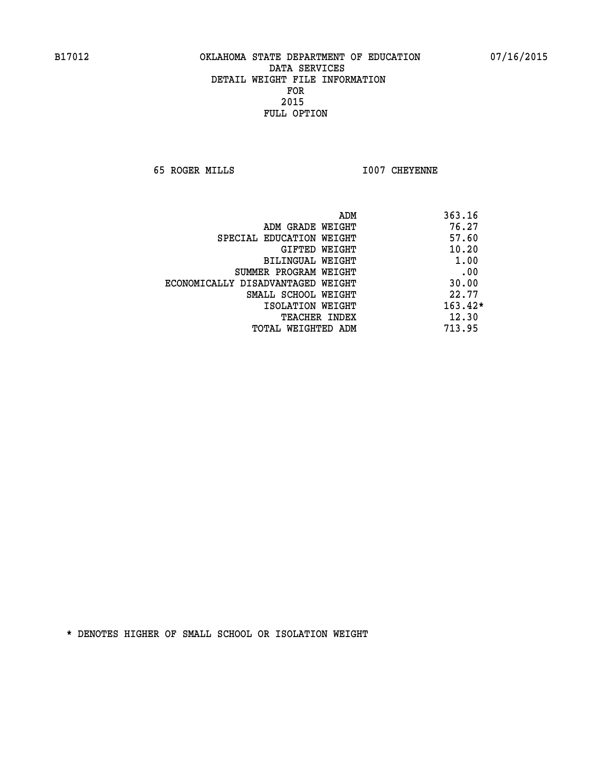B17012 OKLAHOMA STATE DEPARTMENT OF EDUCATION 07/16/2015

DATA SERVICES
DETAIL WEIGHT FILE INFORMATION
FOR
2015
FULL OPTION

65 ROGER MILLS I007 CHEYENNE

| | |
|---|---|
| ADM | 363.16 |
| ADM GRADE WEIGHT | 76.27 |
| SPECIAL EDUCATION WEIGHT | 57.60 |
| GIFTED WEIGHT | 10.20 |
| BILINGUAL WEIGHT | 1.00 |
| SUMMER PROGRAM WEIGHT | .00 |
| ECONOMICALLY DISADVANTAGED WEIGHT | 30.00 |
| SMALL SCHOOL WEIGHT | 22.77 |
| ISOLATION WEIGHT | 163.42* |
| TEACHER INDEX | 12.30 |
| TOTAL WEIGHTED ADM | 713.95 |

* DENOTES HIGHER OF SMALL SCHOOL OR ISOLATION WEIGHT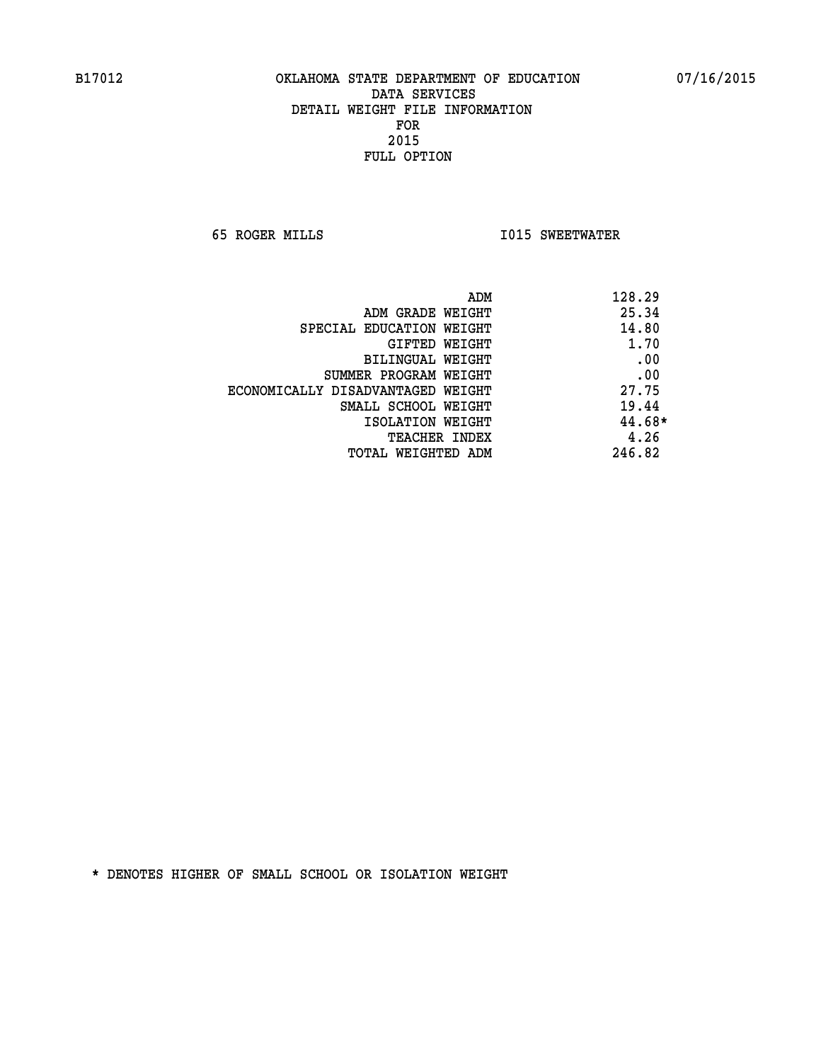B17012 OKLAHOMA STATE DEPARTMENT OF EDUCATION 07/16/2015

DATA SERVICES
DETAIL WEIGHT FILE INFORMATION
FOR
2015
FULL OPTION

65 ROGER MILLS I015 SWEETWATER

| | |
|---|---|
| ADM | 128.29 |
| ADM GRADE WEIGHT | 25.34 |
| SPECIAL EDUCATION WEIGHT | 14.80 |
| GIFTED WEIGHT | 1.70 |
| BILINGUAL WEIGHT | .00 |
| SUMMER PROGRAM WEIGHT | .00 |
| ECONOMICALLY DISADVANTAGED WEIGHT | 27.75 |
| SMALL SCHOOL WEIGHT | 19.44 |
| ISOLATION WEIGHT | 44.68* |
| TEACHER INDEX | 4.26 |
| TOTAL WEIGHTED ADM | 246.82 |

* DENOTES HIGHER OF SMALL SCHOOL OR ISOLATION WEIGHT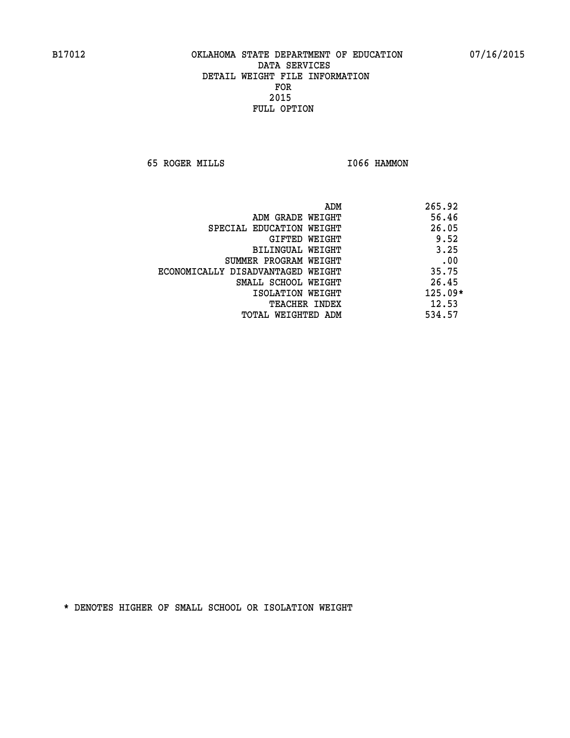B17012 OKLAHOMA STATE DEPARTMENT OF EDUCATION 07/16/2015

DATA SERVICES
DETAIL WEIGHT FILE INFORMATION
FOR
2015
FULL OPTION

65 ROGER MILLS I066 HAMMON

| | |
|---|---|
| ADM | 265.92 |
| ADM GRADE WEIGHT | 56.46 |
| SPECIAL EDUCATION WEIGHT | 26.05 |
| GIFTED WEIGHT | 9.52 |
| BILINGUAL WEIGHT | 3.25 |
| SUMMER PROGRAM WEIGHT | .00 |
| ECONOMICALLY DISADVANTAGED WEIGHT | 35.75 |
| SMALL SCHOOL WEIGHT | 26.45 |
| ISOLATION WEIGHT | 125.09* |
| TEACHER INDEX | 12.53 |
| TOTAL WEIGHTED ADM | 534.57 |

* DENOTES HIGHER OF SMALL SCHOOL OR ISOLATION WEIGHT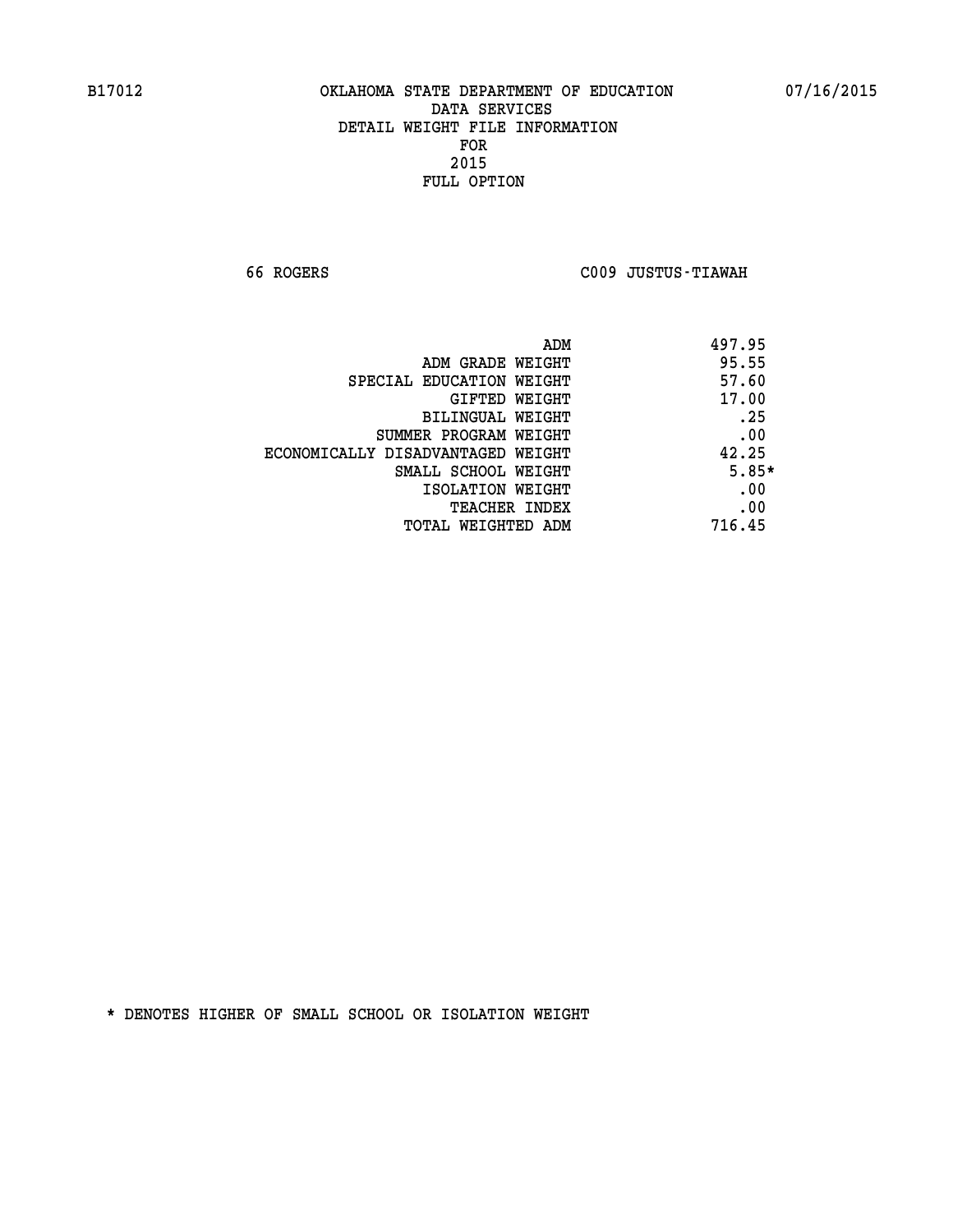B17012 OKLAHOMA STATE DEPARTMENT OF EDUCATION 07/16/2015

DATA SERVICES
DETAIL WEIGHT FILE INFORMATION
FOR
2015
FULL OPTION

66 ROGERS C009 JUSTUS-TIAWAH

| | |
|---|---|
| ADM | 497.95 |
| ADM GRADE WEIGHT | 95.55 |
| SPECIAL EDUCATION WEIGHT | 57.60 |
| GIFTED WEIGHT | 17.00 |
| BILINGUAL WEIGHT | .25 |
| SUMMER PROGRAM WEIGHT | .00 |
| ECONOMICALLY DISADVANTAGED WEIGHT | 42.25 |
| SMALL SCHOOL WEIGHT | 5.85* |
| ISOLATION WEIGHT | .00 |
| TEACHER INDEX | .00 |
| TOTAL WEIGHTED ADM | 716.45 |

* DENOTES HIGHER OF SMALL SCHOOL OR ISOLATION WEIGHT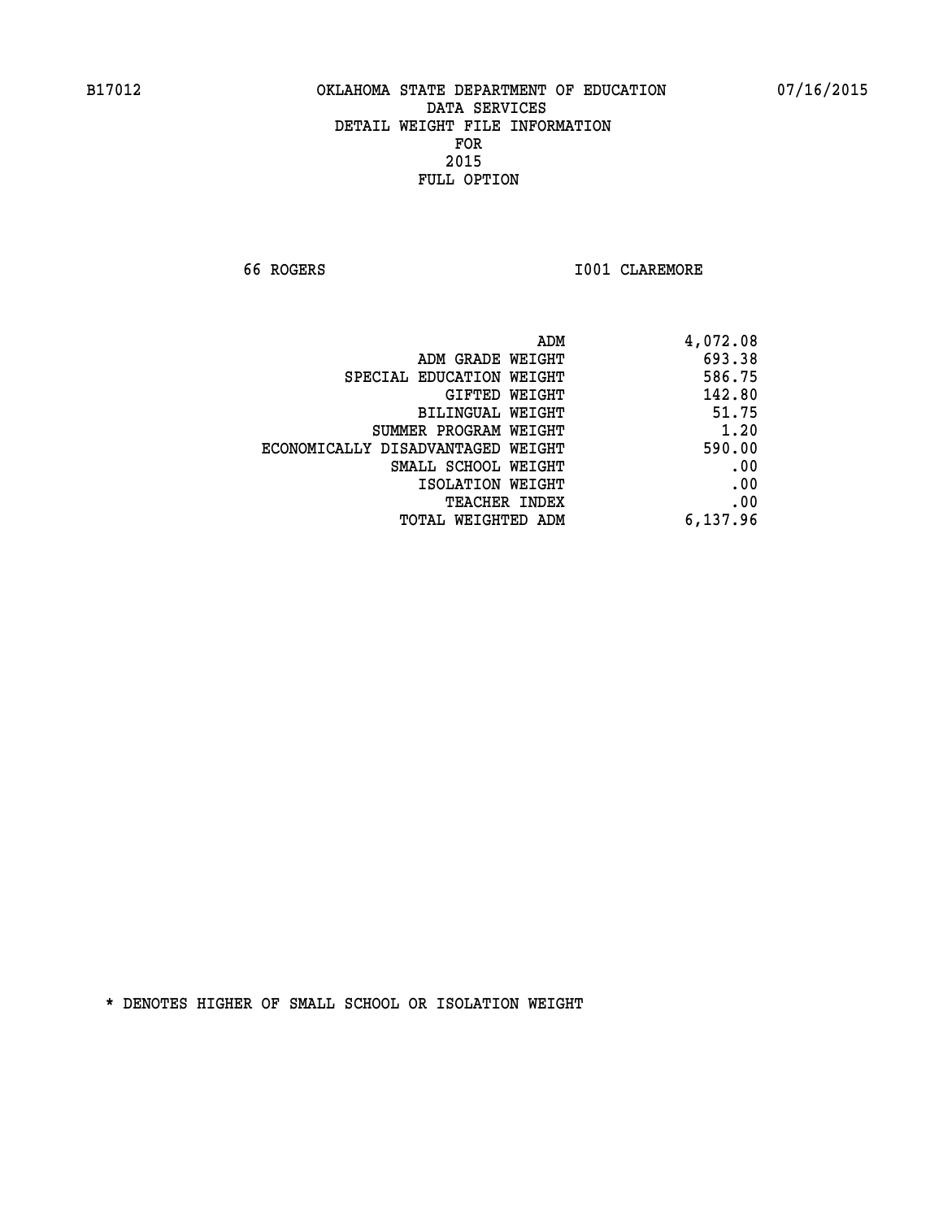B17012 OKLAHOMA STATE DEPARTMENT OF EDUCATION 07/16/2015

DATA SERVICES
DETAIL WEIGHT FILE INFORMATION
FOR
2015
FULL OPTION

66 ROGERS I001 CLAREMORE

| | |
|---|---|
| ADM | 4,072.08 |
| ADM GRADE WEIGHT | 693.38 |
| SPECIAL EDUCATION WEIGHT | 586.75 |
| GIFTED WEIGHT | 142.80 |
| BILINGUAL WEIGHT | 51.75 |
| SUMMER PROGRAM WEIGHT | 1.20 |
| ECONOMICALLY DISADVANTAGED WEIGHT | 590.00 |
| SMALL SCHOOL WEIGHT | .00 |
| ISOLATION WEIGHT | .00 |
| TEACHER INDEX | .00 |
| TOTAL WEIGHTED ADM | 6,137.96 |

* DENOTES HIGHER OF SMALL SCHOOL OR ISOLATION WEIGHT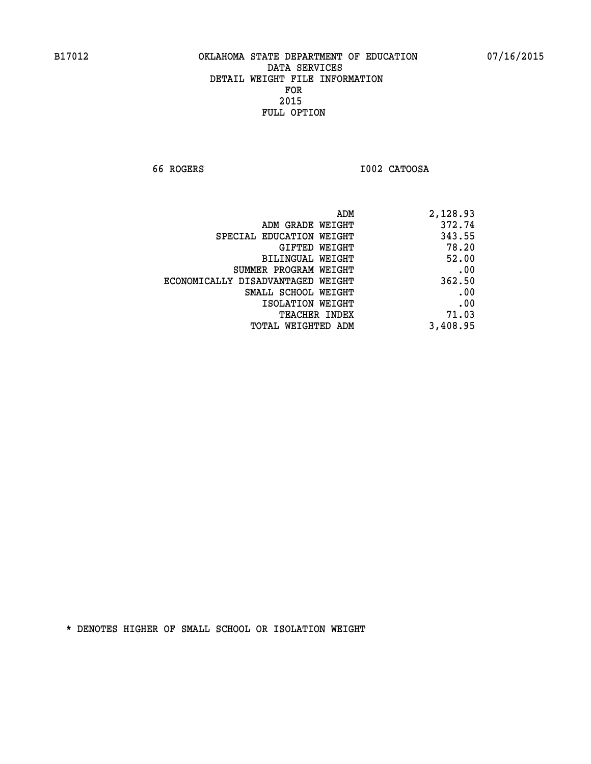B17012 OKLAHOMA STATE DEPARTMENT OF EDUCATION 07/16/2015

DATA SERVICES
DETAIL WEIGHT FILE INFORMATION
FOR
2015
FULL OPTION

66 ROGERS I002 CATOOSA

| | |
|---|---|
| ADM | 2,128.93 |
| ADM GRADE WEIGHT | 372.74 |
| SPECIAL EDUCATION WEIGHT | 343.55 |
| GIFTED WEIGHT | 78.20 |
| BILINGUAL WEIGHT | 52.00 |
| SUMMER PROGRAM WEIGHT | .00 |
| ECONOMICALLY DISADVANTAGED WEIGHT | 362.50 |
| SMALL SCHOOL WEIGHT | .00 |
| ISOLATION WEIGHT | .00 |
| TEACHER INDEX | 71.03 |
| TOTAL WEIGHTED ADM | 3,408.95 |

* DENOTES HIGHER OF SMALL SCHOOL OR ISOLATION WEIGHT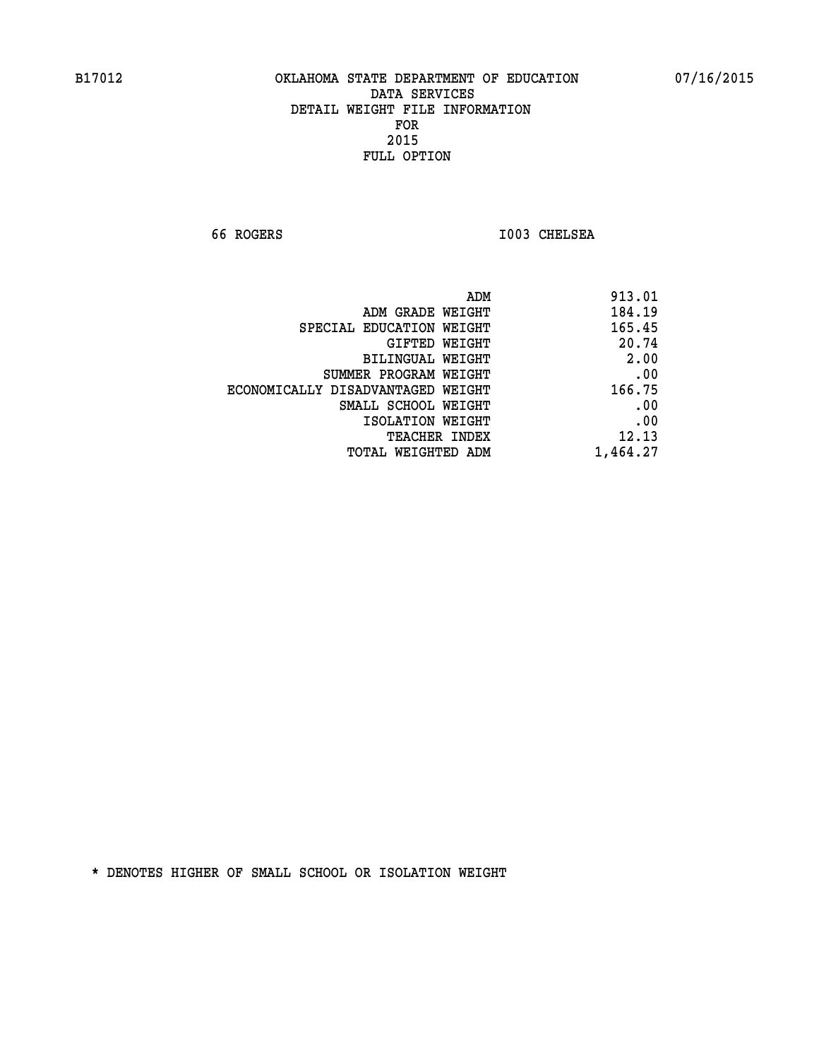B17012 OKLAHOMA STATE DEPARTMENT OF EDUCATION 07/16/2015

DATA SERVICES
DETAIL WEIGHT FILE INFORMATION
FOR
2015
FULL OPTION

66 ROGERS I003 CHELSEA

| | |
|---|---|
| ADM | 913.01 |
| ADM GRADE WEIGHT | 184.19 |
| SPECIAL EDUCATION WEIGHT | 165.45 |
| GIFTED WEIGHT | 20.74 |
| BILINGUAL WEIGHT | 2.00 |
| SUMMER PROGRAM WEIGHT | .00 |
| ECONOMICALLY DISADVANTAGED WEIGHT | 166.75 |
| SMALL SCHOOL WEIGHT | .00 |
| ISOLATION WEIGHT | .00 |
| TEACHER INDEX | 12.13 |
| TOTAL WEIGHTED ADM | 1,464.27 |

* DENOTES HIGHER OF SMALL SCHOOL OR ISOLATION WEIGHT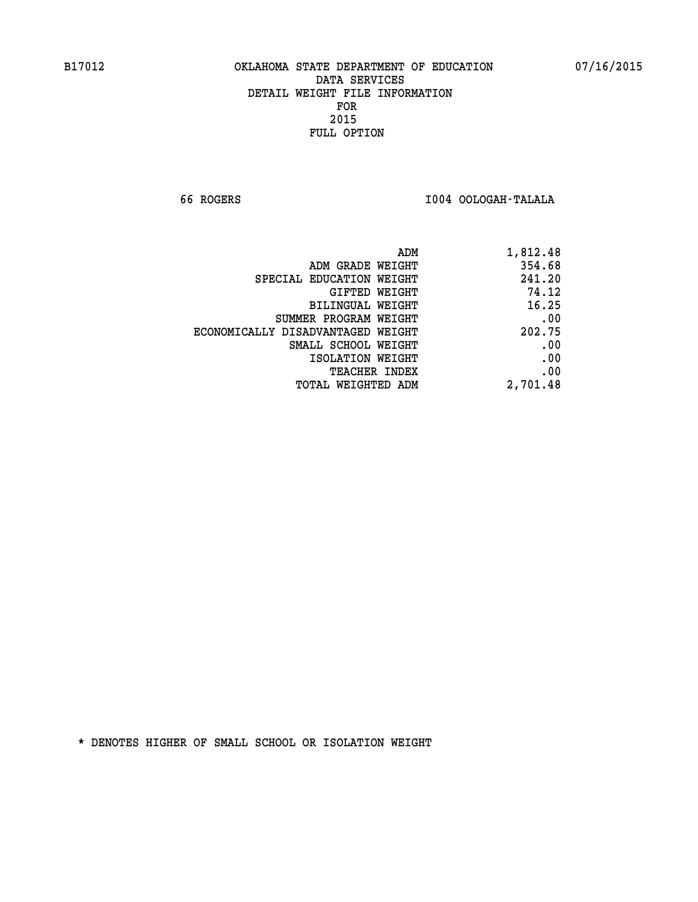B17012 OKLAHOMA STATE DEPARTMENT OF EDUCATION 07/16/2015

DATA SERVICES
DETAIL WEIGHT FILE INFORMATION
FOR
2015
FULL OPTION

66 ROGERS I004 OOLOGAH-TALALA

| | |
|---|---|
| ADM | 1,812.48 |
| ADM GRADE WEIGHT | 354.68 |
| SPECIAL EDUCATION WEIGHT | 241.20 |
| GIFTED WEIGHT | 74.12 |
| BILINGUAL WEIGHT | 16.25 |
| SUMMER PROGRAM WEIGHT | .00 |
| ECONOMICALLY DISADVANTAGED WEIGHT | 202.75 |
| SMALL SCHOOL WEIGHT | .00 |
| ISOLATION WEIGHT | .00 |
| TEACHER INDEX | .00 |
| TOTAL WEIGHTED ADM | 2,701.48 |

* DENOTES HIGHER OF SMALL SCHOOL OR ISOLATION WEIGHT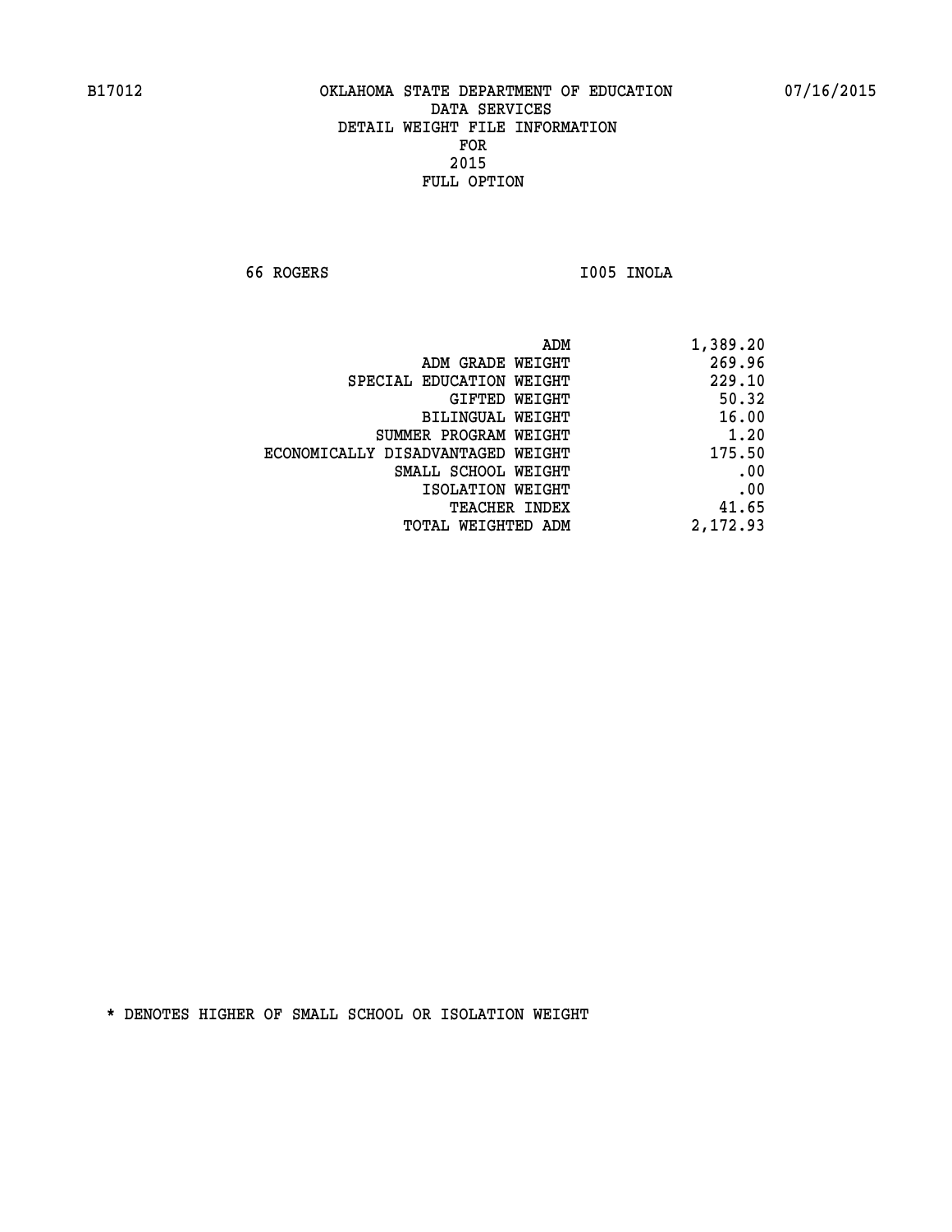B17012 OKLAHOMA STATE DEPARTMENT OF EDUCATION 07/16/2015

DATA SERVICES
DETAIL WEIGHT FILE INFORMATION
FOR
2015
FULL OPTION

66 ROGERS I005 INOLA

| | |
|---|---|
| ADM | 1,389.20 |
| ADM GRADE WEIGHT | 269.96 |
| SPECIAL EDUCATION WEIGHT | 229.10 |
| GIFTED WEIGHT | 50.32 |
| BILINGUAL WEIGHT | 16.00 |
| SUMMER PROGRAM WEIGHT | 1.20 |
| ECONOMICALLY DISADVANTAGED WEIGHT | 175.50 |
| SMALL SCHOOL WEIGHT | .00 |
| ISOLATION WEIGHT | .00 |
| TEACHER INDEX | 41.65 |
| TOTAL WEIGHTED ADM | 2,172.93 |

* DENOTES HIGHER OF SMALL SCHOOL OR ISOLATION WEIGHT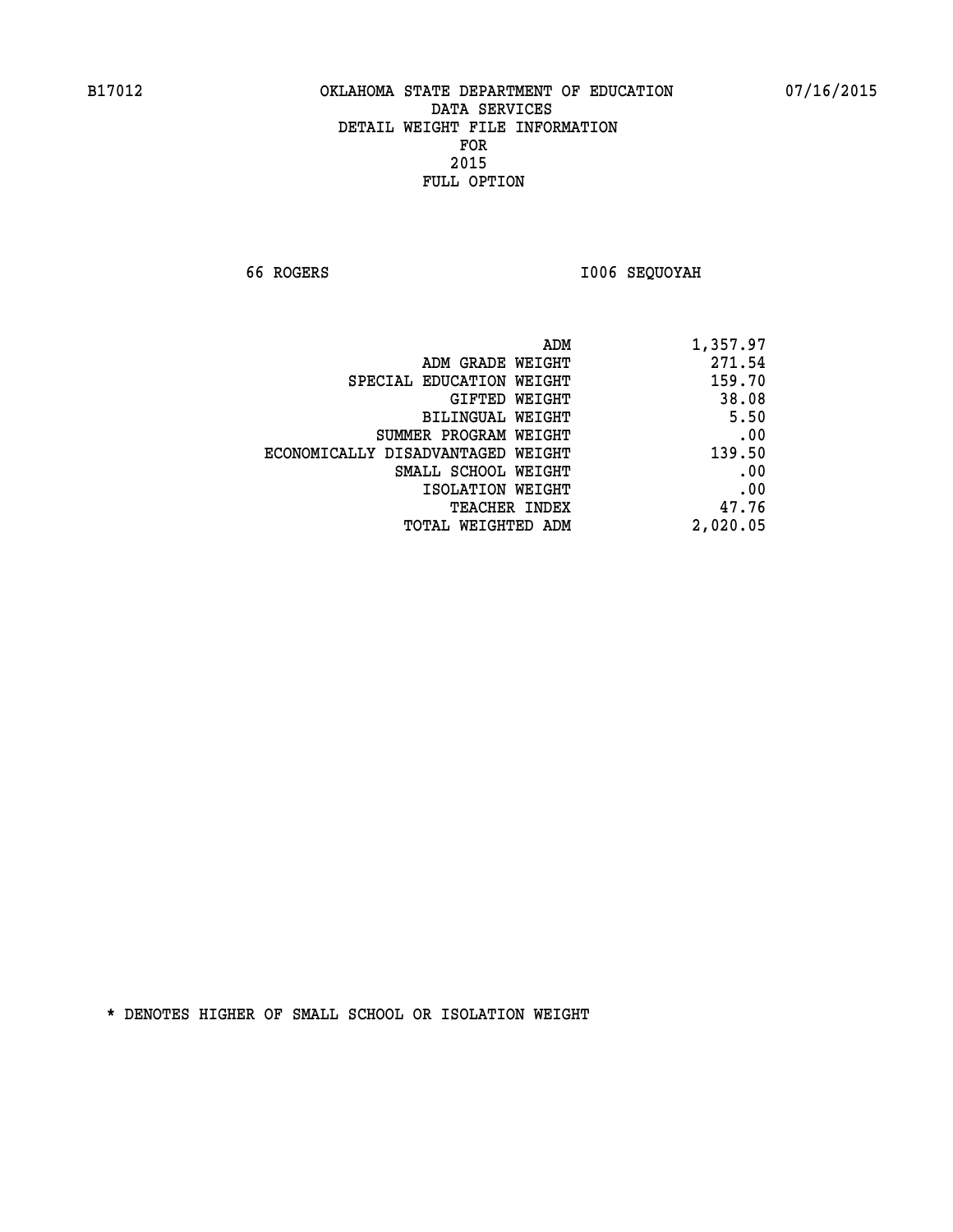B17012 OKLAHOMA STATE DEPARTMENT OF EDUCATION 07/16/2015

DATA SERVICES
DETAIL WEIGHT FILE INFORMATION
FOR
2015
FULL OPTION

66 ROGERS I006 SEQUOYAH

| | |
|---|---|
| ADM | 1,357.97 |
| ADM GRADE WEIGHT | 271.54 |
| SPECIAL EDUCATION WEIGHT | 159.70 |
| GIFTED WEIGHT | 38.08 |
| BILINGUAL WEIGHT | 5.50 |
| SUMMER PROGRAM WEIGHT | .00 |
| ECONOMICALLY DISADVANTAGED WEIGHT | 139.50 |
| SMALL SCHOOL WEIGHT | .00 |
| ISOLATION WEIGHT | .00 |
| TEACHER INDEX | 47.76 |
| TOTAL WEIGHTED ADM | 2,020.05 |

* DENOTES HIGHER OF SMALL SCHOOL OR ISOLATION WEIGHT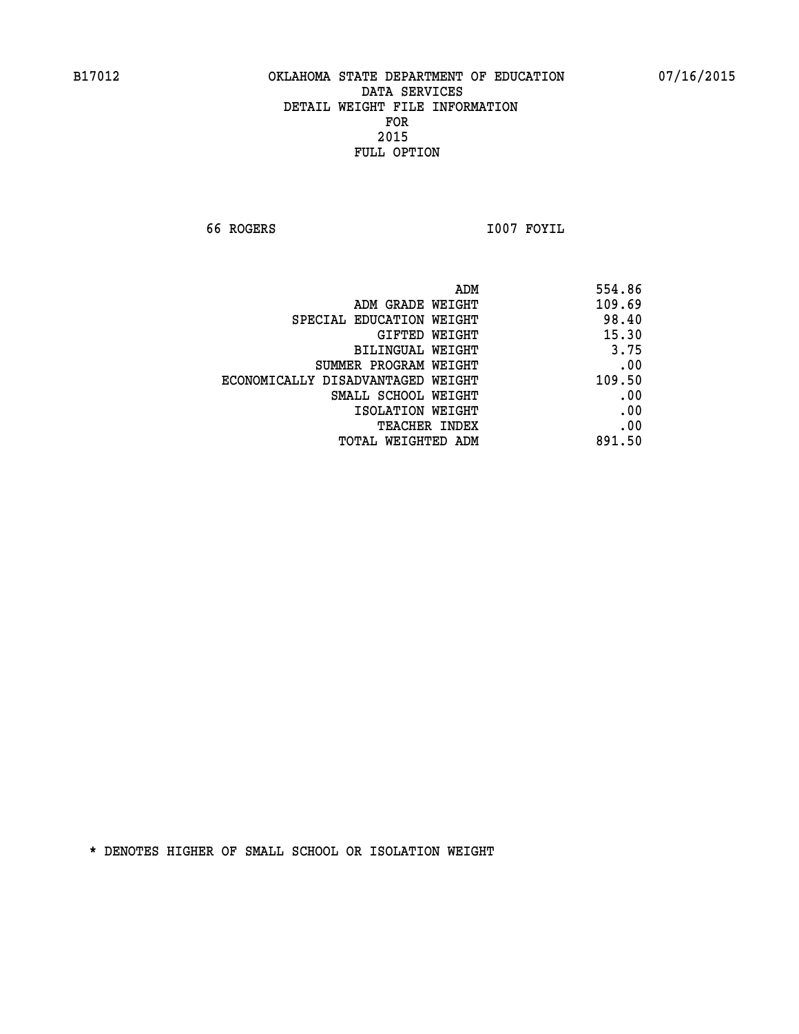B17012 OKLAHOMA STATE DEPARTMENT OF EDUCATION 07/16/2015

DATA SERVICES
DETAIL WEIGHT FILE INFORMATION
FOR
2015
FULL OPTION

66 ROGERS I007 FOYIL

| | |
|---|---|
| ADM | 554.86 |
| ADM GRADE WEIGHT | 109.69 |
| SPECIAL EDUCATION WEIGHT | 98.40 |
| GIFTED WEIGHT | 15.30 |
| BILINGUAL WEIGHT | 3.75 |
| SUMMER PROGRAM WEIGHT | .00 |
| ECONOMICALLY DISADVANTAGED WEIGHT | 109.50 |
| SMALL SCHOOL WEIGHT | .00 |
| ISOLATION WEIGHT | .00 |
| TEACHER INDEX | .00 |
| TOTAL WEIGHTED ADM | 891.50 |

* DENOTES HIGHER OF SMALL SCHOOL OR ISOLATION WEIGHT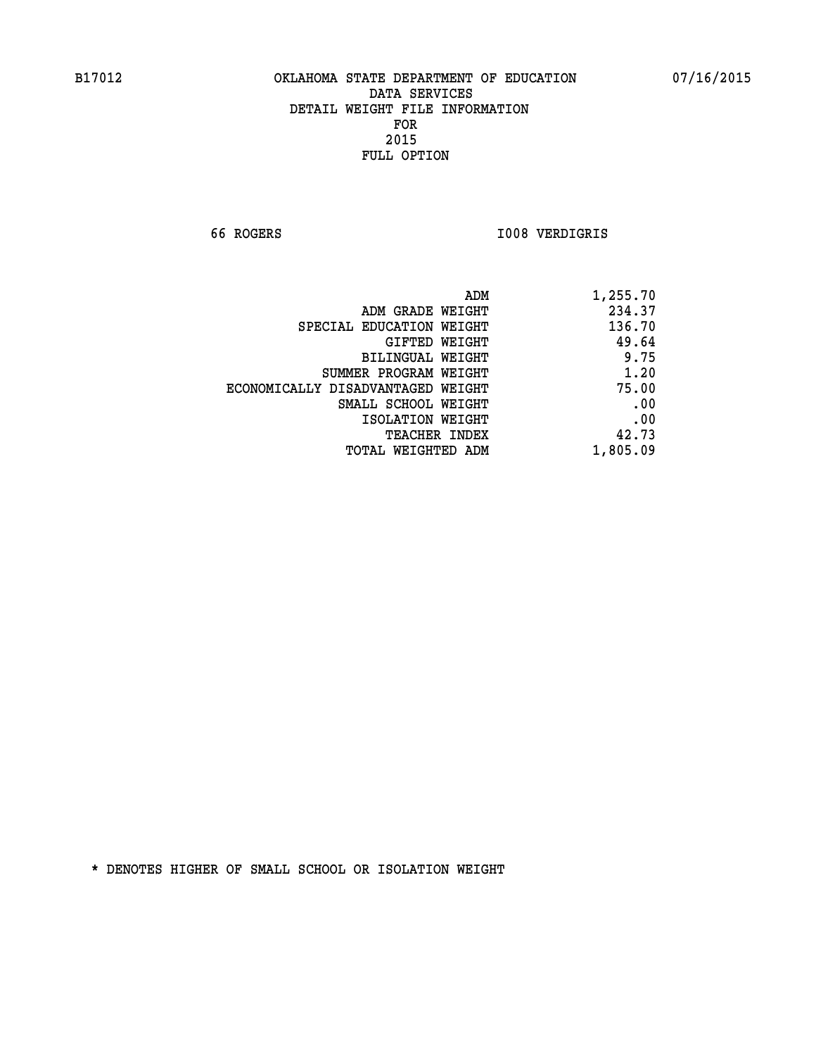OKLAHOMA STATE DEPARTMENT OF EDUCATION
DATA SERVICES
DETAIL WEIGHT FILE INFORMATION
FOR
2015
FULL OPTION

66 ROGERS I008 VERDIGRIS

| | |
|---|---|
| ADM | 1,255.70 |
| ADM GRADE WEIGHT | 234.37 |
| SPECIAL EDUCATION WEIGHT | 136.70 |
| GIFTED WEIGHT | 49.64 |
| BILINGUAL WEIGHT | 9.75 |
| SUMMER PROGRAM WEIGHT | 1.20 |
| ECONOMICALLY DISADVANTAGED WEIGHT | 75.00 |
| SMALL SCHOOL WEIGHT | .00 |
| ISOLATION WEIGHT | .00 |
| TEACHER INDEX | 42.73 |
| TOTAL WEIGHTED ADM | 1,805.09 |

* DENOTES HIGHER OF SMALL SCHOOL OR ISOLATION WEIGHT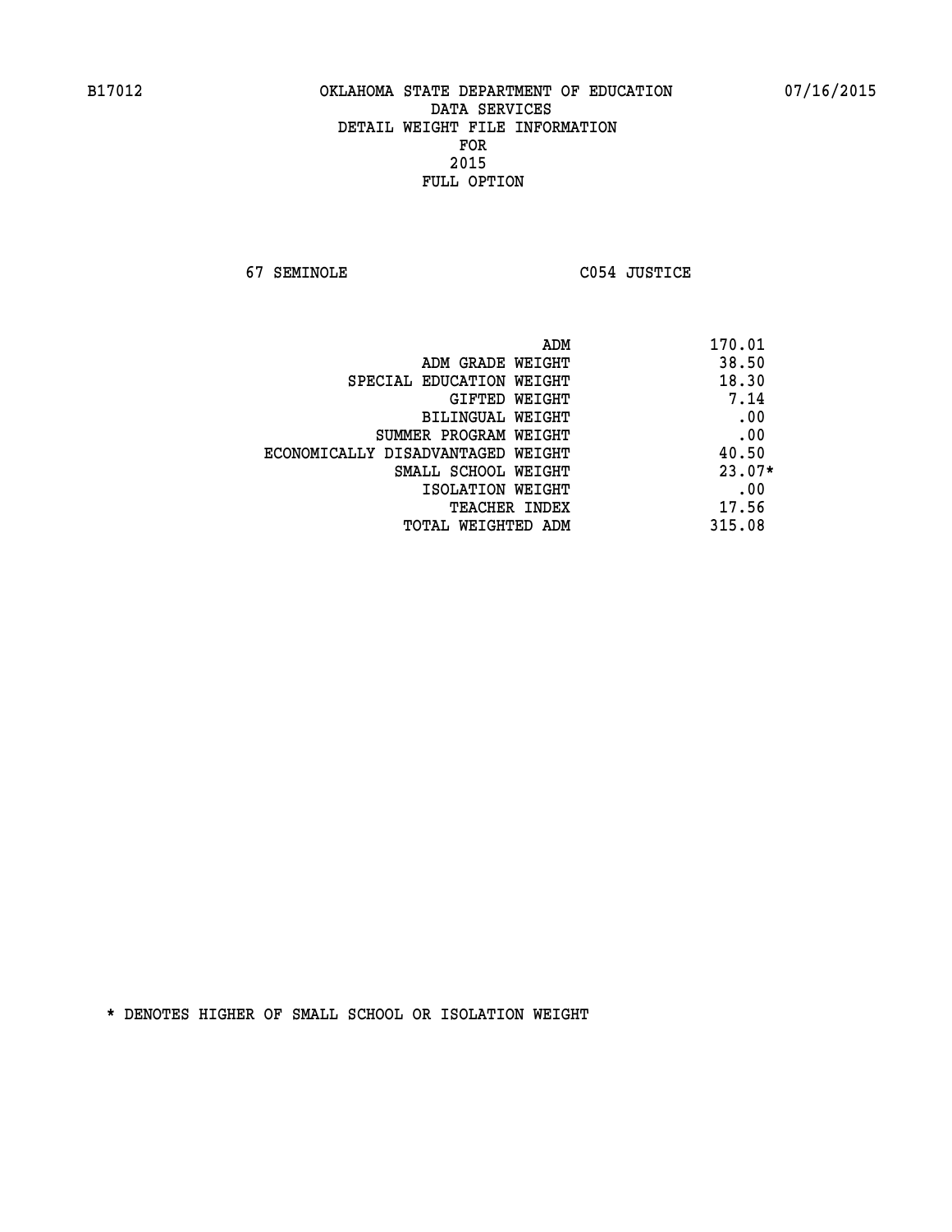B17012 OKLAHOMA STATE DEPARTMENT OF EDUCATION 07/16/2015

DATA SERVICES
DETAIL WEIGHT FILE INFORMATION
FOR
2015
FULL OPTION

67 SEMINOLE C054 JUSTICE

| | |
|---|---|
| ADM | 170.01 |
| ADM GRADE WEIGHT | 38.50 |
| SPECIAL EDUCATION WEIGHT | 18.30 |
| GIFTED WEIGHT | 7.14 |
| BILINGUAL WEIGHT | .00 |
| SUMMER PROGRAM WEIGHT | .00 |
| ECONOMICALLY DISADVANTAGED WEIGHT | 40.50 |
| SMALL SCHOOL WEIGHT | 23.07* |
| ISOLATION WEIGHT | .00 |
| TEACHER INDEX | 17.56 |
| TOTAL WEIGHTED ADM | 315.08 |

* DENOTES HIGHER OF SMALL SCHOOL OR ISOLATION WEIGHT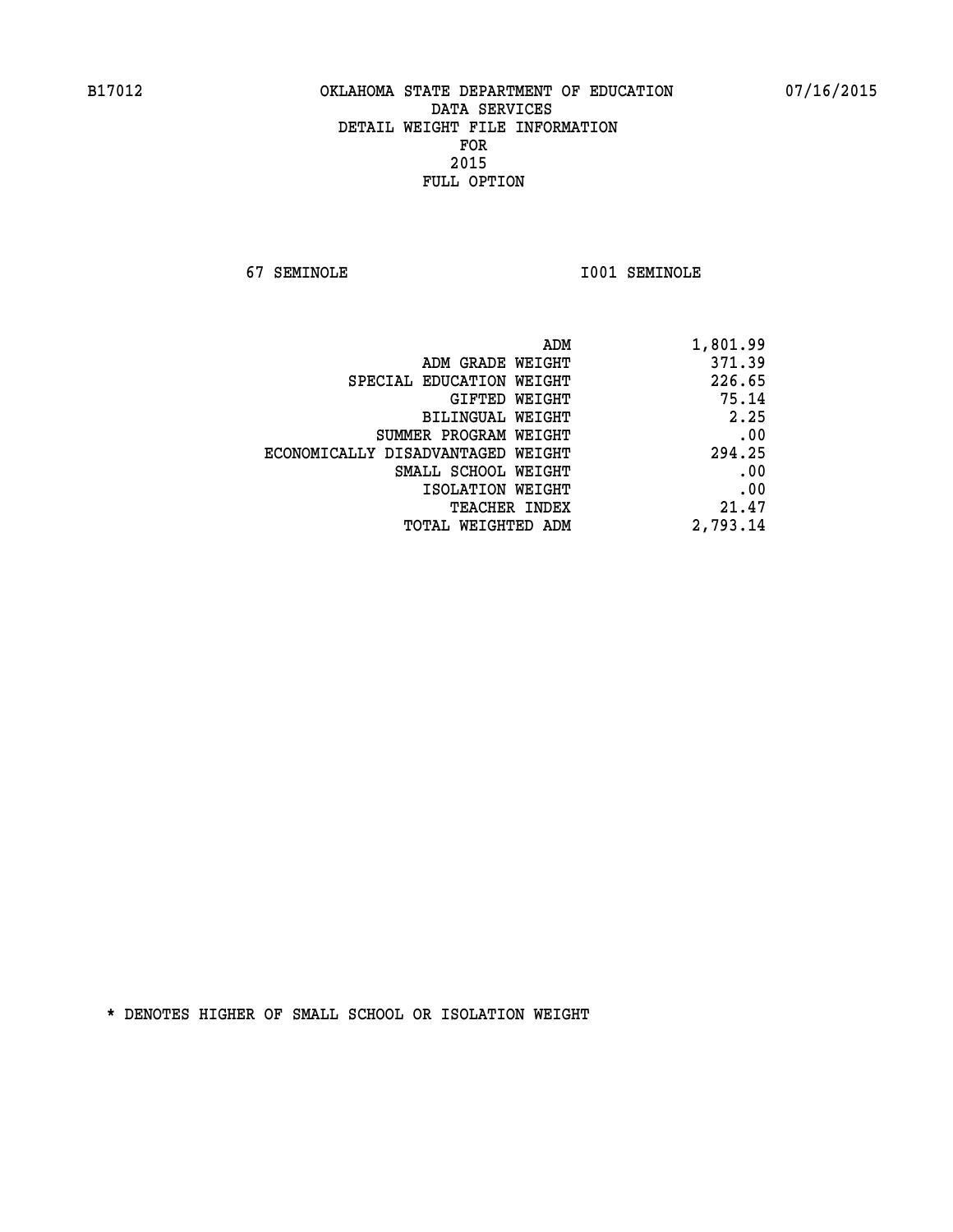# OKLAHOMA STATE DEPARTMENT OF EDUCATION
## DATA SERVICES
## DETAIL WEIGHT FILE INFORMATION
## FOR
## 2015
## FULL OPTION

B17012 07/16/2015

67 SEMINOLE I001 SEMINOLE

| | |
|---|---|
| ADM | 1,801.99 |
| ADM GRADE WEIGHT | 371.39 |
| SPECIAL EDUCATION WEIGHT | 226.65 |
| GIFTED WEIGHT | 75.14 |
| BILINGUAL WEIGHT | 2.25 |
| SUMMER PROGRAM WEIGHT | .00 |
| ECONOMICALLY DISADVANTAGED WEIGHT | 294.25 |
| SMALL SCHOOL WEIGHT | .00 |
| ISOLATION WEIGHT | .00 |
| TEACHER INDEX | 21.47 |
| TOTAL WEIGHTED ADM | 2,793.14 |

* DENOTES HIGHER OF SMALL SCHOOL OR ISOLATION WEIGHT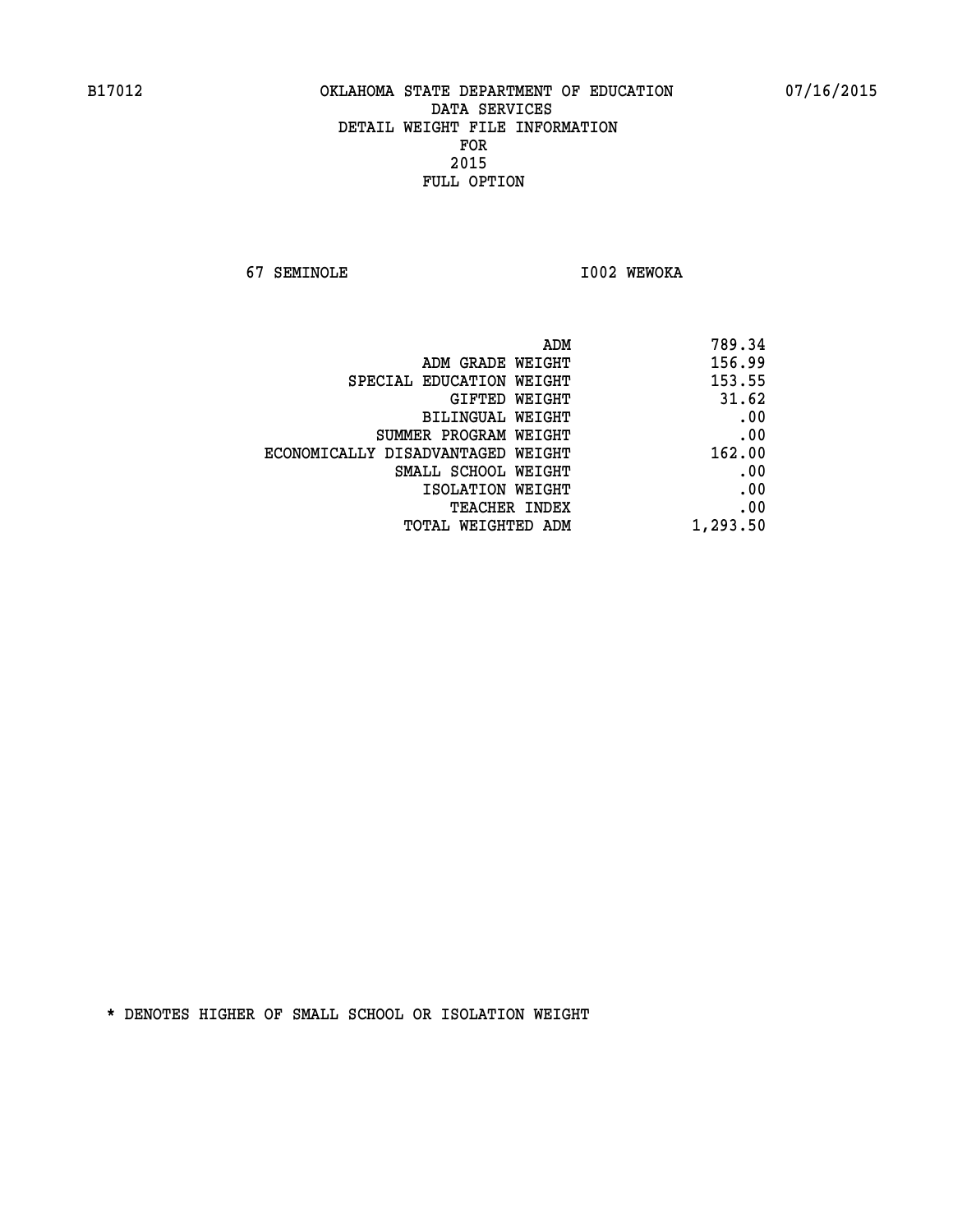B17012 OKLAHOMA STATE DEPARTMENT OF EDUCATION 07/16/2015

DATA SERVICES
DETAIL WEIGHT FILE INFORMATION
FOR
2015
FULL OPTION

67 SEMINOLE I002 WEWOKA

| | |
|---|---:|
| ADM | 789.34 |
| ADM GRADE WEIGHT | 156.99 |
| SPECIAL EDUCATION WEIGHT | 153.55 |
| GIFTED WEIGHT | 31.62 |
| BILINGUAL WEIGHT | .00 |
| SUMMER PROGRAM WEIGHT | .00 |
| ECONOMICALLY DISADVANTAGED WEIGHT | 162.00 |
| SMALL SCHOOL WEIGHT | .00 |
| ISOLATION WEIGHT | .00 |
| TEACHER INDEX | .00 |
| TOTAL WEIGHTED ADM | 1,293.50 |

* DENOTES HIGHER OF SMALL SCHOOL OR ISOLATION WEIGHT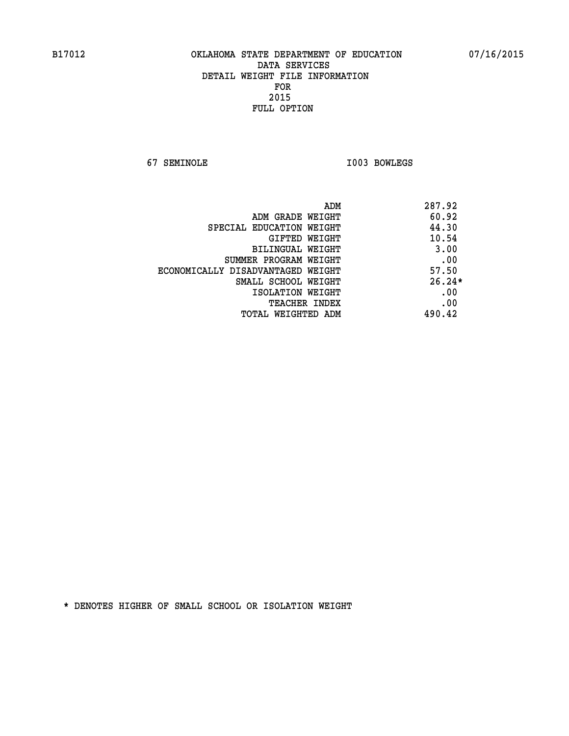B17012 OKLAHOMA STATE DEPARTMENT OF EDUCATION 07/16/2015

DATA SERVICES
DETAIL WEIGHT FILE INFORMATION
FOR
2015
FULL OPTION

67 SEMINOLE I003 BOWLEGS

| | |
|---|---|
| ADM | 287.92 |
| ADM GRADE WEIGHT | 60.92 |
| SPECIAL EDUCATION WEIGHT | 44.30 |
| GIFTED WEIGHT | 10.54 |
| BILINGUAL WEIGHT | 3.00 |
| SUMMER PROGRAM WEIGHT | .00 |
| ECONOMICALLY DISADVANTAGED WEIGHT | 57.50 |
| SMALL SCHOOL WEIGHT | 26.24* |
| ISOLATION WEIGHT | .00 |
| TEACHER INDEX | .00 |
| TOTAL WEIGHTED ADM | 490.42 |

* DENOTES HIGHER OF SMALL SCHOOL OR ISOLATION WEIGHT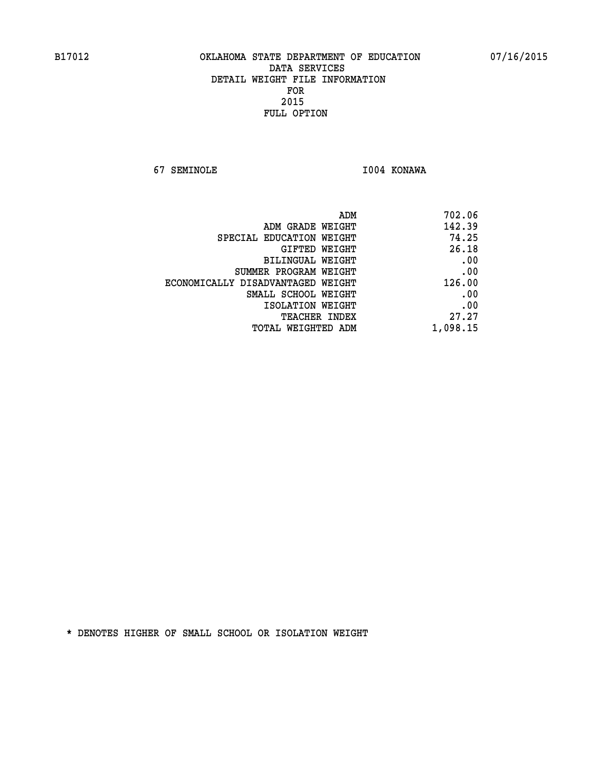B17012 OKLAHOMA STATE DEPARTMENT OF EDUCATION 07/16/2015

DATA SERVICES
DETAIL WEIGHT FILE INFORMATION
FOR
2015
FULL OPTION

67 SEMINOLE I004 KONAWA

| | |
|---|---|
| ADM | 702.06 |
| ADM GRADE WEIGHT | 142.39 |
| SPECIAL EDUCATION WEIGHT | 74.25 |
| GIFTED WEIGHT | 26.18 |
| BILINGUAL WEIGHT | .00 |
| SUMMER PROGRAM WEIGHT | .00 |
| ECONOMICALLY DISADVANTAGED WEIGHT | 126.00 |
| SMALL SCHOOL WEIGHT | .00 |
| ISOLATION WEIGHT | .00 |
| TEACHER INDEX | 27.27 |
| TOTAL WEIGHTED ADM | 1,098.15 |

* DENOTES HIGHER OF SMALL SCHOOL OR ISOLATION WEIGHT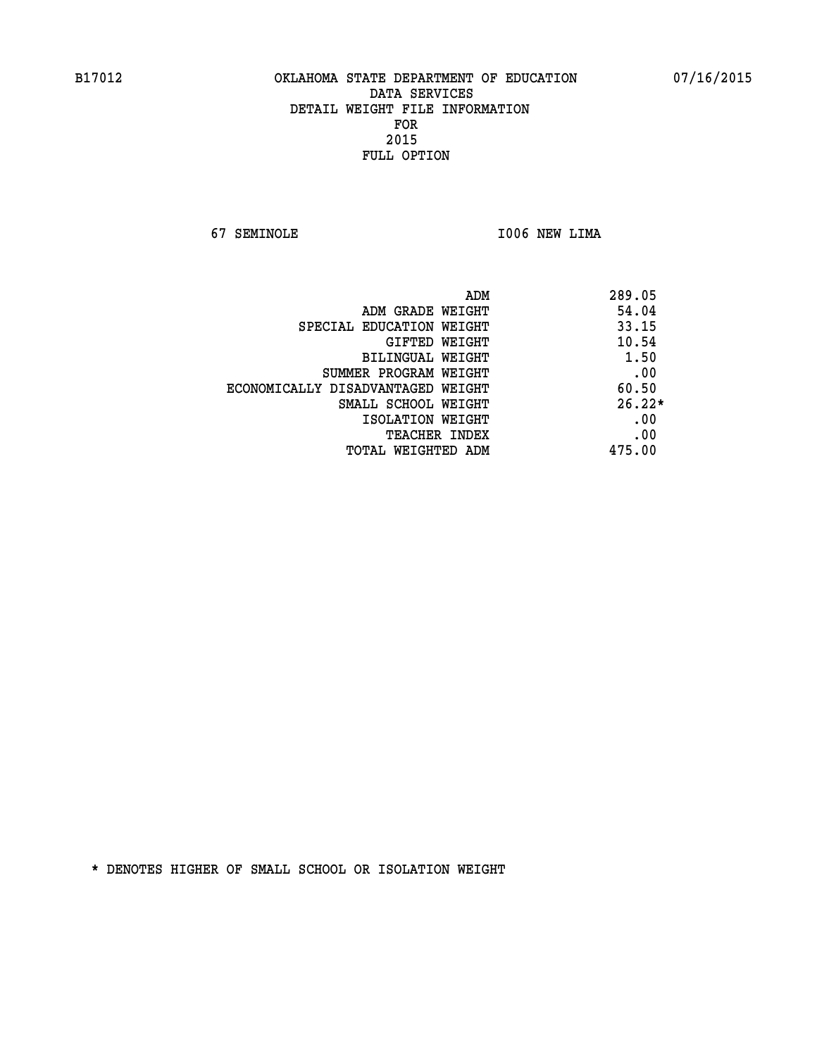B17012 OKLAHOMA STATE DEPARTMENT OF EDUCATION 07/16/2015

DATA SERVICES
DETAIL WEIGHT FILE INFORMATION
FOR
2015
FULL OPTION

67 SEMINOLE I006 NEW LIMA

| | |
|---|---|
| ADM | 289.05 |
| ADM GRADE WEIGHT | 54.04 |
| SPECIAL EDUCATION WEIGHT | 33.15 |
| GIFTED WEIGHT | 10.54 |
| BILINGUAL WEIGHT | 1.50 |
| SUMMER PROGRAM WEIGHT | .00 |
| ECONOMICALLY DISADVANTAGED WEIGHT | 60.50 |
| SMALL SCHOOL WEIGHT | 26.22* |
| ISOLATION WEIGHT | .00 |
| TEACHER INDEX | .00 |
| TOTAL WEIGHTED ADM | 475.00 |

* DENOTES HIGHER OF SMALL SCHOOL OR ISOLATION WEIGHT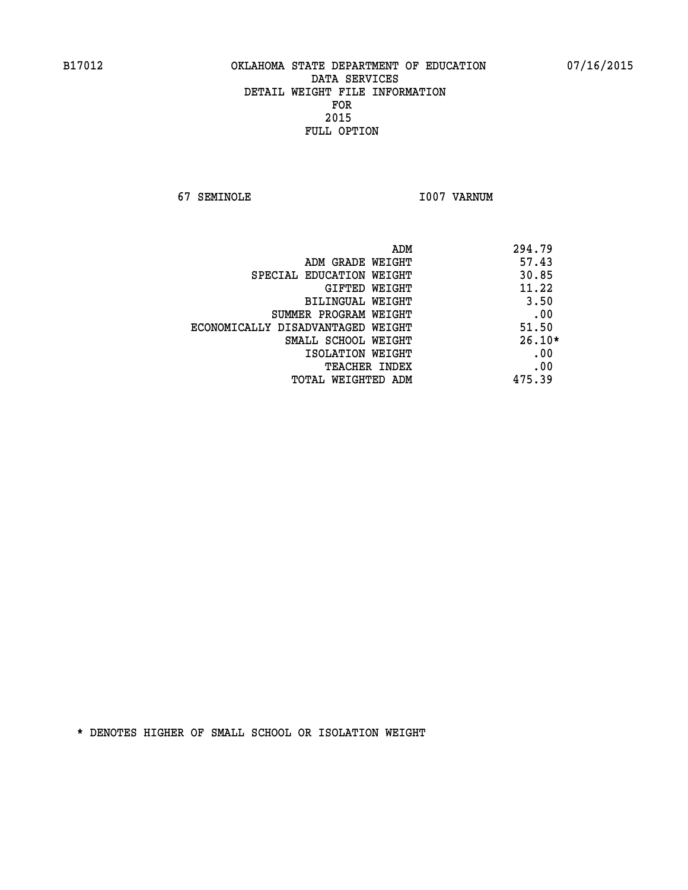B17012 OKLAHOMA STATE DEPARTMENT OF EDUCATION 07/16/2015

DATA SERVICES
DETAIL WEIGHT FILE INFORMATION
FOR
2015
FULL OPTION

67 SEMINOLE I007 VARNUM

| | |
|---|---|
| ADM | 294.79 |
| ADM GRADE WEIGHT | 57.43 |
| SPECIAL EDUCATION WEIGHT | 30.85 |
| GIFTED WEIGHT | 11.22 |
| BILINGUAL WEIGHT | 3.50 |
| SUMMER PROGRAM WEIGHT | .00 |
| ECONOMICALLY DISADVANTAGED WEIGHT | 51.50 |
| SMALL SCHOOL WEIGHT | 26.10* |
| ISOLATION WEIGHT | .00 |
| TEACHER INDEX | .00 |
| TOTAL WEIGHTED ADM | 475.39 |

* DENOTES HIGHER OF SMALL SCHOOL OR ISOLATION WEIGHT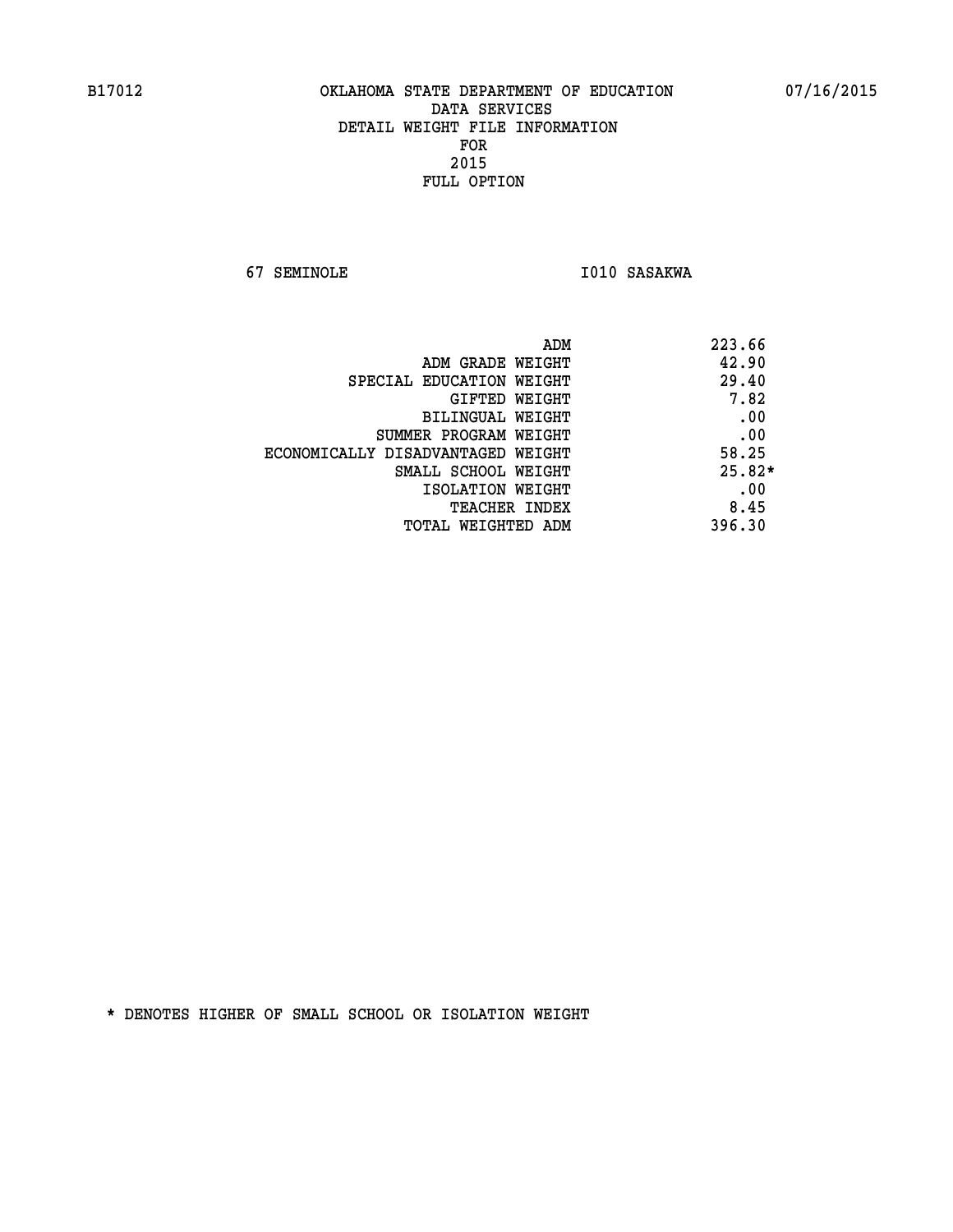B17012 OKLAHOMA STATE DEPARTMENT OF EDUCATION 07/16/2015

DATA SERVICES
DETAIL WEIGHT FILE INFORMATION
FOR
2015
FULL OPTION

67 SEMINOLE I010 SASAKWA

| | |
|---|---|
| ADM | 223.66 |
| ADM GRADE WEIGHT | 42.90 |
| SPECIAL EDUCATION WEIGHT | 29.40 |
| GIFTED WEIGHT | 7.82 |
| BILINGUAL WEIGHT | .00 |
| SUMMER PROGRAM WEIGHT | .00 |
| ECONOMICALLY DISADVANTAGED WEIGHT | 58.25 |
| SMALL SCHOOL WEIGHT | 25.82* |
| ISOLATION WEIGHT | .00 |
| TEACHER INDEX | 8.45 |
| TOTAL WEIGHTED ADM | 396.30 |

* DENOTES HIGHER OF SMALL SCHOOL OR ISOLATION WEIGHT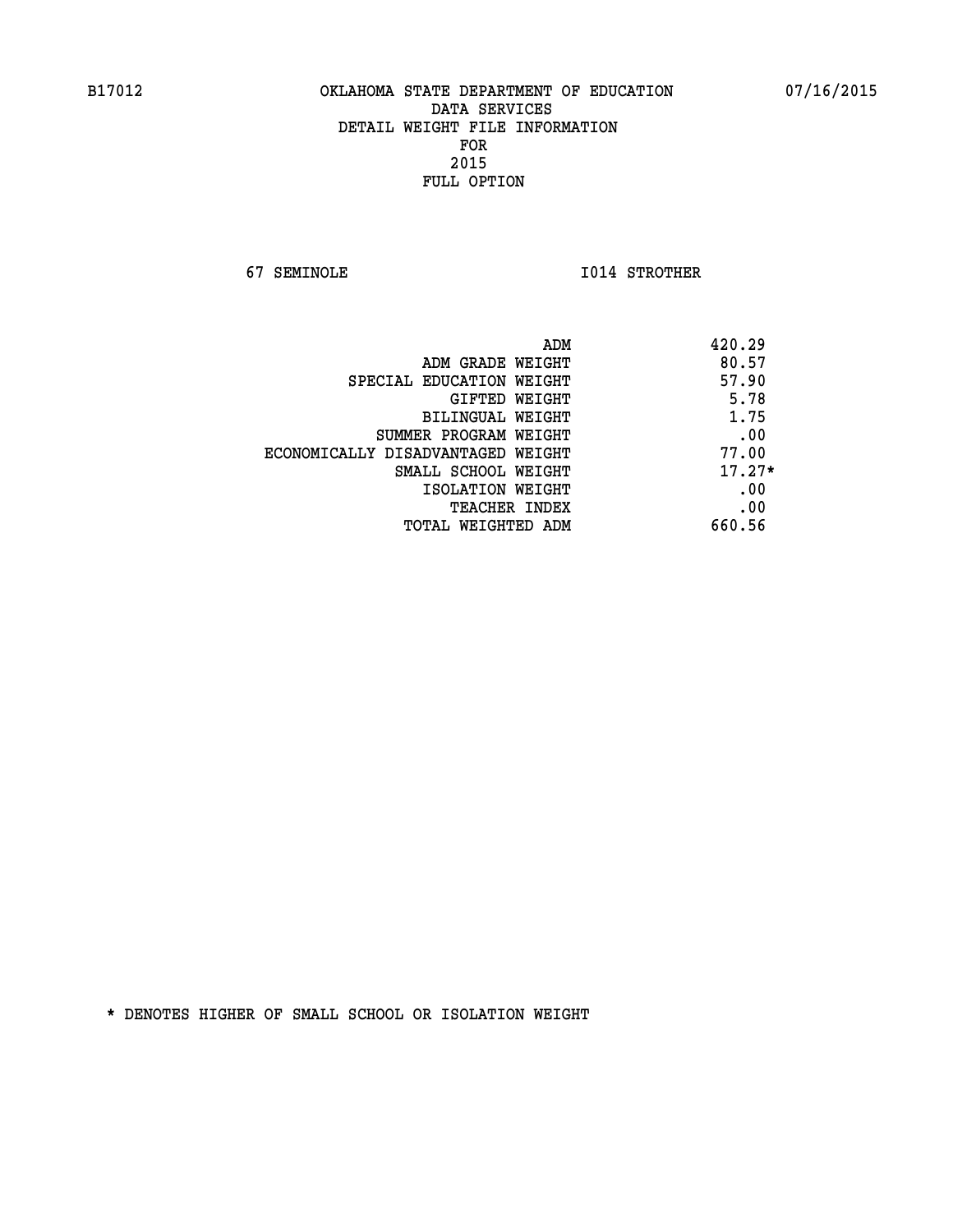B17012 OKLAHOMA STATE DEPARTMENT OF EDUCATION 07/16/2015

DATA SERVICES
DETAIL WEIGHT FILE INFORMATION
FOR
2015
FULL OPTION

67 SEMINOLE I014 STROTHER

| | |
|---|---|
| ADM | 420.29 |
| ADM GRADE WEIGHT | 80.57 |
| SPECIAL EDUCATION WEIGHT | 57.90 |
| GIFTED WEIGHT | 5.78 |
| BILINGUAL WEIGHT | 1.75 |
| SUMMER PROGRAM WEIGHT | .00 |
| ECONOMICALLY DISADVANTAGED WEIGHT | 77.00 |
| SMALL SCHOOL WEIGHT | 17.27* |
| ISOLATION WEIGHT | .00 |
| TEACHER INDEX | .00 |
| TOTAL WEIGHTED ADM | 660.56 |

* DENOTES HIGHER OF SMALL SCHOOL OR ISOLATION WEIGHT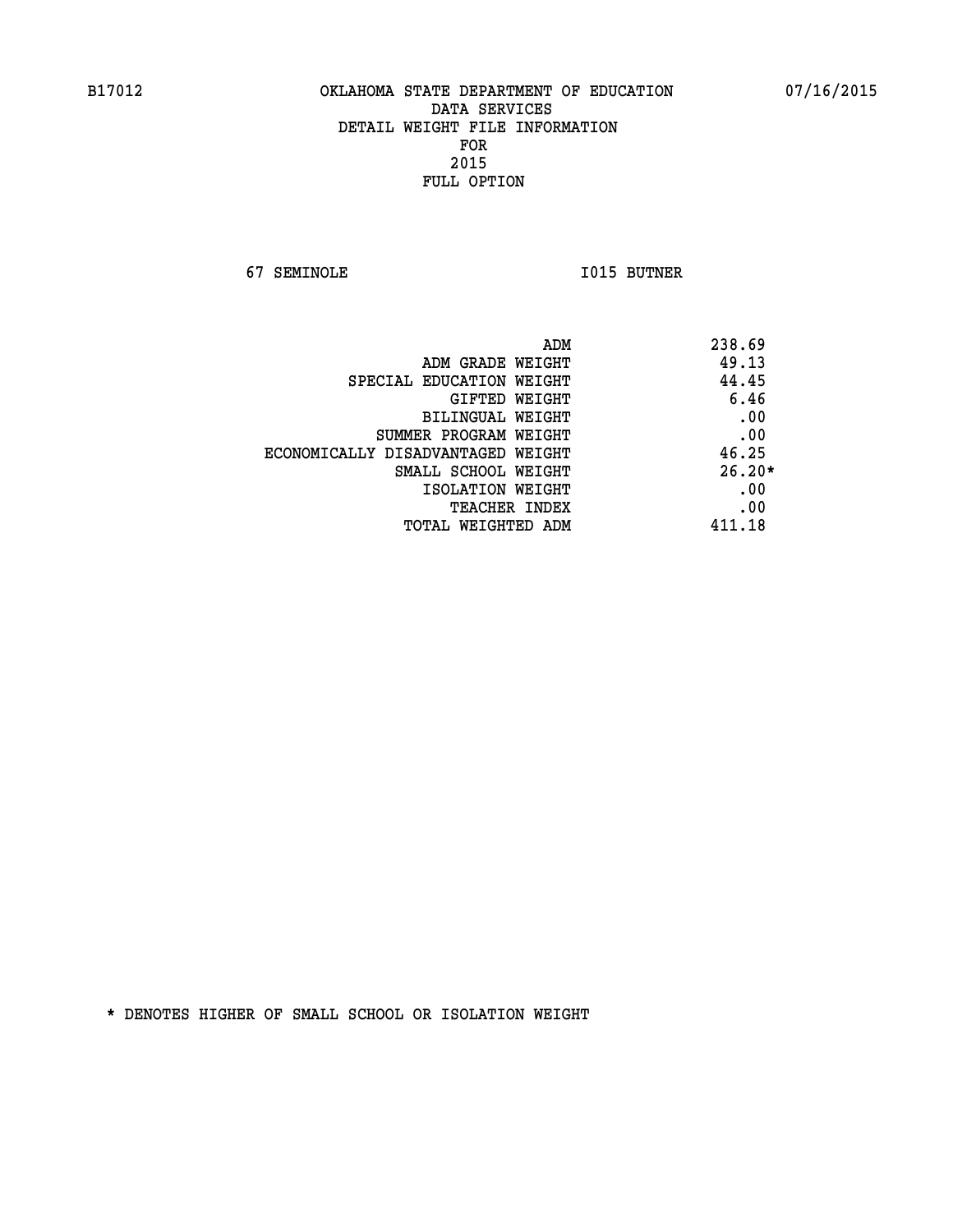B17012 OKLAHOMA STATE DEPARTMENT OF EDUCATION 07/16/2015

DATA SERVICES
DETAIL WEIGHT FILE INFORMATION
FOR
2015
FULL OPTION

67 SEMINOLE I015 BUTNER

| | |
|---|---|
| ADM | 238.69 |
| ADM GRADE WEIGHT | 49.13 |
| SPECIAL EDUCATION WEIGHT | 44.45 |
| GIFTED WEIGHT | 6.46 |
| BILINGUAL WEIGHT | .00 |
| SUMMER PROGRAM WEIGHT | .00 |
| ECONOMICALLY DISADVANTAGED WEIGHT | 46.25 |
| SMALL SCHOOL WEIGHT | 26.20* |
| ISOLATION WEIGHT | .00 |
| TEACHER INDEX | .00 |
| TOTAL WEIGHTED ADM | 411.18 |

* DENOTES HIGHER OF SMALL SCHOOL OR ISOLATION WEIGHT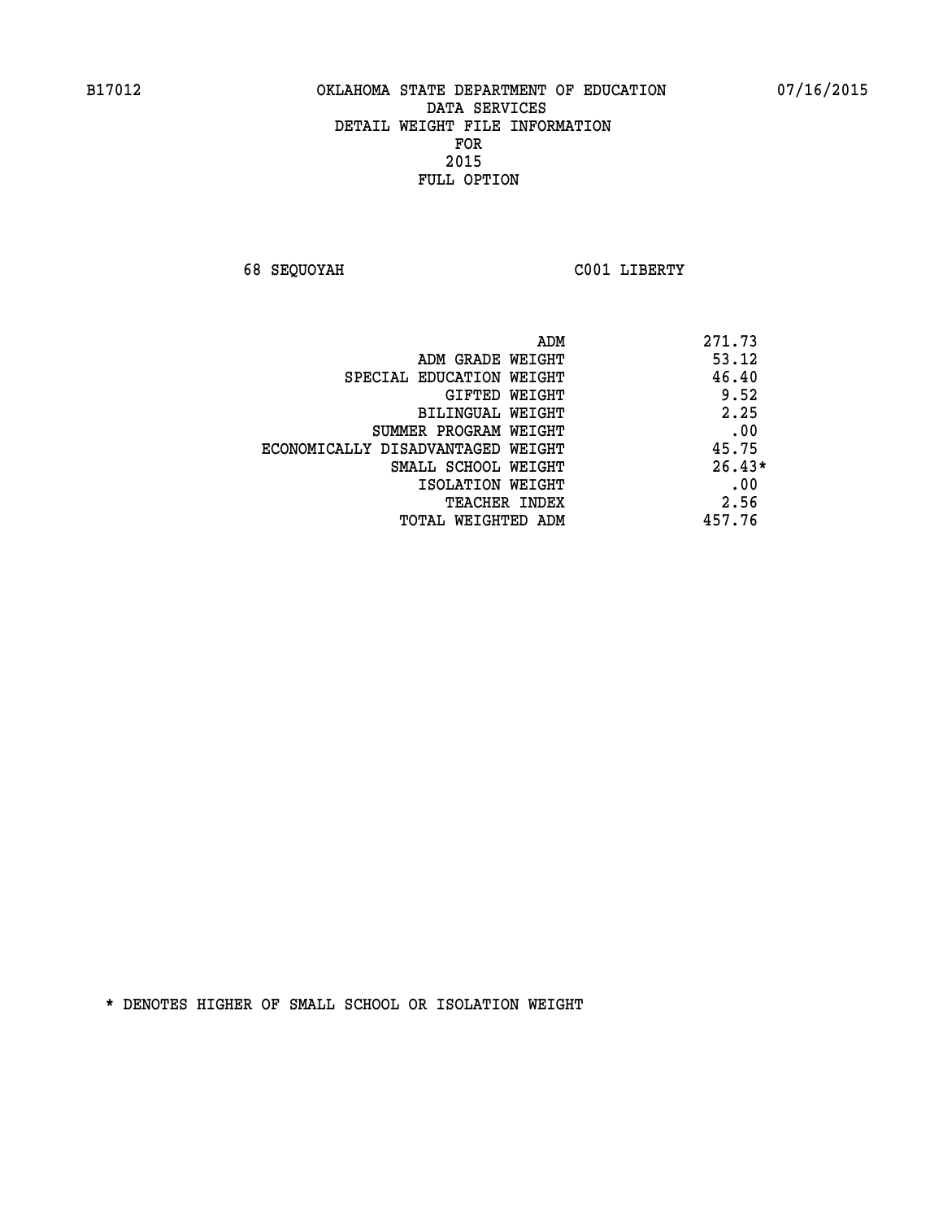B17012 OKLAHOMA STATE DEPARTMENT OF EDUCATION 07/16/2015

DATA SERVICES
DETAIL WEIGHT FILE INFORMATION
FOR
2015
FULL OPTION

68 SEQUOYAH C001 LIBERTY

| | |
|---|---|
| ADM | 271.73 |
| ADM GRADE WEIGHT | 53.12 |
| SPECIAL EDUCATION WEIGHT | 46.40 |
| GIFTED WEIGHT | 9.52 |
| BILINGUAL WEIGHT | 2.25 |
| SUMMER PROGRAM WEIGHT | .00 |
| ECONOMICALLY DISADVANTAGED WEIGHT | 45.75 |
| SMALL SCHOOL WEIGHT | 26.43* |
| ISOLATION WEIGHT | .00 |
| TEACHER INDEX | 2.56 |
| TOTAL WEIGHTED ADM | 457.76 |

* DENOTES HIGHER OF SMALL SCHOOL OR ISOLATION WEIGHT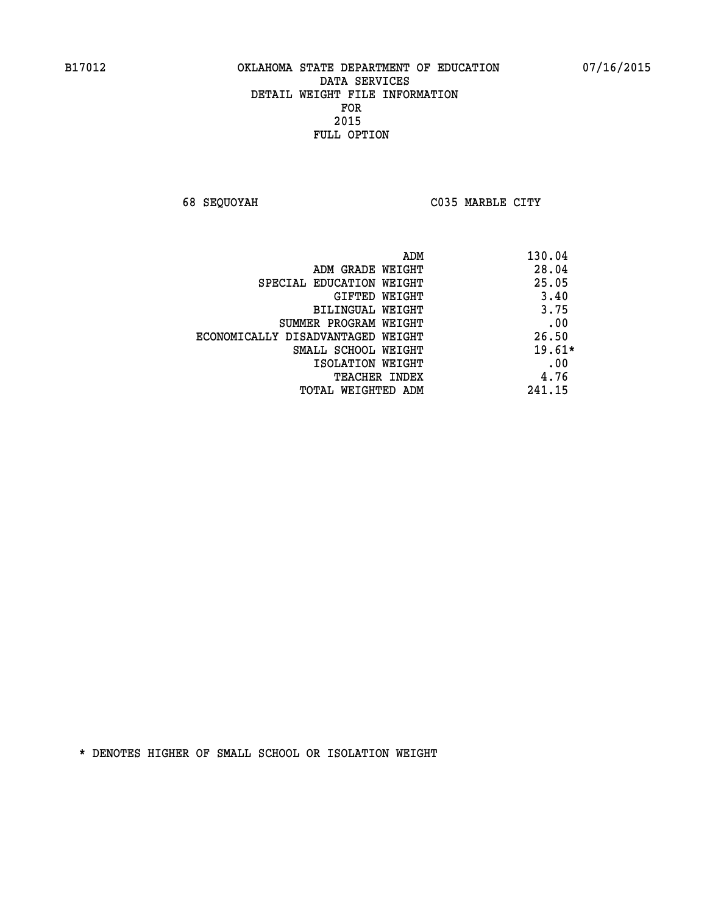B17012 OKLAHOMA STATE DEPARTMENT OF EDUCATION 07/16/2015

DATA SERVICES
DETAIL WEIGHT FILE INFORMATION
FOR
2015
FULL OPTION

68 SEQUOYAH C035 MARBLE CITY

| | |
|---|---|
| ADM | 130.04 |
| ADM GRADE WEIGHT | 28.04 |
| SPECIAL EDUCATION WEIGHT | 25.05 |
| GIFTED WEIGHT | 3.40 |
| BILINGUAL WEIGHT | 3.75 |
| SUMMER PROGRAM WEIGHT | .00 |
| ECONOMICALLY DISADVANTAGED WEIGHT | 26.50 |
| SMALL SCHOOL WEIGHT | 19.61* |
| ISOLATION WEIGHT | .00 |
| TEACHER INDEX | 4.76 |
| TOTAL WEIGHTED ADM | 241.15 |

* DENOTES HIGHER OF SMALL SCHOOL OR ISOLATION WEIGHT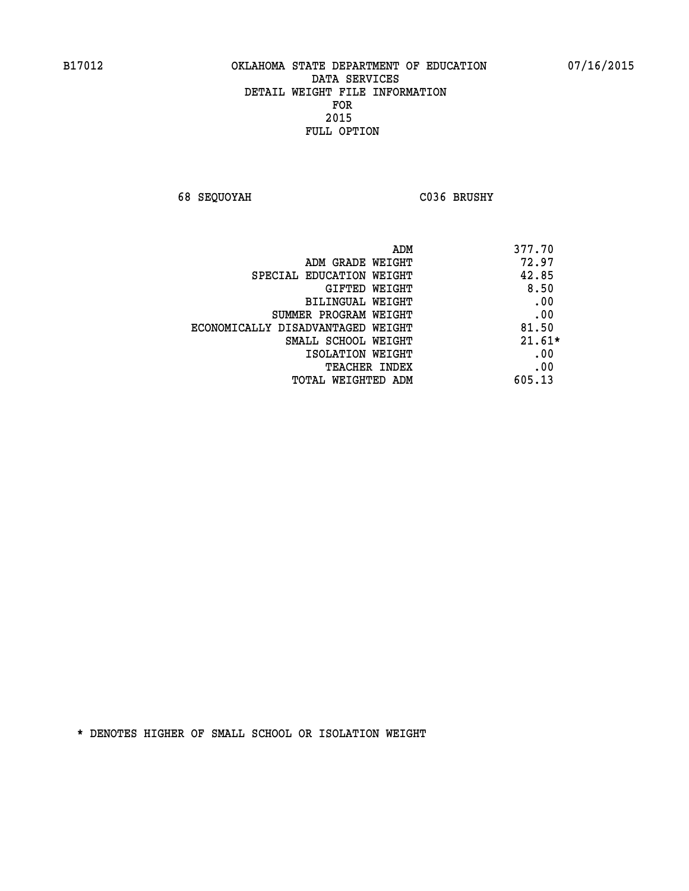B17012 OKLAHOMA STATE DEPARTMENT OF EDUCATION 07/16/2015

DATA SERVICES
DETAIL WEIGHT FILE INFORMATION
FOR
2015
FULL OPTION

68 SEQUOYAH C036 BRUSHY

| | |
|---|---|
| ADM | 377.70 |
| ADM GRADE WEIGHT | 72.97 |
| SPECIAL EDUCATION WEIGHT | 42.85 |
| GIFTED WEIGHT | 8.50 |
| BILINGUAL WEIGHT | .00 |
| SUMMER PROGRAM WEIGHT | .00 |
| ECONOMICALLY DISADVANTAGED WEIGHT | 81.50 |
| SMALL SCHOOL WEIGHT | 21.61* |
| ISOLATION WEIGHT | .00 |
| TEACHER INDEX | .00 |
| TOTAL WEIGHTED ADM | 605.13 |

* DENOTES HIGHER OF SMALL SCHOOL OR ISOLATION WEIGHT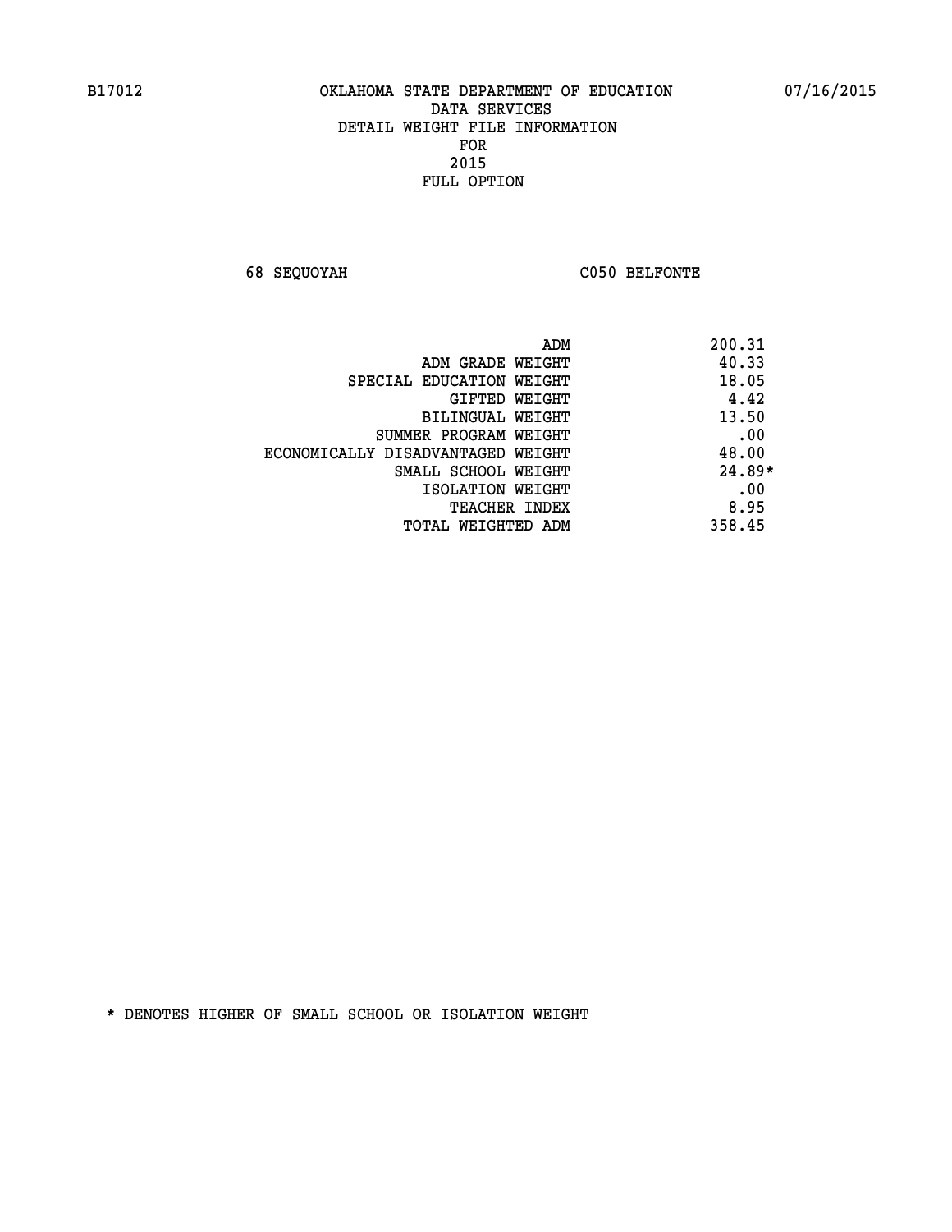B17012 OKLAHOMA STATE DEPARTMENT OF EDUCATION 07/16/2015

DATA SERVICES
DETAIL WEIGHT FILE INFORMATION
FOR
2015
FULL OPTION

68 SEQUOYAH C050 BELFONTE

| | |
|---|---|
| ADM | 200.31 |
| ADM GRADE WEIGHT | 40.33 |
| SPECIAL EDUCATION WEIGHT | 18.05 |
| GIFTED WEIGHT | 4.42 |
| BILINGUAL WEIGHT | 13.50 |
| SUMMER PROGRAM WEIGHT | .00 |
| ECONOMICALLY DISADVANTAGED WEIGHT | 48.00 |
| SMALL SCHOOL WEIGHT | 24.89* |
| ISOLATION WEIGHT | .00 |
| TEACHER INDEX | 8.95 |
| TOTAL WEIGHTED ADM | 358.45 |

* DENOTES HIGHER OF SMALL SCHOOL OR ISOLATION WEIGHT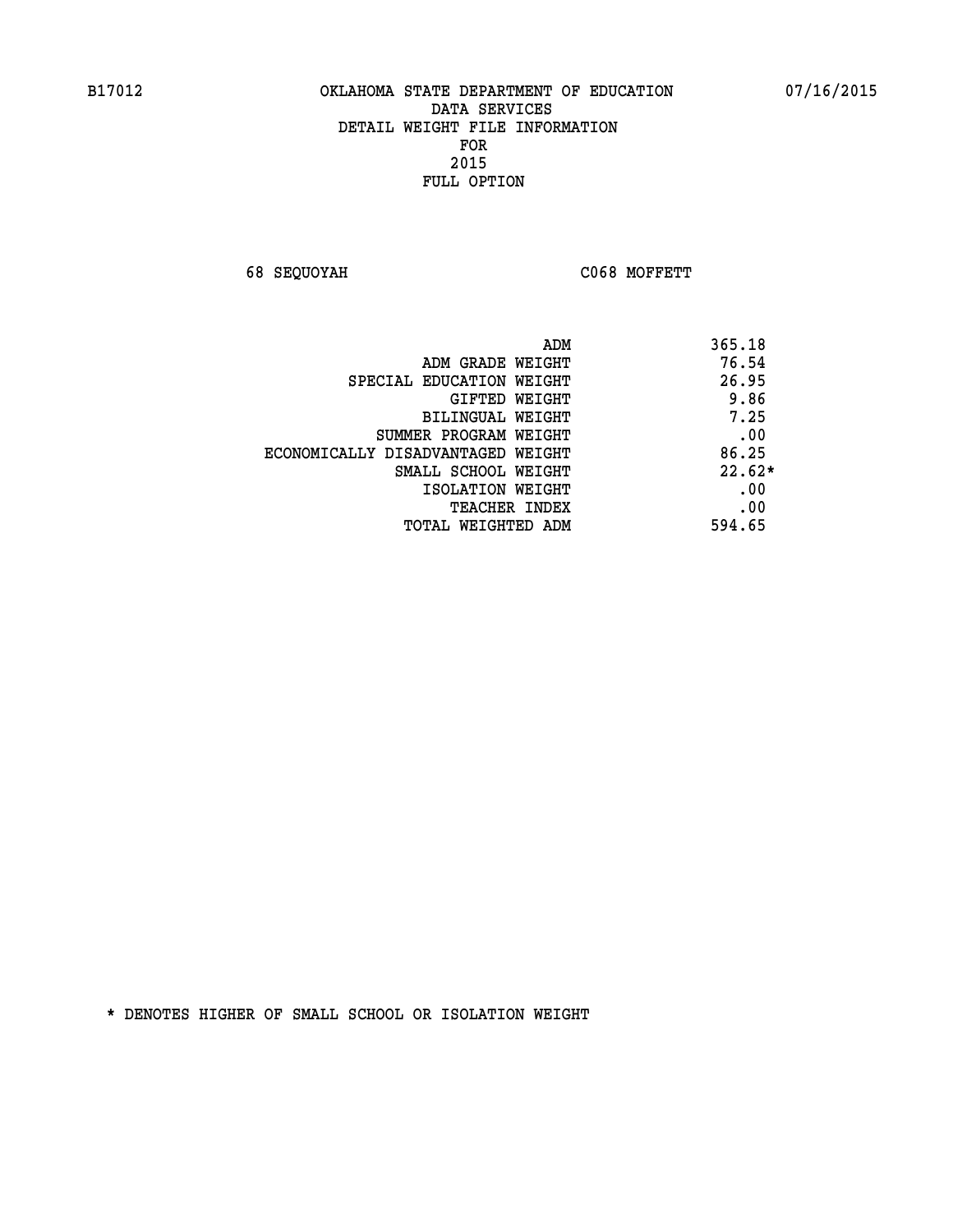B17012 OKLAHOMA STATE DEPARTMENT OF EDUCATION 07/16/2015

DATA SERVICES
DETAIL WEIGHT FILE INFORMATION
FOR
2015
FULL OPTION

68 SEQUOYAH C068 MOFFETT

| | |
|---|---|
| ADM | 365.18 |
| ADM GRADE WEIGHT | 76.54 |
| SPECIAL EDUCATION WEIGHT | 26.95 |
| GIFTED WEIGHT | 9.86 |
| BILINGUAL WEIGHT | 7.25 |
| SUMMER PROGRAM WEIGHT | .00 |
| ECONOMICALLY DISADVANTAGED WEIGHT | 86.25 |
| SMALL SCHOOL WEIGHT | 22.62* |
| ISOLATION WEIGHT | .00 |
| TEACHER INDEX | .00 |
| TOTAL WEIGHTED ADM | 594.65 |

* DENOTES HIGHER OF SMALL SCHOOL OR ISOLATION WEIGHT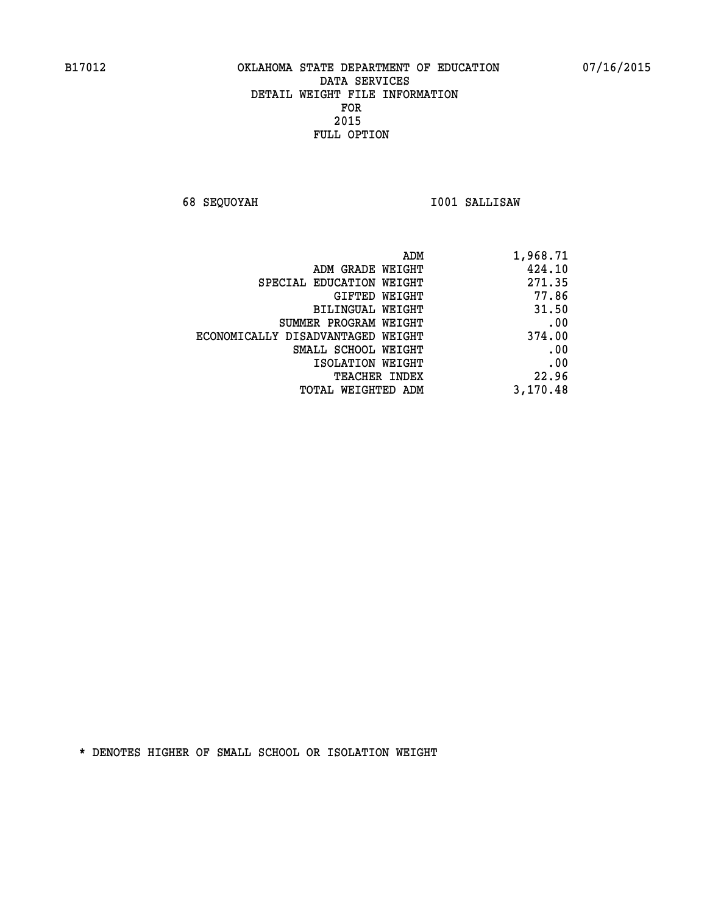B17012 OKLAHOMA STATE DEPARTMENT OF EDUCATION 07/16/2015

DATA SERVICES
DETAIL WEIGHT FILE INFORMATION
FOR
2015
FULL OPTION

68 SEQUOYAH I001 SALLISAW

| | |
|---|---|
| ADM | 1,968.71 |
| ADM GRADE WEIGHT | 424.10 |
| SPECIAL EDUCATION WEIGHT | 271.35 |
| GIFTED WEIGHT | 77.86 |
| BILINGUAL WEIGHT | 31.50 |
| SUMMER PROGRAM WEIGHT | .00 |
| ECONOMICALLY DISADVANTAGED WEIGHT | 374.00 |
| SMALL SCHOOL WEIGHT | .00 |
| ISOLATION WEIGHT | .00 |
| TEACHER INDEX | 22.96 |
| TOTAL WEIGHTED ADM | 3,170.48 |

* DENOTES HIGHER OF SMALL SCHOOL OR ISOLATION WEIGHT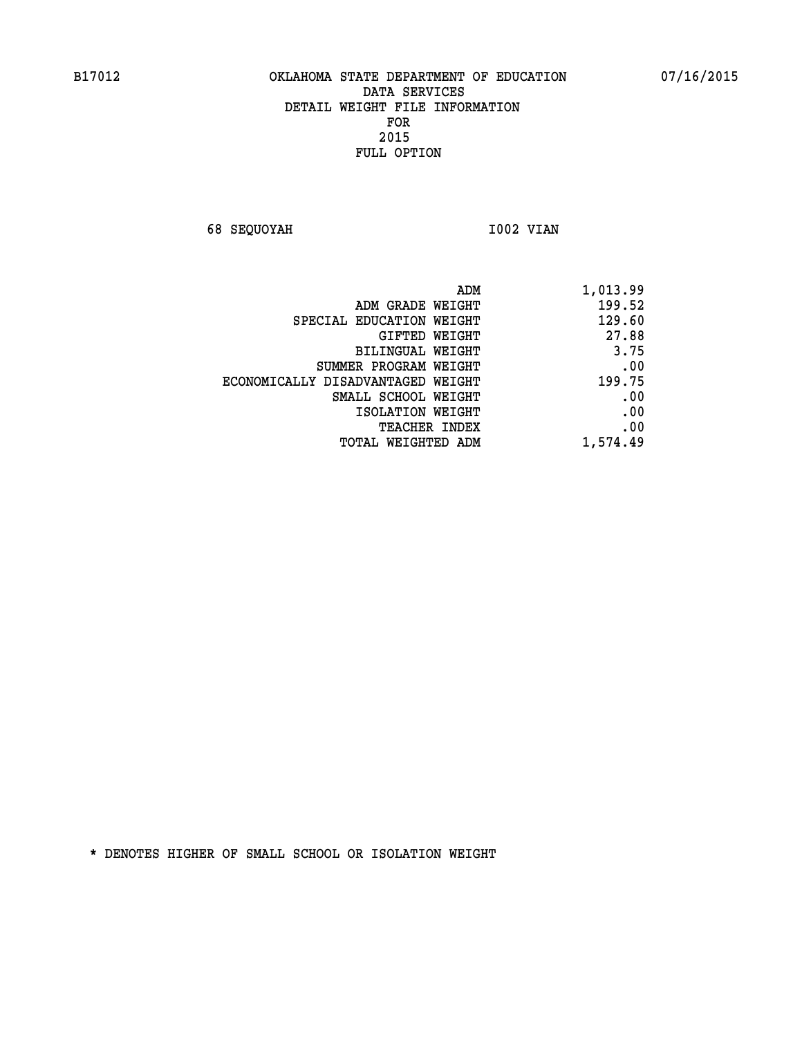B17012 OKLAHOMA STATE DEPARTMENT OF EDUCATION 07/16/2015

DATA SERVICES
DETAIL WEIGHT FILE INFORMATION
FOR
2015
FULL OPTION

68 SEQUOYAH I002 VIAN

| | |
|---|---|
| ADM | 1,013.99 |
| ADM GRADE WEIGHT | 199.52 |
| SPECIAL EDUCATION WEIGHT | 129.60 |
| GIFTED WEIGHT | 27.88 |
| BILINGUAL WEIGHT | 3.75 |
| SUMMER PROGRAM WEIGHT | .00 |
| ECONOMICALLY DISADVANTAGED WEIGHT | 199.75 |
| SMALL SCHOOL WEIGHT | .00 |
| ISOLATION WEIGHT | .00 |
| TEACHER INDEX | .00 |
| TOTAL WEIGHTED ADM | 1,574.49 |

* DENOTES HIGHER OF SMALL SCHOOL OR ISOLATION WEIGHT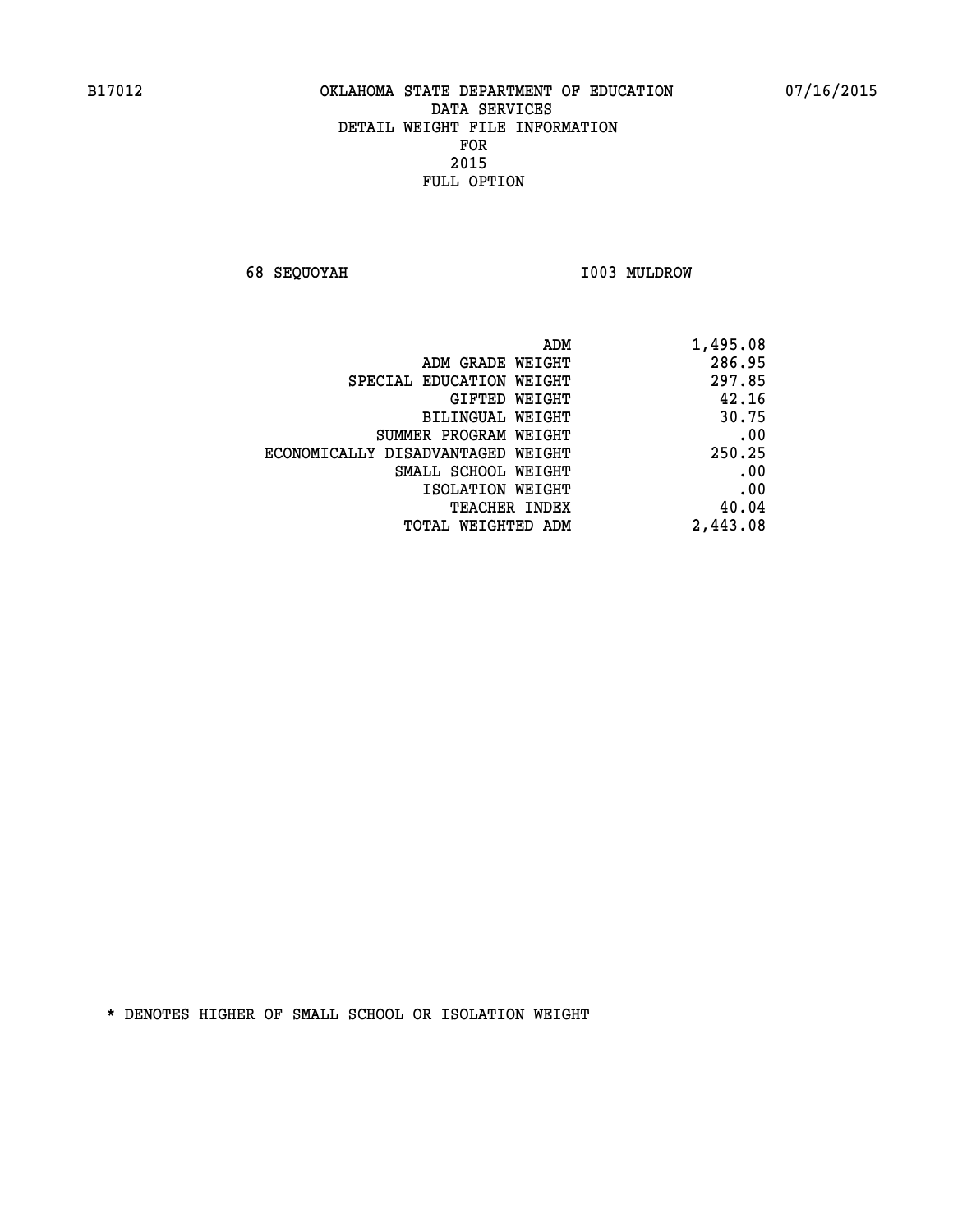B17012 OKLAHOMA STATE DEPARTMENT OF EDUCATION 07/16/2015

DATA SERVICES
DETAIL WEIGHT FILE INFORMATION
FOR
2015
FULL OPTION

68 SEQUOYAH I003 MULDROW

| | |
|---|---|
| ADM | 1,495.08 |
| ADM GRADE WEIGHT | 286.95 |
| SPECIAL EDUCATION WEIGHT | 297.85 |
| GIFTED WEIGHT | 42.16 |
| BILINGUAL WEIGHT | 30.75 |
| SUMMER PROGRAM WEIGHT | .00 |
| ECONOMICALLY DISADVANTAGED WEIGHT | 250.25 |
| SMALL SCHOOL WEIGHT | .00 |
| ISOLATION WEIGHT | .00 |
| TEACHER INDEX | 40.04 |
| TOTAL WEIGHTED ADM | 2,443.08 |

* DENOTES HIGHER OF SMALL SCHOOL OR ISOLATION WEIGHT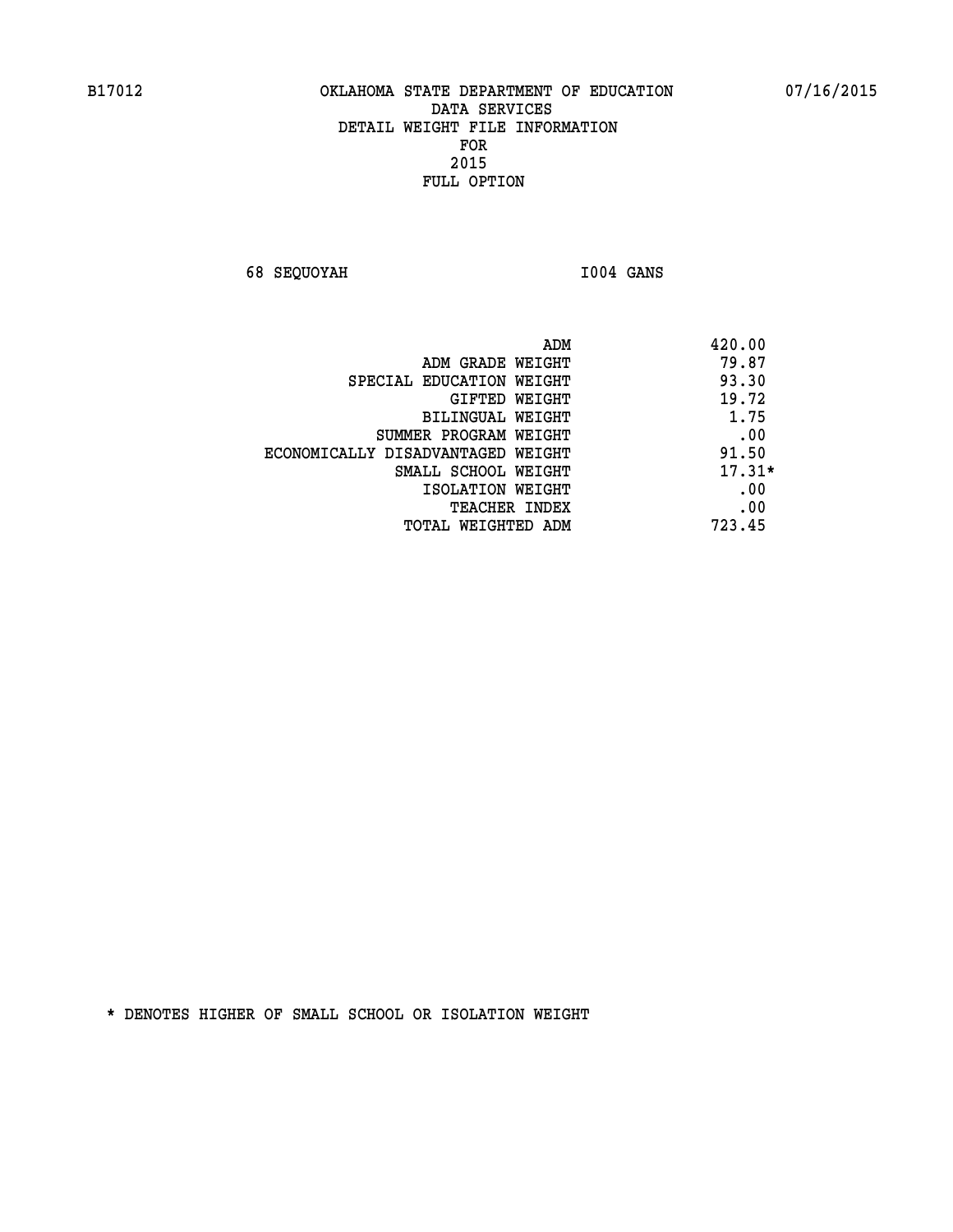B17012 OKLAHOMA STATE DEPARTMENT OF EDUCATION 07/16/2015

DATA SERVICES
DETAIL WEIGHT FILE INFORMATION
FOR
2015
FULL OPTION

68 SEQUOYAH I004 GANS

| | |
|---|---|
| ADM | 420.00 |
| ADM GRADE WEIGHT | 79.87 |
| SPECIAL EDUCATION WEIGHT | 93.30 |
| GIFTED WEIGHT | 19.72 |
| BILINGUAL WEIGHT | 1.75 |
| SUMMER PROGRAM WEIGHT | .00 |
| ECONOMICALLY DISADVANTAGED WEIGHT | 91.50 |
| SMALL SCHOOL WEIGHT | 17.31* |
| ISOLATION WEIGHT | .00 |
| TEACHER INDEX | .00 |
| TOTAL WEIGHTED ADM | 723.45 |

* DENOTES HIGHER OF SMALL SCHOOL OR ISOLATION WEIGHT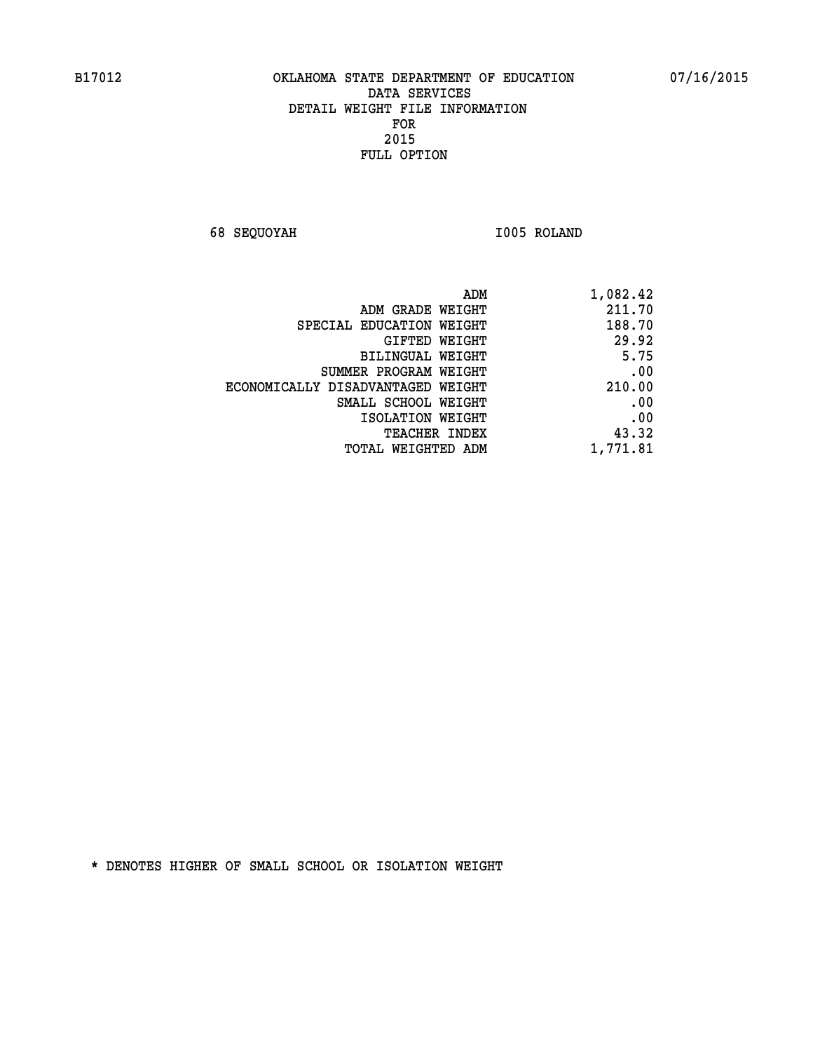B17012 OKLAHOMA STATE DEPARTMENT OF EDUCATION 07/16/2015

DATA SERVICES
DETAIL WEIGHT FILE INFORMATION
FOR
2015
FULL OPTION

68 SEQUOYAH I005 ROLAND

| | |
|---|---|
| ADM | 1,082.42 |
| ADM GRADE WEIGHT | 211.70 |
| SPECIAL EDUCATION WEIGHT | 188.70 |
| GIFTED WEIGHT | 29.92 |
| BILINGUAL WEIGHT | 5.75 |
| SUMMER PROGRAM WEIGHT | .00 |
| ECONOMICALLY DISADVANTAGED WEIGHT | 210.00 |
| SMALL SCHOOL WEIGHT | .00 |
| ISOLATION WEIGHT | .00 |
| TEACHER INDEX | 43.32 |
| TOTAL WEIGHTED ADM | 1,771.81 |

* DENOTES HIGHER OF SMALL SCHOOL OR ISOLATION WEIGHT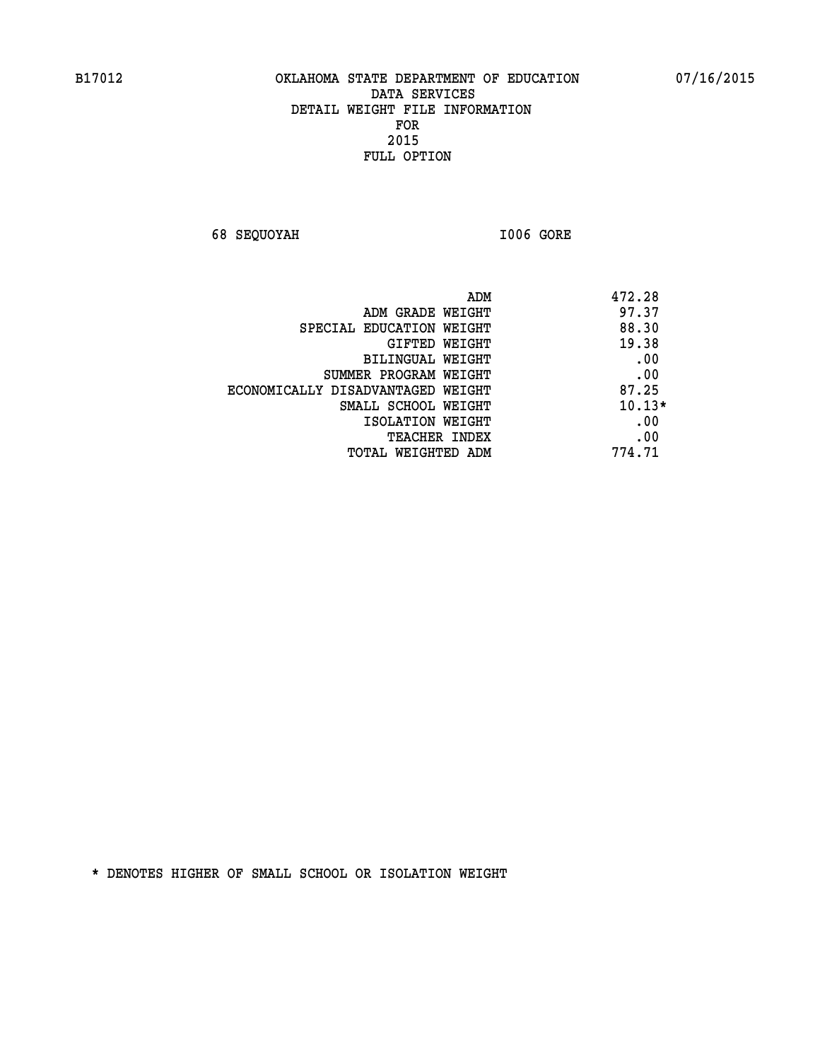B17012 OKLAHOMA STATE DEPARTMENT OF EDUCATION 07/16/2015

DATA SERVICES
DETAIL WEIGHT FILE INFORMATION
FOR
2015
FULL OPTION

68 SEQUOYAH I006 GORE

| | |
|---|---|
| ADM | 472.28 |
| ADM GRADE WEIGHT | 97.37 |
| SPECIAL EDUCATION WEIGHT | 88.30 |
| GIFTED WEIGHT | 19.38 |
| BILINGUAL WEIGHT | .00 |
| SUMMER PROGRAM WEIGHT | .00 |
| ECONOMICALLY DISADVANTAGED WEIGHT | 87.25 |
| SMALL SCHOOL WEIGHT | 10.13* |
| ISOLATION WEIGHT | .00 |
| TEACHER INDEX | .00 |
| TOTAL WEIGHTED ADM | 774.71 |

* DENOTES HIGHER OF SMALL SCHOOL OR ISOLATION WEIGHT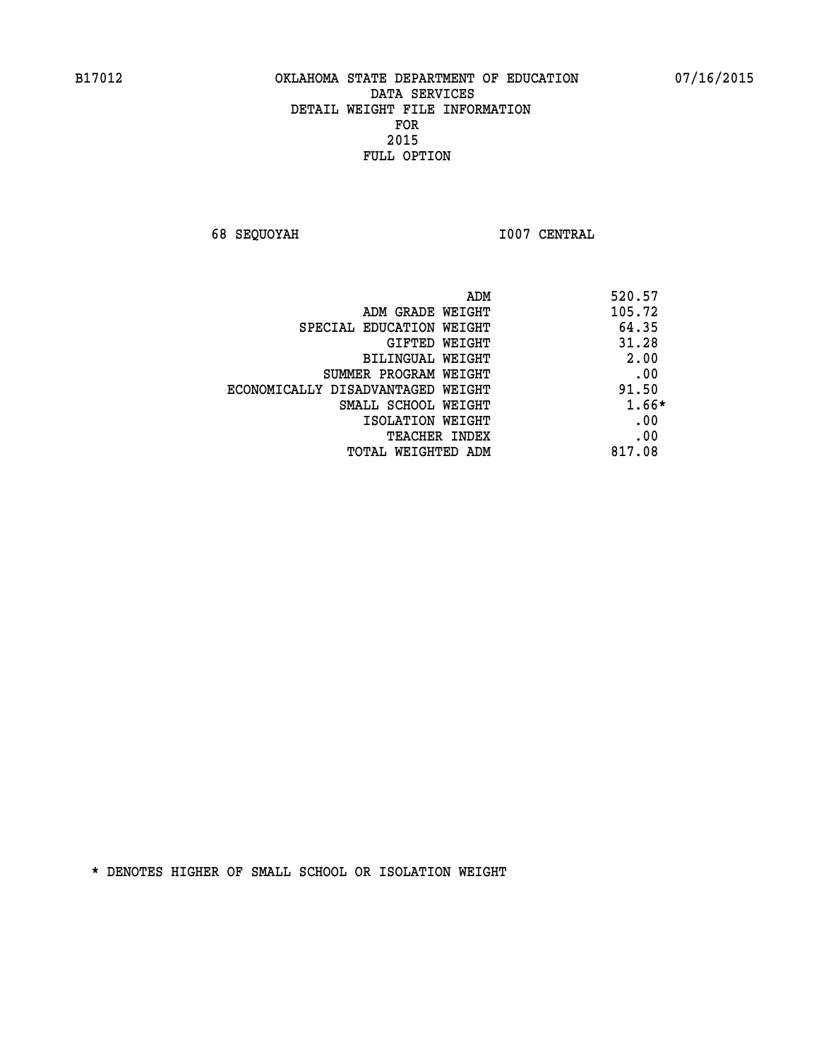B17012 OKLAHOMA STATE DEPARTMENT OF EDUCATION 07/16/2015

DATA SERVICES
DETAIL WEIGHT FILE INFORMATION
FOR
2015
FULL OPTION

68 SEQUOYAH I007 CENTRAL

| | |
|---|---|
| ADM | 520.57 |
| ADM GRADE WEIGHT | 105.72 |
| SPECIAL EDUCATION WEIGHT | 64.35 |
| GIFTED WEIGHT | 31.28 |
| BILINGUAL WEIGHT | 2.00 |
| SUMMER PROGRAM WEIGHT | .00 |
| ECONOMICALLY DISADVANTAGED WEIGHT | 91.50 |
| SMALL SCHOOL WEIGHT | 1.66* |
| ISOLATION WEIGHT | .00 |
| TEACHER INDEX | .00 |
| TOTAL WEIGHTED ADM | 817.08 |

* DENOTES HIGHER OF SMALL SCHOOL OR ISOLATION WEIGHT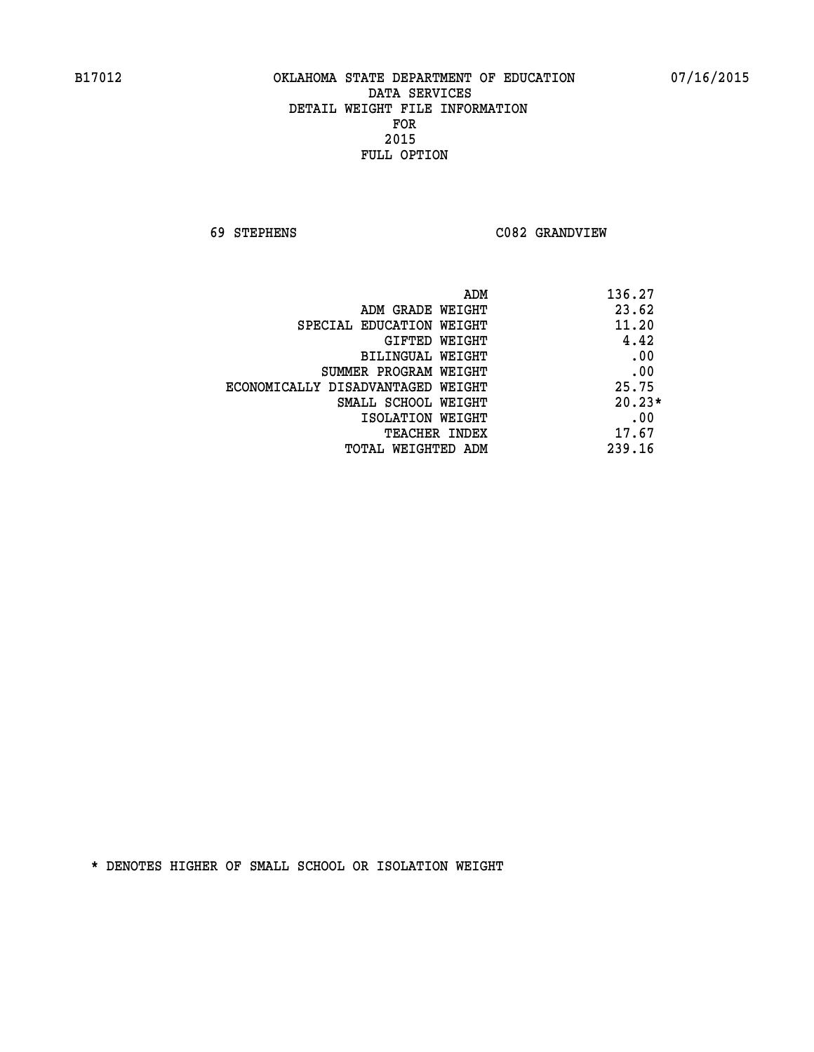B17012 OKLAHOMA STATE DEPARTMENT OF EDUCATION 07/16/2015

DATA SERVICES
DETAIL WEIGHT FILE INFORMATION
FOR
2015
FULL OPTION

69 STEPHENS C082 GRANDVIEW

| | |
|---|---|
| ADM | 136.27 |
| ADM GRADE WEIGHT | 23.62 |
| SPECIAL EDUCATION WEIGHT | 11.20 |
| GIFTED WEIGHT | 4.42 |
| BILINGUAL WEIGHT | .00 |
| SUMMER PROGRAM WEIGHT | .00 |
| ECONOMICALLY DISADVANTAGED WEIGHT | 25.75 |
| SMALL SCHOOL WEIGHT | 20.23* |
| ISOLATION WEIGHT | .00 |
| TEACHER INDEX | 17.67 |
| TOTAL WEIGHTED ADM | 239.16 |

* DENOTES HIGHER OF SMALL SCHOOL OR ISOLATION WEIGHT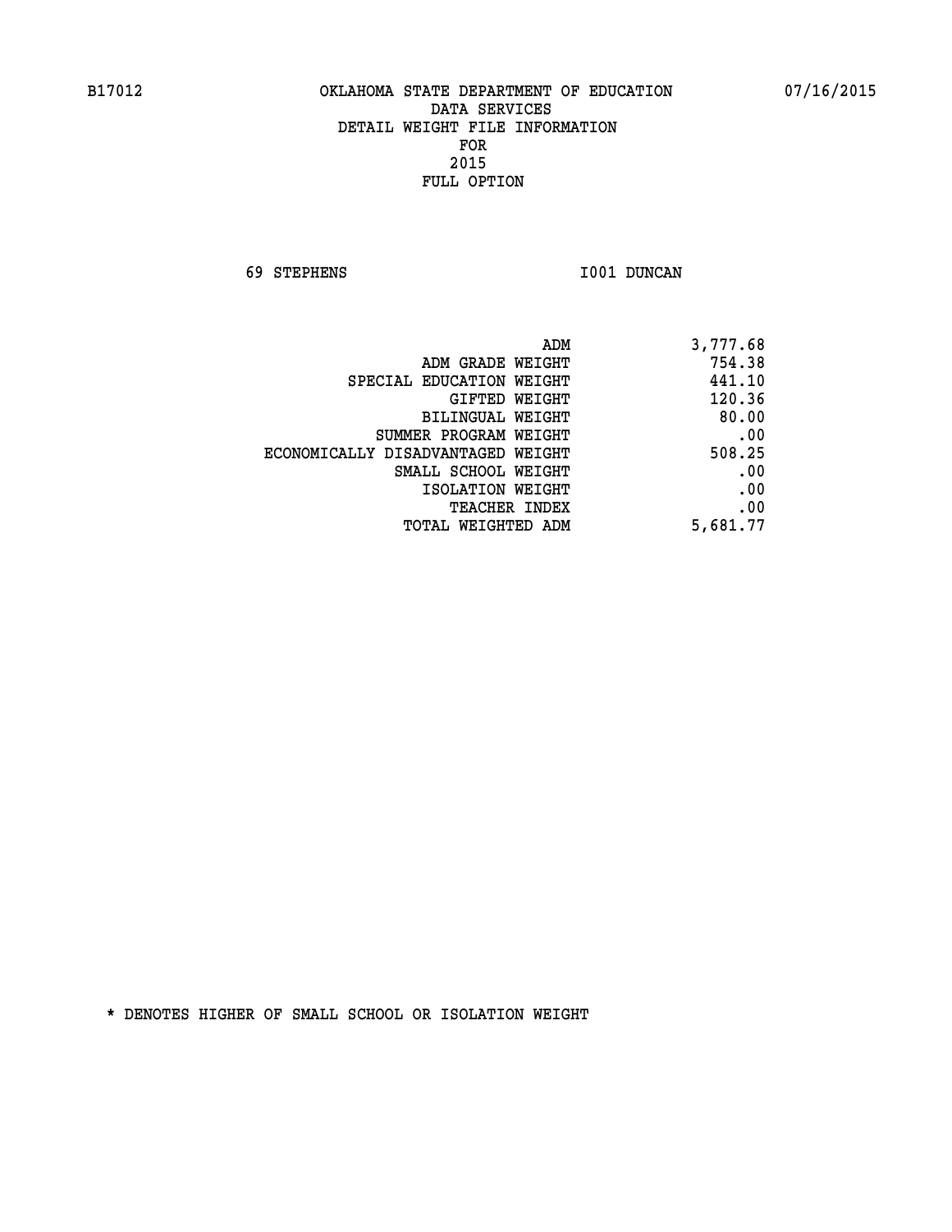B17012 OKLAHOMA STATE DEPARTMENT OF EDUCATION 07/16/2015

DATA SERVICES
DETAIL WEIGHT FILE INFORMATION
FOR
2015
FULL OPTION

69 STEPHENS I001 DUNCAN

| | |
|---|---|
| ADM | 3,777.68 |
| ADM GRADE WEIGHT | 754.38 |
| SPECIAL EDUCATION WEIGHT | 441.10 |
| GIFTED WEIGHT | 120.36 |
| BILINGUAL WEIGHT | 80.00 |
| SUMMER PROGRAM WEIGHT | .00 |
| ECONOMICALLY DISADVANTAGED WEIGHT | 508.25 |
| SMALL SCHOOL WEIGHT | .00 |
| ISOLATION WEIGHT | .00 |
| TEACHER INDEX | .00 |
| TOTAL WEIGHTED ADM | 5,681.77 |

* DENOTES HIGHER OF SMALL SCHOOL OR ISOLATION WEIGHT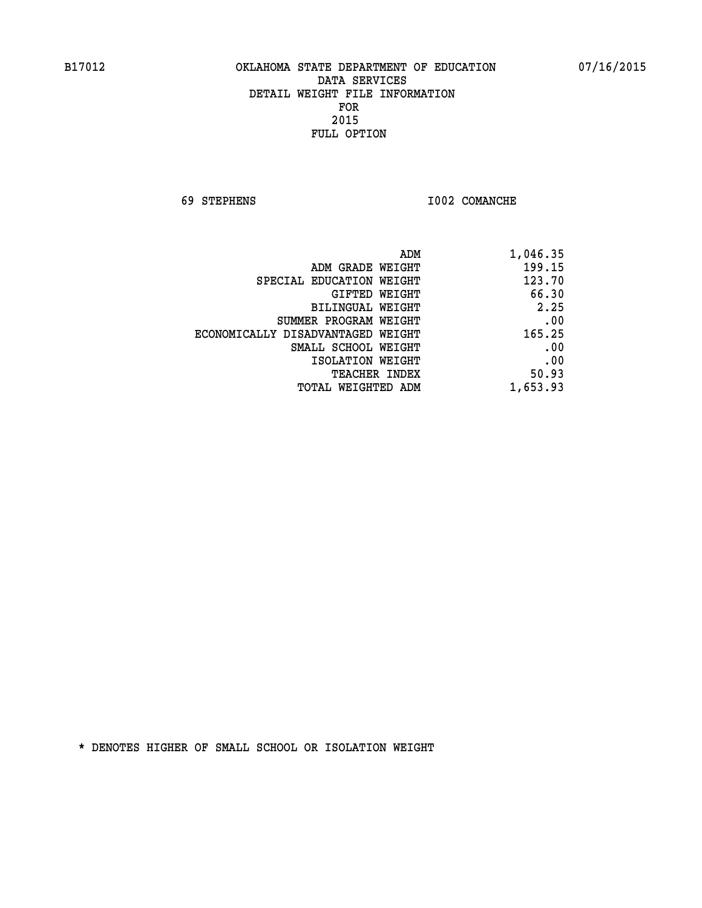B17012 OKLAHOMA STATE DEPARTMENT OF EDUCATION 07/16/2015

DATA SERVICES
DETAIL WEIGHT FILE INFORMATION
FOR
2015
FULL OPTION

69 STEPHENS I002 COMANCHE

| | |
|---|---|
| ADM | 1,046.35 |
| ADM GRADE WEIGHT | 199.15 |
| SPECIAL EDUCATION WEIGHT | 123.70 |
| GIFTED WEIGHT | 66.30 |
| BILINGUAL WEIGHT | 2.25 |
| SUMMER PROGRAM WEIGHT | .00 |
| ECONOMICALLY DISADVANTAGED WEIGHT | 165.25 |
| SMALL SCHOOL WEIGHT | .00 |
| ISOLATION WEIGHT | .00 |
| TEACHER INDEX | 50.93 |
| TOTAL WEIGHTED ADM | 1,653.93 |

* DENOTES HIGHER OF SMALL SCHOOL OR ISOLATION WEIGHT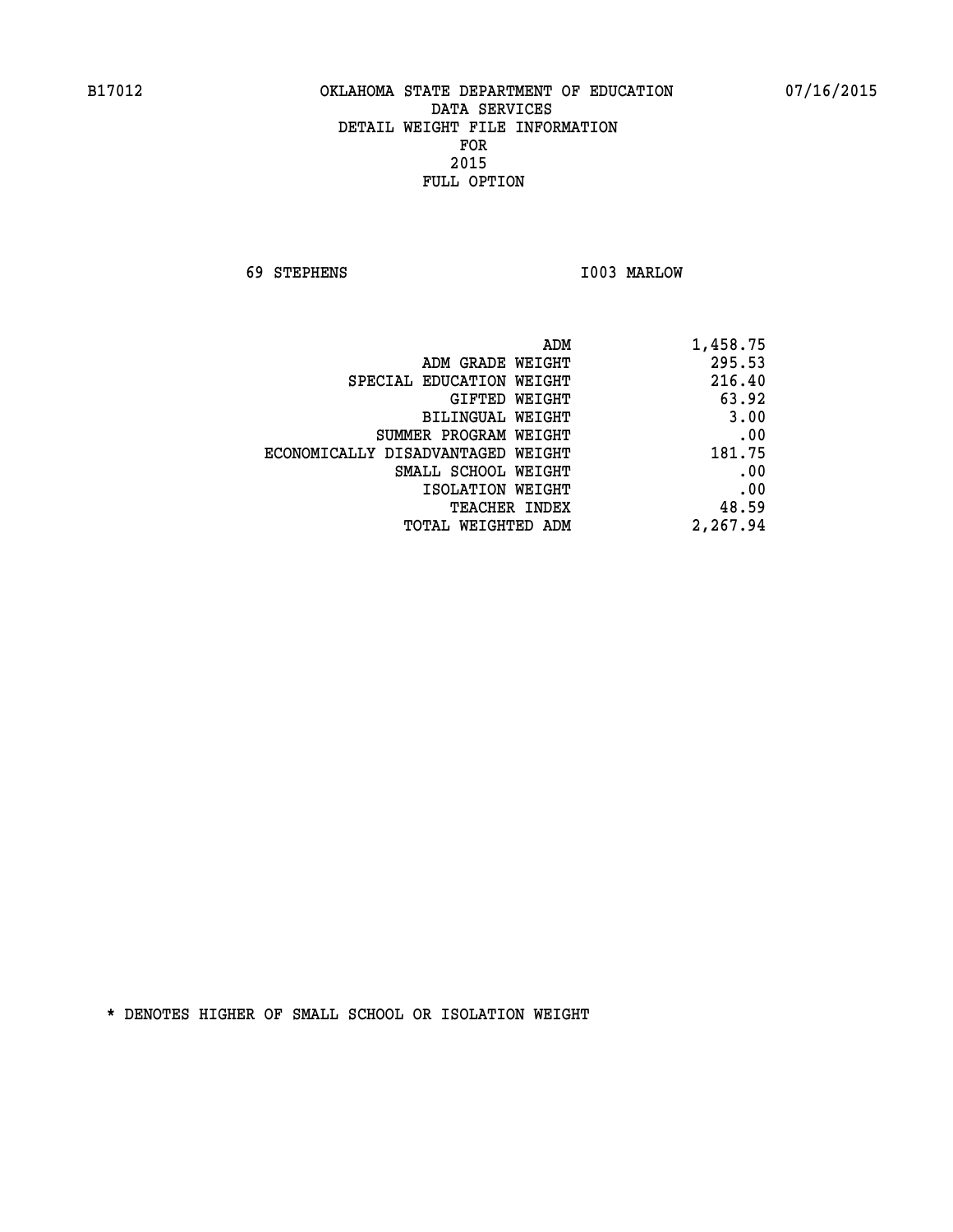B17012 OKLAHOMA STATE DEPARTMENT OF EDUCATION 07/16/2015

DATA SERVICES

DETAIL WEIGHT FILE INFORMATION

FOR

2015

FULL OPTION

69 STEPHENS I003 MARLOW

| | |
|---|---|
| ADM | 1,458.75 |
| ADM GRADE WEIGHT | 295.53 |
| SPECIAL EDUCATION WEIGHT | 216.40 |
| GIFTED WEIGHT | 63.92 |
| BILINGUAL WEIGHT | 3.00 |
| SUMMER PROGRAM WEIGHT | .00 |
| ECONOMICALLY DISADVANTAGED WEIGHT | 181.75 |
| SMALL SCHOOL WEIGHT | .00 |
| ISOLATION WEIGHT | .00 |
| TEACHER INDEX | 48.59 |
| TOTAL WEIGHTED ADM | 2,267.94 |

* DENOTES HIGHER OF SMALL SCHOOL OR ISOLATION WEIGHT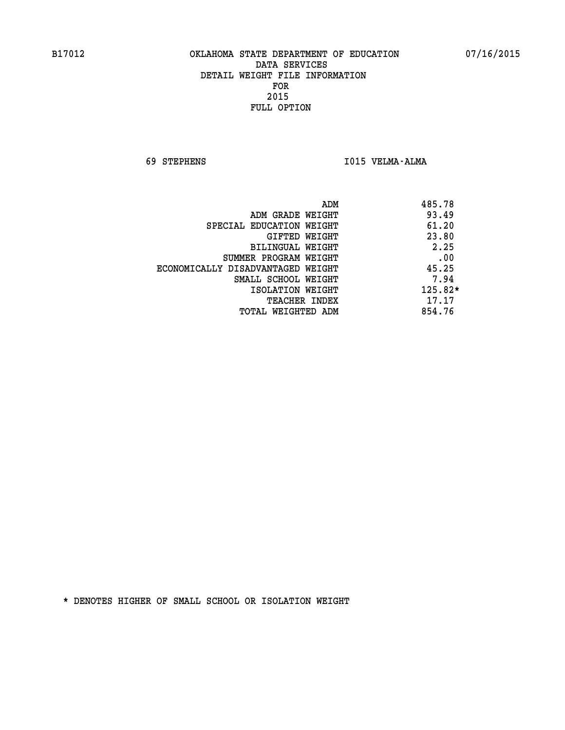B17012 OKLAHOMA STATE DEPARTMENT OF EDUCATION 07/16/2015

DATA SERVICES
DETAIL WEIGHT FILE INFORMATION
FOR
2015
FULL OPTION

69 STEPHENS I015 VELMA-ALMA

| | |
|---|---|
| ADM | 485.78 |
| ADM GRADE WEIGHT | 93.49 |
| SPECIAL EDUCATION WEIGHT | 61.20 |
| GIFTED WEIGHT | 23.80 |
| BILINGUAL WEIGHT | 2.25 |
| SUMMER PROGRAM WEIGHT | .00 |
| ECONOMICALLY DISADVANTAGED WEIGHT | 45.25 |
| SMALL SCHOOL WEIGHT | 7.94 |
| ISOLATION WEIGHT | 125.82* |
| TEACHER INDEX | 17.17 |
| TOTAL WEIGHTED ADM | 854.76 |

* DENOTES HIGHER OF SMALL SCHOOL OR ISOLATION WEIGHT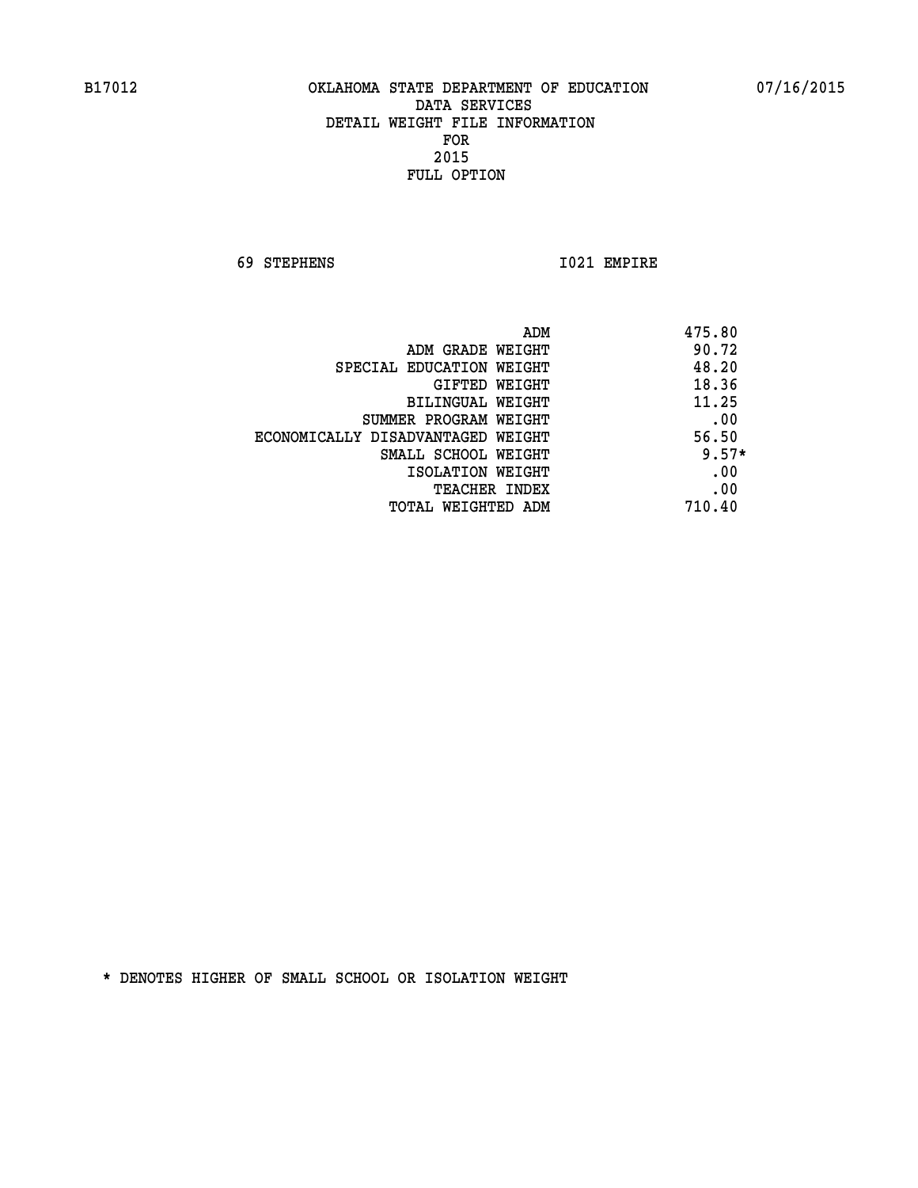B17012 OKLAHOMA STATE DEPARTMENT OF EDUCATION 07/16/2015

DATA SERVICES
DETAIL WEIGHT FILE INFORMATION
FOR
2015
FULL OPTION

69 STEPHENS I021 EMPIRE

| | |
|---|---|
| ADM | 475.80 |
| ADM GRADE WEIGHT | 90.72 |
| SPECIAL EDUCATION WEIGHT | 48.20 |
| GIFTED WEIGHT | 18.36 |
| BILINGUAL WEIGHT | 11.25 |
| SUMMER PROGRAM WEIGHT | .00 |
| ECONOMICALLY DISADVANTAGED WEIGHT | 56.50 |
| SMALL SCHOOL WEIGHT | 9.57* |
| ISOLATION WEIGHT | .00 |
| TEACHER INDEX | .00 |
| TOTAL WEIGHTED ADM | 710.40 |

* DENOTES HIGHER OF SMALL SCHOOL OR ISOLATION WEIGHT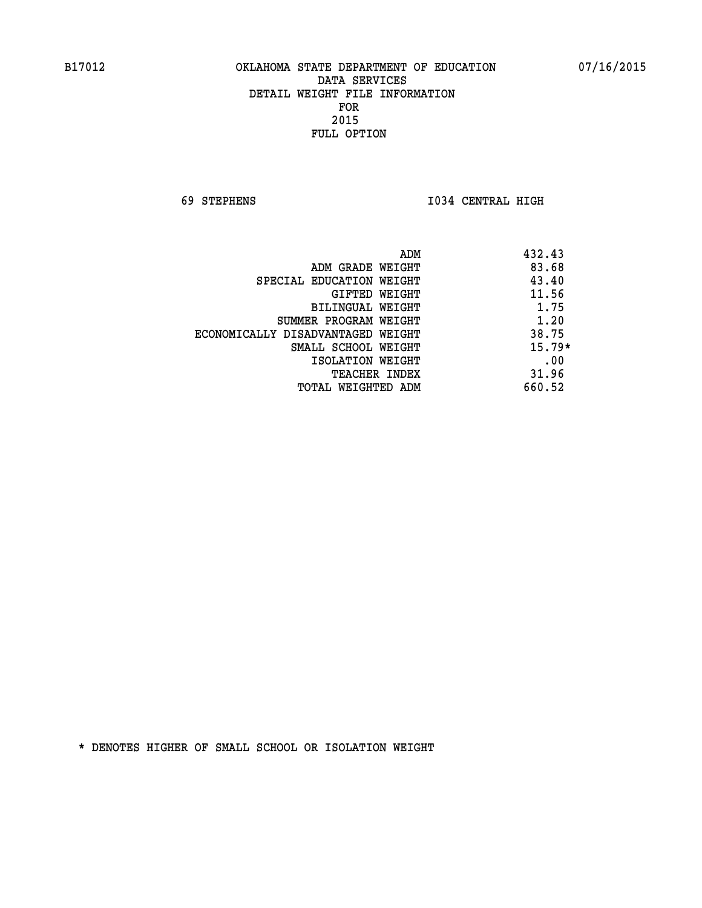B17012 OKLAHOMA STATE DEPARTMENT OF EDUCATION 07/16/2015

DATA SERVICES
DETAIL WEIGHT FILE INFORMATION
FOR
2015
FULL OPTION

69 STEPHENS I034 CENTRAL HIGH

| | |
|---|---|
| ADM | 432.43 |
| ADM GRADE WEIGHT | 83.68 |
| SPECIAL EDUCATION WEIGHT | 43.40 |
| GIFTED WEIGHT | 11.56 |
| BILINGUAL WEIGHT | 1.75 |
| SUMMER PROGRAM WEIGHT | 1.20 |
| ECONOMICALLY DISADVANTAGED WEIGHT | 38.75 |
| SMALL SCHOOL WEIGHT | 15.79* |
| ISOLATION WEIGHT | .00 |
| TEACHER INDEX | 31.96 |
| TOTAL WEIGHTED ADM | 660.52 |

* DENOTES HIGHER OF SMALL SCHOOL OR ISOLATION WEIGHT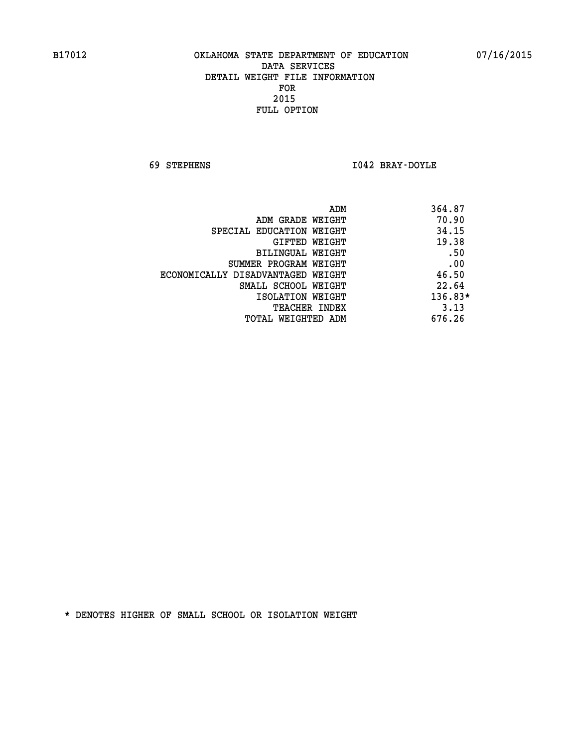B17012 OKLAHOMA STATE DEPARTMENT OF EDUCATION 07/16/2015

DATA SERVICES
DETAIL WEIGHT FILE INFORMATION
FOR
2015
FULL OPTION

69 STEPHENS I042 BRAY-DOYLE

| | |
|---|---|
| ADM | 364.87 |
| ADM GRADE WEIGHT | 70.90 |
| SPECIAL EDUCATION WEIGHT | 34.15 |
| GIFTED WEIGHT | 19.38 |
| BILINGUAL WEIGHT | .50 |
| SUMMER PROGRAM WEIGHT | .00 |
| ECONOMICALLY DISADVANTAGED WEIGHT | 46.50 |
| SMALL SCHOOL WEIGHT | 22.64 |
| ISOLATION WEIGHT | 136.83* |
| TEACHER INDEX | 3.13 |
| TOTAL WEIGHTED ADM | 676.26 |

* DENOTES HIGHER OF SMALL SCHOOL OR ISOLATION WEIGHT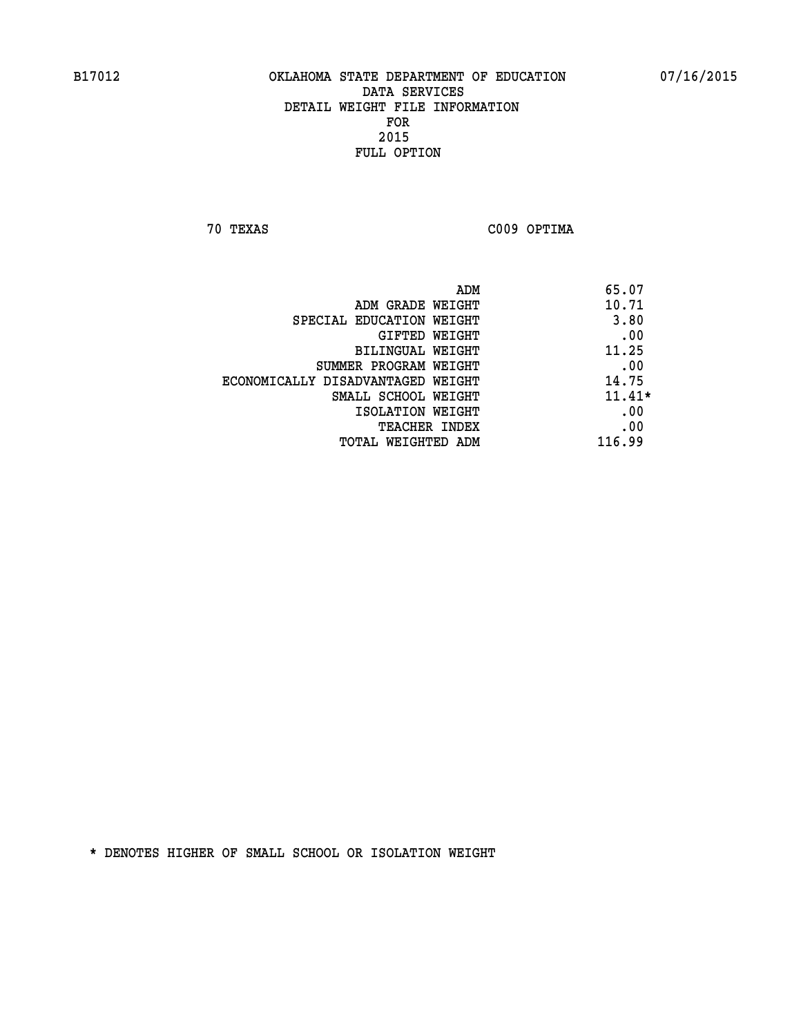B17012 OKLAHOMA STATE DEPARTMENT OF EDUCATION 07/16/2015

DATA SERVICES
DETAIL WEIGHT FILE INFORMATION
FOR
2015
FULL OPTION

70 TEXAS C009 OPTIMA

| | |
|---|---|
| ADM | 65.07 |
| ADM GRADE WEIGHT | 10.71 |
| SPECIAL EDUCATION WEIGHT | 3.80 |
| GIFTED WEIGHT | .00 |
| BILINGUAL WEIGHT | 11.25 |
| SUMMER PROGRAM WEIGHT | .00 |
| ECONOMICALLY DISADVANTAGED WEIGHT | 14.75 |
| SMALL SCHOOL WEIGHT | 11.41* |
| ISOLATION WEIGHT | .00 |
| TEACHER INDEX | .00 |
| TOTAL WEIGHTED ADM | 116.99 |

* DENOTES HIGHER OF SMALL SCHOOL OR ISOLATION WEIGHT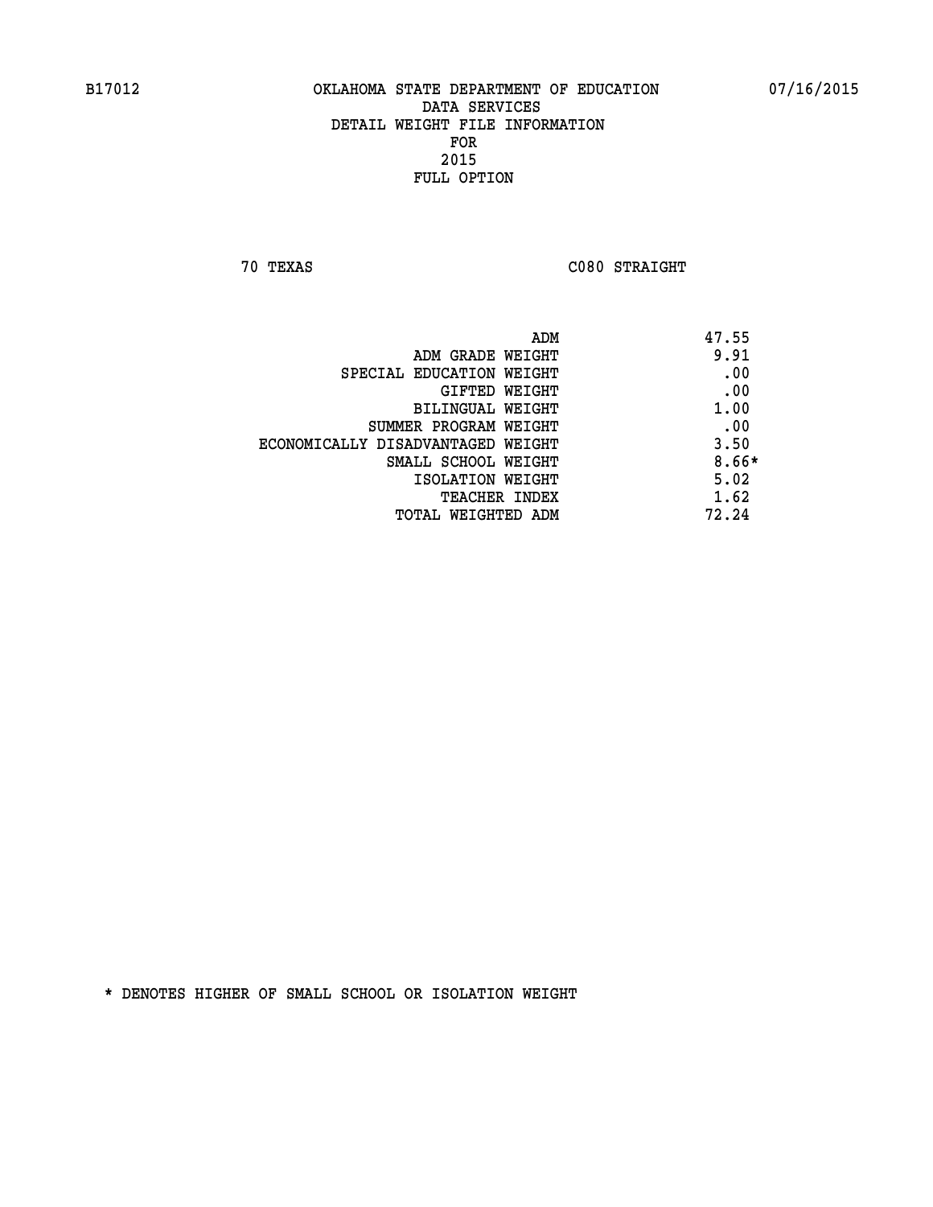B17012 OKLAHOMA STATE DEPARTMENT OF EDUCATION 07/16/2015

DATA SERVICES
DETAIL WEIGHT FILE INFORMATION
FOR
2015
FULL OPTION

70 TEXAS C080 STRAIGHT

| | |
|---|---|
| ADM | 47.55 |
| ADM GRADE WEIGHT | 9.91 |
| SPECIAL EDUCATION WEIGHT | .00 |
| GIFTED WEIGHT | .00 |
| BILINGUAL WEIGHT | 1.00 |
| SUMMER PROGRAM WEIGHT | .00 |
| ECONOMICALLY DISADVANTAGED WEIGHT | 3.50 |
| SMALL SCHOOL WEIGHT | 8.66* |
| ISOLATION WEIGHT | 5.02 |
| TEACHER INDEX | 1.62 |
| TOTAL WEIGHTED ADM | 72.24 |

* DENOTES HIGHER OF SMALL SCHOOL OR ISOLATION WEIGHT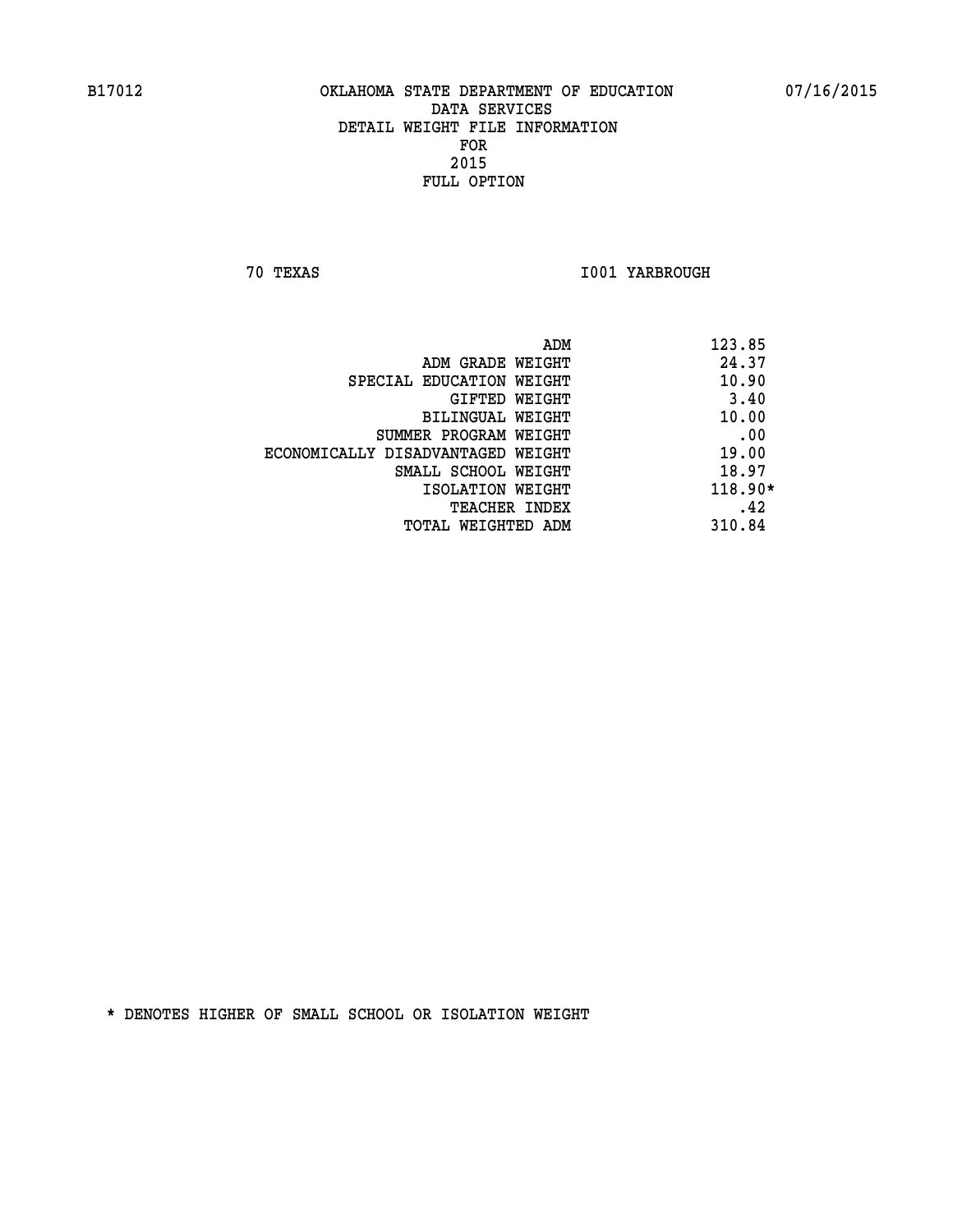B17012 OKLAHOMA STATE DEPARTMENT OF EDUCATION 07/16/2015

DATA SERVICES
DETAIL WEIGHT FILE INFORMATION
FOR
2015
FULL OPTION

70 TEXAS I001 YARBROUGH

| | |
|---|---|
| ADM | 123.85 |
| ADM GRADE WEIGHT | 24.37 |
| SPECIAL EDUCATION WEIGHT | 10.90 |
| GIFTED WEIGHT | 3.40 |
| BILINGUAL WEIGHT | 10.00 |
| SUMMER PROGRAM WEIGHT | .00 |
| ECONOMICALLY DISADVANTAGED WEIGHT | 19.00 |
| SMALL SCHOOL WEIGHT | 18.97 |
| ISOLATION WEIGHT | 118.90* |
| TEACHER INDEX | .42 |
| TOTAL WEIGHTED ADM | 310.84 |

* DENOTES HIGHER OF SMALL SCHOOL OR ISOLATION WEIGHT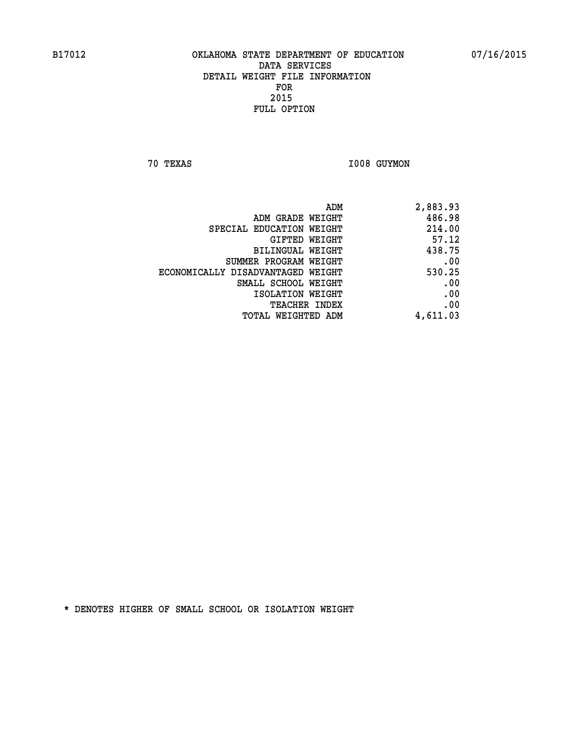B17012 OKLAHOMA STATE DEPARTMENT OF EDUCATION 07/16/2015

DATA SERVICES
DETAIL WEIGHT FILE INFORMATION
FOR
2015
FULL OPTION

70 TEXAS I008 GUYMON

| | |
|---|---|
| ADM | 2,883.93 |
| ADM GRADE WEIGHT | 486.98 |
| SPECIAL EDUCATION WEIGHT | 214.00 |
| GIFTED WEIGHT | 57.12 |
| BILINGUAL WEIGHT | 438.75 |
| SUMMER PROGRAM WEIGHT | .00 |
| ECONOMICALLY DISADVANTAGED WEIGHT | 530.25 |
| SMALL SCHOOL WEIGHT | .00 |
| ISOLATION WEIGHT | .00 |
| TEACHER INDEX | .00 |
| TOTAL WEIGHTED ADM | 4,611.03 |

* DENOTES HIGHER OF SMALL SCHOOL OR ISOLATION WEIGHT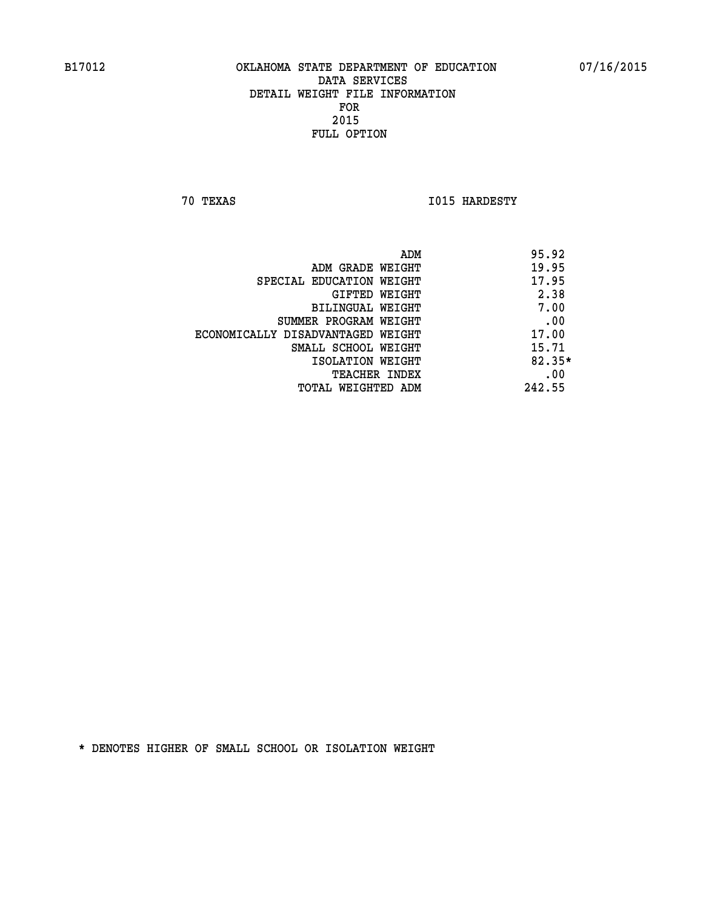B17012 OKLAHOMA STATE DEPARTMENT OF EDUCATION 07/16/2015

DATA SERVICES
DETAIL WEIGHT FILE INFORMATION
FOR
2015
FULL OPTION

70 TEXAS I015 HARDESTY

| | |
|---|---|
| ADM | 95.92 |
| ADM GRADE WEIGHT | 19.95 |
| SPECIAL EDUCATION WEIGHT | 17.95 |
| GIFTED WEIGHT | 2.38 |
| BILINGUAL WEIGHT | 7.00 |
| SUMMER PROGRAM WEIGHT | .00 |
| ECONOMICALLY DISADVANTAGED WEIGHT | 17.00 |
| SMALL SCHOOL WEIGHT | 15.71 |
| ISOLATION WEIGHT | 82.35* |
| TEACHER INDEX | .00 |
| TOTAL WEIGHTED ADM | 242.55 |

* DENOTES HIGHER OF SMALL SCHOOL OR ISOLATION WEIGHT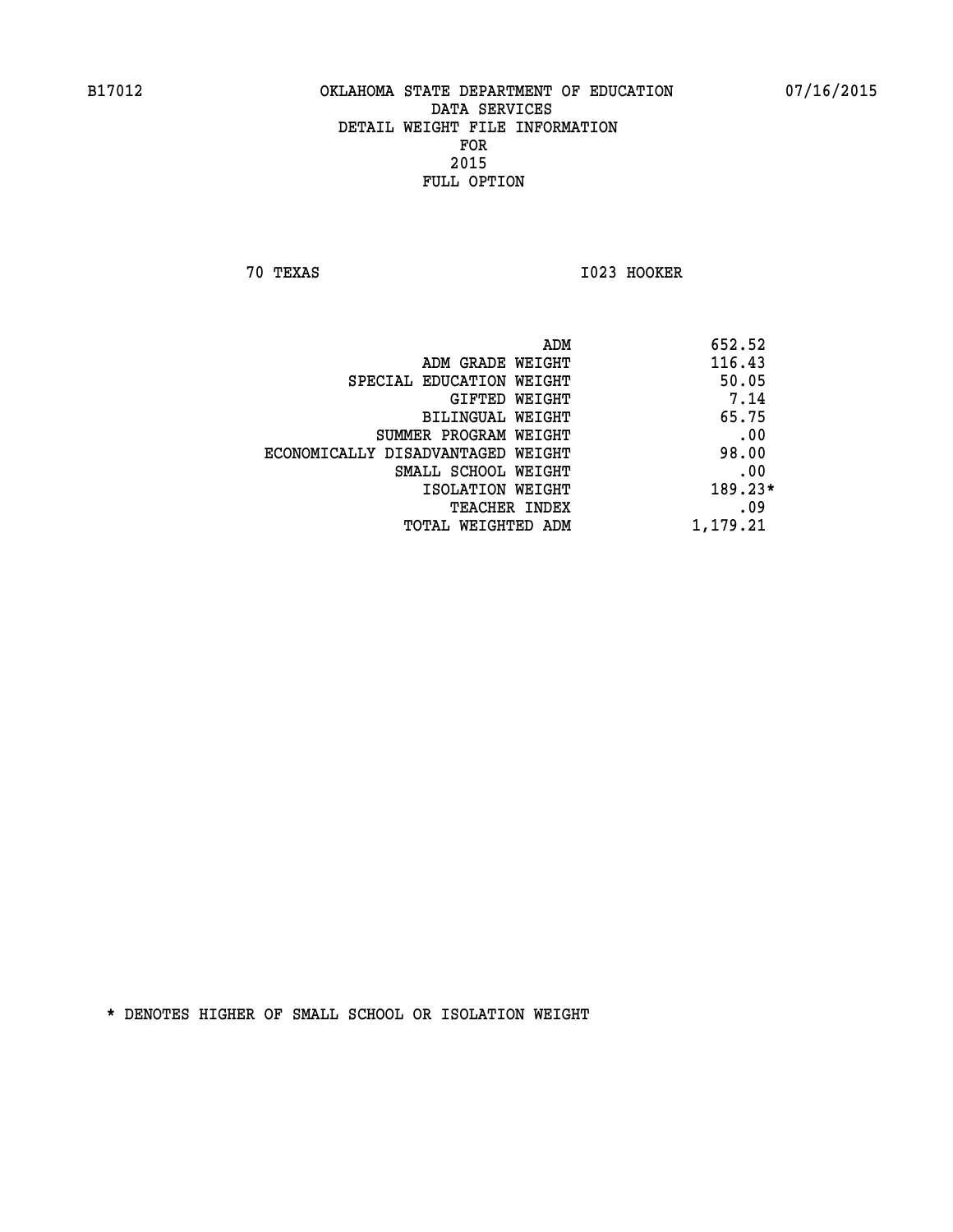B17012 OKLAHOMA STATE DEPARTMENT OF EDUCATION 07/16/2015

DATA SERVICES
DETAIL WEIGHT FILE INFORMATION
FOR
2015
FULL OPTION

70 TEXAS I023 HOOKER

| | |
|---|---|
| ADM | 652.52 |
| ADM GRADE WEIGHT | 116.43 |
| SPECIAL EDUCATION WEIGHT | 50.05 |
| GIFTED WEIGHT | 7.14 |
| BILINGUAL WEIGHT | 65.75 |
| SUMMER PROGRAM WEIGHT | .00 |
| ECONOMICALLY DISADVANTAGED WEIGHT | 98.00 |
| SMALL SCHOOL WEIGHT | .00 |
| ISOLATION WEIGHT | 189.23* |
| TEACHER INDEX | .09 |
| TOTAL WEIGHTED ADM | 1,179.21 |

* DENOTES HIGHER OF SMALL SCHOOL OR ISOLATION WEIGHT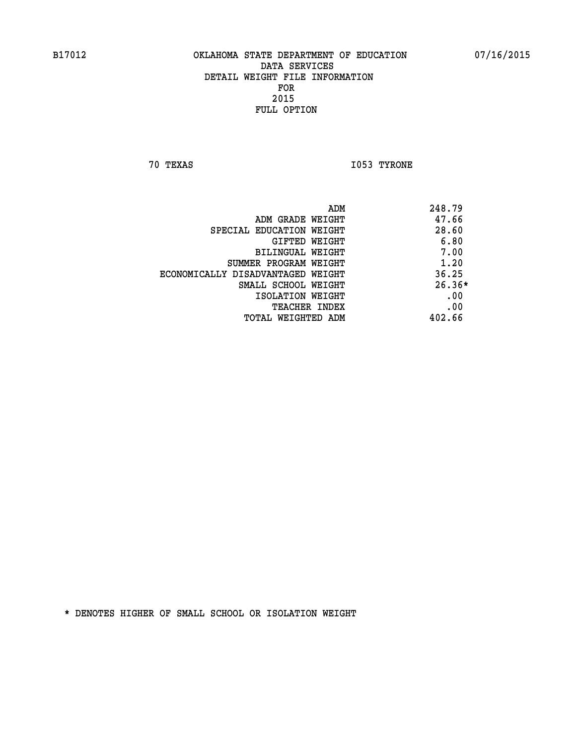B17012 OKLAHOMA STATE DEPARTMENT OF EDUCATION 07/16/2015

DATA SERVICES
DETAIL WEIGHT FILE INFORMATION
FOR
2015
FULL OPTION

70 TEXAS I053 TYRONE

| | |
|---|---|
| ADM | 248.79 |
| ADM GRADE WEIGHT | 47.66 |
| SPECIAL EDUCATION WEIGHT | 28.60 |
| GIFTED WEIGHT | 6.80 |
| BILINGUAL WEIGHT | 7.00 |
| SUMMER PROGRAM WEIGHT | 1.20 |
| ECONOMICALLY DISADVANTAGED WEIGHT | 36.25 |
| SMALL SCHOOL WEIGHT | 26.36* |
| ISOLATION WEIGHT | .00 |
| TEACHER INDEX | .00 |
| TOTAL WEIGHTED ADM | 402.66 |

* DENOTES HIGHER OF SMALL SCHOOL OR ISOLATION WEIGHT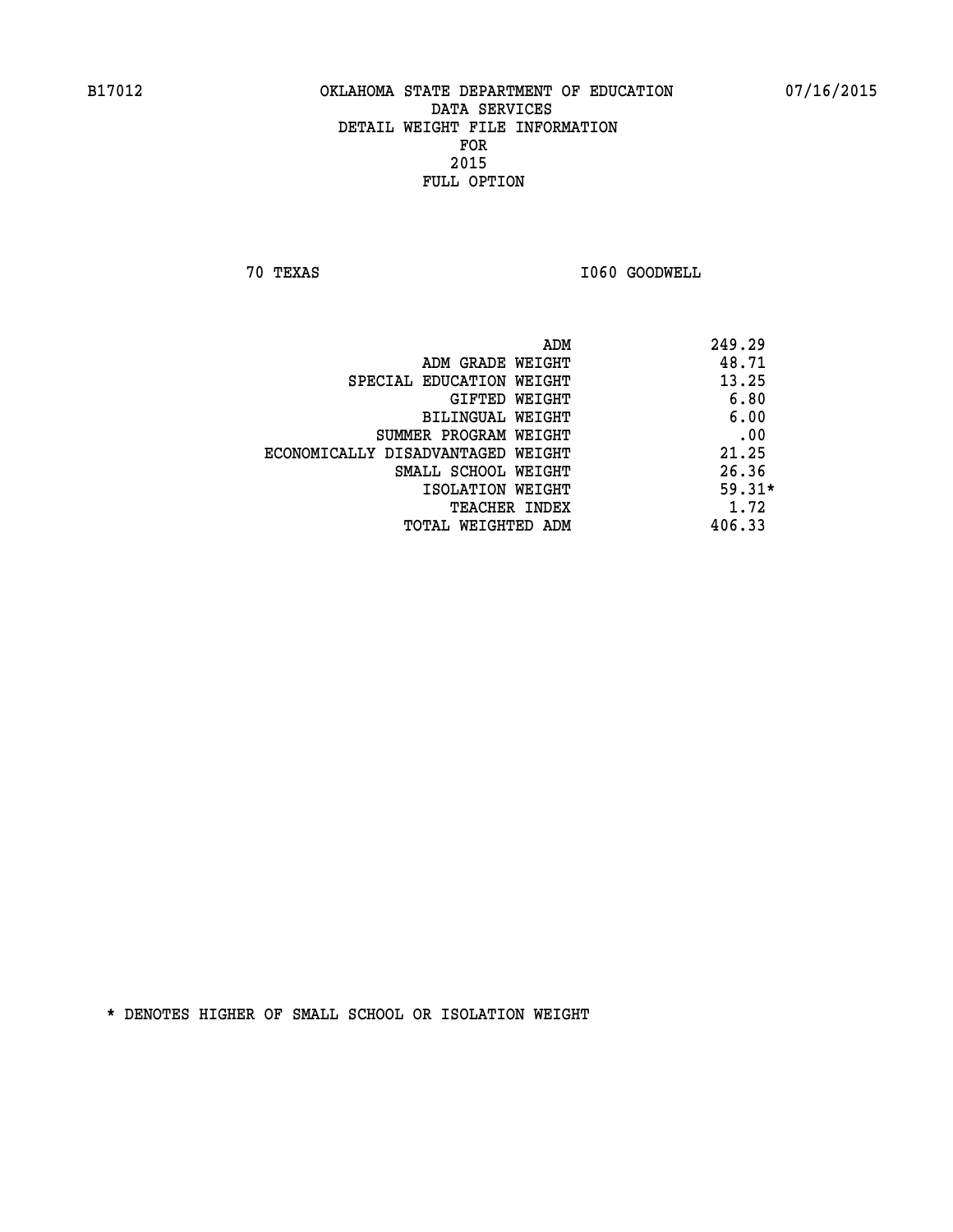B17012 OKLAHOMA STATE DEPARTMENT OF EDUCATION 07/16/2015

DATA SERVICES
DETAIL WEIGHT FILE INFORMATION
FOR
2015
FULL OPTION

70 TEXAS I060 GOODWELL

| | |
|---|---|
| ADM | 249.29 |
| ADM GRADE WEIGHT | 48.71 |
| SPECIAL EDUCATION WEIGHT | 13.25 |
| GIFTED WEIGHT | 6.80 |
| BILINGUAL WEIGHT | 6.00 |
| SUMMER PROGRAM WEIGHT | .00 |
| ECONOMICALLY DISADVANTAGED WEIGHT | 21.25 |
| SMALL SCHOOL WEIGHT | 26.36 |
| ISOLATION WEIGHT | 59.31* |
| TEACHER INDEX | 1.72 |
| TOTAL WEIGHTED ADM | 406.33 |

* DENOTES HIGHER OF SMALL SCHOOL OR ISOLATION WEIGHT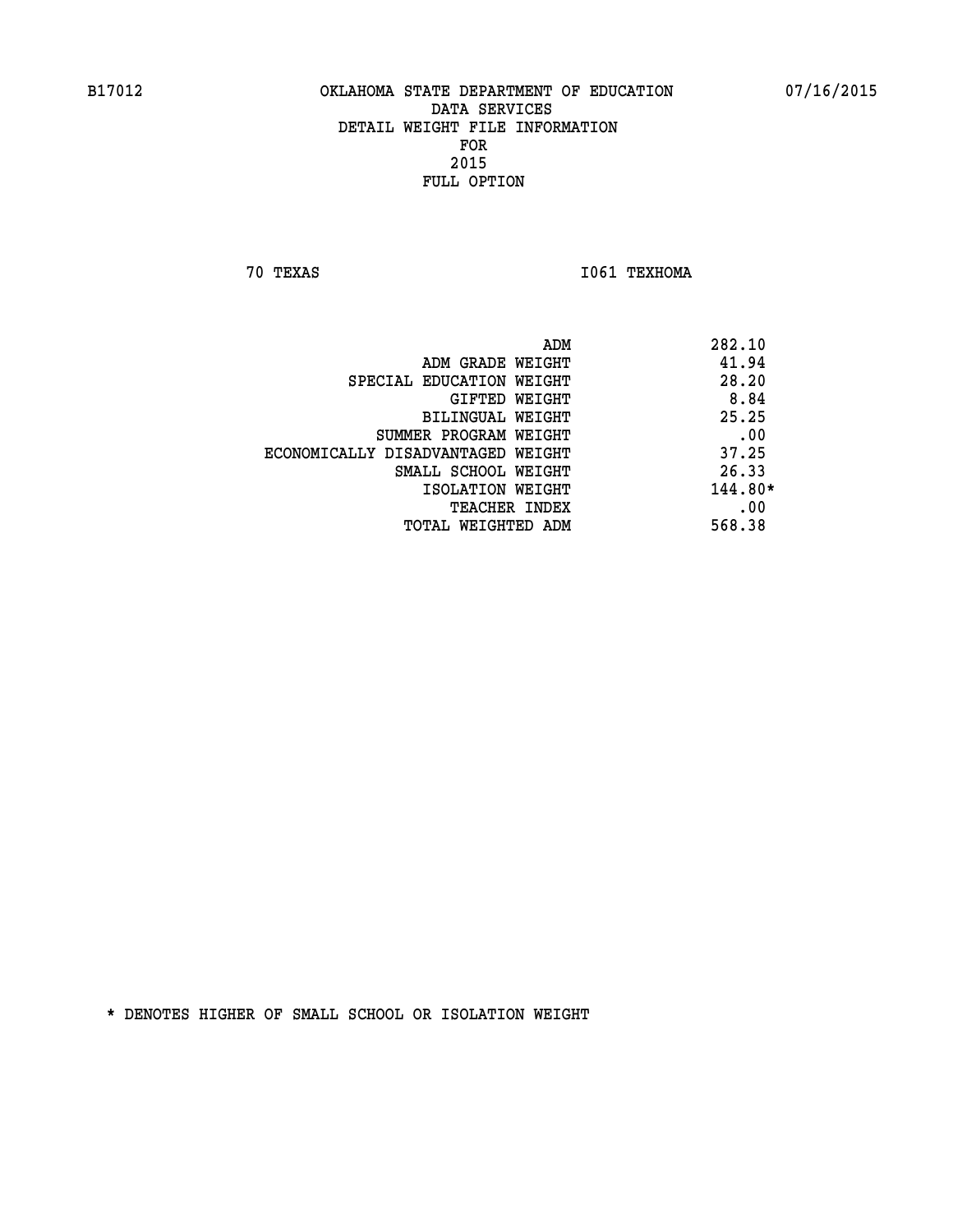B17012 OKLAHOMA STATE DEPARTMENT OF EDUCATION 07/16/2015

DATA SERVICES
DETAIL WEIGHT FILE INFORMATION
FOR
2015
FULL OPTION

70 TEXAS I061 TEXHOMA

| | |
|---|---|
| ADM | 282.10 |
| ADM GRADE WEIGHT | 41.94 |
| SPECIAL EDUCATION WEIGHT | 28.20 |
| GIFTED WEIGHT | 8.84 |
| BILINGUAL WEIGHT | 25.25 |
| SUMMER PROGRAM WEIGHT | .00 |
| ECONOMICALLY DISADVANTAGED WEIGHT | 37.25 |
| SMALL SCHOOL WEIGHT | 26.33 |
| ISOLATION WEIGHT | 144.80* |
| TEACHER INDEX | .00 |
| TOTAL WEIGHTED ADM | 568.38 |

* DENOTES HIGHER OF SMALL SCHOOL OR ISOLATION WEIGHT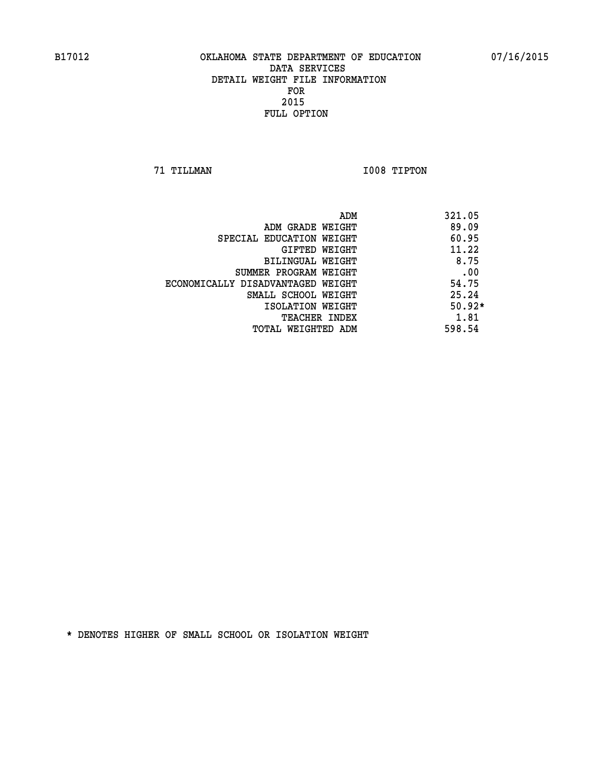B17012 OKLAHOMA STATE DEPARTMENT OF EDUCATION 07/16/2015

DATA SERVICES
DETAIL WEIGHT FILE INFORMATION
FOR
2015
FULL OPTION

71 TILLMAN I008 TIPTON

| | |
|---|---|
| ADM | 321.05 |
| ADM GRADE WEIGHT | 89.09 |
| SPECIAL EDUCATION WEIGHT | 60.95 |
| GIFTED WEIGHT | 11.22 |
| BILINGUAL WEIGHT | 8.75 |
| SUMMER PROGRAM WEIGHT | .00 |
| ECONOMICALLY DISADVANTAGED WEIGHT | 54.75 |
| SMALL SCHOOL WEIGHT | 25.24 |
| ISOLATION WEIGHT | 50.92* |
| TEACHER INDEX | 1.81 |
| TOTAL WEIGHTED ADM | 598.54 |

* DENOTES HIGHER OF SMALL SCHOOL OR ISOLATION WEIGHT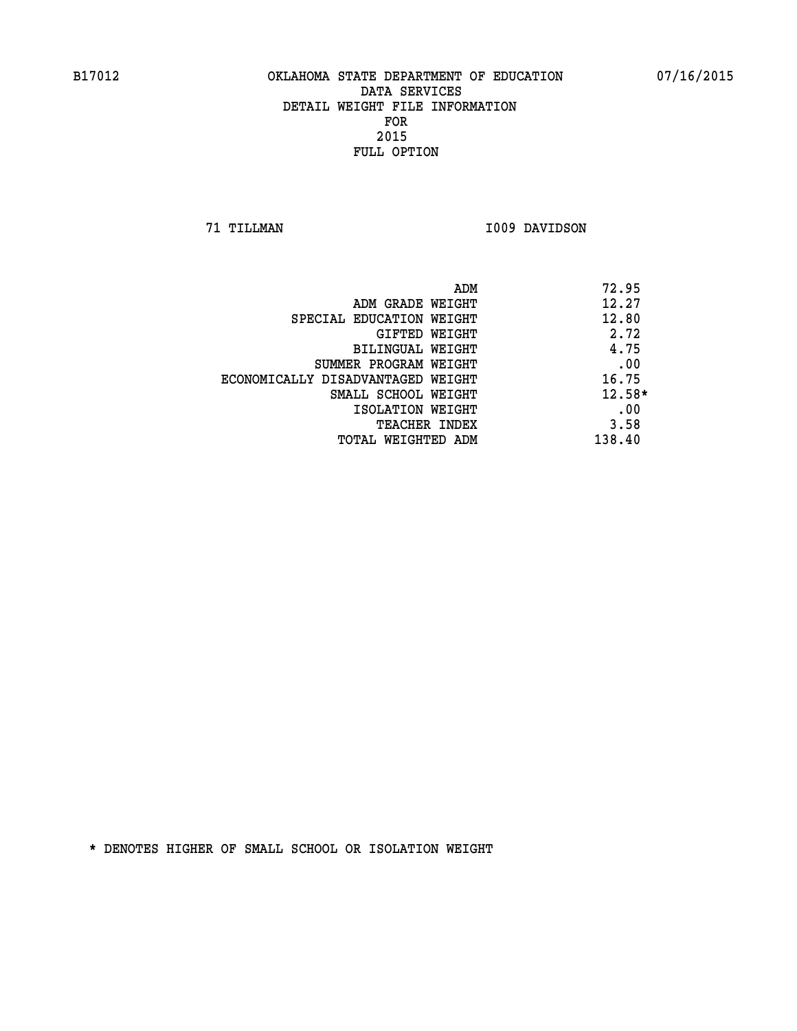# OKLAHOMA STATE DEPARTMENT OF EDUCATION
## DATA SERVICES
## DETAIL WEIGHT FILE INFORMATION
## FOR
## 2015
## FULL OPTION

B17012 07/16/2015

71 TILLMAN I009 DAVIDSON

| | |
|---|---|
| ADM | 72.95 |
| ADM GRADE WEIGHT | 12.27 |
| SPECIAL EDUCATION WEIGHT | 12.80 |
| GIFTED WEIGHT | 2.72 |
| BILINGUAL WEIGHT | 4.75 |
| SUMMER PROGRAM WEIGHT | .00 |
| ECONOMICALLY DISADVANTAGED WEIGHT | 16.75 |
| SMALL SCHOOL WEIGHT | 12.58* |
| ISOLATION WEIGHT | .00 |
| TEACHER INDEX | 3.58 |
| TOTAL WEIGHTED ADM | 138.40 |

* DENOTES HIGHER OF SMALL SCHOOL OR ISOLATION WEIGHT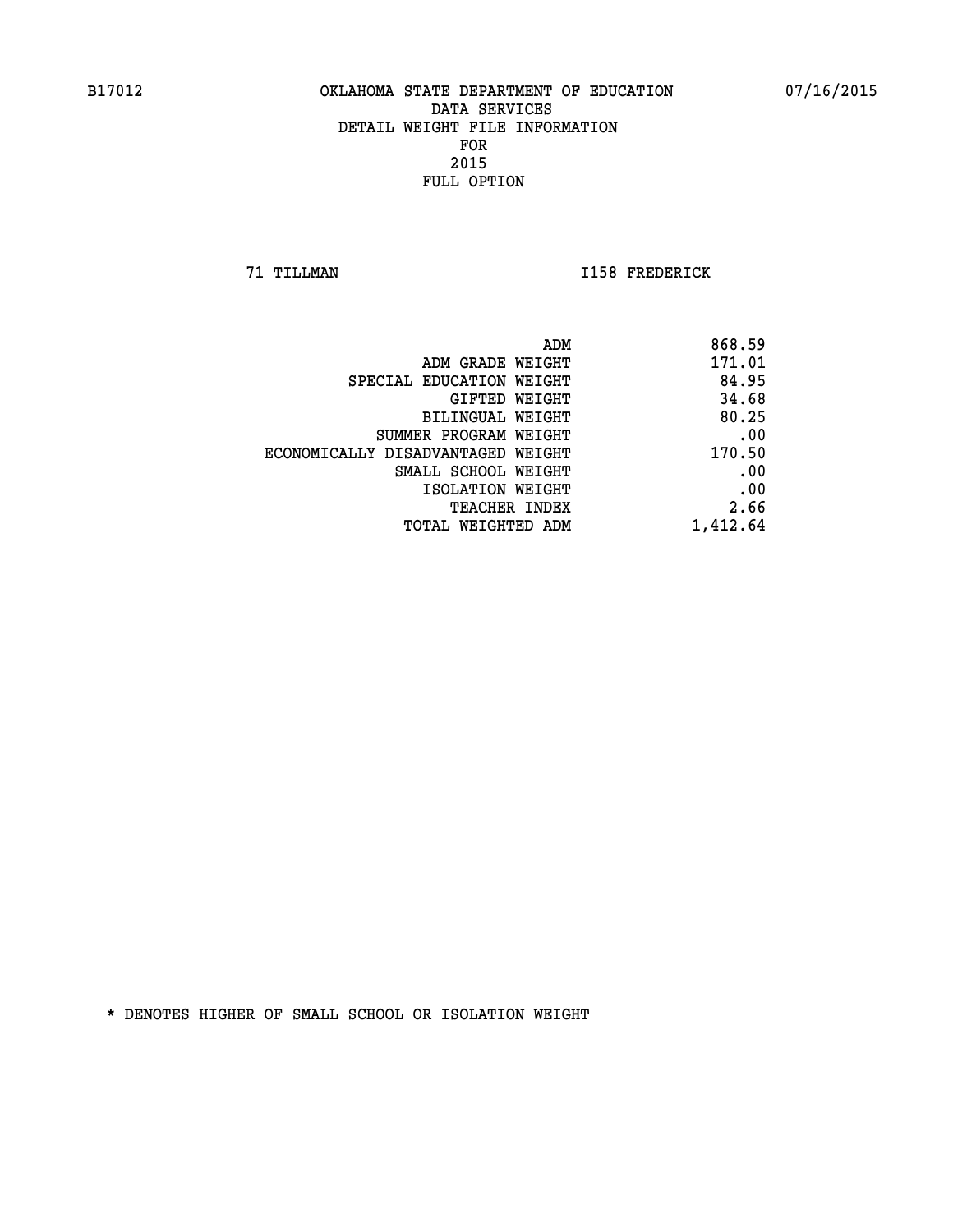OKLAHOMA STATE DEPARTMENT OF EDUCATION
DATA SERVICES
DETAIL WEIGHT FILE INFORMATION
FOR
2015
FULL OPTION

71 TILLMAN I158 FREDERICK

| | |
|---|---|
| ADM | 868.59 |
| ADM GRADE WEIGHT | 171.01 |
| SPECIAL EDUCATION WEIGHT | 84.95 |
| GIFTED WEIGHT | 34.68 |
| BILINGUAL WEIGHT | 80.25 |
| SUMMER PROGRAM WEIGHT | .00 |
| ECONOMICALLY DISADVANTAGED WEIGHT | 170.50 |
| SMALL SCHOOL WEIGHT | .00 |
| ISOLATION WEIGHT | .00 |
| TEACHER INDEX | 2.66 |
| TOTAL WEIGHTED ADM | 1,412.64 |

* DENOTES HIGHER OF SMALL SCHOOL OR ISOLATION WEIGHT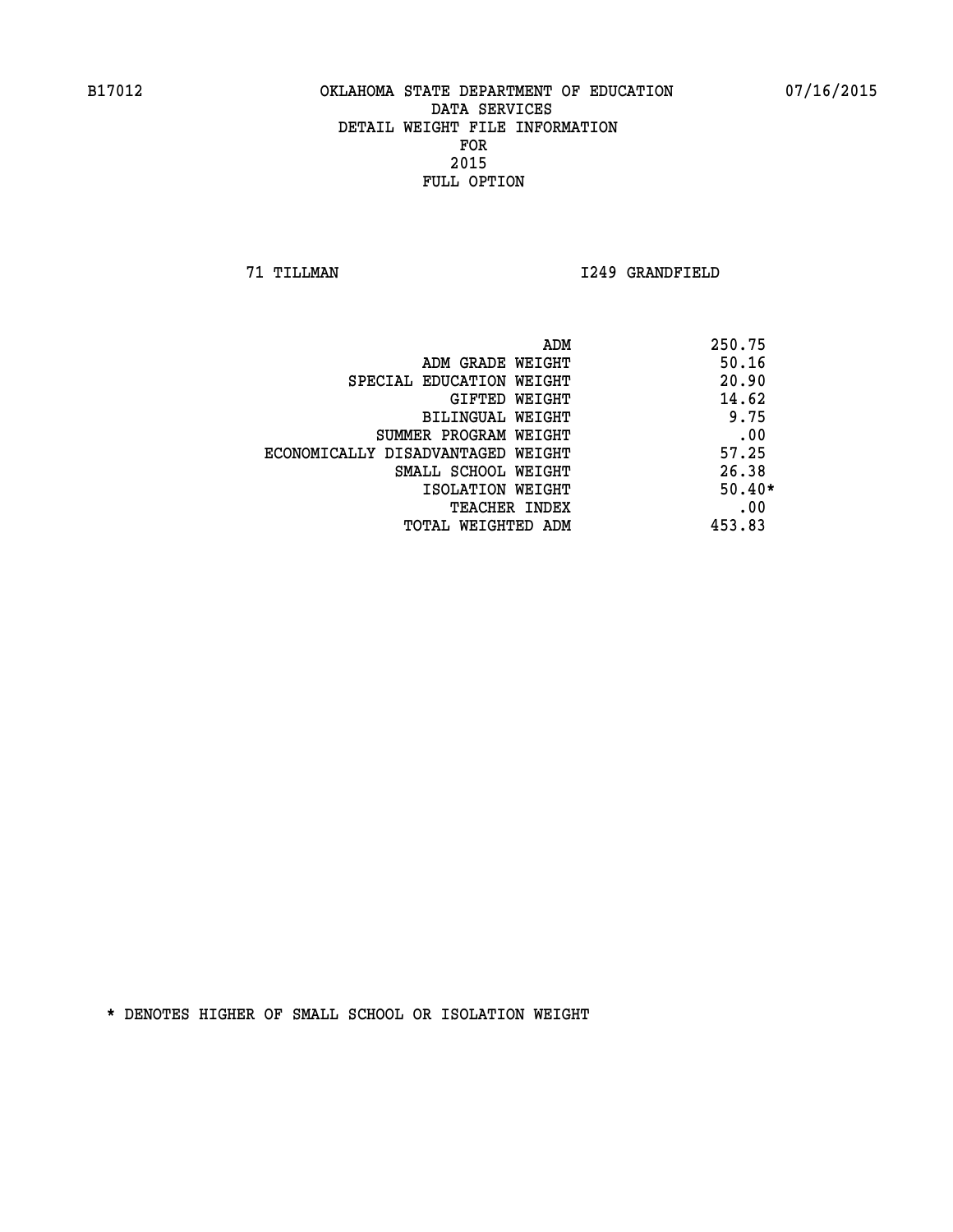B17012 OKLAHOMA STATE DEPARTMENT OF EDUCATION 07/16/2015

DATA SERVICES
DETAIL WEIGHT FILE INFORMATION
FOR
2015
FULL OPTION

71 TILLMAN I249 GRANDFIELD

| | |
|---|---|
| ADM | 250.75 |
| ADM GRADE WEIGHT | 50.16 |
| SPECIAL EDUCATION WEIGHT | 20.90 |
| GIFTED WEIGHT | 14.62 |
| BILINGUAL WEIGHT | 9.75 |
| SUMMER PROGRAM WEIGHT | .00 |
| ECONOMICALLY DISADVANTAGED WEIGHT | 57.25 |
| SMALL SCHOOL WEIGHT | 26.38 |
| ISOLATION WEIGHT | 50.40* |
| TEACHER INDEX | .00 |
| TOTAL WEIGHTED ADM | 453.83 |

* DENOTES HIGHER OF SMALL SCHOOL OR ISOLATION WEIGHT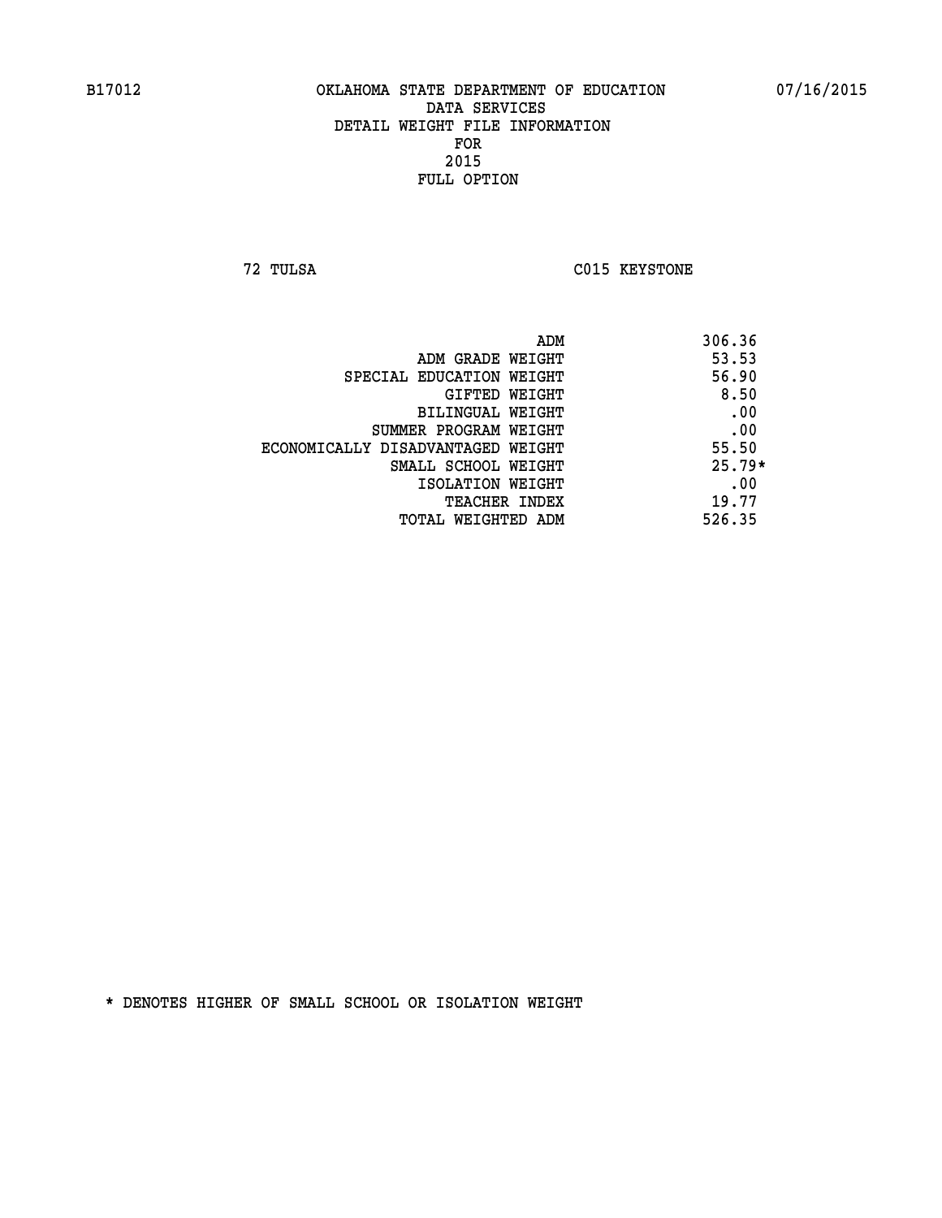B17012 OKLAHOMA STATE DEPARTMENT OF EDUCATION 07/16/2015

DATA SERVICES
DETAIL WEIGHT FILE INFORMATION
FOR
2015
FULL OPTION

72 TULSA C015 KEYSTONE

| | |
|---|---|
| ADM | 306.36 |
| ADM GRADE WEIGHT | 53.53 |
| SPECIAL EDUCATION WEIGHT | 56.90 |
| GIFTED WEIGHT | 8.50 |
| BILINGUAL WEIGHT | .00 |
| SUMMER PROGRAM WEIGHT | .00 |
| ECONOMICALLY DISADVANTAGED WEIGHT | 55.50 |
| SMALL SCHOOL WEIGHT | 25.79* |
| ISOLATION WEIGHT | .00 |
| TEACHER INDEX | 19.77 |
| TOTAL WEIGHTED ADM | 526.35 |

* DENOTES HIGHER OF SMALL SCHOOL OR ISOLATION WEIGHT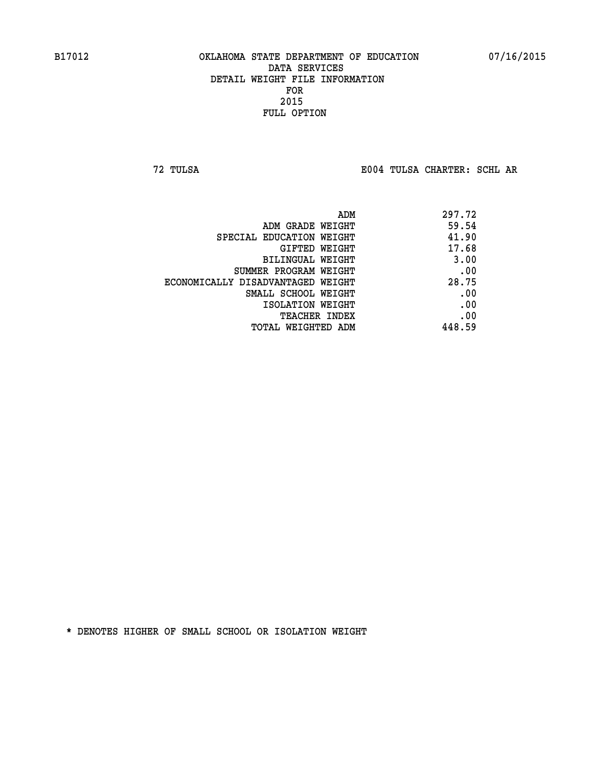B17012 OKLAHOMA STATE DEPARTMENT OF EDUCATION 07/16/2015

DATA SERVICES
DETAIL WEIGHT FILE INFORMATION
FOR
2015
FULL OPTION

72 TULSA E004 TULSA CHARTER: SCHL AR

| | |
|---|---|
| ADM | 297.72 |
| ADM GRADE WEIGHT | 59.54 |
| SPECIAL EDUCATION WEIGHT | 41.90 |
| GIFTED WEIGHT | 17.68 |
| BILINGUAL WEIGHT | 3.00 |
| SUMMER PROGRAM WEIGHT | .00 |
| ECONOMICALLY DISADVANTAGED WEIGHT | 28.75 |
| SMALL SCHOOL WEIGHT | .00 |
| ISOLATION WEIGHT | .00 |
| TEACHER INDEX | .00 |
| TOTAL WEIGHTED ADM | 448.59 |

* DENOTES HIGHER OF SMALL SCHOOL OR ISOLATION WEIGHT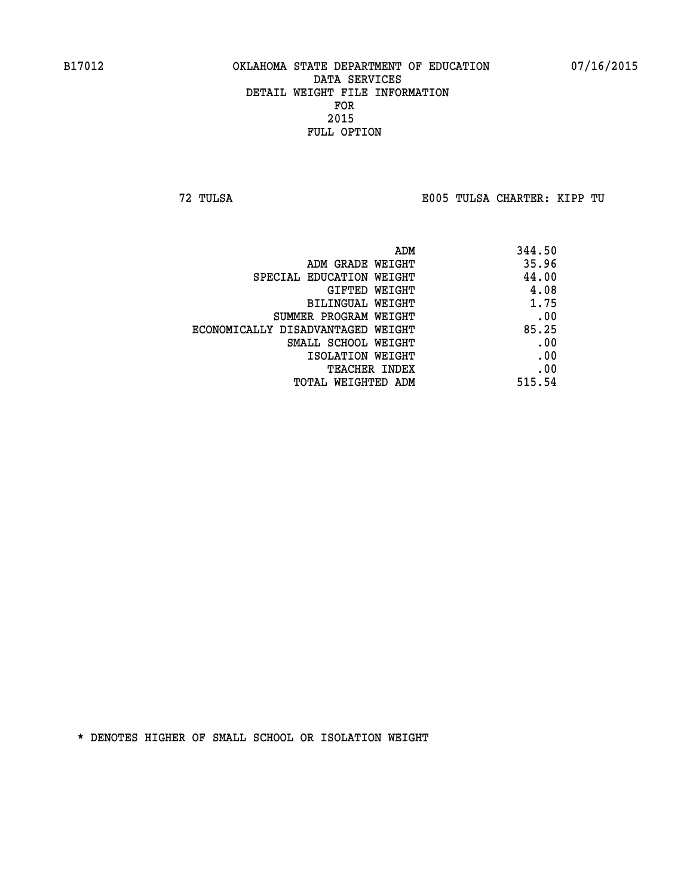B17012 OKLAHOMA STATE DEPARTMENT OF EDUCATION 07/16/2015

DATA SERVICES

DETAIL WEIGHT FILE INFORMATION

FOR

2015

FULL OPTION

72 TULSA E005 TULSA CHARTER: KIPP TU

| | |
|---|---|
| ADM | 344.50 |
| ADM GRADE WEIGHT | 35.96 |
| SPECIAL EDUCATION WEIGHT | 44.00 |
| GIFTED WEIGHT | 4.08 |
| BILINGUAL WEIGHT | 1.75 |
| SUMMER PROGRAM WEIGHT | .00 |
| ECONOMICALLY DISADVANTAGED WEIGHT | 85.25 |
| SMALL SCHOOL WEIGHT | .00 |
| ISOLATION WEIGHT | .00 |
| TEACHER INDEX | .00 |
| TOTAL WEIGHTED ADM | 515.54 |

* DENOTES HIGHER OF SMALL SCHOOL OR ISOLATION WEIGHT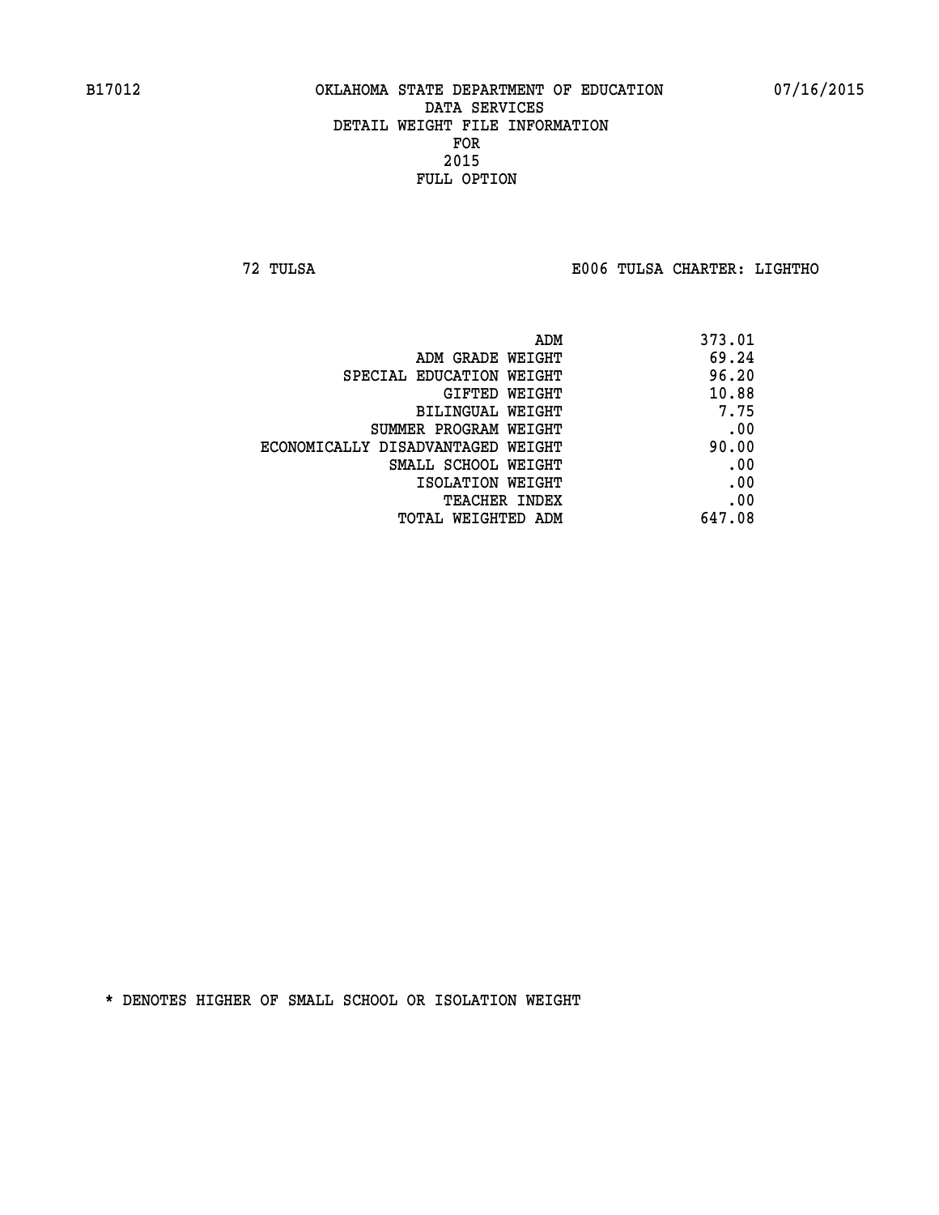B17012 OKLAHOMA STATE DEPARTMENT OF EDUCATION 07/16/2015

DATA SERVICES
DETAIL WEIGHT FILE INFORMATION
FOR
2015
FULL OPTION

72 TULSA E006 TULSA CHARTER: LIGHTHO

| | |
|---|---|
| ADM | 373.01 |
| ADM GRADE WEIGHT | 69.24 |
| SPECIAL EDUCATION WEIGHT | 96.20 |
| GIFTED WEIGHT | 10.88 |
| BILINGUAL WEIGHT | 7.75 |
| SUMMER PROGRAM WEIGHT | .00 |
| ECONOMICALLY DISADVANTAGED WEIGHT | 90.00 |
| SMALL SCHOOL WEIGHT | .00 |
| ISOLATION WEIGHT | .00 |
| TEACHER INDEX | .00 |
| TOTAL WEIGHTED ADM | 647.08 |

* DENOTES HIGHER OF SMALL SCHOOL OR ISOLATION WEIGHT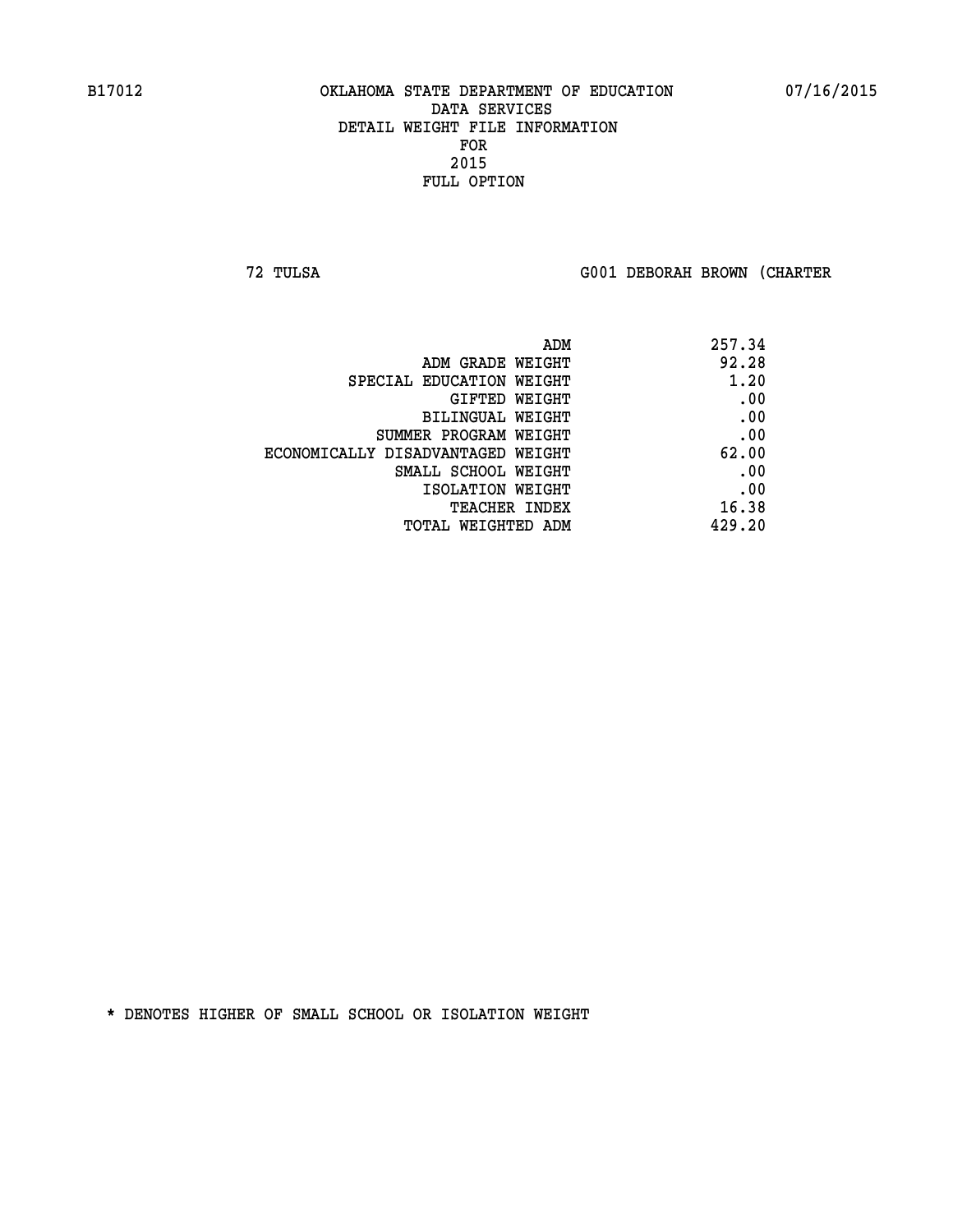B17012 OKLAHOMA STATE DEPARTMENT OF EDUCATION 07/16/2015

DATA SERVICES
DETAIL WEIGHT FILE INFORMATION
FOR
2015
FULL OPTION

72 TULSA G001 DEBORAH BROWN (CHARTER

| | |
|---|---|
| ADM | 257.34 |
| ADM GRADE WEIGHT | 92.28 |
| SPECIAL EDUCATION WEIGHT | 1.20 |
| GIFTED WEIGHT | .00 |
| BILINGUAL WEIGHT | .00 |
| SUMMER PROGRAM WEIGHT | .00 |
| ECONOMICALLY DISADVANTAGED WEIGHT | 62.00 |
| SMALL SCHOOL WEIGHT | .00 |
| ISOLATION WEIGHT | .00 |
| TEACHER INDEX | 16.38 |
| TOTAL WEIGHTED ADM | 429.20 |

* DENOTES HIGHER OF SMALL SCHOOL OR ISOLATION WEIGHT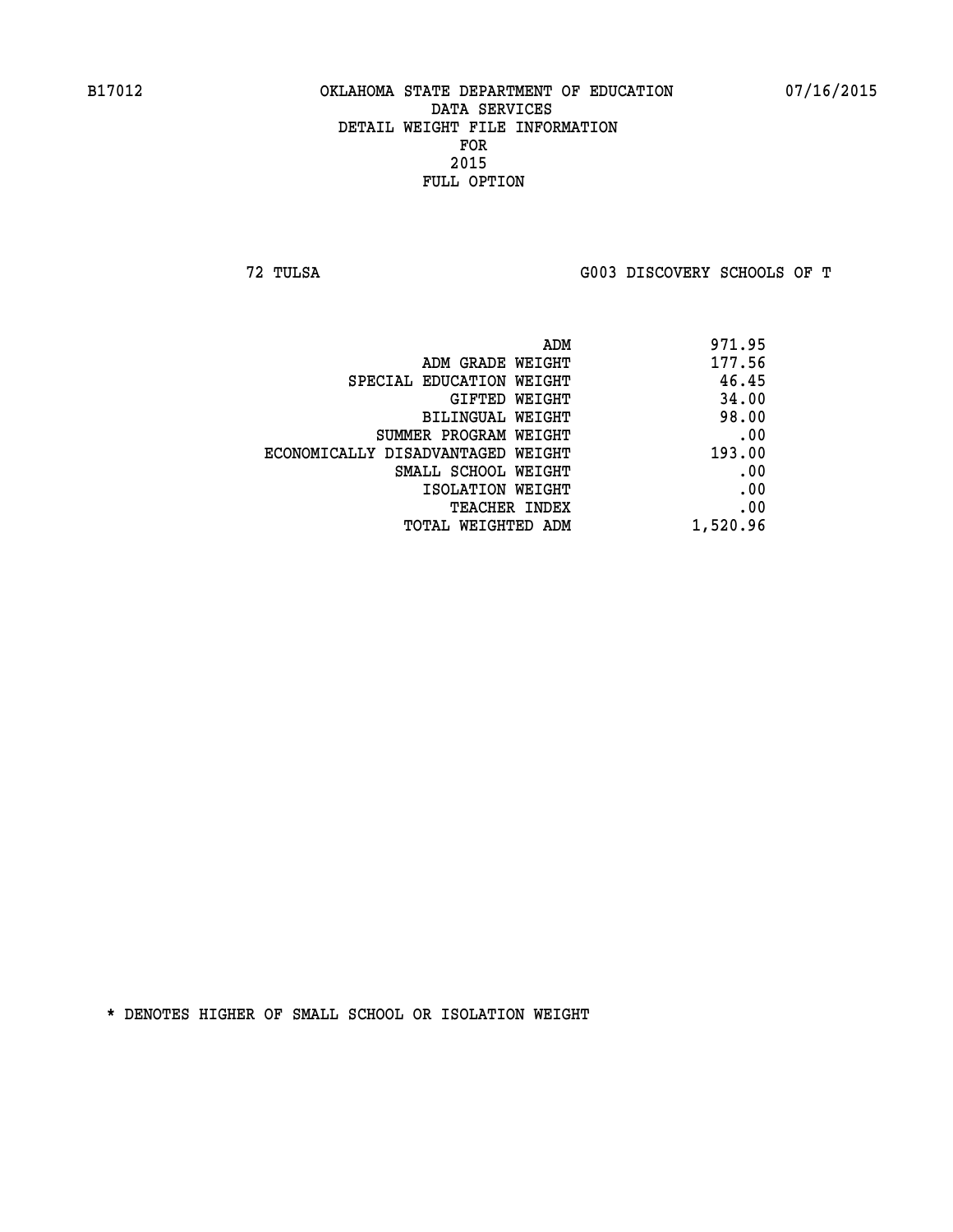B17012 OKLAHOMA STATE DEPARTMENT OF EDUCATION 07/16/2015

DATA SERVICES
DETAIL WEIGHT FILE INFORMATION
FOR
2015
FULL OPTION

72 TULSA G003 DISCOVERY SCHOOLS OF T

| | |
|---|---|
| ADM | 971.95 |
| ADM GRADE WEIGHT | 177.56 |
| SPECIAL EDUCATION WEIGHT | 46.45 |
| GIFTED WEIGHT | 34.00 |
| BILINGUAL WEIGHT | 98.00 |
| SUMMER PROGRAM WEIGHT | .00 |
| ECONOMICALLY DISADVANTAGED WEIGHT | 193.00 |
| SMALL SCHOOL WEIGHT | .00 |
| ISOLATION WEIGHT | .00 |
| TEACHER INDEX | .00 |
| TOTAL WEIGHTED ADM | 1,520.96 |

* DENOTES HIGHER OF SMALL SCHOOL OR ISOLATION WEIGHT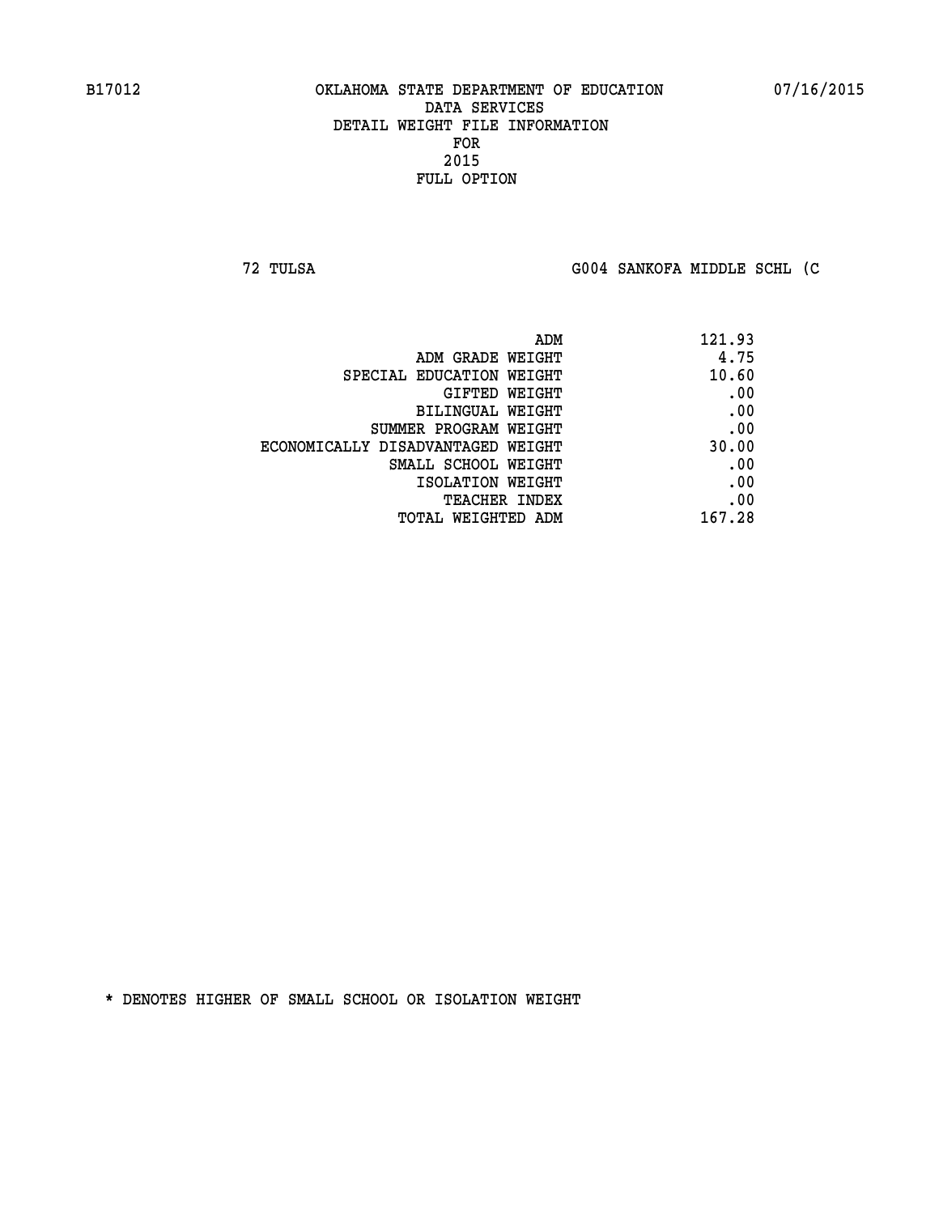B17012 OKLAHOMA STATE DEPARTMENT OF EDUCATION 07/16/2015
DATA SERVICES
DETAIL WEIGHT FILE INFORMATION
FOR
2015
FULL OPTION

72 TULSA G004 SANKOFA MIDDLE SCHL (C

| | |
|---|---|
| ADM | 121.93 |
| ADM GRADE WEIGHT | 4.75 |
| SPECIAL EDUCATION WEIGHT | 10.60 |
| GIFTED WEIGHT | .00 |
| BILINGUAL WEIGHT | .00 |
| SUMMER PROGRAM WEIGHT | .00 |
| ECONOMICALLY DISADVANTAGED WEIGHT | 30.00 |
| SMALL SCHOOL WEIGHT | .00 |
| ISOLATION WEIGHT | .00 |
| TEACHER INDEX | .00 |
| TOTAL WEIGHTED ADM | 167.28 |

* DENOTES HIGHER OF SMALL SCHOOL OR ISOLATION WEIGHT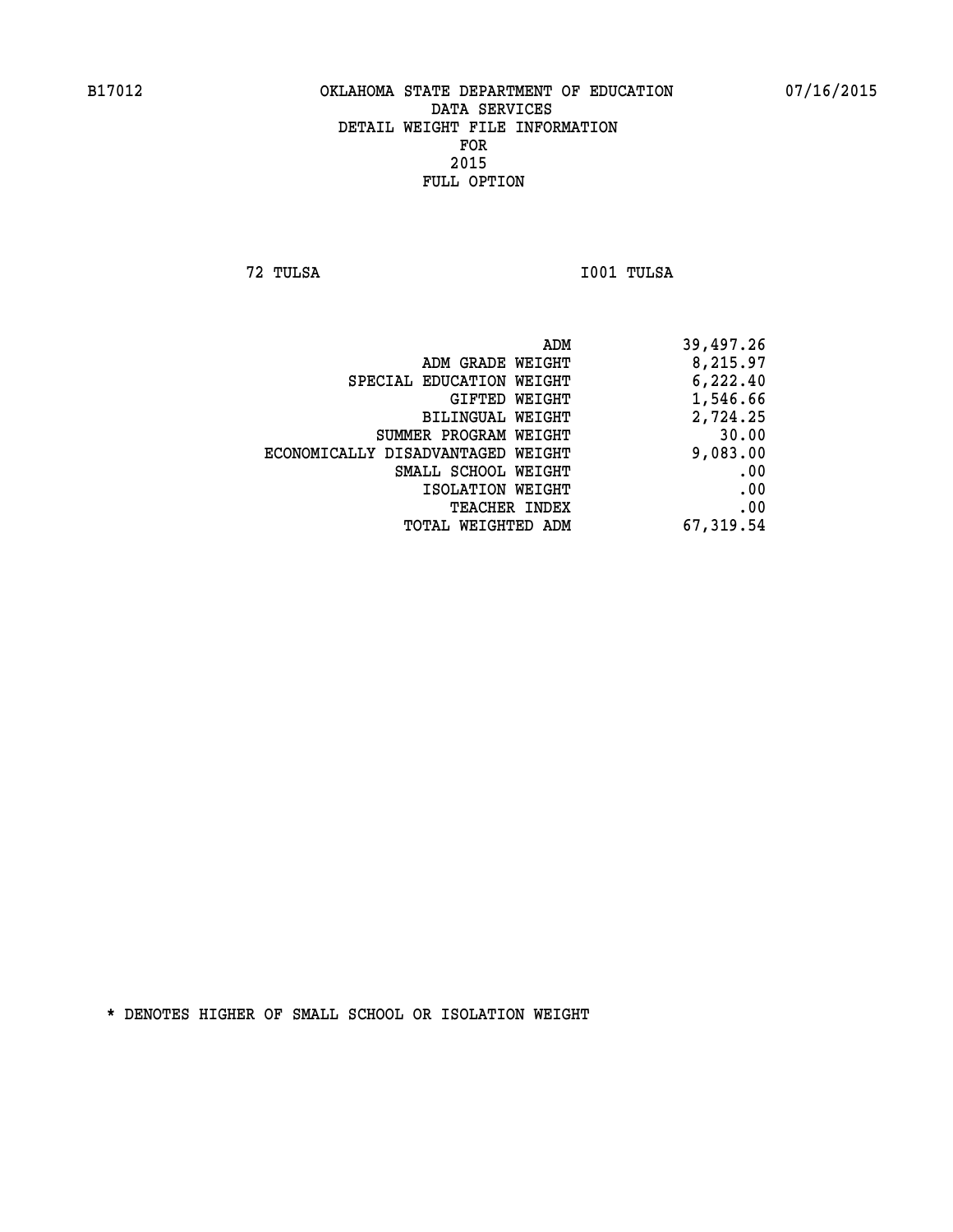B17012 OKLAHOMA STATE DEPARTMENT OF EDUCATION 07/16/2015

DATA SERVICES

DETAIL WEIGHT FILE INFORMATION

FOR

2015

FULL OPTION

72 TULSA I001 TULSA

| | |
|---|---|
| ADM | 39,497.26 |
| ADM GRADE WEIGHT | 8,215.97 |
| SPECIAL EDUCATION WEIGHT | 6,222.40 |
| GIFTED WEIGHT | 1,546.66 |
| BILINGUAL WEIGHT | 2,724.25 |
| SUMMER PROGRAM WEIGHT | 30.00 |
| ECONOMICALLY DISADVANTAGED WEIGHT | 9,083.00 |
| SMALL SCHOOL WEIGHT | .00 |
| ISOLATION WEIGHT | .00 |
| TEACHER INDEX | .00 |
| TOTAL WEIGHTED ADM | 67,319.54 |

* DENOTES HIGHER OF SMALL SCHOOL OR ISOLATION WEIGHT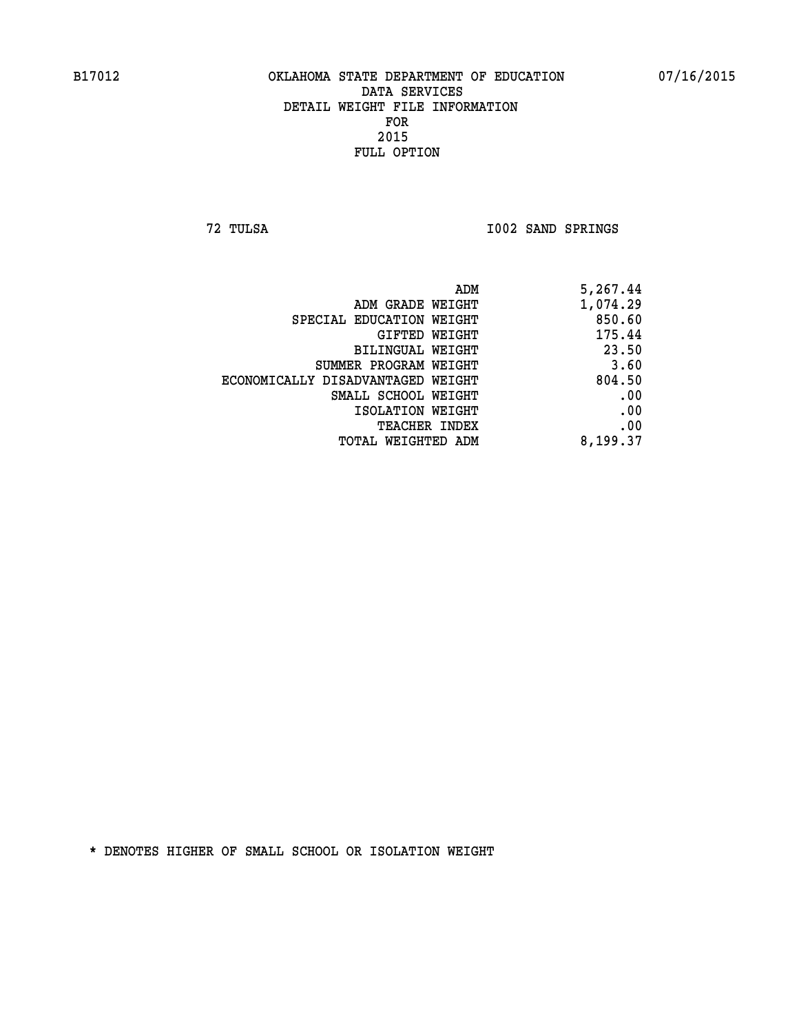B17012 OKLAHOMA STATE DEPARTMENT OF EDUCATION 07/16/2015

DATA SERVICES
DETAIL WEIGHT FILE INFORMATION
FOR
2015
FULL OPTION

72 TULSA I002 SAND SPRINGS

| | |
|---|---|
| ADM | 5,267.44 |
| ADM GRADE WEIGHT | 1,074.29 |
| SPECIAL EDUCATION WEIGHT | 850.60 |
| GIFTED WEIGHT | 175.44 |
| BILINGUAL WEIGHT | 23.50 |
| SUMMER PROGRAM WEIGHT | 3.60 |
| ECONOMICALLY DISADVANTAGED WEIGHT | 804.50 |
| SMALL SCHOOL WEIGHT | .00 |
| ISOLATION WEIGHT | .00 |
| TEACHER INDEX | .00 |
| TOTAL WEIGHTED ADM | 8,199.37 |

* DENOTES HIGHER OF SMALL SCHOOL OR ISOLATION WEIGHT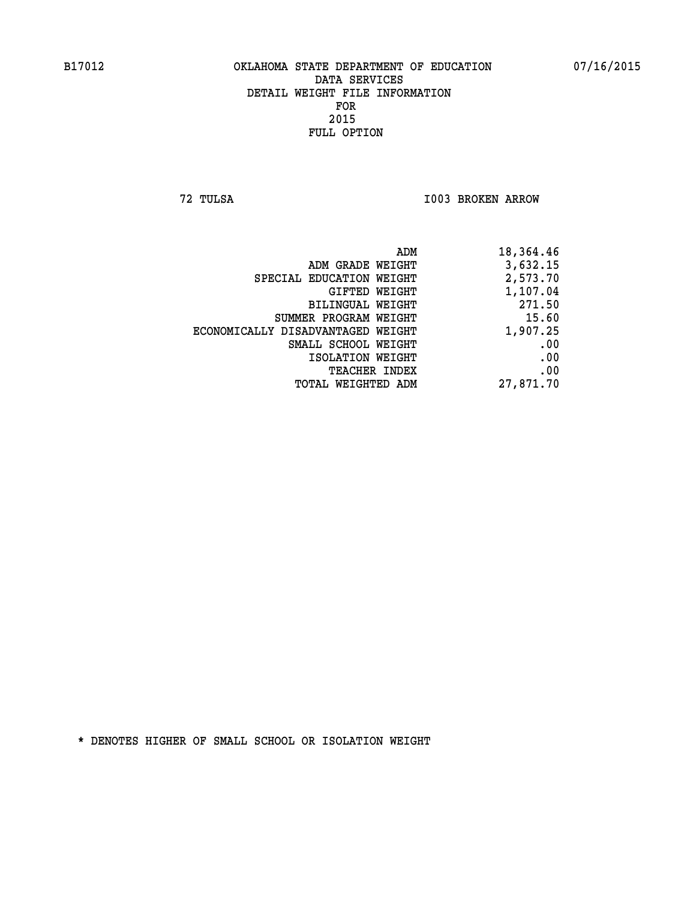B17012 OKLAHOMA STATE DEPARTMENT OF EDUCATION 07/16/2015

DATA SERVICES
DETAIL WEIGHT FILE INFORMATION
FOR
2015
FULL OPTION

72 TULSA I003 BROKEN ARROW

| | |
|---|---|
| ADM | 18,364.46 |
| ADM GRADE WEIGHT | 3,632.15 |
| SPECIAL EDUCATION WEIGHT | 2,573.70 |
| GIFTED WEIGHT | 1,107.04 |
| BILINGUAL WEIGHT | 271.50 |
| SUMMER PROGRAM WEIGHT | 15.60 |
| ECONOMICALLY DISADVANTAGED WEIGHT | 1,907.25 |
| SMALL SCHOOL WEIGHT | .00 |
| ISOLATION WEIGHT | .00 |
| TEACHER INDEX | .00 |
| TOTAL WEIGHTED ADM | 27,871.70 |

* DENOTES HIGHER OF SMALL SCHOOL OR ISOLATION WEIGHT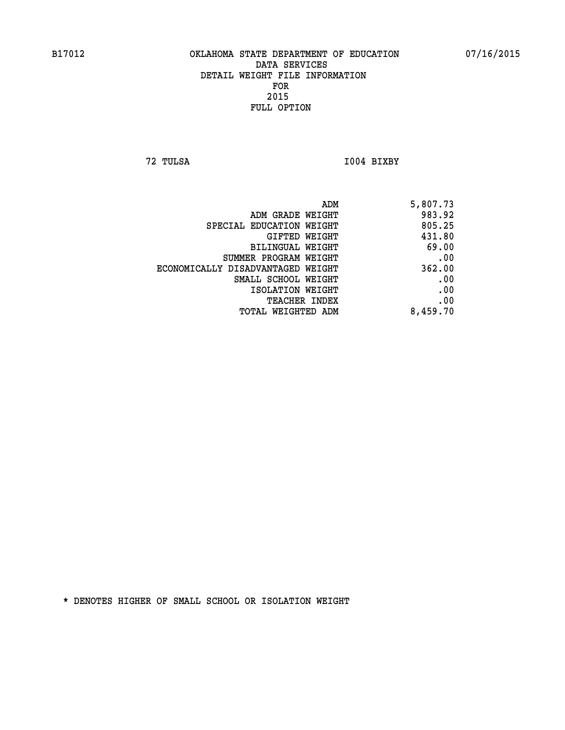B17012 OKLAHOMA STATE DEPARTMENT OF EDUCATION 07/16/2015

# DATA SERVICES
## DETAIL WEIGHT FILE INFORMATION
## FOR
## 2015
## FULL OPTION

72 TULSA I004 BIXBY

| | |
|---|---|
| ADM | 5,807.73 |
| ADM GRADE WEIGHT | 983.92 |
| SPECIAL EDUCATION WEIGHT | 805.25 |
| GIFTED WEIGHT | 431.80 |
| BILINGUAL WEIGHT | 69.00 |
| SUMMER PROGRAM WEIGHT | .00 |
| ECONOMICALLY DISADVANTAGED WEIGHT | 362.00 |
| SMALL SCHOOL WEIGHT | .00 |
| ISOLATION WEIGHT | .00 |
| TEACHER INDEX | .00 |
| TOTAL WEIGHTED ADM | 8,459.70 |

* DENOTES HIGHER OF SMALL SCHOOL OR ISOLATION WEIGHT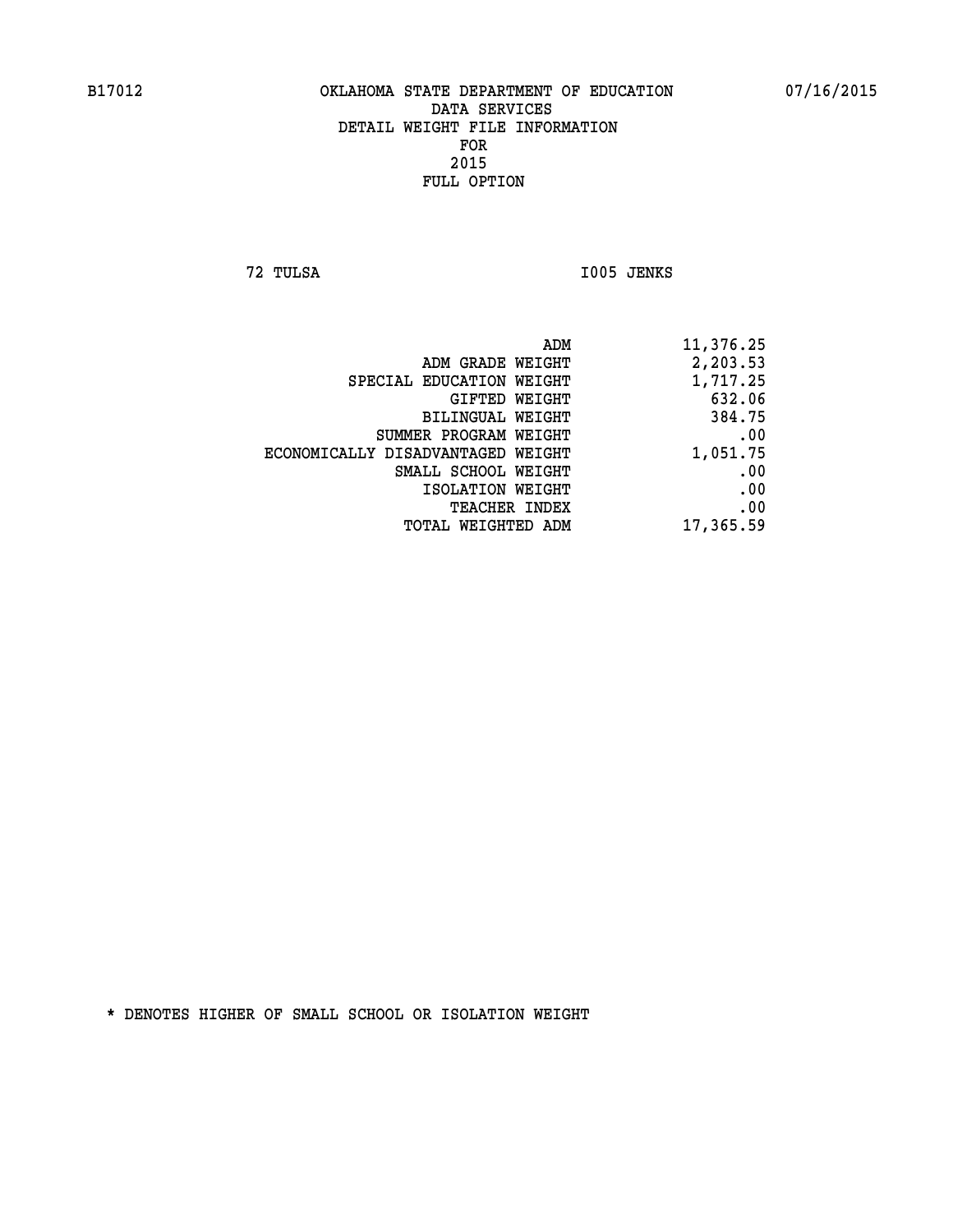B17012 OKLAHOMA STATE DEPARTMENT OF EDUCATION 07/16/2015

DATA SERVICES
DETAIL WEIGHT FILE INFORMATION
FOR
2015
FULL OPTION

72 TULSA I005 JENKS

| | |
|---|---|
| ADM | 11,376.25 |
| ADM GRADE WEIGHT | 2,203.53 |
| SPECIAL EDUCATION WEIGHT | 1,717.25 |
| GIFTED WEIGHT | 632.06 |
| BILINGUAL WEIGHT | 384.75 |
| SUMMER PROGRAM WEIGHT | .00 |
| ECONOMICALLY DISADVANTAGED WEIGHT | 1,051.75 |
| SMALL SCHOOL WEIGHT | .00 |
| ISOLATION WEIGHT | .00 |
| TEACHER INDEX | .00 |
| TOTAL WEIGHTED ADM | 17,365.59 |

* DENOTES HIGHER OF SMALL SCHOOL OR ISOLATION WEIGHT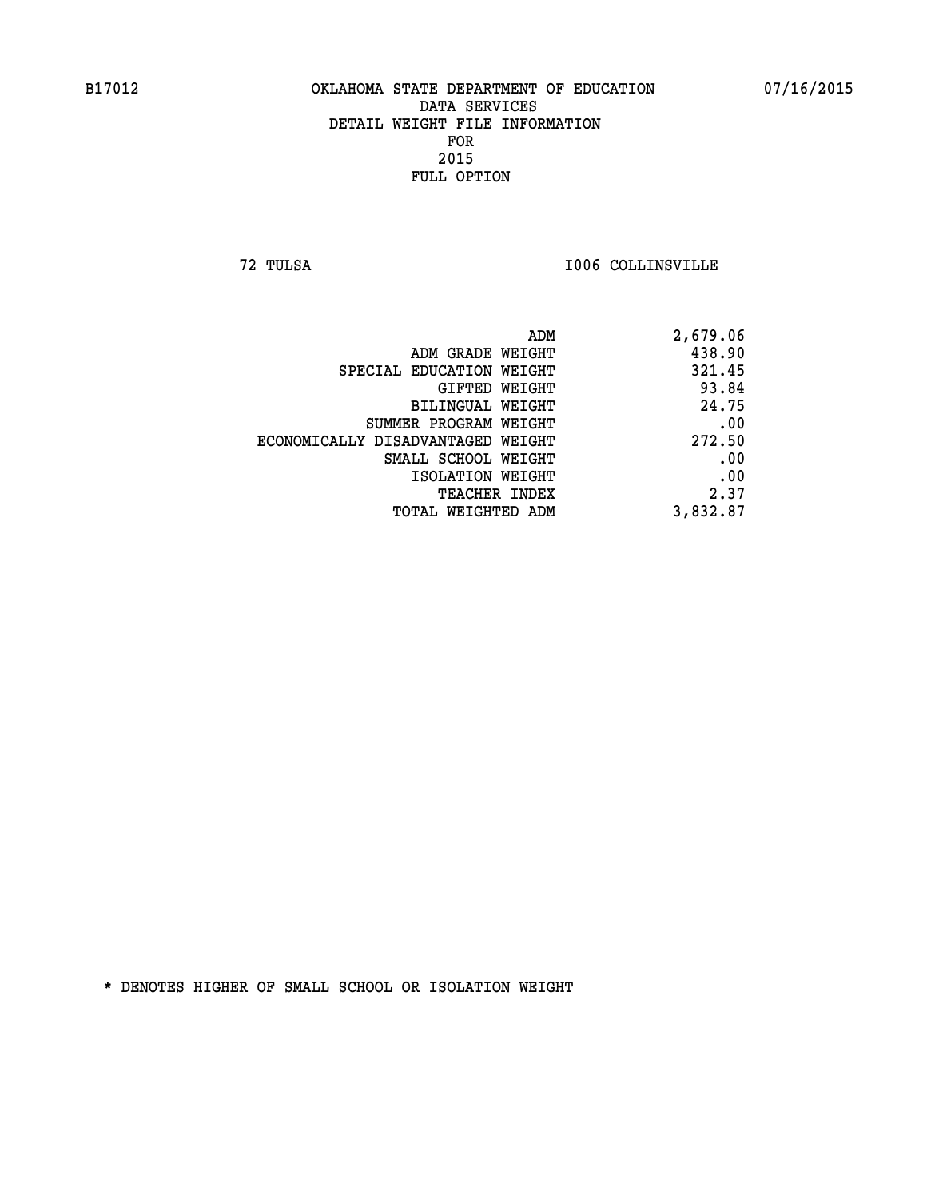B17012 OKLAHOMA STATE DEPARTMENT OF EDUCATION 07/16/2015

DATA SERVICES
DETAIL WEIGHT FILE INFORMATION
FOR
2015
FULL OPTION

72 TULSA I006 COLLINSVILLE

| | |
|---|---|
| ADM | 2,679.06 |
| ADM GRADE WEIGHT | 438.90 |
| SPECIAL EDUCATION WEIGHT | 321.45 |
| GIFTED WEIGHT | 93.84 |
| BILINGUAL WEIGHT | 24.75 |
| SUMMER PROGRAM WEIGHT | .00 |
| ECONOMICALLY DISADVANTAGED WEIGHT | 272.50 |
| SMALL SCHOOL WEIGHT | .00 |
| ISOLATION WEIGHT | .00 |
| TEACHER INDEX | 2.37 |
| TOTAL WEIGHTED ADM | 3,832.87 |

* DENOTES HIGHER OF SMALL SCHOOL OR ISOLATION WEIGHT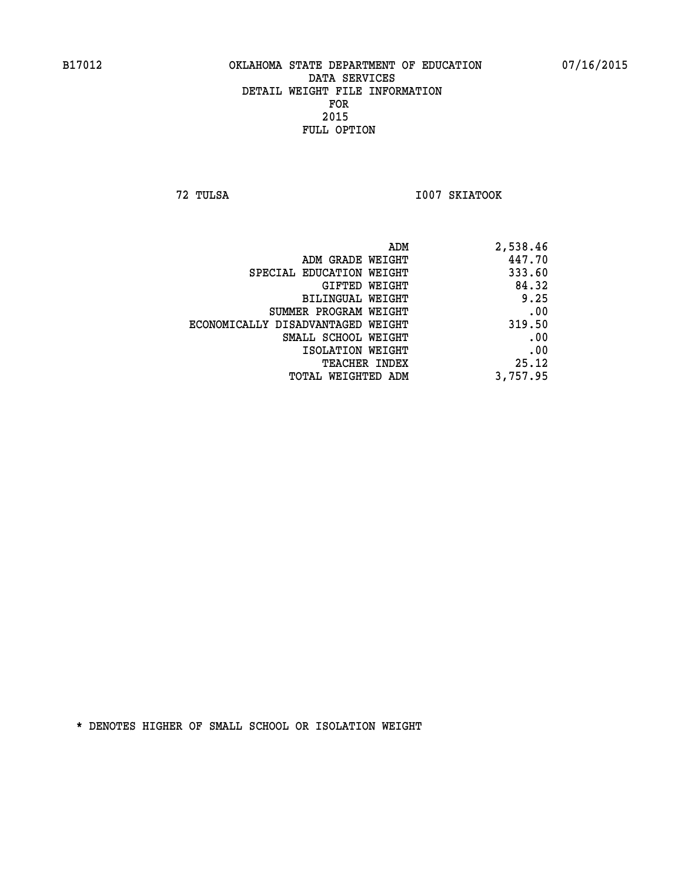B17012 OKLAHOMA STATE DEPARTMENT OF EDUCATION 07/16/2015

DATA SERVICES
DETAIL WEIGHT FILE INFORMATION
FOR
2015
FULL OPTION

72 TULSA I007 SKIATOOK

| | |
|---|---|
| ADM | 2,538.46 |
| ADM GRADE WEIGHT | 447.70 |
| SPECIAL EDUCATION WEIGHT | 333.60 |
| GIFTED WEIGHT | 84.32 |
| BILINGUAL WEIGHT | 9.25 |
| SUMMER PROGRAM WEIGHT | .00 |
| ECONOMICALLY DISADVANTAGED WEIGHT | 319.50 |
| SMALL SCHOOL WEIGHT | .00 |
| ISOLATION WEIGHT | .00 |
| TEACHER INDEX | 25.12 |
| TOTAL WEIGHTED ADM | 3,757.95 |

* DENOTES HIGHER OF SMALL SCHOOL OR ISOLATION WEIGHT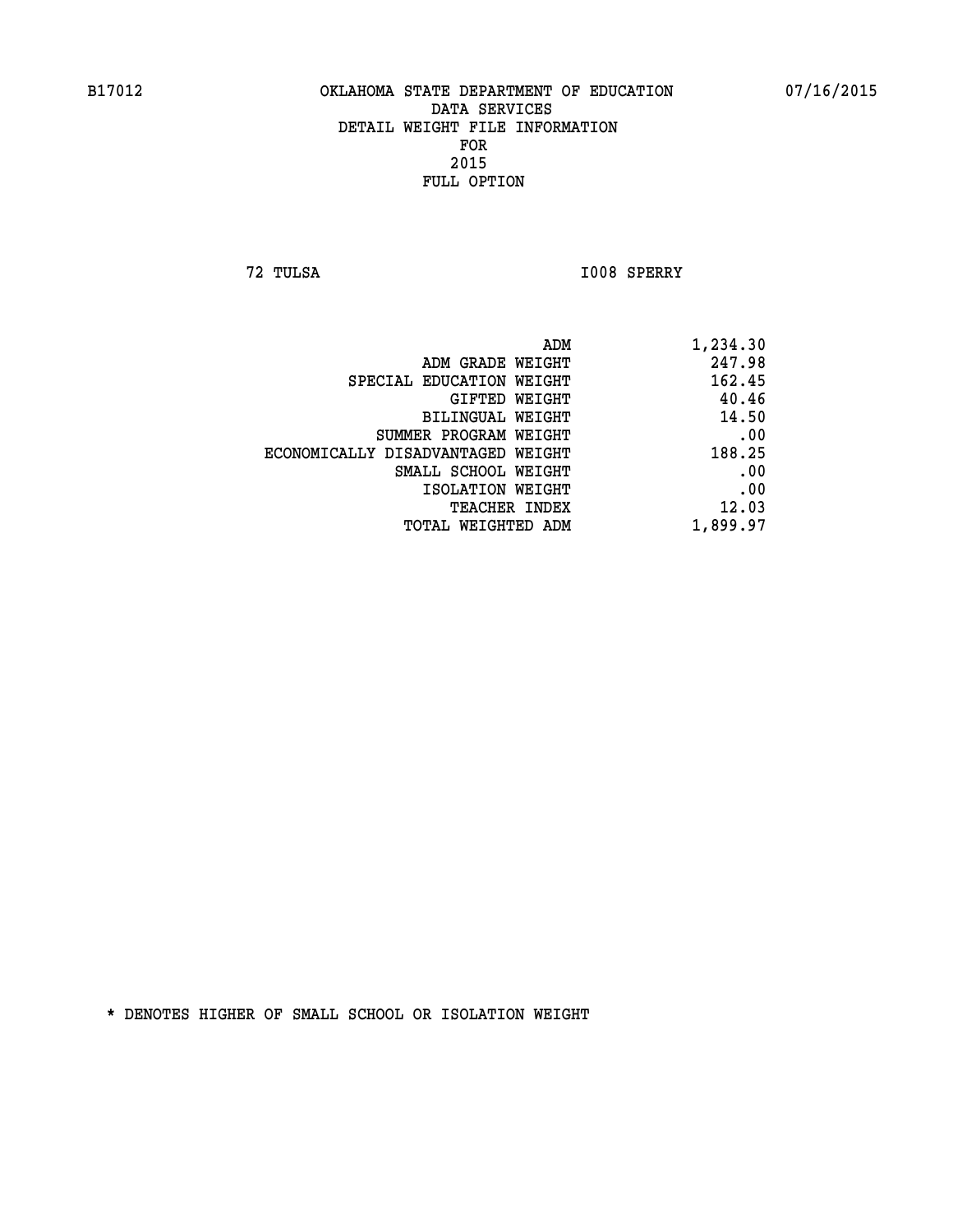B17012 OKLAHOMA STATE DEPARTMENT OF EDUCATION 07/16/2015

DATA SERVICES
DETAIL WEIGHT FILE INFORMATION
FOR
2015
FULL OPTION

72 TULSA I008 SPERRY

| | |
|---|---|
| ADM | 1,234.30 |
| ADM GRADE WEIGHT | 247.98 |
| SPECIAL EDUCATION WEIGHT | 162.45 |
| GIFTED WEIGHT | 40.46 |
| BILINGUAL WEIGHT | 14.50 |
| SUMMER PROGRAM WEIGHT | .00 |
| ECONOMICALLY DISADVANTAGED WEIGHT | 188.25 |
| SMALL SCHOOL WEIGHT | .00 |
| ISOLATION WEIGHT | .00 |
| TEACHER INDEX | 12.03 |
| TOTAL WEIGHTED ADM | 1,899.97 |

* DENOTES HIGHER OF SMALL SCHOOL OR ISOLATION WEIGHT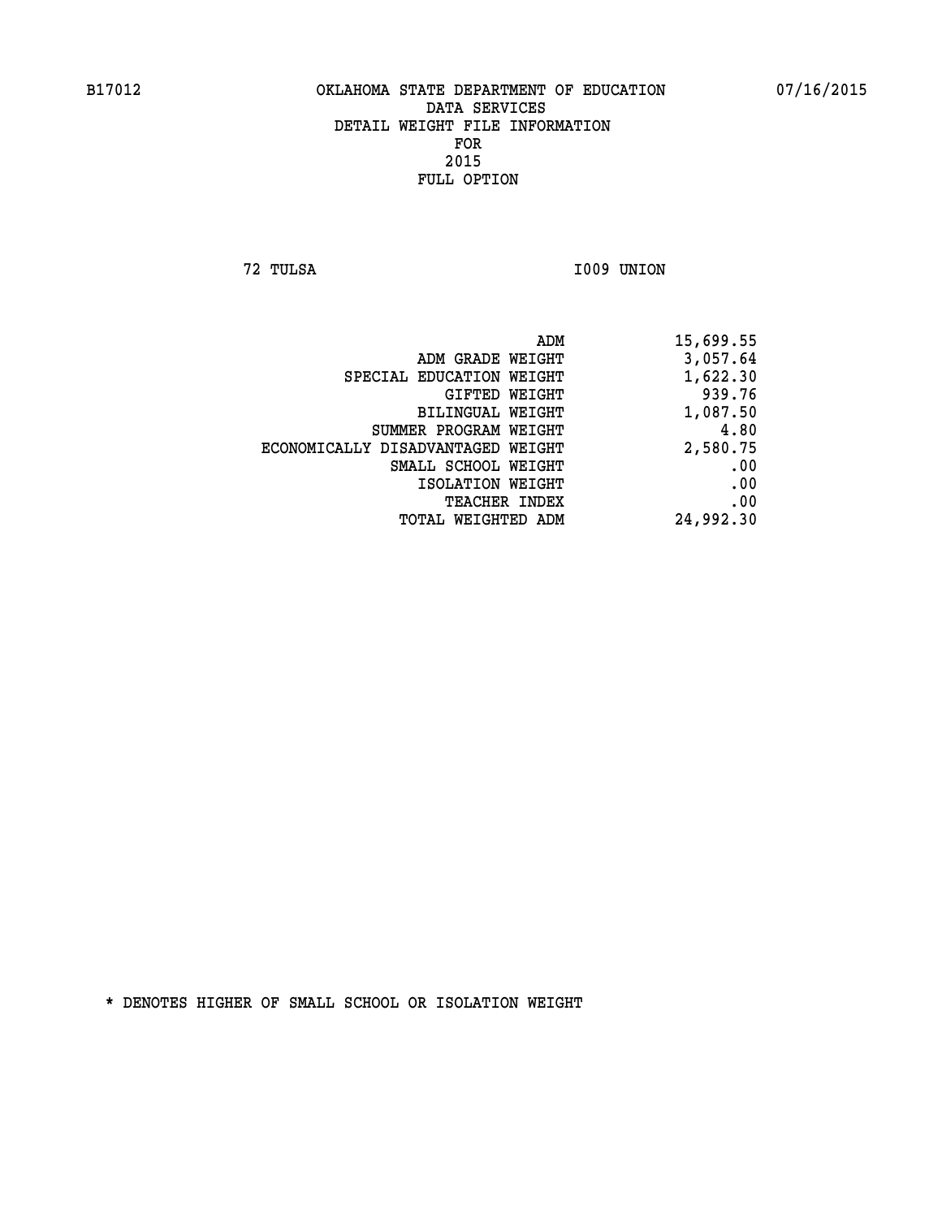B17012 OKLAHOMA STATE DEPARTMENT OF EDUCATION 07/16/2015

DATA SERVICES
DETAIL WEIGHT FILE INFORMATION
FOR
2015
FULL OPTION

72 TULSA I009 UNION

| | |
|---|---|
| ADM | 15,699.55 |
| ADM GRADE WEIGHT | 3,057.64 |
| SPECIAL EDUCATION WEIGHT | 1,622.30 |
| GIFTED WEIGHT | 939.76 |
| BILINGUAL WEIGHT | 1,087.50 |
| SUMMER PROGRAM WEIGHT | 4.80 |
| ECONOMICALLY DISADVANTAGED WEIGHT | 2,580.75 |
| SMALL SCHOOL WEIGHT | .00 |
| ISOLATION WEIGHT | .00 |
| TEACHER INDEX | .00 |
| TOTAL WEIGHTED ADM | 24,992.30 |

* DENOTES HIGHER OF SMALL SCHOOL OR ISOLATION WEIGHT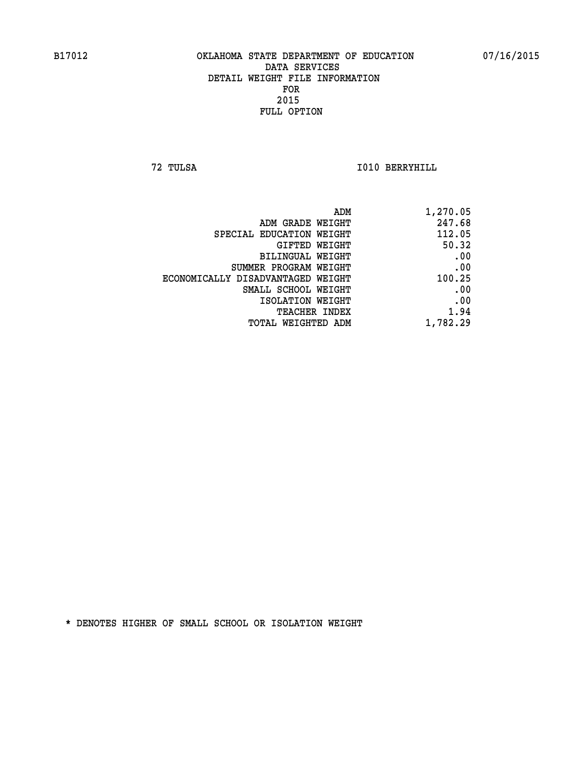B17012 OKLAHOMA STATE DEPARTMENT OF EDUCATION 07/16/2015

DATA SERVICES
DETAIL WEIGHT FILE INFORMATION
FOR
2015
FULL OPTION

72 TULSA I010 BERRYHILL

| | |
|---|---|
| ADM | 1,270.05 |
| ADM GRADE WEIGHT | 247.68 |
| SPECIAL EDUCATION WEIGHT | 112.05 |
| GIFTED WEIGHT | 50.32 |
| BILINGUAL WEIGHT | .00 |
| SUMMER PROGRAM WEIGHT | .00 |
| ECONOMICALLY DISADVANTAGED WEIGHT | 100.25 |
| SMALL SCHOOL WEIGHT | .00 |
| ISOLATION WEIGHT | .00 |
| TEACHER INDEX | 1.94 |
| TOTAL WEIGHTED ADM | 1,782.29 |

* DENOTES HIGHER OF SMALL SCHOOL OR ISOLATION WEIGHT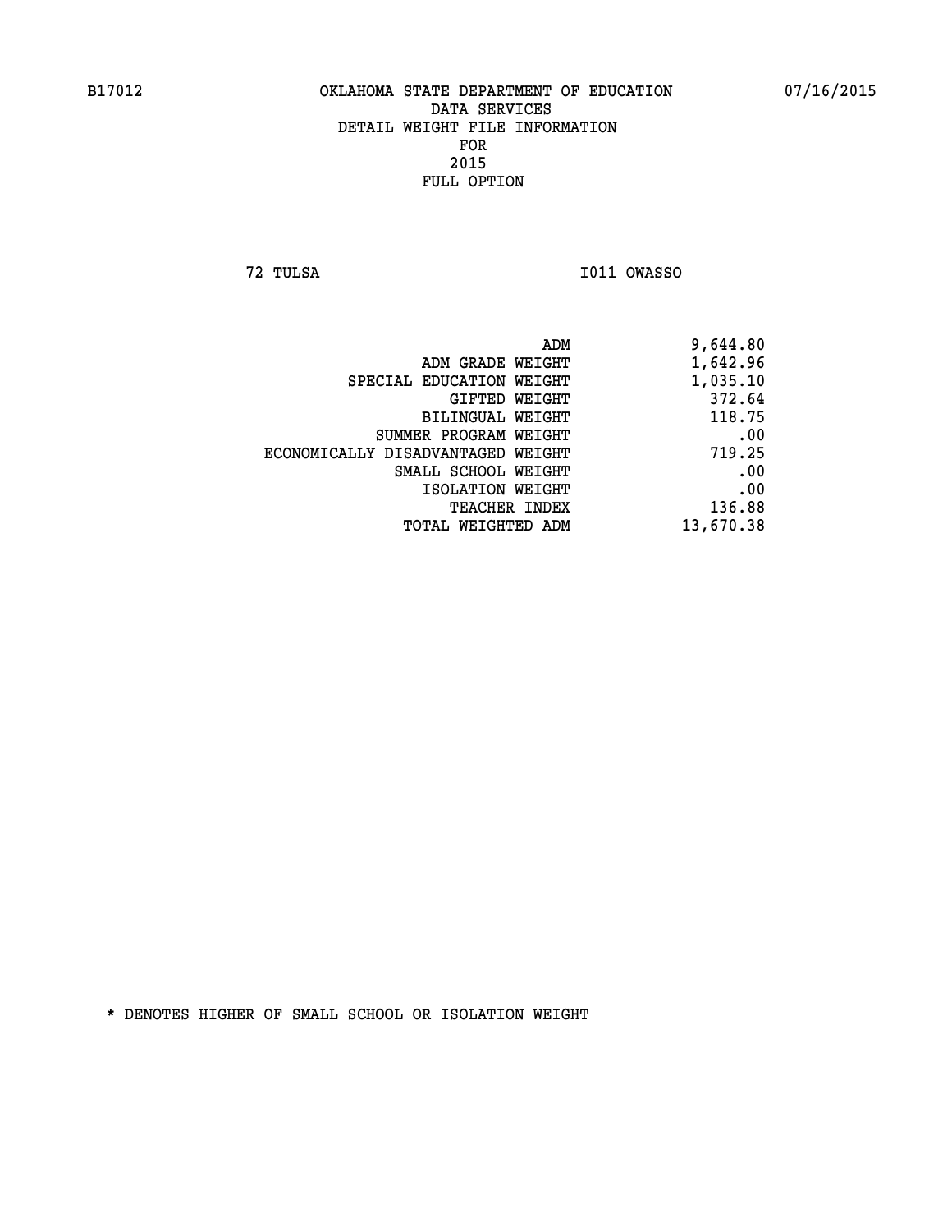B17012 OKLAHOMA STATE DEPARTMENT OF EDUCATION 07/16/2015

DATA SERVICES
DETAIL WEIGHT FILE INFORMATION
FOR
2015
FULL OPTION

72 TULSA I011 OWASSO

| | |
|---|---|
| ADM | 9,644.80 |
| ADM GRADE WEIGHT | 1,642.96 |
| SPECIAL EDUCATION WEIGHT | 1,035.10 |
| GIFTED WEIGHT | 372.64 |
| BILINGUAL WEIGHT | 118.75 |
| SUMMER PROGRAM WEIGHT | .00 |
| ECONOMICALLY DISADVANTAGED WEIGHT | 719.25 |
| SMALL SCHOOL WEIGHT | .00 |
| ISOLATION WEIGHT | .00 |
| TEACHER INDEX | 136.88 |
| TOTAL WEIGHTED ADM | 13,670.38 |

* DENOTES HIGHER OF SMALL SCHOOL OR ISOLATION WEIGHT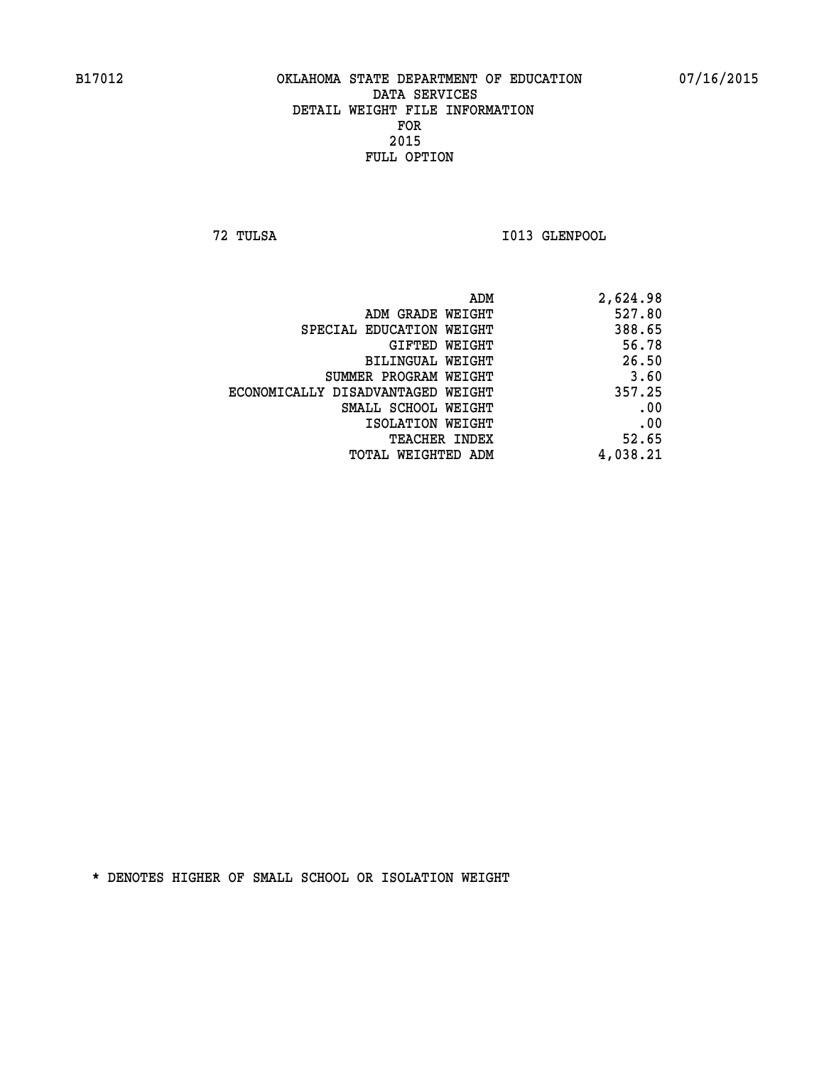B17012 OKLAHOMA STATE DEPARTMENT OF EDUCATION 07/16/2015

DATA SERVICES
DETAIL WEIGHT FILE INFORMATION
FOR
2015
FULL OPTION

72 TULSA I013 GLENPOOL

| | |
|---|---|
| ADM | 2,624.98 |
| ADM GRADE WEIGHT | 527.80 |
| SPECIAL EDUCATION WEIGHT | 388.65 |
| GIFTED WEIGHT | 56.78 |
| BILINGUAL WEIGHT | 26.50 |
| SUMMER PROGRAM WEIGHT | 3.60 |
| ECONOMICALLY DISADVANTAGED WEIGHT | 357.25 |
| SMALL SCHOOL WEIGHT | .00 |
| ISOLATION WEIGHT | .00 |
| TEACHER INDEX | 52.65 |
| TOTAL WEIGHTED ADM | 4,038.21 |

* DENOTES HIGHER OF SMALL SCHOOL OR ISOLATION WEIGHT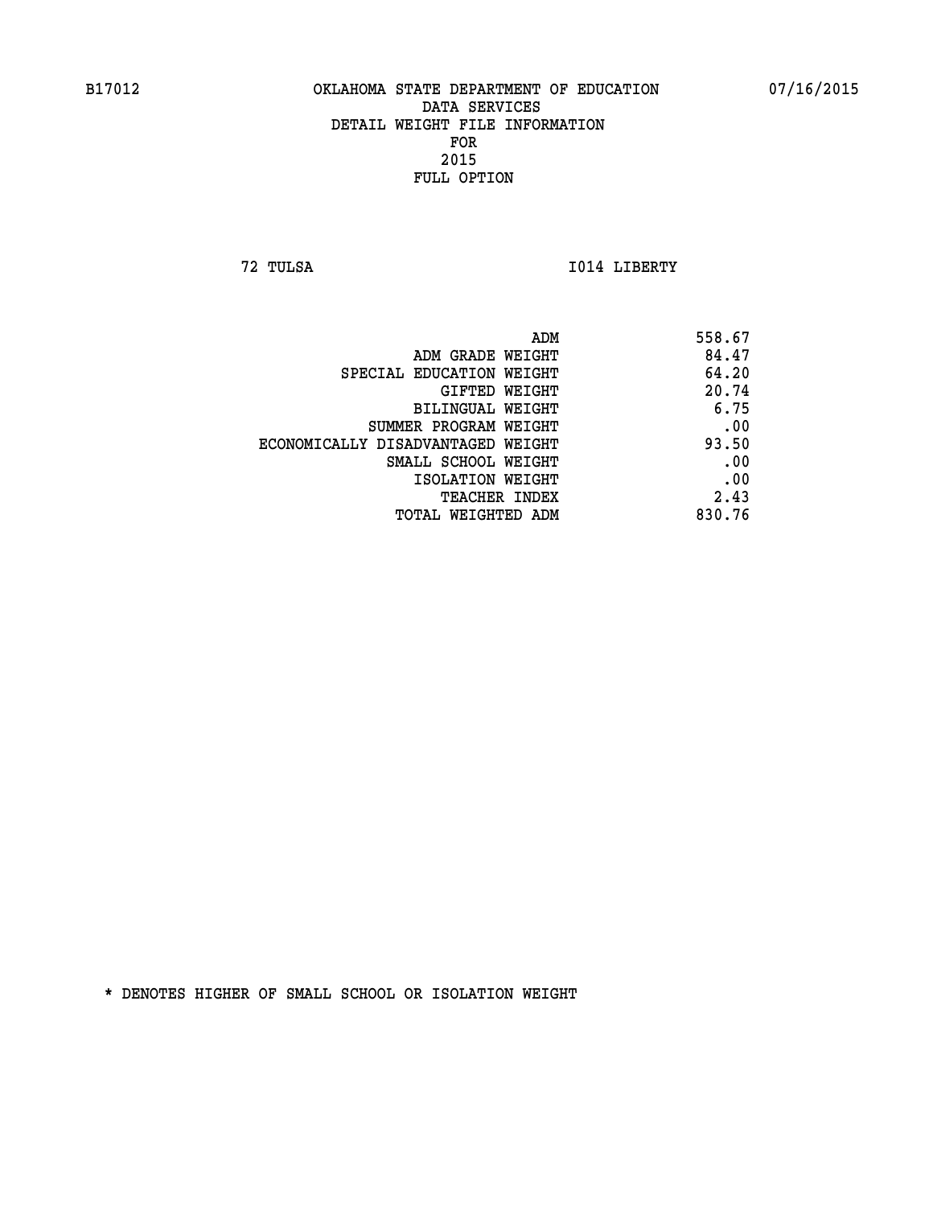B17012 OKLAHOMA STATE DEPARTMENT OF EDUCATION 07/16/2015

DATA SERVICES
DETAIL WEIGHT FILE INFORMATION
FOR
2015
FULL OPTION

72 TULSA I014 LIBERTY

| | |
|---|---|
| ADM | 558.67 |
| ADM GRADE WEIGHT | 84.47 |
| SPECIAL EDUCATION WEIGHT | 64.20 |
| GIFTED WEIGHT | 20.74 |
| BILINGUAL WEIGHT | 6.75 |
| SUMMER PROGRAM WEIGHT | .00 |
| ECONOMICALLY DISADVANTAGED WEIGHT | 93.50 |
| SMALL SCHOOL WEIGHT | .00 |
| ISOLATION WEIGHT | .00 |
| TEACHER INDEX | 2.43 |
| TOTAL WEIGHTED ADM | 830.76 |

* DENOTES HIGHER OF SMALL SCHOOL OR ISOLATION WEIGHT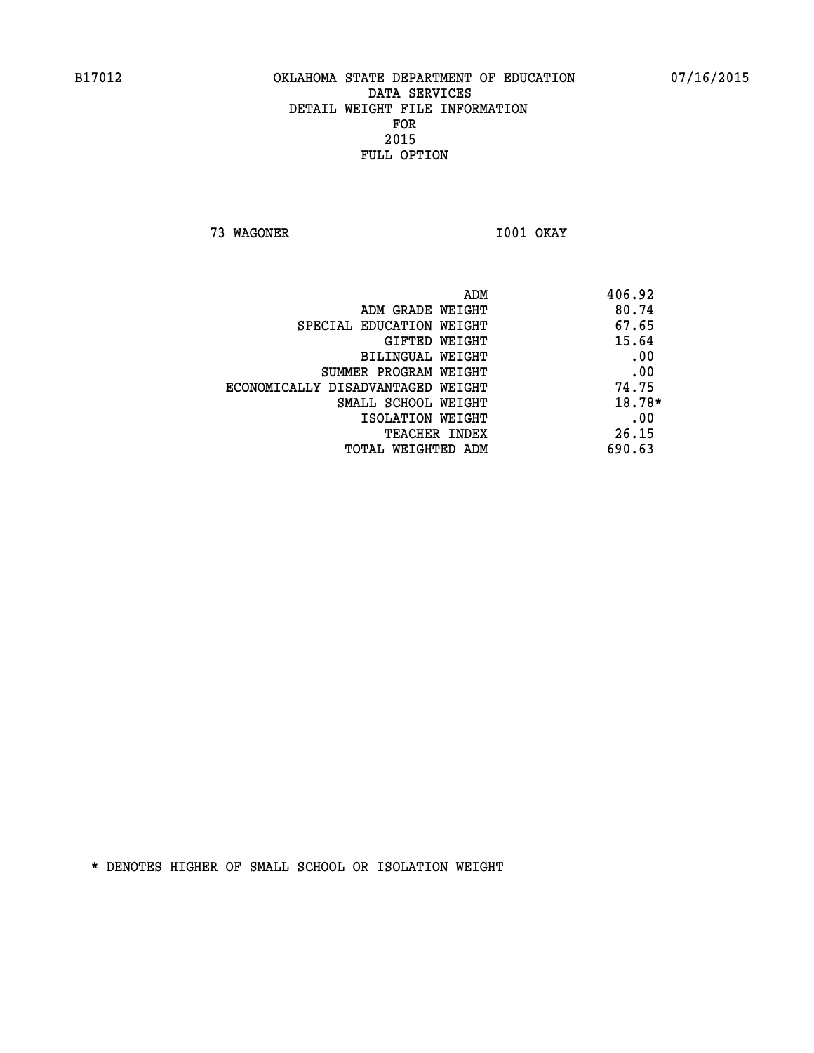B17012 OKLAHOMA STATE DEPARTMENT OF EDUCATION 07/16/2015
DATA SERVICES
DETAIL WEIGHT FILE INFORMATION
FOR
2015
FULL OPTION

73 WAGONER I001 OKAY

| | |
|---|---|
| ADM | 406.92 |
| ADM GRADE WEIGHT | 80.74 |
| SPECIAL EDUCATION WEIGHT | 67.65 |
| GIFTED WEIGHT | 15.64 |
| BILINGUAL WEIGHT | .00 |
| SUMMER PROGRAM WEIGHT | .00 |
| ECONOMICALLY DISADVANTAGED WEIGHT | 74.75 |
| SMALL SCHOOL WEIGHT | 18.78* |
| ISOLATION WEIGHT | .00 |
| TEACHER INDEX | 26.15 |
| TOTAL WEIGHTED ADM | 690.63 |

* DENOTES HIGHER OF SMALL SCHOOL OR ISOLATION WEIGHT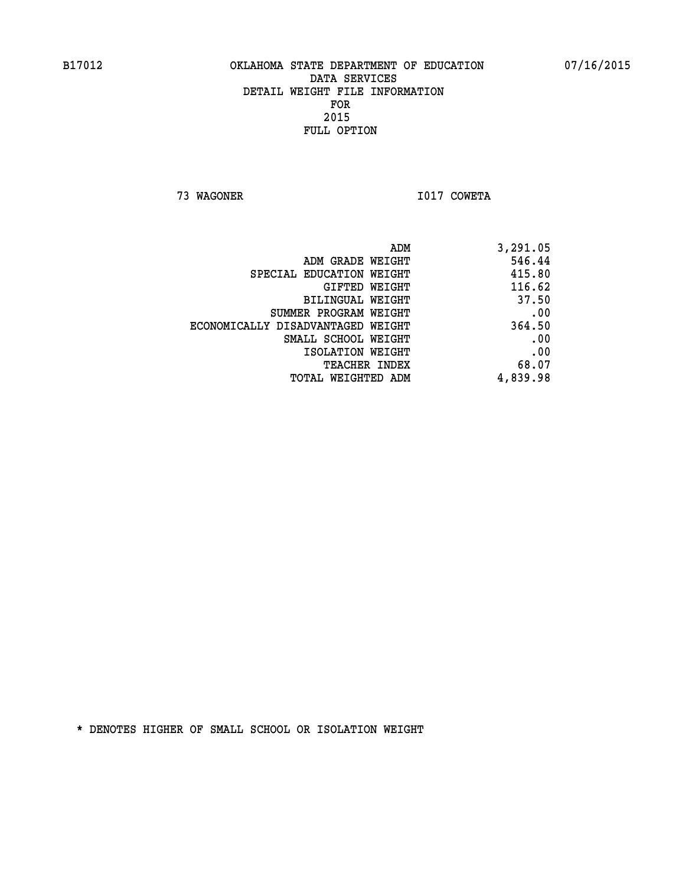B17012 OKLAHOMA STATE DEPARTMENT OF EDUCATION 07/16/2015

DATA SERVICES
DETAIL WEIGHT FILE INFORMATION
FOR
2015
FULL OPTION

73 WAGONER I017 COWETA

| | |
|---|---|
| ADM | 3,291.05 |
| ADM GRADE WEIGHT | 546.44 |
| SPECIAL EDUCATION WEIGHT | 415.80 |
| GIFTED WEIGHT | 116.62 |
| BILINGUAL WEIGHT | 37.50 |
| SUMMER PROGRAM WEIGHT | .00 |
| ECONOMICALLY DISADVANTAGED WEIGHT | 364.50 |
| SMALL SCHOOL WEIGHT | .00 |
| ISOLATION WEIGHT | .00 |
| TEACHER INDEX | 68.07 |
| TOTAL WEIGHTED ADM | 4,839.98 |

* DENOTES HIGHER OF SMALL SCHOOL OR ISOLATION WEIGHT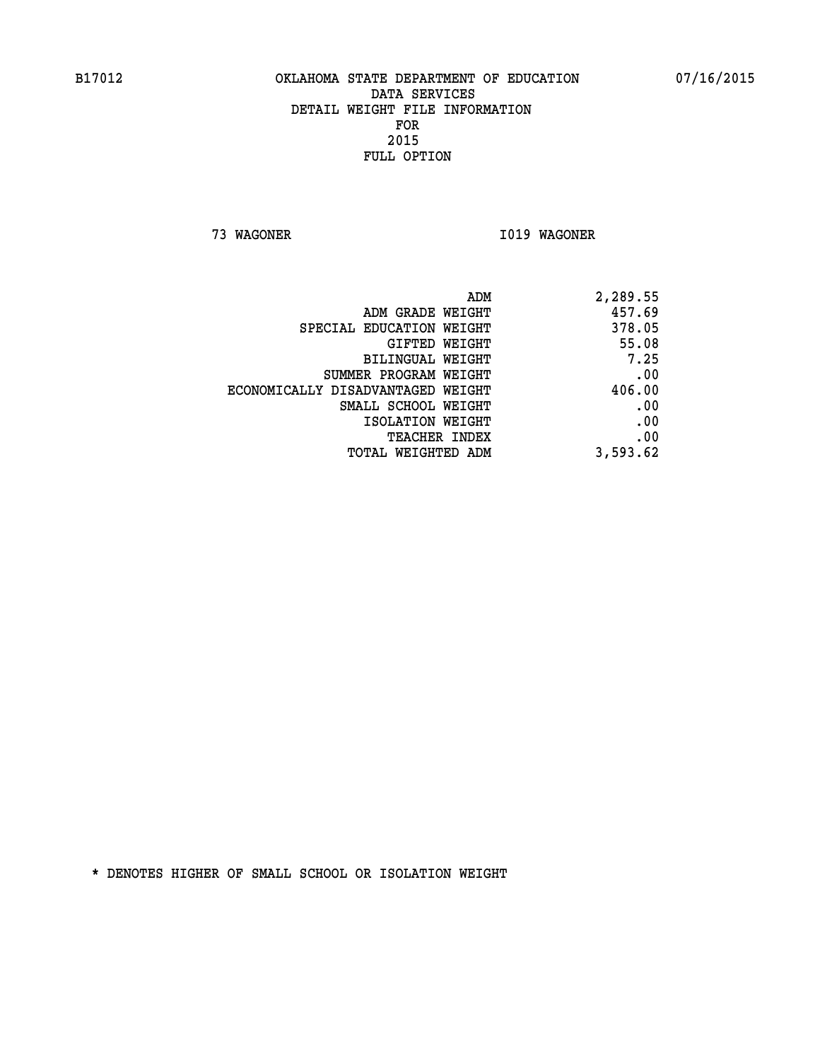B17012 OKLAHOMA STATE DEPARTMENT OF EDUCATION 07/16/2015

DATA SERVICES
DETAIL WEIGHT FILE INFORMATION
FOR
2015
FULL OPTION

73 WAGONER I019 WAGONER

| | |
|---|---|
| ADM | 2,289.55 |
| ADM GRADE WEIGHT | 457.69 |
| SPECIAL EDUCATION WEIGHT | 378.05 |
| GIFTED WEIGHT | 55.08 |
| BILINGUAL WEIGHT | 7.25 |
| SUMMER PROGRAM WEIGHT | .00 |
| ECONOMICALLY DISADVANTAGED WEIGHT | 406.00 |
| SMALL SCHOOL WEIGHT | .00 |
| ISOLATION WEIGHT | .00 |
| TEACHER INDEX | .00 |
| TOTAL WEIGHTED ADM | 3,593.62 |

* DENOTES HIGHER OF SMALL SCHOOL OR ISOLATION WEIGHT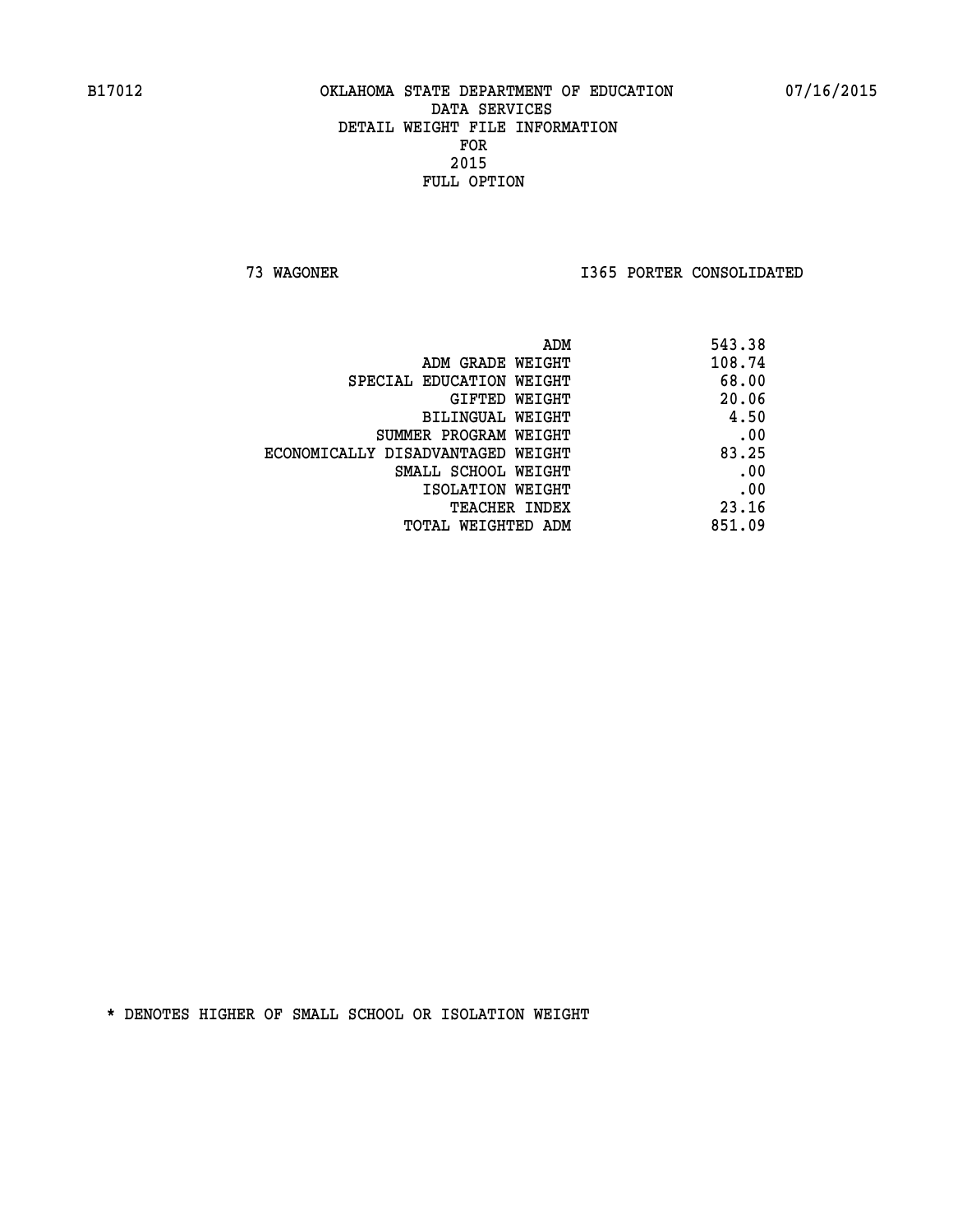B17012 OKLAHOMA STATE DEPARTMENT OF EDUCATION 07/16/2015

DATA SERVICES
DETAIL WEIGHT FILE INFORMATION
FOR
2015
FULL OPTION

73 WAGONER I365 PORTER CONSOLIDATED

| | |
|---|---|
| ADM | 543.38 |
| ADM GRADE WEIGHT | 108.74 |
| SPECIAL EDUCATION WEIGHT | 68.00 |
| GIFTED WEIGHT | 20.06 |
| BILINGUAL WEIGHT | 4.50 |
| SUMMER PROGRAM WEIGHT | .00 |
| ECONOMICALLY DISADVANTAGED WEIGHT | 83.25 |
| SMALL SCHOOL WEIGHT | .00 |
| ISOLATION WEIGHT | .00 |
| TEACHER INDEX | 23.16 |
| TOTAL WEIGHTED ADM | 851.09 |

* DENOTES HIGHER OF SMALL SCHOOL OR ISOLATION WEIGHT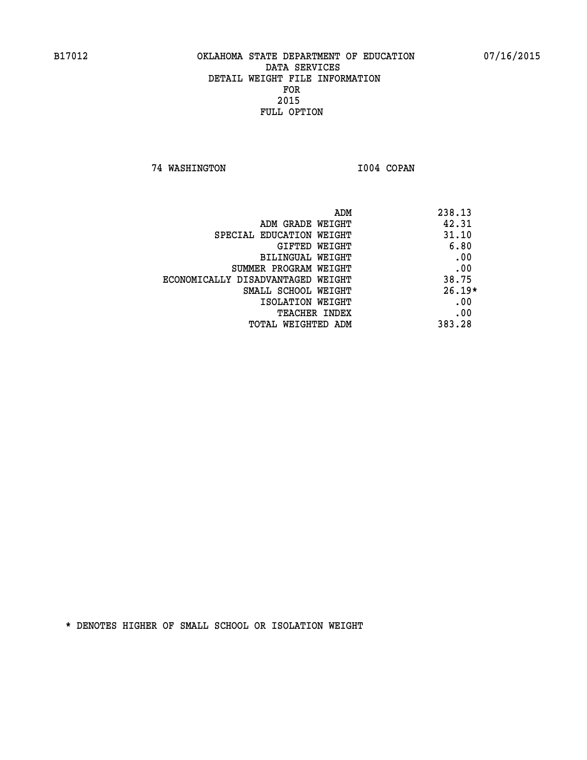B17012 OKLAHOMA STATE DEPARTMENT OF EDUCATION 07/16/2015

DATA SERVICES

DETAIL WEIGHT FILE INFORMATION

FOR

2015

FULL OPTION

74 WASHINGTON I004 COPAN

| | |
|---|---|
| ADM | 238.13 |
| ADM GRADE WEIGHT | 42.31 |
| SPECIAL EDUCATION WEIGHT | 31.10 |
| GIFTED WEIGHT | 6.80 |
| BILINGUAL WEIGHT | .00 |
| SUMMER PROGRAM WEIGHT | .00 |
| ECONOMICALLY DISADVANTAGED WEIGHT | 38.75 |
| SMALL SCHOOL WEIGHT | 26.19* |
| ISOLATION WEIGHT | .00 |
| TEACHER INDEX | .00 |
| TOTAL WEIGHTED ADM | 383.28 |

* DENOTES HIGHER OF SMALL SCHOOL OR ISOLATION WEIGHT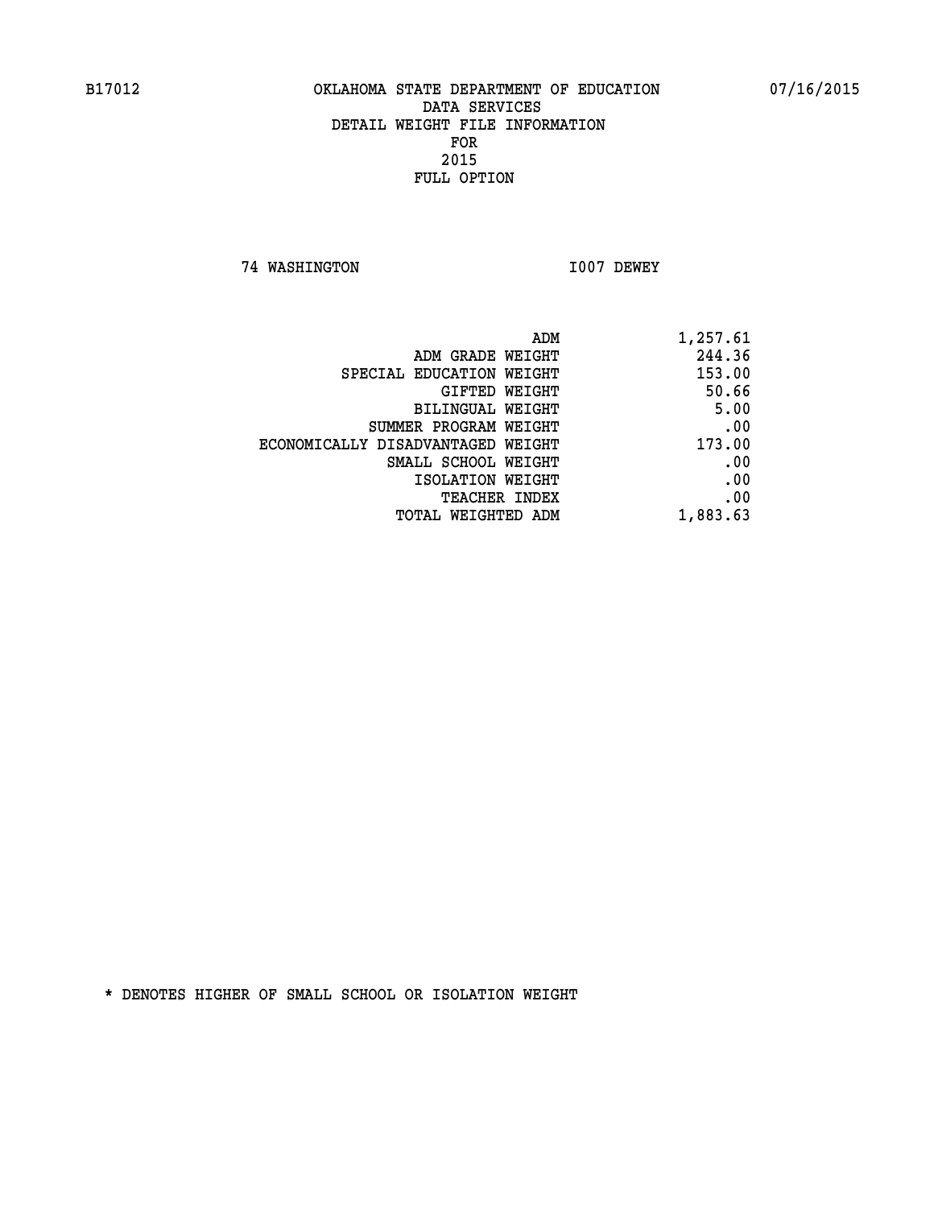B17012 OKLAHOMA STATE DEPARTMENT OF EDUCATION 07/16/2015

DATA SERVICES
DETAIL WEIGHT FILE INFORMATION
FOR
2015
FULL OPTION

74 WASHINGTON I007 DEWEY

| | |
|---|---|
| ADM | 1,257.61 |
| ADM GRADE WEIGHT | 244.36 |
| SPECIAL EDUCATION WEIGHT | 153.00 |
| GIFTED WEIGHT | 50.66 |
| BILINGUAL WEIGHT | 5.00 |
| SUMMER PROGRAM WEIGHT | .00 |
| ECONOMICALLY DISADVANTAGED WEIGHT | 173.00 |
| SMALL SCHOOL WEIGHT | .00 |
| ISOLATION WEIGHT | .00 |
| TEACHER INDEX | .00 |
| TOTAL WEIGHTED ADM | 1,883.63 |

* DENOTES HIGHER OF SMALL SCHOOL OR ISOLATION WEIGHT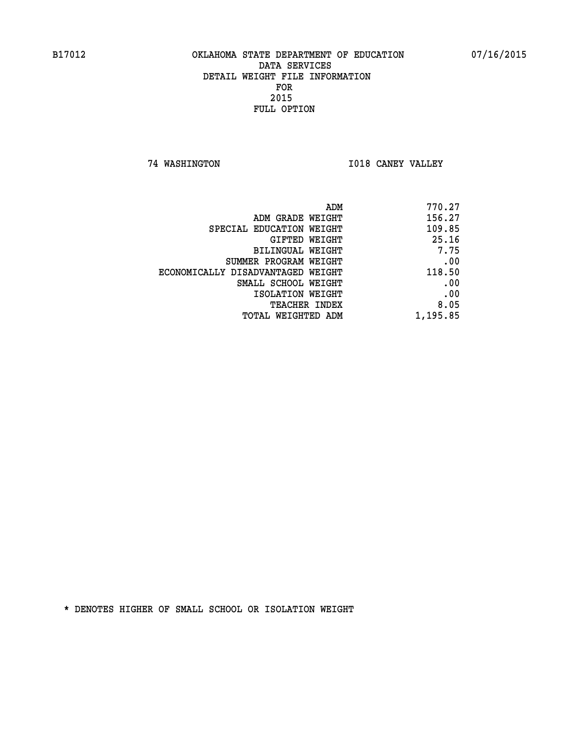B17012 OKLAHOMA STATE DEPARTMENT OF EDUCATION 07/16/2015

DATA SERVICES
DETAIL WEIGHT FILE INFORMATION
FOR
2015
FULL OPTION

74 WASHINGTON I018 CANEY VALLEY

| | |
|---|---|
| ADM | 770.27 |
| ADM GRADE WEIGHT | 156.27 |
| SPECIAL EDUCATION WEIGHT | 109.85 |
| GIFTED WEIGHT | 25.16 |
| BILINGUAL WEIGHT | 7.75 |
| SUMMER PROGRAM WEIGHT | .00 |
| ECONOMICALLY DISADVANTAGED WEIGHT | 118.50 |
| SMALL SCHOOL WEIGHT | .00 |
| ISOLATION WEIGHT | .00 |
| TEACHER INDEX | 8.05 |
| TOTAL WEIGHTED ADM | 1,195.85 |

* DENOTES HIGHER OF SMALL SCHOOL OR ISOLATION WEIGHT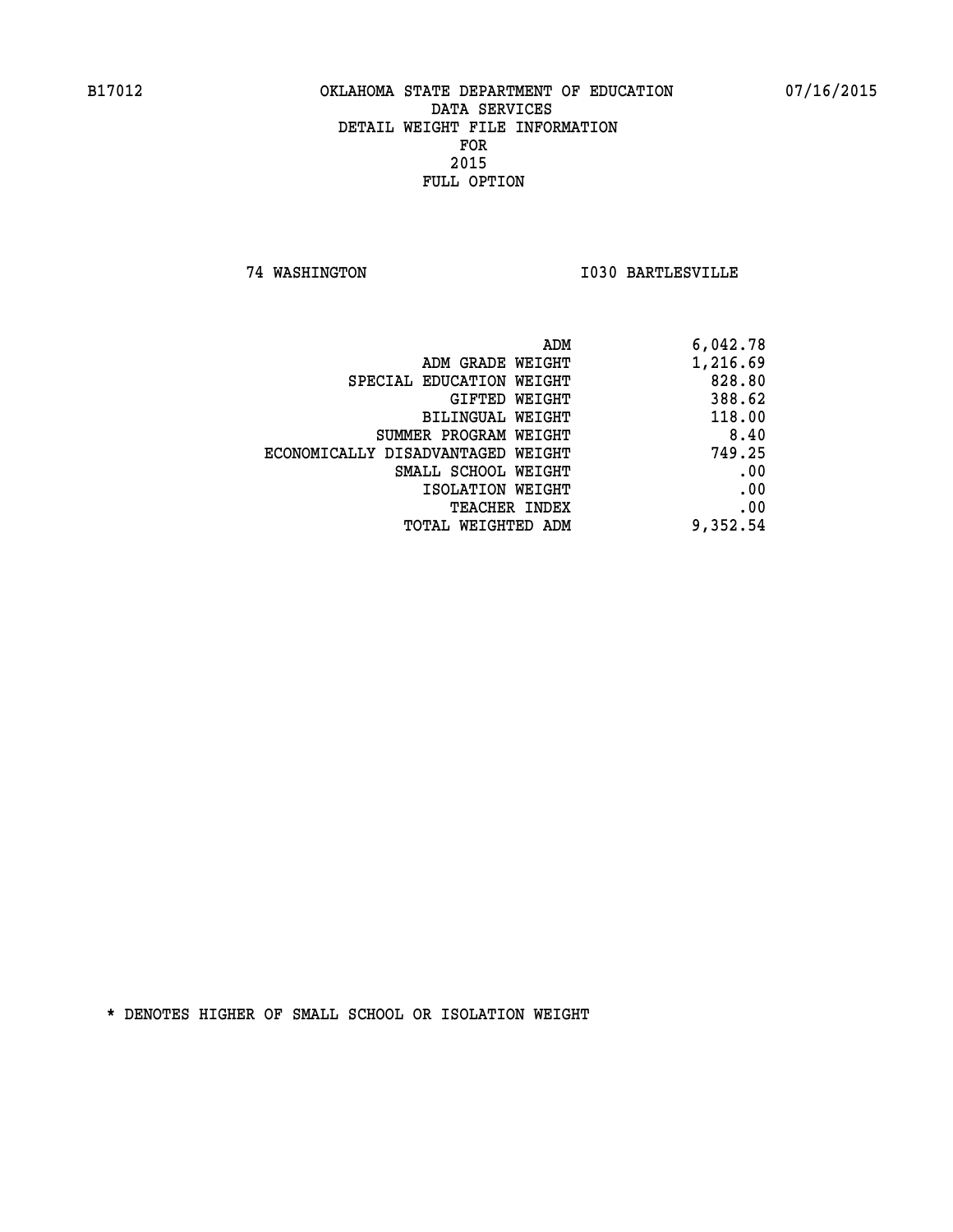B17012 OKLAHOMA STATE DEPARTMENT OF EDUCATION 07/16/2015

DATA SERVICES
DETAIL WEIGHT FILE INFORMATION
FOR
2015
FULL OPTION

74 WASHINGTON I030 BARTLESVILLE

| | |
|---|---|
| ADM | 6,042.78 |
| ADM GRADE WEIGHT | 1,216.69 |
| SPECIAL EDUCATION WEIGHT | 828.80 |
| GIFTED WEIGHT | 388.62 |
| BILINGUAL WEIGHT | 118.00 |
| SUMMER PROGRAM WEIGHT | 8.40 |
| ECONOMICALLY DISADVANTAGED WEIGHT | 749.25 |
| SMALL SCHOOL WEIGHT | .00 |
| ISOLATION WEIGHT | .00 |
| TEACHER INDEX | .00 |
| TOTAL WEIGHTED ADM | 9,352.54 |

* DENOTES HIGHER OF SMALL SCHOOL OR ISOLATION WEIGHT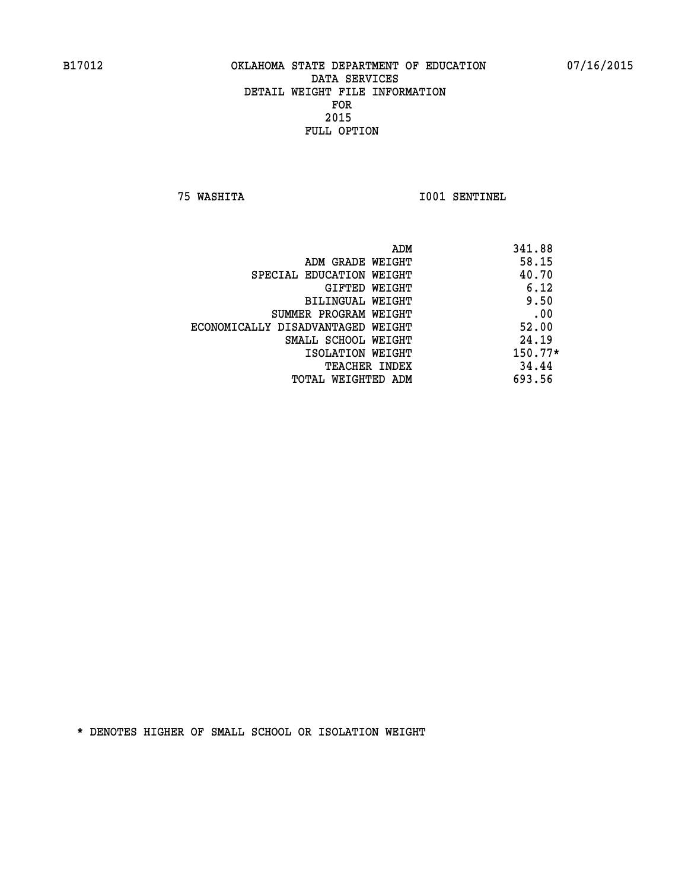B17012 OKLAHOMA STATE DEPARTMENT OF EDUCATION 07/16/2015

DATA SERVICES
DETAIL WEIGHT FILE INFORMATION
FOR
2015
FULL OPTION

75 WASHITA I001 SENTINEL

| | |
|---|---|
| ADM | 341.88 |
| ADM GRADE WEIGHT | 58.15 |
| SPECIAL EDUCATION WEIGHT | 40.70 |
| GIFTED WEIGHT | 6.12 |
| BILINGUAL WEIGHT | 9.50 |
| SUMMER PROGRAM WEIGHT | .00 |
| ECONOMICALLY DISADVANTAGED WEIGHT | 52.00 |
| SMALL SCHOOL WEIGHT | 24.19 |
| ISOLATION WEIGHT | 150.77* |
| TEACHER INDEX | 34.44 |
| TOTAL WEIGHTED ADM | 693.56 |

* DENOTES HIGHER OF SMALL SCHOOL OR ISOLATION WEIGHT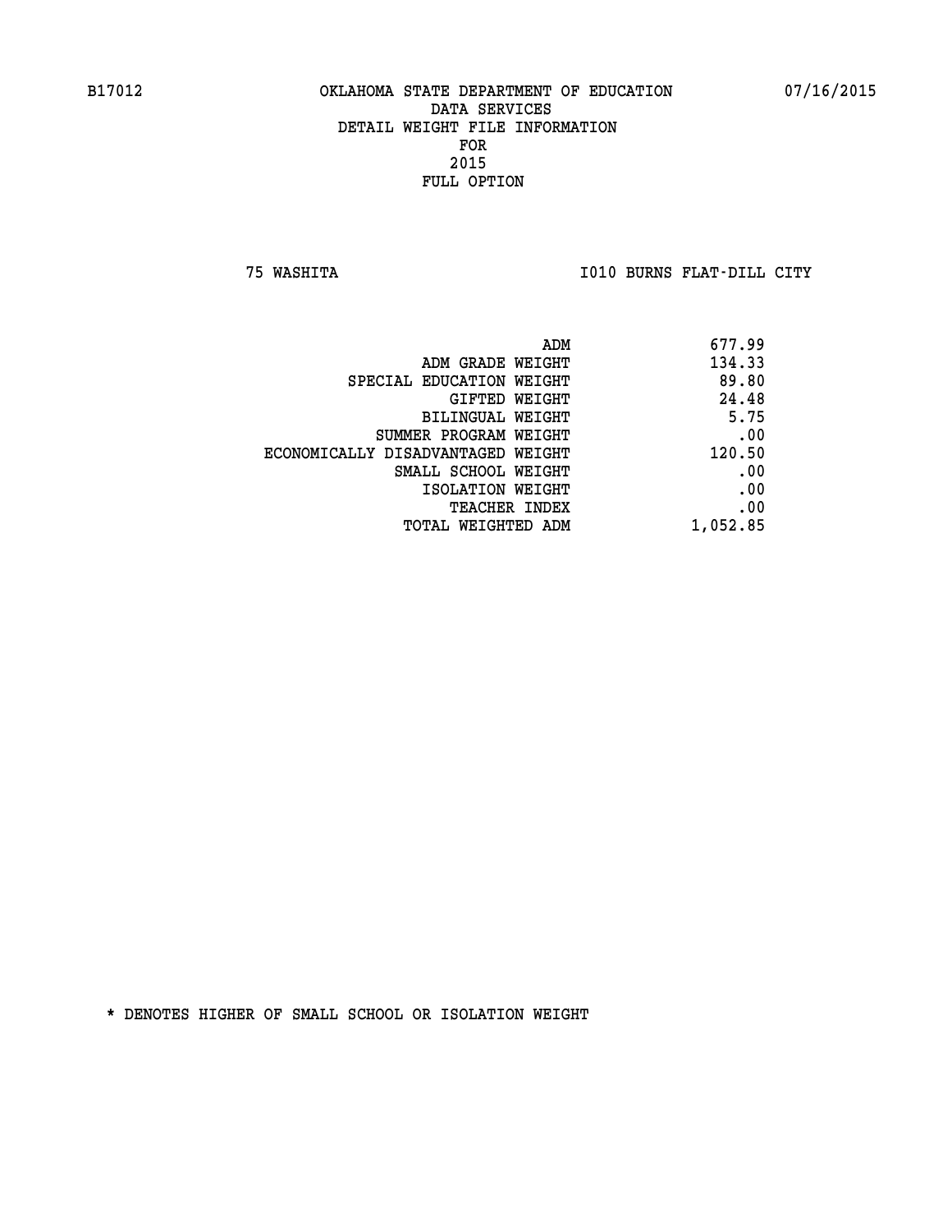B17012 OKLAHOMA STATE DEPARTMENT OF EDUCATION 07/16/2015

DATA SERVICES
DETAIL WEIGHT FILE INFORMATION
FOR
2015
FULL OPTION

75 WASHITA I010 BURNS FLAT-DILL CITY

| | |
|---|---|
| ADM | 677.99 |
| ADM GRADE WEIGHT | 134.33 |
| SPECIAL EDUCATION WEIGHT | 89.80 |
| GIFTED WEIGHT | 24.48 |
| BILINGUAL WEIGHT | 5.75 |
| SUMMER PROGRAM WEIGHT | .00 |
| ECONOMICALLY DISADVANTAGED WEIGHT | 120.50 |
| SMALL SCHOOL WEIGHT | .00 |
| ISOLATION WEIGHT | .00 |
| TEACHER INDEX | .00 |
| TOTAL WEIGHTED ADM | 1,052.85 |

* DENOTES HIGHER OF SMALL SCHOOL OR ISOLATION WEIGHT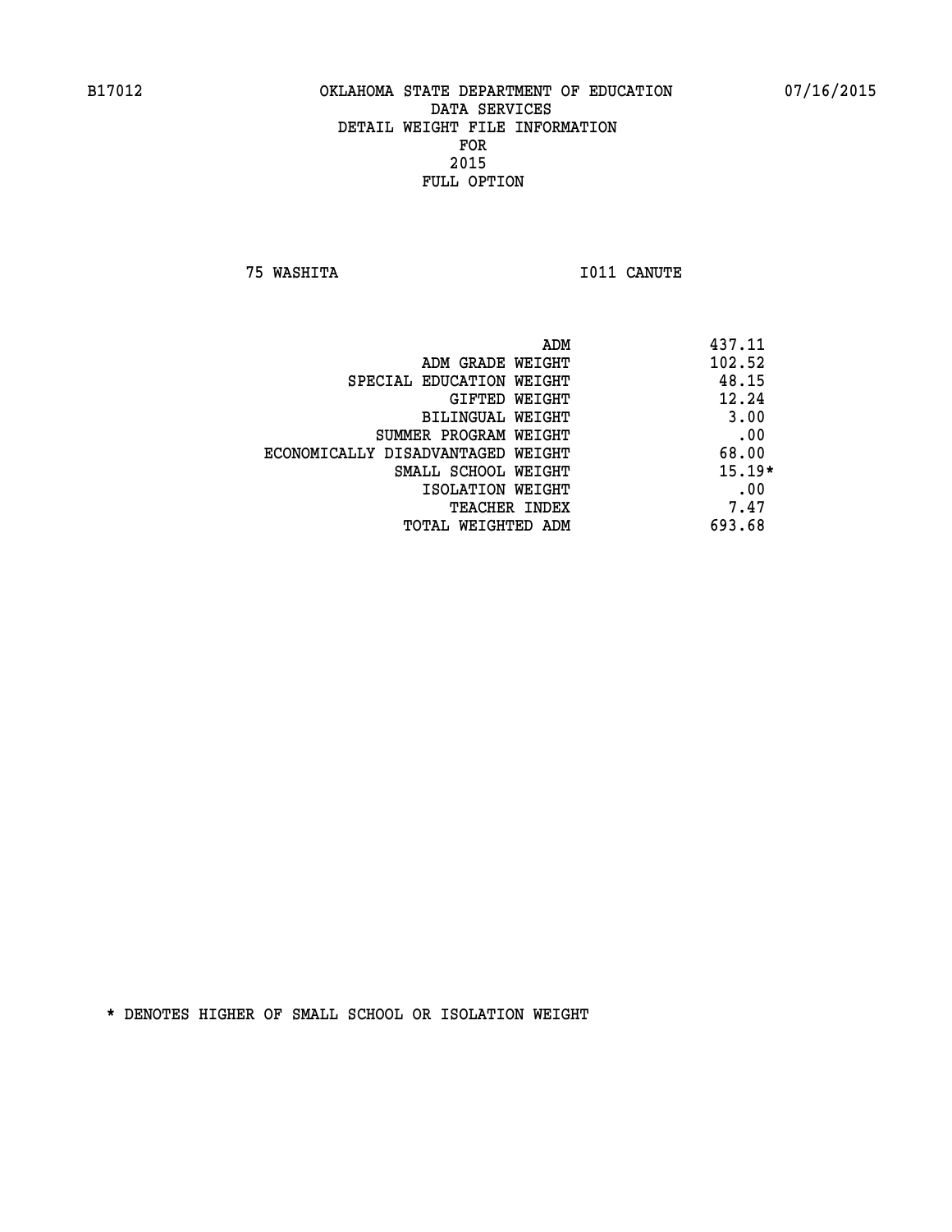B17012 OKLAHOMA STATE DEPARTMENT OF EDUCATION 07/16/2015

DATA SERVICES
DETAIL WEIGHT FILE INFORMATION
FOR
2015
FULL OPTION

75 WASHITA I011 CANUTE

| | |
|---|---|
| ADM | 437.11 |
| ADM GRADE WEIGHT | 102.52 |
| SPECIAL EDUCATION WEIGHT | 48.15 |
| GIFTED WEIGHT | 12.24 |
| BILINGUAL WEIGHT | 3.00 |
| SUMMER PROGRAM WEIGHT | .00 |
| ECONOMICALLY DISADVANTAGED WEIGHT | 68.00 |
| SMALL SCHOOL WEIGHT | 15.19* |
| ISOLATION WEIGHT | .00 |
| TEACHER INDEX | 7.47 |
| TOTAL WEIGHTED ADM | 693.68 |

* DENOTES HIGHER OF SMALL SCHOOL OR ISOLATION WEIGHT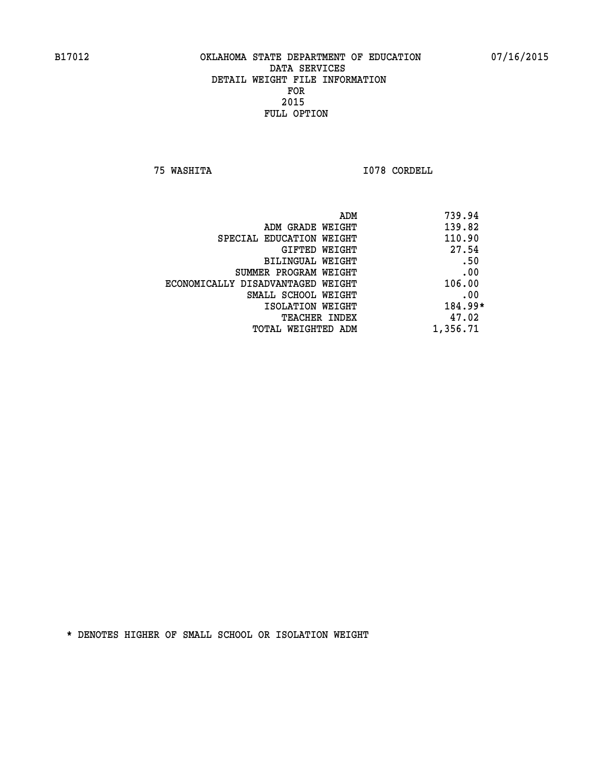B17012 OKLAHOMA STATE DEPARTMENT OF EDUCATION 07/16/2015
DATA SERVICES
DETAIL WEIGHT FILE INFORMATION
FOR
2015
FULL OPTION

75 WASHITA I078 CORDELL

| | |
|---|---|
| ADM | 739.94 |
| ADM GRADE WEIGHT | 139.82 |
| SPECIAL EDUCATION WEIGHT | 110.90 |
| GIFTED WEIGHT | 27.54 |
| BILINGUAL WEIGHT | .50 |
| SUMMER PROGRAM WEIGHT | .00 |
| ECONOMICALLY DISADVANTAGED WEIGHT | 106.00 |
| SMALL SCHOOL WEIGHT | .00 |
| ISOLATION WEIGHT | 184.99* |
| TEACHER INDEX | 47.02 |
| TOTAL WEIGHTED ADM | 1,356.71 |

* DENOTES HIGHER OF SMALL SCHOOL OR ISOLATION WEIGHT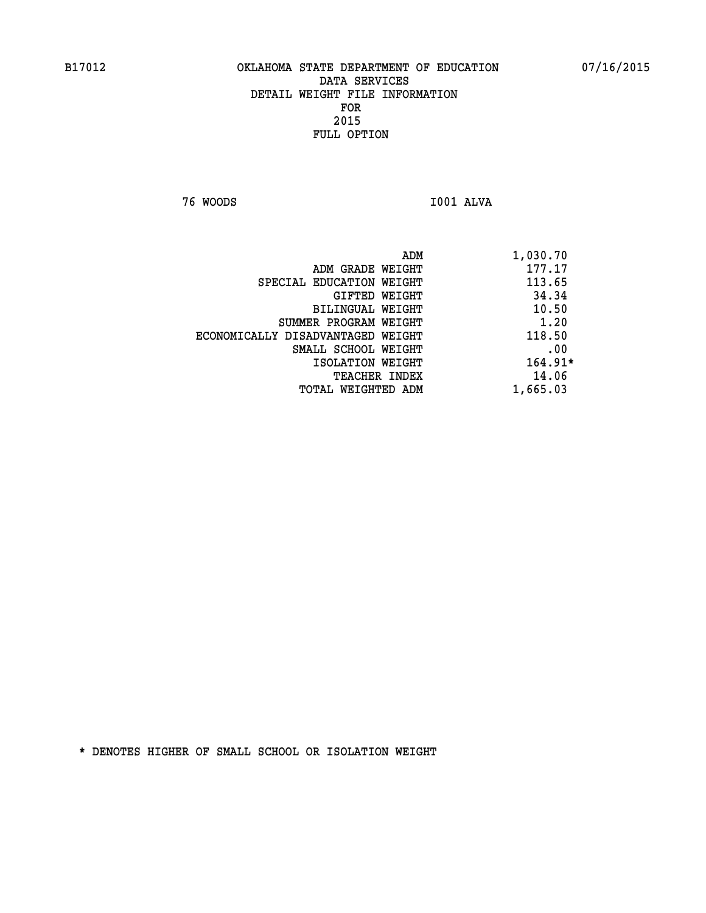B17012 OKLAHOMA STATE DEPARTMENT OF EDUCATION 07/16/2015

DATA SERVICES
DETAIL WEIGHT FILE INFORMATION
FOR
2015
FULL OPTION

76 WOODS I001 ALVA

| | |
|---|---|
| ADM | 1,030.70 |
| ADM GRADE WEIGHT | 177.17 |
| SPECIAL EDUCATION WEIGHT | 113.65 |
| GIFTED WEIGHT | 34.34 |
| BILINGUAL WEIGHT | 10.50 |
| SUMMER PROGRAM WEIGHT | 1.20 |
| ECONOMICALLY DISADVANTAGED WEIGHT | 118.50 |
| SMALL SCHOOL WEIGHT | .00 |
| ISOLATION WEIGHT | 164.91* |
| TEACHER INDEX | 14.06 |
| TOTAL WEIGHTED ADM | 1,665.03 |

* DENOTES HIGHER OF SMALL SCHOOL OR ISOLATION WEIGHT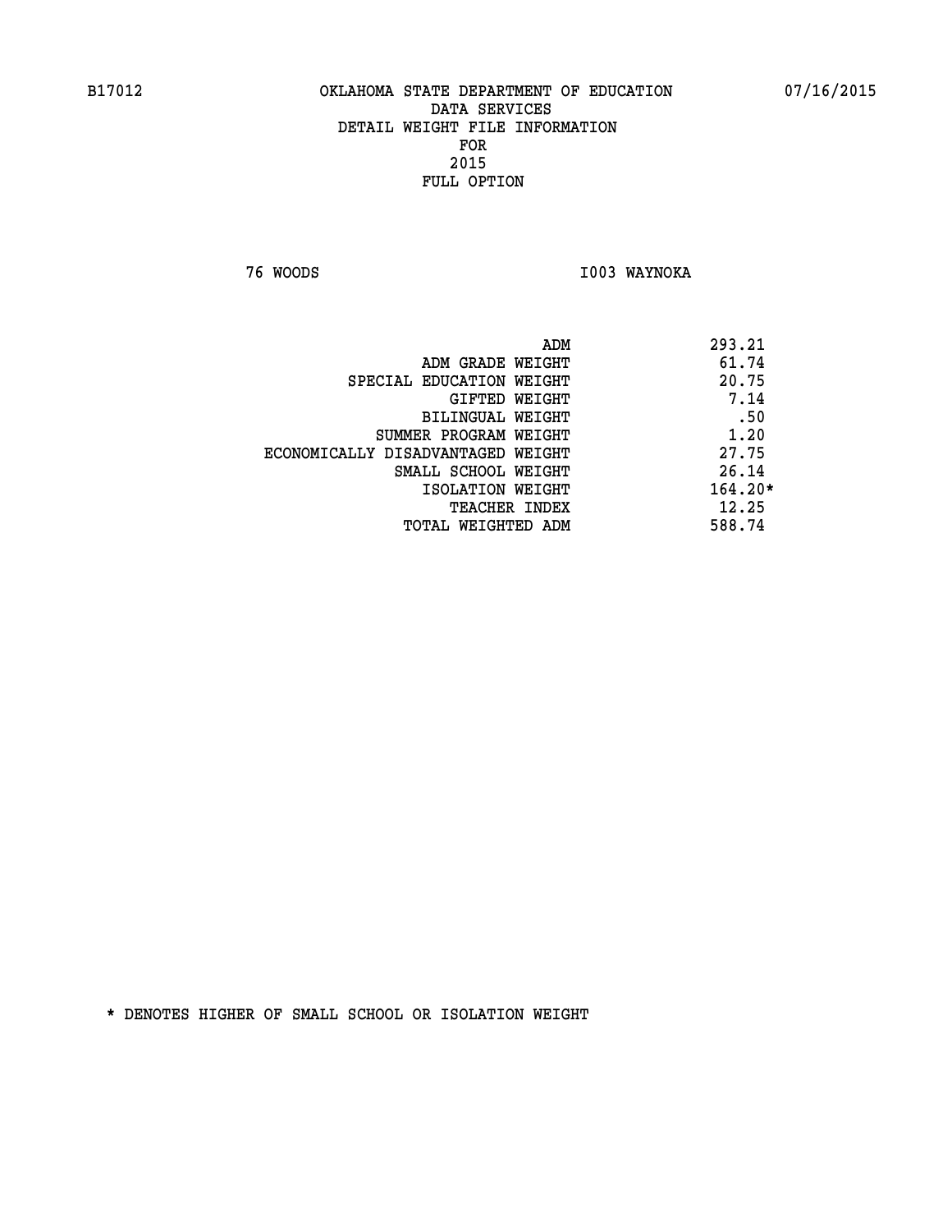B17012 OKLAHOMA STATE DEPARTMENT OF EDUCATION 07/16/2015

DATA SERVICES
DETAIL WEIGHT FILE INFORMATION
FOR
2015
FULL OPTION

76 WOODS I003 WAYNOKA

| | |
|---|---|
| ADM | 293.21 |
| ADM GRADE WEIGHT | 61.74 |
| SPECIAL EDUCATION WEIGHT | 20.75 |
| GIFTED WEIGHT | 7.14 |
| BILINGUAL WEIGHT | .50 |
| SUMMER PROGRAM WEIGHT | 1.20 |
| ECONOMICALLY DISADVANTAGED WEIGHT | 27.75 |
| SMALL SCHOOL WEIGHT | 26.14 |
| ISOLATION WEIGHT | 164.20* |
| TEACHER INDEX | 12.25 |
| TOTAL WEIGHTED ADM | 588.74 |

* DENOTES HIGHER OF SMALL SCHOOL OR ISOLATION WEIGHT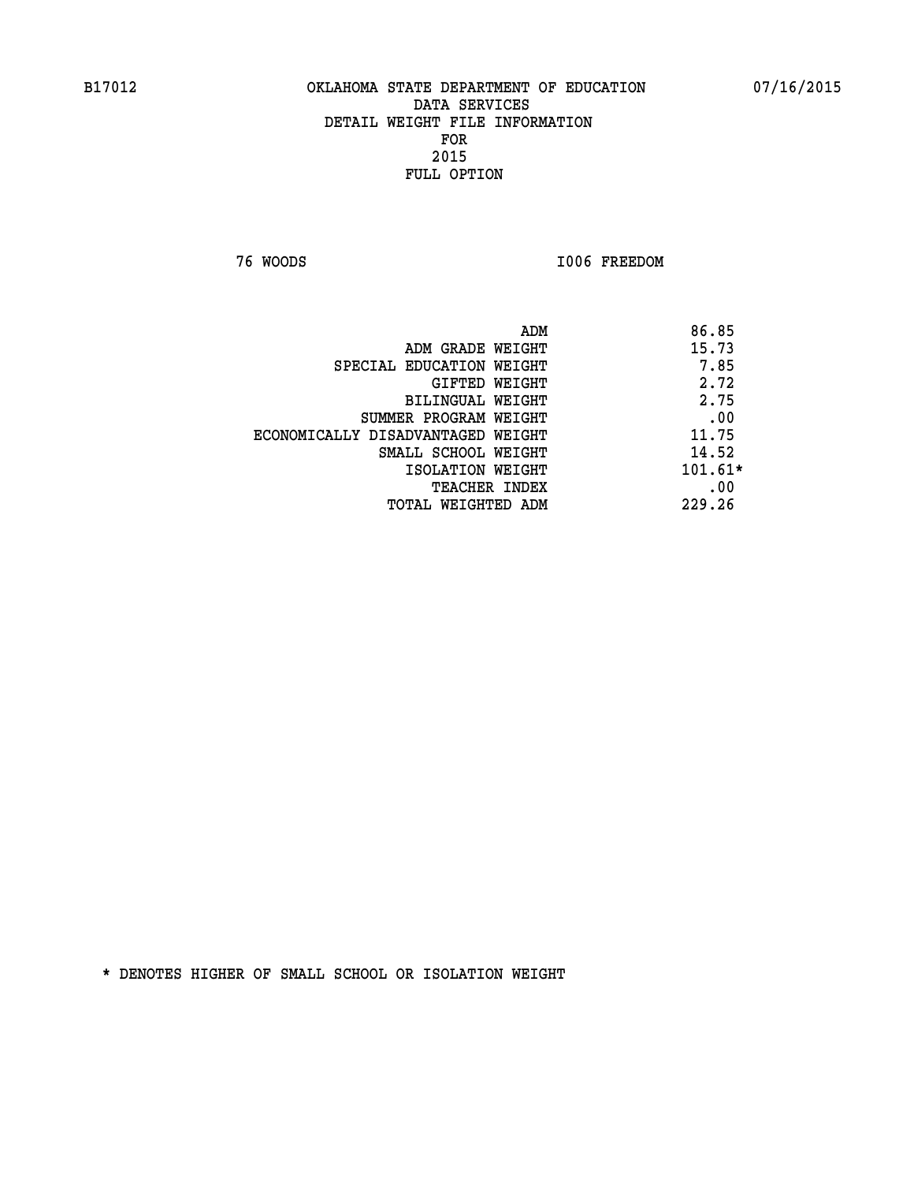B17012 OKLAHOMA STATE DEPARTMENT OF EDUCATION 07/16/2015

DATA SERVICES

DETAIL WEIGHT FILE INFORMATION

FOR

2015

FULL OPTION

76 WOODS I006 FREEDOM

| | |
|---|---|
| ADM | 86.85 |
| ADM GRADE WEIGHT | 15.73 |
| SPECIAL EDUCATION WEIGHT | 7.85 |
| GIFTED WEIGHT | 2.72 |
| BILINGUAL WEIGHT | 2.75 |
| SUMMER PROGRAM WEIGHT | .00 |
| ECONOMICALLY DISADVANTAGED WEIGHT | 11.75 |
| SMALL SCHOOL WEIGHT | 14.52 |
| ISOLATION WEIGHT | 101.61* |
| TEACHER INDEX | .00 |
| TOTAL WEIGHTED ADM | 229.26 |

* DENOTES HIGHER OF SMALL SCHOOL OR ISOLATION WEIGHT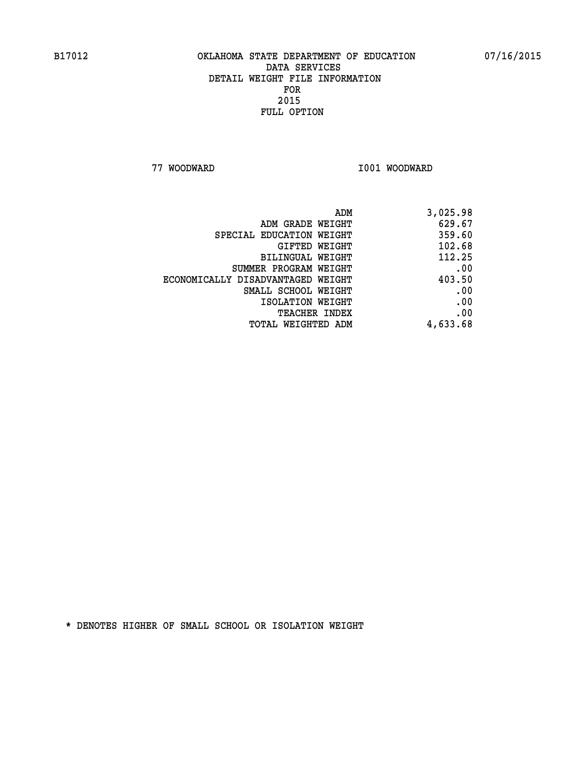B17012 OKLAHOMA STATE DEPARTMENT OF EDUCATION 07/16/2015

DATA SERVICES
DETAIL WEIGHT FILE INFORMATION
FOR
2015
FULL OPTION

77 WOODWARD I001 WOODWARD

| | |
|---|---|
| ADM | 3,025.98 |
| ADM GRADE WEIGHT | 629.67 |
| SPECIAL EDUCATION WEIGHT | 359.60 |
| GIFTED WEIGHT | 102.68 |
| BILINGUAL WEIGHT | 112.25 |
| SUMMER PROGRAM WEIGHT | .00 |
| ECONOMICALLY DISADVANTAGED WEIGHT | 403.50 |
| SMALL SCHOOL WEIGHT | .00 |
| ISOLATION WEIGHT | .00 |
| TEACHER INDEX | .00 |
| TOTAL WEIGHTED ADM | 4,633.68 |

* DENOTES HIGHER OF SMALL SCHOOL OR ISOLATION WEIGHT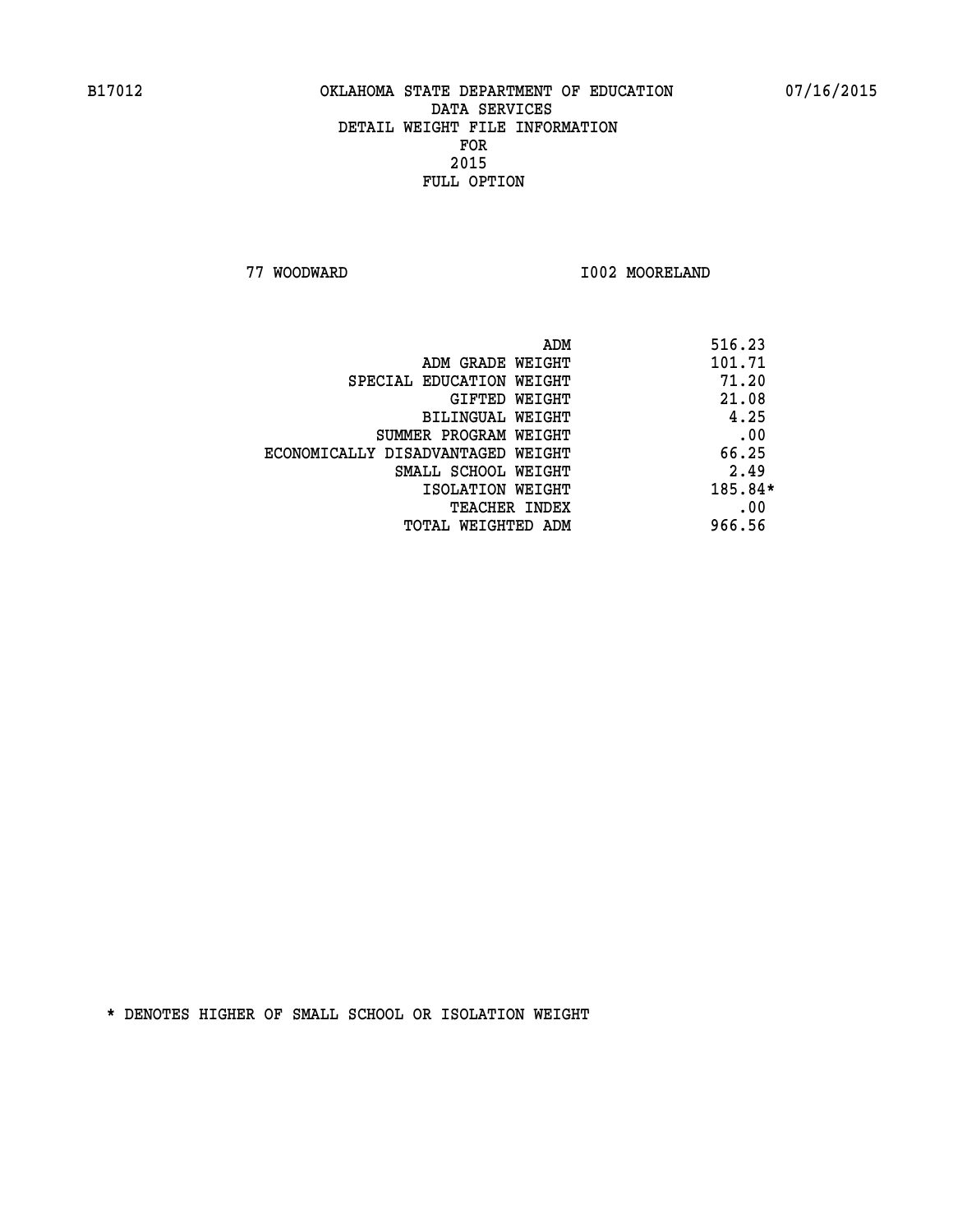B17012 OKLAHOMA STATE DEPARTMENT OF EDUCATION 07/16/2015

DATA SERVICES
DETAIL WEIGHT FILE INFORMATION
FOR
2015
FULL OPTION

77 WOODWARD I002 MOORELAND

| | |
|---|---|
| ADM | 516.23 |
| ADM GRADE WEIGHT | 101.71 |
| SPECIAL EDUCATION WEIGHT | 71.20 |
| GIFTED WEIGHT | 21.08 |
| BILINGUAL WEIGHT | 4.25 |
| SUMMER PROGRAM WEIGHT | .00 |
| ECONOMICALLY DISADVANTAGED WEIGHT | 66.25 |
| SMALL SCHOOL WEIGHT | 2.49 |
| ISOLATION WEIGHT | 185.84* |
| TEACHER INDEX | .00 |
| TOTAL WEIGHTED ADM | 966.56 |

* DENOTES HIGHER OF SMALL SCHOOL OR ISOLATION WEIGHT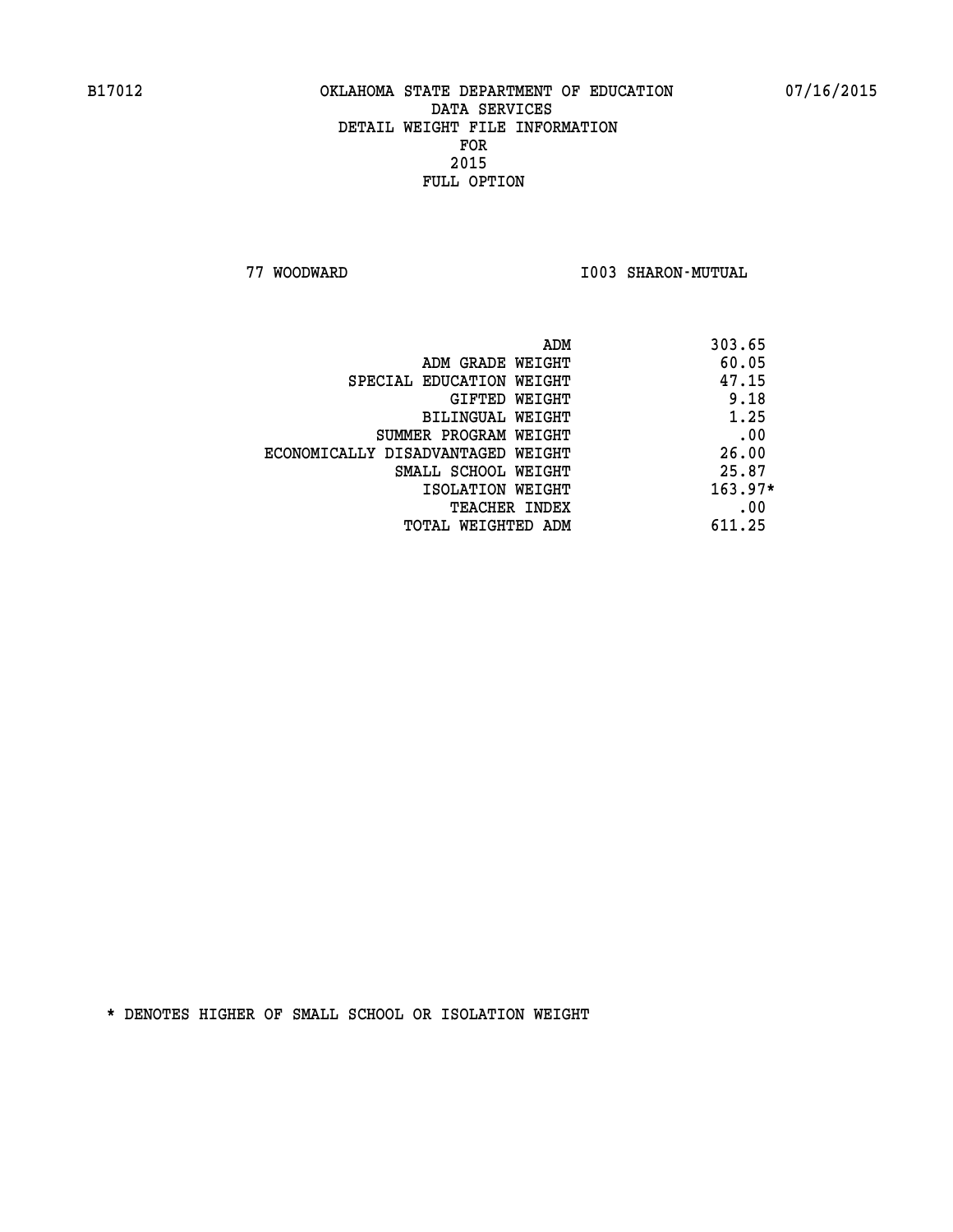B17012 OKLAHOMA STATE DEPARTMENT OF EDUCATION 07/16/2015

DATA SERVICES
DETAIL WEIGHT FILE INFORMATION
FOR
2015
FULL OPTION

77 WOODWARD I003 SHARON-MUTUAL

| | |
|---|---|
| ADM | 303.65 |
| ADM GRADE WEIGHT | 60.05 |
| SPECIAL EDUCATION WEIGHT | 47.15 |
| GIFTED WEIGHT | 9.18 |
| BILINGUAL WEIGHT | 1.25 |
| SUMMER PROGRAM WEIGHT | .00 |
| ECONOMICALLY DISADVANTAGED WEIGHT | 26.00 |
| SMALL SCHOOL WEIGHT | 25.87 |
| ISOLATION WEIGHT | 163.97* |
| TEACHER INDEX | .00 |
| TOTAL WEIGHTED ADM | 611.25 |

* DENOTES HIGHER OF SMALL SCHOOL OR ISOLATION WEIGHT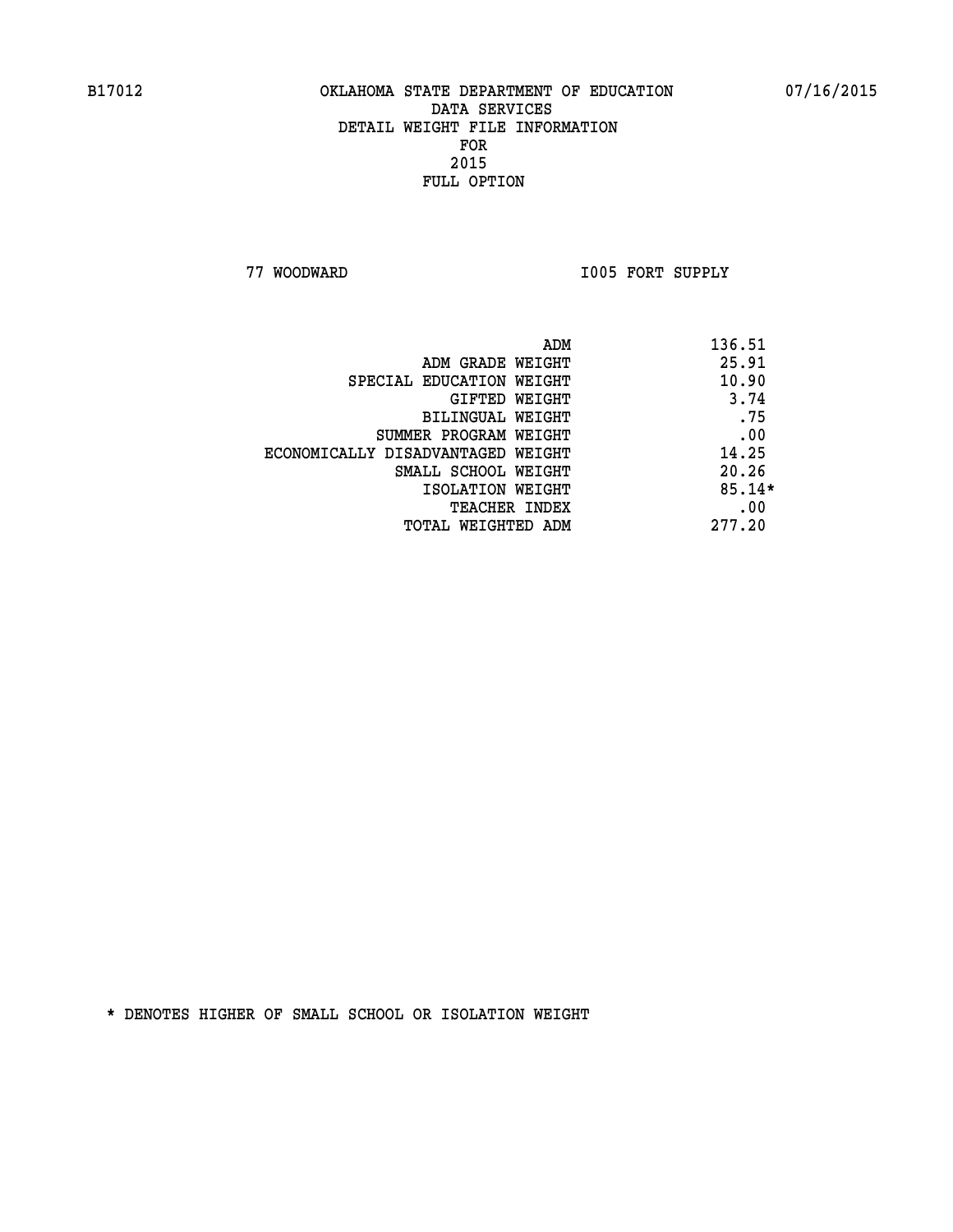B17012 OKLAHOMA STATE DEPARTMENT OF EDUCATION 07/16/2015

DATA SERVICES
DETAIL WEIGHT FILE INFORMATION
FOR
2015
FULL OPTION

77 WOODWARD I005 FORT SUPPLY

| | |
|---|---|
| ADM | 136.51 |
| ADM GRADE WEIGHT | 25.91 |
| SPECIAL EDUCATION WEIGHT | 10.90 |
| GIFTED WEIGHT | 3.74 |
| BILINGUAL WEIGHT | .75 |
| SUMMER PROGRAM WEIGHT | .00 |
| ECONOMICALLY DISADVANTAGED WEIGHT | 14.25 |
| SMALL SCHOOL WEIGHT | 20.26 |
| ISOLATION WEIGHT | 85.14* |
| TEACHER INDEX | .00 |
| TOTAL WEIGHTED ADM | 277.20 |

* DENOTES HIGHER OF SMALL SCHOOL OR ISOLATION WEIGHT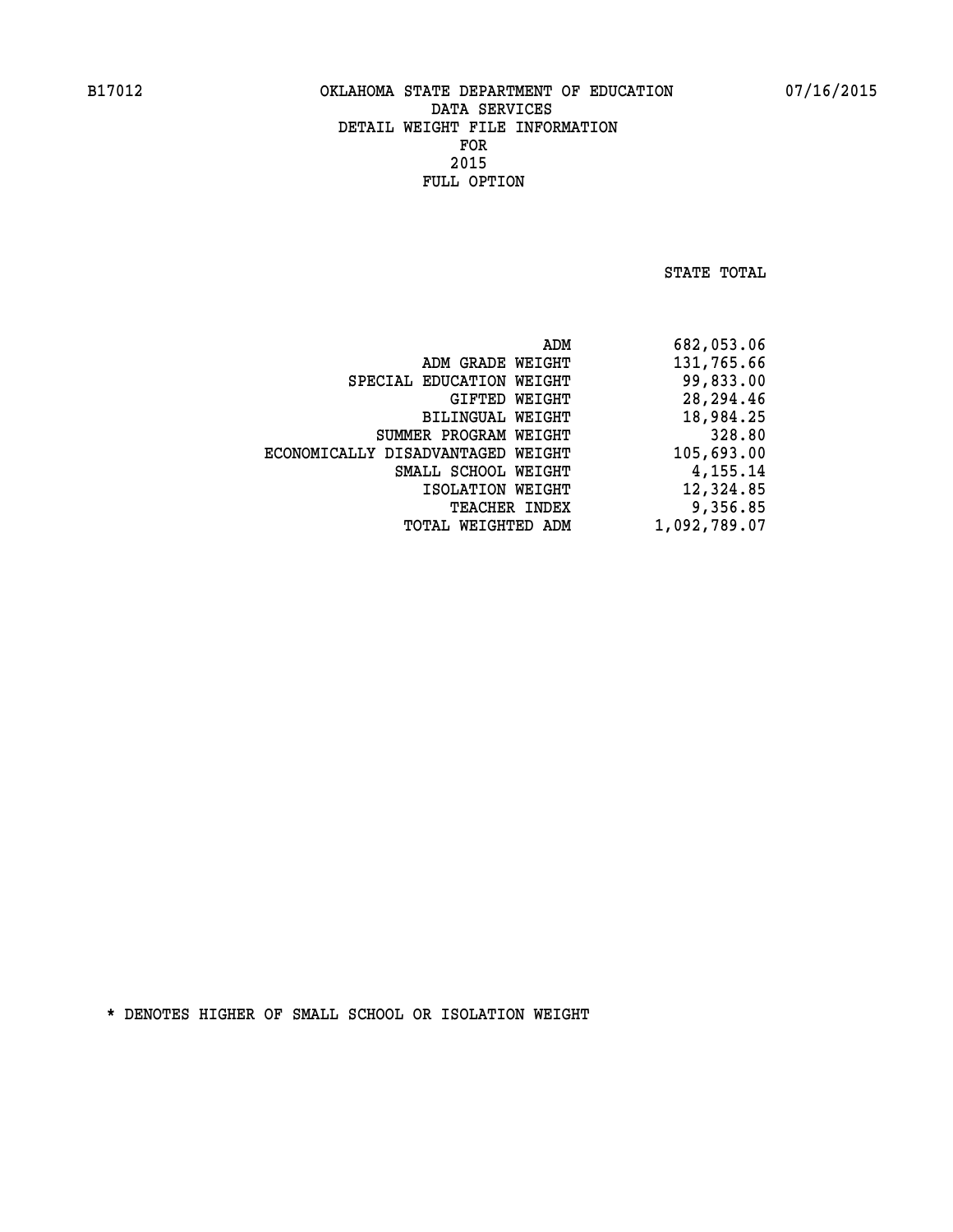B17012 OKLAHOMA STATE DEPARTMENT OF EDUCATION 07/16/2015

DATA SERVICES

DETAIL WEIGHT FILE INFORMATION

FOR

2015

FULL OPTION

STATE TOTAL

| | |
|---|---|
| ADM | 682,053.06 |
| ADM GRADE WEIGHT | 131,765.66 |
| SPECIAL EDUCATION WEIGHT | 99,833.00 |
| GIFTED WEIGHT | 28,294.46 |
| BILINGUAL WEIGHT | 18,984.25 |
| SUMMER PROGRAM WEIGHT | 328.80 |
| ECONOMICALLY DISADVANTAGED WEIGHT | 105,693.00 |
| SMALL SCHOOL WEIGHT | 4,155.14 |
| ISOLATION WEIGHT | 12,324.85 |
| TEACHER INDEX | 9,356.85 |
| TOTAL WEIGHTED ADM | 1,092,789.07 |

* DENOTES HIGHER OF SMALL SCHOOL OR ISOLATION WEIGHT